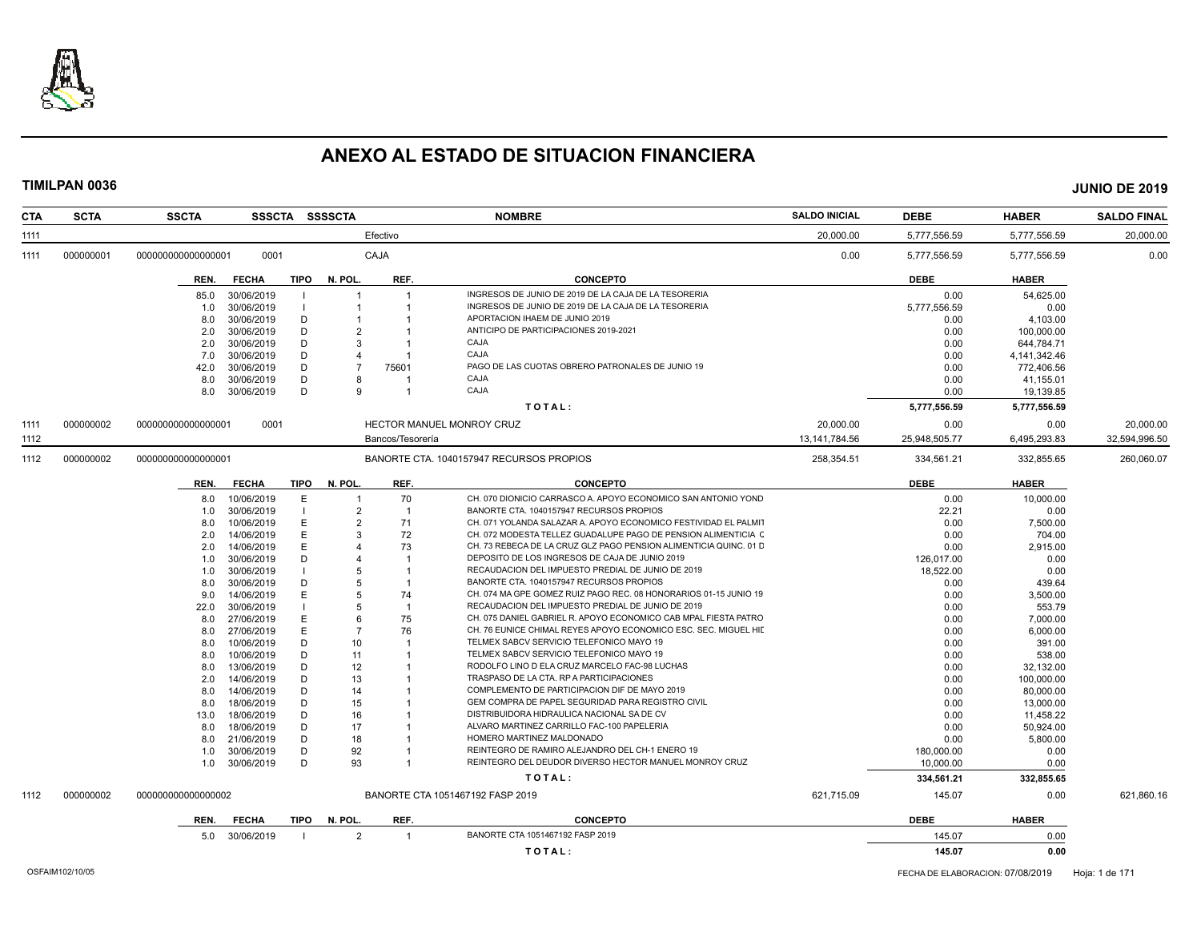# ANEXO AL ESTADO DE SITUACION FINANCIERA

**TIMILPAN 0036** **JUNIO DE 2019**

| CTA | SCTA | SSCTA | SSSCTA | SSSSCTA | NOMBRE | SALDO INICIAL | DEBE | HABER | SALDO FINAL |
|---|---|---|---|---|---|---|---|---|---|
| 1111 | | | | | Efectivo | 20,000.00 | 5,777,556.59 | 5,777,556.59 | 20,000.00 |
| 1111 | 000000001 | 0000000000000000001 | 0001 | | CAJA | 0.00 | 5,777,556.59 | 5,777,556.59 | 0.00 |

| REN. | FECHA | TIPO | N. POL. | REF. | CONCEPTO | DEBE | HABER |
|---|---|---|---|---|---|---|---|
| 85.0 | 30/06/2019 | I | 1 | 1 | INGRESOS DE JUNIO DE 2019 DE LA CAJA DE LA TESORERIA | 0.00 | 54,625.00 |
| 1.0 | 30/06/2019 | I | 1 | 1 | INGRESOS DE JUNIO DE 2019 DE LA CAJA DE LA TESORERIA | 5,777,556.59 | 0.00 |
| 8.0 | 30/06/2019 | D | 1 | 1 | APORTACION IHAEM DE JUNIO 2019 | 0.00 | 4,103.00 |
| 2.0 | 30/06/2019 | D | 2 | 1 | ANTICIPO DE PARTICIPACIONES 2019-2021 | 0.00 | 100,000.00 |
| 2.0 | 30/06/2019 | D | 3 | 1 | CAJA | 0.00 | 644,784.71 |
| 7.0 | 30/06/2019 | D | 4 | 1 | CAJA | 0.00 | 4,141,342.46 |
| 42.0 | 30/06/2019 | D | 7 | 75601 | PAGO DE LAS CUOTAS OBRERO PATRONALES DE JUNIO 19 | 0.00 | 772,406.56 |
| 8.0 | 30/06/2019 | D | 8 | 1 | CAJA | 0.00 | 41,155.01 |
| 8.0 | 30/06/2019 | D | 9 | 1 | CAJA | 0.00 | 19,139.85 |
| | | | | | **TOTAL:** | **5,777,556.59** | **5,777,556.59** |

| CTA | SCTA | SSCTA | SSSCTA | SSSSCTA | NOMBRE | SALDO INICIAL | DEBE | HABER | SALDO FINAL |
|---|---|---|---|---|---|---|---|---|---|
| 1111 | 000000002 | 0000000000000000001 | 0001 | | HECTOR MANUEL MONROY CRUZ | 20,000.00 | 0.00 | 0.00 | 20,000.00 |
| 1112 | | | | | Bancos/Tesorería | 13,141,784.56 | 25,948,505.77 | 6,495,293.83 | 32,594,996.50 |
| 1112 | 000000002 | 0000000000000000001 | | | BANORTE CTA. 1040157947 RECURSOS PROPIOS | 258,354.51 | 334,561.21 | 332,855.65 | 260,060.07 |

| REN. | FECHA | TIPO | N. POL. | REF. | CONCEPTO | DEBE | HABER |
|---|---|---|---|---|---|---|---|
| 8.0 | 10/06/2019 | E | 1 | 70 | CH. 070 DIONICIO CARRASCO A. APOYO ECONOMICO SAN ANTONIO YOND | 0.00 | 10,000.00 |
| 1.0 | 30/06/2019 | I | 2 | 1 | BANORTE CTA. 1040157947 RECURSOS PROPIOS | 22.21 | 0.00 |
| 8.0 | 10/06/2019 | E | 2 | 71 | CH. 071 YOLANDA SALAZAR A. APOYO ECONOMICO FESTIVIDAD EL PALMIT | 0.00 | 7,500.00 |
| 2.0 | 14/06/2019 | E | 3 | 72 | CH. 072 MODESTA TELLEZ GUADALUPE PAGO DE PENSION ALIMENTICIA C | 0.00 | 704.00 |
| 2.0 | 14/06/2019 | E | 4 | 73 | CH. 73 REBECA DE LA CRUZ GLZ PAGO PENSION ALIMENTICIA QUINC. 01 D | 0.00 | 2,915.00 |
| 1.0 | 30/06/2019 | D | 4 | 1 | DEPOSITO DE LOS INGRESOS DE CAJA DE JUNIO 2019 | 126,017.00 | 0.00 |
| 1.0 | 30/06/2019 | I | 5 | 1 | RECAUDACION DEL IMPUESTO PREDIAL DE JUNIO DE 2019 | 18,522.00 | 0.00 |
| 8.0 | 30/06/2019 | D | 5 | 1 | BANORTE CTA. 1040157947 RECURSOS PROPIOS | 0.00 | 439.64 |
| 9.0 | 14/06/2019 | E | 5 | 74 | CH. 074 MA GPE GOMEZ RUIZ PAGO REC. 08 HONORARIOS 01-15 JUNIO 19 | 0.00 | 3,500.00 |
| 22.0 | 30/06/2019 | I | 5 | 1 | RECAUDACION DEL IMPUESTO PREDIAL DE JUNIO DE 2019 | 0.00 | 553.79 |
| 8.0 | 27/06/2019 | E | 6 | 75 | CH. 075 DANIEL GABRIEL R. APOYO ECONOMICO CAB MPAL FIESTA PATRO | 0.00 | 7,000.00 |
| 8.0 | 27/06/2019 | E | 7 | 76 | CH. 76 EUNICE CHIMAL REYES APOYO ECONOMICO ESC. SEC. MIGUEL HIC | 0.00 | 6,000.00 |
| 8.0 | 10/06/2019 | D | 10 | 1 | TELMEX SABCV SERVICIO TELEFONICO MAYO 19 | 0.00 | 391.00 |
| 8.0 | 10/06/2019 | D | 11 | 1 | TELMEX SABCV SERVICIO TELEFONICO MAYO 19 | 0.00 | 538.00 |
| 8.0 | 13/06/2019 | D | 12 | 1 | RODOLFO LINO D ELA CRUZ MARCELO FAC-98 LUCHAS | 0.00 | 32,132.00 |
| 2.0 | 14/06/2019 | D | 13 | 1 | TRASPASO DE LA CTA. RP A PARTICIPACIONES | 0.00 | 100,000.00 |
| 8.0 | 14/06/2019 | D | 14 | 1 | COMPLEMENTO DE PARTICIPACION DIF DE MAYO 2019 | 0.00 | 80,000.00 |
| 8.0 | 18/06/2019 | D | 15 | 1 | GEM COMPRA DE PAPEL SEGURIDAD PARA REGISTRO CIVIL | 0.00 | 13,000.00 |
| 13.0 | 18/06/2019 | D | 16 | 1 | DISTRIBUIDORA HIDRAULICA NACIONAL SA DE CV | 0.00 | 11,458.22 |
| 8.0 | 18/06/2019 | D | 17 | 1 | ALVARO MARTINEZ CARRILLO FAC-100 PAPELERIA | 0.00 | 50,924.00 |
| 8.0 | 21/06/2019 | D | 18 | 1 | HOMERO MARTINEZ MALDONADO | 0.00 | 5,800.00 |
| 1.0 | 30/06/2019 | D | 92 | 1 | REINTEGRO DE RAMIRO ALEJANDRO DEL CH-1 ENERO 19 | 180,000.00 | 0.00 |
| 1.0 | 30/06/2019 | D | 93 | 1 | REINTEGRO DEL DEUDOR DIVERSO HECTOR MANUEL MONROY CRUZ | 10,000.00 | 0.00 |
| | | | | | **TOTAL:** | **334,561.21** | **332,855.65** |

| CTA | SCTA | SSCTA | SSSCTA | SSSSCTA | NOMBRE | SALDO INICIAL | DEBE | HABER | SALDO FINAL |
|---|---|---|---|---|---|---|---|---|---|
| 1112 | 000000002 | 0000000000000000002 | | | BANORTE CTA 1051467192 FASP 2019 | 621,715.09 | 145.07 | 0.00 | 621,860.16 |

| REN. | FECHA | TIPO | N. POL. | REF. | CONCEPTO | DEBE | HABER |
|---|---|---|---|---|---|---|---|
| 5.0 | 30/06/2019 | I | 2 | 1 | BANORTE CTA 1051467192 FASP 2019 | 145.07 | 0.00 |
| | | | | | **TOTAL:** | **145.07** | **0.00** |

OSFAIM102/10/05 FECHA DE ELABORACION: 07/08/2019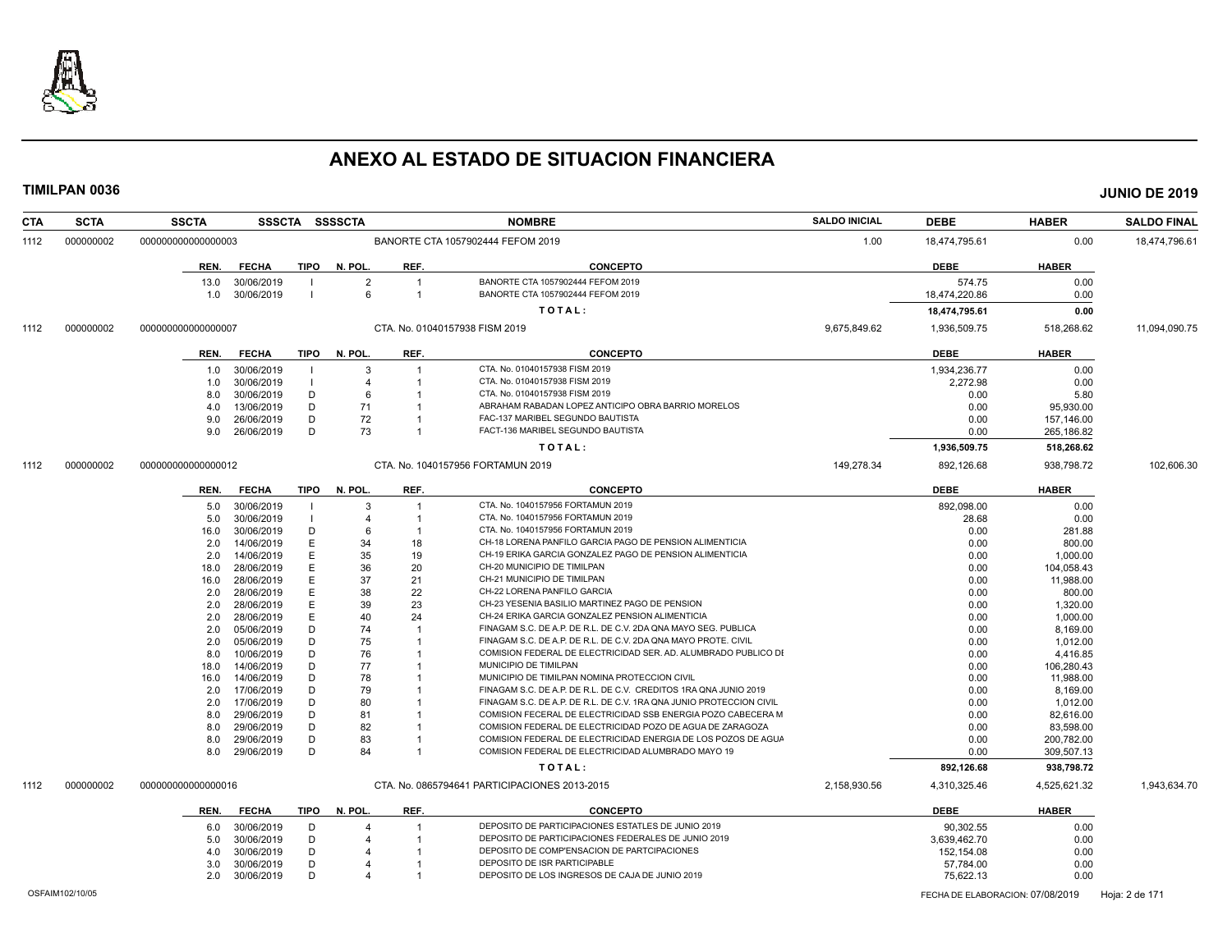# ANEXO AL ESTADO DE SITUACION FINANCIERA

**TIMILPAN 0036** **JUNIO DE 2019**

| CTA | SCTA | SSCTA | SSSCTA | SSSSCTA | NOMBRE | SALDO INICIAL | DEBE | HABER | SALDO FINAL |
|---|---|---|---|---|---|---|---|---|---|
| 1112 | 000000002 | 000000000000000003 | | | BANORTE CTA 1057902444 FEFOM 2019 | 1.00 | 18,474,795.61 | 0.00 | 18,474,796.61 |

| REN. | FECHA | TIPO | N. POL. | REF. | CONCEPTO | DEBE | HABER |
|---|---|---|---|---|---|---|---|
| 13.0 | 30/06/2019 | I | 2 | 1 | BANORTE CTA 1057902444 FEFOM 2019 | 574.75 | 0.00 |
| 1.0 | 30/06/2019 | I | 6 | 1 | BANORTE CTA 1057902444 FEFOM 2019 | 18,474,220.86 | 0.00 |
| | | | | | TOTAL: | 18,474,795.61 | 0.00 |

| CTA | SCTA | SSCTA | SSSCTA | SSSSCTA | NOMBRE | SALDO INICIAL | DEBE | HABER | SALDO FINAL |
|---|---|---|---|---|---|---|---|---|---|
| 1112 | 000000002 | 000000000000000007 | | | CTA. No. 01040157938 FISM 2019 | 9,675,849.62 | 1,936,509.75 | 518,268.62 | 11,094,090.75 |

| REN. | FECHA | TIPO | N. POL. | REF. | CONCEPTO | DEBE | HABER |
|---|---|---|---|---|---|---|---|
| 1.0 | 30/06/2019 | I | 3 | 1 | CTA. No. 01040157938 FISM 2019 | 1,934,236.77 | 0.00 |
| 1.0 | 30/06/2019 | I | 4 | 1 | CTA. No. 01040157938 FISM 2019 | 2,272.98 | 0.00 |
| 8.0 | 30/06/2019 | D | 6 | 1 | CTA. No. 01040157938 FISM 2019 | 0.00 | 5.80 |
| 4.0 | 13/06/2019 | D | 71 | 1 | ABRAHAM RABADAN LOPEZ ANTICIPO OBRA BARRIO MORELOS | 0.00 | 95,930.00 |
| 9.0 | 26/06/2019 | D | 72 | 1 | FAC-137 MARIBEL SEGUNDO BAUTISTA | 0.00 | 157,146.00 |
| 9.0 | 26/06/2019 | D | 73 | 1 | FACT-136 MARIBEL SEGUNDO BAUTISTA | 0.00 | 265,186.82 |
| | | | | | TOTAL: | 1,936,509.75 | 518,268.62 |

| CTA | SCTA | SSCTA | SSSCTA | SSSSCTA | NOMBRE | SALDO INICIAL | DEBE | HABER | SALDO FINAL |
|---|---|---|---|---|---|---|---|---|---|
| 1112 | 000000002 | 000000000000000012 | | | CTA. No. 1040157956 FORTAMUN 2019 | 149,278.34 | 892,126.68 | 938,798.72 | 102,606.30 |

| REN. | FECHA | TIPO | N. POL. | REF. | CONCEPTO | DEBE | HABER |
|---|---|---|---|---|---|---|---|
| 5.0 | 30/06/2019 | I | 3 | 1 | CTA. No. 1040157956 FORTAMUN 2019 | 892,098.00 | 0.00 |
| 5.0 | 30/06/2019 | I | 4 | 1 | CTA. No. 1040157956 FORTAMUN 2019 | 28.68 | 0.00 |
| 16.0 | 30/06/2019 | D | 6 | 1 | CTA. No. 1040157956 FORTAMUN 2019 | 0.00 | 281.88 |
| 2.0 | 14/06/2019 | E | 34 | 18 | CH-18 LORENA PANFILO GARCIA PAGO DE PENSION ALIMENTICIA | 0.00 | 800.00 |
| 2.0 | 14/06/2019 | E | 35 | 19 | CH-19 ERIKA GARCIA GONZALEZ PAGO DE PENSION ALIMENTICIA | 0.00 | 1,000.00 |
| 18.0 | 28/06/2019 | E | 36 | 20 | CH-20 MUNICIPIO DE TIMILPAN | 0.00 | 104,058.43 |
| 16.0 | 28/06/2019 | E | 37 | 21 | CH-21 MUNICIPIO DE TIMILPAN | 0.00 | 11,988.00 |
| 2.0 | 28/06/2019 | E | 38 | 22 | CH-22 LORENA PANFILO GARCIA | 0.00 | 800.00 |
| 2.0 | 28/06/2019 | E | 39 | 23 | CH-23 YESENIA BASILIO MARTINEZ PAGO DE PENSION | 0.00 | 1,320.00 |
| 2.0 | 28/06/2019 | E | 40 | 24 | CH-24 ERIKA GARCIA GONZALEZ PENSION ALIMENTICIA | 0.00 | 1,000.00 |
| 2.0 | 05/06/2019 | D | 74 | 1 | FINAGAM S.C. DE A.P. DE R.L. DE C.V. 2DA QNA MAYO SEG. PUBLICA | 0.00 | 8,169.00 |
| 2.0 | 05/06/2019 | D | 75 | 1 | FINAGAM S.C. DE A.P. DE R.L. DE C.V. 2DA QNA MAYO PROTE. CIVIL | 0.00 | 1,012.00 |
| 8.0 | 10/06/2019 | D | 76 | 1 | COMISION FEDERAL DE ELECTRICIDAD SER. AD. ALUMBRADO PUBLICO DI | 0.00 | 4,416.85 |
| 18.0 | 14/06/2019 | D | 77 | 1 | MUNICIPIO DE TIMILPAN | 0.00 | 106,280.43 |
| 16.0 | 14/06/2019 | D | 78 | 1 | MUNICIPIO DE TIMILPAN NOMINA PROTECCION CIVIL | 0.00 | 11,988.00 |
| 2.0 | 17/06/2019 | D | 79 | 1 | FINAGAM S.C. DE A.P. DE R.L. DE C.V. CREDITOS 1RA QNA JUNIO 2019 | 0.00 | 8,169.00 |
| 2.0 | 17/06/2019 | D | 80 | 1 | FINAGAM S.C. DE A.P. DE R.L. DE C.V. 1RA QNA JUNIO PROTECCION CIVIL | 0.00 | 1,012.00 |
| 8.0 | 29/06/2019 | D | 81 | 1 | COMISION FECERAL DE ELECTRICIDAD SSB ENERGIA POZO CABECERA M | 0.00 | 82,616.00 |
| 8.0 | 29/06/2019 | D | 82 | 1 | COMISION FEDERAL DE ELECTRICIDAD POZO DE AGUA DE ZARAGOZA | 0.00 | 83,598.00 |
| 8.0 | 29/06/2019 | D | 83 | 1 | COMISION FEDERAL DE ELECTRICIDAD ENERGIA DE LOS POZOS DE AGUA | 0.00 | 200,782.00 |
| 8.0 | 29/06/2019 | D | 84 | 1 | COMISION FEDERAL DE ELECTRICIDAD ALUMBRADO MAYO 19 | 0.00 | 309,507.13 |
| | | | | | TOTAL: | 892,126.68 | 938,798.72 |

| CTA | SCTA | SSCTA | SSSCTA | SSSSCTA | NOMBRE | SALDO INICIAL | DEBE | HABER | SALDO FINAL |
|---|---|---|---|---|---|---|---|---|---|
| 1112 | 000000002 | 000000000000000016 | | | CTA. No. 0865794641 PARTICIPACIONES 2013-2015 | 2,158,930.56 | 4,310,325.46 | 4,525,621.32 | 1,943,634.70 |

| REN. | FECHA | TIPO | N. POL. | REF. | CONCEPTO | DEBE | HABER |
|---|---|---|---|---|---|---|---|
| 6.0 | 30/06/2019 | D | 4 | 1 | DEPOSITO DE PARTICIPACIONES ESTATLES DE JUNIO 2019 | 90,302.55 | 0.00 |
| 5.0 | 30/06/2019 | D | 4 | 1 | DEPOSITO DE PARTICIPACIONES FEDERALES DE JUNIO 2019 | 3,639,462.70 | 0.00 |
| 4.0 | 30/06/2019 | D | 4 | 1 | DEPOSITO DE COMP'ENSACION DE PARTCIPACIONES | 152,154.08 | 0.00 |
| 3.0 | 30/06/2019 | D | 4 | 1 | DEPOSITO DE ISR PARTICIPABLE | 57,784.00 | 0.00 |
| 2.0 | 30/06/2019 | D | 4 | 1 | DEPOSITO DE LOS INGRESOS DE CAJA DE JUNIO 2019 | 75,622.13 | 0.00 |

OSFAIM102/10/05 FECHA DE ELABORACION: 07/08/2019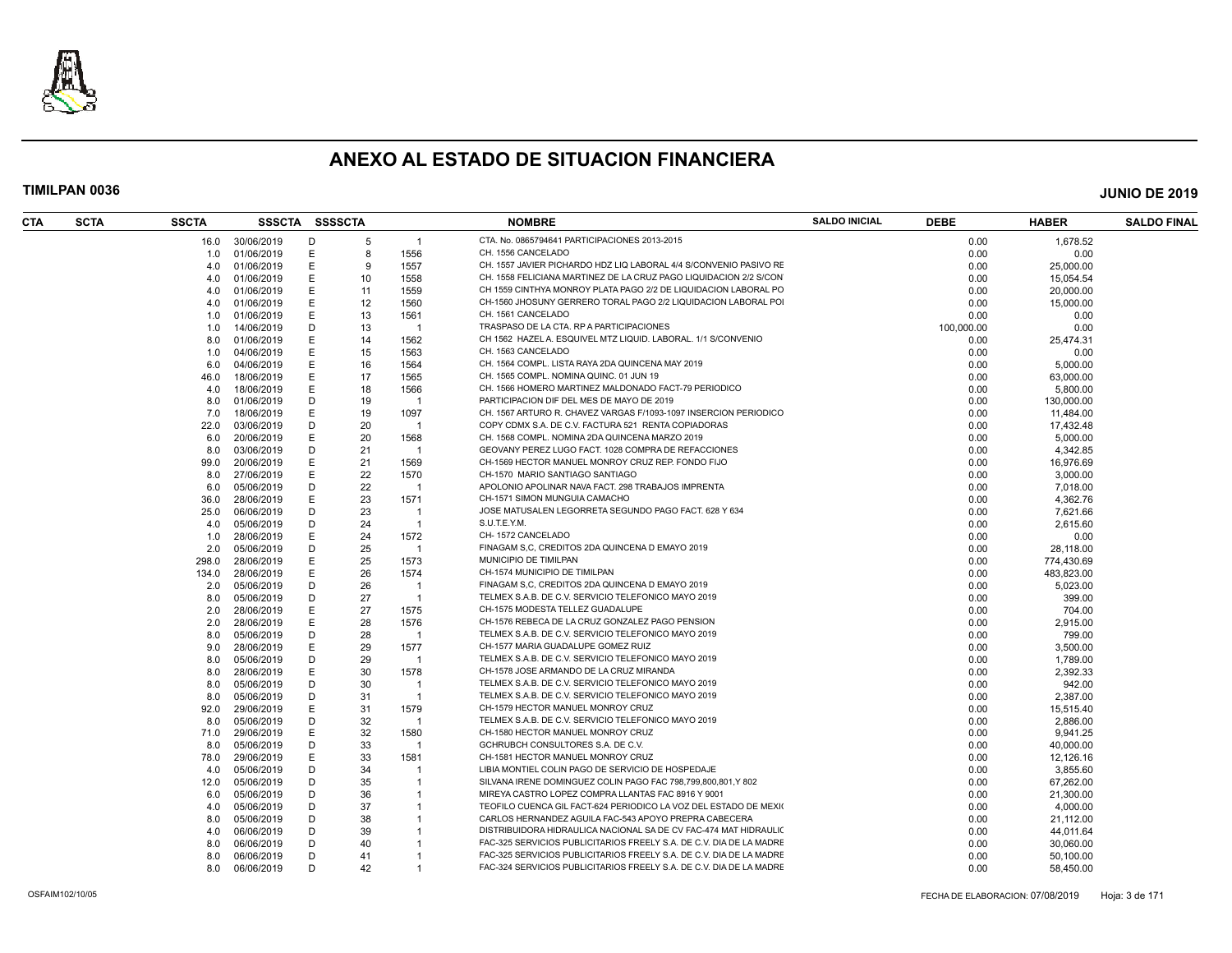# ANEXO AL ESTADO DE SITUACION FINANCIERA

**TIMILPAN 0036** **JUNIO DE 2019**

| CTA | SCTA | SSCTA | SSSCTA | SSSSCTA | | | NOMBRE | SALDO INICIAL | DEBE | HABER | SALDO FINAL |
|---|---|---|---|---|---|---|---|---|---|---|---|
| | | 16.0 | 30/06/2019 | D | 5 | 1 | CTA. No. 0865794641 PARTICIPACIONES 2013-2015 | | 0.00 | 1,678.52 | |
| | | 1.0 | 01/06/2019 | E | 8 | 1556 | CH. 1556 CANCELADO | | 0.00 | 0.00 | |
| | | 4.0 | 01/06/2019 | E | 9 | 1557 | CH. 1557 JAVIER PICHARDO HDZ LIQ LABORAL 4/4 S/CONVENIO PASIVO RE | | 0.00 | 25,000.00 | |
| | | 4.0 | 01/06/2019 | E | 10 | 1558 | CH. 1558 FELICIANA MARTINEZ DE LA CRUZ PAGO LIQUIDACION 2/2 S/CON | | 0.00 | 15,054.54 | |
| | | 4.0 | 01/06/2019 | E | 11 | 1559 | CH 1559 CINTHYA MONROY PLATA PAGO 2/2 DE LIQUIDACION LABORAL PO | | 0.00 | 20,000.00 | |
| | | 4.0 | 01/06/2019 | E | 12 | 1560 | CH-1560 JHOSUNY GERRERO TORAL PAGO 2/2 LIQUIDACION LABORAL POI | | 0.00 | 15,000.00 | |
| | | 1.0 | 01/06/2019 | E | 13 | 1561 | CH. 1561 CANCELADO | | 0.00 | 0.00 | |
| | | 1.0 | 14/06/2019 | D | 13 | 1 | TRASPASO DE LA CTA. RP A PARTICIPACIONES | | 100,000.00 | 0.00 | |
| | | 8.0 | 01/06/2019 | E | 14 | 1562 | CH 1562 HAZEL A. ESQUIVEL MTZ LIQUID. LABORAL. 1/1 S/CONVENIO | | 0.00 | 25,474.31 | |
| | | 1.0 | 04/06/2019 | E | 15 | 1563 | CH. 1563 CANCELADO | | 0.00 | 0.00 | |
| | | 6.0 | 04/06/2019 | E | 16 | 1564 | CH. 1564 COMPL. LISTA RAYA 2DA QUINCENA MAY 2019 | | 0.00 | 5,000.00 | |
| | | 46.0 | 18/06/2019 | E | 17 | 1565 | CH. 1565 COMPL. NOMINA QUINC. 01 JUN 19 | | 0.00 | 63,000.00 | |
| | | 4.0 | 18/06/2019 | E | 18 | 1566 | CH. 1566 HOMERO MARTINEZ MALDONADO FACT-79 PERIODICO | | 0.00 | 5,800.00 | |
| | | 8.0 | 01/06/2019 | D | 19 | 1 | PARTICIPACION DIF DEL MES DE MAYO DE 2019 | | 0.00 | 130,000.00 | |
| | | 7.0 | 18/06/2019 | E | 19 | 1097 | CH. 1567 ARTURO R. CHAVEZ VARGAS F/1093-1097 INSERCION PERIODICO | | 0.00 | 11,484.00 | |
| | | 22.0 | 03/06/2019 | D | 20 | 1 | COPY CDMX S.A. DE C.V. FACTURA 521 RENTA COPIADORAS | | 0.00 | 17,432.48 | |
| | | 6.0 | 20/06/2019 | E | 20 | 1568 | CH. 1568 COMPL. NOMINA 2DA QUINCENA MARZO 2019 | | 0.00 | 5,000.00 | |
| | | 8.0 | 03/06/2019 | D | 21 | 1 | GEOVANY PEREZ LUGO FACT. 1028 COMPRA DE REFACCIONES | | 0.00 | 4,342.85 | |
| | | 99.0 | 20/06/2019 | E | 21 | 1569 | CH-1569 HECTOR MANUEL MONROY CRUZ REP. FONDO FIJO | | 0.00 | 16,976.69 | |
| | | 8.0 | 27/06/2019 | E | 22 | 1570 | CH-1570 MARIO SANTIAGO SANTIAGO | | 0.00 | 3,000.00 | |
| | | 6.0 | 05/06/2019 | D | 22 | 1 | APOLONIO APOLINAR NAVA FACT. 298 TRABAJOS IMPRENTA | | 0.00 | 7,018.00 | |
| | | 36.0 | 28/06/2019 | E | 23 | 1571 | CH-1571 SIMON MUNGUIA CAMACHO | | 0.00 | 4,362.76 | |
| | | 25.0 | 06/06/2019 | D | 23 | 1 | JOSE MATUSALEN LEGORRETA SEGUNDO PAGO FACT. 628 Y 634 | | 0.00 | 7,621.66 | |
| | | 4.0 | 05/06/2019 | D | 24 | 1 | S.U.T.E.Y.M. | | 0.00 | 2,615.60 | |
| | | 1.0 | 28/06/2019 | E | 24 | 1572 | CH- 1572 CANCELADO | | 0.00 | 0.00 | |
| | | 2.0 | 05/06/2019 | D | 25 | 1 | FINAGAM S,C, CREDITOS 2DA QUINCENA D EMAYO 2019 | | 0.00 | 28,118.00 | |
| | | 298.0 | 28/06/2019 | E | 25 | 1573 | MUNICIPIO DE TIMILPAN | | 0.00 | 774,430.69 | |
| | | 134.0 | 28/06/2019 | E | 26 | 1574 | CH-1574 MUNICIPIO DE TIMILPAN | | 0.00 | 483,823.00 | |
| | | 2.0 | 05/06/2019 | D | 26 | 1 | FINAGAM S,C, CREDITOS 2DA QUINCENA D EMAYO 2019 | | 0.00 | 5,023.00 | |
| | | 8.0 | 05/06/2019 | D | 27 | 1 | TELMEX S.A.B. DE C.V. SERVICIO TELEFONICO MAYO 2019 | | 0.00 | 399.00 | |
| | | 2.0 | 28/06/2019 | E | 27 | 1575 | CH-1575 MODESTA TELLEZ GUADALUPE | | 0.00 | 704.00 | |
| | | 2.0 | 28/06/2019 | E | 28 | 1576 | CH-1576 REBECA DE LA CRUZ GONZALEZ PAGO PENSION | | 0.00 | 2,915.00 | |
| | | 8.0 | 05/06/2019 | D | 28 | 1 | TELMEX S.A.B. DE C.V. SERVICIO TELEFONICO MAYO 2019 | | 0.00 | 799.00 | |
| | | 9.0 | 28/06/2019 | E | 29 | 1577 | CH-1577 MARIA GUADALUPE GOMEZ RUIZ | | 0.00 | 3,500.00 | |
| | | 8.0 | 05/06/2019 | D | 29 | 1 | TELMEX S.A.B. DE C.V. SERVICIO TELEFONICO MAYO 2019 | | 0.00 | 1,789.00 | |
| | | 8.0 | 28/06/2019 | E | 30 | 1578 | CH-1578 JOSE ARMANDO DE LA CRUZ MIRANDA | | 0.00 | 2,392.33 | |
| | | 8.0 | 05/06/2019 | D | 30 | 1 | TELMEX S.A.B. DE C.V. SERVICIO TELEFONICO MAYO 2019 | | 0.00 | 942.00 | |
| | | 8.0 | 05/06/2019 | D | 31 | 1 | TELMEX S.A.B. DE C.V. SERVICIO TELEFONICO MAYO 2019 | | 0.00 | 2,387.00 | |
| | | 92.0 | 29/06/2019 | E | 31 | 1579 | CH-1579 HECTOR MANUEL MONROY CRUZ | | 0.00 | 15,515.40 | |
| | | 8.0 | 05/06/2019 | D | 32 | 1 | TELMEX S.A.B. DE C.V. SERVICIO TELEFONICO MAYO 2019 | | 0.00 | 2,886.00 | |
| | | 71.0 | 29/06/2019 | E | 32 | 1580 | CH-1580 HECTOR MANUEL MONROY CRUZ | | 0.00 | 9,941.25 | |
| | | 8.0 | 05/06/2019 | D | 33 | 1 | GCHRUBCH CONSULTORES S.A. DE C.V. | | 0.00 | 40,000.00 | |
| | | 78.0 | 29/06/2019 | E | 33 | 1581 | CH-1581 HECTOR MANUEL MONROY CRUZ | | 0.00 | 12,126.16 | |
| | | 4.0 | 05/06/2019 | D | 34 | 1 | LIBIA MONTIEL COLIN PAGO DE SERVICIO DE HOSPEDAJE | | 0.00 | 3,855.60 | |
| | | 12.0 | 05/06/2019 | D | 35 | 1 | SILVANA IRENE DOMINGUEZ COLIN PAGO FAC 798,799,800,801,Y 802 | | 0.00 | 67,262.00 | |
| | | 6.0 | 05/06/2019 | D | 36 | 1 | MIREYA CASTRO LOPEZ COMPRA LLANTAS FAC 8916 Y 9001 | | 0.00 | 21,300.00 | |
| | | 4.0 | 05/06/2019 | D | 37 | 1 | TEOFILO CUENCA GIL FACT-624 PERIODICO LA VOZ DEL ESTADO DE MEXI( | | 0.00 | 4,000.00 | |
| | | 8.0 | 05/06/2019 | D | 38 | 1 | CARLOS HERNANDEZ AGUILA FAC-543 APOYO PREPRA CABECERA | | 0.00 | 21,112.00 | |
| | | 4.0 | 06/06/2019 | D | 39 | 1 | DISTRIBUIDORA HIDRAULICA NACIONAL SA DE CV FAC-474 MAT HIDRAULIC | | 0.00 | 44,011.64 | |
| | | 8.0 | 06/06/2019 | D | 40 | 1 | FAC-325 SERVICIOS PUBLICITARIOS FREELY S.A. DE C.V. DIA DE LA MADRE | | 0.00 | 30,060.00 | |
| | | 8.0 | 06/06/2019 | D | 41 | 1 | FAC-325 SERVICIOS PUBLICITARIOS FREELY S.A. DE C.V. DIA DE LA MADRE | | 0.00 | 50,100.00 | |
| | | 8.0 | 06/06/2019 | D | 42 | 1 | FAC-324 SERVICIOS PUBLICITARIOS FREELY S.A. DE C.V. DIA DE LA MADRE | | 0.00 | 58,450.00 | |

OSFAIM102/10/05 FECHA DE ELABORACION: 07/08/2019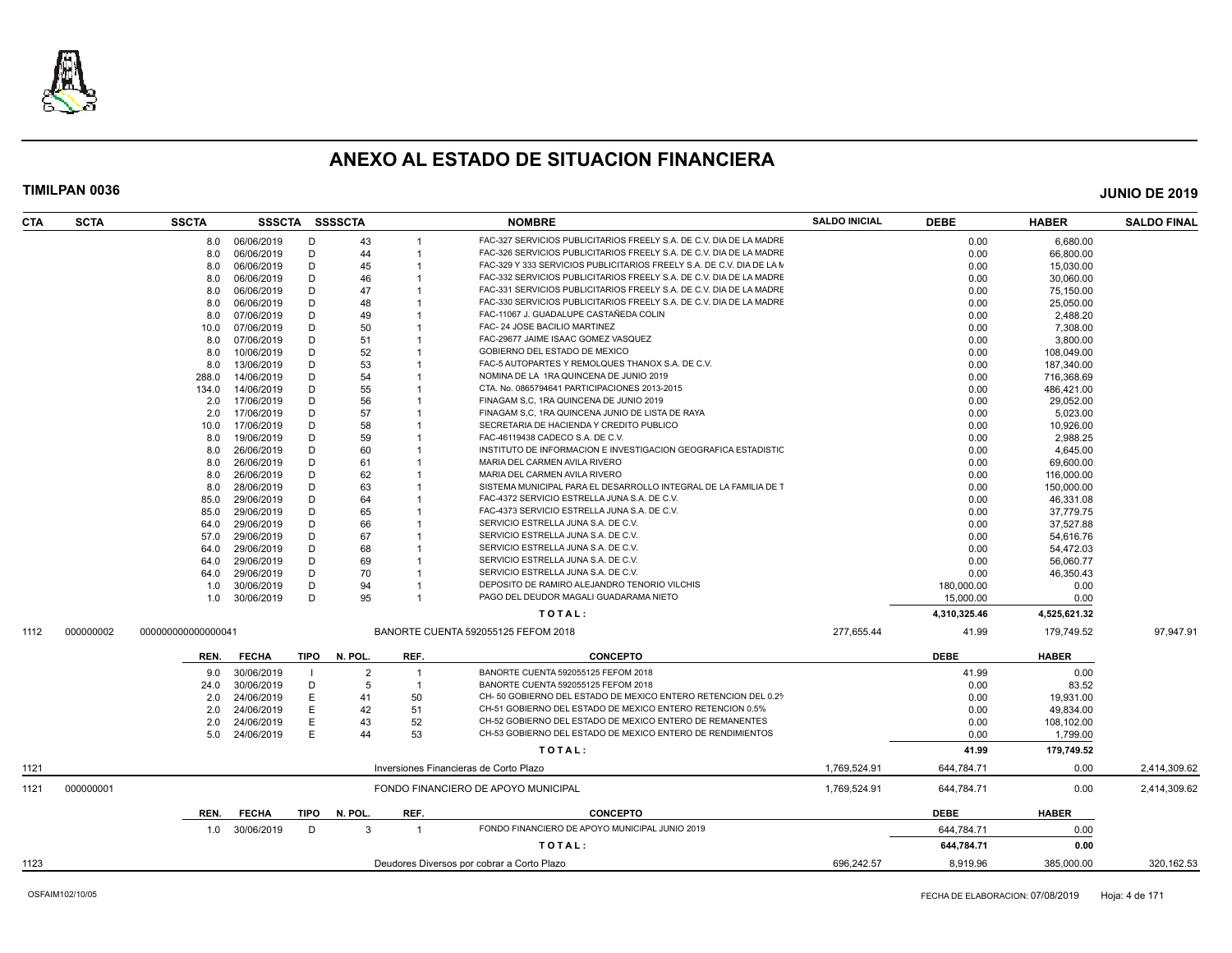# ANEXO AL ESTADO DE SITUACION FINANCIERA

**TIMILPAN 0036** **JUNIO DE 2019**

| CTA | SCTA | SSCTA | SSSCTA | SSSSCTA | | NOMBRE | SALDO INICIAL | DEBE | HABER | SALDO FINAL |
|---|---|---|---|---|---|---|---|---|---|---|
| | | 8.0 | 06/06/2019 | D | 43 | 1 FAC-327 SERVICIOS PUBLICITARIOS FREELY S.A. DE C.V. DIA DE LA MADRE | | 0.00 | 6,680.00 | |
| | | 8.0 | 06/06/2019 | D | 44 | 1 FAC-326 SERVICIOS PUBLICITARIOS FREELY S.A. DE C.V. DIA DE LA MADRE | | 0.00 | 66,800.00 | |
| | | 8.0 | 06/06/2019 | D | 45 | 1 FAC-329 Y 333 SERVICIOS PUBLICITARIOS FREELY S.A. DE C.V. DIA DE LA M | | 0.00 | 15,030.00 | |
| | | 8.0 | 06/06/2019 | D | 46 | 1 FAC-332 SERVICIOS PUBLICITARIOS FREELY S.A. DE C.V. DIA DE LA MADRE | | 0.00 | 30,060.00 | |
| | | 8.0 | 06/06/2019 | D | 47 | 1 FAC-331 SERVICIOS PUBLICITARIOS FREELY S.A. DE C.V. DIA DE LA MADRE | | 0.00 | 75,150.00 | |
| | | 8.0 | 06/06/2019 | D | 48 | 1 FAC-330 SERVICIOS PUBLICITARIOS FREELY S.A. DE C.V. DIA DE LA MADRE | | 0.00 | 25,050.00 | |
| | | 8.0 | 07/06/2019 | D | 49 | 1 FAC-11067 J. GUADALUPE CASTAÑEDA COLIN | | 0.00 | 2,488.20 | |
| | | 10.0 | 07/06/2019 | D | 50 | 1 FAC- 24 JOSE BACILIO MARTINEZ | | 0.00 | 7,308.00 | |
| | | 8.0 | 07/06/2019 | D | 51 | 1 FAC-29677 JAIME ISAAC GOMEZ VASQUEZ | | 0.00 | 3,800.00 | |
| | | 8.0 | 10/06/2019 | D | 52 | 1 GOBIERNO DEL ESTADO DE MEXICO | | 0.00 | 108,049.00 | |
| | | 8.0 | 13/06/2019 | D | 53 | 1 FAC-5 AUTOPARTES Y REMOLQUES THANOX S.A. DE C.V. | | 0.00 | 187,340.00 | |
| | | 288.0 | 14/06/2019 | D | 54 | 1 NOMINA DE LA 1RA QUINCENA DE JUNIO 2019 | | 0.00 | 716,368.69 | |
| | | 134.0 | 14/06/2019 | D | 55 | 1 CTA. No. 0865794641 PARTICIPACIONES 2013-2015 | | 0.00 | 486,421.00 | |
| | | 2.0 | 17/06/2019 | D | 56 | 1 FINAGAM S,C, 1RA QUINCENA DE JUNIO 2019 | | 0.00 | 29,052.00 | |
| | | 2.0 | 17/06/2019 | D | 57 | 1 FINAGAM S,C, 1RA QUINCENA JUNIO DE LISTA DE RAYA | | 0.00 | 5,023.00 | |
| | | 10.0 | 17/06/2019 | D | 58 | 1 SECRETARIA DE HACIENDA Y CREDITO PUBLICO | | 0.00 | 10,926.00 | |
| | | 8.0 | 19/06/2019 | D | 59 | 1 FAC-46119438 CADECO S.A. DE C.V. | | 0.00 | 2,988.25 | |
| | | 8.0 | 26/06/2019 | D | 60 | 1 INSTITUTO DE INFORMACION E INVESTIGACION GEOGRAFICA ESTADISTIC | | 0.00 | 4,645.00 | |
| | | 8.0 | 26/06/2019 | D | 61 | 1 MARIA DEL CARMEN AVILA RIVERO | | 0.00 | 69,600.00 | |
| | | 8.0 | 26/06/2019 | D | 62 | 1 MARIA DEL CARMEN AVILA RIVERO | | 0.00 | 116,000.00 | |
| | | 8.0 | 28/06/2019 | D | 63 | 1 SISTEMA MUNICIPAL PARA EL DESARROLLO INTEGRAL DE LA FAMILIA DE T | | 0.00 | 150,000.00 | |
| | | 85.0 | 29/06/2019 | D | 64 | 1 FAC-4372 SERVICIO ESTRELLA JUNA S.A. DE C.V. | | 0.00 | 46,331.08 | |
| | | 85.0 | 29/06/2019 | D | 65 | 1 FAC-4373 SERVICIO ESTRELLA JUNA S.A. DE C.V. | | 0.00 | 37,779.75 | |
| | | 64.0 | 29/06/2019 | D | 66 | 1 SERVICIO ESTRELLA JUNA S.A. DE C.V. | | 0.00 | 37,527.88 | |
| | | 57.0 | 29/06/2019 | D | 67 | 1 SERVICIO ESTRELLA JUNA S.A. DE C.V. | | 0.00 | 54,616.76 | |
| | | 64.0 | 29/06/2019 | D | 68 | 1 SERVICIO ESTRELLA JUNA S.A. DE C.V. | | 0.00 | 54,472.03 | |
| | | 64.0 | 29/06/2019 | D | 69 | 1 SERVICIO ESTRELLA JUNA S.A. DE C.V. | | 0.00 | 56,060.77 | |
| | | 64.0 | 29/06/2019 | D | 70 | 1 SERVICIO ESTRELLA JUNA S.A. DE C.V. | | 0.00 | 46,350.43 | |
| | | 1.0 | 30/06/2019 | D | 94 | 1 DEPOSITO DE RAMIRO ALEJANDRO TENORIO VILCHIS | | 180,000.00 | 0.00 | |
| | | 1.0 | 30/06/2019 | D | 95 | 1 PAGO DEL DEUDOR MAGALI GUADARAMA NIETO | | 15,000.00 | 0.00 | |
| | | | | | | **T O T A L :** | | **4,310,325.46** | **4,525,621.32** | |
| 1112 | 000000002 | 000000000000000041 | | | | BANORTE CUENTA 592055125 FEFOM 2018 | 277,655.44 | 41.99 | 179,749.52 | 97,947.91 |
| | | **REN.** | **FECHA** | **TIPO** | **N. POL.** | **REF.** **CONCEPTO** | | **DEBE** | **HABER** | |
| | | 9.0 | 30/06/2019 | I | 2 | 1 BANORTE CUENTA 592055125 FEFOM 2018 | | 41.99 | 0.00 | |
| | | 24.0 | 30/06/2019 | D | 5 | 1 BANORTE CUENTA 592055125 FEFOM 2018 | | 0.00 | 83.52 | |
| | | 2.0 | 24/06/2019 | E | 41 | 50 CH- 50 GOBIERNO DEL ESTADO DE MEXICO ENTERO RETENCION DEL 0.2% | | 0.00 | 19,931.00 | |
| | | 2.0 | 24/06/2019 | E | 42 | 51 CH-51 GOBIERNO DEL ESTADO DE MEXICO ENTERO RETENCION 0.5% | | 0.00 | 49,834.00 | |
| | | 2.0 | 24/06/2019 | E | 43 | 52 CH-52 GOBIERNO DEL ESTADO DE MEXICO ENTERO DE REMANENTES | | 0.00 | 108,102.00 | |
| | | 5.0 | 24/06/2019 | E | 44 | 53 CH-53 GOBIERNO DEL ESTADO DE MEXICO ENTERO DE RENDIMIENTOS | | 0.00 | 1,799.00 | |
| | | | | | | **T O T A L :** | | **41.99** | **179,749.52** | |
| 1121 | | | | | | Inversiones Financieras de Corto Plazo | 1,769,524.91 | 644,784.71 | 0.00 | 2,414,309.62 |
| 1121 | 000000001 | | | | | FONDO FINANCIERO DE APOYO MUNICIPAL | 1,769,524.91 | 644,784.71 | 0.00 | 2,414,309.62 |
| | | **REN.** | **FECHA** | **TIPO** | **N. POL.** | **REF.** **CONCEPTO** | | **DEBE** | **HABER** | |
| | | 1.0 | 30/06/2019 | D | 3 | 1 FONDO FINANCIERO DE APOYO MUNICIPAL JUNIO 2019 | | 644,784.71 | 0.00 | |
| | | | | | | **T O T A L :** | | **644,784.71** | **0.00** | |
| 1123 | | | | | | Deudores Diversos por cobrar a Corto Plazo | 696,242.57 | 8,919.96 | 385,000.00 | 320,162.53 |

OSFAIM102/10/05 FECHA DE ELABORACION: 07/08/2019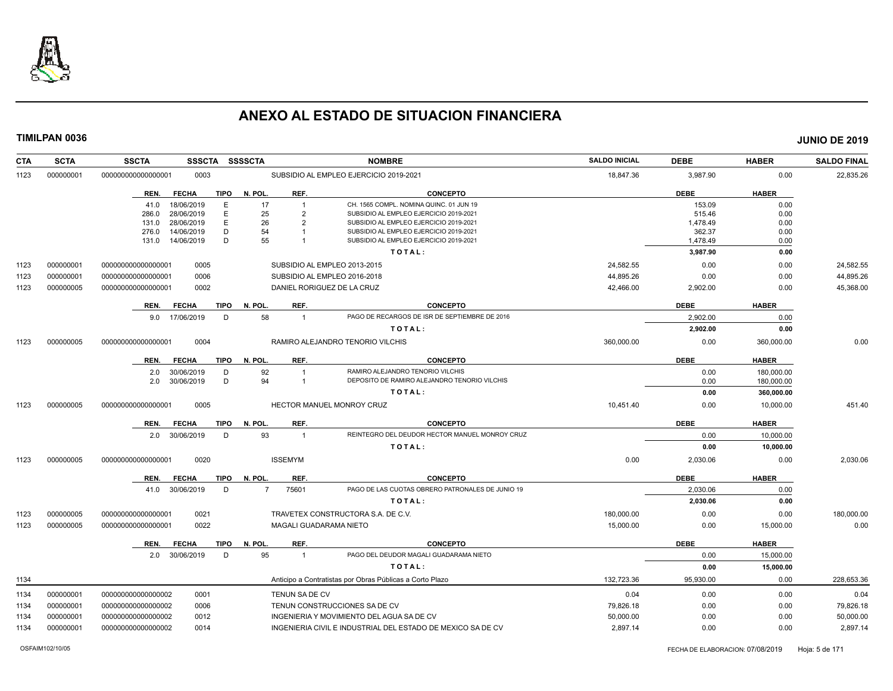# ANEXO AL ESTADO DE SITUACION FINANCIERA

**TIMILPAN 0036** **JUNIO DE 2019**

| CTA | SCTA | SSCTA | SSSCTA | SSSSCTA | NOMBRE | SALDO INICIAL | DEBE | HABER | SALDO FINAL |
|---|---|---|---|---|---|---|---|---|---|
| 1123 | 000000001 | 0000000000000000001 | 0003 | | SUBSIDIO AL EMPLEO EJERCICIO 2019-2021 | 18,847.36 | 3,987.90 | 0.00 | 22,835.26 |

| REN. | FECHA | TIPO | N. POL. | REF. | CONCEPTO | DEBE | HABER |
|---|---|---|---|---|---|---|---|
| 41.0 | 18/06/2019 | E | 17 | 1 | CH. 1565 COMPL. NOMINA QUINC. 01 JUN 19 | 153.09 | 0.00 |
| 286.0 | 28/06/2019 | E | 25 | 2 | SUBSIDIO AL EMPLEO EJERCICIO 2019-2021 | 515.46 | 0.00 |
| 131.0 | 28/06/2019 | E | 26 | 2 | SUBSIDIO AL EMPLEO EJERCICIO 2019-2021 | 1,478.49 | 0.00 |
| 276.0 | 14/06/2019 | D | 54 | 1 | SUBSIDIO AL EMPLEO EJERCICIO 2019-2021 | 362.37 | 0.00 |
| 131.0 | 14/06/2019 | D | 55 | 1 | SUBSIDIO AL EMPLEO EJERCICIO 2019-2021 | 1,478.49 | 0.00 |
| | | | | | **TOTAL:** | **3,987.90** | **0.00** |

| CTA | SCTA | SSCTA | SSSCTA | SSSSCTA | NOMBRE | SALDO INICIAL | DEBE | HABER | SALDO FINAL |
|---|---|---|---|---|---|---|---|---|---|
| 1123 | 000000001 | 0000000000000000001 | 0005 | | SUBSIDIO AL EMPLEO 2013-2015 | 24,582.55 | 0.00 | 0.00 | 24,582.55 |
| 1123 | 000000001 | 0000000000000000001 | 0006 | | SUBSIDIO AL EMPLEO 2016-2018 | 44,895.26 | 0.00 | 0.00 | 44,895.26 |
| 1123 | 000000005 | 0000000000000000001 | 0002 | | DANIEL RORIGUEZ DE LA CRUZ | 42,466.00 | 2,902.00 | 0.00 | 45,368.00 |

| REN. | FECHA | TIPO | N. POL. | REF. | CONCEPTO | DEBE | HABER |
|---|---|---|---|---|---|---|---|
| 9.0 | 17/06/2019 | D | 58 | 1 | PAGO DE RECARGOS DE ISR DE SEPTIEMBRE DE 2016 | 2,902.00 | 0.00 |
| | | | | | **TOTAL:** | **2,902.00** | **0.00** |

| CTA | SCTA | SSCTA | SSSCTA | SSSSCTA | NOMBRE | SALDO INICIAL | DEBE | HABER | SALDO FINAL |
|---|---|---|---|---|---|---|---|---|---|
| 1123 | 000000005 | 0000000000000000001 | 0004 | | RAMIRO ALEJANDRO TENORIO VILCHIS | 360,000.00 | 0.00 | 360,000.00 | 0.00 |

| REN. | FECHA | TIPO | N. POL. | REF. | CONCEPTO | DEBE | HABER |
|---|---|---|---|---|---|---|---|
| 2.0 | 30/06/2019 | D | 92 | 1 | RAMIRO ALEJANDRO TENORIO VILCHIS | 0.00 | 180,000.00 |
| 2.0 | 30/06/2019 | D | 94 | 1 | DEPOSITO DE RAMIRO ALEJANDRO TENORIO VILCHIS | 0.00 | 180,000.00 |
| | | | | | **TOTAL:** | **0.00** | **360,000.00** |

| CTA | SCTA | SSCTA | SSSCTA | SSSSCTA | NOMBRE | SALDO INICIAL | DEBE | HABER | SALDO FINAL |
|---|---|---|---|---|---|---|---|---|---|
| 1123 | 000000005 | 0000000000000000001 | 0005 | | HECTOR MANUEL MONROY CRUZ | 10,451.40 | 0.00 | 10,000.00 | 451.40 |

| REN. | FECHA | TIPO | N. POL. | REF. | CONCEPTO | DEBE | HABER |
|---|---|---|---|---|---|---|---|
| 2.0 | 30/06/2019 | D | 93 | 1 | REINTEGRO DEL DEUDOR HECTOR MANUEL MONROY CRUZ | 0.00 | 10,000.00 |
| | | | | | **TOTAL:** | **0.00** | **10,000.00** |

| CTA | SCTA | SSCTA | SSSCTA | SSSSCTA | NOMBRE | SALDO INICIAL | DEBE | HABER | SALDO FINAL |
|---|---|---|---|---|---|---|---|---|---|
| 1123 | 000000005 | 0000000000000000001 | 0020 | | ISSEMYM | 0.00 | 2,030.06 | 0.00 | 2,030.06 |

| REN. | FECHA | TIPO | N. POL. | REF. | CONCEPTO | DEBE | HABER |
|---|---|---|---|---|---|---|---|
| 41.0 | 30/06/2019 | D | 7 | 75601 | PAGO DE LAS CUOTAS OBRERO PATRONALES DE JUNIO 19 | 2,030.06 | 0.00 |
| | | | | | **TOTAL:** | **2,030.06** | **0.00** |

| CTA | SCTA | SSCTA | SSSCTA | SSSSCTA | NOMBRE | SALDO INICIAL | DEBE | HABER | SALDO FINAL |
|---|---|---|---|---|---|---|---|---|---|
| 1123 | 000000005 | 0000000000000000001 | 0021 | | TRAVETEX CONSTRUCTORA S.A. DE C.V. | 180,000.00 | 0.00 | 0.00 | 180,000.00 |
| 1123 | 000000005 | 0000000000000000001 | 0022 | | MAGALI GUADARAMA NIETO | 15,000.00 | 0.00 | 15,000.00 | 0.00 |

| REN. | FECHA | TIPO | N. POL. | REF. | CONCEPTO | DEBE | HABER |
|---|---|---|---|---|---|---|---|
| 2.0 | 30/06/2019 | D | 95 | 1 | PAGO DEL DEUDOR MAGALI GUADARAMA NIETO | 0.00 | 15,000.00 |
| | | | | | **TOTAL:** | **0.00** | **15,000.00** |

| CTA | SCTA | SSCTA | SSSCTA | SSSSCTA | NOMBRE | SALDO INICIAL | DEBE | HABER | SALDO FINAL |
|---|---|---|---|---|---|---|---|---|---|
| 1134 | | | | | Anticipo a Contratistas por Obras Públicas a Corto Plazo | 132,723.36 | 95,930.00 | 0.00 | 228,653.36 |
| 1134 | 000000001 | 0000000000000000002 | 0001 | | TENUN SA DE CV | 0.04 | 0.00 | 0.00 | 0.04 |
| 1134 | 000000001 | 0000000000000000002 | 0006 | | TENUN CONSTRUCCIONES SA DE CV | 79,826.18 | 0.00 | 0.00 | 79,826.18 |
| 1134 | 000000001 | 0000000000000000002 | 0012 | | INGENIERIA Y MOVIMIENTO DEL AGUA SA DE CV | 50,000.00 | 0.00 | 0.00 | 50,000.00 |
| 1134 | 000000001 | 0000000000000000002 | 0014 | | INGENIERIA CIVIL E INDUSTRIAL DEL ESTADO DE MEXICO SA DE CV | 2,897.14 | 0.00 | 0.00 | 2,897.14 |

OSFAIM102/10/05 FECHA DE ELABORACION: 07/08/2019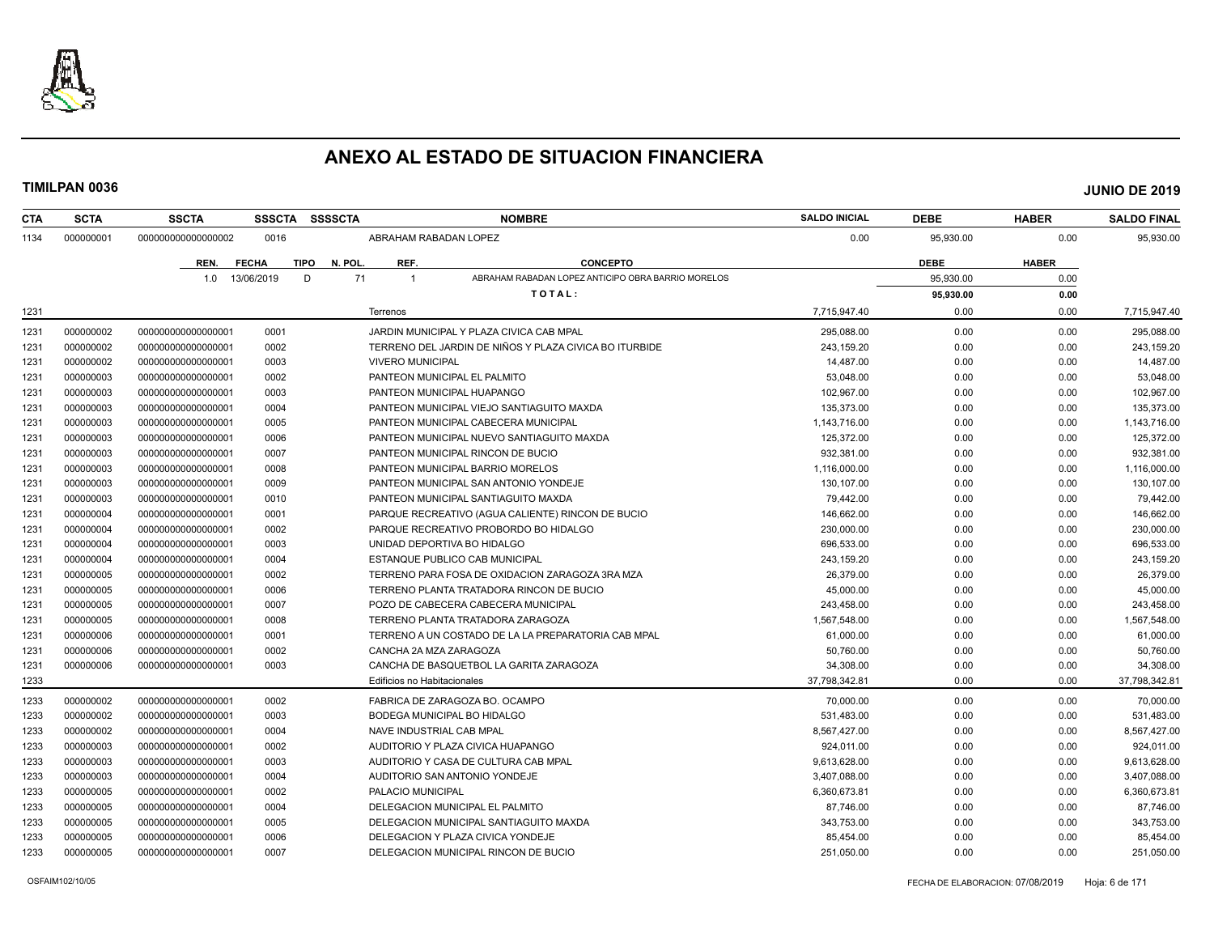# ANEXO AL ESTADO DE SITUACION FINANCIERA

**TIMILPAN 0036** **JUNIO DE 2019**

| CTA | SCTA | SSCTA | SSSCTA | SSSSCTA | NOMBRE | SALDO INICIAL | DEBE | HABER | SALDO FINAL |
|---|---|---|---|---|---|---|---|---|---|
| 1134 | 000000001 | 0000000000000000002 | 0016 | | ABRAHAM RABADAN LOPEZ | 0.00 | 95,930.00 | 0.00 | 95,930.00 |

| REN. | FECHA | TIPO | N. POL. | REF. | CONCEPTO | DEBE | HABER |
|---|---|---|---|---|---|---|---|
| 1.0 | 13/06/2019 | D | 71 | 1 | ABRAHAM RABADAN LOPEZ ANTICIPO OBRA BARRIO MORELOS | 95,930.00 | 0.00 |
| | | | | | **T O T A L :** | **95,930.00** | **0.00** |

| CTA | SCTA | SSCTA | SSSCTA | SSSSCTA | NOMBRE | SALDO INICIAL | DEBE | HABER | SALDO FINAL |
|---|---|---|---|---|---|---|---|---|---|
| 1231 | | | | | Terrenos | 7,715,947.40 | 0.00 | 0.00 | 7,715,947.40 |
| 1231 | 000000002 | 0000000000000000001 | 0001 | | JARDIN MUNICIPAL Y PLAZA CIVICA CAB MPAL | 295,088.00 | 0.00 | 0.00 | 295,088.00 |
| 1231 | 000000002 | 0000000000000000001 | 0002 | | TERRENO DEL JARDIN DE NIÑOS Y PLAZA CIVICA BO ITURBIDE | 243,159.20 | 0.00 | 0.00 | 243,159.20 |
| 1231 | 000000002 | 0000000000000000001 | 0003 | | VIVERO MUNICIPAL | 14,487.00 | 0.00 | 0.00 | 14,487.00 |
| 1231 | 000000003 | 0000000000000000001 | 0002 | | PANTEON MUNICIPAL EL PALMITO | 53,048.00 | 0.00 | 0.00 | 53,048.00 |
| 1231 | 000000003 | 0000000000000000001 | 0003 | | PANTEON MUNICIPAL HUAPANGO | 102,967.00 | 0.00 | 0.00 | 102,967.00 |
| 1231 | 000000003 | 0000000000000000001 | 0004 | | PANTEON MUNICIPAL VIEJO SANTIAGUITO MAXDA | 135,373.00 | 0.00 | 0.00 | 135,373.00 |
| 1231 | 000000003 | 0000000000000000001 | 0005 | | PANTEON MUNICIPAL CABECERA MUNICIPAL | 1,143,716.00 | 0.00 | 0.00 | 1,143,716.00 |
| 1231 | 000000003 | 0000000000000000001 | 0006 | | PANTEON MUNICIPAL NUEVO SANTIAGUITO MAXDA | 125,372.00 | 0.00 | 0.00 | 125,372.00 |
| 1231 | 000000003 | 0000000000000000001 | 0007 | | PANTEON MUNICIPAL RINCON DE BUCIO | 932,381.00 | 0.00 | 0.00 | 932,381.00 |
| 1231 | 000000003 | 0000000000000000001 | 0008 | | PANTEON MUNICIPAL BARRIO MORELOS | 1,116,000.00 | 0.00 | 0.00 | 1,116,000.00 |
| 1231 | 000000003 | 0000000000000000001 | 0009 | | PANTEON MUNICIPAL SAN ANTONIO YONDEJE | 130,107.00 | 0.00 | 0.00 | 130,107.00 |
| 1231 | 000000003 | 0000000000000000001 | 0010 | | PANTEON MUNICIPAL SANTIAGUITO MAXDA | 79,442.00 | 0.00 | 0.00 | 79,442.00 |
| 1231 | 000000004 | 0000000000000000001 | 0001 | | PARQUE RECREATIVO (AGUA CALIENTE) RINCON DE BUCIO | 146,662.00 | 0.00 | 0.00 | 146,662.00 |
| 1231 | 000000004 | 0000000000000000001 | 0002 | | PARQUE RECREATIVO PROBORDO BO HIDALGO | 230,000.00 | 0.00 | 0.00 | 230,000.00 |
| 1231 | 000000004 | 0000000000000000001 | 0003 | | UNIDAD DEPORTIVA BO HIDALGO | 696,533.00 | 0.00 | 0.00 | 696,533.00 |
| 1231 | 000000004 | 0000000000000000001 | 0004 | | ESTANQUE PUBLICO CAB MUNICIPAL | 243,159.20 | 0.00 | 0.00 | 243,159.20 |
| 1231 | 000000005 | 0000000000000000001 | 0002 | | TERRENO PARA FOSA DE OXIDACION ZARAGOZA 3RA MZA | 26,379.00 | 0.00 | 0.00 | 26,379.00 |
| 1231 | 000000005 | 0000000000000000001 | 0006 | | TERRENO PLANTA TRATADORA RINCON DE BUCIO | 45,000.00 | 0.00 | 0.00 | 45,000.00 |
| 1231 | 000000005 | 0000000000000000001 | 0007 | | POZO DE CABECERA CABECERA MUNICIPAL | 243,458.00 | 0.00 | 0.00 | 243,458.00 |
| 1231 | 000000005 | 0000000000000000001 | 0008 | | TERRENO PLANTA TRATADORA ZARAGOZA | 1,567,548.00 | 0.00 | 0.00 | 1,567,548.00 |
| 1231 | 000000006 | 0000000000000000001 | 0001 | | TERRENO A UN COSTADO DE LA LA PREPARATORIA CAB MPAL | 61,000.00 | 0.00 | 0.00 | 61,000.00 |
| 1231 | 000000006 | 0000000000000000001 | 0002 | | CANCHA 2A MZA ZARAGOZA | 50,760.00 | 0.00 | 0.00 | 50,760.00 |
| 1231 | 000000006 | 0000000000000000001 | 0003 | | CANCHA DE BASQUETBOL LA GARITA ZARAGOZA | 34,308.00 | 0.00 | 0.00 | 34,308.00 |
| 1233 | | | | | Edificios no Habitacionales | 37,798,342.81 | 0.00 | 0.00 | 37,798,342.81 |
| 1233 | 000000002 | 0000000000000000001 | 0002 | | FABRICA DE ZARAGOZA BO. OCAMPO | 70,000.00 | 0.00 | 0.00 | 70,000.00 |
| 1233 | 000000002 | 0000000000000000001 | 0003 | | BODEGA MUNICIPAL BO HIDALGO | 531,483.00 | 0.00 | 0.00 | 531,483.00 |
| 1233 | 000000002 | 0000000000000000001 | 0004 | | NAVE INDUSTRIAL CAB MPAL | 8,567,427.00 | 0.00 | 0.00 | 8,567,427.00 |
| 1233 | 000000003 | 0000000000000000001 | 0002 | | AUDITORIO Y PLAZA CIVICA HUAPANGO | 924,011.00 | 0.00 | 0.00 | 924,011.00 |
| 1233 | 000000003 | 0000000000000000001 | 0003 | | AUDITORIO Y CASA DE CULTURA CAB MPAL | 9,613,628.00 | 0.00 | 0.00 | 9,613,628.00 |
| 1233 | 000000003 | 0000000000000000001 | 0004 | | AUDITORIO SAN ANTONIO YONDEJE | 3,407,088.00 | 0.00 | 0.00 | 3,407,088.00 |
| 1233 | 000000005 | 0000000000000000001 | 0002 | | PALACIO MUNICIPAL | 6,360,673.81 | 0.00 | 0.00 | 6,360,673.81 |
| 1233 | 000000005 | 0000000000000000001 | 0004 | | DELEGACION MUNICIPAL EL PALMITO | 87,746.00 | 0.00 | 0.00 | 87,746.00 |
| 1233 | 000000005 | 0000000000000000001 | 0005 | | DELEGACION MUNICIPAL SANTIAGUITO MAXDA | 343,753.00 | 0.00 | 0.00 | 343,753.00 |
| 1233 | 000000005 | 0000000000000000001 | 0006 | | DELEGACION Y PLAZA CIVICA YONDEJE | 85,454.00 | 0.00 | 0.00 | 85,454.00 |
| 1233 | 000000005 | 0000000000000000001 | 0007 | | DELEGACION MUNICIPAL RINCON DE BUCIO | 251,050.00 | 0.00 | 0.00 | 251,050.00 |

OSFAIM102/10/05 FECHA DE ELABORACION: 07/08/2019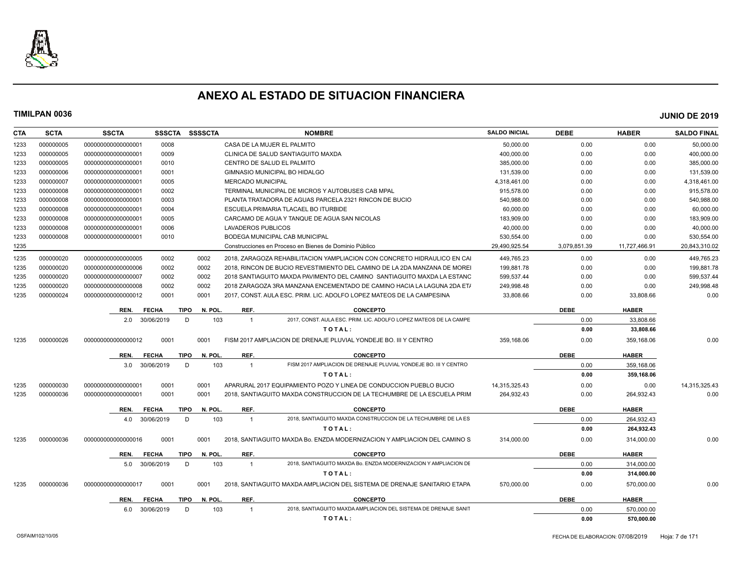# ANEXO AL ESTADO DE SITUACION FINANCIERA

**TIMILPAN 0036** **JUNIO DE 2019**

| CTA | SCTA | SSCTA | SSSCTA | SSSSCTA | NOMBRE | SALDO INICIAL | DEBE | HABER | SALDO FINAL |
|---|---|---|---|---|---|---|---|---|---|
| 1233 | 000000005 | 000000000000000001 | 0008 | | CASA DE LA MUJER EL PALMITO | 50,000.00 | 0.00 | 0.00 | 50,000.00 |
| 1233 | 000000005 | 000000000000000001 | 0009 | | CLINICA DE SALUD SANTIAGUITO MAXDA | 400,000.00 | 0.00 | 0.00 | 400,000.00 |
| 1233 | 000000005 | 000000000000000001 | 0010 | | CENTRO DE SALUD EL PALMITO | 385,000.00 | 0.00 | 0.00 | 385,000.00 |
| 1233 | 000000006 | 000000000000000001 | 0001 | | GIMNASIO MUNICIPAL BO HIDALGO | 131,539.00 | 0.00 | 0.00 | 131,539.00 |
| 1233 | 000000007 | 000000000000000001 | 0005 | | MERCADO MUNICIPAL | 4,318,461.00 | 0.00 | 0.00 | 4,318,461.00 |
| 1233 | 000000008 | 000000000000000001 | 0002 | | TERMINAL MUNICIPAL DE MICROS Y AUTOBUSES CAB MPAL | 915,578.00 | 0.00 | 0.00 | 915,578.00 |
| 1233 | 000000008 | 000000000000000001 | 0003 | | PLANTA TRATADORA DE AGUAS PARCELA 2321 RINCON DE BUCIO | 540,988.00 | 0.00 | 0.00 | 540,988.00 |
| 1233 | 000000008 | 000000000000000001 | 0004 | | ESCUELA PRIMARIA TLACAEL BO ITURBIDE | 60,000.00 | 0.00 | 0.00 | 60,000.00 |
| 1233 | 000000008 | 000000000000000001 | 0005 | | CARCAMO DE AGUA Y TANQUE DE AGUA SAN NICOLAS | 183,909.00 | 0.00 | 0.00 | 183,909.00 |
| 1233 | 000000008 | 000000000000000001 | 0006 | | LAVADEROS PUBLICOS | 40,000.00 | 0.00 | 0.00 | 40,000.00 |
| 1233 | 000000008 | 000000000000000001 | 0010 | | BODEGA MUNICIPAL CAB MUNICIPAL | 530,554.00 | 0.00 | 0.00 | 530,554.00 |
| 1235 | | | | | Construcciones en Proceso en Bienes de Dominio Público | 29,490,925.54 | 3,079,851.39 | 11,727,466.91 | 20,843,310.02 |
| 1235 | 000000020 | 000000000000000005 | 0002 | 0002 | 2018, ZARAGOZA REHABILITACION YAMPLIACION CON CONCRETO HIDRAULICO EN CAI | 449,765.23 | 0.00 | 0.00 | 449,765.23 |
| 1235 | 000000020 | 000000000000000006 | 0002 | 0002 | 2018, RINCON DE BUCIO REVESTIMIENTO DEL CAMINO DE LA 2DA MANZANA DE MOREI | 199,881.78 | 0.00 | 0.00 | 199,881.78 |
| 1235 | 000000020 | 000000000000000007 | 0002 | 0002 | 2018 SANTIAGUITO MAXDA PAVIMENTO DEL CAMINO SANTIAGUITO MAXDA LA ESTANC | 599,537.44 | 0.00 | 0.00 | 599,537.44 |
| 1235 | 000000020 | 000000000000000008 | 0002 | 0002 | 2018 ZARAGOZA 3RA MANZANA ENCEMENTADO DE CAMINO HACIA LA LAGUNA 2DA ET/ | 249,998.48 | 0.00 | 0.00 | 249,998.48 |
| 1235 | 000000024 | 000000000000000012 | 0001 | 0001 | 2017, CONST. AULA ESC. PRIM. LIC. ADOLFO LOPEZ MATEOS DE LA CAMPESINA | 33,808.66 | 0.00 | 33,808.66 | 0.00 |

| REN. | FECHA | TIPO | N. POL. | REF. | CONCEPTO | DEBE | HABER |
|---|---|---|---|---|---|---|---|
| 2.0 | 30/06/2019 | D | 103 | 1 | 2017, CONST. AULA ESC. PRIM. LIC. ADOLFO LOPEZ MATEOS DE LA CAMPE | 0.00 | 33,808.66 |
| | | | | | **TOTAL:** | **0.00** | **33,808.66** |

| CTA | SCTA | SSCTA | SSSCTA | SSSSCTA | NOMBRE | SALDO INICIAL | DEBE | HABER | SALDO FINAL |
|---|---|---|---|---|---|---|---|---|---|
| 1235 | 000000026 | 000000000000000012 | 0001 | 0001 | FISM 2017 AMPLIACION DE DRENAJE PLUVIAL YONDEJE BO. III Y CENTRO | 359,168.06 | 0.00 | 359,168.06 | 0.00 |

| REN. | FECHA | TIPO | N. POL. | REF. | CONCEPTO | DEBE | HABER |
|---|---|---|---|---|---|---|---|
| 3.0 | 30/06/2019 | D | 103 | 1 | FISM 2017 AMPLIACION DE DRENAJE PLUVIAL YONDEJE BO. III Y CENTRO | 0.00 | 359,168.06 |
| | | | | | **TOTAL:** | **0.00** | **359,168.06** |

| CTA | SCTA | SSCTA | SSSCTA | SSSSCTA | NOMBRE | SALDO INICIAL | DEBE | HABER | SALDO FINAL |
|---|---|---|---|---|---|---|---|---|---|
| 1235 | 000000030 | 000000000000000001 | 0001 | 0001 | APARURAL 2017 EQUIPAMIENTO POZO Y LINEA DE CONDUCCION PUEBLO BUCIO | 14,315,325.43 | 0.00 | 0.00 | 14,315,325.43 |
| 1235 | 000000036 | 000000000000000001 | 0001 | 0001 | 2018, SANTIAGUITO MAXDA CONSTRUCCION DE LA TECHUMBRE DE LA ESCUELA PRIM | 264,932.43 | 0.00 | 264,932.43 | 0.00 |

| REN. | FECHA | TIPO | N. POL. | REF. | CONCEPTO | DEBE | HABER |
|---|---|---|---|---|---|---|---|
| 4.0 | 30/06/2019 | D | 103 | 1 | 2018, SANTIAGUITO MAXDA CONSTRUCCION DE LA TECHUMBRE DE LA ES | 0.00 | 264,932.43 |
| | | | | | **TOTAL:** | **0.00** | **264,932.43** |

| CTA | SCTA | SSCTA | SSSCTA | SSSSCTA | NOMBRE | SALDO INICIAL | DEBE | HABER | SALDO FINAL |
|---|---|---|---|---|---|---|---|---|---|
| 1235 | 000000036 | 000000000000000016 | 0001 | 0001 | 2018, SANTIAGUITO MAXDA Bo. ENZDA MODERNIZACION Y AMPLIACION DEL CAMINO S | 314,000.00 | 0.00 | 314,000.00 | 0.00 |

| REN. | FECHA | TIPO | N. POL. | REF. | CONCEPTO | DEBE | HABER |
|---|---|---|---|---|---|---|---|
| 5.0 | 30/06/2019 | D | 103 | 1 | 2018, SANTIAGUITO MAXDA Bo. ENZDA MODERNIZACION Y AMPLIACION DE | 0.00 | 314,000.00 |
| | | | | | **TOTAL:** | **0.00** | **314,000.00** |

| CTA | SCTA | SSCTA | SSSCTA | SSSSCTA | NOMBRE | SALDO INICIAL | DEBE | HABER | SALDO FINAL |
|---|---|---|---|---|---|---|---|---|---|
| 1235 | 000000036 | 000000000000000017 | 0001 | 0001 | 2018, SANTIAGUITO MAXDA AMPLIACION DEL SISTEMA DE DRENAJE SANITARIO ETAPA | 570,000.00 | 0.00 | 570,000.00 | 0.00 |

| REN. | FECHA | TIPO | N. POL. | REF. | CONCEPTO | DEBE | HABER |
|---|---|---|---|---|---|---|---|
| 6.0 | 30/06/2019 | D | 103 | 1 | 2018, SANTIAGUITO MAXDA AMPLIACION DEL SISTEMA DE DRENAJE SANIT | 0.00 | 570,000.00 |
| | | | | | **TOTAL:** | **0.00** | **570,000.00** |

OSFAIM102/10/05 FECHA DE ELABORACION: 07/08/2019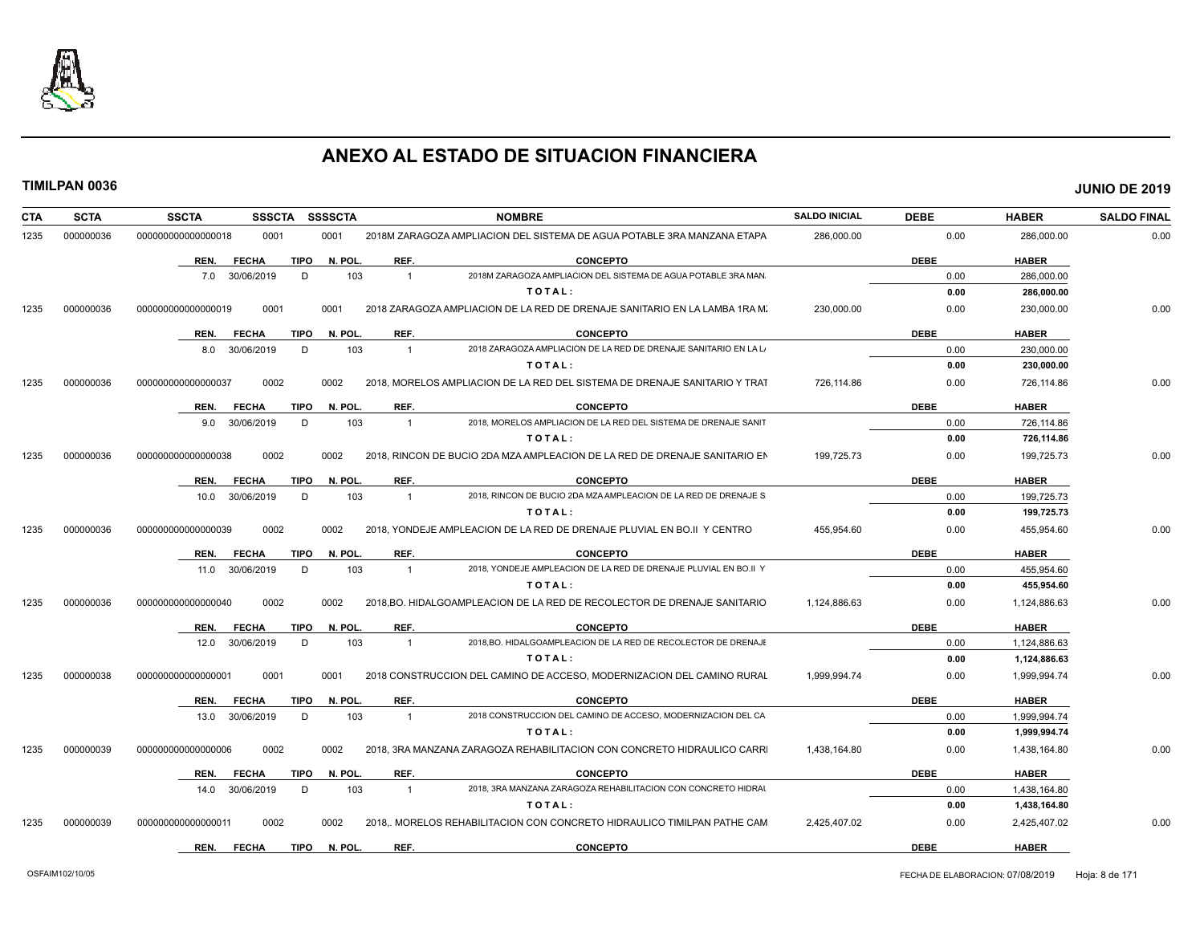# ANEXO AL ESTADO DE SITUACION FINANCIERA

**TIMILPAN 0036** **JUNIO DE 2019**

| CTA | SCTA | SSCTA | SSSCTA | SSSSCTA | NOMBRE | SALDO INICIAL | DEBE | HABER | SALDO FINAL |
|---|---|---|---|---|---|---|---|---|---|
| 1235 | 000000036 | 0000000000000000018 | 0001 | 0001 | 2018M ZARAGOZA AMPLIACION DEL SISTEMA DE AGUA POTABLE 3RA MANZANA ETAPA | 286,000.00 | 0.00 | 286,000.00 | 0.00 |

| REN. | FECHA | TIPO | N. POL. | REF. | CONCEPTO | DEBE | HABER |
|---|---|---|---|---|---|---|---|
| 7.0 | 30/06/2019 | D | 103 | 1 | 2018M ZARAGOZA AMPLIACION DEL SISTEMA DE AGUA POTABLE 3RA MAN. | 0.00 | 286,000.00 |
| | | | | | **TOTAL:** | **0.00** | **286,000.00** |

| CTA | SCTA | SSCTA | SSSCTA | SSSSCTA | NOMBRE | SALDO INICIAL | DEBE | HABER | SALDO FINAL |
|---|---|---|---|---|---|---|---|---|---|
| 1235 | 000000036 | 0000000000000000019 | 0001 | 0001 | 2018 ZARAGOZA AMPLIACION DE LA RED DE DRENAJE SANITARIO EN LA LAMBA 1RA M. | 230,000.00 | 0.00 | 230,000.00 | 0.00 |

| REN. | FECHA | TIPO | N. POL. | REF. | CONCEPTO | DEBE | HABER |
|---|---|---|---|---|---|---|---|
| 8.0 | 30/06/2019 | D | 103 | 1 | 2018 ZARAGOZA AMPLIACION DE LA RED DE DRENAJE SANITARIO EN LA L/ | 0.00 | 230,000.00 |
| | | | | | **TOTAL:** | **0.00** | **230,000.00** |

| CTA | SCTA | SSCTA | SSSCTA | SSSSCTA | NOMBRE | SALDO INICIAL | DEBE | HABER | SALDO FINAL |
|---|---|---|---|---|---|---|---|---|---|
| 1235 | 000000036 | 0000000000000000037 | 0002 | 0002 | 2018, MORELOS AMPLIACION DE LA RED DEL SISTEMA DE DRENAJE SANITARIO Y TRAT | 726,114.86 | 0.00 | 726,114.86 | 0.00 |

| REN. | FECHA | TIPO | N. POL. | REF. | CONCEPTO | DEBE | HABER |
|---|---|---|---|---|---|---|---|
| 9.0 | 30/06/2019 | D | 103 | 1 | 2018, MORELOS AMPLIACION DE LA RED DEL SISTEMA DE DRENAJE SANIT | 0.00 | 726,114.86 |
| | | | | | **TOTAL:** | **0.00** | **726,114.86** |

| CTA | SCTA | SSCTA | SSSCTA | SSSSCTA | NOMBRE | SALDO INICIAL | DEBE | HABER | SALDO FINAL |
|---|---|---|---|---|---|---|---|---|---|
| 1235 | 000000036 | 0000000000000000038 | 0002 | 0002 | 2018, RINCON DE BUCIO 2DA MZA AMPLEACION DE LA RED DE DRENAJE SANITARIO EN | 199,725.73 | 0.00 | 199,725.73 | 0.00 |

| REN. | FECHA | TIPO | N. POL. | REF. | CONCEPTO | DEBE | HABER |
|---|---|---|---|---|---|---|---|
| 10.0 | 30/06/2019 | D | 103 | 1 | 2018, RINCON DE BUCIO 2DA MZA AMPLEACION DE LA RED DE DRENAJE S | 0.00 | 199,725.73 |
| | | | | | **TOTAL:** | **0.00** | **199,725.73** |

| CTA | SCTA | SSCTA | SSSCTA | SSSSCTA | NOMBRE | SALDO INICIAL | DEBE | HABER | SALDO FINAL |
|---|---|---|---|---|---|---|---|---|---|
| 1235 | 000000036 | 0000000000000000039 | 0002 | 0002 | 2018, YONDEJE AMPLEACION DE LA RED DE DRENAJE PLUVIAL EN BO.II Y CENTRO | 455,954.60 | 0.00 | 455,954.60 | 0.00 |

| REN. | FECHA | TIPO | N. POL. | REF. | CONCEPTO | DEBE | HABER |
|---|---|---|---|---|---|---|---|
| 11.0 | 30/06/2019 | D | 103 | 1 | 2018, YONDEJE AMPLEACION DE LA RED DE DRENAJE PLUVIAL EN BO.II Y | 0.00 | 455,954.60 |
| | | | | | **TOTAL:** | **0.00** | **455,954.60** |

| CTA | SCTA | SSCTA | SSSCTA | SSSSCTA | NOMBRE | SALDO INICIAL | DEBE | HABER | SALDO FINAL |
|---|---|---|---|---|---|---|---|---|---|
| 1235 | 000000036 | 0000000000000000040 | 0002 | 0002 | 2018,BO. HIDALGOAMPLEACION DE LA RED DE RECOLECTOR DE DRENAJE SANITARIO | 1,124,886.63 | 0.00 | 1,124,886.63 | 0.00 |

| REN. | FECHA | TIPO | N. POL. | REF. | CONCEPTO | DEBE | HABER |
|---|---|---|---|---|---|---|---|
| 12.0 | 30/06/2019 | D | 103 | 1 | 2018,BO. HIDALGOAMPLEACION DE LA RED DE RECOLECTOR DE DRENAJE | 0.00 | 1,124,886.63 |
| | | | | | **TOTAL:** | **0.00** | **1,124,886.63** |

| CTA | SCTA | SSCTA | SSSCTA | SSSSCTA | NOMBRE | SALDO INICIAL | DEBE | HABER | SALDO FINAL |
|---|---|---|---|---|---|---|---|---|---|
| 1235 | 000000038 | 0000000000000000001 | 0001 | 0001 | 2018 CONSTRUCCION DEL CAMINO DE ACCESO, MODERNIZACION DEL CAMINO RURAL | 1,999,994.74 | 0.00 | 1,999,994.74 | 0.00 |

| REN. | FECHA | TIPO | N. POL. | REF. | CONCEPTO | DEBE | HABER |
|---|---|---|---|---|---|---|---|
| 13.0 | 30/06/2019 | D | 103 | 1 | 2018 CONSTRUCCION DEL CAMINO DE ACCESO, MODERNIZACION DEL CA | 0.00 | 1,999,994.74 |
| | | | | | **TOTAL:** | **0.00** | **1,999,994.74** |

| CTA | SCTA | SSCTA | SSSCTA | SSSSCTA | NOMBRE | SALDO INICIAL | DEBE | HABER | SALDO FINAL |
|---|---|---|---|---|---|---|---|---|---|
| 1235 | 000000039 | 0000000000000000006 | 0002 | 0002 | 2018, 3RA MANZANA ZARAGOZA REHABILITACION CON CONCRETO HIDRAULICO CARRI | 1,438,164.80 | 0.00 | 1,438,164.80 | 0.00 |

| REN. | FECHA | TIPO | N. POL. | REF. | CONCEPTO | DEBE | HABER |
|---|---|---|---|---|---|---|---|
| 14.0 | 30/06/2019 | D | 103 | 1 | 2018, 3RA MANZANA ZARAGOZA REHABILITACION CON CONCRETO HIDRAU | 0.00 | 1,438,164.80 |
| | | | | | **TOTAL:** | **0.00** | **1,438,164.80** |

| CTA | SCTA | SSCTA | SSSCTA | SSSSCTA | NOMBRE | SALDO INICIAL | DEBE | HABER | SALDO FINAL |
|---|---|---|---|---|---|---|---|---|---|
| 1235 | 000000039 | 0000000000000000011 | 0002 | 0002 | 2018,. MORELOS REHABILITACION CON CONCRETO HIDRAULICO TIMILPAN PATHE CAM | 2,425,407.02 | 0.00 | 2,425,407.02 | 0.00 |

| REN. | FECHA | TIPO | N. POL. | REF. | CONCEPTO | DEBE | HABER |
|---|---|---|---|---|---|---|---|

OSFAIM102/10/05 FECHA DE ELABORACION: 07/08/2019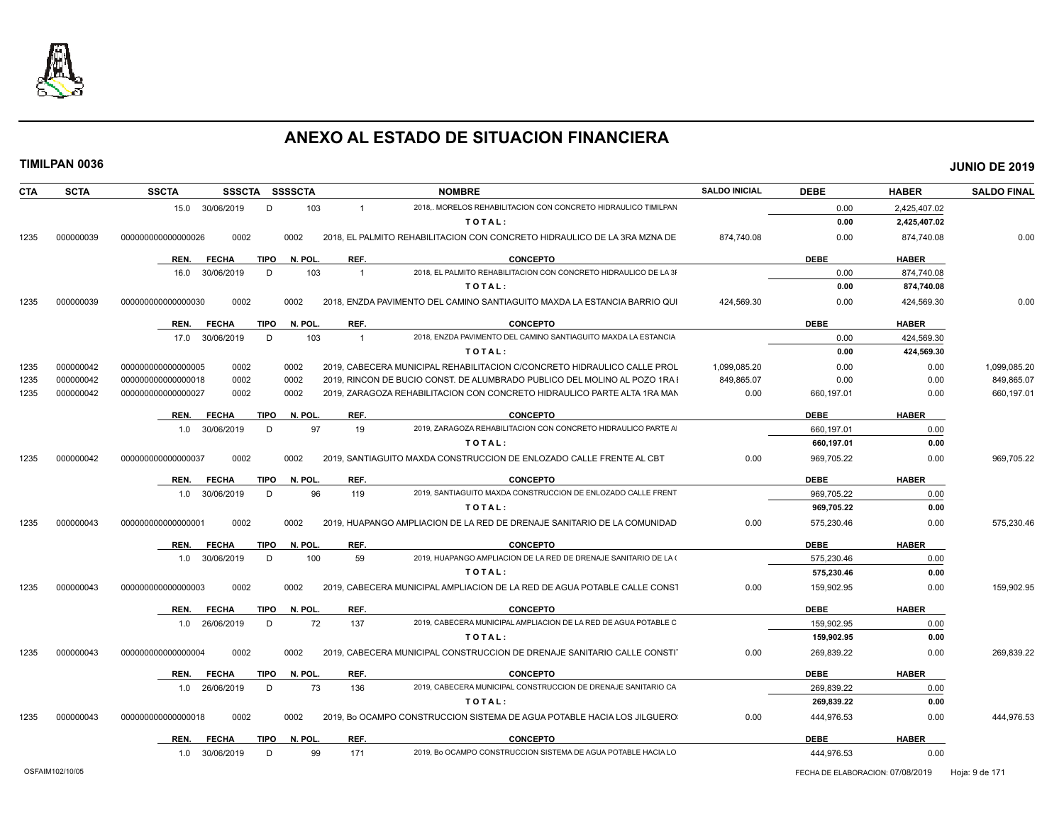# ANEXO AL ESTADO DE SITUACION FINANCIERA

**TIMILPAN 0036** — **JUNIO DE 2019**

| CTA | SCTA | SSCTA | SSSCTA | SSSSCTA | NOMBRE | SALDO INICIAL | DEBE | HABER | SALDO FINAL |
|---|---|---|---|---|---|---|---|---|---|
| | | 15.0 30/06/2019 D | 103 | 1 | 2018,. MORELOS REHABILITACION CON CONCRETO HIDRAULICO TIMILPAN | | 0.00 | 2,425,407.02 | |
| | | | | | TOTAL: | | 0.00 | 2,425,407.02 | |
| 1235 | 000000039 | 000000000000000026 | 0002 | 0002 | 2018, EL PALMITO REHABILITACION CON CONCRETO HIDRAULICO DE LA 3RA MZNA DE | 874,740.08 | 0.00 | 874,740.08 | 0.00 |
| | | REN. FECHA TIPO | N. POL. | REF. | CONCEPTO | | DEBE | HABER | |
| | | 16.0 30/06/2019 D | 103 | 1 | 2018, EL PALMITO REHABILITACION CON CONCRETO HIDRAULICO DE LA 3I | | 0.00 | 874,740.08 | |
| | | | | | TOTAL: | | 0.00 | 874,740.08 | |
| 1235 | 000000039 | 000000000000000030 | 0002 | 0002 | 2018, ENZDA PAVIMENTO DEL CAMINO SANTIAGUITO MAXDA LA ESTANCIA BARRIO QUI | 424,569.30 | 0.00 | 424,569.30 | 0.00 |
| | | REN. FECHA TIPO | N. POL. | REF. | CONCEPTO | | DEBE | HABER | |
| | | 17.0 30/06/2019 D | 103 | 1 | 2018, ENZDA PAVIMENTO DEL CAMINO SANTIAGUITO MAXDA LA ESTANCIA | | 0.00 | 424,569.30 | |
| | | | | | TOTAL: | | 0.00 | 424,569.30 | |
| 1235 | 000000042 | 000000000000000005 | 0002 | 0002 | 2019, CABECERA MUNICIPAL REHABILITACION C/CONCRETO HIDRAULICO CALLE PROL | 1,099,085.20 | 0.00 | 0.00 | 1,099,085.20 |
| 1235 | 000000042 | 000000000000000018 | 0002 | 0002 | 2019, RINCON DE BUCIO CONST. DE ALUMBRADO PUBLICO DEL MOLINO AL POZO 1RA I | 849,865.07 | 0.00 | 0.00 | 849,865.07 |
| 1235 | 000000042 | 000000000000000027 | 0002 | 0002 | 2019, ZARAGOZA REHABILITACION CON CONCRETO HIDRAULICO PARTE ALTA 1RA MAN | 0.00 | 660,197.01 | 0.00 | 660,197.01 |
| | | REN. FECHA TIPO | N. POL. | REF. | CONCEPTO | | DEBE | HABER | |
| | | 1.0 30/06/2019 D | 97 | 19 | 2019, ZARAGOZA REHABILITACION CON CONCRETO HIDRAULICO PARTE AI | | 660,197.01 | 0.00 | |
| | | | | | TOTAL: | | 660,197.01 | 0.00 | |
| 1235 | 000000042 | 000000000000000037 | 0002 | 0002 | 2019, SANTIAGUITO MAXDA CONSTRUCCION DE ENLOZADO CALLE FRENTE AL CBT | 0.00 | 969,705.22 | 0.00 | 969,705.22 |
| | | REN. FECHA TIPO | N. POL. | REF. | CONCEPTO | | DEBE | HABER | |
| | | 1.0 30/06/2019 D | 96 | 119 | 2019, SANTIAGUITO MAXDA CONSTRUCCION DE ENLOZADO CALLE FRENT | | 969,705.22 | 0.00 | |
| | | | | | TOTAL: | | 969,705.22 | 0.00 | |
| 1235 | 000000043 | 000000000000000001 | 0002 | 0002 | 2019, HUAPANGO AMPLIACION DE LA RED DE DRENAJE SANITARIO DE LA COMUNIDAD | 0.00 | 575,230.46 | 0.00 | 575,230.46 |
| | | REN. FECHA TIPO | N. POL. | REF. | CONCEPTO | | DEBE | HABER | |
| | | 1.0 30/06/2019 D | 100 | 59 | 2019, HUAPANGO AMPLIACION DE LA RED DE DRENAJE SANITARIO DE LA ( | | 575,230.46 | 0.00 | |
| | | | | | TOTAL: | | 575,230.46 | 0.00 | |
| 1235 | 000000043 | 000000000000000003 | 0002 | 0002 | 2019, CABECERA MUNICIPAL AMPLIACION DE LA RED DE AGUA POTABLE CALLE CONST | 0.00 | 159,902.95 | 0.00 | 159,902.95 |
| | | REN. FECHA TIPO | N. POL. | REF. | CONCEPTO | | DEBE | HABER | |
| | | 1.0 26/06/2019 D | 72 | 137 | 2019, CABECERA MUNICIPAL AMPLIACION DE LA RED DE AGUA POTABLE C | | 159,902.95 | 0.00 | |
| | | | | | TOTAL: | | 159,902.95 | 0.00 | |
| 1235 | 000000043 | 000000000000000004 | 0002 | 0002 | 2019, CABECERA MUNICIPAL CONSTRUCCION DE DRENAJE SANITARIO CALLE CONSTI | 0.00 | 269,839.22 | 0.00 | 269,839.22 |
| | | REN. FECHA TIPO | N. POL. | REF. | CONCEPTO | | DEBE | HABER | |
| | | 1.0 26/06/2019 D | 73 | 136 | 2019, CABECERA MUNICIPAL CONSTRUCCION DE DRENAJE SANITARIO CA | | 269,839.22 | 0.00 | |
| | | | | | TOTAL: | | 269,839.22 | 0.00 | |
| 1235 | 000000043 | 000000000000000018 | 0002 | 0002 | 2019, Bo OCAMPO CONSTRUCCION SISTEMA DE AGUA POTABLE HACIA LOS JILGUERO: | 0.00 | 444,976.53 | 0.00 | 444,976.53 |
| | | REN. FECHA TIPO | N. POL. | REF. | CONCEPTO | | DEBE | HABER | |
| | | 1.0 30/06/2019 D | 99 | 171 | 2019, Bo OCAMPO CONSTRUCCION SISTEMA DE AGUA POTABLE HACIA LO | | 444,976.53 | 0.00 | |

OSFAIM102/10/05 — FECHA DE ELABORACION: 07/08/2019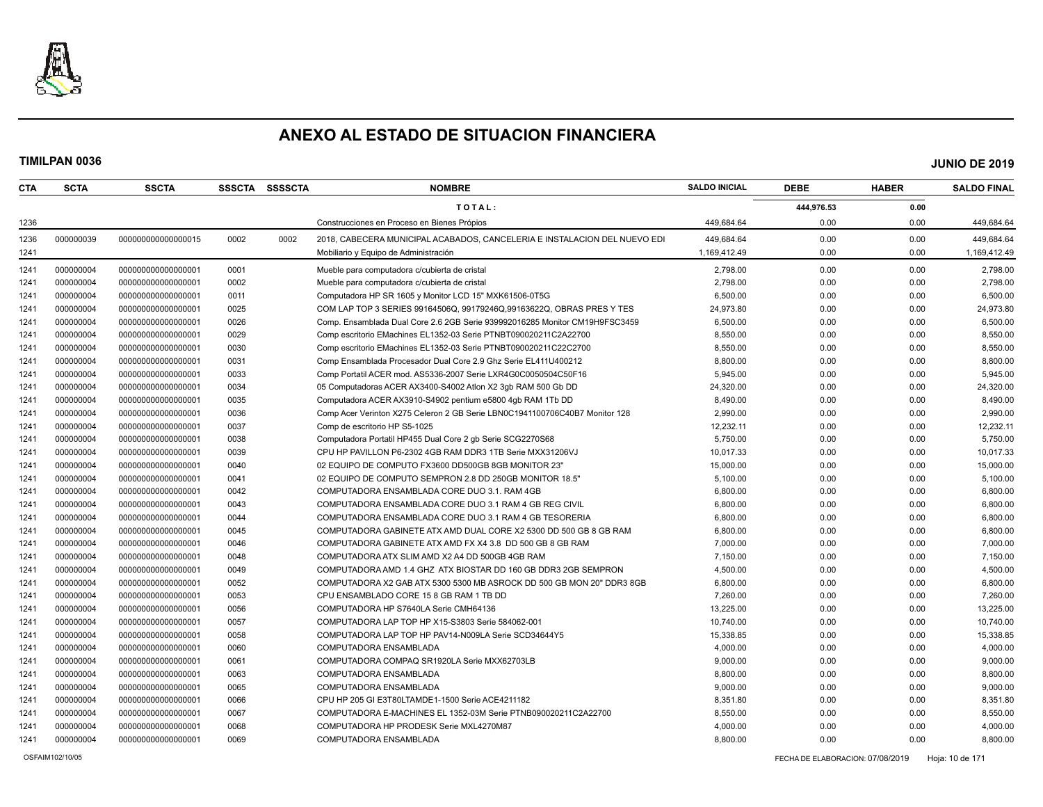# ANEXO AL ESTADO DE SITUACION FINANCIERA

**TIMILPAN 0036** **JUNIO DE 2019**

| CTA | SCTA | SSCTA | SSSCTA | SSSSCTA | NOMBRE | SALDO INICIAL | DEBE | HABER | SALDO FINAL |
|---|---|---|---|---|---|---|---|---|---|
| | | | | | T O T A L : | | 444,976.53 | 0.00 | |
| 1236 | | | | | Construcciones en Proceso en Bienes Própios | 449,684.64 | 0.00 | 0.00 | 449,684.64 |
| 1236 | 000000039 | 000000000000000015 | 0002 | 0002 | 2018, CABECERA MUNICIPAL ACABADOS, CANCELERIA E INSTALACION DEL NUEVO EDI | 449,684.64 | 0.00 | 0.00 | 449,684.64 |
| 1241 | | | | | Mobiliario y Equipo de Administración | 1,169,412.49 | 0.00 | 0.00 | 1,169,412.49 |
| 1241 | 000000004 | 000000000000000001 | 0001 | | Mueble para computadora c/cubierta de cristal | 2,798.00 | 0.00 | 0.00 | 2,798.00 |
| 1241 | 000000004 | 000000000000000001 | 0002 | | Mueble para computadora c/cubierta de cristal | 2,798.00 | 0.00 | 0.00 | 2,798.00 |
| 1241 | 000000004 | 000000000000000001 | 0011 | | Computadora HP SR 1605 y Monitor LCD 15" MXK61506-0T5G | 6,500.00 | 0.00 | 0.00 | 6,500.00 |
| 1241 | 000000004 | 000000000000000001 | 0025 | | COM LAP TOP 3 SERIES 99164506Q, 99179246Q,99163622Q, OBRAS PRES Y TES | 24,973.80 | 0.00 | 0.00 | 24,973.80 |
| 1241 | 000000004 | 000000000000000001 | 0026 | | Comp. Ensamblada Dual Core 2.6 2GB Serie 939992016285 Monitor CM19H9FSC3459 | 6,500.00 | 0.00 | 0.00 | 6,500.00 |
| 1241 | 000000004 | 000000000000000001 | 0029 | | Comp escritorio EMachines EL1352-03 Serie PTNBT090020211C2A22700 | 8,550.00 | 0.00 | 0.00 | 8,550.00 |
| 1241 | 000000004 | 000000000000000001 | 0030 | | Comp escritorio EMachines EL1352-03 Serie PTNBT090020211C22C2700 | 8,550.00 | 0.00 | 0.00 | 8,550.00 |
| 1241 | 000000004 | 000000000000000001 | 0031 | | Comp Ensamblada Procesador Dual Core 2.9 Ghz Serie EL411U400212 | 8,800.00 | 0.00 | 0.00 | 8,800.00 |
| 1241 | 000000004 | 000000000000000001 | 0033 | | Comp Portatil ACER mod. AS5336-2007 Serie LXR4G0C0050504C50F16 | 5,945.00 | 0.00 | 0.00 | 5,945.00 |
| 1241 | 000000004 | 000000000000000001 | 0034 | | 05 Computadoras ACER AX3400-S4002 Atlon X2 3gb RAM 500 Gb DD | 24,320.00 | 0.00 | 0.00 | 24,320.00 |
| 1241 | 000000004 | 000000000000000001 | 0035 | | Computadora ACER AX3910-S4902 pentium e5800 4gb RAM 1Tb DD | 8,490.00 | 0.00 | 0.00 | 8,490.00 |
| 1241 | 000000004 | 000000000000000001 | 0036 | | Comp Acer Verinton X275 Celeron 2 GB Serie LBN0C1941100706C40B7 Monitor 128 | 2,990.00 | 0.00 | 0.00 | 2,990.00 |
| 1241 | 000000004 | 000000000000000001 | 0037 | | Comp de escritorio HP S5-1025 | 12,232.11 | 0.00 | 0.00 | 12,232.11 |
| 1241 | 000000004 | 000000000000000001 | 0038 | | Computadora Portatil HP455 Dual Core 2 gb Serie SCG2270S68 | 5,750.00 | 0.00 | 0.00 | 5,750.00 |
| 1241 | 000000004 | 000000000000000001 | 0039 | | CPU HP PAVILLON P6-2302 4GB RAM DDR3 1TB Serie MXX31206VJ | 10,017.33 | 0.00 | 0.00 | 10,017.33 |
| 1241 | 000000004 | 000000000000000001 | 0040 | | 02 EQUIPO DE COMPUTO FX3600 DD500GB 8GB MONITOR 23" | 15,000.00 | 0.00 | 0.00 | 15,000.00 |
| 1241 | 000000004 | 000000000000000001 | 0041 | | 02 EQUIPO DE COMPUTO SEMPRON 2.8 DD 250GB MONITOR 18.5" | 5,100.00 | 0.00 | 0.00 | 5,100.00 |
| 1241 | 000000004 | 000000000000000001 | 0042 | | COMPUTADORA ENSAMBLADA CORE DUO 3.1. RAM 4GB | 6,800.00 | 0.00 | 0.00 | 6,800.00 |
| 1241 | 000000004 | 000000000000000001 | 0043 | | COMPUTADORA ENSAMBLADA CORE DUO 3.1 RAM 4 GB REG CIVIL | 6,800.00 | 0.00 | 0.00 | 6,800.00 |
| 1241 | 000000004 | 000000000000000001 | 0044 | | COMPUTADORA ENSAMBLADA CORE DUO 3.1 RAM 4 GB TESORERIA | 6,800.00 | 0.00 | 0.00 | 6,800.00 |
| 1241 | 000000004 | 000000000000000001 | 0045 | | COMPUTADORA GABINETE ATX AMD DUAL CORE X2 5300 DD 500 GB 8 GB RAM | 6,800.00 | 0.00 | 0.00 | 6,800.00 |
| 1241 | 000000004 | 000000000000000001 | 0046 | | COMPUTADORA GABINETE ATX AMD FX X4 3.8 DD 500 GB 8 GB RAM | 7,000.00 | 0.00 | 0.00 | 7,000.00 |
| 1241 | 000000004 | 000000000000000001 | 0048 | | COMPUTADORA ATX SLIM AMD X2 A4 DD 500GB 4GB RAM | 7,150.00 | 0.00 | 0.00 | 7,150.00 |
| 1241 | 000000004 | 000000000000000001 | 0049 | | COMPUTADORA AMD 1.4 GHZ ATX BIOSTAR DD 160 GB DDR3 2GB SEMPRON | 4,500.00 | 0.00 | 0.00 | 4,500.00 |
| 1241 | 000000004 | 000000000000000001 | 0052 | | COMPUTADORA X2 GAB ATX 5300 5300 MB ASROCK DD 500 GB MON 20" DDR3 8GB | 6,800.00 | 0.00 | 0.00 | 6,800.00 |
| 1241 | 000000004 | 000000000000000001 | 0053 | | CPU ENSAMBLADO CORE 15 8 GB RAM 1 TB DD | 7,260.00 | 0.00 | 0.00 | 7,260.00 |
| 1241 | 000000004 | 000000000000000001 | 0056 | | COMPUTADORA HP S7640LA Serie CMH64136 | 13,225.00 | 0.00 | 0.00 | 13,225.00 |
| 1241 | 000000004 | 000000000000000001 | 0057 | | COMPUTADORA LAP TOP HP X15-S3803 Serie 584062-001 | 10,740.00 | 0.00 | 0.00 | 10,740.00 |
| 1241 | 000000004 | 000000000000000001 | 0058 | | COMPUTADORA LAP TOP HP PAV14-N009LA Serie SCD34644Y5 | 15,338.85 | 0.00 | 0.00 | 15,338.85 |
| 1241 | 000000004 | 000000000000000001 | 0060 | | COMPUTADORA ENSAMBLADA | 4,000.00 | 0.00 | 0.00 | 4,000.00 |
| 1241 | 000000004 | 000000000000000001 | 0061 | | COMPUTADORA COMPAQ SR1920LA Serie MXX62703LB | 9,000.00 | 0.00 | 0.00 | 9,000.00 |
| 1241 | 000000004 | 000000000000000001 | 0063 | | COMPUTADORA ENSAMBLADA | 8,800.00 | 0.00 | 0.00 | 8,800.00 |
| 1241 | 000000004 | 000000000000000001 | 0065 | | COMPUTADORA ENSAMBLADA | 9,000.00 | 0.00 | 0.00 | 9,000.00 |
| 1241 | 000000004 | 000000000000000001 | 0066 | | CPU HP 205 GI E3T80LTAMDE1-1500 Serie ACE4211182 | 8,351.80 | 0.00 | 0.00 | 8,351.80 |
| 1241 | 000000004 | 000000000000000001 | 0067 | | COMPUTADORA E-MACHINES EL 1352-03M Serie PTNB090020211C2A22700 | 8,550.00 | 0.00 | 0.00 | 8,550.00 |
| 1241 | 000000004 | 000000000000000001 | 0068 | | COMPUTADORA HP PRODESK Serie MXL4270M87 | 4,000.00 | 0.00 | 0.00 | 4,000.00 |
| 1241 | 000000004 | 000000000000000001 | 0069 | | COMPUTADORA ENSAMBLADA | 8,800.00 | 0.00 | 0.00 | 8,800.00 |

OSFAIM102/10/05 FECHA DE ELABORACION: 07/08/2019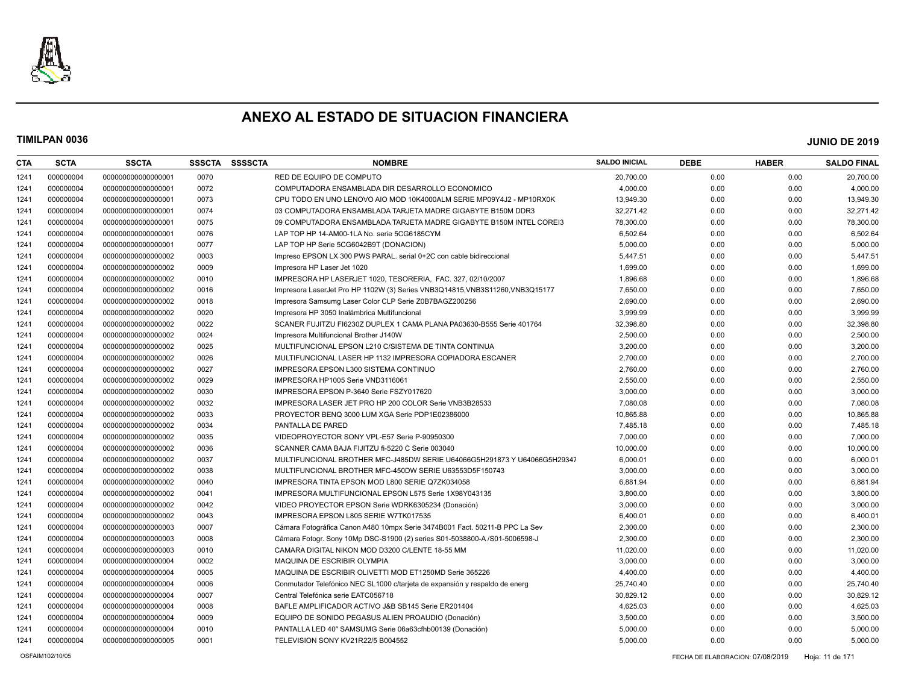# ANEXO AL ESTADO DE SITUACION FINANCIERA

**TIMILPAN 0036** **JUNIO DE 2019**

| CTA | SCTA | SSCTA | SSSCTA | SSSSCTA | NOMBRE | SALDO INICIAL | DEBE | HABER | SALDO FINAL |
|---|---|---|---|---|---|---|---|---|---|
| 1241 | 000000004 | 000000000000000001 | 0070 | | RED DE EQUIPO DE COMPUTO | 20,700.00 | 0.00 | 0.00 | 20,700.00 |
| 1241 | 000000004 | 000000000000000001 | 0072 | | COMPUTADORA ENSAMBLADA DIR DESARROLLO ECONOMICO | 4,000.00 | 0.00 | 0.00 | 4,000.00 |
| 1241 | 000000004 | 000000000000000001 | 0073 | | CPU TODO EN UNO LENOVO AIO MOD 10K4000ALM SERIE MP09Y4J2 - MP10RX0K | 13,949.30 | 0.00 | 0.00 | 13,949.30 |
| 1241 | 000000004 | 000000000000000001 | 0074 | | 03 COMPUTADORA ENSAMBLADA TARJETA MADRE GIGABYTE B150M DDR3 | 32,271.42 | 0.00 | 0.00 | 32,271.42 |
| 1241 | 000000004 | 000000000000000001 | 0075 | | 09 COMPUTADORA ENSAMBLADA TARJETA MADRE GIGABYTE B150M INTEL COREI3 | 78,300.00 | 0.00 | 0.00 | 78,300.00 |
| 1241 | 000000004 | 000000000000000001 | 0076 | | LAP TOP HP 14-AM00-1LA No. serie 5CG6185CYM | 6,502.64 | 0.00 | 0.00 | 6,502.64 |
| 1241 | 000000004 | 000000000000000001 | 0077 | | LAP TOP HP Serie 5CG6042B9T (DONACION) | 5,000.00 | 0.00 | 0.00 | 5,000.00 |
| 1241 | 000000004 | 000000000000000002 | 0003 | | Impreso EPSON LX 300 PWS PARAL. serial 0+2C con cable bidireccional | 5,447.51 | 0.00 | 0.00 | 5,447.51 |
| 1241 | 000000004 | 000000000000000002 | 0009 | | Impresora HP Laser Jet 1020 | 1,699.00 | 0.00 | 0.00 | 1,699.00 |
| 1241 | 000000004 | 000000000000000002 | 0010 | | IMPRESORA HP LASERJET 1020, TESORERIA, FAC. 327, 02/10/2007 | 1,896.68 | 0.00 | 0.00 | 1,896.68 |
| 1241 | 000000004 | 000000000000000002 | 0016 | | Impresora LaserJet Pro HP 1102W (3) Series VNB3Q14815,VNB3S11260,VNB3Q15177 | 7,650.00 | 0.00 | 0.00 | 7,650.00 |
| 1241 | 000000004 | 000000000000000002 | 0018 | | Impresora Samsumg Laser Color CLP Serie Z0B7BAGZ200256 | 2,690.00 | 0.00 | 0.00 | 2,690.00 |
| 1241 | 000000004 | 000000000000000002 | 0020 | | Impresora HP 3050 Inalámbrica Multifuncional | 3,999.99 | 0.00 | 0.00 | 3,999.99 |
| 1241 | 000000004 | 000000000000000002 | 0022 | | SCANER FUJITZU FI6230Z DUPLEX 1 CAMA PLANA PA03630-B555 Serie 401764 | 32,398.80 | 0.00 | 0.00 | 32,398.80 |
| 1241 | 000000004 | 000000000000000002 | 0024 | | Impresora Multifuncional Brother J140W | 2,500.00 | 0.00 | 0.00 | 2,500.00 |
| 1241 | 000000004 | 000000000000000002 | 0025 | | MULTIFUNCIONAL EPSON L210 C/SISTEMA DE TINTA CONTINUA | 3,200.00 | 0.00 | 0.00 | 3,200.00 |
| 1241 | 000000004 | 000000000000000002 | 0026 | | MULTIFUNCIONAL LASER HP 1132 IMPRESORA COPIADORA ESCANER | 2,700.00 | 0.00 | 0.00 | 2,700.00 |
| 1241 | 000000004 | 000000000000000002 | 0027 | | IMPRESORA EPSON L300 SISTEMA CONTINUO | 2,760.00 | 0.00 | 0.00 | 2,760.00 |
| 1241 | 000000004 | 000000000000000002 | 0029 | | IMPRESORA HP1005 Serie VND3116061 | 2,550.00 | 0.00 | 0.00 | 2,550.00 |
| 1241 | 000000004 | 000000000000000002 | 0030 | | IMPRESORA EPSON P-3640 Serie FSZY017620 | 3,000.00 | 0.00 | 0.00 | 3,000.00 |
| 1241 | 000000004 | 000000000000000002 | 0032 | | IMPRESORA LASER JET PRO HP 200 COLOR Serie VNB3B28533 | 7,080.08 | 0.00 | 0.00 | 7,080.08 |
| 1241 | 000000004 | 000000000000000002 | 0033 | | PROYECTOR BENQ 3000 LUM XGA Serie PDP1E02386000 | 10,865.88 | 0.00 | 0.00 | 10,865.88 |
| 1241 | 000000004 | 000000000000000002 | 0034 | | PANTALLA DE PARED | 7,485.18 | 0.00 | 0.00 | 7,485.18 |
| 1241 | 000000004 | 000000000000000002 | 0035 | | VIDEOPROYECTOR SONY VPL-E57 Serie P-90950300 | 7,000.00 | 0.00 | 0.00 | 7,000.00 |
| 1241 | 000000004 | 000000000000000002 | 0036 | | SCANNER CAMA BAJA FIJITZU fi-5220 C Serie 003040 | 10,000.00 | 0.00 | 0.00 | 10,000.00 |
| 1241 | 000000004 | 000000000000000002 | 0037 | | MULTIFUNCIONAL BROTHER MFC-J485DW SERIE U64066G5H291873 Y U64066G5H29347 | 6,000.01 | 0.00 | 0.00 | 6,000.01 |
| 1241 | 000000004 | 000000000000000002 | 0038 | | MULTIFUNCIONAL BROTHER MFC-450DW SERIE U63553D5F150743 | 3,000.00 | 0.00 | 0.00 | 3,000.00 |
| 1241 | 000000004 | 000000000000000002 | 0040 | | IMPRESORA TINTA EPSON MOD L800 SERIE Q7ZK034058 | 6,881.94 | 0.00 | 0.00 | 6,881.94 |
| 1241 | 000000004 | 000000000000000002 | 0041 | | IMPRESORA MULTIFUNCIONAL EPSON L575 Serie 1X98Y043135 | 3,800.00 | 0.00 | 0.00 | 3,800.00 |
| 1241 | 000000004 | 000000000000000002 | 0042 | | VIDEO PROYECTOR EPSON Serie WDRK6305234 (Donación) | 3,000.00 | 0.00 | 0.00 | 3,000.00 |
| 1241 | 000000004 | 000000000000000002 | 0043 | | IMPRESORA EPSON L805 SERIE W7TK017535 | 6,400.01 | 0.00 | 0.00 | 6,400.01 |
| 1241 | 000000004 | 000000000000000003 | 0007 | | Cámara Fotográfica Canon A480 10mpx Serie 3474B001 Fact. 50211-B PPC La Sev | 2,300.00 | 0.00 | 0.00 | 2,300.00 |
| 1241 | 000000004 | 000000000000000003 | 0008 | | Cámara Fotogr. Sony 10Mp DSC-S1900 (2) series S01-5038800-A /S01-5006598-J | 2,300.00 | 0.00 | 0.00 | 2,300.00 |
| 1241 | 000000004 | 000000000000000003 | 0010 | | CAMARA DIGITAL NIKON MOD D3200 C/LENTE 18-55 MM | 11,020.00 | 0.00 | 0.00 | 11,020.00 |
| 1241 | 000000004 | 000000000000000004 | 0002 | | MAQUINA DE ESCRIBIR OLYMPIA | 3,000.00 | 0.00 | 0.00 | 3,000.00 |
| 1241 | 000000004 | 000000000000000004 | 0005 | | MAQUINA DE ESCRIBIR OLIVETTI MOD ET1250MD Serie 365226 | 4,400.00 | 0.00 | 0.00 | 4,400.00 |
| 1241 | 000000004 | 000000000000000004 | 0006 | | Conmutador Telefónico NEC SL1000 c/tarjeta de expansión y respaldo de energ | 25,740.40 | 0.00 | 0.00 | 25,740.40 |
| 1241 | 000000004 | 000000000000000004 | 0007 | | Central Telefónica serie EATC056718 | 30,829.12 | 0.00 | 0.00 | 30,829.12 |
| 1241 | 000000004 | 000000000000000004 | 0008 | | BAFLE AMPLIFICADOR ACTIVO J&B SB145 Serie ER201404 | 4,625.03 | 0.00 | 0.00 | 4,625.03 |
| 1241 | 000000004 | 000000000000000004 | 0009 | | EQUIPO DE SONIDO PEGASUS ALIEN PROAUDIO (Donación) | 3,500.00 | 0.00 | 0.00 | 3,500.00 |
| 1241 | 000000004 | 000000000000000004 | 0010 | | PANTALLA LED 40" SAMSUMG Serie 06a63cfhb00139 (Donación) | 5,000.00 | 0.00 | 0.00 | 5,000.00 |
| 1241 | 000000004 | 000000000000000005 | 0001 | | TELEVISION SONY KV21R22/5 B004552 | 5,000.00 | 0.00 | 0.00 | 5,000.00 |

OSFAIM102/10/05 FECHA DE ELABORACION: 07/08/2019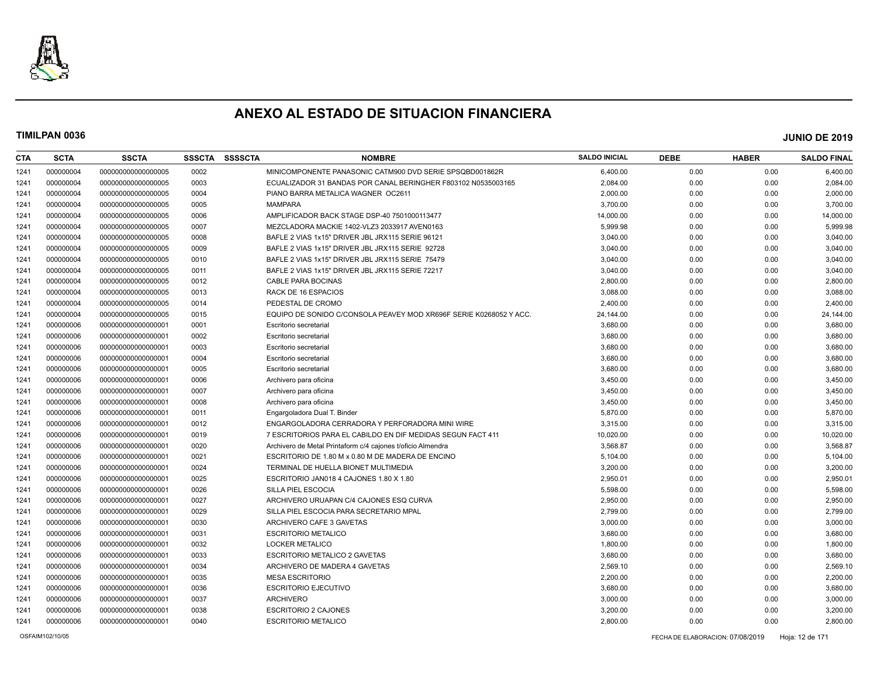# ANEXO AL ESTADO DE SITUACION FINANCIERA

**TIMILPAN 0036** **JUNIO DE 2019**

| CTA | SCTA | SSCTA | SSSCTA | SSSSCTA | NOMBRE | SALDO INICIAL | DEBE | HABER | SALDO FINAL |
|---|---|---|---|---|---|---|---|---|---|
| 1241 | 000000004 | 000000000000000005 | 0002 | | MINICOMPONENTE PANASONIC CATM900 DVD SERIE SPSQBD001862R | 6,400.00 | 0.00 | 0.00 | 6,400.00 |
| 1241 | 000000004 | 000000000000000005 | 0003 | | ECUALIZADOR 31 BANDAS POR CANAL BERINGHER F803102 N0535003165 | 2,084.00 | 0.00 | 0.00 | 2,084.00 |
| 1241 | 000000004 | 000000000000000005 | 0004 | | PIANO BARRA METALICA WAGNER OC2611 | 2,000.00 | 0.00 | 0.00 | 2,000.00 |
| 1241 | 000000004 | 000000000000000005 | 0005 | | MAMPARA | 3,700.00 | 0.00 | 0.00 | 3,700.00 |
| 1241 | 000000004 | 000000000000000005 | 0006 | | AMPLIFICADOR BACK STAGE DSP-40 7501000113477 | 14,000.00 | 0.00 | 0.00 | 14,000.00 |
| 1241 | 000000004 | 000000000000000005 | 0007 | | MEZCLADORA MACKIE 1402-VLZ3 2033917 AVEN0163 | 5,999.98 | 0.00 | 0.00 | 5,999.98 |
| 1241 | 000000004 | 000000000000000005 | 0008 | | BAFLE 2 VIAS 1x15" DRIVER JBL JRX115 SERIE 96121 | 3,040.00 | 0.00 | 0.00 | 3,040.00 |
| 1241 | 000000004 | 000000000000000005 | 0009 | | BAFLE 2 VIAS 1x15" DRIVER JBL JRX115 SERIE 92728 | 3,040.00 | 0.00 | 0.00 | 3,040.00 |
| 1241 | 000000004 | 000000000000000005 | 0010 | | BAFLE 2 VIAS 1x15" DRIVER JBL JRX115 SERIE 75479 | 3,040.00 | 0.00 | 0.00 | 3,040.00 |
| 1241 | 000000004 | 000000000000000005 | 0011 | | BAFLE 2 VIAS 1x15" DRIVER JBL JRX115 SERIE 72217 | 3,040.00 | 0.00 | 0.00 | 3,040.00 |
| 1241 | 000000004 | 000000000000000005 | 0012 | | CABLE PARA BOCINAS | 2,800.00 | 0.00 | 0.00 | 2,800.00 |
| 1241 | 000000004 | 000000000000000005 | 0013 | | RACK DE 16 ESPACIOS | 3,088.00 | 0.00 | 0.00 | 3,088.00 |
| 1241 | 000000004 | 000000000000000005 | 0014 | | PEDESTAL DE CROMO | 2,400.00 | 0.00 | 0.00 | 2,400.00 |
| 1241 | 000000004 | 000000000000000005 | 0015 | | EQUIPO DE SONIDO C/CONSOLA PEAVEY MOD XR696F SERIE K0268052 Y ACC. | 24,144.00 | 0.00 | 0.00 | 24,144.00 |
| 1241 | 000000006 | 000000000000000001 | 0001 | | Escritorio secretarial | 3,680.00 | 0.00 | 0.00 | 3,680.00 |
| 1241 | 000000006 | 000000000000000001 | 0002 | | Escritorio secretarial | 3,680.00 | 0.00 | 0.00 | 3,680.00 |
| 1241 | 000000006 | 000000000000000001 | 0003 | | Escritorio secretarial | 3,680.00 | 0.00 | 0.00 | 3,680.00 |
| 1241 | 000000006 | 000000000000000001 | 0004 | | Escritorio secretarial | 3,680.00 | 0.00 | 0.00 | 3,680.00 |
| 1241 | 000000006 | 000000000000000001 | 0005 | | Escritorio secretarial | 3,680.00 | 0.00 | 0.00 | 3,680.00 |
| 1241 | 000000006 | 000000000000000001 | 0006 | | Archivero para oficina | 3,450.00 | 0.00 | 0.00 | 3,450.00 |
| 1241 | 000000006 | 000000000000000001 | 0007 | | Archivero para oficina | 3,450.00 | 0.00 | 0.00 | 3,450.00 |
| 1241 | 000000006 | 000000000000000001 | 0008 | | Archivero para oficina | 3,450.00 | 0.00 | 0.00 | 3,450.00 |
| 1241 | 000000006 | 000000000000000001 | 0011 | | Engargoladora Dual T. Binder | 5,870.00 | 0.00 | 0.00 | 5,870.00 |
| 1241 | 000000006 | 000000000000000001 | 0012 | | ENGARGOLADORA CERRADORA Y PERFORADORA MINI WIRE | 3,315.00 | 0.00 | 0.00 | 3,315.00 |
| 1241 | 000000006 | 000000000000000001 | 0019 | | 7 ESCRITORIOS PARA EL CABILDO EN DIF MEDIDAS SEGUN FACT 411 | 10,020.00 | 0.00 | 0.00 | 10,020.00 |
| 1241 | 000000006 | 000000000000000001 | 0020 | | Archivero de Metal Printaform c/4 cajones t/oficio Almendra | 3,568.87 | 0.00 | 0.00 | 3,568.87 |
| 1241 | 000000006 | 000000000000000001 | 0021 | | ESCRITORIO DE 1.80 M x 0.80 M DE MADERA DE ENCINO | 5,104.00 | 0.00 | 0.00 | 5,104.00 |
| 1241 | 000000006 | 000000000000000001 | 0024 | | TERMINAL DE HUELLA BIONET MULTIMEDIA | 3,200.00 | 0.00 | 0.00 | 3,200.00 |
| 1241 | 000000006 | 000000000000000001 | 0025 | | ESCRITORIO JAN018 4 CAJONES 1.80 X 1.80 | 2,950.01 | 0.00 | 0.00 | 2,950.01 |
| 1241 | 000000006 | 000000000000000001 | 0026 | | SILLA PIEL ESCOCIA | 5,598.00 | 0.00 | 0.00 | 5,598.00 |
| 1241 | 000000006 | 000000000000000001 | 0027 | | ARCHIVERO URUAPAN C/4 CAJONES ESQ CURVA | 2,950.00 | 0.00 | 0.00 | 2,950.00 |
| 1241 | 000000006 | 000000000000000001 | 0029 | | SILLA PIEL ESCOCIA PARA SECRETARIO MPAL | 2,799.00 | 0.00 | 0.00 | 2,799.00 |
| 1241 | 000000006 | 000000000000000001 | 0030 | | ARCHIVERO CAFE 3 GAVETAS | 3,000.00 | 0.00 | 0.00 | 3,000.00 |
| 1241 | 000000006 | 000000000000000001 | 0031 | | ESCRITORIO METALICO | 3,680.00 | 0.00 | 0.00 | 3,680.00 |
| 1241 | 000000006 | 000000000000000001 | 0032 | | LOCKER METALICO | 1,800.00 | 0.00 | 0.00 | 1,800.00 |
| 1241 | 000000006 | 000000000000000001 | 0033 | | ESCRITORIO METALICO 2 GAVETAS | 3,680.00 | 0.00 | 0.00 | 3,680.00 |
| 1241 | 000000006 | 000000000000000001 | 0034 | | ARCHIVERO DE MADERA 4 GAVETAS | 2,569.10 | 0.00 | 0.00 | 2,569.10 |
| 1241 | 000000006 | 000000000000000001 | 0035 | | MESA ESCRITORIO | 2,200.00 | 0.00 | 0.00 | 2,200.00 |
| 1241 | 000000006 | 000000000000000001 | 0036 | | ESCRITORIO EJECUTIVO | 3,680.00 | 0.00 | 0.00 | 3,680.00 |
| 1241 | 000000006 | 000000000000000001 | 0037 | | ARCHIVERO | 3,000.00 | 0.00 | 0.00 | 3,000.00 |
| 1241 | 000000006 | 000000000000000001 | 0038 | | ESCRITORIO 2 CAJONES | 3,200.00 | 0.00 | 0.00 | 3,200.00 |
| 1241 | 000000006 | 000000000000000001 | 0040 | | ESCRITORIO METALICO | 2,800.00 | 0.00 | 0.00 | 2,800.00 |

OSFAIM102/10/05 FECHA DE ELABORACION: 07/08/2019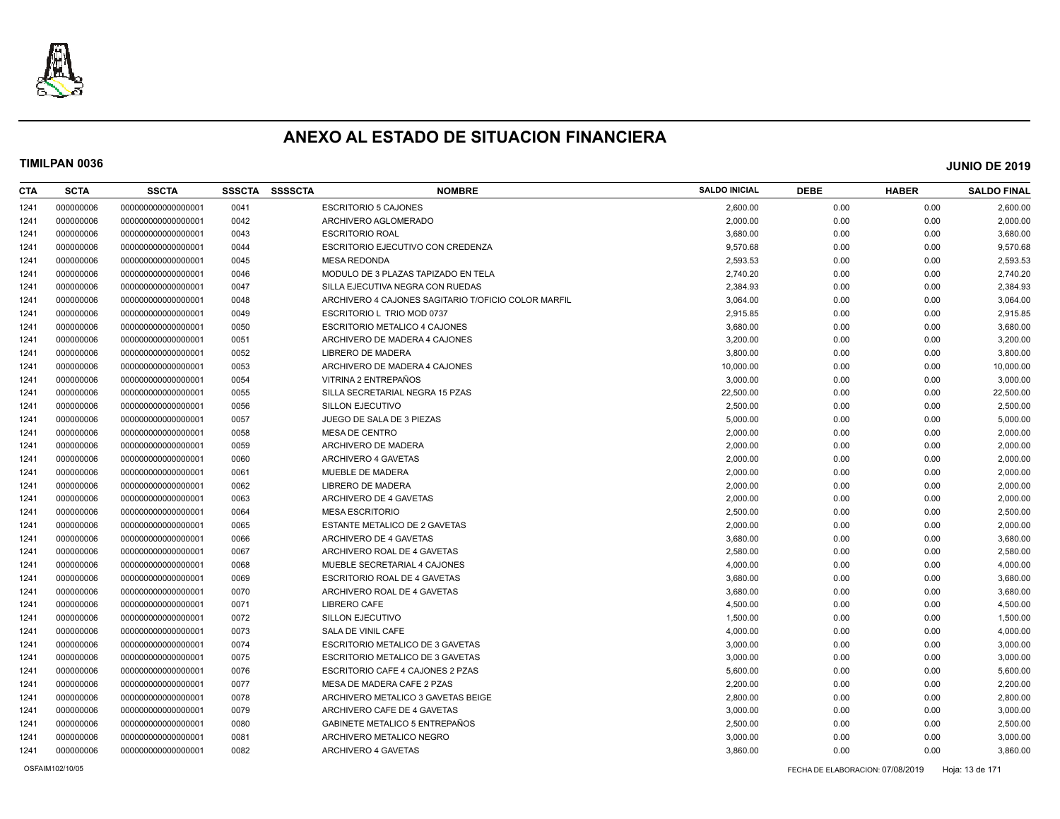# ANEXO AL ESTADO DE SITUACION FINANCIERA

**TIMILPAN 0036** **JUNIO DE 2019**

| CTA | SCTA | SSCTA | SSSCTA | SSSSCTA | NOMBRE | SALDO INICIAL | DEBE | HABER | SALDO FINAL |
|---|---|---|---|---|---|---|---|---|---|
| 1241 | 000000006 | 000000000000000001 | 0041 | | ESCRITORIO 5 CAJONES | 2,600.00 | 0.00 | 0.00 | 2,600.00 |
| 1241 | 000000006 | 000000000000000001 | 0042 | | ARCHIVERO AGLOMERADO | 2,000.00 | 0.00 | 0.00 | 2,000.00 |
| 1241 | 000000006 | 000000000000000001 | 0043 | | ESCRITORIO ROAL | 3,680.00 | 0.00 | 0.00 | 3,680.00 |
| 1241 | 000000006 | 000000000000000001 | 0044 | | ESCRITORIO EJECUTIVO CON CREDENZA | 9,570.68 | 0.00 | 0.00 | 9,570.68 |
| 1241 | 000000006 | 000000000000000001 | 0045 | | MESA REDONDA | 2,593.53 | 0.00 | 0.00 | 2,593.53 |
| 1241 | 000000006 | 000000000000000001 | 0046 | | MODULO DE 3 PLAZAS TAPIZADO EN TELA | 2,740.20 | 0.00 | 0.00 | 2,740.20 |
| 1241 | 000000006 | 000000000000000001 | 0047 | | SILLA EJECUTIVA NEGRA CON RUEDAS | 2,384.93 | 0.00 | 0.00 | 2,384.93 |
| 1241 | 000000006 | 000000000000000001 | 0048 | | ARCHIVERO 4 CAJONES SAGITARIO T/OFICIO COLOR MARFIL | 3,064.00 | 0.00 | 0.00 | 3,064.00 |
| 1241 | 000000006 | 000000000000000001 | 0049 | | ESCRITORIO L TRIO MOD 0737 | 2,915.85 | 0.00 | 0.00 | 2,915.85 |
| 1241 | 000000006 | 000000000000000001 | 0050 | | ESCRITORIO METALICO 4 CAJONES | 3,680.00 | 0.00 | 0.00 | 3,680.00 |
| 1241 | 000000006 | 000000000000000001 | 0051 | | ARCHIVERO DE MADERA 4 CAJONES | 3,200.00 | 0.00 | 0.00 | 3,200.00 |
| 1241 | 000000006 | 000000000000000001 | 0052 | | LIBRERO DE MADERA | 3,800.00 | 0.00 | 0.00 | 3,800.00 |
| 1241 | 000000006 | 000000000000000001 | 0053 | | ARCHIVERO DE MADERA 4 CAJONES | 10,000.00 | 0.00 | 0.00 | 10,000.00 |
| 1241 | 000000006 | 000000000000000001 | 0054 | | VITRINA 2 ENTREPAÑOS | 3,000.00 | 0.00 | 0.00 | 3,000.00 |
| 1241 | 000000006 | 000000000000000001 | 0055 | | SILLA SECRETARIAL NEGRA 15 PZAS | 22,500.00 | 0.00 | 0.00 | 22,500.00 |
| 1241 | 000000006 | 000000000000000001 | 0056 | | SILLON EJECUTIVO | 2,500.00 | 0.00 | 0.00 | 2,500.00 |
| 1241 | 000000006 | 000000000000000001 | 0057 | | JUEGO DE SALA DE 3 PIEZAS | 5,000.00 | 0.00 | 0.00 | 5,000.00 |
| 1241 | 000000006 | 000000000000000001 | 0058 | | MESA DE CENTRO | 2,000.00 | 0.00 | 0.00 | 2,000.00 |
| 1241 | 000000006 | 000000000000000001 | 0059 | | ARCHIVERO DE MADERA | 2,000.00 | 0.00 | 0.00 | 2,000.00 |
| 1241 | 000000006 | 000000000000000001 | 0060 | | ARCHIVERO 4 GAVETAS | 2,000.00 | 0.00 | 0.00 | 2,000.00 |
| 1241 | 000000006 | 000000000000000001 | 0061 | | MUEBLE DE MADERA | 2,000.00 | 0.00 | 0.00 | 2,000.00 |
| 1241 | 000000006 | 000000000000000001 | 0062 | | LIBRERO DE MADERA | 2,000.00 | 0.00 | 0.00 | 2,000.00 |
| 1241 | 000000006 | 000000000000000001 | 0063 | | ARCHIVERO DE 4 GAVETAS | 2,000.00 | 0.00 | 0.00 | 2,000.00 |
| 1241 | 000000006 | 000000000000000001 | 0064 | | MESA ESCRITORIO | 2,500.00 | 0.00 | 0.00 | 2,500.00 |
| 1241 | 000000006 | 000000000000000001 | 0065 | | ESTANTE METALICO DE 2 GAVETAS | 2,000.00 | 0.00 | 0.00 | 2,000.00 |
| 1241 | 000000006 | 000000000000000001 | 0066 | | ARCHIVERO DE 4 GAVETAS | 3,680.00 | 0.00 | 0.00 | 3,680.00 |
| 1241 | 000000006 | 000000000000000001 | 0067 | | ARCHIVERO ROAL DE 4 GAVETAS | 2,580.00 | 0.00 | 0.00 | 2,580.00 |
| 1241 | 000000006 | 000000000000000001 | 0068 | | MUEBLE SECRETARIAL 4 CAJONES | 4,000.00 | 0.00 | 0.00 | 4,000.00 |
| 1241 | 000000006 | 000000000000000001 | 0069 | | ESCRITORIO ROAL DE 4 GAVETAS | 3,680.00 | 0.00 | 0.00 | 3,680.00 |
| 1241 | 000000006 | 000000000000000001 | 0070 | | ARCHIVERO ROAL DE 4 GAVETAS | 3,680.00 | 0.00 | 0.00 | 3,680.00 |
| 1241 | 000000006 | 000000000000000001 | 0071 | | LIBRERO CAFE | 4,500.00 | 0.00 | 0.00 | 4,500.00 |
| 1241 | 000000006 | 000000000000000001 | 0072 | | SILLON EJECUTIVO | 1,500.00 | 0.00 | 0.00 | 1,500.00 |
| 1241 | 000000006 | 000000000000000001 | 0073 | | SALA DE VINIL CAFE | 4,000.00 | 0.00 | 0.00 | 4,000.00 |
| 1241 | 000000006 | 000000000000000001 | 0074 | | ESCRITORIO METALICO DE 3 GAVETAS | 3,000.00 | 0.00 | 0.00 | 3,000.00 |
| 1241 | 000000006 | 000000000000000001 | 0075 | | ESCRITORIO METALICO DE 3 GAVETAS | 3,000.00 | 0.00 | 0.00 | 3,000.00 |
| 1241 | 000000006 | 000000000000000001 | 0076 | | ESCRITORIO CAFE 4 CAJONES 2 PZAS | 5,600.00 | 0.00 | 0.00 | 5,600.00 |
| 1241 | 000000006 | 000000000000000001 | 0077 | | MESA DE MADERA CAFE 2 PZAS | 2,200.00 | 0.00 | 0.00 | 2,200.00 |
| 1241 | 000000006 | 000000000000000001 | 0078 | | ARCHIVERO METALICO 3 GAVETAS BEIGE | 2,800.00 | 0.00 | 0.00 | 2,800.00 |
| 1241 | 000000006 | 000000000000000001 | 0079 | | ARCHIVERO CAFE DE 4 GAVETAS | 3,000.00 | 0.00 | 0.00 | 3,000.00 |
| 1241 | 000000006 | 000000000000000001 | 0080 | | GABINETE METALICO 5 ENTREPAÑOS | 2,500.00 | 0.00 | 0.00 | 2,500.00 |
| 1241 | 000000006 | 000000000000000001 | 0081 | | ARCHIVERO METALICO NEGRO | 3,000.00 | 0.00 | 0.00 | 3,000.00 |
| 1241 | 000000006 | 000000000000000001 | 0082 | | ARCHIVERO 4 GAVETAS | 3,860.00 | 0.00 | 0.00 | 3,860.00 |

OSFAIM102/10/05 FECHA DE ELABORACION: 07/08/2019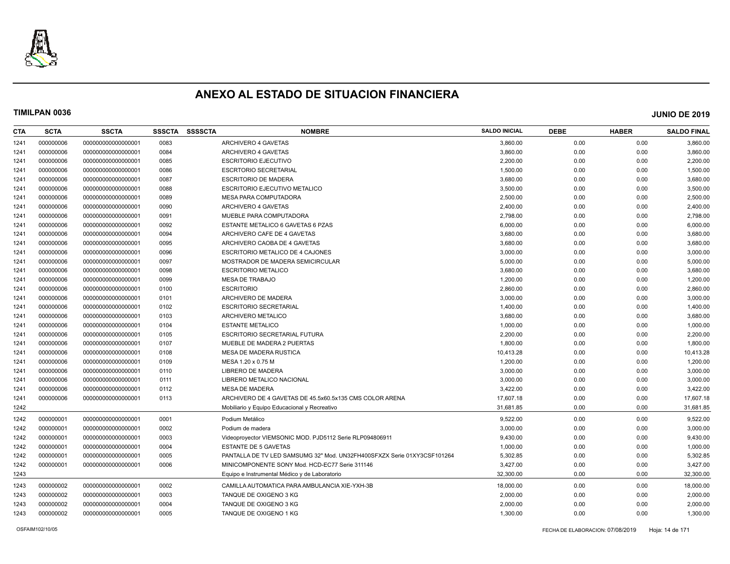# ANEXO AL ESTADO DE SITUACION FINANCIERA

**TIMILPAN 0036** **JUNIO DE 2019**

| CTA | SCTA | SSCTA | SSSCTA | SSSSCTA | NOMBRE | SALDO INICIAL | DEBE | HABER | SALDO FINAL |
|---|---|---|---|---|---|---|---|---|---|
| 1241 | 000000006 | 000000000000000001 | 0083 | | ARCHIVERO 4 GAVETAS | 3,860.00 | 0.00 | 0.00 | 3,860.00 |
| 1241 | 000000006 | 000000000000000001 | 0084 | | ARCHIVERO 4 GAVETAS | 3,860.00 | 0.00 | 0.00 | 3,860.00 |
| 1241 | 000000006 | 000000000000000001 | 0085 | | ESCRITORIO EJECUTIVO | 2,200.00 | 0.00 | 0.00 | 2,200.00 |
| 1241 | 000000006 | 000000000000000001 | 0086 | | ESCRTORIO SECRETARIAL | 1,500.00 | 0.00 | 0.00 | 1,500.00 |
| 1241 | 000000006 | 000000000000000001 | 0087 | | ESCRITORIO DE MADERA | 3,680.00 | 0.00 | 0.00 | 3,680.00 |
| 1241 | 000000006 | 000000000000000001 | 0088 | | ESCRITORIO EJECUTIVO METALICO | 3,500.00 | 0.00 | 0.00 | 3,500.00 |
| 1241 | 000000006 | 000000000000000001 | 0089 | | MESA PARA COMPUTADORA | 2,500.00 | 0.00 | 0.00 | 2,500.00 |
| 1241 | 000000006 | 000000000000000001 | 0090 | | ARCHIVERO 4 GAVETAS | 2,400.00 | 0.00 | 0.00 | 2,400.00 |
| 1241 | 000000006 | 000000000000000001 | 0091 | | MUEBLE PARA COMPUTADORA | 2,798.00 | 0.00 | 0.00 | 2,798.00 |
| 1241 | 000000006 | 000000000000000001 | 0092 | | ESTANTE METALICO 6 GAVETAS 6 PZAS | 6,000.00 | 0.00 | 0.00 | 6,000.00 |
| 1241 | 000000006 | 000000000000000001 | 0094 | | ARCHIVERO CAFE DE 4 GAVETAS | 3,680.00 | 0.00 | 0.00 | 3,680.00 |
| 1241 | 000000006 | 000000000000000001 | 0095 | | ARCHIVERO CAOBA DE 4 GAVETAS | 3,680.00 | 0.00 | 0.00 | 3,680.00 |
| 1241 | 000000006 | 000000000000000001 | 0096 | | ESCRITORIO METALICO DE 4 CAJONES | 3,000.00 | 0.00 | 0.00 | 3,000.00 |
| 1241 | 000000006 | 000000000000000001 | 0097 | | MOSTRADOR DE MADERA SEMICIRCULAR | 5,000.00 | 0.00 | 0.00 | 5,000.00 |
| 1241 | 000000006 | 000000000000000001 | 0098 | | ESCRITORIO METALICO | 3,680.00 | 0.00 | 0.00 | 3,680.00 |
| 1241 | 000000006 | 000000000000000001 | 0099 | | MESA DE TRABAJO | 1,200.00 | 0.00 | 0.00 | 1,200.00 |
| 1241 | 000000006 | 000000000000000001 | 0100 | | ESCRITORIO | 2,860.00 | 0.00 | 0.00 | 2,860.00 |
| 1241 | 000000006 | 000000000000000001 | 0101 | | ARCHIVERO DE MADERA | 3,000.00 | 0.00 | 0.00 | 3,000.00 |
| 1241 | 000000006 | 000000000000000001 | 0102 | | ESCRITORIO SECRETARIAL | 1,400.00 | 0.00 | 0.00 | 1,400.00 |
| 1241 | 000000006 | 000000000000000001 | 0103 | | ARCHIVERO METALICO | 3,680.00 | 0.00 | 0.00 | 3,680.00 |
| 1241 | 000000006 | 000000000000000001 | 0104 | | ESTANTE METALICO | 1,000.00 | 0.00 | 0.00 | 1,000.00 |
| 1241 | 000000006 | 000000000000000001 | 0105 | | ESCRITORIO SECRETARIAL FUTURA | 2,200.00 | 0.00 | 0.00 | 2,200.00 |
| 1241 | 000000006 | 000000000000000001 | 0107 | | MUEBLE DE MADERA 2 PUERTAS | 1,800.00 | 0.00 | 0.00 | 1,800.00 |
| 1241 | 000000006 | 000000000000000001 | 0108 | | MESA DE MADERA RUSTICA | 10,413.28 | 0.00 | 0.00 | 10,413.28 |
| 1241 | 000000006 | 000000000000000001 | 0109 | | MESA 1.20 x 0.75 M | 1,200.00 | 0.00 | 0.00 | 1,200.00 |
| 1241 | 000000006 | 000000000000000001 | 0110 | | LIBRERO DE MADERA | 3,000.00 | 0.00 | 0.00 | 3,000.00 |
| 1241 | 000000006 | 000000000000000001 | 0111 | | LIBRERO METALICO NACIONAL | 3,000.00 | 0.00 | 0.00 | 3,000.00 |
| 1241 | 000000006 | 000000000000000001 | 0112 | | MESA DE MADERA | 3,422.00 | 0.00 | 0.00 | 3,422.00 |
| 1241 | 000000006 | 000000000000000001 | 0113 | | ARCHIVERO DE 4 GAVETAS DE 45.5x60.5x135 CMS COLOR ARENA | 17,607.18 | 0.00 | 0.00 | 17,607.18 |
| 1242 | | | | | Mobiliario y Equipo Educacional y Recreativo | 31,681.85 | 0.00 | 0.00 | 31,681.85 |
| 1242 | 000000001 | 000000000000000001 | 0001 | | Podium Metálico | 9,522.00 | 0.00 | 0.00 | 9,522.00 |
| 1242 | 000000001 | 000000000000000001 | 0002 | | Podium de madera | 3,000.00 | 0.00 | 0.00 | 3,000.00 |
| 1242 | 000000001 | 000000000000000001 | 0003 | | Videoproyector VIEMSONIC MOD. PJD5112 Serie RLP094806911 | 9,430.00 | 0.00 | 0.00 | 9,430.00 |
| 1242 | 000000001 | 000000000000000001 | 0004 | | ESTANTE DE 5 GAVETAS | 1,000.00 | 0.00 | 0.00 | 1,000.00 |
| 1242 | 000000001 | 000000000000000001 | 0005 | | PANTALLA DE TV LED SAMSUMG 32" Mod. UN32FH400SFXZX Serie 01XY3CSF101264 | 5,302.85 | 0.00 | 0.00 | 5,302.85 |
| 1242 | 000000001 | 000000000000000001 | 0006 | | MINICOMPONENTE SONY Mod. HCD-EC77 Serie 311146 | 3,427.00 | 0.00 | 0.00 | 3,427.00 |
| 1243 | | | | | Equipo e Instrumental Médico y de Laboratorio | 32,300.00 | 0.00 | 0.00 | 32,300.00 |
| 1243 | 000000002 | 000000000000000001 | 0002 | | CAMILLA AUTOMATICA PARA AMBULANCIA XIE-YXH-3B | 18,000.00 | 0.00 | 0.00 | 18,000.00 |
| 1243 | 000000002 | 000000000000000001 | 0003 | | TANQUE DE OXIGENO 3 KG | 2,000.00 | 0.00 | 0.00 | 2,000.00 |
| 1243 | 000000002 | 000000000000000001 | 0004 | | TANQUE DE OXIGENO 3 KG | 2,000.00 | 0.00 | 0.00 | 2,000.00 |
| 1243 | 000000002 | 000000000000000001 | 0005 | | TANQUE DE OXIGENO 1 KG | 1,300.00 | 0.00 | 0.00 | 1,300.00 |

OSFAIM102/10/05 FECHA DE ELABORACION: 07/08/2019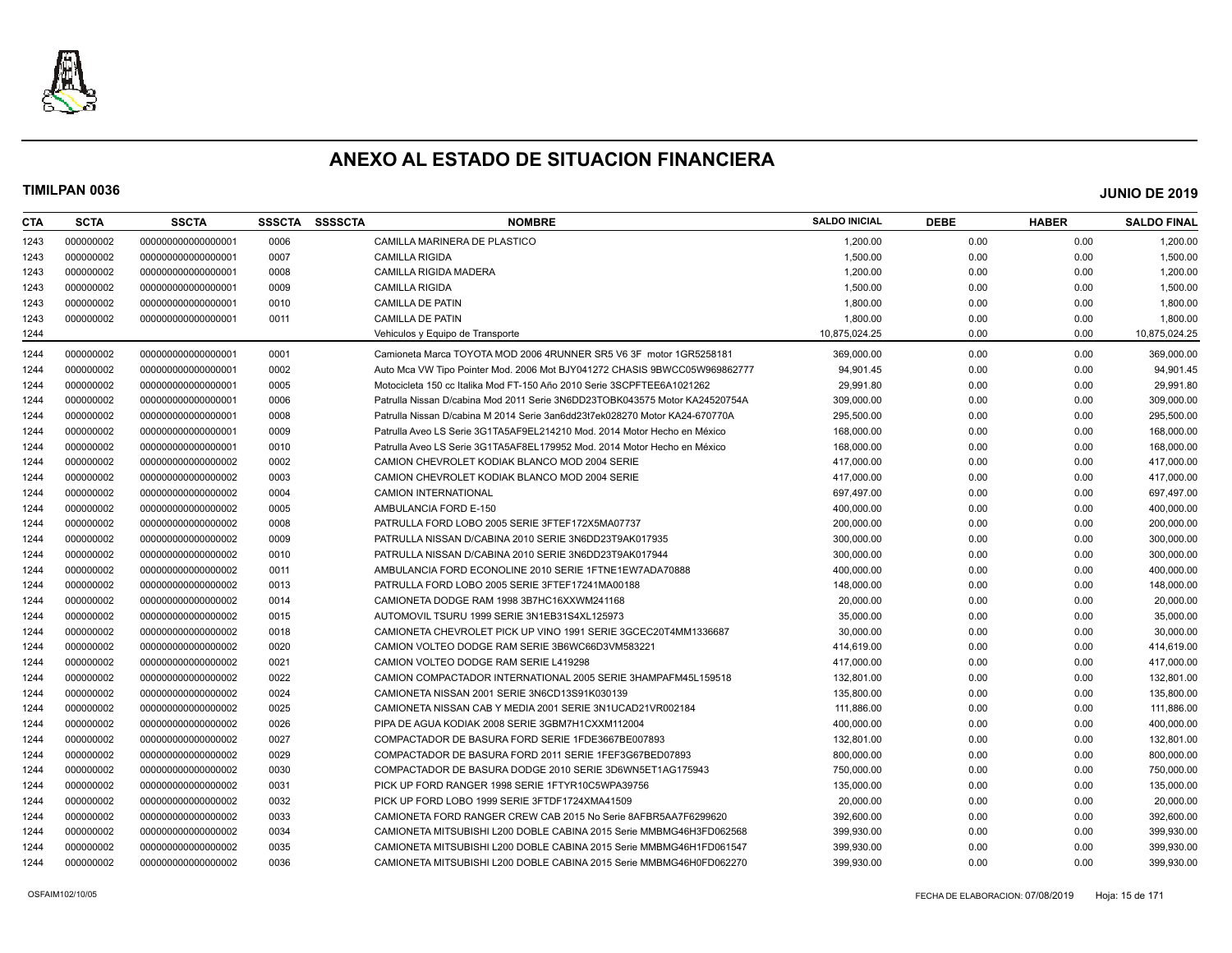# ANEXO AL ESTADO DE SITUACION FINANCIERA

**TIMILPAN 0036** **JUNIO DE 2019**

| CTA | SCTA | SSCTA | SSSCTA | SSSSCTA | NOMBRE | SALDO INICIAL | DEBE | HABER | SALDO FINAL |
|---|---|---|---|---|---|---|---|---|---|
| 1243 | 000000002 | 000000000000000001 | 0006 | | CAMILLA MARINERA DE PLASTICO | 1,200.00 | 0.00 | 0.00 | 1,200.00 |
| 1243 | 000000002 | 000000000000000001 | 0007 | | CAMILLA RIGIDA | 1,500.00 | 0.00 | 0.00 | 1,500.00 |
| 1243 | 000000002 | 000000000000000001 | 0008 | | CAMILLA RIGIDA MADERA | 1,200.00 | 0.00 | 0.00 | 1,200.00 |
| 1243 | 000000002 | 000000000000000001 | 0009 | | CAMILLA RIGIDA | 1,500.00 | 0.00 | 0.00 | 1,500.00 |
| 1243 | 000000002 | 000000000000000001 | 0010 | | CAMILLA DE PATIN | 1,800.00 | 0.00 | 0.00 | 1,800.00 |
| 1243 | 000000002 | 000000000000000001 | 0011 | | CAMILLA DE PATIN | 1,800.00 | 0.00 | 0.00 | 1,800.00 |
| 1244 | | | | | Vehiculos y Equipo de Transporte | 10,875,024.25 | 0.00 | 0.00 | 10,875,024.25 |
| 1244 | 000000002 | 000000000000000001 | 0001 | | Camioneta Marca TOYOTA MOD 2006 4RUNNER SR5 V6 3F motor 1GR5258181 | 369,000.00 | 0.00 | 0.00 | 369,000.00 |
| 1244 | 000000002 | 000000000000000001 | 0002 | | Auto Mca VW Tipo Pointer Mod. 2006 Mot BJY041272 CHASIS 9BWCC05W969862777 | 94,901.45 | 0.00 | 0.00 | 94,901.45 |
| 1244 | 000000002 | 000000000000000001 | 0005 | | Motocicleta 150 cc Italika Mod FT-150 Año 2010 Serie 3SCPFTEE6A1021262 | 29,991.80 | 0.00 | 0.00 | 29,991.80 |
| 1244 | 000000002 | 000000000000000001 | 0006 | | Patrulla Nissan D/cabina Mod 2011 Serie 3N6DD23TOBK043575 Motor KA24520754A | 309,000.00 | 0.00 | 0.00 | 309,000.00 |
| 1244 | 000000002 | 000000000000000001 | 0008 | | Patrulla Nissan D/cabina M 2014 Serie 3an6dd23t7ek028270 Motor KA24-670770A | 295,500.00 | 0.00 | 0.00 | 295,500.00 |
| 1244 | 000000002 | 000000000000000001 | 0009 | | Patrulla Aveo LS Serie 3G1TA5AF9EL214210 Mod. 2014 Motor Hecho en México | 168,000.00 | 0.00 | 0.00 | 168,000.00 |
| 1244 | 000000002 | 000000000000000001 | 0010 | | Patrulla Aveo LS Serie 3G1TA5AF8EL179952 Mod. 2014 Motor Hecho en México | 168,000.00 | 0.00 | 0.00 | 168,000.00 |
| 1244 | 000000002 | 000000000000000002 | 0002 | | CAMION CHEVROLET KODIAK BLANCO MOD 2004 SERIE | 417,000.00 | 0.00 | 0.00 | 417,000.00 |
| 1244 | 000000002 | 000000000000000002 | 0003 | | CAMION CHEVROLET KODIAK BLANCO MOD 2004 SERIE | 417,000.00 | 0.00 | 0.00 | 417,000.00 |
| 1244 | 000000002 | 000000000000000002 | 0004 | | CAMION INTERNATIONAL | 697,497.00 | 0.00 | 0.00 | 697,497.00 |
| 1244 | 000000002 | 000000000000000002 | 0005 | | AMBULANCIA FORD E-150 | 400,000.00 | 0.00 | 0.00 | 400,000.00 |
| 1244 | 000000002 | 000000000000000002 | 0008 | | PATRULLA FORD LOBO 2005 SERIE 3FTEF172X5MA07737 | 200,000.00 | 0.00 | 0.00 | 200,000.00 |
| 1244 | 000000002 | 000000000000000002 | 0009 | | PATRULLA NISSAN D/CABINA 2010 SERIE 3N6DD23T9AK017935 | 300,000.00 | 0.00 | 0.00 | 300,000.00 |
| 1244 | 000000002 | 000000000000000002 | 0010 | | PATRULLA NISSAN D/CABINA 2010 SERIE 3N6DD23T9AK017944 | 300,000.00 | 0.00 | 0.00 | 300,000.00 |
| 1244 | 000000002 | 000000000000000002 | 0011 | | AMBULANCIA FORD ECONOLINE 2010 SERIE 1FTNE1EW7ADA70888 | 400,000.00 | 0.00 | 0.00 | 400,000.00 |
| 1244 | 000000002 | 000000000000000002 | 0013 | | PATRULLA FORD LOBO 2005 SERIE 3FTEF17241MA00188 | 148,000.00 | 0.00 | 0.00 | 148,000.00 |
| 1244 | 000000002 | 000000000000000002 | 0014 | | CAMIONETA DODGE RAM 1998 3B7HC16XXWM241168 | 20,000.00 | 0.00 | 0.00 | 20,000.00 |
| 1244 | 000000002 | 000000000000000002 | 0015 | | AUTOMOVIL TSURU 1999 SERIE 3N1EB31S4XL125973 | 35,000.00 | 0.00 | 0.00 | 35,000.00 |
| 1244 | 000000002 | 000000000000000002 | 0018 | | CAMIONETA CHEVROLET PICK UP VINO 1991 SERIE 3GCEC20T4MM1336687 | 30,000.00 | 0.00 | 0.00 | 30,000.00 |
| 1244 | 000000002 | 000000000000000002 | 0020 | | CAMION VOLTEO DODGE RAM SERIE 3B6WC66D3VM583221 | 414,619.00 | 0.00 | 0.00 | 414,619.00 |
| 1244 | 000000002 | 000000000000000002 | 0021 | | CAMION VOLTEO DODGE RAM SERIE L419298 | 417,000.00 | 0.00 | 0.00 | 417,000.00 |
| 1244 | 000000002 | 000000000000000002 | 0022 | | CAMION COMPACTADOR INTERNATIONAL 2005 SERIE 3HAMPAFM45L159518 | 132,801.00 | 0.00 | 0.00 | 132,801.00 |
| 1244 | 000000002 | 000000000000000002 | 0024 | | CAMIONETA NISSAN 2001 SERIE 3N6CD13S91K030139 | 135,800.00 | 0.00 | 0.00 | 135,800.00 |
| 1244 | 000000002 | 000000000000000002 | 0025 | | CAMIONETA NISSAN CAB Y MEDIA 2001 SERIE 3N1UCAD21VR002184 | 111,886.00 | 0.00 | 0.00 | 111,886.00 |
| 1244 | 000000002 | 000000000000000002 | 0026 | | PIPA DE AGUA KODIAK 2008 SERIE 3GBM7H1CXXM112004 | 400,000.00 | 0.00 | 0.00 | 400,000.00 |
| 1244 | 000000002 | 000000000000000002 | 0027 | | COMPACTADOR DE BASURA FORD SERIE 1FDE3667BE007893 | 132,801.00 | 0.00 | 0.00 | 132,801.00 |
| 1244 | 000000002 | 000000000000000002 | 0029 | | COMPACTADOR DE BASURA FORD 2011 SERIE 1FEF3G67BED07893 | 800,000.00 | 0.00 | 0.00 | 800,000.00 |
| 1244 | 000000002 | 000000000000000002 | 0030 | | COMPACTADOR DE BASURA DODGE 2010 SERIE 3D6WN5ET1AG175943 | 750,000.00 | 0.00 | 0.00 | 750,000.00 |
| 1244 | 000000002 | 000000000000000002 | 0031 | | PICK UP FORD RANGER 1998 SERIE 1FTYR10C5WPA39756 | 135,000.00 | 0.00 | 0.00 | 135,000.00 |
| 1244 | 000000002 | 000000000000000002 | 0032 | | PICK UP FORD LOBO 1999 SERIE 3FTDF1724XMA41509 | 20,000.00 | 0.00 | 0.00 | 20,000.00 |
| 1244 | 000000002 | 000000000000000002 | 0033 | | CAMIONETA FORD RANGER CREW CAB 2015 No Serie 8AFBR5AA7F6299620 | 392,600.00 | 0.00 | 0.00 | 392,600.00 |
| 1244 | 000000002 | 000000000000000002 | 0034 | | CAMIONETA MITSUBISHI L200 DOBLE CABINA 2015 Serie MMBMG46H3FD062568 | 399,930.00 | 0.00 | 0.00 | 399,930.00 |
| 1244 | 000000002 | 000000000000000002 | 0035 | | CAMIONETA MITSUBISHI L200 DOBLE CABINA 2015 Serie MMBMG46H1FD061547 | 399,930.00 | 0.00 | 0.00 | 399,930.00 |
| 1244 | 000000002 | 000000000000000002 | 0036 | | CAMIONETA MITSUBISHI L200 DOBLE CABINA 2015 Serie MMBMG46H0FD062270 | 399,930.00 | 0.00 | 0.00 | 399,930.00 |

OSFAIM102/10/05 FECHA DE ELABORACION: 07/08/2019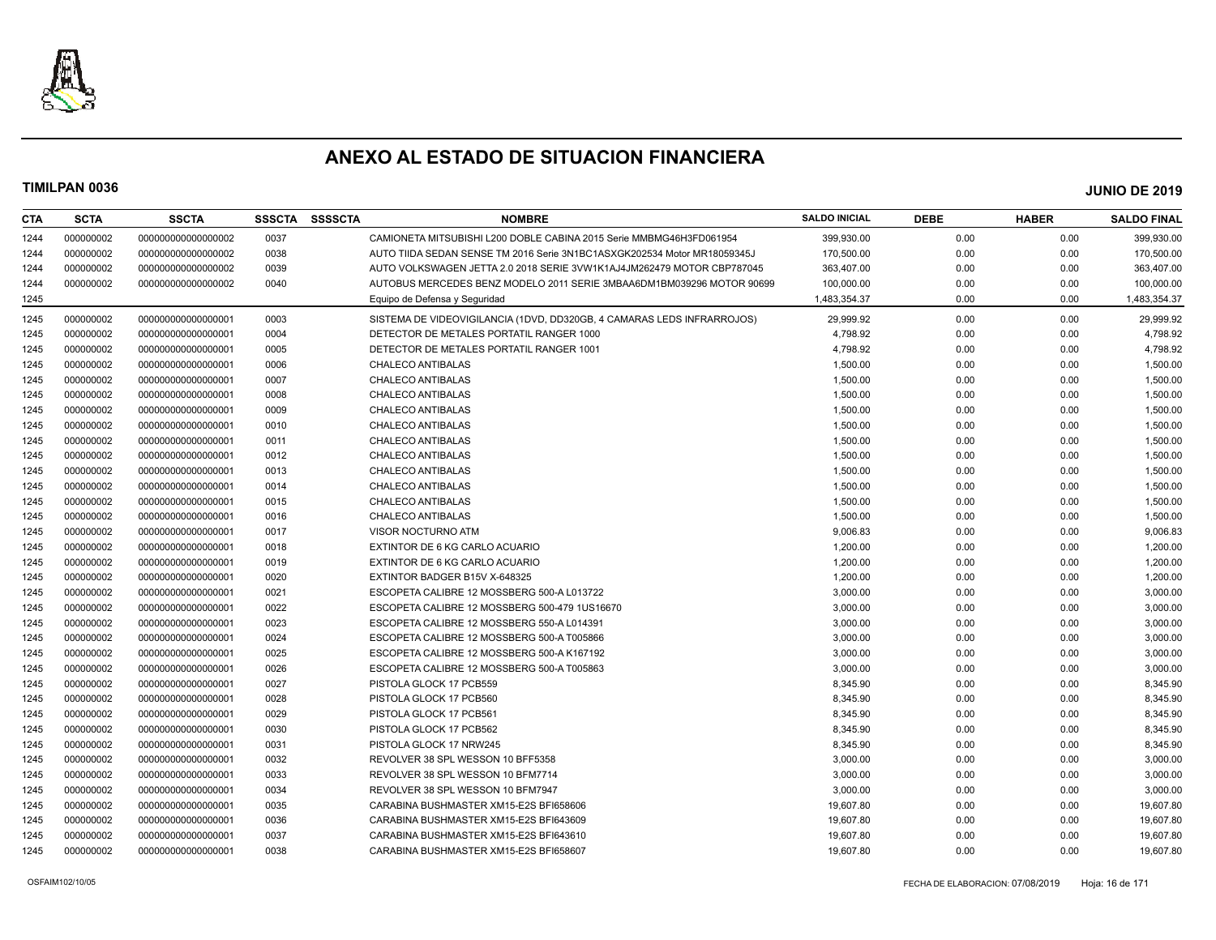# ANEXO AL ESTADO DE SITUACION FINANCIERA

**TIMILPAN 0036** **JUNIO DE 2019**

| CTA | SCTA | SSCTA | SSSCTA | SSSSCTA | NOMBRE | SALDO INICIAL | DEBE | HABER | SALDO FINAL |
|---|---|---|---|---|---|---|---|---|---|
| 1244 | 000000002 | 000000000000000002 | 0037 | | CAMIONETA MITSUBISHI L200 DOBLE CABINA 2015 Serie MMBMG46H3FD061954 | 399,930.00 | 0.00 | 0.00 | 399,930.00 |
| 1244 | 000000002 | 000000000000000002 | 0038 | | AUTO TIIDA SEDAN SENSE TM 2016 Serie 3N1BC1ASXGK202534 Motor MR18059345J | 170,500.00 | 0.00 | 0.00 | 170,500.00 |
| 1244 | 000000002 | 000000000000000002 | 0039 | | AUTO VOLKSWAGEN JETTA 2.0 2018 SERIE 3VW1K1AJ4JM262479 MOTOR CBP787045 | 363,407.00 | 0.00 | 0.00 | 363,407.00 |
| 1244 | 000000002 | 000000000000000002 | 0040 | | AUTOBUS MERCEDES BENZ MODELO 2011 SERIE 3MBAA6DM1BM039296 MOTOR 90699 | 100,000.00 | 0.00 | 0.00 | 100,000.00 |
| 1245 | | | | | Equipo de Defensa y Seguridad | 1,483,354.37 | 0.00 | 0.00 | 1,483,354.37 |
| 1245 | 000000002 | 000000000000000001 | 0003 | | SISTEMA DE VIDEOVIGILANCIA (1DVD, DD320GB, 4 CAMARAS LEDS INFRARROJOS) | 29,999.92 | 0.00 | 0.00 | 29,999.92 |
| 1245 | 000000002 | 000000000000000001 | 0004 | | DETECTOR DE METALES PORTATIL RANGER 1000 | 4,798.92 | 0.00 | 0.00 | 4,798.92 |
| 1245 | 000000002 | 000000000000000001 | 0005 | | DETECTOR DE METALES PORTATIL RANGER 1001 | 4,798.92 | 0.00 | 0.00 | 4,798.92 |
| 1245 | 000000002 | 000000000000000001 | 0006 | | CHALECO ANTIBALAS | 1,500.00 | 0.00 | 0.00 | 1,500.00 |
| 1245 | 000000002 | 000000000000000001 | 0007 | | CHALECO ANTIBALAS | 1,500.00 | 0.00 | 0.00 | 1,500.00 |
| 1245 | 000000002 | 000000000000000001 | 0008 | | CHALECO ANTIBALAS | 1,500.00 | 0.00 | 0.00 | 1,500.00 |
| 1245 | 000000002 | 000000000000000001 | 0009 | | CHALECO ANTIBALAS | 1,500.00 | 0.00 | 0.00 | 1,500.00 |
| 1245 | 000000002 | 000000000000000001 | 0010 | | CHALECO ANTIBALAS | 1,500.00 | 0.00 | 0.00 | 1,500.00 |
| 1245 | 000000002 | 000000000000000001 | 0011 | | CHALECO ANTIBALAS | 1,500.00 | 0.00 | 0.00 | 1,500.00 |
| 1245 | 000000002 | 000000000000000001 | 0012 | | CHALECO ANTIBALAS | 1,500.00 | 0.00 | 0.00 | 1,500.00 |
| 1245 | 000000002 | 000000000000000001 | 0013 | | CHALECO ANTIBALAS | 1,500.00 | 0.00 | 0.00 | 1,500.00 |
| 1245 | 000000002 | 000000000000000001 | 0014 | | CHALECO ANTIBALAS | 1,500.00 | 0.00 | 0.00 | 1,500.00 |
| 1245 | 000000002 | 000000000000000001 | 0015 | | CHALECO ANTIBALAS | 1,500.00 | 0.00 | 0.00 | 1,500.00 |
| 1245 | 000000002 | 000000000000000001 | 0016 | | CHALECO ANTIBALAS | 1,500.00 | 0.00 | 0.00 | 1,500.00 |
| 1245 | 000000002 | 000000000000000001 | 0017 | | VISOR NOCTURNO ATM | 9,006.83 | 0.00 | 0.00 | 9,006.83 |
| 1245 | 000000002 | 000000000000000001 | 0018 | | EXTINTOR DE 6 KG CARLO ACUARIO | 1,200.00 | 0.00 | 0.00 | 1,200.00 |
| 1245 | 000000002 | 000000000000000001 | 0019 | | EXTINTOR DE 6 KG CARLO ACUARIO | 1,200.00 | 0.00 | 0.00 | 1,200.00 |
| 1245 | 000000002 | 000000000000000001 | 0020 | | EXTINTOR BADGER B15V X-648325 | 1,200.00 | 0.00 | 0.00 | 1,200.00 |
| 1245 | 000000002 | 000000000000000001 | 0021 | | ESCOPETA CALIBRE 12 MOSSBERG 500-A L013722 | 3,000.00 | 0.00 | 0.00 | 3,000.00 |
| 1245 | 000000002 | 000000000000000001 | 0022 | | ESCOPETA CALIBRE 12 MOSSBERG 500-479 1US16670 | 3,000.00 | 0.00 | 0.00 | 3,000.00 |
| 1245 | 000000002 | 000000000000000001 | 0023 | | ESCOPETA CALIBRE 12 MOSSBERG 550-A L014391 | 3,000.00 | 0.00 | 0.00 | 3,000.00 |
| 1245 | 000000002 | 000000000000000001 | 0024 | | ESCOPETA CALIBRE 12 MOSSBERG 500-A T005866 | 3,000.00 | 0.00 | 0.00 | 3,000.00 |
| 1245 | 000000002 | 000000000000000001 | 0025 | | ESCOPETA CALIBRE 12 MOSSBERG 500-A K167192 | 3,000.00 | 0.00 | 0.00 | 3,000.00 |
| 1245 | 000000002 | 000000000000000001 | 0026 | | ESCOPETA CALIBRE 12 MOSSBERG 500-A T005863 | 3,000.00 | 0.00 | 0.00 | 3,000.00 |
| 1245 | 000000002 | 000000000000000001 | 0027 | | PISTOLA GLOCK 17 PCB559 | 8,345.90 | 0.00 | 0.00 | 8,345.90 |
| 1245 | 000000002 | 000000000000000001 | 0028 | | PISTOLA GLOCK 17 PCB560 | 8,345.90 | 0.00 | 0.00 | 8,345.90 |
| 1245 | 000000002 | 000000000000000001 | 0029 | | PISTOLA GLOCK 17 PCB561 | 8,345.90 | 0.00 | 0.00 | 8,345.90 |
| 1245 | 000000002 | 000000000000000001 | 0030 | | PISTOLA GLOCK 17 PCB562 | 8,345.90 | 0.00 | 0.00 | 8,345.90 |
| 1245 | 000000002 | 000000000000000001 | 0031 | | PISTOLA GLOCK 17 NRW245 | 8,345.90 | 0.00 | 0.00 | 8,345.90 |
| 1245 | 000000002 | 000000000000000001 | 0032 | | REVOLVER 38 SPL WESSON 10 BFF5358 | 3,000.00 | 0.00 | 0.00 | 3,000.00 |
| 1245 | 000000002 | 000000000000000001 | 0033 | | REVOLVER 38 SPL WESSON 10 BFM7714 | 3,000.00 | 0.00 | 0.00 | 3,000.00 |
| 1245 | 000000002 | 000000000000000001 | 0034 | | REVOLVER 38 SPL WESSON 10 BFM7947 | 3,000.00 | 0.00 | 0.00 | 3,000.00 |
| 1245 | 000000002 | 000000000000000001 | 0035 | | CARABINA BUSHMASTER XM15-E2S BFI658606 | 19,607.80 | 0.00 | 0.00 | 19,607.80 |
| 1245 | 000000002 | 000000000000000001 | 0036 | | CARABINA BUSHMASTER XM15-E2S BFI643609 | 19,607.80 | 0.00 | 0.00 | 19,607.80 |
| 1245 | 000000002 | 000000000000000001 | 0037 | | CARABINA BUSHMASTER XM15-E2S BFI643610 | 19,607.80 | 0.00 | 0.00 | 19,607.80 |
| 1245 | 000000002 | 000000000000000001 | 0038 | | CARABINA BUSHMASTER XM15-E2S BFI658607 | 19,607.80 | 0.00 | 0.00 | 19,607.80 |

OSFAIM102/10/05 FECHA DE ELABORACION: 07/08/2019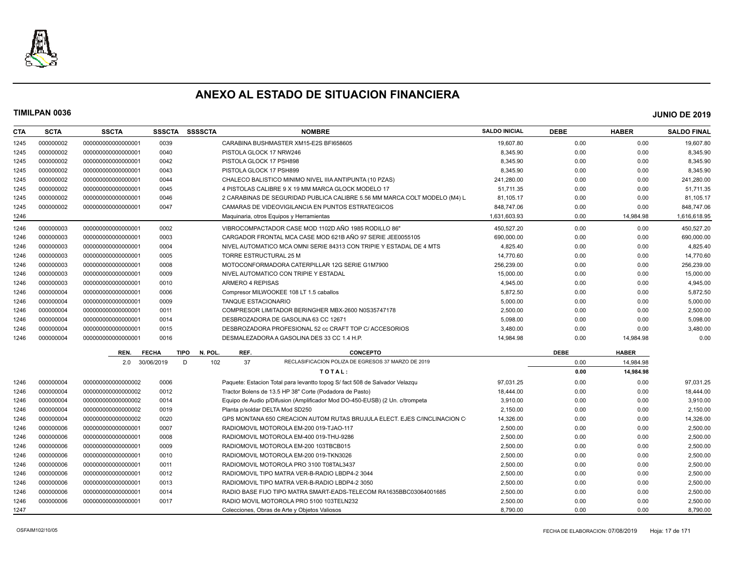# ANEXO AL ESTADO DE SITUACION FINANCIERA

**TIMILPAN 0036** **JUNIO DE 2019**

| CTA | SCTA | SSCTA | SSSCTA | SSSSCTA | NOMBRE | SALDO INICIAL | DEBE | HABER | SALDO FINAL |
|---|---|---|---|---|---|---|---|---|---|
| 1245 | 000000002 | 000000000000000001 | 0039 | | CARABINA BUSHMASTER XM15-E2S BFI658605 | 19,607.80 | 0.00 | 0.00 | 19,607.80 |
| 1245 | 000000002 | 000000000000000001 | 0040 | | PISTOLA GLOCK 17 NRW246 | 8,345.90 | 0.00 | 0.00 | 8,345.90 |
| 1245 | 000000002 | 000000000000000001 | 0042 | | PISTOLA GLOCK 17 PSH898 | 8,345.90 | 0.00 | 0.00 | 8,345.90 |
| 1245 | 000000002 | 000000000000000001 | 0043 | | PISTOLA GLOCK 17 PSH899 | 8,345.90 | 0.00 | 0.00 | 8,345.90 |
| 1245 | 000000002 | 000000000000000001 | 0044 | | CHALECO BALISTICO MINIMO NIVEL IIIA ANTIPUNTA (10 PZAS) | 241,280.00 | 0.00 | 0.00 | 241,280.00 |
| 1245 | 000000002 | 000000000000000001 | 0045 | | 4 PISTOLAS CALIBRE 9 X 19 MM MARCA GLOCK MODELO 17 | 51,711.35 | 0.00 | 0.00 | 51,711.35 |
| 1245 | 000000002 | 000000000000000001 | 0046 | | 2 CARABINAS DE SEGURIDAD PUBLICA CALIBRE 5.56 MM MARCA COLT MODELO (M4) L | 81,105.17 | 0.00 | 0.00 | 81,105.17 |
| 1245 | 000000002 | 000000000000000001 | 0047 | | CAMARAS DE VIDEOVIGILANCIA EN PUNTOS ESTRATEGICOS | 848,747.06 | 0.00 | 0.00 | 848,747.06 |
| 1246 | | | | | Maquinaria, otros Equipos y Herramientas | 1,631,603.93 | 0.00 | 14,984.98 | 1,616,618.95 |
| 1246 | 000000003 | 000000000000000001 | 0002 | | VIBROCOMPACTADOR CASE MOD 1102D AÑO 1985 RODILLO 86" | 450,527.20 | 0.00 | 0.00 | 450,527.20 |
| 1246 | 000000003 | 000000000000000001 | 0003 | | CARGADOR FRONTAL MCA CASE MOD 621B AÑO 97 SERIE JEE0055105 | 690,000.00 | 0.00 | 0.00 | 690,000.00 |
| 1246 | 000000003 | 000000000000000001 | 0004 | | NIVEL AUTOMATICO MCA OMNI SERIE 84313 CON TRIPIE Y ESTADAL DE 4 MTS | 4,825.40 | 0.00 | 0.00 | 4,825.40 |
| 1246 | 000000003 | 000000000000000001 | 0005 | | TORRE ESTRUCTURAL 25 M | 14,770.60 | 0.00 | 0.00 | 14,770.60 |
| 1246 | 000000003 | 000000000000000001 | 0008 | | MOTOCONFORMADORA CATERPILLAR 12G SERIE G1M7900 | 256,239.00 | 0.00 | 0.00 | 256,239.00 |
| 1246 | 000000003 | 000000000000000001 | 0009 | | NIVEL AUTOMATICO CON TRIPIE Y ESTADAL | 15,000.00 | 0.00 | 0.00 | 15,000.00 |
| 1246 | 000000003 | 000000000000000001 | 0010 | | ARMERO 4 REPISAS | 4,945.00 | 0.00 | 0.00 | 4,945.00 |
| 1246 | 000000004 | 000000000000000001 | 0006 | | Compresor MILWOOKEE 108 LT 1.5 caballos | 5,872.50 | 0.00 | 0.00 | 5,872.50 |
| 1246 | 000000004 | 000000000000000001 | 0009 | | TANQUE ESTACIONARIO | 5,000.00 | 0.00 | 0.00 | 5,000.00 |
| 1246 | 000000004 | 000000000000000001 | 0011 | | COMPRESOR LIMITADOR BERINGHER MBX-2600 N0S35747178 | 2,500.00 | 0.00 | 0.00 | 2,500.00 |
| 1246 | 000000004 | 000000000000000001 | 0014 | | DESBROZADORA DE GASOLINA 63 CC 12671 | 5,098.00 | 0.00 | 0.00 | 5,098.00 |
| 1246 | 000000004 | 000000000000000001 | 0015 | | DESBROZADORA PROFESIONAL 52 cc CRAFT TOP C/ ACCESORIOS | 3,480.00 | 0.00 | 0.00 | 3,480.00 |
| 1246 | 000000004 | 000000000000000001 | 0016 | | DESMALEZADORA A GASOLINA DES 33 CC 1.4 H.P. | 14,984.98 | 0.00 | 14,984.98 | 0.00 |

| REN. | FECHA | TIPO | N. POL. | REF. | CONCEPTO | DEBE | HABER |
|---|---|---|---|---|---|---|---|
| 2.0 | 30/06/2019 | D | 102 | 37 | RECLASIFICACION POLIZA DE EGRESOS 37 MARZO DE 2019 | 0.00 | 14,984.98 |
| | | | | | **T O T A L :** | **0.00** | **14,984.98** |

| CTA | SCTA | SSCTA | SSSCTA | SSSSCTA | NOMBRE | SALDO INICIAL | DEBE | HABER | SALDO FINAL |
|---|---|---|---|---|---|---|---|---|---|
| 1246 | 000000004 | 000000000000000002 | 0006 | | Paquete: Estacion Total para levantto topog S/ fact 508 de Salvador Velazqu | 97,031.25 | 0.00 | 0.00 | 97,031.25 |
| 1246 | 000000004 | 000000000000000002 | 0012 | | Tractor Bolens de 13.5 HP 38" Corte (Podadora de Pasto) | 18,444.00 | 0.00 | 0.00 | 18,444.00 |
| 1246 | 000000004 | 000000000000000002 | 0014 | | Equipo de Audio p/Difusion (Amplificador Mod DO-450-EUSB) (2 Un. c/trompeta | 3,910.00 | 0.00 | 0.00 | 3,910.00 |
| 1246 | 000000004 | 000000000000000002 | 0019 | | Planta p/soldar DELTA Mod SD250 | 2,150.00 | 0.00 | 0.00 | 2,150.00 |
| 1246 | 000000004 | 000000000000000002 | 0020 | | GPS MONTANA 650 CREACION AUTOM RUTAS BRUJULA ELECT. EJES C/INCLINACION C | 14,326.00 | 0.00 | 0.00 | 14,326.00 |
| 1246 | 000000006 | 000000000000000001 | 0007 | | RADIOMOVIL MOTOROLA EM-200 019-TJAO-117 | 2,500.00 | 0.00 | 0.00 | 2,500.00 |
| 1246 | 000000006 | 000000000000000001 | 0008 | | RADIOMOVIL MOTOROLA EM-400 019-THU-9286 | 2,500.00 | 0.00 | 0.00 | 2,500.00 |
| 1246 | 000000006 | 000000000000000001 | 0009 | | RADIOMOVIL MOTOROLA EM-200 103TBCB015 | 2,500.00 | 0.00 | 0.00 | 2,500.00 |
| 1246 | 000000006 | 000000000000000001 | 0010 | | RADIOMOVIL MOTOROLA EM-200 019-TKN3026 | 2,500.00 | 0.00 | 0.00 | 2,500.00 |
| 1246 | 000000006 | 000000000000000001 | 0011 | | RADIOMOVIL MOTOROLA PRO 3100 T08TAL3437 | 2,500.00 | 0.00 | 0.00 | 2,500.00 |
| 1246 | 000000006 | 000000000000000001 | 0012 | | RADIOMOVIL TIPO MATRA VER-B-RADIO LBDP4-2 3044 | 2,500.00 | 0.00 | 0.00 | 2,500.00 |
| 1246 | 000000006 | 000000000000000001 | 0013 | | RADIOMOVIL TIPO MATRA VER-B-RADIO LBDP4-2 3050 | 2,500.00 | 0.00 | 0.00 | 2,500.00 |
| 1246 | 000000006 | 000000000000000001 | 0014 | | RADIO BASE FIJO TIPO MATRA SMART-EADS-TELECOM RA1635BBC03064001685 | 2,500.00 | 0.00 | 0.00 | 2,500.00 |
| 1246 | 000000006 | 000000000000000001 | 0017 | | RADIO MOVIL MOTOROLA PRO 5100 103TELN232 | 2,500.00 | 0.00 | 0.00 | 2,500.00 |
| 1247 | | | | | Colecciones, Obras de Arte y Objetos Valiosos | 8,790.00 | 0.00 | 0.00 | 8,790.00 |

OSFAIM102/10/05 FECHA DE ELABORACION: 07/08/2019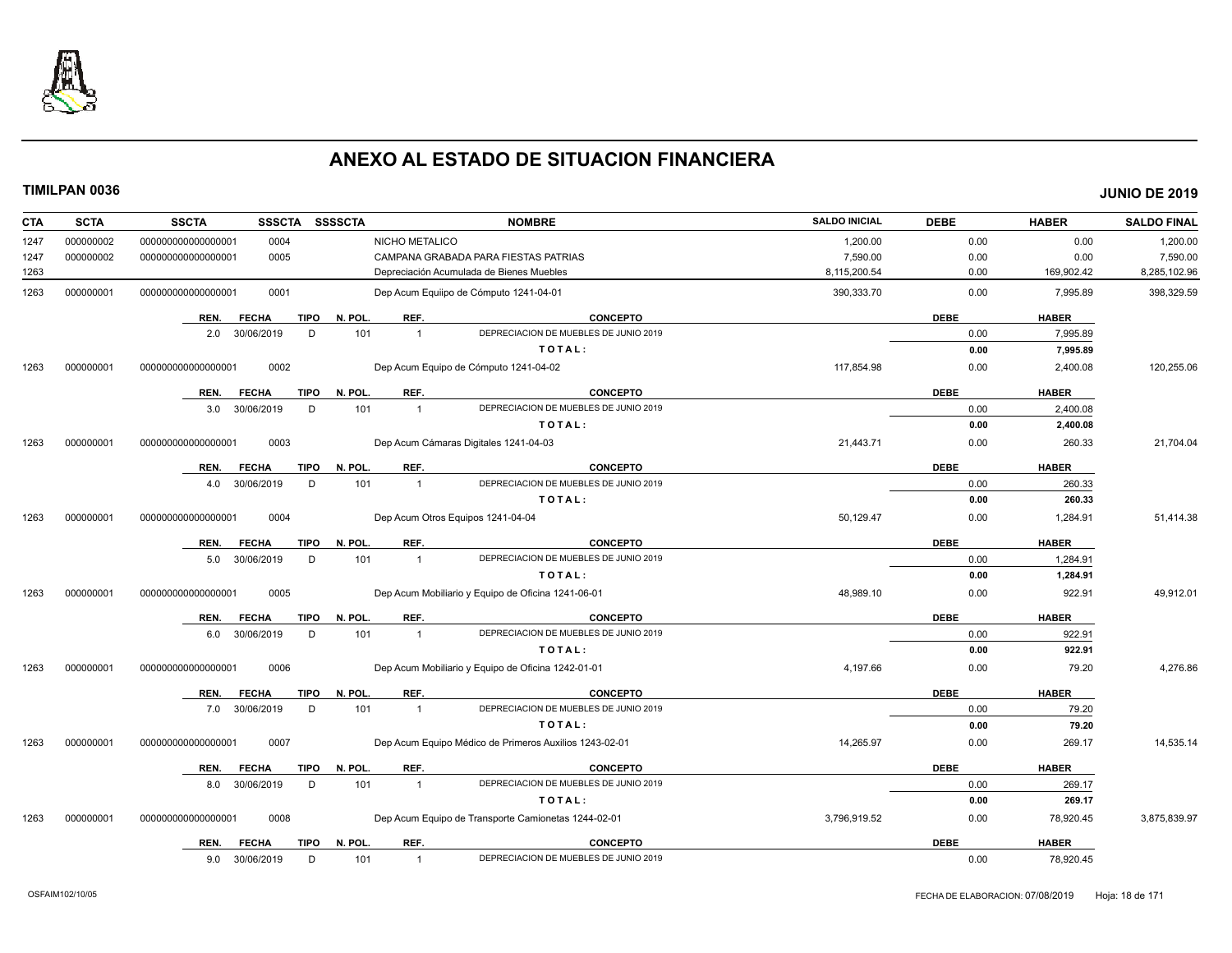# ANEXO AL ESTADO DE SITUACION FINANCIERA

**TIMILPAN 0036** **JUNIO DE 2019**

| CTA | SCTA | SSCTA | SSSCTA | SSSSCTA | NOMBRE | SALDO INICIAL | DEBE | HABER | SALDO FINAL |
|---|---|---|---|---|---|---|---|---|---|
| 1247 | 000000002 | 0000000000000000001 | 0004 | | NICHO METALICO | 1,200.00 | 0.00 | 0.00 | 1,200.00 |
| 1247 | 000000002 | 0000000000000000001 | 0005 | | CAMPANA GRABADA PARA FIESTAS PATRIAS | 7,590.00 | 0.00 | 0.00 | 7,590.00 |
| 1263 | | | | | Depreciación Acumulada de Bienes Muebles | 8,115,200.54 | 0.00 | 169,902.42 | 8,285,102.96 |
| 1263 | 000000001 | 0000000000000000001 | 0001 | | Dep Acum Equiipo de Cómputo 1241-04-01 | 390,333.70 | 0.00 | 7,995.89 | 398,329.59 |

| REN. | FECHA | TIPO | N. POL. | REF. | CONCEPTO | DEBE | HABER |
|---|---|---|---|---|---|---|---|
| 2.0 | 30/06/2019 | D | 101 | 1 | DEPRECIACION DE MUEBLES DE JUNIO 2019 | 0.00 | 7,995.89 |
| | | | | | **T O T A L :** | **0.00** | **7,995.89** |

| CTA | SCTA | SSCTA | SSSCTA | SSSSCTA | NOMBRE | SALDO INICIAL | DEBE | HABER | SALDO FINAL |
|---|---|---|---|---|---|---|---|---|---|
| 1263 | 000000001 | 0000000000000000001 | 0002 | | Dep Acum Equipo de Cómputo 1241-04-02 | 117,854.98 | 0.00 | 2,400.08 | 120,255.06 |

| REN. | FECHA | TIPO | N. POL. | REF. | CONCEPTO | DEBE | HABER |
|---|---|---|---|---|---|---|---|
| 3.0 | 30/06/2019 | D | 101 | 1 | DEPRECIACION DE MUEBLES DE JUNIO 2019 | 0.00 | 2,400.08 |
| | | | | | **T O T A L :** | **0.00** | **2,400.08** |

| CTA | SCTA | SSCTA | SSSCTA | SSSSCTA | NOMBRE | SALDO INICIAL | DEBE | HABER | SALDO FINAL |
|---|---|---|---|---|---|---|---|---|---|
| 1263 | 000000001 | 0000000000000000001 | 0003 | | Dep Acum Cámaras Digitales 1241-04-03 | 21,443.71 | 0.00 | 260.33 | 21,704.04 |

| REN. | FECHA | TIPO | N. POL. | REF. | CONCEPTO | DEBE | HABER |
|---|---|---|---|---|---|---|---|
| 4.0 | 30/06/2019 | D | 101 | 1 | DEPRECIACION DE MUEBLES DE JUNIO 2019 | 0.00 | 260.33 |
| | | | | | **T O T A L :** | **0.00** | **260.33** |

| CTA | SCTA | SSCTA | SSSCTA | SSSSCTA | NOMBRE | SALDO INICIAL | DEBE | HABER | SALDO FINAL |
|---|---|---|---|---|---|---|---|---|---|
| 1263 | 000000001 | 0000000000000000001 | 0004 | | Dep Acum Otros Equipos 1241-04-04 | 50,129.47 | 0.00 | 1,284.91 | 51,414.38 |

| REN. | FECHA | TIPO | N. POL. | REF. | CONCEPTO | DEBE | HABER |
|---|---|---|---|---|---|---|---|
| 5.0 | 30/06/2019 | D | 101 | 1 | DEPRECIACION DE MUEBLES DE JUNIO 2019 | 0.00 | 1,284.91 |
| | | | | | **T O T A L :** | **0.00** | **1,284.91** |

| CTA | SCTA | SSCTA | SSSCTA | SSSSCTA | NOMBRE | SALDO INICIAL | DEBE | HABER | SALDO FINAL |
|---|---|---|---|---|---|---|---|---|---|
| 1263 | 000000001 | 0000000000000000001 | 0005 | | Dep Acum Mobiliario y Equipo de Oficina 1241-06-01 | 48,989.10 | 0.00 | 922.91 | 49,912.01 |

| REN. | FECHA | TIPO | N. POL. | REF. | CONCEPTO | DEBE | HABER |
|---|---|---|---|---|---|---|---|
| 6.0 | 30/06/2019 | D | 101 | 1 | DEPRECIACION DE MUEBLES DE JUNIO 2019 | 0.00 | 922.91 |
| | | | | | **T O T A L :** | **0.00** | **922.91** |

| CTA | SCTA | SSCTA | SSSCTA | SSSSCTA | NOMBRE | SALDO INICIAL | DEBE | HABER | SALDO FINAL |
|---|---|---|---|---|---|---|---|---|---|
| 1263 | 000000001 | 0000000000000000001 | 0006 | | Dep Acum Mobiliario y Equipo de Oficina 1242-01-01 | 4,197.66 | 0.00 | 79.20 | 4,276.86 |

| REN. | FECHA | TIPO | N. POL. | REF. | CONCEPTO | DEBE | HABER |
|---|---|---|---|---|---|---|---|
| 7.0 | 30/06/2019 | D | 101 | 1 | DEPRECIACION DE MUEBLES DE JUNIO 2019 | 0.00 | 79.20 |
| | | | | | **T O T A L :** | **0.00** | **79.20** |

| CTA | SCTA | SSCTA | SSSCTA | SSSSCTA | NOMBRE | SALDO INICIAL | DEBE | HABER | SALDO FINAL |
|---|---|---|---|---|---|---|---|---|---|
| 1263 | 000000001 | 0000000000000000001 | 0007 | | Dep Acum Equipo Médico de Primeros Auxilios 1243-02-01 | 14,265.97 | 0.00 | 269.17 | 14,535.14 |

| REN. | FECHA | TIPO | N. POL. | REF. | CONCEPTO | DEBE | HABER |
|---|---|---|---|---|---|---|---|
| 8.0 | 30/06/2019 | D | 101 | 1 | DEPRECIACION DE MUEBLES DE JUNIO 2019 | 0.00 | 269.17 |
| | | | | | **T O T A L :** | **0.00** | **269.17** |

| CTA | SCTA | SSCTA | SSSCTA | SSSSCTA | NOMBRE | SALDO INICIAL | DEBE | HABER | SALDO FINAL |
|---|---|---|---|---|---|---|---|---|---|
| 1263 | 000000001 | 0000000000000000001 | 0008 | | Dep Acum Equipo de Transporte Camionetas 1244-02-01 | 3,796,919.52 | 0.00 | 78,920.45 | 3,875,839.97 |

| REN. | FECHA | TIPO | N. POL. | REF. | CONCEPTO | DEBE | HABER |
|---|---|---|---|---|---|---|---|
| 9.0 | 30/06/2019 | D | 101 | 1 | DEPRECIACION DE MUEBLES DE JUNIO 2019 | 0.00 | 78,920.45 |

OSFAIM102/10/05 FECHA DE ELABORACION: 07/08/2019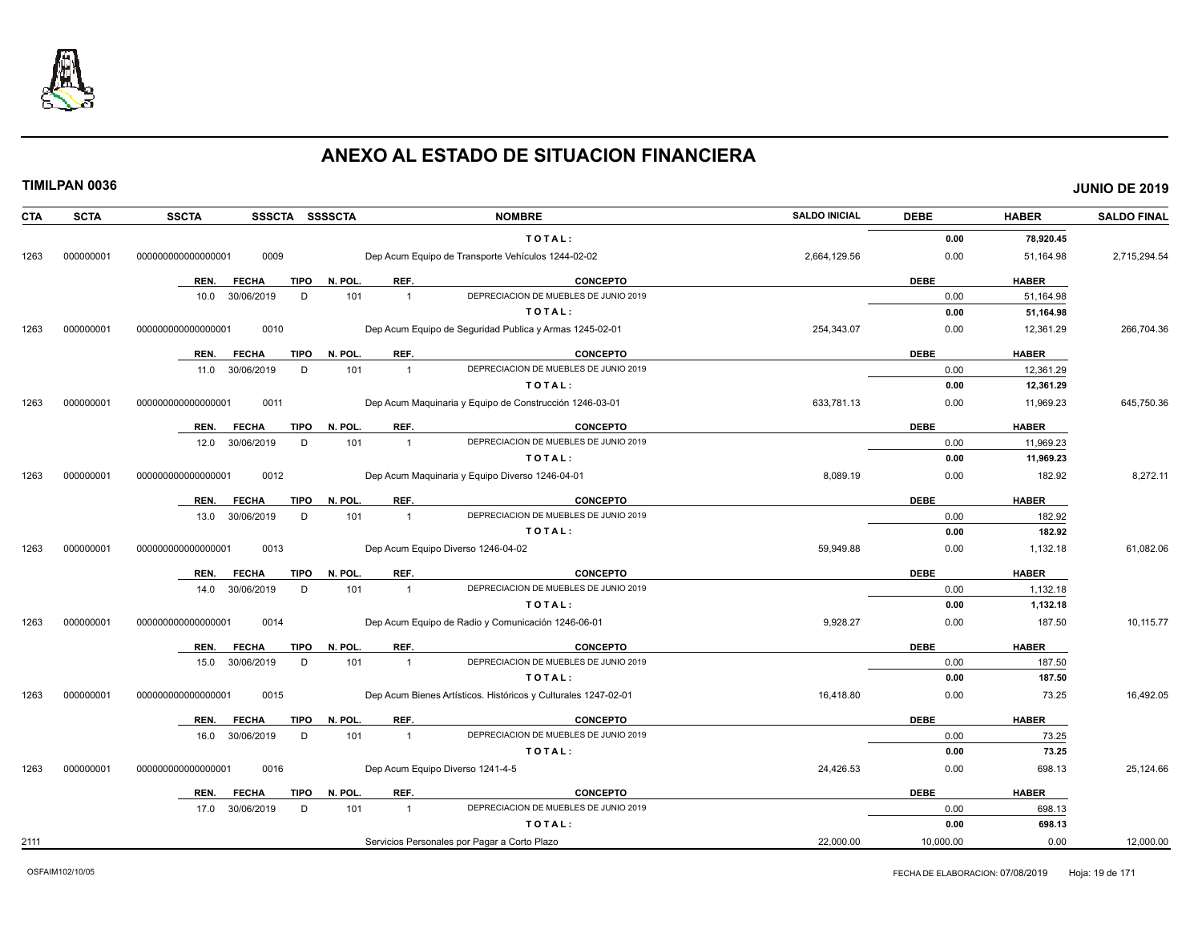# ANEXO AL ESTADO DE SITUACION FINANCIERA

**TIMILPAN 0036** **JUNIO DE 2019**

| CTA | SCTA | SSCTA | SSSCTA | SSSSCTA | NOMBRE | SALDO INICIAL | DEBE | HABER | SALDO FINAL |
|---|---|---|---|---|---|---|---|---|---|
| | | | | | TOTAL: | | 0.00 | 78,920.45 | |
| 1263 | 000000001 | 000000000000000001 | 0009 | | Dep Acum Equipo de Transporte Vehículos 1244-02-02 | 2,664,129.56 | 0.00 | 51,164.98 | 2,715,294.54 |

| REN. | FECHA | TIPO | N. POL. | REF. | CONCEPTO | DEBE | HABER |
|---|---|---|---|---|---|---|---|
| 10.0 | 30/06/2019 | D | 101 | 1 | DEPRECIACION DE MUEBLES DE JUNIO 2019 | 0.00 | 51,164.98 |
| | | | | | TOTAL: | 0.00 | 51,164.98 |

| CTA | SCTA | SSCTA | SSSCTA | SSSSCTA | NOMBRE | SALDO INICIAL | DEBE | HABER | SALDO FINAL |
|---|---|---|---|---|---|---|---|---|---|
| 1263 | 000000001 | 000000000000000001 | 0010 | | Dep Acum Equipo de Seguridad Publica y Armas 1245-02-01 | 254,343.07 | 0.00 | 12,361.29 | 266,704.36 |

| REN. | FECHA | TIPO | N. POL. | REF. | CONCEPTO | DEBE | HABER |
|---|---|---|---|---|---|---|---|
| 11.0 | 30/06/2019 | D | 101 | 1 | DEPRECIACION DE MUEBLES DE JUNIO 2019 | 0.00 | 12,361.29 |
| | | | | | TOTAL: | 0.00 | 12,361.29 |

| CTA | SCTA | SSCTA | SSSCTA | SSSSCTA | NOMBRE | SALDO INICIAL | DEBE | HABER | SALDO FINAL |
|---|---|---|---|---|---|---|---|---|---|
| 1263 | 000000001 | 000000000000000001 | 0011 | | Dep Acum Maquinaria y Equipo de Construcción 1246-03-01 | 633,781.13 | 0.00 | 11,969.23 | 645,750.36 |

| REN. | FECHA | TIPO | N. POL. | REF. | CONCEPTO | DEBE | HABER |
|---|---|---|---|---|---|---|---|
| 12.0 | 30/06/2019 | D | 101 | 1 | DEPRECIACION DE MUEBLES DE JUNIO 2019 | 0.00 | 11,969.23 |
| | | | | | TOTAL: | 0.00 | 11,969.23 |

| CTA | SCTA | SSCTA | SSSCTA | SSSSCTA | NOMBRE | SALDO INICIAL | DEBE | HABER | SALDO FINAL |
|---|---|---|---|---|---|---|---|---|---|
| 1263 | 000000001 | 000000000000000001 | 0012 | | Dep Acum Maquinaria y Equipo Diverso 1246-04-01 | 8,089.19 | 0.00 | 182.92 | 8,272.11 |

| REN. | FECHA | TIPO | N. POL. | REF. | CONCEPTO | DEBE | HABER |
|---|---|---|---|---|---|---|---|
| 13.0 | 30/06/2019 | D | 101 | 1 | DEPRECIACION DE MUEBLES DE JUNIO 2019 | 0.00 | 182.92 |
| | | | | | TOTAL: | 0.00 | 182.92 |

| CTA | SCTA | SSCTA | SSSCTA | SSSSCTA | NOMBRE | SALDO INICIAL | DEBE | HABER | SALDO FINAL |
|---|---|---|---|---|---|---|---|---|---|
| 1263 | 000000001 | 000000000000000001 | 0013 | | Dep Acum Equipo Diverso 1246-04-02 | 59,949.88 | 0.00 | 1,132.18 | 61,082.06 |

| REN. | FECHA | TIPO | N. POL. | REF. | CONCEPTO | DEBE | HABER |
|---|---|---|---|---|---|---|---|
| 14.0 | 30/06/2019 | D | 101 | 1 | DEPRECIACION DE MUEBLES DE JUNIO 2019 | 0.00 | 1,132.18 |
| | | | | | TOTAL: | 0.00 | 1,132.18 |

| CTA | SCTA | SSCTA | SSSCTA | SSSSCTA | NOMBRE | SALDO INICIAL | DEBE | HABER | SALDO FINAL |
|---|---|---|---|---|---|---|---|---|---|
| 1263 | 000000001 | 000000000000000001 | 0014 | | Dep Acum Equipo de Radio y Comunicación 1246-06-01 | 9,928.27 | 0.00 | 187.50 | 10,115.77 |

| REN. | FECHA | TIPO | N. POL. | REF. | CONCEPTO | DEBE | HABER |
|---|---|---|---|---|---|---|---|
| 15.0 | 30/06/2019 | D | 101 | 1 | DEPRECIACION DE MUEBLES DE JUNIO 2019 | 0.00 | 187.50 |
| | | | | | TOTAL: | 0.00 | 187.50 |

| CTA | SCTA | SSCTA | SSSCTA | SSSSCTA | NOMBRE | SALDO INICIAL | DEBE | HABER | SALDO FINAL |
|---|---|---|---|---|---|---|---|---|---|
| 1263 | 000000001 | 000000000000000001 | 0015 | | Dep Acum Bienes Artísticos. Históricos y Culturales 1247-02-01 | 16,418.80 | 0.00 | 73.25 | 16,492.05 |

| REN. | FECHA | TIPO | N. POL. | REF. | CONCEPTO | DEBE | HABER |
|---|---|---|---|---|---|---|---|
| 16.0 | 30/06/2019 | D | 101 | 1 | DEPRECIACION DE MUEBLES DE JUNIO 2019 | 0.00 | 73.25 |
| | | | | | TOTAL: | 0.00 | 73.25 |

| CTA | SCTA | SSCTA | SSSCTA | SSSSCTA | NOMBRE | SALDO INICIAL | DEBE | HABER | SALDO FINAL |
|---|---|---|---|---|---|---|---|---|---|
| 1263 | 000000001 | 000000000000000001 | 0016 | | Dep Acum Equipo Diverso 1241-4-5 | 24,426.53 | 0.00 | 698.13 | 25,124.66 |

| REN. | FECHA | TIPO | N. POL. | REF. | CONCEPTO | DEBE | HABER |
|---|---|---|---|---|---|---|---|
| 17.0 | 30/06/2019 | D | 101 | 1 | DEPRECIACION DE MUEBLES DE JUNIO 2019 | 0.00 | 698.13 |
| | | | | | TOTAL: | 0.00 | 698.13 |

| CTA | SCTA | SSCTA | SSSCTA | SSSSCTA | NOMBRE | SALDO INICIAL | DEBE | HABER | SALDO FINAL |
|---|---|---|---|---|---|---|---|---|---|
| 2111 | | | | | Servicios Personales por Pagar a Corto Plazo | 22,000.00 | 10,000.00 | 0.00 | 12,000.00 |

OSFAIM102/10/05 FECHA DE ELABORACION: 07/08/2019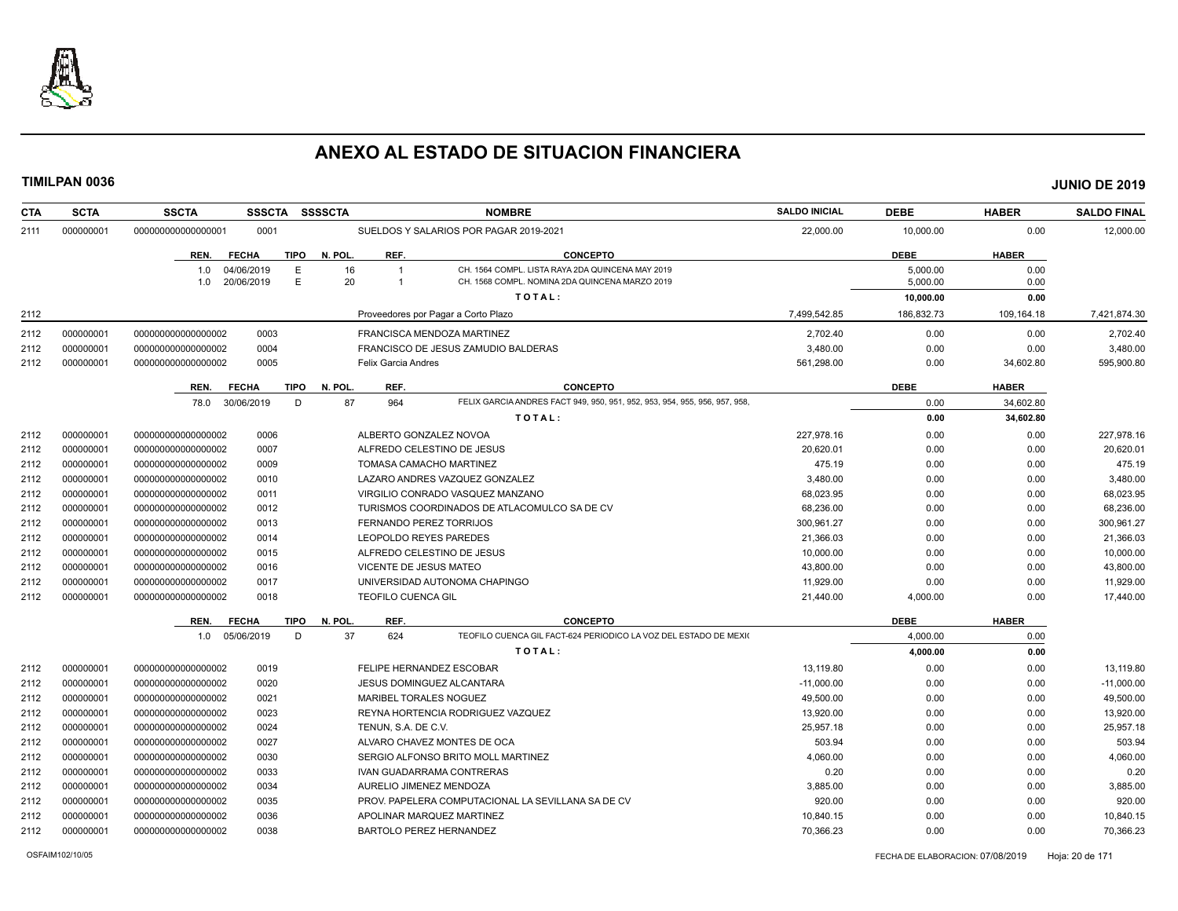# ANEXO AL ESTADO DE SITUACION FINANCIERA

**TIMILPAN 0036** **JUNIO DE 2019**

| CTA | SCTA | SSCTA | SSSCTA | SSSSCTA | NOMBRE | SALDO INICIAL | DEBE | HABER | SALDO FINAL |
|---|---|---|---|---|---|---|---|---|---|
| 2111 | 000000001 | 0000000000000000001 | 0001 | | SUELDOS Y SALARIOS POR PAGAR 2019-2021 | 22,000.00 | 10,000.00 | 0.00 | 12,000.00 |

| REN. | FECHA | TIPO | N. POL. | REF. | CONCEPTO | DEBE | HABER |
|---|---|---|---|---|---|---|---|
| 1.0 | 04/06/2019 | E | 16 | 1 | CH. 1564 COMPL. LISTA RAYA 2DA QUINCENA MAY 2019 | 5,000.00 | 0.00 |
| 1.0 | 20/06/2019 | E | 20 | 1 | CH. 1568 COMPL. NOMINA 2DA QUINCENA MARZO 2019 | 5,000.00 | 0.00 |
| | | | | | TOTAL: | 10,000.00 | 0.00 |

| CTA | SCTA | SSCTA | SSSCTA | SSSSCTA | NOMBRE | SALDO INICIAL | DEBE | HABER | SALDO FINAL |
|---|---|---|---|---|---|---|---|---|---|
| 2112 | | | | | Proveedores por Pagar a Corto Plazo | 7,499,542.85 | 186,832.73 | 109,164.18 | 7,421,874.30 |
| 2112 | 000000001 | 0000000000000000002 | 0003 | | FRANCISCA MENDOZA MARTINEZ | 2,702.40 | 0.00 | 0.00 | 2,702.40 |
| 2112 | 000000001 | 0000000000000000002 | 0004 | | FRANCISCO DE JESUS ZAMUDIO BALDERAS | 3,480.00 | 0.00 | 0.00 | 3,480.00 |
| 2112 | 000000001 | 0000000000000000002 | 0005 | | Felix Garcia Andres | 561,298.00 | 0.00 | 34,602.80 | 595,900.80 |

| REN. | FECHA | TIPO | N. POL. | REF. | CONCEPTO | DEBE | HABER |
|---|---|---|---|---|---|---|---|
| 78.0 | 30/06/2019 | D | 87 | 964 | FELIX GARCIA ANDRES FACT 949, 950, 951, 952, 953, 954, 955, 956, 957, 958, | 0.00 | 34,602.80 |
| | | | | | TOTAL: | 0.00 | 34,602.80 |

| CTA | SCTA | SSCTA | SSSCTA | SSSSCTA | NOMBRE | SALDO INICIAL | DEBE | HABER | SALDO FINAL |
|---|---|---|---|---|---|---|---|---|---|
| 2112 | 000000001 | 0000000000000000002 | 0006 | | ALBERTO GONZALEZ NOVOA | 227,978.16 | 0.00 | 0.00 | 227,978.16 |
| 2112 | 000000001 | 0000000000000000002 | 0007 | | ALFREDO CELESTINO DE JESUS | 20,620.01 | 0.00 | 0.00 | 20,620.01 |
| 2112 | 000000001 | 0000000000000000002 | 0009 | | TOMASA CAMACHO MARTINEZ | 475.19 | 0.00 | 0.00 | 475.19 |
| 2112 | 000000001 | 0000000000000000002 | 0010 | | LAZARO ANDRES VAZQUEZ GONZALEZ | 3,480.00 | 0.00 | 0.00 | 3,480.00 |
| 2112 | 000000001 | 0000000000000000002 | 0011 | | VIRGILIO CONRADO VASQUEZ MANZANO | 68,023.95 | 0.00 | 0.00 | 68,023.95 |
| 2112 | 000000001 | 0000000000000000002 | 0012 | | TURISMOS COORDINADOS DE ATLACOMULCO SA DE CV | 68,236.00 | 0.00 | 0.00 | 68,236.00 |
| 2112 | 000000001 | 0000000000000000002 | 0013 | | FERNANDO PEREZ TORRIJOS | 300,961.27 | 0.00 | 0.00 | 300,961.27 |
| 2112 | 000000001 | 0000000000000000002 | 0014 | | LEOPOLDO REYES PAREDES | 21,366.03 | 0.00 | 0.00 | 21,366.03 |
| 2112 | 000000001 | 0000000000000000002 | 0015 | | ALFREDO CELESTINO DE JESUS | 10,000.00 | 0.00 | 0.00 | 10,000.00 |
| 2112 | 000000001 | 0000000000000000002 | 0016 | | VICENTE DE JESUS MATEO | 43,800.00 | 0.00 | 0.00 | 43,800.00 |
| 2112 | 000000001 | 0000000000000000002 | 0017 | | UNIVERSIDAD AUTONOMA CHAPINGO | 11,929.00 | 0.00 | 0.00 | 11,929.00 |
| 2112 | 000000001 | 0000000000000000002 | 0018 | | TEOFILO CUENCA GIL | 21,440.00 | 4,000.00 | 0.00 | 17,440.00 |

| REN. | FECHA | TIPO | N. POL. | REF. | CONCEPTO | DEBE | HABER |
|---|---|---|---|---|---|---|---|
| 1.0 | 05/06/2019 | D | 37 | 624 | TEOFILO CUENCA GIL FACT-624 PERIODICO LA VOZ DEL ESTADO DE MEXI( | 4,000.00 | 0.00 |
| | | | | | TOTAL: | 4,000.00 | 0.00 |

| CTA | SCTA | SSCTA | SSSCTA | SSSSCTA | NOMBRE | SALDO INICIAL | DEBE | HABER | SALDO FINAL |
|---|---|---|---|---|---|---|---|---|---|
| 2112 | 000000001 | 0000000000000000002 | 0019 | | FELIPE HERNANDEZ ESCOBAR | 13,119.80 | 0.00 | 0.00 | 13,119.80 |
| 2112 | 000000001 | 0000000000000000002 | 0020 | | JESUS DOMINGUEZ ALCANTARA | -11,000.00 | 0.00 | 0.00 | -11,000.00 |
| 2112 | 000000001 | 0000000000000000002 | 0021 | | MARIBEL TORALES NOGUEZ | 49,500.00 | 0.00 | 0.00 | 49,500.00 |
| 2112 | 000000001 | 0000000000000000002 | 0023 | | REYNA HORTENCIA RODRIGUEZ VAZQUEZ | 13,920.00 | 0.00 | 0.00 | 13,920.00 |
| 2112 | 000000001 | 0000000000000000002 | 0024 | | TENUN, S.A. DE C.V. | 25,957.18 | 0.00 | 0.00 | 25,957.18 |
| 2112 | 000000001 | 0000000000000000002 | 0027 | | ALVARO CHAVEZ MONTES DE OCA | 503.94 | 0.00 | 0.00 | 503.94 |
| 2112 | 000000001 | 0000000000000000002 | 0030 | | SERGIO ALFONSO BRITO MOLL MARTINEZ | 4,060.00 | 0.00 | 0.00 | 4,060.00 |
| 2112 | 000000001 | 0000000000000000002 | 0033 | | IVAN GUADARRAMA CONTRERAS | 0.20 | 0.00 | 0.00 | 0.20 |
| 2112 | 000000001 | 0000000000000000002 | 0034 | | AURELIO JIMENEZ MENDOZA | 3,885.00 | 0.00 | 0.00 | 3,885.00 |
| 2112 | 000000001 | 0000000000000000002 | 0035 | | PROV. PAPELERA COMPUTACIONAL LA SEVILLANA SA DE CV | 920.00 | 0.00 | 0.00 | 920.00 |
| 2112 | 000000001 | 0000000000000000002 | 0036 | | APOLINAR MARQUEZ MARTINEZ | 10,840.15 | 0.00 | 0.00 | 10,840.15 |
| 2112 | 000000001 | 0000000000000000002 | 0038 | | BARTOLO PEREZ HERNANDEZ | 70,366.23 | 0.00 | 0.00 | 70,366.23 |

OSFAIM102/10/05 FECHA DE ELABORACION: 07/08/2019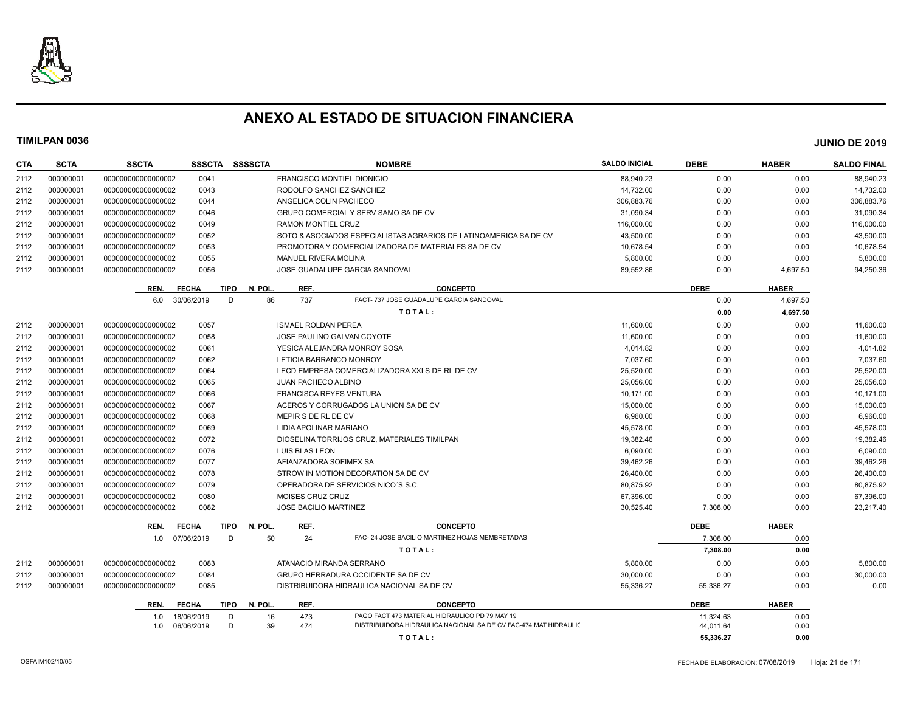# ANEXO AL ESTADO DE SITUACION FINANCIERA

**TIMILPAN 0036** **JUNIO DE 2019**

| CTA | SCTA | SSCTA | SSSCTA | SSSSCTA | NOMBRE | SALDO INICIAL | DEBE | HABER | SALDO FINAL |
|---|---|---|---|---|---|---|---|---|---|
| 2112 | 000000001 | 0000000000000000002 | 0041 | | FRANCISCO MONTIEL DIONICIO | 88,940.23 | 0.00 | 0.00 | 88,940.23 |
| 2112 | 000000001 | 0000000000000000002 | 0043 | | RODOLFO SANCHEZ SANCHEZ | 14,732.00 | 0.00 | 0.00 | 14,732.00 |
| 2112 | 000000001 | 0000000000000000002 | 0044 | | ANGELICA COLIN PACHECO | 306,883.76 | 0.00 | 0.00 | 306,883.76 |
| 2112 | 000000001 | 0000000000000000002 | 0046 | | GRUPO COMERCIAL Y SERV SAMO SA DE CV | 31,090.34 | 0.00 | 0.00 | 31,090.34 |
| 2112 | 000000001 | 0000000000000000002 | 0049 | | RAMON MONTIEL CRUZ | 116,000.00 | 0.00 | 0.00 | 116,000.00 |
| 2112 | 000000001 | 0000000000000000002 | 0052 | | SOTO & ASOCIADOS ESPECIALISTAS AGRARIOS DE LATINOAMERICA SA DE CV | 43,500.00 | 0.00 | 0.00 | 43,500.00 |
| 2112 | 000000001 | 0000000000000000002 | 0053 | | PROMOTORA Y COMERCIALIZADORA DE MATERIALES SA DE CV | 10,678.54 | 0.00 | 0.00 | 10,678.54 |
| 2112 | 000000001 | 0000000000000000002 | 0055 | | MANUEL RIVERA MOLINA | 5,800.00 | 0.00 | 0.00 | 5,800.00 |
| 2112 | 000000001 | 0000000000000000002 | 0056 | | JOSE GUADALUPE GARCIA SANDOVAL | 89,552.86 | 0.00 | 4,697.50 | 94,250.36 |

| REN. | FECHA | TIPO | N. POL. | REF. | CONCEPTO | DEBE | HABER |
|---|---|---|---|---|---|---|---|
| 6.0 | 30/06/2019 | D | 86 | 737 | FACT- 737 JOSE GUADALUPE GARCIA SANDOVAL | 0.00 | 4,697.50 |
| | | | | | **TOTAL:** | **0.00** | **4,697.50** |

| CTA | SCTA | SSCTA | SSSCTA | SSSSCTA | NOMBRE | SALDO INICIAL | DEBE | HABER | SALDO FINAL |
|---|---|---|---|---|---|---|---|---|---|
| 2112 | 000000001 | 0000000000000000002 | 0057 | | ISMAEL ROLDAN PEREA | 11,600.00 | 0.00 | 0.00 | 11,600.00 |
| 2112 | 000000001 | 0000000000000000002 | 0058 | | JOSE PAULINO GALVAN COYOTE | 11,600.00 | 0.00 | 0.00 | 11,600.00 |
| 2112 | 000000001 | 0000000000000000002 | 0061 | | YESICA ALEJANDRA MONROY SOSA | 4,014.82 | 0.00 | 0.00 | 4,014.82 |
| 2112 | 000000001 | 0000000000000000002 | 0062 | | LETICIA BARRANCO MONROY | 7,037.60 | 0.00 | 0.00 | 7,037.60 |
| 2112 | 000000001 | 0000000000000000002 | 0064 | | LECD EMPRESA COMERCIALIZADORA XXI S DE RL DE CV | 25,520.00 | 0.00 | 0.00 | 25,520.00 |
| 2112 | 000000001 | 0000000000000000002 | 0065 | | JUAN PACHECO ALBINO | 25,056.00 | 0.00 | 0.00 | 25,056.00 |
| 2112 | 000000001 | 0000000000000000002 | 0066 | | FRANCISCA REYES VENTURA | 10,171.00 | 0.00 | 0.00 | 10,171.00 |
| 2112 | 000000001 | 0000000000000000002 | 0067 | | ACEROS Y CORRUGADOS LA UNION SA DE CV | 15,000.00 | 0.00 | 0.00 | 15,000.00 |
| 2112 | 000000001 | 0000000000000000002 | 0068 | | MEPIR S DE RL DE CV | 6,960.00 | 0.00 | 0.00 | 6,960.00 |
| 2112 | 000000001 | 0000000000000000002 | 0069 | | LIDIA APOLINAR MARIANO | 45,578.00 | 0.00 | 0.00 | 45,578.00 |
| 2112 | 000000001 | 0000000000000000002 | 0072 | | DIOSELINA TORRIJOS CRUZ, MATERIALES TIMILPAN | 19,382.46 | 0.00 | 0.00 | 19,382.46 |
| 2112 | 000000001 | 0000000000000000002 | 0076 | | LUIS BLAS LEON | 6,090.00 | 0.00 | 0.00 | 6,090.00 |
| 2112 | 000000001 | 0000000000000000002 | 0077 | | AFIANZADORA SOFIMEX SA | 39,462.26 | 0.00 | 0.00 | 39,462.26 |
| 2112 | 000000001 | 0000000000000000002 | 0078 | | STROW IN MOTION DECORATION SA DE CV | 26,400.00 | 0.00 | 0.00 | 26,400.00 |
| 2112 | 000000001 | 0000000000000000002 | 0079 | | OPERADORA DE SERVICIOS NICO´S S.C. | 80,875.92 | 0.00 | 0.00 | 80,875.92 |
| 2112 | 000000001 | 0000000000000000002 | 0080 | | MOISES CRUZ CRUZ | 67,396.00 | 0.00 | 0.00 | 67,396.00 |
| 2112 | 000000001 | 0000000000000000002 | 0082 | | JOSE BACILIO MARTINEZ | 30,525.40 | 7,308.00 | 0.00 | 23,217.40 |

| REN. | FECHA | TIPO | N. POL. | REF. | CONCEPTO | DEBE | HABER |
|---|---|---|---|---|---|---|---|
| 1.0 | 07/06/2019 | D | 50 | 24 | FAC- 24 JOSE BACILIO MARTINEZ HOJAS MEMBRETADAS | 7,308.00 | 0.00 |
| | | | | | **TOTAL:** | **7,308.00** | **0.00** |

| CTA | SCTA | SSCTA | SSSCTA | SSSSCTA | NOMBRE | SALDO INICIAL | DEBE | HABER | SALDO FINAL |
|---|---|---|---|---|---|---|---|---|---|
| 2112 | 000000001 | 0000000000000000002 | 0083 | | ATANACIO MIRANDA SERRANO | 5,800.00 | 0.00 | 0.00 | 5,800.00 |
| 2112 | 000000001 | 0000000000000000002 | 0084 | | GRUPO HERRADURA OCCIDENTE SA DE CV | 30,000.00 | 0.00 | 0.00 | 30,000.00 |
| 2112 | 000000001 | 0000000000000000002 | 0085 | | DISTRIBUIDORA HIDRAULICA NACIONAL SA DE CV | 55,336.27 | 55,336.27 | 0.00 | 0.00 |

| REN. | FECHA | TIPO | N. POL. | REF. | CONCEPTO | DEBE | HABER |
|---|---|---|---|---|---|---|---|
| 1.0 | 18/06/2019 | D | 16 | 473 | PAGO FACT 473 MATERIAL HIDRAULICO PD 79 MAY 19 | 11,324.63 | 0.00 |
| 1.0 | 06/06/2019 | D | 39 | 474 | DISTRIBUIDORA HIDRAULICA NACIONAL SA DE CV FAC-474 MAT HIDRAULIC | 44,011.64 | 0.00 |
| | | | | | **TOTAL:** | **55,336.27** | **0.00** |

OSFAIM102/10/05 FECHA DE ELABORACION: 07/08/2019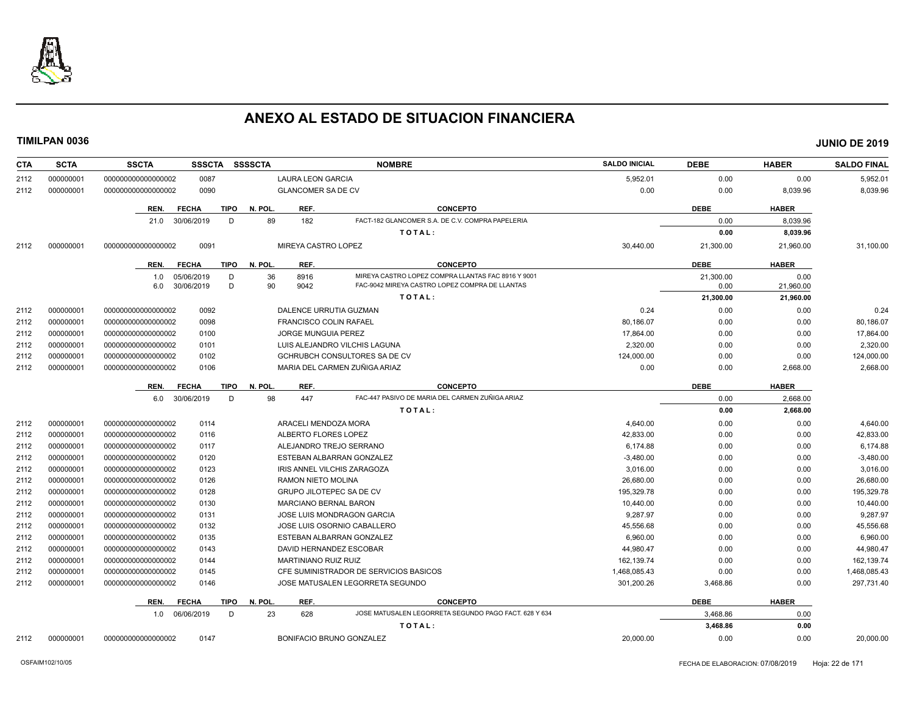# ANEXO AL ESTADO DE SITUACION FINANCIERA

**TIMILPAN 0036** **JUNIO DE 2019**

| CTA | SCTA | SSCTA | SSSCTA | SSSSCTA | NOMBRE | SALDO INICIAL | DEBE | HABER | SALDO FINAL |
|---|---|---|---|---|---|---|---|---|---|
| 2112 | 000000001 | 0000000000000000002 | 0087 | | LAURA LEON GARCIA | 5,952.01 | 0.00 | 0.00 | 5,952.01 |
| 2112 | 000000001 | 0000000000000000002 | 0090 | | GLANCOMER SA DE CV | 0.00 | 0.00 | 8,039.96 | 8,039.96 |

| REN. | FECHA | TIPO | N. POL. | REF. | CONCEPTO | DEBE | HABER |
|---|---|---|---|---|---|---|---|
| 21.0 | 30/06/2019 | D | 89 | 182 | FACT-182 GLANCOMER S.A. DE C.V. COMPRA PAPELERIA | 0.00 | 8,039.96 |
| | | | | | TOTAL: | 0.00 | 8,039.96 |

| CTA | SCTA | SSCTA | SSSCTA | SSSSCTA | NOMBRE | SALDO INICIAL | DEBE | HABER | SALDO FINAL |
|---|---|---|---|---|---|---|---|---|---|
| 2112 | 000000001 | 0000000000000000002 | 0091 | | MIREYA CASTRO LOPEZ | 30,440.00 | 21,300.00 | 21,960.00 | 31,100.00 |

| REN. | FECHA | TIPO | N. POL. | REF. | CONCEPTO | DEBE | HABER |
|---|---|---|---|---|---|---|---|
| 1.0 | 05/06/2019 | D | 36 | 8916 | MIREYA CASTRO LOPEZ COMPRA LLANTAS FAC 8916 Y 9001 | 21,300.00 | 0.00 |
| 6.0 | 30/06/2019 | D | 90 | 9042 | FAC-9042 MIREYA CASTRO LOPEZ COMPRA DE LLANTAS | 0.00 | 21,960.00 |
| | | | | | TOTAL: | 21,300.00 | 21,960.00 |

| CTA | SCTA | SSCTA | SSSCTA | SSSSCTA | NOMBRE | SALDO INICIAL | DEBE | HABER | SALDO FINAL |
|---|---|---|---|---|---|---|---|---|---|
| 2112 | 000000001 | 0000000000000000002 | 0092 | | DALENCE URRUTIA GUZMAN | 0.24 | 0.00 | 0.00 | 0.24 |
| 2112 | 000000001 | 0000000000000000002 | 0098 | | FRANCISCO COLIN RAFAEL | 80,186.07 | 0.00 | 0.00 | 80,186.07 |
| 2112 | 000000001 | 0000000000000000002 | 0100 | | JORGE MUNGUIA PEREZ | 17,864.00 | 0.00 | 0.00 | 17,864.00 |
| 2112 | 000000001 | 0000000000000000002 | 0101 | | LUIS ALEJANDRO VILCHIS LAGUNA | 2,320.00 | 0.00 | 0.00 | 2,320.00 |
| 2112 | 000000001 | 0000000000000000002 | 0102 | | GCHRUBCH CONSULTORES SA DE CV | 124,000.00 | 0.00 | 0.00 | 124,000.00 |
| 2112 | 000000001 | 0000000000000000002 | 0106 | | MARIA DEL CARMEN ZUÑIGA ARIAZ | 0.00 | 0.00 | 2,668.00 | 2,668.00 |

| REN. | FECHA | TIPO | N. POL. | REF. | CONCEPTO | DEBE | HABER |
|---|---|---|---|---|---|---|---|
| 6.0 | 30/06/2019 | D | 98 | 447 | FAC-447 PASIVO DE MARIA DEL CARMEN ZUÑIGA ARIAZ | 0.00 | 2,668.00 |
| | | | | | TOTAL: | 0.00 | 2,668.00 |

| CTA | SCTA | SSCTA | SSSCTA | SSSSCTA | NOMBRE | SALDO INICIAL | DEBE | HABER | SALDO FINAL |
|---|---|---|---|---|---|---|---|---|---|
| 2112 | 000000001 | 0000000000000000002 | 0114 | | ARACELI MENDOZA MORA | 4,640.00 | 0.00 | 0.00 | 4,640.00 |
| 2112 | 000000001 | 0000000000000000002 | 0116 | | ALBERTO FLORES LOPEZ | 42,833.00 | 0.00 | 0.00 | 42,833.00 |
| 2112 | 000000001 | 0000000000000000002 | 0117 | | ALEJANDRO TREJO SERRANO | 6,174.88 | 0.00 | 0.00 | 6,174.88 |
| 2112 | 000000001 | 0000000000000000002 | 0120 | | ESTEBAN ALBARRAN GONZALEZ | -3,480.00 | 0.00 | 0.00 | -3,480.00 |
| 2112 | 000000001 | 0000000000000000002 | 0123 | | IRIS ANNEL VILCHIS ZARAGOZA | 3,016.00 | 0.00 | 0.00 | 3,016.00 |
| 2112 | 000000001 | 0000000000000000002 | 0126 | | RAMON NIETO MOLINA | 26,680.00 | 0.00 | 0.00 | 26,680.00 |
| 2112 | 000000001 | 0000000000000000002 | 0128 | | GRUPO JILOTEPEC SA DE CV | 195,329.78 | 0.00 | 0.00 | 195,329.78 |
| 2112 | 000000001 | 0000000000000000002 | 0130 | | MARCIANO BERNAL BARON | 10,440.00 | 0.00 | 0.00 | 10,440.00 |
| 2112 | 000000001 | 0000000000000000002 | 0131 | | JOSE LUIS MONDRAGON GARCIA | 9,287.97 | 0.00 | 0.00 | 9,287.97 |
| 2112 | 000000001 | 0000000000000000002 | 0132 | | JOSE LUIS OSORNIO CABALLERO | 45,556.68 | 0.00 | 0.00 | 45,556.68 |
| 2112 | 000000001 | 0000000000000000002 | 0135 | | ESTEBAN ALBARRAN GONZALEZ | 6,960.00 | 0.00 | 0.00 | 6,960.00 |
| 2112 | 000000001 | 0000000000000000002 | 0143 | | DAVID HERNANDEZ ESCOBAR | 44,980.47 | 0.00 | 0.00 | 44,980.47 |
| 2112 | 000000001 | 0000000000000000002 | 0144 | | MARTINIANO RUIZ RUIZ | 162,139.74 | 0.00 | 0.00 | 162,139.74 |
| 2112 | 000000001 | 0000000000000000002 | 0145 | | CFE SUMINISTRADOR DE SERVICIOS BASICOS | 1,468,085.43 | 0.00 | 0.00 | 1,468,085.43 |
| 2112 | 000000001 | 0000000000000000002 | 0146 | | JOSE MATUSALEN LEGORRETA SEGUNDO | 301,200.26 | 3,468.86 | 0.00 | 297,731.40 |

| REN. | FECHA | TIPO | N. POL. | REF. | CONCEPTO | DEBE | HABER |
|---|---|---|---|---|---|---|---|
| 1.0 | 06/06/2019 | D | 23 | 628 | JOSE MATUSALEN LEGORRETA SEGUNDO PAGO FACT. 628 Y 634 | 3,468.86 | 0.00 |
| | | | | | TOTAL: | 3,468.86 | 0.00 |

| CTA | SCTA | SSCTA | SSSCTA | SSSSCTA | NOMBRE | SALDO INICIAL | DEBE | HABER | SALDO FINAL |
|---|---|---|---|---|---|---|---|---|---|
| 2112 | 000000001 | 0000000000000000002 | 0147 | | BONIFACIO BRUNO GONZALEZ | 20,000.00 | 0.00 | 0.00 | 20,000.00 |

OSFAIM102/10/05 FECHA DE ELABORACION: 07/08/2019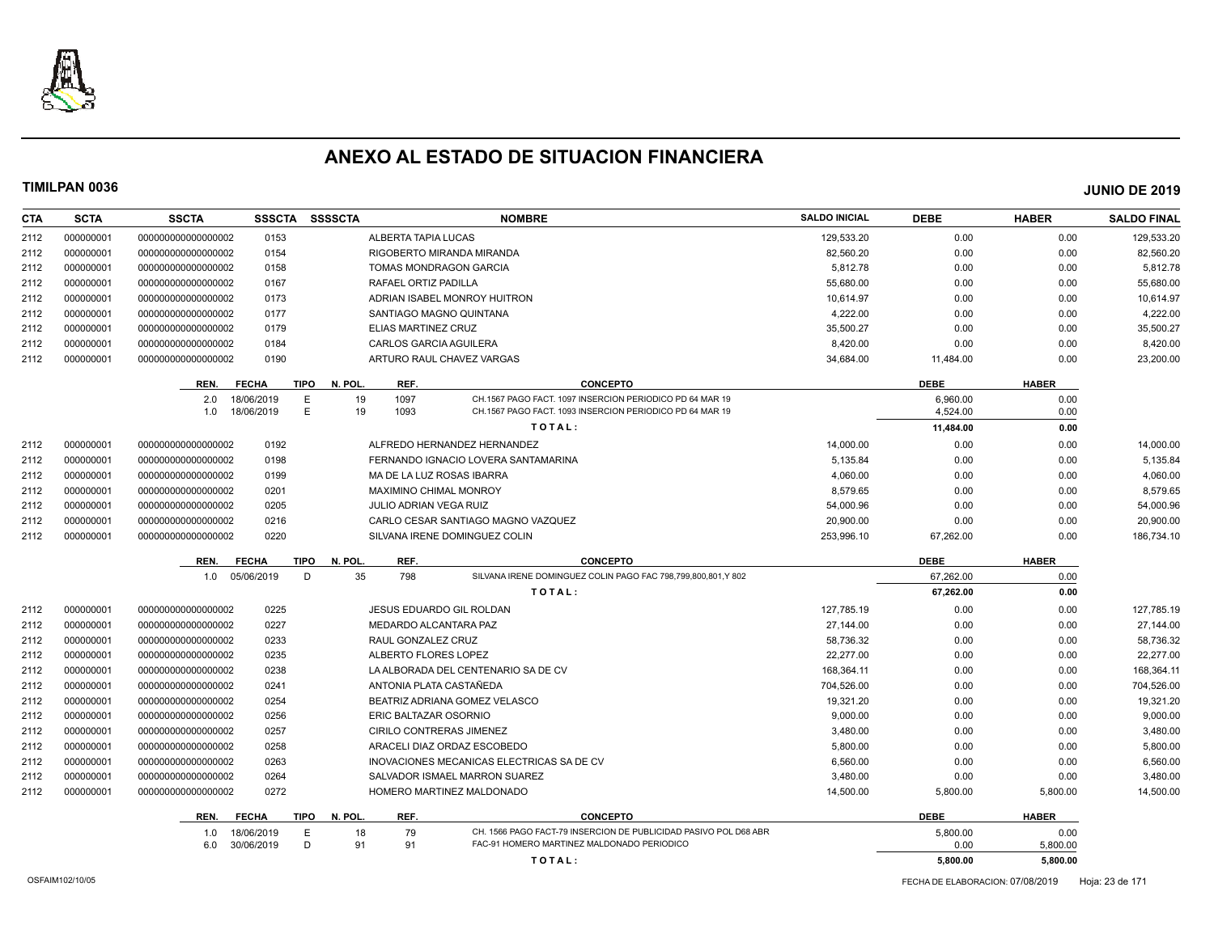# ANEXO AL ESTADO DE SITUACION FINANCIERA

**TIMILPAN 0036** **JUNIO DE 2019**

| CTA | SCTA | SSCTA | SSSCTA | SSSSCTA | NOMBRE | SALDO INICIAL | DEBE | HABER | SALDO FINAL |
|---|---|---|---|---|---|---|---|---|---|
| 2112 | 000000001 | 0000000000000000002 | 0153 | | ALBERTA TAPIA LUCAS | 129,533.20 | 0.00 | 0.00 | 129,533.20 |
| 2112 | 000000001 | 0000000000000000002 | 0154 | | RIGOBERTO MIRANDA MIRANDA | 82,560.20 | 0.00 | 0.00 | 82,560.20 |
| 2112 | 000000001 | 0000000000000000002 | 0158 | | TOMAS MONDRAGON GARCIA | 5,812.78 | 0.00 | 0.00 | 5,812.78 |
| 2112 | 000000001 | 0000000000000000002 | 0167 | | RAFAEL ORTIZ PADILLA | 55,680.00 | 0.00 | 0.00 | 55,680.00 |
| 2112 | 000000001 | 0000000000000000002 | 0173 | | ADRIAN ISABEL MONROY HUITRON | 10,614.97 | 0.00 | 0.00 | 10,614.97 |
| 2112 | 000000001 | 0000000000000000002 | 0177 | | SANTIAGO MAGNO QUINTANA | 4,222.00 | 0.00 | 0.00 | 4,222.00 |
| 2112 | 000000001 | 0000000000000000002 | 0179 | | ELIAS MARTINEZ CRUZ | 35,500.27 | 0.00 | 0.00 | 35,500.27 |
| 2112 | 000000001 | 0000000000000000002 | 0184 | | CARLOS GARCIA AGUILERA | 8,420.00 | 0.00 | 0.00 | 8,420.00 |
| 2112 | 000000001 | 0000000000000000002 | 0190 | | ARTURO RAUL CHAVEZ VARGAS | 34,684.00 | 11,484.00 | 0.00 | 23,200.00 |

| REN. | FECHA | TIPO | N. POL. | REF. | CONCEPTO | DEBE | HABER |
|---|---|---|---|---|---|---|---|
| 2.0 | 18/06/2019 | E | 19 | 1097 | CH.1567 PAGO FACT. 1097 INSERCION PERIODICO PD 64 MAR 19 | 6,960.00 | 0.00 |
| 1.0 | 18/06/2019 | E | 19 | 1093 | CH.1567 PAGO FACT. 1093 INSERCION PERIODICO PD 64 MAR 19 | 4,524.00 | 0.00 |
| | | | | | **TOTAL:** | **11,484.00** | **0.00** |

| CTA | SCTA | SSCTA | SSSCTA | SSSSCTA | NOMBRE | SALDO INICIAL | DEBE | HABER | SALDO FINAL |
|---|---|---|---|---|---|---|---|---|---|
| 2112 | 000000001 | 0000000000000000002 | 0192 | | ALFREDO HERNANDEZ HERNANDEZ | 14,000.00 | 0.00 | 0.00 | 14,000.00 |
| 2112 | 000000001 | 0000000000000000002 | 0198 | | FERNANDO IGNACIO LOVERA SANTAMARINA | 5,135.84 | 0.00 | 0.00 | 5,135.84 |
| 2112 | 000000001 | 0000000000000000002 | 0199 | | MA DE LA LUZ ROSAS IBARRA | 4,060.00 | 0.00 | 0.00 | 4,060.00 |
| 2112 | 000000001 | 0000000000000000002 | 0201 | | MAXIMINO CHIMAL MONROY | 8,579.65 | 0.00 | 0.00 | 8,579.65 |
| 2112 | 000000001 | 0000000000000000002 | 0205 | | JULIO ADRIAN VEGA RUIZ | 54,000.96 | 0.00 | 0.00 | 54,000.96 |
| 2112 | 000000001 | 0000000000000000002 | 0216 | | CARLO CESAR SANTIAGO MAGNO VAZQUEZ | 20,900.00 | 0.00 | 0.00 | 20,900.00 |
| 2112 | 000000001 | 0000000000000000002 | 0220 | | SILVANA IRENE DOMINGUEZ COLIN | 253,996.10 | 67,262.00 | 0.00 | 186,734.10 |

| REN. | FECHA | TIPO | N. POL. | REF. | CONCEPTO | DEBE | HABER |
|---|---|---|---|---|---|---|---|
| 1.0 | 05/06/2019 | D | 35 | 798 | SILVANA IRENE DOMINGUEZ COLIN PAGO FAC 798,799,800,801,Y 802 | 67,262.00 | 0.00 |
| | | | | | **TOTAL:** | **67,262.00** | **0.00** |

| CTA | SCTA | SSCTA | SSSCTA | SSSSCTA | NOMBRE | SALDO INICIAL | DEBE | HABER | SALDO FINAL |
|---|---|---|---|---|---|---|---|---|---|
| 2112 | 000000001 | 0000000000000000002 | 0225 | | JESUS EDUARDO GIL ROLDAN | 127,785.19 | 0.00 | 0.00 | 127,785.19 |
| 2112 | 000000001 | 0000000000000000002 | 0227 | | MEDARDO ALCANTARA PAZ | 27,144.00 | 0.00 | 0.00 | 27,144.00 |
| 2112 | 000000001 | 0000000000000000002 | 0233 | | RAUL GONZALEZ CRUZ | 58,736.32 | 0.00 | 0.00 | 58,736.32 |
| 2112 | 000000001 | 0000000000000000002 | 0235 | | ALBERTO FLORES LOPEZ | 22,277.00 | 0.00 | 0.00 | 22,277.00 |
| 2112 | 000000001 | 0000000000000000002 | 0238 | | LA ALBORADA DEL CENTENARIO SA DE CV | 168,364.11 | 0.00 | 0.00 | 168,364.11 |
| 2112 | 000000001 | 0000000000000000002 | 0241 | | ANTONIA PLATA CASTAÑEDA | 704,526.00 | 0.00 | 0.00 | 704,526.00 |
| 2112 | 000000001 | 0000000000000000002 | 0254 | | BEATRIZ ADRIANA GOMEZ VELASCO | 19,321.20 | 0.00 | 0.00 | 19,321.20 |
| 2112 | 000000001 | 0000000000000000002 | 0256 | | ERIC BALTAZAR OSORNIO | 9,000.00 | 0.00 | 0.00 | 9,000.00 |
| 2112 | 000000001 | 0000000000000000002 | 0257 | | CIRILO CONTRERAS JIMENEZ | 3,480.00 | 0.00 | 0.00 | 3,480.00 |
| 2112 | 000000001 | 0000000000000000002 | 0258 | | ARACELI DIAZ ORDAZ ESCOBEDO | 5,800.00 | 0.00 | 0.00 | 5,800.00 |
| 2112 | 000000001 | 0000000000000000002 | 0263 | | INOVACIONES MECANICAS ELECTRICAS SA DE CV | 6,560.00 | 0.00 | 0.00 | 6,560.00 |
| 2112 | 000000001 | 0000000000000000002 | 0264 | | SALVADOR ISMAEL MARRON SUAREZ | 3,480.00 | 0.00 | 0.00 | 3,480.00 |
| 2112 | 000000001 | 0000000000000000002 | 0272 | | HOMERO MARTINEZ MALDONADO | 14,500.00 | 5,800.00 | 5,800.00 | 14,500.00 |

| REN. | FECHA | TIPO | N. POL. | REF. | CONCEPTO | DEBE | HABER |
|---|---|---|---|---|---|---|---|
| 1.0 | 18/06/2019 | E | 18 | 79 | CH. 1566 PAGO FACT-79 INSERCION DE PUBLICIDAD PASIVO POL D68 ABR | 5,800.00 | 0.00 |
| 6.0 | 30/06/2019 | D | 91 | 91 | FAC-91 HOMERO MARTINEZ MALDONADO PERIODICO | 0.00 | 5,800.00 |
| | | | | | **TOTAL:** | **5,800.00** | **5,800.00** |

OSFAIM102/10/05 FECHA DE ELABORACION: 07/08/2019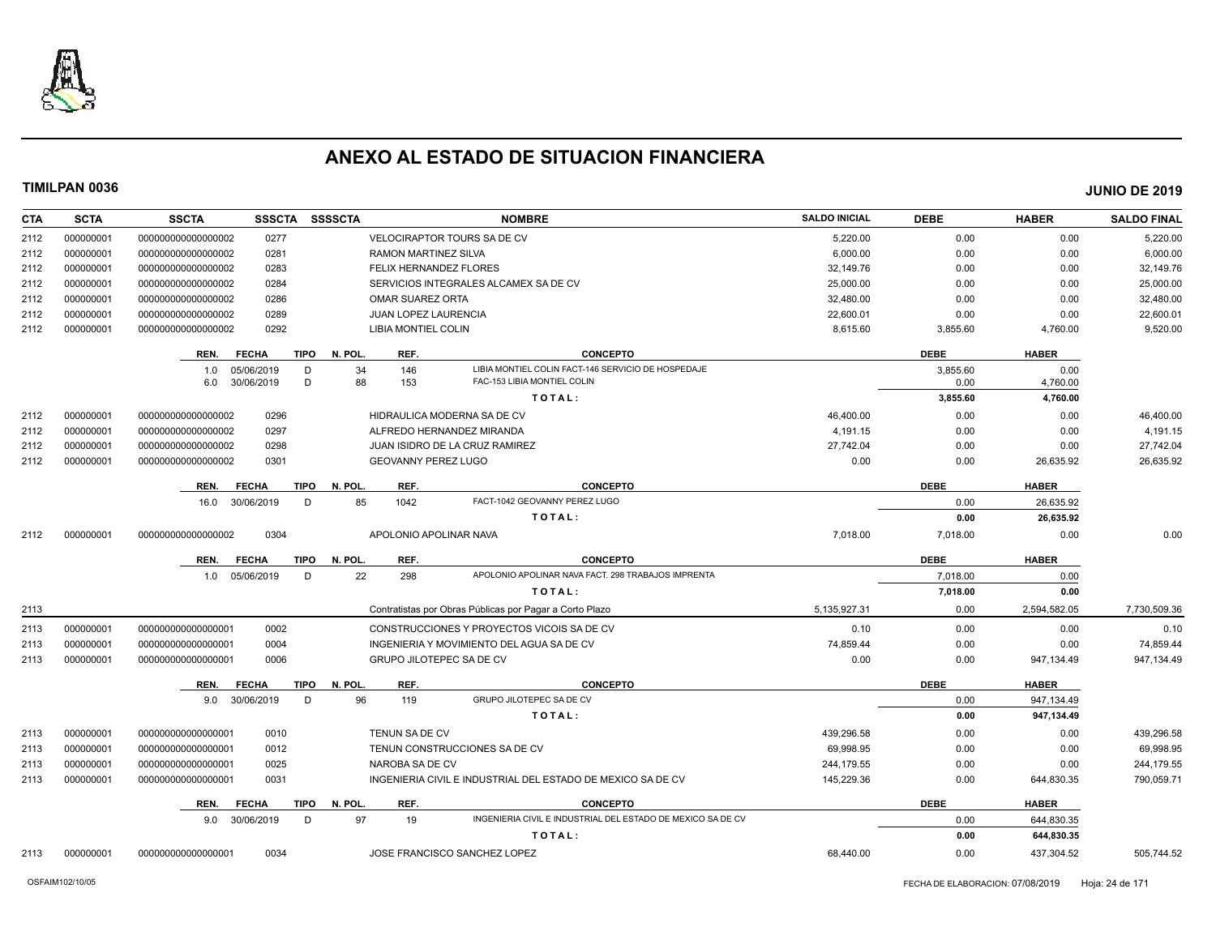# ANEXO AL ESTADO DE SITUACION FINANCIERA

**TIMILPAN 0036** **JUNIO DE 2019**

| CTA | SCTA | SSCTA | SSSCTA | SSSSCTA | NOMBRE | SALDO INICIAL | DEBE | HABER | SALDO FINAL |
|---|---|---|---|---|---|---|---|---|---|
| 2112 | 000000001 | 000000000000000002 | 0277 | | VELOCIRAPTOR TOURS SA DE CV | 5,220.00 | 0.00 | 0.00 | 5,220.00 |
| 2112 | 000000001 | 000000000000000002 | 0281 | | RAMON MARTINEZ SILVA | 6,000.00 | 0.00 | 0.00 | 6,000.00 |
| 2112 | 000000001 | 000000000000000002 | 0283 | | FELIX HERNANDEZ FLORES | 32,149.76 | 0.00 | 0.00 | 32,149.76 |
| 2112 | 000000001 | 000000000000000002 | 0284 | | SERVICIOS INTEGRALES ALCAMEX SA DE CV | 25,000.00 | 0.00 | 0.00 | 25,000.00 |
| 2112 | 000000001 | 000000000000000002 | 0286 | | OMAR SUAREZ ORTA | 32,480.00 | 0.00 | 0.00 | 32,480.00 |
| 2112 | 000000001 | 000000000000000002 | 0289 | | JUAN LOPEZ LAURENCIA | 22,600.01 | 0.00 | 0.00 | 22,600.01 |
| 2112 | 000000001 | 000000000000000002 | 0292 | | LIBIA MONTIEL COLIN | 8,615.60 | 3,855.60 | 4,760.00 | 9,520.00 |

| REN. | FECHA | TIPO | N. POL. | REF. | CONCEPTO | DEBE | HABER |
|---|---|---|---|---|---|---|---|
| 1.0 | 05/06/2019 | D | 34 | 146 | LIBIA MONTIEL COLIN FACT-146 SERVICIO DE HOSPEDAJE | 3,855.60 | 0.00 |
| 6.0 | 30/06/2019 | D | 88 | 153 | FAC-153 LIBIA MONTIEL COLIN | 0.00 | 4,760.00 |
| | | | | | **TOTAL:** | **3,855.60** | **4,760.00** |

| CTA | SCTA | SSCTA | SSSCTA | SSSSCTA | NOMBRE | SALDO INICIAL | DEBE | HABER | SALDO FINAL |
|---|---|---|---|---|---|---|---|---|---|
| 2112 | 000000001 | 000000000000000002 | 0296 | | HIDRAULICA MODERNA SA DE CV | 46,400.00 | 0.00 | 0.00 | 46,400.00 |
| 2112 | 000000001 | 000000000000000002 | 0297 | | ALFREDO HERNANDEZ MIRANDA | 4,191.15 | 0.00 | 0.00 | 4,191.15 |
| 2112 | 000000001 | 000000000000000002 | 0298 | | JUAN ISIDRO DE LA CRUZ RAMIREZ | 27,742.04 | 0.00 | 0.00 | 27,742.04 |
| 2112 | 000000001 | 000000000000000002 | 0301 | | GEOVANNY PEREZ LUGO | 0.00 | 0.00 | 26,635.92 | 26,635.92 |

| REN. | FECHA | TIPO | N. POL. | REF. | CONCEPTO | DEBE | HABER |
|---|---|---|---|---|---|---|---|
| 16.0 | 30/06/2019 | D | 85 | 1042 | FACT-1042 GEOVANNY PEREZ LUGO | 0.00 | 26,635.92 |
| | | | | | **TOTAL:** | **0.00** | **26,635.92** |

| CTA | SCTA | SSCTA | SSSCTA | SSSSCTA | NOMBRE | SALDO INICIAL | DEBE | HABER | SALDO FINAL |
|---|---|---|---|---|---|---|---|---|---|
| 2112 | 000000001 | 000000000000000002 | 0304 | | APOLONIO APOLINAR NAVA | 7,018.00 | 7,018.00 | 0.00 | 0.00 |

| REN. | FECHA | TIPO | N. POL. | REF. | CONCEPTO | DEBE | HABER |
|---|---|---|---|---|---|---|---|
| 1.0 | 05/06/2019 | D | 22 | 298 | APOLONIO APOLINAR NAVA FACT. 298 TRABAJOS IMPRENTA | 7,018.00 | 0.00 |
| | | | | | **TOTAL:** | **7,018.00** | **0.00** |

| CTA | SCTA | SSCTA | SSSCTA | SSSSCTA | NOMBRE | SALDO INICIAL | DEBE | HABER | SALDO FINAL |
|---|---|---|---|---|---|---|---|---|---|
| 2113 | | | | | Contratistas por Obras Públicas por Pagar a Corto Plazo | 5,135,927.31 | 0.00 | 2,594,582.05 | 7,730,509.36 |
| 2113 | 000000001 | 000000000000000001 | 0002 | | CONSTRUCCIONES Y PROYECTOS VICOIS SA DE CV | 0.10 | 0.00 | 0.00 | 0.10 |
| 2113 | 000000001 | 000000000000000001 | 0004 | | INGENIERIA Y MOVIMIENTO DEL AGUA SA DE CV | 74,859.44 | 0.00 | 0.00 | 74,859.44 |
| 2113 | 000000001 | 000000000000000001 | 0006 | | GRUPO JILOTEPEC SA DE CV | 0.00 | 0.00 | 947,134.49 | 947,134.49 |

| REN. | FECHA | TIPO | N. POL. | REF. | CONCEPTO | DEBE | HABER |
|---|---|---|---|---|---|---|---|
| 9.0 | 30/06/2019 | D | 96 | 119 | GRUPO JILOTEPEC SA DE CV | 0.00 | 947,134.49 |
| | | | | | **TOTAL:** | **0.00** | **947,134.49** |

| CTA | SCTA | SSCTA | SSSCTA | SSSSCTA | NOMBRE | SALDO INICIAL | DEBE | HABER | SALDO FINAL |
|---|---|---|---|---|---|---|---|---|---|
| 2113 | 000000001 | 000000000000000001 | 0010 | | TENUN SA DE CV | 439,296.58 | 0.00 | 0.00 | 439,296.58 |
| 2113 | 000000001 | 000000000000000001 | 0012 | | TENUN CONSTRUCCIONES SA DE CV | 69,998.95 | 0.00 | 0.00 | 69,998.95 |
| 2113 | 000000001 | 000000000000000001 | 0025 | | NAROBA SA DE CV | 244,179.55 | 0.00 | 0.00 | 244,179.55 |
| 2113 | 000000001 | 000000000000000001 | 0031 | | INGENIERIA CIVIL E INDUSTRIAL DEL ESTADO DE MEXICO SA DE CV | 145,229.36 | 0.00 | 644,830.35 | 790,059.71 |

| REN. | FECHA | TIPO | N. POL. | REF. | CONCEPTO | DEBE | HABER |
|---|---|---|---|---|---|---|---|
| 9.0 | 30/06/2019 | D | 97 | 19 | INGENIERIA CIVIL E INDUSTRIAL DEL ESTADO DE MEXICO SA DE CV | 0.00 | 644,830.35 |
| | | | | | **TOTAL:** | **0.00** | **644,830.35** |

| CTA | SCTA | SSCTA | SSSCTA | SSSSCTA | NOMBRE | SALDO INICIAL | DEBE | HABER | SALDO FINAL |
|---|---|---|---|---|---|---|---|---|---|
| 2113 | 000000001 | 000000000000000001 | 0034 | | JOSE FRANCISCO SANCHEZ LOPEZ | 68,440.00 | 0.00 | 437,304.52 | 505,744.52 |

OSFAIM102/10/05 FECHA DE ELABORACION: 07/08/2019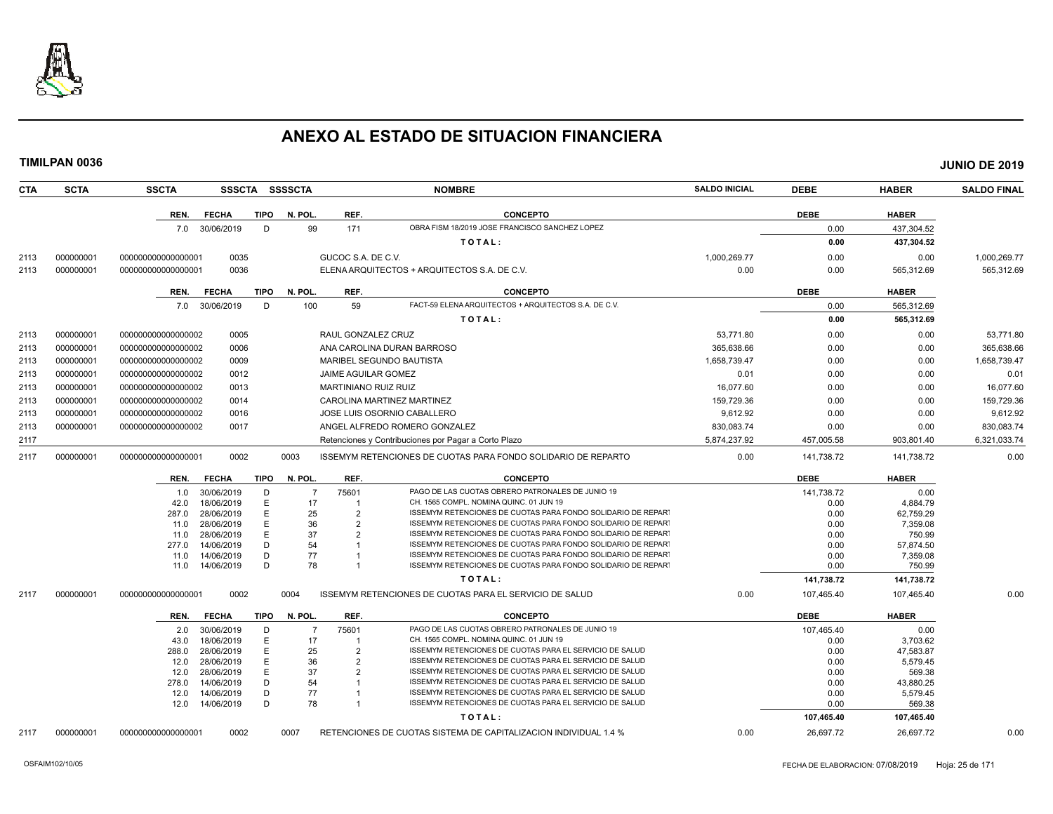# ANEXO AL ESTADO DE SITUACION FINANCIERA

**TIMILPAN 0036** **JUNIO DE 2019**

| CTA | SCTA | SSCTA | SSSCTA | SSSSCTA | NOMBRE | SALDO INICIAL | DEBE | HABER | SALDO FINAL |
|---|---|---|---|---|---|---|---|---|---|

| REN. | FECHA | TIPO | N. POL. | REF. | CONCEPTO | DEBE | HABER |
|---|---|---|---|---|---|---|---|
| 7.0 | 30/06/2019 | D | 99 | 171 | OBRA FISM 18/2019 JOSE FRANCISCO SANCHEZ LOPEZ | 0.00 | 437,304.52 |
| | | | | | **TOTAL:** | **0.00** | **437,304.52** |

| CTA | SCTA | SSCTA | SSSCTA | SSSSCTA | NOMBRE | SALDO INICIAL | DEBE | HABER | SALDO FINAL |
|---|---|---|---|---|---|---|---|---|---|
| 2113 | 000000001 | 000000000000000001 | 0035 | | GUCOC S.A. DE C.V. | 1,000,269.77 | 0.00 | 0.00 | 1,000,269.77 |
| 2113 | 000000001 | 000000000000000001 | 0036 | | ELENA ARQUITECTOS + ARQUITECTOS S.A. DE C.V. | 0.00 | 0.00 | 565,312.69 | 565,312.69 |

| REN. | FECHA | TIPO | N. POL. | REF. | CONCEPTO | DEBE | HABER |
|---|---|---|---|---|---|---|---|
| 7.0 | 30/06/2019 | D | 100 | 59 | FACT-59 ELENA ARQUITECTOS + ARQUITECTOS S.A. DE C.V. | 0.00 | 565,312.69 |
| | | | | | **TOTAL:** | **0.00** | **565,312.69** |

| CTA | SCTA | SSCTA | SSSCTA | SSSSCTA | NOMBRE | SALDO INICIAL | DEBE | HABER | SALDO FINAL |
|---|---|---|---|---|---|---|---|---|---|
| 2113 | 000000001 | 000000000000000002 | 0005 | | RAUL GONZALEZ CRUZ | 53,771.80 | 0.00 | 0.00 | 53,771.80 |
| 2113 | 000000001 | 000000000000000002 | 0006 | | ANA CAROLINA DURAN BARROSO | 365,638.66 | 0.00 | 0.00 | 365,638.66 |
| 2113 | 000000001 | 000000000000000002 | 0009 | | MARIBEL SEGUNDO BAUTISTA | 1,658,739.47 | 0.00 | 0.00 | 1,658,739.47 |
| 2113 | 000000001 | 000000000000000002 | 0012 | | JAIME AGUILAR GOMEZ | 0.01 | 0.00 | 0.00 | 0.01 |
| 2113 | 000000001 | 000000000000000002 | 0013 | | MARTINIANO RUIZ RUIZ | 16,077.60 | 0.00 | 0.00 | 16,077.60 |
| 2113 | 000000001 | 000000000000000002 | 0014 | | CAROLINA MARTINEZ MARTINEZ | 159,729.36 | 0.00 | 0.00 | 159,729.36 |
| 2113 | 000000001 | 000000000000000002 | 0016 | | JOSE LUIS OSORNIO CABALLERO | 9,612.92 | 0.00 | 0.00 | 9,612.92 |
| 2113 | 000000001 | 000000000000000002 | 0017 | | ANGEL ALFREDO ROMERO GONZALEZ | 830,083.74 | 0.00 | 0.00 | 830,083.74 |
| 2117 | | | | | Retenciones y Contribuciones por Pagar a Corto Plazo | 5,874,237.92 | 457,005.58 | 903,801.40 | 6,321,033.74 |
| 2117 | 000000001 | 000000000000000001 | 0002 | 0003 | ISSEMYM RETENCIONES DE CUOTAS PARA FONDO SOLIDARIO DE REPARTO | 0.00 | 141,738.72 | 141,738.72 | 0.00 |

| REN. | FECHA | TIPO | N. POL. | REF. | CONCEPTO | DEBE | HABER |
|---|---|---|---|---|---|---|---|
| 1.0 | 30/06/2019 | D | 7 | 75601 | PAGO DE LAS CUOTAS OBRERO PATRONALES DE JUNIO 19 | 141,738.72 | 0.00 |
| 42.0 | 18/06/2019 | E | 17 | 1 | CH. 1565 COMPL. NOMINA QUINC. 01 JUN 19 | 0.00 | 4,884.79 |
| 287.0 | 28/06/2019 | E | 25 | 2 | ISSEMYM RETENCIONES DE CUOTAS PARA FONDO SOLIDARIO DE REPART | 0.00 | 62,759.29 |
| 11.0 | 28/06/2019 | E | 36 | 2 | ISSEMYM RETENCIONES DE CUOTAS PARA FONDO SOLIDARIO DE REPART | 0.00 | 7,359.08 |
| 11.0 | 28/06/2019 | E | 37 | 2 | ISSEMYM RETENCIONES DE CUOTAS PARA FONDO SOLIDARIO DE REPART | 0.00 | 750.99 |
| 277.0 | 14/06/2019 | D | 54 | 1 | ISSEMYM RETENCIONES DE CUOTAS PARA FONDO SOLIDARIO DE REPART | 0.00 | 57,874.50 |
| 11.0 | 14/06/2019 | D | 77 | 1 | ISSEMYM RETENCIONES DE CUOTAS PARA FONDO SOLIDARIO DE REPART | 0.00 | 7,359.08 |
| 11.0 | 14/06/2019 | D | 78 | 1 | ISSEMYM RETENCIONES DE CUOTAS PARA FONDO SOLIDARIO DE REPART | 0.00 | 750.99 |
| | | | | | **TOTAL:** | **141,738.72** | **141,738.72** |

| CTA | SCTA | SSCTA | SSSCTA | SSSSCTA | NOMBRE | SALDO INICIAL | DEBE | HABER | SALDO FINAL |
|---|---|---|---|---|---|---|---|---|---|
| 2117 | 000000001 | 000000000000000001 | 0002 | 0004 | ISSEMYM RETENCIONES DE CUOTAS PARA EL SERVICIO DE SALUD | 0.00 | 107,465.40 | 107,465.40 | 0.00 |

| REN. | FECHA | TIPO | N. POL. | REF. | CONCEPTO | DEBE | HABER |
|---|---|---|---|---|---|---|---|
| 2.0 | 30/06/2019 | D | 7 | 75601 | PAGO DE LAS CUOTAS OBRERO PATRONALES DE JUNIO 19 | 107,465.40 | 0.00 |
| 43.0 | 18/06/2019 | E | 17 | 1 | CH. 1565 COMPL. NOMINA QUINC. 01 JUN 19 | 0.00 | 3,703.62 |
| 288.0 | 28/06/2019 | E | 25 | 2 | ISSEMYM RETENCIONES DE CUOTAS PARA EL SERVICIO DE SALUD | 0.00 | 47,583.87 |
| 12.0 | 28/06/2019 | E | 36 | 2 | ISSEMYM RETENCIONES DE CUOTAS PARA EL SERVICIO DE SALUD | 0.00 | 5,579.45 |
| 12.0 | 28/06/2019 | E | 37 | 2 | ISSEMYM RETENCIONES DE CUOTAS PARA EL SERVICIO DE SALUD | 0.00 | 569.38 |
| 278.0 | 14/06/2019 | D | 54 | 1 | ISSEMYM RETENCIONES DE CUOTAS PARA EL SERVICIO DE SALUD | 0.00 | 43,880.25 |
| 12.0 | 14/06/2019 | D | 77 | 1 | ISSEMYM RETENCIONES DE CUOTAS PARA EL SERVICIO DE SALUD | 0.00 | 5,579.45 |
| 12.0 | 14/06/2019 | D | 78 | 1 | ISSEMYM RETENCIONES DE CUOTAS PARA EL SERVICIO DE SALUD | 0.00 | 569.38 |
| | | | | | **TOTAL:** | **107,465.40** | **107,465.40** |

| CTA | SCTA | SSCTA | SSSCTA | SSSSCTA | NOMBRE | SALDO INICIAL | DEBE | HABER | SALDO FINAL |
|---|---|---|---|---|---|---|---|---|---|
| 2117 | 000000001 | 000000000000000001 | 0002 | 0007 | RETENCIONES DE CUOTAS SISTEMA DE CAPITALIZACION INDIVIDUAL 1.4 % | 0.00 | 26,697.72 | 26,697.72 | 0.00 |

OSFAIM102/10/05 FECHA DE ELABORACION: 07/08/2019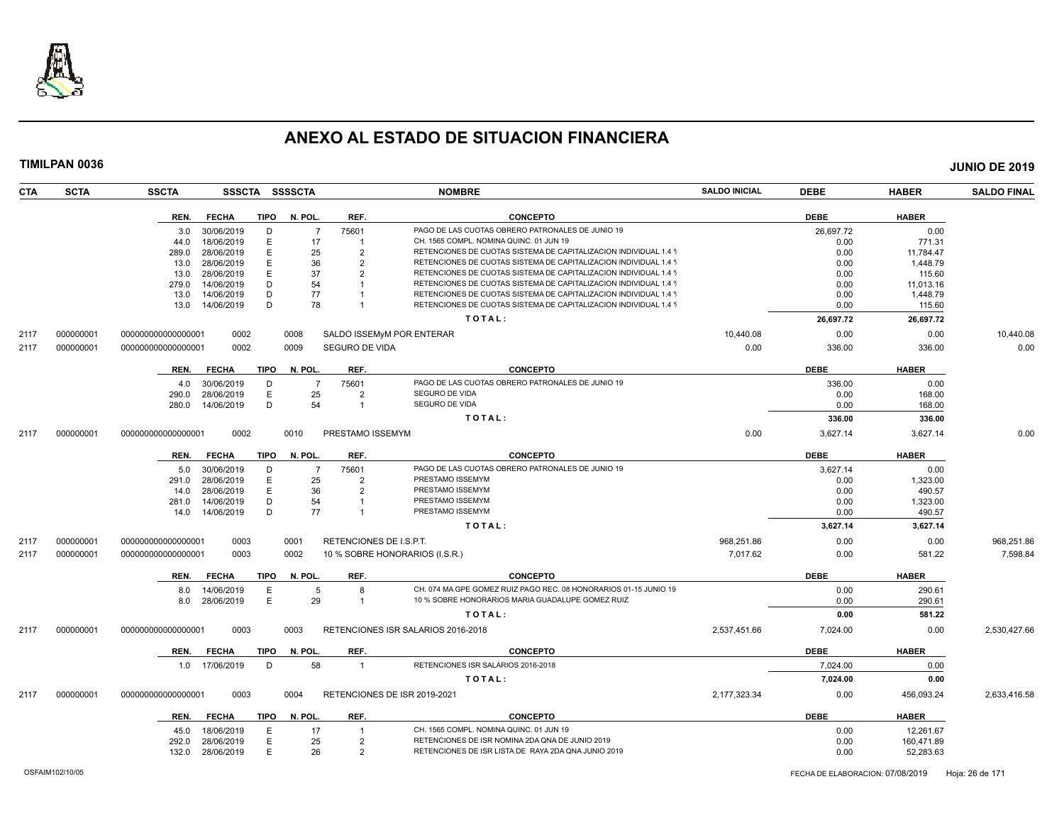# ANEXO AL ESTADO DE SITUACION FINANCIERA

**TIMILPAN 0036** **JUNIO DE 2019**

| CTA | SCTA | SSCTA | SSSCTA | SSSSCTA | NOMBRE | SALDO INICIAL | DEBE | HABER | SALDO FINAL |
|---|---|---|---|---|---|---|---|---|---|

| REN. | FECHA | TIPO | N. POL. | REF. | CONCEPTO | DEBE | HABER |
|---|---|---|---|---|---|---|---|
| 3.0 | 30/06/2019 | D | 7 | 75601 | PAGO DE LAS CUOTAS OBRERO PATRONALES DE JUNIO 19 | 26,697.72 | 0.00 |
| 44.0 | 18/06/2019 | E | 17 | 1 | CH. 1565 COMPL. NOMINA QUINC. 01 JUN 19 | 0.00 | 771.31 |
| 289.0 | 28/06/2019 | E | 25 | 2 | RETENCIONES DE CUOTAS SISTEMA DE CAPITALIZACION INDIVIDUAL 1.4 % | 0.00 | 11,784.47 |
| 13.0 | 28/06/2019 | E | 36 | 2 | RETENCIONES DE CUOTAS SISTEMA DE CAPITALIZACION INDIVIDUAL 1.4 % | 0.00 | 1,448.79 |
| 13.0 | 28/06/2019 | E | 37 | 2 | RETENCIONES DE CUOTAS SISTEMA DE CAPITALIZACION INDIVIDUAL 1.4 % | 0.00 | 115.60 |
| 279.0 | 14/06/2019 | D | 54 | 1 | RETENCIONES DE CUOTAS SISTEMA DE CAPITALIZACION INDIVIDUAL 1.4 % | 0.00 | 11,013.16 |
| 13.0 | 14/06/2019 | D | 77 | 1 | RETENCIONES DE CUOTAS SISTEMA DE CAPITALIZACION INDIVIDUAL 1.4 % | 0.00 | 1,448.79 |
| 13.0 | 14/06/2019 | D | 78 | 1 | RETENCIONES DE CUOTAS SISTEMA DE CAPITALIZACION INDIVIDUAL 1.4 % | 0.00 | 115.60 |
| | | | | | TOTAL: | 26,697.72 | 26,697.72 |

| CTA | SCTA | SSCTA | SSSCTA | SSSSCTA | NOMBRE | SALDO INICIAL | DEBE | HABER | SALDO FINAL |
|---|---|---|---|---|---|---|---|---|---|
| 2117 | 000000001 | 000000000000000001 | 0002 | 0008 | SALDO ISSEMyM POR ENTERAR | 10,440.08 | 0.00 | 0.00 | 10,440.08 |
| 2117 | 000000001 | 000000000000000001 | 0002 | 0009 | SEGURO DE VIDA | 0.00 | 336.00 | 336.00 | 0.00 |

| REN. | FECHA | TIPO | N. POL. | REF. | CONCEPTO | DEBE | HABER |
|---|---|---|---|---|---|---|---|
| 4.0 | 30/06/2019 | D | 7 | 75601 | PAGO DE LAS CUOTAS OBRERO PATRONALES DE JUNIO 19 | 336.00 | 0.00 |
| 290.0 | 28/06/2019 | E | 25 | 2 | SEGURO DE VIDA | 0.00 | 168.00 |
| 280.0 | 14/06/2019 | D | 54 | 1 | SEGURO DE VIDA | 0.00 | 168.00 |
| | | | | | TOTAL: | 336.00 | 336.00 |

| CTA | SCTA | SSCTA | SSSCTA | SSSSCTA | NOMBRE | SALDO INICIAL | DEBE | HABER | SALDO FINAL |
|---|---|---|---|---|---|---|---|---|---|
| 2117 | 000000001 | 000000000000000001 | 0002 | 0010 | PRESTAMO ISSEMYM | 0.00 | 3,627.14 | 3,627.14 | 0.00 |

| REN. | FECHA | TIPO | N. POL. | REF. | CONCEPTO | DEBE | HABER |
|---|---|---|---|---|---|---|---|
| 5.0 | 30/06/2019 | D | 7 | 75601 | PAGO DE LAS CUOTAS OBRERO PATRONALES DE JUNIO 19 | 3,627.14 | 0.00 |
| 291.0 | 28/06/2019 | E | 25 | 2 | PRESTAMO ISSEMYM | 0.00 | 1,323.00 |
| 14.0 | 28/06/2019 | E | 36 | 2 | PRESTAMO ISSEMYM | 0.00 | 490.57 |
| 281.0 | 14/06/2019 | D | 54 | 1 | PRESTAMO ISSEMYM | 0.00 | 1,323.00 |
| 14.0 | 14/06/2019 | D | 77 | 1 | PRESTAMO ISSEMYM | 0.00 | 490.57 |
| | | | | | TOTAL: | 3,627.14 | 3,627.14 |

| CTA | SCTA | SSCTA | SSSCTA | SSSSCTA | NOMBRE | SALDO INICIAL | DEBE | HABER | SALDO FINAL |
|---|---|---|---|---|---|---|---|---|---|
| 2117 | 000000001 | 000000000000000001 | 0003 | 0001 | RETENCIONES DE I.S.P.T. | 968,251.86 | 0.00 | 0.00 | 968,251.86 |
| 2117 | 000000001 | 000000000000000001 | 0003 | 0002 | 10 % SOBRE HONORARIOS (I.S.R.) | 7,017.62 | 0.00 | 581.22 | 7,598.84 |

| REN. | FECHA | TIPO | N. POL. | REF. | CONCEPTO | DEBE | HABER |
|---|---|---|---|---|---|---|---|
| 8.0 | 14/06/2019 | E | 5 | 8 | CH. 074 MA GPE GOMEZ RUIZ PAGO REC. 08 HONORARIOS 01-15 JUNIO 19 | 0.00 | 290.61 |
| 8.0 | 28/06/2019 | E | 29 | 1 | 10 % SOBRE HONORARIOS MARIA GUADALUPE GOMEZ RUIZ | 0.00 | 290.61 |
| | | | | | TOTAL: | 0.00 | 581.22 |

| CTA | SCTA | SSCTA | SSSCTA | SSSSCTA | NOMBRE | SALDO INICIAL | DEBE | HABER | SALDO FINAL |
|---|---|---|---|---|---|---|---|---|---|
| 2117 | 000000001 | 000000000000000001 | 0003 | 0003 | RETENCIONES ISR SALARIOS 2016-2018 | 2,537,451.66 | 7,024.00 | 0.00 | 2,530,427.66 |

| REN. | FECHA | TIPO | N. POL. | REF. | CONCEPTO | DEBE | HABER |
|---|---|---|---|---|---|---|---|
| 1.0 | 17/06/2019 | D | 58 | 1 | RETENCIONES ISR SALARIOS 2016-2018 | 7,024.00 | 0.00 |
| | | | | | TOTAL: | 7,024.00 | 0.00 |

| CTA | SCTA | SSCTA | SSSCTA | SSSSCTA | NOMBRE | SALDO INICIAL | DEBE | HABER | SALDO FINAL |
|---|---|---|---|---|---|---|---|---|---|
| 2117 | 000000001 | 000000000000000001 | 0003 | 0004 | RETENCIONES DE ISR 2019-2021 | 2,177,323.34 | 0.00 | 456,093.24 | 2,633,416.58 |

| REN. | FECHA | TIPO | N. POL. | REF. | CONCEPTO | DEBE | HABER |
|---|---|---|---|---|---|---|---|
| 45.0 | 18/06/2019 | E | 17 | 1 | CH. 1565 COMPL. NOMINA QUINC. 01 JUN 19 | 0.00 | 12,261.67 |
| 292.0 | 28/06/2019 | E | 25 | 2 | RETENCIONES DE ISR NOMINA 2DA QNA DE JUNIO 2019 | 0.00 | 160,471.89 |
| 132.0 | 28/06/2019 | E | 26 | 2 | RETENCIONES DE ISR LISTA DE RAYA 2DA QNA JUNIO 2019 | 0.00 | 52,283.63 |

OSFAIM102/10/05 FECHA DE ELABORACION: 07/08/2019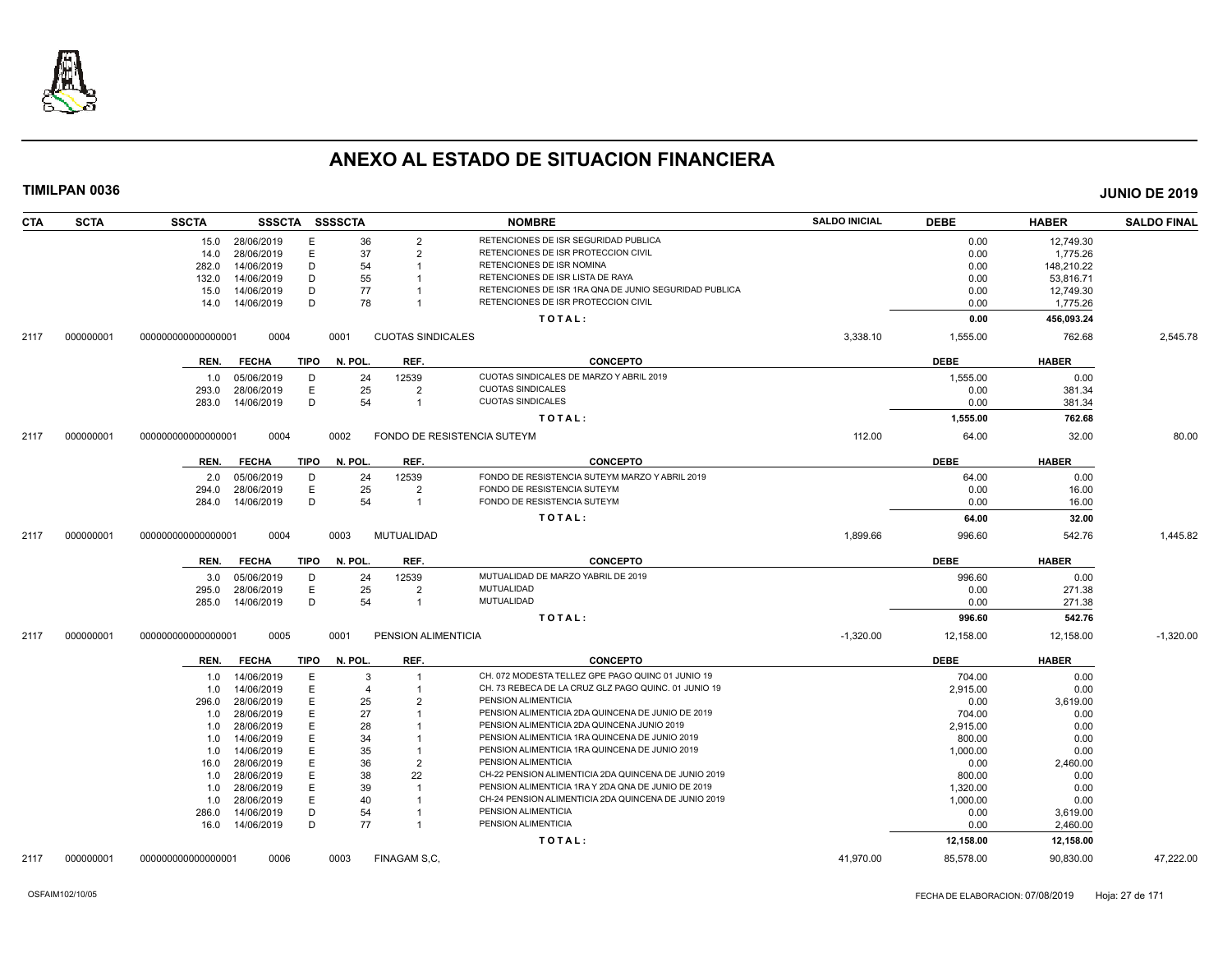# ANEXO AL ESTADO DE SITUACION FINANCIERA

**TIMILPAN 0036** — **JUNIO DE 2019**

| CTA | SCTA | SSCTA | SSSCTA | SSSSCTA | | NOMBRE | SALDO INICIAL | DEBE | HABER | SALDO FINAL |
|---|---|---|---|---|---|---|---|---|---|---|
| | | 15.0 | 28/06/2019 | E | 36 | 2 | RETENCIONES DE ISR SEGURIDAD PUBLICA | 0.00 | 12,749.30 | |
| | | 14.0 | 28/06/2019 | E | 37 | 2 | RETENCIONES DE ISR PROTECCION CIVIL | 0.00 | 1,775.26 | |
| | | 282.0 | 14/06/2019 | D | 54 | 1 | RETENCIONES DE ISR NOMINA | 0.00 | 148,210.22 | |
| | | 132.0 | 14/06/2019 | D | 55 | 1 | RETENCIONES DE ISR LISTA DE RAYA | 0.00 | 53,816.71 | |
| | | 15.0 | 14/06/2019 | D | 77 | 1 | RETENCIONES DE ISR 1RA QNA DE JUNIO SEGURIDAD PUBLICA | 0.00 | 12,749.30 | |
| | | 14.0 | 14/06/2019 | D | 78 | 1 | RETENCIONES DE ISR PROTECCION CIVIL | 0.00 | 1,775.26 | |
| | | | | | | | **TOTAL:** | **0.00** | **456,093.24** | |

| CTA | SCTA | SSCTA | SSSCTA | SSSSCTA | NOMBRE | SALDO INICIAL | DEBE | HABER | SALDO FINAL |
|---|---|---|---|---|---|---|---|---|---|
| 2117 | 000000001 | 0000000000000000001 | 0004 | 0001 | CUOTAS SINDICALES | 3,338.10 | 1,555.00 | 762.68 | 2,545.78 |

| REN. | FECHA | TIPO | N. POL. | REF. | CONCEPTO | DEBE | HABER |
|---|---|---|---|---|---|---|---|
| 1.0 | 05/06/2019 | D | 24 | 12539 | CUOTAS SINDICALES DE MARZO Y ABRIL 2019 | 1,555.00 | 0.00 |
| 293.0 | 28/06/2019 | E | 25 | 2 | CUOTAS SINDICALES | 0.00 | 381.34 |
| 283.0 | 14/06/2019 | D | 54 | 1 | CUOTAS SINDICALES | 0.00 | 381.34 |
| | | | | | **TOTAL:** | **1,555.00** | **762.68** |

| CTA | SCTA | SSCTA | SSSCTA | SSSSCTA | NOMBRE | SALDO INICIAL | DEBE | HABER | SALDO FINAL |
|---|---|---|---|---|---|---|---|---|---|
| 2117 | 000000001 | 0000000000000000001 | 0004 | 0002 | FONDO DE RESISTENCIA SUTEYM | 112.00 | 64.00 | 32.00 | 80.00 |

| REN. | FECHA | TIPO | N. POL. | REF. | CONCEPTO | DEBE | HABER |
|---|---|---|---|---|---|---|---|
| 2.0 | 05/06/2019 | D | 24 | 12539 | FONDO DE RESISTENCIA SUTEYM MARZO Y ABRIL 2019 | 64.00 | 0.00 |
| 294.0 | 28/06/2019 | E | 25 | 2 | FONDO DE RESISTENCIA SUTEYM | 0.00 | 16.00 |
| 284.0 | 14/06/2019 | D | 54 | 1 | FONDO DE RESISTENCIA SUTEYM | 0.00 | 16.00 |
| | | | | | **TOTAL:** | **64.00** | **32.00** |

| CTA | SCTA | SSCTA | SSSCTA | SSSSCTA | NOMBRE | SALDO INICIAL | DEBE | HABER | SALDO FINAL |
|---|---|---|---|---|---|---|---|---|---|
| 2117 | 000000001 | 0000000000000000001 | 0004 | 0003 | MUTUALIDAD | 1,899.66 | 996.60 | 542.76 | 1,445.82 |

| REN. | FECHA | TIPO | N. POL. | REF. | CONCEPTO | DEBE | HABER |
|---|---|---|---|---|---|---|---|
| 3.0 | 05/06/2019 | D | 24 | 12539 | MUTUALIDAD DE MARZO YABRIL DE 2019 | 996.60 | 0.00 |
| 295.0 | 28/06/2019 | E | 25 | 2 | MUTUALIDAD | 0.00 | 271.38 |
| 285.0 | 14/06/2019 | D | 54 | 1 | MUTUALIDAD | 0.00 | 271.38 |
| | | | | | **TOTAL:** | **996.60** | **542.76** |

| CTA | SCTA | SSCTA | SSSCTA | SSSSCTA | NOMBRE | SALDO INICIAL | DEBE | HABER | SALDO FINAL |
|---|---|---|---|---|---|---|---|---|---|
| 2117 | 000000001 | 0000000000000000001 | 0005 | 0001 | PENSION ALIMENTICIA | -1,320.00 | 12,158.00 | 12,158.00 | -1,320.00 |

| REN. | FECHA | TIPO | N. POL. | REF. | CONCEPTO | DEBE | HABER |
|---|---|---|---|---|---|---|---|
| 1.0 | 14/06/2019 | E | 3 | 1 | CH. 072 MODESTA TELLEZ GPE PAGO QUINC 01 JUNIO 19 | 704.00 | 0.00 |
| 1.0 | 14/06/2019 | E | 4 | 1 | CH. 73 REBECA DE LA CRUZ GLZ PAGO QUINC. 01 JUNIO 19 | 2,915.00 | 0.00 |
| 296.0 | 28/06/2019 | E | 25 | 2 | PENSION ALIMENTICIA | 0.00 | 3,619.00 |
| 1.0 | 28/06/2019 | E | 27 | 1 | PENSION ALIMENTICIA 2DA QUINCENA DE JUNIO DE 2019 | 704.00 | 0.00 |
| 1.0 | 28/06/2019 | E | 28 | 1 | PENSION ALIMENTICIA 2DA QUINCENA JUNIO 2019 | 2,915.00 | 0.00 |
| 1.0 | 14/06/2019 | E | 34 | 1 | PENSION ALIMENTICIA 1RA QUINCENA DE JUNIO 2019 | 800.00 | 0.00 |
| 1.0 | 14/06/2019 | E | 35 | 1 | PENSION ALIMENTICIA 1RA QUINCENA DE JUNIO 2019 | 1,000.00 | 0.00 |
| 16.0 | 28/06/2019 | E | 36 | 2 | PENSION ALIMENTICIA | 0.00 | 2,460.00 |
| 1.0 | 28/06/2019 | E | 38 | 22 | CH-22 PENSION ALIMENTICIA 2DA QUINCENA DE JUNIO 2019 | 800.00 | 0.00 |
| 1.0 | 28/06/2019 | E | 39 | 1 | PENSION ALIMENTICIA 1RA Y 2DA QNA DE JUNIO DE 2019 | 1,320.00 | 0.00 |
| 1.0 | 28/06/2019 | E | 40 | 1 | CH-24 PENSION ALIMENTICIA 2DA QUINCENA DE JUNIO 2019 | 1,000.00 | 0.00 |
| 286.0 | 14/06/2019 | D | 54 | 1 | PENSION ALIMENTICIA | 0.00 | 3,619.00 |
| 16.0 | 14/06/2019 | D | 77 | 1 | PENSION ALIMENTICIA | 0.00 | 2,460.00 |
| | | | | | **TOTAL:** | **12,158.00** | **12,158.00** |

| CTA | SCTA | SSCTA | SSSCTA | SSSSCTA | NOMBRE | SALDO INICIAL | DEBE | HABER | SALDO FINAL |
|---|---|---|---|---|---|---|---|---|---|
| 2117 | 000000001 | 0000000000000000001 | 0006 | 0003 | FINAGAM S,C, | 41,970.00 | 85,578.00 | 90,830.00 | 47,222.00 |

OSFAIM102/10/05 — FECHA DE ELABORACION: 07/08/2019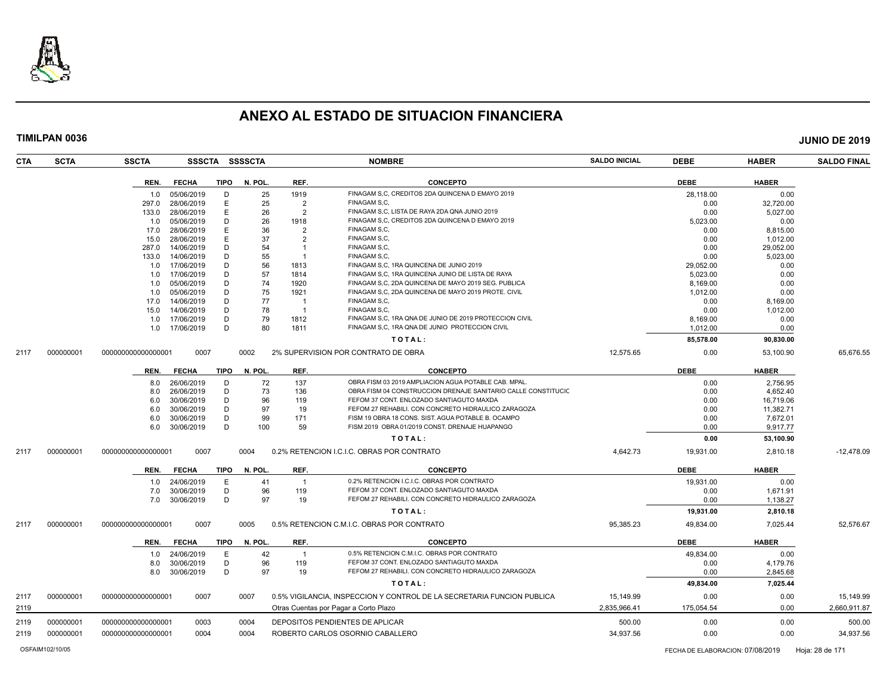# ANEXO AL ESTADO DE SITUACION FINANCIERA

**TIMILPAN 0036** | **JUNIO DE 2019**

| CTA | SCTA | SSCTA | SSSCTA | SSSSCTA | NOMBRE | SALDO INICIAL | DEBE | HABER | SALDO FINAL |
|---|---|---|---|---|---|---|---|---|---|

| REN. | FECHA | TIPO | N. POL. | REF. | CONCEPTO | DEBE | HABER |
|---|---|---|---|---|---|---|---|
| 1.0 | 05/06/2019 | D | 25 | 1919 | FINAGAM S,C, CREDITOS 2DA QUINCENA D EMAYO 2019 | 28,118.00 | 0.00 |
| 297.0 | 28/06/2019 | E | 25 | 2 | FINAGAM S,C, | 0.00 | 32,720.00 |
| 133.0 | 28/06/2019 | E | 26 | 2 | FINAGAM S,C, LISTA DE RAYA 2DA QNA JUNIO 2019 | 0.00 | 5,027.00 |
| 1.0 | 05/06/2019 | D | 26 | 1918 | FINAGAM S,C, CREDITOS 2DA QUINCENA D EMAYO 2019 | 5,023.00 | 0.00 |
| 17.0 | 28/06/2019 | E | 36 | 2 | FINAGAM S,C, | 0.00 | 8,815.00 |
| 15.0 | 28/06/2019 | E | 37 | 2 | FINAGAM S,C, | 0.00 | 1,012.00 |
| 287.0 | 14/06/2019 | D | 54 | 1 | FINAGAM S,C, | 0.00 | 29,052.00 |
| 133.0 | 14/06/2019 | D | 55 | 1 | FINAGAM S,C, | 0.00 | 5,023.00 |
| 1.0 | 17/06/2019 | D | 56 | 1813 | FINAGAM S,C, 1RA QUINCENA DE JUNIO 2019 | 29,052.00 | 0.00 |
| 1.0 | 17/06/2019 | D | 57 | 1814 | FINAGAM S,C, 1RA QUINCENA JUNIO DE LISTA DE RAYA | 5,023.00 | 0.00 |
| 1.0 | 05/06/2019 | D | 74 | 1920 | FINAGAM S,C, 2DA QUINCENA DE MAYO 2019 SEG. PUBLICA | 8,169.00 | 0.00 |
| 1.0 | 05/06/2019 | D | 75 | 1921 | FINAGAM S,C, 2DA QUINCENA DE MAYO 2019 PROTE. CIVIL | 1,012.00 | 0.00 |
| 17.0 | 14/06/2019 | D | 77 | 1 | FINAGAM S,C, | 0.00 | 8,169.00 |
| 15.0 | 14/06/2019 | D | 78 | 1 | FINAGAM S,C, | 0.00 | 1,012.00 |
| 1.0 | 17/06/2019 | D | 79 | 1812 | FINAGAM S,C, 1RA QNA DE JUNIO DE 2019 PROTECCION CIVIL | 8,169.00 | 0.00 |
| 1.0 | 17/06/2019 | D | 80 | 1811 | FINAGAM S,C, 1RA QNA DE JUNIO PROTECCION CIVIL | 1,012.00 | 0.00 |
| | | | | | **TOTAL:** | **85,578.00** | **90,830.00** |

| CTA | SCTA | SSCTA | SSSCTA | SSSSCTA | NOMBRE | SALDO INICIAL | DEBE | HABER | SALDO FINAL |
|---|---|---|---|---|---|---|---|---|---|
| 2117 | 000000001 | 000000000000000001 | 0007 | 0002 | 2% SUPERVISION POR CONTRATO DE OBRA | 12,575.65 | 0.00 | 53,100.90 | 65,676.55 |

| REN. | FECHA | TIPO | N. POL. | REF. | CONCEPTO | DEBE | HABER |
|---|---|---|---|---|---|---|---|
| 8.0 | 26/06/2019 | D | 72 | 137 | OBRA FISM 03 2019 AMPLIACION AGUA POTABLE CAB. MPAL. | 0.00 | 2,756.95 |
| 8.0 | 26/06/2019 | D | 73 | 136 | OBRA FISM 04 CONSTRUCCION DRENAJE SANITARIO CALLE CONSTITUCIC | 0.00 | 4,652.40 |
| 6.0 | 30/06/2019 | D | 96 | 119 | FEFOM 37 CONT. ENLOZADO SANTIAGUTO MAXDA | 0.00 | 16,719.06 |
| 6.0 | 30/06/2019 | D | 97 | 19 | FEFOM 27 REHABILI. CON CONCRETO HIDRAULICO ZARAGOZA | 0.00 | 11,382.71 |
| 6.0 | 30/06/2019 | D | 99 | 171 | FISM 19 OBRA 18 CONS. SIST. AGUA POTABLE B. OCAMPO | 0.00 | 7,672.01 |
| 6.0 | 30/06/2019 | D | 100 | 59 | FISM 2019 OBRA 01/2019 CONST. DRENAJE HUAPANGO | 0.00 | 9,917.77 |
| | | | | | **TOTAL:** | **0.00** | **53,100.90** |

| CTA | SCTA | SSCTA | SSSCTA | SSSSCTA | NOMBRE | SALDO INICIAL | DEBE | HABER | SALDO FINAL |
|---|---|---|---|---|---|---|---|---|---|
| 2117 | 000000001 | 000000000000000001 | 0007 | 0004 | 0.2% RETENCION I.C.I.C. OBRAS POR CONTRATO | 4,642.73 | 19,931.00 | 2,810.18 | -12,478.09 |

| REN. | FECHA | TIPO | N. POL. | REF. | CONCEPTO | DEBE | HABER |
|---|---|---|---|---|---|---|---|
| 1.0 | 24/06/2019 | E | 41 | 1 | 0.2% RETENCION I.C.I.C. OBRAS POR CONTRATO | 19,931.00 | 0.00 |
| 7.0 | 30/06/2019 | D | 96 | 119 | FEFOM 37 CONT. ENLOZADO SANTIAGUTO MAXDA | 0.00 | 1,671.91 |
| 7.0 | 30/06/2019 | D | 97 | 19 | FEFOM 27 REHABILI. CON CONCRETO HIDRAULICO ZARAGOZA | 0.00 | 1,138.27 |
| | | | | | **TOTAL:** | **19,931.00** | **2,810.18** |

| CTA | SCTA | SSCTA | SSSCTA | SSSSCTA | NOMBRE | SALDO INICIAL | DEBE | HABER | SALDO FINAL |
|---|---|---|---|---|---|---|---|---|---|
| 2117 | 000000001 | 000000000000000001 | 0007 | 0005 | 0.5% RETENCION C.M.I.C. OBRAS POR CONTRATO | 95,385.23 | 49,834.00 | 7,025.44 | 52,576.67 |

| REN. | FECHA | TIPO | N. POL. | REF. | CONCEPTO | DEBE | HABER |
|---|---|---|---|---|---|---|---|
| 1.0 | 24/06/2019 | E | 42 | 1 | 0.5% RETENCION C.M.I.C. OBRAS POR CONTRATO | 49,834.00 | 0.00 |
| 8.0 | 30/06/2019 | D | 96 | 119 | FEFOM 37 CONT. ENLOZADO SANTIAGUTO MAXDA | 0.00 | 4,179.76 |
| 8.0 | 30/06/2019 | D | 97 | 19 | FEFOM 27 REHABILI. CON CONCRETO HIDRAULICO ZARAGOZA | 0.00 | 2,845.68 |
| | | | | | **TOTAL:** | **49,834.00** | **7,025.44** |

| CTA | SCTA | SSCTA | SSSCTA | SSSSCTA | NOMBRE | SALDO INICIAL | DEBE | HABER | SALDO FINAL |
|---|---|---|---|---|---|---|---|---|---|
| 2117 | 000000001 | 000000000000000001 | 0007 | 0007 | 0.5% VIGILANCIA, INSPECCION Y CONTROL DE LA SECRETARIA FUNCION PUBLICA | 15,149.99 | 0.00 | 0.00 | 15,149.99 |
| 2119 | | | | | Otras Cuentas por Pagar a Corto Plazo | 2,835,966.41 | 175,054.54 | 0.00 | 2,660,911.87 |
| 2119 | 000000001 | 000000000000000001 | 0003 | 0004 | DEPOSITOS PENDIENTES DE APLICAR | 500.00 | 0.00 | 0.00 | 500.00 |
| 2119 | 000000001 | 000000000000000001 | 0004 | 0004 | ROBERTO CARLOS OSORNIO CABALLERO | 34,937.56 | 0.00 | 0.00 | 34,937.56 |

OSFAIM102/10/05 — FECHA DE ELABORACION: 07/08/2019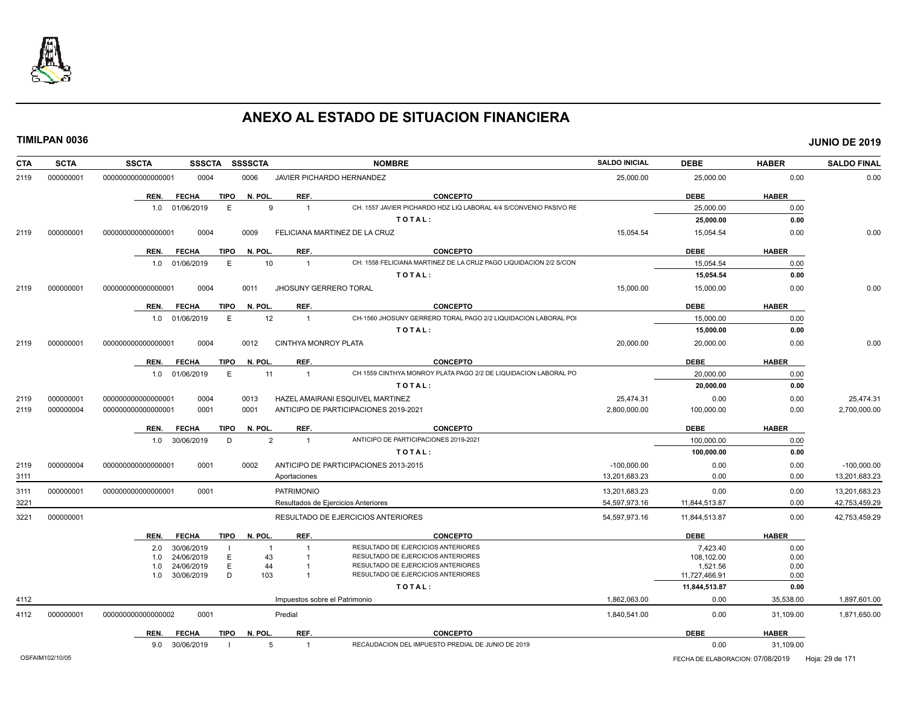# ANEXO AL ESTADO DE SITUACION FINANCIERA

**TIMILPAN 0036** **JUNIO DE 2019**

| CTA | SCTA | SSCTA | SSSCTA | SSSSCTA | NOMBRE | SALDO INICIAL | DEBE | HABER | SALDO FINAL |
|---|---|---|---|---|---|---|---|---|---|
| 2119 | 000000001 | 0000000000000000001 | 0004 | 0006 | JAVIER PICHARDO HERNANDEZ | 25,000.00 | 25,000.00 | 0.00 | 0.00 |

| REN. | FECHA | TIPO | N. POL. | REF. | CONCEPTO | DEBE | HABER |
|---|---|---|---|---|---|---|---|
| 1.0 | 01/06/2019 | E | 9 | 1 | CH. 1557 JAVIER PICHARDO HDZ LIQ LABORAL 4/4 S/CONVENIO PASIVO RE | 25,000.00 | 0.00 |
| | | | | | TOTAL: | 25,000.00 | 0.00 |

| CTA | SCTA | SSCTA | SSSCTA | SSSSCTA | NOMBRE | SALDO INICIAL | DEBE | HABER | SALDO FINAL |
|---|---|---|---|---|---|---|---|---|---|
| 2119 | 000000001 | 0000000000000000001 | 0004 | 0009 | FELICIANA MARTINEZ DE LA CRUZ | 15,054.54 | 15,054.54 | 0.00 | 0.00 |

| REN. | FECHA | TIPO | N. POL. | REF. | CONCEPTO | DEBE | HABER |
|---|---|---|---|---|---|---|---|
| 1.0 | 01/06/2019 | E | 10 | 1 | CH. 1558 FELICIANA MARTINEZ DE LA CRUZ PAGO LIQUIDACION 2/2 S/CON | 15,054.54 | 0.00 |
| | | | | | TOTAL: | 15,054.54 | 0.00 |

| CTA | SCTA | SSCTA | SSSCTA | SSSSCTA | NOMBRE | SALDO INICIAL | DEBE | HABER | SALDO FINAL |
|---|---|---|---|---|---|---|---|---|---|
| 2119 | 000000001 | 0000000000000000001 | 0004 | 0011 | JHOSUNY GERRERO TORAL | 15,000.00 | 15,000.00 | 0.00 | 0.00 |

| REN. | FECHA | TIPO | N. POL. | REF. | CONCEPTO | DEBE | HABER |
|---|---|---|---|---|---|---|---|
| 1.0 | 01/06/2019 | E | 12 | 1 | CH-1560 JHOSUNY GERRERO TORAL PAGO 2/2 LIQUIDACION LABORAL POI | 15,000.00 | 0.00 |
| | | | | | TOTAL: | 15,000.00 | 0.00 |

| CTA | SCTA | SSCTA | SSSCTA | SSSSCTA | NOMBRE | SALDO INICIAL | DEBE | HABER | SALDO FINAL |
|---|---|---|---|---|---|---|---|---|---|
| 2119 | 000000001 | 0000000000000000001 | 0004 | 0012 | CINTHYA MONROY PLATA | 20,000.00 | 20,000.00 | 0.00 | 0.00 |

| REN. | FECHA | TIPO | N. POL. | REF. | CONCEPTO | DEBE | HABER |
|---|---|---|---|---|---|---|---|
| 1.0 | 01/06/2019 | E | 11 | 1 | CH 1559 CINTHYA MONROY PLATA PAGO 2/2 DE LIQUIDACION LABORAL PO | 20,000.00 | 0.00 |
| | | | | | TOTAL: | 20,000.00 | 0.00 |

| CTA | SCTA | SSCTA | SSSCTA | SSSSCTA | NOMBRE | SALDO INICIAL | DEBE | HABER | SALDO FINAL |
|---|---|---|---|---|---|---|---|---|---|
| 2119 | 000000001 | 0000000000000000001 | 0004 | 0013 | HAZEL AMAIRANI ESQUIVEL MARTINEZ | 25,474.31 | 0.00 | 0.00 | 25,474.31 |
| 2119 | 000000004 | 0000000000000000001 | 0001 | 0001 | ANTICIPO DE PARTICIPACIONES 2019-2021 | 2,800,000.00 | 100,000.00 | 0.00 | 2,700,000.00 |

| REN. | FECHA | TIPO | N. POL. | REF. | CONCEPTO | DEBE | HABER |
|---|---|---|---|---|---|---|---|
| 1.0 | 30/06/2019 | D | 2 | 1 | ANTICIPO DE PARTICIPACIONES 2019-2021 | 100,000.00 | 0.00 |
| | | | | | TOTAL: | 100,000.00 | 0.00 |

| CTA | SCTA | SSCTA | SSSCTA | SSSSCTA | NOMBRE | SALDO INICIAL | DEBE | HABER | SALDO FINAL |
|---|---|---|---|---|---|---|---|---|---|
| 2119 | 000000004 | 0000000000000000001 | 0001 | 0002 | ANTICIPO DE PARTICIPACIONES 2013-2015 | -100,000.00 | 0.00 | 0.00 | -100,000.00 |
| 3111 | | | | | Aportaciones | 13,201,683.23 | 0.00 | 0.00 | 13,201,683.23 |
| 3111 | 000000001 | 0000000000000000001 | 0001 | | PATRIMONIO | 13,201,683.23 | 0.00 | 0.00 | 13,201,683.23 |
| 3221 | | | | | Resultados de Ejercicios Anteriores | 54,597,973.16 | 11,844,513.87 | 0.00 | 42,753,459.29 |
| 3221 | 000000001 | | | | RESULTADO DE EJERCICIOS ANTERIORES | 54,597,973.16 | 11,844,513.87 | 0.00 | 42,753,459.29 |

| REN. | FECHA | TIPO | N. POL. | REF. | CONCEPTO | DEBE | HABER |
|---|---|---|---|---|---|---|---|
| 2.0 | 30/06/2019 | I | 1 | 1 | RESULTADO DE EJERCICIOS ANTERIORES | 7,423.40 | 0.00 |
| 1.0 | 24/06/2019 | E | 43 | 1 | RESULTADO DE EJERCICIOS ANTERIORES | 108,102.00 | 0.00 |
| 1.0 | 24/06/2019 | E | 44 | 1 | RESULTADO DE EJERCICIOS ANTERIORES | 1,521.56 | 0.00 |
| 1.0 | 30/06/2019 | D | 103 | 1 | RESULTADO DE EJERCICIOS ANTERIORES | 11,727,466.91 | 0.00 |
| | | | | | TOTAL: | 11,844,513.87 | 0.00 |

| CTA | SCTA | SSCTA | SSSCTA | SSSSCTA | NOMBRE | SALDO INICIAL | DEBE | HABER | SALDO FINAL |
|---|---|---|---|---|---|---|---|---|---|
| 4112 | | | | | Impuestos sobre el Patrimonio | 1,862,063.00 | 0.00 | 35,538.00 | 1,897,601.00 |
| 4112 | 000000001 | 0000000000000000002 | 0001 | | Predial | 1,840,541.00 | 0.00 | 31,109.00 | 1,871,650.00 |

| REN. | FECHA | TIPO | N. POL. | REF. | CONCEPTO | DEBE | HABER |
|---|---|---|---|---|---|---|---|
| 9.0 | 30/06/2019 | I | 5 | 1 | RECAUDACION DEL IMPUESTO PREDIAL DE JUNIO DE 2019 | 0.00 | 31,109.00 |

OSFAIM102/10/05 FECHA DE ELABORACION: 07/08/2019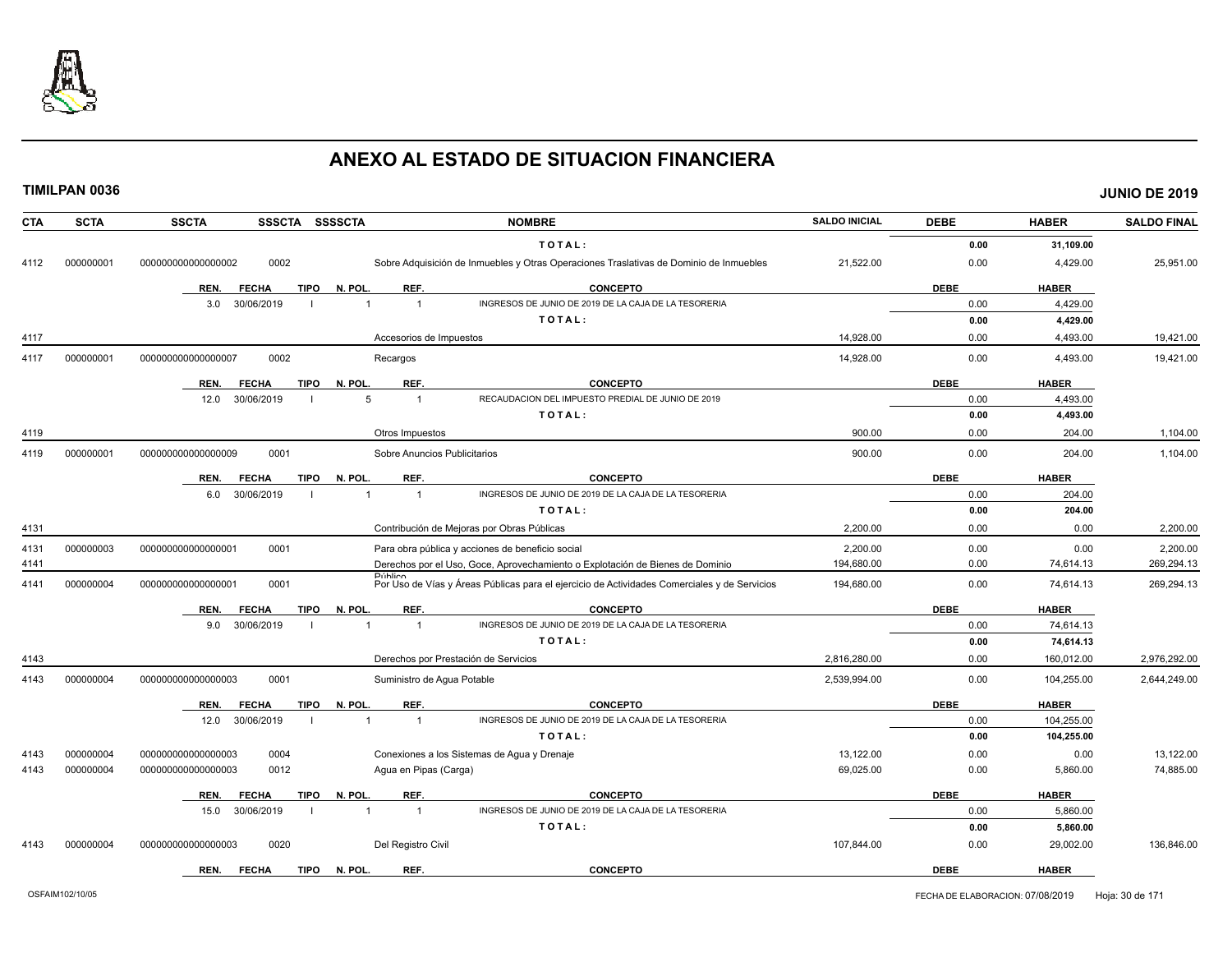# ANEXO AL ESTADO DE SITUACION FINANCIERA

**TIMILPAN 0036** **JUNIO DE 2019**

| CTA | SCTA | SSCTA | SSSCTA | SSSSCTA | NOMBRE | SALDO INICIAL | DEBE | HABER | SALDO FINAL |
|---|---|---|---|---|---|---|---|---|---|
| | | | | | **T O T A L :** | | **0.00** | **31,109.00** | |
| 4112 | 000000001 | 0000000000000000002 | 0002 | | Sobre Adquisición de Inmuebles y Otras Operaciones Traslativas de Dominio de Inmuebles | 21,522.00 | 0.00 | 4,429.00 | 25,951.00 |
| | | REN. / FECHA / TIPO / N. POL. | | | REF. / CONCEPTO | | DEBE | HABER | |
| | | 3.0 / 30/06/2019 / I / 1 | | | 1 / INGRESOS DE JUNIO DE 2019 DE LA CAJA DE LA TESORERIA | | 0.00 | 4,429.00 | |
| | | | | | **T O T A L :** | | **0.00** | **4,429.00** | |
| 4117 | | | | | Accesorios de Impuestos | 14,928.00 | 0.00 | 4,493.00 | 19,421.00 |
| 4117 | 000000001 | 0000000000000000007 | 0002 | | Recargos | 14,928.00 | 0.00 | 4,493.00 | 19,421.00 |
| | | REN. / FECHA / TIPO / N. POL. | | | REF. / CONCEPTO | | DEBE | HABER | |
| | | 12.0 / 30/06/2019 / I / 5 | | | 1 / RECAUDACION DEL IMPUESTO PREDIAL DE JUNIO DE 2019 | | 0.00 | 4,493.00 | |
| | | | | | **T O T A L :** | | **0.00** | **4,493.00** | |
| 4119 | | | | | Otros Impuestos | 900.00 | 0.00 | 204.00 | 1,104.00 |
| 4119 | 000000001 | 0000000000000000009 | 0001 | | Sobre Anuncios Publicitarios | 900.00 | 0.00 | 204.00 | 1,104.00 |
| | | REN. / FECHA / TIPO / N. POL. | | | REF. / CONCEPTO | | DEBE | HABER | |
| | | 6.0 / 30/06/2019 / I / 1 | | | 1 / INGRESOS DE JUNIO DE 2019 DE LA CAJA DE LA TESORERIA | | 0.00 | 204.00 | |
| | | | | | **T O T A L :** | | **0.00** | **204.00** | |
| 4131 | | | | | Contribución de Mejoras por Obras Públicas | 2,200.00 | 0.00 | 0.00 | 2,200.00 |
| 4131 | 000000003 | 0000000000000000001 | 0001 | | Para obra pública y acciones de beneficio social | 2,200.00 | 0.00 | 0.00 | 2,200.00 |
| 4141 | | | | | Derechos por el Uso, Goce, Aprovechamiento o Explotación de Bienes de Dominio Público | 194,680.00 | 0.00 | 74,614.13 | 269,294.13 |
| 4141 | 000000004 | 0000000000000000001 | 0001 | | Por Uso de Vías y Áreas Públicas para el ejercicio de Actividades Comerciales y de Servicios | 194,680.00 | 0.00 | 74,614.13 | 269,294.13 |
| | | REN. / FECHA / TIPO / N. POL. | | | REF. / CONCEPTO | | DEBE | HABER | |
| | | 9.0 / 30/06/2019 / I / 1 | | | 1 / INGRESOS DE JUNIO DE 2019 DE LA CAJA DE LA TESORERIA | | 0.00 | 74,614.13 | |
| | | | | | **T O T A L :** | | **0.00** | **74,614.13** | |
| 4143 | | | | | Derechos por Prestación de Servicios | 2,816,280.00 | 0.00 | 160,012.00 | 2,976,292.00 |
| 4143 | 000000004 | 0000000000000000003 | 0001 | | Suministro de Agua Potable | 2,539,994.00 | 0.00 | 104,255.00 | 2,644,249.00 |
| | | REN. / FECHA / TIPO / N. POL. | | | REF. / CONCEPTO | | DEBE | HABER | |
| | | 12.0 / 30/06/2019 / I / 1 | | | 1 / INGRESOS DE JUNIO DE 2019 DE LA CAJA DE LA TESORERIA | | 0.00 | 104,255.00 | |
| | | | | | **T O T A L :** | | **0.00** | **104,255.00** | |
| 4143 | 000000004 | 0000000000000000003 | 0004 | | Conexiones a los Sistemas de Agua y Drenaje | 13,122.00 | 0.00 | 0.00 | 13,122.00 |
| 4143 | 000000004 | 0000000000000000003 | 0012 | | Agua en Pipas (Carga) | 69,025.00 | 0.00 | 5,860.00 | 74,885.00 |
| | | REN. / FECHA / TIPO / N. POL. | | | REF. / CONCEPTO | | DEBE | HABER | |
| | | 15.0 / 30/06/2019 / I / 1 | | | 1 / INGRESOS DE JUNIO DE 2019 DE LA CAJA DE LA TESORERIA | | 0.00 | 5,860.00 | |
| | | | | | **T O T A L :** | | **0.00** | **5,860.00** | |
| 4143 | 000000004 | 0000000000000000003 | 0020 | | Del Registro Civil | 107,844.00 | 0.00 | 29,002.00 | 136,846.00 |
| | | REN. / FECHA / TIPO / N. POL. | | | REF. / CONCEPTO | | DEBE | HABER | |

OSFAIM102/10/05 FECHA DE ELABORACION: 07/08/2019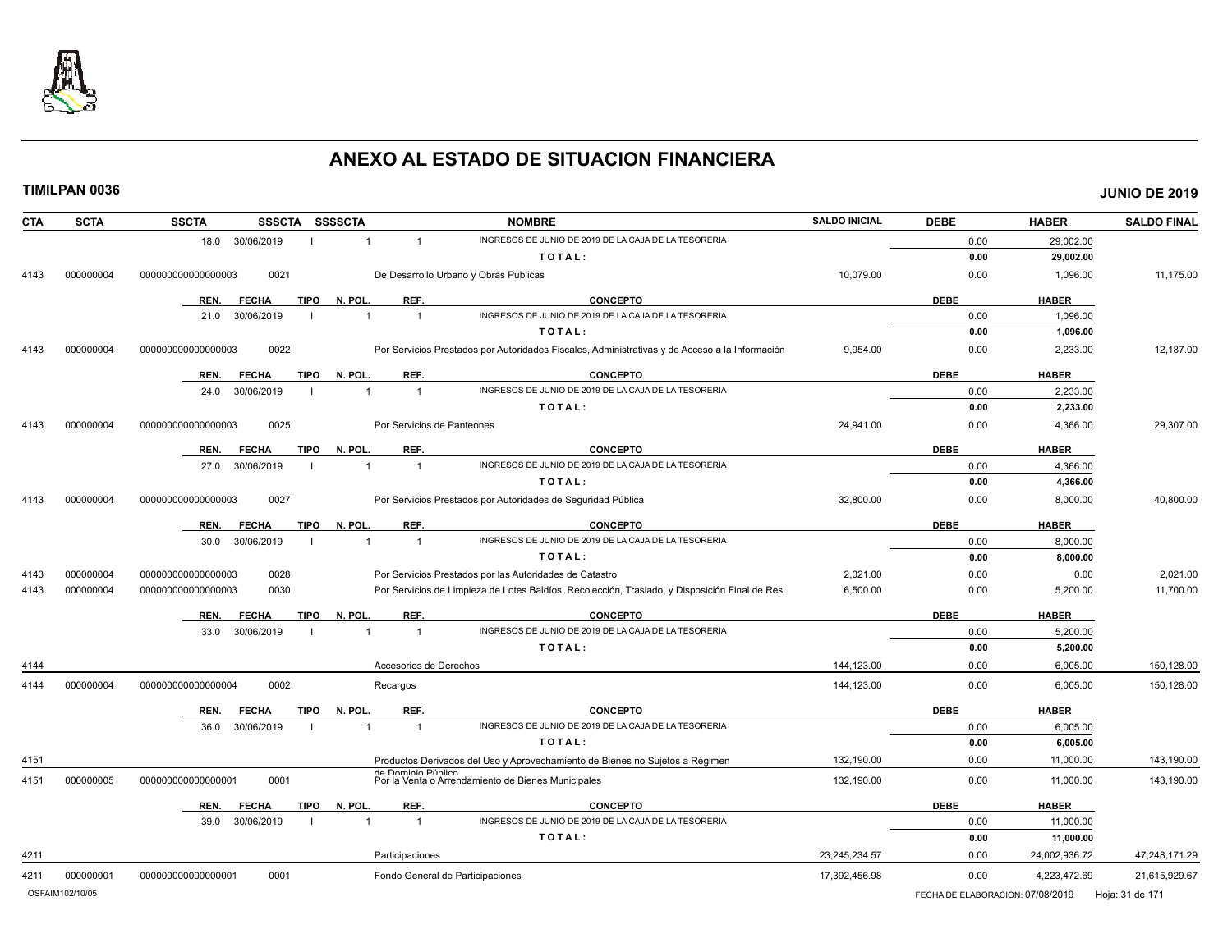# ANEXO AL ESTADO DE SITUACION FINANCIERA

**TIMILPAN 0036** **JUNIO DE 2019**

| CTA | SCTA | SSCTA | SSSCTA | SSSSCTA | NOMBRE | SALDO INICIAL | DEBE | HABER | SALDO FINAL |
|---|---|---|---|---|---|---|---|---|---|
| | | 18.0 30/06/2019 | I | 1 | 1 INGRESOS DE JUNIO DE 2019 DE LA CAJA DE LA TESORERIA | | 0.00 | 29,002.00 | |
| | | | | | **TOTAL:** | | **0.00** | **29,002.00** | |
| 4143 | 000000004 | 0000000000000000003 | 0021 | | De Desarrollo Urbano y Obras Públicas | 10,079.00 | 0.00 | 1,096.00 | 11,175.00 |
| | | REN. FECHA | TIPO | N. POL. | REF. CONCEPTO | | DEBE | HABER | |
| | | 21.0 30/06/2019 | I | 1 | 1 INGRESOS DE JUNIO DE 2019 DE LA CAJA DE LA TESORERIA | | 0.00 | 1,096.00 | |
| | | | | | **TOTAL:** | | **0.00** | **1,096.00** | |
| 4143 | 000000004 | 0000000000000000003 | 0022 | | Por Servicios Prestados por Autoridades Fiscales, Administrativas y de Acceso a la Información | 9,954.00 | 0.00 | 2,233.00 | 12,187.00 |
| | | REN. FECHA | TIPO | N. POL. | REF. CONCEPTO | | DEBE | HABER | |
| | | 24.0 30/06/2019 | I | 1 | 1 INGRESOS DE JUNIO DE 2019 DE LA CAJA DE LA TESORERIA | | 0.00 | 2,233.00 | |
| | | | | | **TOTAL:** | | **0.00** | **2,233.00** | |
| 4143 | 000000004 | 0000000000000000003 | 0025 | | Por Servicios de Panteones | 24,941.00 | 0.00 | 4,366.00 | 29,307.00 |
| | | REN. FECHA | TIPO | N. POL. | REF. CONCEPTO | | DEBE | HABER | |
| | | 27.0 30/06/2019 | I | 1 | 1 INGRESOS DE JUNIO DE 2019 DE LA CAJA DE LA TESORERIA | | 0.00 | 4,366.00 | |
| | | | | | **TOTAL:** | | **0.00** | **4,366.00** | |
| 4143 | 000000004 | 0000000000000000003 | 0027 | | Por Servicios Prestados por Autoridades de Seguridad Pública | 32,800.00 | 0.00 | 8,000.00 | 40,800.00 |
| | | REN. FECHA | TIPO | N. POL. | REF. CONCEPTO | | DEBE | HABER | |
| | | 30.0 30/06/2019 | I | 1 | 1 INGRESOS DE JUNIO DE 2019 DE LA CAJA DE LA TESORERIA | | 0.00 | 8,000.00 | |
| | | | | | **TOTAL:** | | **0.00** | **8,000.00** | |
| 4143 | 000000004 | 0000000000000000003 | 0028 | | Por Servicios Prestados por las Autoridades de Catastro | 2,021.00 | 0.00 | 0.00 | 2,021.00 |
| 4143 | 000000004 | 0000000000000000003 | 0030 | | Por Servicios de Limpieza de Lotes Baldíos, Recolección, Traslado, y Disposición Final de Resi | 6,500.00 | 0.00 | 5,200.00 | 11,700.00 |
| | | REN. FECHA | TIPO | N. POL. | REF. CONCEPTO | | DEBE | HABER | |
| | | 33.0 30/06/2019 | I | 1 | 1 INGRESOS DE JUNIO DE 2019 DE LA CAJA DE LA TESORERIA | | 0.00 | 5,200.00 | |
| | | | | | **TOTAL:** | | **0.00** | **5,200.00** | |
| 4144 | | | | | Accesorios de Derechos | 144,123.00 | 0.00 | 6,005.00 | 150,128.00 |
| 4144 | 000000004 | 0000000000000000004 | 0002 | | Recargos | 144,123.00 | 0.00 | 6,005.00 | 150,128.00 |
| | | REN. FECHA | TIPO | N. POL. | REF. CONCEPTO | | DEBE | HABER | |
| | | 36.0 30/06/2019 | I | 1 | 1 INGRESOS DE JUNIO DE 2019 DE LA CAJA DE LA TESORERIA | | 0.00 | 6,005.00 | |
| | | | | | **TOTAL:** | | **0.00** | **6,005.00** | |
| 4151 | | | | | Productos Derivados del Uso y Aprovechamiento de Bienes no Sujetos a Régimen de Dominio Público | 132,190.00 | 0.00 | 11,000.00 | 143,190.00 |
| 4151 | 000000005 | 0000000000000000001 | 0001 | | Por la Venta o Arrendamiento de Bienes Municipales | 132,190.00 | 0.00 | 11,000.00 | 143,190.00 |
| | | REN. FECHA | TIPO | N. POL. | REF. CONCEPTO | | DEBE | HABER | |
| | | 39.0 30/06/2019 | I | 1 | 1 INGRESOS DE JUNIO DE 2019 DE LA CAJA DE LA TESORERIA | | 0.00 | 11,000.00 | |
| | | | | | **TOTAL:** | | **0.00** | **11,000.00** | |
| 4211 | | | | | Participaciones | 23,245,234.57 | 0.00 | 24,002,936.72 | 47,248,171.29 |
| 4211 | 000000001 | 0000000000000000001 | 0001 | | Fondo General de Participaciones | 17,392,456.98 | 0.00 | 4,223,472.69 | 21,615,929.67 |

OSFAIM102/10/05 FECHA DE ELABORACION: 07/08/2019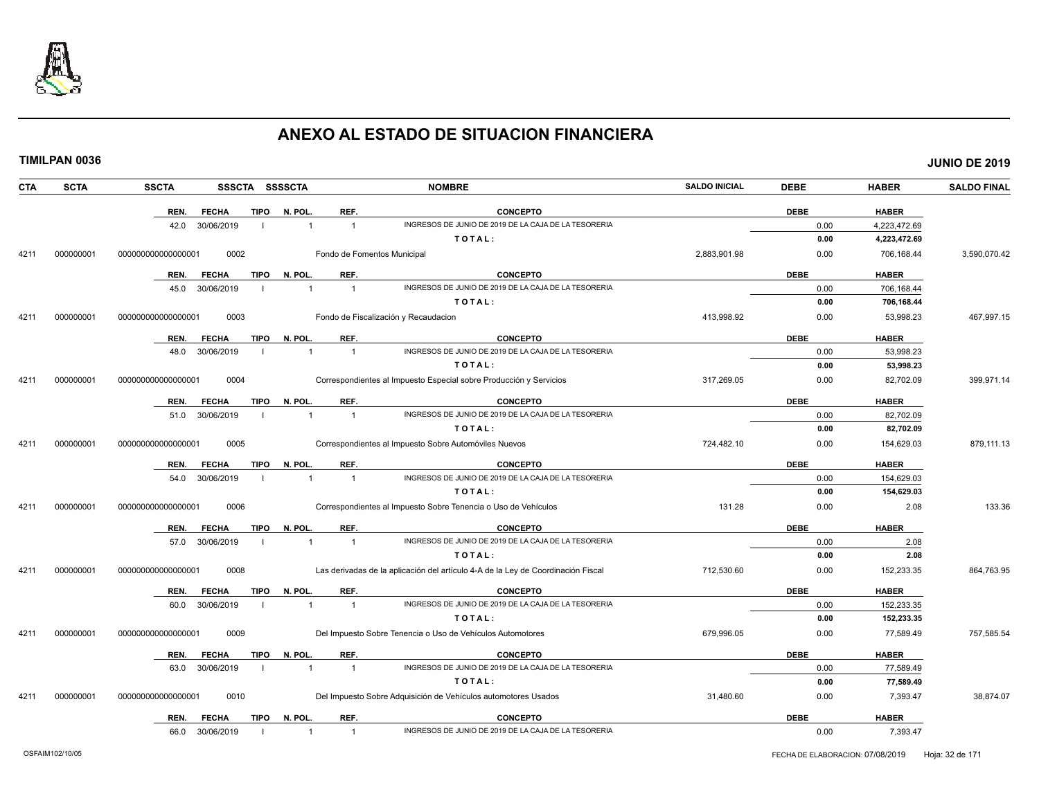# ANEXO AL ESTADO DE SITUACION FINANCIERA

**TIMILPAN 0036** **JUNIO DE 2019**

| CTA | SCTA | SSCTA | SSSCTA | SSSSCTA | NOMBRE | SALDO INICIAL | DEBE | HABER | SALDO FINAL |
|---|---|---|---|---|---|---|---|---|---|

| REN. | FECHA | TIPO | N. POL. | REF. | CONCEPTO | DEBE | HABER |
|---|---|---|---|---|---|---|---|
| 42.0 | 30/06/2019 | I | 1 | 1 | INGRESOS DE JUNIO DE 2019 DE LA CAJA DE LA TESORERIA | 0.00 | 4,223,472.69 |
| | | | | | **T O T A L :** | **0.00** | **4,223,472.69** |

| CTA | SCTA | SSCTA | SSSCTA | NOMBRE | SALDO INICIAL | DEBE | HABER | SALDO FINAL |
|---|---|---|---|---|---|---|---|---|
| 4211 | 000000001 | 000000000000000001 | 0002 | Fondo de Fomentos Municipal | 2,883,901.98 | 0.00 | 706,168.44 | 3,590,070.42 |

| REN. | FECHA | TIPO | N. POL. | REF. | CONCEPTO | DEBE | HABER |
|---|---|---|---|---|---|---|---|
| 45.0 | 30/06/2019 | I | 1 | 1 | INGRESOS DE JUNIO DE 2019 DE LA CAJA DE LA TESORERIA | 0.00 | 706,168.44 |
| | | | | | **T O T A L :** | **0.00** | **706,168.44** |

| CTA | SCTA | SSCTA | SSSCTA | NOMBRE | SALDO INICIAL | DEBE | HABER | SALDO FINAL |
|---|---|---|---|---|---|---|---|---|
| 4211 | 000000001 | 000000000000000001 | 0003 | Fondo de Fiscalización y Recaudacion | 413,998.92 | 0.00 | 53,998.23 | 467,997.15 |

| REN. | FECHA | TIPO | N. POL. | REF. | CONCEPTO | DEBE | HABER |
|---|---|---|---|---|---|---|---|
| 48.0 | 30/06/2019 | I | 1 | 1 | INGRESOS DE JUNIO DE 2019 DE LA CAJA DE LA TESORERIA | 0.00 | 53,998.23 |
| | | | | | **T O T A L :** | **0.00** | **53,998.23** |

| CTA | SCTA | SSCTA | SSSCTA | NOMBRE | SALDO INICIAL | DEBE | HABER | SALDO FINAL |
|---|---|---|---|---|---|---|---|---|
| 4211 | 000000001 | 000000000000000001 | 0004 | Correspondientes al Impuesto Especial sobre Producción y Servicios | 317,269.05 | 0.00 | 82,702.09 | 399,971.14 |

| REN. | FECHA | TIPO | N. POL. | REF. | CONCEPTO | DEBE | HABER |
|---|---|---|---|---|---|---|---|
| 51.0 | 30/06/2019 | I | 1 | 1 | INGRESOS DE JUNIO DE 2019 DE LA CAJA DE LA TESORERIA | 0.00 | 82,702.09 |
| | | | | | **T O T A L :** | **0.00** | **82,702.09** |

| CTA | SCTA | SSCTA | SSSCTA | NOMBRE | SALDO INICIAL | DEBE | HABER | SALDO FINAL |
|---|---|---|---|---|---|---|---|---|
| 4211 | 000000001 | 000000000000000001 | 0005 | Correspondientes al Impuesto Sobre Automóviles Nuevos | 724,482.10 | 0.00 | 154,629.03 | 879,111.13 |

| REN. | FECHA | TIPO | N. POL. | REF. | CONCEPTO | DEBE | HABER |
|---|---|---|---|---|---|---|---|
| 54.0 | 30/06/2019 | I | 1 | 1 | INGRESOS DE JUNIO DE 2019 DE LA CAJA DE LA TESORERIA | 0.00 | 154,629.03 |
| | | | | | **T O T A L :** | **0.00** | **154,629.03** |

| CTA | SCTA | SSCTA | SSSCTA | NOMBRE | SALDO INICIAL | DEBE | HABER | SALDO FINAL |
|---|---|---|---|---|---|---|---|---|
| 4211 | 000000001 | 000000000000000001 | 0006 | Correspondientes al Impuesto Sobre Tenencia o Uso de Vehículos | 131.28 | 0.00 | 2.08 | 133.36 |

| REN. | FECHA | TIPO | N. POL. | REF. | CONCEPTO | DEBE | HABER |
|---|---|---|---|---|---|---|---|
| 57.0 | 30/06/2019 | I | 1 | 1 | INGRESOS DE JUNIO DE 2019 DE LA CAJA DE LA TESORERIA | 0.00 | 2.08 |
| | | | | | **T O T A L :** | **0.00** | **2.08** |

| CTA | SCTA | SSCTA | SSSCTA | NOMBRE | SALDO INICIAL | DEBE | HABER | SALDO FINAL |
|---|---|---|---|---|---|---|---|---|
| 4211 | 000000001 | 000000000000000001 | 0008 | Las derivadas de la aplicación del artículo 4-A de la Ley de Coordinación Fiscal | 712,530.60 | 0.00 | 152,233.35 | 864,763.95 |

| REN. | FECHA | TIPO | N. POL. | REF. | CONCEPTO | DEBE | HABER |
|---|---|---|---|---|---|---|---|
| 60.0 | 30/06/2019 | I | 1 | 1 | INGRESOS DE JUNIO DE 2019 DE LA CAJA DE LA TESORERIA | 0.00 | 152,233.35 |
| | | | | | **T O T A L :** | **0.00** | **152,233.35** |

| CTA | SCTA | SSCTA | SSSCTA | NOMBRE | SALDO INICIAL | DEBE | HABER | SALDO FINAL |
|---|---|---|---|---|---|---|---|---|
| 4211 | 000000001 | 000000000000000001 | 0009 | Del Impuesto Sobre Tenencia o Uso de Vehículos Automotores | 679,996.05 | 0.00 | 77,589.49 | 757,585.54 |

| REN. | FECHA | TIPO | N. POL. | REF. | CONCEPTO | DEBE | HABER |
|---|---|---|---|---|---|---|---|
| 63.0 | 30/06/2019 | I | 1 | 1 | INGRESOS DE JUNIO DE 2019 DE LA CAJA DE LA TESORERIA | 0.00 | 77,589.49 |
| | | | | | **T O T A L :** | **0.00** | **77,589.49** |

| CTA | SCTA | SSCTA | SSSCTA | NOMBRE | SALDO INICIAL | DEBE | HABER | SALDO FINAL |
|---|---|---|---|---|---|---|---|---|
| 4211 | 000000001 | 000000000000000001 | 0010 | Del Impuesto Sobre Adquisición de Vehículos automotores Usados | 31,480.60 | 0.00 | 7,393.47 | 38,874.07 |

| REN. | FECHA | TIPO | N. POL. | REF. | CONCEPTO | DEBE | HABER |
|---|---|---|---|---|---|---|---|
| 66.0 | 30/06/2019 | I | 1 | 1 | INGRESOS DE JUNIO DE 2019 DE LA CAJA DE LA TESORERIA | 0.00 | 7,393.47 |

OSFAIM102/10/05 FECHA DE ELABORACION: 07/08/2019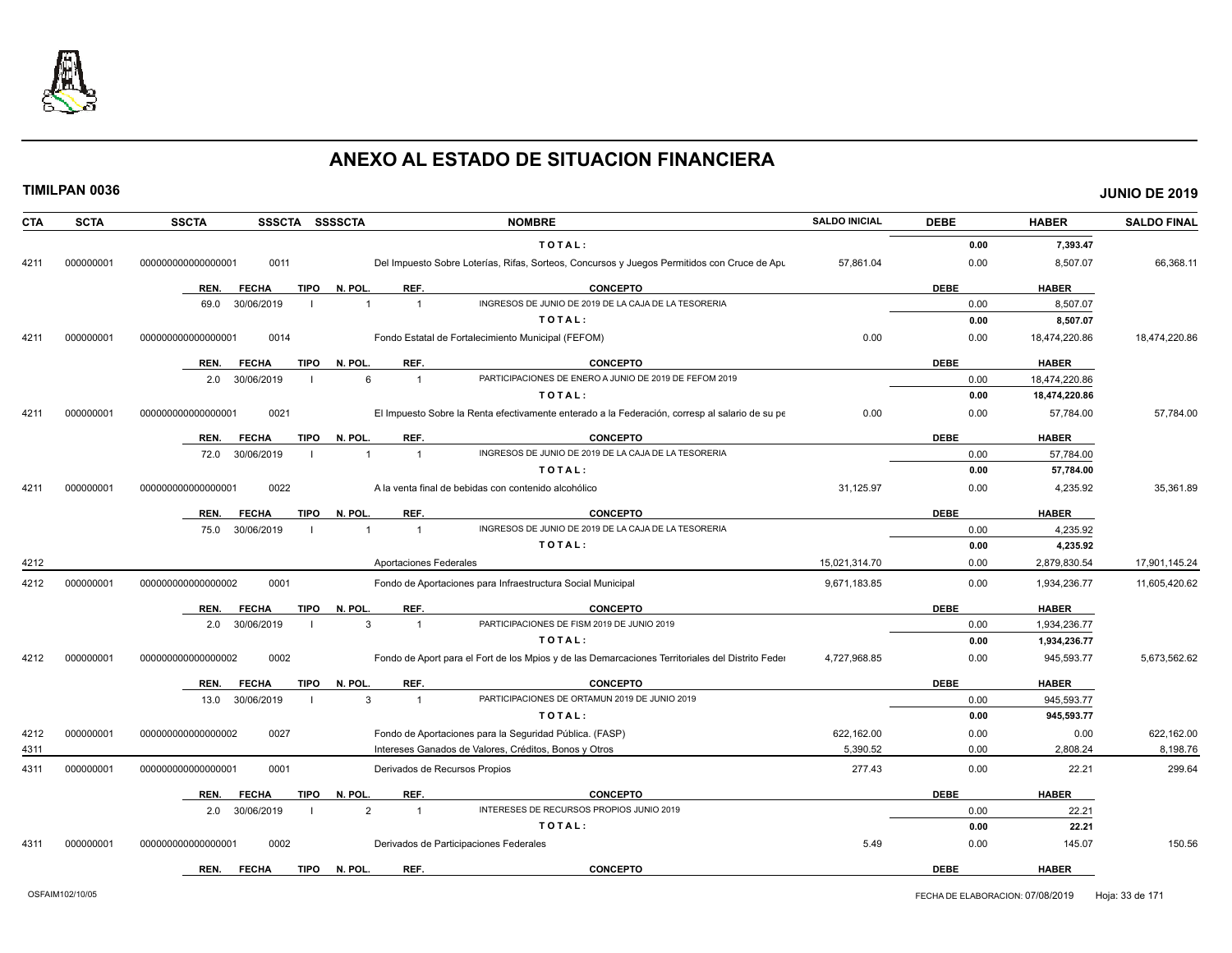# ANEXO AL ESTADO DE SITUACION FINANCIERA

**TIMILPAN 0036** **JUNIO DE 2019**

| CTA | SCTA | SSCTA | SSSCTA | SSSSCTA | NOMBRE | SALDO INICIAL | DEBE | HABER | SALDO FINAL |
|---|---|---|---|---|---|---|---|---|---|
| | | | | | TOTAL: | | 0.00 | 7,393.47 | |
| 4211 | 000000001 | 0000000000000001 | 0011 | | Del Impuesto Sobre Loterías, Rifas, Sorteos, Concursos y Juegos Permitidos con Cruce de Apu | 57,861.04 | 0.00 | 8,507.07 | 66,368.11 |

| REN. | FECHA | TIPO | N. POL. | REF. | CONCEPTO | DEBE | HABER |
|---|---|---|---|---|---|---|---|
| 69.0 | 30/06/2019 | I | 1 | 1 | INGRESOS DE JUNIO DE 2019 DE LA CAJA DE LA TESORERIA | 0.00 | 8,507.07 |
| | | | | | TOTAL: | 0.00 | 8,507.07 |

| CTA | SCTA | SSCTA | SSSCTA | SSSSCTA | NOMBRE | SALDO INICIAL | DEBE | HABER | SALDO FINAL |
|---|---|---|---|---|---|---|---|---|---|
| 4211 | 000000001 | 0000000000000001 | 0014 | | Fondo Estatal de Fortalecimiento Municipal (FEFOM) | 0.00 | 0.00 | 18,474,220.86 | 18,474,220.86 |

| REN. | FECHA | TIPO | N. POL. | REF. | CONCEPTO | DEBE | HABER |
|---|---|---|---|---|---|---|---|
| 2.0 | 30/06/2019 | I | 6 | 1 | PARTICIPACIONES DE ENERO A JUNIO DE 2019 DE FEFOM 2019 | 0.00 | 18,474,220.86 |
| | | | | | TOTAL: | 0.00 | 18,474,220.86 |

| CTA | SCTA | SSCTA | SSSCTA | SSSSCTA | NOMBRE | SALDO INICIAL | DEBE | HABER | SALDO FINAL |
|---|---|---|---|---|---|---|---|---|---|
| 4211 | 000000001 | 0000000000000001 | 0021 | | El Impuesto Sobre la Renta efectivamente enterado a la Federación, corresp al salario de su pe | 0.00 | 0.00 | 57,784.00 | 57,784.00 |

| REN. | FECHA | TIPO | N. POL. | REF. | CONCEPTO | DEBE | HABER |
|---|---|---|---|---|---|---|---|
| 72.0 | 30/06/2019 | I | 1 | 1 | INGRESOS DE JUNIO DE 2019 DE LA CAJA DE LA TESORERIA | 0.00 | 57,784.00 |
| | | | | | TOTAL: | 0.00 | 57,784.00 |

| CTA | SCTA | SSCTA | SSSCTA | SSSSCTA | NOMBRE | SALDO INICIAL | DEBE | HABER | SALDO FINAL |
|---|---|---|---|---|---|---|---|---|---|
| 4211 | 000000001 | 0000000000000001 | 0022 | | A la venta final de bebidas con contenido alcohólico | 31,125.97 | 0.00 | 4,235.92 | 35,361.89 |

| REN. | FECHA | TIPO | N. POL. | REF. | CONCEPTO | DEBE | HABER |
|---|---|---|---|---|---|---|---|
| 75.0 | 30/06/2019 | I | 1 | 1 | INGRESOS DE JUNIO DE 2019 DE LA CAJA DE LA TESORERIA | 0.00 | 4,235.92 |
| | | | | | TOTAL: | 0.00 | 4,235.92 |

| CTA | SCTA | SSCTA | SSSCTA | SSSSCTA | NOMBRE | SALDO INICIAL | DEBE | HABER | SALDO FINAL |
|---|---|---|---|---|---|---|---|---|---|
| 4212 | | | | | Aportaciones Federales | 15,021,314.70 | 0.00 | 2,879,830.54 | 17,901,145.24 |
| 4212 | 000000001 | 0000000000000002 | 0001 | | Fondo de Aportaciones para Infraestructura Social Municipal | 9,671,183.85 | 0.00 | 1,934,236.77 | 11,605,420.62 |

| REN. | FECHA | TIPO | N. POL. | REF. | CONCEPTO | DEBE | HABER |
|---|---|---|---|---|---|---|---|
| 2.0 | 30/06/2019 | I | 3 | 1 | PARTICIPACIONES DE FISM 2019 DE JUNIO 2019 | 0.00 | 1,934,236.77 |
| | | | | | TOTAL: | 0.00 | 1,934,236.77 |

| CTA | SCTA | SSCTA | SSSCTA | SSSSCTA | NOMBRE | SALDO INICIAL | DEBE | HABER | SALDO FINAL |
|---|---|---|---|---|---|---|---|---|---|
| 4212 | 000000001 | 0000000000000002 | 0002 | | Fondo de Aport para el Fort de los Mpios y de las Demarcaciones Territoriales del Distrito Feder | 4,727,968.85 | 0.00 | 945,593.77 | 5,673,562.62 |

| REN. | FECHA | TIPO | N. POL. | REF. | CONCEPTO | DEBE | HABER |
|---|---|---|---|---|---|---|---|
| 13.0 | 30/06/2019 | I | 3 | 1 | PARTICIPACIONES DE ORTAMUN 2019 DE JUNIO 2019 | 0.00 | 945,593.77 |
| | | | | | TOTAL: | 0.00 | 945,593.77 |

| CTA | SCTA | SSCTA | SSSCTA | SSSSCTA | NOMBRE | SALDO INICIAL | DEBE | HABER | SALDO FINAL |
|---|---|---|---|---|---|---|---|---|---|
| 4212 | 000000001 | 0000000000000002 | 0027 | | Fondo de Aportaciones para la Seguridad Pública. (FASP) | 622,162.00 | 0.00 | 0.00 | 622,162.00 |
| 4311 | | | | | Intereses Ganados de Valores, Créditos, Bonos y Otros | 5,390.52 | 0.00 | 2,808.24 | 8,198.76 |
| 4311 | 000000001 | 0000000000000001 | 0001 | | Derivados de Recursos Propios | 277.43 | 0.00 | 22.21 | 299.64 |

| REN. | FECHA | TIPO | N. POL. | REF. | CONCEPTO | DEBE | HABER |
|---|---|---|---|---|---|---|---|
| 2.0 | 30/06/2019 | I | 2 | 1 | INTERESES DE RECURSOS PROPIOS JUNIO 2019 | 0.00 | 22.21 |
| | | | | | TOTAL: | 0.00 | 22.21 |

| CTA | SCTA | SSCTA | SSSCTA | SSSSCTA | NOMBRE | SALDO INICIAL | DEBE | HABER | SALDO FINAL |
|---|---|---|---|---|---|---|---|---|---|
| 4311 | 000000001 | 0000000000000001 | 0002 | | Derivados de Participaciones Federales | 5.49 | 0.00 | 145.07 | 150.56 |

| REN. | FECHA | TIPO | N. POL. | REF. | CONCEPTO | DEBE | HABER |
|---|---|---|---|---|---|---|---|

OSFAIM102/10/05 FECHA DE ELABORACION: 07/08/2019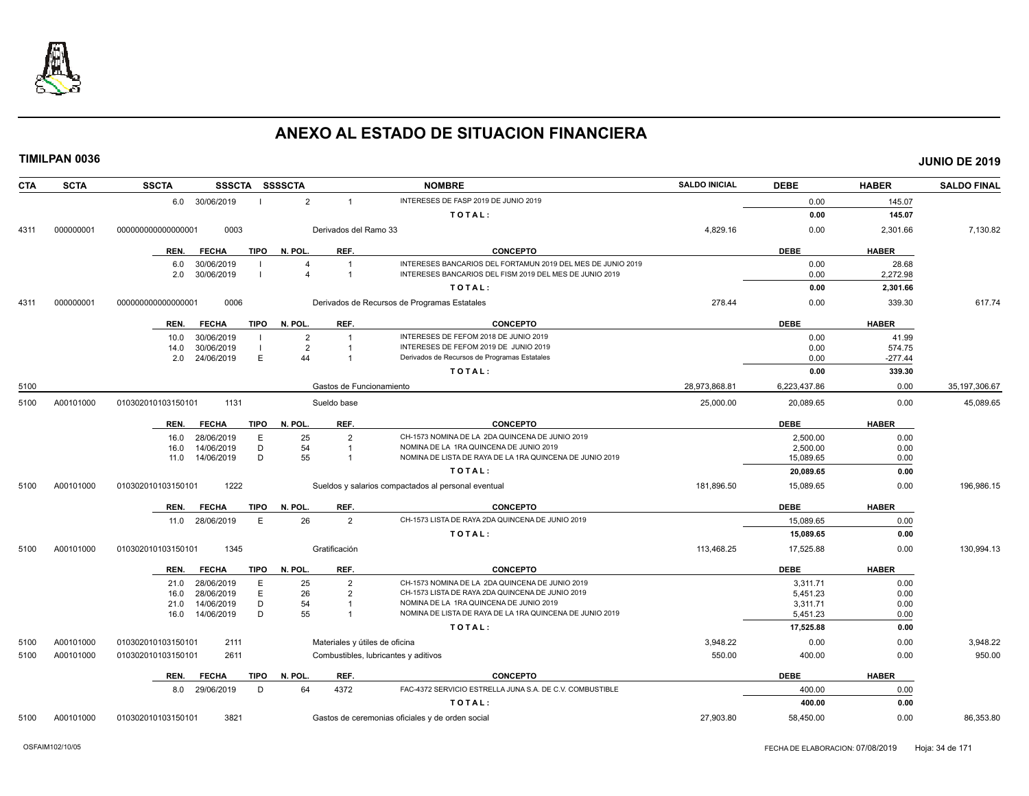# ANEXO AL ESTADO DE SITUACION FINANCIERA

**TIMILPAN 0036** — **JUNIO DE 2019**

| CTA | SCTA | SSCTA | SSSCTA | SSSSCTA | | NOMBRE | SALDO INICIAL | DEBE | HABER | SALDO FINAL |
|---|---|---|---|---|---|---|---|---|---|---|
| | | 6.0 30/06/2019 | I | 2 | 1 | INTERESES DE FASP 2019 DE JUNIO 2019 | | 0.00 | 145.07 | |
| | | | | | | TOTAL: | | 0.00 | 145.07 | |
| 4311 | 000000001 | 000000000000000001 | 0003 | | | Derivados del Ramo 33 | 4,829.16 | 0.00 | 2,301.66 | 7,130.82 |
| | | REN. FECHA | TIPO | N. POL. | REF. | CONCEPTO | | DEBE | HABER | |
| | | 6.0 30/06/2019 | I | 4 | 1 | INTERESES BANCARIOS DEL FORTAMUN 2019 DEL MES DE JUNIO 2019 | | 0.00 | 28.68 | |
| | | 2.0 30/06/2019 | I | 4 | 1 | INTERESES BANCARIOS DEL FISM 2019 DEL MES DE JUNIO 2019 | | 0.00 | 2,272.98 | |
| | | | | | | TOTAL: | | 0.00 | 2,301.66 | |
| 4311 | 000000001 | 000000000000000001 | 0006 | | | Derivados de Recursos de Programas Estatales | 278.44 | 0.00 | 339.30 | 617.74 |
| | | REN. FECHA | TIPO | N. POL. | REF. | CONCEPTO | | DEBE | HABER | |
| | | 10.0 30/06/2019 | I | 2 | 1 | INTERESES DE FEFOM 2018 DE JUNIO 2019 | | 0.00 | 41.99 | |
| | | 14.0 30/06/2019 | I | 2 | 1 | INTERESES DE FEFOM 2019 DE JUNIO 2019 | | 0.00 | 574.75 | |
| | | 2.0 24/06/2019 | E | 44 | 1 | Derivados de Recursos de Programas Estatales | | 0.00 | -277.44 | |
| | | | | | | TOTAL: | | 0.00 | 339.30 | |
| 5100 | | | | | | Gastos de Funcionamiento | 28,973,868.81 | 6,223,437.86 | 0.00 | 35,197,306.67 |
| 5100 | A00101000 | 010302010103150101 | 1131 | | | Sueldo base | 25,000.00 | 20,089.65 | 0.00 | 45,089.65 |
| | | REN. FECHA | TIPO | N. POL. | REF. | CONCEPTO | | DEBE | HABER | |
| | | 16.0 28/06/2019 | E | 25 | 2 | CH-1573 NOMINA DE LA 2DA QUINCENA DE JUNIO 2019 | | 2,500.00 | 0.00 | |
| | | 16.0 14/06/2019 | D | 54 | 1 | NOMINA DE LA 1RA QUINCENA DE JUNIO 2019 | | 2,500.00 | 0.00 | |
| | | 11.0 14/06/2019 | D | 55 | 1 | NOMINA DE LISTA DE RAYA DE LA 1RA QUINCENA DE JUNIO 2019 | | 15,089.65 | 0.00 | |
| | | | | | | TOTAL: | | 20,089.65 | 0.00 | |
| 5100 | A00101000 | 010302010103150101 | 1222 | | | Sueldos y salarios compactados al personal eventual | 181,896.50 | 15,089.65 | 0.00 | 196,986.15 |
| | | REN. FECHA | TIPO | N. POL. | REF. | CONCEPTO | | DEBE | HABER | |
| | | 11.0 28/06/2019 | E | 26 | 2 | CH-1573 LISTA DE RAYA 2DA QUINCENA DE JUNIO 2019 | | 15,089.65 | 0.00 | |
| | | | | | | TOTAL: | | 15,089.65 | 0.00 | |
| 5100 | A00101000 | 010302010103150101 | 1345 | | | Gratificación | 113,468.25 | 17,525.88 | 0.00 | 130,994.13 |
| | | REN. FECHA | TIPO | N. POL. | REF. | CONCEPTO | | DEBE | HABER | |
| | | 21.0 28/06/2019 | E | 25 | 2 | CH-1573 NOMINA DE LA 2DA QUINCENA DE JUNIO 2019 | | 3,311.71 | 0.00 | |
| | | 16.0 28/06/2019 | E | 26 | 2 | CH-1573 LISTA DE RAYA 2DA QUINCENA DE JUNIO 2019 | | 5,451.23 | 0.00 | |
| | | 21.0 14/06/2019 | D | 54 | 1 | NOMINA DE LA 1RA QUINCENA DE JUNIO 2019 | | 3,311.71 | 0.00 | |
| | | 16.0 14/06/2019 | D | 55 | 1 | NOMINA DE LISTA DE RAYA DE LA 1RA QUINCENA DE JUNIO 2019 | | 5,451.23 | 0.00 | |
| | | | | | | TOTAL: | | 17,525.88 | 0.00 | |
| 5100 | A00101000 | 010302010103150101 | 2111 | | | Materiales y útiles de oficina | 3,948.22 | 0.00 | 0.00 | 3,948.22 |
| 5100 | A00101000 | 010302010103150101 | 2611 | | | Combustibles, lubricantes y aditivos | 550.00 | 400.00 | 0.00 | 950.00 |
| | | REN. FECHA | TIPO | N. POL. | REF. | CONCEPTO | | DEBE | HABER | |
| | | 8.0 29/06/2019 | D | 64 | 4372 | FAC-4372 SERVICIO ESTRELLA JUNA S.A. DE C.V. COMBUSTIBLE | | 400.00 | 0.00 | |
| | | | | | | TOTAL: | | 400.00 | 0.00 | |
| 5100 | A00101000 | 010302010103150101 | 3821 | | | Gastos de ceremonias oficiales y de orden social | 27,903.80 | 58,450.00 | 0.00 | 86,353.80 |

OSFAIM102/10/05 — FECHA DE ELABORACION: 07/08/2019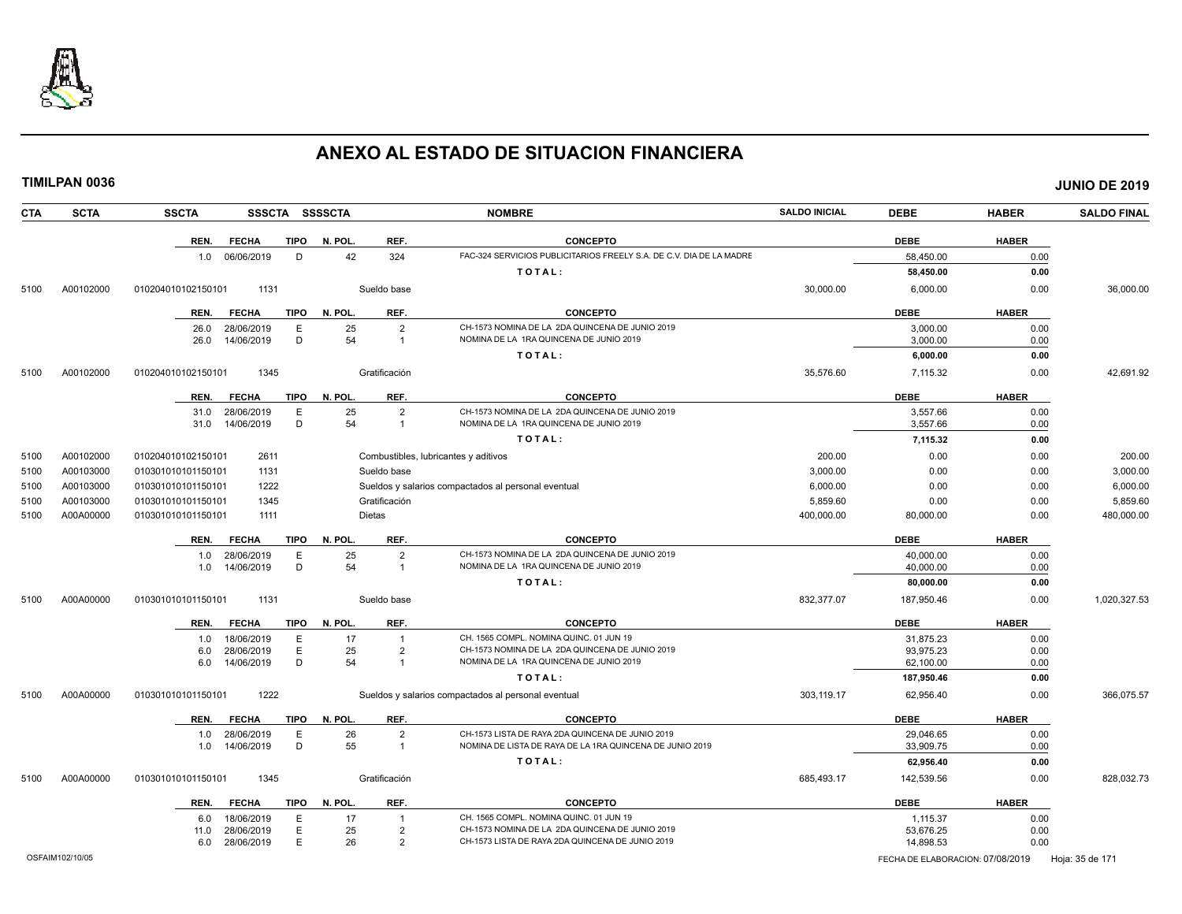# ANEXO AL ESTADO DE SITUACION FINANCIERA

**TIMILPAN 0036** **JUNIO DE 2019**

| CTA | SCTA | SSCTA | SSSCTA SSSSCTA | NOMBRE | SALDO INICIAL | DEBE | HABER | SALDO FINAL |
|---|---|---|---|---|---|---|---|---|

| REN. | FECHA | TIPO | N. POL. | REF. | CONCEPTO | DEBE | HABER |
|---|---|---|---|---|---|---|---|
| 1.0 | 06/06/2019 | D | 42 | 324 | FAC-324 SERVICIOS PUBLICITARIOS FREELY S.A. DE C.V. DIA DE LA MADRE | 58,450.00 | 0.00 |
| | | | | | TOTAL: | 58,450.00 | 0.00 |

| CTA | SCTA | SSCTA | SSSCTA | NOMBRE | SALDO INICIAL | DEBE | HABER | SALDO FINAL |
|---|---|---|---|---|---|---|---|---|
| 5100 | A00102000 | 010204010102150101 | 1131 | Sueldo base | 30,000.00 | 6,000.00 | 0.00 | 36,000.00 |

| REN. | FECHA | TIPO | N. POL. | REF. | CONCEPTO | DEBE | HABER |
|---|---|---|---|---|---|---|---|
| 26.0 | 28/06/2019 | E | 25 | 2 | CH-1573 NOMINA DE LA 2DA QUINCENA DE JUNIO 2019 | 3,000.00 | 0.00 |
| 26.0 | 14/06/2019 | D | 54 | 1 | NOMINA DE LA 1RA QUINCENA DE JUNIO 2019 | 3,000.00 | 0.00 |
| | | | | | TOTAL: | 6,000.00 | 0.00 |

| CTA | SCTA | SSCTA | SSSCTA | NOMBRE | SALDO INICIAL | DEBE | HABER | SALDO FINAL |
|---|---|---|---|---|---|---|---|---|
| 5100 | A00102000 | 010204010102150101 | 1345 | Gratificación | 35,576.60 | 7,115.32 | 0.00 | 42,691.92 |

| REN. | FECHA | TIPO | N. POL. | REF. | CONCEPTO | DEBE | HABER |
|---|---|---|---|---|---|---|---|
| 31.0 | 28/06/2019 | E | 25 | 2 | CH-1573 NOMINA DE LA 2DA QUINCENA DE JUNIO 2019 | 3,557.66 | 0.00 |
| 31.0 | 14/06/2019 | D | 54 | 1 | NOMINA DE LA 1RA QUINCENA DE JUNIO 2019 | 3,557.66 | 0.00 |
| | | | | | TOTAL: | 7,115.32 | 0.00 |

| CTA | SCTA | SSCTA | SSSCTA | NOMBRE | SALDO INICIAL | DEBE | HABER | SALDO FINAL |
|---|---|---|---|---|---|---|---|---|
| 5100 | A00102000 | 010204010102150101 | 2611 | Combustibles, lubricantes y aditivos | 200.00 | 0.00 | 0.00 | 200.00 |
| 5100 | A00103000 | 010301010101150101 | 1131 | Sueldo base | 3,000.00 | 0.00 | 0.00 | 3,000.00 |
| 5100 | A00103000 | 010301010101150101 | 1222 | Sueldos y salarios compactados al personal eventual | 6,000.00 | 0.00 | 0.00 | 6,000.00 |
| 5100 | A00103000 | 010301010101150101 | 1345 | Gratificación | 5,859.60 | 0.00 | 0.00 | 5,859.60 |
| 5100 | A00A00000 | 010301010101150101 | 1111 | Dietas | 400,000.00 | 80,000.00 | 0.00 | 480,000.00 |

| REN. | FECHA | TIPO | N. POL. | REF. | CONCEPTO | DEBE | HABER |
|---|---|---|---|---|---|---|---|
| 1.0 | 28/06/2019 | E | 25 | 2 | CH-1573 NOMINA DE LA 2DA QUINCENA DE JUNIO 2019 | 40,000.00 | 0.00 |
| 1.0 | 14/06/2019 | D | 54 | 1 | NOMINA DE LA 1RA QUINCENA DE JUNIO 2019 | 40,000.00 | 0.00 |
| | | | | | TOTAL: | 80,000.00 | 0.00 |

| CTA | SCTA | SSCTA | SSSCTA | NOMBRE | SALDO INICIAL | DEBE | HABER | SALDO FINAL |
|---|---|---|---|---|---|---|---|---|
| 5100 | A00A00000 | 010301010101150101 | 1131 | Sueldo base | 832,377.07 | 187,950.46 | 0.00 | 1,020,327.53 |

| REN. | FECHA | TIPO | N. POL. | REF. | CONCEPTO | DEBE | HABER |
|---|---|---|---|---|---|---|---|
| 1.0 | 18/06/2019 | E | 17 | 1 | CH. 1565 COMPL. NOMINA QUINC. 01 JUN 19 | 31,875.23 | 0.00 |
| 6.0 | 28/06/2019 | E | 25 | 2 | CH-1573 NOMINA DE LA 2DA QUINCENA DE JUNIO 2019 | 93,975.23 | 0.00 |
| 6.0 | 14/06/2019 | D | 54 | 1 | NOMINA DE LA 1RA QUINCENA DE JUNIO 2019 | 62,100.00 | 0.00 |
| | | | | | TOTAL: | 187,950.46 | 0.00 |

| CTA | SCTA | SSCTA | SSSCTA | NOMBRE | SALDO INICIAL | DEBE | HABER | SALDO FINAL |
|---|---|---|---|---|---|---|---|---|
| 5100 | A00A00000 | 010301010101150101 | 1222 | Sueldos y salarios compactados al personal eventual | 303,119.17 | 62,956.40 | 0.00 | 366,075.57 |

| REN. | FECHA | TIPO | N. POL. | REF. | CONCEPTO | DEBE | HABER |
|---|---|---|---|---|---|---|---|
| 1.0 | 28/06/2019 | E | 26 | 2 | CH-1573 LISTA DE RAYA 2DA QUINCENA DE JUNIO 2019 | 29,046.65 | 0.00 |
| 1.0 | 14/06/2019 | D | 55 | 1 | NOMINA DE LISTA DE RAYA DE LA 1RA QUINCENA DE JUNIO 2019 | 33,909.75 | 0.00 |
| | | | | | TOTAL: | 62,956.40 | 0.00 |

| CTA | SCTA | SSCTA | SSSCTA | NOMBRE | SALDO INICIAL | DEBE | HABER | SALDO FINAL |
|---|---|---|---|---|---|---|---|---|
| 5100 | A00A00000 | 010301010101150101 | 1345 | Gratificación | 685,493.17 | 142,539.56 | 0.00 | 828,032.73 |

| REN. | FECHA | TIPO | N. POL. | REF. | CONCEPTO | DEBE | HABER |
|---|---|---|---|---|---|---|---|
| 6.0 | 18/06/2019 | E | 17 | 1 | CH. 1565 COMPL. NOMINA QUINC. 01 JUN 19 | 1,115.37 | 0.00 |
| 11.0 | 28/06/2019 | E | 25 | 2 | CH-1573 NOMINA DE LA 2DA QUINCENA DE JUNIO 2019 | 53,676.25 | 0.00 |
| 6.0 | 28/06/2019 | E | 26 | 2 | CH-1573 LISTA DE RAYA 2DA QUINCENA DE JUNIO 2019 | 14,898.53 | 0.00 |

OSFAIM102/10/05 FECHA DE ELABORACION: 07/08/2019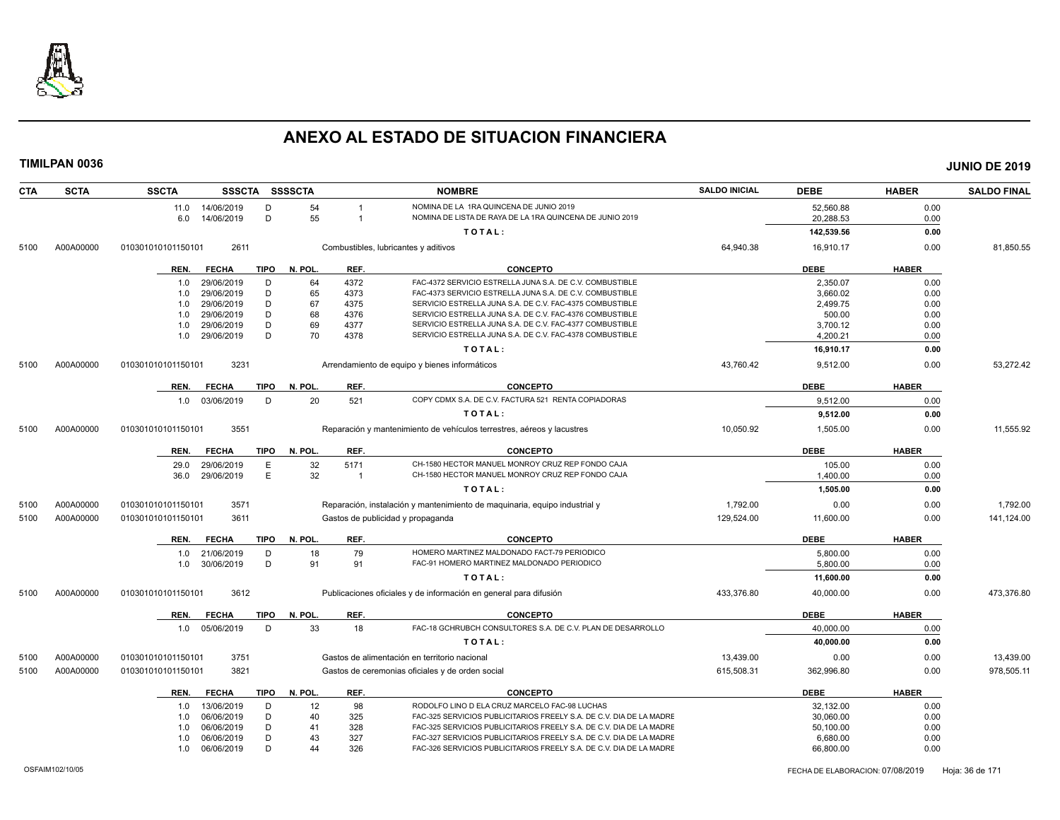# ANEXO AL ESTADO DE SITUACION FINANCIERA

**TIMILPAN 0036** **JUNIO DE 2019**

| CTA | SCTA | SSCTA | SSSCTA | SSSSCTA | | NOMBRE | SALDO INICIAL | DEBE | HABER | SALDO FINAL |
|---|---|---|---|---|---|---|---|---|---|---|
| | | 11.0 | 14/06/2019 | D | 54 | 1 NOMINA DE LA 1RA QUINCENA DE JUNIO 2019 | | 52,560.88 | 0.00 | |
| | | 6.0 | 14/06/2019 | D | 55 | 1 NOMINA DE LISTA DE RAYA DE LA 1RA QUINCENA DE JUNIO 2019 | | 20,288.53 | 0.00 | |
| | | | | | | T O T A L : | | 142,539.56 | 0.00 | |
| 5100 | A00A00000 | 010301010101150101 | 2611 | | | Combustibles, lubricantes y aditivos | 64,940.38 | 16,910.17 | 0.00 | 81,850.55 |
| | | REN. | FECHA | TIPO | N. POL. | REF. CONCEPTO | | DEBE | HABER | |
| | | 1.0 | 29/06/2019 | D | 64 | 4372 FAC-4372 SERVICIO ESTRELLA JUNA S.A. DE C.V. COMBUSTIBLE | | 2,350.07 | 0.00 | |
| | | 1.0 | 29/06/2019 | D | 65 | 4373 FAC-4373 SERVICIO ESTRELLA JUNA S.A. DE C.V. COMBUSTIBLE | | 3,660.02 | 0.00 | |
| | | 1.0 | 29/06/2019 | D | 67 | 4375 SERVICIO ESTRELLA JUNA S.A. DE C.V. FAC-4375 COMBUSTIBLE | | 2,499.75 | 0.00 | |
| | | 1.0 | 29/06/2019 | D | 68 | 4376 SERVICIO ESTRELLA JUNA S.A. DE C.V. FAC-4376 COMBUSTIBLE | | 500.00 | 0.00 | |
| | | 1.0 | 29/06/2019 | D | 69 | 4377 SERVICIO ESTRELLA JUNA S.A. DE C.V. FAC-4377 COMBUSTIBLE | | 3,700.12 | 0.00 | |
| | | 1.0 | 29/06/2019 | D | 70 | 4378 SERVICIO ESTRELLA JUNA S.A. DE C.V. FAC-4378 COMBUSTIBLE | | 4,200.21 | 0.00 | |
| | | | | | | T O T A L : | | 16,910.17 | 0.00 | |
| 5100 | A00A00000 | 010301010101150101 | 3231 | | | Arrendamiento de equipo y bienes informáticos | 43,760.42 | 9,512.00 | 0.00 | 53,272.42 |
| | | REN. | FECHA | TIPO | N. POL. | REF. CONCEPTO | | DEBE | HABER | |
| | | 1.0 | 03/06/2019 | D | 20 | 521 COPY CDMX S.A. DE C.V. FACTURA 521 RENTA COPIADORAS | | 9,512.00 | 0.00 | |
| | | | | | | T O T A L : | | 9,512.00 | 0.00 | |
| 5100 | A00A00000 | 010301010101150101 | 3551 | | | Reparación y mantenimiento de vehículos terrestres, aéreos y lacustres | 10,050.92 | 1,505.00 | 0.00 | 11,555.92 |
| | | REN. | FECHA | TIPO | N. POL. | REF. CONCEPTO | | DEBE | HABER | |
| | | 29.0 | 29/06/2019 | E | 32 | 5171 CH-1580 HECTOR MANUEL MONROY CRUZ REP FONDO CAJA | | 105.00 | 0.00 | |
| | | 36.0 | 29/06/2019 | E | 32 | 1 CH-1580 HECTOR MANUEL MONROY CRUZ REP FONDO CAJA | | 1,400.00 | 0.00 | |
| | | | | | | T O T A L : | | 1,505.00 | 0.00 | |
| 5100 | A00A00000 | 010301010101150101 | 3571 | | | Reparación, instalación y mantenimiento de maquinaria, equipo industrial y | 1,792.00 | 0.00 | 0.00 | 1,792.00 |
| 5100 | A00A00000 | 010301010101150101 | 3611 | | | Gastos de publicidad y propaganda | 129,524.00 | 11,600.00 | 0.00 | 141,124.00 |
| | | REN. | FECHA | TIPO | N. POL. | REF. CONCEPTO | | DEBE | HABER | |
| | | 1.0 | 21/06/2019 | D | 18 | 79 HOMERO MARTINEZ MALDONADO FACT-79 PERIODICO | | 5,800.00 | 0.00 | |
| | | 1.0 | 30/06/2019 | D | 91 | 91 FAC-91 HOMERO MARTINEZ MALDONADO PERIODICO | | 5,800.00 | 0.00 | |
| | | | | | | T O T A L : | | 11,600.00 | 0.00 | |
| 5100 | A00A00000 | 010301010101150101 | 3612 | | | Publicaciones oficiales y de información en general para difusión | 433,376.80 | 40,000.00 | 0.00 | 473,376.80 |
| | | REN. | FECHA | TIPO | N. POL. | REF. CONCEPTO | | DEBE | HABER | |
| | | 1.0 | 05/06/2019 | D | 33 | 18 FAC-18 GCHRUBCH CONSULTORES S.A. DE C.V. PLAN DE DESARROLLO | | 40,000.00 | 0.00 | |
| | | | | | | T O T A L : | | 40,000.00 | 0.00 | |
| 5100 | A00A00000 | 010301010101150101 | 3751 | | | Gastos de alimentación en territorio nacional | 13,439.00 | 0.00 | 0.00 | 13,439.00 |
| 5100 | A00A00000 | 010301010101150101 | 3821 | | | Gastos de ceremonias oficiales y de orden social | 615,508.31 | 362,996.80 | 0.00 | 978,505.11 |
| | | REN. | FECHA | TIPO | N. POL. | REF. CONCEPTO | | DEBE | HABER | |
| | | 1.0 | 13/06/2019 | D | 12 | 98 RODOLFO LINO D ELA CRUZ MARCELO FAC-98 LUCHAS | | 32,132.00 | 0.00 | |
| | | 1.0 | 06/06/2019 | D | 40 | 325 FAC-325 SERVICIOS PUBLICITARIOS FREELY S.A. DE C.V. DIA DE LA MADRE | | 30,060.00 | 0.00 | |
| | | 1.0 | 06/06/2019 | D | 41 | 328 FAC-325 SERVICIOS PUBLICITARIOS FREELY S.A. DE C.V. DIA DE LA MADRE | | 50,100.00 | 0.00 | |
| | | 1.0 | 06/06/2019 | D | 43 | 327 FAC-327 SERVICIOS PUBLICITARIOS FREELY S.A. DE C.V. DIA DE LA MADRE | | 6,680.00 | 0.00 | |
| | | 1.0 | 06/06/2019 | D | 44 | 326 FAC-326 SERVICIOS PUBLICITARIOS FREELY S.A. DE C.V. DIA DE LA MADRE | | 66,800.00 | 0.00 | |

OSFAIM102/10/05 FECHA DE ELABORACION: 07/08/2019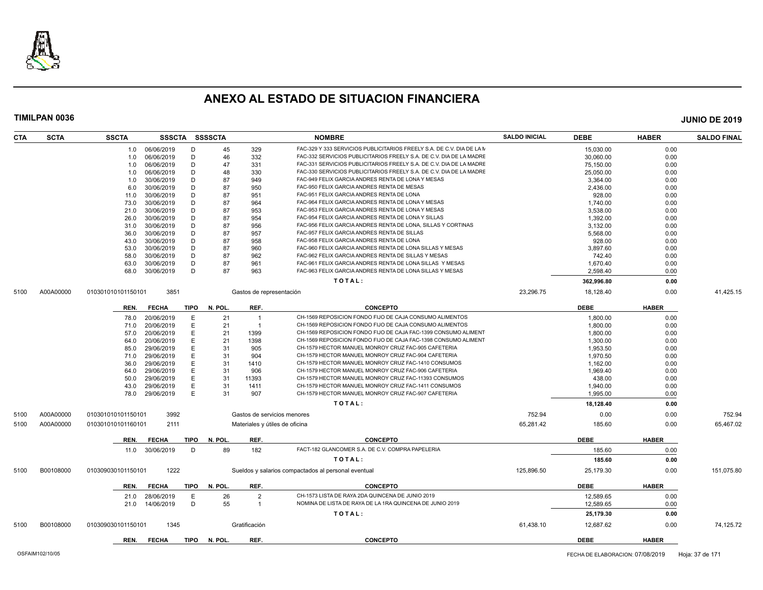# ANEXO AL ESTADO DE SITUACION FINANCIERA

**TIMILPAN 0036** **JUNIO DE 2019**

| CTA | SCTA | SSCTA | SSSCTA | SSSSCTA | | NOMBRE | SALDO INICIAL | DEBE | HABER | SALDO FINAL |
|---|---|---|---|---|---|---|---|---|---|---|
| | | 1.0 | 06/06/2019 | D | 45 | 329 FAC-329 Y 333 SERVICIOS PUBLICITARIOS FREELY S.A. DE C.V. DIA DE LA M | | 15,030.00 | 0.00 | |
| | | 1.0 | 06/06/2019 | D | 46 | 332 FAC-332 SERVICIOS PUBLICITARIOS FREELY S.A. DE C.V. DIA DE LA MADRE | | 30,060.00 | 0.00 | |
| | | 1.0 | 06/06/2019 | D | 47 | 331 FAC-331 SERVICIOS PUBLICITARIOS FREELY S.A. DE C.V. DIA DE LA MADRE | | 75,150.00 | 0.00 | |
| | | 1.0 | 06/06/2019 | D | 48 | 330 FAC-330 SERVICIOS PUBLICITARIOS FREELY S.A. DE C.V. DIA DE LA MADRE | | 25,050.00 | 0.00 | |
| | | 1.0 | 30/06/2019 | D | 87 | 949 FAC-949 FELIX GARCIA ANDRES RENTA DE LONA Y MESAS | | 3,364.00 | 0.00 | |
| | | 6.0 | 30/06/2019 | D | 87 | 950 FAC-950 FELIX GARCIA ANDRES RENTA DE MESAS | | 2,436.00 | 0.00 | |
| | | 11.0 | 30/06/2019 | D | 87 | 951 FAC-951 FELIX GARCIA ANDRES RENTA DE LONA | | 928.00 | 0.00 | |
| | | 73.0 | 30/06/2019 | D | 87 | 964 FAC-964 FELIX GARCIA ANDRES RENTA DE LONA Y MESAS | | 1,740.00 | 0.00 | |
| | | 21.0 | 30/06/2019 | D | 87 | 953 FAC-953 FELIX GARCIA ANDRES RENTA DE LONA Y MESAS | | 3,538.00 | 0.00 | |
| | | 26.0 | 30/06/2019 | D | 87 | 954 FAC-954 FELIX GARCIA ANDRES RENTA DE LONA Y SILLAS | | 1,392.00 | 0.00 | |
| | | 31.0 | 30/06/2019 | D | 87 | 956 FAC-956 FELIX GARCIA ANDRES RENTA DE LONA, SILLAS Y CORTINAS | | 3,132.00 | 0.00 | |
| | | 36.0 | 30/06/2019 | D | 87 | 957 FAC-957 FELIX GARCIA ANDRES RENTA DE SILLAS | | 5,568.00 | 0.00 | |
| | | 43.0 | 30/06/2019 | D | 87 | 958 FAC-958 FELIX GARCIA ANDRES RENTA DE LONA | | 928.00 | 0.00 | |
| | | 53.0 | 30/06/2019 | D | 87 | 960 FAC-960 FELIX GARCIA ANDRES RENTA DE LONA SILLAS Y MESAS | | 3,897.60 | 0.00 | |
| | | 58.0 | 30/06/2019 | D | 87 | 962 FAC-962 FELIX GARCIA ANDRES RENTA DE SILLAS Y MESAS | | 742.40 | 0.00 | |
| | | 63.0 | 30/06/2019 | D | 87 | 961 FAC-961 FELIX GARCIA ANDRES RENTA DE LONA SILLAS Y MESAS | | 1,670.40 | 0.00 | |
| | | 68.0 | 30/06/2019 | D | 87 | 963 FAC-963 FELIX GARCIA ANDRES RENTA DE LONA SILLAS Y MESAS | | 2,598.40 | 0.00 | |
| | | | | | | **T O T A L :** | | **362,996.80** | **0.00** | |
| 5100 | A00A00000 | 010301010101150101 | 3851 | | | Gastos de representación | 23,296.75 | 18,128.40 | 0.00 | 41,425.15 |

| REN. | FECHA | TIPO | N. POL. | REF. | CONCEPTO | DEBE | HABER |
|---|---|---|---|---|---|---|---|
| 78.0 | 20/06/2019 | E | 21 | 1 | CH-1569 REPOSICION FONDO FIJO DE CAJA CONSUMO ALIMENTOS | 1,800.00 | 0.00 |
| 71.0 | 20/06/2019 | E | 21 | 1 | CH-1569 REPOSICION FONDO FIJO DE CAJA CONSUMO ALIMENTOS | 1,800.00 | 0.00 |
| 57.0 | 20/06/2019 | E | 21 | 1399 | CH-1569 REPOSICION FONDO FIJO DE CAJA FAC-1399 CONSUMO ALIMENT | 1,800.00 | 0.00 |
| 64.0 | 20/06/2019 | E | 21 | 1398 | CH-1569 REPOSICION FONDO FIJO DE CAJA FAC-1398 CONSUMO ALIMENT | 1,300.00 | 0.00 |
| 85.0 | 29/06/2019 | E | 31 | 905 | CH-1579 HECTOR MANUEL MONROY CRUZ FAC-905 CAFETERIA | 1,953.50 | 0.00 |
| 71.0 | 29/06/2019 | E | 31 | 904 | CH-1579 HECTOR MANUEL MONROY CRUZ FAC-904 CAFETERIA | 1,970.50 | 0.00 |
| 36.0 | 29/06/2019 | E | 31 | 1410 | CH-1579 HECTOR MANUEL MONROY CRUZ FAC-1410 CONSUMOS | 1,162.00 | 0.00 |
| 64.0 | 29/06/2019 | E | 31 | 906 | CH-1579 HECTOR MANUEL MONROY CRUZ FAC-906 CAFETERIA | 1,969.40 | 0.00 |
| 50.0 | 29/06/2019 | E | 31 | 11393 | CH-1579 HECTOR MANUEL MONROY CRUZ FAC-11393 CONSUMOS | 438.00 | 0.00 |
| 43.0 | 29/06/2019 | E | 31 | 1411 | CH-1579 HECTOR MANUEL MONROY CRUZ FAC-1411 CONSUMOS | 1,940.00 | 0.00 |
| 78.0 | 29/06/2019 | E | 31 | 907 | CH-1579 HECTOR MANUEL MONROY CRUZ FAC-907 CAFETERIA | 1,995.00 | 0.00 |
| | | | | | **T O T A L :** | **18,128.40** | **0.00** |

| CTA | SCTA | SSCTA | SSSCTA | NOMBRE | SALDO INICIAL | DEBE | HABER | SALDO FINAL |
|---|---|---|---|---|---|---|---|---|
| 5100 | A00A00000 | 010301010101150101 | 3992 | Gastos de servicios menores | 752.94 | 0.00 | 0.00 | 752.94 |
| 5100 | A00A00000 | 010301010101160101 | 2111 | Materiales y útiles de oficina | 65,281.42 | 185.60 | 0.00 | 65,467.02 |

| REN. | FECHA | TIPO | N. POL. | REF. | CONCEPTO | DEBE | HABER |
|---|---|---|---|---|---|---|---|
| 11.0 | 30/06/2019 | D | 89 | 182 | FACT-182 GLANCOMER S.A. DE C.V. COMPRA PAPELERIA | 185.60 | 0.00 |
| | | | | | **T O T A L :** | **185.60** | **0.00** |

| CTA | SCTA | SSCTA | SSSCTA | NOMBRE | SALDO INICIAL | DEBE | HABER | SALDO FINAL |
|---|---|---|---|---|---|---|---|---|
| 5100 | B00108000 | 010309030101150101 | 1222 | Sueldos y salarios compactados al personal eventual | 125,896.50 | 25,179.30 | 0.00 | 151,075.80 |

| REN. | FECHA | TIPO | N. POL. | REF. | CONCEPTO | DEBE | HABER |
|---|---|---|---|---|---|---|---|
| 21.0 | 28/06/2019 | E | 26 | 2 | CH-1573 LISTA DE RAYA 2DA QUINCENA DE JUNIO 2019 | 12,589.65 | 0.00 |
| 21.0 | 14/06/2019 | D | 55 | 1 | NOMINA DE LISTA DE RAYA DE LA 1RA QUINCENA DE JUNIO 2019 | 12,589.65 | 0.00 |
| | | | | | **T O T A L :** | **25,179.30** | **0.00** |

| CTA | SCTA | SSCTA | SSSCTA | NOMBRE | SALDO INICIAL | DEBE | HABER | SALDO FINAL |
|---|---|---|---|---|---|---|---|---|
| 5100 | B00108000 | 010309030101150101 | 1345 | Gratificación | 61,438.10 | 12,687.62 | 0.00 | 74,125.72 |

| REN. | FECHA | TIPO | N. POL. | REF. | CONCEPTO | DEBE | HABER |
|---|---|---|---|---|---|---|---|

OSFAIM102/10/05 FECHA DE ELABORACION: 07/08/2019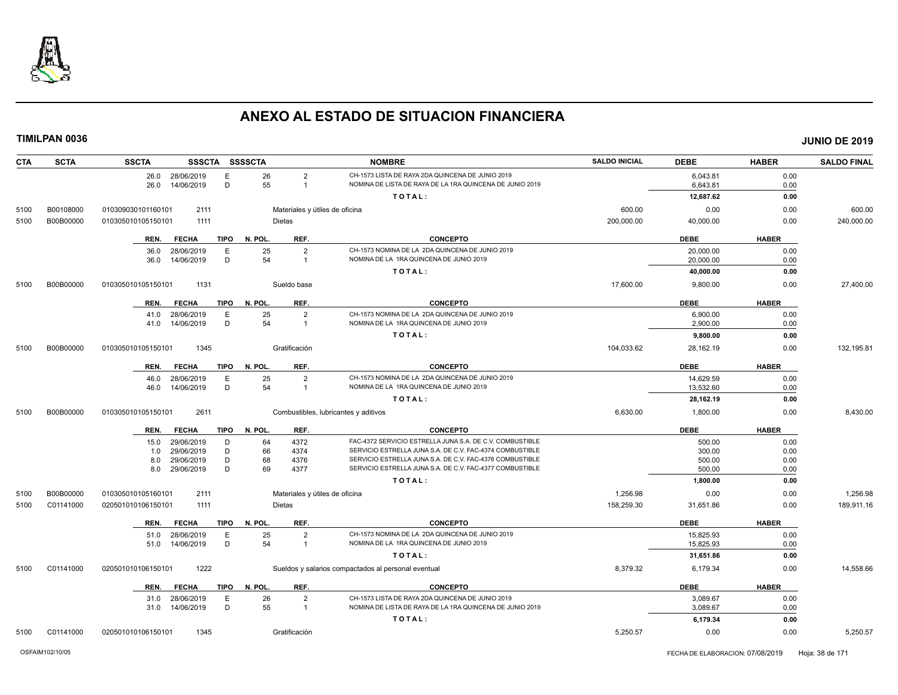# ANEXO AL ESTADO DE SITUACION FINANCIERA

**TIMILPAN 0036** **JUNIO DE 2019**

| CTA | SCTA | SSCTA | SSSCTA | SSSSCTA | NOMBRE | SALDO INICIAL | DEBE | HABER | SALDO FINAL |
|---|---|---|---|---|---|---|---|---|---|
| | | 26.0 28/06/2019 | E | 26 | 2 CH-1573 LISTA DE RAYA 2DA QUINCENA DE JUNIO 2019 | | 6,043.81 | 0.00 | |
| | | 26.0 14/06/2019 | D | 55 | 1 NOMINA DE LISTA DE RAYA DE LA 1RA QUINCENA DE JUNIO 2019 | | 6,643.81 | 0.00 | |
| | | | | | TOTAL: | | 12,687.62 | 0.00 | |
| 5100 | B00108000 | 010309030101160101 | 2111 | | Materiales y útiles de oficina | 600.00 | 0.00 | 0.00 | 600.00 |
| 5100 | B00B00000 | 010305010105150101 | 1111 | | Dietas | 200,000.00 | 40,000.00 | 0.00 | 240,000.00 |

| REN. | FECHA | TIPO | N. POL. | REF. | CONCEPTO | DEBE | HABER |
|---|---|---|---|---|---|---|---|
| 36.0 | 28/06/2019 | E | 25 | 2 | CH-1573 NOMINA DE LA 2DA QUINCENA DE JUNIO 2019 | 20,000.00 | 0.00 |
| 36.0 | 14/06/2019 | D | 54 | 1 | NOMINA DE LA 1RA QUINCENA DE JUNIO 2019 | 20,000.00 | 0.00 |
| | | | | | TOTAL: | 40,000.00 | 0.00 |

| CTA | SCTA | SSCTA | SSSCTA | SSSSCTA | NOMBRE | SALDO INICIAL | DEBE | HABER | SALDO FINAL |
|---|---|---|---|---|---|---|---|---|---|
| 5100 | B00B00000 | 010305010105150101 | 1131 | | Sueldo base | 17,600.00 | 9,800.00 | 0.00 | 27,400.00 |

| REN. | FECHA | TIPO | N. POL. | REF. | CONCEPTO | DEBE | HABER |
|---|---|---|---|---|---|---|---|
| 41.0 | 28/06/2019 | E | 25 | 2 | CH-1573 NOMINA DE LA 2DA QUINCENA DE JUNIO 2019 | 6,900.00 | 0.00 |
| 41.0 | 14/06/2019 | D | 54 | 1 | NOMINA DE LA 1RA QUINCENA DE JUNIO 2019 | 2,900.00 | 0.00 |
| | | | | | TOTAL: | 9,800.00 | 0.00 |

| CTA | SCTA | SSCTA | SSSCTA | SSSSCTA | NOMBRE | SALDO INICIAL | DEBE | HABER | SALDO FINAL |
|---|---|---|---|---|---|---|---|---|---|
| 5100 | B00B00000 | 010305010105150101 | 1345 | | Gratificación | 104,033.62 | 28,162.19 | 0.00 | 132,195.81 |

| REN. | FECHA | TIPO | N. POL. | REF. | CONCEPTO | DEBE | HABER |
|---|---|---|---|---|---|---|---|
| 46.0 | 28/06/2019 | E | 25 | 2 | CH-1573 NOMINA DE LA 2DA QUINCENA DE JUNIO 2019 | 14,629.59 | 0.00 |
| 46.0 | 14/06/2019 | D | 54 | 1 | NOMINA DE LA 1RA QUINCENA DE JUNIO 2019 | 13,532.60 | 0.00 |
| | | | | | TOTAL: | 28,162.19 | 0.00 |

| CTA | SCTA | SSCTA | SSSCTA | SSSSCTA | NOMBRE | SALDO INICIAL | DEBE | HABER | SALDO FINAL |
|---|---|---|---|---|---|---|---|---|---|
| 5100 | B00B00000 | 010305010105150101 | 2611 | | Combustibles, lubricantes y aditivos | 6,630.00 | 1,800.00 | 0.00 | 8,430.00 |

| REN. | FECHA | TIPO | N. POL. | REF. | CONCEPTO | DEBE | HABER |
|---|---|---|---|---|---|---|---|
| 15.0 | 29/06/2019 | D | 64 | 4372 | FAC-4372 SERVICIO ESTRELLA JUNA S.A. DE C.V. COMBUSTIBLE | 500.00 | 0.00 |
| 1.0 | 29/06/2019 | D | 66 | 4374 | SERVICIO ESTRELLA JUNA S.A. DE C.V. FAC-4374 COMBUSTIBLE | 300.00 | 0.00 |
| 8.0 | 29/06/2019 | D | 68 | 4376 | SERVICIO ESTRELLA JUNA S.A. DE C.V. FAC-4376 COMBUSTIBLE | 500.00 | 0.00 |
| 8.0 | 29/06/2019 | D | 69 | 4377 | SERVICIO ESTRELLA JUNA S.A. DE C.V. FAC-4377 COMBUSTIBLE | 500.00 | 0.00 |
| | | | | | TOTAL: | 1,800.00 | 0.00 |

| CTA | SCTA | SSCTA | SSSCTA | SSSSCTA | NOMBRE | SALDO INICIAL | DEBE | HABER | SALDO FINAL |
|---|---|---|---|---|---|---|---|---|---|
| 5100 | B00B00000 | 010305010105160101 | 2111 | | Materiales y útiles de oficina | 1,256.98 | 0.00 | 0.00 | 1,256.98 |
| 5100 | C01141000 | 020501010106150101 | 1111 | | Dietas | 158,259.30 | 31,651.86 | 0.00 | 189,911.16 |

| REN. | FECHA | TIPO | N. POL. | REF. | CONCEPTO | DEBE | HABER |
|---|---|---|---|---|---|---|---|
| 51.0 | 28/06/2019 | E | 25 | 2 | CH-1573 NOMINA DE LA 2DA QUINCENA DE JUNIO 2019 | 15,825.93 | 0.00 |
| 51.0 | 14/06/2019 | D | 54 | 1 | NOMINA DE LA 1RA QUINCENA DE JUNIO 2019 | 15,825.93 | 0.00 |
| | | | | | TOTAL: | 31,651.86 | 0.00 |

| CTA | SCTA | SSCTA | SSSCTA | SSSSCTA | NOMBRE | SALDO INICIAL | DEBE | HABER | SALDO FINAL |
|---|---|---|---|---|---|---|---|---|---|
| 5100 | C01141000 | 020501010106150101 | 1222 | | Sueldos y salarios compactados al personal eventual | 8,379.32 | 6,179.34 | 0.00 | 14,558.66 |

| REN. | FECHA | TIPO | N. POL. | REF. | CONCEPTO | DEBE | HABER |
|---|---|---|---|---|---|---|---|
| 31.0 | 28/06/2019 | E | 26 | 2 | CH-1573 LISTA DE RAYA 2DA QUINCENA DE JUNIO 2019 | 3,089.67 | 0.00 |
| 31.0 | 14/06/2019 | D | 55 | 1 | NOMINA DE LISTA DE RAYA DE LA 1RA QUINCENA DE JUNIO 2019 | 3,089.67 | 0.00 |
| | | | | | TOTAL: | 6,179.34 | 0.00 |

| CTA | SCTA | SSCTA | SSSCTA | SSSSCTA | NOMBRE | SALDO INICIAL | DEBE | HABER | SALDO FINAL |
|---|---|---|---|---|---|---|---|---|---|
| 5100 | C01141000 | 020501010106150101 | 1345 | | Gratificación | 5,250.57 | 0.00 | 0.00 | 5,250.57 |

OSFAIM102/10/05 FECHA DE ELABORACION: 07/08/2019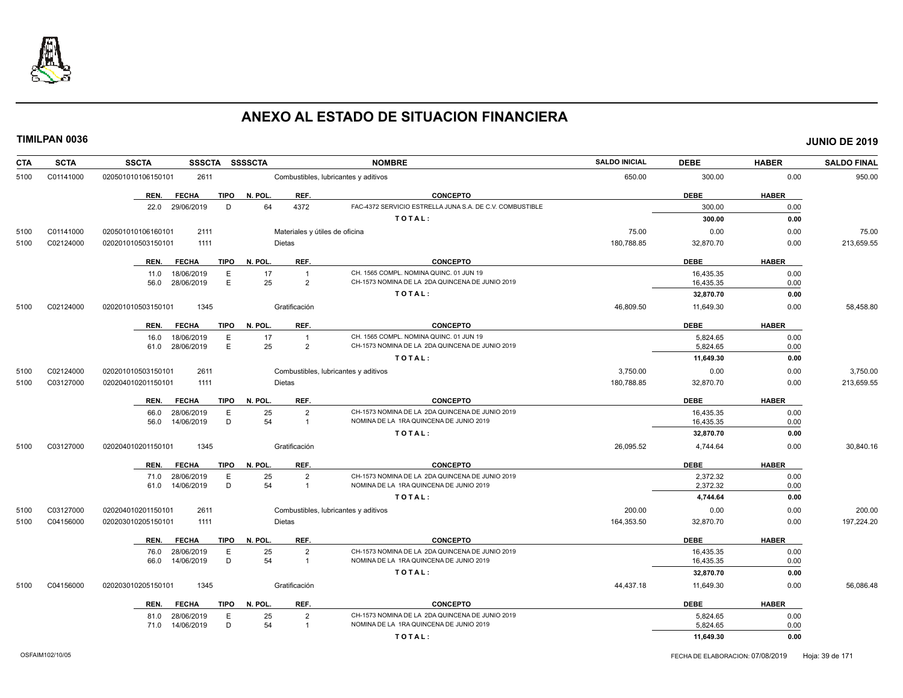# ANEXO AL ESTADO DE SITUACION FINANCIERA

**TIMILPAN 0036** — **JUNIO DE 2019**

| CTA | SCTA | SSCTA | SSSCTA | SSSSCTA | NOMBRE | SALDO INICIAL | DEBE | HABER | SALDO FINAL |
|---|---|---|---|---|---|---|---|---|---|
| 5100 | C01141000 | 020501010106150101 | 2611 | | Combustibles, lubricantes y aditivos | 650.00 | 300.00 | 0.00 | 950.00 |

| REN. | FECHA | TIPO | N. POL. | REF. | CONCEPTO | DEBE | HABER |
|---|---|---|---|---|---|---|---|
| 22.0 | 29/06/2019 | D | 64 | 4372 | FAC-4372 SERVICIO ESTRELLA JUNA S.A. DE C.V. COMBUSTIBLE | 300.00 | 0.00 |
| | | | | | **TOTAL:** | **300.00** | **0.00** |

| CTA | SCTA | SSCTA | SSSCTA | SSSSCTA | NOMBRE | SALDO INICIAL | DEBE | HABER | SALDO FINAL |
|---|---|---|---|---|---|---|---|---|---|
| 5100 | C01141000 | 020501010106160101 | 2111 | | Materiales y útiles de oficina | 75.00 | 0.00 | 0.00 | 75.00 |
| 5100 | C02124000 | 020201010503150101 | 1111 | | Dietas | 180,788.85 | 32,870.70 | 0.00 | 213,659.55 |

| REN. | FECHA | TIPO | N. POL. | REF. | CONCEPTO | DEBE | HABER |
|---|---|---|---|---|---|---|---|
| 11.0 | 18/06/2019 | E | 17 | 1 | CH. 1565 COMPL. NOMINA QUINC. 01 JUN 19 | 16,435.35 | 0.00 |
| 56.0 | 28/06/2019 | E | 25 | 2 | CH-1573 NOMINA DE LA 2DA QUINCENA DE JUNIO 2019 | 16,435.35 | 0.00 |
| | | | | | **TOTAL:** | **32,870.70** | **0.00** |

| CTA | SCTA | SSCTA | SSSCTA | SSSSCTA | NOMBRE | SALDO INICIAL | DEBE | HABER | SALDO FINAL |
|---|---|---|---|---|---|---|---|---|---|
| 5100 | C02124000 | 020201010503150101 | 1345 | | Gratificación | 46,809.50 | 11,649.30 | 0.00 | 58,458.80 |

| REN. | FECHA | TIPO | N. POL. | REF. | CONCEPTO | DEBE | HABER |
|---|---|---|---|---|---|---|---|
| 16.0 | 18/06/2019 | E | 17 | 1 | CH. 1565 COMPL. NOMINA QUINC. 01 JUN 19 | 5,824.65 | 0.00 |
| 61.0 | 28/06/2019 | E | 25 | 2 | CH-1573 NOMINA DE LA 2DA QUINCENA DE JUNIO 2019 | 5,824.65 | 0.00 |
| | | | | | **TOTAL:** | **11,649.30** | **0.00** |

| CTA | SCTA | SSCTA | SSSCTA | SSSSCTA | NOMBRE | SALDO INICIAL | DEBE | HABER | SALDO FINAL |
|---|---|---|---|---|---|---|---|---|---|
| 5100 | C02124000 | 020201010503150101 | 2611 | | Combustibles, lubricantes y aditivos | 3,750.00 | 0.00 | 0.00 | 3,750.00 |
| 5100 | C03127000 | 020204010201150101 | 1111 | | Dietas | 180,788.85 | 32,870.70 | 0.00 | 213,659.55 |

| REN. | FECHA | TIPO | N. POL. | REF. | CONCEPTO | DEBE | HABER |
|---|---|---|---|---|---|---|---|
| 66.0 | 28/06/2019 | E | 25 | 2 | CH-1573 NOMINA DE LA 2DA QUINCENA DE JUNIO 2019 | 16,435.35 | 0.00 |
| 56.0 | 14/06/2019 | D | 54 | 1 | NOMINA DE LA 1RA QUINCENA DE JUNIO 2019 | 16,435.35 | 0.00 |
| | | | | | **TOTAL:** | **32,870.70** | **0.00** |

| CTA | SCTA | SSCTA | SSSCTA | SSSSCTA | NOMBRE | SALDO INICIAL | DEBE | HABER | SALDO FINAL |
|---|---|---|---|---|---|---|---|---|---|
| 5100 | C03127000 | 020204010201150101 | 1345 | | Gratificación | 26,095.52 | 4,744.64 | 0.00 | 30,840.16 |

| REN. | FECHA | TIPO | N. POL. | REF. | CONCEPTO | DEBE | HABER |
|---|---|---|---|---|---|---|---|
| 71.0 | 28/06/2019 | E | 25 | 2 | CH-1573 NOMINA DE LA 2DA QUINCENA DE JUNIO 2019 | 2,372.32 | 0.00 |
| 61.0 | 14/06/2019 | D | 54 | 1 | NOMINA DE LA 1RA QUINCENA DE JUNIO 2019 | 2,372.32 | 0.00 |
| | | | | | **TOTAL:** | **4,744.64** | **0.00** |

| CTA | SCTA | SSCTA | SSSCTA | SSSSCTA | NOMBRE | SALDO INICIAL | DEBE | HABER | SALDO FINAL |
|---|---|---|---|---|---|---|---|---|---|
| 5100 | C03127000 | 020204010201150101 | 2611 | | Combustibles, lubricantes y aditivos | 200.00 | 0.00 | 0.00 | 200.00 |
| 5100 | C04156000 | 020203010205150101 | 1111 | | Dietas | 164,353.50 | 32,870.70 | 0.00 | 197,224.20 |

| REN. | FECHA | TIPO | N. POL. | REF. | CONCEPTO | DEBE | HABER |
|---|---|---|---|---|---|---|---|
| 76.0 | 28/06/2019 | E | 25 | 2 | CH-1573 NOMINA DE LA 2DA QUINCENA DE JUNIO 2019 | 16,435.35 | 0.00 |
| 66.0 | 14/06/2019 | D | 54 | 1 | NOMINA DE LA 1RA QUINCENA DE JUNIO 2019 | 16,435.35 | 0.00 |
| | | | | | **TOTAL:** | **32,870.70** | **0.00** |

| CTA | SCTA | SSCTA | SSSCTA | SSSSCTA | NOMBRE | SALDO INICIAL | DEBE | HABER | SALDO FINAL |
|---|---|---|---|---|---|---|---|---|---|
| 5100 | C04156000 | 020203010205150101 | 1345 | | Gratificación | 44,437.18 | 11,649.30 | 0.00 | 56,086.48 |

| REN. | FECHA | TIPO | N. POL. | REF. | CONCEPTO | DEBE | HABER |
|---|---|---|---|---|---|---|---|
| 81.0 | 28/06/2019 | E | 25 | 2 | CH-1573 NOMINA DE LA 2DA QUINCENA DE JUNIO 2019 | 5,824.65 | 0.00 |
| 71.0 | 14/06/2019 | D | 54 | 1 | NOMINA DE LA 1RA QUINCENA DE JUNIO 2019 | 5,824.65 | 0.00 |
| | | | | | **TOTAL:** | **11,649.30** | **0.00** |

OSFAIM102/10/05 — FECHA DE ELABORACION: 07/08/2019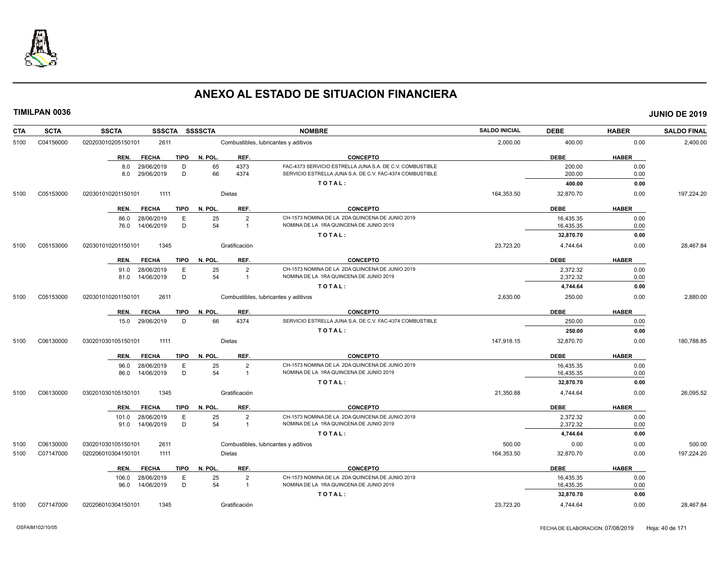# ANEXO AL ESTADO DE SITUACION FINANCIERA

**TIMILPAN 0036** **JUNIO DE 2019**

| CTA | SCTA | SSCTA | SSSCTA | SSSSCTA | NOMBRE | SALDO INICIAL | DEBE | HABER | SALDO FINAL |
|---|---|---|---|---|---|---|---|---|---|
| 5100 | C04156000 | 020203010205150101 | 2611 | | Combustibles, lubricantes y aditivos | 2,000.00 | 400.00 | 0.00 | 2,400.00 |

| REN. | FECHA | TIPO | N. POL. | REF. | CONCEPTO | DEBE | HABER |
|---|---|---|---|---|---|---|---|
| 8.0 | 29/06/2019 | D | 65 | 4373 | FAC-4373 SERVICIO ESTRELLA JUNA S.A. DE C.V. COMBUSTIBLE | 200.00 | 0.00 |
| 8.0 | 29/06/2019 | D | 66 | 4374 | SERVICIO ESTRELLA JUNA S.A. DE C.V. FAC-4374 COMBUSTIBLE | 200.00 | 0.00 |
| | | | | | **TOTAL:** | **400.00** | **0.00** |

| CTA | SCTA | SSCTA | SSSCTA | SSSSCTA | NOMBRE | SALDO INICIAL | DEBE | HABER | SALDO FINAL |
|---|---|---|---|---|---|---|---|---|---|
| 5100 | C05153000 | 020301010201150101 | 1111 | | Dietas | 164,353.50 | 32,870.70 | 0.00 | 197,224.20 |

| REN. | FECHA | TIPO | N. POL. | REF. | CONCEPTO | DEBE | HABER |
|---|---|---|---|---|---|---|---|
| 86.0 | 28/06/2019 | E | 25 | 2 | CH-1573 NOMINA DE LA 2DA QUINCENA DE JUNIO 2019 | 16,435.35 | 0.00 |
| 76.0 | 14/06/2019 | D | 54 | 1 | NOMINA DE LA 1RA QUINCENA DE JUNIO 2019 | 16,435.35 | 0.00 |
| | | | | | **TOTAL:** | **32,870.70** | **0.00** |

| CTA | SCTA | SSCTA | SSSCTA | SSSSCTA | NOMBRE | SALDO INICIAL | DEBE | HABER | SALDO FINAL |
|---|---|---|---|---|---|---|---|---|---|
| 5100 | C05153000 | 020301010201150101 | 1345 | | Gratificación | 23,723.20 | 4,744.64 | 0.00 | 28,467.84 |

| REN. | FECHA | TIPO | N. POL. | REF. | CONCEPTO | DEBE | HABER |
|---|---|---|---|---|---|---|---|
| 91.0 | 28/06/2019 | E | 25 | 2 | CH-1573 NOMINA DE LA 2DA QUINCENA DE JUNIO 2019 | 2,372.32 | 0.00 |
| 81.0 | 14/06/2019 | D | 54 | 1 | NOMINA DE LA 1RA QUINCENA DE JUNIO 2019 | 2,372.32 | 0.00 |
| | | | | | **TOTAL:** | **4,744.64** | **0.00** |

| CTA | SCTA | SSCTA | SSSCTA | SSSSCTA | NOMBRE | SALDO INICIAL | DEBE | HABER | SALDO FINAL |
|---|---|---|---|---|---|---|---|---|---|
| 5100 | C05153000 | 020301010201150101 | 2611 | | Combustibles, lubricantes y aditivos | 2,630.00 | 250.00 | 0.00 | 2,880.00 |

| REN. | FECHA | TIPO | N. POL. | REF. | CONCEPTO | DEBE | HABER |
|---|---|---|---|---|---|---|---|
| 15.0 | 29/06/2019 | D | 66 | 4374 | SERVICIO ESTRELLA JUNA S.A. DE C.V. FAC-4374 COMBUSTIBLE | 250.00 | 0.00 |
| | | | | | **TOTAL:** | **250.00** | **0.00** |

| CTA | SCTA | SSCTA | SSSCTA | SSSSCTA | NOMBRE | SALDO INICIAL | DEBE | HABER | SALDO FINAL |
|---|---|---|---|---|---|---|---|---|---|
| 5100 | C06130000 | 030201030105150101 | 1111 | | Dietas | 147,918.15 | 32,870.70 | 0.00 | 180,788.85 |

| REN. | FECHA | TIPO | N. POL. | REF. | CONCEPTO | DEBE | HABER |
|---|---|---|---|---|---|---|---|
| 96.0 | 28/06/2019 | E | 25 | 2 | CH-1573 NOMINA DE LA 2DA QUINCENA DE JUNIO 2019 | 16,435.35 | 0.00 |
| 86.0 | 14/06/2019 | D | 54 | 1 | NOMINA DE LA 1RA QUINCENA DE JUNIO 2019 | 16,435.35 | 0.00 |
| | | | | | **TOTAL:** | **32,870.70** | **0.00** |

| CTA | SCTA | SSCTA | SSSCTA | SSSSCTA | NOMBRE | SALDO INICIAL | DEBE | HABER | SALDO FINAL |
|---|---|---|---|---|---|---|---|---|---|
| 5100 | C06130000 | 030201030105150101 | 1345 | | Gratificación | 21,350.88 | 4,744.64 | 0.00 | 26,095.52 |

| REN. | FECHA | TIPO | N. POL. | REF. | CONCEPTO | DEBE | HABER |
|---|---|---|---|---|---|---|---|
| 101.0 | 28/06/2019 | E | 25 | 2 | CH-1573 NOMINA DE LA 2DA QUINCENA DE JUNIO 2019 | 2,372.32 | 0.00 |
| 91.0 | 14/06/2019 | D | 54 | 1 | NOMINA DE LA 1RA QUINCENA DE JUNIO 2019 | 2,372.32 | 0.00 |
| | | | | | **TOTAL:** | **4,744.64** | **0.00** |

| CTA | SCTA | SSCTA | SSSCTA | SSSSCTA | NOMBRE | SALDO INICIAL | DEBE | HABER | SALDO FINAL |
|---|---|---|---|---|---|---|---|---|---|
| 5100 | C06130000 | 030201030105150101 | 2611 | | Combustibles, lubricantes y aditivos | 500.00 | 0.00 | 0.00 | 500.00 |
| 5100 | C07147000 | 020206010304150101 | 1111 | | Dietas | 164,353.50 | 32,870.70 | 0.00 | 197,224.20 |

| REN. | FECHA | TIPO | N. POL. | REF. | CONCEPTO | DEBE | HABER |
|---|---|---|---|---|---|---|---|
| 106.0 | 28/06/2019 | E | 25 | 2 | CH-1573 NOMINA DE LA 2DA QUINCENA DE JUNIO 2019 | 16,435.35 | 0.00 |
| 96.0 | 14/06/2019 | D | 54 | 1 | NOMINA DE LA 1RA QUINCENA DE JUNIO 2019 | 16,435.35 | 0.00 |
| | | | | | **TOTAL:** | **32,870.70** | **0.00** |

| CTA | SCTA | SSCTA | SSSCTA | SSSSCTA | NOMBRE | SALDO INICIAL | DEBE | HABER | SALDO FINAL |
|---|---|---|---|---|---|---|---|---|---|
| 5100 | C07147000 | 020206010304150101 | 1345 | | Gratificación | 23,723.20 | 4,744.64 | 0.00 | 28,467.84 |

OSFAIM102/10/05 FECHA DE ELABORACION: 07/08/2019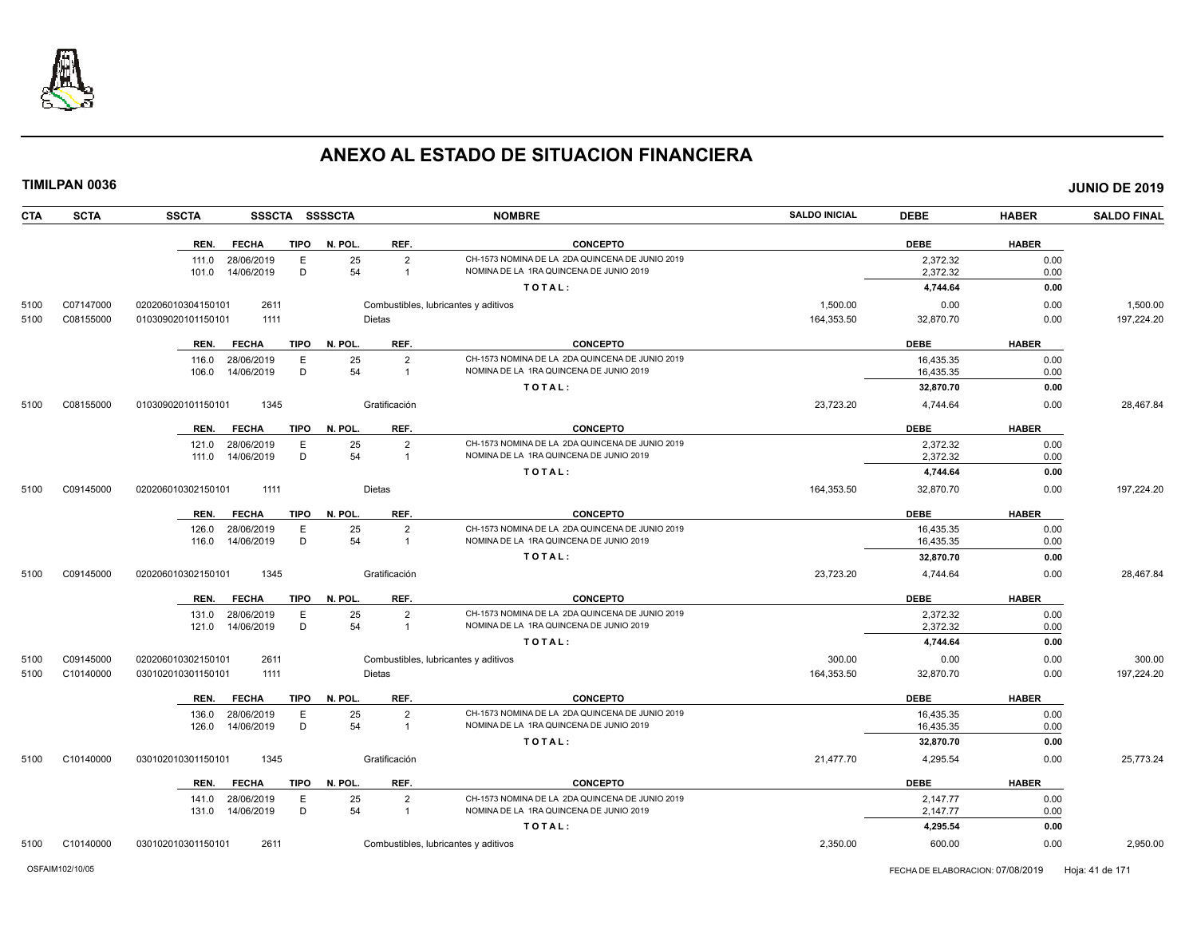# ANEXO AL ESTADO DE SITUACION FINANCIERA

**TIMILPAN 0036** **JUNIO DE 2019**

| CTA | SCTA | SSCTA | SSSCTA | SSSSCTA | NOMBRE | SALDO INICIAL | DEBE | HABER | SALDO FINAL |
|---|---|---|---|---|---|---|---|---|---|

| REN. | FECHA | TIPO | N. POL. | REF. | CONCEPTO | DEBE | HABER |
|---|---|---|---|---|---|---|---|
| 111.0 | 28/06/2019 | E | 25 | 2 | CH-1573 NOMINA DE LA 2DA QUINCENA DE JUNIO 2019 | 2,372.32 | 0.00 |
| 101.0 | 14/06/2019 | D | 54 | 1 | NOMINA DE LA 1RA QUINCENA DE JUNIO 2019 | 2,372.32 | 0.00 |
| | | | | | TOTAL: | 4,744.64 | 0.00 |

| CTA | SCTA | SSCTA | SSSCTA | NOMBRE | SALDO INICIAL | DEBE | HABER | SALDO FINAL |
|---|---|---|---|---|---|---|---|---|
| 5100 | C07147000 | 020206010304150101 | 2611 | Combustibles, lubricantes y aditivos | 1,500.00 | 0.00 | 0.00 | 1,500.00 |
| 5100 | C08155000 | 010309020101150101 | 1111 | Dietas | 164,353.50 | 32,870.70 | 0.00 | 197,224.20 |

| REN. | FECHA | TIPO | N. POL. | REF. | CONCEPTO | DEBE | HABER |
|---|---|---|---|---|---|---|---|
| 116.0 | 28/06/2019 | E | 25 | 2 | CH-1573 NOMINA DE LA 2DA QUINCENA DE JUNIO 2019 | 16,435.35 | 0.00 |
| 106.0 | 14/06/2019 | D | 54 | 1 | NOMINA DE LA 1RA QUINCENA DE JUNIO 2019 | 16,435.35 | 0.00 |
| | | | | | TOTAL: | 32,870.70 | 0.00 |

| CTA | SCTA | SSCTA | SSSCTA | NOMBRE | SALDO INICIAL | DEBE | HABER | SALDO FINAL |
|---|---|---|---|---|---|---|---|---|
| 5100 | C08155000 | 010309020101150101 | 1345 | Gratificación | 23,723.20 | 4,744.64 | 0.00 | 28,467.84 |

| REN. | FECHA | TIPO | N. POL. | REF. | CONCEPTO | DEBE | HABER |
|---|---|---|---|---|---|---|---|
| 121.0 | 28/06/2019 | E | 25 | 2 | CH-1573 NOMINA DE LA 2DA QUINCENA DE JUNIO 2019 | 2,372.32 | 0.00 |
| 111.0 | 14/06/2019 | D | 54 | 1 | NOMINA DE LA 1RA QUINCENA DE JUNIO 2019 | 2,372.32 | 0.00 |
| | | | | | TOTAL: | 4,744.64 | 0.00 |

| CTA | SCTA | SSCTA | SSSCTA | NOMBRE | SALDO INICIAL | DEBE | HABER | SALDO FINAL |
|---|---|---|---|---|---|---|---|---|
| 5100 | C09145000 | 020206010302150101 | 1111 | Dietas | 164,353.50 | 32,870.70 | 0.00 | 197,224.20 |

| REN. | FECHA | TIPO | N. POL. | REF. | CONCEPTO | DEBE | HABER |
|---|---|---|---|---|---|---|---|
| 126.0 | 28/06/2019 | E | 25 | 2 | CH-1573 NOMINA DE LA 2DA QUINCENA DE JUNIO 2019 | 16,435.35 | 0.00 |
| 116.0 | 14/06/2019 | D | 54 | 1 | NOMINA DE LA 1RA QUINCENA DE JUNIO 2019 | 16,435.35 | 0.00 |
| | | | | | TOTAL: | 32,870.70 | 0.00 |

| CTA | SCTA | SSCTA | SSSCTA | NOMBRE | SALDO INICIAL | DEBE | HABER | SALDO FINAL |
|---|---|---|---|---|---|---|---|---|
| 5100 | C09145000 | 020206010302150101 | 1345 | Gratificación | 23,723.20 | 4,744.64 | 0.00 | 28,467.84 |

| REN. | FECHA | TIPO | N. POL. | REF. | CONCEPTO | DEBE | HABER |
|---|---|---|---|---|---|---|---|
| 131.0 | 28/06/2019 | E | 25 | 2 | CH-1573 NOMINA DE LA 2DA QUINCENA DE JUNIO 2019 | 2,372.32 | 0.00 |
| 121.0 | 14/06/2019 | D | 54 | 1 | NOMINA DE LA 1RA QUINCENA DE JUNIO 2019 | 2,372.32 | 0.00 |
| | | | | | TOTAL: | 4,744.64 | 0.00 |

| CTA | SCTA | SSCTA | SSSCTA | NOMBRE | SALDO INICIAL | DEBE | HABER | SALDO FINAL |
|---|---|---|---|---|---|---|---|---|
| 5100 | C09145000 | 020206010302150101 | 2611 | Combustibles, lubricantes y aditivos | 300.00 | 0.00 | 0.00 | 300.00 |
| 5100 | C10140000 | 030102010301150101 | 1111 | Dietas | 164,353.50 | 32,870.70 | 0.00 | 197,224.20 |

| REN. | FECHA | TIPO | N. POL. | REF. | CONCEPTO | DEBE | HABER |
|---|---|---|---|---|---|---|---|
| 136.0 | 28/06/2019 | E | 25 | 2 | CH-1573 NOMINA DE LA 2DA QUINCENA DE JUNIO 2019 | 16,435.35 | 0.00 |
| 126.0 | 14/06/2019 | D | 54 | 1 | NOMINA DE LA 1RA QUINCENA DE JUNIO 2019 | 16,435.35 | 0.00 |
| | | | | | TOTAL: | 32,870.70 | 0.00 |

| CTA | SCTA | SSCTA | SSSCTA | NOMBRE | SALDO INICIAL | DEBE | HABER | SALDO FINAL |
|---|---|---|---|---|---|---|---|---|
| 5100 | C10140000 | 030102010301150101 | 1345 | Gratificación | 21,477.70 | 4,295.54 | 0.00 | 25,773.24 |

| REN. | FECHA | TIPO | N. POL. | REF. | CONCEPTO | DEBE | HABER |
|---|---|---|---|---|---|---|---|
| 141.0 | 28/06/2019 | E | 25 | 2 | CH-1573 NOMINA DE LA 2DA QUINCENA DE JUNIO 2019 | 2,147.77 | 0.00 |
| 131.0 | 14/06/2019 | D | 54 | 1 | NOMINA DE LA 1RA QUINCENA DE JUNIO 2019 | 2,147.77 | 0.00 |
| | | | | | TOTAL: | 4,295.54 | 0.00 |

| CTA | SCTA | SSCTA | SSSCTA | NOMBRE | SALDO INICIAL | DEBE | HABER | SALDO FINAL |
|---|---|---|---|---|---|---|---|---|
| 5100 | C10140000 | 030102010301150101 | 2611 | Combustibles, lubricantes y aditivos | 2,350.00 | 600.00 | 0.00 | 2,950.00 |

OSFAIM102/10/05 FECHA DE ELABORACION: 07/08/2019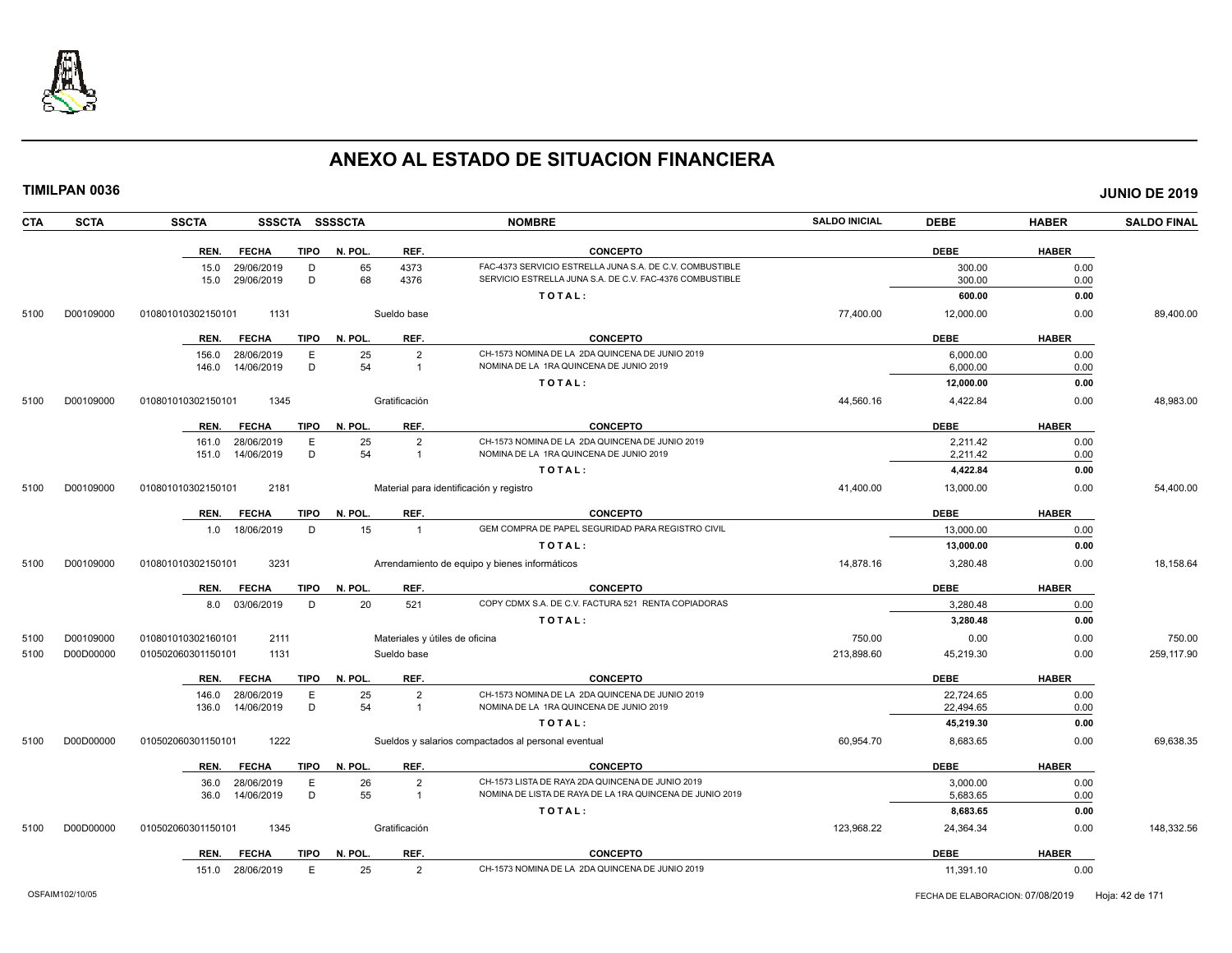# ANEXO AL ESTADO DE SITUACION FINANCIERA

**TIMILPAN 0036** | **JUNIO DE 2019**

| CTA | SCTA | SSCTA | SSSCTA | SSSSCTA | NOMBRE | SALDO INICIAL | DEBE | HABER | SALDO FINAL |
|---|---|---|---|---|---|---|---|---|---|

| REN. | FECHA | TIPO | N. POL. | REF. | CONCEPTO | DEBE | HABER |
|---|---|---|---|---|---|---|---|
| 15.0 | 29/06/2019 | D | 65 | 4373 | FAC-4373 SERVICIO ESTRELLA JUNA S.A. DE C.V. COMBUSTIBLE | 300.00 | 0.00 |
| 15.0 | 29/06/2019 | D | 68 | 4376 | SERVICIO ESTRELLA JUNA S.A. DE C.V. FAC-4376 COMBUSTIBLE | 300.00 | 0.00 |
| | | | | | **TOTAL:** | **600.00** | **0.00** |

| CTA | SCTA | SSCTA | SSSCTA | NOMBRE | SALDO INICIAL | DEBE | HABER | SALDO FINAL |
|---|---|---|---|---|---|---|---|---|
| 5100 | D00109000 | 010801010302150101 | 1131 | Sueldo base | 77,400.00 | 12,000.00 | 0.00 | 89,400.00 |

| REN. | FECHA | TIPO | N. POL. | REF. | CONCEPTO | DEBE | HABER |
|---|---|---|---|---|---|---|---|
| 156.0 | 28/06/2019 | E | 25 | 2 | CH-1573 NOMINA DE LA 2DA QUINCENA DE JUNIO 2019 | 6,000.00 | 0.00 |
| 146.0 | 14/06/2019 | D | 54 | 1 | NOMINA DE LA 1RA QUINCENA DE JUNIO 2019 | 6,000.00 | 0.00 |
| | | | | | **TOTAL:** | **12,000.00** | **0.00** |

| CTA | SCTA | SSCTA | SSSCTA | NOMBRE | SALDO INICIAL | DEBE | HABER | SALDO FINAL |
|---|---|---|---|---|---|---|---|---|
| 5100 | D00109000 | 010801010302150101 | 1345 | Gratificación | 44,560.16 | 4,422.84 | 0.00 | 48,983.00 |

| REN. | FECHA | TIPO | N. POL. | REF. | CONCEPTO | DEBE | HABER |
|---|---|---|---|---|---|---|---|
| 161.0 | 28/06/2019 | E | 25 | 2 | CH-1573 NOMINA DE LA 2DA QUINCENA DE JUNIO 2019 | 2,211.42 | 0.00 |
| 151.0 | 14/06/2019 | D | 54 | 1 | NOMINA DE LA 1RA QUINCENA DE JUNIO 2019 | 2,211.42 | 0.00 |
| | | | | | **TOTAL:** | **4,422.84** | **0.00** |

| CTA | SCTA | SSCTA | SSSCTA | NOMBRE | SALDO INICIAL | DEBE | HABER | SALDO FINAL |
|---|---|---|---|---|---|---|---|---|
| 5100 | D00109000 | 010801010302150101 | 2181 | Material para identificación y registro | 41,400.00 | 13,000.00 | 0.00 | 54,400.00 |

| REN. | FECHA | TIPO | N. POL. | REF. | CONCEPTO | DEBE | HABER |
|---|---|---|---|---|---|---|---|
| 1.0 | 18/06/2019 | D | 15 | 1 | GEM COMPRA DE PAPEL SEGURIDAD PARA REGISTRO CIVIL | 13,000.00 | 0.00 |
| | | | | | **TOTAL:** | **13,000.00** | **0.00** |

| CTA | SCTA | SSCTA | SSSCTA | NOMBRE | SALDO INICIAL | DEBE | HABER | SALDO FINAL |
|---|---|---|---|---|---|---|---|---|
| 5100 | D00109000 | 010801010302150101 | 3231 | Arrendamiento de equipo y bienes informáticos | 14,878.16 | 3,280.48 | 0.00 | 18,158.64 |

| REN. | FECHA | TIPO | N. POL. | REF. | CONCEPTO | DEBE | HABER |
|---|---|---|---|---|---|---|---|
| 8.0 | 03/06/2019 | D | 20 | 521 | COPY CDMX S.A. DE C.V. FACTURA 521 RENTA COPIADORAS | 3,280.48 | 0.00 |
| | | | | | **TOTAL:** | **3,280.48** | **0.00** |

| CTA | SCTA | SSCTA | SSSCTA | NOMBRE | SALDO INICIAL | DEBE | HABER | SALDO FINAL |
|---|---|---|---|---|---|---|---|---|
| 5100 | D00109000 | 010801010302160101 | 2111 | Materiales y útiles de oficina | 750.00 | 0.00 | 0.00 | 750.00 |
| 5100 | D00D00000 | 010502060301150101 | 1131 | Sueldo base | 213,898.60 | 45,219.30 | 0.00 | 259,117.90 |

| REN. | FECHA | TIPO | N. POL. | REF. | CONCEPTO | DEBE | HABER |
|---|---|---|---|---|---|---|---|
| 146.0 | 28/06/2019 | E | 25 | 2 | CH-1573 NOMINA DE LA 2DA QUINCENA DE JUNIO 2019 | 22,724.65 | 0.00 |
| 136.0 | 14/06/2019 | D | 54 | 1 | NOMINA DE LA 1RA QUINCENA DE JUNIO 2019 | 22,494.65 | 0.00 |
| | | | | | **TOTAL:** | **45,219.30** | **0.00** |

| CTA | SCTA | SSCTA | SSSCTA | NOMBRE | SALDO INICIAL | DEBE | HABER | SALDO FINAL |
|---|---|---|---|---|---|---|---|---|
| 5100 | D00D00000 | 010502060301150101 | 1222 | Sueldos y salarios compactados al personal eventual | 60,954.70 | 8,683.65 | 0.00 | 69,638.35 |

| REN. | FECHA | TIPO | N. POL. | REF. | CONCEPTO | DEBE | HABER |
|---|---|---|---|---|---|---|---|
| 36.0 | 28/06/2019 | E | 26 | 2 | CH-1573 LISTA DE RAYA 2DA QUINCENA DE JUNIO 2019 | 3,000.00 | 0.00 |
| 36.0 | 14/06/2019 | D | 55 | 1 | NOMINA DE LISTA DE RAYA DE LA 1RA QUINCENA DE JUNIO 2019 | 5,683.65 | 0.00 |
| | | | | | **TOTAL:** | **8,683.65** | **0.00** |

| CTA | SCTA | SSCTA | SSSCTA | NOMBRE | SALDO INICIAL | DEBE | HABER | SALDO FINAL |
|---|---|---|---|---|---|---|---|---|
| 5100 | D00D00000 | 010502060301150101 | 1345 | Gratificación | 123,968.22 | 24,364.34 | 0.00 | 148,332.56 |

| REN. | FECHA | TIPO | N. POL. | REF. | CONCEPTO | DEBE | HABER |
|---|---|---|---|---|---|---|---|
| 151.0 | 28/06/2019 | E | 25 | 2 | CH-1573 NOMINA DE LA 2DA QUINCENA DE JUNIO 2019 | 11,391.10 | 0.00 |

OSFAIM102/10/05 | FECHA DE ELABORACION: 07/08/2019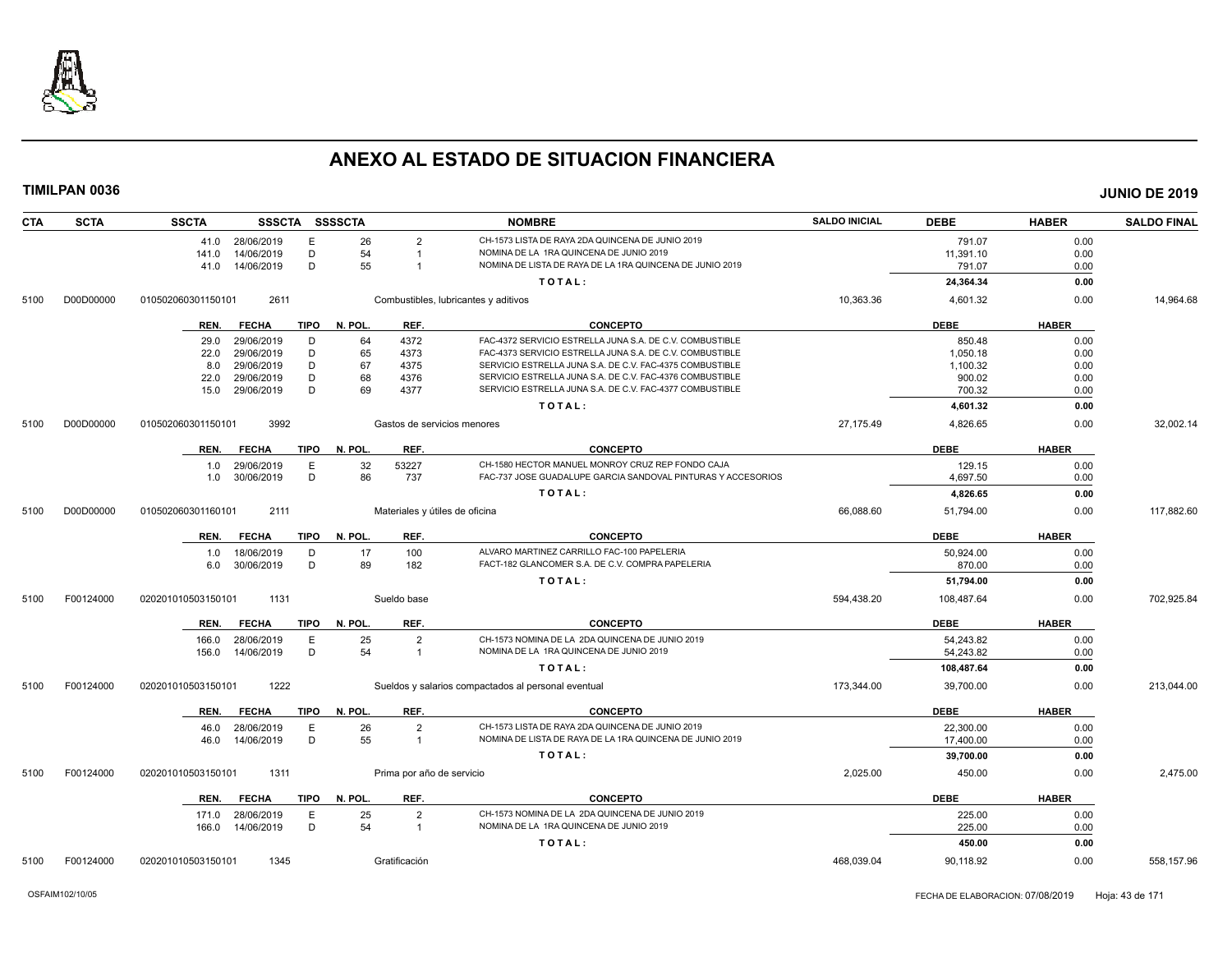# ANEXO AL ESTADO DE SITUACION FINANCIERA

**TIMILPAN 0036** **JUNIO DE 2019**

| CTA | SCTA | SSCTA | SSSCTA | SSSSCTA | NOMBRE | SALDO INICIAL | DEBE | HABER | SALDO FINAL |
|---|---|---|---|---|---|---|---|---|---|
| | | | | | | | | | |

| REN. | FECHA | TIPO | N. POL. | REF. | CONCEPTO | DEBE | HABER |
|---|---|---|---|---|---|---|---|
| 41.0 | 28/06/2019 | E | 26 | 2 | CH-1573 LISTA DE RAYA 2DA QUINCENA DE JUNIO 2019 | 791.07 | 0.00 |
| 141.0 | 14/06/2019 | D | 54 | 1 | NOMINA DE LA 1RA QUINCENA DE JUNIO 2019 | 11,391.10 | 0.00 |
| 41.0 | 14/06/2019 | D | 55 | 1 | NOMINA DE LISTA DE RAYA DE LA 1RA QUINCENA DE JUNIO 2019 | 791.07 | 0.00 |
| | | | | | **TOTAL:** | **24,364.34** | **0.00** |

| CTA | SCTA | SSCTA | SSSCTA | NOMBRE | SALDO INICIAL | DEBE | HABER | SALDO FINAL |
|---|---|---|---|---|---|---|---|---|
| 5100 | D00D00000 | 010502060301150101 | 2611 | Combustibles, lubricantes y aditivos | 10,363.36 | 4,601.32 | 0.00 | 14,964.68 |

| REN. | FECHA | TIPO | N. POL. | REF. | CONCEPTO | DEBE | HABER |
|---|---|---|---|---|---|---|---|
| 29.0 | 29/06/2019 | D | 64 | 4372 | FAC-4372 SERVICIO ESTRELLA JUNA S.A. DE C.V. COMBUSTIBLE | 850.48 | 0.00 |
| 22.0 | 29/06/2019 | D | 65 | 4373 | FAC-4373 SERVICIO ESTRELLA JUNA S.A. DE C.V. COMBUSTIBLE | 1,050.18 | 0.00 |
| 8.0 | 29/06/2019 | D | 67 | 4375 | SERVICIO ESTRELLA JUNA S.A. DE C.V. FAC-4375 COMBUSTIBLE | 1,100.32 | 0.00 |
| 22.0 | 29/06/2019 | D | 68 | 4376 | SERVICIO ESTRELLA JUNA S.A. DE C.V. FAC-4376 COMBUSTIBLE | 900.02 | 0.00 |
| 15.0 | 29/06/2019 | D | 69 | 4377 | SERVICIO ESTRELLA JUNA S.A. DE C.V. FAC-4377 COMBUSTIBLE | 700.32 | 0.00 |
| | | | | | **TOTAL:** | **4,601.32** | **0.00** |

| CTA | SCTA | SSCTA | SSSCTA | NOMBRE | SALDO INICIAL | DEBE | HABER | SALDO FINAL |
|---|---|---|---|---|---|---|---|---|
| 5100 | D00D00000 | 010502060301150101 | 3992 | Gastos de servicios menores | 27,175.49 | 4,826.65 | 0.00 | 32,002.14 |

| REN. | FECHA | TIPO | N. POL. | REF. | CONCEPTO | DEBE | HABER |
|---|---|---|---|---|---|---|---|
| 1.0 | 29/06/2019 | E | 32 | 53227 | CH-1580 HECTOR MANUEL MONROY CRUZ REP FONDO CAJA | 129.15 | 0.00 |
| 1.0 | 30/06/2019 | D | 86 | 737 | FAC-737 JOSE GUADALUPE GARCIA SANDOVAL PINTURAS Y ACCESORIOS | 4,697.50 | 0.00 |
| | | | | | **TOTAL:** | **4,826.65** | **0.00** |

| CTA | SCTA | SSCTA | SSSCTA | NOMBRE | SALDO INICIAL | DEBE | HABER | SALDO FINAL |
|---|---|---|---|---|---|---|---|---|
| 5100 | D00D00000 | 010502060301160101 | 2111 | Materiales y útiles de oficina | 66,088.60 | 51,794.00 | 0.00 | 117,882.60 |

| REN. | FECHA | TIPO | N. POL. | REF. | CONCEPTO | DEBE | HABER |
|---|---|---|---|---|---|---|---|
| 1.0 | 18/06/2019 | D | 17 | 100 | ALVARO MARTINEZ CARRILLO FAC-100 PAPELERIA | 50,924.00 | 0.00 |
| 6.0 | 30/06/2019 | D | 89 | 182 | FACT-182 GLANCOMER S.A. DE C.V. COMPRA PAPELERIA | 870.00 | 0.00 |
| | | | | | **TOTAL:** | **51,794.00** | **0.00** |

| CTA | SCTA | SSCTA | SSSCTA | NOMBRE | SALDO INICIAL | DEBE | HABER | SALDO FINAL |
|---|---|---|---|---|---|---|---|---|
| 5100 | F00124000 | 020201010503150101 | 1131 | Sueldo base | 594,438.20 | 108,487.64 | 0.00 | 702,925.84 |

| REN. | FECHA | TIPO | N. POL. | REF. | CONCEPTO | DEBE | HABER |
|---|---|---|---|---|---|---|---|
| 166.0 | 28/06/2019 | E | 25 | 2 | CH-1573 NOMINA DE LA 2DA QUINCENA DE JUNIO 2019 | 54,243.82 | 0.00 |
| 156.0 | 14/06/2019 | D | 54 | 1 | NOMINA DE LA 1RA QUINCENA DE JUNIO 2019 | 54,243.82 | 0.00 |
| | | | | | **TOTAL:** | **108,487.64** | **0.00** |

| CTA | SCTA | SSCTA | SSSCTA | NOMBRE | SALDO INICIAL | DEBE | HABER | SALDO FINAL |
|---|---|---|---|---|---|---|---|---|
| 5100 | F00124000 | 020201010503150101 | 1222 | Sueldos y salarios compactados al personal eventual | 173,344.00 | 39,700.00 | 0.00 | 213,044.00 |

| REN. | FECHA | TIPO | N. POL. | REF. | CONCEPTO | DEBE | HABER |
|---|---|---|---|---|---|---|---|
| 46.0 | 28/06/2019 | E | 26 | 2 | CH-1573 LISTA DE RAYA 2DA QUINCENA DE JUNIO 2019 | 22,300.00 | 0.00 |
| 46.0 | 14/06/2019 | D | 55 | 1 | NOMINA DE LISTA DE RAYA DE LA 1RA QUINCENA DE JUNIO 2019 | 17,400.00 | 0.00 |
| | | | | | **TOTAL:** | **39,700.00** | **0.00** |

| CTA | SCTA | SSCTA | SSSCTA | NOMBRE | SALDO INICIAL | DEBE | HABER | SALDO FINAL |
|---|---|---|---|---|---|---|---|---|
| 5100 | F00124000 | 020201010503150101 | 1311 | Prima por año de servicio | 2,025.00 | 450.00 | 0.00 | 2,475.00 |

| REN. | FECHA | TIPO | N. POL. | REF. | CONCEPTO | DEBE | HABER |
|---|---|---|---|---|---|---|---|
| 171.0 | 28/06/2019 | E | 25 | 2 | CH-1573 NOMINA DE LA 2DA QUINCENA DE JUNIO 2019 | 225.00 | 0.00 |
| 166.0 | 14/06/2019 | D | 54 | 1 | NOMINA DE LA 1RA QUINCENA DE JUNIO 2019 | 225.00 | 0.00 |
| | | | | | **TOTAL:** | **450.00** | **0.00** |

| CTA | SCTA | SSCTA | SSSCTA | NOMBRE | SALDO INICIAL | DEBE | HABER | SALDO FINAL |
|---|---|---|---|---|---|---|---|---|
| 5100 | F00124000 | 020201010503150101 | 1345 | Gratificación | 468,039.04 | 90,118.92 | 0.00 | 558,157.96 |

OSFAIM102/10/05 FECHA DE ELABORACION: 07/08/2019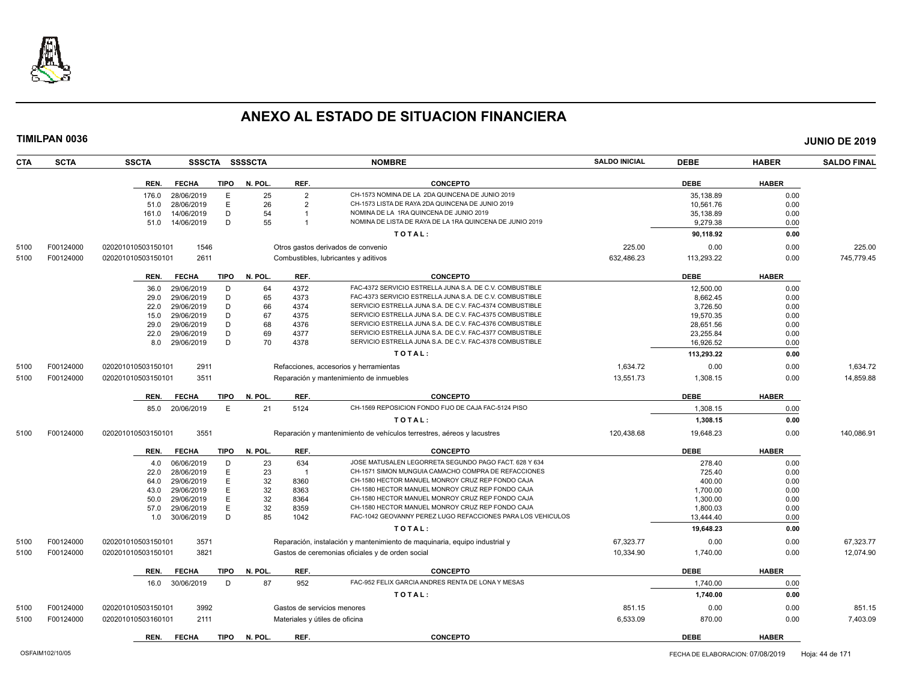# ANEXO AL ESTADO DE SITUACION FINANCIERA

**TIMILPAN 0036** **JUNIO DE 2019**

| CTA | SCTA | SSCTA | SSSCTA | SSSSCTA | NOMBRE | SALDO INICIAL | DEBE | HABER | SALDO FINAL |
|---|---|---|---|---|---|---|---|---|---|

| REN. | FECHA | TIPO | N. POL. | REF. | CONCEPTO | DEBE | HABER |
|---|---|---|---|---|---|---|---|
| 176.0 | 28/06/2019 | E | 25 | 2 | CH-1573 NOMINA DE LA 2DA QUINCENA DE JUNIO 2019 | 35,138.89 | 0.00 |
| 51.0 | 28/06/2019 | E | 26 | 2 | CH-1573 LISTA DE RAYA 2DA QUINCENA DE JUNIO 2019 | 10,561.76 | 0.00 |
| 161.0 | 14/06/2019 | D | 54 | 1 | NOMINA DE LA 1RA QUINCENA DE JUNIO 2019 | 35,138.89 | 0.00 |
| 51.0 | 14/06/2019 | D | 55 | 1 | NOMINA DE LISTA DE RAYA DE LA 1RA QUINCENA DE JUNIO 2019 | 9,279.38 | 0.00 |
| | | | | | TOTAL: | 90,118.92 | 0.00 |

| CTA | SCTA | SSCTA | SSSCTA | NOMBRE | SALDO INICIAL | DEBE | HABER | SALDO FINAL |
|---|---|---|---|---|---|---|---|---|
| 5100 | F00124000 | 020201010503150101 | 1546 | Otros gastos derivados de convenio | 225.00 | 0.00 | 0.00 | 225.00 |
| 5100 | F00124000 | 020201010503150101 | 2611 | Combustibles, lubricantes y aditivos | 632,486.23 | 113,293.22 | 0.00 | 745,779.45 |

| REN. | FECHA | TIPO | N. POL. | REF. | CONCEPTO | DEBE | HABER |
|---|---|---|---|---|---|---|---|
| 36.0 | 29/06/2019 | D | 64 | 4372 | FAC-4372 SERVICIO ESTRELLA JUNA S.A. DE C.V. COMBUSTIBLE | 12,500.00 | 0.00 |
| 29.0 | 29/06/2019 | D | 65 | 4373 | FAC-4373 SERVICIO ESTRELLA JUNA S.A. DE C.V. COMBUSTIBLE | 8,662.45 | 0.00 |
| 22.0 | 29/06/2019 | D | 66 | 4374 | SERVICIO ESTRELLA JUNA S.A. DE C.V. FAC-4374 COMBUSTIBLE | 3,726.50 | 0.00 |
| 15.0 | 29/06/2019 | D | 67 | 4375 | SERVICIO ESTRELLA JUNA S.A. DE C.V. FAC-4375 COMBUSTIBLE | 19,570.35 | 0.00 |
| 29.0 | 29/06/2019 | D | 68 | 4376 | SERVICIO ESTRELLA JUNA S.A. DE C.V. FAC-4376 COMBUSTIBLE | 28,651.56 | 0.00 |
| 22.0 | 29/06/2019 | D | 69 | 4377 | SERVICIO ESTRELLA JUNA S.A. DE C.V. FAC-4377 COMBUSTIBLE | 23,255.84 | 0.00 |
| 8.0 | 29/06/2019 | D | 70 | 4378 | SERVICIO ESTRELLA JUNA S.A. DE C.V. FAC-4378 COMBUSTIBLE | 16,926.52 | 0.00 |
| | | | | | TOTAL: | 113,293.22 | 0.00 |

| CTA | SCTA | SSCTA | SSSCTA | NOMBRE | SALDO INICIAL | DEBE | HABER | SALDO FINAL |
|---|---|---|---|---|---|---|---|---|
| 5100 | F00124000 | 020201010503150101 | 2911 | Refacciones, accesorios y herramientas | 1,634.72 | 0.00 | 0.00 | 1,634.72 |
| 5100 | F00124000 | 020201010503150101 | 3511 | Reparación y mantenimiento de inmuebles | 13,551.73 | 1,308.15 | 0.00 | 14,859.88 |

| REN. | FECHA | TIPO | N. POL. | REF. | CONCEPTO | DEBE | HABER |
|---|---|---|---|---|---|---|---|
| 85.0 | 20/06/2019 | E | 21 | 5124 | CH-1569 REPOSICION FONDO FIJO DE CAJA FAC-5124 PISO | 1,308.15 | 0.00 |
| | | | | | TOTAL: | 1,308.15 | 0.00 |

| CTA | SCTA | SSCTA | SSSCTA | NOMBRE | SALDO INICIAL | DEBE | HABER | SALDO FINAL |
|---|---|---|---|---|---|---|---|---|
| 5100 | F00124000 | 020201010503150101 | 3551 | Reparación y mantenimiento de vehículos terrestres, aéreos y lacustres | 120,438.68 | 19,648.23 | 0.00 | 140,086.91 |

| REN. | FECHA | TIPO | N. POL. | REF. | CONCEPTO | DEBE | HABER |
|---|---|---|---|---|---|---|---|
| 4.0 | 06/06/2019 | D | 23 | 634 | JOSE MATUSALEN LEGORRETA SEGUNDO PAGO FACT. 628 Y 634 | 278.40 | 0.00 |
| 22.0 | 28/06/2019 | E | 23 | 1 | CH-1571 SIMON MUNGUIA CAMACHO COMPRA DE REFACCIONES | 725.40 | 0.00 |
| 64.0 | 29/06/2019 | E | 32 | 8360 | CH-1580 HECTOR MANUEL MONROY CRUZ REP FONDO CAJA | 400.00 | 0.00 |
| 43.0 | 29/06/2019 | E | 32 | 8363 | CH-1580 HECTOR MANUEL MONROY CRUZ REP FONDO CAJA | 1,700.00 | 0.00 |
| 50.0 | 29/06/2019 | E | 32 | 8364 | CH-1580 HECTOR MANUEL MONROY CRUZ REP FONDO CAJA | 1,300.00 | 0.00 |
| 57.0 | 29/06/2019 | E | 32 | 8359 | CH-1580 HECTOR MANUEL MONROY CRUZ REP FONDO CAJA | 1,800.03 | 0.00 |
| 1.0 | 30/06/2019 | D | 85 | 1042 | FAC-1042 GEOVANNY PEREZ LUGO REFACCIONES PARA LOS VEHICULOS | 13,444.40 | 0.00 |
| | | | | | TOTAL: | 19,648.23 | 0.00 |

| CTA | SCTA | SSCTA | SSSCTA | NOMBRE | SALDO INICIAL | DEBE | HABER | SALDO FINAL |
|---|---|---|---|---|---|---|---|---|
| 5100 | F00124000 | 020201010503150101 | 3571 | Reparación, instalación y mantenimiento de maquinaria, equipo industrial y | 67,323.77 | 0.00 | 0.00 | 67,323.77 |
| 5100 | F00124000 | 020201010503150101 | 3821 | Gastos de ceremonias oficiales y de orden social | 10,334.90 | 1,740.00 | 0.00 | 12,074.90 |

| REN. | FECHA | TIPO | N. POL. | REF. | CONCEPTO | DEBE | HABER |
|---|---|---|---|---|---|---|---|
| 16.0 | 30/06/2019 | D | 87 | 952 | FAC-952 FELIX GARCIA ANDRES RENTA DE LONA Y MESAS | 1,740.00 | 0.00 |
| | | | | | TOTAL: | 1,740.00 | 0.00 |

| CTA | SCTA | SSCTA | SSSCTA | NOMBRE | SALDO INICIAL | DEBE | HABER | SALDO FINAL |
|---|---|---|---|---|---|---|---|---|
| 5100 | F00124000 | 020201010503150101 | 3992 | Gastos de servicios menores | 851.15 | 0.00 | 0.00 | 851.15 |
| 5100 | F00124000 | 020201010503160101 | 2111 | Materiales y útiles de oficina | 6,533.09 | 870.00 | 0.00 | 7,403.09 |

| REN. | FECHA | TIPO | N. POL. | REF. | CONCEPTO | DEBE | HABER |
|---|---|---|---|---|---|---|---|

OSFAIM102/10/05 FECHA DE ELABORACION: 07/08/2019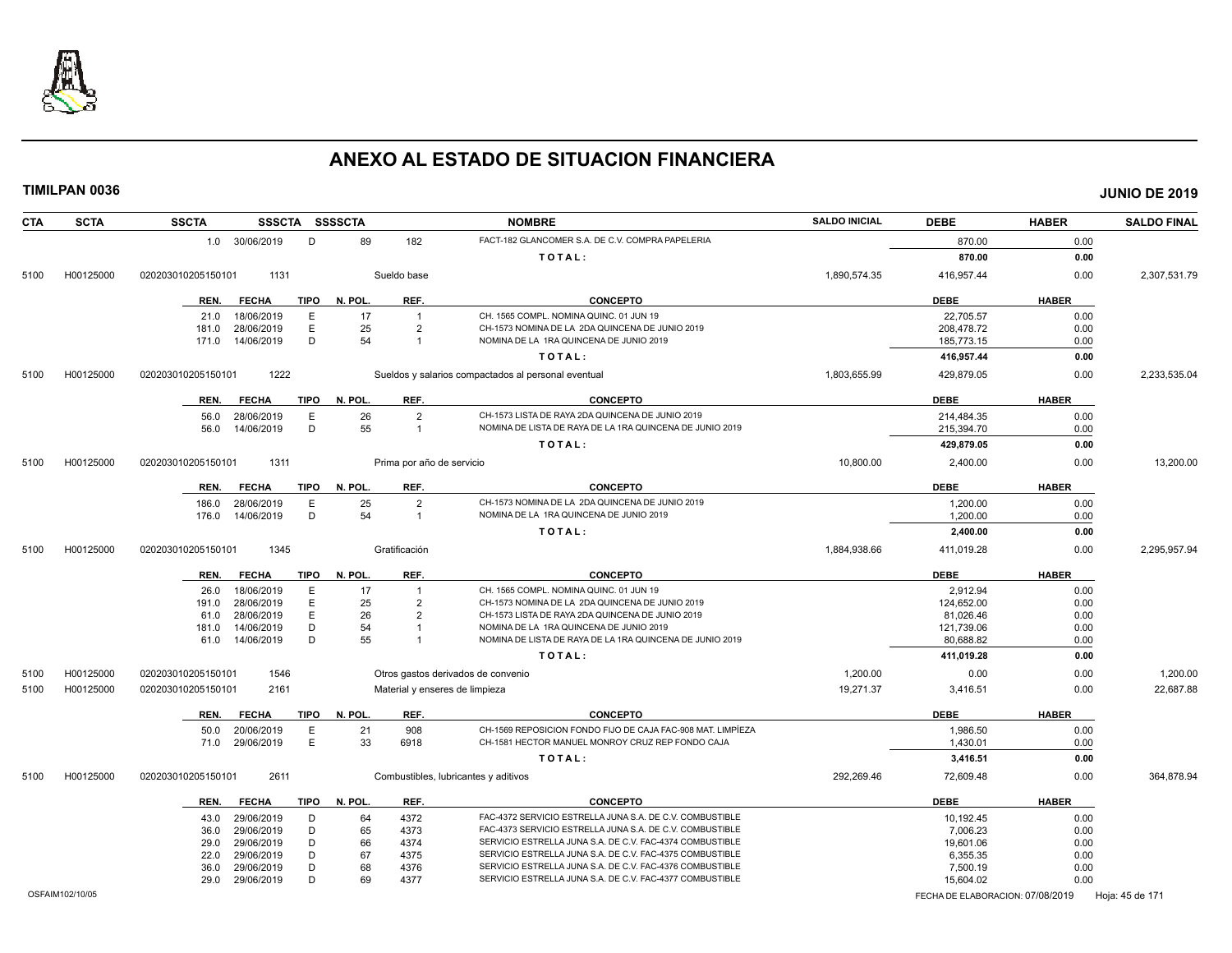# ANEXO AL ESTADO DE SITUACION FINANCIERA

**TIMILPAN 0036** **JUNIO DE 2019**

| CTA | SCTA | SSCTA | SSSCTA | SSSSCTA | | NOMBRE | SALDO INICIAL | DEBE | HABER | SALDO FINAL |
|---|---|---|---|---|---|---|---|---|---|---|
| | | 1.0 30/06/2019 | D | 89 | 182 | FACT-182 GLANCOMER S.A. DE C.V. COMPRA PAPELERIA | | 870.00 | 0.00 | |
| | | | | | | TOTAL: | | 870.00 | 0.00 | |
| 5100 | H00125000 | 020203010205150101 | 1131 | | | Sueldo base | 1,890,574.35 | 416,957.44 | 0.00 | 2,307,531.79 |
| | | REN. FECHA | TIPO | N. POL. | REF. | CONCEPTO | | DEBE | HABER | |
| | | 21.0 18/06/2019 | E | 17 | 1 | CH. 1565 COMPL. NOMINA QUINC. 01 JUN 19 | | 22,705.57 | 0.00 | |
| | | 181.0 28/06/2019 | E | 25 | 2 | CH-1573 NOMINA DE LA 2DA QUINCENA DE JUNIO 2019 | | 208,478.72 | 0.00 | |
| | | 171.0 14/06/2019 | D | 54 | 1 | NOMINA DE LA 1RA QUINCENA DE JUNIO 2019 | | 185,773.15 | 0.00 | |
| | | | | | | TOTAL: | | 416,957.44 | 0.00 | |
| 5100 | H00125000 | 020203010205150101 | 1222 | | | Sueldos y salarios compactados al personal eventual | 1,803,655.99 | 429,879.05 | 0.00 | 2,233,535.04 |
| | | REN. FECHA | TIPO | N. POL. | REF. | CONCEPTO | | DEBE | HABER | |
| | | 56.0 28/06/2019 | E | 26 | 2 | CH-1573 LISTA DE RAYA 2DA QUINCENA DE JUNIO 2019 | | 214,484.35 | 0.00 | |
| | | 56.0 14/06/2019 | D | 55 | 1 | NOMINA DE LISTA DE RAYA DE LA 1RA QUINCENA DE JUNIO 2019 | | 215,394.70 | 0.00 | |
| | | | | | | TOTAL: | | 429,879.05 | 0.00 | |
| 5100 | H00125000 | 020203010205150101 | 1311 | | | Prima por año de servicio | 10,800.00 | 2,400.00 | 0.00 | 13,200.00 |
| | | REN. FECHA | TIPO | N. POL. | REF. | CONCEPTO | | DEBE | HABER | |
| | | 186.0 28/06/2019 | E | 25 | 2 | CH-1573 NOMINA DE LA 2DA QUINCENA DE JUNIO 2019 | | 1,200.00 | 0.00 | |
| | | 176.0 14/06/2019 | D | 54 | 1 | NOMINA DE LA 1RA QUINCENA DE JUNIO 2019 | | 1,200.00 | 0.00 | |
| | | | | | | TOTAL: | | 2,400.00 | 0.00 | |
| 5100 | H00125000 | 020203010205150101 | 1345 | | | Gratificación | 1,884,938.66 | 411,019.28 | 0.00 | 2,295,957.94 |
| | | REN. FECHA | TIPO | N. POL. | REF. | CONCEPTO | | DEBE | HABER | |
| | | 26.0 18/06/2019 | E | 17 | 1 | CH. 1565 COMPL. NOMINA QUINC. 01 JUN 19 | | 2,912.94 | 0.00 | |
| | | 191.0 28/06/2019 | E | 25 | 2 | CH-1573 NOMINA DE LA 2DA QUINCENA DE JUNIO 2019 | | 124,652.00 | 0.00 | |
| | | 61.0 28/06/2019 | E | 26 | 2 | CH-1573 LISTA DE RAYA 2DA QUINCENA DE JUNIO 2019 | | 81,026.46 | 0.00 | |
| | | 181.0 14/06/2019 | D | 54 | 1 | NOMINA DE LA 1RA QUINCENA DE JUNIO 2019 | | 121,739.06 | 0.00 | |
| | | 61.0 14/06/2019 | D | 55 | 1 | NOMINA DE LISTA DE RAYA DE LA 1RA QUINCENA DE JUNIO 2019 | | 80,688.82 | 0.00 | |
| | | | | | | TOTAL: | | 411,019.28 | 0.00 | |
| 5100 | H00125000 | 020203010205150101 | 1546 | | | Otros gastos derivados de convenio | 1,200.00 | 0.00 | 0.00 | 1,200.00 |
| 5100 | H00125000 | 020203010205150101 | 2161 | | | Material y enseres de limpieza | 19,271.37 | 3,416.51 | 0.00 | 22,687.88 |
| | | REN. FECHA | TIPO | N. POL. | REF. | CONCEPTO | | DEBE | HABER | |
| | | 50.0 20/06/2019 | E | 21 | 908 | CH-1569 REPOSICION FONDO FIJO DE CAJA FAC-908 MAT. LIMPÍEZA | | 1,986.50 | 0.00 | |
| | | 71.0 29/06/2019 | E | 33 | 6918 | CH-1581 HECTOR MANUEL MONROY CRUZ REP FONDO CAJA | | 1,430.01 | 0.00 | |
| | | | | | | TOTAL: | | 3,416.51 | 0.00 | |
| 5100 | H00125000 | 020203010205150101 | 2611 | | | Combustibles, lubricantes y aditivos | 292,269.46 | 72,609.48 | 0.00 | 364,878.94 |
| | | REN. FECHA | TIPO | N. POL. | REF. | CONCEPTO | | DEBE | HABER | |
| | | 43.0 29/06/2019 | D | 64 | 4372 | FAC-4372 SERVICIO ESTRELLA JUNA S.A. DE C.V. COMBUSTIBLE | | 10,192.45 | 0.00 | |
| | | 36.0 29/06/2019 | D | 65 | 4373 | FAC-4373 SERVICIO ESTRELLA JUNA S.A. DE C.V. COMBUSTIBLE | | 7,006.23 | 0.00 | |
| | | 29.0 29/06/2019 | D | 66 | 4374 | SERVICIO ESTRELLA JUNA S.A. DE C.V. FAC-4374 COMBUSTIBLE | | 19,601.06 | 0.00 | |
| | | 22.0 29/06/2019 | D | 67 | 4375 | SERVICIO ESTRELLA JUNA S.A. DE C.V. FAC-4375 COMBUSTIBLE | | 6,355.35 | 0.00 | |
| | | 36.0 29/06/2019 | D | 68 | 4376 | SERVICIO ESTRELLA JUNA S.A. DE C.V. FAC-4376 COMBUSTIBLE | | 7,500.19 | 0.00 | |
| | | 29.0 29/06/2019 | D | 69 | 4377 | SERVICIO ESTRELLA JUNA S.A. DE C.V. FAC-4377 COMBUSTIBLE | | 15,604.02 | 0.00 | |

OSFAIM102/10/05 FECHA DE ELABORACION: 07/08/2019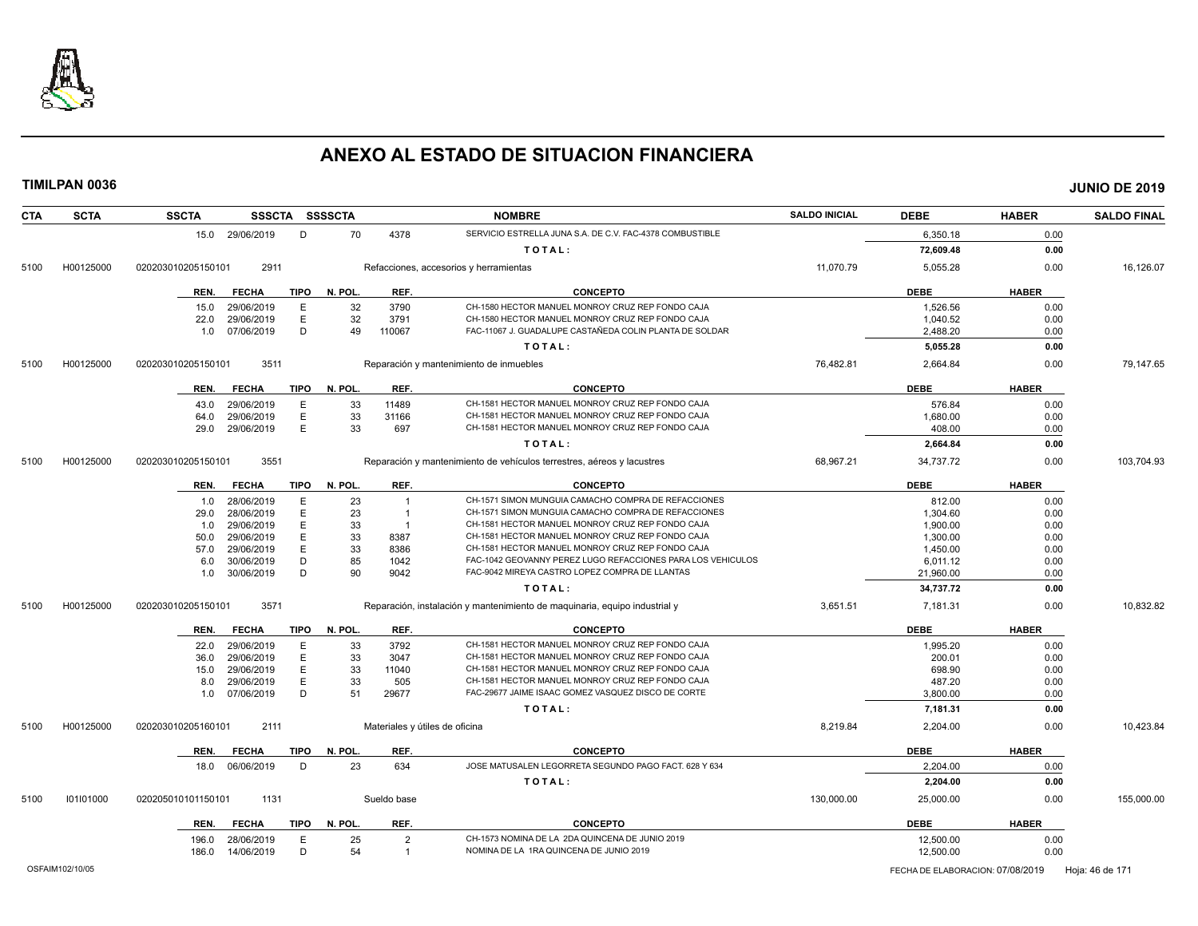# ANEXO AL ESTADO DE SITUACION FINANCIERA

**TIMILPAN 0036** — **JUNIO DE 2019**

| CTA | SCTA | SSCTA | SSSCTA | SSSSCTA | NOMBRE | SALDO INICIAL | DEBE | HABER | SALDO FINAL |
|---|---|---|---|---|---|---|---|---|---|
| | | 15.0 29/06/2019 D | 70 | 4378 | SERVICIO ESTRELLA JUNA S.A. DE C.V. FAC-4378 COMBUSTIBLE | | 6,350.18 | 0.00 | |
| | | | | | TOTAL: | | 72,609.48 | 0.00 | |
| 5100 | H00125000 | 020203010205150101 | 2911 | | Refacciones, accesorios y herramientas | 11,070.79 | 5,055.28 | 0.00 | 16,126.07 |

| REN. | FECHA | TIPO | N. POL. | REF. | CONCEPTO | DEBE | HABER |
|---|---|---|---|---|---|---|---|
| 15.0 | 29/06/2019 | E | 32 | 3790 | CH-1580 HECTOR MANUEL MONROY CRUZ REP FONDO CAJA | 1,526.56 | 0.00 |
| 22.0 | 29/06/2019 | E | 32 | 3791 | CH-1580 HECTOR MANUEL MONROY CRUZ REP FONDO CAJA | 1,040.52 | 0.00 |
| 1.0 | 07/06/2019 | D | 49 | 110067 | FAC-11067 J. GUADALUPE CASTAÑEDA COLIN PLANTA DE SOLDAR | 2,488.20 | 0.00 |
| | | | | | TOTAL: | 5,055.28 | 0.00 |

| CTA | SCTA | SSCTA | SSSCTA | NOMBRE | SALDO INICIAL | DEBE | HABER | SALDO FINAL |
|---|---|---|---|---|---|---|---|---|
| 5100 | H00125000 | 020203010205150101 | 3511 | Reparación y mantenimiento de inmuebles | 76,482.81 | 2,664.84 | 0.00 | 79,147.65 |

| REN. | FECHA | TIPO | N. POL. | REF. | CONCEPTO | DEBE | HABER |
|---|---|---|---|---|---|---|---|
| 43.0 | 29/06/2019 | E | 33 | 11489 | CH-1581 HECTOR MANUEL MONROY CRUZ REP FONDO CAJA | 576.84 | 0.00 |
| 64.0 | 29/06/2019 | E | 33 | 31166 | CH-1581 HECTOR MANUEL MONROY CRUZ REP FONDO CAJA | 1,680.00 | 0.00 |
| 29.0 | 29/06/2019 | E | 33 | 697 | CH-1581 HECTOR MANUEL MONROY CRUZ REP FONDO CAJA | 408.00 | 0.00 |
| | | | | | TOTAL: | 2,664.84 | 0.00 |

| CTA | SCTA | SSCTA | SSSCTA | NOMBRE | SALDO INICIAL | DEBE | HABER | SALDO FINAL |
|---|---|---|---|---|---|---|---|---|
| 5100 | H00125000 | 020203010205150101 | 3551 | Reparación y mantenimiento de vehículos terrestres, aéreos y lacustres | 68,967.21 | 34,737.72 | 0.00 | 103,704.93 |

| REN. | FECHA | TIPO | N. POL. | REF. | CONCEPTO | DEBE | HABER |
|---|---|---|---|---|---|---|---|
| 1.0 | 28/06/2019 | E | 23 | 1 | CH-1571 SIMON MUNGUIA CAMACHO COMPRA DE REFACCIONES | 812.00 | 0.00 |
| 29.0 | 28/06/2019 | E | 23 | 1 | CH-1571 SIMON MUNGUIA CAMACHO COMPRA DE REFACCIONES | 1,304.60 | 0.00 |
| 1.0 | 29/06/2019 | E | 33 | 1 | CH-1581 HECTOR MANUEL MONROY CRUZ REP FONDO CAJA | 1,900.00 | 0.00 |
| 50.0 | 29/06/2019 | E | 33 | 8387 | CH-1581 HECTOR MANUEL MONROY CRUZ REP FONDO CAJA | 1,300.00 | 0.00 |
| 57.0 | 29/06/2019 | E | 33 | 8386 | CH-1581 HECTOR MANUEL MONROY CRUZ REP FONDO CAJA | 1,450.00 | 0.00 |
| 6.0 | 30/06/2019 | D | 85 | 1042 | FAC-1042 GEOVANNY PEREZ LUGO REFACCIONES PARA LOS VEHICULOS | 6,011.12 | 0.00 |
| 1.0 | 30/06/2019 | D | 90 | 9042 | FAC-9042 MIREYA CASTRO LOPEZ COMPRA DE LLANTAS | 21,960.00 | 0.00 |
| | | | | | TOTAL: | 34,737.72 | 0.00 |

| CTA | SCTA | SSCTA | SSSCTA | NOMBRE | SALDO INICIAL | DEBE | HABER | SALDO FINAL |
|---|---|---|---|---|---|---|---|---|
| 5100 | H00125000 | 020203010205150101 | 3571 | Reparación, instalación y mantenimiento de maquinaria, equipo industrial y | 3,651.51 | 7,181.31 | 0.00 | 10,832.82 |

| REN. | FECHA | TIPO | N. POL. | REF. | CONCEPTO | DEBE | HABER |
|---|---|---|---|---|---|---|---|
| 22.0 | 29/06/2019 | E | 33 | 3792 | CH-1581 HECTOR MANUEL MONROY CRUZ REP FONDO CAJA | 1,995.20 | 0.00 |
| 36.0 | 29/06/2019 | E | 33 | 3047 | CH-1581 HECTOR MANUEL MONROY CRUZ REP FONDO CAJA | 200.01 | 0.00 |
| 15.0 | 29/06/2019 | E | 33 | 11040 | CH-1581 HECTOR MANUEL MONROY CRUZ REP FONDO CAJA | 698.90 | 0.00 |
| 8.0 | 29/06/2019 | E | 33 | 505 | CH-1581 HECTOR MANUEL MONROY CRUZ REP FONDO CAJA | 487.20 | 0.00 |
| 1.0 | 07/06/2019 | D | 51 | 29677 | FAC-29677 JAIME ISAAC GOMEZ VASQUEZ DISCO DE CORTE | 3,800.00 | 0.00 |
| | | | | | TOTAL: | 7,181.31 | 0.00 |

| CTA | SCTA | SSCTA | SSSCTA | NOMBRE | SALDO INICIAL | DEBE | HABER | SALDO FINAL |
|---|---|---|---|---|---|---|---|---|
| 5100 | H00125000 | 020203010205160101 | 2111 | Materiales y útiles de oficina | 8,219.84 | 2,204.00 | 0.00 | 10,423.84 |

| REN. | FECHA | TIPO | N. POL. | REF. | CONCEPTO | DEBE | HABER |
|---|---|---|---|---|---|---|---|
| 18.0 | 06/06/2019 | D | 23 | 634 | JOSE MATUSALEN LEGORRETA SEGUNDO PAGO FACT. 628 Y 634 | 2,204.00 | 0.00 |
| | | | | | TOTAL: | 2,204.00 | 0.00 |

| CTA | SCTA | SSCTA | SSSCTA | NOMBRE | SALDO INICIAL | DEBE | HABER | SALDO FINAL |
|---|---|---|---|---|---|---|---|---|
| 5100 | I01I01000 | 020205010101150101 | 1131 | Sueldo base | 130,000.00 | 25,000.00 | 0.00 | 155,000.00 |

| REN. | FECHA | TIPO | N. POL. | REF. | CONCEPTO | DEBE | HABER |
|---|---|---|---|---|---|---|---|
| 196.0 | 28/06/2019 | E | 25 | 2 | CH-1573 NOMINA DE LA 2DA QUINCENA DE JUNIO 2019 | 12,500.00 | 0.00 |
| 186.0 | 14/06/2019 | D | 54 | 1 | NOMINA DE LA 1RA QUINCENA DE JUNIO 2019 | 12,500.00 | 0.00 |

OSFAIM102/10/05 — FECHA DE ELABORACION: 07/08/2019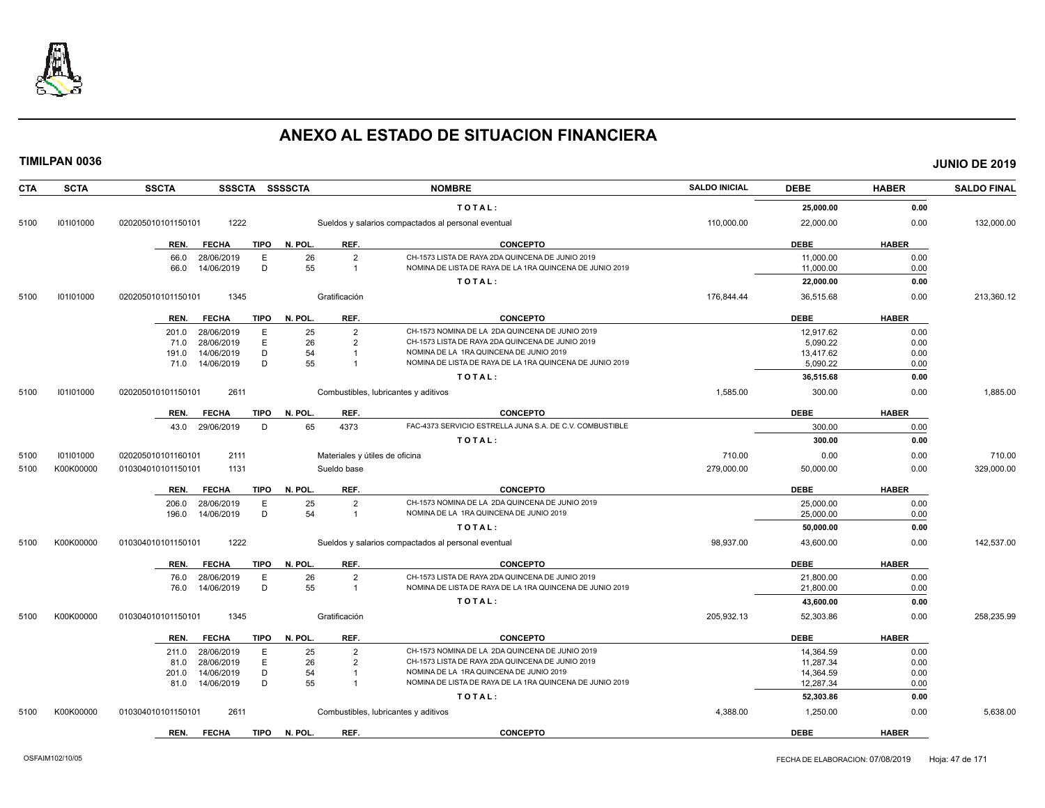# ANEXO AL ESTADO DE SITUACION FINANCIERA

**TIMILPAN 0036** — **JUNIO DE 2019**

| CTA | SCTA | SSCTA | SSSCTA | SSSSCTA | NOMBRE | SALDO INICIAL | DEBE | HABER | SALDO FINAL |
|---|---|---|---|---|---|---|---|---|---|
| | | | | | TOTAL: | | 25,000.00 | 0.00 | |
| 5100 | I01I01000 | 020205010101150101 | 1222 | | Sueldos y salarios compactados al personal eventual | 110,000.00 | 22,000.00 | 0.00 | 132,000.00 |

| REN. | FECHA | TIPO | N. POL. | REF. | CONCEPTO | DEBE | HABER |
|---|---|---|---|---|---|---|---|
| 66.0 | 28/06/2019 | E | 26 | 2 | CH-1573 LISTA DE RAYA 2DA QUINCENA DE JUNIO 2019 | 11,000.00 | 0.00 |
| 66.0 | 14/06/2019 | D | 55 | 1 | NOMINA DE LISTA DE RAYA DE LA 1RA QUINCENA DE JUNIO 2019 | 11,000.00 | 0.00 |
| | | | | | TOTAL: | 22,000.00 | 0.00 |

| CTA | SCTA | SSCTA | SSSCTA | SSSSCTA | NOMBRE | SALDO INICIAL | DEBE | HABER | SALDO FINAL |
|---|---|---|---|---|---|---|---|---|---|
| 5100 | I01I01000 | 020205010101150101 | 1345 | | Gratificación | 176,844.44 | 36,515.68 | 0.00 | 213,360.12 |

| REN. | FECHA | TIPO | N. POL. | REF. | CONCEPTO | DEBE | HABER |
|---|---|---|---|---|---|---|---|
| 201.0 | 28/06/2019 | E | 25 | 2 | CH-1573 NOMINA DE LA 2DA QUINCENA DE JUNIO 2019 | 12,917.62 | 0.00 |
| 71.0 | 28/06/2019 | E | 26 | 2 | CH-1573 LISTA DE RAYA 2DA QUINCENA DE JUNIO 2019 | 5,090.22 | 0.00 |
| 191.0 | 14/06/2019 | D | 54 | 1 | NOMINA DE LA 1RA QUINCENA DE JUNIO 2019 | 13,417.62 | 0.00 |
| 71.0 | 14/06/2019 | D | 55 | 1 | NOMINA DE LISTA DE RAYA DE LA 1RA QUINCENA DE JUNIO 2019 | 5,090.22 | 0.00 |
| | | | | | TOTAL: | 36,515.68 | 0.00 |

| CTA | SCTA | SSCTA | SSSCTA | SSSSCTA | NOMBRE | SALDO INICIAL | DEBE | HABER | SALDO FINAL |
|---|---|---|---|---|---|---|---|---|---|
| 5100 | I01I01000 | 020205010101150101 | 2611 | | Combustibles, lubricantes y aditivos | 1,585.00 | 300.00 | 0.00 | 1,885.00 |

| REN. | FECHA | TIPO | N. POL. | REF. | CONCEPTO | DEBE | HABER |
|---|---|---|---|---|---|---|---|
| 43.0 | 29/06/2019 | D | 65 | 4373 | FAC-4373 SERVICIO ESTRELLA JUNA S.A. DE C.V. COMBUSTIBLE | 300.00 | 0.00 |
| | | | | | TOTAL: | 300.00 | 0.00 |

| CTA | SCTA | SSCTA | SSSCTA | SSSSCTA | NOMBRE | SALDO INICIAL | DEBE | HABER | SALDO FINAL |
|---|---|---|---|---|---|---|---|---|---|
| 5100 | I01I01000 | 020205010101160101 | 2111 | | Materiales y útiles de oficina | 710.00 | 0.00 | 0.00 | 710.00 |
| 5100 | K00K00000 | 010304010101150101 | 1131 | | Sueldo base | 279,000.00 | 50,000.00 | 0.00 | 329,000.00 |

| REN. | FECHA | TIPO | N. POL. | REF. | CONCEPTO | DEBE | HABER |
|---|---|---|---|---|---|---|---|
| 206.0 | 28/06/2019 | E | 25 | 2 | CH-1573 NOMINA DE LA 2DA QUINCENA DE JUNIO 2019 | 25,000.00 | 0.00 |
| 196.0 | 14/06/2019 | D | 54 | 1 | NOMINA DE LA 1RA QUINCENA DE JUNIO 2019 | 25,000.00 | 0.00 |
| | | | | | TOTAL: | 50,000.00 | 0.00 |

| CTA | SCTA | SSCTA | SSSCTA | SSSSCTA | NOMBRE | SALDO INICIAL | DEBE | HABER | SALDO FINAL |
|---|---|---|---|---|---|---|---|---|---|
| 5100 | K00K00000 | 010304010101150101 | 1222 | | Sueldos y salarios compactados al personal eventual | 98,937.00 | 43,600.00 | 0.00 | 142,537.00 |

| REN. | FECHA | TIPO | N. POL. | REF. | CONCEPTO | DEBE | HABER |
|---|---|---|---|---|---|---|---|
| 76.0 | 28/06/2019 | E | 26 | 2 | CH-1573 LISTA DE RAYA 2DA QUINCENA DE JUNIO 2019 | 21,800.00 | 0.00 |
| 76.0 | 14/06/2019 | D | 55 | 1 | NOMINA DE LISTA DE RAYA DE LA 1RA QUINCENA DE JUNIO 2019 | 21,800.00 | 0.00 |
| | | | | | TOTAL: | 43,600.00 | 0.00 |

| CTA | SCTA | SSCTA | SSSCTA | SSSSCTA | NOMBRE | SALDO INICIAL | DEBE | HABER | SALDO FINAL |
|---|---|---|---|---|---|---|---|---|---|
| 5100 | K00K00000 | 010304010101150101 | 1345 | | Gratificación | 205,932.13 | 52,303.86 | 0.00 | 258,235.99 |

| REN. | FECHA | TIPO | N. POL. | REF. | CONCEPTO | DEBE | HABER |
|---|---|---|---|---|---|---|---|
| 211.0 | 28/06/2019 | E | 25 | 2 | CH-1573 NOMINA DE LA 2DA QUINCENA DE JUNIO 2019 | 14,364.59 | 0.00 |
| 81.0 | 28/06/2019 | E | 26 | 2 | CH-1573 LISTA DE RAYA 2DA QUINCENA DE JUNIO 2019 | 11,287.34 | 0.00 |
| 201.0 | 14/06/2019 | D | 54 | 1 | NOMINA DE LA 1RA QUINCENA DE JUNIO 2019 | 14,364.59 | 0.00 |
| 81.0 | 14/06/2019 | D | 55 | 1 | NOMINA DE LISTA DE RAYA DE LA 1RA QUINCENA DE JUNIO 2019 | 12,287.34 | 0.00 |
| | | | | | TOTAL: | 52,303.86 | 0.00 |

| CTA | SCTA | SSCTA | SSSCTA | SSSSCTA | NOMBRE | SALDO INICIAL | DEBE | HABER | SALDO FINAL |
|---|---|---|---|---|---|---|---|---|---|
| 5100 | K00K00000 | 010304010101150101 | 2611 | | Combustibles, lubricantes y aditivos | 4,388.00 | 1,250.00 | 0.00 | 5,638.00 |

| REN. | FECHA | TIPO | N. POL. | REF. | CONCEPTO | DEBE | HABER |
|---|---|---|---|---|---|---|---|

OSFAIM102/10/05 — FECHA DE ELABORACION: 07/08/2019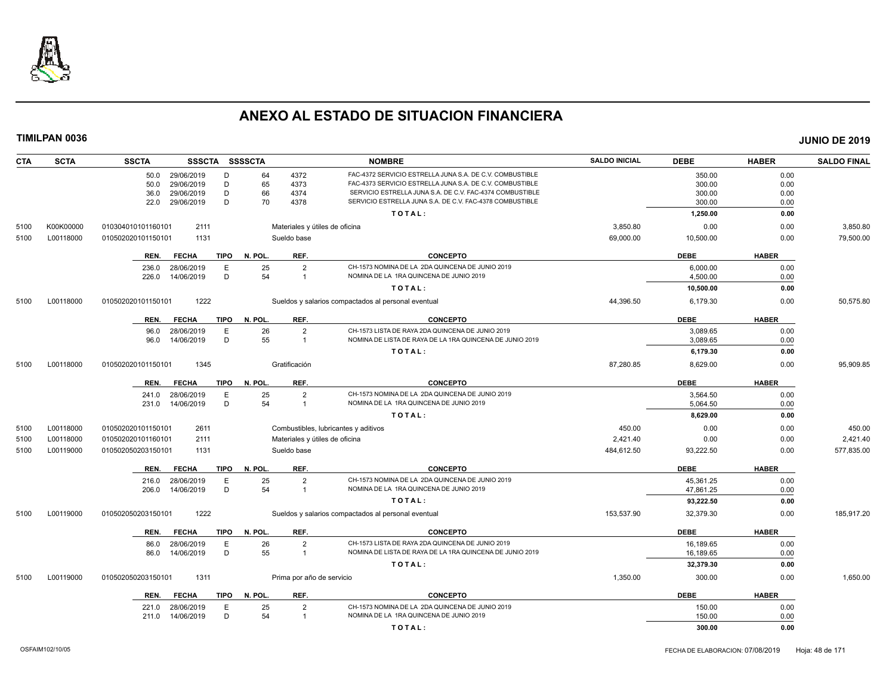# ANEXO AL ESTADO DE SITUACION FINANCIERA

**TIMILPAN 0036** **JUNIO DE 2019**

| CTA | SCTA | SSCTA | SSSCTA | SSSSCTA | | NOMBRE | SALDO INICIAL | DEBE | HABER | SALDO FINAL |
|---|---|---|---|---|---|---|---|---|---|---|
| | | 50.0 29/06/2019 | D | 64 | 4372 | FAC-4372 SERVICIO ESTRELLA JUNA S.A. DE C.V. COMBUSTIBLE | | 350.00 | 0.00 | |
| | | 50.0 29/06/2019 | D | 65 | 4373 | FAC-4373 SERVICIO ESTRELLA JUNA S.A. DE C.V. COMBUSTIBLE | | 300.00 | 0.00 | |
| | | 36.0 29/06/2019 | D | 66 | 4374 | SERVICIO ESTRELLA JUNA S.A. DE C.V. FAC-4374 COMBUSTIBLE | | 300.00 | 0.00 | |
| | | 22.0 29/06/2019 | D | 70 | 4378 | SERVICIO ESTRELLA JUNA S.A. DE C.V. FAC-4378 COMBUSTIBLE | | 300.00 | 0.00 | |
| | | | | | | **T O T A L :** | | **1,250.00** | **0.00** | |
| 5100 | K00K00000 | 010304010101160101 | 2111 | | | Materiales y útiles de oficina | 3,850.80 | 0.00 | 0.00 | 3,850.80 |
| 5100 | L00118000 | 010502020101150101 | 1131 | | | Sueldo base | 69,000.00 | 10,500.00 | 0.00 | 79,500.00 |
| | | REN. FECHA | TIPO | N. POL. | REF. | CONCEPTO | | DEBE | HABER | |
| | | 236.0 28/06/2019 | E | 25 | 2 | CH-1573 NOMINA DE LA 2DA QUINCENA DE JUNIO 2019 | | 6,000.00 | 0.00 | |
| | | 226.0 14/06/2019 | D | 54 | 1 | NOMINA DE LA 1RA QUINCENA DE JUNIO 2019 | | 4,500.00 | 0.00 | |
| | | | | | | **T O T A L :** | | **10,500.00** | **0.00** | |
| 5100 | L00118000 | 010502020101150101 | 1222 | | | Sueldos y salarios compactados al personal eventual | 44,396.50 | 6,179.30 | 0.00 | 50,575.80 |
| | | REN. FECHA | TIPO | N. POL. | REF. | CONCEPTO | | DEBE | HABER | |
| | | 96.0 28/06/2019 | E | 26 | 2 | CH-1573 LISTA DE RAYA 2DA QUINCENA DE JUNIO 2019 | | 3,089.65 | 0.00 | |
| | | 96.0 14/06/2019 | D | 55 | 1 | NOMINA DE LISTA DE RAYA DE LA 1RA QUINCENA DE JUNIO 2019 | | 3,089.65 | 0.00 | |
| | | | | | | **T O T A L :** | | **6,179.30** | **0.00** | |
| 5100 | L00118000 | 010502020101150101 | 1345 | | | Gratificación | 87,280.85 | 8,629.00 | 0.00 | 95,909.85 |
| | | REN. FECHA | TIPO | N. POL. | REF. | CONCEPTO | | DEBE | HABER | |
| | | 241.0 28/06/2019 | E | 25 | 2 | CH-1573 NOMINA DE LA 2DA QUINCENA DE JUNIO 2019 | | 3,564.50 | 0.00 | |
| | | 231.0 14/06/2019 | D | 54 | 1 | NOMINA DE LA 1RA QUINCENA DE JUNIO 2019 | | 5,064.50 | 0.00 | |
| | | | | | | **T O T A L :** | | **8,629.00** | **0.00** | |
| 5100 | L00118000 | 010502020101150101 | 2611 | | | Combustibles, lubricantes y aditivos | 450.00 | 0.00 | 0.00 | 450.00 |
| 5100 | L00118000 | 010502020101160101 | 2111 | | | Materiales y útiles de oficina | 2,421.40 | 0.00 | 0.00 | 2,421.40 |
| 5100 | L00119000 | 010502050203150101 | 1131 | | | Sueldo base | 484,612.50 | 93,222.50 | 0.00 | 577,835.00 |
| | | REN. FECHA | TIPO | N. POL. | REF. | CONCEPTO | | DEBE | HABER | |
| | | 216.0 28/06/2019 | E | 25 | 2 | CH-1573 NOMINA DE LA 2DA QUINCENA DE JUNIO 2019 | | 45,361.25 | 0.00 | |
| | | 206.0 14/06/2019 | D | 54 | 1 | NOMINA DE LA 1RA QUINCENA DE JUNIO 2019 | | 47,861.25 | 0.00 | |
| | | | | | | **T O T A L :** | | **93,222.50** | **0.00** | |
| 5100 | L00119000 | 010502050203150101 | 1222 | | | Sueldos y salarios compactados al personal eventual | 153,537.90 | 32,379.30 | 0.00 | 185,917.20 |
| | | REN. FECHA | TIPO | N. POL. | REF. | CONCEPTO | | DEBE | HABER | |
| | | 86.0 28/06/2019 | E | 26 | 2 | CH-1573 LISTA DE RAYA 2DA QUINCENA DE JUNIO 2019 | | 16,189.65 | 0.00 | |
| | | 86.0 14/06/2019 | D | 55 | 1 | NOMINA DE LISTA DE RAYA DE LA 1RA QUINCENA DE JUNIO 2019 | | 16,189.65 | 0.00 | |
| | | | | | | **T O T A L :** | | **32,379.30** | **0.00** | |
| 5100 | L00119000 | 010502050203150101 | 1311 | | | Prima por año de servicio | 1,350.00 | 300.00 | 0.00 | 1,650.00 |
| | | REN. FECHA | TIPO | N. POL. | REF. | CONCEPTO | | DEBE | HABER | |
| | | 221.0 28/06/2019 | E | 25 | 2 | CH-1573 NOMINA DE LA 2DA QUINCENA DE JUNIO 2019 | | 150.00 | 0.00 | |
| | | 211.0 14/06/2019 | D | 54 | 1 | NOMINA DE LA 1RA QUINCENA DE JUNIO 2019 | | 150.00 | 0.00 | |
| | | | | | | **T O T A L :** | | **300.00** | **0.00** | |

OSFAIM102/10/05 FECHA DE ELABORACION: 07/08/2019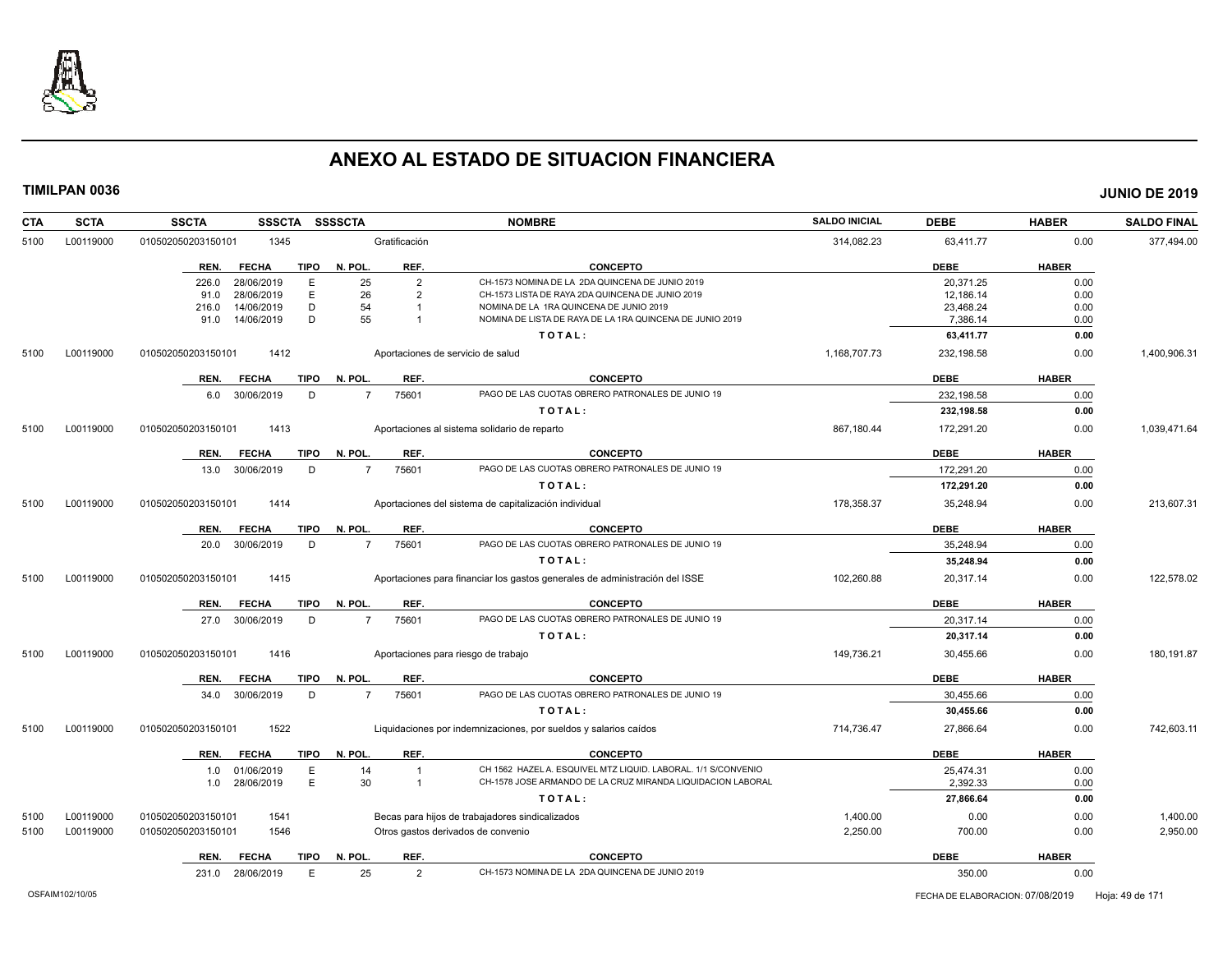# ANEXO AL ESTADO DE SITUACION FINANCIERA

**TIMILPAN 0036** **JUNIO DE 2019**

| CTA | SCTA | SSCTA | SSSCTA | SSSSCTA | NOMBRE | SALDO INICIAL | DEBE | HABER | SALDO FINAL |
|---|---|---|---|---|---|---|---|---|---|
| 5100 | L00119000 | 010502050203150101 | 1345 | | Gratificación | 314,082.23 | 63,411.77 | 0.00 | 377,494.00 |

| REN. | FECHA | TIPO | N. POL. | REF. | CONCEPTO | DEBE | HABER |
|---|---|---|---|---|---|---|---|
| 226.0 | 28/06/2019 | E | 25 | 2 | CH-1573 NOMINA DE LA 2DA QUINCENA DE JUNIO 2019 | 20,371.25 | 0.00 |
| 91.0 | 28/06/2019 | E | 26 | 2 | CH-1573 LISTA DE RAYA 2DA QUINCENA DE JUNIO 2019 | 12,186.14 | 0.00 |
| 216.0 | 14/06/2019 | D | 54 | 1 | NOMINA DE LA 1RA QUINCENA DE JUNIO 2019 | 23,468.24 | 0.00 |
| 91.0 | 14/06/2019 | D | 55 | 1 | NOMINA DE LISTA DE RAYA DE LA 1RA QUINCENA DE JUNIO 2019 | 7,386.14 | 0.00 |
| | | | | | **T O T A L :** | **63,411.77** | **0.00** |

| CTA | SCTA | SSCTA | SSSCTA | SSSSCTA | NOMBRE | SALDO INICIAL | DEBE | HABER | SALDO FINAL |
|---|---|---|---|---|---|---|---|---|---|
| 5100 | L00119000 | 010502050203150101 | 1412 | | Aportaciones de servicio de salud | 1,168,707.73 | 232,198.58 | 0.00 | 1,400,906.31 |

| REN. | FECHA | TIPO | N. POL. | REF. | CONCEPTO | DEBE | HABER |
|---|---|---|---|---|---|---|---|
| 6.0 | 30/06/2019 | D | 7 | 75601 | PAGO DE LAS CUOTAS OBRERO PATRONALES DE JUNIO 19 | 232,198.58 | 0.00 |
| | | | | | **T O T A L :** | **232,198.58** | **0.00** |

| CTA | SCTA | SSCTA | SSSCTA | SSSSCTA | NOMBRE | SALDO INICIAL | DEBE | HABER | SALDO FINAL |
|---|---|---|---|---|---|---|---|---|---|
| 5100 | L00119000 | 010502050203150101 | 1413 | | Aportaciones al sistema solidario de reparto | 867,180.44 | 172,291.20 | 0.00 | 1,039,471.64 |

| REN. | FECHA | TIPO | N. POL. | REF. | CONCEPTO | DEBE | HABER |
|---|---|---|---|---|---|---|---|
| 13.0 | 30/06/2019 | D | 7 | 75601 | PAGO DE LAS CUOTAS OBRERO PATRONALES DE JUNIO 19 | 172,291.20 | 0.00 |
| | | | | | **T O T A L :** | **172,291.20** | **0.00** |

| CTA | SCTA | SSCTA | SSSCTA | SSSSCTA | NOMBRE | SALDO INICIAL | DEBE | HABER | SALDO FINAL |
|---|---|---|---|---|---|---|---|---|---|
| 5100 | L00119000 | 010502050203150101 | 1414 | | Aportaciones del sistema de capitalización individual | 178,358.37 | 35,248.94 | 0.00 | 213,607.31 |

| REN. | FECHA | TIPO | N. POL. | REF. | CONCEPTO | DEBE | HABER |
|---|---|---|---|---|---|---|---|
| 20.0 | 30/06/2019 | D | 7 | 75601 | PAGO DE LAS CUOTAS OBRERO PATRONALES DE JUNIO 19 | 35,248.94 | 0.00 |
| | | | | | **T O T A L :** | **35,248.94** | **0.00** |

| CTA | SCTA | SSCTA | SSSCTA | SSSSCTA | NOMBRE | SALDO INICIAL | DEBE | HABER | SALDO FINAL |
|---|---|---|---|---|---|---|---|---|---|
| 5100 | L00119000 | 010502050203150101 | 1415 | | Aportaciones para financiar los gastos generales de administración del ISSE | 102,260.88 | 20,317.14 | 0.00 | 122,578.02 |

| REN. | FECHA | TIPO | N. POL. | REF. | CONCEPTO | DEBE | HABER |
|---|---|---|---|---|---|---|---|
| 27.0 | 30/06/2019 | D | 7 | 75601 | PAGO DE LAS CUOTAS OBRERO PATRONALES DE JUNIO 19 | 20,317.14 | 0.00 |
| | | | | | **T O T A L :** | **20,317.14** | **0.00** |

| CTA | SCTA | SSCTA | SSSCTA | SSSSCTA | NOMBRE | SALDO INICIAL | DEBE | HABER | SALDO FINAL |
|---|---|---|---|---|---|---|---|---|---|
| 5100 | L00119000 | 010502050203150101 | 1416 | | Aportaciones para riesgo de trabajo | 149,736.21 | 30,455.66 | 0.00 | 180,191.87 |

| REN. | FECHA | TIPO | N. POL. | REF. | CONCEPTO | DEBE | HABER |
|---|---|---|---|---|---|---|---|
| 34.0 | 30/06/2019 | D | 7 | 75601 | PAGO DE LAS CUOTAS OBRERO PATRONALES DE JUNIO 19 | 30,455.66 | 0.00 |
| | | | | | **T O T A L :** | **30,455.66** | **0.00** |

| CTA | SCTA | SSCTA | SSSCTA | SSSSCTA | NOMBRE | SALDO INICIAL | DEBE | HABER | SALDO FINAL |
|---|---|---|---|---|---|---|---|---|---|
| 5100 | L00119000 | 010502050203150101 | 1522 | | Liquidaciones por indemnizaciones, por sueldos y salarios caídos | 714,736.47 | 27,866.64 | 0.00 | 742,603.11 |

| REN. | FECHA | TIPO | N. POL. | REF. | CONCEPTO | DEBE | HABER |
|---|---|---|---|---|---|---|---|
| 1.0 | 01/06/2019 | E | 14 | 1 | CH 1562 HAZEL A. ESQUIVEL MTZ LIQUID. LABORAL. 1/1 S/CONVENIO | 25,474.31 | 0.00 |
| 1.0 | 28/06/2019 | E | 30 | 1 | CH-1578 JOSE ARMANDO DE LA CRUZ MIRANDA LIQUIDACION LABORAL | 2,392.33 | 0.00 |
| | | | | | **T O T A L :** | **27,866.64** | **0.00** |

| CTA | SCTA | SSCTA | SSSCTA | SSSSCTA | NOMBRE | SALDO INICIAL | DEBE | HABER | SALDO FINAL |
|---|---|---|---|---|---|---|---|---|---|
| 5100 | L00119000 | 010502050203150101 | 1541 | | Becas para hijos de trabajadores sindicalizados | 1,400.00 | 0.00 | 0.00 | 1,400.00 |
| 5100 | L00119000 | 010502050203150101 | 1546 | | Otros gastos derivados de convenio | 2,250.00 | 700.00 | 0.00 | 2,950.00 |

| REN. | FECHA | TIPO | N. POL. | REF. | CONCEPTO | DEBE | HABER |
|---|---|---|---|---|---|---|---|
| 231.0 | 28/06/2019 | E | 25 | 2 | CH-1573 NOMINA DE LA 2DA QUINCENA DE JUNIO 2019 | 350.00 | 0.00 |

OSFAIM102/10/05 FECHA DE ELABORACION: 07/08/2019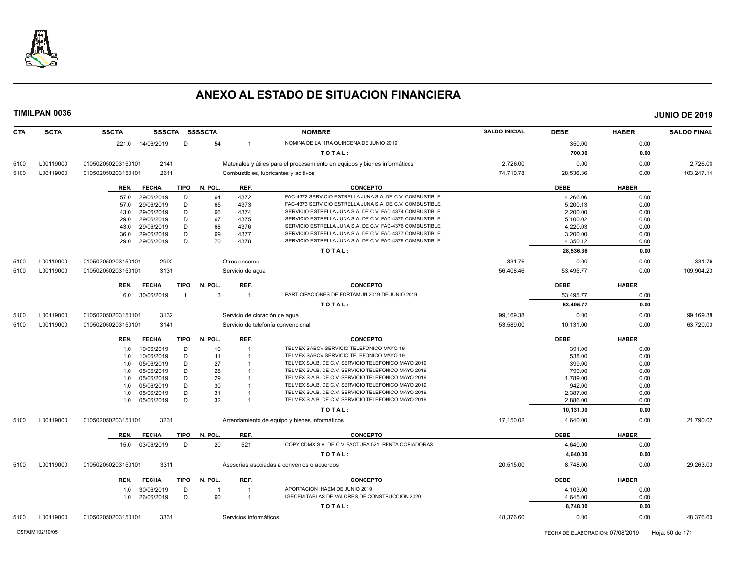# ANEXO AL ESTADO DE SITUACION FINANCIERA

**TIMILPAN 0036** — **JUNIO DE 2019**

| CTA | SCTA | SSCTA | SSSCTA | SSSSCTA | NOMBRE | SALDO INICIAL | DEBE | HABER | SALDO FINAL |
|---|---|---|---|---|---|---|---|---|---|
| | | 221.0 14/06/2019 | D | 54 | 1 NOMINA DE LA 1RA QUINCENA DE JUNIO 2019 | | 350.00 | 0.00 | |
| | | | | | TOTAL: | | 700.00 | 0.00 | |
| 5100 | L00119000 | 010502050203150101 | 2141 | | Materiales y útiles para el procesamiento en equipos y bienes informáticos | 2,726.00 | 0.00 | 0.00 | 2,726.00 |
| 5100 | L00119000 | 010502050203150101 | 2611 | | Combustibles, lubricantes y aditivos | 74,710.78 | 28,536.36 | 0.00 | 103,247.14 |

| REN. | FECHA | TIPO | N. POL. | REF. | CONCEPTO | DEBE | HABER |
|---|---|---|---|---|---|---|---|
| 57.0 | 29/06/2019 | D | 64 | 4372 | FAC-4372 SERVICIO ESTRELLA JUNA S.A. DE C.V. COMBUSTIBLE | 4,266.06 | 0.00 |
| 57.0 | 29/06/2019 | D | 65 | 4373 | FAC-4373 SERVICIO ESTRELLA JUNA S.A. DE C.V. COMBUSTIBLE | 5,200.13 | 0.00 |
| 43.0 | 29/06/2019 | D | 66 | 4374 | SERVICIO ESTRELLA JUNA S.A. DE C.V. FAC-4374 COMBUSTIBLE | 2,200.00 | 0.00 |
| 29.0 | 29/06/2019 | D | 67 | 4375 | SERVICIO ESTRELLA JUNA S.A. DE C.V. FAC-4375 COMBUSTIBLE | 5,100.02 | 0.00 |
| 43.0 | 29/06/2019 | D | 68 | 4376 | SERVICIO ESTRELLA JUNA S.A. DE C.V. FAC-4376 COMBUSTIBLE | 4,220.03 | 0.00 |
| 36.0 | 29/06/2019 | D | 69 | 4377 | SERVICIO ESTRELLA JUNA S.A. DE C.V. FAC-4377 COMBUSTIBLE | 3,200.00 | 0.00 |
| 29.0 | 29/06/2019 | D | 70 | 4378 | SERVICIO ESTRELLA JUNA S.A. DE C.V. FAC-4378 COMBUSTIBLE | 4,350.12 | 0.00 |
| | | | | | TOTAL: | 28,536.36 | 0.00 |

| CTA | SCTA | SSCTA | SSSCTA | NOMBRE | SALDO INICIAL | DEBE | HABER | SALDO FINAL |
|---|---|---|---|---|---|---|---|---|
| 5100 | L00119000 | 010502050203150101 | 2992 | Otros enseres | 331.76 | 0.00 | 0.00 | 331.76 |
| 5100 | L00119000 | 010502050203150101 | 3131 | Servicio de agua | 56,408.46 | 53,495.77 | 0.00 | 109,904.23 |

| REN. | FECHA | TIPO | N. POL. | REF. | CONCEPTO | DEBE | HABER |
|---|---|---|---|---|---|---|---|
| 6.0 | 30/06/2019 | I | 3 | 1 | PARTICIPACIONES DE FORTAMUN 2019 DE JUNIO 2019 | 53,495.77 | 0.00 |
| | | | | | TOTAL: | 53,495.77 | 0.00 |

| CTA | SCTA | SSCTA | SSSCTA | NOMBRE | SALDO INICIAL | DEBE | HABER | SALDO FINAL |
|---|---|---|---|---|---|---|---|---|
| 5100 | L00119000 | 010502050203150101 | 3132 | Servicio de cloración de agua | 99,169.38 | 0.00 | 0.00 | 99,169.38 |
| 5100 | L00119000 | 010502050203150101 | 3141 | Servicio de telefonía convencional | 53,589.00 | 10,131.00 | 0.00 | 63,720.00 |

| REN. | FECHA | TIPO | N. POL. | REF. | CONCEPTO | DEBE | HABER |
|---|---|---|---|---|---|---|---|
| 1.0 | 10/06/2019 | D | 10 | 1 | TELMEX SABCV SERVICIO TELEFONICO MAYO 19 | 391.00 | 0.00 |
| 1.0 | 10/06/2019 | D | 11 | 1 | TELMEX SABCV SERVICIO TELEFONICO MAYO 19 | 538.00 | 0.00 |
| 1.0 | 05/06/2019 | D | 27 | 1 | TELMEX S.A.B. DE C.V. SERVICIO TELEFONICO MAYO 2019 | 399.00 | 0.00 |
| 1.0 | 05/06/2019 | D | 28 | 1 | TELMEX S.A.B. DE C.V. SERVICIO TELEFONICO MAYO 2019 | 799.00 | 0.00 |
| 1.0 | 05/06/2019 | D | 29 | 1 | TELMEX S.A.B. DE C.V. SERVICIO TELEFONICO MAYO 2019 | 1,789.00 | 0.00 |
| 1.0 | 05/06/2019 | D | 30 | 1 | TELMEX S.A.B. DE C.V. SERVICIO TELEFONICO MAYO 2019 | 942.00 | 0.00 |
| 1.0 | 05/06/2019 | D | 31 | 1 | TELMEX S.A.B. DE C.V. SERVICIO TELEFONICO MAYO 2019 | 2,387.00 | 0.00 |
| 1.0 | 05/06/2019 | D | 32 | 1 | TELMEX S.A.B. DE C.V. SERVICIO TELEFONICO MAYO 2019 | 2,886.00 | 0.00 |
| | | | | | TOTAL: | 10,131.00 | 0.00 |

| CTA | SCTA | SSCTA | SSSCTA | NOMBRE | SALDO INICIAL | DEBE | HABER | SALDO FINAL |
|---|---|---|---|---|---|---|---|---|
| 5100 | L00119000 | 010502050203150101 | 3231 | Arrendamiento de equipo y bienes informáticos | 17,150.02 | 4,640.00 | 0.00 | 21,790.02 |

| REN. | FECHA | TIPO | N. POL. | REF. | CONCEPTO | DEBE | HABER |
|---|---|---|---|---|---|---|---|
| 15.0 | 03/06/2019 | D | 20 | 521 | COPY CDMX S.A. DE C.V. FACTURA 521 RENTA COPIADORAS | 4,640.00 | 0.00 |
| | | | | | TOTAL: | 4,640.00 | 0.00 |

| CTA | SCTA | SSCTA | SSSCTA | NOMBRE | SALDO INICIAL | DEBE | HABER | SALDO FINAL |
|---|---|---|---|---|---|---|---|---|
| 5100 | L00119000 | 010502050203150101 | 3311 | Asesorías asociadas a convenios o acuerdos | 20,515.00 | 8,748.00 | 0.00 | 29,263.00 |

| REN. | FECHA | TIPO | N. POL. | REF. | CONCEPTO | DEBE | HABER |
|---|---|---|---|---|---|---|---|
| 1.0 | 30/06/2019 | D | 1 | 1 | APORTACION IHAEM DE JUNIO 2019 | 4,103.00 | 0.00 |
| 1.0 | 26/06/2019 | D | 60 | 1 | IGECEM TABLAS DE VALORES DE CONSTRUCCION 2020 | 4,645.00 | 0.00 |
| | | | | | TOTAL: | 8,748.00 | 0.00 |

| CTA | SCTA | SSCTA | SSSCTA | NOMBRE | SALDO INICIAL | DEBE | HABER | SALDO FINAL |
|---|---|---|---|---|---|---|---|---|
| 5100 | L00119000 | 010502050203150101 | 3331 | Servicios informáticos | 48,376.60 | 0.00 | 0.00 | 48,376.60 |

OSFAIM102/10/05 — FECHA DE ELABORACION: 07/08/2019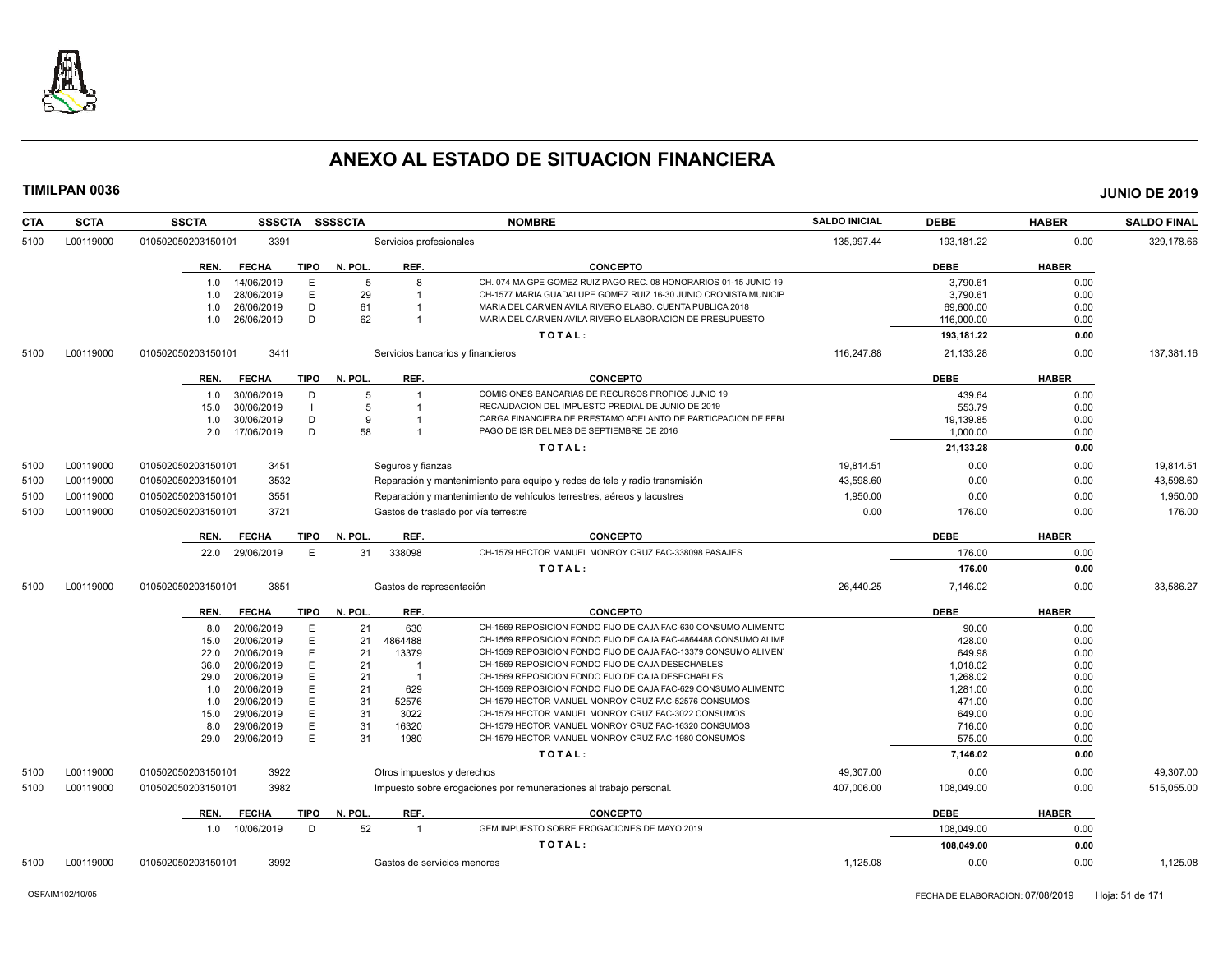# ANEXO AL ESTADO DE SITUACION FINANCIERA

**TIMILPAN 0036** — **JUNIO DE 2019**

| CTA | SCTA | SSCTA | SSSCTA | SSSSCTA | NOMBRE | SALDO INICIAL | DEBE | HABER | SALDO FINAL |
|---|---|---|---|---|---|---|---|---|---|
| 5100 | L00119000 | 010502050203150101 | 3391 | | Servicios profesionales | 135,997.44 | 193,181.22 | 0.00 | 329,178.66 |

| REN. | FECHA | TIPO | N. POL. | REF. | CONCEPTO | DEBE | HABER |
|---|---|---|---|---|---|---|---|
| 1.0 | 14/06/2019 | E | 5 | 8 | CH. 074 MA GPE GOMEZ RUIZ PAGO REC. 08 HONORARIOS 01-15 JUNIO 19 | 3,790.61 | 0.00 |
| 1.0 | 28/06/2019 | E | 29 | 1 | CH-1577 MARIA GUADALUPE GOMEZ RUIZ 16-30 JUNIO CRONISTA MUNICIP | 3,790.61 | 0.00 |
| 1.0 | 26/06/2019 | D | 61 | 1 | MARIA DEL CARMEN AVILA RIVERO ELABO. CUENTA PUBLICA 2018 | 69,600.00 | 0.00 |
| 1.0 | 26/06/2019 | D | 62 | 1 | MARIA DEL CARMEN AVILA RIVERO ELABORACION DE PRESUPUESTO | 116,000.00 | 0.00 |
| | | | | | TOTAL: | 193,181.22 | 0.00 |

| CTA | SCTA | SSCTA | SSSCTA | SSSSCTA | NOMBRE | SALDO INICIAL | DEBE | HABER | SALDO FINAL |
|---|---|---|---|---|---|---|---|---|---|
| 5100 | L00119000 | 010502050203150101 | 3411 | | Servicios bancarios y financieros | 116,247.88 | 21,133.28 | 0.00 | 137,381.16 |

| REN. | FECHA | TIPO | N. POL. | REF. | CONCEPTO | DEBE | HABER |
|---|---|---|---|---|---|---|---|
| 1.0 | 30/06/2019 | D | 5 | 1 | COMISIONES BANCARIAS DE RECURSOS PROPIOS JUNIO 19 | 439.64 | 0.00 |
| 15.0 | 30/06/2019 | I | 5 | 1 | RECAUDACION DEL IMPUESTO PREDIAL DE JUNIO DE 2019 | 553.79 | 0.00 |
| 1.0 | 30/06/2019 | D | 9 | 1 | CARGA FINANCIERA DE PRESTAMO ADELANTO DE PARTICPACION DE FEBI | 19,139.85 | 0.00 |
| 2.0 | 17/06/2019 | D | 58 | 1 | PAGO DE ISR DEL MES DE SEPTIEMBRE DE 2016 | 1,000.00 | 0.00 |
| | | | | | TOTAL: | 21,133.28 | 0.00 |

| CTA | SCTA | SSCTA | SSSCTA | SSSSCTA | NOMBRE | SALDO INICIAL | DEBE | HABER | SALDO FINAL |
|---|---|---|---|---|---|---|---|---|---|
| 5100 | L00119000 | 010502050203150101 | 3451 | | Seguros y fianzas | 19,814.51 | 0.00 | 0.00 | 19,814.51 |
| 5100 | L00119000 | 010502050203150101 | 3532 | | Reparación y mantenimiento para equipo y redes de tele y radio transmisión | 43,598.60 | 0.00 | 0.00 | 43,598.60 |
| 5100 | L00119000 | 010502050203150101 | 3551 | | Reparación y mantenimiento de vehículos terrestres, aéreos y lacustres | 1,950.00 | 0.00 | 0.00 | 1,950.00 |
| 5100 | L00119000 | 010502050203150101 | 3721 | | Gastos de traslado por vía terrestre | 0.00 | 176.00 | 0.00 | 176.00 |

| REN. | FECHA | TIPO | N. POL. | REF. | CONCEPTO | DEBE | HABER |
|---|---|---|---|---|---|---|---|
| 22.0 | 29/06/2019 | E | 31 | 338098 | CH-1579 HECTOR MANUEL MONROY CRUZ FAC-338098 PASAJES | 176.00 | 0.00 |
| | | | | | TOTAL: | 176.00 | 0.00 |

| CTA | SCTA | SSCTA | SSSCTA | SSSSCTA | NOMBRE | SALDO INICIAL | DEBE | HABER | SALDO FINAL |
|---|---|---|---|---|---|---|---|---|---|
| 5100 | L00119000 | 010502050203150101 | 3851 | | Gastos de representación | 26,440.25 | 7,146.02 | 0.00 | 33,586.27 |

| REN. | FECHA | TIPO | N. POL. | REF. | CONCEPTO | DEBE | HABER |
|---|---|---|---|---|---|---|---|
| 8.0 | 20/06/2019 | E | 21 | 630 | CH-1569 REPOSICION FONDO FIJO DE CAJA FAC-630 CONSUMO ALIMENTC | 90.00 | 0.00 |
| 15.0 | 20/06/2019 | E | 21 | 4864488 | CH-1569 REPOSICION FONDO FIJO DE CAJA FAC-4864488 CONSUMO ALIME | 428.00 | 0.00 |
| 22.0 | 20/06/2019 | E | 21 | 13379 | CH-1569 REPOSICION FONDO FIJO DE CAJA FAC-13379 CONSUMO ALIMEN | 649.98 | 0.00 |
| 36.0 | 20/06/2019 | E | 21 | 1 | CH-1569 REPOSICION FONDO FIJO DE CAJA DESECHABLES | 1,018.02 | 0.00 |
| 29.0 | 20/06/2019 | E | 21 | 1 | CH-1569 REPOSICION FONDO FIJO DE CAJA DESECHABLES | 1,268.02 | 0.00 |
| 1.0 | 20/06/2019 | E | 21 | 629 | CH-1569 REPOSICION FONDO FIJO DE CAJA FAC-629 CONSUMO ALIMENTC | 1,281.00 | 0.00 |
| 1.0 | 29/06/2019 | E | 31 | 52576 | CH-1579 HECTOR MANUEL MONROY CRUZ FAC-52576 CONSUMOS | 471.00 | 0.00 |
| 15.0 | 29/06/2019 | E | 31 | 3022 | CH-1579 HECTOR MANUEL MONROY CRUZ FAC-3022 CONSUMOS | 649.00 | 0.00 |
| 8.0 | 29/06/2019 | E | 31 | 16320 | CH-1579 HECTOR MANUEL MONROY CRUZ FAC-16320 CONSUMOS | 716.00 | 0.00 |
| 29.0 | 29/06/2019 | E | 31 | 1980 | CH-1579 HECTOR MANUEL MONROY CRUZ FAC-1980 CONSUMOS | 575.00 | 0.00 |
| | | | | | TOTAL: | 7,146.02 | 0.00 |

| CTA | SCTA | SSCTA | SSSCTA | SSSSCTA | NOMBRE | SALDO INICIAL | DEBE | HABER | SALDO FINAL |
|---|---|---|---|---|---|---|---|---|---|
| 5100 | L00119000 | 010502050203150101 | 3922 | | Otros impuestos y derechos | 49,307.00 | 0.00 | 0.00 | 49,307.00 |
| 5100 | L00119000 | 010502050203150101 | 3982 | | Impuesto sobre erogaciones por remuneraciones al trabajo personal. | 407,006.00 | 108,049.00 | 0.00 | 515,055.00 |

| REN. | FECHA | TIPO | N. POL. | REF. | CONCEPTO | DEBE | HABER |
|---|---|---|---|---|---|---|---|
| 1.0 | 10/06/2019 | D | 52 | 1 | GEM IMPUESTO SOBRE EROGACIONES DE MAYO 2019 | 108,049.00 | 0.00 |
| | | | | | TOTAL: | 108,049.00 | 0.00 |

| CTA | SCTA | SSCTA | SSSCTA | SSSSCTA | NOMBRE | SALDO INICIAL | DEBE | HABER | SALDO FINAL |
|---|---|---|---|---|---|---|---|---|---|
| 5100 | L00119000 | 010502050203150101 | 3992 | | Gastos de servicios menores | 1,125.08 | 0.00 | 0.00 | 1,125.08 |

OSFAIM102/10/05 — FECHA DE ELABORACION: 07/08/2019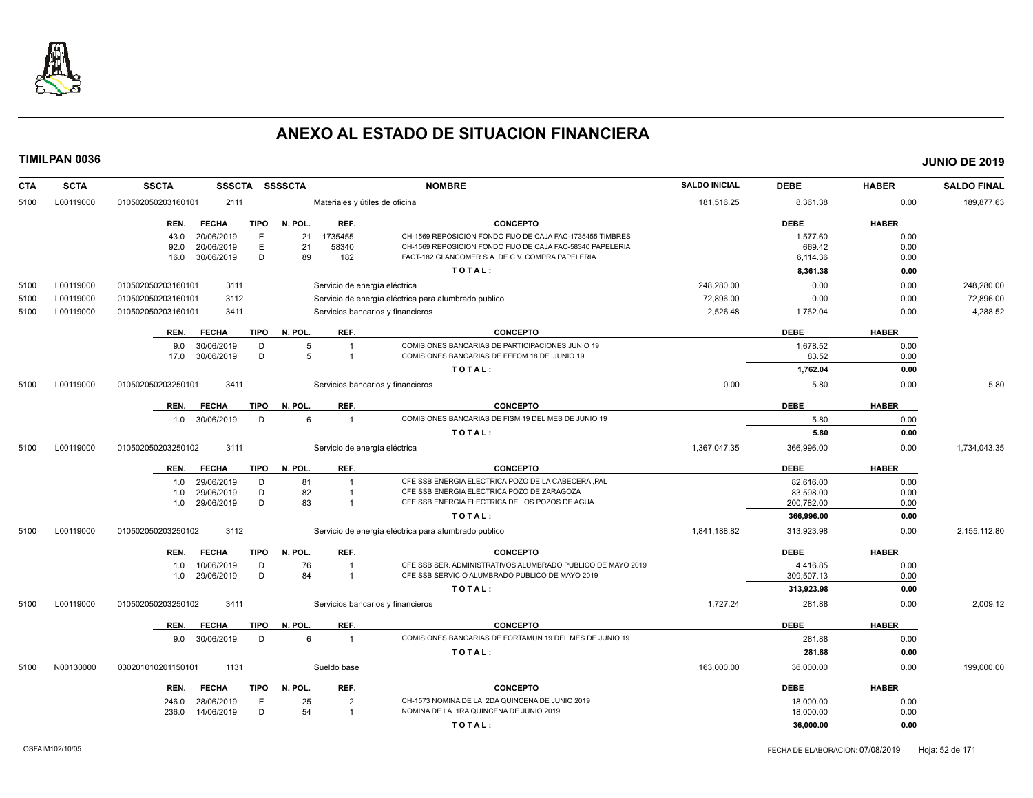# ANEXO AL ESTADO DE SITUACION FINANCIERA

**TIMILPAN 0036** **JUNIO DE 2019**

| CTA | SCTA | SSCTA | SSSCTA | SSSSCTA | NOMBRE | SALDO INICIAL | DEBE | HABER | SALDO FINAL |
|---|---|---|---|---|---|---|---|---|---|
| 5100 | L00119000 | 0105020502031601​01 | 2111 | | Materiales y útiles de oficina | 181,516.25 | 8,361.38 | 0.00 | 189,877.63 |

| REN. | FECHA | TIPO | N. POL. | REF. | CONCEPTO | DEBE | HABER |
|---|---|---|---|---|---|---|---|
| 43.0 | 20/06/2019 | E | 21 | 1735455 | CH-1569 REPOSICION FONDO FIJO DE CAJA FAC-1735455 TIMBRES | 1,577.60 | 0.00 |
| 92.0 | 20/06/2019 | E | 21 | 58340 | CH-1569 REPOSICION FONDO FIJO DE CAJA FAC-58340 PAPELERIA | 669.42 | 0.00 |
| 16.0 | 30/06/2019 | D | 89 | 182 | FACT-182 GLANCOMER S.A. DE C.V. COMPRA PAPELERIA | 6,114.36 | 0.00 |
| | | | | | TOTAL: | 8,361.38 | 0.00 |

| CTA | SCTA | SSCTA | SSSCTA | SSSSCTA | NOMBRE | SALDO INICIAL | DEBE | HABER | SALDO FINAL |
|---|---|---|---|---|---|---|---|---|---|
| 5100 | L00119000 | 010502050203160101 | 3111 | | Servicio de energía eléctrica | 248,280.00 | 0.00 | 0.00 | 248,280.00 |
| 5100 | L00119000 | 010502050203160101 | 3112 | | Servicio de energía eléctrica para alumbrado publico | 72,896.00 | 0.00 | 0.00 | 72,896.00 |
| 5100 | L00119000 | 010502050203160101 | 3411 | | Servicios bancarios y financieros | 2,526.48 | 1,762.04 | 0.00 | 4,288.52 |

| REN. | FECHA | TIPO | N. POL. | REF. | CONCEPTO | DEBE | HABER |
|---|---|---|---|---|---|---|---|
| 9.0 | 30/06/2019 | D | 5 | 1 | COMISIONES BANCARIAS DE PARTICIPACIONES JUNIO 19 | 1,678.52 | 0.00 |
| 17.0 | 30/06/2019 | D | 5 | 1 | COMISIONES BANCARIAS DE FEFOM 18 DE JUNIO 19 | 83.52 | 0.00 |
| | | | | | TOTAL: | 1,762.04 | 0.00 |

| CTA | SCTA | SSCTA | SSSCTA | SSSSCTA | NOMBRE | SALDO INICIAL | DEBE | HABER | SALDO FINAL |
|---|---|---|---|---|---|---|---|---|---|
| 5100 | L00119000 | 010502050203250101 | 3411 | | Servicios bancarios y financieros | 0.00 | 5.80 | 0.00 | 5.80 |

| REN. | FECHA | TIPO | N. POL. | REF. | CONCEPTO | DEBE | HABER |
|---|---|---|---|---|---|---|---|
| 1.0 | 30/06/2019 | D | 6 | 1 | COMISIONES BANCARIAS DE FISM 19 DEL MES DE JUNIO 19 | 5.80 | 0.00 |
| | | | | | TOTAL: | 5.80 | 0.00 |

| CTA | SCTA | SSCTA | SSSCTA | SSSSCTA | NOMBRE | SALDO INICIAL | DEBE | HABER | SALDO FINAL |
|---|---|---|---|---|---|---|---|---|---|
| 5100 | L00119000 | 010502050203250102 | 3111 | | Servicio de energía eléctrica | 1,367,047.35 | 366,996.00 | 0.00 | 1,734,043.35 |

| REN. | FECHA | TIPO | N. POL. | REF. | CONCEPTO | DEBE | HABER |
|---|---|---|---|---|---|---|---|
| 1.0 | 29/06/2019 | D | 81 | 1 | CFE SSB ENERGIA ELECTRICA POZO DE LA CABECERA ,PAL | 82,616.00 | 0.00 |
| 1.0 | 29/06/2019 | D | 82 | 1 | CFE SSB ENERGIA ELECTRICA POZO DE ZARAGOZA | 83,598.00 | 0.00 |
| 1.0 | 29/06/2019 | D | 83 | 1 | CFE SSB ENERGIA ELECTRICA DE LOS POZOS DE AGUA | 200,782.00 | 0.00 |
| | | | | | TOTAL: | 366,996.00 | 0.00 |

| CTA | SCTA | SSCTA | SSSCTA | SSSSCTA | NOMBRE | SALDO INICIAL | DEBE | HABER | SALDO FINAL |
|---|---|---|---|---|---|---|---|---|---|
| 5100 | L00119000 | 010502050203250102 | 3112 | | Servicio de energía eléctrica para alumbrado publico | 1,841,188.82 | 313,923.98 | 0.00 | 2,155,112.80 |

| REN. | FECHA | TIPO | N. POL. | REF. | CONCEPTO | DEBE | HABER |
|---|---|---|---|---|---|---|---|
| 1.0 | 10/06/2019 | D | 76 | 1 | CFE SSB SER. ADMINISTRATIVOS ALUMBRADO PUBLICO DE MAYO 2019 | 4,416.85 | 0.00 |
| 1.0 | 29/06/2019 | D | 84 | 1 | CFE SSB SERVICIO ALUMBRADO PUBLICO DE MAYO 2019 | 309,507.13 | 0.00 |
| | | | | | TOTAL: | 313,923.98 | 0.00 |

| CTA | SCTA | SSCTA | SSSCTA | SSSSCTA | NOMBRE | SALDO INICIAL | DEBE | HABER | SALDO FINAL |
|---|---|---|---|---|---|---|---|---|---|
| 5100 | L00119000 | 010502050203250102 | 3411 | | Servicios bancarios y financieros | 1,727.24 | 281.88 | 0.00 | 2,009.12 |

| REN. | FECHA | TIPO | N. POL. | REF. | CONCEPTO | DEBE | HABER |
|---|---|---|---|---|---|---|---|
| 9.0 | 30/06/2019 | D | 6 | 1 | COMISIONES BANCARIAS DE FORTAMUN 19 DEL MES DE JUNIO 19 | 281.88 | 0.00 |
| | | | | | TOTAL: | 281.88 | 0.00 |

| CTA | SCTA | SSCTA | SSSCTA | SSSSCTA | NOMBRE | SALDO INICIAL | DEBE | HABER | SALDO FINAL |
|---|---|---|---|---|---|---|---|---|---|
| 5100 | N00130000 | 030201010201150101 | 1131 | | Sueldo base | 163,000.00 | 36,000.00 | 0.00 | 199,000.00 |

| REN. | FECHA | TIPO | N. POL. | REF. | CONCEPTO | DEBE | HABER |
|---|---|---|---|---|---|---|---|
| 246.0 | 28/06/2019 | E | 25 | 2 | CH-1573 NOMINA DE LA 2DA QUINCENA DE JUNIO 2019 | 18,000.00 | 0.00 |
| 236.0 | 14/06/2019 | D | 54 | 1 | NOMINA DE LA 1RA QUINCENA DE JUNIO 2019 | 18,000.00 | 0.00 |
| | | | | | TOTAL: | 36,000.00 | 0.00 |

OSFAIM102/10/05 FECHA DE ELABORACION: 07/08/2019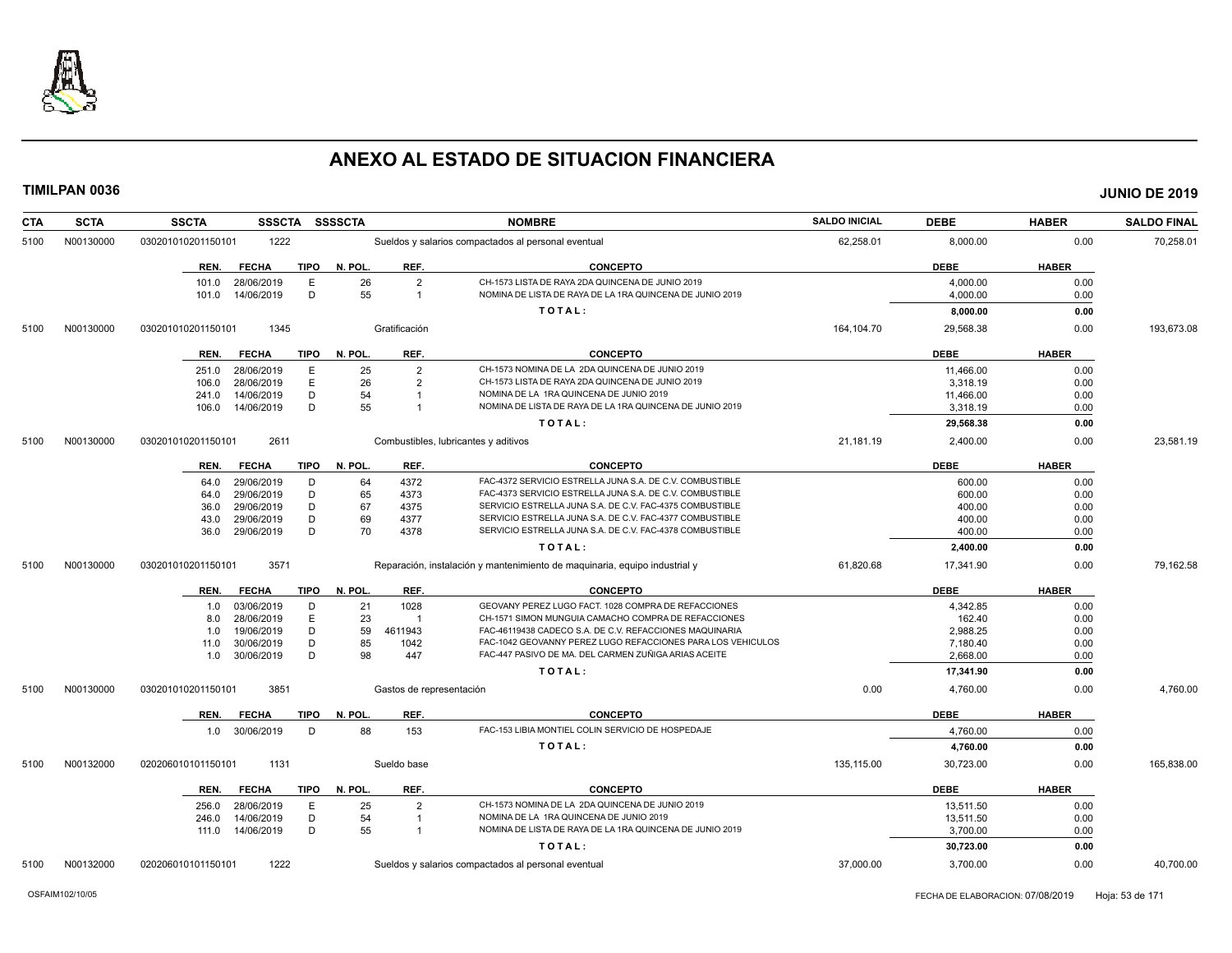# ANEXO AL ESTADO DE SITUACION FINANCIERA

**TIMILPAN 0036** — **JUNIO DE 2019**

| CTA | SCTA | SSCTA | SSSCTA | SSSSCTA | NOMBRE | SALDO INICIAL | DEBE | HABER | SALDO FINAL |
|---|---|---|---|---|---|---|---|---|---|
| 5100 | N00130000 | 030201010201150101 | 1222 | | Sueldos y salarios compactados al personal eventual | 62,258.01 | 8,000.00 | 0.00 | 70,258.01 |

| REN. | FECHA | TIPO | N. POL. | REF. | CONCEPTO | DEBE | HABER |
|---|---|---|---|---|---|---|---|
| 101.0 | 28/06/2019 | E | 26 | 2 | CH-1573 LISTA DE RAYA 2DA QUINCENA DE JUNIO 2019 | 4,000.00 | 0.00 |
| 101.0 | 14/06/2019 | D | 55 | 1 | NOMINA DE LISTA DE RAYA DE LA 1RA QUINCENA DE JUNIO 2019 | 4,000.00 | 0.00 |
| | | | | | **TOTAL:** | **8,000.00** | **0.00** |

| CTA | SCTA | SSCTA | SSSCTA | SSSSCTA | NOMBRE | SALDO INICIAL | DEBE | HABER | SALDO FINAL |
|---|---|---|---|---|---|---|---|---|---|
| 5100 | N00130000 | 030201010201150101 | 1345 | | Gratificación | 164,104.70 | 29,568.38 | 0.00 | 193,673.08 |

| REN. | FECHA | TIPO | N. POL. | REF. | CONCEPTO | DEBE | HABER |
|---|---|---|---|---|---|---|---|
| 251.0 | 28/06/2019 | E | 25 | 2 | CH-1573 NOMINA DE LA 2DA QUINCENA DE JUNIO 2019 | 11,466.00 | 0.00 |
| 106.0 | 28/06/2019 | E | 26 | 2 | CH-1573 LISTA DE RAYA 2DA QUINCENA DE JUNIO 2019 | 3,318.19 | 0.00 |
| 241.0 | 14/06/2019 | D | 54 | 1 | NOMINA DE LA 1RA QUINCENA DE JUNIO 2019 | 11,466.00 | 0.00 |
| 106.0 | 14/06/2019 | D | 55 | 1 | NOMINA DE LISTA DE RAYA DE LA 1RA QUINCENA DE JUNIO 2019 | 3,318.19 | 0.00 |
| | | | | | **TOTAL:** | **29,568.38** | **0.00** |

| CTA | SCTA | SSCTA | SSSCTA | SSSSCTA | NOMBRE | SALDO INICIAL | DEBE | HABER | SALDO FINAL |
|---|---|---|---|---|---|---|---|---|---|
| 5100 | N00130000 | 030201010201150101 | 2611 | | Combustibles, lubricantes y aditivos | 21,181.19 | 2,400.00 | 0.00 | 23,581.19 |

| REN. | FECHA | TIPO | N. POL. | REF. | CONCEPTO | DEBE | HABER |
|---|---|---|---|---|---|---|---|
| 64.0 | 29/06/2019 | D | 64 | 4372 | FAC-4372 SERVICIO ESTRELLA JUNA S.A. DE C.V. COMBUSTIBLE | 600.00 | 0.00 |
| 64.0 | 29/06/2019 | D | 65 | 4373 | FAC-4373 SERVICIO ESTRELLA JUNA S.A. DE C.V. COMBUSTIBLE | 600.00 | 0.00 |
| 36.0 | 29/06/2019 | D | 67 | 4375 | SERVICIO ESTRELLA JUNA S.A. DE C.V. FAC-4375 COMBUSTIBLE | 400.00 | 0.00 |
| 43.0 | 29/06/2019 | D | 69 | 4377 | SERVICIO ESTRELLA JUNA S.A. DE C.V. FAC-4377 COMBUSTIBLE | 400.00 | 0.00 |
| 36.0 | 29/06/2019 | D | 70 | 4378 | SERVICIO ESTRELLA JUNA S.A. DE C.V. FAC-4378 COMBUSTIBLE | 400.00 | 0.00 |
| | | | | | **TOTAL:** | **2,400.00** | **0.00** |

| CTA | SCTA | SSCTA | SSSCTA | SSSSCTA | NOMBRE | SALDO INICIAL | DEBE | HABER | SALDO FINAL |
|---|---|---|---|---|---|---|---|---|---|
| 5100 | N00130000 | 030201010201150101 | 3571 | | Reparación, instalación y mantenimiento de maquinaria, equipo industrial y | 61,820.68 | 17,341.90 | 0.00 | 79,162.58 |

| REN. | FECHA | TIPO | N. POL. | REF. | CONCEPTO | DEBE | HABER |
|---|---|---|---|---|---|---|---|
| 1.0 | 03/06/2019 | D | 21 | 1028 | GEOVANY PEREZ LUGO FACT. 1028 COMPRA DE REFACCIONES | 4,342.85 | 0.00 |
| 8.0 | 28/06/2019 | E | 23 | 1 | CH-1571 SIMON MUNGUIA CAMACHO COMPRA DE REFACCIONES | 162.40 | 0.00 |
| 1.0 | 19/06/2019 | D | 59 | 4611943 | FAC-46119438 CADECO S.A. DE C.V. REFACCIONES MAQUINARIA | 2,988.25 | 0.00 |
| 11.0 | 30/06/2019 | D | 85 | 1042 | FAC-1042 GEOVANNY PEREZ LUGO REFACCIONES PARA LOS VEHICULOS | 7,180.40 | 0.00 |
| 1.0 | 30/06/2019 | D | 98 | 447 | FAC-447 PASIVO DE MA. DEL CARMEN ZUÑIGA ARIAS ACEITE | 2,668.00 | 0.00 |
| | | | | | **TOTAL:** | **17,341.90** | **0.00** |

| CTA | SCTA | SSCTA | SSSCTA | SSSSCTA | NOMBRE | SALDO INICIAL | DEBE | HABER | SALDO FINAL |
|---|---|---|---|---|---|---|---|---|---|
| 5100 | N00130000 | 030201010201150101 | 3851 | | Gastos de representación | 0.00 | 4,760.00 | 0.00 | 4,760.00 |

| REN. | FECHA | TIPO | N. POL. | REF. | CONCEPTO | DEBE | HABER |
|---|---|---|---|---|---|---|---|
| 1.0 | 30/06/2019 | D | 88 | 153 | FAC-153 LIBIA MONTIEL COLIN SERVICIO DE HOSPEDAJE | 4,760.00 | 0.00 |
| | | | | | **TOTAL:** | **4,760.00** | **0.00** |

| CTA | SCTA | SSCTA | SSSCTA | SSSSCTA | NOMBRE | SALDO INICIAL | DEBE | HABER | SALDO FINAL |
|---|---|---|---|---|---|---|---|---|---|
| 5100 | N00132000 | 020206010101150101 | 1131 | | Sueldo base | 135,115.00 | 30,723.00 | 0.00 | 165,838.00 |

| REN. | FECHA | TIPO | N. POL. | REF. | CONCEPTO | DEBE | HABER |
|---|---|---|---|---|---|---|---|
| 256.0 | 28/06/2019 | E | 25 | 2 | CH-1573 NOMINA DE LA 2DA QUINCENA DE JUNIO 2019 | 13,511.50 | 0.00 |
| 246.0 | 14/06/2019 | D | 54 | 1 | NOMINA DE LA 1RA QUINCENA DE JUNIO 2019 | 13,511.50 | 0.00 |
| 111.0 | 14/06/2019 | D | 55 | 1 | NOMINA DE LISTA DE RAYA DE LA 1RA QUINCENA DE JUNIO 2019 | 3,700.00 | 0.00 |
| | | | | | **TOTAL:** | **30,723.00** | **0.00** |

| CTA | SCTA | SSCTA | SSSCTA | SSSSCTA | NOMBRE | SALDO INICIAL | DEBE | HABER | SALDO FINAL |
|---|---|---|---|---|---|---|---|---|---|
| 5100 | N00132000 | 020206010101150101 | 1222 | | Sueldos y salarios compactados al personal eventual | 37,000.00 | 3,700.00 | 0.00 | 40,700.00 |

OSFAIM102/10/05 — FECHA DE ELABORACION: 07/08/2019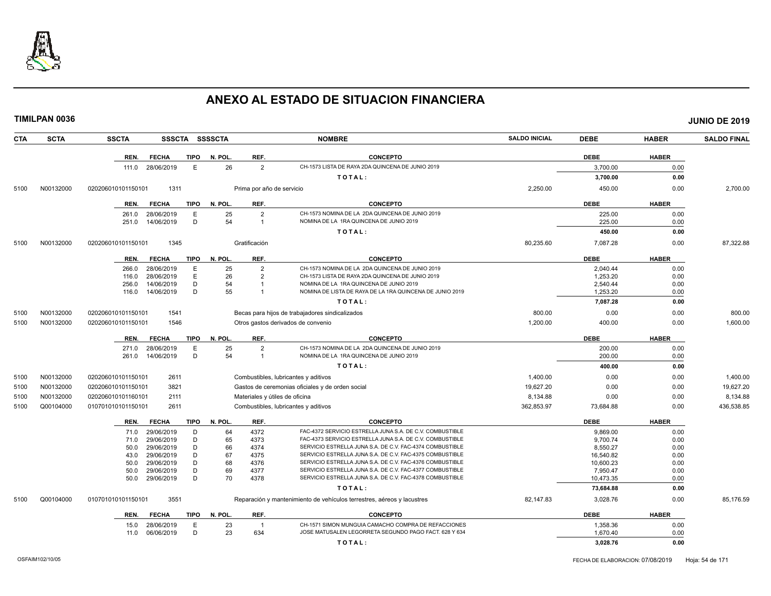# ANEXO AL ESTADO DE SITUACION FINANCIERA

**TIMILPAN 0036** — **JUNIO DE 2019**

| CTA | SCTA | SSCTA | SSSCTA | SSSSCTA | NOMBRE | SALDO INICIAL | DEBE | HABER | SALDO FINAL |
|---|---|---|---|---|---|---|---|---|---|

| REN. | FECHA | TIPO | N. POL. | REF. | CONCEPTO | DEBE | HABER |
|---|---|---|---|---|---|---|---|
| 111.0 | 28/06/2019 | E | 26 | 2 | CH-1573 LISTA DE RAYA 2DA QUINCENA DE JUNIO 2019 | 3,700.00 | 0.00 |
| | | | | | TOTAL: | 3,700.00 | 0.00 |

| CTA | SCTA | SSCTA | SSSCTA | NOMBRE | SALDO INICIAL | DEBE | HABER | SALDO FINAL |
|---|---|---|---|---|---|---|---|---|
| 5100 | N00132000 | 020206010101150101 | 1311 | Prima por año de servicio | 2,250.00 | 450.00 | 0.00 | 2,700.00 |

| REN. | FECHA | TIPO | N. POL. | REF. | CONCEPTO | DEBE | HABER |
|---|---|---|---|---|---|---|---|
| 261.0 | 28/06/2019 | E | 25 | 2 | CH-1573 NOMINA DE LA 2DA QUINCENA DE JUNIO 2019 | 225.00 | 0.00 |
| 251.0 | 14/06/2019 | D | 54 | 1 | NOMINA DE LA 1RA QUINCENA DE JUNIO 2019 | 225.00 | 0.00 |
| | | | | | TOTAL: | 450.00 | 0.00 |

| CTA | SCTA | SSCTA | SSSCTA | NOMBRE | SALDO INICIAL | DEBE | HABER | SALDO FINAL |
|---|---|---|---|---|---|---|---|---|
| 5100 | N00132000 | 020206010101150101 | 1345 | Gratificación | 80,235.60 | 7,087.28 | 0.00 | 87,322.88 |

| REN. | FECHA | TIPO | N. POL. | REF. | CONCEPTO | DEBE | HABER |
|---|---|---|---|---|---|---|---|
| 266.0 | 28/06/2019 | E | 25 | 2 | CH-1573 NOMINA DE LA 2DA QUINCENA DE JUNIO 2019 | 2,040.44 | 0.00 |
| 116.0 | 28/06/2019 | E | 26 | 2 | CH-1573 LISTA DE RAYA 2DA QUINCENA DE JUNIO 2019 | 1,253.20 | 0.00 |
| 256.0 | 14/06/2019 | D | 54 | 1 | NOMINA DE LA 1RA QUINCENA DE JUNIO 2019 | 2,540.44 | 0.00 |
| 116.0 | 14/06/2019 | D | 55 | 1 | NOMINA DE LISTA DE RAYA DE LA 1RA QUINCENA DE JUNIO 2019 | 1,253.20 | 0.00 |
| | | | | | TOTAL: | 7,087.28 | 0.00 |

| CTA | SCTA | SSCTA | SSSCTA | NOMBRE | SALDO INICIAL | DEBE | HABER | SALDO FINAL |
|---|---|---|---|---|---|---|---|---|
| 5100 | N00132000 | 020206010101150101 | 1541 | Becas para hijos de trabajadores sindicalizados | 800.00 | 0.00 | 0.00 | 800.00 |
| 5100 | N00132000 | 020206010101150101 | 1546 | Otros gastos derivados de convenio | 1,200.00 | 400.00 | 0.00 | 1,600.00 |

| REN. | FECHA | TIPO | N. POL. | REF. | CONCEPTO | DEBE | HABER |
|---|---|---|---|---|---|---|---|
| 271.0 | 28/06/2019 | E | 25 | 2 | CH-1573 NOMINA DE LA 2DA QUINCENA DE JUNIO 2019 | 200.00 | 0.00 |
| 261.0 | 14/06/2019 | D | 54 | 1 | NOMINA DE LA 1RA QUINCENA DE JUNIO 2019 | 200.00 | 0.00 |
| | | | | | TOTAL: | 400.00 | 0.00 |

| CTA | SCTA | SSCTA | SSSCTA | NOMBRE | SALDO INICIAL | DEBE | HABER | SALDO FINAL |
|---|---|---|---|---|---|---|---|---|
| 5100 | N00132000 | 020206010101150101 | 2611 | Combustibles, lubricantes y aditivos | 1,400.00 | 0.00 | 0.00 | 1,400.00 |
| 5100 | N00132000 | 020206010101150101 | 3821 | Gastos de ceremonias oficiales y de orden social | 19,627.20 | 0.00 | 0.00 | 19,627.20 |
| 5100 | N00132000 | 020206010101160101 | 2111 | Materiales y útiles de oficina | 8,134.88 | 0.00 | 0.00 | 8,134.88 |
| 5100 | Q00104000 | 010701010101150101 | 2611 | Combustibles, lubricantes y aditivos | 362,853.97 | 73,684.88 | 0.00 | 436,538.85 |

| REN. | FECHA | TIPO | N. POL. | REF. | CONCEPTO | DEBE | HABER |
|---|---|---|---|---|---|---|---|
| 71.0 | 29/06/2019 | D | 64 | 4372 | FAC-4372 SERVICIO ESTRELLA JUNA S.A. DE C.V. COMBUSTIBLE | 9,869.00 | 0.00 |
| 71.0 | 29/06/2019 | D | 65 | 4373 | FAC-4373 SERVICIO ESTRELLA JUNA S.A. DE C.V. COMBUSTIBLE | 9,700.74 | 0.00 |
| 50.0 | 29/06/2019 | D | 66 | 4374 | SERVICIO ESTRELLA JUNA S.A. DE C.V. FAC-4374 COMBUSTIBLE | 8,550.27 | 0.00 |
| 43.0 | 29/06/2019 | D | 67 | 4375 | SERVICIO ESTRELLA JUNA S.A. DE C.V. FAC-4375 COMBUSTIBLE | 16,540.82 | 0.00 |
| 50.0 | 29/06/2019 | D | 68 | 4376 | SERVICIO ESTRELLA JUNA S.A. DE C.V. FAC-4376 COMBUSTIBLE | 10,600.23 | 0.00 |
| 50.0 | 29/06/2019 | D | 69 | 4377 | SERVICIO ESTRELLA JUNA S.A. DE C.V. FAC-4377 COMBUSTIBLE | 7,950.47 | 0.00 |
| 50.0 | 29/06/2019 | D | 70 | 4378 | SERVICIO ESTRELLA JUNA S.A. DE C.V. FAC-4378 COMBUSTIBLE | 10,473.35 | 0.00 |
| | | | | | TOTAL: | 73,684.88 | 0.00 |

| CTA | SCTA | SSCTA | SSSCTA | NOMBRE | SALDO INICIAL | DEBE | HABER | SALDO FINAL |
|---|---|---|---|---|---|---|---|---|
| 5100 | Q00104000 | 010701010101150101 | 3551 | Reparación y mantenimiento de vehículos terrestres, aéreos y lacustres | 82,147.83 | 3,028.76 | 0.00 | 85,176.59 |

| REN. | FECHA | TIPO | N. POL. | REF. | CONCEPTO | DEBE | HABER |
|---|---|---|---|---|---|---|---|
| 15.0 | 28/06/2019 | E | 23 | 1 | CH-1571 SIMON MUNGUIA CAMACHO COMPRA DE REFACCIONES | 1,358.36 | 0.00 |
| 11.0 | 06/06/2019 | D | 23 | 634 | JOSE MATUSALEN LEGORRETA SEGUNDO PAGO FACT. 628 Y 634 | 1,670.40 | 0.00 |
| | | | | | TOTAL: | 3,028.76 | 0.00 |

OSFAIM102/10/05 — FECHA DE ELABORACION: 07/08/2019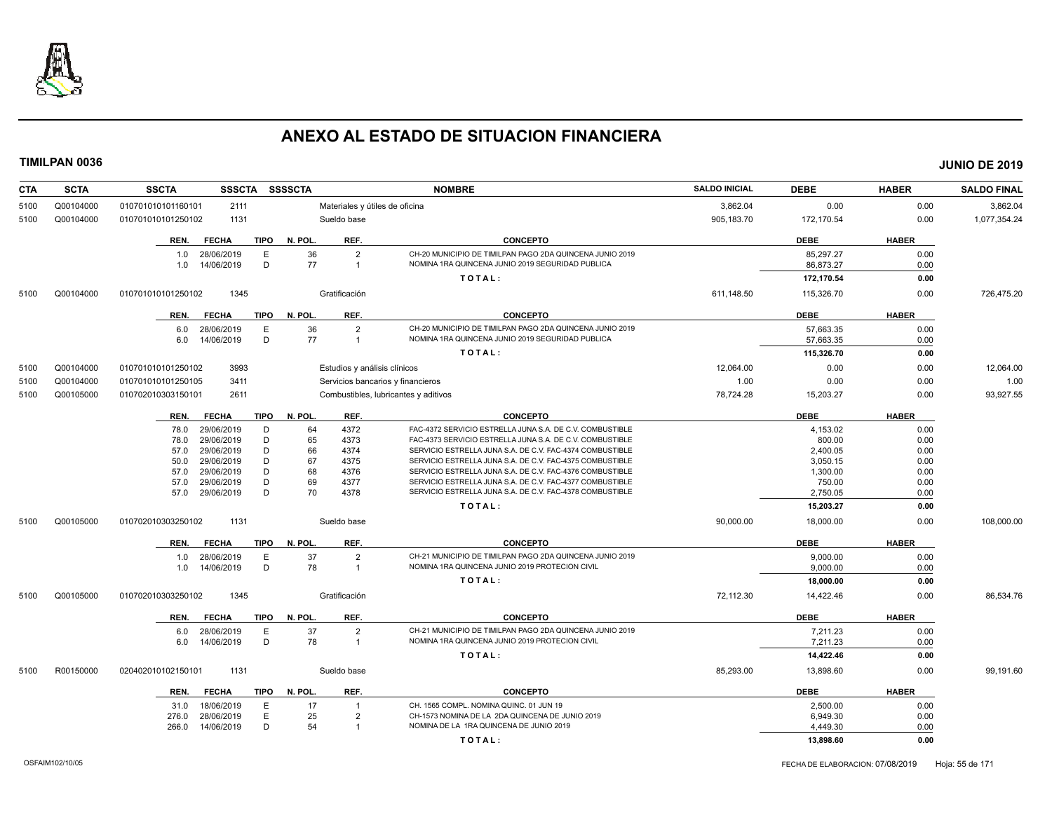# ANEXO AL ESTADO DE SITUACION FINANCIERA

**TIMILPAN 0036** **JUNIO DE 2019**

| CTA | SCTA | SSCTA | SSSCTA | SSSSCTA | NOMBRE | SALDO INICIAL | DEBE | HABER | SALDO FINAL |
|---|---|---|---|---|---|---|---|---|---|
| 5100 | Q00104000 | 010701010101160101 | 2111 | | Materiales y útiles de oficina | 3,862.04 | 0.00 | 0.00 | 3,862.04 |
| 5100 | Q00104000 | 010701010101250102 | 1131 | | Sueldo base | 905,183.70 | 172,170.54 | 0.00 | 1,077,354.24 |

| REN. | FECHA | TIPO | N. POL. | REF. | CONCEPTO | DEBE | HABER |
|---|---|---|---|---|---|---|---|
| 1.0 | 28/06/2019 | E | 36 | 2 | CH-20 MUNICIPIO DE TIMILPAN PAGO 2DA QUINCENA JUNIO 2019 | 85,297.27 | 0.00 |
| 1.0 | 14/06/2019 | D | 77 | 1 | NOMINA 1RA QUINCENA JUNIO 2019 SEGURIDAD PUBLICA | 86,873.27 | 0.00 |
| | | | | | TOTAL: | 172,170.54 | 0.00 |

| CTA | SCTA | SSCTA | SSSCTA | SSSSCTA | NOMBRE | SALDO INICIAL | DEBE | HABER | SALDO FINAL |
|---|---|---|---|---|---|---|---|---|---|
| 5100 | Q00104000 | 010701010101250102 | 1345 | | Gratificación | 611,148.50 | 115,326.70 | 0.00 | 726,475.20 |

| REN. | FECHA | TIPO | N. POL. | REF. | CONCEPTO | DEBE | HABER |
|---|---|---|---|---|---|---|---|
| 6.0 | 28/06/2019 | E | 36 | 2 | CH-20 MUNICIPIO DE TIMILPAN PAGO 2DA QUINCENA JUNIO 2019 | 57,663.35 | 0.00 |
| 6.0 | 14/06/2019 | D | 77 | 1 | NOMINA 1RA QUINCENA JUNIO 2019 SEGURIDAD PUBLICA | 57,663.35 | 0.00 |
| | | | | | TOTAL: | 115,326.70 | 0.00 |

| CTA | SCTA | SSCTA | SSSCTA | SSSSCTA | NOMBRE | SALDO INICIAL | DEBE | HABER | SALDO FINAL |
|---|---|---|---|---|---|---|---|---|---|
| 5100 | Q00104000 | 010701010101250102 | 3993 | | Estudios y análisis clínicos | 12,064.00 | 0.00 | 0.00 | 12,064.00 |
| 5100 | Q00104000 | 010701010101250105 | 3411 | | Servicios bancarios y financieros | 1.00 | 0.00 | 0.00 | 1.00 |
| 5100 | Q00105000 | 010702010303150101 | 2611 | | Combustibles, lubricantes y aditivos | 78,724.28 | 15,203.27 | 0.00 | 93,927.55 |

| REN. | FECHA | TIPO | N. POL. | REF. | CONCEPTO | DEBE | HABER |
|---|---|---|---|---|---|---|---|
| 78.0 | 29/06/2019 | D | 64 | 4372 | FAC-4372 SERVICIO ESTRELLA JUNA S.A. DE C.V. COMBUSTIBLE | 4,153.02 | 0.00 |
| 78.0 | 29/06/2019 | D | 65 | 4373 | FAC-4373 SERVICIO ESTRELLA JUNA S.A. DE C.V. COMBUSTIBLE | 800.00 | 0.00 |
| 57.0 | 29/06/2019 | D | 66 | 4374 | SERVICIO ESTRELLA JUNA S.A. DE C.V. FAC-4374 COMBUSTIBLE | 2,400.05 | 0.00 |
| 50.0 | 29/06/2019 | D | 67 | 4375 | SERVICIO ESTRELLA JUNA S.A. DE C.V. FAC-4375 COMBUSTIBLE | 3,050.15 | 0.00 |
| 57.0 | 29/06/2019 | D | 68 | 4376 | SERVICIO ESTRELLA JUNA S.A. DE C.V. FAC-4376 COMBUSTIBLE | 1,300.00 | 0.00 |
| 57.0 | 29/06/2019 | D | 69 | 4377 | SERVICIO ESTRELLA JUNA S.A. DE C.V. FAC-4377 COMBUSTIBLE | 750.00 | 0.00 |
| 57.0 | 29/06/2019 | D | 70 | 4378 | SERVICIO ESTRELLA JUNA S.A. DE C.V. FAC-4378 COMBUSTIBLE | 2,750.05 | 0.00 |
| | | | | | TOTAL: | 15,203.27 | 0.00 |

| CTA | SCTA | SSCTA | SSSCTA | SSSSCTA | NOMBRE | SALDO INICIAL | DEBE | HABER | SALDO FINAL |
|---|---|---|---|---|---|---|---|---|---|
| 5100 | Q00105000 | 010702010303250102 | 1131 | | Sueldo base | 90,000.00 | 18,000.00 | 0.00 | 108,000.00 |

| REN. | FECHA | TIPO | N. POL. | REF. | CONCEPTO | DEBE | HABER |
|---|---|---|---|---|---|---|---|
| 1.0 | 28/06/2019 | E | 37 | 2 | CH-21 MUNICIPIO DE TIMILPAN PAGO 2DA QUINCENA JUNIO 2019 | 9,000.00 | 0.00 |
| 1.0 | 14/06/2019 | D | 78 | 1 | NOMINA 1RA QUINCENA JUNIO 2019 PROTECION CIVIL | 9,000.00 | 0.00 |
| | | | | | TOTAL: | 18,000.00 | 0.00 |

| CTA | SCTA | SSCTA | SSSCTA | SSSSCTA | NOMBRE | SALDO INICIAL | DEBE | HABER | SALDO FINAL |
|---|---|---|---|---|---|---|---|---|---|
| 5100 | Q00105000 | 010702010303250102 | 1345 | | Gratificación | 72,112.30 | 14,422.46 | 0.00 | 86,534.76 |

| REN. | FECHA | TIPO | N. POL. | REF. | CONCEPTO | DEBE | HABER |
|---|---|---|---|---|---|---|---|
| 6.0 | 28/06/2019 | E | 37 | 2 | CH-21 MUNICIPIO DE TIMILPAN PAGO 2DA QUINCENA JUNIO 2019 | 7,211.23 | 0.00 |
| 6.0 | 14/06/2019 | D | 78 | 1 | NOMINA 1RA QUINCENA JUNIO 2019 PROTECION CIVIL | 7,211.23 | 0.00 |
| | | | | | TOTAL: | 14,422.46 | 0.00 |

| CTA | SCTA | SSCTA | SSSCTA | SSSSCTA | NOMBRE | SALDO INICIAL | DEBE | HABER | SALDO FINAL |
|---|---|---|---|---|---|---|---|---|---|
| 5100 | R00150000 | 020402010102150101 | 1131 | | Sueldo base | 85,293.00 | 13,898.60 | 0.00 | 99,191.60 |

| REN. | FECHA | TIPO | N. POL. | REF. | CONCEPTO | DEBE | HABER |
|---|---|---|---|---|---|---|---|
| 31.0 | 18/06/2019 | E | 17 | 1 | CH. 1565 COMPL. NOMINA QUINC. 01 JUN 19 | 2,500.00 | 0.00 |
| 276.0 | 28/06/2019 | E | 25 | 2 | CH-1573 NOMINA DE LA 2DA QUINCENA DE JUNIO 2019 | 6,949.30 | 0.00 |
| 266.0 | 14/06/2019 | D | 54 | 1 | NOMINA DE LA 1RA QUINCENA DE JUNIO 2019 | 4,449.30 | 0.00 |
| | | | | | TOTAL: | 13,898.60 | 0.00 |

OSFAIM102/10/05 FECHA DE ELABORACION: 07/08/2019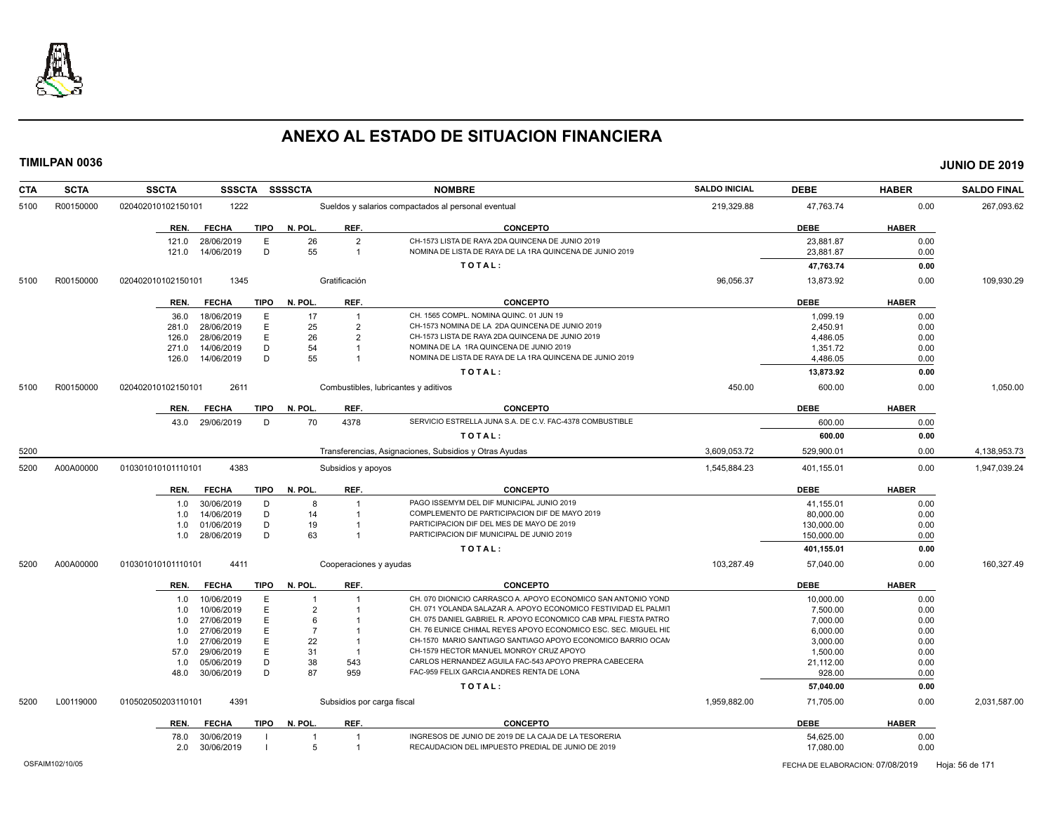# ANEXO AL ESTADO DE SITUACION FINANCIERA

**TIMILPAN 0036** **JUNIO DE 2019**

| CTA | SCTA | SSCTA | SSSCTA | SSSSCTA | NOMBRE | SALDO INICIAL | DEBE | HABER | SALDO FINAL |
|---|---|---|---|---|---|---|---|---|---|
| 5100 | R00150000 | 020402010102150101 | 1222 | | Sueldos y salarios compactados al personal eventual | 219,329.88 | 47,763.74 | 0.00 | 267,093.62 |

| REN. | FECHA | TIPO | N. POL. | REF. | CONCEPTO | DEBE | HABER |
|---|---|---|---|---|---|---|---|
| 121.0 | 28/06/2019 | E | 26 | 2 | CH-1573 LISTA DE RAYA 2DA QUINCENA DE JUNIO 2019 | 23,881.87 | 0.00 |
| 121.0 | 14/06/2019 | D | 55 | 1 | NOMINA DE LISTA DE RAYA DE LA 1RA QUINCENA DE JUNIO 2019 | 23,881.87 | 0.00 |
| | | | | | **TOTAL:** | **47,763.74** | **0.00** |

| CTA | SCTA | SSCTA | SSSCTA | SSSSCTA | NOMBRE | SALDO INICIAL | DEBE | HABER | SALDO FINAL |
|---|---|---|---|---|---|---|---|---|---|
| 5100 | R00150000 | 020402010102150101 | 1345 | | Gratificación | 96,056.37 | 13,873.92 | 0.00 | 109,930.29 |

| REN. | FECHA | TIPO | N. POL. | REF. | CONCEPTO | DEBE | HABER |
|---|---|---|---|---|---|---|---|
| 36.0 | 18/06/2019 | E | 17 | 1 | CH. 1565 COMPL. NOMINA QUINC. 01 JUN 19 | 1,099.19 | 0.00 |
| 281.0 | 28/06/2019 | E | 25 | 2 | CH-1573 NOMINA DE LA 2DA QUINCENA DE JUNIO 2019 | 2,450.91 | 0.00 |
| 126.0 | 28/06/2019 | E | 26 | 2 | CH-1573 LISTA DE RAYA 2DA QUINCENA DE JUNIO 2019 | 4,486.05 | 0.00 |
| 271.0 | 14/06/2019 | D | 54 | 1 | NOMINA DE LA 1RA QUINCENA DE JUNIO 2019 | 1,351.72 | 0.00 |
| 126.0 | 14/06/2019 | D | 55 | 1 | NOMINA DE LISTA DE RAYA DE LA 1RA QUINCENA DE JUNIO 2019 | 4,486.05 | 0.00 |
| | | | | | **TOTAL:** | **13,873.92** | **0.00** |

| CTA | SCTA | SSCTA | SSSCTA | SSSSCTA | NOMBRE | SALDO INICIAL | DEBE | HABER | SALDO FINAL |
|---|---|---|---|---|---|---|---|---|---|
| 5100 | R00150000 | 020402010102150101 | 2611 | | Combustibles, lubricantes y aditivos | 450.00 | 600.00 | 0.00 | 1,050.00 |

| REN. | FECHA | TIPO | N. POL. | REF. | CONCEPTO | DEBE | HABER |
|---|---|---|---|---|---|---|---|
| 43.0 | 29/06/2019 | D | 70 | 4378 | SERVICIO ESTRELLA JUNA S.A. DE C.V. FAC-4378 COMBUSTIBLE | 600.00 | 0.00 |
| | | | | | **TOTAL:** | **600.00** | **0.00** |

| CTA | SCTA | SSCTA | SSSCTA | SSSSCTA | NOMBRE | SALDO INICIAL | DEBE | HABER | SALDO FINAL |
|---|---|---|---|---|---|---|---|---|---|
| 5200 | | | | | Transferencias, Asignaciones, Subsidios y Otras Ayudas | 3,609,053.72 | 529,900.01 | 0.00 | 4,138,953.73 |
| 5200 | A00A00000 | 010301010101110101 | 4383 | | Subsidios y apoyos | 1,545,884.23 | 401,155.01 | 0.00 | 1,947,039.24 |

| REN. | FECHA | TIPO | N. POL. | REF. | CONCEPTO | DEBE | HABER |
|---|---|---|---|---|---|---|---|
| 1.0 | 30/06/2019 | D | 8 | 1 | PAGO ISSEMYM DEL DIF MUNICIPAL JUNIO 2019 | 41,155.01 | 0.00 |
| 1.0 | 14/06/2019 | D | 14 | 1 | COMPLEMENTO DE PARTICIPACION DIF DE MAYO 2019 | 80,000.00 | 0.00 |
| 1.0 | 01/06/2019 | D | 19 | 1 | PARTICIPACION DIF DEL MES DE MAYO DE 2019 | 130,000.00 | 0.00 |
| 1.0 | 28/06/2019 | D | 63 | 1 | PARTICIPACION DIF MUNICIPAL DE JUNIO 2019 | 150,000.00 | 0.00 |
| | | | | | **TOTAL:** | **401,155.01** | **0.00** |

| CTA | SCTA | SSCTA | SSSCTA | SSSSCTA | NOMBRE | SALDO INICIAL | DEBE | HABER | SALDO FINAL |
|---|---|---|---|---|---|---|---|---|---|
| 5200 | A00A00000 | 010301010101110101 | 4411 | | Cooperaciones y ayudas | 103,287.49 | 57,040.00 | 0.00 | 160,327.49 |

| REN. | FECHA | TIPO | N. POL. | REF. | CONCEPTO | DEBE | HABER |
|---|---|---|---|---|---|---|---|
| 1.0 | 10/06/2019 | E | 1 | 1 | CH. 070 DIONICIO CARRASCO A. APOYO ECONOMICO SAN ANTONIO YOND | 10,000.00 | 0.00 |
| 1.0 | 10/06/2019 | E | 2 | 1 | CH. 071 YOLANDA SALAZAR A. APOYO ECONOMICO FESTIVIDAD EL PALMIT | 7,500.00 | 0.00 |
| 1.0 | 27/06/2019 | E | 6 | 1 | CH. 075 DANIEL GABRIEL R. APOYO ECONOMICO CAB MPAL FIESTA PATRO | 7,000.00 | 0.00 |
| 1.0 | 27/06/2019 | E | 7 | 1 | CH. 76 EUNICE CHIMAL REYES APOYO ECONOMICO ESC. SEC. MIGUEL HIL | 6,000.00 | 0.00 |
| 1.0 | 27/06/2019 | E | 22 | 1 | CH-1570 MARIO SANTIAGO SANTIAGO APOYO ECONOMICO BARRIO OCAM | 3,000.00 | 0.00 |
| 57.0 | 29/06/2019 | E | 31 | 1 | CH-1579 HECTOR MANUEL MONROY CRUZ APOYO | 1,500.00 | 0.00 |
| 1.0 | 05/06/2019 | D | 38 | 543 | CARLOS HERNANDEZ AGUILA FAC-543 APOYO PREPRA CABECERA | 21,112.00 | 0.00 |
| 48.0 | 30/06/2019 | D | 87 | 959 | FAC-959 FELIX GARCIA ANDRES RENTA DE LONA | 928.00 | 0.00 |
| | | | | | **TOTAL:** | **57,040.00** | **0.00** |

| CTA | SCTA | SSCTA | SSSCTA | SSSSCTA | NOMBRE | SALDO INICIAL | DEBE | HABER | SALDO FINAL |
|---|---|---|---|---|---|---|---|---|---|
| 5200 | L00119000 | 010502050203110101 | 4391 | | Subsidios por carga fiscal | 1,959,882.00 | 71,705.00 | 0.00 | 2,031,587.00 |

| REN. | FECHA | TIPO | N. POL. | REF. | CONCEPTO | DEBE | HABER |
|---|---|---|---|---|---|---|---|
| 78.0 | 30/06/2019 | I | 1 | 1 | INGRESOS DE JUNIO DE 2019 DE LA CAJA DE LA TESORERIA | 54,625.00 | 0.00 |
| 2.0 | 30/06/2019 | I | 5 | 1 | RECAUDACION DEL IMPUESTO PREDIAL DE JUNIO DE 2019 | 17,080.00 | 0.00 |

OSFAIM102/10/05 FECHA DE ELABORACION: 07/08/2019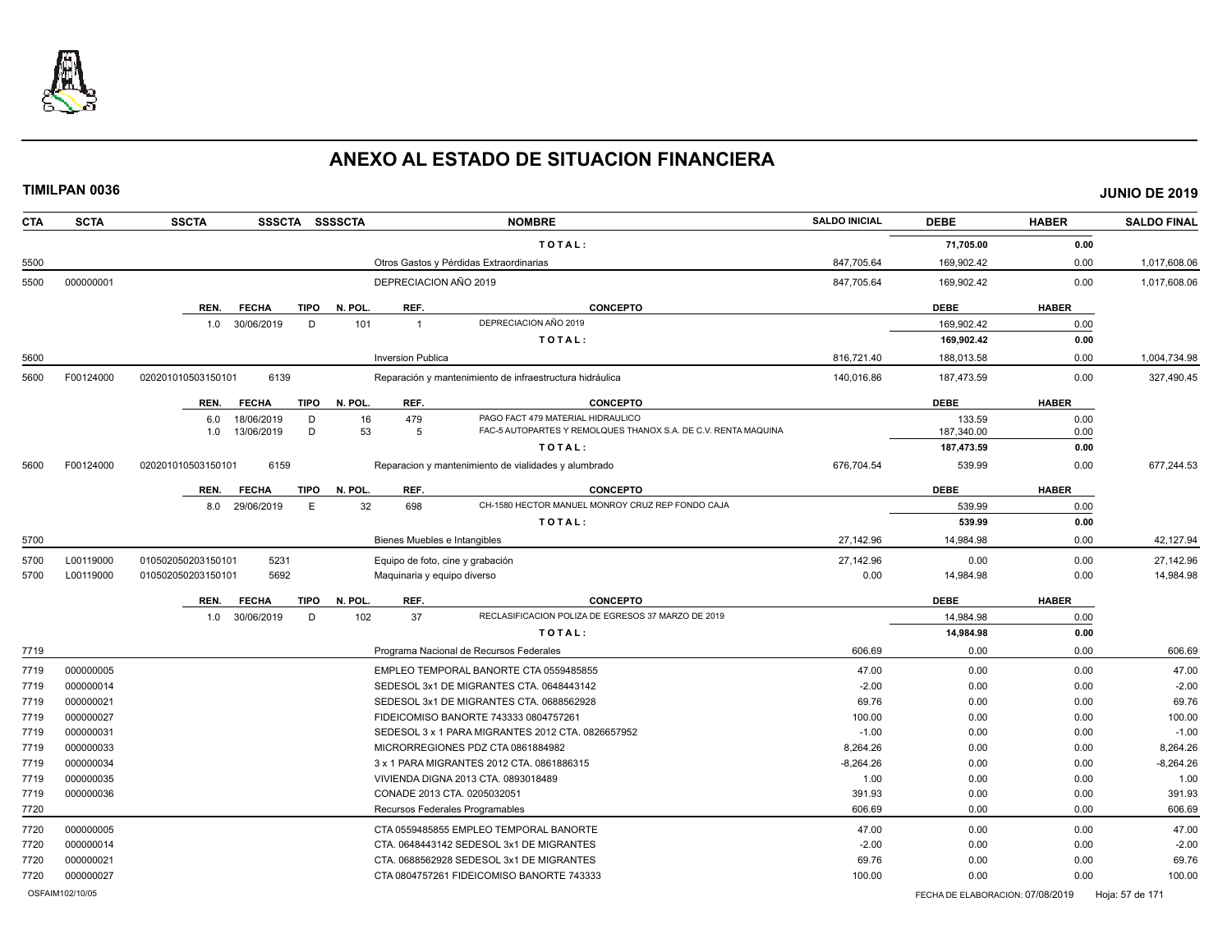# ANEXO AL ESTADO DE SITUACION FINANCIERA

**TIMILPAN 0036** **JUNIO DE 2019**

| CTA | SCTA | SSCTA | SSSCTA | SSSSCTA | NOMBRE | SALDO INICIAL | DEBE | HABER | SALDO FINAL |
|---|---|---|---|---|---|---|---|---|---|
| | | | | | T O T A L : | | 71,705.00 | 0.00 | |
| 5500 | | | | | Otros Gastos y Pérdidas Extraordinarias | 847,705.64 | 169,902.42 | 0.00 | 1,017,608.06 |
| 5500 | 000000001 | | | | DEPRECIACION AÑO 2019 | 847,705.64 | 169,902.42 | 0.00 | 1,017,608.06 |

| REN. | FECHA | TIPO | N. POL. | REF. | CONCEPTO | DEBE | HABER |
|---|---|---|---|---|---|---|---|
| 1.0 | 30/06/2019 | D | 101 | 1 | DEPRECIACION AÑO 2019 | 169,902.42 | 0.00 |
| | | | | | T O T A L : | 169,902.42 | 0.00 |

| CTA | SCTA | SSCTA | SSSCTA | SSSSCTA | NOMBRE | SALDO INICIAL | DEBE | HABER | SALDO FINAL |
|---|---|---|---|---|---|---|---|---|---|
| 5600 | | | | | Inversion Publica | 816,721.40 | 188,013.58 | 0.00 | 1,004,734.98 |
| 5600 | F00124000 | 020201010503150101 | 6139 | | Reparación y mantenimiento de infraestructura hidráulica | 140,016.86 | 187,473.59 | 0.00 | 327,490.45 |

| REN. | FECHA | TIPO | N. POL. | REF. | CONCEPTO | DEBE | HABER |
|---|---|---|---|---|---|---|---|
| 6.0 | 18/06/2019 | D | 16 | 479 | PAGO FACT 479 MATERIAL HIDRAULICO | 133.59 | 0.00 |
| 1.0 | 13/06/2019 | D | 53 | 5 | FAC-5 AUTOPARTES Y REMOLQUES THANOX S.A. DE C.V. RENTA MAQUINA | 187,340.00 | 0.00 |
| | | | | | T O T A L : | 187,473.59 | 0.00 |

| CTA | SCTA | SSCTA | SSSCTA | SSSSCTA | NOMBRE | SALDO INICIAL | DEBE | HABER | SALDO FINAL |
|---|---|---|---|---|---|---|---|---|---|
| 5600 | F00124000 | 020201010503150101 | 6159 | | Reparacion y mantenimiento de vialidades y alumbrado | 676,704.54 | 539.99 | 0.00 | 677,244.53 |

| REN. | FECHA | TIPO | N. POL. | REF. | CONCEPTO | DEBE | HABER |
|---|---|---|---|---|---|---|---|
| 8.0 | 29/06/2019 | E | 32 | 698 | CH-1580 HECTOR MANUEL MONROY CRUZ REP FONDO CAJA | 539.99 | 0.00 |
| | | | | | T O T A L : | 539.99 | 0.00 |

| CTA | SCTA | SSCTA | SSSCTA | SSSSCTA | NOMBRE | SALDO INICIAL | DEBE | HABER | SALDO FINAL |
|---|---|---|---|---|---|---|---|---|---|
| 5700 | | | | | Bienes Muebles e Intangibles | 27,142.96 | 14,984.98 | 0.00 | 42,127.94 |
| 5700 | L00119000 | 010502050203150101 | 5231 | | Equipo de foto, cine y grabación | 27,142.96 | 0.00 | 0.00 | 27,142.96 |
| 5700 | L00119000 | 010502050203150101 | 5692 | | Maquinaria y equipo diverso | 0.00 | 14,984.98 | 0.00 | 14,984.98 |

| REN. | FECHA | TIPO | N. POL. | REF. | CONCEPTO | DEBE | HABER |
|---|---|---|---|---|---|---|---|
| 1.0 | 30/06/2019 | D | 102 | 37 | RECLASIFICACION POLIZA DE EGRESOS 37 MARZO DE 2019 | 14,984.98 | 0.00 |
| | | | | | T O T A L : | 14,984.98 | 0.00 |

| CTA | SCTA | SSCTA | SSSCTA | SSSSCTA | NOMBRE | SALDO INICIAL | DEBE | HABER | SALDO FINAL |
|---|---|---|---|---|---|---|---|---|---|
| 7719 | | | | | Programa Nacional de Recursos Federales | 606.69 | 0.00 | 0.00 | 606.69 |
| 7719 | 000000005 | | | | EMPLEO TEMPORAL BANORTE CTA 0559485855 | 47.00 | 0.00 | 0.00 | 47.00 |
| 7719 | 000000014 | | | | SEDESOL 3x1 DE MIGRANTES CTA. 0648443142 | -2.00 | 0.00 | 0.00 | -2.00 |
| 7719 | 000000021 | | | | SEDESOL 3x1 DE MIGRANTES CTA. 0688562928 | 69.76 | 0.00 | 0.00 | 69.76 |
| 7719 | 000000027 | | | | FIDEICOMISO BANORTE 743333 0804757261 | 100.00 | 0.00 | 0.00 | 100.00 |
| 7719 | 000000031 | | | | SEDESOL 3 x 1 PARA MIGRANTES 2012 CTA. 0826657952 | -1.00 | 0.00 | 0.00 | -1.00 |
| 7719 | 000000033 | | | | MICRORREGIONES PDZ CTA 0861884982 | 8,264.26 | 0.00 | 0.00 | 8,264.26 |
| 7719 | 000000034 | | | | 3 x 1 PARA MIGRANTES 2012 CTA. 0861886315 | -8,264.26 | 0.00 | 0.00 | -8,264.26 |
| 7719 | 000000035 | | | | VIVIENDA DIGNA 2013 CTA. 0893018489 | 1.00 | 0.00 | 0.00 | 1.00 |
| 7719 | 000000036 | | | | CONADE 2013 CTA. 0205032051 | 391.93 | 0.00 | 0.00 | 391.93 |
| 7720 | | | | | Recursos Federales Programables | 606.69 | 0.00 | 0.00 | 606.69 |
| 7720 | 000000005 | | | | CTA 0559485855 EMPLEO TEMPORAL BANORTE | 47.00 | 0.00 | 0.00 | 47.00 |
| 7720 | 000000014 | | | | CTA. 0648443142 SEDESOL 3x1 DE MIGRANTES | -2.00 | 0.00 | 0.00 | -2.00 |
| 7720 | 000000021 | | | | CTA. 0688562928 SEDESOL 3x1 DE MIGRANTES | 69.76 | 0.00 | 0.00 | 69.76 |
| 7720 | 000000027 | | | | CTA 0804757261 FIDEICOMISO BANORTE 743333 | 100.00 | 0.00 | 0.00 | 100.00 |

OSFAIM102/10/05 FECHA DE ELABORACION: 07/08/2019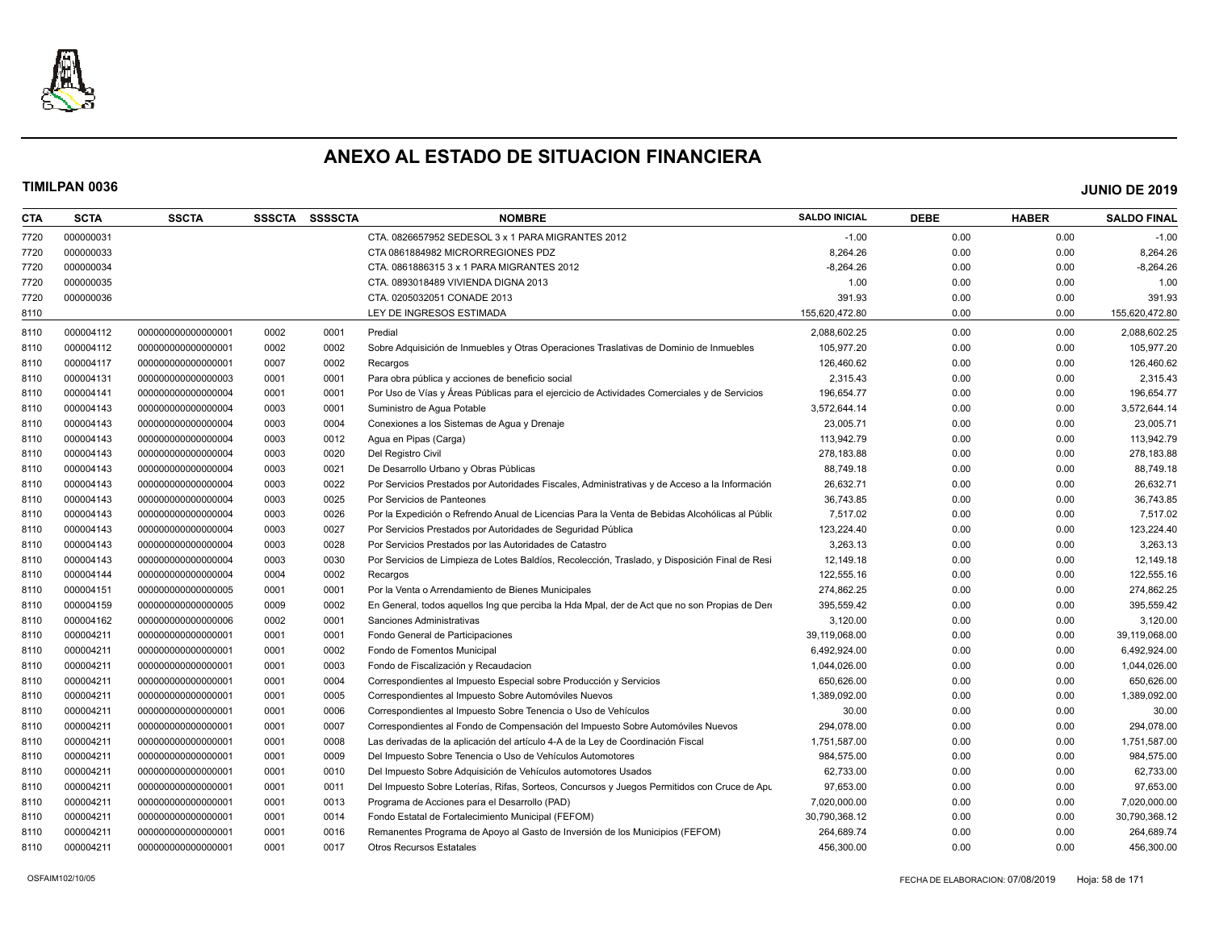# ANEXO AL ESTADO DE SITUACION FINANCIERA

**TIMILPAN 0036** **JUNIO DE 2019**

| CTA | SCTA | SSCTA | SSSCTA | SSSSCTA | NOMBRE | SALDO INICIAL | DEBE | HABER | SALDO FINAL |
|---|---|---|---|---|---|---|---|---|---|
| 7720 | 000000031 | | | | CTA. 0826657952 SEDESOL 3 x 1 PARA MIGRANTES 2012 | -1.00 | 0.00 | 0.00 | -1.00 |
| 7720 | 000000033 | | | | CTA 0861884982 MICRORREGIONES PDZ | 8,264.26 | 0.00 | 0.00 | 8,264.26 |
| 7720 | 000000034 | | | | CTA. 0861886315 3 x 1 PARA MIGRANTES 2012 | -8,264.26 | 0.00 | 0.00 | -8,264.26 |
| 7720 | 000000035 | | | | CTA. 0893018489 VIVIENDA DIGNA 2013 | 1.00 | 0.00 | 0.00 | 1.00 |
| 7720 | 000000036 | | | | CTA. 0205032051 CONADE 2013 | 391.93 | 0.00 | 0.00 | 391.93 |
| 8110 | | | | | LEY DE INGRESOS ESTIMADA | 155,620,472.80 | 0.00 | 0.00 | 155,620,472.80 |
| 8110 | 000004112 | 000000000000000001 | 0002 | 0001 | Predial | 2,088,602.25 | 0.00 | 0.00 | 2,088,602.25 |
| 8110 | 000004112 | 000000000000000001 | 0002 | 0002 | Sobre Adquisición de Inmuebles y Otras Operaciones Traslativas de Dominio de Inmuebles | 105,977.20 | 0.00 | 0.00 | 105,977.20 |
| 8110 | 000004117 | 000000000000000001 | 0007 | 0002 | Recargos | 126,460.62 | 0.00 | 0.00 | 126,460.62 |
| 8110 | 000004131 | 000000000000000003 | 0001 | 0001 | Para obra pública y acciones de beneficio social | 2,315.43 | 0.00 | 0.00 | 2,315.43 |
| 8110 | 000004141 | 000000000000000004 | 0001 | 0001 | Por Uso de Vías y Áreas Públicas para el ejercicio de Actividades Comerciales y de Servicios | 196,654.77 | 0.00 | 0.00 | 196,654.77 |
| 8110 | 000004143 | 000000000000000004 | 0003 | 0001 | Suministro de Agua Potable | 3,572,644.14 | 0.00 | 0.00 | 3,572,644.14 |
| 8110 | 000004143 | 000000000000000004 | 0003 | 0004 | Conexiones a los Sistemas de Agua y Drenaje | 23,005.71 | 0.00 | 0.00 | 23,005.71 |
| 8110 | 000004143 | 000000000000000004 | 0003 | 0012 | Agua en Pipas (Carga) | 113,942.79 | 0.00 | 0.00 | 113,942.79 |
| 8110 | 000004143 | 000000000000000004 | 0003 | 0020 | Del Registro Civil | 278,183.88 | 0.00 | 0.00 | 278,183.88 |
| 8110 | 000004143 | 000000000000000004 | 0003 | 0021 | De Desarrollo Urbano y Obras Públicas | 88,749.18 | 0.00 | 0.00 | 88,749.18 |
| 8110 | 000004143 | 000000000000000004 | 0003 | 0022 | Por Servicios Prestados por Autoridades Fiscales, Administrativas y de Acceso a la Información | 26,632.71 | 0.00 | 0.00 | 26,632.71 |
| 8110 | 000004143 | 000000000000000004 | 0003 | 0025 | Por Servicios de Panteones | 36,743.85 | 0.00 | 0.00 | 36,743.85 |
| 8110 | 000004143 | 000000000000000004 | 0003 | 0026 | Por la Expedición o Refrendo Anual de Licencias Para la Venta de Bebidas Alcohólicas al Públic | 7,517.02 | 0.00 | 0.00 | 7,517.02 |
| 8110 | 000004143 | 000000000000000004 | 0003 | 0027 | Por Servicios Prestados por Autoridades de Seguridad Pública | 123,224.40 | 0.00 | 0.00 | 123,224.40 |
| 8110 | 000004143 | 000000000000000004 | 0003 | 0028 | Por Servicios Prestados por las Autoridades de Catastro | 3,263.13 | 0.00 | 0.00 | 3,263.13 |
| 8110 | 000004143 | 000000000000000004 | 0003 | 0030 | Por Servicios de Limpieza de Lotes Baldíos, Recolección, Traslado, y Disposición Final de Resi | 12,149.18 | 0.00 | 0.00 | 12,149.18 |
| 8110 | 000004144 | 000000000000000004 | 0004 | 0002 | Recargos | 122,555.16 | 0.00 | 0.00 | 122,555.16 |
| 8110 | 000004151 | 000000000000000005 | 0001 | 0001 | Por la Venta o Arrendamiento de Bienes Municipales | 274,862.25 | 0.00 | 0.00 | 274,862.25 |
| 8110 | 000004159 | 000000000000000005 | 0009 | 0002 | En General, todos aquellos Ing que perciba la Hda Mpal, der de Act que no son Propias de Dere | 395,559.42 | 0.00 | 0.00 | 395,559.42 |
| 8110 | 000004162 | 000000000000000006 | 0002 | 0001 | Sanciones Administrativas | 3,120.00 | 0.00 | 0.00 | 3,120.00 |
| 8110 | 000004211 | 000000000000000001 | 0001 | 0001 | Fondo General de Participaciones | 39,119,068.00 | 0.00 | 0.00 | 39,119,068.00 |
| 8110 | 000004211 | 000000000000000001 | 0001 | 0002 | Fondo de Fomentos Municipal | 6,492,924.00 | 0.00 | 0.00 | 6,492,924.00 |
| 8110 | 000004211 | 000000000000000001 | 0001 | 0003 | Fondo de Fiscalización y Recaudacion | 1,044,026.00 | 0.00 | 0.00 | 1,044,026.00 |
| 8110 | 000004211 | 000000000000000001 | 0001 | 0004 | Correspondientes al Impuesto Especial sobre Producción y Servicios | 650,626.00 | 0.00 | 0.00 | 650,626.00 |
| 8110 | 000004211 | 000000000000000001 | 0001 | 0005 | Correspondientes al Impuesto Sobre Automóviles Nuevos | 1,389,092.00 | 0.00 | 0.00 | 1,389,092.00 |
| 8110 | 000004211 | 000000000000000001 | 0001 | 0006 | Correspondientes al Impuesto Sobre Tenencia o Uso de Vehículos | 30.00 | 0.00 | 0.00 | 30.00 |
| 8110 | 000004211 | 000000000000000001 | 0001 | 0007 | Correspondientes al Fondo de Compensación del Impuesto Sobre Automóviles Nuevos | 294,078.00 | 0.00 | 0.00 | 294,078.00 |
| 8110 | 000004211 | 000000000000000001 | 0001 | 0008 | Las derivadas de la aplicación del artículo 4-A de la Ley de Coordinación Fiscal | 1,751,587.00 | 0.00 | 0.00 | 1,751,587.00 |
| 8110 | 000004211 | 000000000000000001 | 0001 | 0009 | Del Impuesto Sobre Tenencia o Uso de Vehículos Automotores | 984,575.00 | 0.00 | 0.00 | 984,575.00 |
| 8110 | 000004211 | 000000000000000001 | 0001 | 0010 | Del Impuesto Sobre Adquisición de Vehículos automotores Usados | 62,733.00 | 0.00 | 0.00 | 62,733.00 |
| 8110 | 000004211 | 000000000000000001 | 0001 | 0011 | Del Impuesto Sobre Loterías, Rifas, Sorteos, Concursos y Juegos Permitidos con Cruce de Apu | 97,653.00 | 0.00 | 0.00 | 97,653.00 |
| 8110 | 000004211 | 000000000000000001 | 0001 | 0013 | Programa de Acciones para el Desarrollo (PAD) | 7,020,000.00 | 0.00 | 0.00 | 7,020,000.00 |
| 8110 | 000004211 | 000000000000000001 | 0001 | 0014 | Fondo Estatal de Fortalecimiento Municipal (FEFOM) | 30,790,368.12 | 0.00 | 0.00 | 30,790,368.12 |
| 8110 | 000004211 | 000000000000000001 | 0001 | 0016 | Remanentes Programa de Apoyo al Gasto de Inversión de los Municipios (FEFOM) | 264,689.74 | 0.00 | 0.00 | 264,689.74 |
| 8110 | 000004211 | 000000000000000001 | 0001 | 0017 | Otros Recursos Estatales | 456,300.00 | 0.00 | 0.00 | 456,300.00 |

OSFAIM102/10/05 FECHA DE ELABORACION: 07/08/2019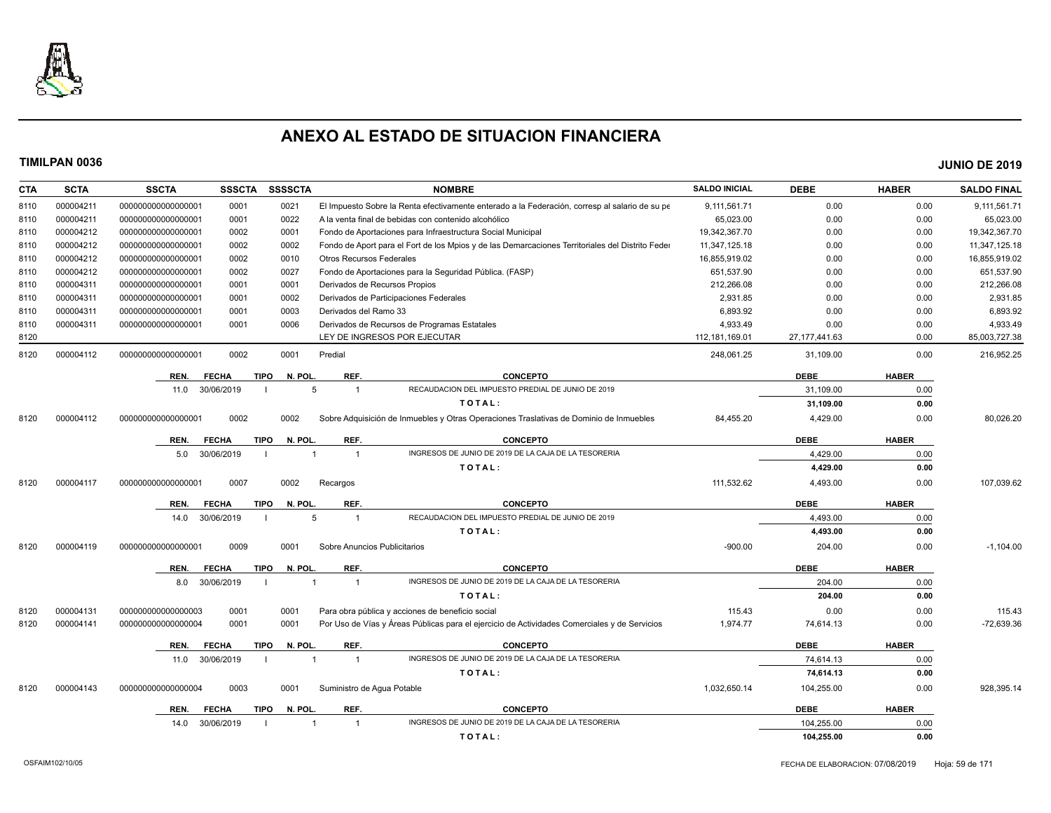# ANEXO AL ESTADO DE SITUACION FINANCIERA

**TIMILPAN 0036** **JUNIO DE 2019**

| CTA | SCTA | SSCTA | SSSCTA | SSSSCTA | NOMBRE | SALDO INICIAL | DEBE | HABER | SALDO FINAL |
|---|---|---|---|---|---|---|---|---|---|
| 8110 | 000004211 | 000000000000000001 | 0001 | 0021 | El Impuesto Sobre la Renta efectivamente enterado a la Federación, corresp al salario de su pe | 9,111,561.71 | 0.00 | 0.00 | 9,111,561.71 |
| 8110 | 000004211 | 000000000000000001 | 0001 | 0022 | A la venta final de bebidas con contenido alcohólico | 65,023.00 | 0.00 | 0.00 | 65,023.00 |
| 8110 | 000004212 | 000000000000000001 | 0002 | 0001 | Fondo de Aportaciones para Infraestructura Social Municipal | 19,342,367.70 | 0.00 | 0.00 | 19,342,367.70 |
| 8110 | 000004212 | 000000000000000001 | 0002 | 0002 | Fondo de Aport para el Fort de los Mpios y de las Demarcaciones Territoriales del Distrito Feder | 11,347,125.18 | 0.00 | 0.00 | 11,347,125.18 |
| 8110 | 000004212 | 000000000000000001 | 0002 | 0010 | Otros Recursos Federales | 16,855,919.02 | 0.00 | 0.00 | 16,855,919.02 |
| 8110 | 000004212 | 000000000000000001 | 0002 | 0027 | Fondo de Aportaciones para la Seguridad Pública. (FASP) | 651,537.90 | 0.00 | 0.00 | 651,537.90 |
| 8110 | 000004311 | 000000000000000001 | 0001 | 0001 | Derivados de Recursos Propios | 212,266.08 | 0.00 | 0.00 | 212,266.08 |
| 8110 | 000004311 | 000000000000000001 | 0001 | 0002 | Derivados de Participaciones Federales | 2,931.85 | 0.00 | 0.00 | 2,931.85 |
| 8110 | 000004311 | 000000000000000001 | 0001 | 0003 | Derivados del Ramo 33 | 6,893.92 | 0.00 | 0.00 | 6,893.92 |
| 8110 | 000004311 | 000000000000000001 | 0001 | 0006 | Derivados de Recursos de Programas Estatales | 4,933.49 | 0.00 | 0.00 | 4,933.49 |
| 8120 | | | | | LEY DE INGRESOS POR EJECUTAR | 112,181,169.01 | 27,177,441.63 | 0.00 | 85,003,727.38 |
| 8120 | 000004112 | 000000000000000001 | 0002 | 0001 | Predial | 248,061.25 | 31,109.00 | 0.00 | 216,952.25 |

| REN. | FECHA | TIPO | N. POL. | REF. | CONCEPTO | DEBE | HABER |
|---|---|---|---|---|---|---|---|
| 11.0 | 30/06/2019 | I | 5 | 1 | RECAUDACION DEL IMPUESTO PREDIAL DE JUNIO DE 2019 | 31,109.00 | 0.00 |
| | | | | | **TOTAL:** | **31,109.00** | **0.00** |

| CTA | SCTA | SSCTA | SSSCTA | SSSSCTA | NOMBRE | SALDO INICIAL | DEBE | HABER | SALDO FINAL |
|---|---|---|---|---|---|---|---|---|---|
| 8120 | 000004112 | 000000000000000001 | 0002 | 0002 | Sobre Adquisición de Inmuebles y Otras Operaciones Traslativas de Dominio de Inmuebles | 84,455.20 | 4,429.00 | 0.00 | 80,026.20 |

| REN. | FECHA | TIPO | N. POL. | REF. | CONCEPTO | DEBE | HABER |
|---|---|---|---|---|---|---|---|
| 5.0 | 30/06/2019 | I | 1 | 1 | INGRESOS DE JUNIO DE 2019 DE LA CAJA DE LA TESORERIA | 4,429.00 | 0.00 |
| | | | | | **TOTAL:** | **4,429.00** | **0.00** |

| CTA | SCTA | SSCTA | SSSCTA | SSSSCTA | NOMBRE | SALDO INICIAL | DEBE | HABER | SALDO FINAL |
|---|---|---|---|---|---|---|---|---|---|
| 8120 | 000004117 | 000000000000000001 | 0007 | 0002 | Recargos | 111,532.62 | 4,493.00 | 0.00 | 107,039.62 |

| REN. | FECHA | TIPO | N. POL. | REF. | CONCEPTO | DEBE | HABER |
|---|---|---|---|---|---|---|---|
| 14.0 | 30/06/2019 | I | 5 | 1 | RECAUDACION DEL IMPUESTO PREDIAL DE JUNIO DE 2019 | 4,493.00 | 0.00 |
| | | | | | **TOTAL:** | **4,493.00** | **0.00** |

| CTA | SCTA | SSCTA | SSSCTA | SSSSCTA | NOMBRE | SALDO INICIAL | DEBE | HABER | SALDO FINAL |
|---|---|---|---|---|---|---|---|---|---|
| 8120 | 000004119 | 000000000000000001 | 0009 | 0001 | Sobre Anuncios Publicitarios | -900.00 | 204.00 | 0.00 | -1,104.00 |

| REN. | FECHA | TIPO | N. POL. | REF. | CONCEPTO | DEBE | HABER |
|---|---|---|---|---|---|---|---|
| 8.0 | 30/06/2019 | I | 1 | 1 | INGRESOS DE JUNIO DE 2019 DE LA CAJA DE LA TESORERIA | 204.00 | 0.00 |
| | | | | | **TOTAL:** | **204.00** | **0.00** |

| CTA | SCTA | SSCTA | SSSCTA | SSSSCTA | NOMBRE | SALDO INICIAL | DEBE | HABER | SALDO FINAL |
|---|---|---|---|---|---|---|---|---|---|
| 8120 | 000004131 | 000000000000000003 | 0001 | 0001 | Para obra pública y acciones de beneficio social | 115.43 | 0.00 | 0.00 | 115.43 |
| 8120 | 000004141 | 000000000000000004 | 0001 | 0001 | Por Uso de Vías y Áreas Públicas para el ejercicio de Actividades Comerciales y de Servicios | 1,974.77 | 74,614.13 | 0.00 | -72,639.36 |

| REN. | FECHA | TIPO | N. POL. | REF. | CONCEPTO | DEBE | HABER |
|---|---|---|---|---|---|---|---|
| 11.0 | 30/06/2019 | I | 1 | 1 | INGRESOS DE JUNIO DE 2019 DE LA CAJA DE LA TESORERIA | 74,614.13 | 0.00 |
| | | | | | **TOTAL:** | **74,614.13** | **0.00** |

| CTA | SCTA | SSCTA | SSSCTA | SSSSCTA | NOMBRE | SALDO INICIAL | DEBE | HABER | SALDO FINAL |
|---|---|---|---|---|---|---|---|---|---|
| 8120 | 000004143 | 000000000000000004 | 0003 | 0001 | Suministro de Agua Potable | 1,032,650.14 | 104,255.00 | 0.00 | 928,395.14 |

| REN. | FECHA | TIPO | N. POL. | REF. | CONCEPTO | DEBE | HABER |
|---|---|---|---|---|---|---|---|
| 14.0 | 30/06/2019 | I | 1 | 1 | INGRESOS DE JUNIO DE 2019 DE LA CAJA DE LA TESORERIA | 104,255.00 | 0.00 |
| | | | | | **TOTAL:** | **104,255.00** | **0.00** |

OSFAIM102/10/05 FECHA DE ELABORACION: 07/08/2019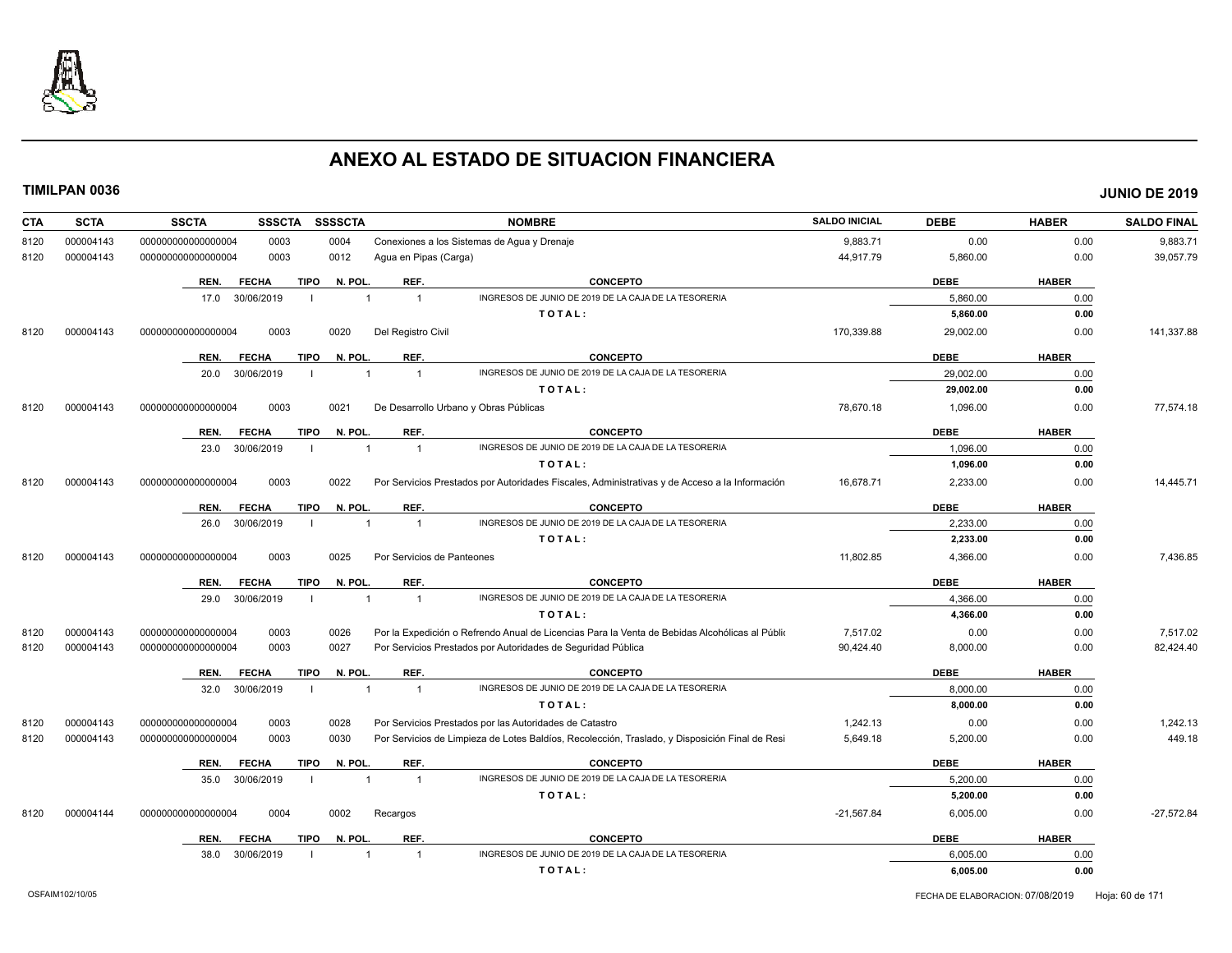# ANEXO AL ESTADO DE SITUACION FINANCIERA

**TIMILPAN 0036** — **JUNIO DE 2019**

| CTA | SCTA | SSCTA | SSSCTA | SSSSCTA | NOMBRE | SALDO INICIAL | DEBE | HABER | SALDO FINAL |
|---|---|---|---|---|---|---|---|---|---|
| 8120 | 000004143 | 0000000000000004 | 0003 | 0004 | Conexiones a los Sistemas de Agua y Drenaje | 9,883.71 | 0.00 | 0.00 | 9,883.71 |
| 8120 | 000004143 | 0000000000000004 | 0003 | 0012 | Agua en Pipas (Carga) | 44,917.79 | 5,860.00 | 0.00 | 39,057.79 |

| REN. | FECHA | TIPO | N. POL. | REF. | CONCEPTO | DEBE | HABER |
|---|---|---|---|---|---|---|---|
| 17.0 | 30/06/2019 | I | 1 | 1 | INGRESOS DE JUNIO DE 2019 DE LA CAJA DE LA TESORERIA | 5,860.00 | 0.00 |
| | | | | | **TOTAL:** | **5,860.00** | **0.00** |

| CTA | SCTA | SSCTA | SSSCTA | SSSSCTA | NOMBRE | SALDO INICIAL | DEBE | HABER | SALDO FINAL |
|---|---|---|---|---|---|---|---|---|---|
| 8120 | 000004143 | 0000000000000004 | 0003 | 0020 | Del Registro Civil | 170,339.88 | 29,002.00 | 0.00 | 141,337.88 |

| REN. | FECHA | TIPO | N. POL. | REF. | CONCEPTO | DEBE | HABER |
|---|---|---|---|---|---|---|---|
| 20.0 | 30/06/2019 | I | 1 | 1 | INGRESOS DE JUNIO DE 2019 DE LA CAJA DE LA TESORERIA | 29,002.00 | 0.00 |
| | | | | | **TOTAL:** | **29,002.00** | **0.00** |

| CTA | SCTA | SSCTA | SSSCTA | SSSSCTA | NOMBRE | SALDO INICIAL | DEBE | HABER | SALDO FINAL |
|---|---|---|---|---|---|---|---|---|---|
| 8120 | 000004143 | 0000000000000004 | 0003 | 0021 | De Desarrollo Urbano y Obras Públicas | 78,670.18 | 1,096.00 | 0.00 | 77,574.18 |

| REN. | FECHA | TIPO | N. POL. | REF. | CONCEPTO | DEBE | HABER |
|---|---|---|---|---|---|---|---|
| 23.0 | 30/06/2019 | I | 1 | 1 | INGRESOS DE JUNIO DE 2019 DE LA CAJA DE LA TESORERIA | 1,096.00 | 0.00 |
| | | | | | **TOTAL:** | **1,096.00** | **0.00** |

| CTA | SCTA | SSCTA | SSSCTA | SSSSCTA | NOMBRE | SALDO INICIAL | DEBE | HABER | SALDO FINAL |
|---|---|---|---|---|---|---|---|---|---|
| 8120 | 000004143 | 0000000000000004 | 0003 | 0022 | Por Servicios Prestados por Autoridades Fiscales, Administrativas y de Acceso a la Información | 16,678.71 | 2,233.00 | 0.00 | 14,445.71 |

| REN. | FECHA | TIPO | N. POL. | REF. | CONCEPTO | DEBE | HABER |
|---|---|---|---|---|---|---|---|
| 26.0 | 30/06/2019 | I | 1 | 1 | INGRESOS DE JUNIO DE 2019 DE LA CAJA DE LA TESORERIA | 2,233.00 | 0.00 |
| | | | | | **TOTAL:** | **2,233.00** | **0.00** |

| CTA | SCTA | SSCTA | SSSCTA | SSSSCTA | NOMBRE | SALDO INICIAL | DEBE | HABER | SALDO FINAL |
|---|---|---|---|---|---|---|---|---|---|
| 8120 | 000004143 | 0000000000000004 | 0003 | 0025 | Por Servicios de Panteones | 11,802.85 | 4,366.00 | 0.00 | 7,436.85 |

| REN. | FECHA | TIPO | N. POL. | REF. | CONCEPTO | DEBE | HABER |
|---|---|---|---|---|---|---|---|
| 29.0 | 30/06/2019 | I | 1 | 1 | INGRESOS DE JUNIO DE 2019 DE LA CAJA DE LA TESORERIA | 4,366.00 | 0.00 |
| | | | | | **TOTAL:** | **4,366.00** | **0.00** |

| CTA | SCTA | SSCTA | SSSCTA | SSSSCTA | NOMBRE | SALDO INICIAL | DEBE | HABER | SALDO FINAL |
|---|---|---|---|---|---|---|---|---|---|
| 8120 | 000004143 | 0000000000000004 | 0003 | 0026 | Por la Expedición o Refrendo Anual de Licencias Para la Venta de Bebidas Alcohólicas al Públic | 7,517.02 | 0.00 | 0.00 | 7,517.02 |
| 8120 | 000004143 | 0000000000000004 | 0003 | 0027 | Por Servicios Prestados por Autoridades de Seguridad Pública | 90,424.40 | 8,000.00 | 0.00 | 82,424.40 |

| REN. | FECHA | TIPO | N. POL. | REF. | CONCEPTO | DEBE | HABER |
|---|---|---|---|---|---|---|---|
| 32.0 | 30/06/2019 | I | 1 | 1 | INGRESOS DE JUNIO DE 2019 DE LA CAJA DE LA TESORERIA | 8,000.00 | 0.00 |
| | | | | | **TOTAL:** | **8,000.00** | **0.00** |

| CTA | SCTA | SSCTA | SSSCTA | SSSSCTA | NOMBRE | SALDO INICIAL | DEBE | HABER | SALDO FINAL |
|---|---|---|---|---|---|---|---|---|---|
| 8120 | 000004143 | 0000000000000004 | 0003 | 0028 | Por Servicios Prestados por las Autoridades de Catastro | 1,242.13 | 0.00 | 0.00 | 1,242.13 |
| 8120 | 000004143 | 0000000000000004 | 0003 | 0030 | Por Servicios de Limpieza de Lotes Baldíos, Recolección, Traslado, y Disposición Final de Resi | 5,649.18 | 5,200.00 | 0.00 | 449.18 |

| REN. | FECHA | TIPO | N. POL. | REF. | CONCEPTO | DEBE | HABER |
|---|---|---|---|---|---|---|---|
| 35.0 | 30/06/2019 | I | 1 | 1 | INGRESOS DE JUNIO DE 2019 DE LA CAJA DE LA TESORERIA | 5,200.00 | 0.00 |
| | | | | | **TOTAL:** | **5,200.00** | **0.00** |

| CTA | SCTA | SSCTA | SSSCTA | SSSSCTA | NOMBRE | SALDO INICIAL | DEBE | HABER | SALDO FINAL |
|---|---|---|---|---|---|---|---|---|---|
| 8120 | 000004144 | 0000000000000004 | 0004 | 0002 | Recargos | -21,567.84 | 6,005.00 | 0.00 | -27,572.84 |

| REN. | FECHA | TIPO | N. POL. | REF. | CONCEPTO | DEBE | HABER |
|---|---|---|---|---|---|---|---|
| 38.0 | 30/06/2019 | I | 1 | 1 | INGRESOS DE JUNIO DE 2019 DE LA CAJA DE LA TESORERIA | 6,005.00 | 0.00 |
| | | | | | **TOTAL:** | **6,005.00** | **0.00** |

OSFAIM102/10/05 — FECHA DE ELABORACION: 07/08/2019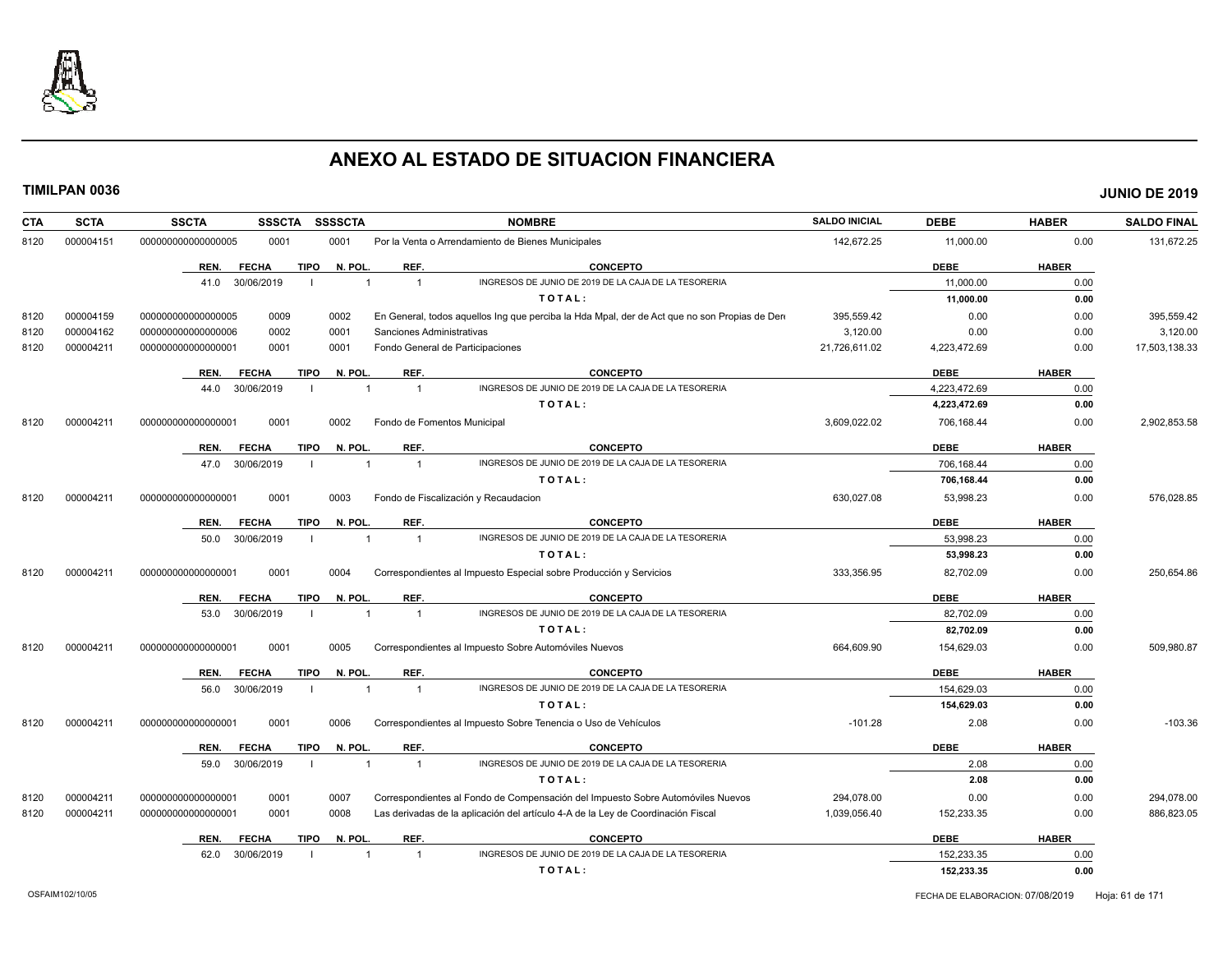# ANEXO AL ESTADO DE SITUACION FINANCIERA

**TIMILPAN 0036** **JUNIO DE 2019**

| CTA | SCTA | SSCTA | SSSCTA | SSSSCTA | NOMBRE | SALDO INICIAL | DEBE | HABER | SALDO FINAL |
|---|---|---|---|---|---|---|---|---|---|
| 8120 | 000004151 | 0000000000000000005 | 0001 | 0001 | Por la Venta o Arrendamiento de Bienes Municipales | 142,672.25 | 11,000.00 | 0.00 | 131,672.25 |

| REN. | FECHA | TIPO | N. POL. | REF. | CONCEPTO | DEBE | HABER |
|---|---|---|---|---|---|---|---|
| 41.0 | 30/06/2019 | I | 1 | 1 | INGRESOS DE JUNIO DE 2019 DE LA CAJA DE LA TESORERIA | 11,000.00 | 0.00 |
| | | | | | **TOTAL:** | **11,000.00** | **0.00** |

| CTA | SCTA | SSCTA | SSSCTA | SSSSCTA | NOMBRE | SALDO INICIAL | DEBE | HABER | SALDO FINAL |
|---|---|---|---|---|---|---|---|---|---|
| 8120 | 000004159 | 0000000000000000005 | 0009 | 0002 | En General, todos aquellos Ing que perciba la Hda Mpal, der de Act que no son Propias de Dere | 395,559.42 | 0.00 | 0.00 | 395,559.42 |
| 8120 | 000004162 | 0000000000000000006 | 0002 | 0001 | Sanciones Administrativas | 3,120.00 | 0.00 | 0.00 | 3,120.00 |
| 8120 | 000004211 | 0000000000000000001 | 0001 | 0001 | Fondo General de Participaciones | 21,726,611.02 | 4,223,472.69 | 0.00 | 17,503,138.33 |

| REN. | FECHA | TIPO | N. POL. | REF. | CONCEPTO | DEBE | HABER |
|---|---|---|---|---|---|---|---|
| 44.0 | 30/06/2019 | I | 1 | 1 | INGRESOS DE JUNIO DE 2019 DE LA CAJA DE LA TESORERIA | 4,223,472.69 | 0.00 |
| | | | | | **TOTAL:** | **4,223,472.69** | **0.00** |

| CTA | SCTA | SSCTA | SSSCTA | SSSSCTA | NOMBRE | SALDO INICIAL | DEBE | HABER | SALDO FINAL |
|---|---|---|---|---|---|---|---|---|---|
| 8120 | 000004211 | 0000000000000000001 | 0001 | 0002 | Fondo de Fomentos Municipal | 3,609,022.02 | 706,168.44 | 0.00 | 2,902,853.58 |

| REN. | FECHA | TIPO | N. POL. | REF. | CONCEPTO | DEBE | HABER |
|---|---|---|---|---|---|---|---|
| 47.0 | 30/06/2019 | I | 1 | 1 | INGRESOS DE JUNIO DE 2019 DE LA CAJA DE LA TESORERIA | 706,168.44 | 0.00 |
| | | | | | **TOTAL:** | **706,168.44** | **0.00** |

| CTA | SCTA | SSCTA | SSSCTA | SSSSCTA | NOMBRE | SALDO INICIAL | DEBE | HABER | SALDO FINAL |
|---|---|---|---|---|---|---|---|---|---|
| 8120 | 000004211 | 0000000000000000001 | 0001 | 0003 | Fondo de Fiscalización y Recaudacion | 630,027.08 | 53,998.23 | 0.00 | 576,028.85 |

| REN. | FECHA | TIPO | N. POL. | REF. | CONCEPTO | DEBE | HABER |
|---|---|---|---|---|---|---|---|
| 50.0 | 30/06/2019 | I | 1 | 1 | INGRESOS DE JUNIO DE 2019 DE LA CAJA DE LA TESORERIA | 53,998.23 | 0.00 |
| | | | | | **TOTAL:** | **53,998.23** | **0.00** |

| CTA | SCTA | SSCTA | SSSCTA | SSSSCTA | NOMBRE | SALDO INICIAL | DEBE | HABER | SALDO FINAL |
|---|---|---|---|---|---|---|---|---|---|
| 8120 | 000004211 | 0000000000000000001 | 0001 | 0004 | Correspondientes al Impuesto Especial sobre Producción y Servicios | 333,356.95 | 82,702.09 | 0.00 | 250,654.86 |

| REN. | FECHA | TIPO | N. POL. | REF. | CONCEPTO | DEBE | HABER |
|---|---|---|---|---|---|---|---|
| 53.0 | 30/06/2019 | I | 1 | 1 | INGRESOS DE JUNIO DE 2019 DE LA CAJA DE LA TESORERIA | 82,702.09 | 0.00 |
| | | | | | **TOTAL:** | **82,702.09** | **0.00** |

| CTA | SCTA | SSCTA | SSSCTA | SSSSCTA | NOMBRE | SALDO INICIAL | DEBE | HABER | SALDO FINAL |
|---|---|---|---|---|---|---|---|---|---|
| 8120 | 000004211 | 0000000000000000001 | 0001 | 0005 | Correspondientes al Impuesto Sobre Automóviles Nuevos | 664,609.90 | 154,629.03 | 0.00 | 509,980.87 |

| REN. | FECHA | TIPO | N. POL. | REF. | CONCEPTO | DEBE | HABER |
|---|---|---|---|---|---|---|---|
| 56.0 | 30/06/2019 | I | 1 | 1 | INGRESOS DE JUNIO DE 2019 DE LA CAJA DE LA TESORERIA | 154,629.03 | 0.00 |
| | | | | | **TOTAL:** | **154,629.03** | **0.00** |

| CTA | SCTA | SSCTA | SSSCTA | SSSSCTA | NOMBRE | SALDO INICIAL | DEBE | HABER | SALDO FINAL |
|---|---|---|---|---|---|---|---|---|---|
| 8120 | 000004211 | 0000000000000000001 | 0001 | 0006 | Correspondientes al Impuesto Sobre Tenencia o Uso de Vehículos | -101.28 | 2.08 | 0.00 | -103.36 |

| REN. | FECHA | TIPO | N. POL. | REF. | CONCEPTO | DEBE | HABER |
|---|---|---|---|---|---|---|---|
| 59.0 | 30/06/2019 | I | 1 | 1 | INGRESOS DE JUNIO DE 2019 DE LA CAJA DE LA TESORERIA | 2.08 | 0.00 |
| | | | | | **TOTAL:** | **2.08** | **0.00** |

| CTA | SCTA | SSCTA | SSSCTA | SSSSCTA | NOMBRE | SALDO INICIAL | DEBE | HABER | SALDO FINAL |
|---|---|---|---|---|---|---|---|---|---|
| 8120 | 000004211 | 0000000000000000001 | 0001 | 0007 | Correspondientes al Fondo de Compensación del Impuesto Sobre Automóviles Nuevos | 294,078.00 | 0.00 | 0.00 | 294,078.00 |
| 8120 | 000004211 | 0000000000000000001 | 0001 | 0008 | Las derivadas de la aplicación del artículo 4-A de la Ley de Coordinación Fiscal | 1,039,056.40 | 152,233.35 | 0.00 | 886,823.05 |

| REN. | FECHA | TIPO | N. POL. | REF. | CONCEPTO | DEBE | HABER |
|---|---|---|---|---|---|---|---|
| 62.0 | 30/06/2019 | I | 1 | 1 | INGRESOS DE JUNIO DE 2019 DE LA CAJA DE LA TESORERIA | 152,233.35 | 0.00 |
| | | | | | **TOTAL:** | **152,233.35** | **0.00** |

OSFAIM102/10/05 FECHA DE ELABORACION: 07/08/2019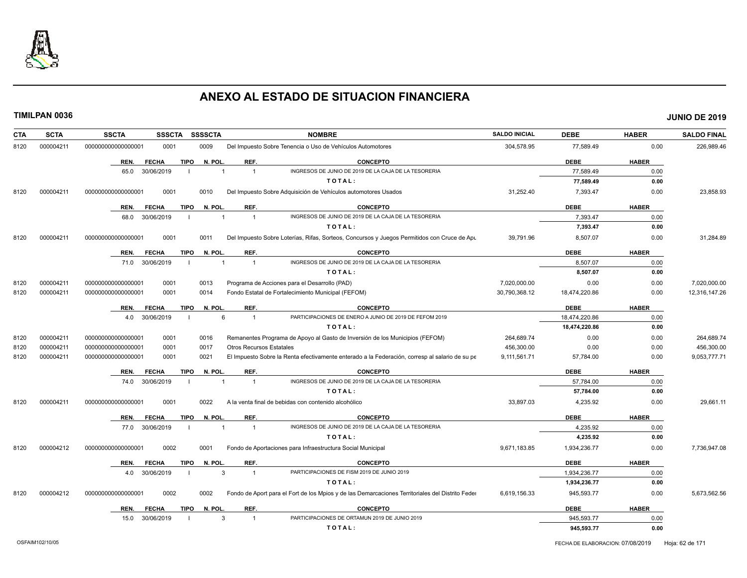# ANEXO AL ESTADO DE SITUACION FINANCIERA

**TIMILPAN 0036** — **JUNIO DE 2019**

| CTA | SCTA | SSCTA | SSSCTA | SSSSCTA | NOMBRE | SALDO INICIAL | DEBE | HABER | SALDO FINAL |
|---|---|---|---|---|---|---|---|---|---|
| 8120 | 000004211 | 000000000000000001 | 0001 | 0009 | Del Impuesto Sobre Tenencia o Uso de Vehículos Automotores | 304,578.95 | 77,589.49 | 0.00 | 226,989.46 |

| REN. | FECHA | TIPO | N. POL. | REF. | CONCEPTO | DEBE | HABER |
|---|---|---|---|---|---|---|---|
| 65.0 | 30/06/2019 | I | 1 | 1 | INGRESOS DE JUNIO DE 2019 DE LA CAJA DE LA TESORERIA | 77,589.49 | 0.00 |
| | | | | | **T O T A L :** | **77,589.49** | **0.00** |

| CTA | SCTA | SSCTA | SSSCTA | SSSSCTA | NOMBRE | SALDO INICIAL | DEBE | HABER | SALDO FINAL |
|---|---|---|---|---|---|---|---|---|---|
| 8120 | 000004211 | 000000000000000001 | 0001 | 0010 | Del Impuesto Sobre Adquisición de Vehículos automotores Usados | 31,252.40 | 7,393.47 | 0.00 | 23,858.93 |

| REN. | FECHA | TIPO | N. POL. | REF. | CONCEPTO | DEBE | HABER |
|---|---|---|---|---|---|---|---|
| 68.0 | 30/06/2019 | I | 1 | 1 | INGRESOS DE JUNIO DE 2019 DE LA CAJA DE LA TESORERIA | 7,393.47 | 0.00 |
| | | | | | **T O T A L :** | **7,393.47** | **0.00** |

| CTA | SCTA | SSCTA | SSSCTA | SSSSCTA | NOMBRE | SALDO INICIAL | DEBE | HABER | SALDO FINAL |
|---|---|---|---|---|---|---|---|---|---|
| 8120 | 000004211 | 000000000000000001 | 0001 | 0011 | Del Impuesto Sobre Loterías, Rifas, Sorteos, Concursos y Juegos Permitidos con Cruce de Apu | 39,791.96 | 8,507.07 | 0.00 | 31,284.89 |

| REN. | FECHA | TIPO | N. POL. | REF. | CONCEPTO | DEBE | HABER |
|---|---|---|---|---|---|---|---|
| 71.0 | 30/06/2019 | I | 1 | 1 | INGRESOS DE JUNIO DE 2019 DE LA CAJA DE LA TESORERIA | 8,507.07 | 0.00 |
| | | | | | **T O T A L :** | **8,507.07** | **0.00** |

| CTA | SCTA | SSCTA | SSSCTA | SSSSCTA | NOMBRE | SALDO INICIAL | DEBE | HABER | SALDO FINAL |
|---|---|---|---|---|---|---|---|---|---|
| 8120 | 000004211 | 000000000000000001 | 0001 | 0013 | Programa de Acciones para el Desarrollo (PAD) | 7,020,000.00 | 0.00 | 0.00 | 7,020,000.00 |
| 8120 | 000004211 | 000000000000000001 | 0001 | 0014 | Fondo Estatal de Fortalecimiento Municipal (FEFOM) | 30,790,368.12 | 18,474,220.86 | 0.00 | 12,316,147.26 |

| REN. | FECHA | TIPO | N. POL. | REF. | CONCEPTO | DEBE | HABER |
|---|---|---|---|---|---|---|---|
| 4.0 | 30/06/2019 | I | 6 | 1 | PARTICIPACIONES DE ENERO A JUNIO DE 2019 DE FEFOM 2019 | 18,474,220.86 | 0.00 |
| | | | | | **T O T A L :** | **18,474,220.86** | **0.00** |

| CTA | SCTA | SSCTA | SSSCTA | SSSSCTA | NOMBRE | SALDO INICIAL | DEBE | HABER | SALDO FINAL |
|---|---|---|---|---|---|---|---|---|---|
| 8120 | 000004211 | 000000000000000001 | 0001 | 0016 | Remanentes Programa de Apoyo al Gasto de Inversión de los Municipios (FEFOM) | 264,689.74 | 0.00 | 0.00 | 264,689.74 |
| 8120 | 000004211 | 000000000000000001 | 0001 | 0017 | Otros Recursos Estatales | 456,300.00 | 0.00 | 0.00 | 456,300.00 |
| 8120 | 000004211 | 000000000000000001 | 0001 | 0021 | El Impuesto Sobre la Renta efectivamente enterado a la Federación, corresp al salario de su pe | 9,111,561.71 | 57,784.00 | 0.00 | 9,053,777.71 |

| REN. | FECHA | TIPO | N. POL. | REF. | CONCEPTO | DEBE | HABER |
|---|---|---|---|---|---|---|---|
| 74.0 | 30/06/2019 | I | 1 | 1 | INGRESOS DE JUNIO DE 2019 DE LA CAJA DE LA TESORERIA | 57,784.00 | 0.00 |
| | | | | | **T O T A L :** | **57,784.00** | **0.00** |

| CTA | SCTA | SSCTA | SSSCTA | SSSSCTA | NOMBRE | SALDO INICIAL | DEBE | HABER | SALDO FINAL |
|---|---|---|---|---|---|---|---|---|---|
| 8120 | 000004211 | 000000000000000001 | 0001 | 0022 | A la venta final de bebidas con contenido alcohólico | 33,897.03 | 4,235.92 | 0.00 | 29,661.11 |

| REN. | FECHA | TIPO | N. POL. | REF. | CONCEPTO | DEBE | HABER |
|---|---|---|---|---|---|---|---|
| 77.0 | 30/06/2019 | I | 1 | 1 | INGRESOS DE JUNIO DE 2019 DE LA CAJA DE LA TESORERIA | 4,235.92 | 0.00 |
| | | | | | **T O T A L :** | **4,235.92** | **0.00** |

| CTA | SCTA | SSCTA | SSSCTA | SSSSCTA | NOMBRE | SALDO INICIAL | DEBE | HABER | SALDO FINAL |
|---|---|---|---|---|---|---|---|---|---|
| 8120 | 000004212 | 000000000000000001 | 0002 | 0001 | Fondo de Aportaciones para Infraestructura Social Municipal | 9,671,183.85 | 1,934,236.77 | 0.00 | 7,736,947.08 |

| REN. | FECHA | TIPO | N. POL. | REF. | CONCEPTO | DEBE | HABER |
|---|---|---|---|---|---|---|---|
| 4.0 | 30/06/2019 | I | 3 | 1 | PARTICIPACIONES DE FISM 2019 DE JUNIO 2019 | 1,934,236.77 | 0.00 |
| | | | | | **T O T A L :** | **1,934,236.77** | **0.00** |

| CTA | SCTA | SSCTA | SSSCTA | SSSSCTA | NOMBRE | SALDO INICIAL | DEBE | HABER | SALDO FINAL |
|---|---|---|---|---|---|---|---|---|---|
| 8120 | 000004212 | 000000000000000001 | 0002 | 0002 | Fondo de Aport para el Fort de los Mpios y de las Demarcaciones Territoriales del Distrito Feder | 6,619,156.33 | 945,593.77 | 0.00 | 5,673,562.56 |

| REN. | FECHA | TIPO | N. POL. | REF. | CONCEPTO | DEBE | HABER |
|---|---|---|---|---|---|---|---|
| 15.0 | 30/06/2019 | I | 3 | 1 | PARTICIPACIONES DE ORTAMUN 2019 DE JUNIO 2019 | 945,593.77 | 0.00 |
| | | | | | **T O T A L :** | **945,593.77** | **0.00** |

OSFAIM102/10/05 — FECHA DE ELABORACION: 07/08/2019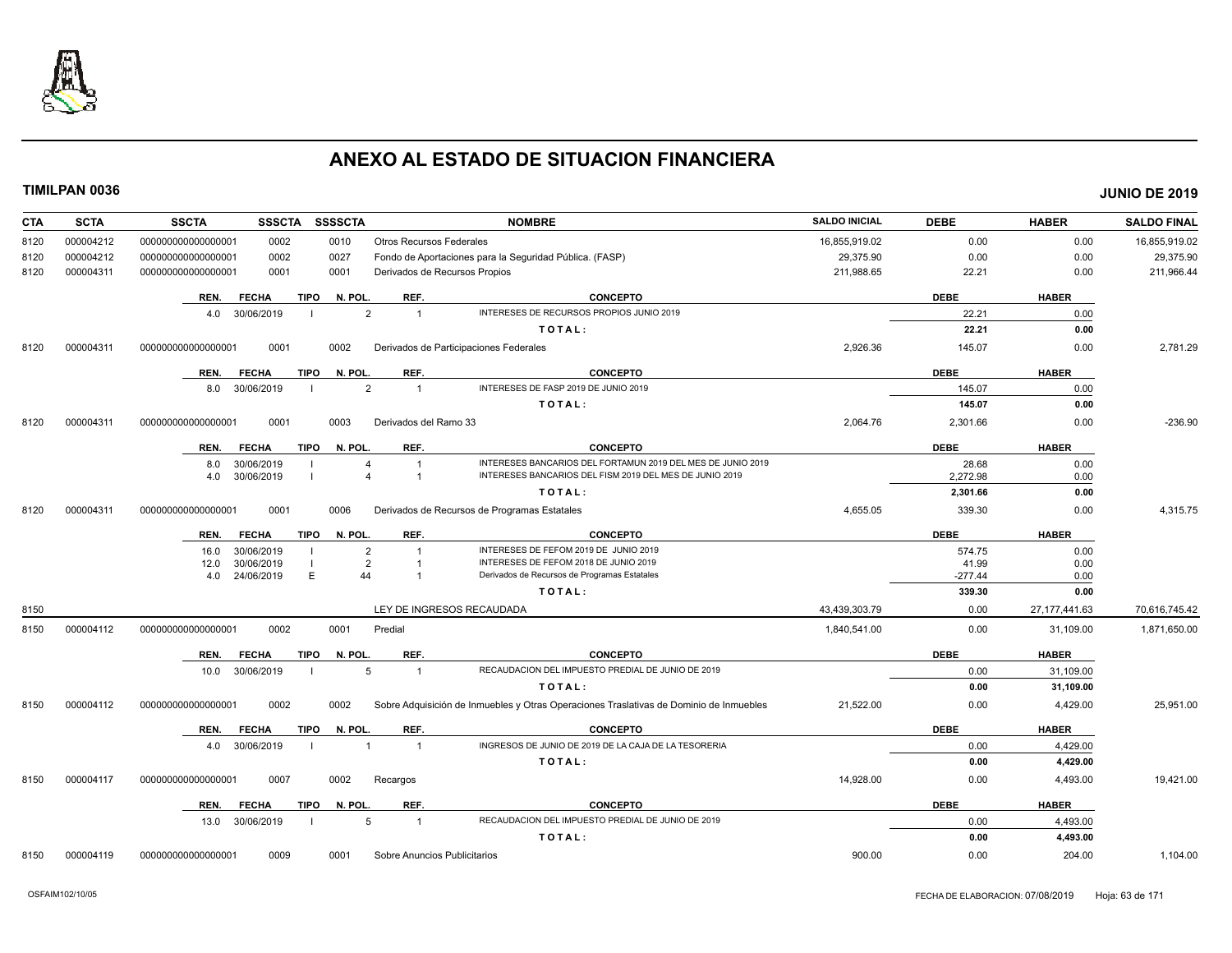# ANEXO AL ESTADO DE SITUACION FINANCIERA

**TIMILPAN 0036** — **JUNIO DE 2019**

| CTA | SCTA | SSCTA | SSSCTA | SSSSCTA | NOMBRE | SALDO INICIAL | DEBE | HABER | SALDO FINAL |
|---|---|---|---|---|---|---|---|---|---|
| 8120 | 000004212 | 0000000000000000001 | 0002 | 0010 | Otros Recursos Federales | 16,855,919.02 | 0.00 | 0.00 | 16,855,919.02 |
| 8120 | 000004212 | 0000000000000000001 | 0002 | 0027 | Fondo de Aportaciones para la Seguridad Pública. (FASP) | 29,375.90 | 0.00 | 0.00 | 29,375.90 |
| 8120 | 000004311 | 0000000000000000001 | 0001 | 0001 | Derivados de Recursos Propios | 211,988.65 | 22.21 | 0.00 | 211,966.44 |

| REN. | FECHA | TIPO | N. POL. | REF. | CONCEPTO | DEBE | HABER |
|---|---|---|---|---|---|---|---|
| 4.0 | 30/06/2019 | I | 2 | 1 | INTERESES DE RECURSOS PROPIOS JUNIO 2019 | 22.21 | 0.00 |
| | | | | | TOTAL: | 22.21 | 0.00 |

| CTA | SCTA | SSCTA | SSSCTA | SSSSCTA | NOMBRE | SALDO INICIAL | DEBE | HABER | SALDO FINAL |
|---|---|---|---|---|---|---|---|---|---|
| 8120 | 000004311 | 0000000000000000001 | 0001 | 0002 | Derivados de Participaciones Federales | 2,926.36 | 145.07 | 0.00 | 2,781.29 |

| REN. | FECHA | TIPO | N. POL. | REF. | CONCEPTO | DEBE | HABER |
|---|---|---|---|---|---|---|---|
| 8.0 | 30/06/2019 | I | 2 | 1 | INTERESES DE FASP 2019 DE JUNIO 2019 | 145.07 | 0.00 |
| | | | | | TOTAL: | 145.07 | 0.00 |

| CTA | SCTA | SSCTA | SSSCTA | SSSSCTA | NOMBRE | SALDO INICIAL | DEBE | HABER | SALDO FINAL |
|---|---|---|---|---|---|---|---|---|---|
| 8120 | 000004311 | 0000000000000000001 | 0001 | 0003 | Derivados del Ramo 33 | 2,064.76 | 2,301.66 | 0.00 | -236.90 |

| REN. | FECHA | TIPO | N. POL. | REF. | CONCEPTO | DEBE | HABER |
|---|---|---|---|---|---|---|---|
| 8.0 | 30/06/2019 | I | 4 | 1 | INTERESES BANCARIOS DEL FORTAMUN 2019 DEL MES DE JUNIO 2019 | 28.68 | 0.00 |
| 4.0 | 30/06/2019 | I | 4 | 1 | INTERESES BANCARIOS DEL FISM 2019 DEL MES DE JUNIO 2019 | 2,272.98 | 0.00 |
| | | | | | TOTAL: | 2,301.66 | 0.00 |

| CTA | SCTA | SSCTA | SSSCTA | SSSSCTA | NOMBRE | SALDO INICIAL | DEBE | HABER | SALDO FINAL |
|---|---|---|---|---|---|---|---|---|---|
| 8120 | 000004311 | 0000000000000000001 | 0001 | 0006 | Derivados de Recursos de Programas Estatales | 4,655.05 | 339.30 | 0.00 | 4,315.75 |

| REN. | FECHA | TIPO | N. POL. | REF. | CONCEPTO | DEBE | HABER |
|---|---|---|---|---|---|---|---|
| 16.0 | 30/06/2019 | I | 2 | 1 | INTERESES DE FEFOM 2019 DE JUNIO 2019 | 574.75 | 0.00 |
| 12.0 | 30/06/2019 | I | 2 | 1 | INTERESES DE FEFOM 2018 DE JUNIO 2019 | 41.99 | 0.00 |
| 4.0 | 24/06/2019 | E | 44 | 1 | Derivados de Recursos de Programas Estatales | -277.44 | 0.00 |
| | | | | | TOTAL: | 339.30 | 0.00 |

| CTA | SCTA | SSCTA | SSSCTA | SSSSCTA | NOMBRE | SALDO INICIAL | DEBE | HABER | SALDO FINAL |
|---|---|---|---|---|---|---|---|---|---|
| 8150 | | | | | LEY DE INGRESOS RECAUDADA | 43,439,303.79 | 0.00 | 27,177,441.63 | 70,616,745.42 |
| 8150 | 000004112 | 0000000000000000001 | 0002 | 0001 | Predial | 1,840,541.00 | 0.00 | 31,109.00 | 1,871,650.00 |

| REN. | FECHA | TIPO | N. POL. | REF. | CONCEPTO | DEBE | HABER |
|---|---|---|---|---|---|---|---|
| 10.0 | 30/06/2019 | I | 5 | 1 | RECAUDACION DEL IMPUESTO PREDIAL DE JUNIO DE 2019 | 0.00 | 31,109.00 |
| | | | | | TOTAL: | 0.00 | 31,109.00 |

| CTA | SCTA | SSCTA | SSSCTA | SSSSCTA | NOMBRE | SALDO INICIAL | DEBE | HABER | SALDO FINAL |
|---|---|---|---|---|---|---|---|---|---|
| 8150 | 000004112 | 0000000000000000001 | 0002 | 0002 | Sobre Adquisición de Inmuebles y Otras Operaciones Traslativas de Dominio de Inmuebles | 21,522.00 | 0.00 | 4,429.00 | 25,951.00 |

| REN. | FECHA | TIPO | N. POL. | REF. | CONCEPTO | DEBE | HABER |
|---|---|---|---|---|---|---|---|
| 4.0 | 30/06/2019 | I | 1 | 1 | INGRESOS DE JUNIO DE 2019 DE LA CAJA DE LA TESORERIA | 0.00 | 4,429.00 |
| | | | | | TOTAL: | 0.00 | 4,429.00 |

| CTA | SCTA | SSCTA | SSSCTA | SSSSCTA | NOMBRE | SALDO INICIAL | DEBE | HABER | SALDO FINAL |
|---|---|---|---|---|---|---|---|---|---|
| 8150 | 000004117 | 0000000000000000001 | 0007 | 0002 | Recargos | 14,928.00 | 0.00 | 4,493.00 | 19,421.00 |

| REN. | FECHA | TIPO | N. POL. | REF. | CONCEPTO | DEBE | HABER |
|---|---|---|---|---|---|---|---|
| 13.0 | 30/06/2019 | I | 5 | 1 | RECAUDACION DEL IMPUESTO PREDIAL DE JUNIO DE 2019 | 0.00 | 4,493.00 |
| | | | | | TOTAL: | 0.00 | 4,493.00 |

| CTA | SCTA | SSCTA | SSSCTA | SSSSCTA | NOMBRE | SALDO INICIAL | DEBE | HABER | SALDO FINAL |
|---|---|---|---|---|---|---|---|---|---|
| 8150 | 000004119 | 0000000000000000001 | 0009 | 0001 | Sobre Anuncios Publicitarios | 900.00 | 0.00 | 204.00 | 1,104.00 |

OSFAIM102/10/05 — FECHA DE ELABORACION: 07/08/2019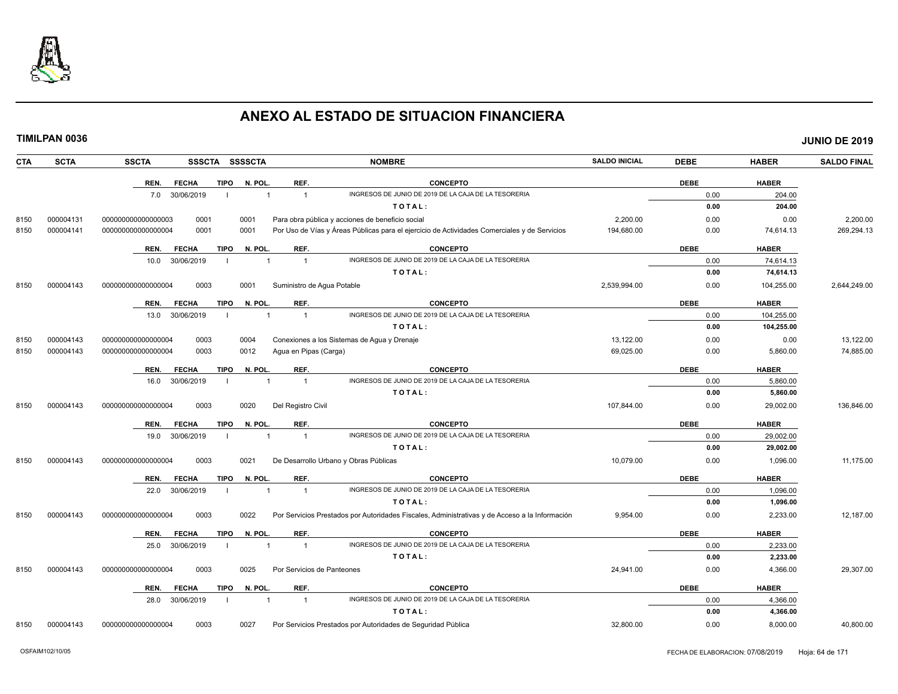# ANEXO AL ESTADO DE SITUACION FINANCIERA

**TIMILPAN 0036** **JUNIO DE 2019**

| CTA | SCTA | SSCTA | SSSCTA | SSSSCTA | NOMBRE | SALDO INICIAL | DEBE | HABER | SALDO FINAL |
|---|---|---|---|---|---|---|---|---|---|
| | | **REN.** **FECHA** | **TIPO** | **N. POL.** | **REF.** **CONCEPTO** | | **DEBE** | **HABER** | |
| | | 7.0 30/06/2019 | I | 1 | 1 INGRESOS DE JUNIO DE 2019 DE LA CAJA DE LA TESORERIA | | 0.00 | 204.00 | |
| | | | | | **TOTAL:** | | **0.00** | **204.00** | |
| 8150 | 000004131 | 0000000000000000003 | 0001 | 0001 | Para obra pública y acciones de beneficio social | 2,200.00 | 0.00 | 0.00 | 2,200.00 |
| 8150 | 000004141 | 0000000000000000004 | 0001 | 0001 | Por Uso de Vías y Áreas Públicas para el ejercicio de Actividades Comerciales y de Servicios | 194,680.00 | 0.00 | 74,614.13 | 269,294.13 |
| | | **REN.** **FECHA** | **TIPO** | **N. POL.** | **REF.** **CONCEPTO** | | **DEBE** | **HABER** | |
| | | 10.0 30/06/2019 | I | 1 | 1 INGRESOS DE JUNIO DE 2019 DE LA CAJA DE LA TESORERIA | | 0.00 | 74,614.13 | |
| | | | | | **TOTAL:** | | **0.00** | **74,614.13** | |
| 8150 | 000004143 | 0000000000000000004 | 0003 | 0001 | Suministro de Agua Potable | 2,539,994.00 | 0.00 | 104,255.00 | 2,644,249.00 |
| | | **REN.** **FECHA** | **TIPO** | **N. POL.** | **REF.** **CONCEPTO** | | **DEBE** | **HABER** | |
| | | 13.0 30/06/2019 | I | 1 | 1 INGRESOS DE JUNIO DE 2019 DE LA CAJA DE LA TESORERIA | | 0.00 | 104,255.00 | |
| | | | | | **TOTAL:** | | **0.00** | **104,255.00** | |
| 8150 | 000004143 | 0000000000000000004 | 0003 | 0004 | Conexiones a los Sistemas de Agua y Drenaje | 13,122.00 | 0.00 | 0.00 | 13,122.00 |
| 8150 | 000004143 | 0000000000000000004 | 0003 | 0012 | Agua en Pipas (Carga) | 69,025.00 | 0.00 | 5,860.00 | 74,885.00 |
| | | **REN.** **FECHA** | **TIPO** | **N. POL.** | **REF.** **CONCEPTO** | | **DEBE** | **HABER** | |
| | | 16.0 30/06/2019 | I | 1 | 1 INGRESOS DE JUNIO DE 2019 DE LA CAJA DE LA TESORERIA | | 0.00 | 5,860.00 | |
| | | | | | **TOTAL:** | | **0.00** | **5,860.00** | |
| 8150 | 000004143 | 0000000000000000004 | 0003 | 0020 | Del Registro Civil | 107,844.00 | 0.00 | 29,002.00 | 136,846.00 |
| | | **REN.** **FECHA** | **TIPO** | **N. POL.** | **REF.** **CONCEPTO** | | **DEBE** | **HABER** | |
| | | 19.0 30/06/2019 | I | 1 | 1 INGRESOS DE JUNIO DE 2019 DE LA CAJA DE LA TESORERIA | | 0.00 | 29,002.00 | |
| | | | | | **TOTAL:** | | **0.00** | **29,002.00** | |
| 8150 | 000004143 | 0000000000000000004 | 0003 | 0021 | De Desarrollo Urbano y Obras Públicas | 10,079.00 | 0.00 | 1,096.00 | 11,175.00 |
| | | **REN.** **FECHA** | **TIPO** | **N. POL.** | **REF.** **CONCEPTO** | | **DEBE** | **HABER** | |
| | | 22.0 30/06/2019 | I | 1 | 1 INGRESOS DE JUNIO DE 2019 DE LA CAJA DE LA TESORERIA | | 0.00 | 1,096.00 | |
| | | | | | **TOTAL:** | | **0.00** | **1,096.00** | |
| 8150 | 000004143 | 0000000000000000004 | 0003 | 0022 | Por Servicios Prestados por Autoridades Fiscales, Administrativas y de Acceso a la Información | 9,954.00 | 0.00 | 2,233.00 | 12,187.00 |
| | | **REN.** **FECHA** | **TIPO** | **N. POL.** | **REF.** **CONCEPTO** | | **DEBE** | **HABER** | |
| | | 25.0 30/06/2019 | I | 1 | 1 INGRESOS DE JUNIO DE 2019 DE LA CAJA DE LA TESORERIA | | 0.00 | 2,233.00 | |
| | | | | | **TOTAL:** | | **0.00** | **2,233.00** | |
| 8150 | 000004143 | 0000000000000000004 | 0003 | 0025 | Por Servicios de Panteones | 24,941.00 | 0.00 | 4,366.00 | 29,307.00 |
| | | **REN.** **FECHA** | **TIPO** | **N. POL.** | **REF.** **CONCEPTO** | | **DEBE** | **HABER** | |
| | | 28.0 30/06/2019 | I | 1 | 1 INGRESOS DE JUNIO DE 2019 DE LA CAJA DE LA TESORERIA | | 0.00 | 4,366.00 | |
| | | | | | **TOTAL:** | | **0.00** | **4,366.00** | |
| 8150 | 000004143 | 0000000000000000004 | 0003 | 0027 | Por Servicios Prestados por Autoridades de Seguridad Pública | 32,800.00 | 0.00 | 8,000.00 | 40,800.00 |

OSFAIM102/10/05 FECHA DE ELABORACION: 07/08/2019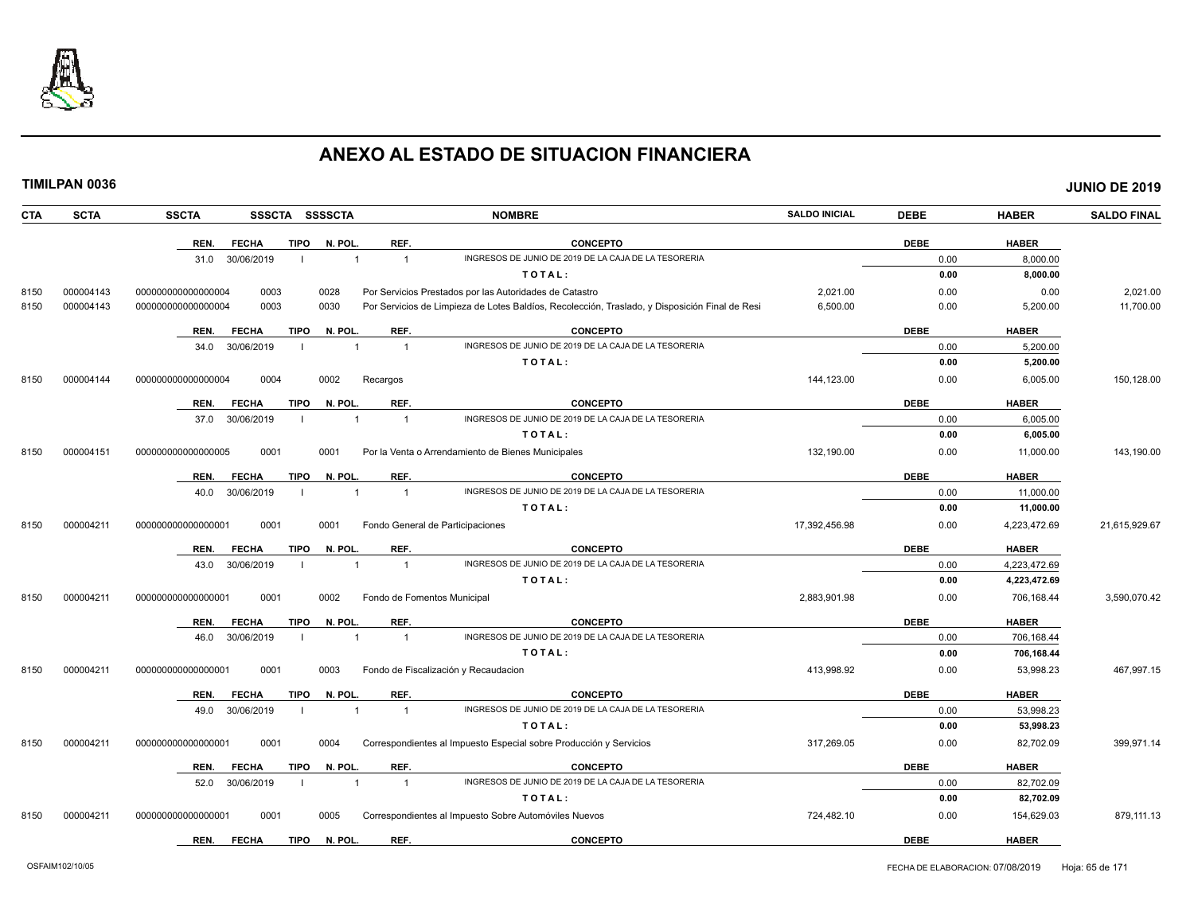# ANEXO AL ESTADO DE SITUACION FINANCIERA

**TIMILPAN 0036** **JUNIO DE 2019**

| CTA | SCTA | SSCTA | SSSCTA | SSSSCTA | NOMBRE | SALDO INICIAL | DEBE | HABER | SALDO FINAL |
|---|---|---|---|---|---|---|---|---|---|
| | | REN. 31.0 | FECHA 30/06/2019 | TIPO I / N. POL. 1 | REF. 1 — INGRESOS DE JUNIO DE 2019 DE LA CAJA DE LA TESORERIA | | 0.00 | 8,000.00 | |
| | | | | | **TOTAL:** | | **0.00** | **8,000.00** | |
| 8150 | 000004143 | 000000000000000004 | 0003 | 0028 | Por Servicios Prestados por las Autoridades de Catastro | 2,021.00 | 0.00 | 0.00 | 2,021.00 |
| 8150 | 000004143 | 000000000000000004 | 0003 | 0030 | Por Servicios de Limpieza de Lotes Baldíos, Recolección, Traslado, y Disposición Final de Resi | 6,500.00 | 0.00 | 5,200.00 | 11,700.00 |
| | | REN. 34.0 | FECHA 30/06/2019 | TIPO I / N. POL. 1 | REF. 1 — INGRESOS DE JUNIO DE 2019 DE LA CAJA DE LA TESORERIA | | 0.00 | 5,200.00 | |
| | | | | | **TOTAL:** | | **0.00** | **5,200.00** | |
| 8150 | 000004144 | 000000000000000004 | 0004 | 0002 | Recargos | 144,123.00 | 0.00 | 6,005.00 | 150,128.00 |
| | | REN. 37.0 | FECHA 30/06/2019 | TIPO I / N. POL. 1 | REF. 1 — INGRESOS DE JUNIO DE 2019 DE LA CAJA DE LA TESORERIA | | 0.00 | 6,005.00 | |
| | | | | | **TOTAL:** | | **0.00** | **6,005.00** | |
| 8150 | 000004151 | 000000000000000005 | 0001 | 0001 | Por la Venta o Arrendamiento de Bienes Municipales | 132,190.00 | 0.00 | 11,000.00 | 143,190.00 |
| | | REN. 40.0 | FECHA 30/06/2019 | TIPO I / N. POL. 1 | REF. 1 — INGRESOS DE JUNIO DE 2019 DE LA CAJA DE LA TESORERIA | | 0.00 | 11,000.00 | |
| | | | | | **TOTAL:** | | **0.00** | **11,000.00** | |
| 8150 | 000004211 | 000000000000000001 | 0001 | 0001 | Fondo General de Participaciones | 17,392,456.98 | 0.00 | 4,223,472.69 | 21,615,929.67 |
| | | REN. 43.0 | FECHA 30/06/2019 | TIPO I / N. POL. 1 | REF. 1 — INGRESOS DE JUNIO DE 2019 DE LA CAJA DE LA TESORERIA | | 0.00 | 4,223,472.69 | |
| | | | | | **TOTAL:** | | **0.00** | **4,223,472.69** | |
| 8150 | 000004211 | 000000000000000001 | 0001 | 0002 | Fondo de Fomentos Municipal | 2,883,901.98 | 0.00 | 706,168.44 | 3,590,070.42 |
| | | REN. 46.0 | FECHA 30/06/2019 | TIPO I / N. POL. 1 | REF. 1 — INGRESOS DE JUNIO DE 2019 DE LA CAJA DE LA TESORERIA | | 0.00 | 706,168.44 | |
| | | | | | **TOTAL:** | | **0.00** | **706,168.44** | |
| 8150 | 000004211 | 000000000000000001 | 0001 | 0003 | Fondo de Fiscalización y Recaudacion | 413,998.92 | 0.00 | 53,998.23 | 467,997.15 |
| | | REN. 49.0 | FECHA 30/06/2019 | TIPO I / N. POL. 1 | REF. 1 — INGRESOS DE JUNIO DE 2019 DE LA CAJA DE LA TESORERIA | | 0.00 | 53,998.23 | |
| | | | | | **TOTAL:** | | **0.00** | **53,998.23** | |
| 8150 | 000004211 | 000000000000000001 | 0001 | 0004 | Correspondientes al Impuesto Especial sobre Producción y Servicios | 317,269.05 | 0.00 | 82,702.09 | 399,971.14 |
| | | REN. 52.0 | FECHA 30/06/2019 | TIPO I / N. POL. 1 | REF. 1 — INGRESOS DE JUNIO DE 2019 DE LA CAJA DE LA TESORERIA | | 0.00 | 82,702.09 | |
| | | | | | **TOTAL:** | | **0.00** | **82,702.09** | |
| 8150 | 000004211 | 000000000000000001 | 0001 | 0005 | Correspondientes al Impuesto Sobre Automóviles Nuevos | 724,482.10 | 0.00 | 154,629.03 | 879,111.13 |
| | | REN. | FECHA | TIPO / N. POL. | REF. — CONCEPTO | | DEBE | HABER | |

OSFAIM102/10/05 — FECHA DE ELABORACION: 07/08/2019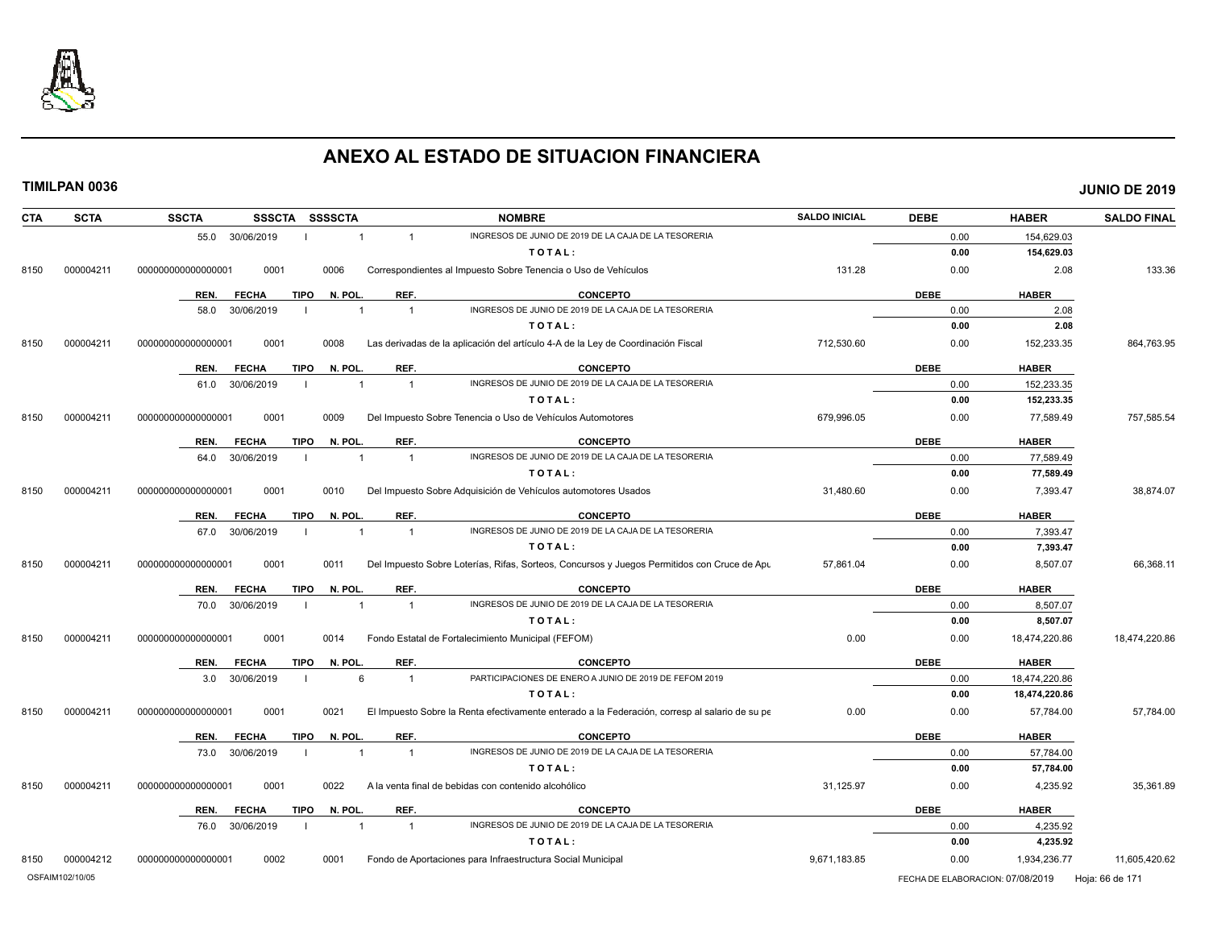# ANEXO AL ESTADO DE SITUACION FINANCIERA

**TIMILPAN 0036** — **JUNIO DE 2019**

| CTA | SCTA | SSCTA | SSSCTA | SSSSCTA | NOMBRE | SALDO INICIAL | DEBE | HABER | SALDO FINAL |
|---|---|---|---|---|---|---|---|---|---|
| | | 55.0 30/06/2019 | I | 1 | 1 INGRESOS DE JUNIO DE 2019 DE LA CAJA DE LA TESORERIA | | 0.00 | 154,629.03 | |
| | | | | | TOTAL: | | 0.00 | 154,629.03 | |
| 8150 | 000004211 | 000000000000000001 | 0001 | 0006 | Correspondientes al Impuesto Sobre Tenencia o Uso de Vehículos | 131.28 | 0.00 | 2.08 | 133.36 |
| | | REN. FECHA | TIPO | N. POL. | REF. CONCEPTO | | DEBE | HABER | |
| | | 58.0 30/06/2019 | I | 1 | 1 INGRESOS DE JUNIO DE 2019 DE LA CAJA DE LA TESORERIA | | 0.00 | 2.08 | |
| | | | | | TOTAL: | | 0.00 | 2.08 | |
| 8150 | 000004211 | 000000000000000001 | 0001 | 0008 | Las derivadas de la aplicación del artículo 4-A de la Ley de Coordinación Fiscal | 712,530.60 | 0.00 | 152,233.35 | 864,763.95 |
| | | REN. FECHA | TIPO | N. POL. | REF. CONCEPTO | | DEBE | HABER | |
| | | 61.0 30/06/2019 | I | 1 | 1 INGRESOS DE JUNIO DE 2019 DE LA CAJA DE LA TESORERIA | | 0.00 | 152,233.35 | |
| | | | | | TOTAL: | | 0.00 | 152,233.35 | |
| 8150 | 000004211 | 000000000000000001 | 0001 | 0009 | Del Impuesto Sobre Tenencia o Uso de Vehículos Automotores | 679,996.05 | 0.00 | 77,589.49 | 757,585.54 |
| | | REN. FECHA | TIPO | N. POL. | REF. CONCEPTO | | DEBE | HABER | |
| | | 64.0 30/06/2019 | I | 1 | 1 INGRESOS DE JUNIO DE 2019 DE LA CAJA DE LA TESORERIA | | 0.00 | 77,589.49 | |
| | | | | | TOTAL: | | 0.00 | 77,589.49 | |
| 8150 | 000004211 | 000000000000000001 | 0001 | 0010 | Del Impuesto Sobre Adquisición de Vehículos automotores Usados | 31,480.60 | 0.00 | 7,393.47 | 38,874.07 |
| | | REN. FECHA | TIPO | N. POL. | REF. CONCEPTO | | DEBE | HABER | |
| | | 67.0 30/06/2019 | I | 1 | 1 INGRESOS DE JUNIO DE 2019 DE LA CAJA DE LA TESORERIA | | 0.00 | 7,393.47 | |
| | | | | | TOTAL: | | 0.00 | 7,393.47 | |
| 8150 | 000004211 | 000000000000000001 | 0001 | 0011 | Del Impuesto Sobre Loterías, Rifas, Sorteos, Concursos y Juegos Permitidos con Cruce de Apu | 57,861.04 | 0.00 | 8,507.07 | 66,368.11 |
| | | REN. FECHA | TIPO | N. POL. | REF. CONCEPTO | | DEBE | HABER | |
| | | 70.0 30/06/2019 | I | 1 | 1 INGRESOS DE JUNIO DE 2019 DE LA CAJA DE LA TESORERIA | | 0.00 | 8,507.07 | |
| | | | | | TOTAL: | | 0.00 | 8,507.07 | |
| 8150 | 000004211 | 000000000000000001 | 0001 | 0014 | Fondo Estatal de Fortalecimiento Municipal (FEFOM) | 0.00 | 0.00 | 18,474,220.86 | 18,474,220.86 |
| | | REN. FECHA | TIPO | N. POL. | REF. CONCEPTO | | DEBE | HABER | |
| | | 3.0 30/06/2019 | I | 6 | 1 PARTICIPACIONES DE ENERO A JUNIO DE 2019 DE FEFOM 2019 | | 0.00 | 18,474,220.86 | |
| | | | | | TOTAL: | | 0.00 | 18,474,220.86 | |
| 8150 | 000004211 | 000000000000000001 | 0001 | 0021 | El Impuesto Sobre la Renta efectivamente enterado a la Federación, corresp al salario de su pe | 0.00 | 0.00 | 57,784.00 | 57,784.00 |
| | | REN. FECHA | TIPO | N. POL. | REF. CONCEPTO | | DEBE | HABER | |
| | | 73.0 30/06/2019 | I | 1 | 1 INGRESOS DE JUNIO DE 2019 DE LA CAJA DE LA TESORERIA | | 0.00 | 57,784.00 | |
| | | | | | TOTAL: | | 0.00 | 57,784.00 | |
| 8150 | 000004211 | 000000000000000001 | 0001 | 0022 | A la venta final de bebidas con contenido alcohólico | 31,125.97 | 0.00 | 4,235.92 | 35,361.89 |
| | | REN. FECHA | TIPO | N. POL. | REF. CONCEPTO | | DEBE | HABER | |
| | | 76.0 30/06/2019 | I | 1 | 1 INGRESOS DE JUNIO DE 2019 DE LA CAJA DE LA TESORERIA | | 0.00 | 4,235.92 | |
| | | | | | TOTAL: | | 0.00 | 4,235.92 | |
| 8150 | 000004212 | 000000000000000001 | 0002 | 0001 | Fondo de Aportaciones para Infraestructura Social Municipal | 9,671,183.85 | 0.00 | 1,934,236.77 | 11,605,420.62 |

OSFAIM102/10/05 — FECHA DE ELABORACION: 07/08/2019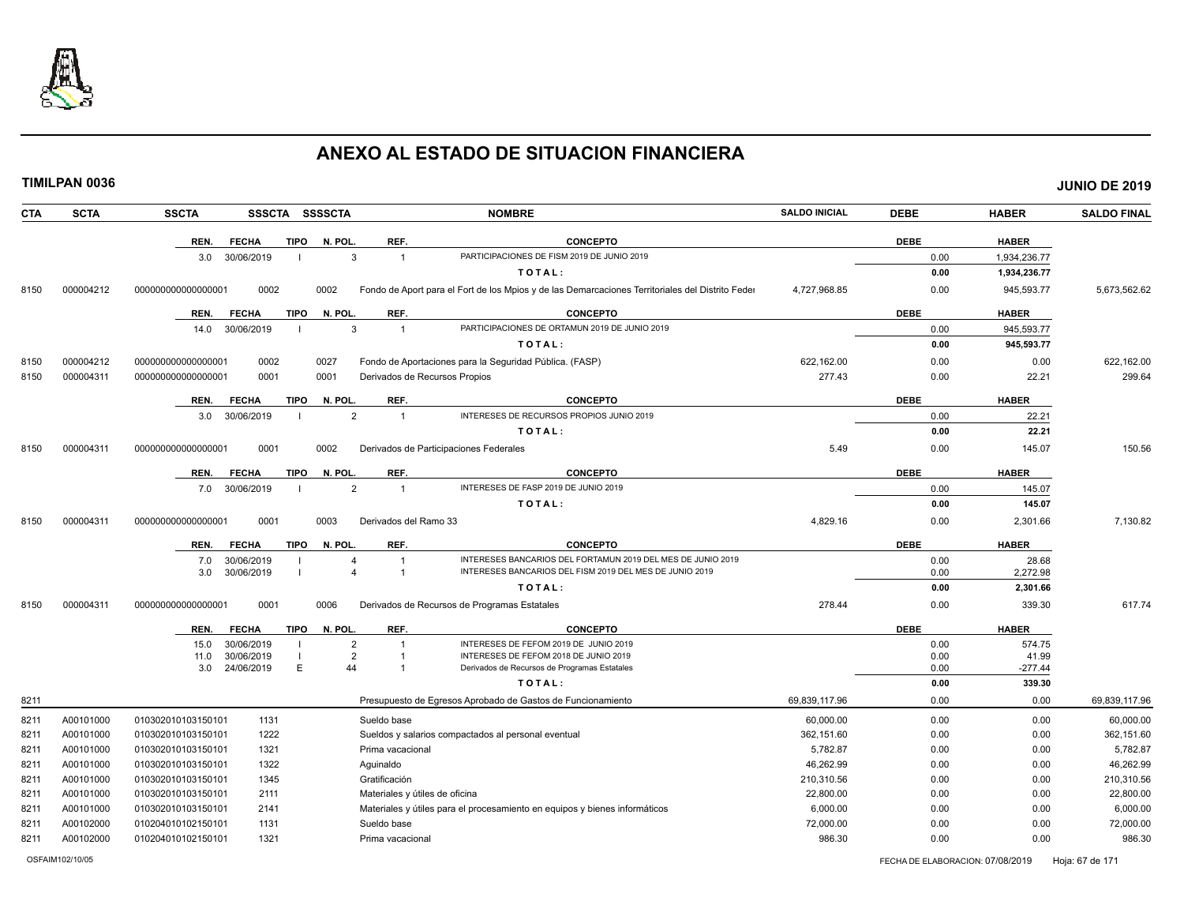# ANEXO AL ESTADO DE SITUACION FINANCIERA

**TIMILPAN 0036** **JUNIO DE 2019**

| CTA | SCTA | SSCTA | SSSCTA | SSSSCTA | NOMBRE | SALDO INICIAL | DEBE | HABER | SALDO FINAL |
|---|---|---|---|---|---|---|---|---|---|
| | | REN. 3.0 | FECHA 30/06/2019 | TIPO I / N. POL. 3 | REF. 1 — PARTICIPACIONES DE FISM 2019 DE JUNIO 2019 | | 0.00 | 1,934,236.77 | |
| | | | | | TOTAL: | | 0.00 | 1,934,236.77 | |
| 8150 | 000004212 | 0000000000000001 | 0002 | 0002 | Fondo de Aport para el Fort de los Mpios y de las Demarcaciones Territoriales del Distrito Feder | 4,727,968.85 | 0.00 | 945,593.77 | 5,673,562.62 |
| | | REN. 14.0 | FECHA 30/06/2019 | TIPO I / N. POL. 3 | REF. 1 — PARTICIPACIONES DE ORTAMUN 2019 DE JUNIO 2019 | | 0.00 | 945,593.77 | |
| | | | | | TOTAL: | | 0.00 | 945,593.77 | |
| 8150 | 000004212 | 0000000000000001 | 0002 | 0027 | Fondo de Aportaciones para la Seguridad Pública. (FASP) | 622,162.00 | 0.00 | 0.00 | 622,162.00 |
| 8150 | 000004311 | 0000000000000001 | 0001 | 0001 | Derivados de Recursos Propios | 277.43 | 0.00 | 22.21 | 299.64 |
| | | REN. 3.0 | FECHA 30/06/2019 | TIPO I / N. POL. 2 | REF. 1 — INTERESES DE RECURSOS PROPIOS JUNIO 2019 | | 0.00 | 22.21 | |
| | | | | | TOTAL: | | 0.00 | 22.21 | |
| 8150 | 000004311 | 0000000000000001 | 0001 | 0002 | Derivados de Participaciones Federales | 5.49 | 0.00 | 145.07 | 150.56 |
| | | REN. 7.0 | FECHA 30/06/2019 | TIPO I / N. POL. 2 | REF. 1 — INTERESES DE FASP 2019 DE JUNIO 2019 | | 0.00 | 145.07 | |
| | | | | | TOTAL: | | 0.00 | 145.07 | |
| 8150 | 000004311 | 0000000000000001 | 0001 | 0003 | Derivados del Ramo 33 | 4,829.16 | 0.00 | 2,301.66 | 7,130.82 |
| | | REN. 7.0 | FECHA 30/06/2019 | TIPO I / N. POL. 4 | REF. 1 — INTERESES BANCARIOS DEL FORTAMUN 2019 DEL MES DE JUNIO 2019 | | 0.00 | 28.68 | |
| | | REN. 3.0 | FECHA 30/06/2019 | TIPO I / N. POL. 4 | REF. 1 — INTERESES BANCARIOS DEL FISM 2019 DEL MES DE JUNIO 2019 | | 0.00 | 2,272.98 | |
| | | | | | TOTAL: | | 0.00 | 2,301.66 | |
| 8150 | 000004311 | 0000000000000001 | 0001 | 0006 | Derivados de Recursos de Programas Estatales | 278.44 | 0.00 | 339.30 | 617.74 |
| | | REN. 15.0 | FECHA 30/06/2019 | TIPO I / N. POL. 2 | REF. 1 — INTERESES DE FEFOM 2019 DE JUNIO 2019 | | 0.00 | 574.75 | |
| | | REN. 11.0 | FECHA 30/06/2019 | TIPO I / N. POL. 2 | REF. 1 — INTERESES DE FEFOM 2018 DE JUNIO 2019 | | 0.00 | 41.99 | |
| | | REN. 3.0 | FECHA 24/06/2019 | TIPO E / N. POL. 44 | REF. 1 — Derivados de Recursos de Programas Estatales | | 0.00 | -277.44 | |
| | | | | | TOTAL: | | 0.00 | 339.30 | |
| 8211 | | | | | Presupuesto de Egresos Aprobado de Gastos de Funcionamiento | 69,839,117.96 | 0.00 | 0.00 | 69,839,117.96 |
| 8211 | A00101000 | 010302010103150101 | 1131 | | Sueldo base | 60,000.00 | 0.00 | 0.00 | 60,000.00 |
| 8211 | A00101000 | 010302010103150101 | 1222 | | Sueldos y salarios compactados al personal eventual | 362,151.60 | 0.00 | 0.00 | 362,151.60 |
| 8211 | A00101000 | 010302010103150101 | 1321 | | Prima vacacional | 5,782.87 | 0.00 | 0.00 | 5,782.87 |
| 8211 | A00101000 | 010302010103150101 | 1322 | | Aguinaldo | 46,262.99 | 0.00 | 0.00 | 46,262.99 |
| 8211 | A00101000 | 010302010103150101 | 1345 | | Gratificación | 210,310.56 | 0.00 | 0.00 | 210,310.56 |
| 8211 | A00101000 | 010302010103150101 | 2111 | | Materiales y útiles de oficina | 22,800.00 | 0.00 | 0.00 | 22,800.00 |
| 8211 | A00101000 | 010302010103150101 | 2141 | | Materiales y útiles para el procesamiento en equipos y bienes informáticos | 6,000.00 | 0.00 | 0.00 | 6,000.00 |
| 8211 | A00102000 | 010204010102150101 | 1131 | | Sueldo base | 72,000.00 | 0.00 | 0.00 | 72,000.00 |
| 8211 | A00102000 | 010204010102150101 | 1321 | | Prima vacacional | 986.30 | 0.00 | 0.00 | 986.30 |

OSFAIM102/10/05 FECHA DE ELABORACION: 07/08/2019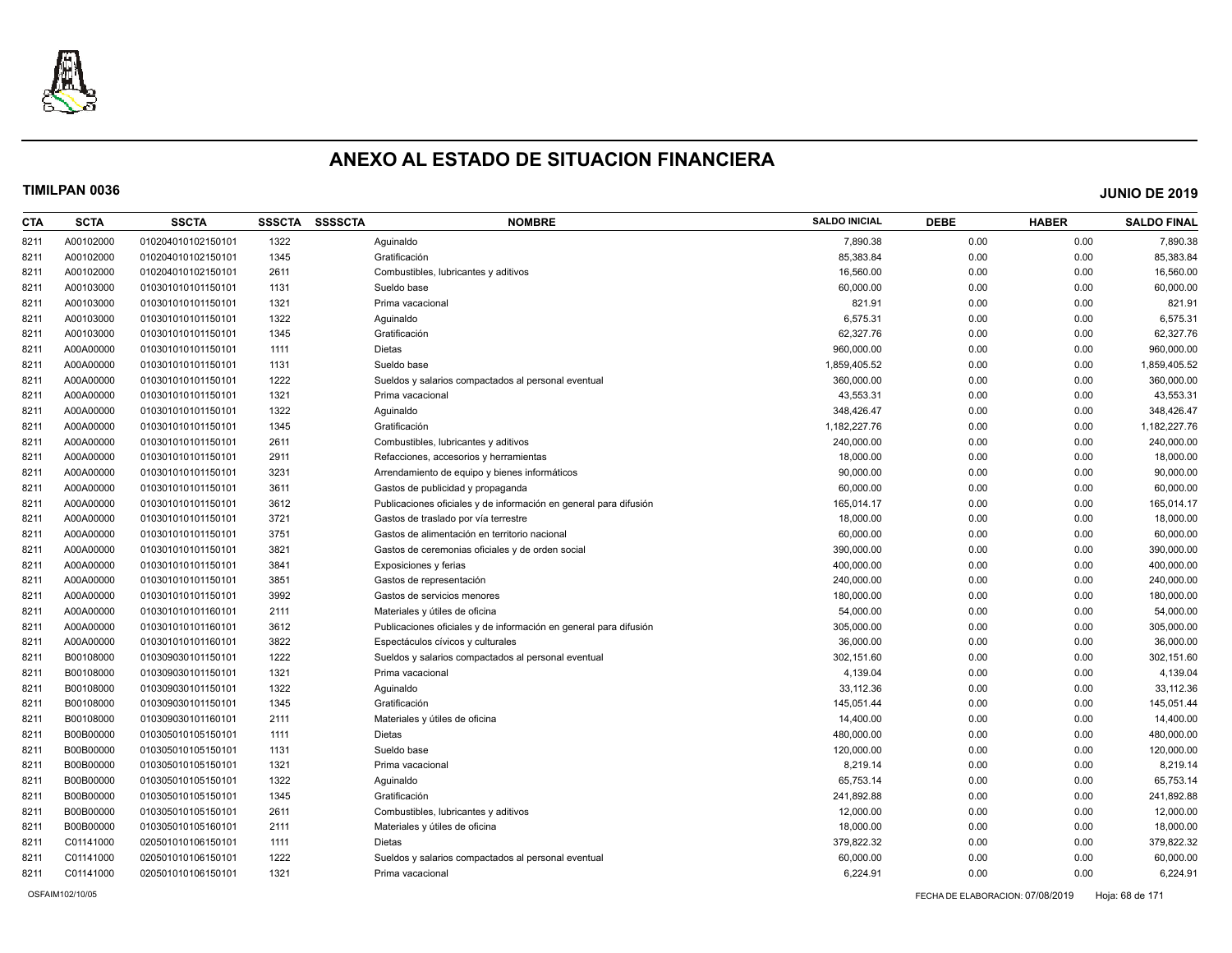# ANEXO AL ESTADO DE SITUACION FINANCIERA

**TIMILPAN 0036** **JUNIO DE 2019**

| CTA | SCTA | SSCTA | SSSCTA | SSSSCTA | NOMBRE | SALDO INICIAL | DEBE | HABER | SALDO FINAL |
|---|---|---|---|---|---|---|---|---|---|
| 8211 | A00102000 | 010204010102150101 | 1322 | | Aguinaldo | 7,890.38 | 0.00 | 0.00 | 7,890.38 |
| 8211 | A00102000 | 010204010102150101 | 1345 | | Gratificación | 85,383.84 | 0.00 | 0.00 | 85,383.84 |
| 8211 | A00102000 | 010204010102150101 | 2611 | | Combustibles, lubricantes y aditivos | 16,560.00 | 0.00 | 0.00 | 16,560.00 |
| 8211 | A00103000 | 010301010101150101 | 1131 | | Sueldo base | 60,000.00 | 0.00 | 0.00 | 60,000.00 |
| 8211 | A00103000 | 010301010101150101 | 1321 | | Prima vacacional | 821.91 | 0.00 | 0.00 | 821.91 |
| 8211 | A00103000 | 010301010101150101 | 1322 | | Aguinaldo | 6,575.31 | 0.00 | 0.00 | 6,575.31 |
| 8211 | A00103000 | 010301010101150101 | 1345 | | Gratificación | 62,327.76 | 0.00 | 0.00 | 62,327.76 |
| 8211 | A00A00000 | 010301010101150101 | 1111 | | Dietas | 960,000.00 | 0.00 | 0.00 | 960,000.00 |
| 8211 | A00A00000 | 010301010101150101 | 1131 | | Sueldo base | 1,859,405.52 | 0.00 | 0.00 | 1,859,405.52 |
| 8211 | A00A00000 | 010301010101150101 | 1222 | | Sueldos y salarios compactados al personal eventual | 360,000.00 | 0.00 | 0.00 | 360,000.00 |
| 8211 | A00A00000 | 010301010101150101 | 1321 | | Prima vacacional | 43,553.31 | 0.00 | 0.00 | 43,553.31 |
| 8211 | A00A00000 | 010301010101150101 | 1322 | | Aguinaldo | 348,426.47 | 0.00 | 0.00 | 348,426.47 |
| 8211 | A00A00000 | 010301010101150101 | 1345 | | Gratificación | 1,182,227.76 | 0.00 | 0.00 | 1,182,227.76 |
| 8211 | A00A00000 | 010301010101150101 | 2611 | | Combustibles, lubricantes y aditivos | 240,000.00 | 0.00 | 0.00 | 240,000.00 |
| 8211 | A00A00000 | 010301010101150101 | 2911 | | Refacciones, accesorios y herramientas | 18,000.00 | 0.00 | 0.00 | 18,000.00 |
| 8211 | A00A00000 | 010301010101150101 | 3231 | | Arrendamiento de equipo y bienes informáticos | 90,000.00 | 0.00 | 0.00 | 90,000.00 |
| 8211 | A00A00000 | 010301010101150101 | 3611 | | Gastos de publicidad y propaganda | 60,000.00 | 0.00 | 0.00 | 60,000.00 |
| 8211 | A00A00000 | 010301010101150101 | 3612 | | Publicaciones oficiales y de información en general para difusión | 165,014.17 | 0.00 | 0.00 | 165,014.17 |
| 8211 | A00A00000 | 010301010101150101 | 3721 | | Gastos de traslado por vía terrestre | 18,000.00 | 0.00 | 0.00 | 18,000.00 |
| 8211 | A00A00000 | 010301010101150101 | 3751 | | Gastos de alimentación en territorio nacional | 60,000.00 | 0.00 | 0.00 | 60,000.00 |
| 8211 | A00A00000 | 010301010101150101 | 3821 | | Gastos de ceremonias oficiales y de orden social | 390,000.00 | 0.00 | 0.00 | 390,000.00 |
| 8211 | A00A00000 | 010301010101150101 | 3841 | | Exposiciones y ferias | 400,000.00 | 0.00 | 0.00 | 400,000.00 |
| 8211 | A00A00000 | 010301010101150101 | 3851 | | Gastos de representación | 240,000.00 | 0.00 | 0.00 | 240,000.00 |
| 8211 | A00A00000 | 010301010101150101 | 3992 | | Gastos de servicios menores | 180,000.00 | 0.00 | 0.00 | 180,000.00 |
| 8211 | A00A00000 | 010301010101160101 | 2111 | | Materiales y útiles de oficina | 54,000.00 | 0.00 | 0.00 | 54,000.00 |
| 8211 | A00A00000 | 010301010101160101 | 3612 | | Publicaciones oficiales y de información en general para difusión | 305,000.00 | 0.00 | 0.00 | 305,000.00 |
| 8211 | A00A00000 | 010301010101160101 | 3822 | | Espectáculos cívicos y culturales | 36,000.00 | 0.00 | 0.00 | 36,000.00 |
| 8211 | B00108000 | 010309030101150101 | 1222 | | Sueldos y salarios compactados al personal eventual | 302,151.60 | 0.00 | 0.00 | 302,151.60 |
| 8211 | B00108000 | 010309030101150101 | 1321 | | Prima vacacional | 4,139.04 | 0.00 | 0.00 | 4,139.04 |
| 8211 | B00108000 | 010309030101150101 | 1322 | | Aguinaldo | 33,112.36 | 0.00 | 0.00 | 33,112.36 |
| 8211 | B00108000 | 010309030101150101 | 1345 | | Gratificación | 145,051.44 | 0.00 | 0.00 | 145,051.44 |
| 8211 | B00108000 | 010309030101160101 | 2111 | | Materiales y útiles de oficina | 14,400.00 | 0.00 | 0.00 | 14,400.00 |
| 8211 | B00B00000 | 010305010105150101 | 1111 | | Dietas | 480,000.00 | 0.00 | 0.00 | 480,000.00 |
| 8211 | B00B00000 | 010305010105150101 | 1131 | | Sueldo base | 120,000.00 | 0.00 | 0.00 | 120,000.00 |
| 8211 | B00B00000 | 010305010105150101 | 1321 | | Prima vacacional | 8,219.14 | 0.00 | 0.00 | 8,219.14 |
| 8211 | B00B00000 | 010305010105150101 | 1322 | | Aguinaldo | 65,753.14 | 0.00 | 0.00 | 65,753.14 |
| 8211 | B00B00000 | 010305010105150101 | 1345 | | Gratificación | 241,892.88 | 0.00 | 0.00 | 241,892.88 |
| 8211 | B00B00000 | 010305010105150101 | 2611 | | Combustibles, lubricantes y aditivos | 12,000.00 | 0.00 | 0.00 | 12,000.00 |
| 8211 | B00B00000 | 010305010105160101 | 2111 | | Materiales y útiles de oficina | 18,000.00 | 0.00 | 0.00 | 18,000.00 |
| 8211 | C01141000 | 020501010106150101 | 1111 | | Dietas | 379,822.32 | 0.00 | 0.00 | 379,822.32 |
| 8211 | C01141000 | 020501010106150101 | 1222 | | Sueldos y salarios compactados al personal eventual | 60,000.00 | 0.00 | 0.00 | 60,000.00 |
| 8211 | C01141000 | 020501010106150101 | 1321 | | Prima vacacional | 6,224.91 | 0.00 | 0.00 | 6,224.91 |

OSFAIM102/10/05 FECHA DE ELABORACION: 07/08/2019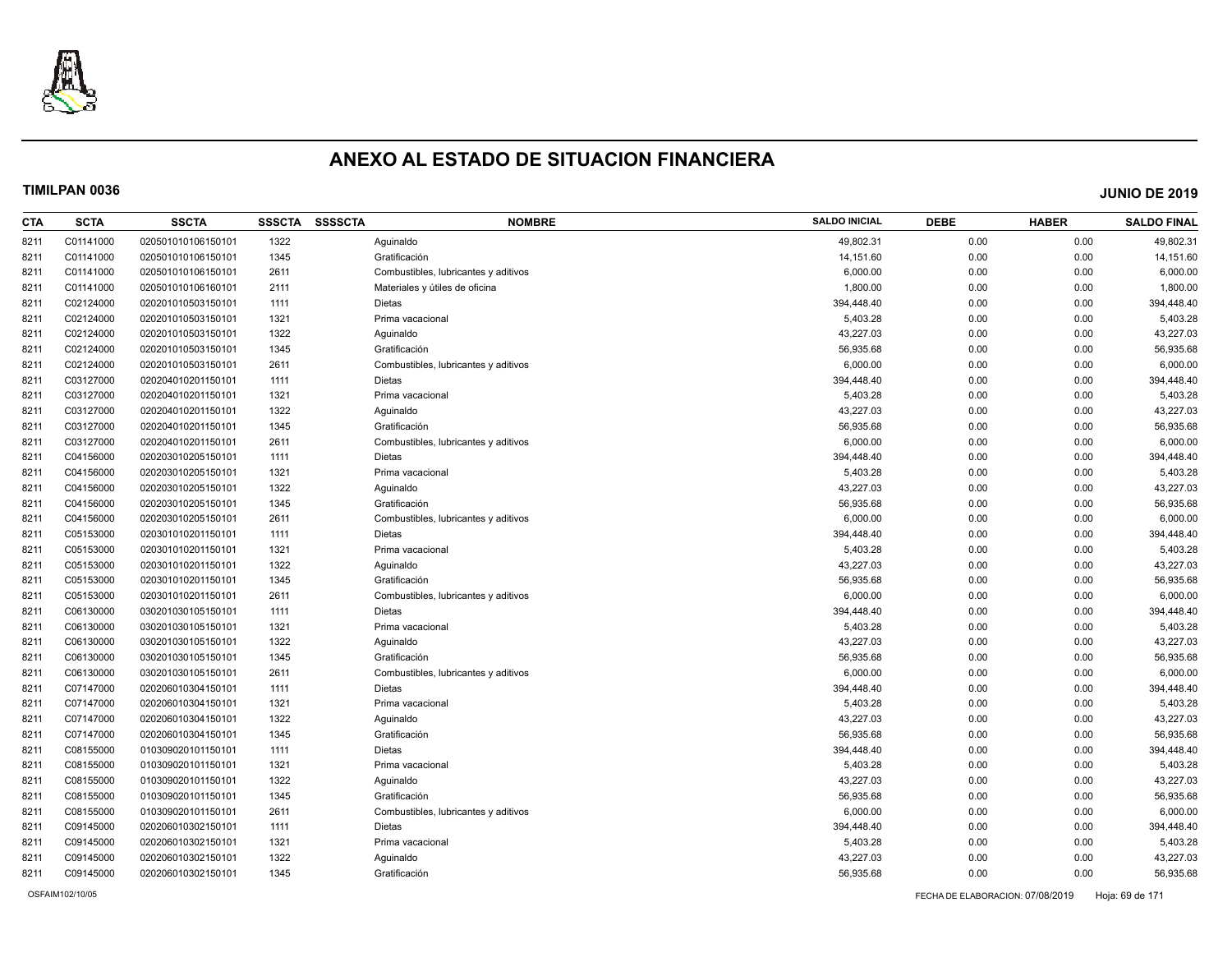# ANEXO AL ESTADO DE SITUACION FINANCIERA

**TIMILPAN 0036** **JUNIO DE 2019**

| CTA | SCTA | SSCTA | SSSCTA | SSSSCTA | NOMBRE | SALDO INICIAL | DEBE | HABER | SALDO FINAL |
|---|---|---|---|---|---|---|---|---|---|
| 8211 | C01141000 | 020501010106150101 | 1322 | | Aguinaldo | 49,802.31 | 0.00 | 0.00 | 49,802.31 |
| 8211 | C01141000 | 020501010106150101 | 1345 | | Gratificación | 14,151.60 | 0.00 | 0.00 | 14,151.60 |
| 8211 | C01141000 | 020501010106150101 | 2611 | | Combustibles, lubricantes y aditivos | 6,000.00 | 0.00 | 0.00 | 6,000.00 |
| 8211 | C01141000 | 020501010106160101 | 2111 | | Materiales y útiles de oficina | 1,800.00 | 0.00 | 0.00 | 1,800.00 |
| 8211 | C02124000 | 020201010503150101 | 1111 | | Dietas | 394,448.40 | 0.00 | 0.00 | 394,448.40 |
| 8211 | C02124000 | 020201010503150101 | 1321 | | Prima vacacional | 5,403.28 | 0.00 | 0.00 | 5,403.28 |
| 8211 | C02124000 | 020201010503150101 | 1322 | | Aguinaldo | 43,227.03 | 0.00 | 0.00 | 43,227.03 |
| 8211 | C02124000 | 020201010503150101 | 1345 | | Gratificación | 56,935.68 | 0.00 | 0.00 | 56,935.68 |
| 8211 | C02124000 | 020201010503150101 | 2611 | | Combustibles, lubricantes y aditivos | 6,000.00 | 0.00 | 0.00 | 6,000.00 |
| 8211 | C03127000 | 020204010201150101 | 1111 | | Dietas | 394,448.40 | 0.00 | 0.00 | 394,448.40 |
| 8211 | C03127000 | 020204010201150101 | 1321 | | Prima vacacional | 5,403.28 | 0.00 | 0.00 | 5,403.28 |
| 8211 | C03127000 | 020204010201150101 | 1322 | | Aguinaldo | 43,227.03 | 0.00 | 0.00 | 43,227.03 |
| 8211 | C03127000 | 020204010201150101 | 1345 | | Gratificación | 56,935.68 | 0.00 | 0.00 | 56,935.68 |
| 8211 | C03127000 | 020204010201150101 | 2611 | | Combustibles, lubricantes y aditivos | 6,000.00 | 0.00 | 0.00 | 6,000.00 |
| 8211 | C04156000 | 020203010205150101 | 1111 | | Dietas | 394,448.40 | 0.00 | 0.00 | 394,448.40 |
| 8211 | C04156000 | 020203010205150101 | 1321 | | Prima vacacional | 5,403.28 | 0.00 | 0.00 | 5,403.28 |
| 8211 | C04156000 | 020203010205150101 | 1322 | | Aguinaldo | 43,227.03 | 0.00 | 0.00 | 43,227.03 |
| 8211 | C04156000 | 020203010205150101 | 1345 | | Gratificación | 56,935.68 | 0.00 | 0.00 | 56,935.68 |
| 8211 | C04156000 | 020203010205150101 | 2611 | | Combustibles, lubricantes y aditivos | 6,000.00 | 0.00 | 0.00 | 6,000.00 |
| 8211 | C05153000 | 020301010201150101 | 1111 | | Dietas | 394,448.40 | 0.00 | 0.00 | 394,448.40 |
| 8211 | C05153000 | 020301010201150101 | 1321 | | Prima vacacional | 5,403.28 | 0.00 | 0.00 | 5,403.28 |
| 8211 | C05153000 | 020301010201150101 | 1322 | | Aguinaldo | 43,227.03 | 0.00 | 0.00 | 43,227.03 |
| 8211 | C05153000 | 020301010201150101 | 1345 | | Gratificación | 56,935.68 | 0.00 | 0.00 | 56,935.68 |
| 8211 | C05153000 | 020301010201150101 | 2611 | | Combustibles, lubricantes y aditivos | 6,000.00 | 0.00 | 0.00 | 6,000.00 |
| 8211 | C06130000 | 030201030105150101 | 1111 | | Dietas | 394,448.40 | 0.00 | 0.00 | 394,448.40 |
| 8211 | C06130000 | 030201030105150101 | 1321 | | Prima vacacional | 5,403.28 | 0.00 | 0.00 | 5,403.28 |
| 8211 | C06130000 | 030201030105150101 | 1322 | | Aguinaldo | 43,227.03 | 0.00 | 0.00 | 43,227.03 |
| 8211 | C06130000 | 030201030105150101 | 1345 | | Gratificación | 56,935.68 | 0.00 | 0.00 | 56,935.68 |
| 8211 | C06130000 | 030201030105150101 | 2611 | | Combustibles, lubricantes y aditivos | 6,000.00 | 0.00 | 0.00 | 6,000.00 |
| 8211 | C07147000 | 020206010304150101 | 1111 | | Dietas | 394,448.40 | 0.00 | 0.00 | 394,448.40 |
| 8211 | C07147000 | 020206010304150101 | 1321 | | Prima vacacional | 5,403.28 | 0.00 | 0.00 | 5,403.28 |
| 8211 | C07147000 | 020206010304150101 | 1322 | | Aguinaldo | 43,227.03 | 0.00 | 0.00 | 43,227.03 |
| 8211 | C07147000 | 020206010304150101 | 1345 | | Gratificación | 56,935.68 | 0.00 | 0.00 | 56,935.68 |
| 8211 | C08155000 | 010309020101150101 | 1111 | | Dietas | 394,448.40 | 0.00 | 0.00 | 394,448.40 |
| 8211 | C08155000 | 010309020101150101 | 1321 | | Prima vacacional | 5,403.28 | 0.00 | 0.00 | 5,403.28 |
| 8211 | C08155000 | 010309020101150101 | 1322 | | Aguinaldo | 43,227.03 | 0.00 | 0.00 | 43,227.03 |
| 8211 | C08155000 | 010309020101150101 | 1345 | | Gratificación | 56,935.68 | 0.00 | 0.00 | 56,935.68 |
| 8211 | C08155000 | 010309020101150101 | 2611 | | Combustibles, lubricantes y aditivos | 6,000.00 | 0.00 | 0.00 | 6,000.00 |
| 8211 | C09145000 | 020206010302150101 | 1111 | | Dietas | 394,448.40 | 0.00 | 0.00 | 394,448.40 |
| 8211 | C09145000 | 020206010302150101 | 1321 | | Prima vacacional | 5,403.28 | 0.00 | 0.00 | 5,403.28 |
| 8211 | C09145000 | 020206010302150101 | 1322 | | Aguinaldo | 43,227.03 | 0.00 | 0.00 | 43,227.03 |
| 8211 | C09145000 | 020206010302150101 | 1345 | | Gratificación | 56,935.68 | 0.00 | 0.00 | 56,935.68 |

OSFAIM102/10/05 FECHA DE ELABORACION: 07/08/2019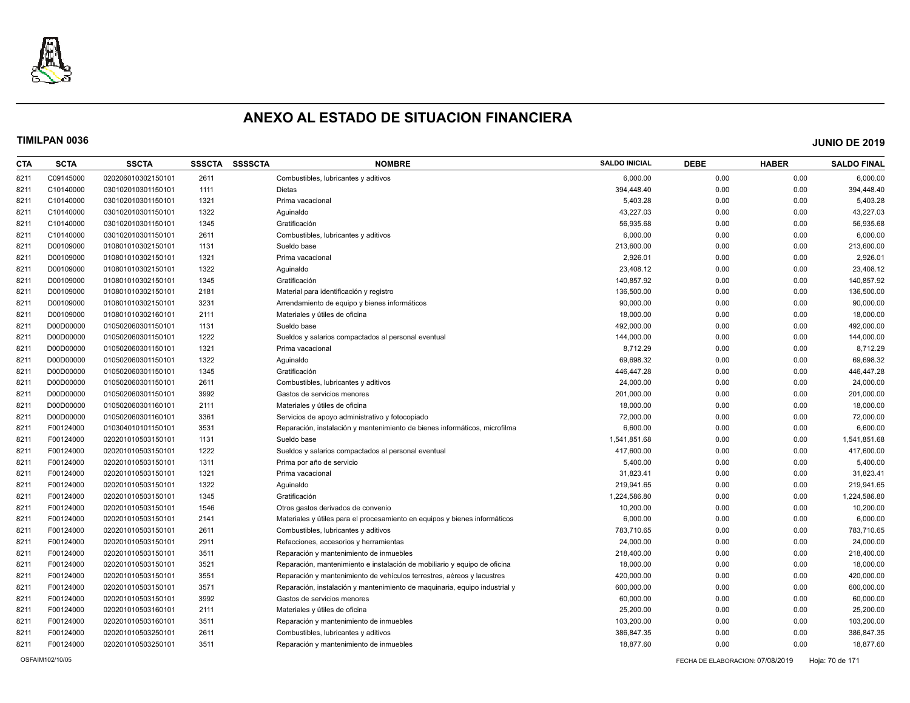# ANEXO AL ESTADO DE SITUACION FINANCIERA

**TIMILPAN 0036** **JUNIO DE 2019**

| CTA | SCTA | SSCTA | SSSCTA | SSSSCTA | NOMBRE | SALDO INICIAL | DEBE | HABER | SALDO FINAL |
|---|---|---|---|---|---|---|---|---|---|
| 8211 | C09145000 | 020206010302150101 | 2611 | | Combustibles, lubricantes y aditivos | 6,000.00 | 0.00 | 0.00 | 6,000.00 |
| 8211 | C10140000 | 030102010301150101 | 1111 | | Dietas | 394,448.40 | 0.00 | 0.00 | 394,448.40 |
| 8211 | C10140000 | 030102010301150101 | 1321 | | Prima vacacional | 5,403.28 | 0.00 | 0.00 | 5,403.28 |
| 8211 | C10140000 | 030102010301150101 | 1322 | | Aguinaldo | 43,227.03 | 0.00 | 0.00 | 43,227.03 |
| 8211 | C10140000 | 030102010301150101 | 1345 | | Gratificación | 56,935.68 | 0.00 | 0.00 | 56,935.68 |
| 8211 | C10140000 | 030102010301150101 | 2611 | | Combustibles, lubricantes y aditivos | 6,000.00 | 0.00 | 0.00 | 6,000.00 |
| 8211 | D00109000 | 010801010302150101 | 1131 | | Sueldo base | 213,600.00 | 0.00 | 0.00 | 213,600.00 |
| 8211 | D00109000 | 010801010302150101 | 1321 | | Prima vacacional | 2,926.01 | 0.00 | 0.00 | 2,926.01 |
| 8211 | D00109000 | 010801010302150101 | 1322 | | Aguinaldo | 23,408.12 | 0.00 | 0.00 | 23,408.12 |
| 8211 | D00109000 | 010801010302150101 | 1345 | | Gratificación | 140,857.92 | 0.00 | 0.00 | 140,857.92 |
| 8211 | D00109000 | 010801010302150101 | 2181 | | Material para identificación y registro | 136,500.00 | 0.00 | 0.00 | 136,500.00 |
| 8211 | D00109000 | 010801010302150101 | 3231 | | Arrendamiento de equipo y bienes informáticos | 90,000.00 | 0.00 | 0.00 | 90,000.00 |
| 8211 | D00109000 | 010801010302160101 | 2111 | | Materiales y útiles de oficina | 18,000.00 | 0.00 | 0.00 | 18,000.00 |
| 8211 | D00D00000 | 010502060301150101 | 1131 | | Sueldo base | 492,000.00 | 0.00 | 0.00 | 492,000.00 |
| 8211 | D00D00000 | 010502060301150101 | 1222 | | Sueldos y salarios compactados al personal eventual | 144,000.00 | 0.00 | 0.00 | 144,000.00 |
| 8211 | D00D00000 | 010502060301150101 | 1321 | | Prima vacacional | 8,712.29 | 0.00 | 0.00 | 8,712.29 |
| 8211 | D00D00000 | 010502060301150101 | 1322 | | Aguinaldo | 69,698.32 | 0.00 | 0.00 | 69,698.32 |
| 8211 | D00D00000 | 010502060301150101 | 1345 | | Gratificación | 446,447.28 | 0.00 | 0.00 | 446,447.28 |
| 8211 | D00D00000 | 010502060301150101 | 2611 | | Combustibles, lubricantes y aditivos | 24,000.00 | 0.00 | 0.00 | 24,000.00 |
| 8211 | D00D00000 | 010502060301150101 | 3992 | | Gastos de servicios menores | 201,000.00 | 0.00 | 0.00 | 201,000.00 |
| 8211 | D00D00000 | 010502060301160101 | 2111 | | Materiales y útiles de oficina | 18,000.00 | 0.00 | 0.00 | 18,000.00 |
| 8211 | D00D00000 | 010502060301160101 | 3361 | | Servicios de apoyo administrativo y fotocopiado | 72,000.00 | 0.00 | 0.00 | 72,000.00 |
| 8211 | F00124000 | 010304010101150101 | 3531 | | Reparación, instalación y mantenimiento de bienes informáticos, microfilma | 6,600.00 | 0.00 | 0.00 | 6,600.00 |
| 8211 | F00124000 | 020201010503150101 | 1131 | | Sueldo base | 1,541,851.68 | 0.00 | 0.00 | 1,541,851.68 |
| 8211 | F00124000 | 020201010503150101 | 1222 | | Sueldos y salarios compactados al personal eventual | 417,600.00 | 0.00 | 0.00 | 417,600.00 |
| 8211 | F00124000 | 020201010503150101 | 1311 | | Prima por año de servicio | 5,400.00 | 0.00 | 0.00 | 5,400.00 |
| 8211 | F00124000 | 020201010503150101 | 1321 | | Prima vacacional | 31,823.41 | 0.00 | 0.00 | 31,823.41 |
| 8211 | F00124000 | 020201010503150101 | 1322 | | Aguinaldo | 219,941.65 | 0.00 | 0.00 | 219,941.65 |
| 8211 | F00124000 | 020201010503150101 | 1345 | | Gratificación | 1,224,586.80 | 0.00 | 0.00 | 1,224,586.80 |
| 8211 | F00124000 | 020201010503150101 | 1546 | | Otros gastos derivados de convenio | 10,200.00 | 0.00 | 0.00 | 10,200.00 |
| 8211 | F00124000 | 020201010503150101 | 2141 | | Materiales y útiles para el procesamiento en equipos y bienes informáticos | 6,000.00 | 0.00 | 0.00 | 6,000.00 |
| 8211 | F00124000 | 020201010503150101 | 2611 | | Combustibles, lubricantes y aditivos | 783,710.65 | 0.00 | 0.00 | 783,710.65 |
| 8211 | F00124000 | 020201010503150101 | 2911 | | Refacciones, accesorios y herramientas | 24,000.00 | 0.00 | 0.00 | 24,000.00 |
| 8211 | F00124000 | 020201010503150101 | 3511 | | Reparación y mantenimiento de inmuebles | 218,400.00 | 0.00 | 0.00 | 218,400.00 |
| 8211 | F00124000 | 020201010503150101 | 3521 | | Reparación, mantenimiento e instalación de mobiliario y equipo de oficina | 18,000.00 | 0.00 | 0.00 | 18,000.00 |
| 8211 | F00124000 | 020201010503150101 | 3551 | | Reparación y mantenimiento de vehículos terrestres, aéreos y lacustres | 420,000.00 | 0.00 | 0.00 | 420,000.00 |
| 8211 | F00124000 | 020201010503150101 | 3571 | | Reparación, instalación y mantenimiento de maquinaria, equipo industrial y | 600,000.00 | 0.00 | 0.00 | 600,000.00 |
| 8211 | F00124000 | 020201010503150101 | 3992 | | Gastos de servicios menores | 60,000.00 | 0.00 | 0.00 | 60,000.00 |
| 8211 | F00124000 | 020201010503160101 | 2111 | | Materiales y útiles de oficina | 25,200.00 | 0.00 | 0.00 | 25,200.00 |
| 8211 | F00124000 | 020201010503160101 | 3511 | | Reparación y mantenimiento de inmuebles | 103,200.00 | 0.00 | 0.00 | 103,200.00 |
| 8211 | F00124000 | 020201010503250101 | 2611 | | Combustibles, lubricantes y aditivos | 386,847.35 | 0.00 | 0.00 | 386,847.35 |
| 8211 | F00124000 | 020201010503250101 | 3511 | | Reparación y mantenimiento de inmuebles | 18,877.60 | 0.00 | 0.00 | 18,877.60 |

OSFAIM102/10/05 FECHA DE ELABORACION: 07/08/2019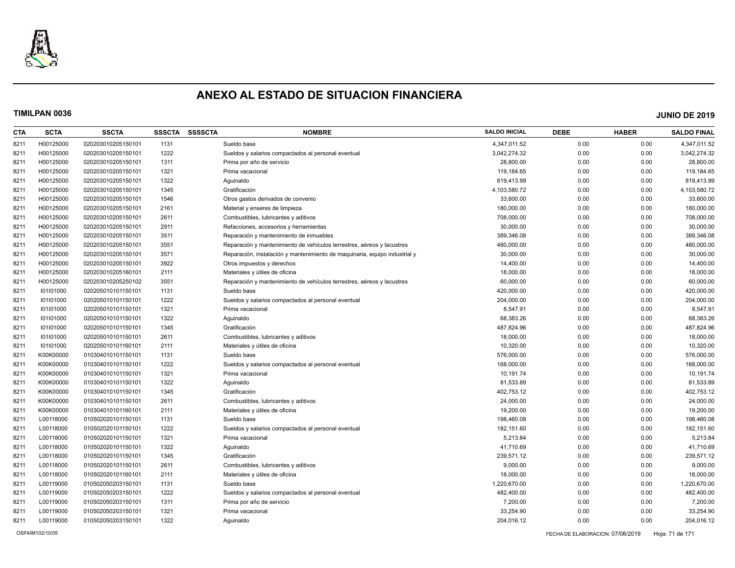# ANEXO AL ESTADO DE SITUACION FINANCIERA

**TIMILPAN 0036** **JUNIO DE 2019**

| CTA | SCTA | SSCTA | SSSCTA | SSSSCTA | NOMBRE | SALDO INICIAL | DEBE | HABER | SALDO FINAL |
|---|---|---|---|---|---|---|---|---|---|
| 8211 | H00125000 | 020203010205150101 | 1131 | | Sueldo base | 4,347,011.52 | 0.00 | 0.00 | 4,347,011.52 |
| 8211 | H00125000 | 020203010205150101 | 1222 | | Sueldos y salarios compactados al personal eventual | 3,042,274.32 | 0.00 | 0.00 | 3,042,274.32 |
| 8211 | H00125000 | 020203010205150101 | 1311 | | Prima por año de servicio | 28,800.00 | 0.00 | 0.00 | 28,800.00 |
| 8211 | H00125000 | 020203010205150101 | 1321 | | Prima vacacional | 119,184.65 | 0.00 | 0.00 | 119,184.65 |
| 8211 | H00125000 | 020203010205150101 | 1322 | | Aguinaldo | 819,413.99 | 0.00 | 0.00 | 819,413.99 |
| 8211 | H00125000 | 020203010205150101 | 1345 | | Gratificación | 4,103,580.72 | 0.00 | 0.00 | 4,103,580.72 |
| 8211 | H00125000 | 020203010205150101 | 1546 | | Otros gastos derivados de convenio | 33,600.00 | 0.00 | 0.00 | 33,600.00 |
| 8211 | H00125000 | 020203010205150101 | 2161 | | Material y enseres de limpieza | 180,000.00 | 0.00 | 0.00 | 180,000.00 |
| 8211 | H00125000 | 020203010205150101 | 2611 | | Combustibles, lubricantes y aditivos | 708,000.00 | 0.00 | 0.00 | 708,000.00 |
| 8211 | H00125000 | 020203010205150101 | 2911 | | Refacciones, accesorios y herramientas | 30,000.00 | 0.00 | 0.00 | 30,000.00 |
| 8211 | H00125000 | 020203010205150101 | 3511 | | Reparación y mantenimiento de inmuebles | 389,346.08 | 0.00 | 0.00 | 389,346.08 |
| 8211 | H00125000 | 020203010205150101 | 3551 | | Reparación y mantenimiento de vehículos terrestres, aéreos y lacustres | 480,000.00 | 0.00 | 0.00 | 480,000.00 |
| 8211 | H00125000 | 020203010205150101 | 3571 | | Reparación, instalación y mantenimiento de maquinaria, equipo industrial y | 30,000.00 | 0.00 | 0.00 | 30,000.00 |
| 8211 | H00125000 | 020203010205150101 | 3922 | | Otros impuestos y derechos | 14,400.00 | 0.00 | 0.00 | 14,400.00 |
| 8211 | H00125000 | 020203010205160101 | 2111 | | Materiales y útiles de oficina | 18,000.00 | 0.00 | 0.00 | 18,000.00 |
| 8211 | H00125000 | 020203010205250102 | 3551 | | Reparación y mantenimiento de vehículos terrestres, aéreos y lacustres | 60,000.00 | 0.00 | 0.00 | 60,000.00 |
| 8211 | I01I01000 | 020205010101150101 | 1131 | | Sueldo base | 420,000.00 | 0.00 | 0.00 | 420,000.00 |
| 8211 | I01I01000 | 020205010101150101 | 1222 | | Sueldos y salarios compactados al personal eventual | 204,000.00 | 0.00 | 0.00 | 204,000.00 |
| 8211 | I01I01000 | 020205010101150101 | 1321 | | Prima vacacional | 8,547.91 | 0.00 | 0.00 | 8,547.91 |
| 8211 | I01I01000 | 020205010101150101 | 1322 | | Aguinaldo | 68,383.26 | 0.00 | 0.00 | 68,383.26 |
| 8211 | I01I01000 | 020205010101150101 | 1345 | | Gratificación | 487,824.96 | 0.00 | 0.00 | 487,824.96 |
| 8211 | I01I01000 | 020205010101150101 | 2611 | | Combustibles, lubricantes y aditivos | 18,000.00 | 0.00 | 0.00 | 18,000.00 |
| 8211 | I01I01000 | 020205010101160101 | 2111 | | Materiales y útiles de oficina | 10,320.00 | 0.00 | 0.00 | 10,320.00 |
| 8211 | K00K00000 | 010304010101150101 | 1131 | | Sueldo base | 576,000.00 | 0.00 | 0.00 | 576,000.00 |
| 8211 | K00K00000 | 010304010101150101 | 1222 | | Sueldos y salarios compactados al personal eventual | 168,000.00 | 0.00 | 0.00 | 168,000.00 |
| 8211 | K00K00000 | 010304010101150101 | 1321 | | Prima vacacional | 10,191.74 | 0.00 | 0.00 | 10,191.74 |
| 8211 | K00K00000 | 010304010101150101 | 1322 | | Aguinaldo | 81,533.89 | 0.00 | 0.00 | 81,533.89 |
| 8211 | K00K00000 | 010304010101150101 | 1345 | | Gratificación | 402,753.12 | 0.00 | 0.00 | 402,753.12 |
| 8211 | K00K00000 | 010304010101150101 | 2611 | | Combustibles, lubricantes y aditivos | 24,000.00 | 0.00 | 0.00 | 24,000.00 |
| 8211 | K00K00000 | 010304010101160101 | 2111 | | Materiales y útiles de oficina | 19,200.00 | 0.00 | 0.00 | 19,200.00 |
| 8211 | L00118000 | 010502020101150101 | 1131 | | Sueldo base | 198,460.08 | 0.00 | 0.00 | 198,460.08 |
| 8211 | L00118000 | 010502020101150101 | 1222 | | Sueldos y salarios compactados al personal eventual | 182,151.60 | 0.00 | 0.00 | 182,151.60 |
| 8211 | L00118000 | 010502020101150101 | 1321 | | Prima vacacional | 5,213.84 | 0.00 | 0.00 | 5,213.84 |
| 8211 | L00118000 | 010502020101150101 | 1322 | | Aguinaldo | 41,710.69 | 0.00 | 0.00 | 41,710.69 |
| 8211 | L00118000 | 010502020101150101 | 1345 | | Gratificación | 239,571.12 | 0.00 | 0.00 | 239,571.12 |
| 8211 | L00118000 | 010502020101150101 | 2611 | | Combustibles, lubricantes y aditivos | 9,000.00 | 0.00 | 0.00 | 9,000.00 |
| 8211 | L00118000 | 010502020101160101 | 2111 | | Materiales y útiles de oficina | 18,000.00 | 0.00 | 0.00 | 18,000.00 |
| 8211 | L00119000 | 010502050203150101 | 1131 | | Sueldo base | 1,220,670.00 | 0.00 | 0.00 | 1,220,670.00 |
| 8211 | L00119000 | 010502050203150101 | 1222 | | Sueldos y salarios compactados al personal eventual | 482,400.00 | 0.00 | 0.00 | 482,400.00 |
| 8211 | L00119000 | 010502050203150101 | 1311 | | Prima por año de servicio | 7,200.00 | 0.00 | 0.00 | 7,200.00 |
| 8211 | L00119000 | 010502050203150101 | 1321 | | Prima vacacional | 33,254.90 | 0.00 | 0.00 | 33,254.90 |
| 8211 | L00119000 | 010502050203150101 | 1322 | | Aguinaldo | 204,016.12 | 0.00 | 0.00 | 204,016.12 |

OSFAIM102/10/05 FECHA DE ELABORACION: 07/08/2019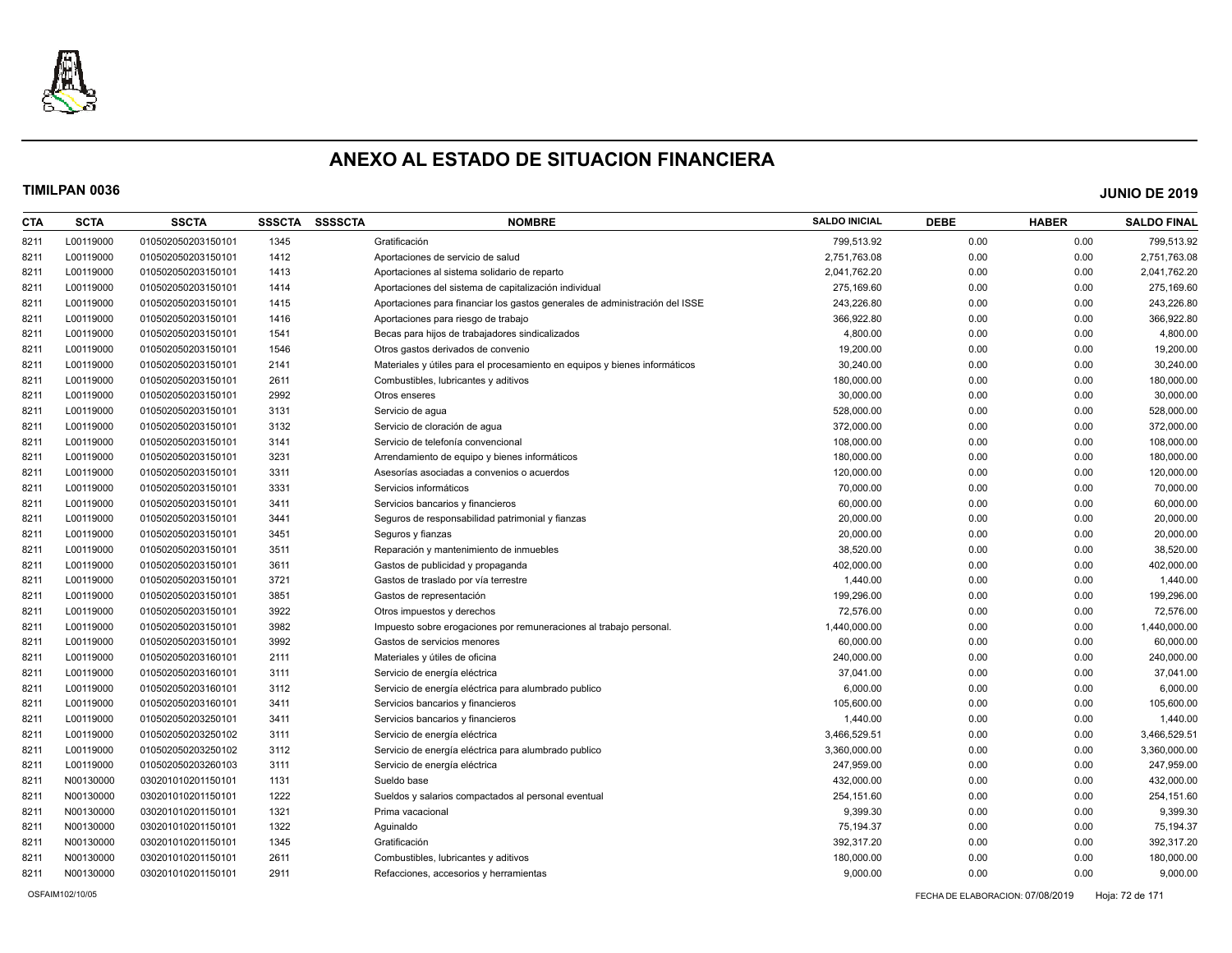# ANEXO AL ESTADO DE SITUACION FINANCIERA

**TIMILPAN 0036** **JUNIO DE 2019**

| CTA | SCTA | SSCTA | SSSCTA | SSSSCTA | NOMBRE | SALDO INICIAL | DEBE | HABER | SALDO FINAL |
|---|---|---|---|---|---|---|---|---|---|
| 8211 | L00119000 | 010502050203150101 | 1345 | | Gratificación | 799,513.92 | 0.00 | 0.00 | 799,513.92 |
| 8211 | L00119000 | 010502050203150101 | 1412 | | Aportaciones de servicio de salud | 2,751,763.08 | 0.00 | 0.00 | 2,751,763.08 |
| 8211 | L00119000 | 010502050203150101 | 1413 | | Aportaciones al sistema solidario de reparto | 2,041,762.20 | 0.00 | 0.00 | 2,041,762.20 |
| 8211 | L00119000 | 010502050203150101 | 1414 | | Aportaciones del sistema de capitalización individual | 275,169.60 | 0.00 | 0.00 | 275,169.60 |
| 8211 | L00119000 | 010502050203150101 | 1415 | | Aportaciones para financiar los gastos generales de administración del ISSE | 243,226.80 | 0.00 | 0.00 | 243,226.80 |
| 8211 | L00119000 | 010502050203150101 | 1416 | | Aportaciones para riesgo de trabajo | 366,922.80 | 0.00 | 0.00 | 366,922.80 |
| 8211 | L00119000 | 010502050203150101 | 1541 | | Becas para hijos de trabajadores sindicalizados | 4,800.00 | 0.00 | 0.00 | 4,800.00 |
| 8211 | L00119000 | 010502050203150101 | 1546 | | Otros gastos derivados de convenio | 19,200.00 | 0.00 | 0.00 | 19,200.00 |
| 8211 | L00119000 | 010502050203150101 | 2141 | | Materiales y útiles para el procesamiento en equipos y bienes informáticos | 30,240.00 | 0.00 | 0.00 | 30,240.00 |
| 8211 | L00119000 | 010502050203150101 | 2611 | | Combustibles, lubricantes y aditivos | 180,000.00 | 0.00 | 0.00 | 180,000.00 |
| 8211 | L00119000 | 010502050203150101 | 2992 | | Otros enseres | 30,000.00 | 0.00 | 0.00 | 30,000.00 |
| 8211 | L00119000 | 010502050203150101 | 3131 | | Servicio de agua | 528,000.00 | 0.00 | 0.00 | 528,000.00 |
| 8211 | L00119000 | 010502050203150101 | 3132 | | Servicio de cloración de agua | 372,000.00 | 0.00 | 0.00 | 372,000.00 |
| 8211 | L00119000 | 010502050203150101 | 3141 | | Servicio de telefonía convencional | 108,000.00 | 0.00 | 0.00 | 108,000.00 |
| 8211 | L00119000 | 010502050203150101 | 3231 | | Arrendamiento de equipo y bienes informáticos | 180,000.00 | 0.00 | 0.00 | 180,000.00 |
| 8211 | L00119000 | 010502050203150101 | 3311 | | Asesorías asociadas a convenios o acuerdos | 120,000.00 | 0.00 | 0.00 | 120,000.00 |
| 8211 | L00119000 | 010502050203150101 | 3331 | | Servicios informáticos | 70,000.00 | 0.00 | 0.00 | 70,000.00 |
| 8211 | L00119000 | 010502050203150101 | 3411 | | Servicios bancarios y financieros | 60,000.00 | 0.00 | 0.00 | 60,000.00 |
| 8211 | L00119000 | 010502050203150101 | 3441 | | Seguros de responsabilidad patrimonial y fianzas | 20,000.00 | 0.00 | 0.00 | 20,000.00 |
| 8211 | L00119000 | 010502050203150101 | 3451 | | Seguros y fianzas | 20,000.00 | 0.00 | 0.00 | 20,000.00 |
| 8211 | L00119000 | 010502050203150101 | 3511 | | Reparación y mantenimiento de inmuebles | 38,520.00 | 0.00 | 0.00 | 38,520.00 |
| 8211 | L00119000 | 010502050203150101 | 3611 | | Gastos de publicidad y propaganda | 402,000.00 | 0.00 | 0.00 | 402,000.00 |
| 8211 | L00119000 | 010502050203150101 | 3721 | | Gastos de traslado por vía terrestre | 1,440.00 | 0.00 | 0.00 | 1,440.00 |
| 8211 | L00119000 | 010502050203150101 | 3851 | | Gastos de representación | 199,296.00 | 0.00 | 0.00 | 199,296.00 |
| 8211 | L00119000 | 010502050203150101 | 3922 | | Otros impuestos y derechos | 72,576.00 | 0.00 | 0.00 | 72,576.00 |
| 8211 | L00119000 | 010502050203150101 | 3982 | | Impuesto sobre erogaciones por remuneraciones al trabajo personal. | 1,440,000.00 | 0.00 | 0.00 | 1,440,000.00 |
| 8211 | L00119000 | 010502050203150101 | 3992 | | Gastos de servicios menores | 60,000.00 | 0.00 | 0.00 | 60,000.00 |
| 8211 | L00119000 | 010502050203160101 | 2111 | | Materiales y útiles de oficina | 240,000.00 | 0.00 | 0.00 | 240,000.00 |
| 8211 | L00119000 | 010502050203160101 | 3111 | | Servicio de energía eléctrica | 37,041.00 | 0.00 | 0.00 | 37,041.00 |
| 8211 | L00119000 | 010502050203160101 | 3112 | | Servicio de energía eléctrica para alumbrado publico | 6,000.00 | 0.00 | 0.00 | 6,000.00 |
| 8211 | L00119000 | 010502050203160101 | 3411 | | Servicios bancarios y financieros | 105,600.00 | 0.00 | 0.00 | 105,600.00 |
| 8211 | L00119000 | 010502050203250101 | 3411 | | Servicios bancarios y financieros | 1,440.00 | 0.00 | 0.00 | 1,440.00 |
| 8211 | L00119000 | 010502050203250102 | 3111 | | Servicio de energía eléctrica | 3,466,529.51 | 0.00 | 0.00 | 3,466,529.51 |
| 8211 | L00119000 | 010502050203250102 | 3112 | | Servicio de energía eléctrica para alumbrado publico | 3,360,000.00 | 0.00 | 0.00 | 3,360,000.00 |
| 8211 | L00119000 | 010502050203260103 | 3111 | | Servicio de energía eléctrica | 247,959.00 | 0.00 | 0.00 | 247,959.00 |
| 8211 | N00130000 | 030201010201150101 | 1131 | | Sueldo base | 432,000.00 | 0.00 | 0.00 | 432,000.00 |
| 8211 | N00130000 | 030201010201150101 | 1222 | | Sueldos y salarios compactados al personal eventual | 254,151.60 | 0.00 | 0.00 | 254,151.60 |
| 8211 | N00130000 | 030201010201150101 | 1321 | | Prima vacacional | 9,399.30 | 0.00 | 0.00 | 9,399.30 |
| 8211 | N00130000 | 030201010201150101 | 1322 | | Aguinaldo | 75,194.37 | 0.00 | 0.00 | 75,194.37 |
| 8211 | N00130000 | 030201010201150101 | 1345 | | Gratificación | 392,317.20 | 0.00 | 0.00 | 392,317.20 |
| 8211 | N00130000 | 030201010201150101 | 2611 | | Combustibles, lubricantes y aditivos | 180,000.00 | 0.00 | 0.00 | 180,000.00 |
| 8211 | N00130000 | 030201010201150101 | 2911 | | Refacciones, accesorios y herramientas | 9,000.00 | 0.00 | 0.00 | 9,000.00 |

OSFAIM102/10/05 FECHA DE ELABORACION: 07/08/2019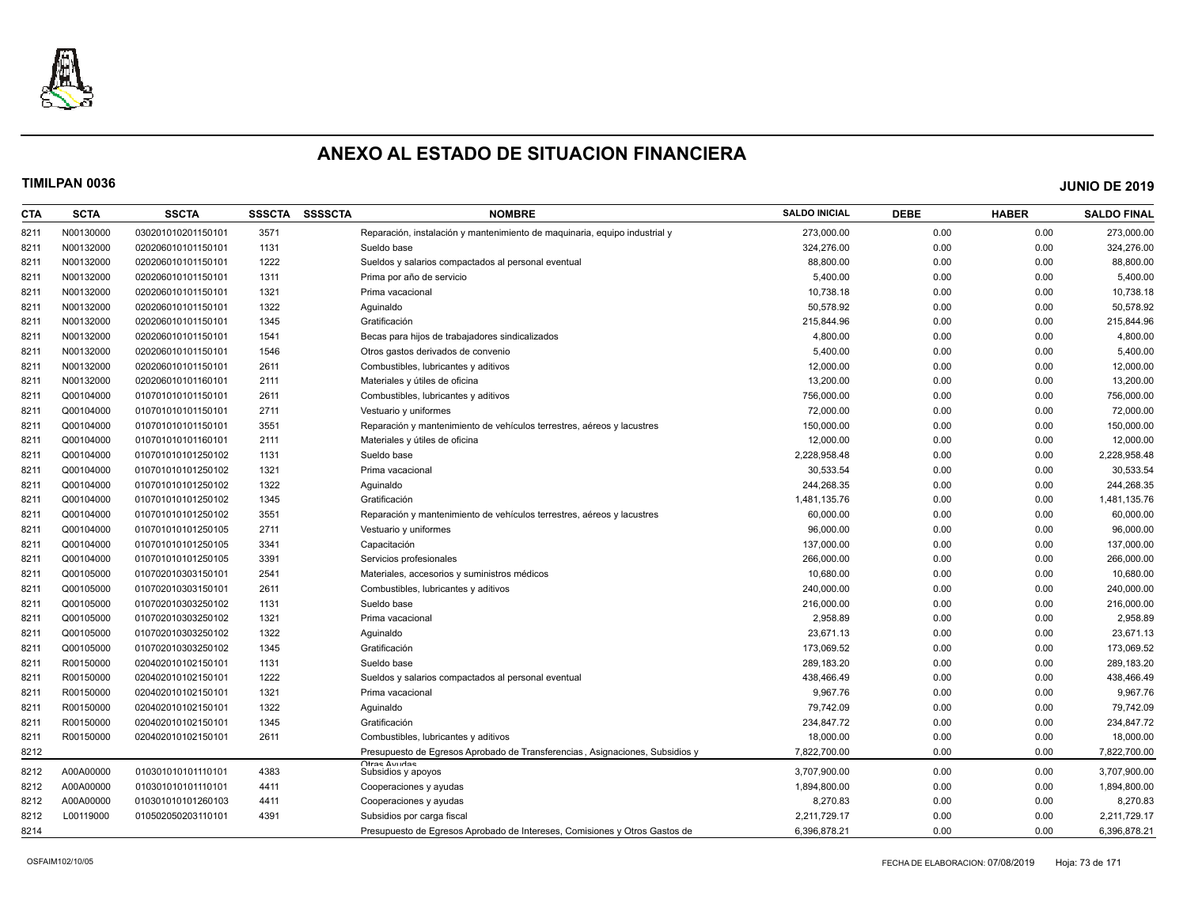# ANEXO AL ESTADO DE SITUACION FINANCIERA

**TIMILPAN 0036** **JUNIO DE 2019**

| CTA | SCTA | SSCTA | SSSCTA | SSSSCTA | NOMBRE | SALDO INICIAL | DEBE | HABER | SALDO FINAL |
|---|---|---|---|---|---|---|---|---|---|
| 8211 | N00130000 | 030201010201150101 | 3571 | | Reparación, instalación y mantenimiento de maquinaria, equipo industrial y | 273,000.00 | 0.00 | 0.00 | 273,000.00 |
| 8211 | N00132000 | 020206010101150101 | 1131 | | Sueldo base | 324,276.00 | 0.00 | 0.00 | 324,276.00 |
| 8211 | N00132000 | 020206010101150101 | 1222 | | Sueldos y salarios compactados al personal eventual | 88,800.00 | 0.00 | 0.00 | 88,800.00 |
| 8211 | N00132000 | 020206010101150101 | 1311 | | Prima por año de servicio | 5,400.00 | 0.00 | 0.00 | 5,400.00 |
| 8211 | N00132000 | 020206010101150101 | 1321 | | Prima vacacional | 10,738.18 | 0.00 | 0.00 | 10,738.18 |
| 8211 | N00132000 | 020206010101150101 | 1322 | | Aguinaldo | 50,578.92 | 0.00 | 0.00 | 50,578.92 |
| 8211 | N00132000 | 020206010101150101 | 1345 | | Gratificación | 215,844.96 | 0.00 | 0.00 | 215,844.96 |
| 8211 | N00132000 | 020206010101150101 | 1541 | | Becas para hijos de trabajadores sindicalizados | 4,800.00 | 0.00 | 0.00 | 4,800.00 |
| 8211 | N00132000 | 020206010101150101 | 1546 | | Otros gastos derivados de convenio | 5,400.00 | 0.00 | 0.00 | 5,400.00 |
| 8211 | N00132000 | 020206010101150101 | 2611 | | Combustibles, lubricantes y aditivos | 12,000.00 | 0.00 | 0.00 | 12,000.00 |
| 8211 | N00132000 | 020206010101160101 | 2111 | | Materiales y útiles de oficina | 13,200.00 | 0.00 | 0.00 | 13,200.00 |
| 8211 | Q00104000 | 010701010101150101 | 2611 | | Combustibles, lubricantes y aditivos | 756,000.00 | 0.00 | 0.00 | 756,000.00 |
| 8211 | Q00104000 | 010701010101150101 | 2711 | | Vestuario y uniformes | 72,000.00 | 0.00 | 0.00 | 72,000.00 |
| 8211 | Q00104000 | 010701010101150101 | 3551 | | Reparación y mantenimiento de vehículos terrestres, aéreos y lacustres | 150,000.00 | 0.00 | 0.00 | 150,000.00 |
| 8211 | Q00104000 | 010701010101160101 | 2111 | | Materiales y útiles de oficina | 12,000.00 | 0.00 | 0.00 | 12,000.00 |
| 8211 | Q00104000 | 010701010101250102 | 1131 | | Sueldo base | 2,228,958.48 | 0.00 | 0.00 | 2,228,958.48 |
| 8211 | Q00104000 | 010701010101250102 | 1321 | | Prima vacacional | 30,533.54 | 0.00 | 0.00 | 30,533.54 |
| 8211 | Q00104000 | 010701010101250102 | 1322 | | Aguinaldo | 244,268.35 | 0.00 | 0.00 | 244,268.35 |
| 8211 | Q00104000 | 010701010101250102 | 1345 | | Gratificación | 1,481,135.76 | 0.00 | 0.00 | 1,481,135.76 |
| 8211 | Q00104000 | 010701010101250102 | 3551 | | Reparación y mantenimiento de vehículos terrestres, aéreos y lacustres | 60,000.00 | 0.00 | 0.00 | 60,000.00 |
| 8211 | Q00104000 | 010701010101250105 | 2711 | | Vestuario y uniformes | 96,000.00 | 0.00 | 0.00 | 96,000.00 |
| 8211 | Q00104000 | 010701010101250105 | 3341 | | Capacitación | 137,000.00 | 0.00 | 0.00 | 137,000.00 |
| 8211 | Q00104000 | 010701010101250105 | 3391 | | Servicios profesionales | 266,000.00 | 0.00 | 0.00 | 266,000.00 |
| 8211 | Q00105000 | 010702010303150101 | 2541 | | Materiales, accesorios y suministros médicos | 10,680.00 | 0.00 | 0.00 | 10,680.00 |
| 8211 | Q00105000 | 010702010303150101 | 2611 | | Combustibles, lubricantes y aditivos | 240,000.00 | 0.00 | 0.00 | 240,000.00 |
| 8211 | Q00105000 | 010702010303250102 | 1131 | | Sueldo base | 216,000.00 | 0.00 | 0.00 | 216,000.00 |
| 8211 | Q00105000 | 010702010303250102 | 1321 | | Prima vacacional | 2,958.89 | 0.00 | 0.00 | 2,958.89 |
| 8211 | Q00105000 | 010702010303250102 | 1322 | | Aguinaldo | 23,671.13 | 0.00 | 0.00 | 23,671.13 |
| 8211 | Q00105000 | 010702010303250102 | 1345 | | Gratificación | 173,069.52 | 0.00 | 0.00 | 173,069.52 |
| 8211 | R00150000 | 020402010102150101 | 1131 | | Sueldo base | 289,183.20 | 0.00 | 0.00 | 289,183.20 |
| 8211 | R00150000 | 020402010102150101 | 1222 | | Sueldos y salarios compactados al personal eventual | 438,466.49 | 0.00 | 0.00 | 438,466.49 |
| 8211 | R00150000 | 020402010102150101 | 1321 | | Prima vacacional | 9,967.76 | 0.00 | 0.00 | 9,967.76 |
| 8211 | R00150000 | 020402010102150101 | 1322 | | Aguinaldo | 79,742.09 | 0.00 | 0.00 | 79,742.09 |
| 8211 | R00150000 | 020402010102150101 | 1345 | | Gratificación | 234,847.72 | 0.00 | 0.00 | 234,847.72 |
| 8211 | R00150000 | 020402010102150101 | 2611 | | Combustibles, lubricantes y aditivos | 18,000.00 | 0.00 | 0.00 | 18,000.00 |
| 8212 | | | | | Presupuesto de Egresos Aprobado de Transferencias , Asignaciones, Subsidios y Otras Ayudas | 7,822,700.00 | 0.00 | 0.00 | 7,822,700.00 |
| 8212 | A00A00000 | 010301010101110101 | 4383 | | Subsidios y apoyos | 3,707,900.00 | 0.00 | 0.00 | 3,707,900.00 |
| 8212 | A00A00000 | 010301010101110101 | 4411 | | Cooperaciones y ayudas | 1,894,800.00 | 0.00 | 0.00 | 1,894,800.00 |
| 8212 | A00A00000 | 010301010101260103 | 4411 | | Cooperaciones y ayudas | 8,270.83 | 0.00 | 0.00 | 8,270.83 |
| 8212 | L00119000 | 010502050203110101 | 4391 | | Subsidios por carga fiscal | 2,211,729.17 | 0.00 | 0.00 | 2,211,729.17 |
| 8214 | | | | | Presupuesto de Egresos Aprobado de Intereses, Comisiones y Otros Gastos de | 6,396,878.21 | 0.00 | 0.00 | 6,396,878.21 |

OSFAIM102/10/05 FECHA DE ELABORACION: 07/08/2019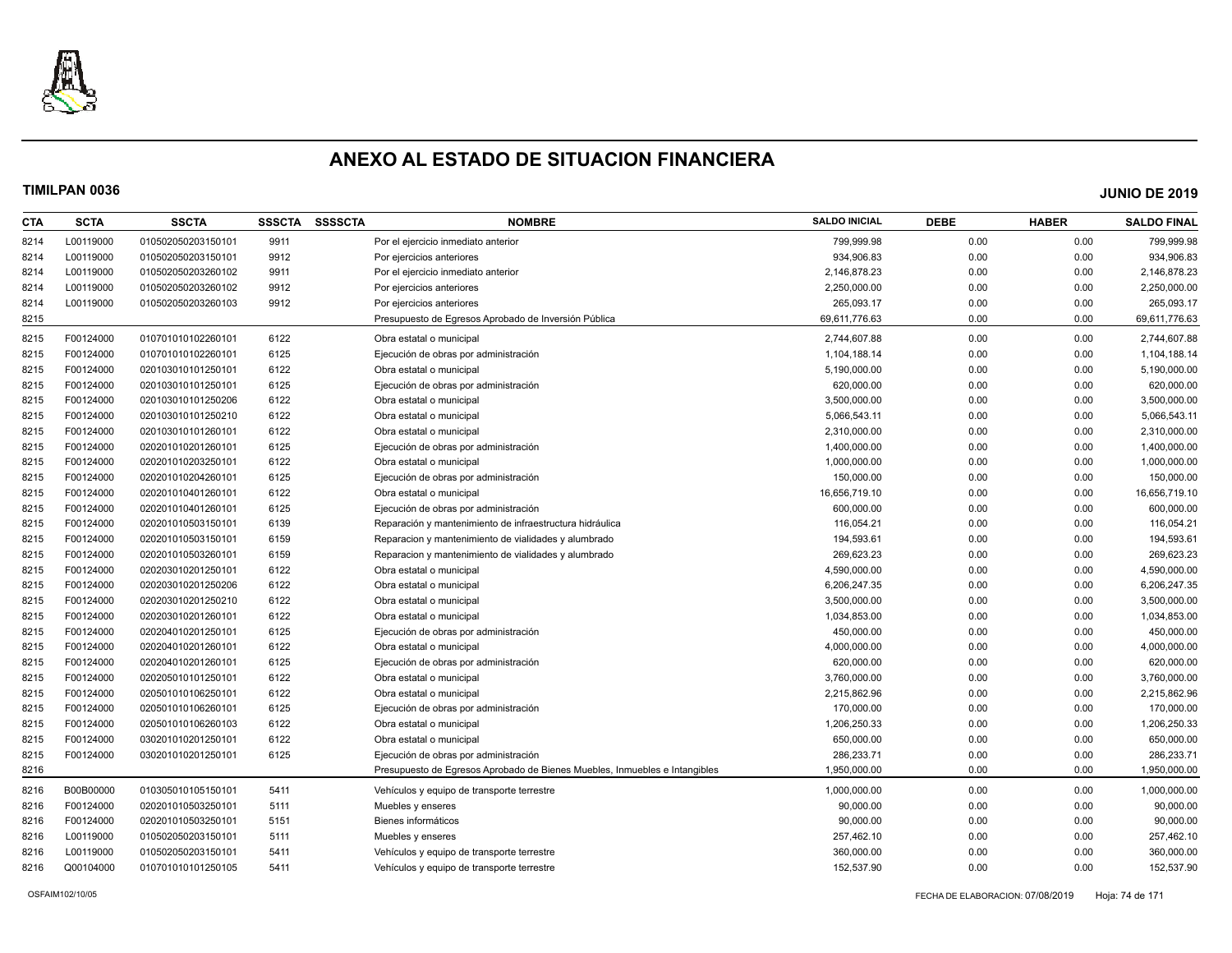# ANEXO AL ESTADO DE SITUACION FINANCIERA

**TIMILPAN 0036** **JUNIO DE 2019**

| CTA | SCTA | SSCTA | SSSCTA | SSSSCTA | NOMBRE | SALDO INICIAL | DEBE | HABER | SALDO FINAL |
|---|---|---|---|---|---|---|---|---|---|
| 8214 | L00119000 | 0105020502031501​01 | 9911 | | Por el ejercicio inmediato anterior | 799,999.98 | 0.00 | 0.00 | 799,999.98 |
| 8214 | L00119000 | 010502050203150101 | 9912 | | Por ejercicios anteriores | 934,906.83 | 0.00 | 0.00 | 934,906.83 |
| 8214 | L00119000 | 010502050203260102 | 9911 | | Por el ejercicio inmediato anterior | 2,146,878.23 | 0.00 | 0.00 | 2,146,878.23 |
| 8214 | L00119000 | 010502050203260102 | 9912 | | Por ejercicios anteriores | 2,250,000.00 | 0.00 | 0.00 | 2,250,000.00 |
| 8214 | L00119000 | 010502050203260103 | 9912 | | Por ejercicios anteriores | 265,093.17 | 0.00 | 0.00 | 265,093.17 |
| 8215 | | | | | Presupuesto de Egresos Aprobado de Inversión Pública | 69,611,776.63 | 0.00 | 0.00 | 69,611,776.63 |
| 8215 | F00124000 | 010701010102260101 | 6122 | | Obra estatal o municipal | 2,744,607.88 | 0.00 | 0.00 | 2,744,607.88 |
| 8215 | F00124000 | 010701010102260101 | 6125 | | Ejecución de obras por administración | 1,104,188.14 | 0.00 | 0.00 | 1,104,188.14 |
| 8215 | F00124000 | 020103010101250101 | 6122 | | Obra estatal o municipal | 5,190,000.00 | 0.00 | 0.00 | 5,190,000.00 |
| 8215 | F00124000 | 020103010101250101 | 6125 | | Ejecución de obras por administración | 620,000.00 | 0.00 | 0.00 | 620,000.00 |
| 8215 | F00124000 | 020103010101250206 | 6122 | | Obra estatal o municipal | 3,500,000.00 | 0.00 | 0.00 | 3,500,000.00 |
| 8215 | F00124000 | 020103010101250210 | 6122 | | Obra estatal o municipal | 5,066,543.11 | 0.00 | 0.00 | 5,066,543.11 |
| 8215 | F00124000 | 020103010101260101 | 6122 | | Obra estatal o municipal | 2,310,000.00 | 0.00 | 0.00 | 2,310,000.00 |
| 8215 | F00124000 | 020201010201260101 | 6125 | | Ejecución de obras por administración | 1,400,000.00 | 0.00 | 0.00 | 1,400,000.00 |
| 8215 | F00124000 | 020201010203250101 | 6122 | | Obra estatal o municipal | 1,000,000.00 | 0.00 | 0.00 | 1,000,000.00 |
| 8215 | F00124000 | 020201010204260101 | 6125 | | Ejecución de obras por administración | 150,000.00 | 0.00 | 0.00 | 150,000.00 |
| 8215 | F00124000 | 020201010401260101 | 6122 | | Obra estatal o municipal | 16,656,719.10 | 0.00 | 0.00 | 16,656,719.10 |
| 8215 | F00124000 | 020201010401260101 | 6125 | | Ejecución de obras por administración | 600,000.00 | 0.00 | 0.00 | 600,000.00 |
| 8215 | F00124000 | 020201010503150101 | 6139 | | Reparación y mantenimiento de infraestructura hidráulica | 116,054.21 | 0.00 | 0.00 | 116,054.21 |
| 8215 | F00124000 | 020201010503150101 | 6159 | | Reparacion y mantenimiento de vialidades y alumbrado | 194,593.61 | 0.00 | 0.00 | 194,593.61 |
| 8215 | F00124000 | 020201010503260101 | 6159 | | Reparacion y mantenimiento de vialidades y alumbrado | 269,623.23 | 0.00 | 0.00 | 269,623.23 |
| 8215 | F00124000 | 020203010201250101 | 6122 | | Obra estatal o municipal | 4,590,000.00 | 0.00 | 0.00 | 4,590,000.00 |
| 8215 | F00124000 | 020203010201250206 | 6122 | | Obra estatal o municipal | 6,206,247.35 | 0.00 | 0.00 | 6,206,247.35 |
| 8215 | F00124000 | 020203010201250210 | 6122 | | Obra estatal o municipal | 3,500,000.00 | 0.00 | 0.00 | 3,500,000.00 |
| 8215 | F00124000 | 020203010201260101 | 6122 | | Obra estatal o municipal | 1,034,853.00 | 0.00 | 0.00 | 1,034,853.00 |
| 8215 | F00124000 | 020204010201250101 | 6125 | | Ejecución de obras por administración | 450,000.00 | 0.00 | 0.00 | 450,000.00 |
| 8215 | F00124000 | 020204010201260101 | 6122 | | Obra estatal o municipal | 4,000,000.00 | 0.00 | 0.00 | 4,000,000.00 |
| 8215 | F00124000 | 020204010201260101 | 6125 | | Ejecución de obras por administración | 620,000.00 | 0.00 | 0.00 | 620,000.00 |
| 8215 | F00124000 | 020205010101250101 | 6122 | | Obra estatal o municipal | 3,760,000.00 | 0.00 | 0.00 | 3,760,000.00 |
| 8215 | F00124000 | 020501010106250101 | 6122 | | Obra estatal o municipal | 2,215,862.96 | 0.00 | 0.00 | 2,215,862.96 |
| 8215 | F00124000 | 020501010106260101 | 6125 | | Ejecución de obras por administración | 170,000.00 | 0.00 | 0.00 | 170,000.00 |
| 8215 | F00124000 | 020501010106260103 | 6122 | | Obra estatal o municipal | 1,206,250.33 | 0.00 | 0.00 | 1,206,250.33 |
| 8215 | F00124000 | 030201010201250101 | 6122 | | Obra estatal o municipal | 650,000.00 | 0.00 | 0.00 | 650,000.00 |
| 8215 | F00124000 | 030201010201250101 | 6125 | | Ejecución de obras por administración | 286,233.71 | 0.00 | 0.00 | 286,233.71 |
| 8216 | | | | | Presupuesto de Egresos Aprobado de Bienes Muebles, Inmuebles e Intangibles | 1,950,000.00 | 0.00 | 0.00 | 1,950,000.00 |
| 8216 | B00B00000 | 010305010105150101 | 5411 | | Vehículos y equipo de transporte terrestre | 1,000,000.00 | 0.00 | 0.00 | 1,000,000.00 |
| 8216 | F00124000 | 020201010503250101 | 5111 | | Muebles y enseres | 90,000.00 | 0.00 | 0.00 | 90,000.00 |
| 8216 | F00124000 | 020201010503250101 | 5151 | | Bienes informáticos | 90,000.00 | 0.00 | 0.00 | 90,000.00 |
| 8216 | L00119000 | 010502050203150101 | 5111 | | Muebles y enseres | 257,462.10 | 0.00 | 0.00 | 257,462.10 |
| 8216 | L00119000 | 010502050203150101 | 5411 | | Vehículos y equipo de transporte terrestre | 360,000.00 | 0.00 | 0.00 | 360,000.00 |
| 8216 | Q00104000 | 010701010101250105 | 5411 | | Vehículos y equipo de transporte terrestre | 152,537.90 | 0.00 | 0.00 | 152,537.90 |

OSFAIM102/10/05 FECHA DE ELABORACION: 07/08/2019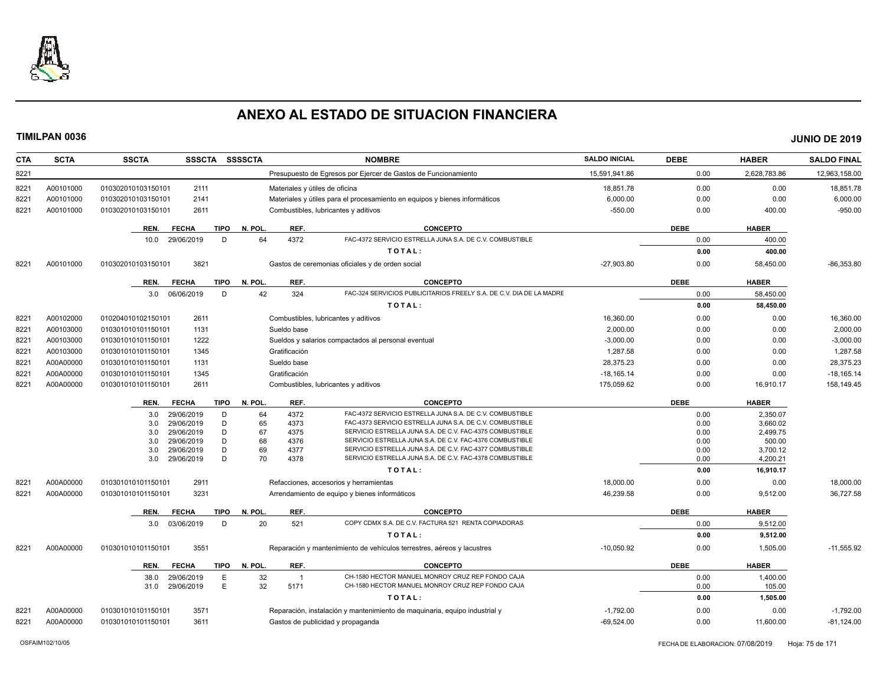# ANEXO AL ESTADO DE SITUACION FINANCIERA

**TIMILPAN 0036** **JUNIO DE 2019**

| CTA | SCTA | SSCTA | SSSCTA | SSSSCTA | NOMBRE | SALDO INICIAL | DEBE | HABER | SALDO FINAL |
|---|---|---|---|---|---|---|---|---|---|
| 8221 | | | | | Presupuesto de Egresos por Ejercer de Gastos de Funcionamiento | 15,591,941.86 | 0.00 | 2,628,783.86 | 12,963,158.00 |
| 8221 | A00101000 | 010302010103150101 | 2111 | | Materiales y útiles de oficina | 18,851.78 | 0.00 | 0.00 | 18,851.78 |
| 8221 | A00101000 | 010302010103150101 | 2141 | | Materiales y útiles para el procesamiento en equipos y bienes informáticos | 6,000.00 | 0.00 | 0.00 | 6,000.00 |
| 8221 | A00101000 | 010302010103150101 | 2611 | | Combustibles, lubricantes y aditivos | -550.00 | 0.00 | 400.00 | -950.00 |

| REN. | FECHA | TIPO | N. POL. | REF. | CONCEPTO | DEBE | HABER |
|---|---|---|---|---|---|---|---|
| 10.0 | 29/06/2019 | D | 64 | 4372 | FAC-4372 SERVICIO ESTRELLA JUNA S.A. DE C.V. COMBUSTIBLE | 0.00 | 400.00 |
| | | | | | **TOTAL:** | **0.00** | **400.00** |

| CTA | SCTA | SSCTA | SSSCTA | SSSSCTA | NOMBRE | SALDO INICIAL | DEBE | HABER | SALDO FINAL |
|---|---|---|---|---|---|---|---|---|---|
| 8221 | A00101000 | 010302010103150101 | 3821 | | Gastos de ceremonias oficiales y de orden social | -27,903.80 | 0.00 | 58,450.00 | -86,353.80 |

| REN. | FECHA | TIPO | N. POL. | REF. | CONCEPTO | DEBE | HABER |
|---|---|---|---|---|---|---|---|
| 3.0 | 06/06/2019 | D | 42 | 324 | FAC-324 SERVICIOS PUBLICITARIOS FREELY S.A. DE C.V. DIA DE LA MADRE | 0.00 | 58,450.00 |
| | | | | | **TOTAL:** | **0.00** | **58,450.00** |

| CTA | SCTA | SSCTA | SSSCTA | SSSSCTA | NOMBRE | SALDO INICIAL | DEBE | HABER | SALDO FINAL |
|---|---|---|---|---|---|---|---|---|---|
| 8221 | A00102000 | 010204010102150101 | 2611 | | Combustibles, lubricantes y aditivos | 16,360.00 | 0.00 | 0.00 | 16,360.00 |
| 8221 | A00103000 | 010301010101150101 | 1131 | | Sueldo base | 2,000.00 | 0.00 | 0.00 | 2,000.00 |
| 8221 | A00103000 | 010301010101150101 | 1222 | | Sueldos y salarios compactados al personal eventual | -3,000.00 | 0.00 | 0.00 | -3,000.00 |
| 8221 | A00103000 | 010301010101150101 | 1345 | | Gratificación | 1,287.58 | 0.00 | 0.00 | 1,287.58 |
| 8221 | A00A00000 | 010301010101150101 | 1131 | | Sueldo base | 28,375.23 | 0.00 | 0.00 | 28,375.23 |
| 8221 | A00A00000 | 010301010101150101 | 1345 | | Gratificación | -18,165.14 | 0.00 | 0.00 | -18,165.14 |
| 8221 | A00A00000 | 010301010101150101 | 2611 | | Combustibles, lubricantes y aditivos | 175,059.62 | 0.00 | 16,910.17 | 158,149.45 |

| REN. | FECHA | TIPO | N. POL. | REF. | CONCEPTO | DEBE | HABER |
|---|---|---|---|---|---|---|---|
| 3.0 | 29/06/2019 | D | 64 | 4372 | FAC-4372 SERVICIO ESTRELLA JUNA S.A. DE C.V. COMBUSTIBLE | 0.00 | 2,350.07 |
| 3.0 | 29/06/2019 | D | 65 | 4373 | FAC-4373 SERVICIO ESTRELLA JUNA S.A. DE C.V. COMBUSTIBLE | 0.00 | 3,660.02 |
| 3.0 | 29/06/2019 | D | 67 | 4375 | SERVICIO ESTRELLA JUNA S.A. DE C.V. FAC-4375 COMBUSTIBLE | 0.00 | 2,499.75 |
| 3.0 | 29/06/2019 | D | 68 | 4376 | SERVICIO ESTRELLA JUNA S.A. DE C.V. FAC-4376 COMBUSTIBLE | 0.00 | 500.00 |
| 3.0 | 29/06/2019 | D | 69 | 4377 | SERVICIO ESTRELLA JUNA S.A. DE C.V. FAC-4377 COMBUSTIBLE | 0.00 | 3,700.12 |
| 3.0 | 29/06/2019 | D | 70 | 4378 | SERVICIO ESTRELLA JUNA S.A. DE C.V. FAC-4378 COMBUSTIBLE | 0.00 | 4,200.21 |
| | | | | | **TOTAL:** | **0.00** | **16,910.17** |

| CTA | SCTA | SSCTA | SSSCTA | SSSSCTA | NOMBRE | SALDO INICIAL | DEBE | HABER | SALDO FINAL |
|---|---|---|---|---|---|---|---|---|---|
| 8221 | A00A00000 | 010301010101150101 | 2911 | | Refacciones, accesorios y herramientas | 18,000.00 | 0.00 | 0.00 | 18,000.00 |
| 8221 | A00A00000 | 010301010101150101 | 3231 | | Arrendamiento de equipo y bienes informáticos | 46,239.58 | 0.00 | 9,512.00 | 36,727.58 |

| REN. | FECHA | TIPO | N. POL. | REF. | CONCEPTO | DEBE | HABER |
|---|---|---|---|---|---|---|---|
| 3.0 | 03/06/2019 | D | 20 | 521 | COPY CDMX S.A. DE C.V. FACTURA 521 RENTA COPIADORAS | 0.00 | 9,512.00 |
| | | | | | **TOTAL:** | **0.00** | **9,512.00** |

| CTA | SCTA | SSCTA | SSSCTA | SSSSCTA | NOMBRE | SALDO INICIAL | DEBE | HABER | SALDO FINAL |
|---|---|---|---|---|---|---|---|---|---|
| 8221 | A00A00000 | 010301010101150101 | 3551 | | Reparación y mantenimiento de vehículos terrestres, aéreos y lacustres | -10,050.92 | 0.00 | 1,505.00 | -11,555.92 |

| REN. | FECHA | TIPO | N. POL. | REF. | CONCEPTO | DEBE | HABER |
|---|---|---|---|---|---|---|---|
| 38.0 | 29/06/2019 | E | 32 | 1 | CH-1580 HECTOR MANUEL MONROY CRUZ REP FONDO CAJA | 0.00 | 1,400.00 |
| 31.0 | 29/06/2019 | E | 32 | 5171 | CH-1580 HECTOR MANUEL MONROY CRUZ REP FONDO CAJA | 0.00 | 105.00 |
| | | | | | **TOTAL:** | **0.00** | **1,505.00** |

| CTA | SCTA | SSCTA | SSSCTA | SSSSCTA | NOMBRE | SALDO INICIAL | DEBE | HABER | SALDO FINAL |
|---|---|---|---|---|---|---|---|---|---|
| 8221 | A00A00000 | 010301010101150101 | 3571 | | Reparación, instalación y mantenimiento de maquinaria, equipo industrial y | -1,792.00 | 0.00 | 0.00 | -1,792.00 |
| 8221 | A00A00000 | 010301010101150101 | 3611 | | Gastos de publicidad y propaganda | -69,524.00 | 0.00 | 11,600.00 | -81,124.00 |

OSFAIM102/10/05 FECHA DE ELABORACION: 07/08/2019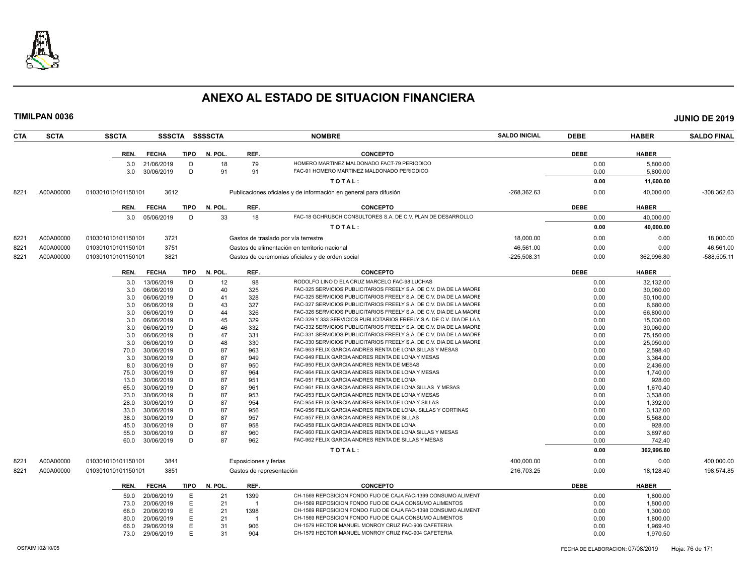# ANEXO AL ESTADO DE SITUACION FINANCIERA

**TIMILPAN 0036** — **JUNIO DE 2019**

| CTA | SCTA | SSCTA | SSSCTA | SSSSCTA | NOMBRE | SALDO INICIAL | DEBE | HABER | SALDO FINAL |
|---|---|---|---|---|---|---|---|---|---|

| REN. | FECHA | TIPO | N. POL. | REF. | CONCEPTO | DEBE | HABER |
|---|---|---|---|---|---|---|---|
| 3.0 | 21/06/2019 | D | 18 | 79 | HOMERO MARTINEZ MALDONADO FACT-79 PERIODICO | 0.00 | 5,800.00 |
| 3.0 | 30/06/2019 | D | 91 | 91 | FAC-91 HOMERO MARTINEZ MALDONADO PERIODICO | 0.00 | 5,800.00 |
| | | | | | **TOTAL:** | **0.00** | **11,600.00** |

| CTA | SCTA | SSCTA | SSSCTA | SSSSCTA | NOMBRE | SALDO INICIAL | DEBE | HABER | SALDO FINAL |
|---|---|---|---|---|---|---|---|---|---|
| 8221 | A00A00000 | 010301010101150101 | 3612 | | Publicaciones oficiales y de información en general para difusión | -268,362.63 | 0.00 | 40,000.00 | -308,362.63 |

| REN. | FECHA | TIPO | N. POL. | REF. | CONCEPTO | DEBE | HABER |
|---|---|---|---|---|---|---|---|
| 3.0 | 05/06/2019 | D | 33 | 18 | FAC-18 GCHRUBCH CONSULTORES S.A. DE C.V. PLAN DE DESARROLLO | 0.00 | 40,000.00 |
| | | | | | **TOTAL:** | **0.00** | **40,000.00** |

| CTA | SCTA | SSCTA | SSSCTA | SSSSCTA | NOMBRE | SALDO INICIAL | DEBE | HABER | SALDO FINAL |
|---|---|---|---|---|---|---|---|---|---|
| 8221 | A00A00000 | 010301010101150101 | 3721 | | Gastos de traslado por vía terrestre | 18,000.00 | 0.00 | 0.00 | 18,000.00 |
| 8221 | A00A00000 | 010301010101150101 | 3751 | | Gastos de alimentación en territorio nacional | 46,561.00 | 0.00 | 0.00 | 46,561.00 |
| 8221 | A00A00000 | 010301010101150101 | 3821 | | Gastos de ceremonias oficiales y de orden social | -225,508.31 | 0.00 | 362,996.80 | -588,505.11 |

| REN. | FECHA | TIPO | N. POL. | REF. | CONCEPTO | DEBE | HABER |
|---|---|---|---|---|---|---|---|
| 3.0 | 13/06/2019 | D | 12 | 98 | RODOLFO LINO D ELA CRUZ MARCELO FAC-98 LUCHAS | 0.00 | 32,132.00 |
| 3.0 | 06/06/2019 | D | 40 | 325 | FAC-325 SERVICIOS PUBLICITARIOS FREELY S.A. DE C.V. DIA DE LA MADRE | 0.00 | 30,060.00 |
| 3.0 | 06/06/2019 | D | 41 | 328 | FAC-325 SERVICIOS PUBLICITARIOS FREELY S.A. DE C.V. DIA DE LA MADRE | 0.00 | 50,100.00 |
| 3.0 | 06/06/2019 | D | 43 | 327 | FAC-327 SERVICIOS PUBLICITARIOS FREELY S.A. DE C.V. DIA DE LA MADRE | 0.00 | 6,680.00 |
| 3.0 | 06/06/2019 | D | 44 | 326 | FAC-326 SERVICIOS PUBLICITARIOS FREELY S.A. DE C.V. DIA DE LA MADRE | 0.00 | 66,800.00 |
| 3.0 | 06/06/2019 | D | 45 | 329 | FAC-329 Y 333 SERVICIOS PUBLICITARIOS FREELY S.A. DE C.V. DIA DE LA M | 0.00 | 15,030.00 |
| 3.0 | 06/06/2019 | D | 46 | 332 | FAC-332 SERVICIOS PUBLICITARIOS FREELY S.A. DE C.V. DIA DE LA MADRE | 0.00 | 30,060.00 |
| 3.0 | 06/06/2019 | D | 47 | 331 | FAC-331 SERVICIOS PUBLICITARIOS FREELY S.A. DE C.V. DIA DE LA MADRE | 0.00 | 75,150.00 |
| 3.0 | 06/06/2019 | D | 48 | 330 | FAC-330 SERVICIOS PUBLICITARIOS FREELY S.A. DE C.V. DIA DE LA MADRE | 0.00 | 25,050.00 |
| 70.0 | 30/06/2019 | D | 87 | 963 | FAC-963 FELIX GARCIA ANDRES RENTA DE LONA SILLAS Y MESAS | 0.00 | 2,598.40 |
| 3.0 | 30/06/2019 | D | 87 | 949 | FAC-949 FELIX GARCIA ANDRES RENTA DE LONA Y MESAS | 0.00 | 3,364.00 |
| 8.0 | 30/06/2019 | D | 87 | 950 | FAC-950 FELIX GARCIA ANDRES RENTA DE MESAS | 0.00 | 2,436.00 |
| 75.0 | 30/06/2019 | D | 87 | 964 | FAC-964 FELIX GARCIA ANDRES RENTA DE LONA Y MESAS | 0.00 | 1,740.00 |
| 13.0 | 30/06/2019 | D | 87 | 951 | FAC-951 FELIX GARCIA ANDRES RENTA DE LONA | 0.00 | 928.00 |
| 65.0 | 30/06/2019 | D | 87 | 961 | FAC-961 FELIX GARCIA ANDRES RENTA DE LONA SILLAS Y MESAS | 0.00 | 1,670.40 |
| 23.0 | 30/06/2019 | D | 87 | 953 | FAC-953 FELIX GARCIA ANDRES RENTA DE LONA Y MESAS | 0.00 | 3,538.00 |
| 28.0 | 30/06/2019 | D | 87 | 954 | FAC-954 FELIX GARCIA ANDRES RENTA DE LONA Y SILLAS | 0.00 | 1,392.00 |
| 33.0 | 30/06/2019 | D | 87 | 956 | FAC-956 FELIX GARCIA ANDRES RENTA DE LONA, SILLAS Y CORTINAS | 0.00 | 3,132.00 |
| 38.0 | 30/06/2019 | D | 87 | 957 | FAC-957 FELIX GARCIA ANDRES RENTA DE SILLAS | 0.00 | 5,568.00 |
| 45.0 | 30/06/2019 | D | 87 | 958 | FAC-958 FELIX GARCIA ANDRES RENTA DE LONA | 0.00 | 928.00 |
| 55.0 | 30/06/2019 | D | 87 | 960 | FAC-960 FELIX GARCIA ANDRES RENTA DE LONA SILLAS Y MESAS | 0.00 | 3,897.60 |
| 60.0 | 30/06/2019 | D | 87 | 962 | FAC-962 FELIX GARCIA ANDRES RENTA DE SILLAS Y MESAS | 0.00 | 742.40 |
| | | | | | **TOTAL:** | **0.00** | **362,996.80** |

| CTA | SCTA | SSCTA | SSSCTA | SSSSCTA | NOMBRE | SALDO INICIAL | DEBE | HABER | SALDO FINAL |
|---|---|---|---|---|---|---|---|---|---|
| 8221 | A00A00000 | 010301010101150101 | 3841 | | Exposiciones y ferias | 400,000.00 | 0.00 | 0.00 | 400,000.00 |
| 8221 | A00A00000 | 010301010101150101 | 3851 | | Gastos de representación | 216,703.25 | 0.00 | 18,128.40 | 198,574.85 |

| REN. | FECHA | TIPO | N. POL. | REF. | CONCEPTO | DEBE | HABER |
|---|---|---|---|---|---|---|---|
| 59.0 | 20/06/2019 | E | 21 | 1399 | CH-1569 REPOSICION FONDO FIJO DE CAJA FAC-1399 CONSUMO ALIMENT | 0.00 | 1,800.00 |
| 73.0 | 20/06/2019 | E | 21 | 1 | CH-1569 REPOSICION FONDO FIJO DE CAJA CONSUMO ALIMENTOS | 0.00 | 1,800.00 |
| 66.0 | 20/06/2019 | E | 21 | 1398 | CH-1569 REPOSICION FONDO FIJO DE CAJA FAC-1398 CONSUMO ALIMENT | 0.00 | 1,300.00 |
| 80.0 | 20/06/2019 | E | 21 | 1 | CH-1569 REPOSICION FONDO FIJO DE CAJA CONSUMO ALIMENTOS | 0.00 | 1,800.00 |
| 66.0 | 29/06/2019 | E | 31 | 906 | CH-1579 HECTOR MANUEL MONROY CRUZ FAC-906 CAFETERIA | 0.00 | 1,969.40 |
| 73.0 | 29/06/2019 | E | 31 | 904 | CH-1579 HECTOR MANUEL MONROY CRUZ FAC-904 CAFETERIA | 0.00 | 1,970.50 |

OSFAIM102/10/05 — FECHA DE ELABORACION: 07/08/2019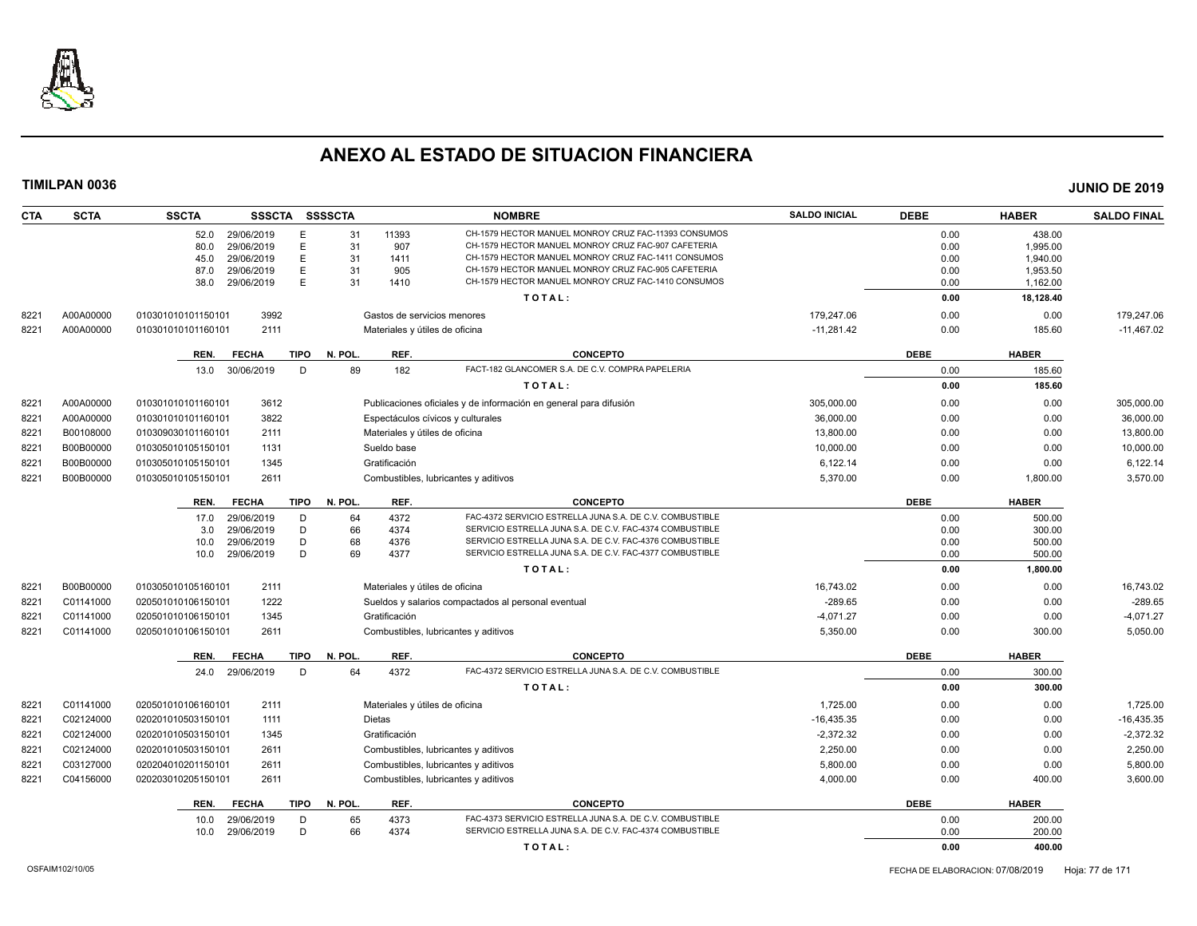# ANEXO AL ESTADO DE SITUACION FINANCIERA

**TIMILPAN 0036** — **JUNIO DE 2019**

| CTA | SCTA | SSCTA | SSSCTA | SSSSCTA | | NOMBRE | SALDO INICIAL | DEBE | HABER | SALDO FINAL |
|---|---|---|---|---|---|---|---|---|---|---|
| | | 52.0 29/06/2019 | E | 31 | 11393 | CH-1579 HECTOR MANUEL MONROY CRUZ FAC-11393 CONSUMOS | | 0.00 | 438.00 | |
| | | 80.0 29/06/2019 | E | 31 | 907 | CH-1579 HECTOR MANUEL MONROY CRUZ FAC-907 CAFETERIA | | 0.00 | 1,995.00 | |
| | | 45.0 29/06/2019 | E | 31 | 1411 | CH-1579 HECTOR MANUEL MONROY CRUZ FAC-1411 CONSUMOS | | 0.00 | 1,940.00 | |
| | | 87.0 29/06/2019 | E | 31 | 905 | CH-1579 HECTOR MANUEL MONROY CRUZ FAC-905 CAFETERIA | | 0.00 | 1,953.50 | |
| | | 38.0 29/06/2019 | E | 31 | 1410 | CH-1579 HECTOR MANUEL MONROY CRUZ FAC-1410 CONSUMOS | | 0.00 | 1,162.00 | |
| | | | | | | TOTAL: | | 0.00 | 18,128.40 | |
| 8221 | A00A00000 | 010301010101150101 | 3992 | | | Gastos de servicios menores | 179,247.06 | 0.00 | 0.00 | 179,247.06 |
| 8221 | A00A00000 | 010301010101160101 | 2111 | | | Materiales y útiles de oficina | -11,281.42 | 0.00 | 185.60 | -11,467.02 |
| | | REN. FECHA | TIPO | N. POL. | REF. | CONCEPTO | | DEBE | HABER | |
| | | 13.0 30/06/2019 | D | 89 | 182 | FACT-182 GLANCOMER S.A. DE C.V. COMPRA PAPELERIA | | 0.00 | 185.60 | |
| | | | | | | TOTAL: | | 0.00 | 185.60 | |
| 8221 | A00A00000 | 010301010101160101 | 3612 | | | Publicaciones oficiales y de información en general para difusión | 305,000.00 | 0.00 | 0.00 | 305,000.00 |
| 8221 | A00A00000 | 010301010101160101 | 3822 | | | Espectáculos cívicos y culturales | 36,000.00 | 0.00 | 0.00 | 36,000.00 |
| 8221 | B00108000 | 010309030101160101 | 2111 | | | Materiales y útiles de oficina | 13,800.00 | 0.00 | 0.00 | 13,800.00 |
| 8221 | B00B00000 | 010305010105150101 | 1131 | | | Sueldo base | 10,000.00 | 0.00 | 0.00 | 10,000.00 |
| 8221 | B00B00000 | 010305010105150101 | 1345 | | | Gratificación | 6,122.14 | 0.00 | 0.00 | 6,122.14 |
| 8221 | B00B00000 | 010305010105150101 | 2611 | | | Combustibles, lubricantes y aditivos | 5,370.00 | 0.00 | 1,800.00 | 3,570.00 |
| | | REN. FECHA | TIPO | N. POL. | REF. | CONCEPTO | | DEBE | HABER | |
| | | 17.0 29/06/2019 | D | 64 | 4372 | FAC-4372 SERVICIO ESTRELLA JUNA S.A. DE C.V. COMBUSTIBLE | | 0.00 | 500.00 | |
| | | 3.0 29/06/2019 | D | 66 | 4374 | SERVICIO ESTRELLA JUNA S.A. DE C.V. FAC-4374 COMBUSTIBLE | | 0.00 | 300.00 | |
| | | 10.0 29/06/2019 | D | 68 | 4376 | SERVICIO ESTRELLA JUNA S.A. DE C.V. FAC-4376 COMBUSTIBLE | | 0.00 | 500.00 | |
| | | 10.0 29/06/2019 | D | 69 | 4377 | SERVICIO ESTRELLA JUNA S.A. DE C.V. FAC-4377 COMBUSTIBLE | | 0.00 | 500.00 | |
| | | | | | | TOTAL: | | 0.00 | 1,800.00 | |
| 8221 | B00B00000 | 010305010105160101 | 2111 | | | Materiales y útiles de oficina | 16,743.02 | 0.00 | 0.00 | 16,743.02 |
| 8221 | C01141000 | 020501010106150101 | 1222 | | | Sueldos y salarios compactados al personal eventual | -289.65 | 0.00 | 0.00 | -289.65 |
| 8221 | C01141000 | 020501010106150101 | 1345 | | | Gratificación | -4,071.27 | 0.00 | 0.00 | -4,071.27 |
| 8221 | C01141000 | 020501010106150101 | 2611 | | | Combustibles, lubricantes y aditivos | 5,350.00 | 0.00 | 300.00 | 5,050.00 |
| | | REN. FECHA | TIPO | N. POL. | REF. | CONCEPTO | | DEBE | HABER | |
| | | 24.0 29/06/2019 | D | 64 | 4372 | FAC-4372 SERVICIO ESTRELLA JUNA S.A. DE C.V. COMBUSTIBLE | | 0.00 | 300.00 | |
| | | | | | | TOTAL: | | 0.00 | 300.00 | |
| 8221 | C01141000 | 020501010106160101 | 2111 | | | Materiales y útiles de oficina | 1,725.00 | 0.00 | 0.00 | 1,725.00 |
| 8221 | C02124000 | 020201010503150101 | 1111 | | | Dietas | -16,435.35 | 0.00 | 0.00 | -16,435.35 |
| 8221 | C02124000 | 020201010503150101 | 1345 | | | Gratificación | -2,372.32 | 0.00 | 0.00 | -2,372.32 |
| 8221 | C02124000 | 020201010503150101 | 2611 | | | Combustibles, lubricantes y aditivos | 2,250.00 | 0.00 | 0.00 | 2,250.00 |
| 8221 | C03127000 | 020204010201150101 | 2611 | | | Combustibles, lubricantes y aditivos | 5,800.00 | 0.00 | 0.00 | 5,800.00 |
| 8221 | C04156000 | 020203010205150101 | 2611 | | | Combustibles, lubricantes y aditivos | 4,000.00 | 0.00 | 400.00 | 3,600.00 |
| | | REN. FECHA | TIPO | N. POL. | REF. | CONCEPTO | | DEBE | HABER | |
| | | 10.0 29/06/2019 | D | 65 | 4373 | FAC-4373 SERVICIO ESTRELLA JUNA S.A. DE C.V. COMBUSTIBLE | | 0.00 | 200.00 | |
| | | 10.0 29/06/2019 | D | 66 | 4374 | SERVICIO ESTRELLA JUNA S.A. DE C.V. FAC-4374 COMBUSTIBLE | | 0.00 | 200.00 | |
| | | | | | | TOTAL: | | 0.00 | 400.00 | |

OSFAIM102/10/05 — FECHA DE ELABORACION: 07/08/2019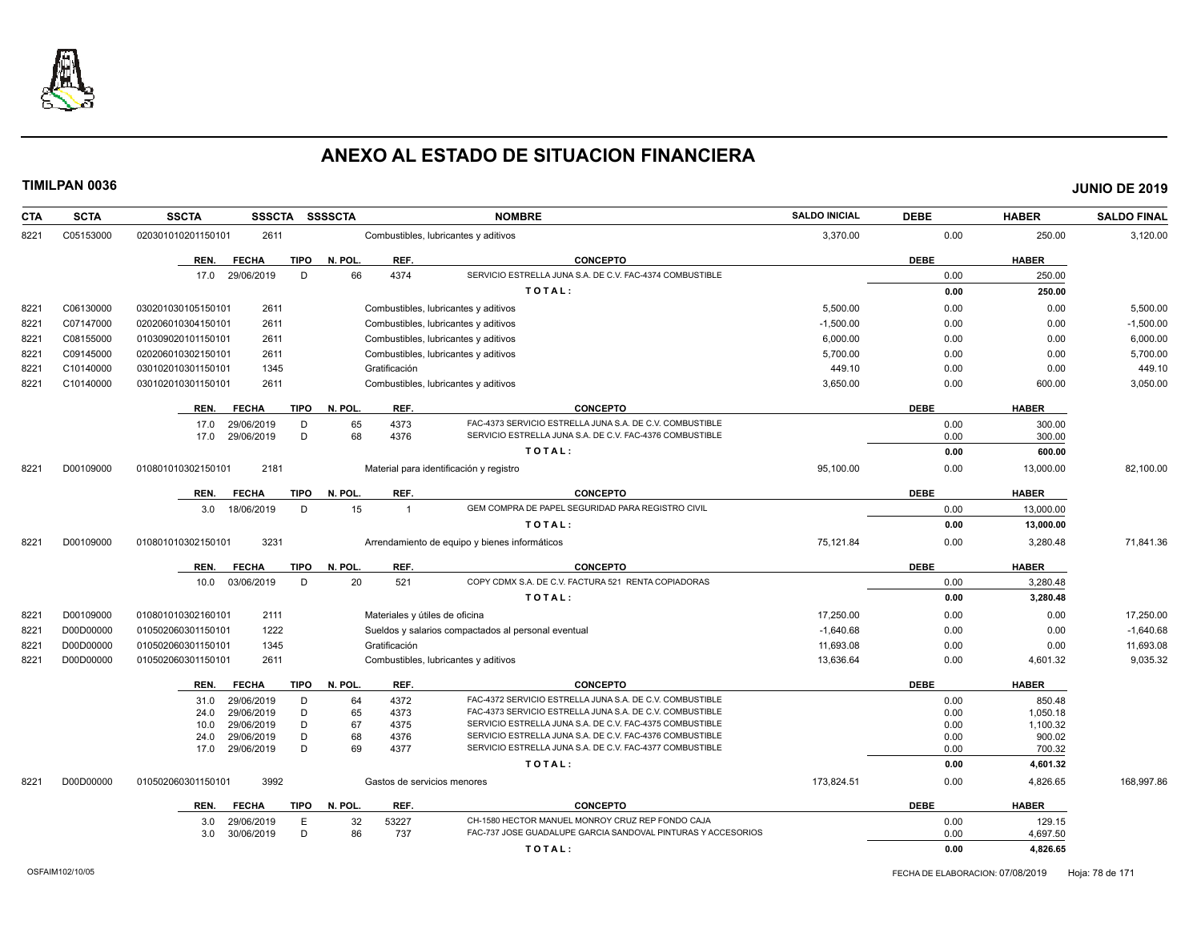# ANEXO AL ESTADO DE SITUACION FINANCIERA

**TIMILPAN 0036** **JUNIO DE 2019**

| CTA | SCTA | SSCTA | SSSCTA | SSSSCTA | NOMBRE | SALDO INICIAL | DEBE | HABER | SALDO FINAL |
|---|---|---|---|---|---|---|---|---|---|
| 8221 | C05153000 | 020301010201150101 | 2611 | | Combustibles, lubricantes y aditivos | 3,370.00 | 0.00 | 250.00 | 3,120.00 |

| REN. | FECHA | TIPO | N. POL. | REF. | CONCEPTO | DEBE | HABER |
|---|---|---|---|---|---|---|---|
| 17.0 | 29/06/2019 | D | 66 | 4374 | SERVICIO ESTRELLA JUNA S.A. DE C.V. FAC-4374 COMBUSTIBLE | 0.00 | 250.00 |
| | | | | | TOTAL: | 0.00 | 250.00 |

| CTA | SCTA | SSCTA | SSSCTA | SSSSCTA | NOMBRE | SALDO INICIAL | DEBE | HABER | SALDO FINAL |
|---|---|---|---|---|---|---|---|---|---|
| 8221 | C06130000 | 030201030105150101 | 2611 | | Combustibles, lubricantes y aditivos | 5,500.00 | 0.00 | 0.00 | 5,500.00 |
| 8221 | C07147000 | 020206010304150101 | 2611 | | Combustibles, lubricantes y aditivos | -1,500.00 | 0.00 | 0.00 | -1,500.00 |
| 8221 | C08155000 | 010309020101150101 | 2611 | | Combustibles, lubricantes y aditivos | 6,000.00 | 0.00 | 0.00 | 6,000.00 |
| 8221 | C09145000 | 020206010302150101 | 2611 | | Combustibles, lubricantes y aditivos | 5,700.00 | 0.00 | 0.00 | 5,700.00 |
| 8221 | C10140000 | 030102010301150101 | 1345 | | Gratificación | 449.10 | 0.00 | 0.00 | 449.10 |
| 8221 | C10140000 | 030102010301150101 | 2611 | | Combustibles, lubricantes y aditivos | 3,650.00 | 0.00 | 600.00 | 3,050.00 |

| REN. | FECHA | TIPO | N. POL. | REF. | CONCEPTO | DEBE | HABER |
|---|---|---|---|---|---|---|---|
| 17.0 | 29/06/2019 | D | 65 | 4373 | FAC-4373 SERVICIO ESTRELLA JUNA S.A. DE C.V. COMBUSTIBLE | 0.00 | 300.00 |
| 17.0 | 29/06/2019 | D | 68 | 4376 | SERVICIO ESTRELLA JUNA S.A. DE C.V. FAC-4376 COMBUSTIBLE | 0.00 | 300.00 |
| | | | | | TOTAL: | 0.00 | 600.00 |

| CTA | SCTA | SSCTA | SSSCTA | SSSSCTA | NOMBRE | SALDO INICIAL | DEBE | HABER | SALDO FINAL |
|---|---|---|---|---|---|---|---|---|---|
| 8221 | D00109000 | 010801010302150101 | 2181 | | Material para identificación y registro | 95,100.00 | 0.00 | 13,000.00 | 82,100.00 |

| REN. | FECHA | TIPO | N. POL. | REF. | CONCEPTO | DEBE | HABER |
|---|---|---|---|---|---|---|---|
| 3.0 | 18/06/2019 | D | 15 | 1 | GEM COMPRA DE PAPEL SEGURIDAD PARA REGISTRO CIVIL | 0.00 | 13,000.00 |
| | | | | | TOTAL: | 0.00 | 13,000.00 |

| CTA | SCTA | SSCTA | SSSCTA | SSSSCTA | NOMBRE | SALDO INICIAL | DEBE | HABER | SALDO FINAL |
|---|---|---|---|---|---|---|---|---|---|
| 8221 | D00109000 | 010801010302150101 | 3231 | | Arrendamiento de equipo y bienes informáticos | 75,121.84 | 0.00 | 3,280.48 | 71,841.36 |

| REN. | FECHA | TIPO | N. POL. | REF. | CONCEPTO | DEBE | HABER |
|---|---|---|---|---|---|---|---|
| 10.0 | 03/06/2019 | D | 20 | 521 | COPY CDMX S.A. DE C.V. FACTURA 521 RENTA COPIADORAS | 0.00 | 3,280.48 |
| | | | | | TOTAL: | 0.00 | 3,280.48 |

| CTA | SCTA | SSCTA | SSSCTA | SSSSCTA | NOMBRE | SALDO INICIAL | DEBE | HABER | SALDO FINAL |
|---|---|---|---|---|---|---|---|---|---|
| 8221 | D00109000 | 010801010302160101 | 2111 | | Materiales y útiles de oficina | 17,250.00 | 0.00 | 0.00 | 17,250.00 |
| 8221 | D00D00000 | 010502060301150101 | 1222 | | Sueldos y salarios compactados al personal eventual | -1,640.68 | 0.00 | 0.00 | -1,640.68 |
| 8221 | D00D00000 | 010502060301150101 | 1345 | | Gratificación | 11,693.08 | 0.00 | 0.00 | 11,693.08 |
| 8221 | D00D00000 | 010502060301150101 | 2611 | | Combustibles, lubricantes y aditivos | 13,636.64 | 0.00 | 4,601.32 | 9,035.32 |

| REN. | FECHA | TIPO | N. POL. | REF. | CONCEPTO | DEBE | HABER |
|---|---|---|---|---|---|---|---|
| 31.0 | 29/06/2019 | D | 64 | 4372 | FAC-4372 SERVICIO ESTRELLA JUNA S.A. DE C.V. COMBUSTIBLE | 0.00 | 850.48 |
| 24.0 | 29/06/2019 | D | 65 | 4373 | FAC-4373 SERVICIO ESTRELLA JUNA S.A. DE C.V. COMBUSTIBLE | 0.00 | 1,050.18 |
| 10.0 | 29/06/2019 | D | 67 | 4375 | SERVICIO ESTRELLA JUNA S.A. DE C.V. FAC-4375 COMBUSTIBLE | 0.00 | 1,100.32 |
| 24.0 | 29/06/2019 | D | 68 | 4376 | SERVICIO ESTRELLA JUNA S.A. DE C.V. FAC-4376 COMBUSTIBLE | 0.00 | 900.02 |
| 17.0 | 29/06/2019 | D | 69 | 4377 | SERVICIO ESTRELLA JUNA S.A. DE C.V. FAC-4377 COMBUSTIBLE | 0.00 | 700.32 |
| | | | | | TOTAL: | 0.00 | 4,601.32 |

| CTA | SCTA | SSCTA | SSSCTA | SSSSCTA | NOMBRE | SALDO INICIAL | DEBE | HABER | SALDO FINAL |
|---|---|---|---|---|---|---|---|---|---|
| 8221 | D00D00000 | 010502060301150101 | 3992 | | Gastos de servicios menores | 173,824.51 | 0.00 | 4,826.65 | 168,997.86 |

| REN. | FECHA | TIPO | N. POL. | REF. | CONCEPTO | DEBE | HABER |
|---|---|---|---|---|---|---|---|
| 3.0 | 29/06/2019 | E | 32 | 53227 | CH-1580 HECTOR MANUEL MONROY CRUZ REP FONDO CAJA | 0.00 | 129.15 |
| 3.0 | 30/06/2019 | D | 86 | 737 | FAC-737 JOSE GUADALUPE GARCIA SANDOVAL PINTURAS Y ACCESORIOS | 0.00 | 4,697.50 |
| | | | | | TOTAL: | 0.00 | 4,826.65 |

OSFAIM102/10/05 FECHA DE ELABORACION: 07/08/2019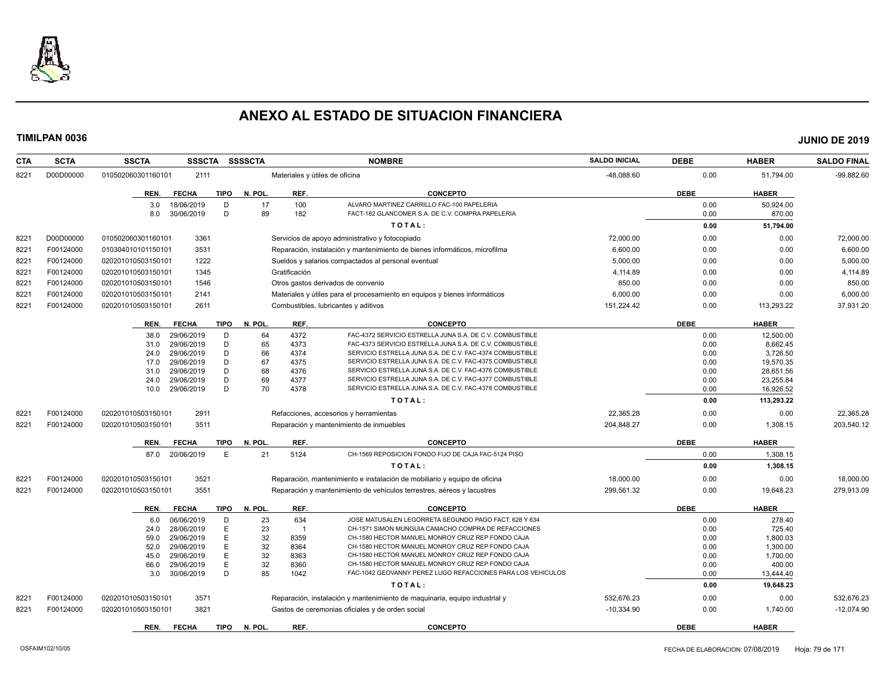# ANEXO AL ESTADO DE SITUACION FINANCIERA

**TIMILPAN 0036** **JUNIO DE 2019**

| CTA | SCTA | SSCTA | SSSCTA | SSSSCTA | NOMBRE | SALDO INICIAL | DEBE | HABER | SALDO FINAL |
|---|---|---|---|---|---|---|---|---|---|
| 8221 | D00D00000 | 010502060301160101 | 2111 | | Materiales y útiles de oficina | -48,088.60 | 0.00 | 51,794.00 | -99,882.60 |

| REN. | FECHA | TIPO | N. POL. | REF. | CONCEPTO | DEBE | HABER |
|---|---|---|---|---|---|---|---|
| 3.0 | 18/06/2019 | D | 17 | 100 | ALVARO MARTINEZ CARRILLO FAC-100 PAPELERIA | 0.00 | 50,924.00 |
| 8.0 | 30/06/2019 | D | 89 | 182 | FACT-182 GLANCOMER S.A. DE C.V. COMPRA PAPELERIA | 0.00 | 870.00 |
| | | | | | **T O T A L :** | **0.00** | **51,794.00** |

| CTA | SCTA | SSCTA | SSSCTA | SSSSCTA | NOMBRE | SALDO INICIAL | DEBE | HABER | SALDO FINAL |
|---|---|---|---|---|---|---|---|---|---|
| 8221 | D00D00000 | 010502060301160101 | 3361 | | Servicios de apoyo administrativo y fotocopiado | 72,000.00 | 0.00 | 0.00 | 72,000.00 |
| 8221 | F00124000 | 010304010101150101 | 3531 | | Reparación, instalación y mantenimiento de bienes informáticos, microfilma | 6,600.00 | 0.00 | 0.00 | 6,600.00 |
| 8221 | F00124000 | 020201010503150101 | 1222 | | Sueldos y salarios compactados al personal eventual | 5,000.00 | 0.00 | 0.00 | 5,000.00 |
| 8221 | F00124000 | 020201010503150101 | 1345 | | Gratificación | 4,114.89 | 0.00 | 0.00 | 4,114.89 |
| 8221 | F00124000 | 020201010503150101 | 1546 | | Otros gastos derivados de convenio | 850.00 | 0.00 | 0.00 | 850.00 |
| 8221 | F00124000 | 020201010503150101 | 2141 | | Materiales y útiles para el procesamiento en equipos y bienes informáticos | 6,000.00 | 0.00 | 0.00 | 6,000.00 |
| 8221 | F00124000 | 020201010503150101 | 2611 | | Combustibles, lubricantes y aditivos | 151,224.42 | 0.00 | 113,293.22 | 37,931.20 |

| REN. | FECHA | TIPO | N. POL. | REF. | CONCEPTO | DEBE | HABER |
|---|---|---|---|---|---|---|---|
| 38.0 | 29/06/2019 | D | 64 | 4372 | FAC-4372 SERVICIO ESTRELLA JUNA S.A. DE C.V. COMBUSTIBLE | 0.00 | 12,500.00 |
| 31.0 | 29/06/2019 | D | 65 | 4373 | FAC-4373 SERVICIO ESTRELLA JUNA S.A. DE C.V. COMBUSTIBLE | 0.00 | 8,662.45 |
| 24.0 | 29/06/2019 | D | 66 | 4374 | SERVICIO ESTRELLA JUNA S.A. DE C.V. FAC-4374 COMBUSTIBLE | 0.00 | 3,726.50 |
| 17.0 | 29/06/2019 | D | 67 | 4375 | SERVICIO ESTRELLA JUNA S.A. DE C.V. FAC-4375 COMBUSTIBLE | 0.00 | 19,570.35 |
| 31.0 | 29/06/2019 | D | 68 | 4376 | SERVICIO ESTRELLA JUNA S.A. DE C.V. FAC-4376 COMBUSTIBLE | 0.00 | 28,651.56 |
| 24.0 | 29/06/2019 | D | 69 | 4377 | SERVICIO ESTRELLA JUNA S.A. DE C.V. FAC-4377 COMBUSTIBLE | 0.00 | 23,255.84 |
| 10.0 | 29/06/2019 | D | 70 | 4378 | SERVICIO ESTRELLA JUNA S.A. DE C.V. FAC-4378 COMBUSTIBLE | 0.00 | 16,926.52 |
| | | | | | **T O T A L :** | **0.00** | **113,293.22** |

| CTA | SCTA | SSCTA | SSSCTA | SSSSCTA | NOMBRE | SALDO INICIAL | DEBE | HABER | SALDO FINAL |
|---|---|---|---|---|---|---|---|---|---|
| 8221 | F00124000 | 020201010503150101 | 2911 | | Refacciones, accesorios y herramientas | 22,365.28 | 0.00 | 0.00 | 22,365.28 |
| 8221 | F00124000 | 020201010503150101 | 3511 | | Reparación y mantenimiento de inmuebles | 204,848.27 | 0.00 | 1,308.15 | 203,540.12 |

| REN. | FECHA | TIPO | N. POL. | REF. | CONCEPTO | DEBE | HABER |
|---|---|---|---|---|---|---|---|
| 87.0 | 20/06/2019 | E | 21 | 5124 | CH-1569 REPOSICION FONDO FIJO DE CAJA FAC-5124 PISO | 0.00 | 1,308.15 |
| | | | | | **T O T A L :** | **0.00** | **1,308.15** |

| CTA | SCTA | SSCTA | SSSCTA | SSSSCTA | NOMBRE | SALDO INICIAL | DEBE | HABER | SALDO FINAL |
|---|---|---|---|---|---|---|---|---|---|
| 8221 | F00124000 | 020201010503150101 | 3521 | | Reparación, mantenimiento e instalación de mobiliario y equipo de oficina | 18,000.00 | 0.00 | 0.00 | 18,000.00 |
| 8221 | F00124000 | 020201010503150101 | 3551 | | Reparación y mantenimiento de vehículos terrestres, aéreos y lacustres | 299,561.32 | 0.00 | 19,648.23 | 279,913.09 |

| REN. | FECHA | TIPO | N. POL. | REF. | CONCEPTO | DEBE | HABER |
|---|---|---|---|---|---|---|---|
| 6.0 | 06/06/2019 | D | 23 | 634 | JOSE MATUSALEN LEGORRETA SEGUNDO PAGO FACT. 628 Y 634 | 0.00 | 278.40 |
| 24.0 | 28/06/2019 | E | 23 | 1 | CH-1571 SIMON MUNGUIA CAMACHO COMPRA DE REFACCIONES | 0.00 | 725.40 |
| 59.0 | 29/06/2019 | E | 32 | 8359 | CH-1580 HECTOR MANUEL MONROY CRUZ REP FONDO CAJA | 0.00 | 1,800.03 |
| 52.0 | 29/06/2019 | E | 32 | 8364 | CH-1580 HECTOR MANUEL MONROY CRUZ REP FONDO CAJA | 0.00 | 1,300.00 |
| 45.0 | 29/06/2019 | E | 32 | 8363 | CH-1580 HECTOR MANUEL MONROY CRUZ REP FONDO CAJA | 0.00 | 1,700.00 |
| 66.0 | 29/06/2019 | E | 32 | 8360 | CH-1580 HECTOR MANUEL MONROY CRUZ REP FONDO CAJA | 0.00 | 400.00 |
| 3.0 | 30/06/2019 | D | 85 | 1042 | FAC-1042 GEOVANNY PEREZ LUGO REFACCIONES PARA LOS VEHICULOS | 0.00 | 13,444.40 |
| | | | | | **T O T A L :** | **0.00** | **19,648.23** |

| CTA | SCTA | SSCTA | SSSCTA | SSSSCTA | NOMBRE | SALDO INICIAL | DEBE | HABER | SALDO FINAL |
|---|---|---|---|---|---|---|---|---|---|
| 8221 | F00124000 | 020201010503150101 | 3571 | | Reparación, instalación y mantenimiento de maquinaria, equipo industrial y | 532,676.23 | 0.00 | 0.00 | 532,676.23 |
| 8221 | F00124000 | 020201010503150101 | 3821 | | Gastos de ceremonias oficiales y de orden social | -10,334.90 | 0.00 | 1,740.00 | -12,074.90 |

| REN. | FECHA | TIPO | N. POL. | REF. | CONCEPTO | DEBE | HABER |
|---|---|---|---|---|---|---|---|

OSFAIM102/10/05 FECHA DE ELABORACION: 07/08/2019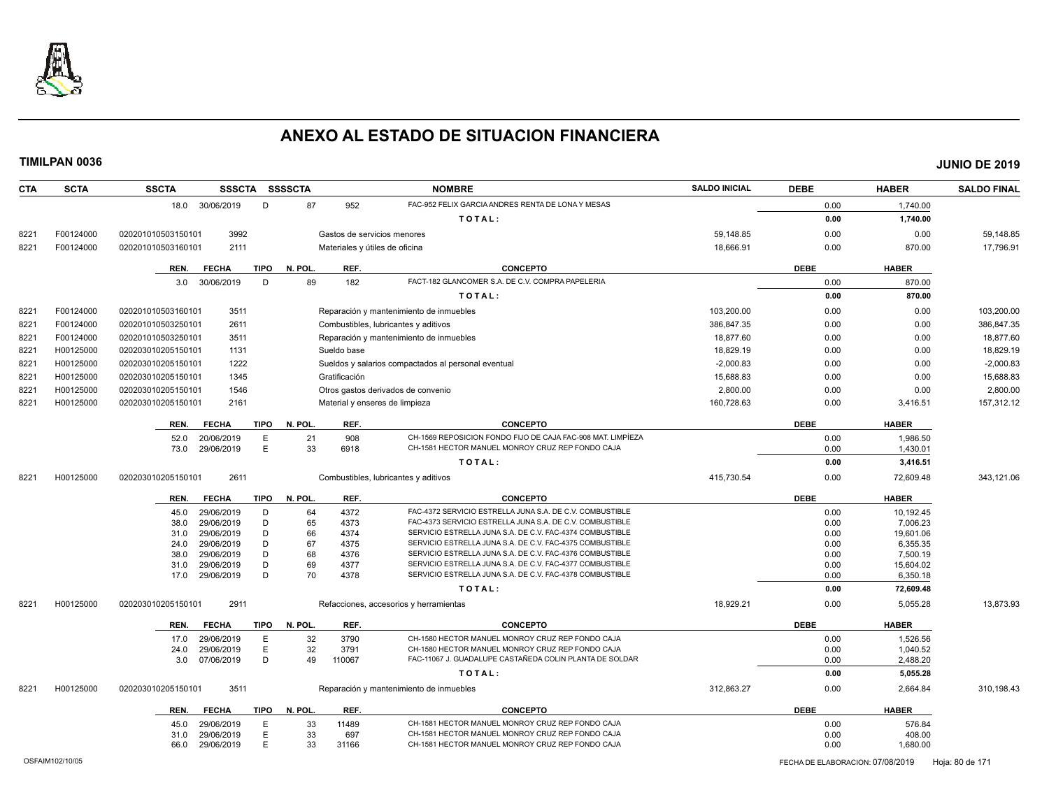# ANEXO AL ESTADO DE SITUACION FINANCIERA

**TIMILPAN 0036** — **JUNIO DE 2019**

| CTA | SCTA | SSCTA | SSSCTA | SSSSCTA | NOMBRE | SALDO INICIAL | DEBE | HABER | SALDO FINAL |
|---|---|---|---|---|---|---|---|---|---|
| | | 18.0 30/06/2019 | D | 87 | 952 FAC-952 FELIX GARCIA ANDRES RENTA DE LONA Y MESAS | | 0.00 | 1,740.00 | |
| | | | | | TOTAL: | | 0.00 | 1,740.00 | |
| 8221 | F00124000 | 020201010503150101 | 3992 | | Gastos de servicios menores | 59,148.85 | 0.00 | 0.00 | 59,148.85 |
| 8221 | F00124000 | 020201010503160101 | 2111 | | Materiales y útiles de oficina | 18,666.91 | 0.00 | 870.00 | 17,796.91 |

| REN. | FECHA | TIPO | N. POL. | REF. | CONCEPTO | DEBE | HABER |
|---|---|---|---|---|---|---|---|
| 3.0 | 30/06/2019 | D | 89 | 182 | FACT-182 GLANCOMER S.A. DE C.V. COMPRA PAPELERIA | 0.00 | 870.00 |
| | | | | | TOTAL: | 0.00 | 870.00 |

| CTA | SCTA | SSCTA | SSSCTA | NOMBRE | SALDO INICIAL | DEBE | HABER | SALDO FINAL |
|---|---|---|---|---|---|---|---|---|
| 8221 | F00124000 | 020201010503160101 | 3511 | Reparación y mantenimiento de inmuebles | 103,200.00 | 0.00 | 0.00 | 103,200.00 |
| 8221 | F00124000 | 020201010503250101 | 2611 | Combustibles, lubricantes y aditivos | 386,847.35 | 0.00 | 0.00 | 386,847.35 |
| 8221 | F00124000 | 020201010503250101 | 3511 | Reparación y mantenimiento de inmuebles | 18,877.60 | 0.00 | 0.00 | 18,877.60 |
| 8221 | H00125000 | 020203010205150101 | 1131 | Sueldo base | 18,829.19 | 0.00 | 0.00 | 18,829.19 |
| 8221 | H00125000 | 020203010205150101 | 1222 | Sueldos y salarios compactados al personal eventual | -2,000.83 | 0.00 | 0.00 | -2,000.83 |
| 8221 | H00125000 | 020203010205150101 | 1345 | Gratificación | 15,688.83 | 0.00 | 0.00 | 15,688.83 |
| 8221 | H00125000 | 020203010205150101 | 1546 | Otros gastos derivados de convenio | 2,800.00 | 0.00 | 0.00 | 2,800.00 |
| 8221 | H00125000 | 020203010205150101 | 2161 | Material y enseres de limpieza | 160,728.63 | 0.00 | 3,416.51 | 157,312.12 |

| REN. | FECHA | TIPO | N. POL. | REF. | CONCEPTO | DEBE | HABER |
|---|---|---|---|---|---|---|---|
| 52.0 | 20/06/2019 | E | 21 | 908 | CH-1569 REPOSICION FONDO FIJO DE CAJA FAC-908 MAT. LIMPÍEZA | 0.00 | 1,986.50 |
| 73.0 | 29/06/2019 | E | 33 | 6918 | CH-1581 HECTOR MANUEL MONROY CRUZ REP FONDO CAJA | 0.00 | 1,430.01 |
| | | | | | TOTAL: | 0.00 | 3,416.51 |

| CTA | SCTA | SSCTA | SSSCTA | NOMBRE | SALDO INICIAL | DEBE | HABER | SALDO FINAL |
|---|---|---|---|---|---|---|---|---|
| 8221 | H00125000 | 020203010205150101 | 2611 | Combustibles, lubricantes y aditivos | 415,730.54 | 0.00 | 72,609.48 | 343,121.06 |

| REN. | FECHA | TIPO | N. POL. | REF. | CONCEPTO | DEBE | HABER |
|---|---|---|---|---|---|---|---|
| 45.0 | 29/06/2019 | D | 64 | 4372 | FAC-4372 SERVICIO ESTRELLA JUNA S.A. DE C.V. COMBUSTIBLE | 0.00 | 10,192.45 |
| 38.0 | 29/06/2019 | D | 65 | 4373 | FAC-4373 SERVICIO ESTRELLA JUNA S.A. DE C.V. COMBUSTIBLE | 0.00 | 7,006.23 |
| 31.0 | 29/06/2019 | D | 66 | 4374 | SERVICIO ESTRELLA JUNA S.A. DE C.V. FAC-4374 COMBUSTIBLE | 0.00 | 19,601.06 |
| 24.0 | 29/06/2019 | D | 67 | 4375 | SERVICIO ESTRELLA JUNA S.A. DE C.V. FAC-4375 COMBUSTIBLE | 0.00 | 6,355.35 |
| 38.0 | 29/06/2019 | D | 68 | 4376 | SERVICIO ESTRELLA JUNA S.A. DE C.V. FAC-4376 COMBUSTIBLE | 0.00 | 7,500.19 |
| 31.0 | 29/06/2019 | D | 69 | 4377 | SERVICIO ESTRELLA JUNA S.A. DE C.V. FAC-4377 COMBUSTIBLE | 0.00 | 15,604.02 |
| 17.0 | 29/06/2019 | D | 70 | 4378 | SERVICIO ESTRELLA JUNA S.A. DE C.V. FAC-4378 COMBUSTIBLE | 0.00 | 6,350.18 |
| | | | | | TOTAL: | 0.00 | 72,609.48 |

| CTA | SCTA | SSCTA | SSSCTA | NOMBRE | SALDO INICIAL | DEBE | HABER | SALDO FINAL |
|---|---|---|---|---|---|---|---|---|
| 8221 | H00125000 | 020203010205150101 | 2911 | Refacciones, accesorios y herramientas | 18,929.21 | 0.00 | 5,055.28 | 13,873.93 |

| REN. | FECHA | TIPO | N. POL. | REF. | CONCEPTO | DEBE | HABER |
|---|---|---|---|---|---|---|---|
| 17.0 | 29/06/2019 | E | 32 | 3790 | CH-1580 HECTOR MANUEL MONROY CRUZ REP FONDO CAJA | 0.00 | 1,526.56 |
| 24.0 | 29/06/2019 | E | 32 | 3791 | CH-1580 HECTOR MANUEL MONROY CRUZ REP FONDO CAJA | 0.00 | 1,040.52 |
| 3.0 | 07/06/2019 | D | 49 | 110067 | FAC-11067 J. GUADALUPE CASTAÑEDA COLIN PLANTA DE SOLDAR | 0.00 | 2,488.20 |
| | | | | | TOTAL: | 0.00 | 5,055.28 |

| CTA | SCTA | SSCTA | SSSCTA | NOMBRE | SALDO INICIAL | DEBE | HABER | SALDO FINAL |
|---|---|---|---|---|---|---|---|---|
| 8221 | H00125000 | 020203010205150101 | 3511 | Reparación y mantenimiento de inmuebles | 312,863.27 | 0.00 | 2,664.84 | 310,198.43 |

| REN. | FECHA | TIPO | N. POL. | REF. | CONCEPTO | DEBE | HABER |
|---|---|---|---|---|---|---|---|
| 45.0 | 29/06/2019 | E | 33 | 11489 | CH-1581 HECTOR MANUEL MONROY CRUZ REP FONDO CAJA | 0.00 | 576.84 |
| 31.0 | 29/06/2019 | E | 33 | 697 | CH-1581 HECTOR MANUEL MONROY CRUZ REP FONDO CAJA | 0.00 | 408.00 |
| 66.0 | 29/06/2019 | E | 33 | 31166 | CH-1581 HECTOR MANUEL MONROY CRUZ REP FONDO CAJA | 0.00 | 1,680.00 |

OSFAIM102/10/05 — FECHA DE ELABORACION: 07/08/2019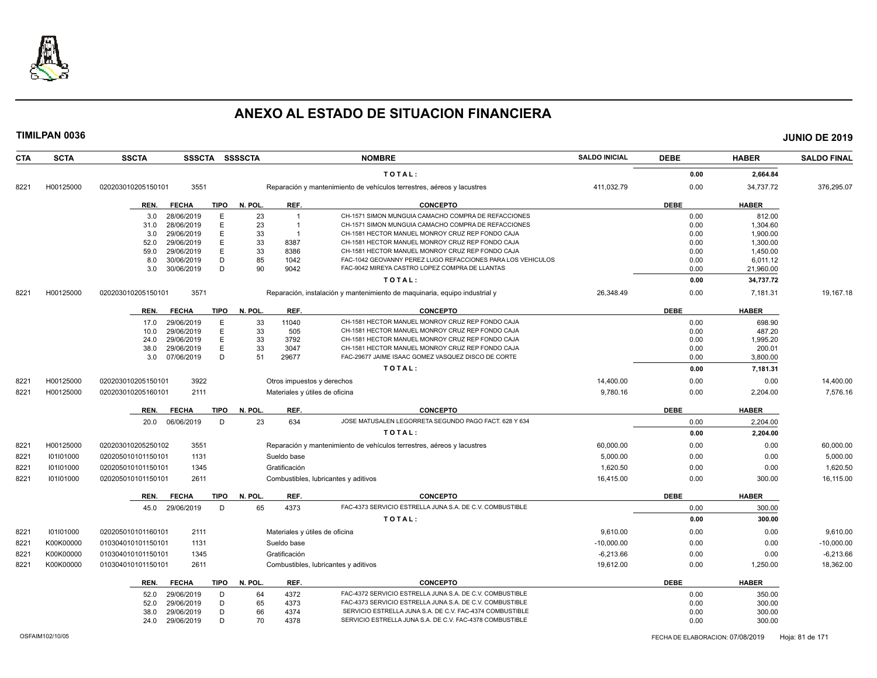# ANEXO AL ESTADO DE SITUACION FINANCIERA

**TIMILPAN 0036** **JUNIO DE 2019**

| CTA | SCTA | SSCTA | SSSCTA | SSSSCTA | NOMBRE | SALDO INICIAL | DEBE | HABER | SALDO FINAL |
|---|---|---|---|---|---|---|---|---|---|
| | | | | | TOTAL: | | 0.00 | 2,664.84 | |
| 8221 | H00125000 | 020203010205150101 | 3551 | | Reparación y mantenimiento de vehículos terrestres, aéreos y lacustres | 411,032.79 | 0.00 | 34,737.72 | 376,295.07 |

| REN. | FECHA | TIPO | N. POL. | REF. | CONCEPTO | DEBE | HABER |
|---|---|---|---|---|---|---|---|
| 3.0 | 28/06/2019 | E | 23 | 1 | CH-1571 SIMON MUNGUIA CAMACHO COMPRA DE REFACCIONES | 0.00 | 812.00 |
| 31.0 | 28/06/2019 | E | 23 | 1 | CH-1571 SIMON MUNGUIA CAMACHO COMPRA DE REFACCIONES | 0.00 | 1,304.60 |
| 3.0 | 29/06/2019 | E | 33 | 1 | CH-1581 HECTOR MANUEL MONROY CRUZ REP FONDO CAJA | 0.00 | 1,900.00 |
| 52.0 | 29/06/2019 | E | 33 | 8387 | CH-1581 HECTOR MANUEL MONROY CRUZ REP FONDO CAJA | 0.00 | 1,300.00 |
| 59.0 | 29/06/2019 | E | 33 | 8386 | CH-1581 HECTOR MANUEL MONROY CRUZ REP FONDO CAJA | 0.00 | 1,450.00 |
| 8.0 | 30/06/2019 | D | 85 | 1042 | FAC-1042 GEOVANNY PEREZ LUGO REFACCIONES PARA LOS VEHICULOS | 0.00 | 6,011.12 |
| 3.0 | 30/06/2019 | D | 90 | 9042 | FAC-9042 MIREYA CASTRO LOPEZ COMPRA DE LLANTAS | 0.00 | 21,960.00 |
| | | | | | TOTAL: | 0.00 | 34,737.72 |

| CTA | SCTA | SSCTA | SSSCTA | SSSSCTA | NOMBRE | SALDO INICIAL | DEBE | HABER | SALDO FINAL |
|---|---|---|---|---|---|---|---|---|---|
| 8221 | H00125000 | 020203010205150101 | 3571 | | Reparación, instalación y mantenimiento de maquinaria, equipo industrial y | 26,348.49 | 0.00 | 7,181.31 | 19,167.18 |

| REN. | FECHA | TIPO | N. POL. | REF. | CONCEPTO | DEBE | HABER |
|---|---|---|---|---|---|---|---|
| 17.0 | 29/06/2019 | E | 33 | 11040 | CH-1581 HECTOR MANUEL MONROY CRUZ REP FONDO CAJA | 0.00 | 698.90 |
| 10.0 | 29/06/2019 | E | 33 | 505 | CH-1581 HECTOR MANUEL MONROY CRUZ REP FONDO CAJA | 0.00 | 487.20 |
| 24.0 | 29/06/2019 | E | 33 | 3792 | CH-1581 HECTOR MANUEL MONROY CRUZ REP FONDO CAJA | 0.00 | 1,995.20 |
| 38.0 | 29/06/2019 | E | 33 | 3047 | CH-1581 HECTOR MANUEL MONROY CRUZ REP FONDO CAJA | 0.00 | 200.01 |
| 3.0 | 07/06/2019 | D | 51 | 29677 | FAC-29677 JAIME ISAAC GOMEZ VASQUEZ DISCO DE CORTE | 0.00 | 3,800.00 |
| | | | | | TOTAL: | 0.00 | 7,181.31 |

| CTA | SCTA | SSCTA | SSSCTA | SSSSCTA | NOMBRE | SALDO INICIAL | DEBE | HABER | SALDO FINAL |
|---|---|---|---|---|---|---|---|---|---|
| 8221 | H00125000 | 020203010205150101 | 3922 | | Otros impuestos y derechos | 14,400.00 | 0.00 | 0.00 | 14,400.00 |
| 8221 | H00125000 | 020203010205160101 | 2111 | | Materiales y útiles de oficina | 9,780.16 | 0.00 | 2,204.00 | 7,576.16 |

| REN. | FECHA | TIPO | N. POL. | REF. | CONCEPTO | DEBE | HABER |
|---|---|---|---|---|---|---|---|
| 20.0 | 06/06/2019 | D | 23 | 634 | JOSE MATUSALEN LEGORRETA SEGUNDO PAGO FACT. 628 Y 634 | 0.00 | 2,204.00 |
| | | | | | TOTAL: | 0.00 | 2,204.00 |

| CTA | SCTA | SSCTA | SSSCTA | SSSSCTA | NOMBRE | SALDO INICIAL | DEBE | HABER | SALDO FINAL |
|---|---|---|---|---|---|---|---|---|---|
| 8221 | H00125000 | 020203010205250102 | 3551 | | Reparación y mantenimiento de vehículos terrestres, aéreos y lacustres | 60,000.00 | 0.00 | 0.00 | 60,000.00 |
| 8221 | I01I01000 | 020205010101150101 | 1131 | | Sueldo base | 5,000.00 | 0.00 | 0.00 | 5,000.00 |
| 8221 | I01I01000 | 020205010101150101 | 1345 | | Gratificación | 1,620.50 | 0.00 | 0.00 | 1,620.50 |
| 8221 | I01I01000 | 020205010101150101 | 2611 | | Combustibles, lubricantes y aditivos | 16,415.00 | 0.00 | 300.00 | 16,115.00 |

| REN. | FECHA | TIPO | N. POL. | REF. | CONCEPTO | DEBE | HABER |
|---|---|---|---|---|---|---|---|
| 45.0 | 29/06/2019 | D | 65 | 4373 | FAC-4373 SERVICIO ESTRELLA JUNA S.A. DE C.V. COMBUSTIBLE | 0.00 | 300.00 |
| | | | | | TOTAL: | 0.00 | 300.00 |

| CTA | SCTA | SSCTA | SSSCTA | SSSSCTA | NOMBRE | SALDO INICIAL | DEBE | HABER | SALDO FINAL |
|---|---|---|---|---|---|---|---|---|---|
| 8221 | I01I01000 | 020205010101160101 | 2111 | | Materiales y útiles de oficina | 9,610.00 | 0.00 | 0.00 | 9,610.00 |
| 8221 | K00K00000 | 010304010101150101 | 1131 | | Sueldo base | -10,000.00 | 0.00 | 0.00 | -10,000.00 |
| 8221 | K00K00000 | 010304010101150101 | 1345 | | Gratificación | -6,213.66 | 0.00 | 0.00 | -6,213.66 |
| 8221 | K00K00000 | 010304010101150101 | 2611 | | Combustibles, lubricantes y aditivos | 19,612.00 | 0.00 | 1,250.00 | 18,362.00 |

| REN. | FECHA | TIPO | N. POL. | REF. | CONCEPTO | DEBE | HABER |
|---|---|---|---|---|---|---|---|
| 52.0 | 29/06/2019 | D | 64 | 4372 | FAC-4372 SERVICIO ESTRELLA JUNA S.A. DE C.V. COMBUSTIBLE | 0.00 | 350.00 |
| 52.0 | 29/06/2019 | D | 65 | 4373 | FAC-4373 SERVICIO ESTRELLA JUNA S.A. DE C.V. COMBUSTIBLE | 0.00 | 300.00 |
| 38.0 | 29/06/2019 | D | 66 | 4374 | SERVICIO ESTRELLA JUNA S.A. DE C.V. FAC-4374 COMBUSTIBLE | 0.00 | 300.00 |
| 24.0 | 29/06/2019 | D | 70 | 4378 | SERVICIO ESTRELLA JUNA S.A. DE C.V. FAC-4378 COMBUSTIBLE | 0.00 | 300.00 |

OSFAIM102/10/05 FECHA DE ELABORACION: 07/08/2019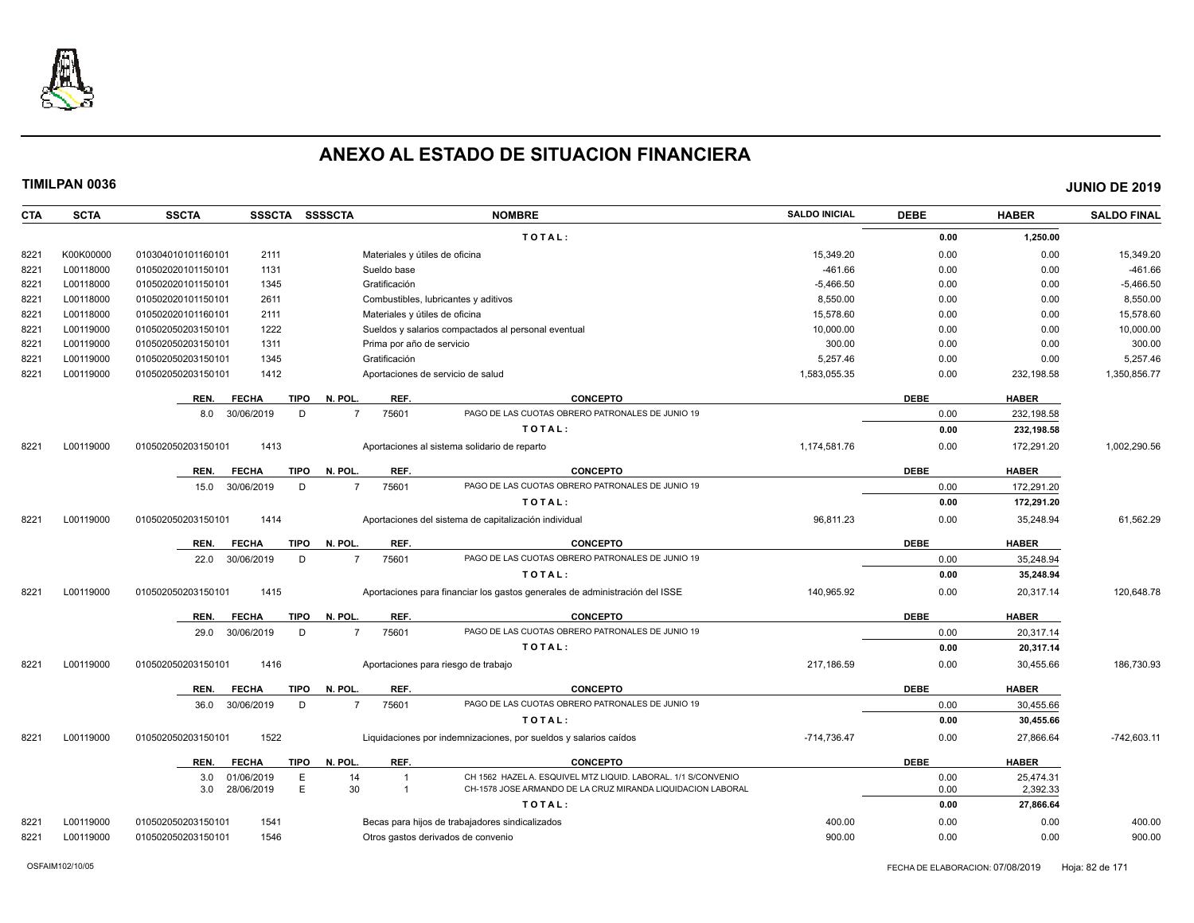# ANEXO AL ESTADO DE SITUACION FINANCIERA

**TIMILPAN 0036** — **JUNIO DE 2019**

| CTA | SCTA | SSCTA | SSSCTA | SSSSCTA | NOMBRE | SALDO INICIAL | DEBE | HABER | SALDO FINAL |
|---|---|---|---|---|---|---|---|---|---|
| | | | | | T O T A L : | | 0.00 | 1,250.00 | |
| 8221 | K00K00000 | 010304010101160101 | 2111 | | Materiales y útiles de oficina | 15,349.20 | 0.00 | 0.00 | 15,349.20 |
| 8221 | L00118000 | 010502020101150101 | 1131 | | Sueldo base | -461.66 | 0.00 | 0.00 | -461.66 |
| 8221 | L00118000 | 010502020101150101 | 1345 | | Gratificación | -5,466.50 | 0.00 | 0.00 | -5,466.50 |
| 8221 | L00118000 | 010502020101150101 | 2611 | | Combustibles, lubricantes y aditivos | 8,550.00 | 0.00 | 0.00 | 8,550.00 |
| 8221 | L00118000 | 010502020101160101 | 2111 | | Materiales y útiles de oficina | 15,578.60 | 0.00 | 0.00 | 15,578.60 |
| 8221 | L00119000 | 010502050203150101 | 1222 | | Sueldos y salarios compactados al personal eventual | 10,000.00 | 0.00 | 0.00 | 10,000.00 |
| 8221 | L00119000 | 010502050203150101 | 1311 | | Prima por año de servicio | 300.00 | 0.00 | 0.00 | 300.00 |
| 8221 | L00119000 | 010502050203150101 | 1345 | | Gratificación | 5,257.46 | 0.00 | 0.00 | 5,257.46 |
| 8221 | L00119000 | 010502050203150101 | 1412 | | Aportaciones de servicio de salud | 1,583,055.35 | 0.00 | 232,198.58 | 1,350,856.77 |

| REN. | FECHA | TIPO | N. POL. | REF. | CONCEPTO | DEBE | HABER |
|---|---|---|---|---|---|---|---|
| 8.0 | 30/06/2019 | D | 7 | 75601 | PAGO DE LAS CUOTAS OBRERO PATRONALES DE JUNIO 19 | 0.00 | 232,198.58 |
| | | | | | T O T A L : | 0.00 | 232,198.58 |

| CTA | SCTA | SSCTA | SSSCTA | SSSSCTA | NOMBRE | SALDO INICIAL | DEBE | HABER | SALDO FINAL |
|---|---|---|---|---|---|---|---|---|---|
| 8221 | L00119000 | 010502050203150101 | 1413 | | Aportaciones al sistema solidario de reparto | 1,174,581.76 | 0.00 | 172,291.20 | 1,002,290.56 |

| REN. | FECHA | TIPO | N. POL. | REF. | CONCEPTO | DEBE | HABER |
|---|---|---|---|---|---|---|---|
| 15.0 | 30/06/2019 | D | 7 | 75601 | PAGO DE LAS CUOTAS OBRERO PATRONALES DE JUNIO 19 | 0.00 | 172,291.20 |
| | | | | | T O T A L : | 0.00 | 172,291.20 |

| CTA | SCTA | SSCTA | SSSCTA | SSSSCTA | NOMBRE | SALDO INICIAL | DEBE | HABER | SALDO FINAL |
|---|---|---|---|---|---|---|---|---|---|
| 8221 | L00119000 | 010502050203150101 | 1414 | | Aportaciones del sistema de capitalización individual | 96,811.23 | 0.00 | 35,248.94 | 61,562.29 |

| REN. | FECHA | TIPO | N. POL. | REF. | CONCEPTO | DEBE | HABER |
|---|---|---|---|---|---|---|---|
| 22.0 | 30/06/2019 | D | 7 | 75601 | PAGO DE LAS CUOTAS OBRERO PATRONALES DE JUNIO 19 | 0.00 | 35,248.94 |
| | | | | | T O T A L : | 0.00 | 35,248.94 |

| CTA | SCTA | SSCTA | SSSCTA | SSSSCTA | NOMBRE | SALDO INICIAL | DEBE | HABER | SALDO FINAL |
|---|---|---|---|---|---|---|---|---|---|
| 8221 | L00119000 | 010502050203150101 | 1415 | | Aportaciones para financiar los gastos generales de administración del ISSE | 140,965.92 | 0.00 | 20,317.14 | 120,648.78 |

| REN. | FECHA | TIPO | N. POL. | REF. | CONCEPTO | DEBE | HABER |
|---|---|---|---|---|---|---|---|
| 29.0 | 30/06/2019 | D | 7 | 75601 | PAGO DE LAS CUOTAS OBRERO PATRONALES DE JUNIO 19 | 0.00 | 20,317.14 |
| | | | | | T O T A L : | 0.00 | 20,317.14 |

| CTA | SCTA | SSCTA | SSSCTA | SSSSCTA | NOMBRE | SALDO INICIAL | DEBE | HABER | SALDO FINAL |
|---|---|---|---|---|---|---|---|---|---|
| 8221 | L00119000 | 010502050203150101 | 1416 | | Aportaciones para riesgo de trabajo | 217,186.59 | 0.00 | 30,455.66 | 186,730.93 |

| REN. | FECHA | TIPO | N. POL. | REF. | CONCEPTO | DEBE | HABER |
|---|---|---|---|---|---|---|---|
| 36.0 | 30/06/2019 | D | 7 | 75601 | PAGO DE LAS CUOTAS OBRERO PATRONALES DE JUNIO 19 | 0.00 | 30,455.66 |
| | | | | | T O T A L : | 0.00 | 30,455.66 |

| CTA | SCTA | SSCTA | SSSCTA | SSSSCTA | NOMBRE | SALDO INICIAL | DEBE | HABER | SALDO FINAL |
|---|---|---|---|---|---|---|---|---|---|
| 8221 | L00119000 | 010502050203150101 | 1522 | | Liquidaciones por indemnizaciones, por sueldos y salarios caídos | -714,736.47 | 0.00 | 27,866.64 | -742,603.11 |

| REN. | FECHA | TIPO | N. POL. | REF. | CONCEPTO | DEBE | HABER |
|---|---|---|---|---|---|---|---|
| 3.0 | 01/06/2019 | E | 14 | 1 | CH 1562 HAZEL A. ESQUIVEL MTZ LIQUID. LABORAL. 1/1 S/CONVENIO | 0.00 | 25,474.31 |
| 3.0 | 28/06/2019 | E | 30 | 1 | CH-1578 JOSE ARMANDO DE LA CRUZ MIRANDA LIQUIDACION LABORAL | 0.00 | 2,392.33 |
| | | | | | T O T A L : | 0.00 | 27,866.64 |

| CTA | SCTA | SSCTA | SSSCTA | SSSSCTA | NOMBRE | SALDO INICIAL | DEBE | HABER | SALDO FINAL |
|---|---|---|---|---|---|---|---|---|---|
| 8221 | L00119000 | 010502050203150101 | 1541 | | Becas para hijos de trabajadores sindicalizados | 400.00 | 0.00 | 0.00 | 400.00 |
| 8221 | L00119000 | 010502050203150101 | 1546 | | Otros gastos derivados de convenio | 900.00 | 0.00 | 0.00 | 900.00 |

OSFAIM102/10/05 — FECHA DE ELABORACION: 07/08/2019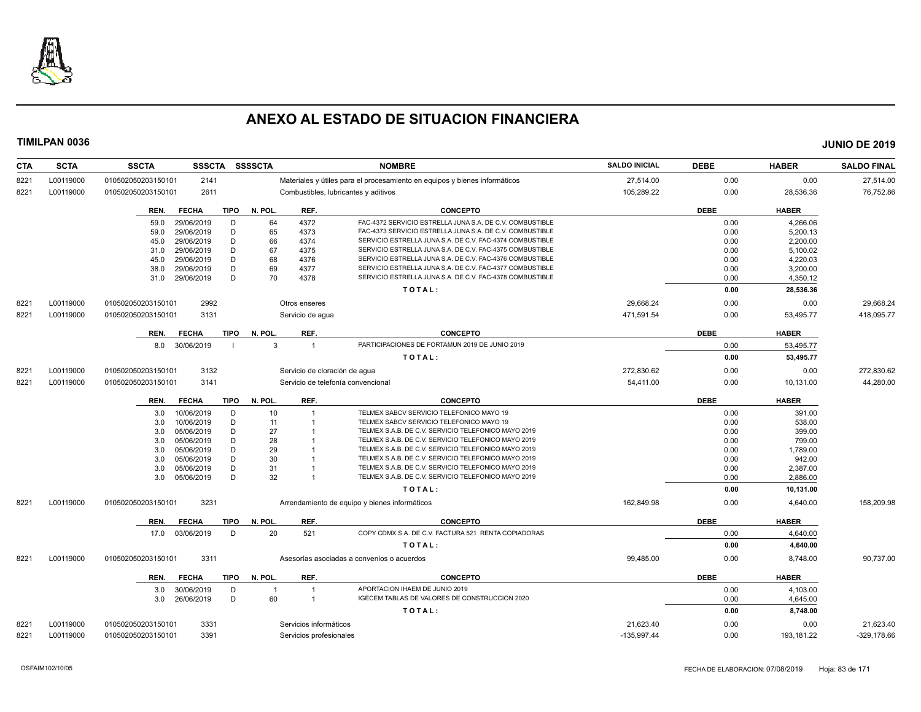# ANEXO AL ESTADO DE SITUACION FINANCIERA

**TIMILPAN 0036** **JUNIO DE 2019**

| CTA | SCTA | SSCTA | SSSCTA | SSSSCTA | NOMBRE | SALDO INICIAL | DEBE | HABER | SALDO FINAL |
|---|---|---|---|---|---|---|---|---|---|
| 8221 | L00119000 | 0105020502031501​01 | 2141 | | Materiales y útiles para el procesamiento en equipos y bienes informáticos | 27,514.00 | 0.00 | 0.00 | 27,514.00 |
| 8221 | L00119000 | 010502050203150101 | 2611 | | Combustibles, lubricantes y aditivos | 105,289.22 | 0.00 | 28,536.36 | 76,752.86 |

| REN. | FECHA | TIPO | N. POL. | REF. | CONCEPTO | DEBE | HABER |
|---|---|---|---|---|---|---|---|
| 59.0 | 29/06/2019 | D | 64 | 4372 | FAC-4372 SERVICIO ESTRELLA JUNA S.A. DE C.V. COMBUSTIBLE | 0.00 | 4,266.06 |
| 59.0 | 29/06/2019 | D | 65 | 4373 | FAC-4373 SERVICIO ESTRELLA JUNA S.A. DE C.V. COMBUSTIBLE | 0.00 | 5,200.13 |
| 45.0 | 29/06/2019 | D | 66 | 4374 | SERVICIO ESTRELLA JUNA S.A. DE C.V. FAC-4374 COMBUSTIBLE | 0.00 | 2,200.00 |
| 31.0 | 29/06/2019 | D | 67 | 4375 | SERVICIO ESTRELLA JUNA S.A. DE C.V. FAC-4375 COMBUSTIBLE | 0.00 | 5,100.02 |
| 45.0 | 29/06/2019 | D | 68 | 4376 | SERVICIO ESTRELLA JUNA S.A. DE C.V. FAC-4376 COMBUSTIBLE | 0.00 | 4,220.03 |
| 38.0 | 29/06/2019 | D | 69 | 4377 | SERVICIO ESTRELLA JUNA S.A. DE C.V. FAC-4377 COMBUSTIBLE | 0.00 | 3,200.00 |
| 31.0 | 29/06/2019 | D | 70 | 4378 | SERVICIO ESTRELLA JUNA S.A. DE C.V. FAC-4378 COMBUSTIBLE | 0.00 | 4,350.12 |
| | | | | | TOTAL: | 0.00 | 28,536.36 |

| CTA | SCTA | SSCTA | SSSCTA | SSSSCTA | NOMBRE | SALDO INICIAL | DEBE | HABER | SALDO FINAL |
|---|---|---|---|---|---|---|---|---|---|
| 8221 | L00119000 | 010502050203150101 | 2992 | | Otros enseres | 29,668.24 | 0.00 | 0.00 | 29,668.24 |
| 8221 | L00119000 | 010502050203150101 | 3131 | | Servicio de agua | 471,591.54 | 0.00 | 53,495.77 | 418,095.77 |

| REN. | FECHA | TIPO | N. POL. | REF. | CONCEPTO | DEBE | HABER |
|---|---|---|---|---|---|---|---|
| 8.0 | 30/06/2019 | I | 3 | 1 | PARTICIPACIONES DE FORTAMUN 2019 DE JUNIO 2019 | 0.00 | 53,495.77 |
| | | | | | TOTAL: | 0.00 | 53,495.77 |

| CTA | SCTA | SSCTA | SSSCTA | SSSSCTA | NOMBRE | SALDO INICIAL | DEBE | HABER | SALDO FINAL |
|---|---|---|---|---|---|---|---|---|---|
| 8221 | L00119000 | 010502050203150101 | 3132 | | Servicio de cloración de agua | 272,830.62 | 0.00 | 0.00 | 272,830.62 |
| 8221 | L00119000 | 010502050203150101 | 3141 | | Servicio de telefonía convencional | 54,411.00 | 0.00 | 10,131.00 | 44,280.00 |

| REN. | FECHA | TIPO | N. POL. | REF. | CONCEPTO | DEBE | HABER |
|---|---|---|---|---|---|---|---|
| 3.0 | 10/06/2019 | D | 10 | 1 | TELMEX SABCV SERVICIO TELEFONICO MAYO 19 | 0.00 | 391.00 |
| 3.0 | 10/06/2019 | D | 11 | 1 | TELMEX SABCV SERVICIO TELEFONICO MAYO 19 | 0.00 | 538.00 |
| 3.0 | 05/06/2019 | D | 27 | 1 | TELMEX S.A.B. DE C.V. SERVICIO TELEFONICO MAYO 2019 | 0.00 | 399.00 |
| 3.0 | 05/06/2019 | D | 28 | 1 | TELMEX S.A.B. DE C.V. SERVICIO TELEFONICO MAYO 2019 | 0.00 | 799.00 |
| 3.0 | 05/06/2019 | D | 29 | 1 | TELMEX S.A.B. DE C.V. SERVICIO TELEFONICO MAYO 2019 | 0.00 | 1,789.00 |
| 3.0 | 05/06/2019 | D | 30 | 1 | TELMEX S.A.B. DE C.V. SERVICIO TELEFONICO MAYO 2019 | 0.00 | 942.00 |
| 3.0 | 05/06/2019 | D | 31 | 1 | TELMEX S.A.B. DE C.V. SERVICIO TELEFONICO MAYO 2019 | 0.00 | 2,387.00 |
| 3.0 | 05/06/2019 | D | 32 | 1 | TELMEX S.A.B. DE C.V. SERVICIO TELEFONICO MAYO 2019 | 0.00 | 2,886.00 |
| | | | | | TOTAL: | 0.00 | 10,131.00 |

| CTA | SCTA | SSCTA | SSSCTA | SSSSCTA | NOMBRE | SALDO INICIAL | DEBE | HABER | SALDO FINAL |
|---|---|---|---|---|---|---|---|---|---|
| 8221 | L00119000 | 010502050203150101 | 3231 | | Arrendamiento de equipo y bienes informáticos | 162,849.98 | 0.00 | 4,640.00 | 158,209.98 |

| REN. | FECHA | TIPO | N. POL. | REF. | CONCEPTO | DEBE | HABER |
|---|---|---|---|---|---|---|---|
| 17.0 | 03/06/2019 | D | 20 | 521 | COPY CDMX S.A. DE C.V. FACTURA 521 RENTA COPIADORAS | 0.00 | 4,640.00 |
| | | | | | TOTAL: | 0.00 | 4,640.00 |

| CTA | SCTA | SSCTA | SSSCTA | SSSSCTA | NOMBRE | SALDO INICIAL | DEBE | HABER | SALDO FINAL |
|---|---|---|---|---|---|---|---|---|---|
| 8221 | L00119000 | 010502050203150101 | 3311 | | Asesorías asociadas a convenios o acuerdos | 99,485.00 | 0.00 | 8,748.00 | 90,737.00 |

| REN. | FECHA | TIPO | N. POL. | REF. | CONCEPTO | DEBE | HABER |
|---|---|---|---|---|---|---|---|
| 3.0 | 30/06/2019 | D | 1 | 1 | APORTACION IHAEM DE JUNIO 2019 | 0.00 | 4,103.00 |
| 3.0 | 26/06/2019 | D | 60 | 1 | IGECEM TABLAS DE VALORES DE CONSTRUCCION 2020 | 0.00 | 4,645.00 |
| | | | | | TOTAL: | 0.00 | 8,748.00 |

| CTA | SCTA | SSCTA | SSSCTA | SSSSCTA | NOMBRE | SALDO INICIAL | DEBE | HABER | SALDO FINAL |
|---|---|---|---|---|---|---|---|---|---|
| 8221 | L00119000 | 010502050203150101 | 3331 | | Servicios informáticos | 21,623.40 | 0.00 | 0.00 | 21,623.40 |
| 8221 | L00119000 | 010502050203150101 | 3391 | | Servicios profesionales | -135,997.44 | 0.00 | 193,181.22 | -329,178.66 |

OSFAIM102/10/05 FECHA DE ELABORACION: 07/08/2019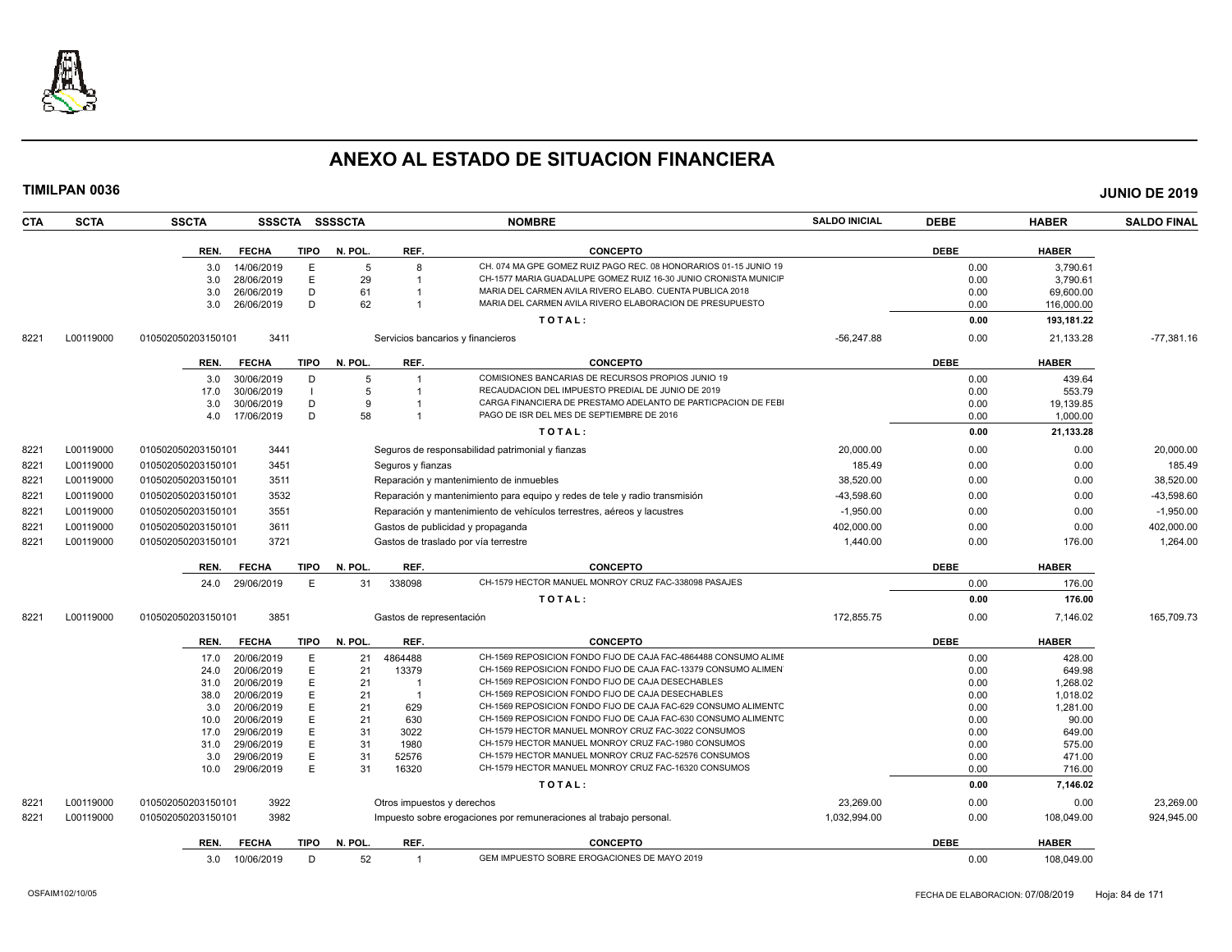# ANEXO AL ESTADO DE SITUACION FINANCIERA

**TIMILPAN 0036** **JUNIO DE 2019**

| CTA | SCTA | SSCTA | SSSCTA | SSSSCTA | NOMBRE | SALDO INICIAL | DEBE | HABER | SALDO FINAL |
|---|---|---|---|---|---|---|---|---|---|

| REN. | FECHA | TIPO | N. POL. | REF. | CONCEPTO | DEBE | HABER |
|---|---|---|---|---|---|---|---|
| 3.0 | 14/06/2019 | E | 5 | 8 | CH. 074 MA GPE GOMEZ RUIZ PAGO REC. 08 HONORARIOS 01-15 JUNIO 19 | 0.00 | 3,790.61 |
| 3.0 | 28/06/2019 | E | 29 | 1 | CH-1577 MARIA GUADALUPE GOMEZ RUIZ 16-30 JUNIO CRONISTA MUNICIP | 0.00 | 3,790.61 |
| 3.0 | 26/06/2019 | D | 61 | 1 | MARIA DEL CARMEN AVILA RIVERO ELABO. CUENTA PUBLICA 2018 | 0.00 | 69,600.00 |
| 3.0 | 26/06/2019 | D | 62 | 1 | MARIA DEL CARMEN AVILA RIVERO ELABORACION DE PRESUPUESTO | 0.00 | 116,000.00 |
| | | | | | TOTAL: | 0.00 | 193,181.22 |

| CTA | SCTA | SSCTA | SSSCTA | NOMBRE | SALDO INICIAL | DEBE | HABER | SALDO FINAL |
|---|---|---|---|---|---|---|---|---|
| 8221 | L00119000 | 010502050203150101 | 3411 | Servicios bancarios y financieros | -56,247.88 | 0.00 | 21,133.28 | -77,381.16 |

| REN. | FECHA | TIPO | N. POL. | REF. | CONCEPTO | DEBE | HABER |
|---|---|---|---|---|---|---|---|
| 3.0 | 30/06/2019 | D | 5 | 1 | COMISIONES BANCARIAS DE RECURSOS PROPIOS JUNIO 19 | 0.00 | 439.64 |
| 17.0 | 30/06/2019 | I | 5 | 1 | RECAUDACION DEL IMPUESTO PREDIAL DE JUNIO DE 2019 | 0.00 | 553.79 |
| 3.0 | 30/06/2019 | D | 9 | 1 | CARGA FINANCIERA DE PRESTAMO ADELANTO DE PARTICPACION DE FEBI | 0.00 | 19,139.85 |
| 4.0 | 17/06/2019 | D | 58 | 1 | PAGO DE ISR DEL MES DE SEPTIEMBRE DE 2016 | 0.00 | 1,000.00 |
| | | | | | TOTAL: | 0.00 | 21,133.28 |

| CTA | SCTA | SSCTA | SSSCTA | NOMBRE | SALDO INICIAL | DEBE | HABER | SALDO FINAL |
|---|---|---|---|---|---|---|---|---|
| 8221 | L00119000 | 010502050203150101 | 3441 | Seguros de responsabilidad patrimonial y fianzas | 20,000.00 | 0.00 | 0.00 | 20,000.00 |
| 8221 | L00119000 | 010502050203150101 | 3451 | Seguros y fianzas | 185.49 | 0.00 | 0.00 | 185.49 |
| 8221 | L00119000 | 010502050203150101 | 3511 | Reparación y mantenimiento de inmuebles | 38,520.00 | 0.00 | 0.00 | 38,520.00 |
| 8221 | L00119000 | 010502050203150101 | 3532 | Reparación y mantenimiento para equipo y redes de tele y radio transmisión | -43,598.60 | 0.00 | 0.00 | -43,598.60 |
| 8221 | L00119000 | 010502050203150101 | 3551 | Reparación y mantenimiento de vehículos terrestres, aéreos y lacustres | -1,950.00 | 0.00 | 0.00 | -1,950.00 |
| 8221 | L00119000 | 010502050203150101 | 3611 | Gastos de publicidad y propaganda | 402,000.00 | 0.00 | 0.00 | 402,000.00 |
| 8221 | L00119000 | 010502050203150101 | 3721 | Gastos de traslado por vía terrestre | 1,440.00 | 0.00 | 176.00 | 1,264.00 |

| REN. | FECHA | TIPO | N. POL. | REF. | CONCEPTO | DEBE | HABER |
|---|---|---|---|---|---|---|---|
| 24.0 | 29/06/2019 | E | 31 | 338098 | CH-1579 HECTOR MANUEL MONROY CRUZ FAC-338098 PASAJES | 0.00 | 176.00 |
| | | | | | TOTAL: | 0.00 | 176.00 |

| CTA | SCTA | SSCTA | SSSCTA | NOMBRE | SALDO INICIAL | DEBE | HABER | SALDO FINAL |
|---|---|---|---|---|---|---|---|---|
| 8221 | L00119000 | 010502050203150101 | 3851 | Gastos de representación | 172,855.75 | 0.00 | 7,146.02 | 165,709.73 |

| REN. | FECHA | TIPO | N. POL. | REF. | CONCEPTO | DEBE | HABER |
|---|---|---|---|---|---|---|---|
| 17.0 | 20/06/2019 | E | 21 | 4864488 | CH-1569 REPOSICION FONDO FIJO DE CAJA FAC-4864488 CONSUMO ALIME | 0.00 | 428.00 |
| 24.0 | 20/06/2019 | E | 21 | 13379 | CH-1569 REPOSICION FONDO FIJO DE CAJA FAC-13379 CONSUMO ALIMEN | 0.00 | 649.98 |
| 31.0 | 20/06/2019 | E | 21 | 1 | CH-1569 REPOSICION FONDO FIJO DE CAJA DESECHABLES | 0.00 | 1,268.02 |
| 38.0 | 20/06/2019 | E | 21 | 1 | CH-1569 REPOSICION FONDO FIJO DE CAJA DESECHABLES | 0.00 | 1,018.02 |
| 3.0 | 20/06/2019 | E | 21 | 629 | CH-1569 REPOSICION FONDO FIJO DE CAJA FAC-629 CONSUMO ALIMENTC | 0.00 | 1,281.00 |
| 10.0 | 20/06/2019 | E | 21 | 630 | CH-1569 REPOSICION FONDO FIJO DE CAJA FAC-630 CONSUMO ALIMENTC | 0.00 | 90.00 |
| 17.0 | 29/06/2019 | E | 31 | 3022 | CH-1579 HECTOR MANUEL MONROY CRUZ FAC-3022 CONSUMOS | 0.00 | 649.00 |
| 31.0 | 29/06/2019 | E | 31 | 1980 | CH-1579 HECTOR MANUEL MONROY CRUZ FAC-1980 CONSUMOS | 0.00 | 575.00 |
| 3.0 | 29/06/2019 | E | 31 | 52576 | CH-1579 HECTOR MANUEL MONROY CRUZ FAC-52576 CONSUMOS | 0.00 | 471.00 |
| 10.0 | 29/06/2019 | E | 31 | 16320 | CH-1579 HECTOR MANUEL MONROY CRUZ FAC-16320 CONSUMOS | 0.00 | 716.00 |
| | | | | | TOTAL: | 0.00 | 7,146.02 |

| CTA | SCTA | SSCTA | SSSCTA | NOMBRE | SALDO INICIAL | DEBE | HABER | SALDO FINAL |
|---|---|---|---|---|---|---|---|---|
| 8221 | L00119000 | 010502050203150101 | 3922 | Otros impuestos y derechos | 23,269.00 | 0.00 | 0.00 | 23,269.00 |
| 8221 | L00119000 | 010502050203150101 | 3982 | Impuesto sobre erogaciones por remuneraciones al trabajo personal. | 1,032,994.00 | 0.00 | 108,049.00 | 924,945.00 |

| REN. | FECHA | TIPO | N. POL. | REF. | CONCEPTO | DEBE | HABER |
|---|---|---|---|---|---|---|---|
| 3.0 | 10/06/2019 | D | 52 | 1 | GEM IMPUESTO SOBRE EROGACIONES DE MAYO 2019 | 0.00 | 108,049.00 |

OSFAIM102/10/05 FECHA DE ELABORACION: 07/08/2019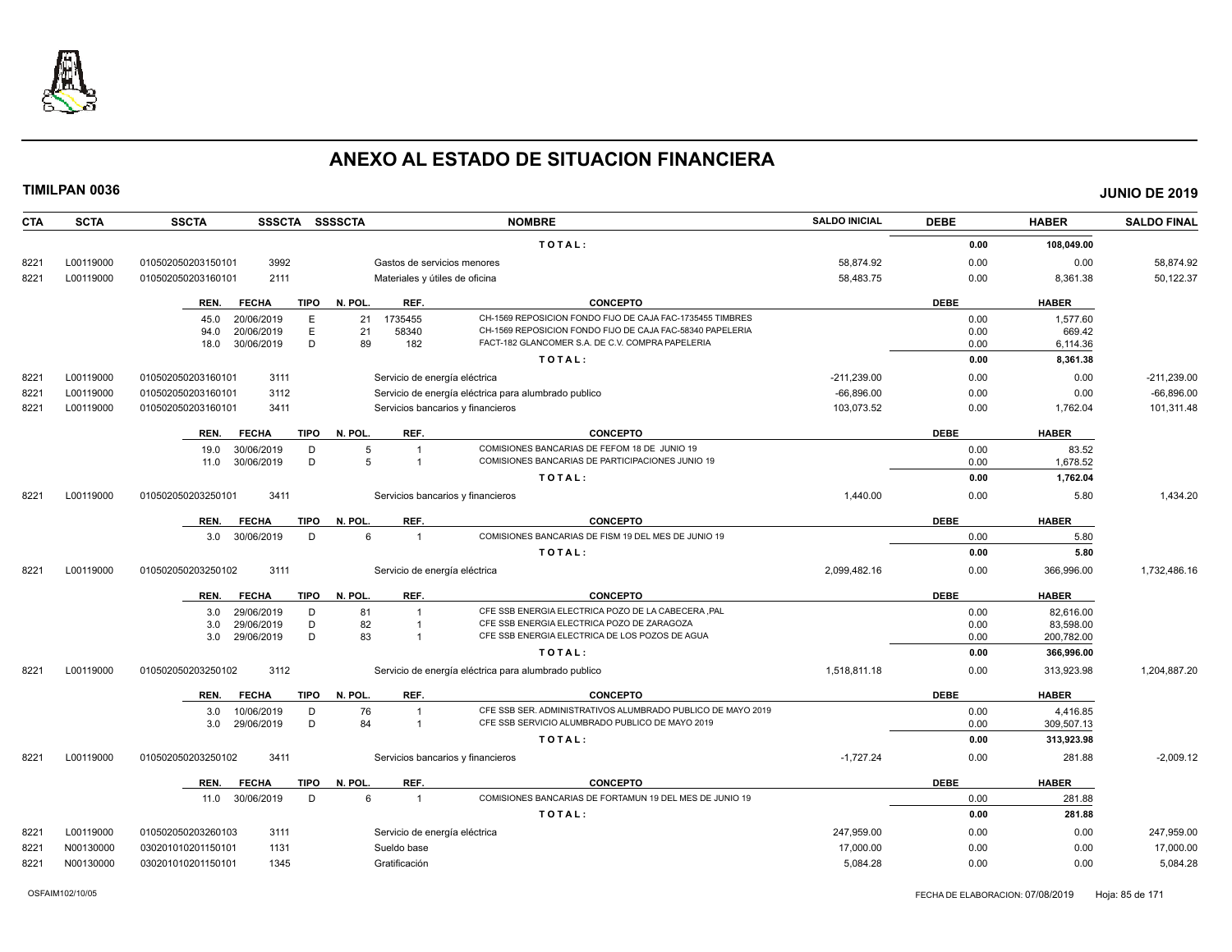# ANEXO AL ESTADO DE SITUACION FINANCIERA

**TIMILPAN 0036** **JUNIO DE 2019**

| CTA | SCTA | SSCTA | SSSCTA | SSSSCTA | NOMBRE | SALDO INICIAL | DEBE | HABER | SALDO FINAL |
|---|---|---|---|---|---|---|---|---|---|
| | | | | | TOTAL: | | 0.00 | 108,049.00 | |
| 8221 | L00119000 | 010502050203150101 | 3992 | | Gastos de servicios menores | 58,874.92 | 0.00 | 0.00 | 58,874.92 |
| 8221 | L00119000 | 010502050203160101 | 2111 | | Materiales y útiles de oficina | 58,483.75 | 0.00 | 8,361.38 | 50,122.37 |

| REN. | FECHA | TIPO | N. POL. | REF. | CONCEPTO | DEBE | HABER |
|---|---|---|---|---|---|---|---|
| 45.0 | 20/06/2019 | E | 21 | 1735455 | CH-1569 REPOSICION FONDO FIJO DE CAJA FAC-1735455 TIMBRES | 0.00 | 1,577.60 |
| 94.0 | 20/06/2019 | E | 21 | 58340 | CH-1569 REPOSICION FONDO FIJO DE CAJA FAC-58340 PAPELERIA | 0.00 | 669.42 |
| 18.0 | 30/06/2019 | D | 89 | 182 | FACT-182 GLANCOMER S.A. DE C.V. COMPRA PAPELERIA | 0.00 | 6,114.36 |
| | | | | | TOTAL: | 0.00 | 8,361.38 |

| CTA | SCTA | SSCTA | SSSCTA | SSSSCTA | NOMBRE | SALDO INICIAL | DEBE | HABER | SALDO FINAL |
|---|---|---|---|---|---|---|---|---|---|
| 8221 | L00119000 | 010502050203160101 | 3111 | | Servicio de energía eléctrica | -211,239.00 | 0.00 | 0.00 | -211,239.00 |
| 8221 | L00119000 | 010502050203160101 | 3112 | | Servicio de energía eléctrica para alumbrado publico | -66,896.00 | 0.00 | 0.00 | -66,896.00 |
| 8221 | L00119000 | 010502050203160101 | 3411 | | Servicios bancarios y financieros | 103,073.52 | 0.00 | 1,762.04 | 101,311.48 |

| REN. | FECHA | TIPO | N. POL. | REF. | CONCEPTO | DEBE | HABER |
|---|---|---|---|---|---|---|---|
| 19.0 | 30/06/2019 | D | 5 | 1 | COMISIONES BANCARIAS DE FEFOM 18 DE JUNIO 19 | 0.00 | 83.52 |
| 11.0 | 30/06/2019 | D | 5 | 1 | COMISIONES BANCARIAS DE PARTICIPACIONES JUNIO 19 | 0.00 | 1,678.52 |
| | | | | | TOTAL: | 0.00 | 1,762.04 |

| CTA | SCTA | SSCTA | SSSCTA | SSSSCTA | NOMBRE | SALDO INICIAL | DEBE | HABER | SALDO FINAL |
|---|---|---|---|---|---|---|---|---|---|
| 8221 | L00119000 | 010502050203250101 | 3411 | | Servicios bancarios y financieros | 1,440.00 | 0.00 | 5.80 | 1,434.20 |

| REN. | FECHA | TIPO | N. POL. | REF. | CONCEPTO | DEBE | HABER |
|---|---|---|---|---|---|---|---|
| 3.0 | 30/06/2019 | D | 6 | 1 | COMISIONES BANCARIAS DE FISM 19 DEL MES DE JUNIO 19 | 0.00 | 5.80 |
| | | | | | TOTAL: | 0.00 | 5.80 |

| CTA | SCTA | SSCTA | SSSCTA | SSSSCTA | NOMBRE | SALDO INICIAL | DEBE | HABER | SALDO FINAL |
|---|---|---|---|---|---|---|---|---|---|
| 8221 | L00119000 | 010502050203250102 | 3111 | | Servicio de energía eléctrica | 2,099,482.16 | 0.00 | 366,996.00 | 1,732,486.16 |

| REN. | FECHA | TIPO | N. POL. | REF. | CONCEPTO | DEBE | HABER |
|---|---|---|---|---|---|---|---|
| 3.0 | 29/06/2019 | D | 81 | 1 | CFE SSB ENERGIA ELECTRICA POZO DE LA CABECERA ,PAL | 0.00 | 82,616.00 |
| 3.0 | 29/06/2019 | D | 82 | 1 | CFE SSB ENERGIA ELECTRICA POZO DE ZARAGOZA | 0.00 | 83,598.00 |
| 3.0 | 29/06/2019 | D | 83 | 1 | CFE SSB ENERGIA ELECTRICA DE LOS POZOS DE AGUA | 0.00 | 200,782.00 |
| | | | | | TOTAL: | 0.00 | 366,996.00 |

| CTA | SCTA | SSCTA | SSSCTA | SSSSCTA | NOMBRE | SALDO INICIAL | DEBE | HABER | SALDO FINAL |
|---|---|---|---|---|---|---|---|---|---|
| 8221 | L00119000 | 010502050203250102 | 3112 | | Servicio de energía eléctrica para alumbrado publico | 1,518,811.18 | 0.00 | 313,923.98 | 1,204,887.20 |

| REN. | FECHA | TIPO | N. POL. | REF. | CONCEPTO | DEBE | HABER |
|---|---|---|---|---|---|---|---|
| 3.0 | 10/06/2019 | D | 76 | 1 | CFE SSB SER. ADMINISTRATIVOS ALUMBRADO PUBLICO DE MAYO 2019 | 0.00 | 4,416.85 |
| 3.0 | 29/06/2019 | D | 84 | 1 | CFE SSB SERVICIO ALUMBRADO PUBLICO DE MAYO 2019 | 0.00 | 309,507.13 |
| | | | | | TOTAL: | 0.00 | 313,923.98 |

| CTA | SCTA | SSCTA | SSSCTA | SSSSCTA | NOMBRE | SALDO INICIAL | DEBE | HABER | SALDO FINAL |
|---|---|---|---|---|---|---|---|---|---|
| 8221 | L00119000 | 010502050203250102 | 3411 | | Servicios bancarios y financieros | -1,727.24 | 0.00 | 281.88 | -2,009.12 |

| REN. | FECHA | TIPO | N. POL. | REF. | CONCEPTO | DEBE | HABER |
|---|---|---|---|---|---|---|---|
| 11.0 | 30/06/2019 | D | 6 | 1 | COMISIONES BANCARIAS DE FORTAMUN 19 DEL MES DE JUNIO 19 | 0.00 | 281.88 |
| | | | | | TOTAL: | 0.00 | 281.88 |

| CTA | SCTA | SSCTA | SSSCTA | SSSSCTA | NOMBRE | SALDO INICIAL | DEBE | HABER | SALDO FINAL |
|---|---|---|---|---|---|---|---|---|---|
| 8221 | L00119000 | 010502050203260103 | 3111 | | Servicio de energía eléctrica | 247,959.00 | 0.00 | 0.00 | 247,959.00 |
| 8221 | N00130000 | 030201010201150101 | 1131 | | Sueldo base | 17,000.00 | 0.00 | 0.00 | 17,000.00 |
| 8221 | N00130000 | 030201010201150101 | 1345 | | Gratificación | 5,084.28 | 0.00 | 0.00 | 5,084.28 |

OSFAIM102/10/05 FECHA DE ELABORACION: 07/08/2019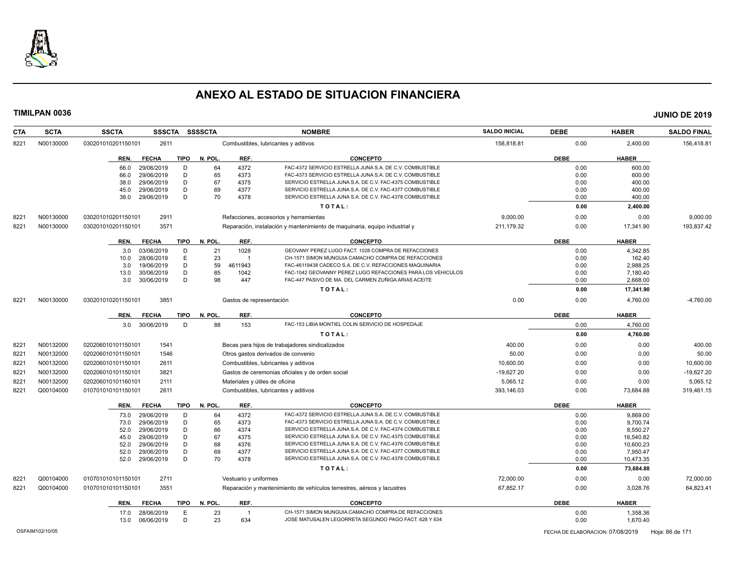# ANEXO AL ESTADO DE SITUACION FINANCIERA

**TIMILPAN 0036** **JUNIO DE 2019**

| CTA | SCTA | SSCTA | SSSCTA | SSSSCTA | NOMBRE | SALDO INICIAL | DEBE | HABER | SALDO FINAL |
|---|---|---|---|---|---|---|---|---|---|
| 8221 | N00130000 | 030201010201150101 | 2611 | | Combustibles, lubricantes y aditivos | 158,818.81 | 0.00 | 2,400.00 | 156,418.81 |

| REN. | FECHA | TIPO | N. POL. | REF. | CONCEPTO | DEBE | HABER |
|---|---|---|---|---|---|---|---|
| 66.0 | 29/06/2019 | D | 64 | 4372 | FAC-4372 SERVICIO ESTRELLA JUNA S.A. DE C.V. COMBUSTIBLE | 0.00 | 600.00 |
| 66.0 | 29/06/2019 | D | 65 | 4373 | FAC-4373 SERVICIO ESTRELLA JUNA S.A. DE C.V. COMBUSTIBLE | 0.00 | 600.00 |
| 38.0 | 29/06/2019 | D | 67 | 4375 | SERVICIO ESTRELLA JUNA S.A. DE C.V. FAC-4375 COMBUSTIBLE | 0.00 | 400.00 |
| 45.0 | 29/06/2019 | D | 69 | 4377 | SERVICIO ESTRELLA JUNA S.A. DE C.V. FAC-4377 COMBUSTIBLE | 0.00 | 400.00 |
| 38.0 | 29/06/2019 | D | 70 | 4378 | SERVICIO ESTRELLA JUNA S.A. DE C.V. FAC-4378 COMBUSTIBLE | 0.00 | 400.00 |
| | | | | | **T O T A L :** | **0.00** | **2,400.00** |

| CTA | SCTA | SSCTA | SSSCTA | SSSSCTA | NOMBRE | SALDO INICIAL | DEBE | HABER | SALDO FINAL |
|---|---|---|---|---|---|---|---|---|---|
| 8221 | N00130000 | 030201010201150101 | 2911 | | Refacciones, accesorios y herramientas | 9,000.00 | 0.00 | 0.00 | 9,000.00 |
| 8221 | N00130000 | 030201010201150101 | 3571 | | Reparación, instalación y mantenimiento de maquinaria, equipo industrial y | 211,179.32 | 0.00 | 17,341.90 | 193,837.42 |

| REN. | FECHA | TIPO | N. POL. | REF. | CONCEPTO | DEBE | HABER |
|---|---|---|---|---|---|---|---|
| 3.0 | 03/06/2019 | D | 21 | 1028 | GEOVANY PEREZ LUGO FACT. 1028 COMPRA DE REFACCIONES | 0.00 | 4,342.85 |
| 10.0 | 28/06/2019 | E | 23 | 1 | CH-1571 SIMON MUNGUIA CAMACHO COMPRA DE REFACCIONES | 0.00 | 162.40 |
| 3.0 | 19/06/2019 | D | 59 | 4611943 | FAC-46119438 CADECO S.A. DE C.V. REFACCIONES MAQUINARIA | 0.00 | 2,988.25 |
| 13.0 | 30/06/2019 | D | 85 | 1042 | FAC-1042 GEOVANNY PEREZ LUGO REFACCIONES PARA LOS VEHICULOS | 0.00 | 7,180.40 |
| 3.0 | 30/06/2019 | D | 98 | 447 | FAC-447 PASIVO DE MA. DEL CARMEN ZUÑIGA ARIAS ACEITE | 0.00 | 2,668.00 |
| | | | | | **T O T A L :** | **0.00** | **17,341.90** |

| CTA | SCTA | SSCTA | SSSCTA | SSSSCTA | NOMBRE | SALDO INICIAL | DEBE | HABER | SALDO FINAL |
|---|---|---|---|---|---|---|---|---|---|
| 8221 | N00130000 | 030201010201150101 | 3851 | | Gastos de representación | 0.00 | 0.00 | 4,760.00 | -4,760.00 |

| REN. | FECHA | TIPO | N. POL. | REF. | CONCEPTO | DEBE | HABER |
|---|---|---|---|---|---|---|---|
| 3.0 | 30/06/2019 | D | 88 | 153 | FAC-153 LIBIA MONTIEL COLIN SERVICIO DE HOSPEDAJE | 0.00 | 4,760.00 |
| | | | | | **T O T A L :** | **0.00** | **4,760.00** |

| CTA | SCTA | SSCTA | SSSCTA | SSSSCTA | NOMBRE | SALDO INICIAL | DEBE | HABER | SALDO FINAL |
|---|---|---|---|---|---|---|---|---|---|
| 8221 | N00132000 | 020206010101150101 | 1541 | | Becas para hijos de trabajadores sindicalizados | 400.00 | 0.00 | 0.00 | 400.00 |
| 8221 | N00132000 | 020206010101150101 | 1546 | | Otros gastos derivados de convenio | 50.00 | 0.00 | 0.00 | 50.00 |
| 8221 | N00132000 | 020206010101150101 | 2611 | | Combustibles, lubricantes y aditivos | 10,600.00 | 0.00 | 0.00 | 10,600.00 |
| 8221 | N00132000 | 020206010101150101 | 3821 | | Gastos de ceremonias oficiales y de orden social | -19,627.20 | 0.00 | 0.00 | -19,627.20 |
| 8221 | N00132000 | 020206010101160101 | 2111 | | Materiales y útiles de oficina | 5,065.12 | 0.00 | 0.00 | 5,065.12 |
| 8221 | Q00104000 | 010701010101150101 | 2611 | | Combustibles, lubricantes y aditivos | 393,146.03 | 0.00 | 73,684.88 | 319,461.15 |

| REN. | FECHA | TIPO | N. POL. | REF. | CONCEPTO | DEBE | HABER |
|---|---|---|---|---|---|---|---|
| 73.0 | 29/06/2019 | D | 64 | 4372 | FAC-4372 SERVICIO ESTRELLA JUNA S.A. DE C.V. COMBUSTIBLE | 0.00 | 9,869.00 |
| 73.0 | 29/06/2019 | D | 65 | 4373 | FAC-4373 SERVICIO ESTRELLA JUNA S.A. DE C.V. COMBUSTIBLE | 0.00 | 9,700.74 |
| 52.0 | 29/06/2019 | D | 66 | 4374 | SERVICIO ESTRELLA JUNA S.A. DE C.V. FAC-4374 COMBUSTIBLE | 0.00 | 8,550.27 |
| 45.0 | 29/06/2019 | D | 67 | 4375 | SERVICIO ESTRELLA JUNA S.A. DE C.V. FAC-4375 COMBUSTIBLE | 0.00 | 16,540.82 |
| 52.0 | 29/06/2019 | D | 68 | 4376 | SERVICIO ESTRELLA JUNA S.A. DE C.V. FAC-4376 COMBUSTIBLE | 0.00 | 10,600.23 |
| 52.0 | 29/06/2019 | D | 69 | 4377 | SERVICIO ESTRELLA JUNA S.A. DE C.V. FAC-4377 COMBUSTIBLE | 0.00 | 7,950.47 |
| 52.0 | 29/06/2019 | D | 70 | 4378 | SERVICIO ESTRELLA JUNA S.A. DE C.V. FAC-4378 COMBUSTIBLE | 0.00 | 10,473.35 |
| | | | | | **T O T A L :** | **0.00** | **73,684.88** |

| CTA | SCTA | SSCTA | SSSCTA | SSSSCTA | NOMBRE | SALDO INICIAL | DEBE | HABER | SALDO FINAL |
|---|---|---|---|---|---|---|---|---|---|
| 8221 | Q00104000 | 010701010101150101 | 2711 | | Vestuario y uniformes | 72,000.00 | 0.00 | 0.00 | 72,000.00 |
| 8221 | Q00104000 | 010701010101150101 | 3551 | | Reparación y mantenimiento de vehículos terrestres, aéreos y lacustres | 67,852.17 | 0.00 | 3,028.76 | 64,823.41 |

| REN. | FECHA | TIPO | N. POL. | REF. | CONCEPTO | DEBE | HABER |
|---|---|---|---|---|---|---|---|
| 17.0 | 28/06/2019 | E | 23 | 1 | CH-1571 SIMON MUNGUIA CAMACHO COMPRA DE REFACCIONES | 0.00 | 1,358.36 |
| 13.0 | 06/06/2019 | D | 23 | 634 | JOSE MATUSALEN LEGORRETA SEGUNDO PAGO FACT. 628 Y 634 | 0.00 | 1,670.40 |

OSFAIM102/10/05 FECHA DE ELABORACION: 07/08/2019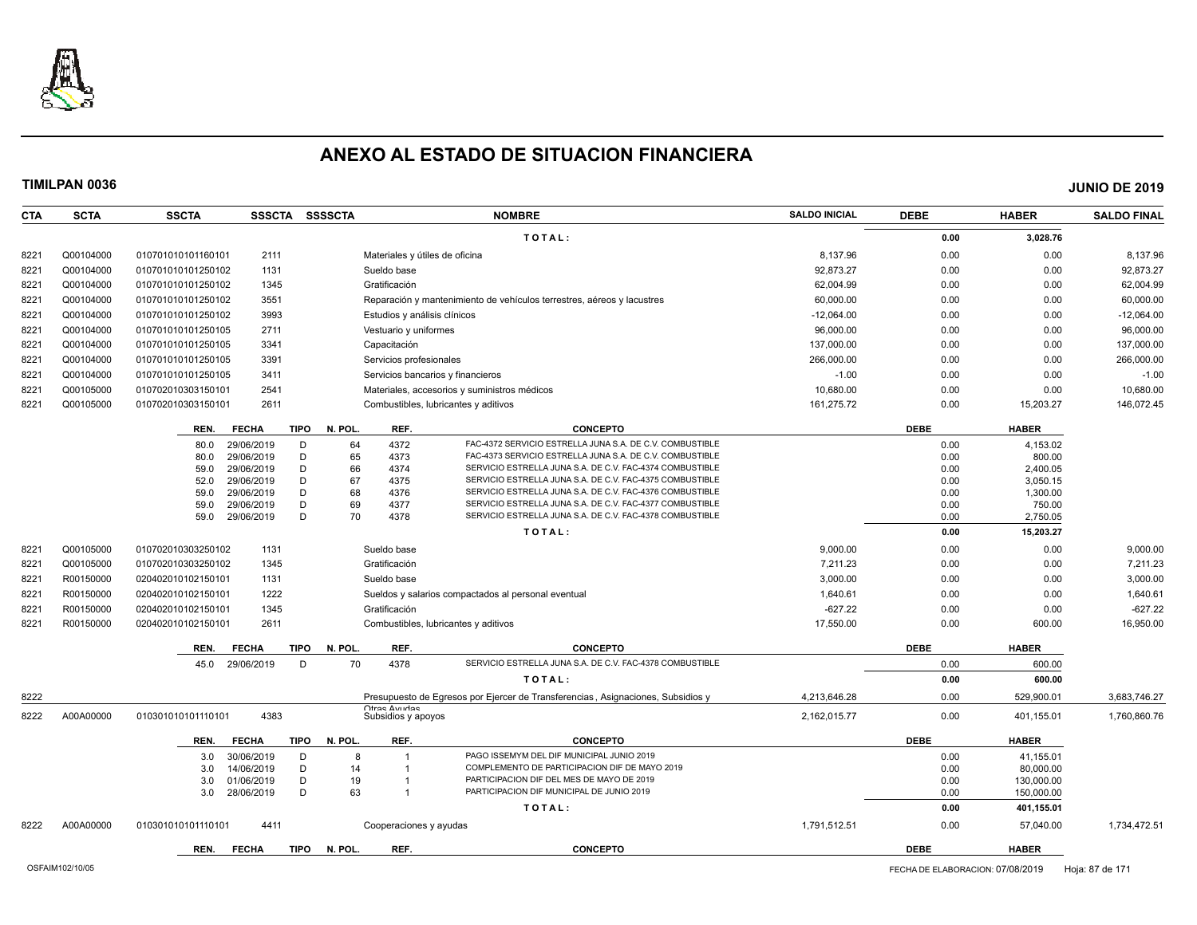# ANEXO AL ESTADO DE SITUACION FINANCIERA

**TIMILPAN 0036** **JUNIO DE 2019**

| CTA | SCTA | SSCTA | SSSCTA | SSSSCTA | NOMBRE | SALDO INICIAL | DEBE | HABER | SALDO FINAL |
|---|---|---|---|---|---|---|---|---|---|
| | | | | | TOTAL: | | 0.00 | 3,028.76 | |
| 8221 | Q00104000 | 010701010101160101 | 2111 | | Materiales y útiles de oficina | 8,137.96 | 0.00 | 0.00 | 8,137.96 |
| 8221 | Q00104000 | 010701010101250102 | 1131 | | Sueldo base | 92,873.27 | 0.00 | 0.00 | 92,873.27 |
| 8221 | Q00104000 | 010701010101250102 | 1345 | | Gratificación | 62,004.99 | 0.00 | 0.00 | 62,004.99 |
| 8221 | Q00104000 | 010701010101250102 | 3551 | | Reparación y mantenimiento de vehículos terrestres, aéreos y lacustres | 60,000.00 | 0.00 | 0.00 | 60,000.00 |
| 8221 | Q00104000 | 010701010101250102 | 3993 | | Estudios y análisis clínicos | -12,064.00 | 0.00 | 0.00 | -12,064.00 |
| 8221 | Q00104000 | 010701010101250105 | 2711 | | Vestuario y uniformes | 96,000.00 | 0.00 | 0.00 | 96,000.00 |
| 8221 | Q00104000 | 010701010101250105 | 3341 | | Capacitación | 137,000.00 | 0.00 | 0.00 | 137,000.00 |
| 8221 | Q00104000 | 010701010101250105 | 3391 | | Servicios profesionales | 266,000.00 | 0.00 | 0.00 | 266,000.00 |
| 8221 | Q00104000 | 010701010101250105 | 3411 | | Servicios bancarios y financieros | -1.00 | 0.00 | 0.00 | -1.00 |
| 8221 | Q00105000 | 010702010303150101 | 2541 | | Materiales, accesorios y suministros médicos | 10,680.00 | 0.00 | 0.00 | 10,680.00 |
| 8221 | Q00105000 | 010702010303150101 | 2611 | | Combustibles, lubricantes y aditivos | 161,275.72 | 0.00 | 15,203.27 | 146,072.45 |

| REN. | FECHA | TIPO | N. POL. | REF. | CONCEPTO | DEBE | HABER |
|---|---|---|---|---|---|---|---|
| 80.0 | 29/06/2019 | D | 64 | 4372 | FAC-4372 SERVICIO ESTRELLA JUNA S.A. DE C.V. COMBUSTIBLE | 0.00 | 4,153.02 |
| 80.0 | 29/06/2019 | D | 65 | 4373 | FAC-4373 SERVICIO ESTRELLA JUNA S.A. DE C.V. COMBUSTIBLE | 0.00 | 800.00 |
| 59.0 | 29/06/2019 | D | 66 | 4374 | SERVICIO ESTRELLA JUNA S.A. DE C.V. FAC-4374 COMBUSTIBLE | 0.00 | 2,400.05 |
| 52.0 | 29/06/2019 | D | 67 | 4375 | SERVICIO ESTRELLA JUNA S.A. DE C.V. FAC-4375 COMBUSTIBLE | 0.00 | 3,050.15 |
| 59.0 | 29/06/2019 | D | 68 | 4376 | SERVICIO ESTRELLA JUNA S.A. DE C.V. FAC-4376 COMBUSTIBLE | 0.00 | 1,300.00 |
| 59.0 | 29/06/2019 | D | 69 | 4377 | SERVICIO ESTRELLA JUNA S.A. DE C.V. FAC-4377 COMBUSTIBLE | 0.00 | 750.00 |
| 59.0 | 29/06/2019 | D | 70 | 4378 | SERVICIO ESTRELLA JUNA S.A. DE C.V. FAC-4378 COMBUSTIBLE | 0.00 | 2,750.05 |
| | | | | | TOTAL: | 0.00 | 15,203.27 |

| CTA | SCTA | SSCTA | SSSCTA | SSSSCTA | NOMBRE | SALDO INICIAL | DEBE | HABER | SALDO FINAL |
|---|---|---|---|---|---|---|---|---|---|
| 8221 | Q00105000 | 010702010303250102 | 1131 | | Sueldo base | 9,000.00 | 0.00 | 0.00 | 9,000.00 |
| 8221 | Q00105000 | 010702010303250102 | 1345 | | Gratificación | 7,211.23 | 0.00 | 0.00 | 7,211.23 |
| 8221 | R00150000 | 020402010102150101 | 1131 | | Sueldo base | 3,000.00 | 0.00 | 0.00 | 3,000.00 |
| 8221 | R00150000 | 020402010102150101 | 1222 | | Sueldos y salarios compactados al personal eventual | 1,640.61 | 0.00 | 0.00 | 1,640.61 |
| 8221 | R00150000 | 020402010102150101 | 1345 | | Gratificación | -627.22 | 0.00 | 0.00 | -627.22 |
| 8221 | R00150000 | 020402010102150101 | 2611 | | Combustibles, lubricantes y aditivos | 17,550.00 | 0.00 | 600.00 | 16,950.00 |

| REN. | FECHA | TIPO | N. POL. | REF. | CONCEPTO | DEBE | HABER |
|---|---|---|---|---|---|---|---|
| 45.0 | 29/06/2019 | D | 70 | 4378 | SERVICIO ESTRELLA JUNA S.A. DE C.V. FAC-4378 COMBUSTIBLE | 0.00 | 600.00 |
| | | | | | TOTAL: | 0.00 | 600.00 |

| CTA | SCTA | SSCTA | SSSCTA | SSSSCTA | NOMBRE | SALDO INICIAL | DEBE | HABER | SALDO FINAL |
|---|---|---|---|---|---|---|---|---|---|
| 8222 | | | | | Presupuesto de Egresos por Ejercer de Transferencias, Asignaciones, Subsidios y Otras Ayudas | 4,213,646.28 | 0.00 | 529,900.01 | 3,683,746.27 |
| 8222 | A00A00000 | 010301010101110101 | 4383 | | Subsidios y apoyos | 2,162,015.77 | 0.00 | 401,155.01 | 1,760,860.76 |

| REN. | FECHA | TIPO | N. POL. | REF. | CONCEPTO | DEBE | HABER |
|---|---|---|---|---|---|---|---|
| 3.0 | 30/06/2019 | D | 8 | 1 | PAGO ISSEMYM DEL DIF MUNICIPAL JUNIO 2019 | 0.00 | 41,155.01 |
| 3.0 | 14/06/2019 | D | 14 | 1 | COMPLEMENTO DE PARTICIPACION DIF DE MAYO 2019 | 0.00 | 80,000.00 |
| 3.0 | 01/06/2019 | D | 19 | 1 | PARTICIPACION DIF DEL MES DE MAYO DE 2019 | 0.00 | 130,000.00 |
| 3.0 | 28/06/2019 | D | 63 | 1 | PARTICIPACION DIF MUNICIPAL DE JUNIO 2019 | 0.00 | 150,000.00 |
| | | | | | TOTAL: | 0.00 | 401,155.01 |

| CTA | SCTA | SSCTA | SSSCTA | SSSSCTA | NOMBRE | SALDO INICIAL | DEBE | HABER | SALDO FINAL |
|---|---|---|---|---|---|---|---|---|---|
| 8222 | A00A00000 | 010301010101110101 | 4411 | | Cooperaciones y ayudas | 1,791,512.51 | 0.00 | 57,040.00 | 1,734,472.51 |

| REN. | FECHA | TIPO | N. POL. | REF. | CONCEPTO | DEBE | HABER |
|---|---|---|---|---|---|---|---|

OSFAIM102/10/05 FECHA DE ELABORACION: 07/08/2019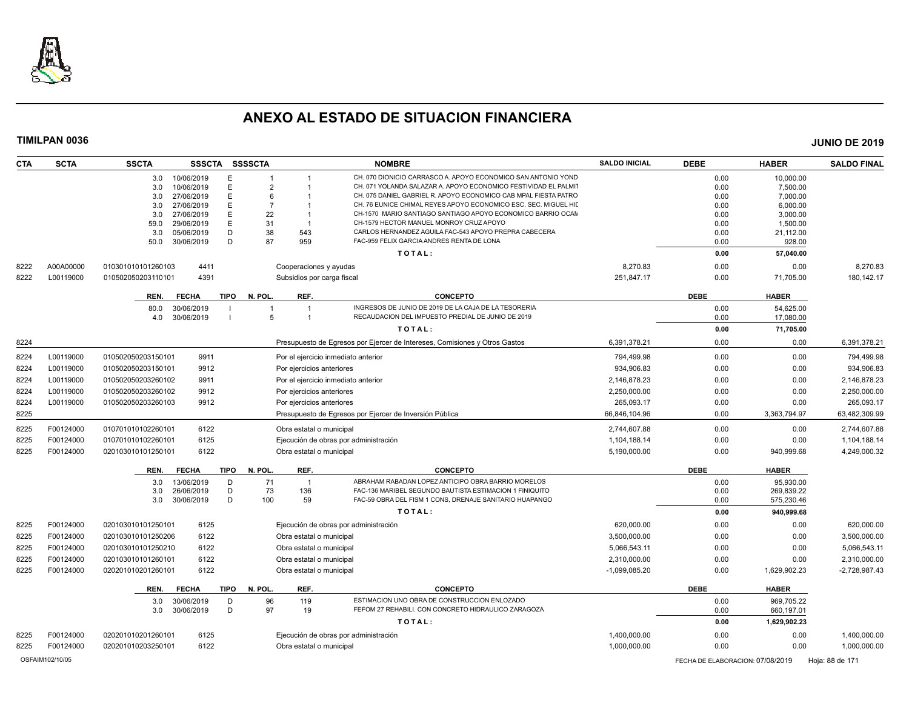# ANEXO AL ESTADO DE SITUACION FINANCIERA

**TIMILPAN 0036** **JUNIO DE 2019**

| CTA | SCTA | SSCTA | SSSCTA | SSSSCTA | | NOMBRE | SALDO INICIAL | DEBE | HABER | SALDO FINAL |
|---|---|---|---|---|---|---|---|---|---|---|
| | | 3.0 10/06/2019 | E | 1 | 1 | CH. 070 DIONICIO CARRASCO A. APOYO ECONOMICO SAN ANTONIO YOND | | 0.00 | 10,000.00 | |
| | | 3.0 10/06/2019 | E | 2 | 1 | CH. 071 YOLANDA SALAZAR A. APOYO ECONOMICO FESTIVIDAD EL PALMIT | | 0.00 | 7,500.00 | |
| | | 3.0 27/06/2019 | E | 6 | 1 | CH. 075 DANIEL GABRIEL R. APOYO ECONOMICO CAB MPAL FIESTA PATRO | | 0.00 | 7,000.00 | |
| | | 3.0 27/06/2019 | E | 7 | 1 | CH. 76 EUNICE CHIMAL REYES APOYO ECONOMICO ESC. SEC. MIGUEL HID | | 0.00 | 6,000.00 | |
| | | 3.0 27/06/2019 | E | 22 | 1 | CH-1570 MARIO SANTIAGO SANTIAGO APOYO ECONOMICO BARRIO OCAN | | 0.00 | 3,000.00 | |
| | | 59.0 29/06/2019 | E | 31 | 1 | CH-1579 HECTOR MANUEL MONROY CRUZ APOYO | | 0.00 | 1,500.00 | |
| | | 3.0 05/06/2019 | D | 38 | 543 | CARLOS HERNANDEZ AGUILA FAC-543 APOYO PREPRA CABECERA | | 0.00 | 21,112.00 | |
| | | 50.0 30/06/2019 | D | 87 | 959 | FAC-959 FELIX GARCIA ANDRES RENTA DE LONA | | 0.00 | 928.00 | |
| | | | | | | **T O T A L :** | | **0.00** | **57,040.00** | |
| 8222 | A00A00000 | 010301010101260103 | 4411 | | | Cooperaciones y ayudas | 8,270.83 | 0.00 | 0.00 | 8,270.83 |
| 8222 | L00119000 | 010502050203110101 | 4391 | | | Subsidios por carga fiscal | 251,847.17 | 0.00 | 71,705.00 | 180,142.17 |
| | | **REN. FECHA** | **TIPO** | **N. POL.** | **REF.** | **CONCEPTO** | | **DEBE** | **HABER** | |
| | | 80.0 30/06/2019 | I | 1 | 1 | INGRESOS DE JUNIO DE 2019 DE LA CAJA DE LA TESORERIA | | 0.00 | 54,625.00 | |
| | | 4.0 30/06/2019 | I | 5 | 1 | RECAUDACION DEL IMPUESTO PREDIAL DE JUNIO DE 2019 | | 0.00 | 17,080.00 | |
| | | | | | | **T O T A L :** | | **0.00** | **71,705.00** | |
| 8224 | | | | | | Presupuesto de Egresos por Ejercer de Intereses, Comisiones y Otros Gastos | 6,391,378.21 | 0.00 | 0.00 | 6,391,378.21 |
| 8224 | L00119000 | 010502050203150101 | 9911 | | | Por el ejercicio inmediato anterior | 794,499.98 | 0.00 | 0.00 | 794,499.98 |
| 8224 | L00119000 | 010502050203150101 | 9912 | | | Por ejercicios anteriores | 934,906.83 | 0.00 | 0.00 | 934,906.83 |
| 8224 | L00119000 | 010502050203260102 | 9911 | | | Por el ejercicio inmediato anterior | 2,146,878.23 | 0.00 | 0.00 | 2,146,878.23 |
| 8224 | L00119000 | 010502050203260102 | 9912 | | | Por ejercicios anteriores | 2,250,000.00 | 0.00 | 0.00 | 2,250,000.00 |
| 8224 | L00119000 | 010502050203260103 | 9912 | | | Por ejercicios anteriores | 265,093.17 | 0.00 | 0.00 | 265,093.17 |
| 8225 | | | | | | Presupuesto de Egresos por Ejercer de Inversión Pública | 66,846,104.96 | 0.00 | 3,363,794.97 | 63,482,309.99 |
| 8225 | F00124000 | 010701010102260101 | 6122 | | | Obra estatal o municipal | 2,744,607.88 | 0.00 | 0.00 | 2,744,607.88 |
| 8225 | F00124000 | 010701010102260101 | 6125 | | | Ejecución de obras por administración | 1,104,188.14 | 0.00 | 0.00 | 1,104,188.14 |
| 8225 | F00124000 | 020103010101250101 | 6122 | | | Obra estatal o municipal | 5,190,000.00 | 0.00 | 940,999.68 | 4,249,000.32 |
| | | **REN. FECHA** | **TIPO** | **N. POL.** | **REF.** | **CONCEPTO** | | **DEBE** | **HABER** | |
| | | 3.0 13/06/2019 | D | 71 | 1 | ABRAHAM RABADAN LOPEZ ANTICIPO OBRA BARRIO MORELOS | | 0.00 | 95,930.00 | |
| | | 3.0 26/06/2019 | D | 73 | 136 | FAC-136 MARIBEL SEGUNDO BAUTISTA ESTIMACION 1 FINIQUITO | | 0.00 | 269,839.22 | |
| | | 3.0 30/06/2019 | D | 100 | 59 | FAC-59 OBRA DEL FISM 1 CONS, DRENAJE SANITARIO HUAPANGO | | 0.00 | 575,230.46 | |
| | | | | | | **T O T A L :** | | **0.00** | **940,999.68** | |
| 8225 | F00124000 | 020103010101250101 | 6125 | | | Ejecución de obras por administración | 620,000.00 | 0.00 | 0.00 | 620,000.00 |
| 8225 | F00124000 | 020103010101250206 | 6122 | | | Obra estatal o municipal | 3,500,000.00 | 0.00 | 0.00 | 3,500,000.00 |
| 8225 | F00124000 | 020103010101250210 | 6122 | | | Obra estatal o municipal | 5,066,543.11 | 0.00 | 0.00 | 5,066,543.11 |
| 8225 | F00124000 | 020103010101260101 | 6122 | | | Obra estatal o municipal | 2,310,000.00 | 0.00 | 0.00 | 2,310,000.00 |
| 8225 | F00124000 | 020201010201260101 | 6122 | | | Obra estatal o municipal | -1,099,085.20 | 0.00 | 1,629,902.23 | -2,728,987.43 |
| | | **REN. FECHA** | **TIPO** | **N. POL.** | **REF.** | **CONCEPTO** | | **DEBE** | **HABER** | |
| | | 3.0 30/06/2019 | D | 96 | 119 | ESTIMACION UNO OBRA DE CONSTRUCCION ENLOZADO | | 0.00 | 969,705.22 | |
| | | 3.0 30/06/2019 | D | 97 | 19 | FEFOM 27 REHABILI. CON CONCRETO HIDRAULICO ZARAGOZA | | 0.00 | 660,197.01 | |
| | | | | | | **T O T A L :** | | **0.00** | **1,629,902.23** | |
| 8225 | F00124000 | 020201010201260101 | 6125 | | | Ejecución de obras por administración | 1,400,000.00 | 0.00 | 0.00 | 1,400,000.00 |
| 8225 | F00124000 | 020201010203250101 | 6122 | | | Obra estatal o municipal | 1,000,000.00 | 0.00 | 0.00 | 1,000,000.00 |

OSFAIM102/10/05 FECHA DE ELABORACION: 07/08/2019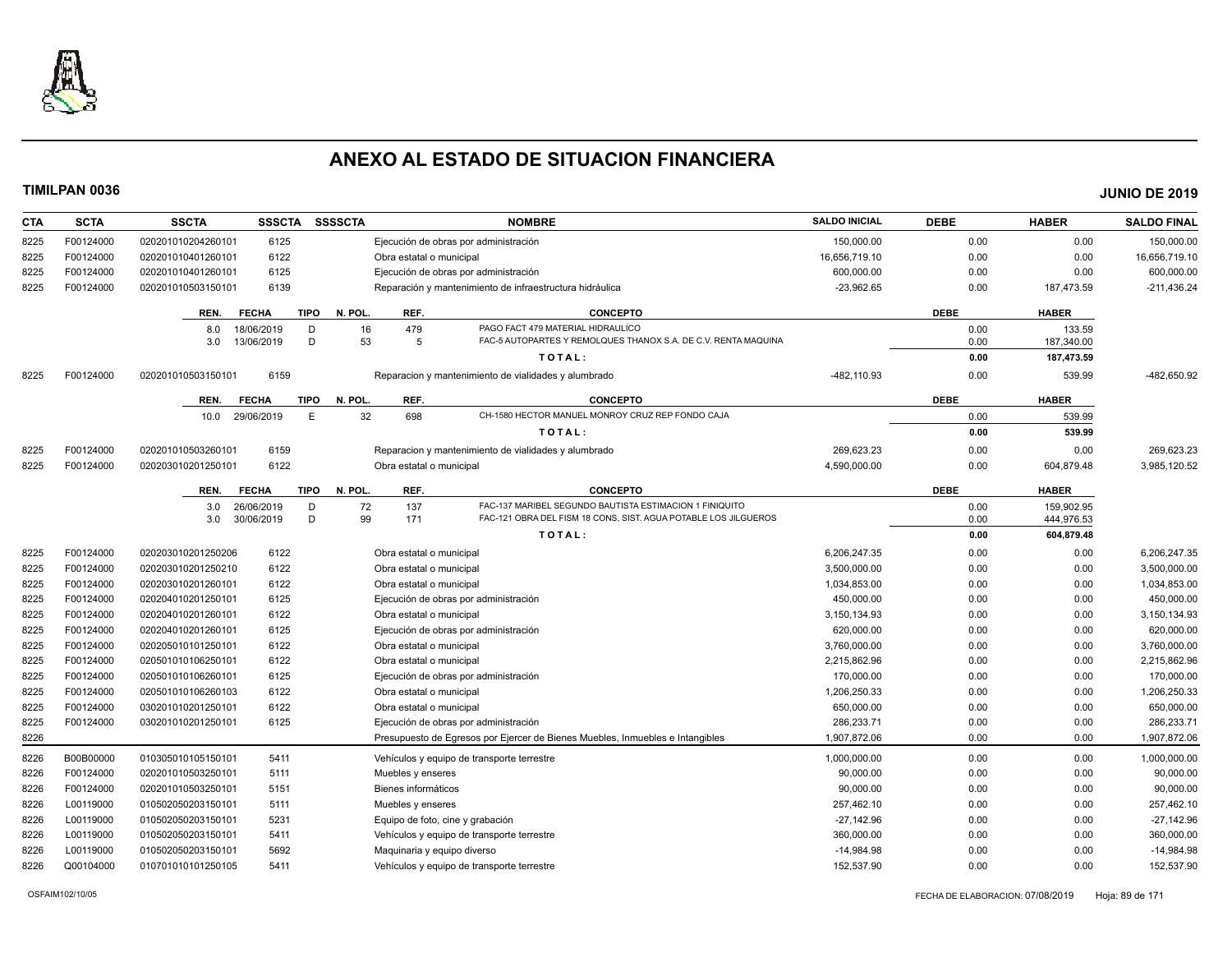# ANEXO AL ESTADO DE SITUACION FINANCIERA

**TIMILPAN 0036** **JUNIO DE 2019**

| CTA | SCTA | SSCTA | SSSCTA | SSSSCTA | NOMBRE | SALDO INICIAL | DEBE | HABER | SALDO FINAL |
|---|---|---|---|---|---|---|---|---|---|
| 8225 | F00124000 | 0202010102042601O1 | 6125 | | Ejecución de obras por administración | 150,000.00 | 0.00 | 0.00 | 150,000.00 |
| 8225 | F00124000 | 020201010401260101 | 6122 | | Obra estatal o municipal | 16,656,719.10 | 0.00 | 0.00 | 16,656,719.10 |
| 8225 | F00124000 | 020201010401260101 | 6125 | | Ejecución de obras por administración | 600,000.00 | 0.00 | 0.00 | 600,000.00 |
| 8225 | F00124000 | 020201010503150101 | 6139 | | Reparación y mantenimiento de infraestructura hidráulica | -23,962.65 | 0.00 | 187,473.59 | -211,436.24 |

| REN. | FECHA | TIPO | N. POL. | REF. | CONCEPTO | DEBE | HABER |
|---|---|---|---|---|---|---|---|
| 8.0 | 18/06/2019 | D | 16 | 479 | PAGO FACT 479 MATERIAL HIDRAULICO | 0.00 | 133.59 |
| 3.0 | 13/06/2019 | D | 53 | 5 | FAC-5 AUTOPARTES Y REMOLQUES THANOX S.A. DE C.V. RENTA MAQUINA | 0.00 | 187,340.00 |
| | | | | | **T O T A L :** | **0.00** | **187,473.59** |

| CTA | SCTA | SSCTA | SSSCTA | SSSSCTA | NOMBRE | SALDO INICIAL | DEBE | HABER | SALDO FINAL |
|---|---|---|---|---|---|---|---|---|---|
| 8225 | F00124000 | 020201010503150101 | 6159 | | Reparacion y mantenimiento de vialidades y alumbrado | -482,110.93 | 0.00 | 539.99 | -482,650.92 |

| REN. | FECHA | TIPO | N. POL. | REF. | CONCEPTO | DEBE | HABER |
|---|---|---|---|---|---|---|---|
| 10.0 | 29/06/2019 | E | 32 | 698 | CH-1580 HECTOR MANUEL MONROY CRUZ REP FONDO CAJA | 0.00 | 539.99 |
| | | | | | **T O T A L :** | **0.00** | **539.99** |

| CTA | SCTA | SSCTA | SSSCTA | SSSSCTA | NOMBRE | SALDO INICIAL | DEBE | HABER | SALDO FINAL |
|---|---|---|---|---|---|---|---|---|---|
| 8225 | F00124000 | 020201010503260101 | 6159 | | Reparacion y mantenimiento de vialidades y alumbrado | 269,623.23 | 0.00 | 0.00 | 269,623.23 |
| 8225 | F00124000 | 020203010201250101 | 6122 | | Obra estatal o municipal | 4,590,000.00 | 0.00 | 604,879.48 | 3,985,120.52 |

| REN. | FECHA | TIPO | N. POL. | REF. | CONCEPTO | DEBE | HABER |
|---|---|---|---|---|---|---|---|
| 3.0 | 26/06/2019 | D | 72 | 137 | FAC-137 MARIBEL SEGUNDO BAUTISTA ESTIMACION 1 FINIQUITO | 0.00 | 159,902.95 |
| 3.0 | 30/06/2019 | D | 99 | 171 | FAC-121 OBRA DEL FISM 18 CONS, SIST. AGUA POTABLE LOS JILGUEROS | 0.00 | 444,976.53 |
| | | | | | **T O T A L :** | **0.00** | **604,879.48** |

| CTA | SCTA | SSCTA | SSSCTA | SSSSCTA | NOMBRE | SALDO INICIAL | DEBE | HABER | SALDO FINAL |
|---|---|---|---|---|---|---|---|---|---|
| 8225 | F00124000 | 020203010201250206 | 6122 | | Obra estatal o municipal | 6,206,247.35 | 0.00 | 0.00 | 6,206,247.35 |
| 8225 | F00124000 | 020203010201250210 | 6122 | | Obra estatal o municipal | 3,500,000.00 | 0.00 | 0.00 | 3,500,000.00 |
| 8225 | F00124000 | 020203010201260101 | 6122 | | Obra estatal o municipal | 1,034,853.00 | 0.00 | 0.00 | 1,034,853.00 |
| 8225 | F00124000 | 020204010201250101 | 6125 | | Ejecución de obras por administración | 450,000.00 | 0.00 | 0.00 | 450,000.00 |
| 8225 | F00124000 | 020204010201260101 | 6122 | | Obra estatal o municipal | 3,150,134.93 | 0.00 | 0.00 | 3,150,134.93 |
| 8225 | F00124000 | 020204010201260101 | 6125 | | Ejecución de obras por administración | 620,000.00 | 0.00 | 0.00 | 620,000.00 |
| 8225 | F00124000 | 020205010101250101 | 6122 | | Obra estatal o municipal | 3,760,000.00 | 0.00 | 0.00 | 3,760,000.00 |
| 8225 | F00124000 | 020501010106250101 | 6122 | | Obra estatal o municipal | 2,215,862.96 | 0.00 | 0.00 | 2,215,862.96 |
| 8225 | F00124000 | 020501010106260101 | 6125 | | Ejecución de obras por administración | 170,000.00 | 0.00 | 0.00 | 170,000.00 |
| 8225 | F00124000 | 020501010106260103 | 6122 | | Obra estatal o municipal | 1,206,250.33 | 0.00 | 0.00 | 1,206,250.33 |
| 8225 | F00124000 | 030201010201250101 | 6122 | | Obra estatal o municipal | 650,000.00 | 0.00 | 0.00 | 650,000.00 |
| 8225 | F00124000 | 030201010201250101 | 6125 | | Ejecución de obras por administración | 286,233.71 | 0.00 | 0.00 | 286,233.71 |
| 8226 | | | | | Presupuesto de Egresos por Ejercer de Bienes Muebles, Inmuebles e Intangibles | 1,907,872.06 | 0.00 | 0.00 | 1,907,872.06 |
| 8226 | B00B00000 | 010305010105150101 | 5411 | | Vehículos y equipo de transporte terrestre | 1,000,000.00 | 0.00 | 0.00 | 1,000,000.00 |
| 8226 | F00124000 | 020201010503250101 | 5111 | | Muebles y enseres | 90,000.00 | 0.00 | 0.00 | 90,000.00 |
| 8226 | F00124000 | 020201010503250101 | 5151 | | Bienes informáticos | 90,000.00 | 0.00 | 0.00 | 90,000.00 |
| 8226 | L00119000 | 010502050203150101 | 5111 | | Muebles y enseres | 257,462.10 | 0.00 | 0.00 | 257,462.10 |
| 8226 | L00119000 | 010502050203150101 | 5231 | | Equipo de foto, cine y grabación | -27,142.96 | 0.00 | 0.00 | -27,142.96 |
| 8226 | L00119000 | 010502050203150101 | 5411 | | Vehículos y equipo de transporte terrestre | 360,000.00 | 0.00 | 0.00 | 360,000.00 |
| 8226 | L00119000 | 010502050203150101 | 5692 | | Maquinaria y equipo diverso | -14,984.98 | 0.00 | 0.00 | -14,984.98 |
| 8226 | Q00104000 | 010701010101250105 | 5411 | | Vehículos y equipo de transporte terrestre | 152,537.90 | 0.00 | 0.00 | 152,537.90 |

OSFAIM102/10/05 FECHA DE ELABORACION: 07/08/2019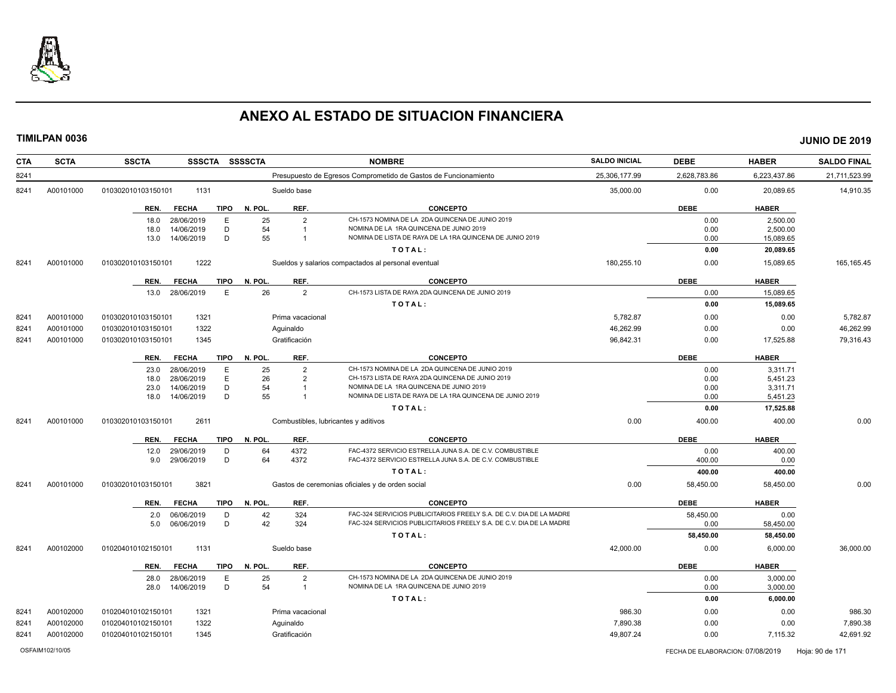# ANEXO AL ESTADO DE SITUACION FINANCIERA

**TIMILPAN 0036** **JUNIO DE 2019**

| CTA | SCTA | SSCTA | SSSCTA | SSSSCTA | NOMBRE | SALDO INICIAL | DEBE | HABER | SALDO FINAL |
|---|---|---|---|---|---|---|---|---|---|
| 8241 | | | | | Presupuesto de Egresos Comprometido de Gastos de Funcionamiento | 25,306,177.99 | 2,628,783.86 | 6,223,437.86 | 21,711,523.99 |
| 8241 | A00101000 | 010302010103150101 | 1131 | | Sueldo base | 35,000.00 | 0.00 | 20,089.65 | 14,910.35 |

| REN. | FECHA | TIPO | N. POL. | REF. | CONCEPTO | DEBE | HABER |
|---|---|---|---|---|---|---|---|
| 18.0 | 28/06/2019 | E | 25 | 2 | CH-1573 NOMINA DE LA 2DA QUINCENA DE JUNIO 2019 | 0.00 | 2,500.00 |
| 18.0 | 14/06/2019 | D | 54 | 1 | NOMINA DE LA 1RA QUINCENA DE JUNIO 2019 | 0.00 | 2,500.00 |
| 13.0 | 14/06/2019 | D | 55 | 1 | NOMINA DE LISTA DE RAYA DE LA 1RA QUINCENA DE JUNIO 2019 | 0.00 | 15,089.65 |
| | | | | | TOTAL: | 0.00 | 20,089.65 |

| CTA | SCTA | SSCTA | SSSCTA | SSSSCTA | NOMBRE | SALDO INICIAL | DEBE | HABER | SALDO FINAL |
|---|---|---|---|---|---|---|---|---|---|
| 8241 | A00101000 | 010302010103150101 | 1222 | | Sueldos y salarios compactados al personal eventual | 180,255.10 | 0.00 | 15,089.65 | 165,165.45 |

| REN. | FECHA | TIPO | N. POL. | REF. | CONCEPTO | DEBE | HABER |
|---|---|---|---|---|---|---|---|
| 13.0 | 28/06/2019 | E | 26 | 2 | CH-1573 LISTA DE RAYA 2DA QUINCENA DE JUNIO 2019 | 0.00 | 15,089.65 |
| | | | | | TOTAL: | 0.00 | 15,089.65 |

| CTA | SCTA | SSCTA | SSSCTA | SSSSCTA | NOMBRE | SALDO INICIAL | DEBE | HABER | SALDO FINAL |
|---|---|---|---|---|---|---|---|---|---|
| 8241 | A00101000 | 010302010103150101 | 1321 | | Prima vacacional | 5,782.87 | 0.00 | 0.00 | 5,782.87 |
| 8241 | A00101000 | 010302010103150101 | 1322 | | Aguinaldo | 46,262.99 | 0.00 | 0.00 | 46,262.99 |
| 8241 | A00101000 | 010302010103150101 | 1345 | | Gratificación | 96,842.31 | 0.00 | 17,525.88 | 79,316.43 |

| REN. | FECHA | TIPO | N. POL. | REF. | CONCEPTO | DEBE | HABER |
|---|---|---|---|---|---|---|---|
| 23.0 | 28/06/2019 | E | 25 | 2 | CH-1573 NOMINA DE LA 2DA QUINCENA DE JUNIO 2019 | 0.00 | 3,311.71 |
| 18.0 | 28/06/2019 | E | 26 | 2 | CH-1573 LISTA DE RAYA 2DA QUINCENA DE JUNIO 2019 | 0.00 | 5,451.23 |
| 23.0 | 14/06/2019 | D | 54 | 1 | NOMINA DE LA 1RA QUINCENA DE JUNIO 2019 | 0.00 | 3,311.71 |
| 18.0 | 14/06/2019 | D | 55 | 1 | NOMINA DE LISTA DE RAYA DE LA 1RA QUINCENA DE JUNIO 2019 | 0.00 | 5,451.23 |
| | | | | | TOTAL: | 0.00 | 17,525.88 |

| CTA | SCTA | SSCTA | SSSCTA | SSSSCTA | NOMBRE | SALDO INICIAL | DEBE | HABER | SALDO FINAL |
|---|---|---|---|---|---|---|---|---|---|
| 8241 | A00101000 | 010302010103150101 | 2611 | | Combustibles, lubricantes y aditivos | 0.00 | 400.00 | 400.00 | 0.00 |

| REN. | FECHA | TIPO | N. POL. | REF. | CONCEPTO | DEBE | HABER |
|---|---|---|---|---|---|---|---|
| 12.0 | 29/06/2019 | D | 64 | 4372 | FAC-4372 SERVICIO ESTRELLA JUNA S.A. DE C.V. COMBUSTIBLE | 0.00 | 400.00 |
| 9.0 | 29/06/2019 | D | 64 | 4372 | FAC-4372 SERVICIO ESTRELLA JUNA S.A. DE C.V. COMBUSTIBLE | 400.00 | 0.00 |
| | | | | | TOTAL: | 400.00 | 400.00 |

| CTA | SCTA | SSCTA | SSSCTA | SSSSCTA | NOMBRE | SALDO INICIAL | DEBE | HABER | SALDO FINAL |
|---|---|---|---|---|---|---|---|---|---|
| 8241 | A00101000 | 010302010103150101 | 3821 | | Gastos de ceremonias oficiales y de orden social | 0.00 | 58,450.00 | 58,450.00 | 0.00 |

| REN. | FECHA | TIPO | N. POL. | REF. | CONCEPTO | DEBE | HABER |
|---|---|---|---|---|---|---|---|
| 2.0 | 06/06/2019 | D | 42 | 324 | FAC-324 SERVICIOS PUBLICITARIOS FREELY S.A. DE C.V. DIA DE LA MADRE | 58,450.00 | 0.00 |
| 5.0 | 06/06/2019 | D | 42 | 324 | FAC-324 SERVICIOS PUBLICITARIOS FREELY S.A. DE C.V. DIA DE LA MADRE | 0.00 | 58,450.00 |
| | | | | | TOTAL: | 58,450.00 | 58,450.00 |

| CTA | SCTA | SSCTA | SSSCTA | SSSSCTA | NOMBRE | SALDO INICIAL | DEBE | HABER | SALDO FINAL |
|---|---|---|---|---|---|---|---|---|---|
| 8241 | A00102000 | 010204010102150101 | 1131 | | Sueldo base | 42,000.00 | 0.00 | 6,000.00 | 36,000.00 |

| REN. | FECHA | TIPO | N. POL. | REF. | CONCEPTO | DEBE | HABER |
|---|---|---|---|---|---|---|---|
| 28.0 | 28/06/2019 | E | 25 | 2 | CH-1573 NOMINA DE LA 2DA QUINCENA DE JUNIO 2019 | 0.00 | 3,000.00 |
| 28.0 | 14/06/2019 | D | 54 | 1 | NOMINA DE LA 1RA QUINCENA DE JUNIO 2019 | 0.00 | 3,000.00 |
| | | | | | TOTAL: | 0.00 | 6,000.00 |

| CTA | SCTA | SSCTA | SSSCTA | SSSSCTA | NOMBRE | SALDO INICIAL | DEBE | HABER | SALDO FINAL |
|---|---|---|---|---|---|---|---|---|---|
| 8241 | A00102000 | 010204010102150101 | 1321 | | Prima vacacional | 986.30 | 0.00 | 0.00 | 986.30 |
| 8241 | A00102000 | 010204010102150101 | 1322 | | Aguinaldo | 7,890.38 | 0.00 | 0.00 | 7,890.38 |
| 8241 | A00102000 | 010204010102150101 | 1345 | | Gratificación | 49,807.24 | 0.00 | 7,115.32 | 42,691.92 |

OSFAIM102/10/05 FECHA DE ELABORACION: 07/08/2019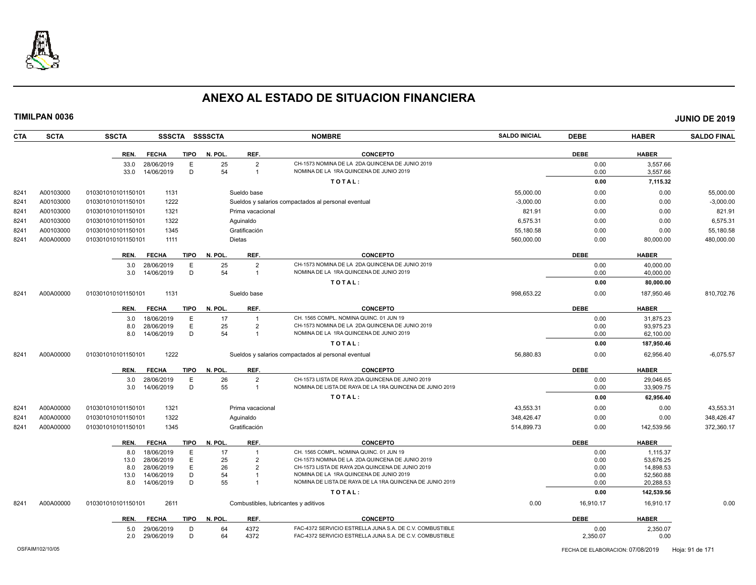# ANEXO AL ESTADO DE SITUACION FINANCIERA

**TIMILPAN 0036** **JUNIO DE 2019**

| CTA | SCTA | SSCTA | SSSCTA | SSSSCTA | NOMBRE | SALDO INICIAL | DEBE | HABER | SALDO FINAL |
|---|---|---|---|---|---|---|---|---|---|

| REN. | FECHA | TIPO | N. POL. | REF. | CONCEPTO | DEBE | HABER |
|---|---|---|---|---|---|---|---|
| 33.0 | 28/06/2019 | E | 25 | 2 | CH-1573 NOMINA DE LA 2DA QUINCENA DE JUNIO 2019 | 0.00 | 3,557.66 |
| 33.0 | 14/06/2019 | D | 54 | 1 | NOMINA DE LA 1RA QUINCENA DE JUNIO 2019 | 0.00 | 3,557.66 |
| | | | | | **TOTAL:** | **0.00** | **7,115.32** |

| CTA | SCTA | SSCTA | SSSCTA | NOMBRE | SALDO INICIAL | DEBE | HABER | SALDO FINAL |
|---|---|---|---|---|---|---|---|---|
| 8241 | A00103000 | 010301010101150101 | 1131 | Sueldo base | 55,000.00 | 0.00 | 0.00 | 55,000.00 |
| 8241 | A00103000 | 010301010101150101 | 1222 | Sueldos y salarios compactados al personal eventual | -3,000.00 | 0.00 | 0.00 | -3,000.00 |
| 8241 | A00103000 | 010301010101150101 | 1321 | Prima vacacional | 821.91 | 0.00 | 0.00 | 821.91 |
| 8241 | A00103000 | 010301010101150101 | 1322 | Aguinaldo | 6,575.31 | 0.00 | 0.00 | 6,575.31 |
| 8241 | A00103000 | 010301010101150101 | 1345 | Gratificación | 55,180.58 | 0.00 | 0.00 | 55,180.58 |
| 8241 | A00A00000 | 010301010101150101 | 1111 | Dietas | 560,000.00 | 0.00 | 80,000.00 | 480,000.00 |

| REN. | FECHA | TIPO | N. POL. | REF. | CONCEPTO | DEBE | HABER |
|---|---|---|---|---|---|---|---|
| 3.0 | 28/06/2019 | E | 25 | 2 | CH-1573 NOMINA DE LA 2DA QUINCENA DE JUNIO 2019 | 0.00 | 40,000.00 |
| 3.0 | 14/06/2019 | D | 54 | 1 | NOMINA DE LA 1RA QUINCENA DE JUNIO 2019 | 0.00 | 40,000.00 |
| | | | | | **TOTAL:** | **0.00** | **80,000.00** |

| CTA | SCTA | SSCTA | SSSCTA | NOMBRE | SALDO INICIAL | DEBE | HABER | SALDO FINAL |
|---|---|---|---|---|---|---|---|---|
| 8241 | A00A00000 | 010301010101150101 | 1131 | Sueldo base | 998,653.22 | 0.00 | 187,950.46 | 810,702.76 |

| REN. | FECHA | TIPO | N. POL. | REF. | CONCEPTO | DEBE | HABER |
|---|---|---|---|---|---|---|---|
| 3.0 | 18/06/2019 | E | 17 | 1 | CH. 1565 COMPL. NOMINA QUINC. 01 JUN 19 | 0.00 | 31,875.23 |
| 8.0 | 28/06/2019 | E | 25 | 2 | CH-1573 NOMINA DE LA 2DA QUINCENA DE JUNIO 2019 | 0.00 | 93,975.23 |
| 8.0 | 14/06/2019 | D | 54 | 1 | NOMINA DE LA 1RA QUINCENA DE JUNIO 2019 | 0.00 | 62,100.00 |
| | | | | | **TOTAL:** | **0.00** | **187,950.46** |

| CTA | SCTA | SSCTA | SSSCTA | NOMBRE | SALDO INICIAL | DEBE | HABER | SALDO FINAL |
|---|---|---|---|---|---|---|---|---|
| 8241 | A00A00000 | 010301010101150101 | 1222 | Sueldos y salarios compactados al personal eventual | 56,880.83 | 0.00 | 62,956.40 | -6,075.57 |

| REN. | FECHA | TIPO | N. POL. | REF. | CONCEPTO | DEBE | HABER |
|---|---|---|---|---|---|---|---|
| 3.0 | 28/06/2019 | E | 26 | 2 | CH-1573 LISTA DE RAYA 2DA QUINCENA DE JUNIO 2019 | 0.00 | 29,046.65 |
| 3.0 | 14/06/2019 | D | 55 | 1 | NOMINA DE LISTA DE RAYA DE LA 1RA QUINCENA DE JUNIO 2019 | 0.00 | 33,909.75 |
| | | | | | **TOTAL:** | **0.00** | **62,956.40** |

| CTA | SCTA | SSCTA | SSSCTA | NOMBRE | SALDO INICIAL | DEBE | HABER | SALDO FINAL |
|---|---|---|---|---|---|---|---|---|
| 8241 | A00A00000 | 010301010101150101 | 1321 | Prima vacacional | 43,553.31 | 0.00 | 0.00 | 43,553.31 |
| 8241 | A00A00000 | 010301010101150101 | 1322 | Aguinaldo | 348,426.47 | 0.00 | 0.00 | 348,426.47 |
| 8241 | A00A00000 | 010301010101150101 | 1345 | Gratificación | 514,899.73 | 0.00 | 142,539.56 | 372,360.17 |

| REN. | FECHA | TIPO | N. POL. | REF. | CONCEPTO | DEBE | HABER |
|---|---|---|---|---|---|---|---|
| 8.0 | 18/06/2019 | E | 17 | 1 | CH. 1565 COMPL. NOMINA QUINC. 01 JUN 19 | 0.00 | 1,115.37 |
| 13.0 | 28/06/2019 | E | 25 | 2 | CH-1573 NOMINA DE LA 2DA QUINCENA DE JUNIO 2019 | 0.00 | 53,676.25 |
| 8.0 | 28/06/2019 | E | 26 | 2 | CH-1573 LISTA DE RAYA 2DA QUINCENA DE JUNIO 2019 | 0.00 | 14,898.53 |
| 13.0 | 14/06/2019 | D | 54 | 1 | NOMINA DE LA 1RA QUINCENA DE JUNIO 2019 | 0.00 | 52,560.88 |
| 8.0 | 14/06/2019 | D | 55 | 1 | NOMINA DE LISTA DE RAYA DE LA 1RA QUINCENA DE JUNIO 2019 | 0.00 | 20,288.53 |
| | | | | | **TOTAL:** | **0.00** | **142,539.56** |

| CTA | SCTA | SSCTA | SSSCTA | NOMBRE | SALDO INICIAL | DEBE | HABER | SALDO FINAL |
|---|---|---|---|---|---|---|---|---|
| 8241 | A00A00000 | 010301010101150101 | 2611 | Combustibles, lubricantes y aditivos | 0.00 | 16,910.17 | 16,910.17 | 0.00 |

| REN. | FECHA | TIPO | N. POL. | REF. | CONCEPTO | DEBE | HABER |
|---|---|---|---|---|---|---|---|
| 5.0 | 29/06/2019 | D | 64 | 4372 | FAC-4372 SERVICIO ESTRELLA JUNA S.A. DE C.V. COMBUSTIBLE | 0.00 | 2,350.07 |
| 2.0 | 29/06/2019 | D | 64 | 4372 | FAC-4372 SERVICIO ESTRELLA JUNA S.A. DE C.V. COMBUSTIBLE | 2,350.07 | 0.00 |

OSFAIM102/10/05 FECHA DE ELABORACION: 07/08/2019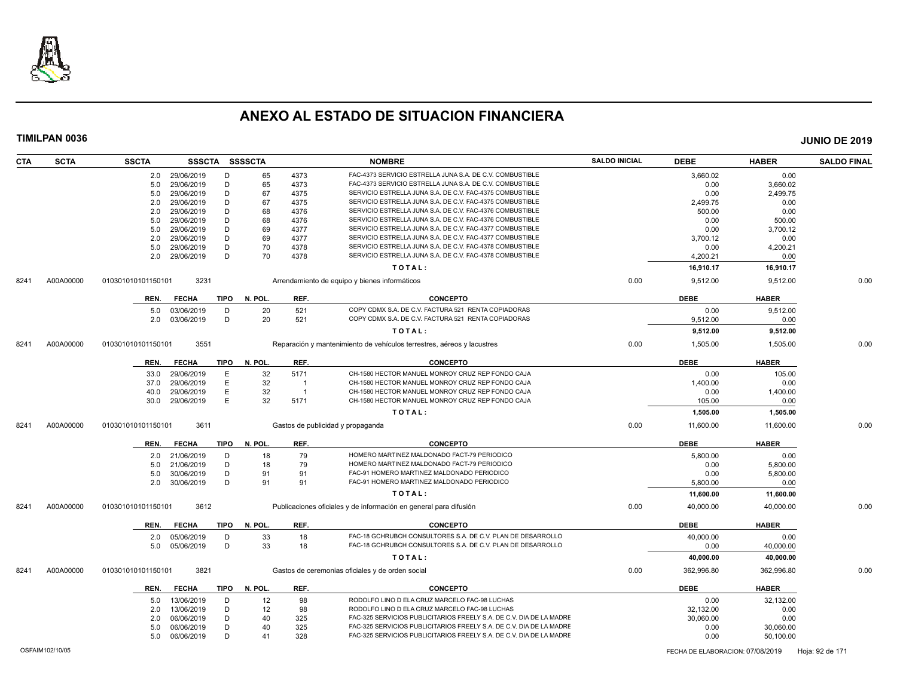# ANEXO AL ESTADO DE SITUACION FINANCIERA

**TIMILPAN 0036** — **JUNIO DE 2019**

| CTA | SCTA | SSCTA | SSSCTA | SSSSCTA | | NOMBRE | SALDO INICIAL | DEBE | HABER | SALDO FINAL |
|---|---|---|---|---|---|---|---|---|---|---|
| | | 2.0 29/06/2019 | D | 65 | 4373 | FAC-4373 SERVICIO ESTRELLA JUNA S.A. DE C.V. COMBUSTIBLE | | 3,660.02 | 0.00 | |
| | | 5.0 29/06/2019 | D | 65 | 4373 | FAC-4373 SERVICIO ESTRELLA JUNA S.A. DE C.V. COMBUSTIBLE | | 0.00 | 3,660.02 | |
| | | 5.0 29/06/2019 | D | 67 | 4375 | SERVICIO ESTRELLA JUNA S.A. DE C.V. FAC-4375 COMBUSTIBLE | | 0.00 | 2,499.75 | |
| | | 2.0 29/06/2019 | D | 67 | 4375 | SERVICIO ESTRELLA JUNA S.A. DE C.V. FAC-4375 COMBUSTIBLE | | 2,499.75 | 0.00 | |
| | | 2.0 29/06/2019 | D | 68 | 4376 | SERVICIO ESTRELLA JUNA S.A. DE C.V. FAC-4376 COMBUSTIBLE | | 500.00 | 0.00 | |
| | | 5.0 29/06/2019 | D | 68 | 4376 | SERVICIO ESTRELLA JUNA S.A. DE C.V. FAC-4376 COMBUSTIBLE | | 0.00 | 500.00 | |
| | | 5.0 29/06/2019 | D | 69 | 4377 | SERVICIO ESTRELLA JUNA S.A. DE C.V. FAC-4377 COMBUSTIBLE | | 0.00 | 3,700.12 | |
| | | 2.0 29/06/2019 | D | 69 | 4377 | SERVICIO ESTRELLA JUNA S.A. DE C.V. FAC-4377 COMBUSTIBLE | | 3,700.12 | 0.00 | |
| | | 5.0 29/06/2019 | D | 70 | 4378 | SERVICIO ESTRELLA JUNA S.A. DE C.V. FAC-4378 COMBUSTIBLE | | 0.00 | 4,200.21 | |
| | | 2.0 29/06/2019 | D | 70 | 4378 | SERVICIO ESTRELLA JUNA S.A. DE C.V. FAC-4378 COMBUSTIBLE | | 4,200.21 | 0.00 | |
| | | | | | | **T O T A L :** | | **16,910.17** | **16,910.17** | |
| 8241 | A00A00000 | 010301010101150101 | 3231 | | | Arrendamiento de equipo y bienes informáticos | 0.00 | 9,512.00 | 9,512.00 | 0.00 |
| | | **REN. FECHA** | **TIPO** | **N. POL.** | **REF.** | **CONCEPTO** | | **DEBE** | **HABER** | |
| | | 5.0 03/06/2019 | D | 20 | 521 | COPY CDMX S.A. DE C.V. FACTURA 521 RENTA COPIADORAS | | 0.00 | 9,512.00 | |
| | | 2.0 03/06/2019 | D | 20 | 521 | COPY CDMX S.A. DE C.V. FACTURA 521 RENTA COPIADORAS | | 9,512.00 | 0.00 | |
| | | | | | | **T O T A L :** | | **9,512.00** | **9,512.00** | |
| 8241 | A00A00000 | 010301010101150101 | 3551 | | | Reparación y mantenimiento de vehículos terrestres, aéreos y lacustres | 0.00 | 1,505.00 | 1,505.00 | 0.00 |
| | | **REN. FECHA** | **TIPO** | **N. POL.** | **REF.** | **CONCEPTO** | | **DEBE** | **HABER** | |
| | | 33.0 29/06/2019 | E | 32 | 5171 | CH-1580 HECTOR MANUEL MONROY CRUZ REP FONDO CAJA | | 0.00 | 105.00 | |
| | | 37.0 29/06/2019 | E | 32 | 1 | CH-1580 HECTOR MANUEL MONROY CRUZ REP FONDO CAJA | | 1,400.00 | 0.00 | |
| | | 40.0 29/06/2019 | E | 32 | 1 | CH-1580 HECTOR MANUEL MONROY CRUZ REP FONDO CAJA | | 0.00 | 1,400.00 | |
| | | 30.0 29/06/2019 | E | 32 | 5171 | CH-1580 HECTOR MANUEL MONROY CRUZ REP FONDO CAJA | | 105.00 | 0.00 | |
| | | | | | | **T O T A L :** | | **1,505.00** | **1,505.00** | |
| 8241 | A00A00000 | 010301010101150101 | 3611 | | | Gastos de publicidad y propaganda | 0.00 | 11,600.00 | 11,600.00 | 0.00 |
| | | **REN. FECHA** | **TIPO** | **N. POL.** | **REF.** | **CONCEPTO** | | **DEBE** | **HABER** | |
| | | 2.0 21/06/2019 | D | 18 | 79 | HOMERO MARTINEZ MALDONADO FACT-79 PERIODICO | | 5,800.00 | 0.00 | |
| | | 5.0 21/06/2019 | D | 18 | 79 | HOMERO MARTINEZ MALDONADO FACT-79 PERIODICO | | 0.00 | 5,800.00 | |
| | | 5.0 30/06/2019 | D | 91 | 91 | FAC-91 HOMERO MARTINEZ MALDONADO PERIODICO | | 0.00 | 5,800.00 | |
| | | 2.0 30/06/2019 | D | 91 | 91 | FAC-91 HOMERO MARTINEZ MALDONADO PERIODICO | | 5,800.00 | 0.00 | |
| | | | | | | **T O T A L :** | | **11,600.00** | **11,600.00** | |
| 8241 | A00A00000 | 010301010101150101 | 3612 | | | Publicaciones oficiales y de información en general para difusión | 0.00 | 40,000.00 | 40,000.00 | 0.00 |
| | | **REN. FECHA** | **TIPO** | **N. POL.** | **REF.** | **CONCEPTO** | | **DEBE** | **HABER** | |
| | | 2.0 05/06/2019 | D | 33 | 18 | FAC-18 GCHRUBCH CONSULTORES S.A. DE C.V. PLAN DE DESARROLLO | | 40,000.00 | 0.00 | |
| | | 5.0 05/06/2019 | D | 33 | 18 | FAC-18 GCHRUBCH CONSULTORES S.A. DE C.V. PLAN DE DESARROLLO | | 0.00 | 40,000.00 | |
| | | | | | | **T O T A L :** | | **40,000.00** | **40,000.00** | |
| 8241 | A00A00000 | 010301010101150101 | 3821 | | | Gastos de ceremonias oficiales y de orden social | 0.00 | 362,996.80 | 362,996.80 | 0.00 |
| | | **REN. FECHA** | **TIPO** | **N. POL.** | **REF.** | **CONCEPTO** | | **DEBE** | **HABER** | |
| | | 5.0 13/06/2019 | D | 12 | 98 | RODOLFO LINO D ELA CRUZ MARCELO FAC-98 LUCHAS | | 0.00 | 32,132.00 | |
| | | 2.0 13/06/2019 | D | 12 | 98 | RODOLFO LINO D ELA CRUZ MARCELO FAC-98 LUCHAS | | 32,132.00 | 0.00 | |
| | | 2.0 06/06/2019 | D | 40 | 325 | FAC-325 SERVICIOS PUBLICITARIOS FREELY S.A. DE C.V. DIA DE LA MADRE | | 30,060.00 | 0.00 | |
| | | 5.0 06/06/2019 | D | 40 | 325 | FAC-325 SERVICIOS PUBLICITARIOS FREELY S.A. DE C.V. DIA DE LA MADRE | | 0.00 | 30,060.00 | |
| | | 5.0 06/06/2019 | D | 41 | 328 | FAC-325 SERVICIOS PUBLICITARIOS FREELY S.A. DE C.V. DIA DE LA MADRE | | 0.00 | 50,100.00 | |

OSFAIM102/10/05 — FECHA DE ELABORACION: 07/08/2019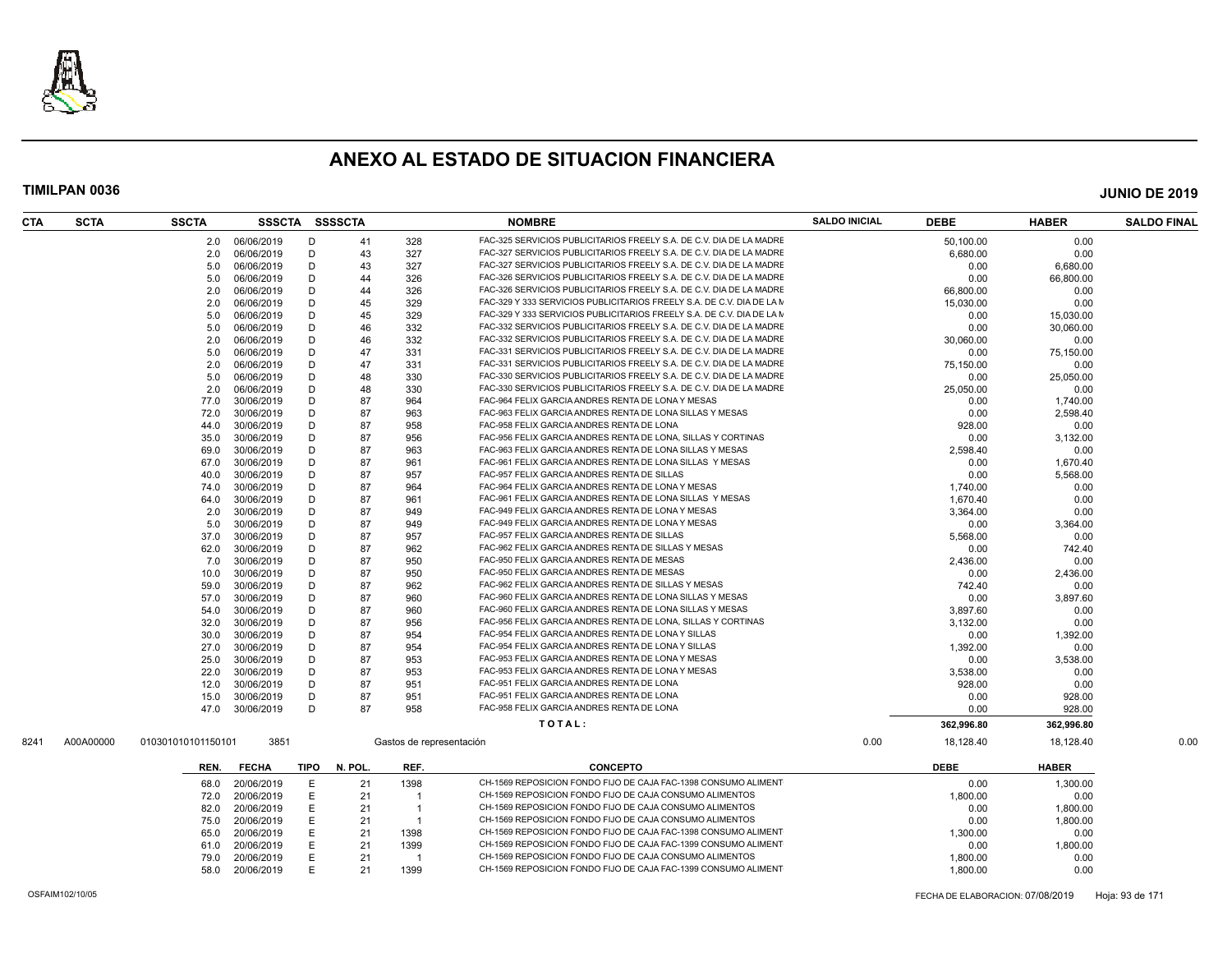# ANEXO AL ESTADO DE SITUACION FINANCIERA

**TIMILPAN 0036** **JUNIO DE 2019**

| CTA | SCTA | SSCTA | SSSCTA | SSSSCTA | | NOMBRE | SALDO INICIAL | DEBE | HABER | SALDO FINAL |
|---|---|---|---|---|---|---|---|---|---|---|
| | | 2.0 | 06/06/2019 | D | 41 | 328 FAC-325 SERVICIOS PUBLICITARIOS FREELY S.A. DE C.V. DIA DE LA MADRE | | 50,100.00 | 0.00 | |
| | | 2.0 | 06/06/2019 | D | 43 | 327 FAC-327 SERVICIOS PUBLICITARIOS FREELY S.A. DE C.V. DIA DE LA MADRE | | 6,680.00 | 0.00 | |
| | | 5.0 | 06/06/2019 | D | 43 | 327 FAC-327 SERVICIOS PUBLICITARIOS FREELY S.A. DE C.V. DIA DE LA MADRE | | 0.00 | 6,680.00 | |
| | | 5.0 | 06/06/2019 | D | 44 | 326 FAC-326 SERVICIOS PUBLICITARIOS FREELY S.A. DE C.V. DIA DE LA MADRE | | 0.00 | 66,800.00 | |
| | | 2.0 | 06/06/2019 | D | 44 | 326 FAC-326 SERVICIOS PUBLICITARIOS FREELY S.A. DE C.V. DIA DE LA MADRE | | 66,800.00 | 0.00 | |
| | | 2.0 | 06/06/2019 | D | 45 | 329 FAC-329 Y 333 SERVICIOS PUBLICITARIOS FREELY S.A. DE C.V. DIA DE LA M | | 15,030.00 | 0.00 | |
| | | 5.0 | 06/06/2019 | D | 45 | 329 FAC-329 Y 333 SERVICIOS PUBLICITARIOS FREELY S.A. DE C.V. DIA DE LA M | | 0.00 | 15,030.00 | |
| | | 5.0 | 06/06/2019 | D | 46 | 332 FAC-332 SERVICIOS PUBLICITARIOS FREELY S.A. DE C.V. DIA DE LA MADRE | | 0.00 | 30,060.00 | |
| | | 2.0 | 06/06/2019 | D | 46 | 332 FAC-332 SERVICIOS PUBLICITARIOS FREELY S.A. DE C.V. DIA DE LA MADRE | | 30,060.00 | 0.00 | |
| | | 5.0 | 06/06/2019 | D | 47 | 331 FAC-331 SERVICIOS PUBLICITARIOS FREELY S.A. DE C.V. DIA DE LA MADRE | | 0.00 | 75,150.00 | |
| | | 2.0 | 06/06/2019 | D | 47 | 331 FAC-331 SERVICIOS PUBLICITARIOS FREELY S.A. DE C.V. DIA DE LA MADRE | | 75,150.00 | 0.00 | |
| | | 5.0 | 06/06/2019 | D | 48 | 330 FAC-330 SERVICIOS PUBLICITARIOS FREELY S.A. DE C.V. DIA DE LA MADRE | | 0.00 | 25,050.00 | |
| | | 2.0 | 06/06/2019 | D | 48 | 330 FAC-330 SERVICIOS PUBLICITARIOS FREELY S.A. DE C.V. DIA DE LA MADRE | | 25,050.00 | 0.00 | |
| | | 77.0 | 30/06/2019 | D | 87 | 964 FAC-964 FELIX GARCIA ANDRES RENTA DE LONA Y MESAS | | 0.00 | 1,740.00 | |
| | | 72.0 | 30/06/2019 | D | 87 | 963 FAC-963 FELIX GARCIA ANDRES RENTA DE LONA SILLAS Y MESAS | | 0.00 | 2,598.40 | |
| | | 44.0 | 30/06/2019 | D | 87 | 958 FAC-958 FELIX GARCIA ANDRES RENTA DE LONA | | 928.00 | 0.00 | |
| | | 35.0 | 30/06/2019 | D | 87 | 956 FAC-956 FELIX GARCIA ANDRES RENTA DE LONA, SILLAS Y CORTINAS | | 0.00 | 3,132.00 | |
| | | 69.0 | 30/06/2019 | D | 87 | 963 FAC-963 FELIX GARCIA ANDRES RENTA DE LONA SILLAS Y MESAS | | 2,598.40 | 0.00 | |
| | | 67.0 | 30/06/2019 | D | 87 | 961 FAC-961 FELIX GARCIA ANDRES RENTA DE LONA SILLAS Y MESAS | | 0.00 | 1,670.40 | |
| | | 40.0 | 30/06/2019 | D | 87 | 957 FAC-957 FELIX GARCIA ANDRES RENTA DE SILLAS | | 0.00 | 5,568.00 | |
| | | 74.0 | 30/06/2019 | D | 87 | 964 FAC-964 FELIX GARCIA ANDRES RENTA DE LONA Y MESAS | | 1,740.00 | 0.00 | |
| | | 64.0 | 30/06/2019 | D | 87 | 961 FAC-961 FELIX GARCIA ANDRES RENTA DE LONA SILLAS Y MESAS | | 1,670.40 | 0.00 | |
| | | 2.0 | 30/06/2019 | D | 87 | 949 FAC-949 FELIX GARCIA ANDRES RENTA DE LONA Y MESAS | | 3,364.00 | 0.00 | |
| | | 5.0 | 30/06/2019 | D | 87 | 949 FAC-949 FELIX GARCIA ANDRES RENTA DE LONA Y MESAS | | 0.00 | 3,364.00 | |
| | | 37.0 | 30/06/2019 | D | 87 | 957 FAC-957 FELIX GARCIA ANDRES RENTA DE SILLAS | | 5,568.00 | 0.00 | |
| | | 62.0 | 30/06/2019 | D | 87 | 962 FAC-962 FELIX GARCIA ANDRES RENTA DE SILLAS Y MESAS | | 0.00 | 742.40 | |
| | | 7.0 | 30/06/2019 | D | 87 | 950 FAC-950 FELIX GARCIA ANDRES RENTA DE MESAS | | 2,436.00 | 0.00 | |
| | | 10.0 | 30/06/2019 | D | 87 | 950 FAC-950 FELIX GARCIA ANDRES RENTA DE MESAS | | 0.00 | 2,436.00 | |
| | | 59.0 | 30/06/2019 | D | 87 | 962 FAC-962 FELIX GARCIA ANDRES RENTA DE SILLAS Y MESAS | | 742.40 | 0.00 | |
| | | 57.0 | 30/06/2019 | D | 87 | 960 FAC-960 FELIX GARCIA ANDRES RENTA DE LONA SILLAS Y MESAS | | 0.00 | 3,897.60 | |
| | | 54.0 | 30/06/2019 | D | 87 | 960 FAC-960 FELIX GARCIA ANDRES RENTA DE LONA SILLAS Y MESAS | | 3,897.60 | 0.00 | |
| | | 32.0 | 30/06/2019 | D | 87 | 956 FAC-956 FELIX GARCIA ANDRES RENTA DE LONA, SILLAS Y CORTINAS | | 3,132.00 | 0.00 | |
| | | 30.0 | 30/06/2019 | D | 87 | 954 FAC-954 FELIX GARCIA ANDRES RENTA DE LONA Y SILLAS | | 0.00 | 1,392.00 | |
| | | 27.0 | 30/06/2019 | D | 87 | 954 FAC-954 FELIX GARCIA ANDRES RENTA DE LONA Y SILLAS | | 1,392.00 | 0.00 | |
| | | 25.0 | 30/06/2019 | D | 87 | 953 FAC-953 FELIX GARCIA ANDRES RENTA DE LONA Y MESAS | | 0.00 | 3,538.00 | |
| | | 22.0 | 30/06/2019 | D | 87 | 953 FAC-953 FELIX GARCIA ANDRES RENTA DE LONA Y MESAS | | 3,538.00 | 0.00 | |
| | | 12.0 | 30/06/2019 | D | 87 | 951 FAC-951 FELIX GARCIA ANDRES RENTA DE LONA | | 928.00 | 0.00 | |
| | | 15.0 | 30/06/2019 | D | 87 | 951 FAC-951 FELIX GARCIA ANDRES RENTA DE LONA | | 0.00 | 928.00 | |
| | | 47.0 | 30/06/2019 | D | 87 | 958 FAC-958 FELIX GARCIA ANDRES RENTA DE LONA | | 0.00 | 928.00 | |
| | | | | | | **T O T A L :** | | **362,996.80** | **362,996.80** | |
| 8241 | A00A00000 | 010301010101150101 | 3851 | | | Gastos de representación | 0.00 | 18,128.40 | 18,128.40 | 0.00 |

| REN. | FECHA | TIPO | N. POL. | REF. | CONCEPTO | DEBE | HABER |
|---|---|---|---|---|---|---|---|
| 68.0 | 20/06/2019 | E | 21 | 1398 | CH-1569 REPOSICION FONDO FIJO DE CAJA FAC-1398 CONSUMO ALIMENT | 0.00 | 1,300.00 |
| 72.0 | 20/06/2019 | E | 21 | 1 | CH-1569 REPOSICION FONDO FIJO DE CAJA CONSUMO ALIMENTOS | 1,800.00 | 0.00 |
| 82.0 | 20/06/2019 | E | 21 | 1 | CH-1569 REPOSICION FONDO FIJO DE CAJA CONSUMO ALIMENTOS | 0.00 | 1,800.00 |
| 75.0 | 20/06/2019 | E | 21 | 1 | CH-1569 REPOSICION FONDO FIJO DE CAJA CONSUMO ALIMENTOS | 0.00 | 1,800.00 |
| 65.0 | 20/06/2019 | E | 21 | 1398 | CH-1569 REPOSICION FONDO FIJO DE CAJA FAC-1398 CONSUMO ALIMENT | 1,300.00 | 0.00 |
| 61.0 | 20/06/2019 | E | 21 | 1399 | CH-1569 REPOSICION FONDO FIJO DE CAJA FAC-1399 CONSUMO ALIMENT | 0.00 | 1,800.00 |
| 79.0 | 20/06/2019 | E | 21 | 1 | CH-1569 REPOSICION FONDO FIJO DE CAJA CONSUMO ALIMENTOS | 1,800.00 | 0.00 |
| 58.0 | 20/06/2019 | E | 21 | 1399 | CH-1569 REPOSICION FONDO FIJO DE CAJA FAC-1399 CONSUMO ALIMENT | 1,800.00 | 0.00 |

OSFAIM102/10/05 FECHA DE ELABORACION: 07/08/2019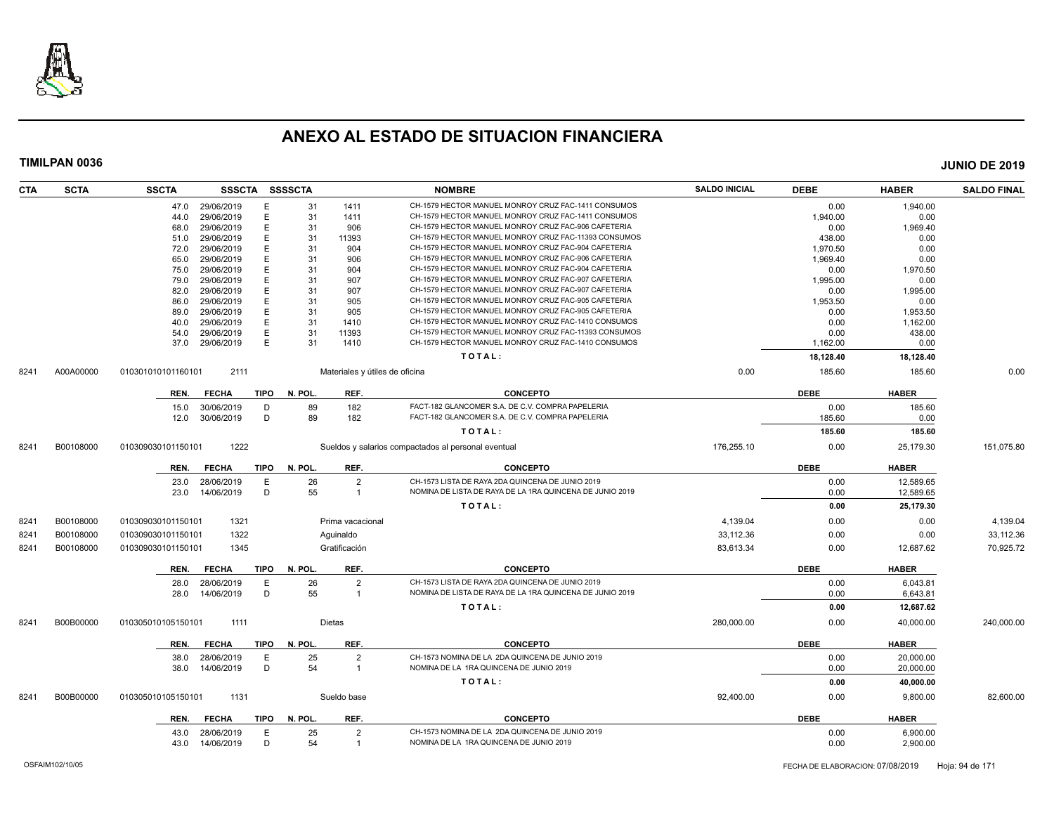# ANEXO AL ESTADO DE SITUACION FINANCIERA

**TIMILPAN 0036** — **JUNIO DE 2019**

| CTA | SCTA | SSCTA | SSSCTA | SSSSCTA | | NOMBRE | SALDO INICIAL | DEBE | HABER | SALDO FINAL |
|---|---|---|---|---|---|---|---|---|---|---|
| | | 47.0 | 29/06/2019 | E | 31 | 1411 CH-1579 HECTOR MANUEL MONROY CRUZ FAC-1411 CONSUMOS | | 0.00 | 1,940.00 | |
| | | 44.0 | 29/06/2019 | E | 31 | 1411 CH-1579 HECTOR MANUEL MONROY CRUZ FAC-1411 CONSUMOS | | 1,940.00 | 0.00 | |
| | | 68.0 | 29/06/2019 | E | 31 | 906 CH-1579 HECTOR MANUEL MONROY CRUZ FAC-906 CAFETERIA | | 0.00 | 1,969.40 | |
| | | 51.0 | 29/06/2019 | E | 31 | 11393 CH-1579 HECTOR MANUEL MONROY CRUZ FAC-11393 CONSUMOS | | 438.00 | 0.00 | |
| | | 72.0 | 29/06/2019 | E | 31 | 904 CH-1579 HECTOR MANUEL MONROY CRUZ FAC-904 CAFETERIA | | 1,970.50 | 0.00 | |
| | | 65.0 | 29/06/2019 | E | 31 | 906 CH-1579 HECTOR MANUEL MONROY CRUZ FAC-906 CAFETERIA | | 1,969.40 | 0.00 | |
| | | 75.0 | 29/06/2019 | E | 31 | 904 CH-1579 HECTOR MANUEL MONROY CRUZ FAC-904 CAFETERIA | | 0.00 | 1,970.50 | |
| | | 79.0 | 29/06/2019 | E | 31 | 907 CH-1579 HECTOR MANUEL MONROY CRUZ FAC-907 CAFETERIA | | 1,995.00 | 0.00 | |
| | | 82.0 | 29/06/2019 | E | 31 | 907 CH-1579 HECTOR MANUEL MONROY CRUZ FAC-907 CAFETERIA | | 0.00 | 1,995.00 | |
| | | 86.0 | 29/06/2019 | E | 31 | 905 CH-1579 HECTOR MANUEL MONROY CRUZ FAC-905 CAFETERIA | | 1,953.50 | 0.00 | |
| | | 89.0 | 29/06/2019 | E | 31 | 905 CH-1579 HECTOR MANUEL MONROY CRUZ FAC-905 CAFETERIA | | 0.00 | 1,953.50 | |
| | | 40.0 | 29/06/2019 | E | 31 | 1410 CH-1579 HECTOR MANUEL MONROY CRUZ FAC-1410 CONSUMOS | | 0.00 | 1,162.00 | |
| | | 54.0 | 29/06/2019 | E | 31 | 11393 CH-1579 HECTOR MANUEL MONROY CRUZ FAC-11393 CONSUMOS | | 0.00 | 438.00 | |
| | | 37.0 | 29/06/2019 | E | 31 | 1410 CH-1579 HECTOR MANUEL MONROY CRUZ FAC-1410 CONSUMOS | | 1,162.00 | 0.00 | |
| | | | | | | TOTAL: | | 18,128.40 | 18,128.40 | |
| 8241 | A00A00000 | 010301010101160101 | 2111 | | | Materiales y útiles de oficina | 0.00 | 185.60 | 185.60 | 0.00 |
| | | REN. | FECHA | TIPO | N. POL. | REF. CONCEPTO | | DEBE | HABER | |
| | | 15.0 | 30/06/2019 | D | 89 | 182 FACT-182 GLANCOMER S.A. DE C.V. COMPRA PAPELERIA | | 0.00 | 185.60 | |
| | | 12.0 | 30/06/2019 | D | 89 | 182 FACT-182 GLANCOMER S.A. DE C.V. COMPRA PAPELERIA | | 185.60 | 0.00 | |
| | | | | | | TOTAL: | | 185.60 | 185.60 | |
| 8241 | B00108000 | 010309030101150101 | 1222 | | | Sueldos y salarios compactados al personal eventual | 176,255.10 | 0.00 | 25,179.30 | 151,075.80 |
| | | REN. | FECHA | TIPO | N. POL. | REF. CONCEPTO | | DEBE | HABER | |
| | | 23.0 | 28/06/2019 | E | 26 | 2 CH-1573 LISTA DE RAYA 2DA QUINCENA DE JUNIO 2019 | | 0.00 | 12,589.65 | |
| | | 23.0 | 14/06/2019 | D | 55 | 1 NOMINA DE LISTA DE RAYA DE LA 1RA QUINCENA DE JUNIO 2019 | | 0.00 | 12,589.65 | |
| | | | | | | TOTAL: | | 0.00 | 25,179.30 | |
| 8241 | B00108000 | 010309030101150101 | 1321 | | | Prima vacacional | 4,139.04 | 0.00 | 0.00 | 4,139.04 |
| 8241 | B00108000 | 010309030101150101 | 1322 | | | Aguinaldo | 33,112.36 | 0.00 | 0.00 | 33,112.36 |
| 8241 | B00108000 | 010309030101150101 | 1345 | | | Gratificación | 83,613.34 | 0.00 | 12,687.62 | 70,925.72 |
| | | REN. | FECHA | TIPO | N. POL. | REF. CONCEPTO | | DEBE | HABER | |
| | | 28.0 | 28/06/2019 | E | 26 | 2 CH-1573 LISTA DE RAYA 2DA QUINCENA DE JUNIO 2019 | | 0.00 | 6,043.81 | |
| | | 28.0 | 14/06/2019 | D | 55 | 1 NOMINA DE LISTA DE RAYA DE LA 1RA QUINCENA DE JUNIO 2019 | | 0.00 | 6,643.81 | |
| | | | | | | TOTAL: | | 0.00 | 12,687.62 | |
| 8241 | B00B00000 | 010305010105150101 | 1111 | | | Dietas | 280,000.00 | 0.00 | 40,000.00 | 240,000.00 |
| | | REN. | FECHA | TIPO | N. POL. | REF. CONCEPTO | | DEBE | HABER | |
| | | 38.0 | 28/06/2019 | E | 25 | 2 CH-1573 NOMINA DE LA 2DA QUINCENA DE JUNIO 2019 | | 0.00 | 20,000.00 | |
| | | 38.0 | 14/06/2019 | D | 54 | 1 NOMINA DE LA 1RA QUINCENA DE JUNIO 2019 | | 0.00 | 20,000.00 | |
| | | | | | | TOTAL: | | 0.00 | 40,000.00 | |
| 8241 | B00B00000 | 010305010105150101 | 1131 | | | Sueldo base | 92,400.00 | 0.00 | 9,800.00 | 82,600.00 |
| | | REN. | FECHA | TIPO | N. POL. | REF. CONCEPTO | | DEBE | HABER | |
| | | 43.0 | 28/06/2019 | E | 25 | 2 CH-1573 NOMINA DE LA 2DA QUINCENA DE JUNIO 2019 | | 0.00 | 6,900.00 | |
| | | 43.0 | 14/06/2019 | D | 54 | 1 NOMINA DE LA 1RA QUINCENA DE JUNIO 2019 | | 0.00 | 2,900.00 | |

OSFAIM102/10/05 — FECHA DE ELABORACION: 07/08/2019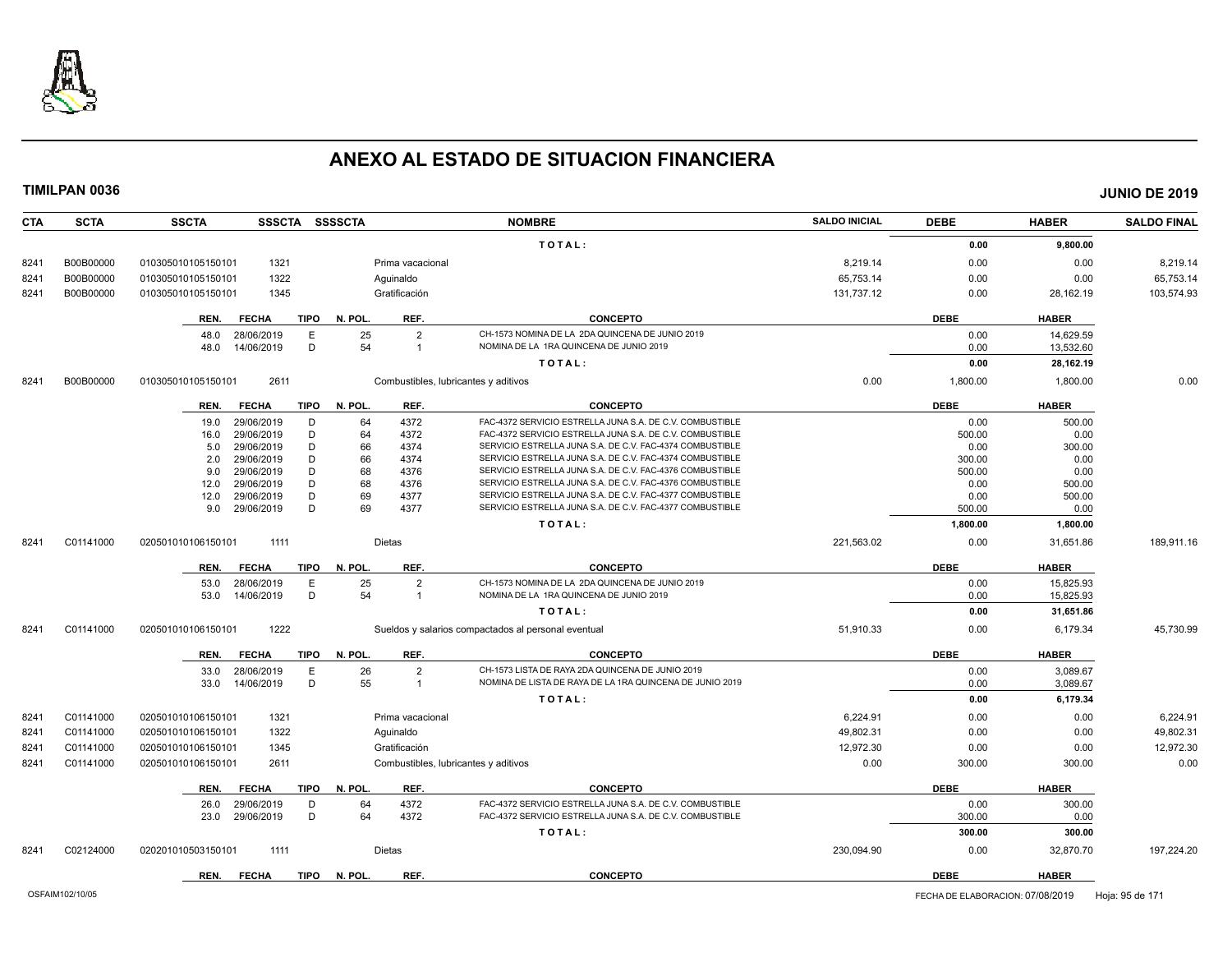# ANEXO AL ESTADO DE SITUACION FINANCIERA

**TIMILPAN 0036** **JUNIO DE 2019**

| CTA | SCTA | SSCTA | SSSCTA | SSSSCTA | NOMBRE | SALDO INICIAL | DEBE | HABER | SALDO FINAL |
|---|---|---|---|---|---|---|---|---|---|
| | | | | | TOTAL: | | 0.00 | 9,800.00 | |
| 8241 | B00B00000 | 010305010105150101 | 1321 | | Prima vacacional | 8,219.14 | 0.00 | 0.00 | 8,219.14 |
| 8241 | B00B00000 | 010305010105150101 | 1322 | | Aguinaldo | 65,753.14 | 0.00 | 0.00 | 65,753.14 |
| 8241 | B00B00000 | 010305010105150101 | 1345 | | Gratificación | 131,737.12 | 0.00 | 28,162.19 | 103,574.93 |

| REN. | FECHA | TIPO | N. POL. | REF. | CONCEPTO | DEBE | HABER |
|---|---|---|---|---|---|---|---|
| 48.0 | 28/06/2019 | E | 25 | 2 | CH-1573 NOMINA DE LA 2DA QUINCENA DE JUNIO 2019 | 0.00 | 14,629.59 |
| 48.0 | 14/06/2019 | D | 54 | 1 | NOMINA DE LA 1RA QUINCENA DE JUNIO 2019 | 0.00 | 13,532.60 |
| | | | | | TOTAL: | 0.00 | 28,162.19 |

| CTA | SCTA | SSCTA | SSSCTA | SSSSCTA | NOMBRE | SALDO INICIAL | DEBE | HABER | SALDO FINAL |
|---|---|---|---|---|---|---|---|---|---|
| 8241 | B00B00000 | 010305010105150101 | 2611 | | Combustibles, lubricantes y aditivos | 0.00 | 1,800.00 | 1,800.00 | 0.00 |

| REN. | FECHA | TIPO | N. POL. | REF. | CONCEPTO | DEBE | HABER |
|---|---|---|---|---|---|---|---|
| 19.0 | 29/06/2019 | D | 64 | 4372 | FAC-4372 SERVICIO ESTRELLA JUNA S.A. DE C.V. COMBUSTIBLE | 0.00 | 500.00 |
| 16.0 | 29/06/2019 | D | 64 | 4372 | FAC-4372 SERVICIO ESTRELLA JUNA S.A. DE C.V. COMBUSTIBLE | 500.00 | 0.00 |
| 5.0 | 29/06/2019 | D | 66 | 4374 | SERVICIO ESTRELLA JUNA S.A. DE C.V. FAC-4374 COMBUSTIBLE | 0.00 | 300.00 |
| 2.0 | 29/06/2019 | D | 66 | 4374 | SERVICIO ESTRELLA JUNA S.A. DE C.V. FAC-4374 COMBUSTIBLE | 300.00 | 0.00 |
| 9.0 | 29/06/2019 | D | 68 | 4376 | SERVICIO ESTRELLA JUNA S.A. DE C.V. FAC-4376 COMBUSTIBLE | 500.00 | 0.00 |
| 12.0 | 29/06/2019 | D | 68 | 4376 | SERVICIO ESTRELLA JUNA S.A. DE C.V. FAC-4376 COMBUSTIBLE | 0.00 | 500.00 |
| 12.0 | 29/06/2019 | D | 69 | 4377 | SERVICIO ESTRELLA JUNA S.A. DE C.V. FAC-4377 COMBUSTIBLE | 0.00 | 500.00 |
| 9.0 | 29/06/2019 | D | 69 | 4377 | SERVICIO ESTRELLA JUNA S.A. DE C.V. FAC-4377 COMBUSTIBLE | 500.00 | 0.00 |
| | | | | | TOTAL: | 1,800.00 | 1,800.00 |

| CTA | SCTA | SSCTA | SSSCTA | SSSSCTA | NOMBRE | SALDO INICIAL | DEBE | HABER | SALDO FINAL |
|---|---|---|---|---|---|---|---|---|---|
| 8241 | C01141000 | 020501010106150101 | 1111 | | Dietas | 221,563.02 | 0.00 | 31,651.86 | 189,911.16 |

| REN. | FECHA | TIPO | N. POL. | REF. | CONCEPTO | DEBE | HABER |
|---|---|---|---|---|---|---|---|
| 53.0 | 28/06/2019 | E | 25 | 2 | CH-1573 NOMINA DE LA 2DA QUINCENA DE JUNIO 2019 | 0.00 | 15,825.93 |
| 53.0 | 14/06/2019 | D | 54 | 1 | NOMINA DE LA 1RA QUINCENA DE JUNIO 2019 | 0.00 | 15,825.93 |
| | | | | | TOTAL: | 0.00 | 31,651.86 |

| CTA | SCTA | SSCTA | SSSCTA | SSSSCTA | NOMBRE | SALDO INICIAL | DEBE | HABER | SALDO FINAL |
|---|---|---|---|---|---|---|---|---|---|
| 8241 | C01141000 | 020501010106150101 | 1222 | | Sueldos y salarios compactados al personal eventual | 51,910.33 | 0.00 | 6,179.34 | 45,730.99 |

| REN. | FECHA | TIPO | N. POL. | REF. | CONCEPTO | DEBE | HABER |
|---|---|---|---|---|---|---|---|
| 33.0 | 28/06/2019 | E | 26 | 2 | CH-1573 LISTA DE RAYA 2DA QUINCENA DE JUNIO 2019 | 0.00 | 3,089.67 |
| 33.0 | 14/06/2019 | D | 55 | 1 | NOMINA DE LISTA DE RAYA DE LA 1RA QUINCENA DE JUNIO 2019 | 0.00 | 3,089.67 |
| | | | | | TOTAL: | 0.00 | 6,179.34 |

| CTA | SCTA | SSCTA | SSSCTA | SSSSCTA | NOMBRE | SALDO INICIAL | DEBE | HABER | SALDO FINAL |
|---|---|---|---|---|---|---|---|---|---|
| 8241 | C01141000 | 020501010106150101 | 1321 | | Prima vacacional | 6,224.91 | 0.00 | 0.00 | 6,224.91 |
| 8241 | C01141000 | 020501010106150101 | 1322 | | Aguinaldo | 49,802.31 | 0.00 | 0.00 | 49,802.31 |
| 8241 | C01141000 | 020501010106150101 | 1345 | | Gratificación | 12,972.30 | 0.00 | 0.00 | 12,972.30 |
| 8241 | C01141000 | 020501010106150101 | 2611 | | Combustibles, lubricantes y aditivos | 0.00 | 300.00 | 300.00 | 0.00 |

| REN. | FECHA | TIPO | N. POL. | REF. | CONCEPTO | DEBE | HABER |
|---|---|---|---|---|---|---|---|
| 26.0 | 29/06/2019 | D | 64 | 4372 | FAC-4372 SERVICIO ESTRELLA JUNA S.A. DE C.V. COMBUSTIBLE | 0.00 | 300.00 |
| 23.0 | 29/06/2019 | D | 64 | 4372 | FAC-4372 SERVICIO ESTRELLA JUNA S.A. DE C.V. COMBUSTIBLE | 300.00 | 0.00 |
| | | | | | TOTAL: | 300.00 | 300.00 |

| CTA | SCTA | SSCTA | SSSCTA | SSSSCTA | NOMBRE | SALDO INICIAL | DEBE | HABER | SALDO FINAL |
|---|---|---|---|---|---|---|---|---|---|
| 8241 | C02124000 | 020201010503150101 | 1111 | | Dietas | 230,094.90 | 0.00 | 32,870.70 | 197,224.20 |

| REN. | FECHA | TIPO | N. POL. | REF. | CONCEPTO | DEBE | HABER |
|---|---|---|---|---|---|---|---|

OSFAIM102/10/05 FECHA DE ELABORACION: 07/08/2019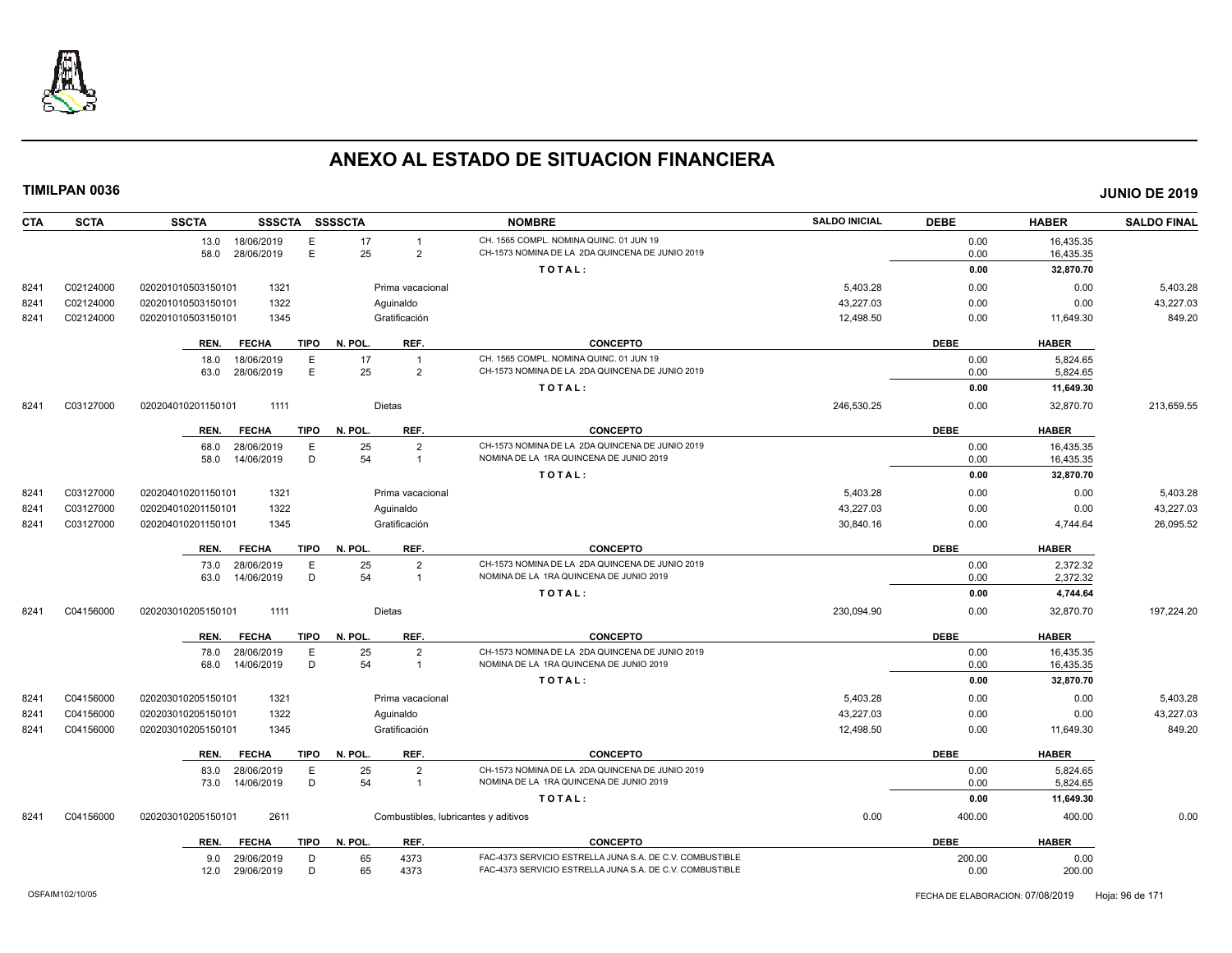# ANEXO AL ESTADO DE SITUACION FINANCIERA

**TIMILPAN 0036** **JUNIO DE 2019**

| CTA | SCTA | SSCTA | SSSCTA | SSSSCTA | | NOMBRE | SALDO INICIAL | DEBE | HABER | SALDO FINAL |
|---|---|---|---|---|---|---|---|---|---|---|
| | | 13.0 18/06/2019 | E | 17 | 1 | CH. 1565 COMPL. NOMINA QUINC. 01 JUN 19 | | 0.00 | 16,435.35 | |
| | | 58.0 28/06/2019 | E | 25 | 2 | CH-1573 NOMINA DE LA 2DA QUINCENA DE JUNIO 2019 | | 0.00 | 16,435.35 | |
| | | | | | | **TOTAL:** | | **0.00** | **32,870.70** | |
| 8241 | C02124000 | 0202010105031501 01 | 1321 | | Prima vacacional | | 5,403.28 | 0.00 | 0.00 | 5,403.28 |
| 8241 | C02124000 | 0202010105031501 01 | 1322 | | Aguinaldo | | 43,227.03 | 0.00 | 0.00 | 43,227.03 |
| 8241 | C02124000 | 0202010105031501 01 | 1345 | | Gratificación | | 12,498.50 | 0.00 | 11,649.30 | 849.20 |
| | | **REN. FECHA** | **TIPO** | **N. POL.** | **REF.** | **CONCEPTO** | | **DEBE** | **HABER** | |
| | | 18.0 18/06/2019 | E | 17 | 1 | CH. 1565 COMPL. NOMINA QUINC. 01 JUN 19 | | 0.00 | 5,824.65 | |
| | | 63.0 28/06/2019 | E | 25 | 2 | CH-1573 NOMINA DE LA 2DA QUINCENA DE JUNIO 2019 | | 0.00 | 5,824.65 | |
| | | | | | | **TOTAL:** | | **0.00** | **11,649.30** | |
| 8241 | C03127000 | 0202040102011501 01 | 1111 | | Dietas | | 246,530.25 | 0.00 | 32,870.70 | 213,659.55 |
| | | **REN. FECHA** | **TIPO** | **N. POL.** | **REF.** | **CONCEPTO** | | **DEBE** | **HABER** | |
| | | 68.0 28/06/2019 | E | 25 | 2 | CH-1573 NOMINA DE LA 2DA QUINCENA DE JUNIO 2019 | | 0.00 | 16,435.35 | |
| | | 58.0 14/06/2019 | D | 54 | 1 | NOMINA DE LA 1RA QUINCENA DE JUNIO 2019 | | 0.00 | 16,435.35 | |
| | | | | | | **TOTAL:** | | **0.00** | **32,870.70** | |
| 8241 | C03127000 | 0202040102011501 01 | 1321 | | Prima vacacional | | 5,403.28 | 0.00 | 0.00 | 5,403.28 |
| 8241 | C03127000 | 0202040102011501 01 | 1322 | | Aguinaldo | | 43,227.03 | 0.00 | 0.00 | 43,227.03 |
| 8241 | C03127000 | 0202040102011501 01 | 1345 | | Gratificación | | 30,840.16 | 0.00 | 4,744.64 | 26,095.52 |
| | | **REN. FECHA** | **TIPO** | **N. POL.** | **REF.** | **CONCEPTO** | | **DEBE** | **HABER** | |
| | | 73.0 28/06/2019 | E | 25 | 2 | CH-1573 NOMINA DE LA 2DA QUINCENA DE JUNIO 2019 | | 0.00 | 2,372.32 | |
| | | 63.0 14/06/2019 | D | 54 | 1 | NOMINA DE LA 1RA QUINCENA DE JUNIO 2019 | | 0.00 | 2,372.32 | |
| | | | | | | **TOTAL:** | | **0.00** | **4,744.64** | |
| 8241 | C04156000 | 0202030102051501 01 | 1111 | | Dietas | | 230,094.90 | 0.00 | 32,870.70 | 197,224.20 |
| | | **REN. FECHA** | **TIPO** | **N. POL.** | **REF.** | **CONCEPTO** | | **DEBE** | **HABER** | |
| | | 78.0 28/06/2019 | E | 25 | 2 | CH-1573 NOMINA DE LA 2DA QUINCENA DE JUNIO 2019 | | 0.00 | 16,435.35 | |
| | | 68.0 14/06/2019 | D | 54 | 1 | NOMINA DE LA 1RA QUINCENA DE JUNIO 2019 | | 0.00 | 16,435.35 | |
| | | | | | | **TOTAL:** | | **0.00** | **32,870.70** | |
| 8241 | C04156000 | 0202030102051501 01 | 1321 | | Prima vacacional | | 5,403.28 | 0.00 | 0.00 | 5,403.28 |
| 8241 | C04156000 | 0202030102051501 01 | 1322 | | Aguinaldo | | 43,227.03 | 0.00 | 0.00 | 43,227.03 |
| 8241 | C04156000 | 0202030102051501 01 | 1345 | | Gratificación | | 12,498.50 | 0.00 | 11,649.30 | 849.20 |
| | | **REN. FECHA** | **TIPO** | **N. POL.** | **REF.** | **CONCEPTO** | | **DEBE** | **HABER** | |
| | | 83.0 28/06/2019 | E | 25 | 2 | CH-1573 NOMINA DE LA 2DA QUINCENA DE JUNIO 2019 | | 0.00 | 5,824.65 | |
| | | 73.0 14/06/2019 | D | 54 | 1 | NOMINA DE LA 1RA QUINCENA DE JUNIO 2019 | | 0.00 | 5,824.65 | |
| | | | | | | **TOTAL:** | | **0.00** | **11,649.30** | |
| 8241 | C04156000 | 0202030102051501 01 | 2611 | | Combustibles, lubricantes y aditivos | | 0.00 | 400.00 | 400.00 | 0.00 |
| | | **REN. FECHA** | **TIPO** | **N. POL.** | **REF.** | **CONCEPTO** | | **DEBE** | **HABER** | |
| | | 9.0 29/06/2019 | D | 65 | 4373 | FAC-4373 SERVICIO ESTRELLA JUNA S.A. DE C.V. COMBUSTIBLE | | 200.00 | 0.00 | |
| | | 12.0 29/06/2019 | D | 65 | 4373 | FAC-4373 SERVICIO ESTRELLA JUNA S.A. DE C.V. COMBUSTIBLE | | 0.00 | 200.00 | |

OSFAIM102/10/05 FECHA DE ELABORACION: 07/08/2019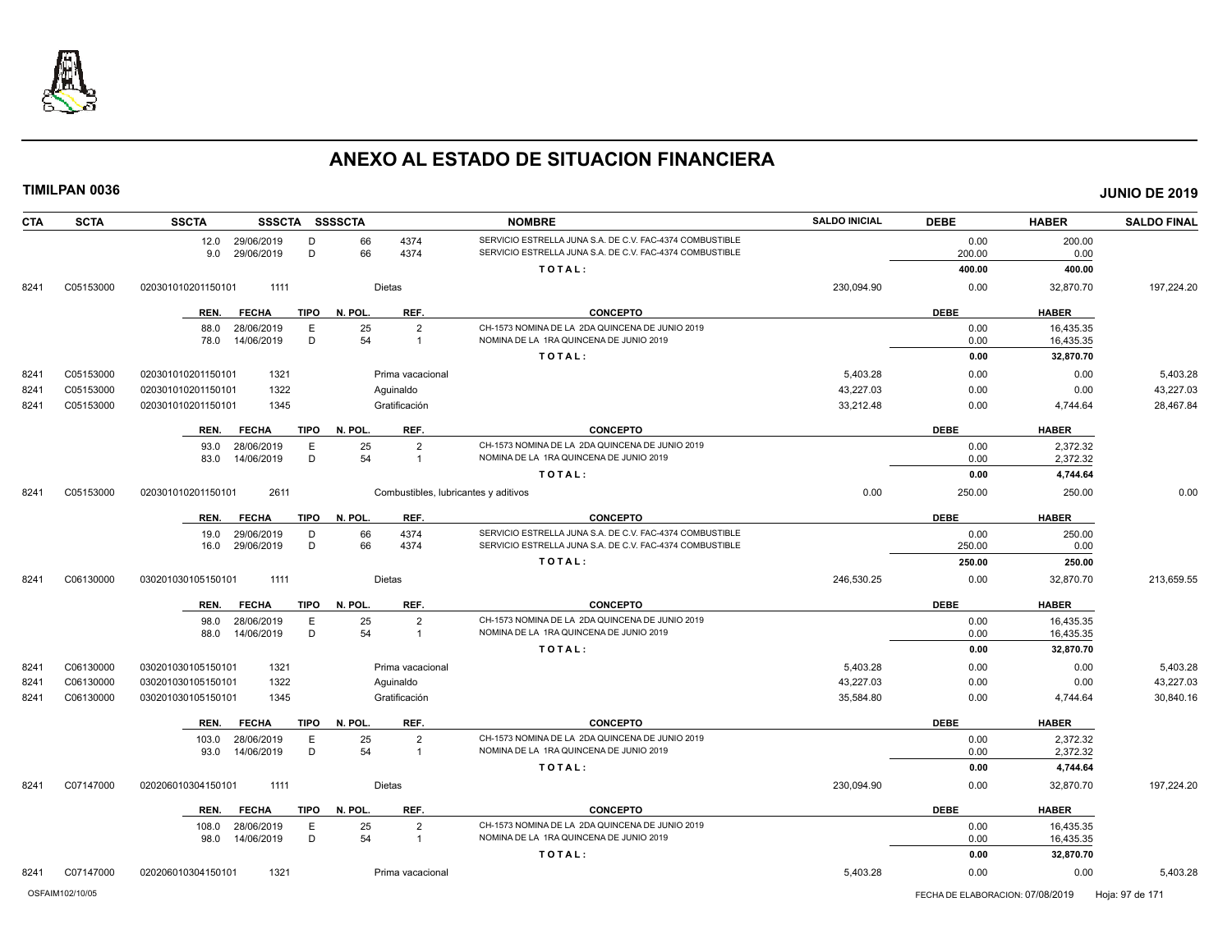# ANEXO AL ESTADO DE SITUACION FINANCIERA

**TIMILPAN 0036** **JUNIO DE 2019**

| CTA | SCTA | SSCTA | SSSCTA | SSSSCTA | NOMBRE | SALDO INICIAL | DEBE | HABER | SALDO FINAL |
|---|---|---|---|---|---|---|---|---|---|
| | | 12.0 29/06/2019 | D | 66 | 4374 SERVICIO ESTRELLA JUNA S.A. DE C.V. FAC-4374 COMBUSTIBLE | | 0.00 | 200.00 | |
| | | 9.0 29/06/2019 | D | 66 | 4374 SERVICIO ESTRELLA JUNA S.A. DE C.V. FAC-4374 COMBUSTIBLE | | 200.00 | 0.00 | |
| | | | | | TOTAL: | | 400.00 | 400.00 | |
| 8241 | C05153000 | 020301010201150101 | 1111 | | Dietas | 230,094.90 | 0.00 | 32,870.70 | 197,224.20 |
| | | REN. FECHA | TIPO | N. POL. | REF. CONCEPTO | | DEBE | HABER | |
| | | 88.0 28/06/2019 | E | 25 | 2 CH-1573 NOMINA DE LA 2DA QUINCENA DE JUNIO 2019 | | 0.00 | 16,435.35 | |
| | | 78.0 14/06/2019 | D | 54 | 1 NOMINA DE LA 1RA QUINCENA DE JUNIO 2019 | | 0.00 | 16,435.35 | |
| | | | | | TOTAL: | | 0.00 | 32,870.70 | |
| 8241 | C05153000 | 020301010201150101 | 1321 | | Prima vacacional | 5,403.28 | 0.00 | 0.00 | 5,403.28 |
| 8241 | C05153000 | 020301010201150101 | 1322 | | Aguinaldo | 43,227.03 | 0.00 | 0.00 | 43,227.03 |
| 8241 | C05153000 | 020301010201150101 | 1345 | | Gratificación | 33,212.48 | 0.00 | 4,744.64 | 28,467.84 |
| | | REN. FECHA | TIPO | N. POL. | REF. CONCEPTO | | DEBE | HABER | |
| | | 93.0 28/06/2019 | E | 25 | 2 CH-1573 NOMINA DE LA 2DA QUINCENA DE JUNIO 2019 | | 0.00 | 2,372.32 | |
| | | 83.0 14/06/2019 | D | 54 | 1 NOMINA DE LA 1RA QUINCENA DE JUNIO 2019 | | 0.00 | 2,372.32 | |
| | | | | | TOTAL: | | 0.00 | 4,744.64 | |
| 8241 | C05153000 | 020301010201150101 | 2611 | | Combustibles, lubricantes y aditivos | 0.00 | 250.00 | 250.00 | 0.00 |
| | | REN. FECHA | TIPO | N. POL. | REF. CONCEPTO | | DEBE | HABER | |
| | | 19.0 29/06/2019 | D | 66 | 4374 SERVICIO ESTRELLA JUNA S.A. DE C.V. FAC-4374 COMBUSTIBLE | | 0.00 | 250.00 | |
| | | 16.0 29/06/2019 | D | 66 | 4374 SERVICIO ESTRELLA JUNA S.A. DE C.V. FAC-4374 COMBUSTIBLE | | 250.00 | 0.00 | |
| | | | | | TOTAL: | | 250.00 | 250.00 | |
| 8241 | C06130000 | 030201030105150101 | 1111 | | Dietas | 246,530.25 | 0.00 | 32,870.70 | 213,659.55 |
| | | REN. FECHA | TIPO | N. POL. | REF. CONCEPTO | | DEBE | HABER | |
| | | 98.0 28/06/2019 | E | 25 | 2 CH-1573 NOMINA DE LA 2DA QUINCENA DE JUNIO 2019 | | 0.00 | 16,435.35 | |
| | | 88.0 14/06/2019 | D | 54 | 1 NOMINA DE LA 1RA QUINCENA DE JUNIO 2019 | | 0.00 | 16,435.35 | |
| | | | | | TOTAL: | | 0.00 | 32,870.70 | |
| 8241 | C06130000 | 030201030105150101 | 1321 | | Prima vacacional | 5,403.28 | 0.00 | 0.00 | 5,403.28 |
| 8241 | C06130000 | 030201030105150101 | 1322 | | Aguinaldo | 43,227.03 | 0.00 | 0.00 | 43,227.03 |
| 8241 | C06130000 | 030201030105150101 | 1345 | | Gratificación | 35,584.80 | 0.00 | 4,744.64 | 30,840.16 |
| | | REN. FECHA | TIPO | N. POL. | REF. CONCEPTO | | DEBE | HABER | |
| | | 103.0 28/06/2019 | E | 25 | 2 CH-1573 NOMINA DE LA 2DA QUINCENA DE JUNIO 2019 | | 0.00 | 2,372.32 | |
| | | 93.0 14/06/2019 | D | 54 | 1 NOMINA DE LA 1RA QUINCENA DE JUNIO 2019 | | 0.00 | 2,372.32 | |
| | | | | | TOTAL: | | 0.00 | 4,744.64 | |
| 8241 | C07147000 | 020206010304150101 | 1111 | | Dietas | 230,094.90 | 0.00 | 32,870.70 | 197,224.20 |
| | | REN. FECHA | TIPO | N. POL. | REF. CONCEPTO | | DEBE | HABER | |
| | | 108.0 28/06/2019 | E | 25 | 2 CH-1573 NOMINA DE LA 2DA QUINCENA DE JUNIO 2019 | | 0.00 | 16,435.35 | |
| | | 98.0 14/06/2019 | D | 54 | 1 NOMINA DE LA 1RA QUINCENA DE JUNIO 2019 | | 0.00 | 16,435.35 | |
| | | | | | TOTAL: | | 0.00 | 32,870.70 | |
| 8241 | C07147000 | 020206010304150101 | 1321 | | Prima vacacional | 5,403.28 | 0.00 | 0.00 | 5,403.28 |

OSFAIM102/10/05 FECHA DE ELABORACION: 07/08/2019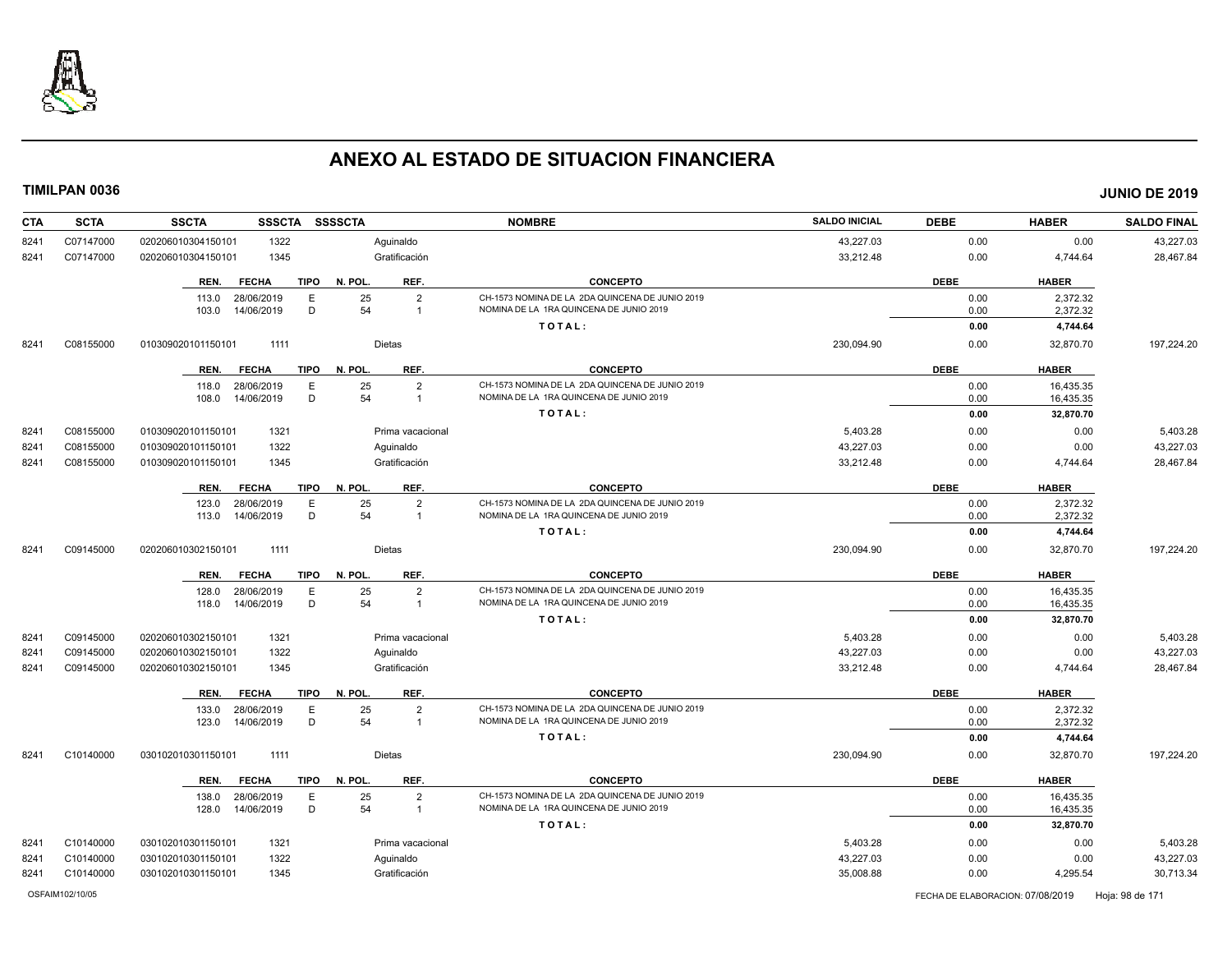# ANEXO AL ESTADO DE SITUACION FINANCIERA

**TIMILPAN 0036** **JUNIO DE 2019**

| CTA | SCTA | SSCTA | SSSCTA | SSSSCTA | NOMBRE | SALDO INICIAL | DEBE | HABER | SALDO FINAL |
|---|---|---|---|---|---|---|---|---|---|
| 8241 | C07147000 | 0202060103041501​01 | 1322 | | Aguinaldo | 43,227.03 | 0.00 | 0.00 | 43,227.03 |
| 8241 | C07147000 | 020206010304150101 | 1345 | | Gratificación | 33,212.48 | 0.00 | 4,744.64 | 28,467.84 |

| REN. | FECHA | TIPO | N. POL. | REF. | CONCEPTO | DEBE | HABER |
|---|---|---|---|---|---|---|---|
| 113.0 | 28/06/2019 | E | 25 | 2 | CH-1573 NOMINA DE LA 2DA QUINCENA DE JUNIO 2019 | 0.00 | 2,372.32 |
| 103.0 | 14/06/2019 | D | 54 | 1 | NOMINA DE LA 1RA QUINCENA DE JUNIO 2019 | 0.00 | 2,372.32 |
| | | | | | TOTAL: | 0.00 | 4,744.64 |

| CTA | SCTA | SSCTA | SSSCTA | SSSSCTA | NOMBRE | SALDO INICIAL | DEBE | HABER | SALDO FINAL |
|---|---|---|---|---|---|---|---|---|---|
| 8241 | C08155000 | 010309020101150101 | 1111 | | Dietas | 230,094.90 | 0.00 | 32,870.70 | 197,224.20 |

| REN. | FECHA | TIPO | N. POL. | REF. | CONCEPTO | DEBE | HABER |
|---|---|---|---|---|---|---|---|
| 118.0 | 28/06/2019 | E | 25 | 2 | CH-1573 NOMINA DE LA 2DA QUINCENA DE JUNIO 2019 | 0.00 | 16,435.35 |
| 108.0 | 14/06/2019 | D | 54 | 1 | NOMINA DE LA 1RA QUINCENA DE JUNIO 2019 | 0.00 | 16,435.35 |
| | | | | | TOTAL: | 0.00 | 32,870.70 |

| CTA | SCTA | SSCTA | SSSCTA | SSSSCTA | NOMBRE | SALDO INICIAL | DEBE | HABER | SALDO FINAL |
|---|---|---|---|---|---|---|---|---|---|
| 8241 | C08155000 | 010309020101150101 | 1321 | | Prima vacacional | 5,403.28 | 0.00 | 0.00 | 5,403.28 |
| 8241 | C08155000 | 010309020101150101 | 1322 | | Aguinaldo | 43,227.03 | 0.00 | 0.00 | 43,227.03 |
| 8241 | C08155000 | 010309020101150101 | 1345 | | Gratificación | 33,212.48 | 0.00 | 4,744.64 | 28,467.84 |

| REN. | FECHA | TIPO | N. POL. | REF. | CONCEPTO | DEBE | HABER |
|---|---|---|---|---|---|---|---|
| 123.0 | 28/06/2019 | E | 25 | 2 | CH-1573 NOMINA DE LA 2DA QUINCENA DE JUNIO 2019 | 0.00 | 2,372.32 |
| 113.0 | 14/06/2019 | D | 54 | 1 | NOMINA DE LA 1RA QUINCENA DE JUNIO 2019 | 0.00 | 2,372.32 |
| | | | | | TOTAL: | 0.00 | 4,744.64 |

| CTA | SCTA | SSCTA | SSSCTA | SSSSCTA | NOMBRE | SALDO INICIAL | DEBE | HABER | SALDO FINAL |
|---|---|---|---|---|---|---|---|---|---|
| 8241 | C09145000 | 020206010302150101 | 1111 | | Dietas | 230,094.90 | 0.00 | 32,870.70 | 197,224.20 |

| REN. | FECHA | TIPO | N. POL. | REF. | CONCEPTO | DEBE | HABER |
|---|---|---|---|---|---|---|---|
| 128.0 | 28/06/2019 | E | 25 | 2 | CH-1573 NOMINA DE LA 2DA QUINCENA DE JUNIO 2019 | 0.00 | 16,435.35 |
| 118.0 | 14/06/2019 | D | 54 | 1 | NOMINA DE LA 1RA QUINCENA DE JUNIO 2019 | 0.00 | 16,435.35 |
| | | | | | TOTAL: | 0.00 | 32,870.70 |

| CTA | SCTA | SSCTA | SSSCTA | SSSSCTA | NOMBRE | SALDO INICIAL | DEBE | HABER | SALDO FINAL |
|---|---|---|---|---|---|---|---|---|---|
| 8241 | C09145000 | 020206010302150101 | 1321 | | Prima vacacional | 5,403.28 | 0.00 | 0.00 | 5,403.28 |
| 8241 | C09145000 | 020206010302150101 | 1322 | | Aguinaldo | 43,227.03 | 0.00 | 0.00 | 43,227.03 |
| 8241 | C09145000 | 020206010302150101 | 1345 | | Gratificación | 33,212.48 | 0.00 | 4,744.64 | 28,467.84 |

| REN. | FECHA | TIPO | N. POL. | REF. | CONCEPTO | DEBE | HABER |
|---|---|---|---|---|---|---|---|
| 133.0 | 28/06/2019 | E | 25 | 2 | CH-1573 NOMINA DE LA 2DA QUINCENA DE JUNIO 2019 | 0.00 | 2,372.32 |
| 123.0 | 14/06/2019 | D | 54 | 1 | NOMINA DE LA 1RA QUINCENA DE JUNIO 2019 | 0.00 | 2,372.32 |
| | | | | | TOTAL: | 0.00 | 4,744.64 |

| CTA | SCTA | SSCTA | SSSCTA | SSSSCTA | NOMBRE | SALDO INICIAL | DEBE | HABER | SALDO FINAL |
|---|---|---|---|---|---|---|---|---|---|
| 8241 | C10140000 | 030102010301150101 | 1111 | | Dietas | 230,094.90 | 0.00 | 32,870.70 | 197,224.20 |

| REN. | FECHA | TIPO | N. POL. | REF. | CONCEPTO | DEBE | HABER |
|---|---|---|---|---|---|---|---|
| 138.0 | 28/06/2019 | E | 25 | 2 | CH-1573 NOMINA DE LA 2DA QUINCENA DE JUNIO 2019 | 0.00 | 16,435.35 |
| 128.0 | 14/06/2019 | D | 54 | 1 | NOMINA DE LA 1RA QUINCENA DE JUNIO 2019 | 0.00 | 16,435.35 |
| | | | | | TOTAL: | 0.00 | 32,870.70 |

| CTA | SCTA | SSCTA | SSSCTA | SSSSCTA | NOMBRE | SALDO INICIAL | DEBE | HABER | SALDO FINAL |
|---|---|---|---|---|---|---|---|---|---|
| 8241 | C10140000 | 030102010301150101 | 1321 | | Prima vacacional | 5,403.28 | 0.00 | 0.00 | 5,403.28 |
| 8241 | C10140000 | 030102010301150101 | 1322 | | Aguinaldo | 43,227.03 | 0.00 | 0.00 | 43,227.03 |
| 8241 | C10140000 | 030102010301150101 | 1345 | | Gratificación | 35,008.88 | 0.00 | 4,295.54 | 30,713.34 |

OSFAIM102/10/05 FECHA DE ELABORACION: 07/08/2019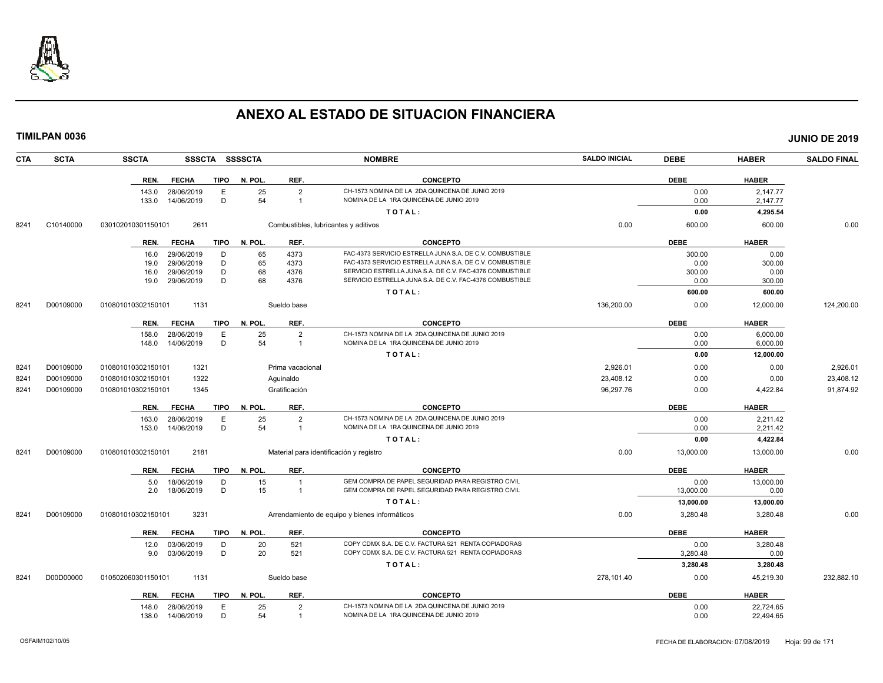# ANEXO AL ESTADO DE SITUACION FINANCIERA

**TIMILPAN 0036** — **JUNIO DE 2019**

| CTA | SCTA | SSCTA | SSSCTA | SSSSCTA | NOMBRE | SALDO INICIAL | DEBE | HABER | SALDO FINAL |
|---|---|---|---|---|---|---|---|---|---|

| REN. | FECHA | TIPO | N. POL. | REF. | CONCEPTO | DEBE | HABER |
|---|---|---|---|---|---|---|---|
| 143.0 | 28/06/2019 | E | 25 | 2 | CH-1573 NOMINA DE LA 2DA QUINCENA DE JUNIO 2019 | 0.00 | 2,147.77 |
| 133.0 | 14/06/2019 | D | 54 | 1 | NOMINA DE LA 1RA QUINCENA DE JUNIO 2019 | 0.00 | 2,147.77 |
| | | | | | **T O T A L :** | **0.00** | **4,295.54** |

| CTA | SCTA | SSCTA | SSSCTA | NOMBRE | SALDO INICIAL | DEBE | HABER | SALDO FINAL |
|---|---|---|---|---|---|---|---|---|
| 8241 | C10140000 | 030102010301150101 | 2611 | Combustibles, lubricantes y aditivos | 0.00 | 600.00 | 600.00 | 0.00 |

| REN. | FECHA | TIPO | N. POL. | REF. | CONCEPTO | DEBE | HABER |
|---|---|---|---|---|---|---|---|
| 16.0 | 29/06/2019 | D | 65 | 4373 | FAC-4373 SERVICIO ESTRELLA JUNA S.A. DE C.V. COMBUSTIBLE | 300.00 | 0.00 |
| 19.0 | 29/06/2019 | D | 65 | 4373 | FAC-4373 SERVICIO ESTRELLA JUNA S.A. DE C.V. COMBUSTIBLE | 0.00 | 300.00 |
| 16.0 | 29/06/2019 | D | 68 | 4376 | SERVICIO ESTRELLA JUNA S.A. DE C.V. FAC-4376 COMBUSTIBLE | 300.00 | 0.00 |
| 19.0 | 29/06/2019 | D | 68 | 4376 | SERVICIO ESTRELLA JUNA S.A. DE C.V. FAC-4376 COMBUSTIBLE | 0.00 | 300.00 |
| | | | | | **T O T A L :** | **600.00** | **600.00** |

| CTA | SCTA | SSCTA | SSSCTA | NOMBRE | SALDO INICIAL | DEBE | HABER | SALDO FINAL |
|---|---|---|---|---|---|---|---|---|
| 8241 | D00109000 | 010801010302150101 | 1131 | Sueldo base | 136,200.00 | 0.00 | 12,000.00 | 124,200.00 |

| REN. | FECHA | TIPO | N. POL. | REF. | CONCEPTO | DEBE | HABER |
|---|---|---|---|---|---|---|---|
| 158.0 | 28/06/2019 | E | 25 | 2 | CH-1573 NOMINA DE LA 2DA QUINCENA DE JUNIO 2019 | 0.00 | 6,000.00 |
| 148.0 | 14/06/2019 | D | 54 | 1 | NOMINA DE LA 1RA QUINCENA DE JUNIO 2019 | 0.00 | 6,000.00 |
| | | | | | **T O T A L :** | **0.00** | **12,000.00** |

| CTA | SCTA | SSCTA | SSSCTA | NOMBRE | SALDO INICIAL | DEBE | HABER | SALDO FINAL |
|---|---|---|---|---|---|---|---|---|
| 8241 | D00109000 | 010801010302150101 | 1321 | Prima vacacional | 2,926.01 | 0.00 | 0.00 | 2,926.01 |
| 8241 | D00109000 | 010801010302150101 | 1322 | Aguinaldo | 23,408.12 | 0.00 | 0.00 | 23,408.12 |
| 8241 | D00109000 | 010801010302150101 | 1345 | Gratificación | 96,297.76 | 0.00 | 4,422.84 | 91,874.92 |

| REN. | FECHA | TIPO | N. POL. | REF. | CONCEPTO | DEBE | HABER |
|---|---|---|---|---|---|---|---|
| 163.0 | 28/06/2019 | E | 25 | 2 | CH-1573 NOMINA DE LA 2DA QUINCENA DE JUNIO 2019 | 0.00 | 2,211.42 |
| 153.0 | 14/06/2019 | D | 54 | 1 | NOMINA DE LA 1RA QUINCENA DE JUNIO 2019 | 0.00 | 2,211.42 |
| | | | | | **T O T A L :** | **0.00** | **4,422.84** |

| CTA | SCTA | SSCTA | SSSCTA | NOMBRE | SALDO INICIAL | DEBE | HABER | SALDO FINAL |
|---|---|---|---|---|---|---|---|---|
| 8241 | D00109000 | 010801010302150101 | 2181 | Material para identificación y registro | 0.00 | 13,000.00 | 13,000.00 | 0.00 |

| REN. | FECHA | TIPO | N. POL. | REF. | CONCEPTO | DEBE | HABER |
|---|---|---|---|---|---|---|---|
| 5.0 | 18/06/2019 | D | 15 | 1 | GEM COMPRA DE PAPEL SEGURIDAD PARA REGISTRO CIVIL | 0.00 | 13,000.00 |
| 2.0 | 18/06/2019 | D | 15 | 1 | GEM COMPRA DE PAPEL SEGURIDAD PARA REGISTRO CIVIL | 13,000.00 | 0.00 |
| | | | | | **T O T A L :** | **13,000.00** | **13,000.00** |

| CTA | SCTA | SSCTA | SSSCTA | NOMBRE | SALDO INICIAL | DEBE | HABER | SALDO FINAL |
|---|---|---|---|---|---|---|---|---|
| 8241 | D00109000 | 010801010302150101 | 3231 | Arrendamiento de equipo y bienes informáticos | 0.00 | 3,280.48 | 3,280.48 | 0.00 |

| REN. | FECHA | TIPO | N. POL. | REF. | CONCEPTO | DEBE | HABER |
|---|---|---|---|---|---|---|---|
| 12.0 | 03/06/2019 | D | 20 | 521 | COPY CDMX S.A. DE C.V. FACTURA 521 RENTA COPIADORAS | 0.00 | 3,280.48 |
| 9.0 | 03/06/2019 | D | 20 | 521 | COPY CDMX S.A. DE C.V. FACTURA 521 RENTA COPIADORAS | 3,280.48 | 0.00 |
| | | | | | **T O T A L :** | **3,280.48** | **3,280.48** |

| CTA | SCTA | SSCTA | SSSCTA | NOMBRE | SALDO INICIAL | DEBE | HABER | SALDO FINAL |
|---|---|---|---|---|---|---|---|---|
| 8241 | D00D00000 | 010502060301150101 | 1131 | Sueldo base | 278,101.40 | 0.00 | 45,219.30 | 232,882.10 |

| REN. | FECHA | TIPO | N. POL. | REF. | CONCEPTO | DEBE | HABER |
|---|---|---|---|---|---|---|---|
| 148.0 | 28/06/2019 | E | 25 | 2 | CH-1573 NOMINA DE LA 2DA QUINCENA DE JUNIO 2019 | 0.00 | 22,724.65 |
| 138.0 | 14/06/2019 | D | 54 | 1 | NOMINA DE LA 1RA QUINCENA DE JUNIO 2019 | 0.00 | 22,494.65 |

OSFAIM102/10/05 — FECHA DE ELABORACION: 07/08/2019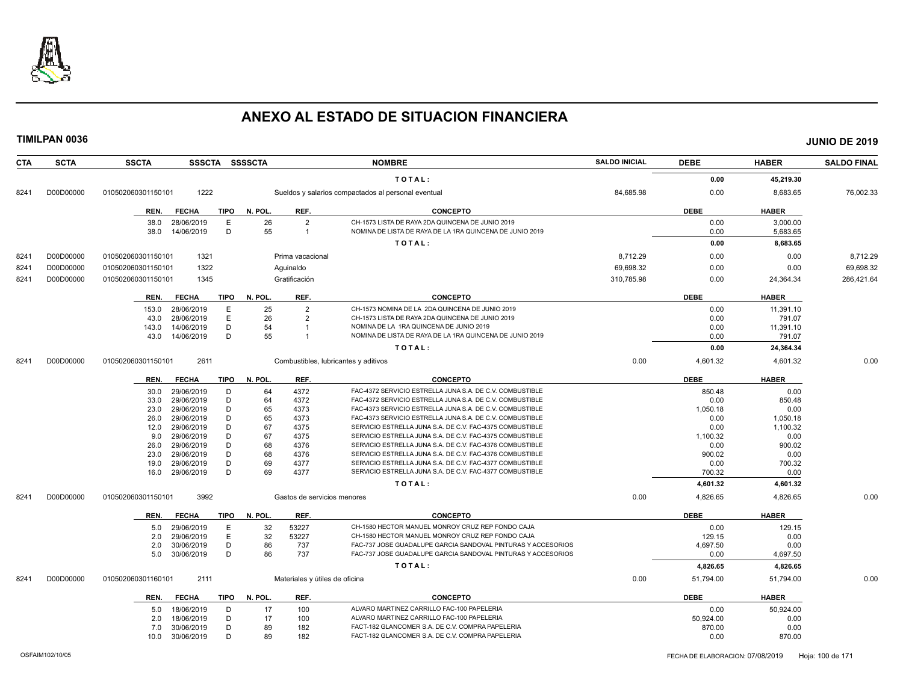# ANEXO AL ESTADO DE SITUACION FINANCIERA

**TIMILPAN 0036** **JUNIO DE 2019**

| CTA | SCTA | SSCTA | SSSCTA | SSSSCTA | NOMBRE | SALDO INICIAL | DEBE | HABER | SALDO FINAL |
|---|---|---|---|---|---|---|---|---|---|
| | | | | | TOTAL: | | 0.00 | 45,219.30 | |
| 8241 | D00D00000 | 010502060301150101 | 1222 | | Sueldos y salarios compactados al personal eventual | 84,685.98 | 0.00 | 8,683.65 | 76,002.33 |

| REN. | FECHA | TIPO | N. POL. | REF. | CONCEPTO | DEBE | HABER |
|---|---|---|---|---|---|---|---|
| 38.0 | 28/06/2019 | E | 26 | 2 | CH-1573 LISTA DE RAYA 2DA QUINCENA DE JUNIO 2019 | 0.00 | 3,000.00 |
| 38.0 | 14/06/2019 | D | 55 | 1 | NOMINA DE LISTA DE RAYA DE LA 1RA QUINCENA DE JUNIO 2019 | 0.00 | 5,683.65 |
| | | | | | TOTAL: | 0.00 | 8,683.65 |

| CTA | SCTA | SSCTA | SSSCTA | SSSSCTA | NOMBRE | SALDO INICIAL | DEBE | HABER | SALDO FINAL |
|---|---|---|---|---|---|---|---|---|---|
| 8241 | D00D00000 | 010502060301150101 | 1321 | | Prima vacacional | 8,712.29 | 0.00 | 0.00 | 8,712.29 |
| 8241 | D00D00000 | 010502060301150101 | 1322 | | Aguinaldo | 69,698.32 | 0.00 | 0.00 | 69,698.32 |
| 8241 | D00D00000 | 010502060301150101 | 1345 | | Gratificación | 310,785.98 | 0.00 | 24,364.34 | 286,421.64 |

| REN. | FECHA | TIPO | N. POL. | REF. | CONCEPTO | DEBE | HABER |
|---|---|---|---|---|---|---|---|
| 153.0 | 28/06/2019 | E | 25 | 2 | CH-1573 NOMINA DE LA 2DA QUINCENA DE JUNIO 2019 | 0.00 | 11,391.10 |
| 43.0 | 28/06/2019 | E | 26 | 2 | CH-1573 LISTA DE RAYA 2DA QUINCENA DE JUNIO 2019 | 0.00 | 791.07 |
| 143.0 | 14/06/2019 | D | 54 | 1 | NOMINA DE LA 1RA QUINCENA DE JUNIO 2019 | 0.00 | 11,391.10 |
| 43.0 | 14/06/2019 | D | 55 | 1 | NOMINA DE LISTA DE RAYA DE LA 1RA QUINCENA DE JUNIO 2019 | 0.00 | 791.07 |
| | | | | | TOTAL: | 0.00 | 24,364.34 |

| CTA | SCTA | SSCTA | SSSCTA | SSSSCTA | NOMBRE | SALDO INICIAL | DEBE | HABER | SALDO FINAL |
|---|---|---|---|---|---|---|---|---|---|
| 8241 | D00D00000 | 010502060301150101 | 2611 | | Combustibles, lubricantes y aditivos | 0.00 | 4,601.32 | 4,601.32 | 0.00 |

| REN. | FECHA | TIPO | N. POL. | REF. | CONCEPTO | DEBE | HABER |
|---|---|---|---|---|---|---|---|
| 30.0 | 29/06/2019 | D | 64 | 4372 | FAC-4372 SERVICIO ESTRELLA JUNA S.A. DE C.V. COMBUSTIBLE | 850.48 | 0.00 |
| 33.0 | 29/06/2019 | D | 64 | 4372 | FAC-4372 SERVICIO ESTRELLA JUNA S.A. DE C.V. COMBUSTIBLE | 0.00 | 850.48 |
| 23.0 | 29/06/2019 | D | 65 | 4373 | FAC-4373 SERVICIO ESTRELLA JUNA S.A. DE C.V. COMBUSTIBLE | 1,050.18 | 0.00 |
| 26.0 | 29/06/2019 | D | 65 | 4373 | FAC-4373 SERVICIO ESTRELLA JUNA S.A. DE C.V. COMBUSTIBLE | 0.00 | 1,050.18 |
| 12.0 | 29/06/2019 | D | 67 | 4375 | SERVICIO ESTRELLA JUNA S.A. DE C.V. FAC-4375 COMBUSTIBLE | 0.00 | 1,100.32 |
| 9.0 | 29/06/2019 | D | 67 | 4375 | SERVICIO ESTRELLA JUNA S.A. DE C.V. FAC-4375 COMBUSTIBLE | 1,100.32 | 0.00 |
| 26.0 | 29/06/2019 | D | 68 | 4376 | SERVICIO ESTRELLA JUNA S.A. DE C.V. FAC-4376 COMBUSTIBLE | 0.00 | 900.02 |
| 23.0 | 29/06/2019 | D | 68 | 4376 | SERVICIO ESTRELLA JUNA S.A. DE C.V. FAC-4376 COMBUSTIBLE | 900.02 | 0.00 |
| 19.0 | 29/06/2019 | D | 69 | 4377 | SERVICIO ESTRELLA JUNA S.A. DE C.V. FAC-4377 COMBUSTIBLE | 0.00 | 700.32 |
| 16.0 | 29/06/2019 | D | 69 | 4377 | SERVICIO ESTRELLA JUNA S.A. DE C.V. FAC-4377 COMBUSTIBLE | 700.32 | 0.00 |
| | | | | | TOTAL: | 4,601.32 | 4,601.32 |

| CTA | SCTA | SSCTA | SSSCTA | SSSSCTA | NOMBRE | SALDO INICIAL | DEBE | HABER | SALDO FINAL |
|---|---|---|---|---|---|---|---|---|---|
| 8241 | D00D00000 | 010502060301150101 | 3992 | | Gastos de servicios menores | 0.00 | 4,826.65 | 4,826.65 | 0.00 |

| REN. | FECHA | TIPO | N. POL. | REF. | CONCEPTO | DEBE | HABER |
|---|---|---|---|---|---|---|---|
| 5.0 | 29/06/2019 | E | 32 | 53227 | CH-1580 HECTOR MANUEL MONROY CRUZ REP FONDO CAJA | 0.00 | 129.15 |
| 2.0 | 29/06/2019 | E | 32 | 53227 | CH-1580 HECTOR MANUEL MONROY CRUZ REP FONDO CAJA | 129.15 | 0.00 |
| 2.0 | 30/06/2019 | D | 86 | 737 | FAC-737 JOSE GUADALUPE GARCIA SANDOVAL PINTURAS Y ACCESORIOS | 4,697.50 | 0.00 |
| 5.0 | 30/06/2019 | D | 86 | 737 | FAC-737 JOSE GUADALUPE GARCIA SANDOVAL PINTURAS Y ACCESORIOS | 0.00 | 4,697.50 |
| | | | | | TOTAL: | 4,826.65 | 4,826.65 |

| CTA | SCTA | SSCTA | SSSCTA | SSSSCTA | NOMBRE | SALDO INICIAL | DEBE | HABER | SALDO FINAL |
|---|---|---|---|---|---|---|---|---|---|
| 8241 | D00D00000 | 010502060301160101 | 2111 | | Materiales y útiles de oficina | 0.00 | 51,794.00 | 51,794.00 | 0.00 |

| REN. | FECHA | TIPO | N. POL. | REF. | CONCEPTO | DEBE | HABER |
|---|---|---|---|---|---|---|---|
| 5.0 | 18/06/2019 | D | 17 | 100 | ALVARO MARTINEZ CARRILLO FAC-100 PAPELERIA | 0.00 | 50,924.00 |
| 2.0 | 18/06/2019 | D | 17 | 100 | ALVARO MARTINEZ CARRILLO FAC-100 PAPELERIA | 50,924.00 | 0.00 |
| 7.0 | 30/06/2019 | D | 89 | 182 | FACT-182 GLANCOMER S.A. DE C.V. COMPRA PAPELERIA | 870.00 | 0.00 |
| 10.0 | 30/06/2019 | D | 89 | 182 | FACT-182 GLANCOMER S.A. DE C.V. COMPRA PAPELERIA | 0.00 | 870.00 |

OSFAIM102/10/05 FECHA DE ELABORACION: 07/08/2019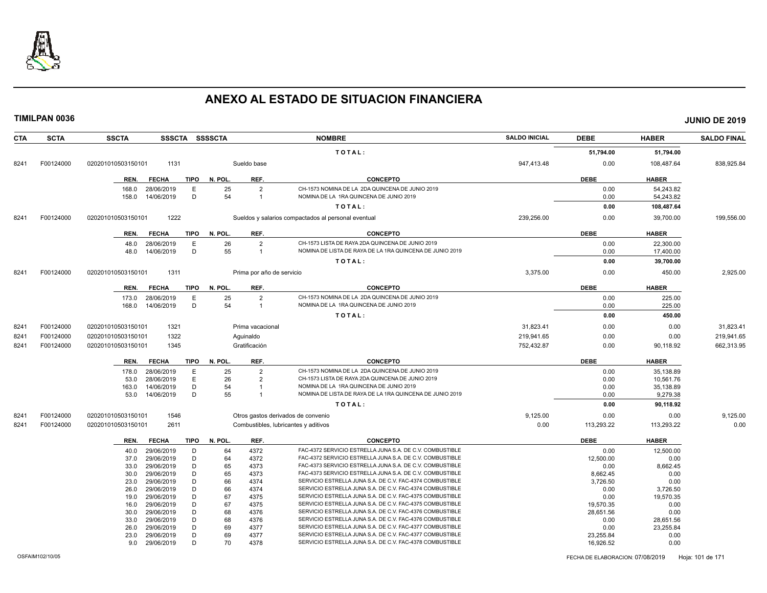# ANEXO AL ESTADO DE SITUACION FINANCIERA

**TIMILPAN 0036** — **JUNIO DE 2019**

| CTA | SCTA | SSCTA | SSSCTA | SSSSCTA | NOMBRE | SALDO INICIAL | DEBE | HABER | SALDO FINAL |
|---|---|---|---|---|---|---|---|---|---|
| | | | | | T O T A L : | | 51,794.00 | 51,794.00 | |
| 8241 | F00124000 | 020201010503150101 | 1131 | | Sueldo base | 947,413.48 | 0.00 | 108,487.64 | 838,925.84 |

| REN. | FECHA | TIPO | N. POL. | REF. | CONCEPTO | DEBE | HABER |
|---|---|---|---|---|---|---|---|
| 168.0 | 28/06/2019 | E | 25 | 2 | CH-1573 NOMINA DE LA 2DA QUINCENA DE JUNIO 2019 | 0.00 | 54,243.82 |
| 158.0 | 14/06/2019 | D | 54 | 1 | NOMINA DE LA 1RA QUINCENA DE JUNIO 2019 | 0.00 | 54,243.82 |
| | | | | | T O T A L : | 0.00 | 108,487.64 |

| CTA | SCTA | SSCTA | SSSCTA | SSSSCTA | NOMBRE | SALDO INICIAL | DEBE | HABER | SALDO FINAL |
|---|---|---|---|---|---|---|---|---|---|
| 8241 | F00124000 | 020201010503150101 | 1222 | | Sueldos y salarios compactados al personal eventual | 239,256.00 | 0.00 | 39,700.00 | 199,556.00 |

| REN. | FECHA | TIPO | N. POL. | REF. | CONCEPTO | DEBE | HABER |
|---|---|---|---|---|---|---|---|
| 48.0 | 28/06/2019 | E | 26 | 2 | CH-1573 LISTA DE RAYA 2DA QUINCENA DE JUNIO 2019 | 0.00 | 22,300.00 |
| 48.0 | 14/06/2019 | D | 55 | 1 | NOMINA DE LISTA DE RAYA DE LA 1RA QUINCENA DE JUNIO 2019 | 0.00 | 17,400.00 |
| | | | | | T O T A L : | 0.00 | 39,700.00 |

| CTA | SCTA | SSCTA | SSSCTA | SSSSCTA | NOMBRE | SALDO INICIAL | DEBE | HABER | SALDO FINAL |
|---|---|---|---|---|---|---|---|---|---|
| 8241 | F00124000 | 020201010503150101 | 1311 | | Prima por año de servicio | 3,375.00 | 0.00 | 450.00 | 2,925.00 |

| REN. | FECHA | TIPO | N. POL. | REF. | CONCEPTO | DEBE | HABER |
|---|---|---|---|---|---|---|---|
| 173.0 | 28/06/2019 | E | 25 | 2 | CH-1573 NOMINA DE LA 2DA QUINCENA DE JUNIO 2019 | 0.00 | 225.00 |
| 168.0 | 14/06/2019 | D | 54 | 1 | NOMINA DE LA 1RA QUINCENA DE JUNIO 2019 | 0.00 | 225.00 |
| | | | | | T O T A L : | 0.00 | 450.00 |

| CTA | SCTA | SSCTA | SSSCTA | SSSSCTA | NOMBRE | SALDO INICIAL | DEBE | HABER | SALDO FINAL |
|---|---|---|---|---|---|---|---|---|---|
| 8241 | F00124000 | 020201010503150101 | 1321 | | Prima vacacional | 31,823.41 | 0.00 | 0.00 | 31,823.41 |
| 8241 | F00124000 | 020201010503150101 | 1322 | | Aguinaldo | 219,941.65 | 0.00 | 0.00 | 219,941.65 |
| 8241 | F00124000 | 020201010503150101 | 1345 | | Gratificación | 752,432.87 | 0.00 | 90,118.92 | 662,313.95 |

| REN. | FECHA | TIPO | N. POL. | REF. | CONCEPTO | DEBE | HABER |
|---|---|---|---|---|---|---|---|
| 178.0 | 28/06/2019 | E | 25 | 2 | CH-1573 NOMINA DE LA 2DA QUINCENA DE JUNIO 2019 | 0.00 | 35,138.89 |
| 53.0 | 28/06/2019 | E | 26 | 2 | CH-1573 LISTA DE RAYA 2DA QUINCENA DE JUNIO 2019 | 0.00 | 10,561.76 |
| 163.0 | 14/06/2019 | D | 54 | 1 | NOMINA DE LA 1RA QUINCENA DE JUNIO 2019 | 0.00 | 35,138.89 |
| 53.0 | 14/06/2019 | D | 55 | 1 | NOMINA DE LISTA DE RAYA DE LA 1RA QUINCENA DE JUNIO 2019 | 0.00 | 9,279.38 |
| | | | | | T O T A L : | 0.00 | 90,118.92 |

| CTA | SCTA | SSCTA | SSSCTA | SSSSCTA | NOMBRE | SALDO INICIAL | DEBE | HABER | SALDO FINAL |
|---|---|---|---|---|---|---|---|---|---|
| 8241 | F00124000 | 020201010503150101 | 1546 | | Otros gastos derivados de convenio | 9,125.00 | 0.00 | 0.00 | 9,125.00 |
| 8241 | F00124000 | 020201010503150101 | 2611 | | Combustibles, lubricantes y aditivos | 0.00 | 113,293.22 | 113,293.22 | 0.00 |

| REN. | FECHA | TIPO | N. POL. | REF. | CONCEPTO | DEBE | HABER |
|---|---|---|---|---|---|---|---|
| 40.0 | 29/06/2019 | D | 64 | 4372 | FAC-4372 SERVICIO ESTRELLA JUNA S.A. DE C.V. COMBUSTIBLE | 0.00 | 12,500.00 |
| 37.0 | 29/06/2019 | D | 64 | 4372 | FAC-4372 SERVICIO ESTRELLA JUNA S.A. DE C.V. COMBUSTIBLE | 12,500.00 | 0.00 |
| 33.0 | 29/06/2019 | D | 65 | 4373 | FAC-4373 SERVICIO ESTRELLA JUNA S.A. DE C.V. COMBUSTIBLE | 0.00 | 8,662.45 |
| 30.0 | 29/06/2019 | D | 65 | 4373 | FAC-4373 SERVICIO ESTRELLA JUNA S.A. DE C.V. COMBUSTIBLE | 8,662.45 | 0.00 |
| 23.0 | 29/06/2019 | D | 66 | 4374 | SERVICIO ESTRELLA JUNA S.A. DE C.V. FAC-4374 COMBUSTIBLE | 3,726.50 | 0.00 |
| 26.0 | 29/06/2019 | D | 66 | 4374 | SERVICIO ESTRELLA JUNA S.A. DE C.V. FAC-4374 COMBUSTIBLE | 0.00 | 3,726.50 |
| 19.0 | 29/06/2019 | D | 67 | 4375 | SERVICIO ESTRELLA JUNA S.A. DE C.V. FAC-4375 COMBUSTIBLE | 0.00 | 19,570.35 |
| 16.0 | 29/06/2019 | D | 67 | 4375 | SERVICIO ESTRELLA JUNA S.A. DE C.V. FAC-4375 COMBUSTIBLE | 19,570.35 | 0.00 |
| 30.0 | 29/06/2019 | D | 68 | 4376 | SERVICIO ESTRELLA JUNA S.A. DE C.V. FAC-4376 COMBUSTIBLE | 28,651.56 | 0.00 |
| 33.0 | 29/06/2019 | D | 68 | 4376 | SERVICIO ESTRELLA JUNA S.A. DE C.V. FAC-4376 COMBUSTIBLE | 0.00 | 28,651.56 |
| 26.0 | 29/06/2019 | D | 69 | 4377 | SERVICIO ESTRELLA JUNA S.A. DE C.V. FAC-4377 COMBUSTIBLE | 0.00 | 23,255.84 |
| 23.0 | 29/06/2019 | D | 69 | 4377 | SERVICIO ESTRELLA JUNA S.A. DE C.V. FAC-4377 COMBUSTIBLE | 23,255.84 | 0.00 |
| 9.0 | 29/06/2019 | D | 70 | 4378 | SERVICIO ESTRELLA JUNA S.A. DE C.V. FAC-4378 COMBUSTIBLE | 16,926.52 | 0.00 |

OSFAIM102/10/05 — FECHA DE ELABORACION: 07/08/2019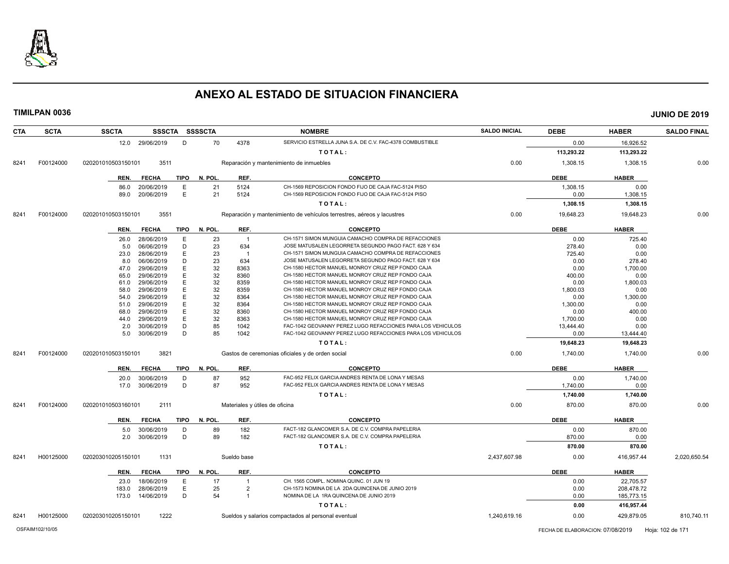# ANEXO AL ESTADO DE SITUACION FINANCIERA

**TIMILPAN 0036** **JUNIO DE 2019**

| CTA | SCTA | SSCTA | SSSCTA | SSSSCTA | NOMBRE | SALDO INICIAL | DEBE | HABER | SALDO FINAL |
|---|---|---|---|---|---|---|---|---|---|
| | | 12.0 29/06/2019 | D | 70 | 4378 SERVICIO ESTRELLA JUNA S.A. DE C.V. FAC-4378 COMBUSTIBLE | | 0.00 | 16,926.52 | |
| | | | | | TOTAL: | | 113,293.22 | 113,293.22 | |
| 8241 | F00124000 | 020201010503150101 | 3511 | | Reparación y mantenimiento de inmuebles | 0.00 | 1,308.15 | 1,308.15 | 0.00 |

| REN. | FECHA | TIPO | N. POL. | REF. | CONCEPTO | DEBE | HABER |
|---|---|---|---|---|---|---|---|
| 86.0 | 20/06/2019 | E | 21 | 5124 | CH-1569 REPOSICION FONDO FIJO DE CAJA FAC-5124 PISO | 1,308.15 | 0.00 |
| 89.0 | 20/06/2019 | E | 21 | 5124 | CH-1569 REPOSICION FONDO FIJO DE CAJA FAC-5124 PISO | 0.00 | 1,308.15 |
| | | | | | TOTAL: | 1,308.15 | 1,308.15 |

| CTA | SCTA | SSCTA | SSSCTA | NOMBRE | SALDO INICIAL | DEBE | HABER | SALDO FINAL |
|---|---|---|---|---|---|---|---|---|
| 8241 | F00124000 | 020201010503150101 | 3551 | Reparación y mantenimiento de vehículos terrestres, aéreos y lacustres | 0.00 | 19,648.23 | 19,648.23 | 0.00 |

| REN. | FECHA | TIPO | N. POL. | REF. | CONCEPTO | DEBE | HABER |
|---|---|---|---|---|---|---|---|
| 26.0 | 28/06/2019 | E | 23 | 1 | CH-1571 SIMON MUNGUIA CAMACHO COMPRA DE REFACCIONES | 0.00 | 725.40 |
| 5.0 | 06/06/2019 | D | 23 | 634 | JOSE MATUSALEN LEGORRETA SEGUNDO PAGO FACT. 628 Y 634 | 278.40 | 0.00 |
| 23.0 | 28/06/2019 | E | 23 | 1 | CH-1571 SIMON MUNGUIA CAMACHO COMPRA DE REFACCIONES | 725.40 | 0.00 |
| 8.0 | 06/06/2019 | D | 23 | 634 | JOSE MATUSALEN LEGORRETA SEGUNDO PAGO FACT. 628 Y 634 | 0.00 | 278.40 |
| 47.0 | 29/06/2019 | E | 32 | 8363 | CH-1580 HECTOR MANUEL MONROY CRUZ REP FONDO CAJA | 0.00 | 1,700.00 |
| 65.0 | 29/06/2019 | E | 32 | 8360 | CH-1580 HECTOR MANUEL MONROY CRUZ REP FONDO CAJA | 400.00 | 0.00 |
| 61.0 | 29/06/2019 | E | 32 | 8359 | CH-1580 HECTOR MANUEL MONROY CRUZ REP FONDO CAJA | 0.00 | 1,800.03 |
| 58.0 | 29/06/2019 | E | 32 | 8359 | CH-1580 HECTOR MANUEL MONROY CRUZ REP FONDO CAJA | 1,800.03 | 0.00 |
| 54.0 | 29/06/2019 | E | 32 | 8364 | CH-1580 HECTOR MANUEL MONROY CRUZ REP FONDO CAJA | 0.00 | 1,300.00 |
| 51.0 | 29/06/2019 | E | 32 | 8364 | CH-1580 HECTOR MANUEL MONROY CRUZ REP FONDO CAJA | 1,300.00 | 0.00 |
| 68.0 | 29/06/2019 | E | 32 | 8360 | CH-1580 HECTOR MANUEL MONROY CRUZ REP FONDO CAJA | 0.00 | 400.00 |
| 44.0 | 29/06/2019 | E | 32 | 8363 | CH-1580 HECTOR MANUEL MONROY CRUZ REP FONDO CAJA | 1,700.00 | 0.00 |
| 2.0 | 30/06/2019 | D | 85 | 1042 | FAC-1042 GEOVANNY PEREZ LUGO REFACCIONES PARA LOS VEHICULOS | 13,444.40 | 0.00 |
| 5.0 | 30/06/2019 | D | 85 | 1042 | FAC-1042 GEOVANNY PEREZ LUGO REFACCIONES PARA LOS VEHICULOS | 0.00 | 13,444.40 |
| | | | | | TOTAL: | 19,648.23 | 19,648.23 |

| CTA | SCTA | SSCTA | SSSCTA | NOMBRE | SALDO INICIAL | DEBE | HABER | SALDO FINAL |
|---|---|---|---|---|---|---|---|---|
| 8241 | F00124000 | 020201010503150101 | 3821 | Gastos de ceremonias oficiales y de orden social | 0.00 | 1,740.00 | 1,740.00 | 0.00 |

| REN. | FECHA | TIPO | N. POL. | REF. | CONCEPTO | DEBE | HABER |
|---|---|---|---|---|---|---|---|
| 20.0 | 30/06/2019 | D | 87 | 952 | FAC-952 FELIX GARCIA ANDRES RENTA DE LONA Y MESAS | 0.00 | 1,740.00 |
| 17.0 | 30/06/2019 | D | 87 | 952 | FAC-952 FELIX GARCIA ANDRES RENTA DE LONA Y MESAS | 1,740.00 | 0.00 |
| | | | | | TOTAL: | 1,740.00 | 1,740.00 |

| CTA | SCTA | SSCTA | SSSCTA | NOMBRE | SALDO INICIAL | DEBE | HABER | SALDO FINAL |
|---|---|---|---|---|---|---|---|---|
| 8241 | F00124000 | 020201010503160101 | 2111 | Materiales y útiles de oficina | 0.00 | 870.00 | 870.00 | 0.00 |

| REN. | FECHA | TIPO | N. POL. | REF. | CONCEPTO | DEBE | HABER |
|---|---|---|---|---|---|---|---|
| 5.0 | 30/06/2019 | D | 89 | 182 | FACT-182 GLANCOMER S.A. DE C.V. COMPRA PAPELERIA | 0.00 | 870.00 |
| 2.0 | 30/06/2019 | D | 89 | 182 | FACT-182 GLANCOMER S.A. DE C.V. COMPRA PAPELERIA | 870.00 | 0.00 |
| | | | | | TOTAL: | 870.00 | 870.00 |

| CTA | SCTA | SSCTA | SSSCTA | NOMBRE | SALDO INICIAL | DEBE | HABER | SALDO FINAL |
|---|---|---|---|---|---|---|---|---|
| 8241 | H00125000 | 020203010205150101 | 1131 | Sueldo base | 2,437,607.98 | 0.00 | 416,957.44 | 2,020,650.54 |

| REN. | FECHA | TIPO | N. POL. | REF. | CONCEPTO | DEBE | HABER |
|---|---|---|---|---|---|---|---|
| 23.0 | 18/06/2019 | E | 17 | 1 | CH. 1565 COMPL. NOMINA QUINC. 01 JUN 19 | 0.00 | 22,705.57 |
| 183.0 | 28/06/2019 | E | 25 | 2 | CH-1573 NOMINA DE LA 2DA QUINCENA DE JUNIO 2019 | 0.00 | 208,478.72 |
| 173.0 | 14/06/2019 | D | 54 | 1 | NOMINA DE LA 1RA QUINCENA DE JUNIO 2019 | 0.00 | 185,773.15 |
| | | | | | TOTAL: | 0.00 | 416,957.44 |

| CTA | SCTA | SSCTA | SSSCTA | NOMBRE | SALDO INICIAL | DEBE | HABER | SALDO FINAL |
|---|---|---|---|---|---|---|---|---|
| 8241 | H00125000 | 020203010205150101 | 1222 | Sueldos y salarios compactados al personal eventual | 1,240,619.16 | 0.00 | 429,879.05 | 810,740.11 |

OSFAIM102/10/05 FECHA DE ELABORACION: 07/08/2019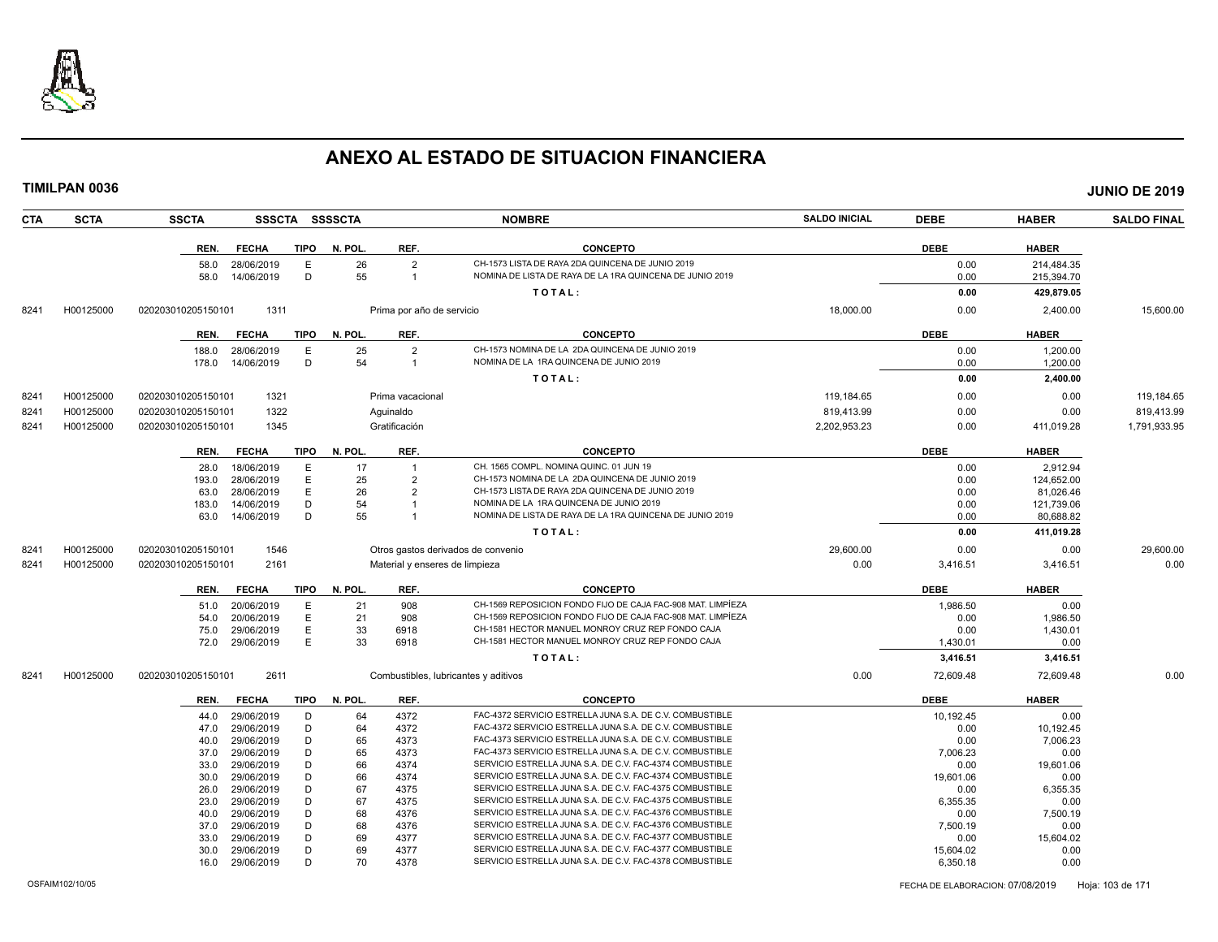# ANEXO AL ESTADO DE SITUACION FINANCIERA

**TIMILPAN 0036** **JUNIO DE 2019**

| CTA | SCTA | SSCTA | SSSCTA | SSSSCTA | NOMBRE | SALDO INICIAL | DEBE | HABER | SALDO FINAL |
|---|---|---|---|---|---|---|---|---|---|

| REN. | FECHA | TIPO | N. POL. | REF. | CONCEPTO | DEBE | HABER |
|---|---|---|---|---|---|---|---|
| 58.0 | 28/06/2019 | E | 26 | 2 | CH-1573 LISTA DE RAYA 2DA QUINCENA DE JUNIO 2019 | 0.00 | 214,484.35 |
| 58.0 | 14/06/2019 | D | 55 | 1 | NOMINA DE LISTA DE RAYA DE LA 1RA QUINCENA DE JUNIO 2019 | 0.00 | 215,394.70 |
| | | | | | TOTAL: | 0.00 | 429,879.05 |

| CTA | SCTA | SSCTA | SSSCTA | NOMBRE | SALDO INICIAL | DEBE | HABER | SALDO FINAL |
|---|---|---|---|---|---|---|---|---|
| 8241 | H00125000 | 020203010205150101 | 1311 | Prima por año de servicio | 18,000.00 | 0.00 | 2,400.00 | 15,600.00 |

| REN. | FECHA | TIPO | N. POL. | REF. | CONCEPTO | DEBE | HABER |
|---|---|---|---|---|---|---|---|
| 188.0 | 28/06/2019 | E | 25 | 2 | CH-1573 NOMINA DE LA 2DA QUINCENA DE JUNIO 2019 | 0.00 | 1,200.00 |
| 178.0 | 14/06/2019 | D | 54 | 1 | NOMINA DE LA 1RA QUINCENA DE JUNIO 2019 | 0.00 | 1,200.00 |
| | | | | | TOTAL: | 0.00 | 2,400.00 |

| CTA | SCTA | SSCTA | SSSCTA | NOMBRE | SALDO INICIAL | DEBE | HABER | SALDO FINAL |
|---|---|---|---|---|---|---|---|---|
| 8241 | H00125000 | 020203010205150101 | 1321 | Prima vacacional | 119,184.65 | 0.00 | 0.00 | 119,184.65 |
| 8241 | H00125000 | 020203010205150101 | 1322 | Aguinaldo | 819,413.99 | 0.00 | 0.00 | 819,413.99 |
| 8241 | H00125000 | 020203010205150101 | 1345 | Gratificación | 2,202,953.23 | 0.00 | 411,019.28 | 1,791,933.95 |

| REN. | FECHA | TIPO | N. POL. | REF. | CONCEPTO | DEBE | HABER |
|---|---|---|---|---|---|---|---|
| 28.0 | 18/06/2019 | E | 17 | 1 | CH. 1565 COMPL. NOMINA QUINC. 01 JUN 19 | 0.00 | 2,912.94 |
| 193.0 | 28/06/2019 | E | 25 | 2 | CH-1573 NOMINA DE LA 2DA QUINCENA DE JUNIO 2019 | 0.00 | 124,652.00 |
| 63.0 | 28/06/2019 | E | 26 | 2 | CH-1573 LISTA DE RAYA 2DA QUINCENA DE JUNIO 2019 | 0.00 | 81,026.46 |
| 183.0 | 14/06/2019 | D | 54 | 1 | NOMINA DE LA 1RA QUINCENA DE JUNIO 2019 | 0.00 | 121,739.06 |
| 63.0 | 14/06/2019 | D | 55 | 1 | NOMINA DE LISTA DE RAYA DE LA 1RA QUINCENA DE JUNIO 2019 | 0.00 | 80,688.82 |
| | | | | | TOTAL: | 0.00 | 411,019.28 |

| CTA | SCTA | SSCTA | SSSCTA | NOMBRE | SALDO INICIAL | DEBE | HABER | SALDO FINAL |
|---|---|---|---|---|---|---|---|---|
| 8241 | H00125000 | 020203010205150101 | 1546 | Otros gastos derivados de convenio | 29,600.00 | 0.00 | 0.00 | 29,600.00 |
| 8241 | H00125000 | 020203010205150101 | 2161 | Material y enseres de limpieza | 0.00 | 3,416.51 | 3,416.51 | 0.00 |

| REN. | FECHA | TIPO | N. POL. | REF. | CONCEPTO | DEBE | HABER |
|---|---|---|---|---|---|---|---|
| 51.0 | 20/06/2019 | E | 21 | 908 | CH-1569 REPOSICION FONDO FIJO DE CAJA FAC-908 MAT. LIMPÍEZA | 1,986.50 | 0.00 |
| 54.0 | 20/06/2019 | E | 21 | 908 | CH-1569 REPOSICION FONDO FIJO DE CAJA FAC-908 MAT. LIMPÍEZA | 0.00 | 1,986.50 |
| 75.0 | 29/06/2019 | E | 33 | 6918 | CH-1581 HECTOR MANUEL MONROY CRUZ REP FONDO CAJA | 0.00 | 1,430.01 |
| 72.0 | 29/06/2019 | E | 33 | 6918 | CH-1581 HECTOR MANUEL MONROY CRUZ REP FONDO CAJA | 1,430.01 | 0.00 |
| | | | | | TOTAL: | 3,416.51 | 3,416.51 |

| CTA | SCTA | SSCTA | SSSCTA | NOMBRE | SALDO INICIAL | DEBE | HABER | SALDO FINAL |
|---|---|---|---|---|---|---|---|---|
| 8241 | H00125000 | 020203010205150101 | 2611 | Combustibles, lubricantes y aditivos | 0.00 | 72,609.48 | 72,609.48 | 0.00 |

| REN. | FECHA | TIPO | N. POL. | REF. | CONCEPTO | DEBE | HABER |
|---|---|---|---|---|---|---|---|
| 44.0 | 29/06/2019 | D | 64 | 4372 | FAC-4372 SERVICIO ESTRELLA JUNA S.A. DE C.V. COMBUSTIBLE | 10,192.45 | 0.00 |
| 47.0 | 29/06/2019 | D | 64 | 4372 | FAC-4372 SERVICIO ESTRELLA JUNA S.A. DE C.V. COMBUSTIBLE | 0.00 | 10,192.45 |
| 40.0 | 29/06/2019 | D | 65 | 4373 | FAC-4373 SERVICIO ESTRELLA JUNA S.A. DE C.V. COMBUSTIBLE | 0.00 | 7,006.23 |
| 37.0 | 29/06/2019 | D | 65 | 4373 | FAC-4373 SERVICIO ESTRELLA JUNA S.A. DE C.V. COMBUSTIBLE | 7,006.23 | 0.00 |
| 33.0 | 29/06/2019 | D | 66 | 4374 | SERVICIO ESTRELLA JUNA S.A. DE C.V. FAC-4374 COMBUSTIBLE | 0.00 | 19,601.06 |
| 30.0 | 29/06/2019 | D | 66 | 4374 | SERVICIO ESTRELLA JUNA S.A. DE C.V. FAC-4374 COMBUSTIBLE | 19,601.06 | 0.00 |
| 26.0 | 29/06/2019 | D | 67 | 4375 | SERVICIO ESTRELLA JUNA S.A. DE C.V. FAC-4375 COMBUSTIBLE | 0.00 | 6,355.35 |
| 23.0 | 29/06/2019 | D | 67 | 4375 | SERVICIO ESTRELLA JUNA S.A. DE C.V. FAC-4375 COMBUSTIBLE | 6,355.35 | 0.00 |
| 40.0 | 29/06/2019 | D | 68 | 4376 | SERVICIO ESTRELLA JUNA S.A. DE C.V. FAC-4376 COMBUSTIBLE | 0.00 | 7,500.19 |
| 37.0 | 29/06/2019 | D | 68 | 4376 | SERVICIO ESTRELLA JUNA S.A. DE C.V. FAC-4376 COMBUSTIBLE | 7,500.19 | 0.00 |
| 33.0 | 29/06/2019 | D | 69 | 4377 | SERVICIO ESTRELLA JUNA S.A. DE C.V. FAC-4377 COMBUSTIBLE | 0.00 | 15,604.02 |
| 30.0 | 29/06/2019 | D | 69 | 4377 | SERVICIO ESTRELLA JUNA S.A. DE C.V. FAC-4377 COMBUSTIBLE | 15,604.02 | 0.00 |
| 16.0 | 29/06/2019 | D | 70 | 4378 | SERVICIO ESTRELLA JUNA S.A. DE C.V. FAC-4378 COMBUSTIBLE | 6,350.18 | 0.00 |

OSFAIM102/10/05 FECHA DE ELABORACION: 07/08/2019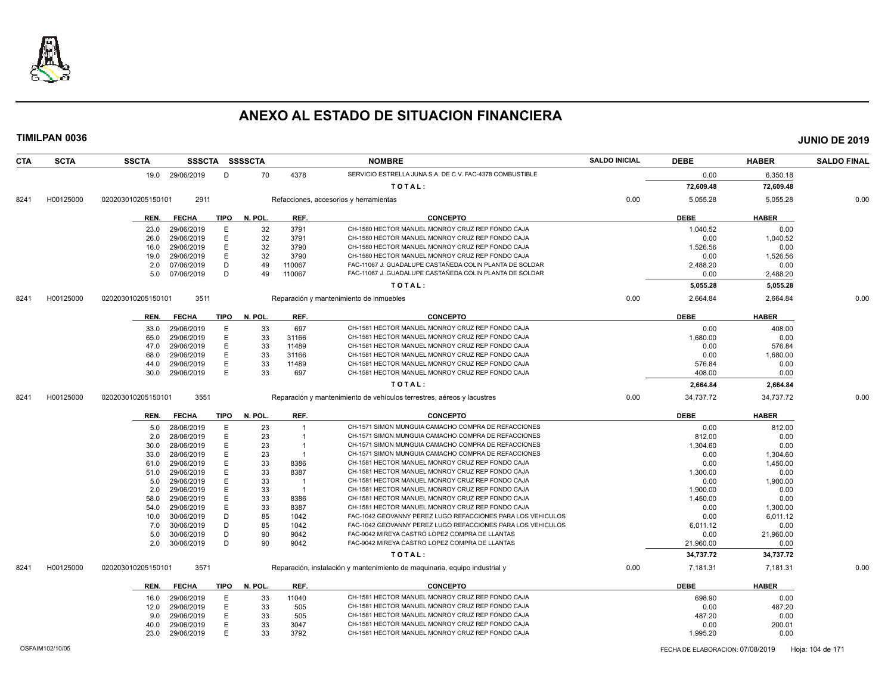# ANEXO AL ESTADO DE SITUACION FINANCIERA

**TIMILPAN 0036** **JUNIO DE 2019**

| CTA | SCTA | SSCTA | SSSCTA | SSSSCTA | NOMBRE | SALDO INICIAL | DEBE | HABER | SALDO FINAL |
|---|---|---|---|---|---|---|---|---|---|

| REN. | FECHA | TIPO | N. POL. | REF. | CONCEPTO | DEBE | HABER |
|---|---|---|---|---|---|---|---|
| 19.0 | 29/06/2019 | D | 70 | 4378 | SERVICIO ESTRELLA JUNA S.A. DE C.V. FAC-4378 COMBUSTIBLE | 0.00 | 6,350.18 |
| | | | | | **T O T A L :** | **72,609.48** | **72,609.48** |

| CTA | SCTA | SSCTA | SSSCTA | NOMBRE | SALDO INICIAL | DEBE | HABER | SALDO FINAL |
|---|---|---|---|---|---|---|---|---|
| 8241 | H00125000 | 020203010205150101 | 2911 | Refacciones, accesorios y herramientas | 0.00 | 5,055.28 | 5,055.28 | 0.00 |

| REN. | FECHA | TIPO | N. POL. | REF. | CONCEPTO | DEBE | HABER |
|---|---|---|---|---|---|---|---|
| 23.0 | 29/06/2019 | E | 32 | 3791 | CH-1580 HECTOR MANUEL MONROY CRUZ REP FONDO CAJA | 1,040.52 | 0.00 |
| 26.0 | 29/06/2019 | E | 32 | 3791 | CH-1580 HECTOR MANUEL MONROY CRUZ REP FONDO CAJA | 0.00 | 1,040.52 |
| 16.0 | 29/06/2019 | E | 32 | 3790 | CH-1580 HECTOR MANUEL MONROY CRUZ REP FONDO CAJA | 1,526.56 | 0.00 |
| 19.0 | 29/06/2019 | E | 32 | 3790 | CH-1580 HECTOR MANUEL MONROY CRUZ REP FONDO CAJA | 0.00 | 1,526.56 |
| 2.0 | 07/06/2019 | D | 49 | 110067 | FAC-11067 J. GUADALUPE CASTAÑEDA COLIN PLANTA DE SOLDAR | 2,488.20 | 0.00 |
| 5.0 | 07/06/2019 | D | 49 | 110067 | FAC-11067 J. GUADALUPE CASTAÑEDA COLIN PLANTA DE SOLDAR | 0.00 | 2,488.20 |
| | | | | | **T O T A L :** | **5,055.28** | **5,055.28** |

| CTA | SCTA | SSCTA | SSSCTA | NOMBRE | SALDO INICIAL | DEBE | HABER | SALDO FINAL |
|---|---|---|---|---|---|---|---|---|
| 8241 | H00125000 | 020203010205150101 | 3511 | Reparación y mantenimiento de inmuebles | 0.00 | 2,664.84 | 2,664.84 | 0.00 |

| REN. | FECHA | TIPO | N. POL. | REF. | CONCEPTO | DEBE | HABER |
|---|---|---|---|---|---|---|---|
| 33.0 | 29/06/2019 | E | 33 | 697 | CH-1581 HECTOR MANUEL MONROY CRUZ REP FONDO CAJA | 0.00 | 408.00 |
| 65.0 | 29/06/2019 | E | 33 | 31166 | CH-1581 HECTOR MANUEL MONROY CRUZ REP FONDO CAJA | 1,680.00 | 0.00 |
| 47.0 | 29/06/2019 | E | 33 | 11489 | CH-1581 HECTOR MANUEL MONROY CRUZ REP FONDO CAJA | 0.00 | 576.84 |
| 68.0 | 29/06/2019 | E | 33 | 31166 | CH-1581 HECTOR MANUEL MONROY CRUZ REP FONDO CAJA | 0.00 | 1,680.00 |
| 44.0 | 29/06/2019 | E | 33 | 11489 | CH-1581 HECTOR MANUEL MONROY CRUZ REP FONDO CAJA | 576.84 | 0.00 |
| 30.0 | 29/06/2019 | E | 33 | 697 | CH-1581 HECTOR MANUEL MONROY CRUZ REP FONDO CAJA | 408.00 | 0.00 |
| | | | | | **T O T A L :** | **2,664.84** | **2,664.84** |

| CTA | SCTA | SSCTA | SSSCTA | NOMBRE | SALDO INICIAL | DEBE | HABER | SALDO FINAL |
|---|---|---|---|---|---|---|---|---|
| 8241 | H00125000 | 020203010205150101 | 3551 | Reparación y mantenimiento de vehículos terrestres, aéreos y lacustres | 0.00 | 34,737.72 | 34,737.72 | 0.00 |

| REN. | FECHA | TIPO | N. POL. | REF. | CONCEPTO | DEBE | HABER |
|---|---|---|---|---|---|---|---|
| 5.0 | 28/06/2019 | E | 23 | 1 | CH-1571 SIMON MUNGUIA CAMACHO COMPRA DE REFACCIONES | 0.00 | 812.00 |
| 2.0 | 28/06/2019 | E | 23 | 1 | CH-1571 SIMON MUNGUIA CAMACHO COMPRA DE REFACCIONES | 812.00 | 0.00 |
| 30.0 | 28/06/2019 | E | 23 | 1 | CH-1571 SIMON MUNGUIA CAMACHO COMPRA DE REFACCIONES | 1,304.60 | 0.00 |
| 33.0 | 28/06/2019 | E | 23 | 1 | CH-1571 SIMON MUNGUIA CAMACHO COMPRA DE REFACCIONES | 0.00 | 1,304.60 |
| 61.0 | 29/06/2019 | E | 33 | 8386 | CH-1581 HECTOR MANUEL MONROY CRUZ REP FONDO CAJA | 0.00 | 1,450.00 |
| 51.0 | 29/06/2019 | E | 33 | 8387 | CH-1581 HECTOR MANUEL MONROY CRUZ REP FONDO CAJA | 1,300.00 | 0.00 |
| 5.0 | 29/06/2019 | E | 33 | 1 | CH-1581 HECTOR MANUEL MONROY CRUZ REP FONDO CAJA | 0.00 | 1,900.00 |
| 2.0 | 29/06/2019 | E | 33 | 1 | CH-1581 HECTOR MANUEL MONROY CRUZ REP FONDO CAJA | 1,900.00 | 0.00 |
| 58.0 | 29/06/2019 | E | 33 | 8386 | CH-1581 HECTOR MANUEL MONROY CRUZ REP FONDO CAJA | 1,450.00 | 0.00 |
| 54.0 | 29/06/2019 | E | 33 | 8387 | CH-1581 HECTOR MANUEL MONROY CRUZ REP FONDO CAJA | 0.00 | 1,300.00 |
| 10.0 | 30/06/2019 | D | 85 | 1042 | FAC-1042 GEOVANNY PEREZ LUGO REFACCIONES PARA LOS VEHICULOS | 0.00 | 6,011.12 |
| 7.0 | 30/06/2019 | D | 85 | 1042 | FAC-1042 GEOVANNY PEREZ LUGO REFACCIONES PARA LOS VEHICULOS | 6,011.12 | 0.00 |
| 5.0 | 30/06/2019 | D | 90 | 9042 | FAC-9042 MIREYA CASTRO LOPEZ COMPRA DE LLANTAS | 0.00 | 21,960.00 |
| 2.0 | 30/06/2019 | D | 90 | 9042 | FAC-9042 MIREYA CASTRO LOPEZ COMPRA DE LLANTAS | 21,960.00 | 0.00 |
| | | | | | **T O T A L :** | **34,737.72** | **34,737.72** |

| CTA | SCTA | SSCTA | SSSCTA | NOMBRE | SALDO INICIAL | DEBE | HABER | SALDO FINAL |
|---|---|---|---|---|---|---|---|---|
| 8241 | H00125000 | 020203010205150101 | 3571 | Reparación, instalación y mantenimiento de maquinaria, equipo industrial y | 0.00 | 7,181.31 | 7,181.31 | 0.00 |

| REN. | FECHA | TIPO | N. POL. | REF. | CONCEPTO | DEBE | HABER |
|---|---|---|---|---|---|---|---|
| 16.0 | 29/06/2019 | E | 33 | 11040 | CH-1581 HECTOR MANUEL MONROY CRUZ REP FONDO CAJA | 698.90 | 0.00 |
| 12.0 | 29/06/2019 | E | 33 | 505 | CH-1581 HECTOR MANUEL MONROY CRUZ REP FONDO CAJA | 0.00 | 487.20 |
| 9.0 | 29/06/2019 | E | 33 | 505 | CH-1581 HECTOR MANUEL MONROY CRUZ REP FONDO CAJA | 487.20 | 0.00 |
| 40.0 | 29/06/2019 | E | 33 | 3047 | CH-1581 HECTOR MANUEL MONROY CRUZ REP FONDO CAJA | 0.00 | 200.01 |
| 23.0 | 29/06/2019 | E | 33 | 3792 | CH-1581 HECTOR MANUEL MONROY CRUZ REP FONDO CAJA | 1,995.20 | 0.00 |

OSFAIM102/10/05 FECHA DE ELABORACION: 07/08/2019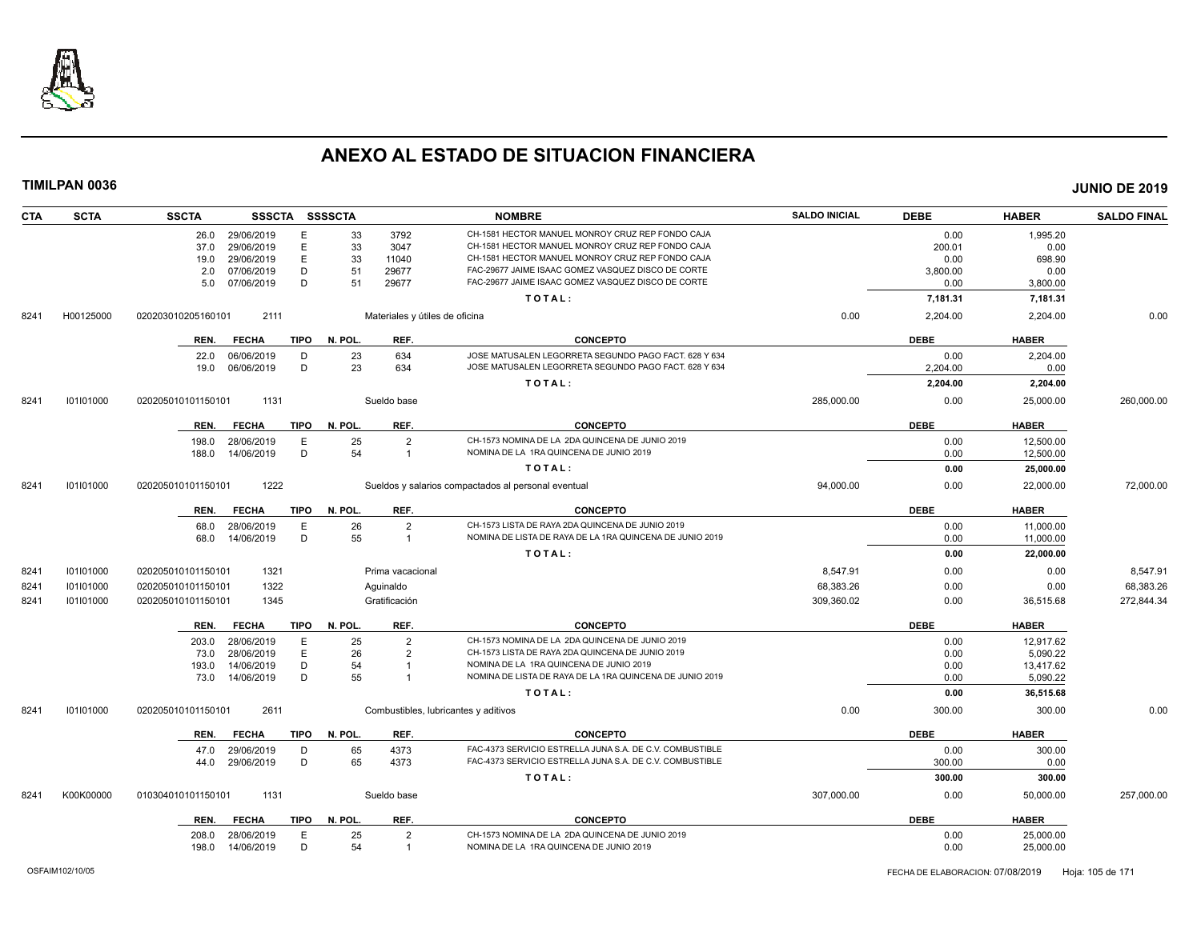# ANEXO AL ESTADO DE SITUACION FINANCIERA

**TIMILPAN 0036** **JUNIO DE 2019**

| CTA | SCTA | SSCTA | SSSCTA | SSSSCTA | | NOMBRE | SALDO INICIAL | DEBE | HABER | SALDO FINAL |
|---|---|---|---|---|---|---|---|---|---|---|
| | | 26.0 | 29/06/2019 | E | 33 | 3792 CH-1581 HECTOR MANUEL MONROY CRUZ REP FONDO CAJA | | 0.00 | 1,995.20 | |
| | | 37.0 | 29/06/2019 | E | 33 | 3047 CH-1581 HECTOR MANUEL MONROY CRUZ REP FONDO CAJA | | 200.01 | 0.00 | |
| | | 19.0 | 29/06/2019 | E | 33 | 11040 CH-1581 HECTOR MANUEL MONROY CRUZ REP FONDO CAJA | | 0.00 | 698.90 | |
| | | 2.0 | 07/06/2019 | D | 51 | 29677 FAC-29677 JAIME ISAAC GOMEZ VASQUEZ DISCO DE CORTE | | 3,800.00 | 0.00 | |
| | | 5.0 | 07/06/2019 | D | 51 | 29677 FAC-29677 JAIME ISAAC GOMEZ VASQUEZ DISCO DE CORTE | | 0.00 | 3,800.00 | |
| | | | | | | TOTAL: | | 7,181.31 | 7,181.31 | |
| 8241 | H00125000 | 020203010205160101 | 2111 | | | Materiales y útiles de oficina | 0.00 | 2,204.00 | 2,204.00 | 0.00 |
| | | REN. | FECHA | TIPO | N. POL. | REF. CONCEPTO | | DEBE | HABER | |
| | | 22.0 | 06/06/2019 | D | 23 | 634 JOSE MATUSALEN LEGORRETA SEGUNDO PAGO FACT. 628 Y 634 | | 0.00 | 2,204.00 | |
| | | 19.0 | 06/06/2019 | D | 23 | 634 JOSE MATUSALEN LEGORRETA SEGUNDO PAGO FACT. 628 Y 634 | | 2,204.00 | 0.00 | |
| | | | | | | TOTAL: | | 2,204.00 | 2,204.00 | |
| 8241 | I01I01000 | 020205010101150101 | 1131 | | | Sueldo base | 285,000.00 | 0.00 | 25,000.00 | 260,000.00 |
| | | REN. | FECHA | TIPO | N. POL. | REF. CONCEPTO | | DEBE | HABER | |
| | | 198.0 | 28/06/2019 | E | 25 | 2 CH-1573 NOMINA DE LA 2DA QUINCENA DE JUNIO 2019 | | 0.00 | 12,500.00 | |
| | | 188.0 | 14/06/2019 | D | 54 | 1 NOMINA DE LA 1RA QUINCENA DE JUNIO 2019 | | 0.00 | 12,500.00 | |
| | | | | | | TOTAL: | | 0.00 | 25,000.00 | |
| 8241 | I01I01000 | 020205010101150101 | 1222 | | | Sueldos y salarios compactados al personal eventual | 94,000.00 | 0.00 | 22,000.00 | 72,000.00 |
| | | REN. | FECHA | TIPO | N. POL. | REF. CONCEPTO | | DEBE | HABER | |
| | | 68.0 | 28/06/2019 | E | 26 | 2 CH-1573 LISTA DE RAYA 2DA QUINCENA DE JUNIO 2019 | | 0.00 | 11,000.00 | |
| | | 68.0 | 14/06/2019 | D | 55 | 1 NOMINA DE LISTA DE RAYA DE LA 1RA QUINCENA DE JUNIO 2019 | | 0.00 | 11,000.00 | |
| | | | | | | TOTAL: | | 0.00 | 22,000.00 | |
| 8241 | I01I01000 | 020205010101150101 | 1321 | | | Prima vacacional | 8,547.91 | 0.00 | 0.00 | 8,547.91 |
| 8241 | I01I01000 | 020205010101150101 | 1322 | | | Aguinaldo | 68,383.26 | 0.00 | 0.00 | 68,383.26 |
| 8241 | I01I01000 | 020205010101150101 | 1345 | | | Gratificación | 309,360.02 | 0.00 | 36,515.68 | 272,844.34 |
| | | REN. | FECHA | TIPO | N. POL. | REF. CONCEPTO | | DEBE | HABER | |
| | | 203.0 | 28/06/2019 | E | 25 | 2 CH-1573 NOMINA DE LA 2DA QUINCENA DE JUNIO 2019 | | 0.00 | 12,917.62 | |
| | | 73.0 | 28/06/2019 | E | 26 | 2 CH-1573 LISTA DE RAYA 2DA QUINCENA DE JUNIO 2019 | | 0.00 | 5,090.22 | |
| | | 193.0 | 14/06/2019 | D | 54 | 1 NOMINA DE LA 1RA QUINCENA DE JUNIO 2019 | | 0.00 | 13,417.62 | |
| | | 73.0 | 14/06/2019 | D | 55 | 1 NOMINA DE LISTA DE RAYA DE LA 1RA QUINCENA DE JUNIO 2019 | | 0.00 | 5,090.22 | |
| | | | | | | TOTAL: | | 0.00 | 36,515.68 | |
| 8241 | I01I01000 | 020205010101150101 | 2611 | | | Combustibles, lubricantes y aditivos | 0.00 | 300.00 | 300.00 | 0.00 |
| | | REN. | FECHA | TIPO | N. POL. | REF. CONCEPTO | | DEBE | HABER | |
| | | 47.0 | 29/06/2019 | D | 65 | 4373 FAC-4373 SERVICIO ESTRELLA JUNA S.A. DE C.V. COMBUSTIBLE | | 0.00 | 300.00 | |
| | | 44.0 | 29/06/2019 | D | 65 | 4373 FAC-4373 SERVICIO ESTRELLA JUNA S.A. DE C.V. COMBUSTIBLE | | 300.00 | 0.00 | |
| | | | | | | TOTAL: | | 300.00 | 300.00 | |
| 8241 | K00K00000 | 010304010101150101 | 1131 | | | Sueldo base | 307,000.00 | 0.00 | 50,000.00 | 257,000.00 |
| | | REN. | FECHA | TIPO | N. POL. | REF. CONCEPTO | | DEBE | HABER | |
| | | 208.0 | 28/06/2019 | E | 25 | 2 CH-1573 NOMINA DE LA 2DA QUINCENA DE JUNIO 2019 | | 0.00 | 25,000.00 | |
| | | 198.0 | 14/06/2019 | D | 54 | 1 NOMINA DE LA 1RA QUINCENA DE JUNIO 2019 | | 0.00 | 25,000.00 | |

OSFAIM102/10/05 FECHA DE ELABORACION: 07/08/2019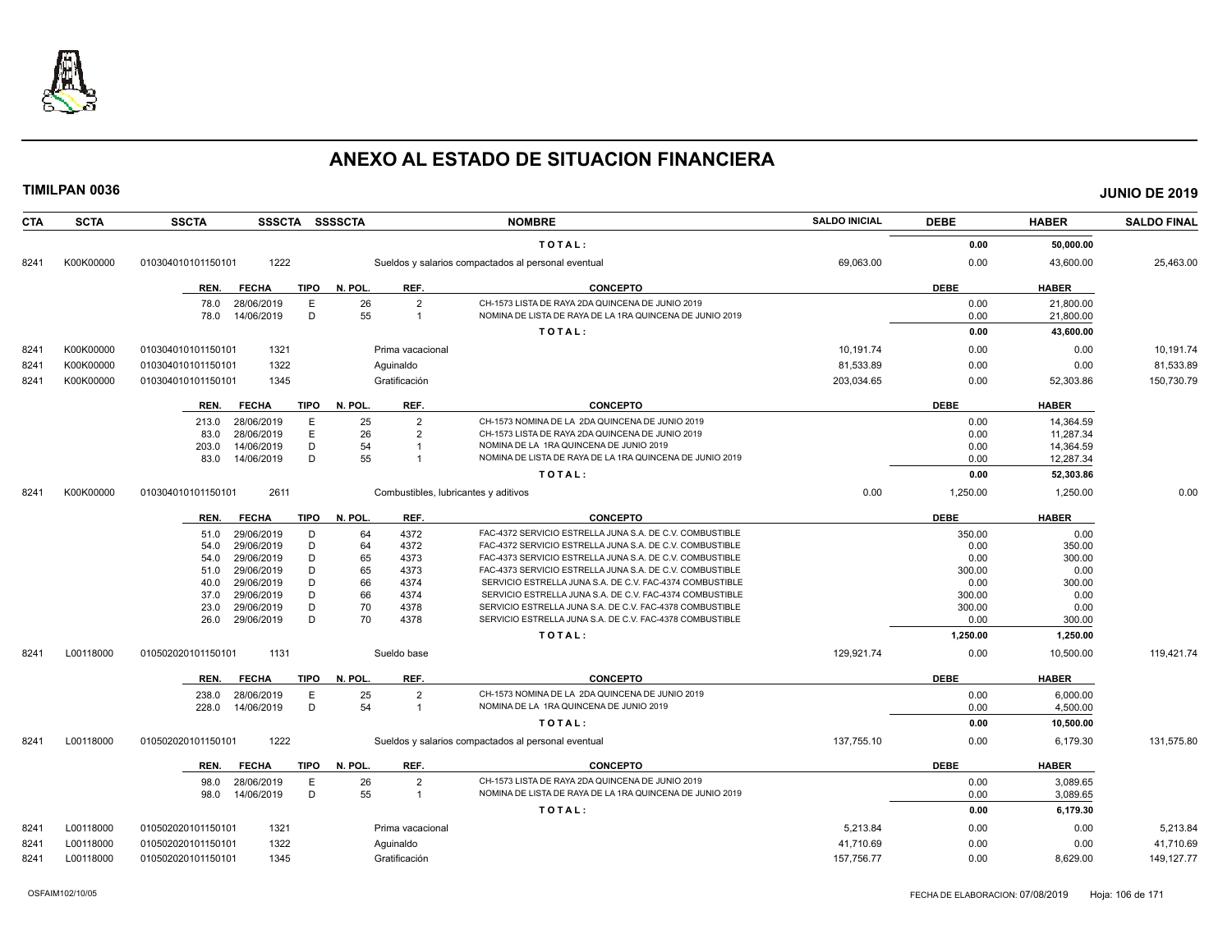# ANEXO AL ESTADO DE SITUACION FINANCIERA

**TIMILPAN 0036** **JUNIO DE 2019**

| CTA | SCTA | SSCTA | SSSCTA | SSSSCTA | NOMBRE | SALDO INICIAL | DEBE | HABER | SALDO FINAL |
|---|---|---|---|---|---|---|---|---|---|
| | | | | | TOTAL: | | 0.00 | 50,000.00 | |
| 8241 | K00K00000 | 010304010101150101 | 1222 | | Sueldos y salarios compactados al personal eventual | 69,063.00 | 0.00 | 43,600.00 | 25,463.00 |

| REN. | FECHA | TIPO | N. POL. | REF. | CONCEPTO | DEBE | HABER |
|---|---|---|---|---|---|---|---|
| 78.0 | 28/06/2019 | E | 26 | 2 | CH-1573 LISTA DE RAYA 2DA QUINCENA DE JUNIO 2019 | 0.00 | 21,800.00 |
| 78.0 | 14/06/2019 | D | 55 | 1 | NOMINA DE LISTA DE RAYA DE LA 1RA QUINCENA DE JUNIO 2019 | 0.00 | 21,800.00 |
| | | | | | TOTAL: | 0.00 | 43,600.00 |

| CTA | SCTA | SSCTA | SSSCTA | SSSSCTA | NOMBRE | SALDO INICIAL | DEBE | HABER | SALDO FINAL |
|---|---|---|---|---|---|---|---|---|---|
| 8241 | K00K00000 | 010304010101150101 | 1321 | | Prima vacacional | 10,191.74 | 0.00 | 0.00 | 10,191.74 |
| 8241 | K00K00000 | 010304010101150101 | 1322 | | Aguinaldo | 81,533.89 | 0.00 | 0.00 | 81,533.89 |
| 8241 | K00K00000 | 010304010101150101 | 1345 | | Gratificación | 203,034.65 | 0.00 | 52,303.86 | 150,730.79 |

| REN. | FECHA | TIPO | N. POL. | REF. | CONCEPTO | DEBE | HABER |
|---|---|---|---|---|---|---|---|
| 213.0 | 28/06/2019 | E | 25 | 2 | CH-1573 NOMINA DE LA 2DA QUINCENA DE JUNIO 2019 | 0.00 | 14,364.59 |
| 83.0 | 28/06/2019 | E | 26 | 2 | CH-1573 LISTA DE RAYA 2DA QUINCENA DE JUNIO 2019 | 0.00 | 11,287.34 |
| 203.0 | 14/06/2019 | D | 54 | 1 | NOMINA DE LA 1RA QUINCENA DE JUNIO 2019 | 0.00 | 14,364.59 |
| 83.0 | 14/06/2019 | D | 55 | 1 | NOMINA DE LISTA DE RAYA DE LA 1RA QUINCENA DE JUNIO 2019 | 0.00 | 12,287.34 |
| | | | | | TOTAL: | 0.00 | 52,303.86 |

| CTA | SCTA | SSCTA | SSSCTA | SSSSCTA | NOMBRE | SALDO INICIAL | DEBE | HABER | SALDO FINAL |
|---|---|---|---|---|---|---|---|---|---|
| 8241 | K00K00000 | 010304010101150101 | 2611 | | Combustibles, lubricantes y aditivos | 0.00 | 1,250.00 | 1,250.00 | 0.00 |

| REN. | FECHA | TIPO | N. POL. | REF. | CONCEPTO | DEBE | HABER |
|---|---|---|---|---|---|---|---|
| 51.0 | 29/06/2019 | D | 64 | 4372 | FAC-4372 SERVICIO ESTRELLA JUNA S.A. DE C.V. COMBUSTIBLE | 350.00 | 0.00 |
| 54.0 | 29/06/2019 | D | 64 | 4372 | FAC-4372 SERVICIO ESTRELLA JUNA S.A. DE C.V. COMBUSTIBLE | 0.00 | 350.00 |
| 54.0 | 29/06/2019 | D | 65 | 4373 | FAC-4373 SERVICIO ESTRELLA JUNA S.A. DE C.V. COMBUSTIBLE | 0.00 | 300.00 |
| 51.0 | 29/06/2019 | D | 65 | 4373 | FAC-4373 SERVICIO ESTRELLA JUNA S.A. DE C.V. COMBUSTIBLE | 300.00 | 0.00 |
| 40.0 | 29/06/2019 | D | 66 | 4374 | SERVICIO ESTRELLA JUNA S.A. DE C.V. FAC-4374 COMBUSTIBLE | 0.00 | 300.00 |
| 37.0 | 29/06/2019 | D | 66 | 4374 | SERVICIO ESTRELLA JUNA S.A. DE C.V. FAC-4374 COMBUSTIBLE | 300.00 | 0.00 |
| 23.0 | 29/06/2019 | D | 70 | 4378 | SERVICIO ESTRELLA JUNA S.A. DE C.V. FAC-4378 COMBUSTIBLE | 300.00 | 0.00 |
| 26.0 | 29/06/2019 | D | 70 | 4378 | SERVICIO ESTRELLA JUNA S.A. DE C.V. FAC-4378 COMBUSTIBLE | 0.00 | 300.00 |
| | | | | | TOTAL: | 1,250.00 | 1,250.00 |

| CTA | SCTA | SSCTA | SSSCTA | SSSSCTA | NOMBRE | SALDO INICIAL | DEBE | HABER | SALDO FINAL |
|---|---|---|---|---|---|---|---|---|---|
| 8241 | L00118000 | 010502020101150101 | 1131 | | Sueldo base | 129,921.74 | 0.00 | 10,500.00 | 119,421.74 |

| REN. | FECHA | TIPO | N. POL. | REF. | CONCEPTO | DEBE | HABER |
|---|---|---|---|---|---|---|---|
| 238.0 | 28/06/2019 | E | 25 | 2 | CH-1573 NOMINA DE LA 2DA QUINCENA DE JUNIO 2019 | 0.00 | 6,000.00 |
| 228.0 | 14/06/2019 | D | 54 | 1 | NOMINA DE LA 1RA QUINCENA DE JUNIO 2019 | 0.00 | 4,500.00 |
| | | | | | TOTAL: | 0.00 | 10,500.00 |

| CTA | SCTA | SSCTA | SSSCTA | SSSSCTA | NOMBRE | SALDO INICIAL | DEBE | HABER | SALDO FINAL |
|---|---|---|---|---|---|---|---|---|---|
| 8241 | L00118000 | 010502020101150101 | 1222 | | Sueldos y salarios compactados al personal eventual | 137,755.10 | 0.00 | 6,179.30 | 131,575.80 |

| REN. | FECHA | TIPO | N. POL. | REF. | CONCEPTO | DEBE | HABER |
|---|---|---|---|---|---|---|---|
| 98.0 | 28/06/2019 | E | 26 | 2 | CH-1573 LISTA DE RAYA 2DA QUINCENA DE JUNIO 2019 | 0.00 | 3,089.65 |
| 98.0 | 14/06/2019 | D | 55 | 1 | NOMINA DE LISTA DE RAYA DE LA 1RA QUINCENA DE JUNIO 2019 | 0.00 | 3,089.65 |
| | | | | | TOTAL: | 0.00 | 6,179.30 |

| CTA | SCTA | SSCTA | SSSCTA | SSSSCTA | NOMBRE | SALDO INICIAL | DEBE | HABER | SALDO FINAL |
|---|---|---|---|---|---|---|---|---|---|
| 8241 | L00118000 | 010502020101150101 | 1321 | | Prima vacacional | 5,213.84 | 0.00 | 0.00 | 5,213.84 |
| 8241 | L00118000 | 010502020101150101 | 1322 | | Aguinaldo | 41,710.69 | 0.00 | 0.00 | 41,710.69 |
| 8241 | L00118000 | 010502020101150101 | 1345 | | Gratificación | 157,756.77 | 0.00 | 8,629.00 | 149,127.77 |

OSFAIM102/10/05 FECHA DE ELABORACION: 07/08/2019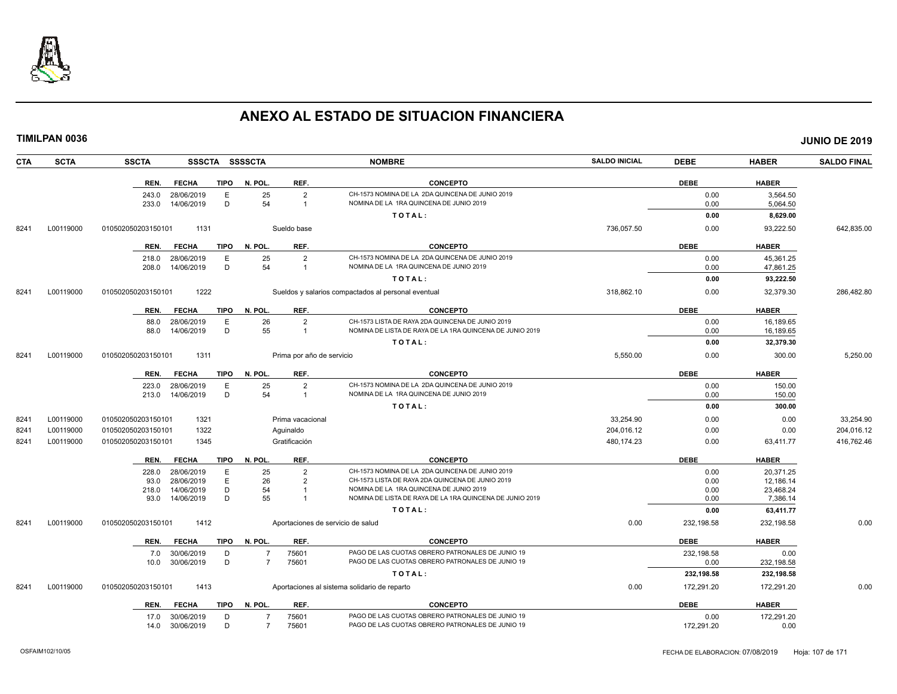# ANEXO AL ESTADO DE SITUACION FINANCIERA

**TIMILPAN 0036** — **JUNIO DE 2019**

| CTA | SCTA | SSCTA | SSSCTA | SSSSCTA | NOMBRE | SALDO INICIAL | DEBE | HABER | SALDO FINAL |
|---|---|---|---|---|---|---|---|---|---|

| REN. | FECHA | TIPO | N. POL. | REF. | CONCEPTO | DEBE | HABER |
|---|---|---|---|---|---|---|---|
| 243.0 | 28/06/2019 | E | 25 | 2 | CH-1573 NOMINA DE LA 2DA QUINCENA DE JUNIO 2019 | 0.00 | 3,564.50 |
| 233.0 | 14/06/2019 | D | 54 | 1 | NOMINA DE LA 1RA QUINCENA DE JUNIO 2019 | 0.00 | 5,064.50 |
| | | | | | **TOTAL:** | **0.00** | **8,629.00** |

| CTA | SCTA | SSCTA | SSSCTA | NOMBRE | SALDO INICIAL | DEBE | HABER | SALDO FINAL |
|---|---|---|---|---|---|---|---|---|
| 8241 | L00119000 | 010502050203150101 | 1131 | Sueldo base | 736,057.50 | 0.00 | 93,222.50 | 642,835.00 |

| REN. | FECHA | TIPO | N. POL. | REF. | CONCEPTO | DEBE | HABER |
|---|---|---|---|---|---|---|---|
| 218.0 | 28/06/2019 | E | 25 | 2 | CH-1573 NOMINA DE LA 2DA QUINCENA DE JUNIO 2019 | 0.00 | 45,361.25 |
| 208.0 | 14/06/2019 | D | 54 | 1 | NOMINA DE LA 1RA QUINCENA DE JUNIO 2019 | 0.00 | 47,861.25 |
| | | | | | **TOTAL:** | **0.00** | **93,222.50** |

| CTA | SCTA | SSCTA | SSSCTA | NOMBRE | SALDO INICIAL | DEBE | HABER | SALDO FINAL |
|---|---|---|---|---|---|---|---|---|
| 8241 | L00119000 | 010502050203150101 | 1222 | Sueldos y salarios compactados al personal eventual | 318,862.10 | 0.00 | 32,379.30 | 286,482.80 |

| REN. | FECHA | TIPO | N. POL. | REF. | CONCEPTO | DEBE | HABER |
|---|---|---|---|---|---|---|---|
| 88.0 | 28/06/2019 | E | 26 | 2 | CH-1573 LISTA DE RAYA 2DA QUINCENA DE JUNIO 2019 | 0.00 | 16,189.65 |
| 88.0 | 14/06/2019 | D | 55 | 1 | NOMINA DE LISTA DE RAYA DE LA 1RA QUINCENA DE JUNIO 2019 | 0.00 | 16,189.65 |
| | | | | | **TOTAL:** | **0.00** | **32,379.30** |

| CTA | SCTA | SSCTA | SSSCTA | NOMBRE | SALDO INICIAL | DEBE | HABER | SALDO FINAL |
|---|---|---|---|---|---|---|---|---|
| 8241 | L00119000 | 010502050203150101 | 1311 | Prima por año de servicio | 5,550.00 | 0.00 | 300.00 | 5,250.00 |

| REN. | FECHA | TIPO | N. POL. | REF. | CONCEPTO | DEBE | HABER |
|---|---|---|---|---|---|---|---|
| 223.0 | 28/06/2019 | E | 25 | 2 | CH-1573 NOMINA DE LA 2DA QUINCENA DE JUNIO 2019 | 0.00 | 150.00 |
| 213.0 | 14/06/2019 | D | 54 | 1 | NOMINA DE LA 1RA QUINCENA DE JUNIO 2019 | 0.00 | 150.00 |
| | | | | | **TOTAL:** | **0.00** | **300.00** |

| CTA | SCTA | SSCTA | SSSCTA | NOMBRE | SALDO INICIAL | DEBE | HABER | SALDO FINAL |
|---|---|---|---|---|---|---|---|---|
| 8241 | L00119000 | 010502050203150101 | 1321 | Prima vacacional | 33,254.90 | 0.00 | 0.00 | 33,254.90 |
| 8241 | L00119000 | 010502050203150101 | 1322 | Aguinaldo | 204,016.12 | 0.00 | 0.00 | 204,016.12 |
| 8241 | L00119000 | 010502050203150101 | 1345 | Gratificación | 480,174.23 | 0.00 | 63,411.77 | 416,762.46 |

| REN. | FECHA | TIPO | N. POL. | REF. | CONCEPTO | DEBE | HABER |
|---|---|---|---|---|---|---|---|
| 228.0 | 28/06/2019 | E | 25 | 2 | CH-1573 NOMINA DE LA 2DA QUINCENA DE JUNIO 2019 | 0.00 | 20,371.25 |
| 93.0 | 28/06/2019 | E | 26 | 2 | CH-1573 LISTA DE RAYA 2DA QUINCENA DE JUNIO 2019 | 0.00 | 12,186.14 |
| 218.0 | 14/06/2019 | D | 54 | 1 | NOMINA DE LA 1RA QUINCENA DE JUNIO 2019 | 0.00 | 23,468.24 |
| 93.0 | 14/06/2019 | D | 55 | 1 | NOMINA DE LISTA DE RAYA DE LA 1RA QUINCENA DE JUNIO 2019 | 0.00 | 7,386.14 |
| | | | | | **TOTAL:** | **0.00** | **63,411.77** |

| CTA | SCTA | SSCTA | SSSCTA | NOMBRE | SALDO INICIAL | DEBE | HABER | SALDO FINAL |
|---|---|---|---|---|---|---|---|---|
| 8241 | L00119000 | 010502050203150101 | 1412 | Aportaciones de servicio de salud | 0.00 | 232,198.58 | 232,198.58 | 0.00 |

| REN. | FECHA | TIPO | N. POL. | REF. | CONCEPTO | DEBE | HABER |
|---|---|---|---|---|---|---|---|
| 7.0 | 30/06/2019 | D | 7 | 75601 | PAGO DE LAS CUOTAS OBRERO PATRONALES DE JUNIO 19 | 232,198.58 | 0.00 |
| 10.0 | 30/06/2019 | D | 7 | 75601 | PAGO DE LAS CUOTAS OBRERO PATRONALES DE JUNIO 19 | 0.00 | 232,198.58 |
| | | | | | **TOTAL:** | **232,198.58** | **232,198.58** |

| CTA | SCTA | SSCTA | SSSCTA | NOMBRE | SALDO INICIAL | DEBE | HABER | SALDO FINAL |
|---|---|---|---|---|---|---|---|---|
| 8241 | L00119000 | 010502050203150101 | 1413 | Aportaciones al sistema solidario de reparto | 0.00 | 172,291.20 | 172,291.20 | 0.00 |

| REN. | FECHA | TIPO | N. POL. | REF. | CONCEPTO | DEBE | HABER |
|---|---|---|---|---|---|---|---|
| 17.0 | 30/06/2019 | D | 7 | 75601 | PAGO DE LAS CUOTAS OBRERO PATRONALES DE JUNIO 19 | 0.00 | 172,291.20 |
| 14.0 | 30/06/2019 | D | 7 | 75601 | PAGO DE LAS CUOTAS OBRERO PATRONALES DE JUNIO 19 | 172,291.20 | 0.00 |

OSFAIM102/10/05 — FECHA DE ELABORACION: 07/08/2019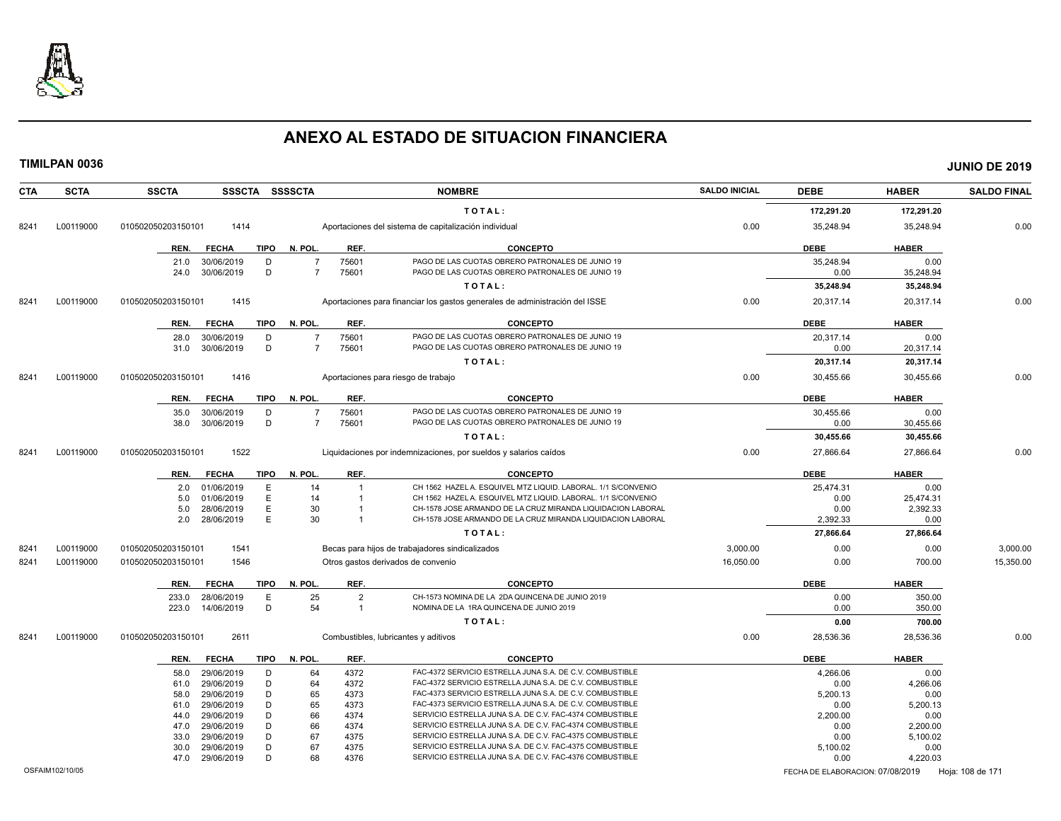# ANEXO AL ESTADO DE SITUACION FINANCIERA

**TIMILPAN 0036** — **JUNIO DE 2019**

| CTA | SCTA | SSCTA | SSSCTA | SSSSCTA | NOMBRE | SALDO INICIAL | DEBE | HABER | SALDO FINAL |
|---|---|---|---|---|---|---|---|---|---|
| | | | | | **T O T A L :** | | **172,291.20** | **172,291.20** | |
| 8241 | L00119000 | 010502050203150101 | 1414 | | Aportaciones del sistema de capitalización individual | 0.00 | 35,248.94 | 35,248.94 | 0.00 |

| REN. | FECHA | TIPO | N. POL. | REF. | CONCEPTO | DEBE | HABER |
|---|---|---|---|---|---|---|---|
| 21.0 | 30/06/2019 | D | 7 | 75601 | PAGO DE LAS CUOTAS OBRERO PATRONALES DE JUNIO 19 | 35,248.94 | 0.00 |
| 24.0 | 30/06/2019 | D | 7 | 75601 | PAGO DE LAS CUOTAS OBRERO PATRONALES DE JUNIO 19 | 0.00 | 35,248.94 |
| | | | | | **T O T A L :** | **35,248.94** | **35,248.94** |

| CTA | SCTA | SSCTA | SSSCTA | SSSSCTA | NOMBRE | SALDO INICIAL | DEBE | HABER | SALDO FINAL |
|---|---|---|---|---|---|---|---|---|---|
| 8241 | L00119000 | 010502050203150101 | 1415 | | Aportaciones para financiar los gastos generales de administración del ISSE | 0.00 | 20,317.14 | 20,317.14 | 0.00 |

| REN. | FECHA | TIPO | N. POL. | REF. | CONCEPTO | DEBE | HABER |
|---|---|---|---|---|---|---|---|
| 28.0 | 30/06/2019 | D | 7 | 75601 | PAGO DE LAS CUOTAS OBRERO PATRONALES DE JUNIO 19 | 20,317.14 | 0.00 |
| 31.0 | 30/06/2019 | D | 7 | 75601 | PAGO DE LAS CUOTAS OBRERO PATRONALES DE JUNIO 19 | 0.00 | 20,317.14 |
| | | | | | **T O T A L :** | **20,317.14** | **20,317.14** |

| CTA | SCTA | SSCTA | SSSCTA | SSSSCTA | NOMBRE | SALDO INICIAL | DEBE | HABER | SALDO FINAL |
|---|---|---|---|---|---|---|---|---|---|
| 8241 | L00119000 | 010502050203150101 | 1416 | | Aportaciones para riesgo de trabajo | 0.00 | 30,455.66 | 30,455.66 | 0.00 |

| REN. | FECHA | TIPO | N. POL. | REF. | CONCEPTO | DEBE | HABER |
|---|---|---|---|---|---|---|---|
| 35.0 | 30/06/2019 | D | 7 | 75601 | PAGO DE LAS CUOTAS OBRERO PATRONALES DE JUNIO 19 | 30,455.66 | 0.00 |
| 38.0 | 30/06/2019 | D | 7 | 75601 | PAGO DE LAS CUOTAS OBRERO PATRONALES DE JUNIO 19 | 0.00 | 30,455.66 |
| | | | | | **T O T A L :** | **30,455.66** | **30,455.66** |

| CTA | SCTA | SSCTA | SSSCTA | SSSSCTA | NOMBRE | SALDO INICIAL | DEBE | HABER | SALDO FINAL |
|---|---|---|---|---|---|---|---|---|---|
| 8241 | L00119000 | 010502050203150101 | 1522 | | Liquidaciones por indemnizaciones, por sueldos y salarios caídos | 0.00 | 27,866.64 | 27,866.64 | 0.00 |

| REN. | FECHA | TIPO | N. POL. | REF. | CONCEPTO | DEBE | HABER |
|---|---|---|---|---|---|---|---|
| 2.0 | 01/06/2019 | E | 14 | 1 | CH 1562 HAZEL A. ESQUIVEL MTZ LIQUID. LABORAL. 1/1 S/CONVENIO | 25,474.31 | 0.00 |
| 5.0 | 01/06/2019 | E | 14 | 1 | CH 1562 HAZEL A. ESQUIVEL MTZ LIQUID. LABORAL. 1/1 S/CONVENIO | 0.00 | 25,474.31 |
| 5.0 | 28/06/2019 | E | 30 | 1 | CH-1578 JOSE ARMANDO DE LA CRUZ MIRANDA LIQUIDACION LABORAL | 0.00 | 2,392.33 |
| 2.0 | 28/06/2019 | E | 30 | 1 | CH-1578 JOSE ARMANDO DE LA CRUZ MIRANDA LIQUIDACION LABORAL | 2,392.33 | 0.00 |
| | | | | | **T O T A L :** | **27,866.64** | **27,866.64** |

| CTA | SCTA | SSCTA | SSSCTA | SSSSCTA | NOMBRE | SALDO INICIAL | DEBE | HABER | SALDO FINAL |
|---|---|---|---|---|---|---|---|---|---|
| 8241 | L00119000 | 010502050203150101 | 1541 | | Becas para hijos de trabajadores sindicalizados | 3,000.00 | 0.00 | 0.00 | 3,000.00 |
| 8241 | L00119000 | 010502050203150101 | 1546 | | Otros gastos derivados de convenio | 16,050.00 | 0.00 | 700.00 | 15,350.00 |

| REN. | FECHA | TIPO | N. POL. | REF. | CONCEPTO | DEBE | HABER |
|---|---|---|---|---|---|---|---|
| 233.0 | 28/06/2019 | E | 25 | 2 | CH-1573 NOMINA DE LA 2DA QUINCENA DE JUNIO 2019 | 0.00 | 350.00 |
| 223.0 | 14/06/2019 | D | 54 | 1 | NOMINA DE LA 1RA QUINCENA DE JUNIO 2019 | 0.00 | 350.00 |
| | | | | | **T O T A L :** | **0.00** | **700.00** |

| CTA | SCTA | SSCTA | SSSCTA | SSSSCTA | NOMBRE | SALDO INICIAL | DEBE | HABER | SALDO FINAL |
|---|---|---|---|---|---|---|---|---|---|
| 8241 | L00119000 | 010502050203150101 | 2611 | | Combustibles, lubricantes y aditivos | 0.00 | 28,536.36 | 28,536.36 | 0.00 |

| REN. | FECHA | TIPO | N. POL. | REF. | CONCEPTO | DEBE | HABER |
|---|---|---|---|---|---|---|---|
| 58.0 | 29/06/2019 | D | 64 | 4372 | FAC-4372 SERVICIO ESTRELLA JUNA S.A. DE C.V. COMBUSTIBLE | 4,266.06 | 0.00 |
| 61.0 | 29/06/2019 | D | 64 | 4372 | FAC-4372 SERVICIO ESTRELLA JUNA S.A. DE C.V. COMBUSTIBLE | 0.00 | 4,266.06 |
| 58.0 | 29/06/2019 | D | 65 | 4373 | FAC-4373 SERVICIO ESTRELLA JUNA S.A. DE C.V. COMBUSTIBLE | 5,200.13 | 0.00 |
| 61.0 | 29/06/2019 | D | 65 | 4373 | FAC-4373 SERVICIO ESTRELLA JUNA S.A. DE C.V. COMBUSTIBLE | 0.00 | 5,200.13 |
| 44.0 | 29/06/2019 | D | 66 | 4374 | SERVICIO ESTRELLA JUNA S.A. DE C.V. FAC-4374 COMBUSTIBLE | 2,200.00 | 0.00 |
| 47.0 | 29/06/2019 | D | 66 | 4374 | SERVICIO ESTRELLA JUNA S.A. DE C.V. FAC-4374 COMBUSTIBLE | 0.00 | 2,200.00 |
| 33.0 | 29/06/2019 | D | 67 | 4375 | SERVICIO ESTRELLA JUNA S.A. DE C.V. FAC-4375 COMBUSTIBLE | 0.00 | 5,100.02 |
| 30.0 | 29/06/2019 | D | 67 | 4375 | SERVICIO ESTRELLA JUNA S.A. DE C.V. FAC-4375 COMBUSTIBLE | 5,100.02 | 0.00 |
| 47.0 | 29/06/2019 | D | 68 | 4376 | SERVICIO ESTRELLA JUNA S.A. DE C.V. FAC-4376 COMBUSTIBLE | 0.00 | 4,220.03 |

OSFAIM102/10/05 — FECHA DE ELABORACION: 07/08/2019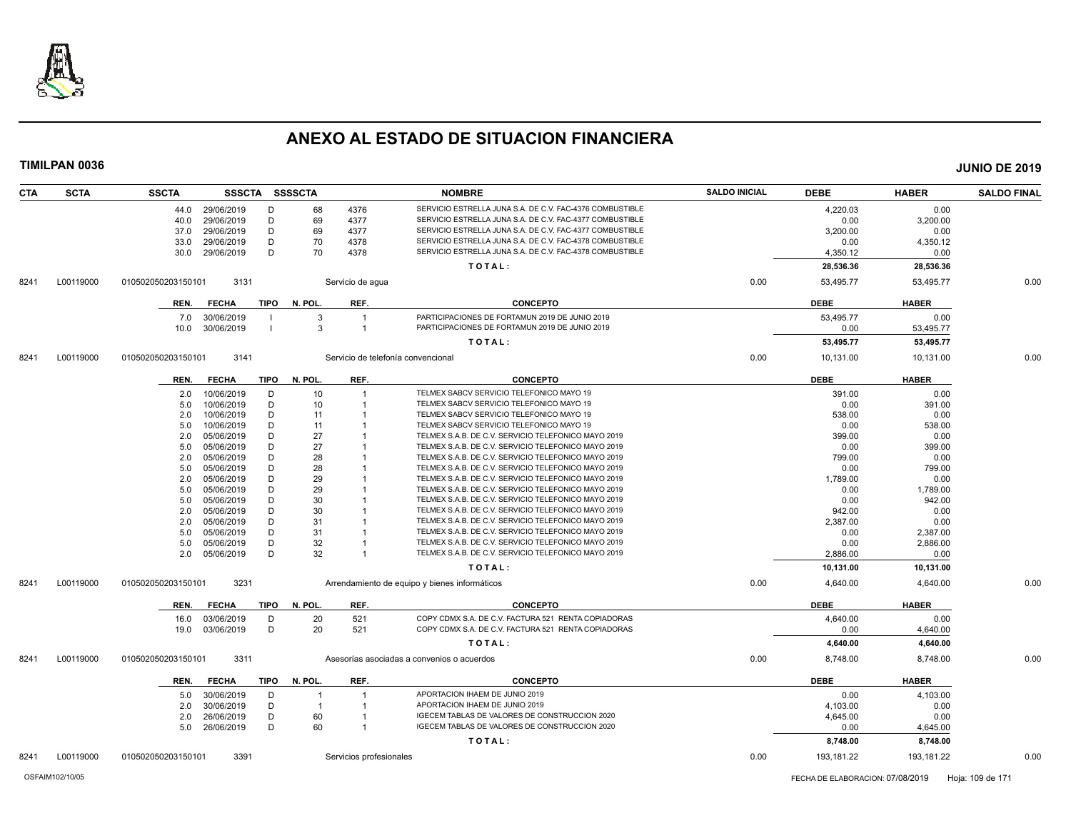# ANEXO AL ESTADO DE SITUACION FINANCIERA

**TIMILPAN 0036** **JUNIO DE 2019**

| CTA | SCTA | SSCTA | SSSCTA | SSSSCTA | | NOMBRE | SALDO INICIAL | DEBE | HABER | SALDO FINAL |
|---|---|---|---|---|---|---|---|---|---|---|
| | | 44.0 | 29/06/2019 | D | 68 | 4376 SERVICIO ESTRELLA JUNA S.A. DE C.V. FAC-4376 COMBUSTIBLE | | 4,220.03 | 0.00 | |
| | | 40.0 | 29/06/2019 | D | 69 | 4377 SERVICIO ESTRELLA JUNA S.A. DE C.V. FAC-4377 COMBUSTIBLE | | 0.00 | 3,200.00 | |
| | | 37.0 | 29/06/2019 | D | 69 | 4377 SERVICIO ESTRELLA JUNA S.A. DE C.V. FAC-4377 COMBUSTIBLE | | 3,200.00 | 0.00 | |
| | | 33.0 | 29/06/2019 | D | 70 | 4378 SERVICIO ESTRELLA JUNA S.A. DE C.V. FAC-4378 COMBUSTIBLE | | 0.00 | 4,350.12 | |
| | | 30.0 | 29/06/2019 | D | 70 | 4378 SERVICIO ESTRELLA JUNA S.A. DE C.V. FAC-4378 COMBUSTIBLE | | 4,350.12 | 0.00 | |
| | | | | | | TOTAL: | | 28,536.36 | 28,536.36 | |
| 8241 | L00119000 | 010502050203150101 | 3131 | | | Servicio de agua | 0.00 | 53,495.77 | 53,495.77 | 0.00 |
| | | REN. | FECHA | TIPO | N. POL. | REF. CONCEPTO | | DEBE | HABER | |
| | | 7.0 | 30/06/2019 | I | 3 | 1 PARTICIPACIONES DE FORTAMUN 2019 DE JUNIO 2019 | | 53,495.77 | 0.00 | |
| | | 10.0 | 30/06/2019 | I | 3 | 1 PARTICIPACIONES DE FORTAMUN 2019 DE JUNIO 2019 | | 0.00 | 53,495.77 | |
| | | | | | | TOTAL: | | 53,495.77 | 53,495.77 | |
| 8241 | L00119000 | 010502050203150101 | 3141 | | | Servicio de telefonía convencional | 0.00 | 10,131.00 | 10,131.00 | 0.00 |
| | | REN. | FECHA | TIPO | N. POL. | REF. CONCEPTO | | DEBE | HABER | |
| | | 2.0 | 10/06/2019 | D | 10 | 1 TELMEX SABCV SERVICIO TELEFONICO MAYO 19 | | 391.00 | 0.00 | |
| | | 5.0 | 10/06/2019 | D | 10 | 1 TELMEX SABCV SERVICIO TELEFONICO MAYO 19 | | 0.00 | 391.00 | |
| | | 2.0 | 10/06/2019 | D | 11 | 1 TELMEX SABCV SERVICIO TELEFONICO MAYO 19 | | 538.00 | 0.00 | |
| | | 5.0 | 10/06/2019 | D | 11 | 1 TELMEX SABCV SERVICIO TELEFONICO MAYO 19 | | 0.00 | 538.00 | |
| | | 2.0 | 05/06/2019 | D | 27 | 1 TELMEX S.A.B. DE C.V. SERVICIO TELEFONICO MAYO 2019 | | 399.00 | 0.00 | |
| | | 5.0 | 05/06/2019 | D | 27 | 1 TELMEX S.A.B. DE C.V. SERVICIO TELEFONICO MAYO 2019 | | 0.00 | 399.00 | |
| | | 2.0 | 05/06/2019 | D | 28 | 1 TELMEX S.A.B. DE C.V. SERVICIO TELEFONICO MAYO 2019 | | 799.00 | 0.00 | |
| | | 5.0 | 05/06/2019 | D | 28 | 1 TELMEX S.A.B. DE C.V. SERVICIO TELEFONICO MAYO 2019 | | 0.00 | 799.00 | |
| | | 2.0 | 05/06/2019 | D | 29 | 1 TELMEX S.A.B. DE C.V. SERVICIO TELEFONICO MAYO 2019 | | 1,789.00 | 0.00 | |
| | | 5.0 | 05/06/2019 | D | 29 | 1 TELMEX S.A.B. DE C.V. SERVICIO TELEFONICO MAYO 2019 | | 0.00 | 1,789.00 | |
| | | 5.0 | 05/06/2019 | D | 30 | 1 TELMEX S.A.B. DE C.V. SERVICIO TELEFONICO MAYO 2019 | | 0.00 | 942.00 | |
| | | 2.0 | 05/06/2019 | D | 30 | 1 TELMEX S.A.B. DE C.V. SERVICIO TELEFONICO MAYO 2019 | | 942.00 | 0.00 | |
| | | 2.0 | 05/06/2019 | D | 31 | 1 TELMEX S.A.B. DE C.V. SERVICIO TELEFONICO MAYO 2019 | | 2,387.00 | 0.00 | |
| | | 5.0 | 05/06/2019 | D | 31 | 1 TELMEX S.A.B. DE C.V. SERVICIO TELEFONICO MAYO 2019 | | 0.00 | 2,387.00 | |
| | | 5.0 | 05/06/2019 | D | 32 | 1 TELMEX S.A.B. DE C.V. SERVICIO TELEFONICO MAYO 2019 | | 0.00 | 2,886.00 | |
| | | 2.0 | 05/06/2019 | D | 32 | 1 TELMEX S.A.B. DE C.V. SERVICIO TELEFONICO MAYO 2019 | | 2,886.00 | 0.00 | |
| | | | | | | TOTAL: | | 10,131.00 | 10,131.00 | |
| 8241 | L00119000 | 010502050203150101 | 3231 | | | Arrendamiento de equipo y bienes informáticos | 0.00 | 4,640.00 | 4,640.00 | 0.00 |
| | | REN. | FECHA | TIPO | N. POL. | REF. CONCEPTO | | DEBE | HABER | |
| | | 16.0 | 03/06/2019 | D | 20 | 521 COPY CDMX S.A. DE C.V. FACTURA 521 RENTA COPIADORAS | | 4,640.00 | 0.00 | |
| | | 19.0 | 03/06/2019 | D | 20 | 521 COPY CDMX S.A. DE C.V. FACTURA 521 RENTA COPIADORAS | | 0.00 | 4,640.00 | |
| | | | | | | TOTAL: | | 4,640.00 | 4,640.00 | |
| 8241 | L00119000 | 010502050203150101 | 3311 | | | Asesorías asociadas a convenios o acuerdos | 0.00 | 8,748.00 | 8,748.00 | 0.00 |
| | | REN. | FECHA | TIPO | N. POL. | REF. CONCEPTO | | DEBE | HABER | |
| | | 5.0 | 30/06/2019 | D | 1 | 1 APORTACION IHAEM DE JUNIO 2019 | | 0.00 | 4,103.00 | |
| | | 2.0 | 30/06/2019 | D | 1 | 1 APORTACION IHAEM DE JUNIO 2019 | | 4,103.00 | 0.00 | |
| | | 2.0 | 26/06/2019 | D | 60 | 1 IGECEM TABLAS DE VALORES DE CONSTRUCCION 2020 | | 4,645.00 | 0.00 | |
| | | 5.0 | 26/06/2019 | D | 60 | 1 IGECEM TABLAS DE VALORES DE CONSTRUCCION 2020 | | 0.00 | 4,645.00 | |
| | | | | | | TOTAL: | | 8,748.00 | 8,748.00 | |
| 8241 | L00119000 | 010502050203150101 | 3391 | | | Servicios profesionales | 0.00 | 193,181.22 | 193,181.22 | 0.00 |

OSFAIM102/10/05 FECHA DE ELABORACION: 07/08/2019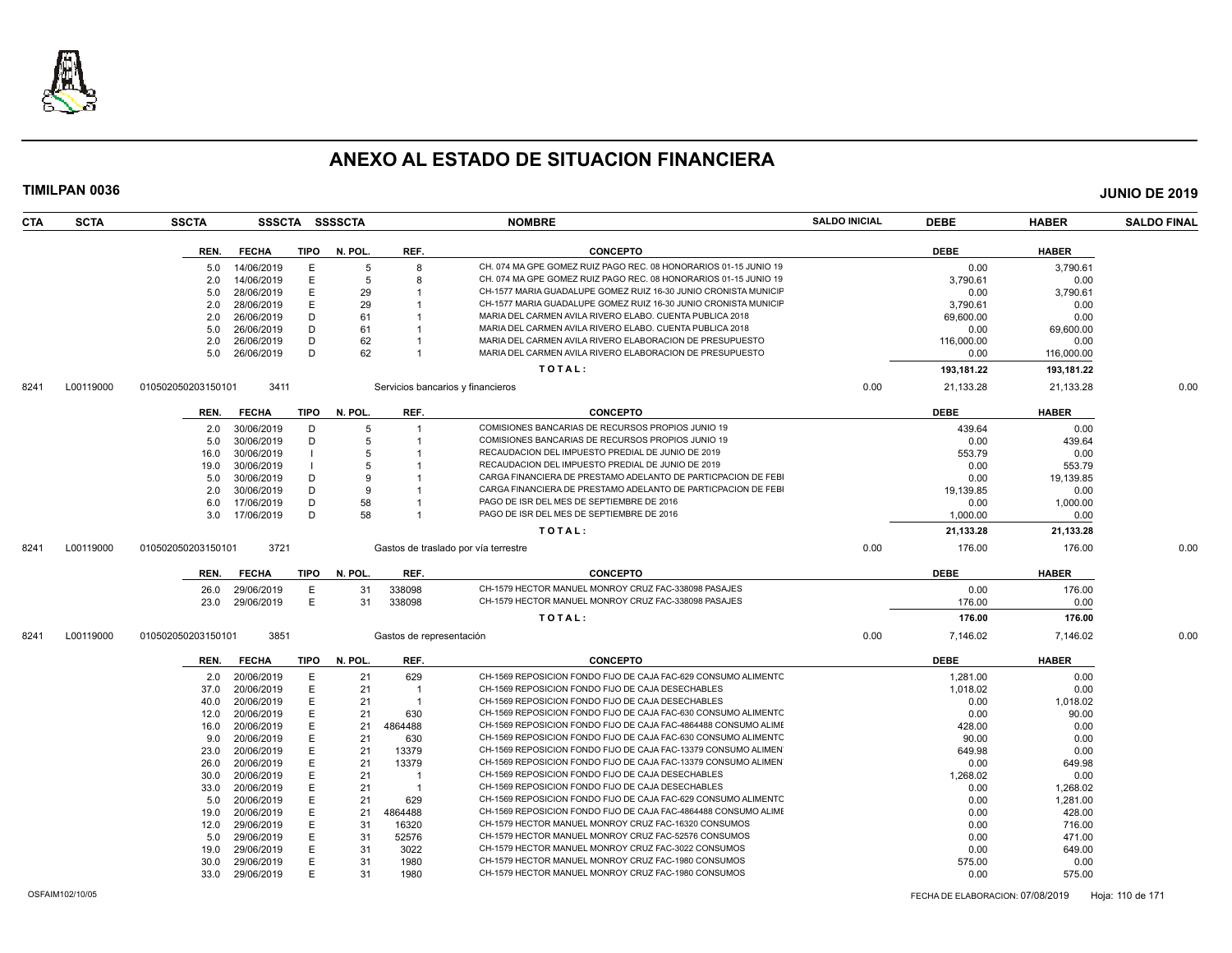# ANEXO AL ESTADO DE SITUACION FINANCIERA

**TIMILPAN 0036** — **JUNIO DE 2019**

| CTA | SCTA | SSCTA | SSSCTA | SSSSCTA | NOMBRE | SALDO INICIAL | DEBE | HABER | SALDO FINAL |
|---|---|---|---|---|---|---|---|---|---|

| REN. | FECHA | TIPO | N. POL. | REF. | CONCEPTO | DEBE | HABER |
|---|---|---|---|---|---|---|---|
| 5.0 | 14/06/2019 | E | 5 | 8 | CH. 074 MA GPE GOMEZ RUIZ PAGO REC. 08 HONORARIOS 01-15 JUNIO 19 | 0.00 | 3,790.61 |
| 2.0 | 14/06/2019 | E | 5 | 8 | CH. 074 MA GPE GOMEZ RUIZ PAGO REC. 08 HONORARIOS 01-15 JUNIO 19 | 3,790.61 | 0.00 |
| 5.0 | 28/06/2019 | E | 29 | 1 | CH-1577 MARIA GUADALUPE GOMEZ RUIZ 16-30 JUNIO CRONISTA MUNICIP | 0.00 | 3,790.61 |
| 2.0 | 28/06/2019 | E | 29 | 1 | CH-1577 MARIA GUADALUPE GOMEZ RUIZ 16-30 JUNIO CRONISTA MUNICIP | 3,790.61 | 0.00 |
| 2.0 | 26/06/2019 | D | 61 | 1 | MARIA DEL CARMEN AVILA RIVERO ELABO. CUENTA PUBLICA 2018 | 69,600.00 | 0.00 |
| 5.0 | 26/06/2019 | D | 61 | 1 | MARIA DEL CARMEN AVILA RIVERO ELABO. CUENTA PUBLICA 2018 | 0.00 | 69,600.00 |
| 2.0 | 26/06/2019 | D | 62 | 1 | MARIA DEL CARMEN AVILA RIVERO ELABORACION DE PRESUPUESTO | 116,000.00 | 0.00 |
| 5.0 | 26/06/2019 | D | 62 | 1 | MARIA DEL CARMEN AVILA RIVERO ELABORACION DE PRESUPUESTO | 0.00 | 116,000.00 |
| | | | | | **TOTAL:** | **193,181.22** | **193,181.22** |

| CTA | SCTA | SSCTA | SSSCTA | NOMBRE | SALDO INICIAL | DEBE | HABER | SALDO FINAL |
|---|---|---|---|---|---|---|---|---|
| 8241 | L00119000 | 010502050203150101 | 3411 | Servicios bancarios y financieros | 0.00 | 21,133.28 | 21,133.28 | 0.00 |

| REN. | FECHA | TIPO | N. POL. | REF. | CONCEPTO | DEBE | HABER |
|---|---|---|---|---|---|---|---|
| 2.0 | 30/06/2019 | D | 5 | 1 | COMISIONES BANCARIAS DE RECURSOS PROPIOS JUNIO 19 | 439.64 | 0.00 |
| 5.0 | 30/06/2019 | D | 5 | 1 | COMISIONES BANCARIAS DE RECURSOS PROPIOS JUNIO 19 | 0.00 | 439.64 |
| 16.0 | 30/06/2019 | I | 5 | 1 | RECAUDACION DEL IMPUESTO PREDIAL DE JUNIO DE 2019 | 553.79 | 0.00 |
| 19.0 | 30/06/2019 | I | 5 | 1 | RECAUDACION DEL IMPUESTO PREDIAL DE JUNIO DE 2019 | 0.00 | 553.79 |
| 5.0 | 30/06/2019 | D | 9 | 1 | CARGA FINANCIERA DE PRESTAMO ADELANTO DE PARTICPACION DE FEBI | 0.00 | 19,139.85 |
| 2.0 | 30/06/2019 | D | 9 | 1 | CARGA FINANCIERA DE PRESTAMO ADELANTO DE PARTICPACION DE FEBI | 19,139.85 | 0.00 |
| 6.0 | 17/06/2019 | D | 58 | 1 | PAGO DE ISR DEL MES DE SEPTIEMBRE DE 2016 | 0.00 | 1,000.00 |
| 3.0 | 17/06/2019 | D | 58 | 1 | PAGO DE ISR DEL MES DE SEPTIEMBRE DE 2016 | 1,000.00 | 0.00 |
| | | | | | **TOTAL:** | **21,133.28** | **21,133.28** |

| CTA | SCTA | SSCTA | SSSCTA | NOMBRE | SALDO INICIAL | DEBE | HABER | SALDO FINAL |
|---|---|---|---|---|---|---|---|---|
| 8241 | L00119000 | 010502050203150101 | 3721 | Gastos de traslado por vía terrestre | 0.00 | 176.00 | 176.00 | 0.00 |

| REN. | FECHA | TIPO | N. POL. | REF. | CONCEPTO | DEBE | HABER |
|---|---|---|---|---|---|---|---|
| 26.0 | 29/06/2019 | E | 31 | 338098 | CH-1579 HECTOR MANUEL MONROY CRUZ FAC-338098 PASAJES | 0.00 | 176.00 |
| 23.0 | 29/06/2019 | E | 31 | 338098 | CH-1579 HECTOR MANUEL MONROY CRUZ FAC-338098 PASAJES | 176.00 | 0.00 |
| | | | | | **TOTAL:** | **176.00** | **176.00** |

| CTA | SCTA | SSCTA | SSSCTA | NOMBRE | SALDO INICIAL | DEBE | HABER | SALDO FINAL |
|---|---|---|---|---|---|---|---|---|
| 8241 | L00119000 | 010502050203150101 | 3851 | Gastos de representación | 0.00 | 7,146.02 | 7,146.02 | 0.00 |

| REN. | FECHA | TIPO | N. POL. | REF. | CONCEPTO | DEBE | HABER |
|---|---|---|---|---|---|---|---|
| 2.0 | 20/06/2019 | E | 21 | 629 | CH-1569 REPOSICION FONDO FIJO DE CAJA FAC-629 CONSUMO ALIMENTC | 1,281.00 | 0.00 |
| 37.0 | 20/06/2019 | E | 21 | 1 | CH-1569 REPOSICION FONDO FIJO DE CAJA DESECHABLES | 1,018.02 | 0.00 |
| 40.0 | 20/06/2019 | E | 21 | 1 | CH-1569 REPOSICION FONDO FIJO DE CAJA DESECHABLES | 0.00 | 1,018.02 |
| 12.0 | 20/06/2019 | E | 21 | 630 | CH-1569 REPOSICION FONDO FIJO DE CAJA FAC-630 CONSUMO ALIMENTC | 0.00 | 90.00 |
| 16.0 | 20/06/2019 | E | 21 | 4864488 | CH-1569 REPOSICION FONDO FIJO DE CAJA FAC-4864488 CONSUMO ALIME | 428.00 | 0.00 |
| 9.0 | 20/06/2019 | E | 21 | 630 | CH-1569 REPOSICION FONDO FIJO DE CAJA FAC-630 CONSUMO ALIMENTC | 90.00 | 0.00 |
| 23.0 | 20/06/2019 | E | 21 | 13379 | CH-1569 REPOSICION FONDO FIJO DE CAJA FAC-13379 CONSUMO ALIMEN | 649.98 | 0.00 |
| 26.0 | 20/06/2019 | E | 21 | 13379 | CH-1569 REPOSICION FONDO FIJO DE CAJA FAC-13379 CONSUMO ALIMEN | 0.00 | 649.98 |
| 30.0 | 20/06/2019 | E | 21 | 1 | CH-1569 REPOSICION FONDO FIJO DE CAJA DESECHABLES | 1,268.02 | 0.00 |
| 33.0 | 20/06/2019 | E | 21 | 1 | CH-1569 REPOSICION FONDO FIJO DE CAJA DESECHABLES | 0.00 | 1,268.02 |
| 5.0 | 20/06/2019 | E | 21 | 629 | CH-1569 REPOSICION FONDO FIJO DE CAJA FAC-629 CONSUMO ALIMENTC | 0.00 | 1,281.00 |
| 19.0 | 20/06/2019 | E | 21 | 4864488 | CH-1569 REPOSICION FONDO FIJO DE CAJA FAC-4864488 CONSUMO ALIME | 0.00 | 428.00 |
| 12.0 | 29/06/2019 | E | 31 | 16320 | CH-1579 HECTOR MANUEL MONROY CRUZ FAC-16320 CONSUMOS | 0.00 | 716.00 |
| 5.0 | 29/06/2019 | E | 31 | 52576 | CH-1579 HECTOR MANUEL MONROY CRUZ FAC-52576 CONSUMOS | 0.00 | 471.00 |
| 19.0 | 29/06/2019 | E | 31 | 3022 | CH-1579 HECTOR MANUEL MONROY CRUZ FAC-3022 CONSUMOS | 0.00 | 649.00 |
| 30.0 | 29/06/2019 | E | 31 | 1980 | CH-1579 HECTOR MANUEL MONROY CRUZ FAC-1980 CONSUMOS | 575.00 | 0.00 |
| 33.0 | 29/06/2019 | E | 31 | 1980 | CH-1579 HECTOR MANUEL MONROY CRUZ FAC-1980 CONSUMOS | 0.00 | 575.00 |

OSFAIM102/10/05 — FECHA DE ELABORACION: 07/08/2019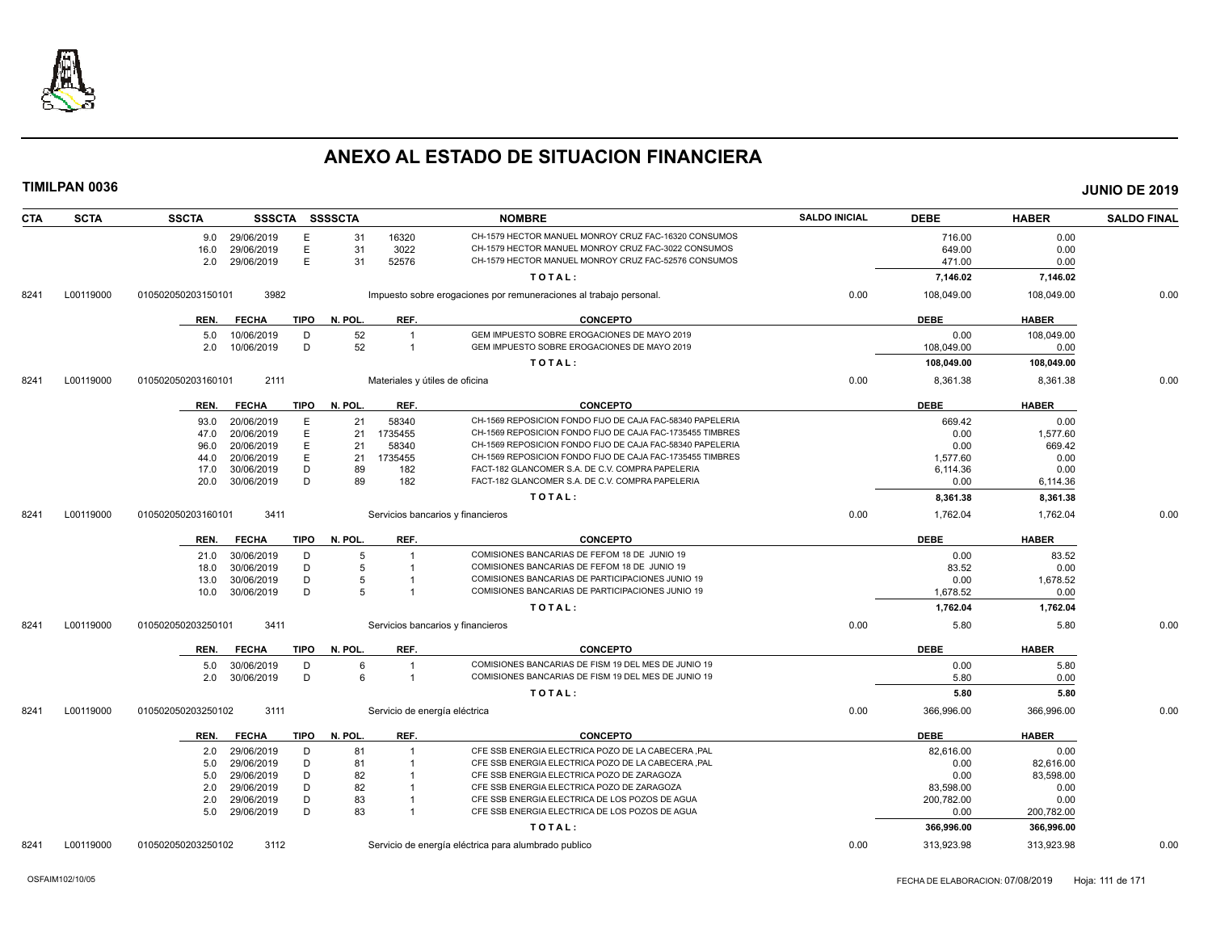# ANEXO AL ESTADO DE SITUACION FINANCIERA

**TIMILPAN 0036** **JUNIO DE 2019**

| CTA | SCTA | SSCTA | SSSCTA | SSSSCTA | NOMBRE | SALDO INICIAL | DEBE | HABER | SALDO FINAL |
|---|---|---|---|---|---|---|---|---|---|
| | | 9.0 29/06/2019 | E | 31 | 16320 CH-1579 HECTOR MANUEL MONROY CRUZ FAC-16320 CONSUMOS | | 716.00 | 0.00 | |
| | | 16.0 29/06/2019 | E | 31 | 3022 CH-1579 HECTOR MANUEL MONROY CRUZ FAC-3022 CONSUMOS | | 649.00 | 0.00 | |
| | | 2.0 29/06/2019 | E | 31 | 52576 CH-1579 HECTOR MANUEL MONROY CRUZ FAC-52576 CONSUMOS | | 471.00 | 0.00 | |
| | | | | | TOTAL: | | 7,146.02 | 7,146.02 | |
| 8241 | L00119000 | 010502050203150101 | 3982 | | Impuesto sobre erogaciones por remuneraciones al trabajo personal. | 0.00 | 108,049.00 | 108,049.00 | 0.00 |

| REN. | FECHA | TIPO | N. POL. | REF. | CONCEPTO | DEBE | HABER |
|---|---|---|---|---|---|---|---|
| 5.0 | 10/06/2019 | D | 52 | 1 | GEM IMPUESTO SOBRE EROGACIONES DE MAYO 2019 | 0.00 | 108,049.00 |
| 2.0 | 10/06/2019 | D | 52 | 1 | GEM IMPUESTO SOBRE EROGACIONES DE MAYO 2019 | 108,049.00 | 0.00 |
| | | | | | TOTAL: | 108,049.00 | 108,049.00 |

| CTA | SCTA | SSCTA | SSSCTA | NOMBRE | SALDO INICIAL | DEBE | HABER | SALDO FINAL |
|---|---|---|---|---|---|---|---|---|
| 8241 | L00119000 | 010502050203160101 | 2111 | Materiales y útiles de oficina | 0.00 | 8,361.38 | 8,361.38 | 0.00 |

| REN. | FECHA | TIPO | N. POL. | REF. | CONCEPTO | DEBE | HABER |
|---|---|---|---|---|---|---|---|
| 93.0 | 20/06/2019 | E | 21 | 58340 | CH-1569 REPOSICION FONDO FIJO DE CAJA FAC-58340 PAPELERIA | 669.42 | 0.00 |
| 47.0 | 20/06/2019 | E | 21 | 1735455 | CH-1569 REPOSICION FONDO FIJO DE CAJA FAC-1735455 TIMBRES | 0.00 | 1,577.60 |
| 96.0 | 20/06/2019 | E | 21 | 58340 | CH-1569 REPOSICION FONDO FIJO DE CAJA FAC-58340 PAPELERIA | 0.00 | 669.42 |
| 44.0 | 20/06/2019 | E | 21 | 1735455 | CH-1569 REPOSICION FONDO FIJO DE CAJA FAC-1735455 TIMBRES | 1,577.60 | 0.00 |
| 17.0 | 30/06/2019 | D | 89 | 182 | FACT-182 GLANCOMER S.A. DE C.V. COMPRA PAPELERIA | 6,114.36 | 0.00 |
| 20.0 | 30/06/2019 | D | 89 | 182 | FACT-182 GLANCOMER S.A. DE C.V. COMPRA PAPELERIA | 0.00 | 6,114.36 |
| | | | | | TOTAL: | 8,361.38 | 8,361.38 |

| CTA | SCTA | SSCTA | SSSCTA | NOMBRE | SALDO INICIAL | DEBE | HABER | SALDO FINAL |
|---|---|---|---|---|---|---|---|---|
| 8241 | L00119000 | 010502050203160101 | 3411 | Servicios bancarios y financieros | 0.00 | 1,762.04 | 1,762.04 | 0.00 |

| REN. | FECHA | TIPO | N. POL. | REF. | CONCEPTO | DEBE | HABER |
|---|---|---|---|---|---|---|---|
| 21.0 | 30/06/2019 | D | 5 | 1 | COMISIONES BANCARIAS DE FEFOM 18 DE JUNIO 19 | 0.00 | 83.52 |
| 18.0 | 30/06/2019 | D | 5 | 1 | COMISIONES BANCARIAS DE FEFOM 18 DE JUNIO 19 | 83.52 | 0.00 |
| 13.0 | 30/06/2019 | D | 5 | 1 | COMISIONES BANCARIAS DE PARTICIPACIONES JUNIO 19 | 0.00 | 1,678.52 |
| 10.0 | 30/06/2019 | D | 5 | 1 | COMISIONES BANCARIAS DE PARTICIPACIONES JUNIO 19 | 1,678.52 | 0.00 |
| | | | | | TOTAL: | 1,762.04 | 1,762.04 |

| CTA | SCTA | SSCTA | SSSCTA | NOMBRE | SALDO INICIAL | DEBE | HABER | SALDO FINAL |
|---|---|---|---|---|---|---|---|---|
| 8241 | L00119000 | 010502050203250101 | 3411 | Servicios bancarios y financieros | 0.00 | 5.80 | 5.80 | 0.00 |

| REN. | FECHA | TIPO | N. POL. | REF. | CONCEPTO | DEBE | HABER |
|---|---|---|---|---|---|---|---|
| 5.0 | 30/06/2019 | D | 6 | 1 | COMISIONES BANCARIAS DE FISM 19 DEL MES DE JUNIO 19 | 0.00 | 5.80 |
| 2.0 | 30/06/2019 | D | 6 | 1 | COMISIONES BANCARIAS DE FISM 19 DEL MES DE JUNIO 19 | 5.80 | 0.00 |
| | | | | | TOTAL: | 5.80 | 5.80 |

| CTA | SCTA | SSCTA | SSSCTA | NOMBRE | SALDO INICIAL | DEBE | HABER | SALDO FINAL |
|---|---|---|---|---|---|---|---|---|
| 8241 | L00119000 | 010502050203250102 | 3111 | Servicio de energía eléctrica | 0.00 | 366,996.00 | 366,996.00 | 0.00 |

| REN. | FECHA | TIPO | N. POL. | REF. | CONCEPTO | DEBE | HABER |
|---|---|---|---|---|---|---|---|
| 2.0 | 29/06/2019 | D | 81 | 1 | CFE SSB ENERGIA ELECTRICA POZO DE LA CABECERA ,PAL | 82,616.00 | 0.00 |
| 5.0 | 29/06/2019 | D | 81 | 1 | CFE SSB ENERGIA ELECTRICA POZO DE LA CABECERA ,PAL | 0.00 | 82,616.00 |
| 5.0 | 29/06/2019 | D | 82 | 1 | CFE SSB ENERGIA ELECTRICA POZO DE ZARAGOZA | 0.00 | 83,598.00 |
| 2.0 | 29/06/2019 | D | 82 | 1 | CFE SSB ENERGIA ELECTRICA POZO DE ZARAGOZA | 83,598.00 | 0.00 |
| 2.0 | 29/06/2019 | D | 83 | 1 | CFE SSB ENERGIA ELECTRICA DE LOS POZOS DE AGUA | 200,782.00 | 0.00 |
| 5.0 | 29/06/2019 | D | 83 | 1 | CFE SSB ENERGIA ELECTRICA DE LOS POZOS DE AGUA | 0.00 | 200,782.00 |
| | | | | | TOTAL: | 366,996.00 | 366,996.00 |

| CTA | SCTA | SSCTA | SSSCTA | NOMBRE | SALDO INICIAL | DEBE | HABER | SALDO FINAL |
|---|---|---|---|---|---|---|---|---|
| 8241 | L00119000 | 010502050203250102 | 3112 | Servicio de energía eléctrica para alumbrado publico | 0.00 | 313,923.98 | 313,923.98 | 0.00 |

OSFAIM102/10/05 FECHA DE ELABORACION: 07/08/2019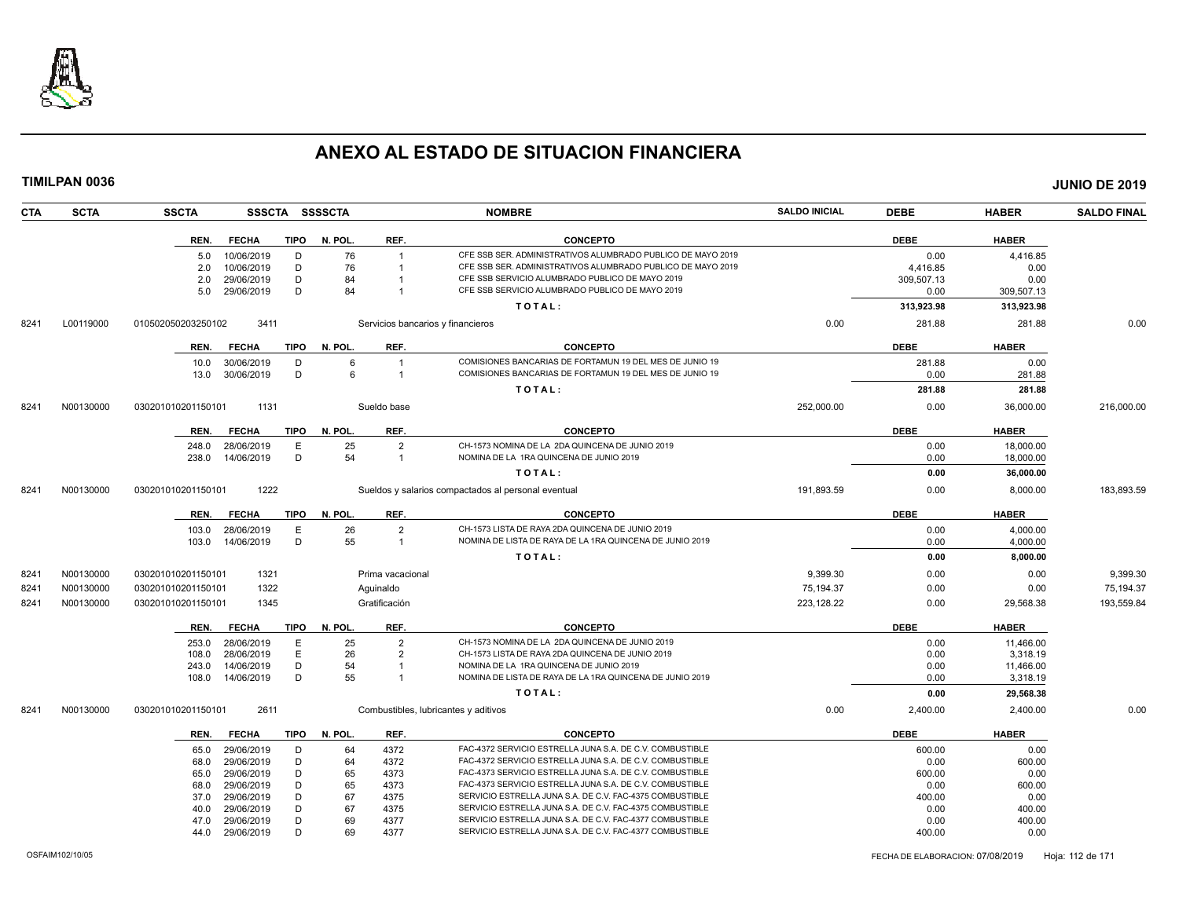# ANEXO AL ESTADO DE SITUACION FINANCIERA

**TIMILPAN 0036** — **JUNIO DE 2019**

| CTA | SCTA | SSCTA | SSSCTA | SSSSCTA | NOMBRE | SALDO INICIAL | DEBE | HABER | SALDO FINAL |
|---|---|---|---|---|---|---|---|---|---|

| REN. | FECHA | TIPO | N. POL. | REF. | CONCEPTO | DEBE | HABER |
|---|---|---|---|---|---|---|---|
| 5.0 | 10/06/2019 | D | 76 | 1 | CFE SSB SER. ADMINISTRATIVOS ALUMBRADO PUBLICO DE MAYO 2019 | 0.00 | 4,416.85 |
| 2.0 | 10/06/2019 | D | 76 | 1 | CFE SSB SER. ADMINISTRATIVOS ALUMBRADO PUBLICO DE MAYO 2019 | 4,416.85 | 0.00 |
| 2.0 | 29/06/2019 | D | 84 | 1 | CFE SSB SERVICIO ALUMBRADO PUBLICO DE MAYO 2019 | 309,507.13 | 0.00 |
| 5.0 | 29/06/2019 | D | 84 | 1 | CFE SSB SERVICIO ALUMBRADO PUBLICO DE MAYO 2019 | 0.00 | 309,507.13 |
| | | | | | TOTAL: | 313,923.98 | 313,923.98 |

| CTA | SCTA | SSCTA | SSSCTA | NOMBRE | SALDO INICIAL | DEBE | HABER | SALDO FINAL |
|---|---|---|---|---|---|---|---|---|
| 8241 | L00119000 | 010502050203250102 | 3411 | Servicios bancarios y financieros | 0.00 | 281.88 | 281.88 | 0.00 |

| REN. | FECHA | TIPO | N. POL. | REF. | CONCEPTO | DEBE | HABER |
|---|---|---|---|---|---|---|---|
| 10.0 | 30/06/2019 | D | 6 | 1 | COMISIONES BANCARIAS DE FORTAMUN 19 DEL MES DE JUNIO 19 | 281.88 | 0.00 |
| 13.0 | 30/06/2019 | D | 6 | 1 | COMISIONES BANCARIAS DE FORTAMUN 19 DEL MES DE JUNIO 19 | 0.00 | 281.88 |
| | | | | | TOTAL: | 281.88 | 281.88 |

| CTA | SCTA | SSCTA | SSSCTA | NOMBRE | SALDO INICIAL | DEBE | HABER | SALDO FINAL |
|---|---|---|---|---|---|---|---|---|
| 8241 | N00130000 | 030201010201150101 | 1131 | Sueldo base | 252,000.00 | 0.00 | 36,000.00 | 216,000.00 |

| REN. | FECHA | TIPO | N. POL. | REF. | CONCEPTO | DEBE | HABER |
|---|---|---|---|---|---|---|---|
| 248.0 | 28/06/2019 | E | 25 | 2 | CH-1573 NOMINA DE LA 2DA QUINCENA DE JUNIO 2019 | 0.00 | 18,000.00 |
| 238.0 | 14/06/2019 | D | 54 | 1 | NOMINA DE LA 1RA QUINCENA DE JUNIO 2019 | 0.00 | 18,000.00 |
| | | | | | TOTAL: | 0.00 | 36,000.00 |

| CTA | SCTA | SSCTA | SSSCTA | NOMBRE | SALDO INICIAL | DEBE | HABER | SALDO FINAL |
|---|---|---|---|---|---|---|---|---|
| 8241 | N00130000 | 030201010201150101 | 1222 | Sueldos y salarios compactados al personal eventual | 191,893.59 | 0.00 | 8,000.00 | 183,893.59 |

| REN. | FECHA | TIPO | N. POL. | REF. | CONCEPTO | DEBE | HABER |
|---|---|---|---|---|---|---|---|
| 103.0 | 28/06/2019 | E | 26 | 2 | CH-1573 LISTA DE RAYA 2DA QUINCENA DE JUNIO 2019 | 0.00 | 4,000.00 |
| 103.0 | 14/06/2019 | D | 55 | 1 | NOMINA DE LISTA DE RAYA DE LA 1RA QUINCENA DE JUNIO 2019 | 0.00 | 4,000.00 |
| | | | | | TOTAL: | 0.00 | 8,000.00 |

| CTA | SCTA | SSCTA | SSSCTA | NOMBRE | SALDO INICIAL | DEBE | HABER | SALDO FINAL |
|---|---|---|---|---|---|---|---|---|
| 8241 | N00130000 | 030201010201150101 | 1321 | Prima vacacional | 9,399.30 | 0.00 | 0.00 | 9,399.30 |
| 8241 | N00130000 | 030201010201150101 | 1322 | Aguinaldo | 75,194.37 | 0.00 | 0.00 | 75,194.37 |
| 8241 | N00130000 | 030201010201150101 | 1345 | Gratificación | 223,128.22 | 0.00 | 29,568.38 | 193,559.84 |

| REN. | FECHA | TIPO | N. POL. | REF. | CONCEPTO | DEBE | HABER |
|---|---|---|---|---|---|---|---|
| 253.0 | 28/06/2019 | E | 25 | 2 | CH-1573 NOMINA DE LA 2DA QUINCENA DE JUNIO 2019 | 0.00 | 11,466.00 |
| 108.0 | 28/06/2019 | E | 26 | 2 | CH-1573 LISTA DE RAYA 2DA QUINCENA DE JUNIO 2019 | 0.00 | 3,318.19 |
| 243.0 | 14/06/2019 | D | 54 | 1 | NOMINA DE LA 1RA QUINCENA DE JUNIO 2019 | 0.00 | 11,466.00 |
| 108.0 | 14/06/2019 | D | 55 | 1 | NOMINA DE LISTA DE RAYA DE LA 1RA QUINCENA DE JUNIO 2019 | 0.00 | 3,318.19 |
| | | | | | TOTAL: | 0.00 | 29,568.38 |

| CTA | SCTA | SSCTA | SSSCTA | NOMBRE | SALDO INICIAL | DEBE | HABER | SALDO FINAL |
|---|---|---|---|---|---|---|---|---|
| 8241 | N00130000 | 030201010201150101 | 2611 | Combustibles, lubricantes y aditivos | 0.00 | 2,400.00 | 2,400.00 | 0.00 |

| REN. | FECHA | TIPO | N. POL. | REF. | CONCEPTO | DEBE | HABER |
|---|---|---|---|---|---|---|---|
| 65.0 | 29/06/2019 | D | 64 | 4372 | FAC-4372 SERVICIO ESTRELLA JUNA S.A. DE C.V. COMBUSTIBLE | 600.00 | 0.00 |
| 68.0 | 29/06/2019 | D | 64 | 4372 | FAC-4372 SERVICIO ESTRELLA JUNA S.A. DE C.V. COMBUSTIBLE | 0.00 | 600.00 |
| 65.0 | 29/06/2019 | D | 65 | 4373 | FAC-4373 SERVICIO ESTRELLA JUNA S.A. DE C.V. COMBUSTIBLE | 600.00 | 0.00 |
| 68.0 | 29/06/2019 | D | 65 | 4373 | FAC-4373 SERVICIO ESTRELLA JUNA S.A. DE C.V. COMBUSTIBLE | 0.00 | 600.00 |
| 37.0 | 29/06/2019 | D | 67 | 4375 | SERVICIO ESTRELLA JUNA S.A. DE C.V. FAC-4375 COMBUSTIBLE | 400.00 | 0.00 |
| 40.0 | 29/06/2019 | D | 67 | 4375 | SERVICIO ESTRELLA JUNA S.A. DE C.V. FAC-4375 COMBUSTIBLE | 0.00 | 400.00 |
| 47.0 | 29/06/2019 | D | 69 | 4377 | SERVICIO ESTRELLA JUNA S.A. DE C.V. FAC-4377 COMBUSTIBLE | 0.00 | 400.00 |
| 44.0 | 29/06/2019 | D | 69 | 4377 | SERVICIO ESTRELLA JUNA S.A. DE C.V. FAC-4377 COMBUSTIBLE | 400.00 | 0.00 |

OSFAIM102/10/05 — FECHA DE ELABORACION: 07/08/2019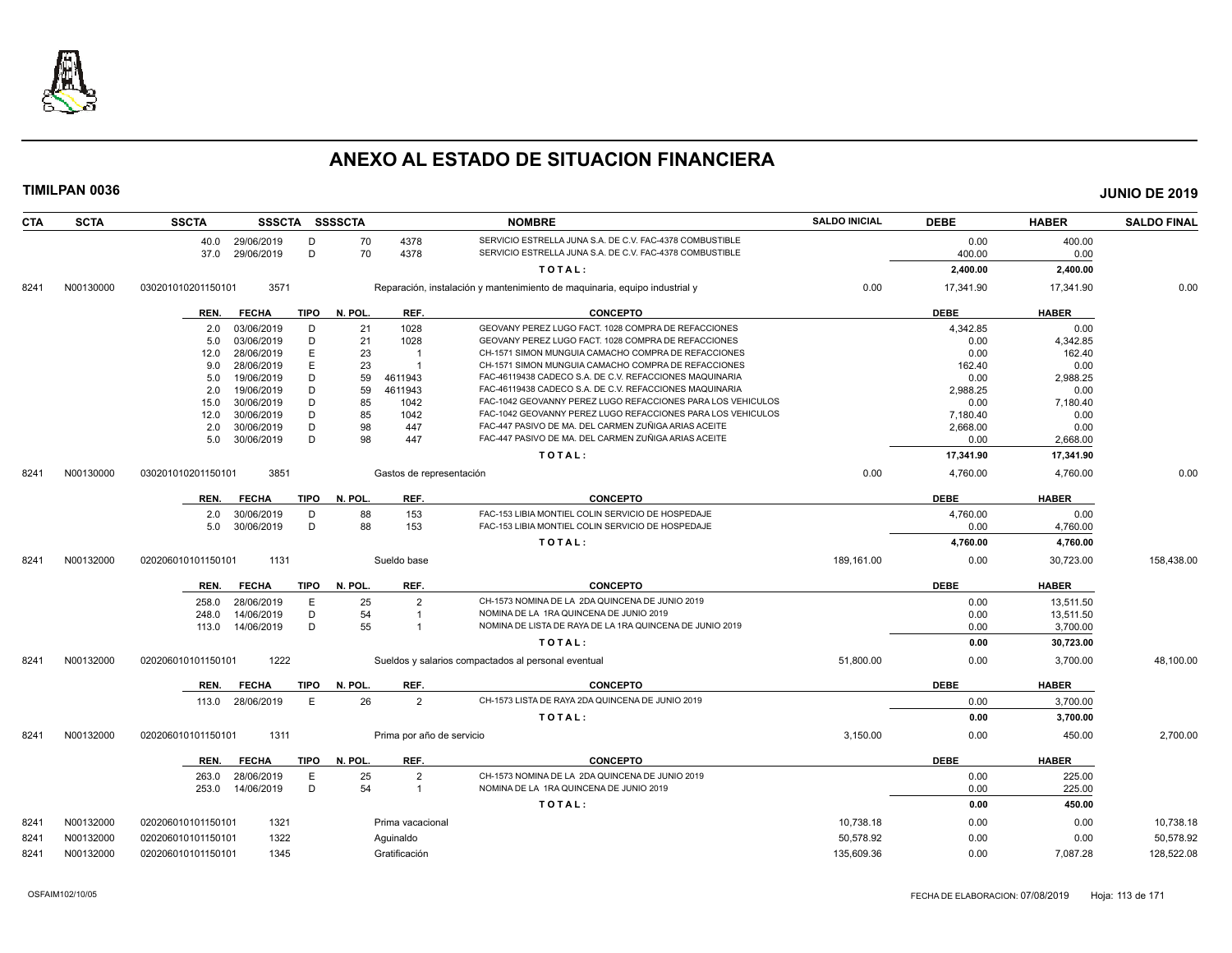# ANEXO AL ESTADO DE SITUACION FINANCIERA

**TIMILPAN 0036** — **JUNIO DE 2019**

| CTA | SCTA | SSCTA | SSSCTA | SSSSCTA | | NOMBRE | SALDO INICIAL | DEBE | HABER | SALDO FINAL |
|---|---|---|---|---|---|---|---|---|---|---|
| | | 40.0 29/06/2019 | D | 70 | 4378 | SERVICIO ESTRELLA JUNA S.A. DE C.V. FAC-4378 COMBUSTIBLE | | 0.00 | 400.00 | |
| | | 37.0 29/06/2019 | D | 70 | 4378 | SERVICIO ESTRELLA JUNA S.A. DE C.V. FAC-4378 COMBUSTIBLE | | 400.00 | 0.00 | |
| | | | | | | TOTAL: | | 2,400.00 | 2,400.00 | |
| 8241 | N00130000 | 030201010201150101 | 3571 | | | Reparación, instalación y mantenimiento de maquinaria, equipo industrial y | 0.00 | 17,341.90 | 17,341.90 | 0.00 |

| REN. | FECHA | TIPO | N. POL. | REF. | CONCEPTO | DEBE | HABER |
|---|---|---|---|---|---|---|---|
| 2.0 | 03/06/2019 | D | 21 | 1028 | GEOVANY PEREZ LUGO FACT. 1028 COMPRA DE REFACCIONES | 4,342.85 | 0.00 |
| 5.0 | 03/06/2019 | D | 21 | 1028 | GEOVANY PEREZ LUGO FACT. 1028 COMPRA DE REFACCIONES | 0.00 | 4,342.85 |
| 12.0 | 28/06/2019 | E | 23 | 1 | CH-1571 SIMON MUNGUIA CAMACHO COMPRA DE REFACCIONES | 0.00 | 162.40 |
| 9.0 | 28/06/2019 | E | 23 | 1 | CH-1571 SIMON MUNGUIA CAMACHO COMPRA DE REFACCIONES | 162.40 | 0.00 |
| 5.0 | 19/06/2019 | D | 59 | 4611943 | FAC-46119438 CADECO S.A. DE C.V. REFACCIONES MAQUINARIA | 0.00 | 2,988.25 |
| 2.0 | 19/06/2019 | D | 59 | 4611943 | FAC-46119438 CADECO S.A. DE C.V. REFACCIONES MAQUINARIA | 2,988.25 | 0.00 |
| 15.0 | 30/06/2019 | D | 85 | 1042 | FAC-1042 GEOVANNY PEREZ LUGO REFACCIONES PARA LOS VEHICULOS | 0.00 | 7,180.40 |
| 12.0 | 30/06/2019 | D | 85 | 1042 | FAC-1042 GEOVANNY PEREZ LUGO REFACCIONES PARA LOS VEHICULOS | 7,180.40 | 0.00 |
| 2.0 | 30/06/2019 | D | 98 | 447 | FAC-447 PASIVO DE MA. DEL CARMEN ZUÑIGA ARIAS ACEITE | 2,668.00 | 0.00 |
| 5.0 | 30/06/2019 | D | 98 | 447 | FAC-447 PASIVO DE MA. DEL CARMEN ZUÑIGA ARIAS ACEITE | 0.00 | 2,668.00 |
| | | | | | TOTAL: | 17,341.90 | 17,341.90 |

| CTA | SCTA | SSCTA | SSSCTA | NOMBRE | SALDO INICIAL | DEBE | HABER | SALDO FINAL |
|---|---|---|---|---|---|---|---|---|
| 8241 | N00130000 | 030201010201150101 | 3851 | Gastos de representación | 0.00 | 4,760.00 | 4,760.00 | 0.00 |

| REN. | FECHA | TIPO | N. POL. | REF. | CONCEPTO | DEBE | HABER |
|---|---|---|---|---|---|---|---|
| 2.0 | 30/06/2019 | D | 88 | 153 | FAC-153 LIBIA MONTIEL COLIN SERVICIO DE HOSPEDAJE | 4,760.00 | 0.00 |
| 5.0 | 30/06/2019 | D | 88 | 153 | FAC-153 LIBIA MONTIEL COLIN SERVICIO DE HOSPEDAJE | 0.00 | 4,760.00 |
| | | | | | TOTAL: | 4,760.00 | 4,760.00 |

| CTA | SCTA | SSCTA | SSSCTA | NOMBRE | SALDO INICIAL | DEBE | HABER | SALDO FINAL |
|---|---|---|---|---|---|---|---|---|
| 8241 | N00132000 | 020206010101150101 | 1131 | Sueldo base | 189,161.00 | 0.00 | 30,723.00 | 158,438.00 |

| REN. | FECHA | TIPO | N. POL. | REF. | CONCEPTO | DEBE | HABER |
|---|---|---|---|---|---|---|---|
| 258.0 | 28/06/2019 | E | 25 | 2 | CH-1573 NOMINA DE LA 2DA QUINCENA DE JUNIO 2019 | 0.00 | 13,511.50 |
| 248.0 | 14/06/2019 | D | 54 | 1 | NOMINA DE LA 1RA QUINCENA DE JUNIO 2019 | 0.00 | 13,511.50 |
| 113.0 | 14/06/2019 | D | 55 | 1 | NOMINA DE LISTA DE RAYA DE LA 1RA QUINCENA DE JUNIO 2019 | 0.00 | 3,700.00 |
| | | | | | TOTAL: | 0.00 | 30,723.00 |

| CTA | SCTA | SSCTA | SSSCTA | NOMBRE | SALDO INICIAL | DEBE | HABER | SALDO FINAL |
|---|---|---|---|---|---|---|---|---|
| 8241 | N00132000 | 020206010101150101 | 1222 | Sueldos y salarios compactados al personal eventual | 51,800.00 | 0.00 | 3,700.00 | 48,100.00 |

| REN. | FECHA | TIPO | N. POL. | REF. | CONCEPTO | DEBE | HABER |
|---|---|---|---|---|---|---|---|
| 113.0 | 28/06/2019 | E | 26 | 2 | CH-1573 LISTA DE RAYA 2DA QUINCENA DE JUNIO 2019 | 0.00 | 3,700.00 |
| | | | | | TOTAL: | 0.00 | 3,700.00 |

| CTA | SCTA | SSCTA | SSSCTA | NOMBRE | SALDO INICIAL | DEBE | HABER | SALDO FINAL |
|---|---|---|---|---|---|---|---|---|
| 8241 | N00132000 | 020206010101150101 | 1311 | Prima por año de servicio | 3,150.00 | 0.00 | 450.00 | 2,700.00 |

| REN. | FECHA | TIPO | N. POL. | REF. | CONCEPTO | DEBE | HABER |
|---|---|---|---|---|---|---|---|
| 263.0 | 28/06/2019 | E | 25 | 2 | CH-1573 NOMINA DE LA 2DA QUINCENA DE JUNIO 2019 | 0.00 | 225.00 |
| 253.0 | 14/06/2019 | D | 54 | 1 | NOMINA DE LA 1RA QUINCENA DE JUNIO 2019 | 0.00 | 225.00 |
| | | | | | TOTAL: | 0.00 | 450.00 |

| CTA | SCTA | SSCTA | SSSCTA | NOMBRE | SALDO INICIAL | DEBE | HABER | SALDO FINAL |
|---|---|---|---|---|---|---|---|---|
| 8241 | N00132000 | 020206010101150101 | 1321 | Prima vacacional | 10,738.18 | 0.00 | 0.00 | 10,738.18 |
| 8241 | N00132000 | 020206010101150101 | 1322 | Aguinaldo | 50,578.92 | 0.00 | 0.00 | 50,578.92 |
| 8241 | N00132000 | 020206010101150101 | 1345 | Gratificación | 135,609.36 | 0.00 | 7,087.28 | 128,522.08 |

OSFAIM102/10/05 — FECHA DE ELABORACION: 07/08/2019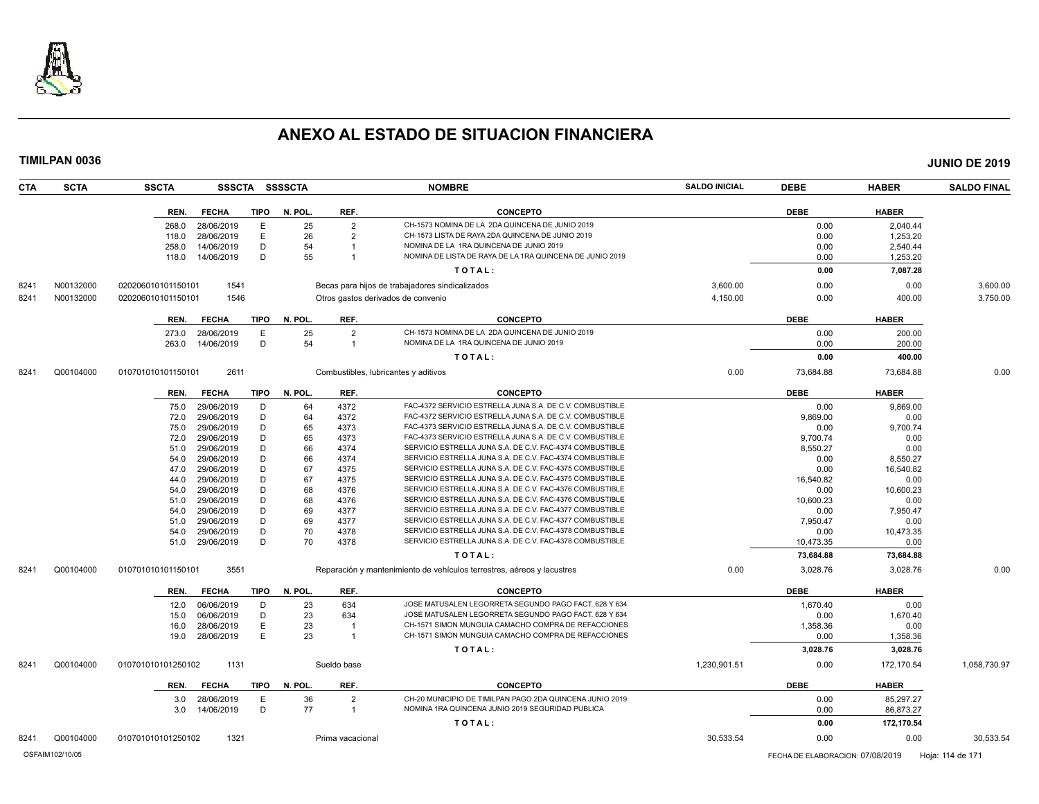# ANEXO AL ESTADO DE SITUACION FINANCIERA

**TIMILPAN 0036** — **JUNIO DE 2019**

| CTA | SCTA | SSCTA | SSSCTA | SSSSCTA | NOMBRE | SALDO INICIAL | DEBE | HABER | SALDO FINAL |
|---|---|---|---|---|---|---|---|---|---|

| REN. | FECHA | TIPO | N. POL. | REF. | CONCEPTO | DEBE | HABER |
|---|---|---|---|---|---|---|---|
| 268.0 | 28/06/2019 | E | 25 | 2 | CH-1573 NOMINA DE LA 2DA QUINCENA DE JUNIO 2019 | 0.00 | 2,040.44 |
| 118.0 | 28/06/2019 | E | 26 | 2 | CH-1573 LISTA DE RAYA 2DA QUINCENA DE JUNIO 2019 | 0.00 | 1,253.20 |
| 258.0 | 14/06/2019 | D | 54 | 1 | NOMINA DE LA 1RA QUINCENA DE JUNIO 2019 | 0.00 | 2,540.44 |
| 118.0 | 14/06/2019 | D | 55 | 1 | NOMINA DE LISTA DE RAYA DE LA 1RA QUINCENA DE JUNIO 2019 | 0.00 | 1,253.20 |
| | | | | | TOTAL: | 0.00 | 7,087.28 |

| CTA | SCTA | SSCTA | SSSCTA | NOMBRE | SALDO INICIAL | DEBE | HABER | SALDO FINAL |
|---|---|---|---|---|---|---|---|---|
| 8241 | N00132000 | 020206010101150101 | 1541 | Becas para hijos de trabajadores sindicalizados | 3,600.00 | 0.00 | 0.00 | 3,600.00 |
| 8241 | N00132000 | 020206010101150101 | 1546 | Otros gastos derivados de convenio | 4,150.00 | 0.00 | 400.00 | 3,750.00 |

| REN. | FECHA | TIPO | N. POL. | REF. | CONCEPTO | DEBE | HABER |
|---|---|---|---|---|---|---|---|
| 273.0 | 28/06/2019 | E | 25 | 2 | CH-1573 NOMINA DE LA 2DA QUINCENA DE JUNIO 2019 | 0.00 | 200.00 |
| 263.0 | 14/06/2019 | D | 54 | 1 | NOMINA DE LA 1RA QUINCENA DE JUNIO 2019 | 0.00 | 200.00 |
| | | | | | TOTAL: | 0.00 | 400.00 |

| CTA | SCTA | SSCTA | SSSCTA | NOMBRE | SALDO INICIAL | DEBE | HABER | SALDO FINAL |
|---|---|---|---|---|---|---|---|---|
| 8241 | Q00104000 | 010701010101150101 | 2611 | Combustibles, lubricantes y aditivos | 0.00 | 73,684.88 | 73,684.88 | 0.00 |

| REN. | FECHA | TIPO | N. POL. | REF. | CONCEPTO | DEBE | HABER |
|---|---|---|---|---|---|---|---|
| 75.0 | 29/06/2019 | D | 64 | 4372 | FAC-4372 SERVICIO ESTRELLA JUNA S.A. DE C.V. COMBUSTIBLE | 0.00 | 9,869.00 |
| 72.0 | 29/06/2019 | D | 64 | 4372 | FAC-4372 SERVICIO ESTRELLA JUNA S.A. DE C.V. COMBUSTIBLE | 9,869.00 | 0.00 |
| 75.0 | 29/06/2019 | D | 65 | 4373 | FAC-4373 SERVICIO ESTRELLA JUNA S.A. DE C.V. COMBUSTIBLE | 0.00 | 9,700.74 |
| 72.0 | 29/06/2019 | D | 65 | 4373 | FAC-4373 SERVICIO ESTRELLA JUNA S.A. DE C.V. COMBUSTIBLE | 9,700.74 | 0.00 |
| 51.0 | 29/06/2019 | D | 66 | 4374 | SERVICIO ESTRELLA JUNA S.A. DE C.V. FAC-4374 COMBUSTIBLE | 8,550.27 | 0.00 |
| 54.0 | 29/06/2019 | D | 66 | 4374 | SERVICIO ESTRELLA JUNA S.A. DE C.V. FAC-4374 COMBUSTIBLE | 0.00 | 8,550.27 |
| 47.0 | 29/06/2019 | D | 67 | 4375 | SERVICIO ESTRELLA JUNA S.A. DE C.V. FAC-4375 COMBUSTIBLE | 0.00 | 16,540.82 |
| 44.0 | 29/06/2019 | D | 67 | 4375 | SERVICIO ESTRELLA JUNA S.A. DE C.V. FAC-4375 COMBUSTIBLE | 16,540.82 | 0.00 |
| 54.0 | 29/06/2019 | D | 68 | 4376 | SERVICIO ESTRELLA JUNA S.A. DE C.V. FAC-4376 COMBUSTIBLE | 0.00 | 10,600.23 |
| 51.0 | 29/06/2019 | D | 68 | 4376 | SERVICIO ESTRELLA JUNA S.A. DE C.V. FAC-4376 COMBUSTIBLE | 10,600.23 | 0.00 |
| 54.0 | 29/06/2019 | D | 69 | 4377 | SERVICIO ESTRELLA JUNA S.A. DE C.V. FAC-4377 COMBUSTIBLE | 0.00 | 7,950.47 |
| 51.0 | 29/06/2019 | D | 69 | 4377 | SERVICIO ESTRELLA JUNA S.A. DE C.V. FAC-4377 COMBUSTIBLE | 7,950.47 | 0.00 |
| 54.0 | 29/06/2019 | D | 70 | 4378 | SERVICIO ESTRELLA JUNA S.A. DE C.V. FAC-4378 COMBUSTIBLE | 0.00 | 10,473.35 |
| 51.0 | 29/06/2019 | D | 70 | 4378 | SERVICIO ESTRELLA JUNA S.A. DE C.V. FAC-4378 COMBUSTIBLE | 10,473.35 | 0.00 |
| | | | | | TOTAL: | 73,684.88 | 73,684.88 |

| CTA | SCTA | SSCTA | SSSCTA | NOMBRE | SALDO INICIAL | DEBE | HABER | SALDO FINAL |
|---|---|---|---|---|---|---|---|---|
| 8241 | Q00104000 | 010701010101150101 | 3551 | Reparación y mantenimiento de vehículos terrestres, aéreos y lacustres | 0.00 | 3,028.76 | 3,028.76 | 0.00 |

| REN. | FECHA | TIPO | N. POL. | REF. | CONCEPTO | DEBE | HABER |
|---|---|---|---|---|---|---|---|
| 12.0 | 06/06/2019 | D | 23 | 634 | JOSE MATUSALEN LEGORRETA SEGUNDO PAGO FACT. 628 Y 634 | 1,670.40 | 0.00 |
| 15.0 | 06/06/2019 | D | 23 | 634 | JOSE MATUSALEN LEGORRETA SEGUNDO PAGO FACT. 628 Y 634 | 0.00 | 1,670.40 |
| 16.0 | 28/06/2019 | E | 23 | 1 | CH-1571 SIMON MUNGUIA CAMACHO COMPRA DE REFACCIONES | 1,358.36 | 0.00 |
| 19.0 | 28/06/2019 | E | 23 | 1 | CH-1571 SIMON MUNGUIA CAMACHO COMPRA DE REFACCIONES | 0.00 | 1,358.36 |
| | | | | | TOTAL: | 3,028.76 | 3,028.76 |

| CTA | SCTA | SSCTA | SSSCTA | NOMBRE | SALDO INICIAL | DEBE | HABER | SALDO FINAL |
|---|---|---|---|---|---|---|---|---|
| 8241 | Q00104000 | 010701010101250102 | 1131 | Sueldo base | 1,230,901.51 | 0.00 | 172,170.54 | 1,058,730.97 |

| REN. | FECHA | TIPO | N. POL. | REF. | CONCEPTO | DEBE | HABER |
|---|---|---|---|---|---|---|---|
| 3.0 | 28/06/2019 | E | 36 | 2 | CH-20 MUNICIPIO DE TIMILPAN PAGO 2DA QUINCENA JUNIO 2019 | 0.00 | 85,297.27 |
| 3.0 | 14/06/2019 | D | 77 | 1 | NOMINA 1RA QUINCENA JUNIO 2019 SEGURIDAD PUBLICA | 0.00 | 86,873.27 |
| | | | | | TOTAL: | 0.00 | 172,170.54 |

| CTA | SCTA | SSCTA | SSSCTA | NOMBRE | SALDO INICIAL | DEBE | HABER | SALDO FINAL |
|---|---|---|---|---|---|---|---|---|
| 8241 | Q00104000 | 010701010101250102 | 1321 | Prima vacacional | 30,533.54 | 0.00 | 0.00 | 30,533.54 |

OSFAIM102/10/05 — FECHA DE ELABORACION: 07/08/2019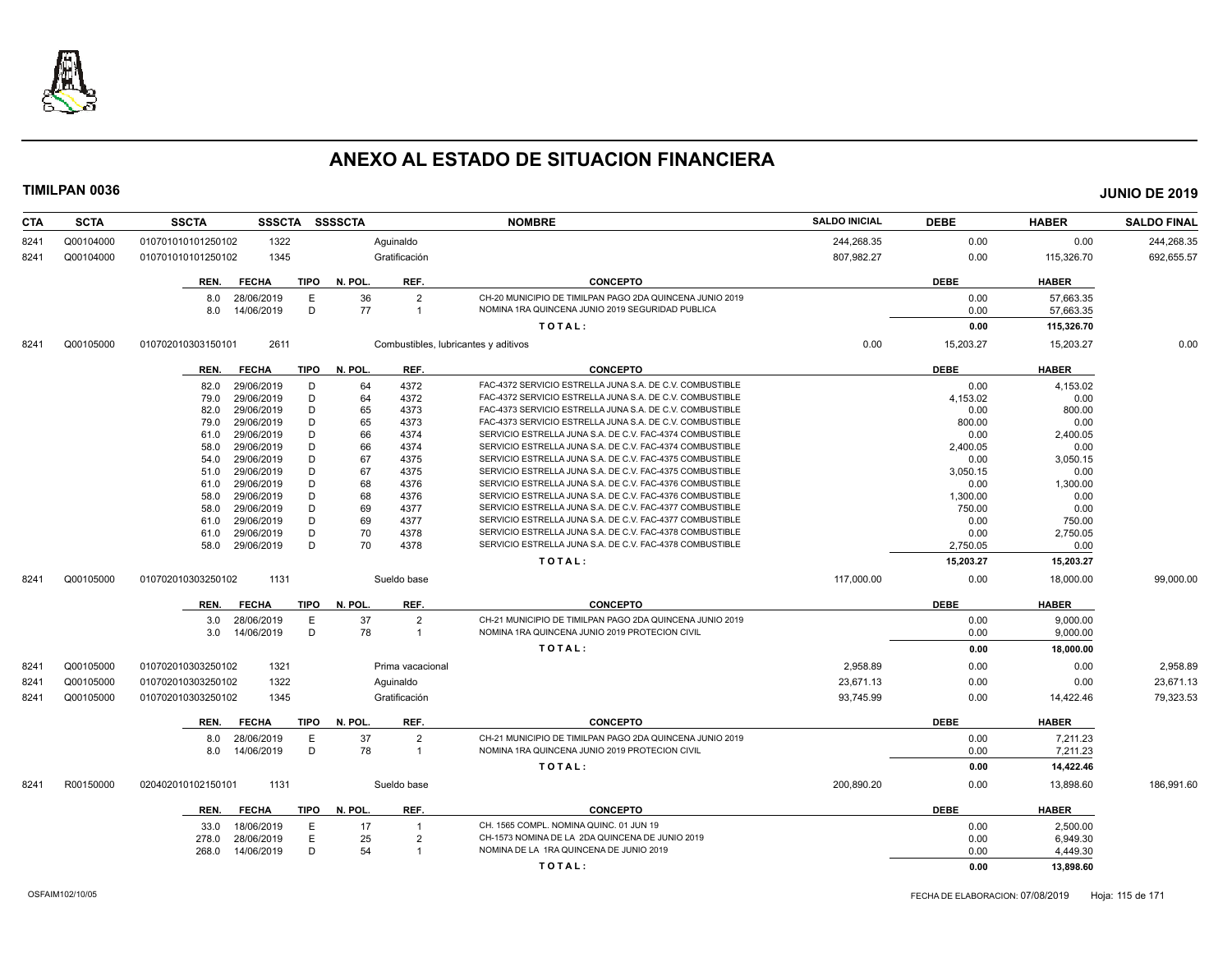# ANEXO AL ESTADO DE SITUACION FINANCIERA

**TIMILPAN 0036** **JUNIO DE 2019**

| CTA | SCTA | SSCTA | SSSCTA | SSSSCTA | NOMBRE | SALDO INICIAL | DEBE | HABER | SALDO FINAL |
|---|---|---|---|---|---|---|---|---|---|
| 8241 | Q00104000 | 010701010101250102 | 1322 | | Aguinaldo | 244,268.35 | 0.00 | 0.00 | 244,268.35 |
| 8241 | Q00104000 | 010701010101250102 | 1345 | | Gratificación | 807,982.27 | 0.00 | 115,326.70 | 692,655.57 |

| REN. | FECHA | TIPO | N. POL. | REF. | CONCEPTO | DEBE | HABER |
|---|---|---|---|---|---|---|---|
| 8.0 | 28/06/2019 | E | 36 | 2 | CH-20 MUNICIPIO DE TIMILPAN PAGO 2DA QUINCENA JUNIO 2019 | 0.00 | 57,663.35 |
| 8.0 | 14/06/2019 | D | 77 | 1 | NOMINA 1RA QUINCENA JUNIO 2019 SEGURIDAD PUBLICA | 0.00 | 57,663.35 |
| | | | | | **T O T A L :** | **0.00** | **115,326.70** |

| CTA | SCTA | SSCTA | SSSCTA | SSSSCTA | NOMBRE | SALDO INICIAL | DEBE | HABER | SALDO FINAL |
|---|---|---|---|---|---|---|---|---|---|
| 8241 | Q00105000 | 010702010303150101 | 2611 | | Combustibles, lubricantes y aditivos | 0.00 | 15,203.27 | 15,203.27 | 0.00 |

| REN. | FECHA | TIPO | N. POL. | REF. | CONCEPTO | DEBE | HABER |
|---|---|---|---|---|---|---|---|
| 82.0 | 29/06/2019 | D | 64 | 4372 | FAC-4372 SERVICIO ESTRELLA JUNA S.A. DE C.V. COMBUSTIBLE | 0.00 | 4,153.02 |
| 79.0 | 29/06/2019 | D | 64 | 4372 | FAC-4372 SERVICIO ESTRELLA JUNA S.A. DE C.V. COMBUSTIBLE | 4,153.02 | 0.00 |
| 82.0 | 29/06/2019 | D | 65 | 4373 | FAC-4373 SERVICIO ESTRELLA JUNA S.A. DE C.V. COMBUSTIBLE | 0.00 | 800.00 |
| 79.0 | 29/06/2019 | D | 65 | 4373 | FAC-4373 SERVICIO ESTRELLA JUNA S.A. DE C.V. COMBUSTIBLE | 800.00 | 0.00 |
| 61.0 | 29/06/2019 | D | 66 | 4374 | SERVICIO ESTRELLA JUNA S.A. DE C.V. FAC-4374 COMBUSTIBLE | 0.00 | 2,400.05 |
| 58.0 | 29/06/2019 | D | 66 | 4374 | SERVICIO ESTRELLA JUNA S.A. DE C.V. FAC-4374 COMBUSTIBLE | 2,400.05 | 0.00 |
| 54.0 | 29/06/2019 | D | 67 | 4375 | SERVICIO ESTRELLA JUNA S.A. DE C.V. FAC-4375 COMBUSTIBLE | 0.00 | 3,050.15 |
| 51.0 | 29/06/2019 | D | 67 | 4375 | SERVICIO ESTRELLA JUNA S.A. DE C.V. FAC-4375 COMBUSTIBLE | 3,050.15 | 0.00 |
| 61.0 | 29/06/2019 | D | 68 | 4376 | SERVICIO ESTRELLA JUNA S.A. DE C.V. FAC-4376 COMBUSTIBLE | 0.00 | 1,300.00 |
| 58.0 | 29/06/2019 | D | 68 | 4376 | SERVICIO ESTRELLA JUNA S.A. DE C.V. FAC-4376 COMBUSTIBLE | 1,300.00 | 0.00 |
| 58.0 | 29/06/2019 | D | 69 | 4377 | SERVICIO ESTRELLA JUNA S.A. DE C.V. FAC-4377 COMBUSTIBLE | 750.00 | 0.00 |
| 61.0 | 29/06/2019 | D | 69 | 4377 | SERVICIO ESTRELLA JUNA S.A. DE C.V. FAC-4377 COMBUSTIBLE | 0.00 | 750.00 |
| 61.0 | 29/06/2019 | D | 70 | 4378 | SERVICIO ESTRELLA JUNA S.A. DE C.V. FAC-4378 COMBUSTIBLE | 0.00 | 2,750.05 |
| 58.0 | 29/06/2019 | D | 70 | 4378 | SERVICIO ESTRELLA JUNA S.A. DE C.V. FAC-4378 COMBUSTIBLE | 2,750.05 | 0.00 |
| | | | | | **T O T A L :** | **15,203.27** | **15,203.27** |

| CTA | SCTA | SSCTA | SSSCTA | SSSSCTA | NOMBRE | SALDO INICIAL | DEBE | HABER | SALDO FINAL |
|---|---|---|---|---|---|---|---|---|---|
| 8241 | Q00105000 | 010702010303250102 | 1131 | | Sueldo base | 117,000.00 | 0.00 | 18,000.00 | 99,000.00 |

| REN. | FECHA | TIPO | N. POL. | REF. | CONCEPTO | DEBE | HABER |
|---|---|---|---|---|---|---|---|
| 3.0 | 28/06/2019 | E | 37 | 2 | CH-21 MUNICIPIO DE TIMILPAN PAGO 2DA QUINCENA JUNIO 2019 | 0.00 | 9,000.00 |
| 3.0 | 14/06/2019 | D | 78 | 1 | NOMINA 1RA QUINCENA JUNIO 2019 PROTECION CIVIL | 0.00 | 9,000.00 |
| | | | | | **T O T A L :** | **0.00** | **18,000.00** |

| CTA | SCTA | SSCTA | SSSCTA | SSSSCTA | NOMBRE | SALDO INICIAL | DEBE | HABER | SALDO FINAL |
|---|---|---|---|---|---|---|---|---|---|
| 8241 | Q00105000 | 010702010303250102 | 1321 | | Prima vacacional | 2,958.89 | 0.00 | 0.00 | 2,958.89 |
| 8241 | Q00105000 | 010702010303250102 | 1322 | | Aguinaldo | 23,671.13 | 0.00 | 0.00 | 23,671.13 |
| 8241 | Q00105000 | 010702010303250102 | 1345 | | Gratificación | 93,745.99 | 0.00 | 14,422.46 | 79,323.53 |

| REN. | FECHA | TIPO | N. POL. | REF. | CONCEPTO | DEBE | HABER |
|---|---|---|---|---|---|---|---|
| 8.0 | 28/06/2019 | E | 37 | 2 | CH-21 MUNICIPIO DE TIMILPAN PAGO 2DA QUINCENA JUNIO 2019 | 0.00 | 7,211.23 |
| 8.0 | 14/06/2019 | D | 78 | 1 | NOMINA 1RA QUINCENA JUNIO 2019 PROTECION CIVIL | 0.00 | 7,211.23 |
| | | | | | **T O T A L :** | **0.00** | **14,422.46** |

| CTA | SCTA | SSCTA | SSSCTA | SSSSCTA | NOMBRE | SALDO INICIAL | DEBE | HABER | SALDO FINAL |
|---|---|---|---|---|---|---|---|---|---|
| 8241 | R00150000 | 020402010102150101 | 1131 | | Sueldo base | 200,890.20 | 0.00 | 13,898.60 | 186,991.60 |

| REN. | FECHA | TIPO | N. POL. | REF. | CONCEPTO | DEBE | HABER |
|---|---|---|---|---|---|---|---|
| 33.0 | 18/06/2019 | E | 17 | 1 | CH. 1565 COMPL. NOMINA QUINC. 01 JUN 19 | 0.00 | 2,500.00 |
| 278.0 | 28/06/2019 | E | 25 | 2 | CH-1573 NOMINA DE LA 2DA QUINCENA DE JUNIO 2019 | 0.00 | 6,949.30 |
| 268.0 | 14/06/2019 | D | 54 | 1 | NOMINA DE LA 1RA QUINCENA DE JUNIO 2019 | 0.00 | 4,449.30 |
| | | | | | **T O T A L :** | **0.00** | **13,898.60** |

OSFAIM102/10/05 FECHA DE ELABORACION: 07/08/2019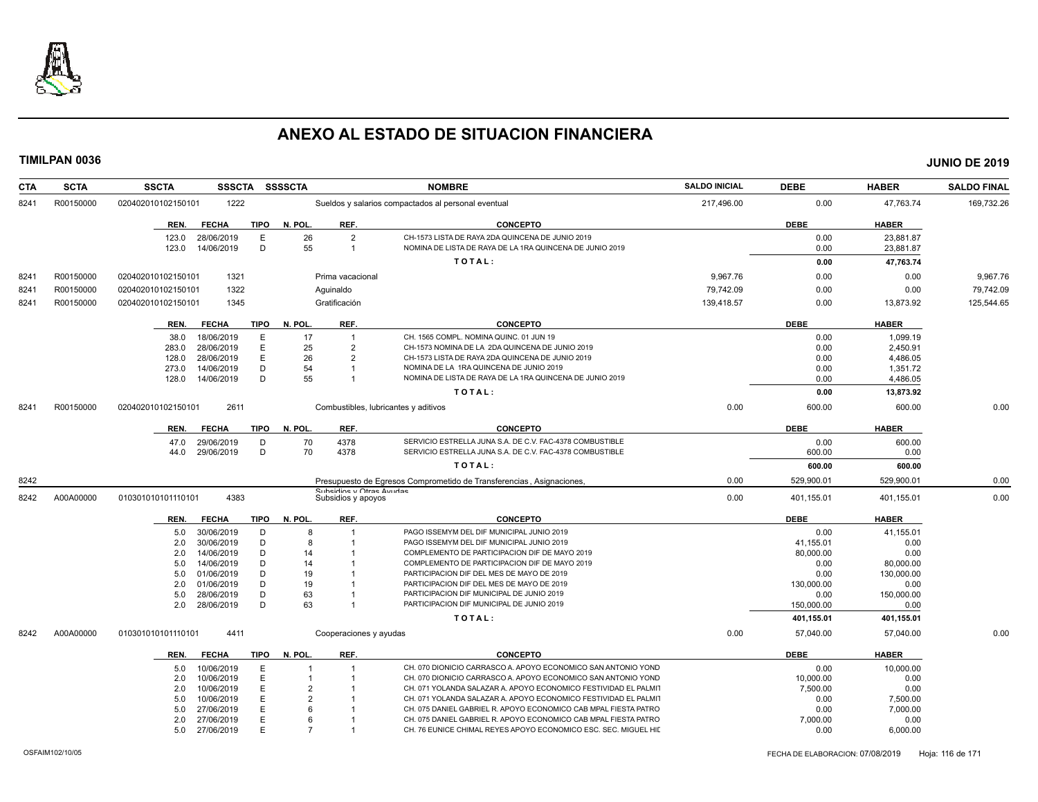# ANEXO AL ESTADO DE SITUACION FINANCIERA

**TIMILPAN 0036** **JUNIO DE 2019**

| CTA | SCTA | SSCTA | SSSCTA | SSSSCTA | NOMBRE | SALDO INICIAL | DEBE | HABER | SALDO FINAL |
|---|---|---|---|---|---|---|---|---|---|
| 8241 | R00150000 | 0204020101021501​01 | 1222 | | Sueldos y salarios compactados al personal eventual | 217,496.00 | 0.00 | 47,763.74 | 169,732.26 |

| REN. | FECHA | TIPO | N. POL. | REF. | CONCEPTO | DEBE | HABER |
|---|---|---|---|---|---|---|---|
| 123.0 | 28/06/2019 | E | 26 | 2 | CH-1573 LISTA DE RAYA 2DA QUINCENA DE JUNIO 2019 | 0.00 | 23,881.87 |
| 123.0 | 14/06/2019 | D | 55 | 1 | NOMINA DE LISTA DE RAYA DE LA 1RA QUINCENA DE JUNIO 2019 | 0.00 | 23,881.87 |
| | | | | | TOTAL: | 0.00 | 47,763.74 |

| CTA | SCTA | SSCTA | SSSCTA | SSSSCTA | NOMBRE | SALDO INICIAL | DEBE | HABER | SALDO FINAL |
|---|---|---|---|---|---|---|---|---|---|
| 8241 | R00150000 | 020402010102150101 | 1321 | | Prima vacacional | 9,967.76 | 0.00 | 0.00 | 9,967.76 |
| 8241 | R00150000 | 020402010102150101 | 1322 | | Aguinaldo | 79,742.09 | 0.00 | 0.00 | 79,742.09 |
| 8241 | R00150000 | 020402010102150101 | 1345 | | Gratificación | 139,418.57 | 0.00 | 13,873.92 | 125,544.65 |

| REN. | FECHA | TIPO | N. POL. | REF. | CONCEPTO | DEBE | HABER |
|---|---|---|---|---|---|---|---|
| 38.0 | 18/06/2019 | E | 17 | 1 | CH. 1565 COMPL. NOMINA QUINC. 01 JUN 19 | 0.00 | 1,099.19 |
| 283.0 | 28/06/2019 | E | 25 | 2 | CH-1573 NOMINA DE LA 2DA QUINCENA DE JUNIO 2019 | 0.00 | 2,450.91 |
| 128.0 | 28/06/2019 | E | 26 | 2 | CH-1573 LISTA DE RAYA 2DA QUINCENA DE JUNIO 2019 | 0.00 | 4,486.05 |
| 273.0 | 14/06/2019 | D | 54 | 1 | NOMINA DE LA 1RA QUINCENA DE JUNIO 2019 | 0.00 | 1,351.72 |
| 128.0 | 14/06/2019 | D | 55 | 1 | NOMINA DE LISTA DE RAYA DE LA 1RA QUINCENA DE JUNIO 2019 | 0.00 | 4,486.05 |
| | | | | | TOTAL: | 0.00 | 13,873.92 |

| CTA | SCTA | SSCTA | SSSCTA | SSSSCTA | NOMBRE | SALDO INICIAL | DEBE | HABER | SALDO FINAL |
|---|---|---|---|---|---|---|---|---|---|
| 8241 | R00150000 | 020402010102150101 | 2611 | | Combustibles, lubricantes y aditivos | 0.00 | 600.00 | 600.00 | 0.00 |

| REN. | FECHA | TIPO | N. POL. | REF. | CONCEPTO | DEBE | HABER |
|---|---|---|---|---|---|---|---|
| 47.0 | 29/06/2019 | D | 70 | 4378 | SERVICIO ESTRELLA JUNA S.A. DE C.V. FAC-4378 COMBUSTIBLE | 0.00 | 600.00 |
| 44.0 | 29/06/2019 | D | 70 | 4378 | SERVICIO ESTRELLA JUNA S.A. DE C.V. FAC-4378 COMBUSTIBLE | 600.00 | 0.00 |
| | | | | | TOTAL: | 600.00 | 600.00 |

| CTA | SCTA | SSCTA | SSSCTA | SSSSCTA | NOMBRE | SALDO INICIAL | DEBE | HABER | SALDO FINAL |
|---|---|---|---|---|---|---|---|---|---|
| 8242 | | | | | Presupuesto de Egresos Comprometido de Transferencias , Asignaciones, Subsidios y Otras Ayudas | 0.00 | 529,900.01 | 529,900.01 | 0.00 |
| 8242 | A00A00000 | 010301010101110101 | 4383 | | Subsidios y apoyos | 0.00 | 401,155.01 | 401,155.01 | 0.00 |

| REN. | FECHA | TIPO | N. POL. | REF. | CONCEPTO | DEBE | HABER |
|---|---|---|---|---|---|---|---|
| 5.0 | 30/06/2019 | D | 8 | 1 | PAGO ISSEMYM DEL DIF MUNICIPAL JUNIO 2019 | 0.00 | 41,155.01 |
| 2.0 | 30/06/2019 | D | 8 | 1 | PAGO ISSEMYM DEL DIF MUNICIPAL JUNIO 2019 | 41,155.01 | 0.00 |
| 2.0 | 14/06/2019 | D | 14 | 1 | COMPLEMENTO DE PARTICIPACION DIF DE MAYO 2019 | 80,000.00 | 0.00 |
| 5.0 | 14/06/2019 | D | 14 | 1 | COMPLEMENTO DE PARTICIPACION DIF DE MAYO 2019 | 0.00 | 80,000.00 |
| 5.0 | 01/06/2019 | D | 19 | 1 | PARTICIPACION DIF DEL MES DE MAYO DE 2019 | 0.00 | 130,000.00 |
| 2.0 | 01/06/2019 | D | 19 | 1 | PARTICIPACION DIF DEL MES DE MAYO DE 2019 | 130,000.00 | 0.00 |
| 5.0 | 28/06/2019 | D | 63 | 1 | PARTICIPACION DIF MUNICIPAL DE JUNIO 2019 | 0.00 | 150,000.00 |
| 2.0 | 28/06/2019 | D | 63 | 1 | PARTICIPACION DIF MUNICIPAL DE JUNIO 2019 | 150,000.00 | 0.00 |
| | | | | | TOTAL: | 401,155.01 | 401,155.01 |

| CTA | SCTA | SSCTA | SSSCTA | SSSSCTA | NOMBRE | SALDO INICIAL | DEBE | HABER | SALDO FINAL |
|---|---|---|---|---|---|---|---|---|---|
| 8242 | A00A00000 | 010301010101110101 | 4411 | | Cooperaciones y ayudas | 0.00 | 57,040.00 | 57,040.00 | 0.00 |

| REN. | FECHA | TIPO | N. POL. | REF. | CONCEPTO | DEBE | HABER |
|---|---|---|---|---|---|---|---|
| 5.0 | 10/06/2019 | E | 1 | 1 | CH. 070 DIONICIO CARRASCO A. APOYO ECONOMICO SAN ANTONIO YOND | 0.00 | 10,000.00 |
| 2.0 | 10/06/2019 | E | 1 | 1 | CH. 070 DIONICIO CARRASCO A. APOYO ECONOMICO SAN ANTONIO YOND | 10,000.00 | 0.00 |
| 2.0 | 10/06/2019 | E | 2 | 1 | CH. 071 YOLANDA SALAZAR A. APOYO ECONOMICO FESTIVIDAD EL PALMIT | 7,500.00 | 0.00 |
| 5.0 | 10/06/2019 | E | 2 | 1 | CH. 071 YOLANDA SALAZAR A. APOYO ECONOMICO FESTIVIDAD EL PALMIT | 0.00 | 7,500.00 |
| 5.0 | 27/06/2019 | E | 6 | 1 | CH. 075 DANIEL GABRIEL R. APOYO ECONOMICO CAB MPAL FIESTA PATRO | 0.00 | 7,000.00 |
| 2.0 | 27/06/2019 | E | 6 | 1 | CH. 075 DANIEL GABRIEL R. APOYO ECONOMICO CAB MPAL FIESTA PATRO | 7,000.00 | 0.00 |
| 5.0 | 27/06/2019 | E | 7 | 1 | CH. 76 EUNICE CHIMAL REYES APOYO ECONOMICO ESC. SEC. MIGUEL HID | 0.00 | 6,000.00 |

OSFAIM102/10/05 FECHA DE ELABORACION: 07/08/2019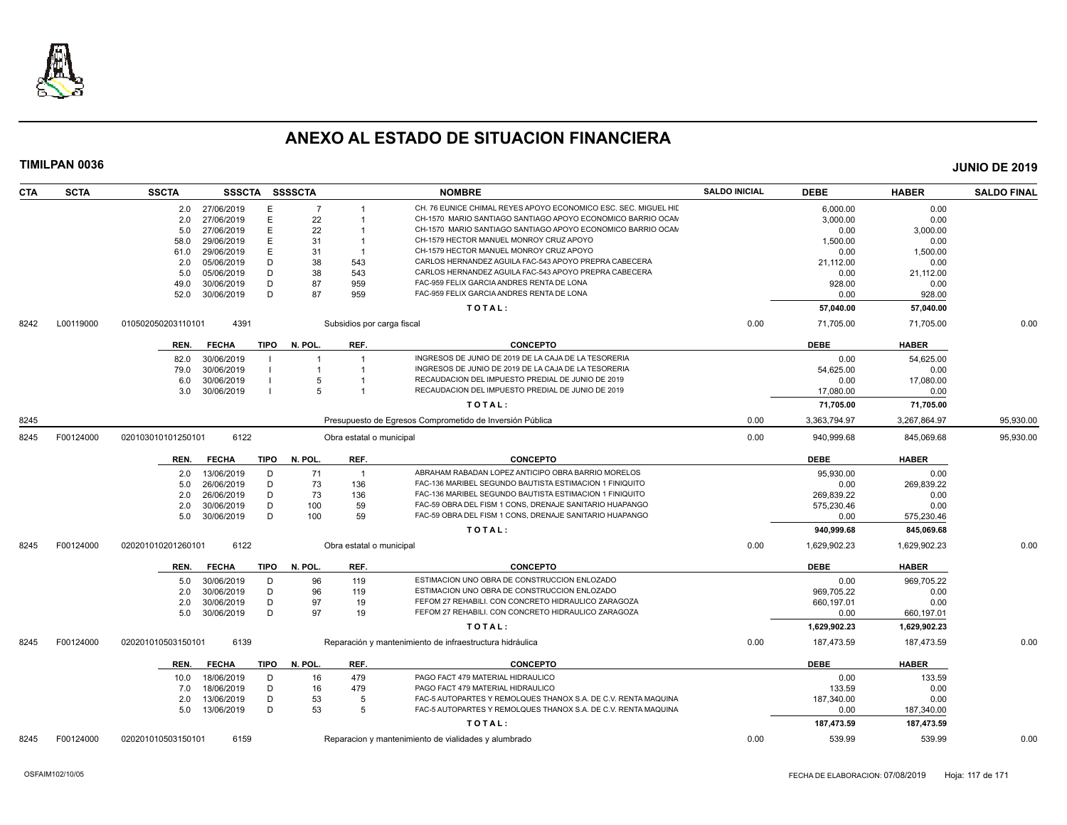# ANEXO AL ESTADO DE SITUACION FINANCIERA

**TIMILPAN 0036** **JUNIO DE 2019**

| CTA | SCTA | SSCTA | SSSCTA | SSSSCTA | | NOMBRE | SALDO INICIAL | DEBE | HABER | SALDO FINAL |
|---|---|---|---|---|---|---|---|---|---|---|
| | | 2.0 27/06/2019 | E | 7 | 1 | CH. 76 EUNICE CHIMAL REYES APOYO ECONOMICO ESC. SEC. MIGUEL HID | | 6,000.00 | 0.00 | |
| | | 2.0 27/06/2019 | E | 22 | 1 | CH-1570 MARIO SANTIAGO SANTIAGO APOYO ECONOMICO BARRIO OCAM | | 3,000.00 | 0.00 | |
| | | 5.0 27/06/2019 | E | 22 | 1 | CH-1570 MARIO SANTIAGO SANTIAGO APOYO ECONOMICO BARRIO OCAM | | 0.00 | 3,000.00 | |
| | | 58.0 29/06/2019 | E | 31 | 1 | CH-1579 HECTOR MANUEL MONROY CRUZ APOYO | | 1,500.00 | 0.00 | |
| | | 61.0 29/06/2019 | E | 31 | 1 | CH-1579 HECTOR MANUEL MONROY CRUZ APOYO | | 0.00 | 1,500.00 | |
| | | 2.0 05/06/2019 | D | 38 | 543 | CARLOS HERNANDEZ AGUILA FAC-543 APOYO PREPRA CABECERA | | 21,112.00 | 0.00 | |
| | | 5.0 05/06/2019 | D | 38 | 543 | CARLOS HERNANDEZ AGUILA FAC-543 APOYO PREPRA CABECERA | | 0.00 | 21,112.00 | |
| | | 49.0 30/06/2019 | D | 87 | 959 | FAC-959 FELIX GARCIA ANDRES RENTA DE LONA | | 928.00 | 0.00 | |
| | | 52.0 30/06/2019 | D | 87 | 959 | FAC-959 FELIX GARCIA ANDRES RENTA DE LONA | | 0.00 | 928.00 | |
| | | | | | | **T O T A L :** | | **57,040.00** | **57,040.00** | |
| 8242 | L00119000 | 010502050203110101 | 4391 | | | Subsidios por carga fiscal | 0.00 | 71,705.00 | 71,705.00 | 0.00 |
| | | **REN. FECHA** | **TIPO** | **N. POL.** | **REF.** | **CONCEPTO** | | **DEBE** | **HABER** | |
| | | 82.0 30/06/2019 | I | 1 | 1 | INGRESOS DE JUNIO DE 2019 DE LA CAJA DE LA TESORERIA | | 0.00 | 54,625.00 | |
| | | 79.0 30/06/2019 | I | 1 | 1 | INGRESOS DE JUNIO DE 2019 DE LA CAJA DE LA TESORERIA | | 54,625.00 | 0.00 | |
| | | 6.0 30/06/2019 | I | 5 | 1 | RECAUDACION DEL IMPUESTO PREDIAL DE JUNIO DE 2019 | | 0.00 | 17,080.00 | |
| | | 3.0 30/06/2019 | I | 5 | 1 | RECAUDACION DEL IMPUESTO PREDIAL DE JUNIO DE 2019 | | 17,080.00 | 0.00 | |
| | | | | | | **T O T A L :** | | **71,705.00** | **71,705.00** | |
| 8245 | | | | | | Presupuesto de Egresos Comprometido de Inversión Pública | 0.00 | 3,363,794.97 | 3,267,864.97 | 95,930.00 |
| 8245 | F00124000 | 020103010101250101 | 6122 | | | Obra estatal o municipal | 0.00 | 940,999.68 | 845,069.68 | 95,930.00 |
| | | **REN. FECHA** | **TIPO** | **N. POL.** | **REF.** | **CONCEPTO** | | **DEBE** | **HABER** | |
| | | 2.0 13/06/2019 | D | 71 | 1 | ABRAHAM RABADAN LOPEZ ANTICIPO OBRA BARRIO MORELOS | | 95,930.00 | 0.00 | |
| | | 5.0 26/06/2019 | D | 73 | 136 | FAC-136 MARIBEL SEGUNDO BAUTISTA ESTIMACION 1 FINIQUITO | | 0.00 | 269,839.22 | |
| | | 2.0 26/06/2019 | D | 73 | 136 | FAC-136 MARIBEL SEGUNDO BAUTISTA ESTIMACION 1 FINIQUITO | | 269,839.22 | 0.00 | |
| | | 2.0 30/06/2019 | D | 100 | 59 | FAC-59 OBRA DEL FISM 1 CONS, DRENAJE SANITARIO HUAPANGO | | 575,230.46 | 0.00 | |
| | | 5.0 30/06/2019 | D | 100 | 59 | FAC-59 OBRA DEL FISM 1 CONS, DRENAJE SANITARIO HUAPANGO | | 0.00 | 575,230.46 | |
| | | | | | | **T O T A L :** | | **940,999.68** | **845,069.68** | |
| 8245 | F00124000 | 020201010201260101 | 6122 | | | Obra estatal o municipal | 0.00 | 1,629,902.23 | 1,629,902.23 | 0.00 |
| | | **REN. FECHA** | **TIPO** | **N. POL.** | **REF.** | **CONCEPTO** | | **DEBE** | **HABER** | |
| | | 5.0 30/06/2019 | D | 96 | 119 | ESTIMACION UNO OBRA DE CONSTRUCCION ENLOZADO | | 0.00 | 969,705.22 | |
| | | 2.0 30/06/2019 | D | 96 | 119 | ESTIMACION UNO OBRA DE CONSTRUCCION ENLOZADO | | 969,705.22 | 0.00 | |
| | | 2.0 30/06/2019 | D | 97 | 19 | FEFOM 27 REHABILI. CON CONCRETO HIDRAULICO ZARAGOZA | | 660,197.01 | 0.00 | |
| | | 5.0 30/06/2019 | D | 97 | 19 | FEFOM 27 REHABILI. CON CONCRETO HIDRAULICO ZARAGOZA | | 0.00 | 660,197.01 | |
| | | | | | | **T O T A L :** | | **1,629,902.23** | **1,629,902.23** | |
| 8245 | F00124000 | 020201010503150101 | 6139 | | | Reparación y mantenimiento de infraestructura hidráulica | 0.00 | 187,473.59 | 187,473.59 | 0.00 |
| | | **REN. FECHA** | **TIPO** | **N. POL.** | **REF.** | **CONCEPTO** | | **DEBE** | **HABER** | |
| | | 10.0 18/06/2019 | D | 16 | 479 | PAGO FACT 479 MATERIAL HIDRAULICO | | 0.00 | 133.59 | |
| | | 7.0 18/06/2019 | D | 16 | 479 | PAGO FACT 479 MATERIAL HIDRAULICO | | 133.59 | 0.00 | |
| | | 2.0 13/06/2019 | D | 53 | 5 | FAC-5 AUTOPARTES Y REMOLQUES THANOX S.A. DE C.V. RENTA MAQUINA | | 187,340.00 | 0.00 | |
| | | 5.0 13/06/2019 | D | 53 | 5 | FAC-5 AUTOPARTES Y REMOLQUES THANOX S.A. DE C.V. RENTA MAQUINA | | 0.00 | 187,340.00 | |
| | | | | | | **T O T A L :** | | **187,473.59** | **187,473.59** | |
| 8245 | F00124000 | 020201010503150101 | 6159 | | | Reparacion y mantenimiento de vialidades y alumbrado | 0.00 | 539.99 | 539.99 | 0.00 |

OSFAIM102/10/05 FECHA DE ELABORACION: 07/08/2019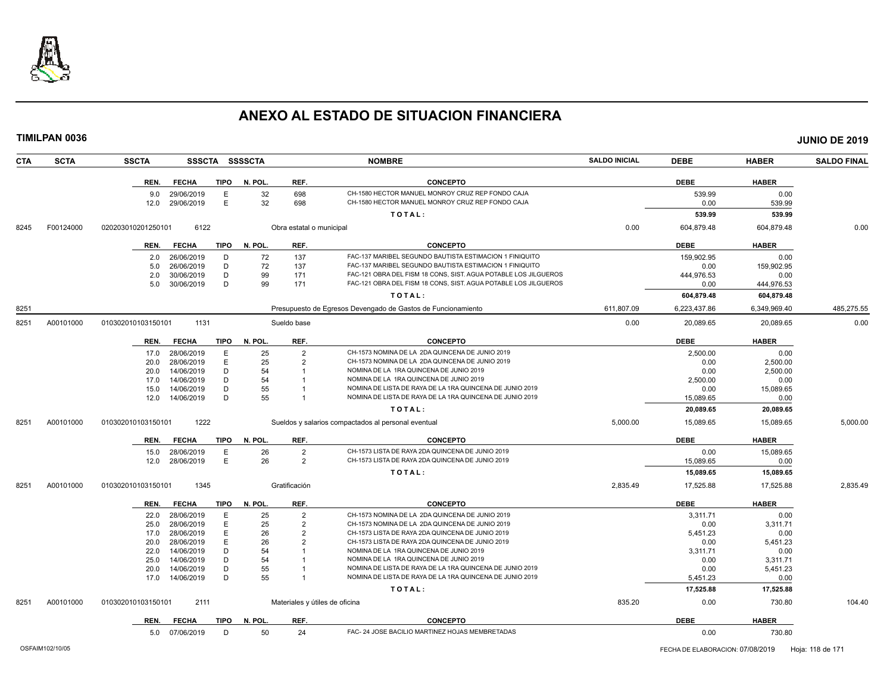# ANEXO AL ESTADO DE SITUACION FINANCIERA

**TIMILPAN 0036** **JUNIO DE 2019**

| CTA | SCTA | SSCTA | SSSCTA | SSSSCTA | NOMBRE | SALDO INICIAL | DEBE | HABER | SALDO FINAL |
|---|---|---|---|---|---|---|---|---|---|

| REN. | FECHA | TIPO | N. POL. | REF. | CONCEPTO | DEBE | HABER |
|---|---|---|---|---|---|---|---|
| 9.0 | 29/06/2019 | E | 32 | 698 | CH-1580 HECTOR MANUEL MONROY CRUZ REP FONDO CAJA | 539.99 | 0.00 |
| 12.0 | 29/06/2019 | E | 32 | 698 | CH-1580 HECTOR MANUEL MONROY CRUZ REP FONDO CAJA | 0.00 | 539.99 |
| | | | | | **TOTAL:** | **539.99** | **539.99** |

| CTA | SCTA | SSCTA | SSSCTA | SSSSCTA | NOMBRE | SALDO INICIAL | DEBE | HABER | SALDO FINAL |
|---|---|---|---|---|---|---|---|---|---|
| 8245 | F00124000 | 020203010201250101 | 6122 | | Obra estatal o municipal | 0.00 | 604,879.48 | 604,879.48 | 0.00 |

| REN. | FECHA | TIPO | N. POL. | REF. | CONCEPTO | DEBE | HABER |
|---|---|---|---|---|---|---|---|
| 2.0 | 26/06/2019 | D | 72 | 137 | FAC-137 MARIBEL SEGUNDO BAUTISTA ESTIMACION 1 FINIQUITO | 159,902.95 | 0.00 |
| 5.0 | 26/06/2019 | D | 72 | 137 | FAC-137 MARIBEL SEGUNDO BAUTISTA ESTIMACION 1 FINIQUITO | 0.00 | 159,902.95 |
| 2.0 | 30/06/2019 | D | 99 | 171 | FAC-121 OBRA DEL FISM 18 CONS, SIST. AGUA POTABLE LOS JILGUEROS | 444,976.53 | 0.00 |
| 5.0 | 30/06/2019 | D | 99 | 171 | FAC-121 OBRA DEL FISM 18 CONS, SIST. AGUA POTABLE LOS JILGUEROS | 0.00 | 444,976.53 |
| | | | | | **TOTAL:** | **604,879.48** | **604,879.48** |

| CTA | SCTA | SSCTA | SSSCTA | SSSSCTA | NOMBRE | SALDO INICIAL | DEBE | HABER | SALDO FINAL |
|---|---|---|---|---|---|---|---|---|---|
| 8251 | | | | | Presupuesto de Egresos Devengado de Gastos de Funcionamiento | 611,807.09 | 6,223,437.86 | 6,349,969.40 | 485,275.55 |
| 8251 | A00101000 | 010302010103150101 | 1131 | | Sueldo base | 0.00 | 20,089.65 | 20,089.65 | 0.00 |

| REN. | FECHA | TIPO | N. POL. | REF. | CONCEPTO | DEBE | HABER |
|---|---|---|---|---|---|---|---|
| 17.0 | 28/06/2019 | E | 25 | 2 | CH-1573 NOMINA DE LA 2DA QUINCENA DE JUNIO 2019 | 2,500.00 | 0.00 |
| 20.0 | 28/06/2019 | E | 25 | 2 | CH-1573 NOMINA DE LA 2DA QUINCENA DE JUNIO 2019 | 0.00 | 2,500.00 |
| 20.0 | 14/06/2019 | D | 54 | 1 | NOMINA DE LA 1RA QUINCENA DE JUNIO 2019 | 0.00 | 2,500.00 |
| 17.0 | 14/06/2019 | D | 54 | 1 | NOMINA DE LA 1RA QUINCENA DE JUNIO 2019 | 2,500.00 | 0.00 |
| 15.0 | 14/06/2019 | D | 55 | 1 | NOMINA DE LISTA DE RAYA DE LA 1RA QUINCENA DE JUNIO 2019 | 0.00 | 15,089.65 |
| 12.0 | 14/06/2019 | D | 55 | 1 | NOMINA DE LISTA DE RAYA DE LA 1RA QUINCENA DE JUNIO 2019 | 15,089.65 | 0.00 |
| | | | | | **TOTAL:** | **20,089.65** | **20,089.65** |

| CTA | SCTA | SSCTA | SSSCTA | SSSSCTA | NOMBRE | SALDO INICIAL | DEBE | HABER | SALDO FINAL |
|---|---|---|---|---|---|---|---|---|---|
| 8251 | A00101000 | 010302010103150101 | 1222 | | Sueldos y salarios compactados al personal eventual | 5,000.00 | 15,089.65 | 15,089.65 | 5,000.00 |

| REN. | FECHA | TIPO | N. POL. | REF. | CONCEPTO | DEBE | HABER |
|---|---|---|---|---|---|---|---|
| 15.0 | 28/06/2019 | E | 26 | 2 | CH-1573 LISTA DE RAYA 2DA QUINCENA DE JUNIO 2019 | 0.00 | 15,089.65 |
| 12.0 | 28/06/2019 | E | 26 | 2 | CH-1573 LISTA DE RAYA 2DA QUINCENA DE JUNIO 2019 | 15,089.65 | 0.00 |
| | | | | | **TOTAL:** | **15,089.65** | **15,089.65** |

| CTA | SCTA | SSCTA | SSSCTA | SSSSCTA | NOMBRE | SALDO INICIAL | DEBE | HABER | SALDO FINAL |
|---|---|---|---|---|---|---|---|---|---|
| 8251 | A00101000 | 010302010103150101 | 1345 | | Gratificación | 2,835.49 | 17,525.88 | 17,525.88 | 2,835.49 |

| REN. | FECHA | TIPO | N. POL. | REF. | CONCEPTO | DEBE | HABER |
|---|---|---|---|---|---|---|---|
| 22.0 | 28/06/2019 | E | 25 | 2 | CH-1573 NOMINA DE LA 2DA QUINCENA DE JUNIO 2019 | 3,311.71 | 0.00 |
| 25.0 | 28/06/2019 | E | 25 | 2 | CH-1573 NOMINA DE LA 2DA QUINCENA DE JUNIO 2019 | 0.00 | 3,311.71 |
| 17.0 | 28/06/2019 | E | 26 | 2 | CH-1573 LISTA DE RAYA 2DA QUINCENA DE JUNIO 2019 | 5,451.23 | 0.00 |
| 20.0 | 28/06/2019 | E | 26 | 2 | CH-1573 LISTA DE RAYA 2DA QUINCENA DE JUNIO 2019 | 0.00 | 5,451.23 |
| 22.0 | 14/06/2019 | D | 54 | 1 | NOMINA DE LA 1RA QUINCENA DE JUNIO 2019 | 3,311.71 | 0.00 |
| 25.0 | 14/06/2019 | D | 54 | 1 | NOMINA DE LA 1RA QUINCENA DE JUNIO 2019 | 0.00 | 3,311.71 |
| 20.0 | 14/06/2019 | D | 55 | 1 | NOMINA DE LISTA DE RAYA DE LA 1RA QUINCENA DE JUNIO 2019 | 0.00 | 5,451.23 |
| 17.0 | 14/06/2019 | D | 55 | 1 | NOMINA DE LISTA DE RAYA DE LA 1RA QUINCENA DE JUNIO 2019 | 5,451.23 | 0.00 |
| | | | | | **TOTAL:** | **17,525.88** | **17,525.88** |

| CTA | SCTA | SSCTA | SSSCTA | SSSSCTA | NOMBRE | SALDO INICIAL | DEBE | HABER | SALDO FINAL |
|---|---|---|---|---|---|---|---|---|---|
| 8251 | A00101000 | 010302010103150101 | 2111 | | Materiales y útiles de oficina | 835.20 | 0.00 | 730.80 | 104.40 |

| REN. | FECHA | TIPO | N. POL. | REF. | CONCEPTO | DEBE | HABER |
|---|---|---|---|---|---|---|---|
| 5.0 | 07/06/2019 | D | 50 | 24 | FAC- 24 JOSE BACILIO MARTINEZ HOJAS MEMBRETADAS | 0.00 | 730.80 |

OSFAIM102/10/05 FECHA DE ELABORACION: 07/08/2019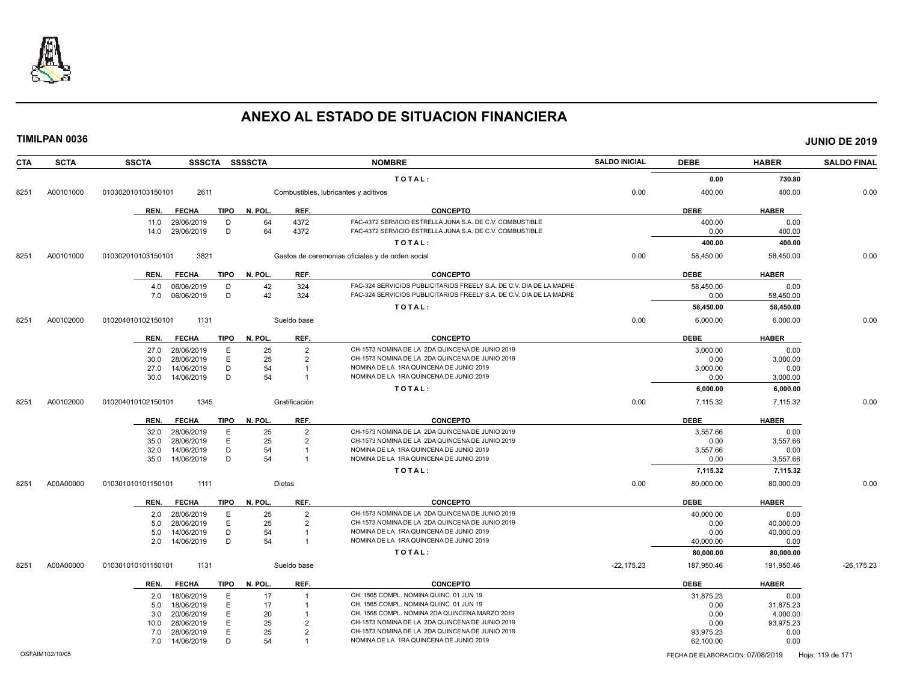# ANEXO AL ESTADO DE SITUACION FINANCIERA

**TIMILPAN 0036** — **JUNIO DE 2019**

| CTA | SCTA | SSCTA | SSSCTA | SSSSCTA | NOMBRE | SALDO INICIAL | DEBE | HABER | SALDO FINAL |
|---|---|---|---|---|---|---|---|---|---|
| | | | | | TOTAL: | | 0.00 | 730.80 | |
| 8251 | A00101000 | 010302010103150101 | 2611 | | Combustibles, lubricantes y aditivos | 0.00 | 400.00 | 400.00 | 0.00 |

| REN. | FECHA | TIPO | N. POL. | REF. | CONCEPTO | DEBE | HABER |
|---|---|---|---|---|---|---|---|
| 11.0 | 29/06/2019 | D | 64 | 4372 | FAC-4372 SERVICIO ESTRELLA JUNA S.A. DE C.V. COMBUSTIBLE | 400.00 | 0.00 |
| 14.0 | 29/06/2019 | D | 64 | 4372 | FAC-4372 SERVICIO ESTRELLA JUNA S.A. DE C.V. COMBUSTIBLE | 0.00 | 400.00 |
| | | | | | TOTAL: | 400.00 | 400.00 |

| CTA | SCTA | SSCTA | SSSCTA | SSSSCTA | NOMBRE | SALDO INICIAL | DEBE | HABER | SALDO FINAL |
|---|---|---|---|---|---|---|---|---|---|
| 8251 | A00101000 | 010302010103150101 | 3821 | | Gastos de ceremonias oficiales y de orden social | 0.00 | 58,450.00 | 58,450.00 | 0.00 |

| REN. | FECHA | TIPO | N. POL. | REF. | CONCEPTO | DEBE | HABER |
|---|---|---|---|---|---|---|---|
| 4.0 | 06/06/2019 | D | 42 | 324 | FAC-324 SERVICIOS PUBLICITARIOS FREELY S.A. DE C.V. DIA DE LA MADRE | 58,450.00 | 0.00 |
| 7.0 | 06/06/2019 | D | 42 | 324 | FAC-324 SERVICIOS PUBLICITARIOS FREELY S.A. DE C.V. DIA DE LA MADRE | 0.00 | 58,450.00 |
| | | | | | TOTAL: | 58,450.00 | 58,450.00 |

| CTA | SCTA | SSCTA | SSSCTA | SSSSCTA | NOMBRE | SALDO INICIAL | DEBE | HABER | SALDO FINAL |
|---|---|---|---|---|---|---|---|---|---|
| 8251 | A00102000 | 010204010102150101 | 1131 | | Sueldo base | 0.00 | 6,000.00 | 6,000.00 | 0.00 |

| REN. | FECHA | TIPO | N. POL. | REF. | CONCEPTO | DEBE | HABER |
|---|---|---|---|---|---|---|---|
| 27.0 | 28/06/2019 | E | 25 | 2 | CH-1573 NOMINA DE LA 2DA QUINCENA DE JUNIO 2019 | 3,000.00 | 0.00 |
| 30.0 | 28/06/2019 | E | 25 | 2 | CH-1573 NOMINA DE LA 2DA QUINCENA DE JUNIO 2019 | 0.00 | 3,000.00 |
| 27.0 | 14/06/2019 | D | 54 | 1 | NOMINA DE LA 1RA QUINCENA DE JUNIO 2019 | 3,000.00 | 0.00 |
| 30.0 | 14/06/2019 | D | 54 | 1 | NOMINA DE LA 1RA QUINCENA DE JUNIO 2019 | 0.00 | 3,000.00 |
| | | | | | TOTAL: | 6,000.00 | 6,000.00 |

| CTA | SCTA | SSCTA | SSSCTA | SSSSCTA | NOMBRE | SALDO INICIAL | DEBE | HABER | SALDO FINAL |
|---|---|---|---|---|---|---|---|---|---|
| 8251 | A00102000 | 010204010102150101 | 1345 | | Gratificación | 0.00 | 7,115.32 | 7,115.32 | 0.00 |

| REN. | FECHA | TIPO | N. POL. | REF. | CONCEPTO | DEBE | HABER |
|---|---|---|---|---|---|---|---|
| 32.0 | 28/06/2019 | E | 25 | 2 | CH-1573 NOMINA DE LA 2DA QUINCENA DE JUNIO 2019 | 3,557.66 | 0.00 |
| 35.0 | 28/06/2019 | E | 25 | 2 | CH-1573 NOMINA DE LA 2DA QUINCENA DE JUNIO 2019 | 0.00 | 3,557.66 |
| 32.0 | 14/06/2019 | D | 54 | 1 | NOMINA DE LA 1RA QUINCENA DE JUNIO 2019 | 3,557.66 | 0.00 |
| 35.0 | 14/06/2019 | D | 54 | 1 | NOMINA DE LA 1RA QUINCENA DE JUNIO 2019 | 0.00 | 3,557.66 |
| | | | | | TOTAL: | 7,115.32 | 7,115.32 |

| CTA | SCTA | SSCTA | SSSCTA | SSSSCTA | NOMBRE | SALDO INICIAL | DEBE | HABER | SALDO FINAL |
|---|---|---|---|---|---|---|---|---|---|
| 8251 | A00A00000 | 010301010101150101 | 1111 | | Dietas | 0.00 | 80,000.00 | 80,000.00 | 0.00 |

| REN. | FECHA | TIPO | N. POL. | REF. | CONCEPTO | DEBE | HABER |
|---|---|---|---|---|---|---|---|
| 2.0 | 28/06/2019 | E | 25 | 2 | CH-1573 NOMINA DE LA 2DA QUINCENA DE JUNIO 2019 | 40,000.00 | 0.00 |
| 5.0 | 28/06/2019 | E | 25 | 2 | CH-1573 NOMINA DE LA 2DA QUINCENA DE JUNIO 2019 | 0.00 | 40,000.00 |
| 5.0 | 14/06/2019 | D | 54 | 1 | NOMINA DE LA 1RA QUINCENA DE JUNIO 2019 | 0.00 | 40,000.00 |
| 2.0 | 14/06/2019 | D | 54 | 1 | NOMINA DE LA 1RA QUINCENA DE JUNIO 2019 | 40,000.00 | 0.00 |
| | | | | | TOTAL: | 80,000.00 | 80,000.00 |

| CTA | SCTA | SSCTA | SSSCTA | SSSSCTA | NOMBRE | SALDO INICIAL | DEBE | HABER | SALDO FINAL |
|---|---|---|---|---|---|---|---|---|---|
| 8251 | A00A00000 | 010301010101150101 | 1131 | | Sueldo base | -22,175.23 | 187,950.46 | 191,950.46 | -26,175.23 |

| REN. | FECHA | TIPO | N. POL. | REF. | CONCEPTO | DEBE | HABER |
|---|---|---|---|---|---|---|---|
| 2.0 | 18/06/2019 | E | 17 | 1 | CH. 1565 COMPL. NOMINA QUINC. 01 JUN 19 | 31,875.23 | 0.00 |
| 5.0 | 18/06/2019 | E | 17 | 1 | CH. 1565 COMPL. NOMINA QUINC. 01 JUN 19 | 0.00 | 31,875.23 |
| 3.0 | 20/06/2019 | E | 20 | 1 | CH. 1568 COMPL. NOMINA 2DA QUINCENA MARZO 2019 | 0.00 | 4,000.00 |
| 10.0 | 28/06/2019 | E | 25 | 2 | CH-1573 NOMINA DE LA 2DA QUINCENA DE JUNIO 2019 | 0.00 | 93,975.23 |
| 7.0 | 28/06/2019 | E | 25 | 2 | CH-1573 NOMINA DE LA 2DA QUINCENA DE JUNIO 2019 | 93,975.23 | 0.00 |
| 7.0 | 14/06/2019 | D | 54 | 1 | NOMINA DE LA 1RA QUINCENA DE JUNIO 2019 | 62,100.00 | 0.00 |

OSFAIM102/10/05 — FECHA DE ELABORACION: 07/08/2019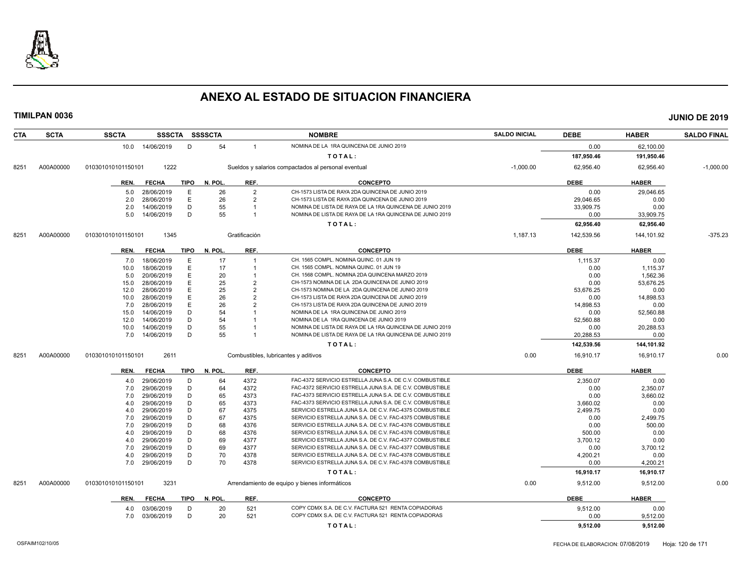# ANEXO AL ESTADO DE SITUACION FINANCIERA

**TIMILPAN 0036** — **JUNIO DE 2019**

| CTA | SCTA | SSCTA | SSSCTA | SSSSCTA | NOMBRE | SALDO INICIAL | DEBE | HABER | SALDO FINAL |
|---|---|---|---|---|---|---|---|---|---|
| | | 10.0 14/06/2019 | D | 54 | 1 NOMINA DE LA 1RA QUINCENA DE JUNIO 2019 | | 0.00 | 62,100.00 | |
| | | | | | TOTAL: | | 187,950.46 | 191,950.46 | |
| 8251 | A00A00000 | 010301010101150101 | 1222 | | Sueldos y salarios compactados al personal eventual | -1,000.00 | 62,956.40 | 62,956.40 | -1,000.00 |

| REN. | FECHA | TIPO | N. POL. | REF. | CONCEPTO | DEBE | HABER |
|---|---|---|---|---|---|---|---|
| 5.0 | 28/06/2019 | E | 26 | 2 | CH-1573 LISTA DE RAYA 2DA QUINCENA DE JUNIO 2019 | 0.00 | 29,046.65 |
| 2.0 | 28/06/2019 | E | 26 | 2 | CH-1573 LISTA DE RAYA 2DA QUINCENA DE JUNIO 2019 | 29,046.65 | 0.00 |
| 2.0 | 14/06/2019 | D | 55 | 1 | NOMINA DE LISTA DE RAYA DE LA 1RA QUINCENA DE JUNIO 2019 | 33,909.75 | 0.00 |
| 5.0 | 14/06/2019 | D | 55 | 1 | NOMINA DE LISTA DE RAYA DE LA 1RA QUINCENA DE JUNIO 2019 | 0.00 | 33,909.75 |
| | | | | | TOTAL: | 62,956.40 | 62,956.40 |

| CTA | SCTA | SSCTA | SSSCTA | NOMBRE | SALDO INICIAL | DEBE | HABER | SALDO FINAL |
|---|---|---|---|---|---|---|---|---|
| 8251 | A00A00000 | 010301010101150101 | 1345 | Gratificación | 1,187.13 | 142,539.56 | 144,101.92 | -375.23 |

| REN. | FECHA | TIPO | N. POL. | REF. | CONCEPTO | DEBE | HABER |
|---|---|---|---|---|---|---|---|
| 7.0 | 18/06/2019 | E | 17 | 1 | CH. 1565 COMPL. NOMINA QUINC. 01 JUN 19 | 1,115.37 | 0.00 |
| 10.0 | 18/06/2019 | E | 17 | 1 | CH. 1565 COMPL. NOMINA QUINC. 01 JUN 19 | 0.00 | 1,115.37 |
| 5.0 | 20/06/2019 | E | 20 | 1 | CH. 1568 COMPL. NOMINA 2DA QUINCENA MARZO 2019 | 0.00 | 1,562.36 |
| 15.0 | 28/06/2019 | E | 25 | 2 | CH-1573 NOMINA DE LA 2DA QUINCENA DE JUNIO 2019 | 0.00 | 53,676.25 |
| 12.0 | 28/06/2019 | E | 25 | 2 | CH-1573 NOMINA DE LA 2DA QUINCENA DE JUNIO 2019 | 53,676.25 | 0.00 |
| 10.0 | 28/06/2019 | E | 26 | 2 | CH-1573 LISTA DE RAYA 2DA QUINCENA DE JUNIO 2019 | 0.00 | 14,898.53 |
| 7.0 | 28/06/2019 | E | 26 | 2 | CH-1573 LISTA DE RAYA 2DA QUINCENA DE JUNIO 2019 | 14,898.53 | 0.00 |
| 15.0 | 14/06/2019 | D | 54 | 1 | NOMINA DE LA 1RA QUINCENA DE JUNIO 2019 | 0.00 | 52,560.88 |
| 12.0 | 14/06/2019 | D | 54 | 1 | NOMINA DE LA 1RA QUINCENA DE JUNIO 2019 | 52,560.88 | 0.00 |
| 10.0 | 14/06/2019 | D | 55 | 1 | NOMINA DE LISTA DE RAYA DE LA 1RA QUINCENA DE JUNIO 2019 | 0.00 | 20,288.53 |
| 7.0 | 14/06/2019 | D | 55 | 1 | NOMINA DE LISTA DE RAYA DE LA 1RA QUINCENA DE JUNIO 2019 | 20,288.53 | 0.00 |
| | | | | | TOTAL: | 142,539.56 | 144,101.92 |

| CTA | SCTA | SSCTA | SSSCTA | NOMBRE | SALDO INICIAL | DEBE | HABER | SALDO FINAL |
|---|---|---|---|---|---|---|---|---|
| 8251 | A00A00000 | 010301010101150101 | 2611 | Combustibles, lubricantes y aditivos | 0.00 | 16,910.17 | 16,910.17 | 0.00 |

| REN. | FECHA | TIPO | N. POL. | REF. | CONCEPTO | DEBE | HABER |
|---|---|---|---|---|---|---|---|
| 4.0 | 29/06/2019 | D | 64 | 4372 | FAC-4372 SERVICIO ESTRELLA JUNA S.A. DE C.V. COMBUSTIBLE | 2,350.07 | 0.00 |
| 7.0 | 29/06/2019 | D | 64 | 4372 | FAC-4372 SERVICIO ESTRELLA JUNA S.A. DE C.V. COMBUSTIBLE | 0.00 | 2,350.07 |
| 7.0 | 29/06/2019 | D | 65 | 4373 | FAC-4373 SERVICIO ESTRELLA JUNA S.A. DE C.V. COMBUSTIBLE | 0.00 | 3,660.02 |
| 4.0 | 29/06/2019 | D | 65 | 4373 | FAC-4373 SERVICIO ESTRELLA JUNA S.A. DE C.V. COMBUSTIBLE | 3,660.02 | 0.00 |
| 4.0 | 29/06/2019 | D | 67 | 4375 | SERVICIO ESTRELLA JUNA S.A. DE C.V. FAC-4375 COMBUSTIBLE | 2,499.75 | 0.00 |
| 7.0 | 29/06/2019 | D | 67 | 4375 | SERVICIO ESTRELLA JUNA S.A. DE C.V. FAC-4375 COMBUSTIBLE | 0.00 | 2,499.75 |
| 7.0 | 29/06/2019 | D | 68 | 4376 | SERVICIO ESTRELLA JUNA S.A. DE C.V. FAC-4376 COMBUSTIBLE | 0.00 | 500.00 |
| 4.0 | 29/06/2019 | D | 68 | 4376 | SERVICIO ESTRELLA JUNA S.A. DE C.V. FAC-4376 COMBUSTIBLE | 500.00 | 0.00 |
| 4.0 | 29/06/2019 | D | 69 | 4377 | SERVICIO ESTRELLA JUNA S.A. DE C.V. FAC-4377 COMBUSTIBLE | 3,700.12 | 0.00 |
| 7.0 | 29/06/2019 | D | 69 | 4377 | SERVICIO ESTRELLA JUNA S.A. DE C.V. FAC-4377 COMBUSTIBLE | 0.00 | 3,700.12 |
| 4.0 | 29/06/2019 | D | 70 | 4378 | SERVICIO ESTRELLA JUNA S.A. DE C.V. FAC-4378 COMBUSTIBLE | 4,200.21 | 0.00 |
| 7.0 | 29/06/2019 | D | 70 | 4378 | SERVICIO ESTRELLA JUNA S.A. DE C.V. FAC-4378 COMBUSTIBLE | 0.00 | 4,200.21 |
| | | | | | TOTAL: | 16,910.17 | 16,910.17 |

| CTA | SCTA | SSCTA | SSSCTA | NOMBRE | SALDO INICIAL | DEBE | HABER | SALDO FINAL |
|---|---|---|---|---|---|---|---|---|
| 8251 | A00A00000 | 010301010101150101 | 3231 | Arrendamiento de equipo y bienes informáticos | 0.00 | 9,512.00 | 9,512.00 | 0.00 |

| REN. | FECHA | TIPO | N. POL. | REF. | CONCEPTO | DEBE | HABER |
|---|---|---|---|---|---|---|---|
| 4.0 | 03/06/2019 | D | 20 | 521 | COPY CDMX S.A. DE C.V. FACTURA 521 RENTA COPIADORAS | 9,512.00 | 0.00 |
| 7.0 | 03/06/2019 | D | 20 | 521 | COPY CDMX S.A. DE C.V. FACTURA 521 RENTA COPIADORAS | 0.00 | 9,512.00 |
| | | | | | TOTAL: | 9,512.00 | 9,512.00 |

OSFAIM102/10/05 — FECHA DE ELABORACION: 07/08/2019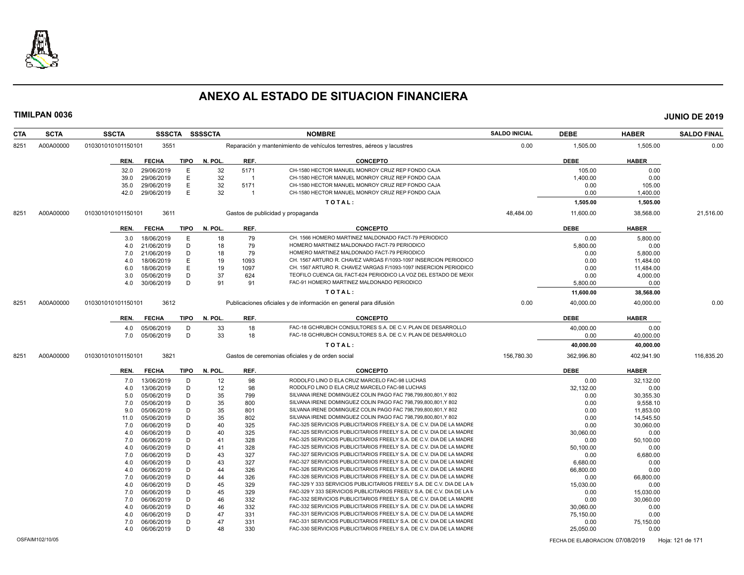# ANEXO AL ESTADO DE SITUACION FINANCIERA

**TIMILPAN 0036** — **JUNIO DE 2019**

| CTA | SCTA | SSCTA | SSSCTA | SSSSCTA | NOMBRE | SALDO INICIAL | DEBE | HABER | SALDO FINAL |
|---|---|---|---|---|---|---|---|---|---|
| 8251 | A00A00000 | 010301010101150101 | 3551 | | Reparación y mantenimiento de vehículos terrestres, aéreos y lacustres | 0.00 | 1,505.00 | 1,505.00 | 0.00 |

| REN. | FECHA | TIPO | N. POL. | REF. | CONCEPTO | DEBE | HABER |
|---|---|---|---|---|---|---|---|
| 32.0 | 29/06/2019 | E | 32 | 5171 | CH-1580 HECTOR MANUEL MONROY CRUZ REP FONDO CAJA | 105.00 | 0.00 |
| 39.0 | 29/06/2019 | E | 32 | 1 | CH-1580 HECTOR MANUEL MONROY CRUZ REP FONDO CAJA | 1,400.00 | 0.00 |
| 35.0 | 29/06/2019 | E | 32 | 5171 | CH-1580 HECTOR MANUEL MONROY CRUZ REP FONDO CAJA | 0.00 | 105.00 |
| 42.0 | 29/06/2019 | E | 32 | 1 | CH-1580 HECTOR MANUEL MONROY CRUZ REP FONDO CAJA | 0.00 | 1,400.00 |
| | | | | | **T O T A L :** | **1,505.00** | **1,505.00** |

| CTA | SCTA | SSCTA | SSSCTA | SSSSCTA | NOMBRE | SALDO INICIAL | DEBE | HABER | SALDO FINAL |
|---|---|---|---|---|---|---|---|---|---|
| 8251 | A00A00000 | 010301010101150101 | 3611 | | Gastos de publicidad y propaganda | 48,484.00 | 11,600.00 | 38,568.00 | 21,516.00 |

| REN. | FECHA | TIPO | N. POL. | REF. | CONCEPTO | DEBE | HABER |
|---|---|---|---|---|---|---|---|
| 3.0 | 18/06/2019 | E | 18 | 79 | CH. 1566 HOMERO MARTINEZ MALDONADO FACT-79 PERIODICO | 0.00 | 5,800.00 |
| 4.0 | 21/06/2019 | D | 18 | 79 | HOMERO MARTINEZ MALDONADO FACT-79 PERIODICO | 5,800.00 | 0.00 |
| 7.0 | 21/06/2019 | D | 18 | 79 | HOMERO MARTINEZ MALDONADO FACT-79 PERIODICO | 0.00 | 5,800.00 |
| 4.0 | 18/06/2019 | E | 19 | 1093 | CH. 1567 ARTURO R. CHAVEZ VARGAS F/1093-1097 INSERCION PERIODICO | 0.00 | 11,484.00 |
| 6.0 | 18/06/2019 | E | 19 | 1097 | CH. 1567 ARTURO R. CHAVEZ VARGAS F/1093-1097 INSERCION PERIODICO | 0.00 | 11,484.00 |
| 3.0 | 05/06/2019 | D | 37 | 624 | TEOFILO CUENCA GIL FACT-624 PERIODICO LA VOZ DEL ESTADO DE MEXI( | 0.00 | 4,000.00 |
| 4.0 | 30/06/2019 | D | 91 | 91 | FAC-91 HOMERO MARTINEZ MALDONADO PERIODICO | 5,800.00 | 0.00 |
| | | | | | **T O T A L :** | **11,600.00** | **38,568.00** |

| CTA | SCTA | SSCTA | SSSCTA | SSSSCTA | NOMBRE | SALDO INICIAL | DEBE | HABER | SALDO FINAL |
|---|---|---|---|---|---|---|---|---|---|
| 8251 | A00A00000 | 010301010101150101 | 3612 | | Publicaciones oficiales y de información en general para difusión | 0.00 | 40,000.00 | 40,000.00 | 0.00 |

| REN. | FECHA | TIPO | N. POL. | REF. | CONCEPTO | DEBE | HABER |
|---|---|---|---|---|---|---|---|
| 4.0 | 05/06/2019 | D | 33 | 18 | FAC-18 GCHRUBCH CONSULTORES S.A. DE C.V. PLAN DE DESARROLLO | 40,000.00 | 0.00 |
| 7.0 | 05/06/2019 | D | 33 | 18 | FAC-18 GCHRUBCH CONSULTORES S.A. DE C.V. PLAN DE DESARROLLO | 0.00 | 40,000.00 |
| | | | | | **T O T A L :** | **40,000.00** | **40,000.00** |

| CTA | SCTA | SSCTA | SSSCTA | SSSSCTA | NOMBRE | SALDO INICIAL | DEBE | HABER | SALDO FINAL |
|---|---|---|---|---|---|---|---|---|---|
| 8251 | A00A00000 | 010301010101150101 | 3821 | | Gastos de ceremonias oficiales y de orden social | 156,780.30 | 362,996.80 | 402,941.90 | 116,835.20 |

| REN. | FECHA | TIPO | N. POL. | REF. | CONCEPTO | DEBE | HABER |
|---|---|---|---|---|---|---|---|
| 7.0 | 13/06/2019 | D | 12 | 98 | RODOLFO LINO D ELA CRUZ MARCELO FAC-98 LUCHAS | 0.00 | 32,132.00 |
| 4.0 | 13/06/2019 | D | 12 | 98 | RODOLFO LINO D ELA CRUZ MARCELO FAC-98 LUCHAS | 32,132.00 | 0.00 |
| 5.0 | 05/06/2019 | D | 35 | 799 | SILVANA IRENE DOMINGUEZ COLIN PAGO FAC 798,799,800,801,Y 802 | 0.00 | 30,355.30 |
| 7.0 | 05/06/2019 | D | 35 | 800 | SILVANA IRENE DOMINGUEZ COLIN PAGO FAC 798,799,800,801,Y 802 | 0.00 | 9,558.10 |
| 9.0 | 05/06/2019 | D | 35 | 801 | SILVANA IRENE DOMINGUEZ COLIN PAGO FAC 798,799,800,801,Y 802 | 0.00 | 11,853.00 |
| 11.0 | 05/06/2019 | D | 35 | 802 | SILVANA IRENE DOMINGUEZ COLIN PAGO FAC 798,799,800,801,Y 802 | 0.00 | 14,545.50 |
| 7.0 | 06/06/2019 | D | 40 | 325 | FAC-325 SERVICIOS PUBLICITARIOS FREELY S.A. DE C.V. DIA DE LA MADRE | 0.00 | 30,060.00 |
| 4.0 | 06/06/2019 | D | 40 | 325 | FAC-325 SERVICIOS PUBLICITARIOS FREELY S.A. DE C.V. DIA DE LA MADRE | 30,060.00 | 0.00 |
| 7.0 | 06/06/2019 | D | 41 | 328 | FAC-325 SERVICIOS PUBLICITARIOS FREELY S.A. DE C.V. DIA DE LA MADRE | 0.00 | 50,100.00 |
| 4.0 | 06/06/2019 | D | 41 | 328 | FAC-325 SERVICIOS PUBLICITARIOS FREELY S.A. DE C.V. DIA DE LA MADRE | 50,100.00 | 0.00 |
| 7.0 | 06/06/2019 | D | 43 | 327 | FAC-327 SERVICIOS PUBLICITARIOS FREELY S.A. DE C.V. DIA DE LA MADRE | 0.00 | 6,680.00 |
| 4.0 | 06/06/2019 | D | 43 | 327 | FAC-327 SERVICIOS PUBLICITARIOS FREELY S.A. DE C.V. DIA DE LA MADRE | 6,680.00 | 0.00 |
| 4.0 | 06/06/2019 | D | 44 | 326 | FAC-326 SERVICIOS PUBLICITARIOS FREELY S.A. DE C.V. DIA DE LA MADRE | 66,800.00 | 0.00 |
| 7.0 | 06/06/2019 | D | 44 | 326 | FAC-326 SERVICIOS PUBLICITARIOS FREELY S.A. DE C.V. DIA DE LA MADRE | 0.00 | 66,800.00 |
| 4.0 | 06/06/2019 | D | 45 | 329 | FAC-329 Y 333 SERVICIOS PUBLICITARIOS FREELY S.A. DE C.V. DIA DE LA M | 15,030.00 | 0.00 |
| 7.0 | 06/06/2019 | D | 45 | 329 | FAC-329 Y 333 SERVICIOS PUBLICITARIOS FREELY S.A. DE C.V. DIA DE LA M | 0.00 | 15,030.00 |
| 7.0 | 06/06/2019 | D | 46 | 332 | FAC-332 SERVICIOS PUBLICITARIOS FREELY S.A. DE C.V. DIA DE LA MADRE | 0.00 | 30,060.00 |
| 4.0 | 06/06/2019 | D | 46 | 332 | FAC-332 SERVICIOS PUBLICITARIOS FREELY S.A. DE C.V. DIA DE LA MADRE | 30,060.00 | 0.00 |
| 4.0 | 06/06/2019 | D | 47 | 331 | FAC-331 SERVICIOS PUBLICITARIOS FREELY S.A. DE C.V. DIA DE LA MADRE | 75,150.00 | 0.00 |
| 7.0 | 06/06/2019 | D | 47 | 331 | FAC-331 SERVICIOS PUBLICITARIOS FREELY S.A. DE C.V. DIA DE LA MADRE | 0.00 | 75,150.00 |
| 4.0 | 06/06/2019 | D | 48 | 330 | FAC-330 SERVICIOS PUBLICITARIOS FREELY S.A. DE C.V. DIA DE LA MADRE | 25,050.00 | 0.00 |

OSFAIM102/10/05 — FECHA DE ELABORACION: 07/08/2019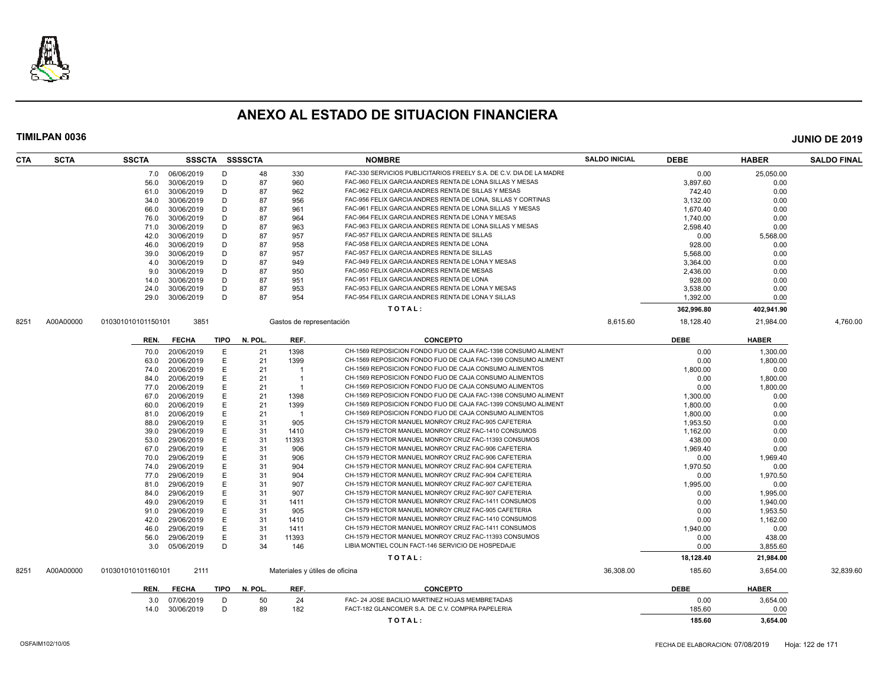# ANEXO AL ESTADO DE SITUACION FINANCIERA

**TIMILPAN 0036** **JUNIO DE 2019**

| CTA | SCTA | SSCTA | SSSCTA | SSSSCTA | | NOMBRE | SALDO INICIAL | DEBE | HABER | SALDO FINAL |
|---|---|---|---|---|---|---|---|---|---|---|
| | | 7.0 | 06/06/2019 | D | 48 | 330 FAC-330 SERVICIOS PUBLICITARIOS FREELY S.A. DE C.V. DIA DE LA MADRE | | 0.00 | 25,050.00 | |
| | | 56.0 | 30/06/2019 | D | 87 | 960 FAC-960 FELIX GARCIA ANDRES RENTA DE LONA SILLAS Y MESAS | | 3,897.60 | 0.00 | |
| | | 61.0 | 30/06/2019 | D | 87 | 962 FAC-962 FELIX GARCIA ANDRES RENTA DE SILLAS Y MESAS | | 742.40 | 0.00 | |
| | | 34.0 | 30/06/2019 | D | 87 | 956 FAC-956 FELIX GARCIA ANDRES RENTA DE LONA, SILLAS Y CORTINAS | | 3,132.00 | 0.00 | |
| | | 66.0 | 30/06/2019 | D | 87 | 961 FAC-961 FELIX GARCIA ANDRES RENTA DE LONA SILLAS Y MESAS | | 1,670.40 | 0.00 | |
| | | 76.0 | 30/06/2019 | D | 87 | 964 FAC-964 FELIX GARCIA ANDRES RENTA DE LONA Y MESAS | | 1,740.00 | 0.00 | |
| | | 71.0 | 30/06/2019 | D | 87 | 963 FAC-963 FELIX GARCIA ANDRES RENTA DE LONA SILLAS Y MESAS | | 2,598.40 | 0.00 | |
| | | 42.0 | 30/06/2019 | D | 87 | 957 FAC-957 FELIX GARCIA ANDRES RENTA DE SILLAS | | 0.00 | 5,568.00 | |
| | | 46.0 | 30/06/2019 | D | 87 | 958 FAC-958 FELIX GARCIA ANDRES RENTA DE LONA | | 928.00 | 0.00 | |
| | | 39.0 | 30/06/2019 | D | 87 | 957 FAC-957 FELIX GARCIA ANDRES RENTA DE SILLAS | | 5,568.00 | 0.00 | |
| | | 4.0 | 30/06/2019 | D | 87 | 949 FAC-949 FELIX GARCIA ANDRES RENTA DE LONA Y MESAS | | 3,364.00 | 0.00 | |
| | | 9.0 | 30/06/2019 | D | 87 | 950 FAC-950 FELIX GARCIA ANDRES RENTA DE MESAS | | 2,436.00 | 0.00 | |
| | | 14.0 | 30/06/2019 | D | 87 | 951 FAC-951 FELIX GARCIA ANDRES RENTA DE LONA | | 928.00 | 0.00 | |
| | | 24.0 | 30/06/2019 | D | 87 | 953 FAC-953 FELIX GARCIA ANDRES RENTA DE LONA Y MESAS | | 3,538.00 | 0.00 | |
| | | 29.0 | 30/06/2019 | D | 87 | 954 FAC-954 FELIX GARCIA ANDRES RENTA DE LONA Y SILLAS | | 1,392.00 | 0.00 | |
| | | | | | | **T O T A L :** | | **362,996.80** | **402,941.90** | |
| 8251 | A00A00000 | 010301010101150101 | 3851 | | | Gastos de representación | 8,615.60 | 18,128.40 | 21,984.00 | 4,760.00 |

| REN. | FECHA | TIPO | N. POL. | REF. | CONCEPTO | DEBE | HABER |
|---|---|---|---|---|---|---|---|
| 70.0 | 20/06/2019 | E | 21 | 1398 | CH-1569 REPOSICION FONDO FIJO DE CAJA FAC-1398 CONSUMO ALIMENT | 0.00 | 1,300.00 |
| 63.0 | 20/06/2019 | E | 21 | 1399 | CH-1569 REPOSICION FONDO FIJO DE CAJA FAC-1399 CONSUMO ALIMENT | 0.00 | 1,800.00 |
| 74.0 | 20/06/2019 | E | 21 | 1 | CH-1569 REPOSICION FONDO FIJO DE CAJA CONSUMO ALIMENTOS | 1,800.00 | 0.00 |
| 84.0 | 20/06/2019 | E | 21 | 1 | CH-1569 REPOSICION FONDO FIJO DE CAJA CONSUMO ALIMENTOS | 0.00 | 1,800.00 |
| 77.0 | 20/06/2019 | E | 21 | 1 | CH-1569 REPOSICION FONDO FIJO DE CAJA CONSUMO ALIMENTOS | 0.00 | 1,800.00 |
| 67.0 | 20/06/2019 | E | 21 | 1398 | CH-1569 REPOSICION FONDO FIJO DE CAJA FAC-1398 CONSUMO ALIMENT | 1,300.00 | 0.00 |
| 60.0 | 20/06/2019 | E | 21 | 1399 | CH-1569 REPOSICION FONDO FIJO DE CAJA FAC-1399 CONSUMO ALIMENT | 1,800.00 | 0.00 |
| 81.0 | 20/06/2019 | E | 21 | 1 | CH-1569 REPOSICION FONDO FIJO DE CAJA CONSUMO ALIMENTOS | 1,800.00 | 0.00 |
| 88.0 | 29/06/2019 | E | 31 | 905 | CH-1579 HECTOR MANUEL MONROY CRUZ FAC-905 CAFETERIA | 1,953.50 | 0.00 |
| 39.0 | 29/06/2019 | E | 31 | 1410 | CH-1579 HECTOR MANUEL MONROY CRUZ FAC-1410 CONSUMOS | 1,162.00 | 0.00 |
| 53.0 | 29/06/2019 | E | 31 | 11393 | CH-1579 HECTOR MANUEL MONROY CRUZ FAC-11393 CONSUMOS | 438.00 | 0.00 |
| 67.0 | 29/06/2019 | E | 31 | 906 | CH-1579 HECTOR MANUEL MONROY CRUZ FAC-906 CAFETERIA | 1,969.40 | 0.00 |
| 70.0 | 29/06/2019 | E | 31 | 906 | CH-1579 HECTOR MANUEL MONROY CRUZ FAC-906 CAFETERIA | 0.00 | 1,969.40 |
| 74.0 | 29/06/2019 | E | 31 | 904 | CH-1579 HECTOR MANUEL MONROY CRUZ FAC-904 CAFETERIA | 1,970.50 | 0.00 |
| 77.0 | 29/06/2019 | E | 31 | 904 | CH-1579 HECTOR MANUEL MONROY CRUZ FAC-904 CAFETERIA | 0.00 | 1,970.50 |
| 81.0 | 29/06/2019 | E | 31 | 907 | CH-1579 HECTOR MANUEL MONROY CRUZ FAC-907 CAFETERIA | 1,995.00 | 0.00 |
| 84.0 | 29/06/2019 | E | 31 | 907 | CH-1579 HECTOR MANUEL MONROY CRUZ FAC-907 CAFETERIA | 0.00 | 1,995.00 |
| 49.0 | 29/06/2019 | E | 31 | 1411 | CH-1579 HECTOR MANUEL MONROY CRUZ FAC-1411 CONSUMOS | 0.00 | 1,940.00 |
| 91.0 | 29/06/2019 | E | 31 | 905 | CH-1579 HECTOR MANUEL MONROY CRUZ FAC-905 CAFETERIA | 0.00 | 1,953.50 |
| 42.0 | 29/06/2019 | E | 31 | 1410 | CH-1579 HECTOR MANUEL MONROY CRUZ FAC-1410 CONSUMOS | 0.00 | 1,162.00 |
| 46.0 | 29/06/2019 | E | 31 | 1411 | CH-1579 HECTOR MANUEL MONROY CRUZ FAC-1411 CONSUMOS | 1,940.00 | 0.00 |
| 56.0 | 29/06/2019 | E | 31 | 11393 | CH-1579 HECTOR MANUEL MONROY CRUZ FAC-11393 CONSUMOS | 0.00 | 438.00 |
| 3.0 | 05/06/2019 | D | 34 | 146 | LIBIA MONTIEL COLIN FACT-146 SERVICIO DE HOSPEDAJE | 0.00 | 3,855.60 |
| | | | | | **T O T A L :** | **18,128.40** | **21,984.00** |

| CTA | SCTA | SSCTA | SSSCTA | NOMBRE | SALDO INICIAL | DEBE | HABER | SALDO FINAL |
|---|---|---|---|---|---|---|---|---|
| 8251 | A00A00000 | 010301010101160101 | 2111 | Materiales y útiles de oficina | 36,308.00 | 185.60 | 3,654.00 | 32,839.60 |

| REN. | FECHA | TIPO | N. POL. | REF. | CONCEPTO | DEBE | HABER |
|---|---|---|---|---|---|---|---|
| 3.0 | 07/06/2019 | D | 50 | 24 | FAC- 24 JOSE BACILIO MARTINEZ HOJAS MEMBRETADAS | 0.00 | 3,654.00 |
| 14.0 | 30/06/2019 | D | 89 | 182 | FACT-182 GLANCOMER S.A. DE C.V. COMPRA PAPELERIA | 185.60 | 0.00 |
| | | | | | **T O T A L :** | **185.60** | **3,654.00** |

OSFAIM102/10/05 FECHA DE ELABORACION: 07/08/2019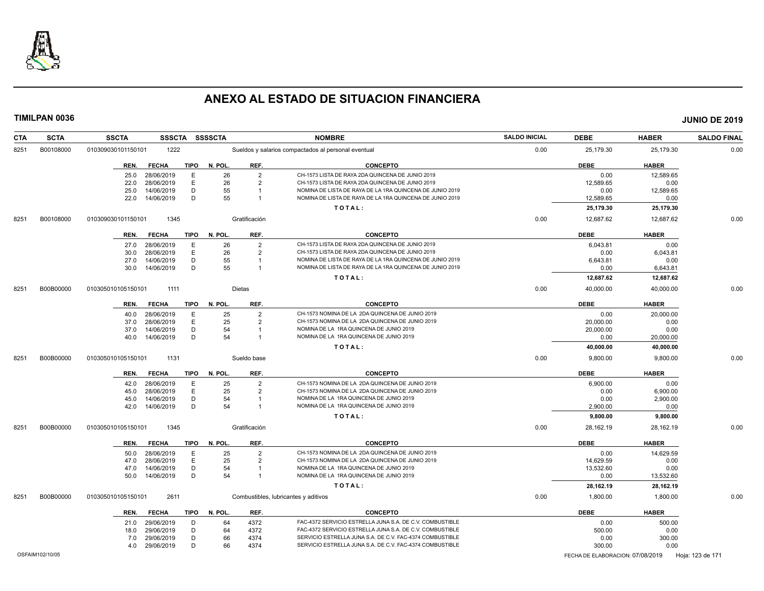# ANEXO AL ESTADO DE SITUACION FINANCIERA

**TIMILPAN 0036** **JUNIO DE 2019**

| CTA | SCTA | SSCTA | SSSCTA | SSSSCTA | NOMBRE | SALDO INICIAL | DEBE | HABER | SALDO FINAL |
|---|---|---|---|---|---|---|---|---|---|
| 8251 | B00108000 | 010309030101150101 | 1222 | | Sueldos y salarios compactados al personal eventual | 0.00 | 25,179.30 | 25,179.30 | 0.00 |

| REN. | FECHA | TIPO | N. POL. | REF. | CONCEPTO | DEBE | HABER |
|---|---|---|---|---|---|---|---|
| 25.0 | 28/06/2019 | E | 26 | 2 | CH-1573 LISTA DE RAYA 2DA QUINCENA DE JUNIO 2019 | 0.00 | 12,589.65 |
| 22.0 | 28/06/2019 | E | 26 | 2 | CH-1573 LISTA DE RAYA 2DA QUINCENA DE JUNIO 2019 | 12,589.65 | 0.00 |
| 25.0 | 14/06/2019 | D | 55 | 1 | NOMINA DE LISTA DE RAYA DE LA 1RA QUINCENA DE JUNIO 2019 | 0.00 | 12,589.65 |
| 22.0 | 14/06/2019 | D | 55 | 1 | NOMINA DE LISTA DE RAYA DE LA 1RA QUINCENA DE JUNIO 2019 | 12,589.65 | 0.00 |
| | | | | | **TOTAL:** | **25,179.30** | **25,179.30** |

| CTA | SCTA | SSCTA | SSSCTA | SSSSCTA | NOMBRE | SALDO INICIAL | DEBE | HABER | SALDO FINAL |
|---|---|---|---|---|---|---|---|---|---|
| 8251 | B00108000 | 010309030101150101 | 1345 | | Gratificación | 0.00 | 12,687.62 | 12,687.62 | 0.00 |

| REN. | FECHA | TIPO | N. POL. | REF. | CONCEPTO | DEBE | HABER |
|---|---|---|---|---|---|---|---|
| 27.0 | 28/06/2019 | E | 26 | 2 | CH-1573 LISTA DE RAYA 2DA QUINCENA DE JUNIO 2019 | 6,043.81 | 0.00 |
| 30.0 | 28/06/2019 | E | 26 | 2 | CH-1573 LISTA DE RAYA 2DA QUINCENA DE JUNIO 2019 | 0.00 | 6,043.81 |
| 27.0 | 14/06/2019 | D | 55 | 1 | NOMINA DE LISTA DE RAYA DE LA 1RA QUINCENA DE JUNIO 2019 | 6,643.81 | 0.00 |
| 30.0 | 14/06/2019 | D | 55 | 1 | NOMINA DE LISTA DE RAYA DE LA 1RA QUINCENA DE JUNIO 2019 | 0.00 | 6,643.81 |
| | | | | | **TOTAL:** | **12,687.62** | **12,687.62** |

| CTA | SCTA | SSCTA | SSSCTA | SSSSCTA | NOMBRE | SALDO INICIAL | DEBE | HABER | SALDO FINAL |
|---|---|---|---|---|---|---|---|---|---|
| 8251 | B00B00000 | 010305010105150101 | 1111 | | Dietas | 0.00 | 40,000.00 | 40,000.00 | 0.00 |

| REN. | FECHA | TIPO | N. POL. | REF. | CONCEPTO | DEBE | HABER |
|---|---|---|---|---|---|---|---|
| 40.0 | 28/06/2019 | E | 25 | 2 | CH-1573 NOMINA DE LA 2DA QUINCENA DE JUNIO 2019 | 0.00 | 20,000.00 |
| 37.0 | 28/06/2019 | E | 25 | 2 | CH-1573 NOMINA DE LA 2DA QUINCENA DE JUNIO 2019 | 20,000.00 | 0.00 |
| 37.0 | 14/06/2019 | D | 54 | 1 | NOMINA DE LA 1RA QUINCENA DE JUNIO 2019 | 20,000.00 | 0.00 |
| 40.0 | 14/06/2019 | D | 54 | 1 | NOMINA DE LA 1RA QUINCENA DE JUNIO 2019 | 0.00 | 20,000.00 |
| | | | | | **TOTAL:** | **40,000.00** | **40,000.00** |

| CTA | SCTA | SSCTA | SSSCTA | SSSSCTA | NOMBRE | SALDO INICIAL | DEBE | HABER | SALDO FINAL |
|---|---|---|---|---|---|---|---|---|---|
| 8251 | B00B00000 | 010305010105150101 | 1131 | | Sueldo base | 0.00 | 9,800.00 | 9,800.00 | 0.00 |

| REN. | FECHA | TIPO | N. POL. | REF. | CONCEPTO | DEBE | HABER |
|---|---|---|---|---|---|---|---|
| 42.0 | 28/06/2019 | E | 25 | 2 | CH-1573 NOMINA DE LA 2DA QUINCENA DE JUNIO 2019 | 6,900.00 | 0.00 |
| 45.0 | 28/06/2019 | E | 25 | 2 | CH-1573 NOMINA DE LA 2DA QUINCENA DE JUNIO 2019 | 0.00 | 6,900.00 |
| 45.0 | 14/06/2019 | D | 54 | 1 | NOMINA DE LA 1RA QUINCENA DE JUNIO 2019 | 0.00 | 2,900.00 |
| 42.0 | 14/06/2019 | D | 54 | 1 | NOMINA DE LA 1RA QUINCENA DE JUNIO 2019 | 2,900.00 | 0.00 |
| | | | | | **TOTAL:** | **9,800.00** | **9,800.00** |

| CTA | SCTA | SSCTA | SSSCTA | SSSSCTA | NOMBRE | SALDO INICIAL | DEBE | HABER | SALDO FINAL |
|---|---|---|---|---|---|---|---|---|---|
| 8251 | B00B00000 | 010305010105150101 | 1345 | | Gratificación | 0.00 | 28,162.19 | 28,162.19 | 0.00 |

| REN. | FECHA | TIPO | N. POL. | REF. | CONCEPTO | DEBE | HABER |
|---|---|---|---|---|---|---|---|
| 50.0 | 28/06/2019 | E | 25 | 2 | CH-1573 NOMINA DE LA 2DA QUINCENA DE JUNIO 2019 | 0.00 | 14,629.59 |
| 47.0 | 28/06/2019 | E | 25 | 2 | CH-1573 NOMINA DE LA 2DA QUINCENA DE JUNIO 2019 | 14,629.59 | 0.00 |
| 47.0 | 14/06/2019 | D | 54 | 1 | NOMINA DE LA 1RA QUINCENA DE JUNIO 2019 | 13,532.60 | 0.00 |
| 50.0 | 14/06/2019 | D | 54 | 1 | NOMINA DE LA 1RA QUINCENA DE JUNIO 2019 | 0.00 | 13,532.60 |
| | | | | | **TOTAL:** | **28,162.19** | **28,162.19** |

| CTA | SCTA | SSCTA | SSSCTA | SSSSCTA | NOMBRE | SALDO INICIAL | DEBE | HABER | SALDO FINAL |
|---|---|---|---|---|---|---|---|---|---|
| 8251 | B00B00000 | 010305010105150101 | 2611 | | Combustibles, lubricantes y aditivos | 0.00 | 1,800.00 | 1,800.00 | 0.00 |

| REN. | FECHA | TIPO | N. POL. | REF. | CONCEPTO | DEBE | HABER |
|---|---|---|---|---|---|---|---|
| 21.0 | 29/06/2019 | D | 64 | 4372 | FAC-4372 SERVICIO ESTRELLA JUNA S.A. DE C.V. COMBUSTIBLE | 0.00 | 500.00 |
| 18.0 | 29/06/2019 | D | 64 | 4372 | FAC-4372 SERVICIO ESTRELLA JUNA S.A. DE C.V. COMBUSTIBLE | 500.00 | 0.00 |
| 7.0 | 29/06/2019 | D | 66 | 4374 | SERVICIO ESTRELLA JUNA S.A. DE C.V. FAC-4374 COMBUSTIBLE | 0.00 | 300.00 |
| 4.0 | 29/06/2019 | D | 66 | 4374 | SERVICIO ESTRELLA JUNA S.A. DE C.V. FAC-4374 COMBUSTIBLE | 300.00 | 0.00 |

OSFAIM102/10/05 FECHA DE ELABORACION: 07/08/2019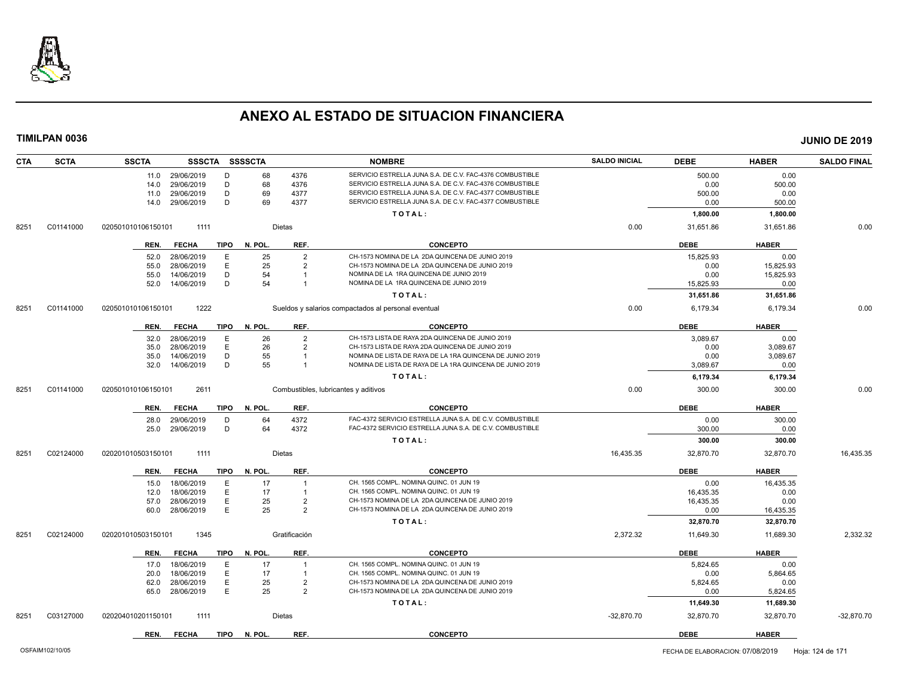# ANEXO AL ESTADO DE SITUACION FINANCIERA

**TIMILPAN 0036** **JUNIO DE 2019**

| CTA | SCTA | SSCTA | SSSCTA | SSSSCTA | | NOMBRE | SALDO INICIAL | DEBE | HABER | SALDO FINAL |
|---|---|---|---|---|---|---|---|---|---|---|
| | | 11.0 29/06/2019 | D | 68 | 4376 | SERVICIO ESTRELLA JUNA S.A. DE C.V. FAC-4376 COMBUSTIBLE | | 500.00 | 0.00 | |
| | | 14.0 29/06/2019 | D | 68 | 4376 | SERVICIO ESTRELLA JUNA S.A. DE C.V. FAC-4376 COMBUSTIBLE | | 0.00 | 500.00 | |
| | | 11.0 29/06/2019 | D | 69 | 4377 | SERVICIO ESTRELLA JUNA S.A. DE C.V. FAC-4377 COMBUSTIBLE | | 500.00 | 0.00 | |
| | | 14.0 29/06/2019 | D | 69 | 4377 | SERVICIO ESTRELLA JUNA S.A. DE C.V. FAC-4377 COMBUSTIBLE | | 0.00 | 500.00 | |
| | | | | | | T O T A L : | | 1,800.00 | 1,800.00 | |
| 8251 | C01141000 | 020501010106150101 | 1111 | | | Dietas | 0.00 | 31,651.86 | 31,651.86 | 0.00 |
| | | REN. FECHA | TIPO | N. POL. | REF. | CONCEPTO | | DEBE | HABER | |
| | | 52.0 28/06/2019 | E | 25 | 2 | CH-1573 NOMINA DE LA 2DA QUINCENA DE JUNIO 2019 | | 15,825.93 | 0.00 | |
| | | 55.0 28/06/2019 | E | 25 | 2 | CH-1573 NOMINA DE LA 2DA QUINCENA DE JUNIO 2019 | | 0.00 | 15,825.93 | |
| | | 55.0 14/06/2019 | D | 54 | 1 | NOMINA DE LA 1RA QUINCENA DE JUNIO 2019 | | 0.00 | 15,825.93 | |
| | | 52.0 14/06/2019 | D | 54 | 1 | NOMINA DE LA 1RA QUINCENA DE JUNIO 2019 | | 15,825.93 | 0.00 | |
| | | | | | | T O T A L : | | 31,651.86 | 31,651.86 | |
| 8251 | C01141000 | 020501010106150101 | 1222 | | | Sueldos y salarios compactados al personal eventual | 0.00 | 6,179.34 | 6,179.34 | 0.00 |
| | | REN. FECHA | TIPO | N. POL. | REF. | CONCEPTO | | DEBE | HABER | |
| | | 32.0 28/06/2019 | E | 26 | 2 | CH-1573 LISTA DE RAYA 2DA QUINCENA DE JUNIO 2019 | | 3,089.67 | 0.00 | |
| | | 35.0 28/06/2019 | E | 26 | 2 | CH-1573 LISTA DE RAYA 2DA QUINCENA DE JUNIO 2019 | | 0.00 | 3,089.67 | |
| | | 35.0 14/06/2019 | D | 55 | 1 | NOMINA DE LISTA DE RAYA DE LA 1RA QUINCENA DE JUNIO 2019 | | 0.00 | 3,089.67 | |
| | | 32.0 14/06/2019 | D | 55 | 1 | NOMINA DE LISTA DE RAYA DE LA 1RA QUINCENA DE JUNIO 2019 | | 3,089.67 | 0.00 | |
| | | | | | | T O T A L : | | 6,179.34 | 6,179.34 | |
| 8251 | C01141000 | 020501010106150101 | 2611 | | | Combustibles, lubricantes y aditivos | 0.00 | 300.00 | 300.00 | 0.00 |
| | | REN. FECHA | TIPO | N. POL. | REF. | CONCEPTO | | DEBE | HABER | |
| | | 28.0 29/06/2019 | D | 64 | 4372 | FAC-4372 SERVICIO ESTRELLA JUNA S.A. DE C.V. COMBUSTIBLE | | 0.00 | 300.00 | |
| | | 25.0 29/06/2019 | D | 64 | 4372 | FAC-4372 SERVICIO ESTRELLA JUNA S.A. DE C.V. COMBUSTIBLE | | 300.00 | 0.00 | |
| | | | | | | T O T A L : | | 300.00 | 300.00 | |
| 8251 | C02124000 | 020201010503150101 | 1111 | | | Dietas | 16,435.35 | 32,870.70 | 32,870.70 | 16,435.35 |
| | | REN. FECHA | TIPO | N. POL. | REF. | CONCEPTO | | DEBE | HABER | |
| | | 15.0 18/06/2019 | E | 17 | 1 | CH. 1565 COMPL. NOMINA QUINC. 01 JUN 19 | | 0.00 | 16,435.35 | |
| | | 12.0 18/06/2019 | E | 17 | 1 | CH. 1565 COMPL. NOMINA QUINC. 01 JUN 19 | | 16,435.35 | 0.00 | |
| | | 57.0 28/06/2019 | E | 25 | 2 | CH-1573 NOMINA DE LA 2DA QUINCENA DE JUNIO 2019 | | 16,435.35 | 0.00 | |
| | | 60.0 28/06/2019 | E | 25 | 2 | CH-1573 NOMINA DE LA 2DA QUINCENA DE JUNIO 2019 | | 0.00 | 16,435.35 | |
| | | | | | | T O T A L : | | 32,870.70 | 32,870.70 | |
| 8251 | C02124000 | 020201010503150101 | 1345 | | | Gratificación | 2,372.32 | 11,649.30 | 11,689.30 | 2,332.32 |
| | | REN. FECHA | TIPO | N. POL. | REF. | CONCEPTO | | DEBE | HABER | |
| | | 17.0 18/06/2019 | E | 17 | 1 | CH. 1565 COMPL. NOMINA QUINC. 01 JUN 19 | | 5,824.65 | 0.00 | |
| | | 20.0 18/06/2019 | E | 17 | 1 | CH. 1565 COMPL. NOMINA QUINC. 01 JUN 19 | | 0.00 | 5,864.65 | |
| | | 62.0 28/06/2019 | E | 25 | 2 | CH-1573 NOMINA DE LA 2DA QUINCENA DE JUNIO 2019 | | 5,824.65 | 0.00 | |
| | | 65.0 28/06/2019 | E | 25 | 2 | CH-1573 NOMINA DE LA 2DA QUINCENA DE JUNIO 2019 | | 0.00 | 5,824.65 | |
| | | | | | | T O T A L : | | 11,649.30 | 11,689.30 | |
| 8251 | C03127000 | 020204010201150101 | 1111 | | | Dietas | -32,870.70 | 32,870.70 | 32,870.70 | -32,870.70 |
| | | REN. FECHA | TIPO | N. POL. | REF. | CONCEPTO | | DEBE | HABER | |

OSFAIM102/10/05 FECHA DE ELABORACION: 07/08/2019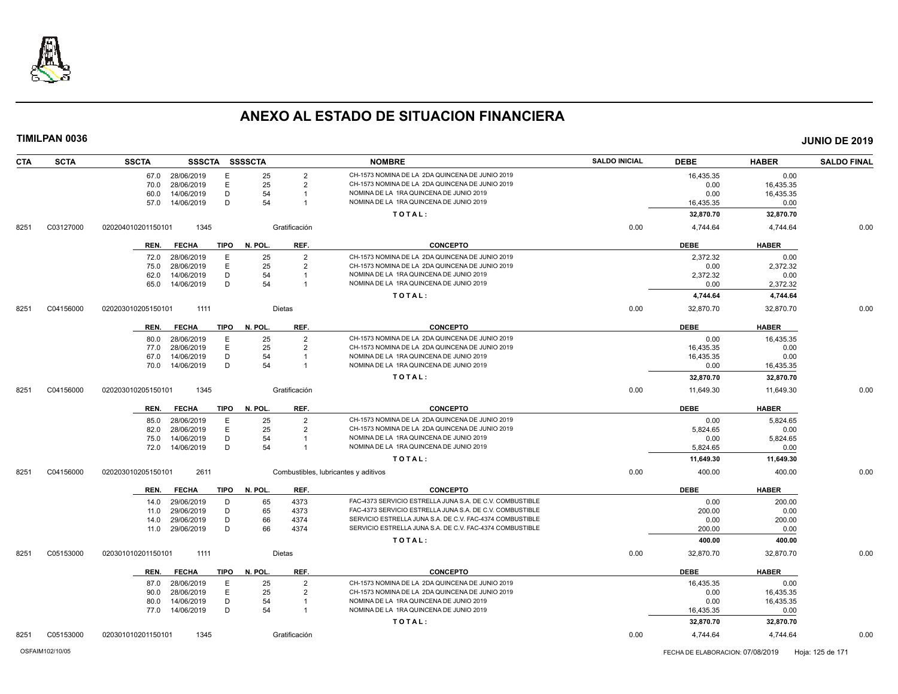# ANEXO AL ESTADO DE SITUACION FINANCIERA

**TIMILPAN 0036** — **JUNIO DE 2019**

| CTA | SCTA | SSCTA | SSSCTA | SSSSCTA | | NOMBRE | SALDO INICIAL | DEBE | HABER | SALDO FINAL |
|---|---|---|---|---|---|---|---|---|---|---|
| | | 67.0 28/06/2019 | E | 25 | 2 | CH-1573 NOMINA DE LA 2DA QUINCENA DE JUNIO 2019 | | 16,435.35 | 0.00 | |
| | | 70.0 28/06/2019 | E | 25 | 2 | CH-1573 NOMINA DE LA 2DA QUINCENA DE JUNIO 2019 | | 0.00 | 16,435.35 | |
| | | 60.0 14/06/2019 | D | 54 | 1 | NOMINA DE LA 1RA QUINCENA DE JUNIO 2019 | | 0.00 | 16,435.35 | |
| | | 57.0 14/06/2019 | D | 54 | 1 | NOMINA DE LA 1RA QUINCENA DE JUNIO 2019 | | 16,435.35 | 0.00 | |
| | | | | | | **TOTAL:** | | **32,870.70** | **32,870.70** | |
| 8251 | C03127000 | 020204010201150101 | 1345 | | | Gratificación | 0.00 | 4,744.64 | 4,744.64 | 0.00 |
| | | **REN. FECHA** | **TIPO** | **N. POL.** | **REF.** | **CONCEPTO** | | **DEBE** | **HABER** | |
| | | 72.0 28/06/2019 | E | 25 | 2 | CH-1573 NOMINA DE LA 2DA QUINCENA DE JUNIO 2019 | | 2,372.32 | 0.00 | |
| | | 75.0 28/06/2019 | E | 25 | 2 | CH-1573 NOMINA DE LA 2DA QUINCENA DE JUNIO 2019 | | 0.00 | 2,372.32 | |
| | | 62.0 14/06/2019 | D | 54 | 1 | NOMINA DE LA 1RA QUINCENA DE JUNIO 2019 | | 2,372.32 | 0.00 | |
| | | 65.0 14/06/2019 | D | 54 | 1 | NOMINA DE LA 1RA QUINCENA DE JUNIO 2019 | | 0.00 | 2,372.32 | |
| | | | | | | **TOTAL:** | | **4,744.64** | **4,744.64** | |
| 8251 | C04156000 | 020203010205150101 | 1111 | | | Dietas | 0.00 | 32,870.70 | 32,870.70 | 0.00 |
| | | **REN. FECHA** | **TIPO** | **N. POL.** | **REF.** | **CONCEPTO** | | **DEBE** | **HABER** | |
| | | 80.0 28/06/2019 | E | 25 | 2 | CH-1573 NOMINA DE LA 2DA QUINCENA DE JUNIO 2019 | | 0.00 | 16,435.35 | |
| | | 77.0 28/06/2019 | E | 25 | 2 | CH-1573 NOMINA DE LA 2DA QUINCENA DE JUNIO 2019 | | 16,435.35 | 0.00 | |
| | | 67.0 14/06/2019 | D | 54 | 1 | NOMINA DE LA 1RA QUINCENA DE JUNIO 2019 | | 16,435.35 | 0.00 | |
| | | 70.0 14/06/2019 | D | 54 | 1 | NOMINA DE LA 1RA QUINCENA DE JUNIO 2019 | | 0.00 | 16,435.35 | |
| | | | | | | **TOTAL:** | | **32,870.70** | **32,870.70** | |
| 8251 | C04156000 | 020203010205150101 | 1345 | | | Gratificación | 0.00 | 11,649.30 | 11,649.30 | 0.00 |
| | | **REN. FECHA** | **TIPO** | **N. POL.** | **REF.** | **CONCEPTO** | | **DEBE** | **HABER** | |
| | | 85.0 28/06/2019 | E | 25 | 2 | CH-1573 NOMINA DE LA 2DA QUINCENA DE JUNIO 2019 | | 0.00 | 5,824.65 | |
| | | 82.0 28/06/2019 | E | 25 | 2 | CH-1573 NOMINA DE LA 2DA QUINCENA DE JUNIO 2019 | | 5,824.65 | 0.00 | |
| | | 75.0 14/06/2019 | D | 54 | 1 | NOMINA DE LA 1RA QUINCENA DE JUNIO 2019 | | 0.00 | 5,824.65 | |
| | | 72.0 14/06/2019 | D | 54 | 1 | NOMINA DE LA 1RA QUINCENA DE JUNIO 2019 | | 5,824.65 | 0.00 | |
| | | | | | | **TOTAL:** | | **11,649.30** | **11,649.30** | |
| 8251 | C04156000 | 020203010205150101 | 2611 | | | Combustibles, lubricantes y aditivos | 0.00 | 400.00 | 400.00 | 0.00 |
| | | **REN. FECHA** | **TIPO** | **N. POL.** | **REF.** | **CONCEPTO** | | **DEBE** | **HABER** | |
| | | 14.0 29/06/2019 | D | 65 | 4373 | FAC-4373 SERVICIO ESTRELLA JUNA S.A. DE C.V. COMBUSTIBLE | | 0.00 | 200.00 | |
| | | 11.0 29/06/2019 | D | 65 | 4373 | FAC-4373 SERVICIO ESTRELLA JUNA S.A. DE C.V. COMBUSTIBLE | | 200.00 | 0.00 | |
| | | 14.0 29/06/2019 | D | 66 | 4374 | SERVICIO ESTRELLA JUNA S.A. DE C.V. FAC-4374 COMBUSTIBLE | | 0.00 | 200.00 | |
| | | 11.0 29/06/2019 | D | 66 | 4374 | SERVICIO ESTRELLA JUNA S.A. DE C.V. FAC-4374 COMBUSTIBLE | | 200.00 | 0.00 | |
| | | | | | | **TOTAL:** | | **400.00** | **400.00** | |
| 8251 | C05153000 | 020301010201150101 | 1111 | | | Dietas | 0.00 | 32,870.70 | 32,870.70 | 0.00 |
| | | **REN. FECHA** | **TIPO** | **N. POL.** | **REF.** | **CONCEPTO** | | **DEBE** | **HABER** | |
| | | 87.0 28/06/2019 | E | 25 | 2 | CH-1573 NOMINA DE LA 2DA QUINCENA DE JUNIO 2019 | | 16,435.35 | 0.00 | |
| | | 90.0 28/06/2019 | E | 25 | 2 | CH-1573 NOMINA DE LA 2DA QUINCENA DE JUNIO 2019 | | 0.00 | 16,435.35 | |
| | | 80.0 14/06/2019 | D | 54 | 1 | NOMINA DE LA 1RA QUINCENA DE JUNIO 2019 | | 0.00 | 16,435.35 | |
| | | 77.0 14/06/2019 | D | 54 | 1 | NOMINA DE LA 1RA QUINCENA DE JUNIO 2019 | | 16,435.35 | 0.00 | |
| | | | | | | **TOTAL:** | | **32,870.70** | **32,870.70** | |
| 8251 | C05153000 | 020301010201150101 | 1345 | | | Gratificación | 0.00 | 4,744.64 | 4,744.64 | 0.00 |

OSFAIM102/10/05 — FECHA DE ELABORACION: 07/08/2019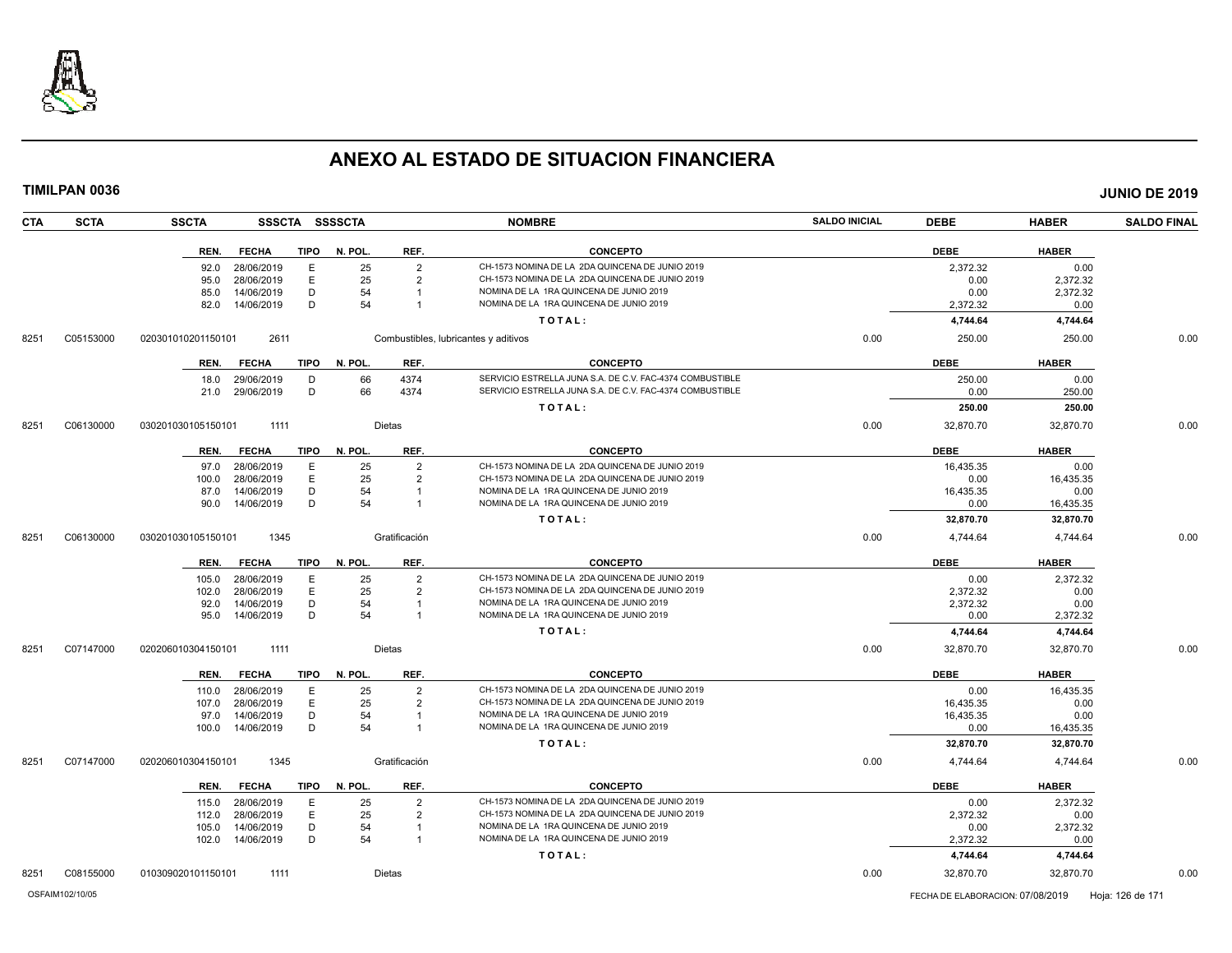# ANEXO AL ESTADO DE SITUACION FINANCIERA

**TIMILPAN 0036** — **JUNIO DE 2019**

| CTA | SCTA | SSCTA | SSSCTA | SSSSCTA | NOMBRE | SALDO INICIAL | DEBE | HABER | SALDO FINAL |
|---|---|---|---|---|---|---|---|---|---|

| REN. | FECHA | TIPO | N. POL. | REF. | CONCEPTO | DEBE | HABER |
|---|---|---|---|---|---|---|---|
| 92.0 | 28/06/2019 | E | 25 | 2 | CH-1573 NOMINA DE LA 2DA QUINCENA DE JUNIO 2019 | 2,372.32 | 0.00 |
| 95.0 | 28/06/2019 | E | 25 | 2 | CH-1573 NOMINA DE LA 2DA QUINCENA DE JUNIO 2019 | 0.00 | 2,372.32 |
| 85.0 | 14/06/2019 | D | 54 | 1 | NOMINA DE LA 1RA QUINCENA DE JUNIO 2019 | 0.00 | 2,372.32 |
| 82.0 | 14/06/2019 | D | 54 | 1 | NOMINA DE LA 1RA QUINCENA DE JUNIO 2019 | 2,372.32 | 0.00 |
| | | | | | **TOTAL:** | **4,744.64** | **4,744.64** |

| CTA | SCTA | SSCTA | SSSCTA | NOMBRE | SALDO INICIAL | DEBE | HABER | SALDO FINAL |
|---|---|---|---|---|---|---|---|---|
| 8251 | C05153000 | 020301010201150101 | 2611 | Combustibles, lubricantes y aditivos | 0.00 | 250.00 | 250.00 | 0.00 |

| REN. | FECHA | TIPO | N. POL. | REF. | CONCEPTO | DEBE | HABER |
|---|---|---|---|---|---|---|---|
| 18.0 | 29/06/2019 | D | 66 | 4374 | SERVICIO ESTRELLA JUNA S.A. DE C.V. FAC-4374 COMBUSTIBLE | 250.00 | 0.00 |
| 21.0 | 29/06/2019 | D | 66 | 4374 | SERVICIO ESTRELLA JUNA S.A. DE C.V. FAC-4374 COMBUSTIBLE | 0.00 | 250.00 |
| | | | | | **TOTAL:** | **250.00** | **250.00** |

| CTA | SCTA | SSCTA | SSSCTA | NOMBRE | SALDO INICIAL | DEBE | HABER | SALDO FINAL |
|---|---|---|---|---|---|---|---|---|
| 8251 | C06130000 | 030201030105150101 | 1111 | Dietas | 0.00 | 32,870.70 | 32,870.70 | 0.00 |

| REN. | FECHA | TIPO | N. POL. | REF. | CONCEPTO | DEBE | HABER |
|---|---|---|---|---|---|---|---|
| 97.0 | 28/06/2019 | E | 25 | 2 | CH-1573 NOMINA DE LA 2DA QUINCENA DE JUNIO 2019 | 16,435.35 | 0.00 |
| 100.0 | 28/06/2019 | E | 25 | 2 | CH-1573 NOMINA DE LA 2DA QUINCENA DE JUNIO 2019 | 0.00 | 16,435.35 |
| 87.0 | 14/06/2019 | D | 54 | 1 | NOMINA DE LA 1RA QUINCENA DE JUNIO 2019 | 16,435.35 | 0.00 |
| 90.0 | 14/06/2019 | D | 54 | 1 | NOMINA DE LA 1RA QUINCENA DE JUNIO 2019 | 0.00 | 16,435.35 |
| | | | | | **TOTAL:** | **32,870.70** | **32,870.70** |

| CTA | SCTA | SSCTA | SSSCTA | NOMBRE | SALDO INICIAL | DEBE | HABER | SALDO FINAL |
|---|---|---|---|---|---|---|---|---|
| 8251 | C06130000 | 030201030105150101 | 1345 | Gratificación | 0.00 | 4,744.64 | 4,744.64 | 0.00 |

| REN. | FECHA | TIPO | N. POL. | REF. | CONCEPTO | DEBE | HABER |
|---|---|---|---|---|---|---|---|
| 105.0 | 28/06/2019 | E | 25 | 2 | CH-1573 NOMINA DE LA 2DA QUINCENA DE JUNIO 2019 | 0.00 | 2,372.32 |
| 102.0 | 28/06/2019 | E | 25 | 2 | CH-1573 NOMINA DE LA 2DA QUINCENA DE JUNIO 2019 | 2,372.32 | 0.00 |
| 92.0 | 14/06/2019 | D | 54 | 1 | NOMINA DE LA 1RA QUINCENA DE JUNIO 2019 | 2,372.32 | 0.00 |
| 95.0 | 14/06/2019 | D | 54 | 1 | NOMINA DE LA 1RA QUINCENA DE JUNIO 2019 | 0.00 | 2,372.32 |
| | | | | | **TOTAL:** | **4,744.64** | **4,744.64** |

| CTA | SCTA | SSCTA | SSSCTA | NOMBRE | SALDO INICIAL | DEBE | HABER | SALDO FINAL |
|---|---|---|---|---|---|---|---|---|
| 8251 | C07147000 | 020206010304150101 | 1111 | Dietas | 0.00 | 32,870.70 | 32,870.70 | 0.00 |

| REN. | FECHA | TIPO | N. POL. | REF. | CONCEPTO | DEBE | HABER |
|---|---|---|---|---|---|---|---|
| 110.0 | 28/06/2019 | E | 25 | 2 | CH-1573 NOMINA DE LA 2DA QUINCENA DE JUNIO 2019 | 0.00 | 16,435.35 |
| 107.0 | 28/06/2019 | E | 25 | 2 | CH-1573 NOMINA DE LA 2DA QUINCENA DE JUNIO 2019 | 16,435.35 | 0.00 |
| 97.0 | 14/06/2019 | D | 54 | 1 | NOMINA DE LA 1RA QUINCENA DE JUNIO 2019 | 16,435.35 | 0.00 |
| 100.0 | 14/06/2019 | D | 54 | 1 | NOMINA DE LA 1RA QUINCENA DE JUNIO 2019 | 0.00 | 16,435.35 |
| | | | | | **TOTAL:** | **32,870.70** | **32,870.70** |

| CTA | SCTA | SSCTA | SSSCTA | NOMBRE | SALDO INICIAL | DEBE | HABER | SALDO FINAL |
|---|---|---|---|---|---|---|---|---|
| 8251 | C07147000 | 020206010304150101 | 1345 | Gratificación | 0.00 | 4,744.64 | 4,744.64 | 0.00 |

| REN. | FECHA | TIPO | N. POL. | REF. | CONCEPTO | DEBE | HABER |
|---|---|---|---|---|---|---|---|
| 115.0 | 28/06/2019 | E | 25 | 2 | CH-1573 NOMINA DE LA 2DA QUINCENA DE JUNIO 2019 | 0.00 | 2,372.32 |
| 112.0 | 28/06/2019 | E | 25 | 2 | CH-1573 NOMINA DE LA 2DA QUINCENA DE JUNIO 2019 | 2,372.32 | 0.00 |
| 105.0 | 14/06/2019 | D | 54 | 1 | NOMINA DE LA 1RA QUINCENA DE JUNIO 2019 | 0.00 | 2,372.32 |
| 102.0 | 14/06/2019 | D | 54 | 1 | NOMINA DE LA 1RA QUINCENA DE JUNIO 2019 | 2,372.32 | 0.00 |
| | | | | | **TOTAL:** | **4,744.64** | **4,744.64** |

| CTA | SCTA | SSCTA | SSSCTA | NOMBRE | SALDO INICIAL | DEBE | HABER | SALDO FINAL |
|---|---|---|---|---|---|---|---|---|
| 8251 | C08155000 | 010309020101150101 | 1111 | Dietas | 0.00 | 32,870.70 | 32,870.70 | 0.00 |

OSFAIM102/10/05 — FECHA DE ELABORACION: 07/08/2019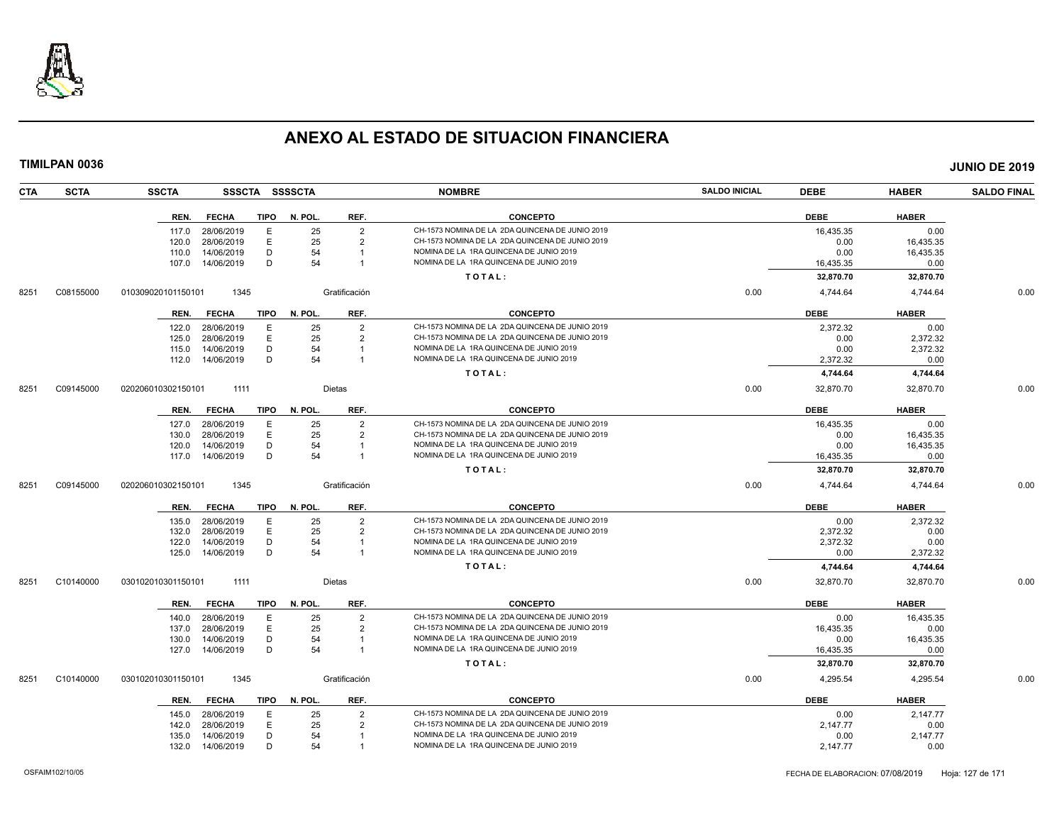# ANEXO AL ESTADO DE SITUACION FINANCIERA

**TIMILPAN 0036** — **JUNIO DE 2019**

| CTA | SCTA | SSCTA | SSSCTA | SSSSCTA | NOMBRE | SALDO INICIAL | DEBE | HABER | SALDO FINAL |
|---|---|---|---|---|---|---|---|---|---|

| REN. | FECHA | TIPO | N. POL. | REF. | CONCEPTO | DEBE | HABER |
|---|---|---|---|---|---|---|---|
| 117.0 | 28/06/2019 | E | 25 | 2 | CH-1573 NOMINA DE LA 2DA QUINCENA DE JUNIO 2019 | 16,435.35 | 0.00 |
| 120.0 | 28/06/2019 | E | 25 | 2 | CH-1573 NOMINA DE LA 2DA QUINCENA DE JUNIO 2019 | 0.00 | 16,435.35 |
| 110.0 | 14/06/2019 | D | 54 | 1 | NOMINA DE LA 1RA QUINCENA DE JUNIO 2019 | 0.00 | 16,435.35 |
| 107.0 | 14/06/2019 | D | 54 | 1 | NOMINA DE LA 1RA QUINCENA DE JUNIO 2019 | 16,435.35 | 0.00 |
| | | | | | TOTAL: | 32,870.70 | 32,870.70 |

| CTA | SCTA | SSCTA | SSSCTA | NOMBRE | SALDO INICIAL | DEBE | HABER | SALDO FINAL |
|---|---|---|---|---|---|---|---|---|
| 8251 | C08155000 | 010309020101150101 | 1345 | Gratificación | 0.00 | 4,744.64 | 4,744.64 | 0.00 |

| REN. | FECHA | TIPO | N. POL. | REF. | CONCEPTO | DEBE | HABER |
|---|---|---|---|---|---|---|---|
| 122.0 | 28/06/2019 | E | 25 | 2 | CH-1573 NOMINA DE LA 2DA QUINCENA DE JUNIO 2019 | 2,372.32 | 0.00 |
| 125.0 | 28/06/2019 | E | 25 | 2 | CH-1573 NOMINA DE LA 2DA QUINCENA DE JUNIO 2019 | 0.00 | 2,372.32 |
| 115.0 | 14/06/2019 | D | 54 | 1 | NOMINA DE LA 1RA QUINCENA DE JUNIO 2019 | 0.00 | 2,372.32 |
| 112.0 | 14/06/2019 | D | 54 | 1 | NOMINA DE LA 1RA QUINCENA DE JUNIO 2019 | 2,372.32 | 0.00 |
| | | | | | TOTAL: | 4,744.64 | 4,744.64 |

| CTA | SCTA | SSCTA | SSSCTA | NOMBRE | SALDO INICIAL | DEBE | HABER | SALDO FINAL |
|---|---|---|---|---|---|---|---|---|
| 8251 | C09145000 | 020206010302150101 | 1111 | Dietas | 0.00 | 32,870.70 | 32,870.70 | 0.00 |

| REN. | FECHA | TIPO | N. POL. | REF. | CONCEPTO | DEBE | HABER |
|---|---|---|---|---|---|---|---|
| 127.0 | 28/06/2019 | E | 25 | 2 | CH-1573 NOMINA DE LA 2DA QUINCENA DE JUNIO 2019 | 16,435.35 | 0.00 |
| 130.0 | 28/06/2019 | E | 25 | 2 | CH-1573 NOMINA DE LA 2DA QUINCENA DE JUNIO 2019 | 0.00 | 16,435.35 |
| 120.0 | 14/06/2019 | D | 54 | 1 | NOMINA DE LA 1RA QUINCENA DE JUNIO 2019 | 0.00 | 16,435.35 |
| 117.0 | 14/06/2019 | D | 54 | 1 | NOMINA DE LA 1RA QUINCENA DE JUNIO 2019 | 16,435.35 | 0.00 |
| | | | | | TOTAL: | 32,870.70 | 32,870.70 |

| CTA | SCTA | SSCTA | SSSCTA | NOMBRE | SALDO INICIAL | DEBE | HABER | SALDO FINAL |
|---|---|---|---|---|---|---|---|---|
| 8251 | C09145000 | 020206010302150101 | 1345 | Gratificación | 0.00 | 4,744.64 | 4,744.64 | 0.00 |

| REN. | FECHA | TIPO | N. POL. | REF. | CONCEPTO | DEBE | HABER |
|---|---|---|---|---|---|---|---|
| 135.0 | 28/06/2019 | E | 25 | 2 | CH-1573 NOMINA DE LA 2DA QUINCENA DE JUNIO 2019 | 0.00 | 2,372.32 |
| 132.0 | 28/06/2019 | E | 25 | 2 | CH-1573 NOMINA DE LA 2DA QUINCENA DE JUNIO 2019 | 2,372.32 | 0.00 |
| 122.0 | 14/06/2019 | D | 54 | 1 | NOMINA DE LA 1RA QUINCENA DE JUNIO 2019 | 2,372.32 | 0.00 |
| 125.0 | 14/06/2019 | D | 54 | 1 | NOMINA DE LA 1RA QUINCENA DE JUNIO 2019 | 0.00 | 2,372.32 |
| | | | | | TOTAL: | 4,744.64 | 4,744.64 |

| CTA | SCTA | SSCTA | SSSCTA | NOMBRE | SALDO INICIAL | DEBE | HABER | SALDO FINAL |
|---|---|---|---|---|---|---|---|---|
| 8251 | C10140000 | 030102010301150101 | 1111 | Dietas | 0.00 | 32,870.70 | 32,870.70 | 0.00 |

| REN. | FECHA | TIPO | N. POL. | REF. | CONCEPTO | DEBE | HABER |
|---|---|---|---|---|---|---|---|
| 140.0 | 28/06/2019 | E | 25 | 2 | CH-1573 NOMINA DE LA 2DA QUINCENA DE JUNIO 2019 | 0.00 | 16,435.35 |
| 137.0 | 28/06/2019 | E | 25 | 2 | CH-1573 NOMINA DE LA 2DA QUINCENA DE JUNIO 2019 | 16,435.35 | 0.00 |
| 130.0 | 14/06/2019 | D | 54 | 1 | NOMINA DE LA 1RA QUINCENA DE JUNIO 2019 | 0.00 | 16,435.35 |
| 127.0 | 14/06/2019 | D | 54 | 1 | NOMINA DE LA 1RA QUINCENA DE JUNIO 2019 | 16,435.35 | 0.00 |
| | | | | | TOTAL: | 32,870.70 | 32,870.70 |

| CTA | SCTA | SSCTA | SSSCTA | NOMBRE | SALDO INICIAL | DEBE | HABER | SALDO FINAL |
|---|---|---|---|---|---|---|---|---|
| 8251 | C10140000 | 030102010301150101 | 1345 | Gratificación | 0.00 | 4,295.54 | 4,295.54 | 0.00 |

| REN. | FECHA | TIPO | N. POL. | REF. | CONCEPTO | DEBE | HABER |
|---|---|---|---|---|---|---|---|
| 145.0 | 28/06/2019 | E | 25 | 2 | CH-1573 NOMINA DE LA 2DA QUINCENA DE JUNIO 2019 | 0.00 | 2,147.77 |
| 142.0 | 28/06/2019 | E | 25 | 2 | CH-1573 NOMINA DE LA 2DA QUINCENA DE JUNIO 2019 | 2,147.77 | 0.00 |
| 135.0 | 14/06/2019 | D | 54 | 1 | NOMINA DE LA 1RA QUINCENA DE JUNIO 2019 | 0.00 | 2,147.77 |
| 132.0 | 14/06/2019 | D | 54 | 1 | NOMINA DE LA 1RA QUINCENA DE JUNIO 2019 | 2,147.77 | 0.00 |

OSFAIM102/10/05 — FECHA DE ELABORACION: 07/08/2019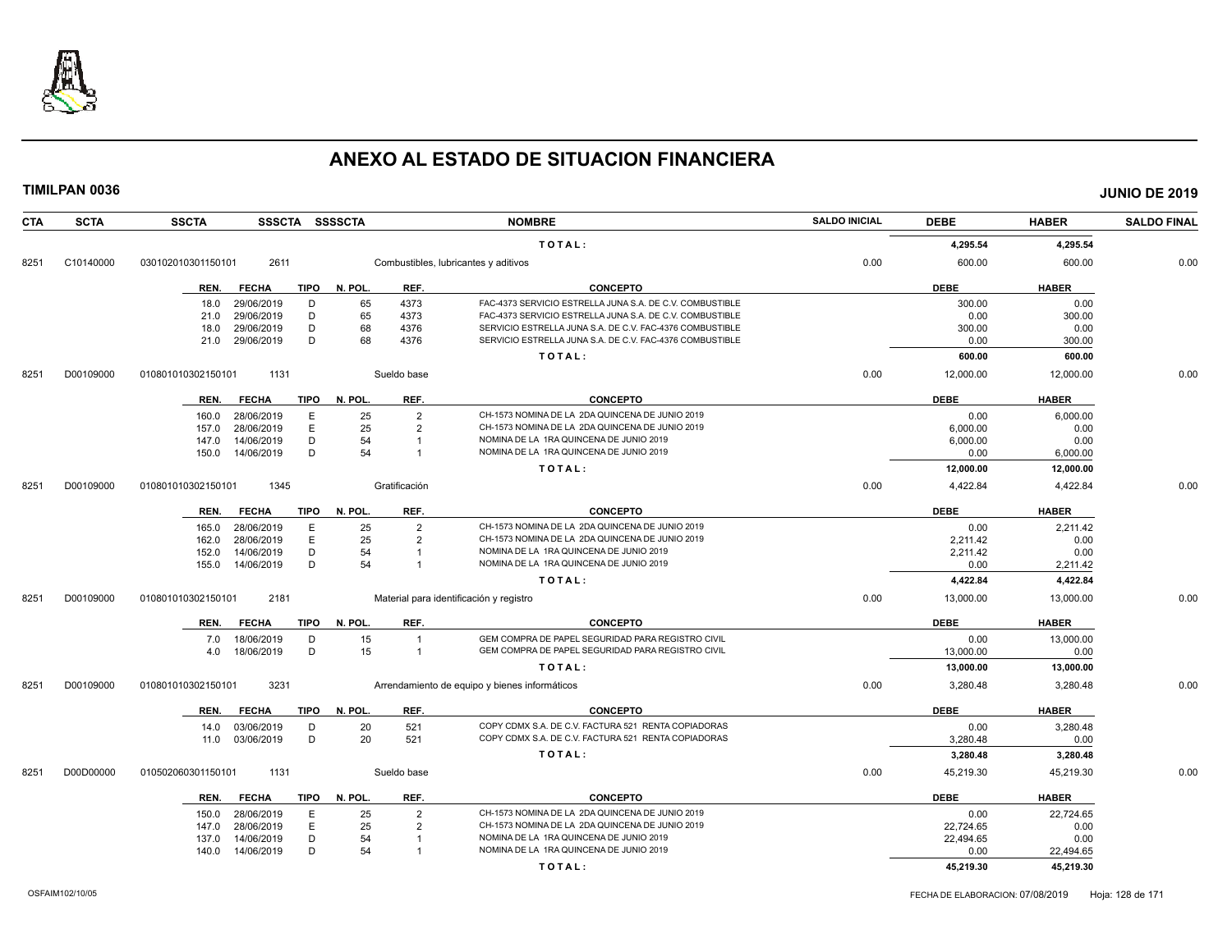# ANEXO AL ESTADO DE SITUACION FINANCIERA

**TIMILPAN 0036** **JUNIO DE 2019**

| CTA | SCTA | SSCTA | SSSCTA | SSSSCTA | NOMBRE | SALDO INICIAL | DEBE | HABER | SALDO FINAL |
|---|---|---|---|---|---|---|---|---|---|
| | | | | | TOTAL: | | 4,295.54 | 4,295.54 | |
| 8251 | C10140000 | 030102010301150101 | 2611 | | Combustibles, lubricantes y aditivos | 0.00 | 600.00 | 600.00 | 0.00 |

| REN. | FECHA | TIPO | N. POL. | REF. | CONCEPTO | DEBE | HABER |
|---|---|---|---|---|---|---|---|
| 18.0 | 29/06/2019 | D | 65 | 4373 | FAC-4373 SERVICIO ESTRELLA JUNA S.A. DE C.V. COMBUSTIBLE | 300.00 | 0.00 |
| 21.0 | 29/06/2019 | D | 65 | 4373 | FAC-4373 SERVICIO ESTRELLA JUNA S.A. DE C.V. COMBUSTIBLE | 0.00 | 300.00 |
| 18.0 | 29/06/2019 | D | 68 | 4376 | SERVICIO ESTRELLA JUNA S.A. DE C.V. FAC-4376 COMBUSTIBLE | 300.00 | 0.00 |
| 21.0 | 29/06/2019 | D | 68 | 4376 | SERVICIO ESTRELLA JUNA S.A. DE C.V. FAC-4376 COMBUSTIBLE | 0.00 | 300.00 |
| | | | | | TOTAL: | 600.00 | 600.00 |

| CTA | SCTA | SSCTA | SSSCTA | SSSSCTA | NOMBRE | SALDO INICIAL | DEBE | HABER | SALDO FINAL |
|---|---|---|---|---|---|---|---|---|---|
| 8251 | D00109000 | 010801010302150101 | 1131 | | Sueldo base | 0.00 | 12,000.00 | 12,000.00 | 0.00 |

| REN. | FECHA | TIPO | N. POL. | REF. | CONCEPTO | DEBE | HABER |
|---|---|---|---|---|---|---|---|
| 160.0 | 28/06/2019 | E | 25 | 2 | CH-1573 NOMINA DE LA 2DA QUINCENA DE JUNIO 2019 | 0.00 | 6,000.00 |
| 157.0 | 28/06/2019 | E | 25 | 2 | CH-1573 NOMINA DE LA 2DA QUINCENA DE JUNIO 2019 | 6,000.00 | 0.00 |
| 147.0 | 14/06/2019 | D | 54 | 1 | NOMINA DE LA 1RA QUINCENA DE JUNIO 2019 | 6,000.00 | 0.00 |
| 150.0 | 14/06/2019 | D | 54 | 1 | NOMINA DE LA 1RA QUINCENA DE JUNIO 2019 | 0.00 | 6,000.00 |
| | | | | | TOTAL: | 12,000.00 | 12,000.00 |

| CTA | SCTA | SSCTA | SSSCTA | SSSSCTA | NOMBRE | SALDO INICIAL | DEBE | HABER | SALDO FINAL |
|---|---|---|---|---|---|---|---|---|---|
| 8251 | D00109000 | 010801010302150101 | 1345 | | Gratificación | 0.00 | 4,422.84 | 4,422.84 | 0.00 |

| REN. | FECHA | TIPO | N. POL. | REF. | CONCEPTO | DEBE | HABER |
|---|---|---|---|---|---|---|---|
| 165.0 | 28/06/2019 | E | 25 | 2 | CH-1573 NOMINA DE LA 2DA QUINCENA DE JUNIO 2019 | 0.00 | 2,211.42 |
| 162.0 | 28/06/2019 | E | 25 | 2 | CH-1573 NOMINA DE LA 2DA QUINCENA DE JUNIO 2019 | 2,211.42 | 0.00 |
| 152.0 | 14/06/2019 | D | 54 | 1 | NOMINA DE LA 1RA QUINCENA DE JUNIO 2019 | 2,211.42 | 0.00 |
| 155.0 | 14/06/2019 | D | 54 | 1 | NOMINA DE LA 1RA QUINCENA DE JUNIO 2019 | 0.00 | 2,211.42 |
| | | | | | TOTAL: | 4,422.84 | 4,422.84 |

| CTA | SCTA | SSCTA | SSSCTA | SSSSCTA | NOMBRE | SALDO INICIAL | DEBE | HABER | SALDO FINAL |
|---|---|---|---|---|---|---|---|---|---|
| 8251 | D00109000 | 010801010302150101 | 2181 | | Material para identificación y registro | 0.00 | 13,000.00 | 13,000.00 | 0.00 |

| REN. | FECHA | TIPO | N. POL. | REF. | CONCEPTO | DEBE | HABER |
|---|---|---|---|---|---|---|---|
| 7.0 | 18/06/2019 | D | 15 | 1 | GEM COMPRA DE PAPEL SEGURIDAD PARA REGISTRO CIVIL | 0.00 | 13,000.00 |
| 4.0 | 18/06/2019 | D | 15 | 1 | GEM COMPRA DE PAPEL SEGURIDAD PARA REGISTRO CIVIL | 13,000.00 | 0.00 |
| | | | | | TOTAL: | 13,000.00 | 13,000.00 |

| CTA | SCTA | SSCTA | SSSCTA | SSSSCTA | NOMBRE | SALDO INICIAL | DEBE | HABER | SALDO FINAL |
|---|---|---|---|---|---|---|---|---|---|
| 8251 | D00109000 | 010801010302150101 | 3231 | | Arrendamiento de equipo y bienes informáticos | 0.00 | 3,280.48 | 3,280.48 | 0.00 |

| REN. | FECHA | TIPO | N. POL. | REF. | CONCEPTO | DEBE | HABER |
|---|---|---|---|---|---|---|---|
| 14.0 | 03/06/2019 | D | 20 | 521 | COPY CDMX S.A. DE C.V. FACTURA 521 RENTA COPIADORAS | 0.00 | 3,280.48 |
| 11.0 | 03/06/2019 | D | 20 | 521 | COPY CDMX S.A. DE C.V. FACTURA 521 RENTA COPIADORAS | 3,280.48 | 0.00 |
| | | | | | TOTAL: | 3,280.48 | 3,280.48 |

| CTA | SCTA | SSCTA | SSSCTA | SSSSCTA | NOMBRE | SALDO INICIAL | DEBE | HABER | SALDO FINAL |
|---|---|---|---|---|---|---|---|---|---|
| 8251 | D00D00000 | 010502060301150101 | 1131 | | Sueldo base | 0.00 | 45,219.30 | 45,219.30 | 0.00 |

| REN. | FECHA | TIPO | N. POL. | REF. | CONCEPTO | DEBE | HABER |
|---|---|---|---|---|---|---|---|
| 150.0 | 28/06/2019 | E | 25 | 2 | CH-1573 NOMINA DE LA 2DA QUINCENA DE JUNIO 2019 | 0.00 | 22,724.65 |
| 147.0 | 28/06/2019 | E | 25 | 2 | CH-1573 NOMINA DE LA 2DA QUINCENA DE JUNIO 2019 | 22,724.65 | 0.00 |
| 137.0 | 14/06/2019 | D | 54 | 1 | NOMINA DE LA 1RA QUINCENA DE JUNIO 2019 | 22,494.65 | 0.00 |
| 140.0 | 14/06/2019 | D | 54 | 1 | NOMINA DE LA 1RA QUINCENA DE JUNIO 2019 | 0.00 | 22,494.65 |
| | | | | | TOTAL: | 45,219.30 | 45,219.30 |

OSFAIM102/10/05 FECHA DE ELABORACION: 07/08/2019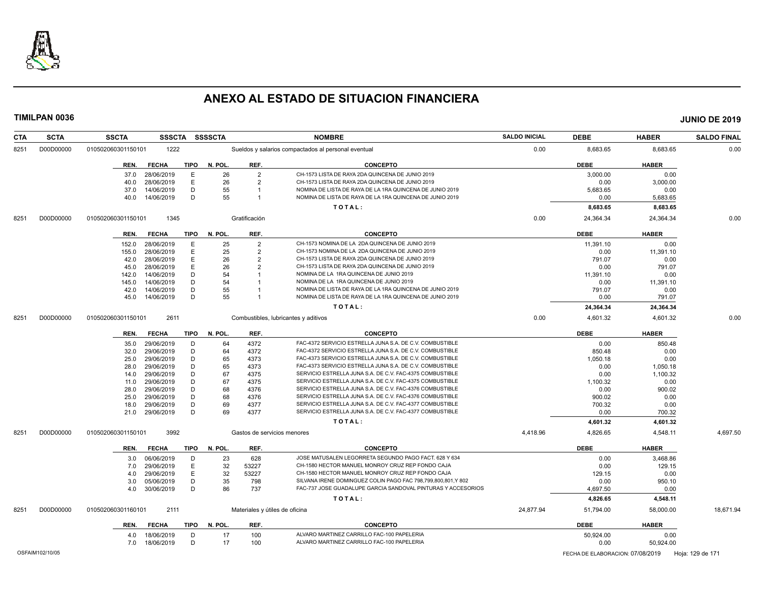# ANEXO AL ESTADO DE SITUACION FINANCIERA

**TIMILPAN 0036** **JUNIO DE 2019**

| CTA | SCTA | SSCTA | SSSCTA | SSSSCTA | NOMBRE | SALDO INICIAL | DEBE | HABER | SALDO FINAL |
|---|---|---|---|---|---|---|---|---|---|
| 8251 | D00D00000 | 010502060301150101 | 1222 | | Sueldos y salarios compactados al personal eventual | 0.00 | 8,683.65 | 8,683.65 | 0.00 |

| REN. | FECHA | TIPO | N. POL. | REF. | CONCEPTO | DEBE | HABER |
|---|---|---|---|---|---|---|---|
| 37.0 | 28/06/2019 | E | 26 | 2 | CH-1573 LISTA DE RAYA 2DA QUINCENA DE JUNIO 2019 | 3,000.00 | 0.00 |
| 40.0 | 28/06/2019 | E | 26 | 2 | CH-1573 LISTA DE RAYA 2DA QUINCENA DE JUNIO 2019 | 0.00 | 3,000.00 |
| 37.0 | 14/06/2019 | D | 55 | 1 | NOMINA DE LISTA DE RAYA DE LA 1RA QUINCENA DE JUNIO 2019 | 5,683.65 | 0.00 |
| 40.0 | 14/06/2019 | D | 55 | 1 | NOMINA DE LISTA DE RAYA DE LA 1RA QUINCENA DE JUNIO 2019 | 0.00 | 5,683.65 |
| | | | | | **T O T A L :** | **8,683.65** | **8,683.65** |

| CTA | SCTA | SSCTA | SSSCTA | SSSSCTA | NOMBRE | SALDO INICIAL | DEBE | HABER | SALDO FINAL |
|---|---|---|---|---|---|---|---|---|---|
| 8251 | D00D00000 | 010502060301150101 | 1345 | | Gratificación | 0.00 | 24,364.34 | 24,364.34 | 0.00 |

| REN. | FECHA | TIPO | N. POL. | REF. | CONCEPTO | DEBE | HABER |
|---|---|---|---|---|---|---|---|
| 152.0 | 28/06/2019 | E | 25 | 2 | CH-1573 NOMINA DE LA 2DA QUINCENA DE JUNIO 2019 | 11,391.10 | 0.00 |
| 155.0 | 28/06/2019 | E | 25 | 2 | CH-1573 NOMINA DE LA 2DA QUINCENA DE JUNIO 2019 | 0.00 | 11,391.10 |
| 42.0 | 28/06/2019 | E | 26 | 2 | CH-1573 LISTA DE RAYA 2DA QUINCENA DE JUNIO 2019 | 791.07 | 0.00 |
| 45.0 | 28/06/2019 | E | 26 | 2 | CH-1573 LISTA DE RAYA 2DA QUINCENA DE JUNIO 2019 | 0.00 | 791.07 |
| 142.0 | 14/06/2019 | D | 54 | 1 | NOMINA DE LA 1RA QUINCENA DE JUNIO 2019 | 11,391.10 | 0.00 |
| 145.0 | 14/06/2019 | D | 54 | 1 | NOMINA DE LA 1RA QUINCENA DE JUNIO 2019 | 0.00 | 11,391.10 |
| 42.0 | 14/06/2019 | D | 55 | 1 | NOMINA DE LISTA DE RAYA DE LA 1RA QUINCENA DE JUNIO 2019 | 791.07 | 0.00 |
| 45.0 | 14/06/2019 | D | 55 | 1 | NOMINA DE LISTA DE RAYA DE LA 1RA QUINCENA DE JUNIO 2019 | 0.00 | 791.07 |
| | | | | | **T O T A L :** | **24,364.34** | **24,364.34** |

| CTA | SCTA | SSCTA | SSSCTA | SSSSCTA | NOMBRE | SALDO INICIAL | DEBE | HABER | SALDO FINAL |
|---|---|---|---|---|---|---|---|---|---|
| 8251 | D00D00000 | 010502060301150101 | 2611 | | Combustibles, lubricantes y aditivos | 0.00 | 4,601.32 | 4,601.32 | 0.00 |

| REN. | FECHA | TIPO | N. POL. | REF. | CONCEPTO | DEBE | HABER |
|---|---|---|---|---|---|---|---|
| 35.0 | 29/06/2019 | D | 64 | 4372 | FAC-4372 SERVICIO ESTRELLA JUNA S.A. DE C.V. COMBUSTIBLE | 0.00 | 850.48 |
| 32.0 | 29/06/2019 | D | 64 | 4372 | FAC-4372 SERVICIO ESTRELLA JUNA S.A. DE C.V. COMBUSTIBLE | 850.48 | 0.00 |
| 25.0 | 29/06/2019 | D | 65 | 4373 | FAC-4373 SERVICIO ESTRELLA JUNA S.A. DE C.V. COMBUSTIBLE | 1,050.18 | 0.00 |
| 28.0 | 29/06/2019 | D | 65 | 4373 | FAC-4373 SERVICIO ESTRELLA JUNA S.A. DE C.V. COMBUSTIBLE | 0.00 | 1,050.18 |
| 14.0 | 29/06/2019 | D | 67 | 4375 | SERVICIO ESTRELLA JUNA S.A. DE C.V. FAC-4375 COMBUSTIBLE | 0.00 | 1,100.32 |
| 11.0 | 29/06/2019 | D | 67 | 4375 | SERVICIO ESTRELLA JUNA S.A. DE C.V. FAC-4375 COMBUSTIBLE | 1,100.32 | 0.00 |
| 28.0 | 29/06/2019 | D | 68 | 4376 | SERVICIO ESTRELLA JUNA S.A. DE C.V. FAC-4376 COMBUSTIBLE | 0.00 | 900.02 |
| 25.0 | 29/06/2019 | D | 68 | 4376 | SERVICIO ESTRELLA JUNA S.A. DE C.V. FAC-4376 COMBUSTIBLE | 900.02 | 0.00 |
| 18.0 | 29/06/2019 | D | 69 | 4377 | SERVICIO ESTRELLA JUNA S.A. DE C.V. FAC-4377 COMBUSTIBLE | 700.32 | 0.00 |
| 21.0 | 29/06/2019 | D | 69 | 4377 | SERVICIO ESTRELLA JUNA S.A. DE C.V. FAC-4377 COMBUSTIBLE | 0.00 | 700.32 |
| | | | | | **T O T A L :** | **4,601.32** | **4,601.32** |

| CTA | SCTA | SSCTA | SSSCTA | SSSSCTA | NOMBRE | SALDO INICIAL | DEBE | HABER | SALDO FINAL |
|---|---|---|---|---|---|---|---|---|---|
| 8251 | D00D00000 | 010502060301150101 | 3992 | | Gastos de servicios menores | 4,418.96 | 4,826.65 | 4,548.11 | 4,697.50 |

| REN. | FECHA | TIPO | N. POL. | REF. | CONCEPTO | DEBE | HABER |
|---|---|---|---|---|---|---|---|
| 3.0 | 06/06/2019 | D | 23 | 628 | JOSE MATUSALEN LEGORRETA SEGUNDO PAGO FACT. 628 Y 634 | 0.00 | 3,468.86 |
| 7.0 | 29/06/2019 | E | 32 | 53227 | CH-1580 HECTOR MANUEL MONROY CRUZ REP FONDO CAJA | 0.00 | 129.15 |
| 4.0 | 29/06/2019 | E | 32 | 53227 | CH-1580 HECTOR MANUEL MONROY CRUZ REP FONDO CAJA | 129.15 | 0.00 |
| 3.0 | 05/06/2019 | D | 35 | 798 | SILVANA IRENE DOMINGUEZ COLIN PAGO FAC 798,799,800,801,Y 802 | 0.00 | 950.10 |
| 4.0 | 30/06/2019 | D | 86 | 737 | FAC-737 JOSE GUADALUPE GARCIA SANDOVAL PINTURAS Y ACCESORIOS | 4,697.50 | 0.00 |
| | | | | | **T O T A L :** | **4,826.65** | **4,548.11** |

| CTA | SCTA | SSCTA | SSSCTA | SSSSCTA | NOMBRE | SALDO INICIAL | DEBE | HABER | SALDO FINAL |
|---|---|---|---|---|---|---|---|---|---|
| 8251 | D00D00000 | 010502060301160101 | 2111 | | Materiales y útiles de oficina | 24,877.94 | 51,794.00 | 58,000.00 | 18,671.94 |

| REN. | FECHA | TIPO | N. POL. | REF. | CONCEPTO | DEBE | HABER |
|---|---|---|---|---|---|---|---|
| 4.0 | 18/06/2019 | D | 17 | 100 | ALVARO MARTINEZ CARRILLO FAC-100 PAPELERIA | 50,924.00 | 0.00 |
| 7.0 | 18/06/2019 | D | 17 | 100 | ALVARO MARTINEZ CARRILLO FAC-100 PAPELERIA | 0.00 | 50,924.00 |

OSFAIM102/10/05 FECHA DE ELABORACION: 07/08/2019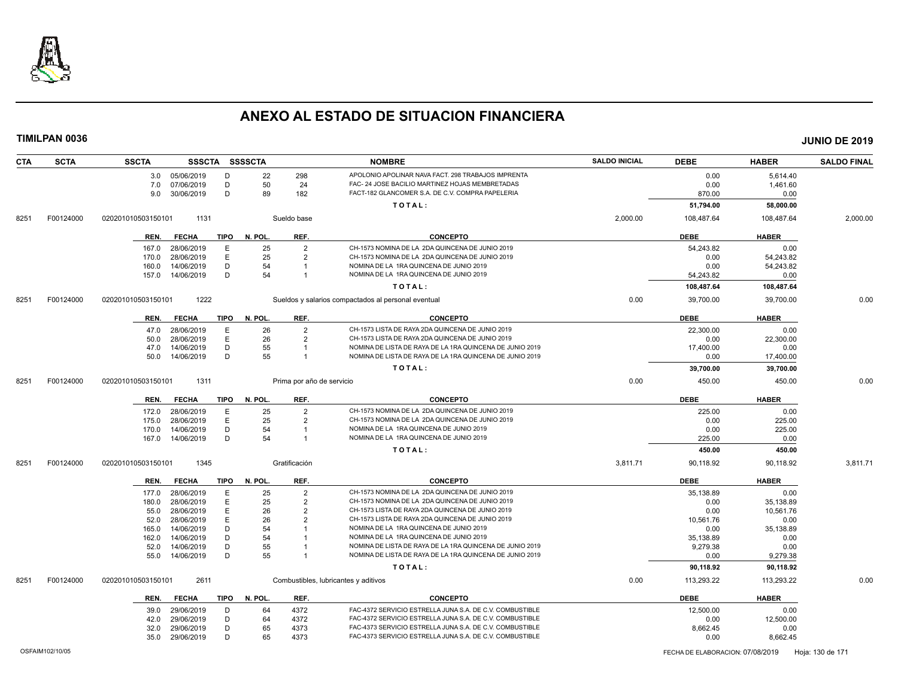# ANEXO AL ESTADO DE SITUACION FINANCIERA

**TIMILPAN 0036** — **JUNIO DE 2019**

| CTA | SCTA | SSCTA | SSSCTA | SSSSCTA | | NOMBRE | SALDO INICIAL | DEBE | HABER | SALDO FINAL |
|---|---|---|---|---|---|---|---|---|---|---|
| | | 3.0 | 05/06/2019 | D | 22 / 298 | APOLONIO APOLINAR NAVA FACT. 298 TRABAJOS IMPRENTA | | 0.00 | 5,614.40 | |
| | | 7.0 | 07/06/2019 | D | 50 / 24 | FAC- 24 JOSE BACILIO MARTINEZ HOJAS MEMBRETADAS | | 0.00 | 1,461.60 | |
| | | 9.0 | 30/06/2019 | D | 89 / 182 | FACT-182 GLANCOMER S.A. DE C.V. COMPRA PAPELERIA | | 870.00 | 0.00 | |
| | | | | | | **T O T A L :** | | **51,794.00** | **58,000.00** | |
| 8251 | F00124000 | 020201010503150101 | 1131 | | | Sueldo base | 2,000.00 | 108,487.64 | 108,487.64 | 2,000.00 |

| REN. | FECHA | TIPO | N. POL. | REF. | CONCEPTO | DEBE | HABER |
|---|---|---|---|---|---|---|---|
| 167.0 | 28/06/2019 | E | 25 | 2 | CH-1573 NOMINA DE LA 2DA QUINCENA DE JUNIO 2019 | 54,243.82 | 0.00 |
| 170.0 | 28/06/2019 | E | 25 | 2 | CH-1573 NOMINA DE LA 2DA QUINCENA DE JUNIO 2019 | 0.00 | 54,243.82 |
| 160.0 | 14/06/2019 | D | 54 | 1 | NOMINA DE LA 1RA QUINCENA DE JUNIO 2019 | 0.00 | 54,243.82 |
| 157.0 | 14/06/2019 | D | 54 | 1 | NOMINA DE LA 1RA QUINCENA DE JUNIO 2019 | 54,243.82 | 0.00 |
| | | | | | **T O T A L :** | **108,487.64** | **108,487.64** |

| CTA | SCTA | SSCTA | SSSCTA | NOMBRE | SALDO INICIAL | DEBE | HABER | SALDO FINAL |
|---|---|---|---|---|---|---|---|---|
| 8251 | F00124000 | 020201010503150101 | 1222 | Sueldos y salarios compactados al personal eventual | 0.00 | 39,700.00 | 39,700.00 | 0.00 |

| REN. | FECHA | TIPO | N. POL. | REF. | CONCEPTO | DEBE | HABER |
|---|---|---|---|---|---|---|---|
| 47.0 | 28/06/2019 | E | 26 | 2 | CH-1573 LISTA DE RAYA 2DA QUINCENA DE JUNIO 2019 | 22,300.00 | 0.00 |
| 50.0 | 28/06/2019 | E | 26 | 2 | CH-1573 LISTA DE RAYA 2DA QUINCENA DE JUNIO 2019 | 0.00 | 22,300.00 |
| 47.0 | 14/06/2019 | D | 55 | 1 | NOMINA DE LISTA DE RAYA DE LA 1RA QUINCENA DE JUNIO 2019 | 17,400.00 | 0.00 |
| 50.0 | 14/06/2019 | D | 55 | 1 | NOMINA DE LISTA DE RAYA DE LA 1RA QUINCENA DE JUNIO 2019 | 0.00 | 17,400.00 |
| | | | | | **T O T A L :** | **39,700.00** | **39,700.00** |

| CTA | SCTA | SSCTA | SSSCTA | NOMBRE | SALDO INICIAL | DEBE | HABER | SALDO FINAL |
|---|---|---|---|---|---|---|---|---|
| 8251 | F00124000 | 020201010503150101 | 1311 | Prima por año de servicio | 0.00 | 450.00 | 450.00 | 0.00 |

| REN. | FECHA | TIPO | N. POL. | REF. | CONCEPTO | DEBE | HABER |
|---|---|---|---|---|---|---|---|
| 172.0 | 28/06/2019 | E | 25 | 2 | CH-1573 NOMINA DE LA 2DA QUINCENA DE JUNIO 2019 | 225.00 | 0.00 |
| 175.0 | 28/06/2019 | E | 25 | 2 | CH-1573 NOMINA DE LA 2DA QUINCENA DE JUNIO 2019 | 0.00 | 225.00 |
| 170.0 | 14/06/2019 | D | 54 | 1 | NOMINA DE LA 1RA QUINCENA DE JUNIO 2019 | 0.00 | 225.00 |
| 167.0 | 14/06/2019 | D | 54 | 1 | NOMINA DE LA 1RA QUINCENA DE JUNIO 2019 | 225.00 | 0.00 |
| | | | | | **T O T A L :** | **450.00** | **450.00** |

| CTA | SCTA | SSCTA | SSSCTA | NOMBRE | SALDO INICIAL | DEBE | HABER | SALDO FINAL |
|---|---|---|---|---|---|---|---|---|
| 8251 | F00124000 | 020201010503150101 | 1345 | Gratificación | 3,811.71 | 90,118.92 | 90,118.92 | 3,811.71 |

| REN. | FECHA | TIPO | N. POL. | REF. | CONCEPTO | DEBE | HABER |
|---|---|---|---|---|---|---|---|
| 177.0 | 28/06/2019 | E | 25 | 2 | CH-1573 NOMINA DE LA 2DA QUINCENA DE JUNIO 2019 | 35,138.89 | 0.00 |
| 180.0 | 28/06/2019 | E | 25 | 2 | CH-1573 NOMINA DE LA 2DA QUINCENA DE JUNIO 2019 | 0.00 | 35,138.89 |
| 55.0 | 28/06/2019 | E | 26 | 2 | CH-1573 LISTA DE RAYA 2DA QUINCENA DE JUNIO 2019 | 0.00 | 10,561.76 |
| 52.0 | 28/06/2019 | E | 26 | 2 | CH-1573 LISTA DE RAYA 2DA QUINCENA DE JUNIO 2019 | 10,561.76 | 0.00 |
| 165.0 | 14/06/2019 | D | 54 | 1 | NOMINA DE LA 1RA QUINCENA DE JUNIO 2019 | 0.00 | 35,138.89 |
| 162.0 | 14/06/2019 | D | 54 | 1 | NOMINA DE LA 1RA QUINCENA DE JUNIO 2019 | 35,138.89 | 0.00 |
| 52.0 | 14/06/2019 | D | 55 | 1 | NOMINA DE LISTA DE RAYA DE LA 1RA QUINCENA DE JUNIO 2019 | 9,279.38 | 0.00 |
| 55.0 | 14/06/2019 | D | 55 | 1 | NOMINA DE LISTA DE RAYA DE LA 1RA QUINCENA DE JUNIO 2019 | 0.00 | 9,279.38 |
| | | | | | **T O T A L :** | **90,118.92** | **90,118.92** |

| CTA | SCTA | SSCTA | SSSCTA | NOMBRE | SALDO INICIAL | DEBE | HABER | SALDO FINAL |
|---|---|---|---|---|---|---|---|---|
| 8251 | F00124000 | 020201010503150101 | 2611 | Combustibles, lubricantes y aditivos | 0.00 | 113,293.22 | 113,293.22 | 0.00 |

| REN. | FECHA | TIPO | N. POL. | REF. | CONCEPTO | DEBE | HABER |
|---|---|---|---|---|---|---|---|
| 39.0 | 29/06/2019 | D | 64 | 4372 | FAC-4372 SERVICIO ESTRELLA JUNA S.A. DE C.V. COMBUSTIBLE | 12,500.00 | 0.00 |
| 42.0 | 29/06/2019 | D | 64 | 4372 | FAC-4372 SERVICIO ESTRELLA JUNA S.A. DE C.V. COMBUSTIBLE | 0.00 | 12,500.00 |
| 32.0 | 29/06/2019 | D | 65 | 4373 | FAC-4373 SERVICIO ESTRELLA JUNA S.A. DE C.V. COMBUSTIBLE | 8,662.45 | 0.00 |
| 35.0 | 29/06/2019 | D | 65 | 4373 | FAC-4373 SERVICIO ESTRELLA JUNA S.A. DE C.V. COMBUSTIBLE | 0.00 | 8,662.45 |

OSFAIM102/10/05 — FECHA DE ELABORACION: 07/08/2019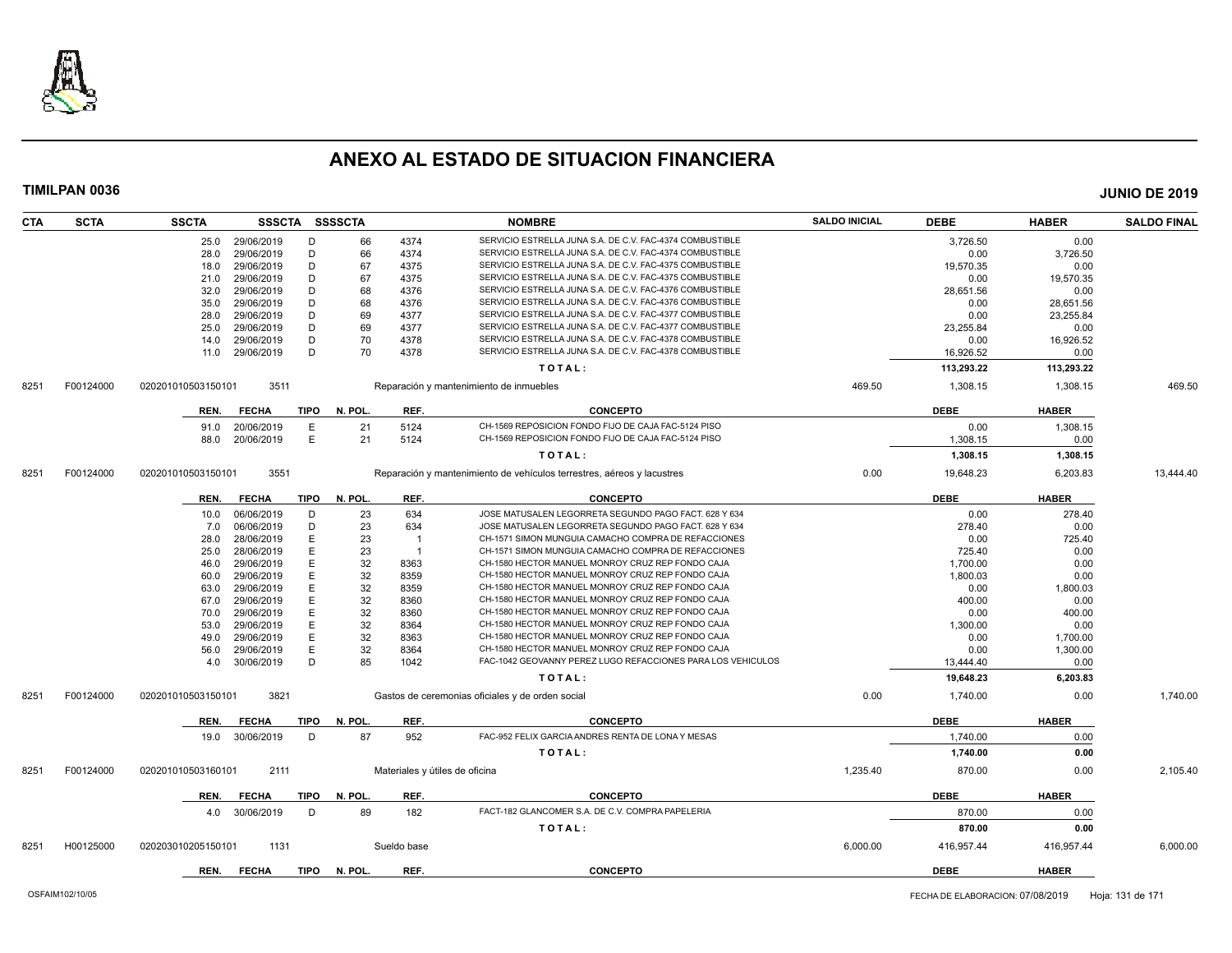# ANEXO AL ESTADO DE SITUACION FINANCIERA

**TIMILPAN 0036** **JUNIO DE 2019**

| CTA | SCTA | SSCTA | SSSCTA | SSSSCTA | | NOMBRE | SALDO INICIAL | DEBE | HABER | SALDO FINAL |
|---|---|---|---|---|---|---|---|---|---|---|
| | | 25.0 | 29/06/2019 | D | 66 | 4374 SERVICIO ESTRELLA JUNA S.A. DE C.V. FAC-4374 COMBUSTIBLE | | 3,726.50 | 0.00 | |
| | | 28.0 | 29/06/2019 | D | 66 | 4374 SERVICIO ESTRELLA JUNA S.A. DE C.V. FAC-4374 COMBUSTIBLE | | 0.00 | 3,726.50 | |
| | | 18.0 | 29/06/2019 | D | 67 | 4375 SERVICIO ESTRELLA JUNA S.A. DE C.V. FAC-4375 COMBUSTIBLE | | 19,570.35 | 0.00 | |
| | | 21.0 | 29/06/2019 | D | 67 | 4375 SERVICIO ESTRELLA JUNA S.A. DE C.V. FAC-4375 COMBUSTIBLE | | 0.00 | 19,570.35 | |
| | | 32.0 | 29/06/2019 | D | 68 | 4376 SERVICIO ESTRELLA JUNA S.A. DE C.V. FAC-4376 COMBUSTIBLE | | 28,651.56 | 0.00 | |
| | | 35.0 | 29/06/2019 | D | 68 | 4376 SERVICIO ESTRELLA JUNA S.A. DE C.V. FAC-4376 COMBUSTIBLE | | 0.00 | 28,651.56 | |
| | | 28.0 | 29/06/2019 | D | 69 | 4377 SERVICIO ESTRELLA JUNA S.A. DE C.V. FAC-4377 COMBUSTIBLE | | 0.00 | 23,255.84 | |
| | | 25.0 | 29/06/2019 | D | 69 | 4377 SERVICIO ESTRELLA JUNA S.A. DE C.V. FAC-4377 COMBUSTIBLE | | 23,255.84 | 0.00 | |
| | | 14.0 | 29/06/2019 | D | 70 | 4378 SERVICIO ESTRELLA JUNA S.A. DE C.V. FAC-4378 COMBUSTIBLE | | 0.00 | 16,926.52 | |
| | | 11.0 | 29/06/2019 | D | 70 | 4378 SERVICIO ESTRELLA JUNA S.A. DE C.V. FAC-4378 COMBUSTIBLE | | 16,926.52 | 0.00 | |
| | | | | | | TOTAL: | | 113,293.22 | 113,293.22 | |
| 8251 | F00124000 | 020201010503150101 | 3511 | | | Reparación y mantenimiento de inmuebles | 469.50 | 1,308.15 | 1,308.15 | 469.50 |
| | | REN. | FECHA | TIPO | N. POL. | REF. CONCEPTO | | DEBE | HABER | |
| | | 91.0 | 20/06/2019 | E | 21 | 5124 CH-1569 REPOSICION FONDO FIJO DE CAJA FAC-5124 PISO | | 0.00 | 1,308.15 | |
| | | 88.0 | 20/06/2019 | E | 21 | 5124 CH-1569 REPOSICION FONDO FIJO DE CAJA FAC-5124 PISO | | 1,308.15 | 0.00 | |
| | | | | | | TOTAL: | | 1,308.15 | 1,308.15 | |
| 8251 | F00124000 | 020201010503150101 | 3551 | | | Reparación y mantenimiento de vehículos terrestres, aéreos y lacustres | 0.00 | 19,648.23 | 6,203.83 | 13,444.40 |
| | | REN. | FECHA | TIPO | N. POL. | REF. CONCEPTO | | DEBE | HABER | |
| | | 10.0 | 06/06/2019 | D | 23 | 634 JOSE MATUSALEN LEGORRETA SEGUNDO PAGO FACT. 628 Y 634 | | 0.00 | 278.40 | |
| | | 7.0 | 06/06/2019 | D | 23 | 634 JOSE MATUSALEN LEGORRETA SEGUNDO PAGO FACT. 628 Y 634 | | 278.40 | 0.00 | |
| | | 28.0 | 28/06/2019 | E | 23 | 1 CH-1571 SIMON MUNGUIA CAMACHO COMPRA DE REFACCIONES | | 0.00 | 725.40 | |
| | | 25.0 | 28/06/2019 | E | 23 | 1 CH-1571 SIMON MUNGUIA CAMACHO COMPRA DE REFACCIONES | | 725.40 | 0.00 | |
| | | 46.0 | 29/06/2019 | E | 32 | 8363 CH-1580 HECTOR MANUEL MONROY CRUZ REP FONDO CAJA | | 1,700.00 | 0.00 | |
| | | 60.0 | 29/06/2019 | E | 32 | 8359 CH-1580 HECTOR MANUEL MONROY CRUZ REP FONDO CAJA | | 1,800.03 | 0.00 | |
| | | 63.0 | 29/06/2019 | E | 32 | 8359 CH-1580 HECTOR MANUEL MONROY CRUZ REP FONDO CAJA | | 0.00 | 1,800.03 | |
| | | 67.0 | 29/06/2019 | E | 32 | 8360 CH-1580 HECTOR MANUEL MONROY CRUZ REP FONDO CAJA | | 400.00 | 0.00 | |
| | | 70.0 | 29/06/2019 | E | 32 | 8360 CH-1580 HECTOR MANUEL MONROY CRUZ REP FONDO CAJA | | 0.00 | 400.00 | |
| | | 53.0 | 29/06/2019 | E | 32 | 8364 CH-1580 HECTOR MANUEL MONROY CRUZ REP FONDO CAJA | | 1,300.00 | 0.00 | |
| | | 49.0 | 29/06/2019 | E | 32 | 8363 CH-1580 HECTOR MANUEL MONROY CRUZ REP FONDO CAJA | | 0.00 | 1,700.00 | |
| | | 56.0 | 29/06/2019 | E | 32 | 8364 CH-1580 HECTOR MANUEL MONROY CRUZ REP FONDO CAJA | | 0.00 | 1,300.00 | |
| | | 4.0 | 30/06/2019 | D | 85 | 1042 FAC-1042 GEOVANNY PEREZ LUGO REFACCIONES PARA LOS VEHICULOS | | 13,444.40 | 0.00 | |
| | | | | | | TOTAL: | | 19,648.23 | 6,203.83 | |
| 8251 | F00124000 | 020201010503150101 | 3821 | | | Gastos de ceremonias oficiales y de orden social | 0.00 | 1,740.00 | 0.00 | 1,740.00 |
| | | REN. | FECHA | TIPO | N. POL. | REF. CONCEPTO | | DEBE | HABER | |
| | | 19.0 | 30/06/2019 | D | 87 | 952 FAC-952 FELIX GARCIA ANDRES RENTA DE LONA Y MESAS | | 1,740.00 | 0.00 | |
| | | | | | | TOTAL: | | 1,740.00 | 0.00 | |
| 8251 | F00124000 | 020201010503160101 | 2111 | | | Materiales y útiles de oficina | 1,235.40 | 870.00 | 0.00 | 2,105.40 |
| | | REN. | FECHA | TIPO | N. POL. | REF. CONCEPTO | | DEBE | HABER | |
| | | 4.0 | 30/06/2019 | D | 89 | 182 FACT-182 GLANCOMER S.A. DE C.V. COMPRA PAPELERIA | | 870.00 | 0.00 | |
| | | | | | | TOTAL: | | 870.00 | 0.00 | |
| 8251 | H00125000 | 020203010205150101 | 1131 | | | Sueldo base | 6,000.00 | 416,957.44 | 416,957.44 | 6,000.00 |
| | | REN. | FECHA | TIPO | N. POL. | REF. CONCEPTO | | DEBE | HABER | |

OSFAIM102/10/05 FECHA DE ELABORACION: 07/08/2019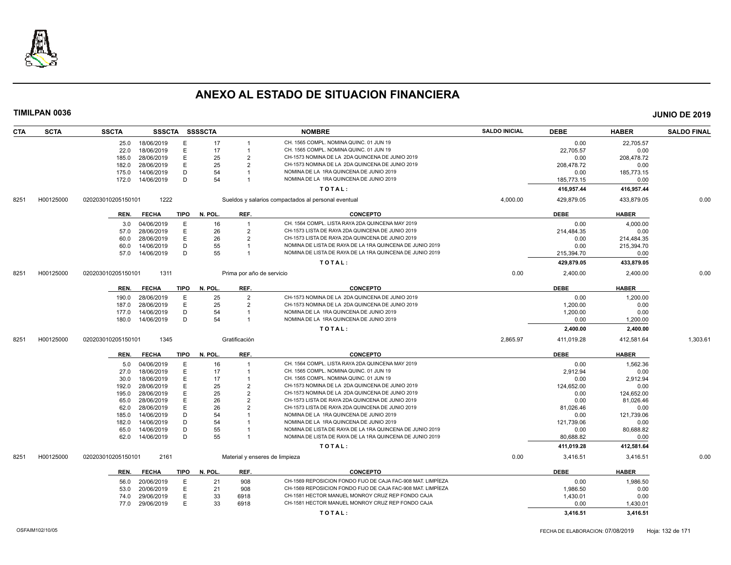# ANEXO AL ESTADO DE SITUACION FINANCIERA

**TIMILPAN 0036** — **JUNIO DE 2019**

| CTA | SCTA | SSCTA | SSSCTA | SSSSCTA | | NOMBRE | SALDO INICIAL | DEBE | HABER | SALDO FINAL |
|---|---|---|---|---|---|---|---|---|---|---|
| | | 25.0 | 18/06/2019 | E | 17 | 1 | CH. 1565 COMPL. NOMINA QUINC. 01 JUN 19 | | 0.00 | 22,705.57 | |
| | | 22.0 | 18/06/2019 | E | 17 | 1 | CH. 1565 COMPL. NOMINA QUINC. 01 JUN 19 | | 22,705.57 | 0.00 | |
| | | 185.0 | 28/06/2019 | E | 25 | 2 | CH-1573 NOMINA DE LA 2DA QUINCENA DE JUNIO 2019 | | 0.00 | 208,478.72 | |
| | | 182.0 | 28/06/2019 | E | 25 | 2 | CH-1573 NOMINA DE LA 2DA QUINCENA DE JUNIO 2019 | | 208,478.72 | 0.00 | |
| | | 175.0 | 14/06/2019 | D | 54 | 1 | NOMINA DE LA 1RA QUINCENA DE JUNIO 2019 | | 0.00 | 185,773.15 | |
| | | 172.0 | 14/06/2019 | D | 54 | 1 | NOMINA DE LA 1RA QUINCENA DE JUNIO 2019 | | 185,773.15 | 0.00 | |
| | | | | | | | **T O T A L :** | | **416,957.44** | **416,957.44** | |

| CTA | SCTA | SSCTA | SSSCTA | NOMBRE | SALDO INICIAL | DEBE | HABER | SALDO FINAL |
|---|---|---|---|---|---|---|---|---|
| 8251 | H00125000 | 020203010205150101 | 1222 | Sueldos y salarios compactados al personal eventual | 4,000.00 | 429,879.05 | 433,879.05 | 0.00 |

| REN. | FECHA | TIPO | N. POL. | REF. | CONCEPTO | DEBE | HABER |
|---|---|---|---|---|---|---|---|
| 3.0 | 04/06/2019 | E | 16 | 1 | CH. 1564 COMPL. LISTA RAYA 2DA QUINCENA MAY 2019 | 0.00 | 4,000.00 |
| 57.0 | 28/06/2019 | E | 26 | 2 | CH-1573 LISTA DE RAYA 2DA QUINCENA DE JUNIO 2019 | 214,484.35 | 0.00 |
| 60.0 | 28/06/2019 | E | 26 | 2 | CH-1573 LISTA DE RAYA 2DA QUINCENA DE JUNIO 2019 | 0.00 | 214,484.35 |
| 60.0 | 14/06/2019 | D | 55 | 1 | NOMINA DE LISTA DE RAYA DE LA 1RA QUINCENA DE JUNIO 2019 | 0.00 | 215,394.70 |
| 57.0 | 14/06/2019 | D | 55 | 1 | NOMINA DE LISTA DE RAYA DE LA 1RA QUINCENA DE JUNIO 2019 | 215,394.70 | 0.00 |
| | | | | | **T O T A L :** | **429,879.05** | **433,879.05** |

| CTA | SCTA | SSCTA | SSSCTA | NOMBRE | SALDO INICIAL | DEBE | HABER | SALDO FINAL |
|---|---|---|---|---|---|---|---|---|
| 8251 | H00125000 | 020203010205150101 | 1311 | Prima por año de servicio | 0.00 | 2,400.00 | 2,400.00 | 0.00 |

| REN. | FECHA | TIPO | N. POL. | REF. | CONCEPTO | DEBE | HABER |
|---|---|---|---|---|---|---|---|
| 190.0 | 28/06/2019 | E | 25 | 2 | CH-1573 NOMINA DE LA 2DA QUINCENA DE JUNIO 2019 | 0.00 | 1,200.00 |
| 187.0 | 28/06/2019 | E | 25 | 2 | CH-1573 NOMINA DE LA 2DA QUINCENA DE JUNIO 2019 | 1,200.00 | 0.00 |
| 177.0 | 14/06/2019 | D | 54 | 1 | NOMINA DE LA 1RA QUINCENA DE JUNIO 2019 | 1,200.00 | 0.00 |
| 180.0 | 14/06/2019 | D | 54 | 1 | NOMINA DE LA 1RA QUINCENA DE JUNIO 2019 | 0.00 | 1,200.00 |
| | | | | | **T O T A L :** | **2,400.00** | **2,400.00** |

| CTA | SCTA | SSCTA | SSSCTA | NOMBRE | SALDO INICIAL | DEBE | HABER | SALDO FINAL |
|---|---|---|---|---|---|---|---|---|
| 8251 | H00125000 | 020203010205150101 | 1345 | Gratificación | 2,865.97 | 411,019.28 | 412,581.64 | 1,303.61 |

| REN. | FECHA | TIPO | N. POL. | REF. | CONCEPTO | DEBE | HABER |
|---|---|---|---|---|---|---|---|
| 5.0 | 04/06/2019 | E | 16 | 1 | CH. 1564 COMPL. LISTA RAYA 2DA QUINCENA MAY 2019 | 0.00 | 1,562.36 |
| 27.0 | 18/06/2019 | E | 17 | 1 | CH. 1565 COMPL. NOMINA QUINC. 01 JUN 19 | 2,912.94 | 0.00 |
| 30.0 | 18/06/2019 | E | 17 | 1 | CH. 1565 COMPL. NOMINA QUINC. 01 JUN 19 | 0.00 | 2,912.94 |
| 192.0 | 28/06/2019 | E | 25 | 2 | CH-1573 NOMINA DE LA 2DA QUINCENA DE JUNIO 2019 | 124,652.00 | 0.00 |
| 195.0 | 28/06/2019 | E | 25 | 2 | CH-1573 NOMINA DE LA 2DA QUINCENA DE JUNIO 2019 | 0.00 | 124,652.00 |
| 65.0 | 28/06/2019 | E | 26 | 2 | CH-1573 LISTA DE RAYA 2DA QUINCENA DE JUNIO 2019 | 0.00 | 81,026.46 |
| 62.0 | 28/06/2019 | E | 26 | 2 | CH-1573 LISTA DE RAYA 2DA QUINCENA DE JUNIO 2019 | 81,026.46 | 0.00 |
| 185.0 | 14/06/2019 | D | 54 | 1 | NOMINA DE LA 1RA QUINCENA DE JUNIO 2019 | 0.00 | 121,739.06 |
| 182.0 | 14/06/2019 | D | 54 | 1 | NOMINA DE LA 1RA QUINCENA DE JUNIO 2019 | 121,739.06 | 0.00 |
| 65.0 | 14/06/2019 | D | 55 | 1 | NOMINA DE LISTA DE RAYA DE LA 1RA QUINCENA DE JUNIO 2019 | 0.00 | 80,688.82 |
| 62.0 | 14/06/2019 | D | 55 | 1 | NOMINA DE LISTA DE RAYA DE LA 1RA QUINCENA DE JUNIO 2019 | 80,688.82 | 0.00 |
| | | | | | **T O T A L :** | **411,019.28** | **412,581.64** |

| CTA | SCTA | SSCTA | SSSCTA | NOMBRE | SALDO INICIAL | DEBE | HABER | SALDO FINAL |
|---|---|---|---|---|---|---|---|---|
| 8251 | H00125000 | 020203010205150101 | 2161 | Material y enseres de limpieza | 0.00 | 3,416.51 | 3,416.51 | 0.00 |

| REN. | FECHA | TIPO | N. POL. | REF. | CONCEPTO | DEBE | HABER |
|---|---|---|---|---|---|---|---|
| 56.0 | 20/06/2019 | E | 21 | 908 | CH-1569 REPOSICION FONDO FIJO DE CAJA FAC-908 MAT. LIMPÍEZA | 0.00 | 1,986.50 |
| 53.0 | 20/06/2019 | E | 21 | 908 | CH-1569 REPOSICION FONDO FIJO DE CAJA FAC-908 MAT. LIMPÍEZA | 1,986.50 | 0.00 |
| 74.0 | 29/06/2019 | E | 33 | 6918 | CH-1581 HECTOR MANUEL MONROY CRUZ REP FONDO CAJA | 1,430.01 | 0.00 |
| 77.0 | 29/06/2019 | E | 33 | 6918 | CH-1581 HECTOR MANUEL MONROY CRUZ REP FONDO CAJA | 0.00 | 1,430.01 |
| | | | | | **T O T A L :** | **3,416.51** | **3,416.51** |

OSFAIM102/10/05 — FECHA DE ELABORACION: 07/08/2019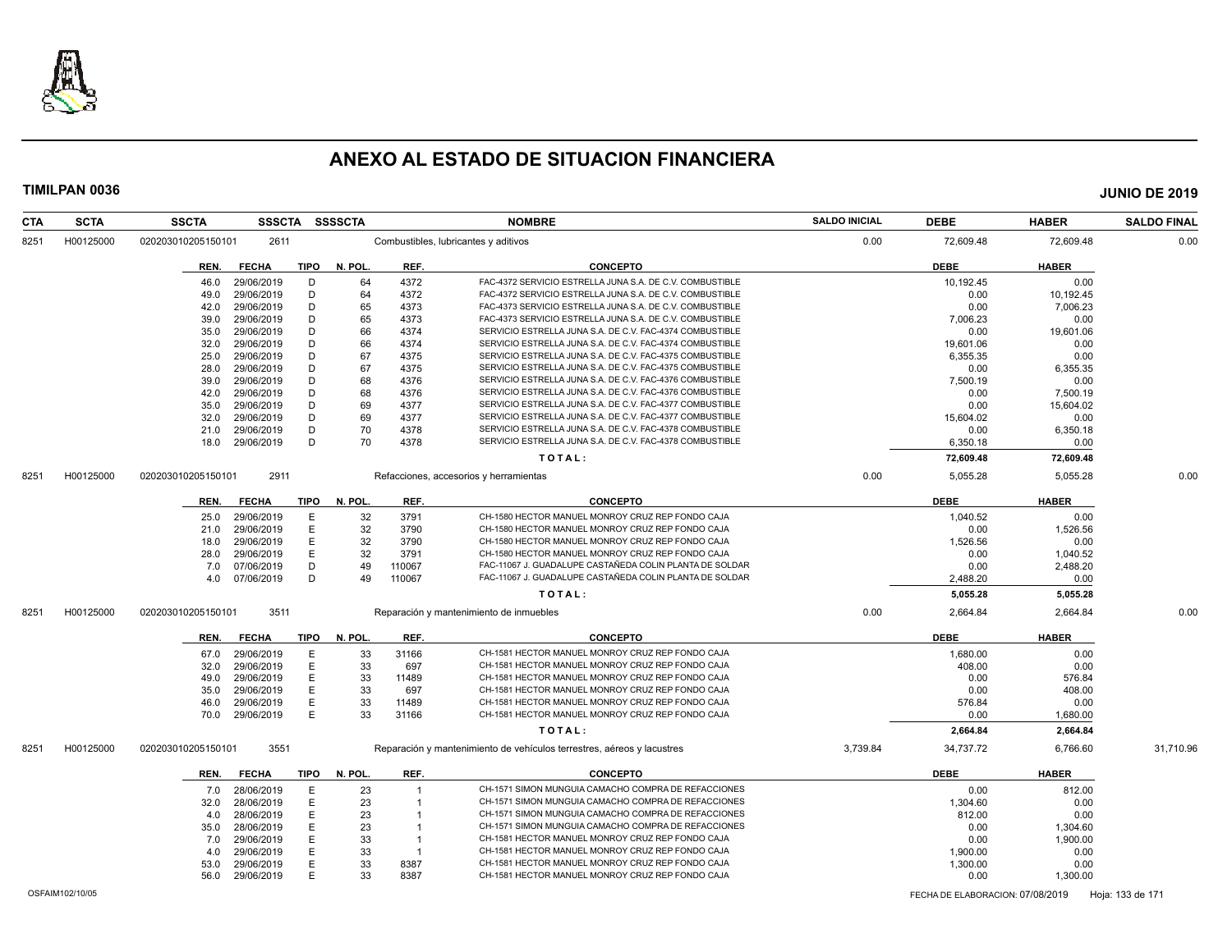# ANEXO AL ESTADO DE SITUACION FINANCIERA

**TIMILPAN 0036** **JUNIO DE 2019**

| CTA | SCTA | SSCTA | SSSCTA | SSSSCTA | NOMBRE | SALDO INICIAL | DEBE | HABER | SALDO FINAL |
|---|---|---|---|---|---|---|---|---|---|
| 8251 | H00125000 | 020203010205150101 | 2611 | | Combustibles, lubricantes y aditivos | 0.00 | 72,609.48 | 72,609.48 | 0.00 |

| REN. | FECHA | TIPO | N. POL. | REF. | CONCEPTO | DEBE | HABER |
|---|---|---|---|---|---|---|---|
| 46.0 | 29/06/2019 | D | 64 | 4372 | FAC-4372 SERVICIO ESTRELLA JUNA S.A. DE C.V. COMBUSTIBLE | 10,192.45 | 0.00 |
| 49.0 | 29/06/2019 | D | 64 | 4372 | FAC-4372 SERVICIO ESTRELLA JUNA S.A. DE C.V. COMBUSTIBLE | 0.00 | 10,192.45 |
| 42.0 | 29/06/2019 | D | 65 | 4373 | FAC-4373 SERVICIO ESTRELLA JUNA S.A. DE C.V. COMBUSTIBLE | 0.00 | 7,006.23 |
| 39.0 | 29/06/2019 | D | 65 | 4373 | FAC-4373 SERVICIO ESTRELLA JUNA S.A. DE C.V. COMBUSTIBLE | 7,006.23 | 0.00 |
| 35.0 | 29/06/2019 | D | 66 | 4374 | SERVICIO ESTRELLA JUNA S.A. DE C.V. FAC-4374 COMBUSTIBLE | 0.00 | 19,601.06 |
| 32.0 | 29/06/2019 | D | 66 | 4374 | SERVICIO ESTRELLA JUNA S.A. DE C.V. FAC-4374 COMBUSTIBLE | 19,601.06 | 0.00 |
| 25.0 | 29/06/2019 | D | 67 | 4375 | SERVICIO ESTRELLA JUNA S.A. DE C.V. FAC-4375 COMBUSTIBLE | 6,355.35 | 0.00 |
| 28.0 | 29/06/2019 | D | 67 | 4375 | SERVICIO ESTRELLA JUNA S.A. DE C.V. FAC-4375 COMBUSTIBLE | 0.00 | 6,355.35 |
| 39.0 | 29/06/2019 | D | 68 | 4376 | SERVICIO ESTRELLA JUNA S.A. DE C.V. FAC-4376 COMBUSTIBLE | 7,500.19 | 0.00 |
| 42.0 | 29/06/2019 | D | 68 | 4376 | SERVICIO ESTRELLA JUNA S.A. DE C.V. FAC-4376 COMBUSTIBLE | 0.00 | 7,500.19 |
| 35.0 | 29/06/2019 | D | 69 | 4377 | SERVICIO ESTRELLA JUNA S.A. DE C.V. FAC-4377 COMBUSTIBLE | 0.00 | 15,604.02 |
| 32.0 | 29/06/2019 | D | 69 | 4377 | SERVICIO ESTRELLA JUNA S.A. DE C.V. FAC-4377 COMBUSTIBLE | 15,604.02 | 0.00 |
| 21.0 | 29/06/2019 | D | 70 | 4378 | SERVICIO ESTRELLA JUNA S.A. DE C.V. FAC-4378 COMBUSTIBLE | 0.00 | 6,350.18 |
| 18.0 | 29/06/2019 | D | 70 | 4378 | SERVICIO ESTRELLA JUNA S.A. DE C.V. FAC-4378 COMBUSTIBLE | 6,350.18 | 0.00 |
| | | | | | **T O T A L :** | **72,609.48** | **72,609.48** |

| CTA | SCTA | SSCTA | SSSCTA | SSSSCTA | NOMBRE | SALDO INICIAL | DEBE | HABER | SALDO FINAL |
|---|---|---|---|---|---|---|---|---|---|
| 8251 | H00125000 | 020203010205150101 | 2911 | | Refacciones, accesorios y herramientas | 0.00 | 5,055.28 | 5,055.28 | 0.00 |

| REN. | FECHA | TIPO | N. POL. | REF. | CONCEPTO | DEBE | HABER |
|---|---|---|---|---|---|---|---|
| 25.0 | 29/06/2019 | E | 32 | 3791 | CH-1580 HECTOR MANUEL MONROY CRUZ REP FONDO CAJA | 1,040.52 | 0.00 |
| 21.0 | 29/06/2019 | E | 32 | 3790 | CH-1580 HECTOR MANUEL MONROY CRUZ REP FONDO CAJA | 0.00 | 1,526.56 |
| 18.0 | 29/06/2019 | E | 32 | 3790 | CH-1580 HECTOR MANUEL MONROY CRUZ REP FONDO CAJA | 1,526.56 | 0.00 |
| 28.0 | 29/06/2019 | E | 32 | 3791 | CH-1580 HECTOR MANUEL MONROY CRUZ REP FONDO CAJA | 0.00 | 1,040.52 |
| 7.0 | 07/06/2019 | D | 49 | 110067 | FAC-11067 J. GUADALUPE CASTAÑEDA COLIN PLANTA DE SOLDAR | 0.00 | 2,488.20 |
| 4.0 | 07/06/2019 | D | 49 | 110067 | FAC-11067 J. GUADALUPE CASTAÑEDA COLIN PLANTA DE SOLDAR | 2,488.20 | 0.00 |
| | | | | | **T O T A L :** | **5,055.28** | **5,055.28** |

| CTA | SCTA | SSCTA | SSSCTA | SSSSCTA | NOMBRE | SALDO INICIAL | DEBE | HABER | SALDO FINAL |
|---|---|---|---|---|---|---|---|---|---|
| 8251 | H00125000 | 020203010205150101 | 3511 | | Reparación y mantenimiento de inmuebles | 0.00 | 2,664.84 | 2,664.84 | 0.00 |

| REN. | FECHA | TIPO | N. POL. | REF. | CONCEPTO | DEBE | HABER |
|---|---|---|---|---|---|---|---|
| 67.0 | 29/06/2019 | E | 33 | 31166 | CH-1581 HECTOR MANUEL MONROY CRUZ REP FONDO CAJA | 1,680.00 | 0.00 |
| 32.0 | 29/06/2019 | E | 33 | 697 | CH-1581 HECTOR MANUEL MONROY CRUZ REP FONDO CAJA | 408.00 | 0.00 |
| 49.0 | 29/06/2019 | E | 33 | 11489 | CH-1581 HECTOR MANUEL MONROY CRUZ REP FONDO CAJA | 0.00 | 576.84 |
| 35.0 | 29/06/2019 | E | 33 | 697 | CH-1581 HECTOR MANUEL MONROY CRUZ REP FONDO CAJA | 0.00 | 408.00 |
| 46.0 | 29/06/2019 | E | 33 | 11489 | CH-1581 HECTOR MANUEL MONROY CRUZ REP FONDO CAJA | 576.84 | 0.00 |
| 70.0 | 29/06/2019 | E | 33 | 31166 | CH-1581 HECTOR MANUEL MONROY CRUZ REP FONDO CAJA | 0.00 | 1,680.00 |
| | | | | | **T O T A L :** | **2,664.84** | **2,664.84** |

| CTA | SCTA | SSCTA | SSSCTA | SSSSCTA | NOMBRE | SALDO INICIAL | DEBE | HABER | SALDO FINAL |
|---|---|---|---|---|---|---|---|---|---|
| 8251 | H00125000 | 020203010205150101 | 3551 | | Reparación y mantenimiento de vehículos terrestres, aéreos y lacustres | 3,739.84 | 34,737.72 | 6,766.60 | 31,710.96 |

| REN. | FECHA | TIPO | N. POL. | REF. | CONCEPTO | DEBE | HABER |
|---|---|---|---|---|---|---|---|
| 7.0 | 28/06/2019 | E | 23 | 1 | CH-1571 SIMON MUNGUIA CAMACHO COMPRA DE REFACCIONES | 0.00 | 812.00 |
| 32.0 | 28/06/2019 | E | 23 | 1 | CH-1571 SIMON MUNGUIA CAMACHO COMPRA DE REFACCIONES | 1,304.60 | 0.00 |
| 4.0 | 28/06/2019 | E | 23 | 1 | CH-1571 SIMON MUNGUIA CAMACHO COMPRA DE REFACCIONES | 812.00 | 0.00 |
| 35.0 | 28/06/2019 | E | 23 | 1 | CH-1571 SIMON MUNGUIA CAMACHO COMPRA DE REFACCIONES | 0.00 | 1,304.60 |
| 7.0 | 29/06/2019 | E | 33 | 1 | CH-1581 HECTOR MANUEL MONROY CRUZ REP FONDO CAJA | 0.00 | 1,900.00 |
| 4.0 | 29/06/2019 | E | 33 | 1 | CH-1581 HECTOR MANUEL MONROY CRUZ REP FONDO CAJA | 1,900.00 | 0.00 |
| 53.0 | 29/06/2019 | E | 33 | 8387 | CH-1581 HECTOR MANUEL MONROY CRUZ REP FONDO CAJA | 1,300.00 | 0.00 |
| 56.0 | 29/06/2019 | E | 33 | 8387 | CH-1581 HECTOR MANUEL MONROY CRUZ REP FONDO CAJA | 0.00 | 1,300.00 |

OSFAIM102/10/05 FECHA DE ELABORACION: 07/08/2019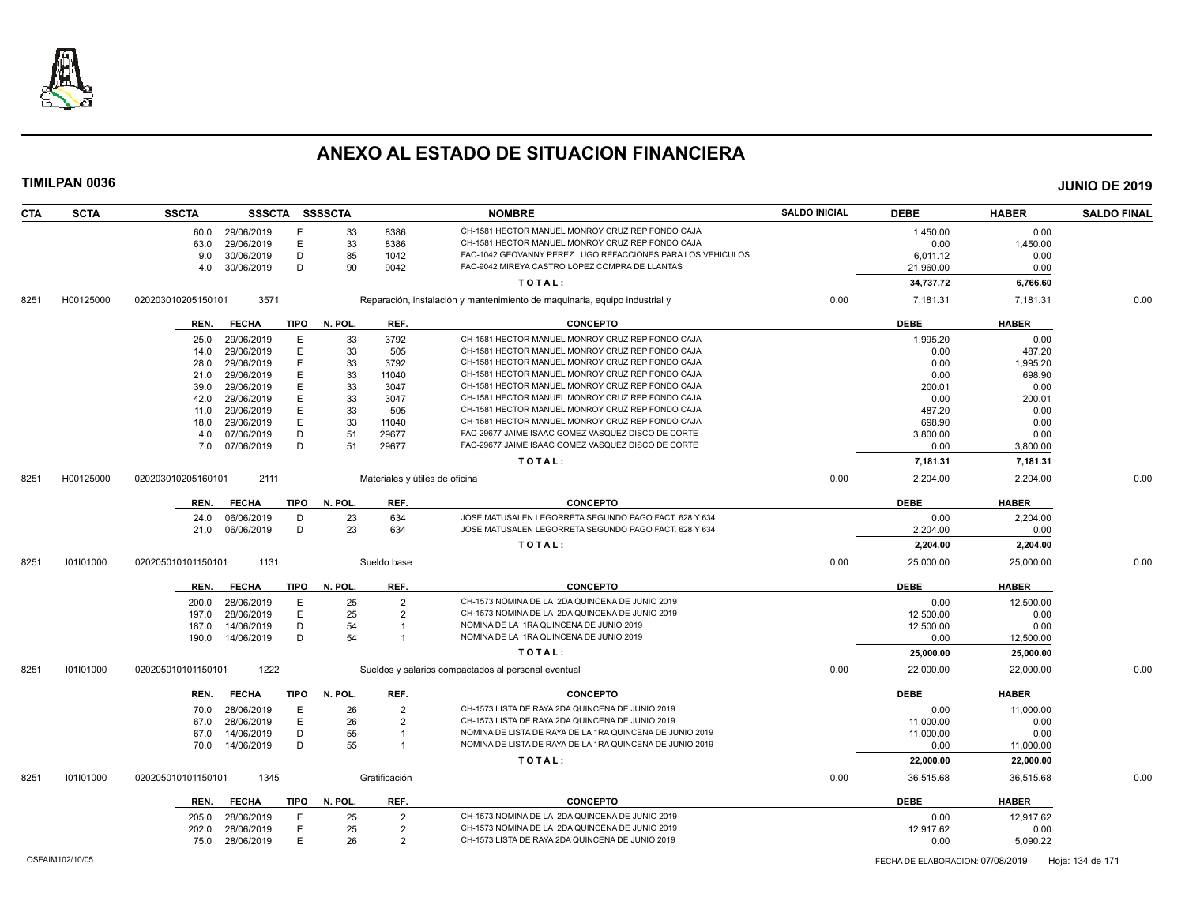# ANEXO AL ESTADO DE SITUACION FINANCIERA

**TIMILPAN 0036** **JUNIO DE 2019**

| CTA | SCTA | SSCTA | SSSCTA | SSSSCTA | | NOMBRE | SALDO INICIAL | DEBE | HABER | SALDO FINAL |
|---|---|---|---|---|---|---|---|---|---|---|
| | | 60.0 29/06/2019 | E | 33 | 8386 | CH-1581 HECTOR MANUEL MONROY CRUZ REP FONDO CAJA | | 1,450.00 | 0.00 | |
| | | 63.0 29/06/2019 | E | 33 | 8386 | CH-1581 HECTOR MANUEL MONROY CRUZ REP FONDO CAJA | | 0.00 | 1,450.00 | |
| | | 9.0 30/06/2019 | D | 85 | 1042 | FAC-1042 GEOVANNY PEREZ LUGO REFACCIONES PARA LOS VEHICULOS | | 6,011.12 | 0.00 | |
| | | 4.0 30/06/2019 | D | 90 | 9042 | FAC-9042 MIREYA CASTRO LOPEZ COMPRA DE LLANTAS | | 21,960.00 | 0.00 | |
| | | | | | | TOTAL: | | 34,737.72 | 6,766.60 | |
| 8251 | H00125000 | 020203010205150101 | 3571 | | | Reparación, instalación y mantenimiento de maquinaria, equipo industrial y | 0.00 | 7,181.31 | 7,181.31 | 0.00 |
| | | REN. FECHA | TIPO | N. POL. | REF. | CONCEPTO | | DEBE | HABER | |
| | | 25.0 29/06/2019 | E | 33 | 3792 | CH-1581 HECTOR MANUEL MONROY CRUZ REP FONDO CAJA | | 1,995.20 | 0.00 | |
| | | 14.0 29/06/2019 | E | 33 | 505 | CH-1581 HECTOR MANUEL MONROY CRUZ REP FONDO CAJA | | 0.00 | 487.20 | |
| | | 28.0 29/06/2019 | E | 33 | 3792 | CH-1581 HECTOR MANUEL MONROY CRUZ REP FONDO CAJA | | 0.00 | 1,995.20 | |
| | | 21.0 29/06/2019 | E | 33 | 11040 | CH-1581 HECTOR MANUEL MONROY CRUZ REP FONDO CAJA | | 0.00 | 698.90 | |
| | | 39.0 29/06/2019 | E | 33 | 3047 | CH-1581 HECTOR MANUEL MONROY CRUZ REP FONDO CAJA | | 200.01 | 0.00 | |
| | | 42.0 29/06/2019 | E | 33 | 3047 | CH-1581 HECTOR MANUEL MONROY CRUZ REP FONDO CAJA | | 0.00 | 200.01 | |
| | | 11.0 29/06/2019 | E | 33 | 505 | CH-1581 HECTOR MANUEL MONROY CRUZ REP FONDO CAJA | | 487.20 | 0.00 | |
| | | 18.0 29/06/2019 | E | 33 | 11040 | CH-1581 HECTOR MANUEL MONROY CRUZ REP FONDO CAJA | | 698.90 | 0.00 | |
| | | 4.0 07/06/2019 | D | 51 | 29677 | FAC-29677 JAIME ISAAC GOMEZ VASQUEZ DISCO DE CORTE | | 3,800.00 | 0.00 | |
| | | 7.0 07/06/2019 | D | 51 | 29677 | FAC-29677 JAIME ISAAC GOMEZ VASQUEZ DISCO DE CORTE | | 0.00 | 3,800.00 | |
| | | | | | | TOTAL: | | 7,181.31 | 7,181.31 | |
| 8251 | H00125000 | 020203010205160101 | 2111 | | | Materiales y útiles de oficina | 0.00 | 2,204.00 | 2,204.00 | 0.00 |
| | | REN. FECHA | TIPO | N. POL. | REF. | CONCEPTO | | DEBE | HABER | |
| | | 24.0 06/06/2019 | D | 23 | 634 | JOSE MATUSALEN LEGORRETA SEGUNDO PAGO FACT. 628 Y 634 | | 0.00 | 2,204.00 | |
| | | 21.0 06/06/2019 | D | 23 | 634 | JOSE MATUSALEN LEGORRETA SEGUNDO PAGO FACT. 628 Y 634 | | 2,204.00 | 0.00 | |
| | | | | | | TOTAL: | | 2,204.00 | 2,204.00 | |
| 8251 | I01I01000 | 020205010101150101 | 1131 | | | Sueldo base | 0.00 | 25,000.00 | 25,000.00 | 0.00 |
| | | REN. FECHA | TIPO | N. POL. | REF. | CONCEPTO | | DEBE | HABER | |
| | | 200.0 28/06/2019 | E | 25 | 2 | CH-1573 NOMINA DE LA 2DA QUINCENA DE JUNIO 2019 | | 0.00 | 12,500.00 | |
| | | 197.0 28/06/2019 | E | 25 | 2 | CH-1573 NOMINA DE LA 2DA QUINCENA DE JUNIO 2019 | | 12,500.00 | 0.00 | |
| | | 187.0 14/06/2019 | D | 54 | 1 | NOMINA DE LA 1RA QUINCENA DE JUNIO 2019 | | 12,500.00 | 0.00 | |
| | | 190.0 14/06/2019 | D | 54 | 1 | NOMINA DE LA 1RA QUINCENA DE JUNIO 2019 | | 0.00 | 12,500.00 | |
| | | | | | | TOTAL: | | 25,000.00 | 25,000.00 | |
| 8251 | I01I01000 | 020205010101150101 | 1222 | | | Sueldos y salarios compactados al personal eventual | 0.00 | 22,000.00 | 22,000.00 | 0.00 |
| | | REN. FECHA | TIPO | N. POL. | REF. | CONCEPTO | | DEBE | HABER | |
| | | 70.0 28/06/2019 | E | 26 | 2 | CH-1573 LISTA DE RAYA 2DA QUINCENA DE JUNIO 2019 | | 0.00 | 11,000.00 | |
| | | 67.0 28/06/2019 | E | 26 | 2 | CH-1573 LISTA DE RAYA 2DA QUINCENA DE JUNIO 2019 | | 11,000.00 | 0.00 | |
| | | 67.0 14/06/2019 | D | 55 | 1 | NOMINA DE LISTA DE RAYA DE LA 1RA QUINCENA DE JUNIO 2019 | | 11,000.00 | 0.00 | |
| | | 70.0 14/06/2019 | D | 55 | 1 | NOMINA DE LISTA DE RAYA DE LA 1RA QUINCENA DE JUNIO 2019 | | 0.00 | 11,000.00 | |
| | | | | | | TOTAL: | | 22,000.00 | 22,000.00 | |
| 8251 | I01I01000 | 020205010101150101 | 1345 | | | Gratificación | 0.00 | 36,515.68 | 36,515.68 | 0.00 |
| | | REN. FECHA | TIPO | N. POL. | REF. | CONCEPTO | | DEBE | HABER | |
| | | 205.0 28/06/2019 | E | 25 | 2 | CH-1573 NOMINA DE LA 2DA QUINCENA DE JUNIO 2019 | | 0.00 | 12,917.62 | |
| | | 202.0 28/06/2019 | E | 25 | 2 | CH-1573 NOMINA DE LA 2DA QUINCENA DE JUNIO 2019 | | 12,917.62 | 0.00 | |
| | | 75.0 28/06/2019 | E | 26 | 2 | CH-1573 LISTA DE RAYA 2DA QUINCENA DE JUNIO 2019 | | 0.00 | 5,090.22 | |

OSFAIM102/10/05 FECHA DE ELABORACION: 07/08/2019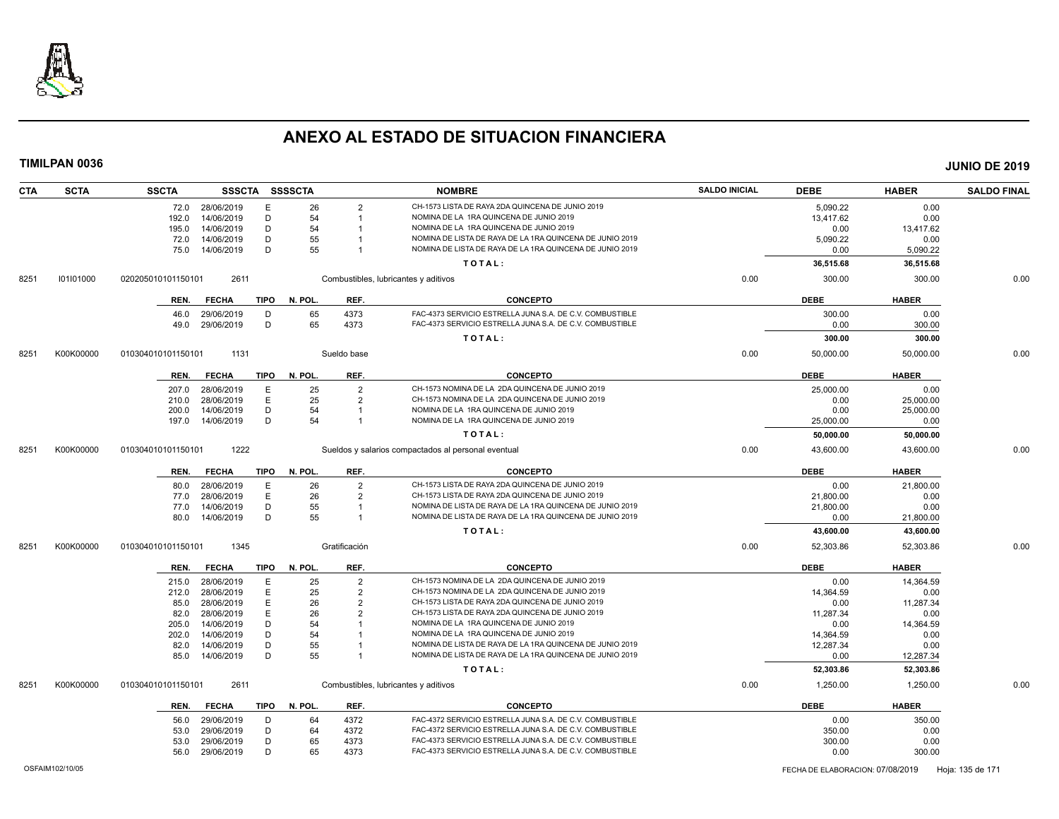# ANEXO AL ESTADO DE SITUACION FINANCIERA

**TIMILPAN 0036** **JUNIO DE 2019**

| CTA | SCTA | SSCTA | SSSCTA | SSSSCTA | | NOMBRE | SALDO INICIAL | DEBE | HABER | SALDO FINAL |
|---|---|---|---|---|---|---|---|---|---|---|
| | | 72.0 | 28/06/2019 | E | 26 | 2 | CH-1573 LISTA DE RAYA 2DA QUINCENA DE JUNIO 2019 | 5,090.22 | 0.00 | |
| | | 192.0 | 14/06/2019 | D | 54 | 1 | NOMINA DE LA 1RA QUINCENA DE JUNIO 2019 | 13,417.62 | 0.00 | |
| | | 195.0 | 14/06/2019 | D | 54 | 1 | NOMINA DE LA 1RA QUINCENA DE JUNIO 2019 | 0.00 | 13,417.62 | |
| | | 72.0 | 14/06/2019 | D | 55 | 1 | NOMINA DE LISTA DE RAYA DE LA 1RA QUINCENA DE JUNIO 2019 | 5,090.22 | 0.00 | |
| | | 75.0 | 14/06/2019 | D | 55 | 1 | NOMINA DE LISTA DE RAYA DE LA 1RA QUINCENA DE JUNIO 2019 | 0.00 | 5,090.22 | |
| | | | | | | | **TOTAL:** | **36,515.68** | **36,515.68** | |
| 8251 | I01I01000 | 020205010101150101 | 2611 | | | Combustibles, lubricantes y aditivos | 0.00 | 300.00 | 300.00 | 0.00 |
| | | **REN.** | **FECHA** | **TIPO** | **N. POL.** | **REF.** | **CONCEPTO** | **DEBE** | **HABER** | |
| | | 46.0 | 29/06/2019 | D | 65 | 4373 | FAC-4373 SERVICIO ESTRELLA JUNA S.A. DE C.V. COMBUSTIBLE | 300.00 | 0.00 | |
| | | 49.0 | 29/06/2019 | D | 65 | 4373 | FAC-4373 SERVICIO ESTRELLA JUNA S.A. DE C.V. COMBUSTIBLE | 0.00 | 300.00 | |
| | | | | | | | **TOTAL:** | **300.00** | **300.00** | |
| 8251 | K00K00000 | 010304010101150101 | 1131 | | | Sueldo base | 0.00 | 50,000.00 | 50,000.00 | 0.00 |
| | | **REN.** | **FECHA** | **TIPO** | **N. POL.** | **REF.** | **CONCEPTO** | **DEBE** | **HABER** | |
| | | 207.0 | 28/06/2019 | E | 25 | 2 | CH-1573 NOMINA DE LA 2DA QUINCENA DE JUNIO 2019 | 25,000.00 | 0.00 | |
| | | 210.0 | 28/06/2019 | E | 25 | 2 | CH-1573 NOMINA DE LA 2DA QUINCENA DE JUNIO 2019 | 0.00 | 25,000.00 | |
| | | 200.0 | 14/06/2019 | D | 54 | 1 | NOMINA DE LA 1RA QUINCENA DE JUNIO 2019 | 0.00 | 25,000.00 | |
| | | 197.0 | 14/06/2019 | D | 54 | 1 | NOMINA DE LA 1RA QUINCENA DE JUNIO 2019 | 25,000.00 | 0.00 | |
| | | | | | | | **TOTAL:** | **50,000.00** | **50,000.00** | |
| 8251 | K00K00000 | 010304010101150101 | 1222 | | | Sueldos y salarios compactados al personal eventual | 0.00 | 43,600.00 | 43,600.00 | 0.00 |
| | | **REN.** | **FECHA** | **TIPO** | **N. POL.** | **REF.** | **CONCEPTO** | **DEBE** | **HABER** | |
| | | 80.0 | 28/06/2019 | E | 26 | 2 | CH-1573 LISTA DE RAYA 2DA QUINCENA DE JUNIO 2019 | 0.00 | 21,800.00 | |
| | | 77.0 | 28/06/2019 | E | 26 | 2 | CH-1573 LISTA DE RAYA 2DA QUINCENA DE JUNIO 2019 | 21,800.00 | 0.00 | |
| | | 77.0 | 14/06/2019 | D | 55 | 1 | NOMINA DE LISTA DE RAYA DE LA 1RA QUINCENA DE JUNIO 2019 | 21,800.00 | 0.00 | |
| | | 80.0 | 14/06/2019 | D | 55 | 1 | NOMINA DE LISTA DE RAYA DE LA 1RA QUINCENA DE JUNIO 2019 | 0.00 | 21,800.00 | |
| | | | | | | | **TOTAL:** | **43,600.00** | **43,600.00** | |
| 8251 | K00K00000 | 010304010101150101 | 1345 | | | Gratificación | 0.00 | 52,303.86 | 52,303.86 | 0.00 |
| | | **REN.** | **FECHA** | **TIPO** | **N. POL.** | **REF.** | **CONCEPTO** | **DEBE** | **HABER** | |
| | | 215.0 | 28/06/2019 | E | 25 | 2 | CH-1573 NOMINA DE LA 2DA QUINCENA DE JUNIO 2019 | 0.00 | 14,364.59 | |
| | | 212.0 | 28/06/2019 | E | 25 | 2 | CH-1573 NOMINA DE LA 2DA QUINCENA DE JUNIO 2019 | 14,364.59 | 0.00 | |
| | | 85.0 | 28/06/2019 | E | 26 | 2 | CH-1573 LISTA DE RAYA 2DA QUINCENA DE JUNIO 2019 | 0.00 | 11,287.34 | |
| | | 82.0 | 28/06/2019 | E | 26 | 2 | CH-1573 LISTA DE RAYA 2DA QUINCENA DE JUNIO 2019 | 11,287.34 | 0.00 | |
| | | 205.0 | 14/06/2019 | D | 54 | 1 | NOMINA DE LA 1RA QUINCENA DE JUNIO 2019 | 0.00 | 14,364.59 | |
| | | 202.0 | 14/06/2019 | D | 54 | 1 | NOMINA DE LA 1RA QUINCENA DE JUNIO 2019 | 14,364.59 | 0.00 | |
| | | 82.0 | 14/06/2019 | D | 55 | 1 | NOMINA DE LISTA DE RAYA DE LA 1RA QUINCENA DE JUNIO 2019 | 12,287.34 | 0.00 | |
| | | 85.0 | 14/06/2019 | D | 55 | 1 | NOMINA DE LISTA DE RAYA DE LA 1RA QUINCENA DE JUNIO 2019 | 0.00 | 12,287.34 | |
| | | | | | | | **TOTAL:** | **52,303.86** | **52,303.86** | |
| 8251 | K00K00000 | 010304010101150101 | 2611 | | | Combustibles, lubricantes y aditivos | 0.00 | 1,250.00 | 1,250.00 | 0.00 |
| | | **REN.** | **FECHA** | **TIPO** | **N. POL.** | **REF.** | **CONCEPTO** | **DEBE** | **HABER** | |
| | | 56.0 | 29/06/2019 | D | 64 | 4372 | FAC-4372 SERVICIO ESTRELLA JUNA S.A. DE C.V. COMBUSTIBLE | 0.00 | 350.00 | |
| | | 53.0 | 29/06/2019 | D | 64 | 4372 | FAC-4372 SERVICIO ESTRELLA JUNA S.A. DE C.V. COMBUSTIBLE | 350.00 | 0.00 | |
| | | 53.0 | 29/06/2019 | D | 65 | 4373 | FAC-4373 SERVICIO ESTRELLA JUNA S.A. DE C.V. COMBUSTIBLE | 300.00 | 0.00 | |
| | | 56.0 | 29/06/2019 | D | 65 | 4373 | FAC-4373 SERVICIO ESTRELLA JUNA S.A. DE C.V. COMBUSTIBLE | 0.00 | 300.00 | |

OSFAIM102/10/05 — FECHA DE ELABORACION: 07/08/2019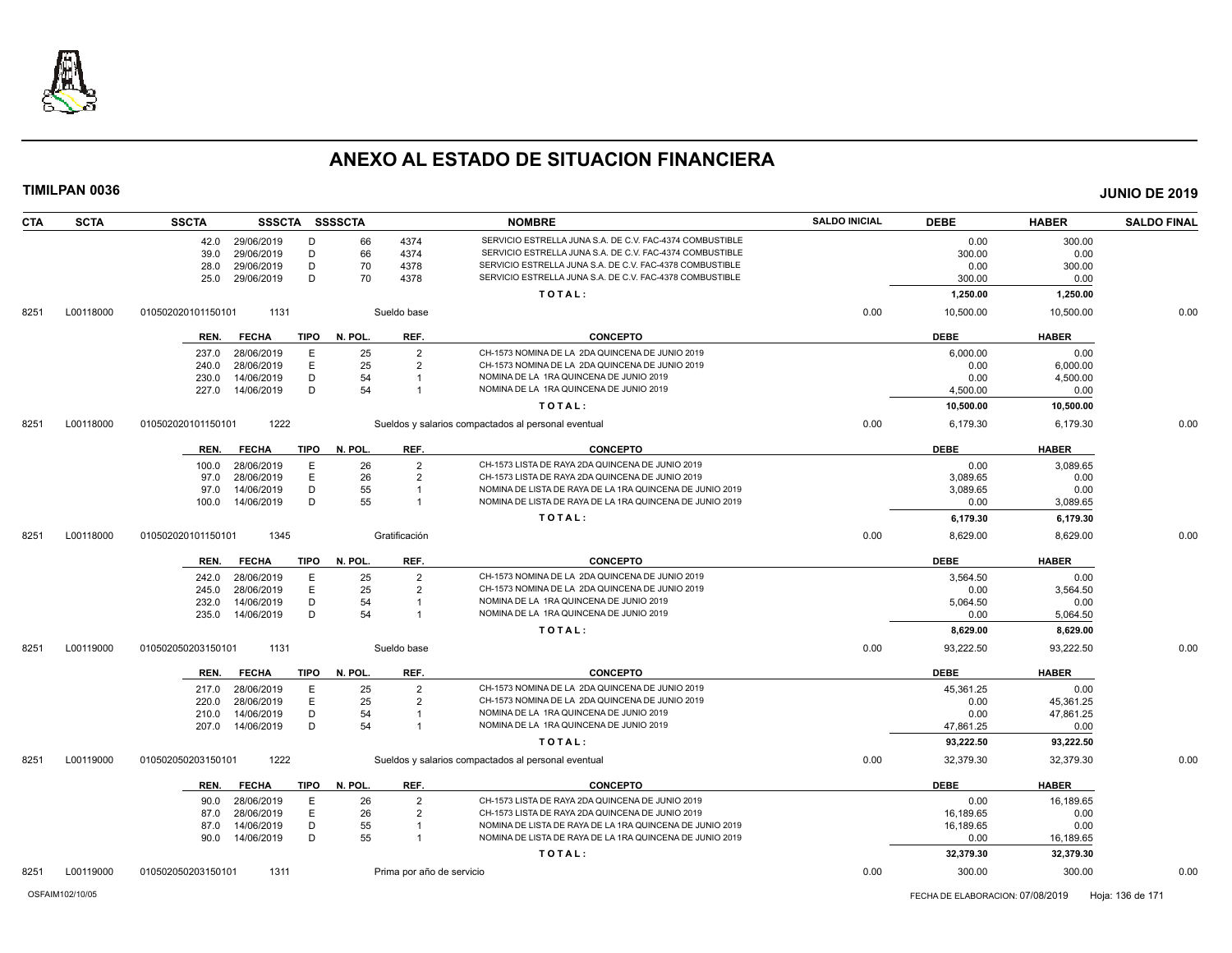# ANEXO AL ESTADO DE SITUACION FINANCIERA

**TIMILPAN 0036** **JUNIO DE 2019**

| CTA | SCTA | SSCTA | SSSCTA | SSSSCTA | | NOMBRE | SALDO INICIAL | DEBE | HABER | SALDO FINAL |
|---|---|---|---|---|---|---|---|---|---|---|
| | | 42.0 | 29/06/2019 | D | 66 | 4374 SERVICIO ESTRELLA JUNA S.A. DE C.V. FAC-4374 COMBUSTIBLE | | 0.00 | 300.00 | |
| | | 39.0 | 29/06/2019 | D | 66 | 4374 SERVICIO ESTRELLA JUNA S.A. DE C.V. FAC-4374 COMBUSTIBLE | | 300.00 | 0.00 | |
| | | 28.0 | 29/06/2019 | D | 70 | 4378 SERVICIO ESTRELLA JUNA S.A. DE C.V. FAC-4378 COMBUSTIBLE | | 0.00 | 300.00 | |
| | | 25.0 | 29/06/2019 | D | 70 | 4378 SERVICIO ESTRELLA JUNA S.A. DE C.V. FAC-4378 COMBUSTIBLE | | 300.00 | 0.00 | |
| | | | | | | TOTAL: | | 1,250.00 | 1,250.00 | |
| 8251 | L00118000 | 010502020101150101 | 1131 | | | Sueldo base | 0.00 | 10,500.00 | 10,500.00 | 0.00 |

| REN. | FECHA | TIPO | N. POL. | REF. | CONCEPTO | DEBE | HABER |
|---|---|---|---|---|---|---|---|
| 237.0 | 28/06/2019 | E | 25 | 2 | CH-1573 NOMINA DE LA 2DA QUINCENA DE JUNIO 2019 | 6,000.00 | 0.00 |
| 240.0 | 28/06/2019 | E | 25 | 2 | CH-1573 NOMINA DE LA 2DA QUINCENA DE JUNIO 2019 | 0.00 | 6,000.00 |
| 230.0 | 14/06/2019 | D | 54 | 1 | NOMINA DE LA 1RA QUINCENA DE JUNIO 2019 | 0.00 | 4,500.00 |
| 227.0 | 14/06/2019 | D | 54 | 1 | NOMINA DE LA 1RA QUINCENA DE JUNIO 2019 | 4,500.00 | 0.00 |
| | | | | | TOTAL: | 10,500.00 | 10,500.00 |

| CTA | SCTA | SSCTA | SSSCTA | NOMBRE | SALDO INICIAL | DEBE | HABER | SALDO FINAL |
|---|---|---|---|---|---|---|---|---|
| 8251 | L00118000 | 010502020101150101 | 1222 | Sueldos y salarios compactados al personal eventual | 0.00 | 6,179.30 | 6,179.30 | 0.00 |

| REN. | FECHA | TIPO | N. POL. | REF. | CONCEPTO | DEBE | HABER |
|---|---|---|---|---|---|---|---|
| 100.0 | 28/06/2019 | E | 26 | 2 | CH-1573 LISTA DE RAYA 2DA QUINCENA DE JUNIO 2019 | 0.00 | 3,089.65 |
| 97.0 | 28/06/2019 | E | 26 | 2 | CH-1573 LISTA DE RAYA 2DA QUINCENA DE JUNIO 2019 | 3,089.65 | 0.00 |
| 97.0 | 14/06/2019 | D | 55 | 1 | NOMINA DE LISTA DE RAYA DE LA 1RA QUINCENA DE JUNIO 2019 | 3,089.65 | 0.00 |
| 100.0 | 14/06/2019 | D | 55 | 1 | NOMINA DE LISTA DE RAYA DE LA 1RA QUINCENA DE JUNIO 2019 | 0.00 | 3,089.65 |
| | | | | | TOTAL: | 6,179.30 | 6,179.30 |

| CTA | SCTA | SSCTA | SSSCTA | NOMBRE | SALDO INICIAL | DEBE | HABER | SALDO FINAL |
|---|---|---|---|---|---|---|---|---|
| 8251 | L00118000 | 010502020101150101 | 1345 | Gratificación | 0.00 | 8,629.00 | 8,629.00 | 0.00 |

| REN. | FECHA | TIPO | N. POL. | REF. | CONCEPTO | DEBE | HABER |
|---|---|---|---|---|---|---|---|
| 242.0 | 28/06/2019 | E | 25 | 2 | CH-1573 NOMINA DE LA 2DA QUINCENA DE JUNIO 2019 | 3,564.50 | 0.00 |
| 245.0 | 28/06/2019 | E | 25 | 2 | CH-1573 NOMINA DE LA 2DA QUINCENA DE JUNIO 2019 | 0.00 | 3,564.50 |
| 232.0 | 14/06/2019 | D | 54 | 1 | NOMINA DE LA 1RA QUINCENA DE JUNIO 2019 | 5,064.50 | 0.00 |
| 235.0 | 14/06/2019 | D | 54 | 1 | NOMINA DE LA 1RA QUINCENA DE JUNIO 2019 | 0.00 | 5,064.50 |
| | | | | | TOTAL: | 8,629.00 | 8,629.00 |

| CTA | SCTA | SSCTA | SSSCTA | NOMBRE | SALDO INICIAL | DEBE | HABER | SALDO FINAL |
|---|---|---|---|---|---|---|---|---|
| 8251 | L00119000 | 010502050203150101 | 1131 | Sueldo base | 0.00 | 93,222.50 | 93,222.50 | 0.00 |

| REN. | FECHA | TIPO | N. POL. | REF. | CONCEPTO | DEBE | HABER |
|---|---|---|---|---|---|---|---|
| 217.0 | 28/06/2019 | E | 25 | 2 | CH-1573 NOMINA DE LA 2DA QUINCENA DE JUNIO 2019 | 45,361.25 | 0.00 |
| 220.0 | 28/06/2019 | E | 25 | 2 | CH-1573 NOMINA DE LA 2DA QUINCENA DE JUNIO 2019 | 0.00 | 45,361.25 |
| 210.0 | 14/06/2019 | D | 54 | 1 | NOMINA DE LA 1RA QUINCENA DE JUNIO 2019 | 0.00 | 47,861.25 |
| 207.0 | 14/06/2019 | D | 54 | 1 | NOMINA DE LA 1RA QUINCENA DE JUNIO 2019 | 47,861.25 | 0.00 |
| | | | | | TOTAL: | 93,222.50 | 93,222.50 |

| CTA | SCTA | SSCTA | SSSCTA | NOMBRE | SALDO INICIAL | DEBE | HABER | SALDO FINAL |
|---|---|---|---|---|---|---|---|---|
| 8251 | L00119000 | 010502050203150101 | 1222 | Sueldos y salarios compactados al personal eventual | 0.00 | 32,379.30 | 32,379.30 | 0.00 |

| REN. | FECHA | TIPO | N. POL. | REF. | CONCEPTO | DEBE | HABER |
|---|---|---|---|---|---|---|---|
| 90.0 | 28/06/2019 | E | 26 | 2 | CH-1573 LISTA DE RAYA 2DA QUINCENA DE JUNIO 2019 | 0.00 | 16,189.65 |
| 87.0 | 28/06/2019 | E | 26 | 2 | CH-1573 LISTA DE RAYA 2DA QUINCENA DE JUNIO 2019 | 16,189.65 | 0.00 |
| 87.0 | 14/06/2019 | D | 55 | 1 | NOMINA DE LISTA DE RAYA DE LA 1RA QUINCENA DE JUNIO 2019 | 16,189.65 | 0.00 |
| 90.0 | 14/06/2019 | D | 55 | 1 | NOMINA DE LISTA DE RAYA DE LA 1RA QUINCENA DE JUNIO 2019 | 0.00 | 16,189.65 |
| | | | | | TOTAL: | 32,379.30 | 32,379.30 |

| CTA | SCTA | SSCTA | SSSCTA | NOMBRE | SALDO INICIAL | DEBE | HABER | SALDO FINAL |
|---|---|---|---|---|---|---|---|---|
| 8251 | L00119000 | 010502050203150101 | 1311 | Prima por año de servicio | 0.00 | 300.00 | 300.00 | 0.00 |

OSFAIM102/10/05 FECHA DE ELABORACION: 07/08/2019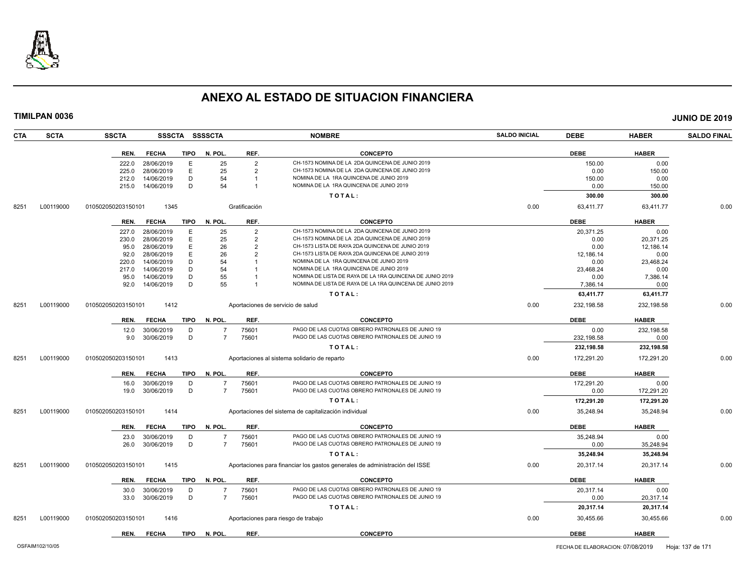# ANEXO AL ESTADO DE SITUACION FINANCIERA

**TIMILPAN 0036** | **JUNIO DE 2019**

| CTA | SCTA | SSCTA | SSSCTA | SSSSCTA | NOMBRE | SALDO INICIAL | DEBE | HABER | SALDO FINAL |
|---|---|---|---|---|---|---|---|---|---|

| REN. | FECHA | TIPO | N. POL. | REF. | CONCEPTO | DEBE | HABER |
|---|---|---|---|---|---|---|---|
| 222.0 | 28/06/2019 | E | 25 | 2 | CH-1573 NOMINA DE LA 2DA QUINCENA DE JUNIO 2019 | 150.00 | 0.00 |
| 225.0 | 28/06/2019 | E | 25 | 2 | CH-1573 NOMINA DE LA 2DA QUINCENA DE JUNIO 2019 | 0.00 | 150.00 |
| 212.0 | 14/06/2019 | D | 54 | 1 | NOMINA DE LA 1RA QUINCENA DE JUNIO 2019 | 150.00 | 0.00 |
| 215.0 | 14/06/2019 | D | 54 | 1 | NOMINA DE LA 1RA QUINCENA DE JUNIO 2019 | 0.00 | 150.00 |
| | | | | | **T O T A L :** | **300.00** | **300.00** |

| CTA | SCTA | SSCTA | SSSCTA | NOMBRE | SALDO INICIAL | DEBE | HABER | SALDO FINAL |
|---|---|---|---|---|---|---|---|---|
| 8251 | L00119000 | 010502050203150101 | 1345 | Gratificación | 0.00 | 63,411.77 | 63,411.77 | 0.00 |

| REN. | FECHA | TIPO | N. POL. | REF. | CONCEPTO | DEBE | HABER |
|---|---|---|---|---|---|---|---|
| 227.0 | 28/06/2019 | E | 25 | 2 | CH-1573 NOMINA DE LA 2DA QUINCENA DE JUNIO 2019 | 20,371.25 | 0.00 |
| 230.0 | 28/06/2019 | E | 25 | 2 | CH-1573 NOMINA DE LA 2DA QUINCENA DE JUNIO 2019 | 0.00 | 20,371.25 |
| 95.0 | 28/06/2019 | E | 26 | 2 | CH-1573 LISTA DE RAYA 2DA QUINCENA DE JUNIO 2019 | 0.00 | 12,186.14 |
| 92.0 | 28/06/2019 | E | 26 | 2 | CH-1573 LISTA DE RAYA 2DA QUINCENA DE JUNIO 2019 | 12,186.14 | 0.00 |
| 220.0 | 14/06/2019 | D | 54 | 1 | NOMINA DE LA 1RA QUINCENA DE JUNIO 2019 | 0.00 | 23,468.24 |
| 217.0 | 14/06/2019 | D | 54 | 1 | NOMINA DE LA 1RA QUINCENA DE JUNIO 2019 | 23,468.24 | 0.00 |
| 95.0 | 14/06/2019 | D | 55 | 1 | NOMINA DE LISTA DE RAYA DE LA 1RA QUINCENA DE JUNIO 2019 | 0.00 | 7,386.14 |
| 92.0 | 14/06/2019 | D | 55 | 1 | NOMINA DE LISTA DE RAYA DE LA 1RA QUINCENA DE JUNIO 2019 | 7,386.14 | 0.00 |
| | | | | | **T O T A L :** | **63,411.77** | **63,411.77** |

| CTA | SCTA | SSCTA | SSSCTA | NOMBRE | SALDO INICIAL | DEBE | HABER | SALDO FINAL |
|---|---|---|---|---|---|---|---|---|
| 8251 | L00119000 | 010502050203150101 | 1412 | Aportaciones de servicio de salud | 0.00 | 232,198.58 | 232,198.58 | 0.00 |

| REN. | FECHA | TIPO | N. POL. | REF. | CONCEPTO | DEBE | HABER |
|---|---|---|---|---|---|---|---|
| 12.0 | 30/06/2019 | D | 7 | 75601 | PAGO DE LAS CUOTAS OBRERO PATRONALES DE JUNIO 19 | 0.00 | 232,198.58 |
| 9.0 | 30/06/2019 | D | 7 | 75601 | PAGO DE LAS CUOTAS OBRERO PATRONALES DE JUNIO 19 | 232,198.58 | 0.00 |
| | | | | | **T O T A L :** | **232,198.58** | **232,198.58** |

| CTA | SCTA | SSCTA | SSSCTA | NOMBRE | SALDO INICIAL | DEBE | HABER | SALDO FINAL |
|---|---|---|---|---|---|---|---|---|
| 8251 | L00119000 | 010502050203150101 | 1413 | Aportaciones al sistema solidario de reparto | 0.00 | 172,291.20 | 172,291.20 | 0.00 |

| REN. | FECHA | TIPO | N. POL. | REF. | CONCEPTO | DEBE | HABER |
|---|---|---|---|---|---|---|---|
| 16.0 | 30/06/2019 | D | 7 | 75601 | PAGO DE LAS CUOTAS OBRERO PATRONALES DE JUNIO 19 | 172,291.20 | 0.00 |
| 19.0 | 30/06/2019 | D | 7 | 75601 | PAGO DE LAS CUOTAS OBRERO PATRONALES DE JUNIO 19 | 0.00 | 172,291.20 |
| | | | | | **T O T A L :** | **172,291.20** | **172,291.20** |

| CTA | SCTA | SSCTA | SSSCTA | NOMBRE | SALDO INICIAL | DEBE | HABER | SALDO FINAL |
|---|---|---|---|---|---|---|---|---|
| 8251 | L00119000 | 010502050203150101 | 1414 | Aportaciones del sistema de capitalización individual | 0.00 | 35,248.94 | 35,248.94 | 0.00 |

| REN. | FECHA | TIPO | N. POL. | REF. | CONCEPTO | DEBE | HABER |
|---|---|---|---|---|---|---|---|
| 23.0 | 30/06/2019 | D | 7 | 75601 | PAGO DE LAS CUOTAS OBRERO PATRONALES DE JUNIO 19 | 35,248.94 | 0.00 |
| 26.0 | 30/06/2019 | D | 7 | 75601 | PAGO DE LAS CUOTAS OBRERO PATRONALES DE JUNIO 19 | 0.00 | 35,248.94 |
| | | | | | **T O T A L :** | **35,248.94** | **35,248.94** |

| CTA | SCTA | SSCTA | SSSCTA | NOMBRE | SALDO INICIAL | DEBE | HABER | SALDO FINAL |
|---|---|---|---|---|---|---|---|---|
| 8251 | L00119000 | 010502050203150101 | 1415 | Aportaciones para financiar los gastos generales de administración del ISSE | 0.00 | 20,317.14 | 20,317.14 | 0.00 |

| REN. | FECHA | TIPO | N. POL. | REF. | CONCEPTO | DEBE | HABER |
|---|---|---|---|---|---|---|---|
| 30.0 | 30/06/2019 | D | 7 | 75601 | PAGO DE LAS CUOTAS OBRERO PATRONALES DE JUNIO 19 | 20,317.14 | 0.00 |
| 33.0 | 30/06/2019 | D | 7 | 75601 | PAGO DE LAS CUOTAS OBRERO PATRONALES DE JUNIO 19 | 0.00 | 20,317.14 |
| | | | | | **T O T A L :** | **20,317.14** | **20,317.14** |

| CTA | SCTA | SSCTA | SSSCTA | NOMBRE | SALDO INICIAL | DEBE | HABER | SALDO FINAL |
|---|---|---|---|---|---|---|---|---|
| 8251 | L00119000 | 010502050203150101 | 1416 | Aportaciones para riesgo de trabajo | 0.00 | 30,455.66 | 30,455.66 | 0.00 |

| REN. | FECHA | TIPO | N. POL. | REF. | CONCEPTO | DEBE | HABER |
|---|---|---|---|---|---|---|---|

OSFAIM102/10/05 — FECHA DE ELABORACION: 07/08/2019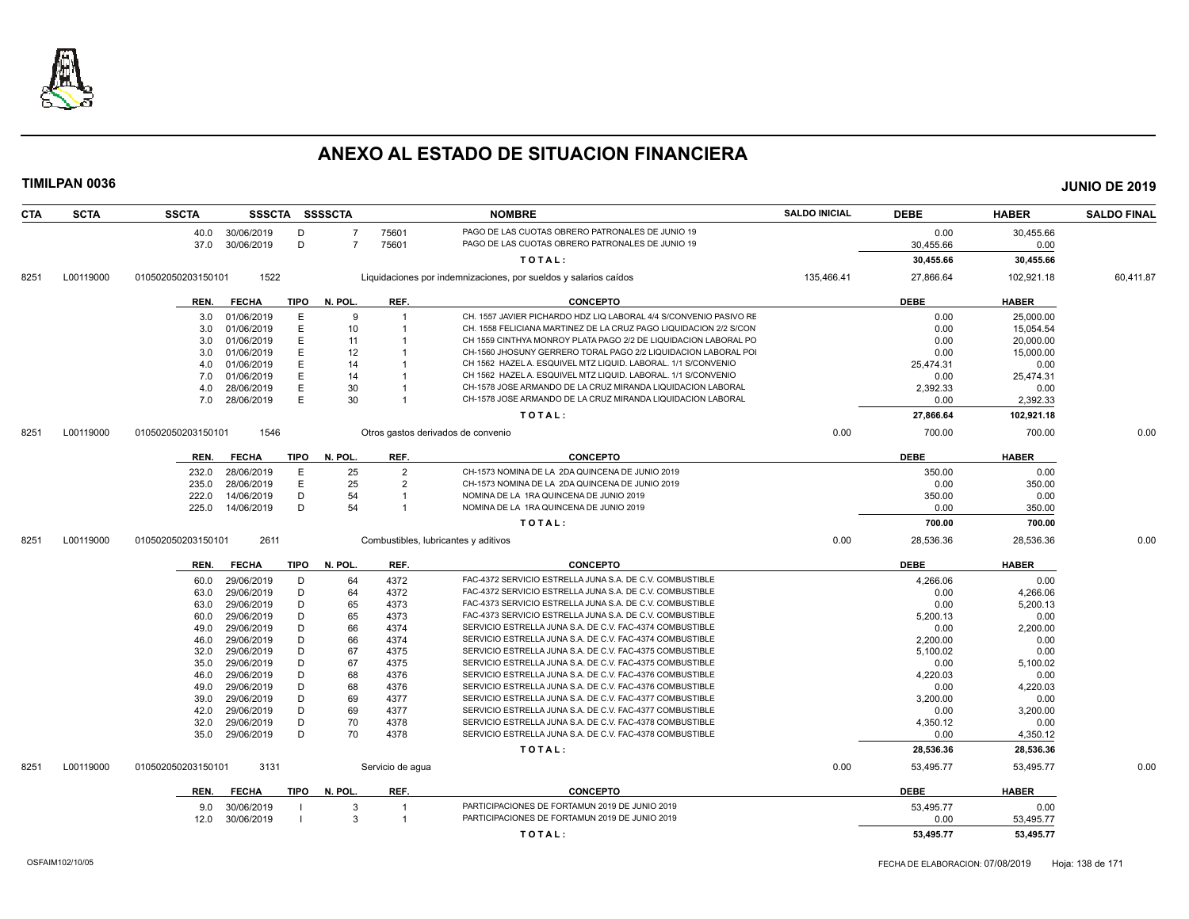# ANEXO AL ESTADO DE SITUACION FINANCIERA

**TIMILPAN 0036** **JUNIO DE 2019**

| CTA | SCTA | SSCTA | SSSCTA | SSSSCTA | | NOMBRE | SALDO INICIAL | DEBE | HABER | SALDO FINAL |
|---|---|---|---|---|---|---|---|---|---|---|
| | | 40.0 | 30/06/2019 | D | 7 | 75601 PAGO DE LAS CUOTAS OBRERO PATRONALES DE JUNIO 19 | | 0.00 | 30,455.66 | |
| | | 37.0 | 30/06/2019 | D | 7 | 75601 PAGO DE LAS CUOTAS OBRERO PATRONALES DE JUNIO 19 | | 30,455.66 | 0.00 | |
| | | | | | | TOTAL: | | 30,455.66 | 30,455.66 | |
| 8251 | L00119000 | 010502050203150101 | 1522 | | | Liquidaciones por indemnizaciones, por sueldos y salarios caídos | 135,466.41 | 27,866.64 | 102,921.18 | 60,411.87 |

| REN. | FECHA | TIPO | N. POL. | REF. | CONCEPTO | DEBE | HABER |
|---|---|---|---|---|---|---|---|
| 3.0 | 01/06/2019 | E | 9 | 1 | CH. 1557 JAVIER PICHARDO HDZ LIQ LABORAL 4/4 S/CONVENIO PASIVO RE | 0.00 | 25,000.00 |
| 3.0 | 01/06/2019 | E | 10 | 1 | CH. 1558 FELICIANA MARTINEZ DE LA CRUZ PAGO LIQUIDACION 2/2 S/CON | 0.00 | 15,054.54 |
| 3.0 | 01/06/2019 | E | 11 | 1 | CH 1559 CINTHYA MONROY PLATA PAGO 2/2 DE LIQUIDACION LABORAL PO | 0.00 | 20,000.00 |
| 3.0 | 01/06/2019 | E | 12 | 1 | CH-1560 JHOSUNY GERRERO TORAL PAGO 2/2 LIQUIDACION LABORAL POI | 0.00 | 15,000.00 |
| 4.0 | 01/06/2019 | E | 14 | 1 | CH 1562 HAZEL A. ESQUIVEL MTZ LIQUID. LABORAL. 1/1 S/CONVENIO | 25,474.31 | 0.00 |
| 7.0 | 01/06/2019 | E | 14 | 1 | CH 1562 HAZEL A. ESQUIVEL MTZ LIQUID. LABORAL. 1/1 S/CONVENIO | 0.00 | 25,474.31 |
| 4.0 | 28/06/2019 | E | 30 | 1 | CH-1578 JOSE ARMANDO DE LA CRUZ MIRANDA LIQUIDACION LABORAL | 2,392.33 | 0.00 |
| 7.0 | 28/06/2019 | E | 30 | 1 | CH-1578 JOSE ARMANDO DE LA CRUZ MIRANDA LIQUIDACION LABORAL | 0.00 | 2,392.33 |
| | | | | | TOTAL: | 27,866.64 | 102,921.18 |

| CTA | SCTA | SSCTA | SSSCTA | NOMBRE | SALDO INICIAL | DEBE | HABER | SALDO FINAL |
|---|---|---|---|---|---|---|---|---|
| 8251 | L00119000 | 010502050203150101 | 1546 | Otros gastos derivados de convenio | 0.00 | 700.00 | 700.00 | 0.00 |

| REN. | FECHA | TIPO | N. POL. | REF. | CONCEPTO | DEBE | HABER |
|---|---|---|---|---|---|---|---|
| 232.0 | 28/06/2019 | E | 25 | 2 | CH-1573 NOMINA DE LA 2DA QUINCENA DE JUNIO 2019 | 350.00 | 0.00 |
| 235.0 | 28/06/2019 | E | 25 | 2 | CH-1573 NOMINA DE LA 2DA QUINCENA DE JUNIO 2019 | 0.00 | 350.00 |
| 222.0 | 14/06/2019 | D | 54 | 1 | NOMINA DE LA 1RA QUINCENA DE JUNIO 2019 | 350.00 | 0.00 |
| 225.0 | 14/06/2019 | D | 54 | 1 | NOMINA DE LA 1RA QUINCENA DE JUNIO 2019 | 0.00 | 350.00 |
| | | | | | TOTAL: | 700.00 | 700.00 |

| CTA | SCTA | SSCTA | SSSCTA | NOMBRE | SALDO INICIAL | DEBE | HABER | SALDO FINAL |
|---|---|---|---|---|---|---|---|---|
| 8251 | L00119000 | 010502050203150101 | 2611 | Combustibles, lubricantes y aditivos | 0.00 | 28,536.36 | 28,536.36 | 0.00 |

| REN. | FECHA | TIPO | N. POL. | REF. | CONCEPTO | DEBE | HABER |
|---|---|---|---|---|---|---|---|
| 60.0 | 29/06/2019 | D | 64 | 4372 | FAC-4372 SERVICIO ESTRELLA JUNA S.A. DE C.V. COMBUSTIBLE | 4,266.06 | 0.00 |
| 63.0 | 29/06/2019 | D | 64 | 4372 | FAC-4372 SERVICIO ESTRELLA JUNA S.A. DE C.V. COMBUSTIBLE | 0.00 | 4,266.06 |
| 63.0 | 29/06/2019 | D | 65 | 4373 | FAC-4373 SERVICIO ESTRELLA JUNA S.A. DE C.V. COMBUSTIBLE | 0.00 | 5,200.13 |
| 60.0 | 29/06/2019 | D | 65 | 4373 | FAC-4373 SERVICIO ESTRELLA JUNA S.A. DE C.V. COMBUSTIBLE | 5,200.13 | 0.00 |
| 49.0 | 29/06/2019 | D | 66 | 4374 | SERVICIO ESTRELLA JUNA S.A. DE C.V. FAC-4374 COMBUSTIBLE | 0.00 | 2,200.00 |
| 46.0 | 29/06/2019 | D | 66 | 4374 | SERVICIO ESTRELLA JUNA S.A. DE C.V. FAC-4374 COMBUSTIBLE | 2,200.00 | 0.00 |
| 32.0 | 29/06/2019 | D | 67 | 4375 | SERVICIO ESTRELLA JUNA S.A. DE C.V. FAC-4375 COMBUSTIBLE | 5,100.02 | 0.00 |
| 35.0 | 29/06/2019 | D | 67 | 4375 | SERVICIO ESTRELLA JUNA S.A. DE C.V. FAC-4375 COMBUSTIBLE | 0.00 | 5,100.02 |
| 46.0 | 29/06/2019 | D | 68 | 4376 | SERVICIO ESTRELLA JUNA S.A. DE C.V. FAC-4376 COMBUSTIBLE | 4,220.03 | 0.00 |
| 49.0 | 29/06/2019 | D | 68 | 4376 | SERVICIO ESTRELLA JUNA S.A. DE C.V. FAC-4376 COMBUSTIBLE | 0.00 | 4,220.03 |
| 39.0 | 29/06/2019 | D | 69 | 4377 | SERVICIO ESTRELLA JUNA S.A. DE C.V. FAC-4377 COMBUSTIBLE | 3,200.00 | 0.00 |
| 42.0 | 29/06/2019 | D | 69 | 4377 | SERVICIO ESTRELLA JUNA S.A. DE C.V. FAC-4377 COMBUSTIBLE | 0.00 | 3,200.00 |
| 32.0 | 29/06/2019 | D | 70 | 4378 | SERVICIO ESTRELLA JUNA S.A. DE C.V. FAC-4378 COMBUSTIBLE | 4,350.12 | 0.00 |
| 35.0 | 29/06/2019 | D | 70 | 4378 | SERVICIO ESTRELLA JUNA S.A. DE C.V. FAC-4378 COMBUSTIBLE | 0.00 | 4,350.12 |
| | | | | | TOTAL: | 28,536.36 | 28,536.36 |

| CTA | SCTA | SSCTA | SSSCTA | NOMBRE | SALDO INICIAL | DEBE | HABER | SALDO FINAL |
|---|---|---|---|---|---|---|---|---|
| 8251 | L00119000 | 010502050203150101 | 3131 | Servicio de agua | 0.00 | 53,495.77 | 53,495.77 | 0.00 |

| REN. | FECHA | TIPO | N. POL. | REF. | CONCEPTO | DEBE | HABER |
|---|---|---|---|---|---|---|---|
| 9.0 | 30/06/2019 | I | 3 | 1 | PARTICIPACIONES DE FORTAMUN 2019 DE JUNIO 2019 | 53,495.77 | 0.00 |
| 12.0 | 30/06/2019 | I | 3 | 1 | PARTICIPACIONES DE FORTAMUN 2019 DE JUNIO 2019 | 0.00 | 53,495.77 |
| | | | | | TOTAL: | 53,495.77 | 53,495.77 |

OSFAIM102/10/05 FECHA DE ELABORACION: 07/08/2019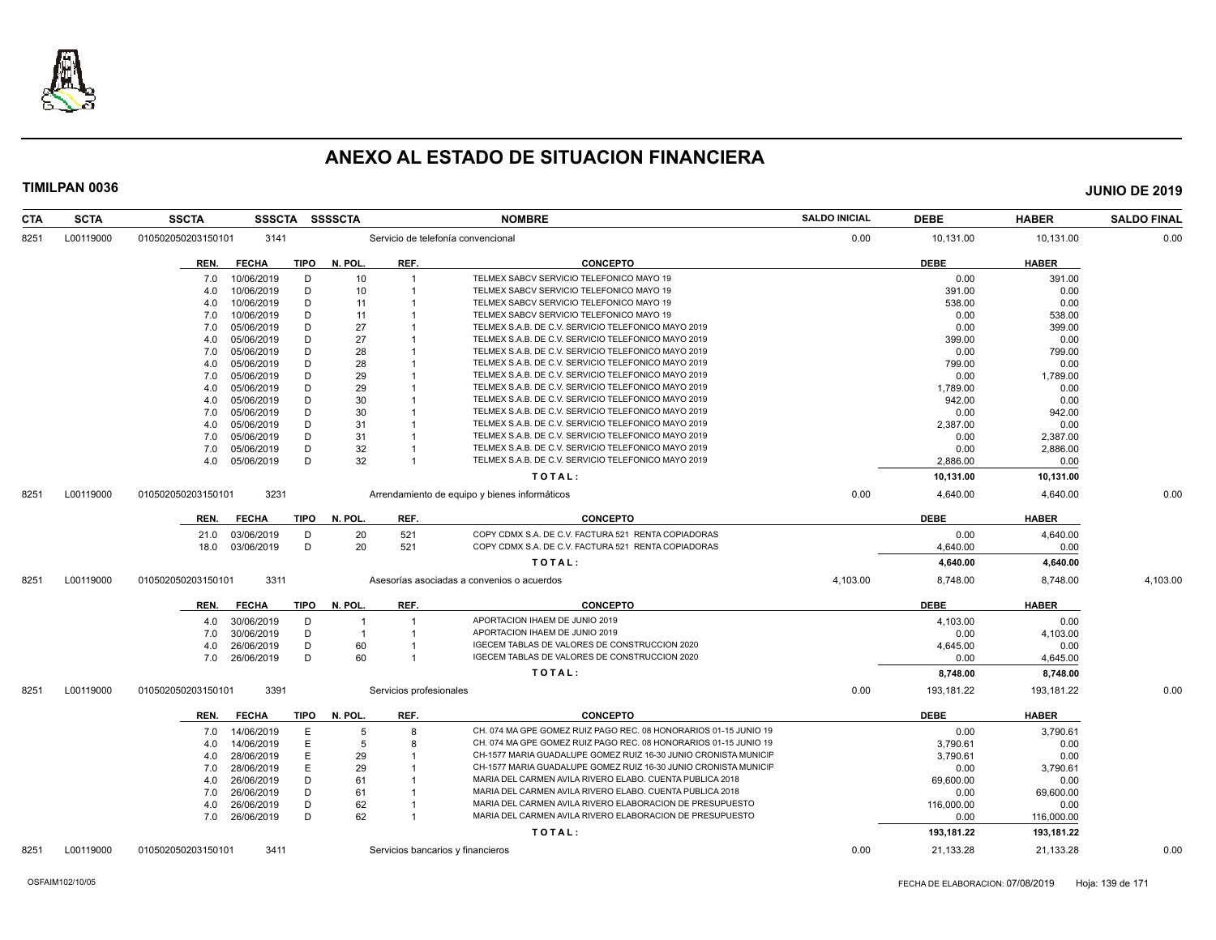# ANEXO AL ESTADO DE SITUACION FINANCIERA

**TIMILPAN 0036** **JUNIO DE 2019**

| CTA | SCTA | SSCTA | SSSCTA | SSSSCTA | NOMBRE | SALDO INICIAL | DEBE | HABER | SALDO FINAL |
|---|---|---|---|---|---|---|---|---|---|
| 8251 | L00119000 | 010502050203150101 | 3141 | | Servicio de telefonía convencional | 0.00 | 10,131.00 | 10,131.00 | 0.00 |

| REN. | FECHA | TIPO | N. POL. | REF. | CONCEPTO | DEBE | HABER |
|---|---|---|---|---|---|---|---|
| 7.0 | 10/06/2019 | D | 10 | 1 | TELMEX SABCV SERVICIO TELEFONICO MAYO 19 | 0.00 | 391.00 |
| 4.0 | 10/06/2019 | D | 10 | 1 | TELMEX SABCV SERVICIO TELEFONICO MAYO 19 | 391.00 | 0.00 |
| 4.0 | 10/06/2019 | D | 11 | 1 | TELMEX SABCV SERVICIO TELEFONICO MAYO 19 | 538.00 | 0.00 |
| 7.0 | 10/06/2019 | D | 11 | 1 | TELMEX SABCV SERVICIO TELEFONICO MAYO 19 | 0.00 | 538.00 |
| 7.0 | 05/06/2019 | D | 27 | 1 | TELMEX S.A.B. DE C.V. SERVICIO TELEFONICO MAYO 2019 | 0.00 | 399.00 |
| 4.0 | 05/06/2019 | D | 27 | 1 | TELMEX S.A.B. DE C.V. SERVICIO TELEFONICO MAYO 2019 | 399.00 | 0.00 |
| 7.0 | 05/06/2019 | D | 28 | 1 | TELMEX S.A.B. DE C.V. SERVICIO TELEFONICO MAYO 2019 | 0.00 | 799.00 |
| 4.0 | 05/06/2019 | D | 28 | 1 | TELMEX S.A.B. DE C.V. SERVICIO TELEFONICO MAYO 2019 | 799.00 | 0.00 |
| 7.0 | 05/06/2019 | D | 29 | 1 | TELMEX S.A.B. DE C.V. SERVICIO TELEFONICO MAYO 2019 | 0.00 | 1,789.00 |
| 4.0 | 05/06/2019 | D | 29 | 1 | TELMEX S.A.B. DE C.V. SERVICIO TELEFONICO MAYO 2019 | 1,789.00 | 0.00 |
| 4.0 | 05/06/2019 | D | 30 | 1 | TELMEX S.A.B. DE C.V. SERVICIO TELEFONICO MAYO 2019 | 942.00 | 0.00 |
| 7.0 | 05/06/2019 | D | 30 | 1 | TELMEX S.A.B. DE C.V. SERVICIO TELEFONICO MAYO 2019 | 0.00 | 942.00 |
| 4.0 | 05/06/2019 | D | 31 | 1 | TELMEX S.A.B. DE C.V. SERVICIO TELEFONICO MAYO 2019 | 2,387.00 | 0.00 |
| 7.0 | 05/06/2019 | D | 31 | 1 | TELMEX S.A.B. DE C.V. SERVICIO TELEFONICO MAYO 2019 | 0.00 | 2,387.00 |
| 7.0 | 05/06/2019 | D | 32 | 1 | TELMEX S.A.B. DE C.V. SERVICIO TELEFONICO MAYO 2019 | 0.00 | 2,886.00 |
| 4.0 | 05/06/2019 | D | 32 | 1 | TELMEX S.A.B. DE C.V. SERVICIO TELEFONICO MAYO 2019 | 2,886.00 | 0.00 |
| | | | | | **TOTAL:** | **10,131.00** | **10,131.00** |

| CTA | SCTA | SSCTA | SSSCTA | SSSSCTA | NOMBRE | SALDO INICIAL | DEBE | HABER | SALDO FINAL |
|---|---|---|---|---|---|---|---|---|---|
| 8251 | L00119000 | 010502050203150101 | 3231 | | Arrendamiento de equipo y bienes informáticos | 0.00 | 4,640.00 | 4,640.00 | 0.00 |

| REN. | FECHA | TIPO | N. POL. | REF. | CONCEPTO | DEBE | HABER |
|---|---|---|---|---|---|---|---|
| 21.0 | 03/06/2019 | D | 20 | 521 | COPY CDMX S.A. DE C.V. FACTURA 521 RENTA COPIADORAS | 0.00 | 4,640.00 |
| 18.0 | 03/06/2019 | D | 20 | 521 | COPY CDMX S.A. DE C.V. FACTURA 521 RENTA COPIADORAS | 4,640.00 | 0.00 |
| | | | | | **TOTAL:** | **4,640.00** | **4,640.00** |

| CTA | SCTA | SSCTA | SSSCTA | SSSSCTA | NOMBRE | SALDO INICIAL | DEBE | HABER | SALDO FINAL |
|---|---|---|---|---|---|---|---|---|---|
| 8251 | L00119000 | 010502050203150101 | 3311 | | Asesorías asociadas a convenios o acuerdos | 4,103.00 | 8,748.00 | 8,748.00 | 4,103.00 |

| REN. | FECHA | TIPO | N. POL. | REF. | CONCEPTO | DEBE | HABER |
|---|---|---|---|---|---|---|---|
| 4.0 | 30/06/2019 | D | 1 | 1 | APORTACION IHAEM DE JUNIO 2019 | 4,103.00 | 0.00 |
| 7.0 | 30/06/2019 | D | 1 | 1 | APORTACION IHAEM DE JUNIO 2019 | 0.00 | 4,103.00 |
| 4.0 | 26/06/2019 | D | 60 | 1 | IGECEM TABLAS DE VALORES DE CONSTRUCCION 2020 | 4,645.00 | 0.00 |
| 7.0 | 26/06/2019 | D | 60 | 1 | IGECEM TABLAS DE VALORES DE CONSTRUCCION 2020 | 0.00 | 4,645.00 |
| | | | | | **TOTAL:** | **8,748.00** | **8,748.00** |

| CTA | SCTA | SSCTA | SSSCTA | SSSSCTA | NOMBRE | SALDO INICIAL | DEBE | HABER | SALDO FINAL |
|---|---|---|---|---|---|---|---|---|---|
| 8251 | L00119000 | 010502050203150101 | 3391 | | Servicios profesionales | 0.00 | 193,181.22 | 193,181.22 | 0.00 |

| REN. | FECHA | TIPO | N. POL. | REF. | CONCEPTO | DEBE | HABER |
|---|---|---|---|---|---|---|---|
| 7.0 | 14/06/2019 | E | 5 | 8 | CH. 074 MA GPE GOMEZ RUIZ PAGO REC. 08 HONORARIOS 01-15 JUNIO 19 | 0.00 | 3,790.61 |
| 4.0 | 14/06/2019 | E | 5 | 8 | CH. 074 MA GPE GOMEZ RUIZ PAGO REC. 08 HONORARIOS 01-15 JUNIO 19 | 3,790.61 | 0.00 |
| 4.0 | 28/06/2019 | E | 29 | 1 | CH-1577 MARIA GUADALUPE GOMEZ RUIZ 16-30 JUNIO CRONISTA MUNICIP | 3,790.61 | 0.00 |
| 7.0 | 28/06/2019 | E | 29 | 1 | CH-1577 MARIA GUADALUPE GOMEZ RUIZ 16-30 JUNIO CRONISTA MUNICIP | 0.00 | 3,790.61 |
| 4.0 | 26/06/2019 | D | 61 | 1 | MARIA DEL CARMEN AVILA RIVERO ELABO. CUENTA PUBLICA 2018 | 69,600.00 | 0.00 |
| 7.0 | 26/06/2019 | D | 61 | 1 | MARIA DEL CARMEN AVILA RIVERO ELABO. CUENTA PUBLICA 2018 | 0.00 | 69,600.00 |
| 4.0 | 26/06/2019 | D | 62 | 1 | MARIA DEL CARMEN AVILA RIVERO ELABORACION DE PRESUPUESTO | 116,000.00 | 0.00 |
| 7.0 | 26/06/2019 | D | 62 | 1 | MARIA DEL CARMEN AVILA RIVERO ELABORACION DE PRESUPUESTO | 0.00 | 116,000.00 |
| | | | | | **TOTAL:** | **193,181.22** | **193,181.22** |

| CTA | SCTA | SSCTA | SSSCTA | SSSSCTA | NOMBRE | SALDO INICIAL | DEBE | HABER | SALDO FINAL |
|---|---|---|---|---|---|---|---|---|---|
| 8251 | L00119000 | 010502050203150101 | 3411 | | Servicios bancarios y financieros | 0.00 | 21,133.28 | 21,133.28 | 0.00 |

OSFAIM102/10/05 FECHA DE ELABORACION: 07/08/2019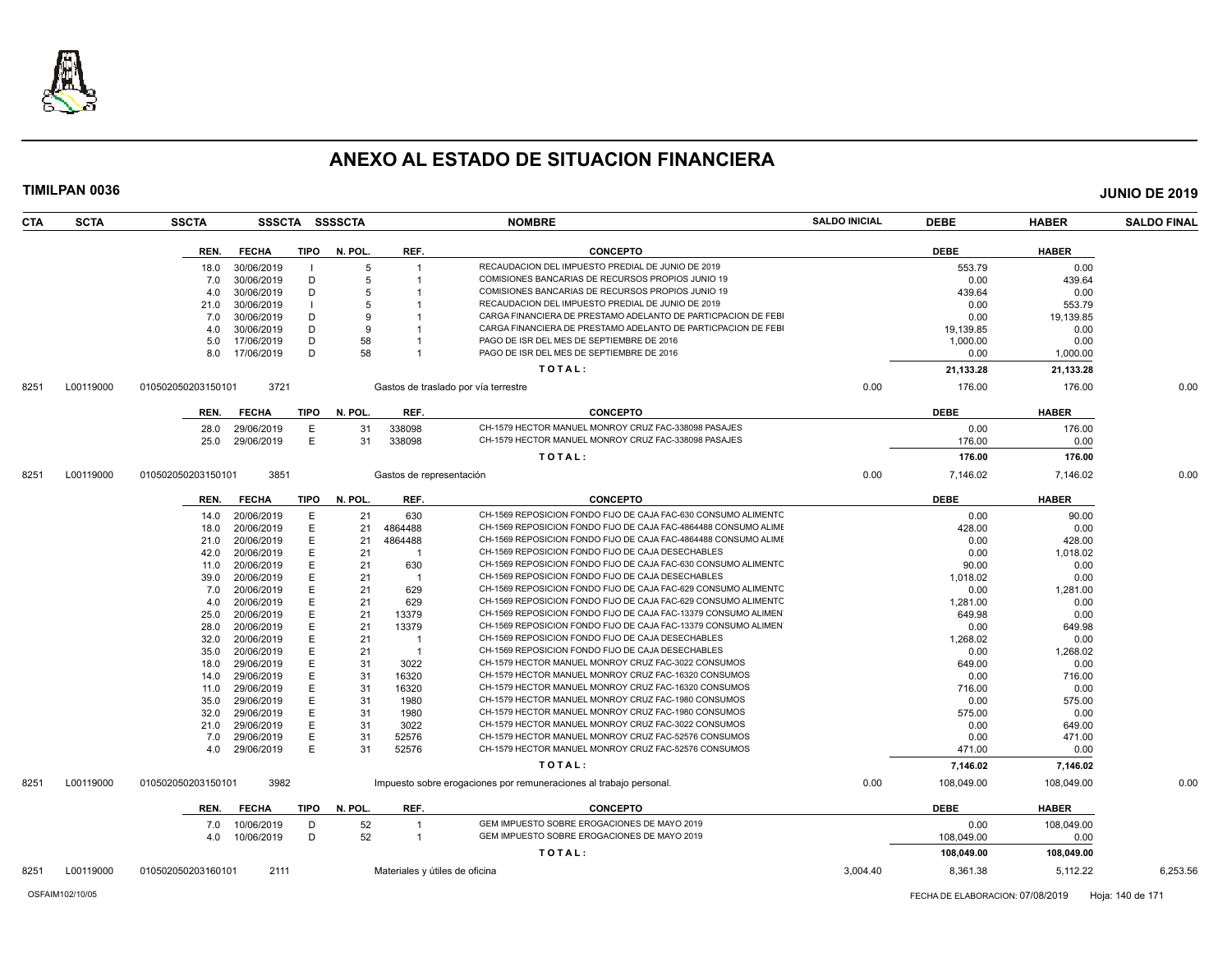# ANEXO AL ESTADO DE SITUACION FINANCIERA

**TIMILPAN 0036** — **JUNIO DE 2019**

| CTA | SCTA | SSCTA | SSSCTA | SSSSCTA | NOMBRE | SALDO INICIAL | DEBE | HABER | SALDO FINAL |
|---|---|---|---|---|---|---|---|---|---|

| REN. | FECHA | TIPO | N. POL. | REF. | CONCEPTO | DEBE | HABER |
|---|---|---|---|---|---|---|---|
| 18.0 | 30/06/2019 | I | 5 | 1 | RECAUDACION DEL IMPUESTO PREDIAL DE JUNIO DE 2019 | 553.79 | 0.00 |
| 7.0 | 30/06/2019 | D | 5 | 1 | COMISIONES BANCARIAS DE RECURSOS PROPIOS JUNIO 19 | 0.00 | 439.64 |
| 4.0 | 30/06/2019 | D | 5 | 1 | COMISIONES BANCARIAS DE RECURSOS PROPIOS JUNIO 19 | 439.64 | 0.00 |
| 21.0 | 30/06/2019 | I | 5 | 1 | RECAUDACION DEL IMPUESTO PREDIAL DE JUNIO DE 2019 | 0.00 | 553.79 |
| 7.0 | 30/06/2019 | D | 9 | 1 | CARGA FINANCIERA DE PRESTAMO ADELANTO DE PARTICPACION DE FEBI | 0.00 | 19,139.85 |
| 4.0 | 30/06/2019 | D | 9 | 1 | CARGA FINANCIERA DE PRESTAMO ADELANTO DE PARTICPACION DE FEBI | 19,139.85 | 0.00 |
| 5.0 | 17/06/2019 | D | 58 | 1 | PAGO DE ISR DEL MES DE SEPTIEMBRE DE 2016 | 1,000.00 | 0.00 |
| 8.0 | 17/06/2019 | D | 58 | 1 | PAGO DE ISR DEL MES DE SEPTIEMBRE DE 2016 | 0.00 | 1,000.00 |
| | | | | | TOTAL: | 21,133.28 | 21,133.28 |

| CTA | SCTA | SSCTA | SSSCTA | NOMBRE | SALDO INICIAL | DEBE | HABER | SALDO FINAL |
|---|---|---|---|---|---|---|---|---|
| 8251 | L00119000 | 010502050203150101 | 3721 | Gastos de traslado por vía terrestre | 0.00 | 176.00 | 176.00 | 0.00 |

| REN. | FECHA | TIPO | N. POL. | REF. | CONCEPTO | DEBE | HABER |
|---|---|---|---|---|---|---|---|
| 28.0 | 29/06/2019 | E | 31 | 338098 | CH-1579 HECTOR MANUEL MONROY CRUZ FAC-338098 PASAJES | 0.00 | 176.00 |
| 25.0 | 29/06/2019 | E | 31 | 338098 | CH-1579 HECTOR MANUEL MONROY CRUZ FAC-338098 PASAJES | 176.00 | 0.00 |
| | | | | | TOTAL: | 176.00 | 176.00 |

| CTA | SCTA | SSCTA | SSSCTA | NOMBRE | SALDO INICIAL | DEBE | HABER | SALDO FINAL |
|---|---|---|---|---|---|---|---|---|
| 8251 | L00119000 | 010502050203150101 | 3851 | Gastos de representación | 0.00 | 7,146.02 | 7,146.02 | 0.00 |

| REN. | FECHA | TIPO | N. POL. | REF. | CONCEPTO | DEBE | HABER |
|---|---|---|---|---|---|---|---|
| 14.0 | 20/06/2019 | E | 21 | 630 | CH-1569 REPOSICION FONDO FIJO DE CAJA FAC-630 CONSUMO ALIMENTC | 0.00 | 90.00 |
| 18.0 | 20/06/2019 | E | 21 | 4864488 | CH-1569 REPOSICION FONDO FIJO DE CAJA FAC-4864488 CONSUMO ALIME | 428.00 | 0.00 |
| 21.0 | 20/06/2019 | E | 21 | 4864488 | CH-1569 REPOSICION FONDO FIJO DE CAJA FAC-4864488 CONSUMO ALIME | 0.00 | 428.00 |
| 42.0 | 20/06/2019 | E | 21 | 1 | CH-1569 REPOSICION FONDO FIJO DE CAJA DESECHABLES | 0.00 | 1,018.02 |
| 11.0 | 20/06/2019 | E | 21 | 630 | CH-1569 REPOSICION FONDO FIJO DE CAJA FAC-630 CONSUMO ALIMENTC | 90.00 | 0.00 |
| 39.0 | 20/06/2019 | E | 21 | 1 | CH-1569 REPOSICION FONDO FIJO DE CAJA DESECHABLES | 1,018.02 | 0.00 |
| 7.0 | 20/06/2019 | E | 21 | 629 | CH-1569 REPOSICION FONDO FIJO DE CAJA FAC-629 CONSUMO ALIMENTC | 0.00 | 1,281.00 |
| 4.0 | 20/06/2019 | E | 21 | 629 | CH-1569 REPOSICION FONDO FIJO DE CAJA FAC-629 CONSUMO ALIMENTC | 1,281.00 | 0.00 |
| 25.0 | 20/06/2019 | E | 21 | 13379 | CH-1569 REPOSICION FONDO FIJO DE CAJA FAC-13379 CONSUMO ALIMEN | 649.98 | 0.00 |
| 28.0 | 20/06/2019 | E | 21 | 13379 | CH-1569 REPOSICION FONDO FIJO DE CAJA FAC-13379 CONSUMO ALIMEN | 0.00 | 649.98 |
| 32.0 | 20/06/2019 | E | 21 | 1 | CH-1569 REPOSICION FONDO FIJO DE CAJA DESECHABLES | 1,268.02 | 0.00 |
| 35.0 | 20/06/2019 | E | 21 | 1 | CH-1569 REPOSICION FONDO FIJO DE CAJA DESECHABLES | 0.00 | 1,268.02 |
| 18.0 | 29/06/2019 | E | 31 | 3022 | CH-1579 HECTOR MANUEL MONROY CRUZ FAC-3022 CONSUMOS | 649.00 | 0.00 |
| 14.0 | 29/06/2019 | E | 31 | 16320 | CH-1579 HECTOR MANUEL MONROY CRUZ FAC-16320 CONSUMOS | 0.00 | 716.00 |
| 11.0 | 29/06/2019 | E | 31 | 16320 | CH-1579 HECTOR MANUEL MONROY CRUZ FAC-16320 CONSUMOS | 716.00 | 0.00 |
| 35.0 | 29/06/2019 | E | 31 | 1980 | CH-1579 HECTOR MANUEL MONROY CRUZ FAC-1980 CONSUMOS | 0.00 | 575.00 |
| 32.0 | 29/06/2019 | E | 31 | 1980 | CH-1579 HECTOR MANUEL MONROY CRUZ FAC-1980 CONSUMOS | 575.00 | 0.00 |
| 21.0 | 29/06/2019 | E | 31 | 3022 | CH-1579 HECTOR MANUEL MONROY CRUZ FAC-3022 CONSUMOS | 0.00 | 649.00 |
| 7.0 | 29/06/2019 | E | 31 | 52576 | CH-1579 HECTOR MANUEL MONROY CRUZ FAC-52576 CONSUMOS | 0.00 | 471.00 |
| 4.0 | 29/06/2019 | E | 31 | 52576 | CH-1579 HECTOR MANUEL MONROY CRUZ FAC-52576 CONSUMOS | 471.00 | 0.00 |
| | | | | | TOTAL: | 7,146.02 | 7,146.02 |

| CTA | SCTA | SSCTA | SSSCTA | NOMBRE | SALDO INICIAL | DEBE | HABER | SALDO FINAL |
|---|---|---|---|---|---|---|---|---|
| 8251 | L00119000 | 010502050203150101 | 3982 | Impuesto sobre erogaciones por remuneraciones al trabajo personal. | 0.00 | 108,049.00 | 108,049.00 | 0.00 |

| REN. | FECHA | TIPO | N. POL. | REF. | CONCEPTO | DEBE | HABER |
|---|---|---|---|---|---|---|---|
| 7.0 | 10/06/2019 | D | 52 | 1 | GEM IMPUESTO SOBRE EROGACIONES DE MAYO 2019 | 0.00 | 108,049.00 |
| 4.0 | 10/06/2019 | D | 52 | 1 | GEM IMPUESTO SOBRE EROGACIONES DE MAYO 2019 | 108,049.00 | 0.00 |
| | | | | | TOTAL: | 108,049.00 | 108,049.00 |

| CTA | SCTA | SSCTA | SSSCTA | NOMBRE | SALDO INICIAL | DEBE | HABER | SALDO FINAL |
|---|---|---|---|---|---|---|---|---|
| 8251 | L00119000 | 010502050203160101 | 2111 | Materiales y útiles de oficina | 3,004.40 | 8,361.38 | 5,112.22 | 6,253.56 |

OSFAIM102/10/05 — FECHA DE ELABORACION: 07/08/2019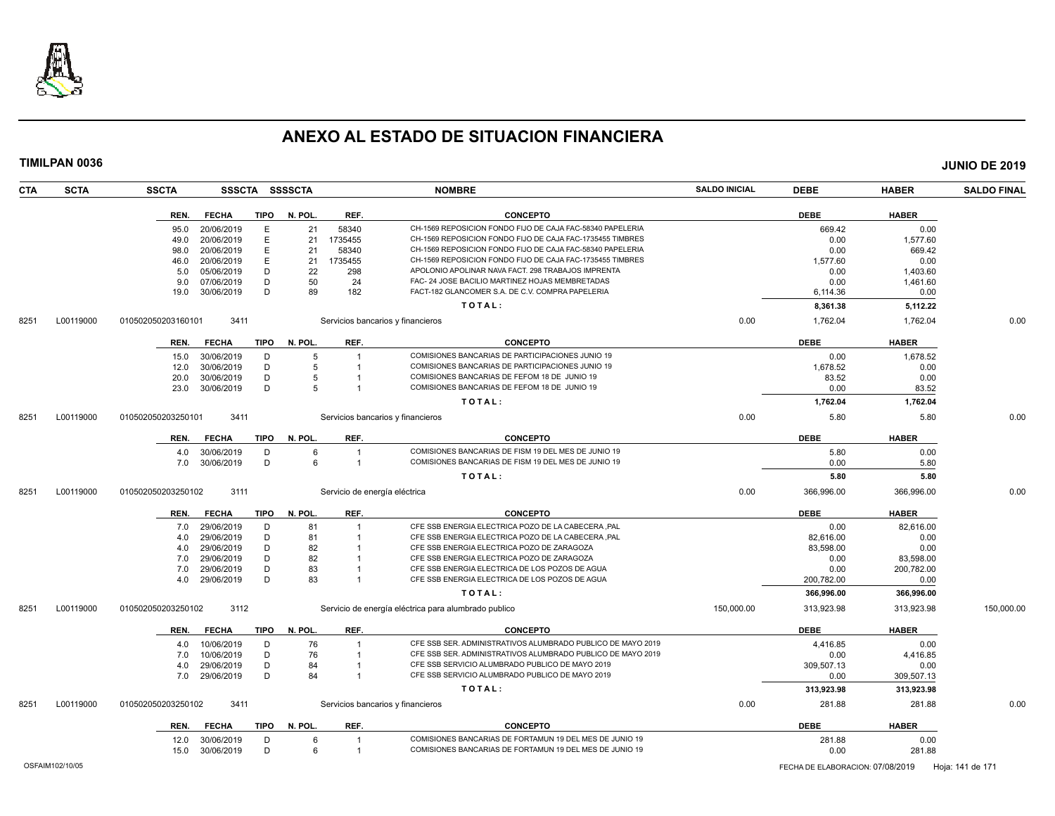# ANEXO AL ESTADO DE SITUACION FINANCIERA

**TIMILPAN 0036** **JUNIO DE 2019**

| CTA | SCTA | SSCTA | SSSCTA | SSSSCTA | NOMBRE | SALDO INICIAL | DEBE | HABER | SALDO FINAL |
|---|---|---|---|---|---|---|---|---|---|

| REN. | FECHA | TIPO | N. POL. | REF. | CONCEPTO | DEBE | HABER |
|---|---|---|---|---|---|---|---|
| 95.0 | 20/06/2019 | E | 21 | 58340 | CH-1569 REPOSICION FONDO FIJO DE CAJA FAC-58340 PAPELERIA | 669.42 | 0.00 |
| 49.0 | 20/06/2019 | E | 21 | 1735455 | CH-1569 REPOSICION FONDO FIJO DE CAJA FAC-1735455 TIMBRES | 0.00 | 1,577.60 |
| 98.0 | 20/06/2019 | E | 21 | 58340 | CH-1569 REPOSICION FONDO FIJO DE CAJA FAC-58340 PAPELERIA | 0.00 | 669.42 |
| 46.0 | 20/06/2019 | E | 21 | 1735455 | CH-1569 REPOSICION FONDO FIJO DE CAJA FAC-1735455 TIMBRES | 1,577.60 | 0.00 |
| 5.0 | 05/06/2019 | D | 22 | 298 | APOLONIO APOLINAR NAVA FACT. 298 TRABAJOS IMPRENTA | 0.00 | 1,403.60 |
| 9.0 | 07/06/2019 | D | 50 | 24 | FAC- 24 JOSE BACILIO MARTINEZ HOJAS MEMBRETADAS | 0.00 | 1,461.60 |
| 19.0 | 30/06/2019 | D | 89 | 182 | FACT-182 GLANCOMER S.A. DE C.V. COMPRA PAPELERIA | 6,114.36 | 0.00 |
| | | | | | **TOTAL:** | **8,361.38** | **5,112.22** |

| CTA | SCTA | SSCTA | SSSCTA | NOMBRE | SALDO INICIAL | DEBE | HABER | SALDO FINAL |
|---|---|---|---|---|---|---|---|---|
| 8251 | L00119000 | 010502050203160101 | 3411 | Servicios bancarios y financieros | 0.00 | 1,762.04 | 1,762.04 | 0.00 |

| REN. | FECHA | TIPO | N. POL. | REF. | CONCEPTO | DEBE | HABER |
|---|---|---|---|---|---|---|---|
| 15.0 | 30/06/2019 | D | 5 | 1 | COMISIONES BANCARIAS DE PARTICIPACIONES JUNIO 19 | 0.00 | 1,678.52 |
| 12.0 | 30/06/2019 | D | 5 | 1 | COMISIONES BANCARIAS DE PARTICIPACIONES JUNIO 19 | 1,678.52 | 0.00 |
| 20.0 | 30/06/2019 | D | 5 | 1 | COMISIONES BANCARIAS DE FEFOM 18 DE JUNIO 19 | 83.52 | 0.00 |
| 23.0 | 30/06/2019 | D | 5 | 1 | COMISIONES BANCARIAS DE FEFOM 18 DE JUNIO 19 | 0.00 | 83.52 |
| | | | | | **TOTAL:** | **1,762.04** | **1,762.04** |

| CTA | SCTA | SSCTA | SSSCTA | NOMBRE | SALDO INICIAL | DEBE | HABER | SALDO FINAL |
|---|---|---|---|---|---|---|---|---|
| 8251 | L00119000 | 010502050203250101 | 3411 | Servicios bancarios y financieros | 0.00 | 5.80 | 5.80 | 0.00 |

| REN. | FECHA | TIPO | N. POL. | REF. | CONCEPTO | DEBE | HABER |
|---|---|---|---|---|---|---|---|
| 4.0 | 30/06/2019 | D | 6 | 1 | COMISIONES BANCARIAS DE FISM 19 DEL MES DE JUNIO 19 | 5.80 | 0.00 |
| 7.0 | 30/06/2019 | D | 6 | 1 | COMISIONES BANCARIAS DE FISM 19 DEL MES DE JUNIO 19 | 0.00 | 5.80 |
| | | | | | **TOTAL:** | **5.80** | **5.80** |

| CTA | SCTA | SSCTA | SSSCTA | NOMBRE | SALDO INICIAL | DEBE | HABER | SALDO FINAL |
|---|---|---|---|---|---|---|---|---|
| 8251 | L00119000 | 010502050203250102 | 3111 | Servicio de energía eléctrica | 0.00 | 366,996.00 | 366,996.00 | 0.00 |

| REN. | FECHA | TIPO | N. POL. | REF. | CONCEPTO | DEBE | HABER |
|---|---|---|---|---|---|---|---|
| 7.0 | 29/06/2019 | D | 81 | 1 | CFE SSB ENERGIA ELECTRICA POZO DE LA CABECERA ,PAL | 0.00 | 82,616.00 |
| 4.0 | 29/06/2019 | D | 81 | 1 | CFE SSB ENERGIA ELECTRICA POZO DE LA CABECERA ,PAL | 82,616.00 | 0.00 |
| 4.0 | 29/06/2019 | D | 82 | 1 | CFE SSB ENERGIA ELECTRICA POZO DE ZARAGOZA | 83,598.00 | 0.00 |
| 7.0 | 29/06/2019 | D | 82 | 1 | CFE SSB ENERGIA ELECTRICA POZO DE ZARAGOZA | 0.00 | 83,598.00 |
| 7.0 | 29/06/2019 | D | 83 | 1 | CFE SSB ENERGIA ELECTRICA DE LOS POZOS DE AGUA | 0.00 | 200,782.00 |
| 4.0 | 29/06/2019 | D | 83 | 1 | CFE SSB ENERGIA ELECTRICA DE LOS POZOS DE AGUA | 200,782.00 | 0.00 |
| | | | | | **TOTAL:** | **366,996.00** | **366,996.00** |

| CTA | SCTA | SSCTA | SSSCTA | NOMBRE | SALDO INICIAL | DEBE | HABER | SALDO FINAL |
|---|---|---|---|---|---|---|---|---|
| 8251 | L00119000 | 010502050203250102 | 3112 | Servicio de energía eléctrica para alumbrado publico | 150,000.00 | 313,923.98 | 313,923.98 | 150,000.00 |

| REN. | FECHA | TIPO | N. POL. | REF. | CONCEPTO | DEBE | HABER |
|---|---|---|---|---|---|---|---|
| 4.0 | 10/06/2019 | D | 76 | 1 | CFE SSB SER. ADMINISTRATIVOS ALUMBRADO PUBLICO DE MAYO 2019 | 4,416.85 | 0.00 |
| 7.0 | 10/06/2019 | D | 76 | 1 | CFE SSB SER. ADMINISTRATIVOS ALUMBRADO PUBLICO DE MAYO 2019 | 0.00 | 4,416.85 |
| 4.0 | 29/06/2019 | D | 84 | 1 | CFE SSB SERVICIO ALUMBRADO PUBLICO DE MAYO 2019 | 309,507.13 | 0.00 |
| 7.0 | 29/06/2019 | D | 84 | 1 | CFE SSB SERVICIO ALUMBRADO PUBLICO DE MAYO 2019 | 0.00 | 309,507.13 |
| | | | | | **TOTAL:** | **313,923.98** | **313,923.98** |

| CTA | SCTA | SSCTA | SSSCTA | NOMBRE | SALDO INICIAL | DEBE | HABER | SALDO FINAL |
|---|---|---|---|---|---|---|---|---|
| 8251 | L00119000 | 010502050203250102 | 3411 | Servicios bancarios y financieros | 0.00 | 281.88 | 281.88 | 0.00 |

| REN. | FECHA | TIPO | N. POL. | REF. | CONCEPTO | DEBE | HABER |
|---|---|---|---|---|---|---|---|
| 12.0 | 30/06/2019 | D | 6 | 1 | COMISIONES BANCARIAS DE FORTAMUN 19 DEL MES DE JUNIO 19 | 281.88 | 0.00 |
| 15.0 | 30/06/2019 | D | 6 | 1 | COMISIONES BANCARIAS DE FORTAMUN 19 DEL MES DE JUNIO 19 | 0.00 | 281.88 |

OSFAIM102/10/05 FECHA DE ELABORACION: 07/08/2019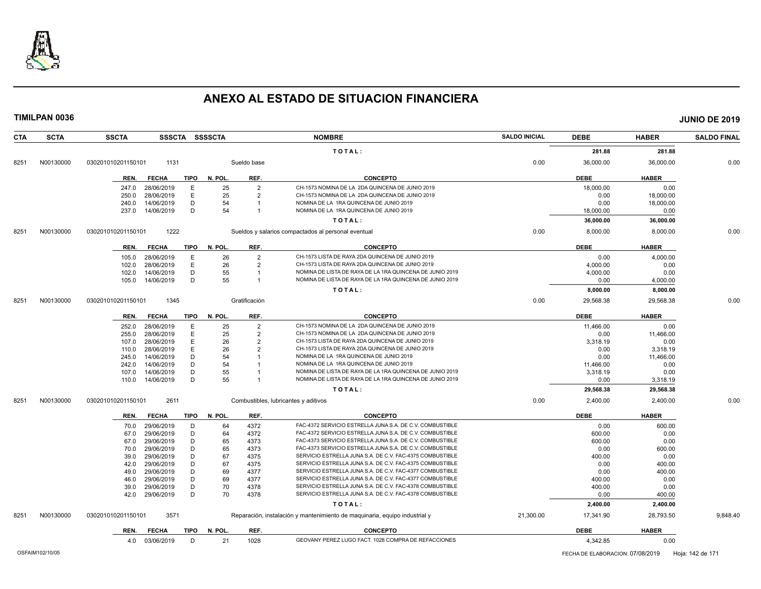# ANEXO AL ESTADO DE SITUACION FINANCIERA

**TIMILPAN 0036** **JUNIO DE 2019**

| CTA | SCTA | SSCTA | SSSCTA | SSSSCTA | NOMBRE | SALDO INICIAL | DEBE | HABER | SALDO FINAL |
|---|---|---|---|---|---|---|---|---|---|
| | | | | | T O T A L : | | 281.88 | 281.88 | |
| 8251 | N00130000 | 030201010201150101 | 1131 | | Sueldo base | 0.00 | 36,000.00 | 36,000.00 | 0.00 |

| REN. | FECHA | TIPO | N. POL. | REF. | CONCEPTO | DEBE | HABER |
|---|---|---|---|---|---|---|---|
| 247.0 | 28/06/2019 | E | 25 | 2 | CH-1573 NOMINA DE LA 2DA QUINCENA DE JUNIO 2019 | 18,000.00 | 0.00 |
| 250.0 | 28/06/2019 | E | 25 | 2 | CH-1573 NOMINA DE LA 2DA QUINCENA DE JUNIO 2019 | 0.00 | 18,000.00 |
| 240.0 | 14/06/2019 | D | 54 | 1 | NOMINA DE LA 1RA QUINCENA DE JUNIO 2019 | 0.00 | 18,000.00 |
| 237.0 | 14/06/2019 | D | 54 | 1 | NOMINA DE LA 1RA QUINCENA DE JUNIO 2019 | 18,000.00 | 0.00 |
| | | | | | T O T A L : | 36,000.00 | 36,000.00 |

| CTA | SCTA | SSCTA | SSSCTA | SSSSCTA | NOMBRE | SALDO INICIAL | DEBE | HABER | SALDO FINAL |
|---|---|---|---|---|---|---|---|---|---|
| 8251 | N00130000 | 030201010201150101 | 1222 | | Sueldos y salarios compactados al personal eventual | 0.00 | 8,000.00 | 8,000.00 | 0.00 |

| REN. | FECHA | TIPO | N. POL. | REF. | CONCEPTO | DEBE | HABER |
|---|---|---|---|---|---|---|---|
| 105.0 | 28/06/2019 | E | 26 | 2 | CH-1573 LISTA DE RAYA 2DA QUINCENA DE JUNIO 2019 | 0.00 | 4,000.00 |
| 102.0 | 28/06/2019 | E | 26 | 2 | CH-1573 LISTA DE RAYA 2DA QUINCENA DE JUNIO 2019 | 4,000.00 | 0.00 |
| 102.0 | 14/06/2019 | D | 55 | 1 | NOMINA DE LISTA DE RAYA DE LA 1RA QUINCENA DE JUNIO 2019 | 4,000.00 | 0.00 |
| 105.0 | 14/06/2019 | D | 55 | 1 | NOMINA DE LISTA DE RAYA DE LA 1RA QUINCENA DE JUNIO 2019 | 0.00 | 4,000.00 |
| | | | | | T O T A L : | 8,000.00 | 8,000.00 |

| CTA | SCTA | SSCTA | SSSCTA | SSSSCTA | NOMBRE | SALDO INICIAL | DEBE | HABER | SALDO FINAL |
|---|---|---|---|---|---|---|---|---|---|
| 8251 | N00130000 | 030201010201150101 | 1345 | | Gratificación | 0.00 | 29,568.38 | 29,568.38 | 0.00 |

| REN. | FECHA | TIPO | N. POL. | REF. | CONCEPTO | DEBE | HABER |
|---|---|---|---|---|---|---|---|
| 252.0 | 28/06/2019 | E | 25 | 2 | CH-1573 NOMINA DE LA 2DA QUINCENA DE JUNIO 2019 | 11,466.00 | 0.00 |
| 255.0 | 28/06/2019 | E | 25 | 2 | CH-1573 NOMINA DE LA 2DA QUINCENA DE JUNIO 2019 | 0.00 | 11,466.00 |
| 107.0 | 28/06/2019 | E | 26 | 2 | CH-1573 LISTA DE RAYA 2DA QUINCENA DE JUNIO 2019 | 3,318.19 | 0.00 |
| 110.0 | 28/06/2019 | E | 26 | 2 | CH-1573 LISTA DE RAYA 2DA QUINCENA DE JUNIO 2019 | 0.00 | 3,318.19 |
| 245.0 | 14/06/2019 | D | 54 | 1 | NOMINA DE LA 1RA QUINCENA DE JUNIO 2019 | 0.00 | 11,466.00 |
| 242.0 | 14/06/2019 | D | 54 | 1 | NOMINA DE LA 1RA QUINCENA DE JUNIO 2019 | 11,466.00 | 0.00 |
| 107.0 | 14/06/2019 | D | 55 | 1 | NOMINA DE LISTA DE RAYA DE LA 1RA QUINCENA DE JUNIO 2019 | 3,318.19 | 0.00 |
| 110.0 | 14/06/2019 | D | 55 | 1 | NOMINA DE LISTA DE RAYA DE LA 1RA QUINCENA DE JUNIO 2019 | 0.00 | 3,318.19 |
| | | | | | T O T A L : | 29,568.38 | 29,568.38 |

| CTA | SCTA | SSCTA | SSSCTA | SSSSCTA | NOMBRE | SALDO INICIAL | DEBE | HABER | SALDO FINAL |
|---|---|---|---|---|---|---|---|---|---|
| 8251 | N00130000 | 030201010201150101 | 2611 | | Combustibles, lubricantes y aditivos | 0.00 | 2,400.00 | 2,400.00 | 0.00 |

| REN. | FECHA | TIPO | N. POL. | REF. | CONCEPTO | DEBE | HABER |
|---|---|---|---|---|---|---|---|
| 70.0 | 29/06/2019 | D | 64 | 4372 | FAC-4372 SERVICIO ESTRELLA JUNA S.A. DE C.V. COMBUSTIBLE | 0.00 | 600.00 |
| 67.0 | 29/06/2019 | D | 64 | 4372 | FAC-4372 SERVICIO ESTRELLA JUNA S.A. DE C.V. COMBUSTIBLE | 600.00 | 0.00 |
| 67.0 | 29/06/2019 | D | 65 | 4373 | FAC-4373 SERVICIO ESTRELLA JUNA S.A. DE C.V. COMBUSTIBLE | 600.00 | 0.00 |
| 70.0 | 29/06/2019 | D | 65 | 4373 | FAC-4373 SERVICIO ESTRELLA JUNA S.A. DE C.V. COMBUSTIBLE | 0.00 | 600.00 |
| 39.0 | 29/06/2019 | D | 67 | 4375 | SERVICIO ESTRELLA JUNA S.A. DE C.V. FAC-4375 COMBUSTIBLE | 400.00 | 0.00 |
| 42.0 | 29/06/2019 | D | 67 | 4375 | SERVICIO ESTRELLA JUNA S.A. DE C.V. FAC-4375 COMBUSTIBLE | 0.00 | 400.00 |
| 49.0 | 29/06/2019 | D | 69 | 4377 | SERVICIO ESTRELLA JUNA S.A. DE C.V. FAC-4377 COMBUSTIBLE | 0.00 | 400.00 |
| 46.0 | 29/06/2019 | D | 69 | 4377 | SERVICIO ESTRELLA JUNA S.A. DE C.V. FAC-4377 COMBUSTIBLE | 400.00 | 0.00 |
| 39.0 | 29/06/2019 | D | 70 | 4378 | SERVICIO ESTRELLA JUNA S.A. DE C.V. FAC-4378 COMBUSTIBLE | 400.00 | 0.00 |
| 42.0 | 29/06/2019 | D | 70 | 4378 | SERVICIO ESTRELLA JUNA S.A. DE C.V. FAC-4378 COMBUSTIBLE | 0.00 | 400.00 |
| | | | | | T O T A L : | 2,400.00 | 2,400.00 |

| CTA | SCTA | SSCTA | SSSCTA | SSSSCTA | NOMBRE | SALDO INICIAL | DEBE | HABER | SALDO FINAL |
|---|---|---|---|---|---|---|---|---|---|
| 8251 | N00130000 | 030201010201150101 | 3571 | | Reparación, instalación y mantenimiento de maquinaria, equipo industrial y | 21,300.00 | 17,341.90 | 28,793.50 | 9,848.40 |

| REN. | FECHA | TIPO | N. POL. | REF. | CONCEPTO | DEBE | HABER |
|---|---|---|---|---|---|---|---|
| 4.0 | 03/06/2019 | D | 21 | 1028 | GEOVANY PEREZ LUGO FACT. 1028 COMPRA DE REFACCIONES | 4,342.85 | 0.00 |

OSFAIM102/10/05 FECHA DE ELABORACION: 07/08/2019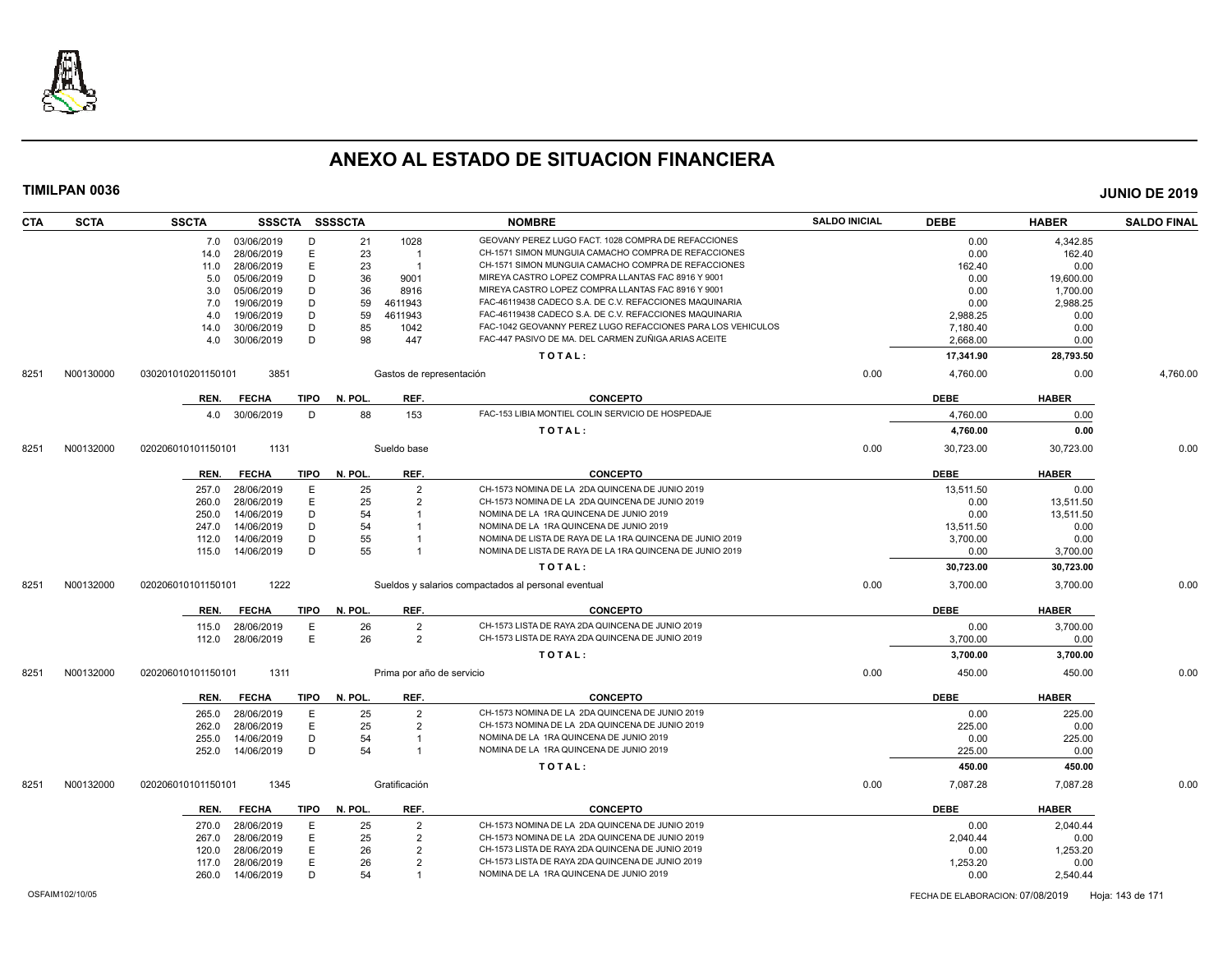# ANEXO AL ESTADO DE SITUACION FINANCIERA

**TIMILPAN 0036** — **JUNIO DE 2019**

| CTA | SCTA | SSCTA | SSSCTA | SSSSCTA | | NOMBRE | SALDO INICIAL | DEBE | HABER | SALDO FINAL |
|---|---|---|---|---|---|---|---|---|---|---|
| | | 7.0 | 03/06/2019 | D | 21 | 1028 GEOVANY PEREZ LUGO FACT. 1028 COMPRA DE REFACCIONES | | 0.00 | 4,342.85 | |
| | | 14.0 | 28/06/2019 | E | 23 | 1 CH-1571 SIMON MUNGUIA CAMACHO COMPRA DE REFACCIONES | | 0.00 | 162.40 | |
| | | 11.0 | 28/06/2019 | E | 23 | 1 CH-1571 SIMON MUNGUIA CAMACHO COMPRA DE REFACCIONES | | 162.40 | 0.00 | |
| | | 5.0 | 05/06/2019 | D | 36 | 9001 MIREYA CASTRO LOPEZ COMPRA LLANTAS FAC 8916 Y 9001 | | 0.00 | 19,600.00 | |
| | | 3.0 | 05/06/2019 | D | 36 | 8916 MIREYA CASTRO LOPEZ COMPRA LLANTAS FAC 8916 Y 9001 | | 0.00 | 1,700.00 | |
| | | 7.0 | 19/06/2019 | D | 59 | 4611943 FAC-46119438 CADECO S.A. DE C.V. REFACCIONES MAQUINARIA | | 0.00 | 2,988.25 | |
| | | 4.0 | 19/06/2019 | D | 59 | 4611943 FAC-46119438 CADECO S.A. DE C.V. REFACCIONES MAQUINARIA | | 2,988.25 | 0.00 | |
| | | 14.0 | 30/06/2019 | D | 85 | 1042 FAC-1042 GEOVANNY PEREZ LUGO REFACCIONES PARA LOS VEHICULOS | | 7,180.40 | 0.00 | |
| | | 4.0 | 30/06/2019 | D | 98 | 447 FAC-447 PASIVO DE MA. DEL CARMEN ZUÑIGA ARIAS ACEITE | | 2,668.00 | 0.00 | |
| | | | | | | **TOTAL:** | | **17,341.90** | **28,793.50** | |
| 8251 | N00130000 | 030201010201150101 | 3851 | | | Gastos de representación | 0.00 | 4,760.00 | 0.00 | 4,760.00 |
| | | **REN.** | **FECHA** | **TIPO** | **N. POL.** | **REF. / CONCEPTO** | | **DEBE** | **HABER** | |
| | | 4.0 | 30/06/2019 | D | 88 | 153 FAC-153 LIBIA MONTIEL COLIN SERVICIO DE HOSPEDAJE | | 4,760.00 | 0.00 | |
| | | | | | | **TOTAL:** | | **4,760.00** | **0.00** | |
| 8251 | N00132000 | 020206010101150101 | 1131 | | | Sueldo base | 0.00 | 30,723.00 | 30,723.00 | 0.00 |
| | | **REN.** | **FECHA** | **TIPO** | **N. POL.** | **REF. / CONCEPTO** | | **DEBE** | **HABER** | |
| | | 257.0 | 28/06/2019 | E | 25 | 2 CH-1573 NOMINA DE LA 2DA QUINCENA DE JUNIO 2019 | | 13,511.50 | 0.00 | |
| | | 260.0 | 28/06/2019 | E | 25 | 2 CH-1573 NOMINA DE LA 2DA QUINCENA DE JUNIO 2019 | | 0.00 | 13,511.50 | |
| | | 250.0 | 14/06/2019 | D | 54 | 1 NOMINA DE LA 1RA QUINCENA DE JUNIO 2019 | | 0.00 | 13,511.50 | |
| | | 247.0 | 14/06/2019 | D | 54 | 1 NOMINA DE LA 1RA QUINCENA DE JUNIO 2019 | | 13,511.50 | 0.00 | |
| | | 112.0 | 14/06/2019 | D | 55 | 1 NOMINA DE LISTA DE RAYA DE LA 1RA QUINCENA DE JUNIO 2019 | | 3,700.00 | 0.00 | |
| | | 115.0 | 14/06/2019 | D | 55 | 1 NOMINA DE LISTA DE RAYA DE LA 1RA QUINCENA DE JUNIO 2019 | | 0.00 | 3,700.00 | |
| | | | | | | **TOTAL:** | | **30,723.00** | **30,723.00** | |
| 8251 | N00132000 | 020206010101150101 | 1222 | | | Sueldos y salarios compactados al personal eventual | 0.00 | 3,700.00 | 3,700.00 | 0.00 |
| | | **REN.** | **FECHA** | **TIPO** | **N. POL.** | **REF. / CONCEPTO** | | **DEBE** | **HABER** | |
| | | 115.0 | 28/06/2019 | E | 26 | 2 CH-1573 LISTA DE RAYA 2DA QUINCENA DE JUNIO 2019 | | 0.00 | 3,700.00 | |
| | | 112.0 | 28/06/2019 | E | 26 | 2 CH-1573 LISTA DE RAYA 2DA QUINCENA DE JUNIO 2019 | | 3,700.00 | 0.00 | |
| | | | | | | **TOTAL:** | | **3,700.00** | **3,700.00** | |
| 8251 | N00132000 | 020206010101150101 | 1311 | | | Prima por año de servicio | 0.00 | 450.00 | 450.00 | 0.00 |
| | | **REN.** | **FECHA** | **TIPO** | **N. POL.** | **REF. / CONCEPTO** | | **DEBE** | **HABER** | |
| | | 265.0 | 28/06/2019 | E | 25 | 2 CH-1573 NOMINA DE LA 2DA QUINCENA DE JUNIO 2019 | | 0.00 | 225.00 | |
| | | 262.0 | 28/06/2019 | E | 25 | 2 CH-1573 NOMINA DE LA 2DA QUINCENA DE JUNIO 2019 | | 225.00 | 0.00 | |
| | | 255.0 | 14/06/2019 | D | 54 | 1 NOMINA DE LA 1RA QUINCENA DE JUNIO 2019 | | 0.00 | 225.00 | |
| | | 252.0 | 14/06/2019 | D | 54 | 1 NOMINA DE LA 1RA QUINCENA DE JUNIO 2019 | | 225.00 | 0.00 | |
| | | | | | | **TOTAL:** | | **450.00** | **450.00** | |
| 8251 | N00132000 | 020206010101150101 | 1345 | | | Gratificación | 0.00 | 7,087.28 | 7,087.28 | 0.00 |
| | | **REN.** | **FECHA** | **TIPO** | **N. POL.** | **REF. / CONCEPTO** | | **DEBE** | **HABER** | |
| | | 270.0 | 28/06/2019 | E | 25 | 2 CH-1573 NOMINA DE LA 2DA QUINCENA DE JUNIO 2019 | | 0.00 | 2,040.44 | |
| | | 267.0 | 28/06/2019 | E | 25 | 2 CH-1573 NOMINA DE LA 2DA QUINCENA DE JUNIO 2019 | | 2,040.44 | 0.00 | |
| | | 120.0 | 28/06/2019 | E | 26 | 2 CH-1573 LISTA DE RAYA 2DA QUINCENA DE JUNIO 2019 | | 0.00 | 1,253.20 | |
| | | 117.0 | 28/06/2019 | E | 26 | 2 CH-1573 LISTA DE RAYA 2DA QUINCENA DE JUNIO 2019 | | 1,253.20 | 0.00 | |
| | | 260.0 | 14/06/2019 | D | 54 | 1 NOMINA DE LA 1RA QUINCENA DE JUNIO 2019 | | 0.00 | 2,540.44 | |

OSFAIM102/10/05 — FECHA DE ELABORACION: 07/08/2019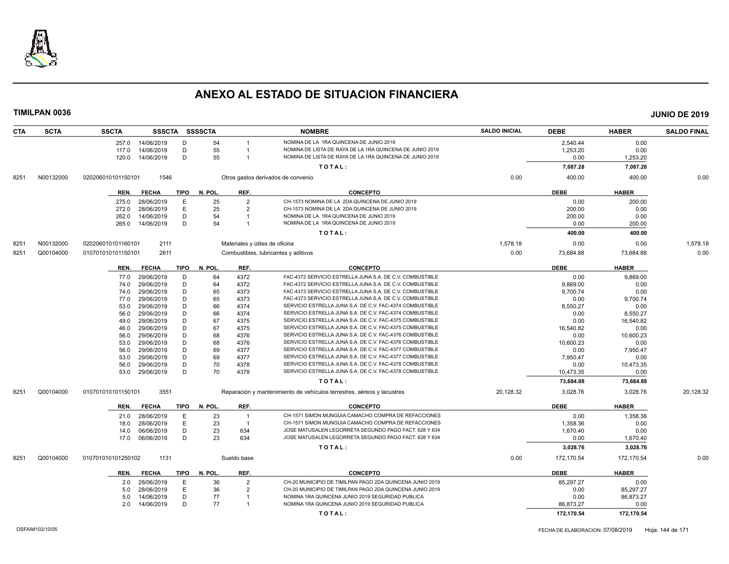# ANEXO AL ESTADO DE SITUACION FINANCIERA

**TIMILPAN 0036** **JUNIO DE 2019**

| CTA | SCTA | SSCTA | SSSCTA | SSSSCTA | NOMBRE | SALDO INICIAL | DEBE | HABER | SALDO FINAL |
|---|---|---|---|---|---|---|---|---|---|

| REN. | FECHA | TIPO | N. POL. | REF. | CONCEPTO | DEBE | HABER |
|---|---|---|---|---|---|---|---|
| 257.0 | 14/06/2019 | D | 54 | 1 | NOMINA DE LA 1RA QUINCENA DE JUNIO 2019 | 2,540.44 | 0.00 |
| 117.0 | 14/06/2019 | D | 55 | 1 | NOMINA DE LISTA DE RAYA DE LA 1RA QUINCENA DE JUNIO 2019 | 1,253.20 | 0.00 |
| 120.0 | 14/06/2019 | D | 55 | 1 | NOMINA DE LISTA DE RAYA DE LA 1RA QUINCENA DE JUNIO 2019 | 0.00 | 1,253.20 |
| | | | | | **TOTAL:** | **7,087.28** | **7,087.28** |

| CTA | SCTA | SSCTA | SSSCTA | NOMBRE | SALDO INICIAL | DEBE | HABER | SALDO FINAL |
|---|---|---|---|---|---|---|---|---|
| 8251 | N00132000 | 020206010101150101 | 1546 | Otros gastos derivados de convenio | 0.00 | 400.00 | 400.00 | 0.00 |

| REN. | FECHA | TIPO | N. POL. | REF. | CONCEPTO | DEBE | HABER |
|---|---|---|---|---|---|---|---|
| 275.0 | 28/06/2019 | E | 25 | 2 | CH-1573 NOMINA DE LA 2DA QUINCENA DE JUNIO 2019 | 0.00 | 200.00 |
| 272.0 | 28/06/2019 | E | 25 | 2 | CH-1573 NOMINA DE LA 2DA QUINCENA DE JUNIO 2019 | 200.00 | 0.00 |
| 262.0 | 14/06/2019 | D | 54 | 1 | NOMINA DE LA 1RA QUINCENA DE JUNIO 2019 | 200.00 | 0.00 |
| 265.0 | 14/06/2019 | D | 54 | 1 | NOMINA DE LA 1RA QUINCENA DE JUNIO 2019 | 0.00 | 200.00 |
| | | | | | **TOTAL:** | **400.00** | **400.00** |

| CTA | SCTA | SSCTA | SSSCTA | NOMBRE | SALDO INICIAL | DEBE | HABER | SALDO FINAL |
|---|---|---|---|---|---|---|---|---|
| 8251 | N00132000 | 020206010101160101 | 2111 | Materiales y útiles de oficina | 1,578.18 | 0.00 | 0.00 | 1,578.18 |
| 8251 | Q00104000 | 010701010101150101 | 2611 | Combustibles, lubricantes y aditivos | 0.00 | 73,684.88 | 73,684.88 | 0.00 |

| REN. | FECHA | TIPO | N. POL. | REF. | CONCEPTO | DEBE | HABER |
|---|---|---|---|---|---|---|---|
| 77.0 | 29/06/2019 | D | 64 | 4372 | FAC-4372 SERVICIO ESTRELLA JUNA S.A. DE C.V. COMBUSTIBLE | 0.00 | 9,869.00 |
| 74.0 | 29/06/2019 | D | 64 | 4372 | FAC-4372 SERVICIO ESTRELLA JUNA S.A. DE C.V. COMBUSTIBLE | 9,869.00 | 0.00 |
| 74.0 | 29/06/2019 | D | 65 | 4373 | FAC-4373 SERVICIO ESTRELLA JUNA S.A. DE C.V. COMBUSTIBLE | 9,700.74 | 0.00 |
| 77.0 | 29/06/2019 | D | 65 | 4373 | FAC-4373 SERVICIO ESTRELLA JUNA S.A. DE C.V. COMBUSTIBLE | 0.00 | 9,700.74 |
| 53.0 | 29/06/2019 | D | 66 | 4374 | SERVICIO ESTRELLA JUNA S.A. DE C.V. FAC-4374 COMBUSTIBLE | 8,550.27 | 0.00 |
| 56.0 | 29/06/2019 | D | 66 | 4374 | SERVICIO ESTRELLA JUNA S.A. DE C.V. FAC-4374 COMBUSTIBLE | 0.00 | 8,550.27 |
| 49.0 | 29/06/2019 | D | 67 | 4375 | SERVICIO ESTRELLA JUNA S.A. DE C.V. FAC-4375 COMBUSTIBLE | 0.00 | 16,540.82 |
| 46.0 | 29/06/2019 | D | 67 | 4375 | SERVICIO ESTRELLA JUNA S.A. DE C.V. FAC-4375 COMBUSTIBLE | 16,540.82 | 0.00 |
| 56.0 | 29/06/2019 | D | 68 | 4376 | SERVICIO ESTRELLA JUNA S.A. DE C.V. FAC-4376 COMBUSTIBLE | 0.00 | 10,600.23 |
| 53.0 | 29/06/2019 | D | 68 | 4376 | SERVICIO ESTRELLA JUNA S.A. DE C.V. FAC-4376 COMBUSTIBLE | 10,600.23 | 0.00 |
| 56.0 | 29/06/2019 | D | 69 | 4377 | SERVICIO ESTRELLA JUNA S.A. DE C.V. FAC-4377 COMBUSTIBLE | 0.00 | 7,950.47 |
| 53.0 | 29/06/2019 | D | 69 | 4377 | SERVICIO ESTRELLA JUNA S.A. DE C.V. FAC-4377 COMBUSTIBLE | 7,950.47 | 0.00 |
| 56.0 | 29/06/2019 | D | 70 | 4378 | SERVICIO ESTRELLA JUNA S.A. DE C.V. FAC-4378 COMBUSTIBLE | 0.00 | 10,473.35 |
| 53.0 | 29/06/2019 | D | 70 | 4378 | SERVICIO ESTRELLA JUNA S.A. DE C.V. FAC-4378 COMBUSTIBLE | 10,473.35 | 0.00 |
| | | | | | **TOTAL:** | **73,684.88** | **73,684.88** |

| CTA | SCTA | SSCTA | SSSCTA | NOMBRE | SALDO INICIAL | DEBE | HABER | SALDO FINAL |
|---|---|---|---|---|---|---|---|---|
| 8251 | Q00104000 | 010701010101150101 | 3551 | Reparación y mantenimiento de vehículos terrestres, aéreos y lacustres | 20,128.32 | 3,028.76 | 3,028.76 | 20,128.32 |

| REN. | FECHA | TIPO | N. POL. | REF. | CONCEPTO | DEBE | HABER |
|---|---|---|---|---|---|---|---|
| 21.0 | 28/06/2019 | E | 23 | 1 | CH-1571 SIMON MUNGUIA CAMACHO COMPRA DE REFACCIONES | 0.00 | 1,358.36 |
| 18.0 | 28/06/2019 | E | 23 | 1 | CH-1571 SIMON MUNGUIA CAMACHO COMPRA DE REFACCIONES | 1,358.36 | 0.00 |
| 14.0 | 06/06/2019 | D | 23 | 634 | JOSE MATUSALEN LEGORRETA SEGUNDO PAGO FACT. 628 Y 634 | 1,670.40 | 0.00 |
| 17.0 | 06/06/2019 | D | 23 | 634 | JOSE MATUSALEN LEGORRETA SEGUNDO PAGO FACT. 628 Y 634 | 0.00 | 1,670.40 |
| | | | | | **TOTAL:** | **3,028.76** | **3,028.76** |

| CTA | SCTA | SSCTA | SSSCTA | NOMBRE | SALDO INICIAL | DEBE | HABER | SALDO FINAL |
|---|---|---|---|---|---|---|---|---|
| 8251 | Q00104000 | 010701010101250102 | 1131 | Sueldo base | 0.00 | 172,170.54 | 172,170.54 | 0.00 |

| REN. | FECHA | TIPO | N. POL. | REF. | CONCEPTO | DEBE | HABER |
|---|---|---|---|---|---|---|---|
| 2.0 | 28/06/2019 | E | 36 | 2 | CH-20 MUNICIPIO DE TIMILPAN PAGO 2DA QUINCENA JUNIO 2019 | 85,297.27 | 0.00 |
| 5.0 | 28/06/2019 | E | 36 | 2 | CH-20 MUNICIPIO DE TIMILPAN PAGO 2DA QUINCENA JUNIO 2019 | 0.00 | 85,297.27 |
| 5.0 | 14/06/2019 | D | 77 | 1 | NOMINA 1RA QUINCENA JUNIO 2019 SEGURIDAD PUBLICA | 0.00 | 86,873.27 |
| 2.0 | 14/06/2019 | D | 77 | 1 | NOMINA 1RA QUINCENA JUNIO 2019 SEGURIDAD PUBLICA | 86,873.27 | 0.00 |
| | | | | | **TOTAL:** | **172,170.54** | **172,170.54** |

OSFAIM102/10/05 FECHA DE ELABORACION: 07/08/2019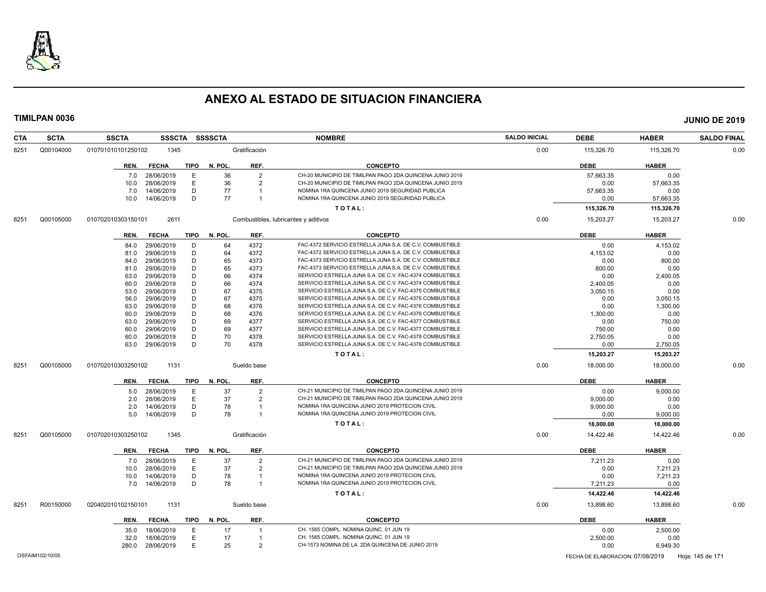# ANEXO AL ESTADO DE SITUACION FINANCIERA

**TIMILPAN 0036** — **JUNIO DE 2019**

| CTA | SCTA | SSCTA | SSSCTA | SSSSCTA | NOMBRE | SALDO INICIAL | DEBE | HABER | SALDO FINAL |
|---|---|---|---|---|---|---|---|---|---|
| 8251 | Q00104000 | 010701010101250102 | 1345 | | Gratificación | 0.00 | 115,326.70 | 115,326.70 | 0.00 |

| REN. | FECHA | TIPO | N. POL. | REF. | CONCEPTO | DEBE | HABER |
|---|---|---|---|---|---|---|---|
| 7.0 | 28/06/2019 | E | 36 | 2 | CH-20 MUNICIPIO DE TIMILPAN PAGO 2DA QUINCENA JUNIO 2019 | 57,663.35 | 0.00 |
| 10.0 | 28/06/2019 | E | 36 | 2 | CH-20 MUNICIPIO DE TIMILPAN PAGO 2DA QUINCENA JUNIO 2019 | 0.00 | 57,663.35 |
| 7.0 | 14/06/2019 | D | 77 | 1 | NOMINA 1RA QUINCENA JUNIO 2019 SEGURIDAD PUBLICA | 57,663.35 | 0.00 |
| 10.0 | 14/06/2019 | D | 77 | 1 | NOMINA 1RA QUINCENA JUNIO 2019 SEGURIDAD PUBLICA | 0.00 | 57,663.35 |
| | | | | | **TOTAL:** | **115,326.70** | **115,326.70** |

| CTA | SCTA | SSCTA | SSSCTA | SSSSCTA | NOMBRE | SALDO INICIAL | DEBE | HABER | SALDO FINAL |
|---|---|---|---|---|---|---|---|---|---|
| 8251 | Q00105000 | 010702010303150101 | 2611 | | Combustibles, lubricantes y aditivos | 0.00 | 15,203.27 | 15,203.27 | 0.00 |

| REN. | FECHA | TIPO | N. POL. | REF. | CONCEPTO | DEBE | HABER |
|---|---|---|---|---|---|---|---|
| 84.0 | 29/06/2019 | D | 64 | 4372 | FAC-4372 SERVICIO ESTRELLA JUNA S.A. DE C.V. COMBUSTIBLE | 0.00 | 4,153.02 |
| 81.0 | 29/06/2019 | D | 64 | 4372 | FAC-4372 SERVICIO ESTRELLA JUNA S.A. DE C.V. COMBUSTIBLE | 4,153.02 | 0.00 |
| 84.0 | 29/06/2019 | D | 65 | 4373 | FAC-4373 SERVICIO ESTRELLA JUNA S.A. DE C.V. COMBUSTIBLE | 0.00 | 800.00 |
| 81.0 | 29/06/2019 | D | 65 | 4373 | FAC-4373 SERVICIO ESTRELLA JUNA S.A. DE C.V. COMBUSTIBLE | 800.00 | 0.00 |
| 63.0 | 29/06/2019 | D | 66 | 4374 | SERVICIO ESTRELLA JUNA S.A. DE C.V. FAC-4374 COMBUSTIBLE | 0.00 | 2,400.05 |
| 60.0 | 29/06/2019 | D | 66 | 4374 | SERVICIO ESTRELLA JUNA S.A. DE C.V. FAC-4374 COMBUSTIBLE | 2,400.05 | 0.00 |
| 53.0 | 29/06/2019 | D | 67 | 4375 | SERVICIO ESTRELLA JUNA S.A. DE C.V. FAC-4375 COMBUSTIBLE | 3,050.15 | 0.00 |
| 56.0 | 29/06/2019 | D | 67 | 4375 | SERVICIO ESTRELLA JUNA S.A. DE C.V. FAC-4375 COMBUSTIBLE | 0.00 | 3,050.15 |
| 63.0 | 29/06/2019 | D | 68 | 4376 | SERVICIO ESTRELLA JUNA S.A. DE C.V. FAC-4376 COMBUSTIBLE | 0.00 | 1,300.00 |
| 60.0 | 29/06/2019 | D | 68 | 4376 | SERVICIO ESTRELLA JUNA S.A. DE C.V. FAC-4376 COMBUSTIBLE | 1,300.00 | 0.00 |
| 63.0 | 29/06/2019 | D | 69 | 4377 | SERVICIO ESTRELLA JUNA S.A. DE C.V. FAC-4377 COMBUSTIBLE | 0.00 | 750.00 |
| 60.0 | 29/06/2019 | D | 69 | 4377 | SERVICIO ESTRELLA JUNA S.A. DE C.V. FAC-4377 COMBUSTIBLE | 750.00 | 0.00 |
| 60.0 | 29/06/2019 | D | 70 | 4378 | SERVICIO ESTRELLA JUNA S.A. DE C.V. FAC-4378 COMBUSTIBLE | 2,750.05 | 0.00 |
| 63.0 | 29/06/2019 | D | 70 | 4378 | SERVICIO ESTRELLA JUNA S.A. DE C.V. FAC-4378 COMBUSTIBLE | 0.00 | 2,750.05 |
| | | | | | **TOTAL:** | **15,203.27** | **15,203.27** |

| CTA | SCTA | SSCTA | SSSCTA | SSSSCTA | NOMBRE | SALDO INICIAL | DEBE | HABER | SALDO FINAL |
|---|---|---|---|---|---|---|---|---|---|
| 8251 | Q00105000 | 010702010303250102 | 1131 | | Sueldo base | 0.00 | 18,000.00 | 18,000.00 | 0.00 |

| REN. | FECHA | TIPO | N. POL. | REF. | CONCEPTO | DEBE | HABER |
|---|---|---|---|---|---|---|---|
| 5.0 | 28/06/2019 | E | 37 | 2 | CH-21 MUNICIPIO DE TIMILPAN PAGO 2DA QUINCENA JUNIO 2019 | 0.00 | 9,000.00 |
| 2.0 | 28/06/2019 | E | 37 | 2 | CH-21 MUNICIPIO DE TIMILPAN PAGO 2DA QUINCENA JUNIO 2019 | 9,000.00 | 0.00 |
| 2.0 | 14/06/2019 | D | 78 | 1 | NOMINA 1RA QUINCENA JUNIO 2019 PROTECION CIVIL | 9,000.00 | 0.00 |
| 5.0 | 14/06/2019 | D | 78 | 1 | NOMINA 1RA QUINCENA JUNIO 2019 PROTECION CIVIL | 0.00 | 9,000.00 |
| | | | | | **TOTAL:** | **18,000.00** | **18,000.00** |

| CTA | SCTA | SSCTA | SSSCTA | SSSSCTA | NOMBRE | SALDO INICIAL | DEBE | HABER | SALDO FINAL |
|---|---|---|---|---|---|---|---|---|---|
| 8251 | Q00105000 | 010702010303250102 | 1345 | | Gratificación | 0.00 | 14,422.46 | 14,422.46 | 0.00 |

| REN. | FECHA | TIPO | N. POL. | REF. | CONCEPTO | DEBE | HABER |
|---|---|---|---|---|---|---|---|
| 7.0 | 28/06/2019 | E | 37 | 2 | CH-21 MUNICIPIO DE TIMILPAN PAGO 2DA QUINCENA JUNIO 2019 | 7,211.23 | 0.00 |
| 10.0 | 28/06/2019 | E | 37 | 2 | CH-21 MUNICIPIO DE TIMILPAN PAGO 2DA QUINCENA JUNIO 2019 | 0.00 | 7,211.23 |
| 10.0 | 14/06/2019 | D | 78 | 1 | NOMINA 1RA QUINCENA JUNIO 2019 PROTECION CIVIL | 0.00 | 7,211.23 |
| 7.0 | 14/06/2019 | D | 78 | 1 | NOMINA 1RA QUINCENA JUNIO 2019 PROTECION CIVIL | 7,211.23 | 0.00 |
| | | | | | **TOTAL:** | **14,422.46** | **14,422.46** |

| CTA | SCTA | SSCTA | SSSCTA | SSSSCTA | NOMBRE | SALDO INICIAL | DEBE | HABER | SALDO FINAL |
|---|---|---|---|---|---|---|---|---|---|
| 8251 | R00150000 | 020402010102150101 | 1131 | | Sueldo base | 0.00 | 13,898.60 | 13,898.60 | 0.00 |

| REN. | FECHA | TIPO | N. POL. | REF. | CONCEPTO | DEBE | HABER |
|---|---|---|---|---|---|---|---|
| 35.0 | 18/06/2019 | E | 17 | 1 | CH. 1565 COMPL. NOMINA QUINC. 01 JUN 19 | 0.00 | 2,500.00 |
| 32.0 | 18/06/2019 | E | 17 | 1 | CH. 1565 COMPL. NOMINA QUINC. 01 JUN 19 | 2,500.00 | 0.00 |
| 280.0 | 28/06/2019 | E | 25 | 2 | CH-1573 NOMINA DE LA 2DA QUINCENA DE JUNIO 2019 | 0.00 | 6,949.30 |

OSFAIM102/10/05 — FECHA DE ELABORACION: 07/08/2019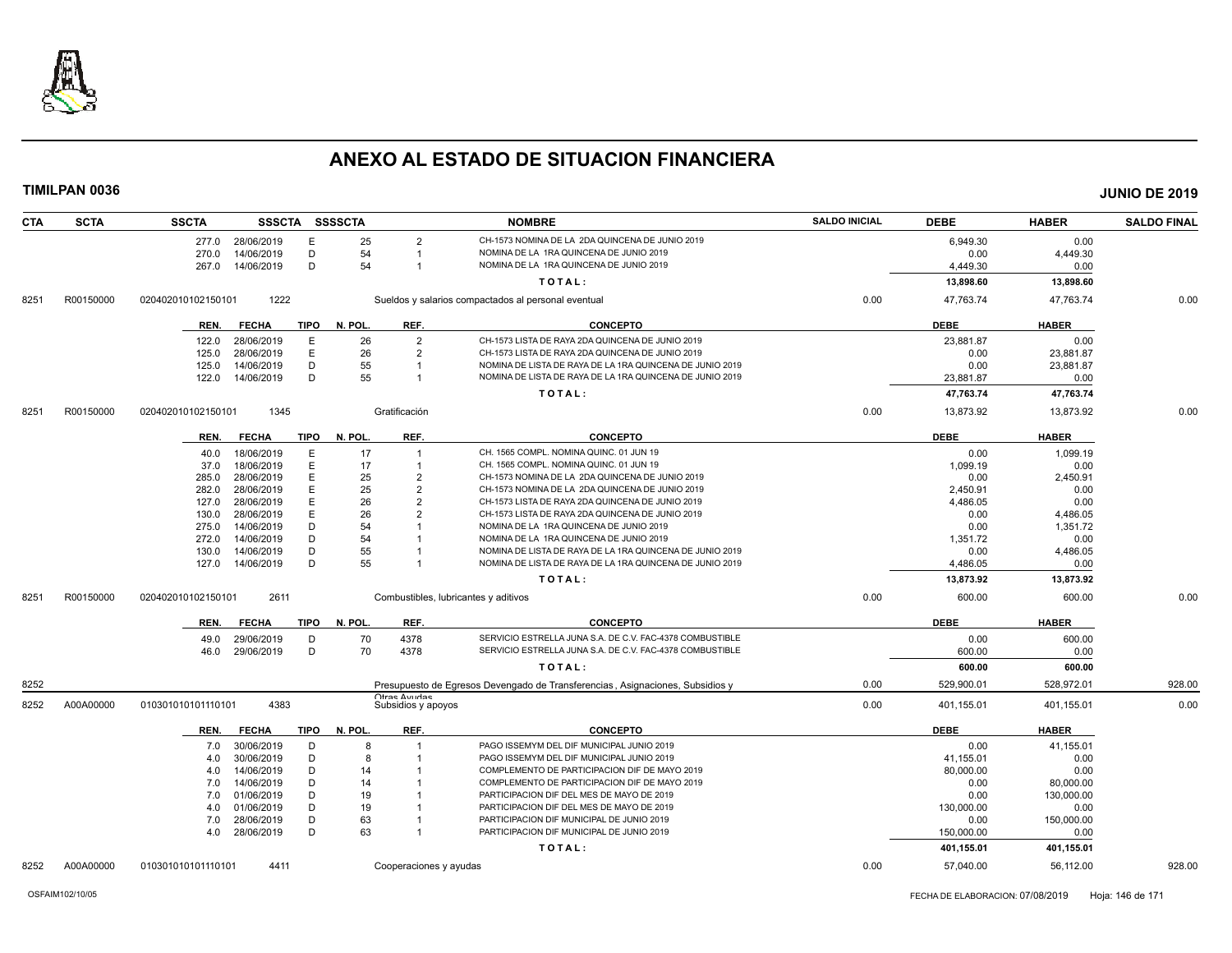# ANEXO AL ESTADO DE SITUACION FINANCIERA

**TIMILPAN 0036** **JUNIO DE 2019**

| CTA | SCTA | SSCTA | SSSCTA | SSSSCTA | | NOMBRE | SALDO INICIAL | DEBE | HABER | SALDO FINAL |
|---|---|---|---|---|---|---|---|---|---|---|
| | | 277.0 | 28/06/2019 | E | 25 | 2 | CH-1573 NOMINA DE LA 2DA QUINCENA DE JUNIO 2019 | 6,949.30 | 0.00 | |
| | | 270.0 | 14/06/2019 | D | 54 | 1 | NOMINA DE LA 1RA QUINCENA DE JUNIO 2019 | 0.00 | 4,449.30 | |
| | | 267.0 | 14/06/2019 | D | 54 | 1 | NOMINA DE LA 1RA QUINCENA DE JUNIO 2019 | 4,449.30 | 0.00 | |
| | | | | | | | TOTAL: | 13,898.60 | 13,898.60 | |
| 8251 | R00150000 | 020402010102150101 | 1222 | | | Sueldos y salarios compactados al personal eventual | 0.00 | 47,763.74 | 47,763.74 | 0.00 |

| REN. | FECHA | TIPO | N. POL. | REF. | CONCEPTO | DEBE | HABER |
|---|---|---|---|---|---|---|---|
| 122.0 | 28/06/2019 | E | 26 | 2 | CH-1573 LISTA DE RAYA 2DA QUINCENA DE JUNIO 2019 | 23,881.87 | 0.00 |
| 125.0 | 28/06/2019 | E | 26 | 2 | CH-1573 LISTA DE RAYA 2DA QUINCENA DE JUNIO 2019 | 0.00 | 23,881.87 |
| 125.0 | 14/06/2019 | D | 55 | 1 | NOMINA DE LISTA DE RAYA DE LA 1RA QUINCENA DE JUNIO 2019 | 0.00 | 23,881.87 |
| 122.0 | 14/06/2019 | D | 55 | 1 | NOMINA DE LISTA DE RAYA DE LA 1RA QUINCENA DE JUNIO 2019 | 23,881.87 | 0.00 |
| | | | | | TOTAL: | 47,763.74 | 47,763.74 |

| CTA | SCTA | SSCTA | SSSCTA | NOMBRE | SALDO INICIAL | DEBE | HABER | SALDO FINAL |
|---|---|---|---|---|---|---|---|---|
| 8251 | R00150000 | 020402010102150101 | 1345 | Gratificación | 0.00 | 13,873.92 | 13,873.92 | 0.00 |

| REN. | FECHA | TIPO | N. POL. | REF. | CONCEPTO | DEBE | HABER |
|---|---|---|---|---|---|---|---|
| 40.0 | 18/06/2019 | E | 17 | 1 | CH. 1565 COMPL. NOMINA QUINC. 01 JUN 19 | 0.00 | 1,099.19 |
| 37.0 | 18/06/2019 | E | 17 | 1 | CH. 1565 COMPL. NOMINA QUINC. 01 JUN 19 | 1,099.19 | 0.00 |
| 285.0 | 28/06/2019 | E | 25 | 2 | CH-1573 NOMINA DE LA 2DA QUINCENA DE JUNIO 2019 | 0.00 | 2,450.91 |
| 282.0 | 28/06/2019 | E | 25 | 2 | CH-1573 NOMINA DE LA 2DA QUINCENA DE JUNIO 2019 | 2,450.91 | 0.00 |
| 127.0 | 28/06/2019 | E | 26 | 2 | CH-1573 LISTA DE RAYA 2DA QUINCENA DE JUNIO 2019 | 4,486.05 | 0.00 |
| 130.0 | 28/06/2019 | E | 26 | 2 | CH-1573 LISTA DE RAYA 2DA QUINCENA DE JUNIO 2019 | 0.00 | 4,486.05 |
| 275.0 | 14/06/2019 | D | 54 | 1 | NOMINA DE LA 1RA QUINCENA DE JUNIO 2019 | 0.00 | 1,351.72 |
| 272.0 | 14/06/2019 | D | 54 | 1 | NOMINA DE LA 1RA QUINCENA DE JUNIO 2019 | 1,351.72 | 0.00 |
| 130.0 | 14/06/2019 | D | 55 | 1 | NOMINA DE LISTA DE RAYA DE LA 1RA QUINCENA DE JUNIO 2019 | 0.00 | 4,486.05 |
| 127.0 | 14/06/2019 | D | 55 | 1 | NOMINA DE LISTA DE RAYA DE LA 1RA QUINCENA DE JUNIO 2019 | 4,486.05 | 0.00 |
| | | | | | TOTAL: | 13,873.92 | 13,873.92 |

| CTA | SCTA | SSCTA | SSSCTA | NOMBRE | SALDO INICIAL | DEBE | HABER | SALDO FINAL |
|---|---|---|---|---|---|---|---|---|
| 8251 | R00150000 | 020402010102150101 | 2611 | Combustibles, lubricantes y aditivos | 0.00 | 600.00 | 600.00 | 0.00 |

| REN. | FECHA | TIPO | N. POL. | REF. | CONCEPTO | DEBE | HABER |
|---|---|---|---|---|---|---|---|
| 49.0 | 29/06/2019 | D | 70 | 4378 | SERVICIO ESTRELLA JUNA S.A. DE C.V. FAC-4378 COMBUSTIBLE | 0.00 | 600.00 |
| 46.0 | 29/06/2019 | D | 70 | 4378 | SERVICIO ESTRELLA JUNA S.A. DE C.V. FAC-4378 COMBUSTIBLE | 600.00 | 0.00 |
| | | | | | TOTAL: | 600.00 | 600.00 |

| CTA | SCTA | SSCTA | SSSCTA | NOMBRE | SALDO INICIAL | DEBE | HABER | SALDO FINAL |
|---|---|---|---|---|---|---|---|---|
| 8252 | | | | Presupuesto de Egresos Devengado de Transferencias , Asignaciones, Subsidios y Otras Ayudas | 0.00 | 529,900.01 | 528,972.01 | 928.00 |
| 8252 | A00A00000 | 010301010101110101 | 4383 | Subsidios y apoyos | 0.00 | 401,155.01 | 401,155.01 | 0.00 |

| REN. | FECHA | TIPO | N. POL. | REF. | CONCEPTO | DEBE | HABER |
|---|---|---|---|---|---|---|---|
| 7.0 | 30/06/2019 | D | 8 | 1 | PAGO ISSEMYM DEL DIF MUNICIPAL JUNIO 2019 | 0.00 | 41,155.01 |
| 4.0 | 30/06/2019 | D | 8 | 1 | PAGO ISSEMYM DEL DIF MUNICIPAL JUNIO 2019 | 41,155.01 | 0.00 |
| 4.0 | 14/06/2019 | D | 14 | 1 | COMPLEMENTO DE PARTICIPACION DIF DE MAYO 2019 | 80,000.00 | 0.00 |
| 7.0 | 14/06/2019 | D | 14 | 1 | COMPLEMENTO DE PARTICIPACION DIF DE MAYO 2019 | 0.00 | 80,000.00 |
| 7.0 | 01/06/2019 | D | 19 | 1 | PARTICIPACION DIF DEL MES DE MAYO DE 2019 | 0.00 | 130,000.00 |
| 4.0 | 01/06/2019 | D | 19 | 1 | PARTICIPACION DIF DEL MES DE MAYO DE 2019 | 130,000.00 | 0.00 |
| 7.0 | 28/06/2019 | D | 63 | 1 | PARTICIPACION DIF MUNICIPAL DE JUNIO 2019 | 0.00 | 150,000.00 |
| 4.0 | 28/06/2019 | D | 63 | 1 | PARTICIPACION DIF MUNICIPAL DE JUNIO 2019 | 150,000.00 | 0.00 |
| | | | | | TOTAL: | 401,155.01 | 401,155.01 |

| CTA | SCTA | SSCTA | SSSCTA | NOMBRE | SALDO INICIAL | DEBE | HABER | SALDO FINAL |
|---|---|---|---|---|---|---|---|---|
| 8252 | A00A00000 | 010301010101110101 | 4411 | Cooperaciones y ayudas | 0.00 | 57,040.00 | 56,112.00 | 928.00 |

OSFAIM102/10/05 FECHA DE ELABORACION: 07/08/2019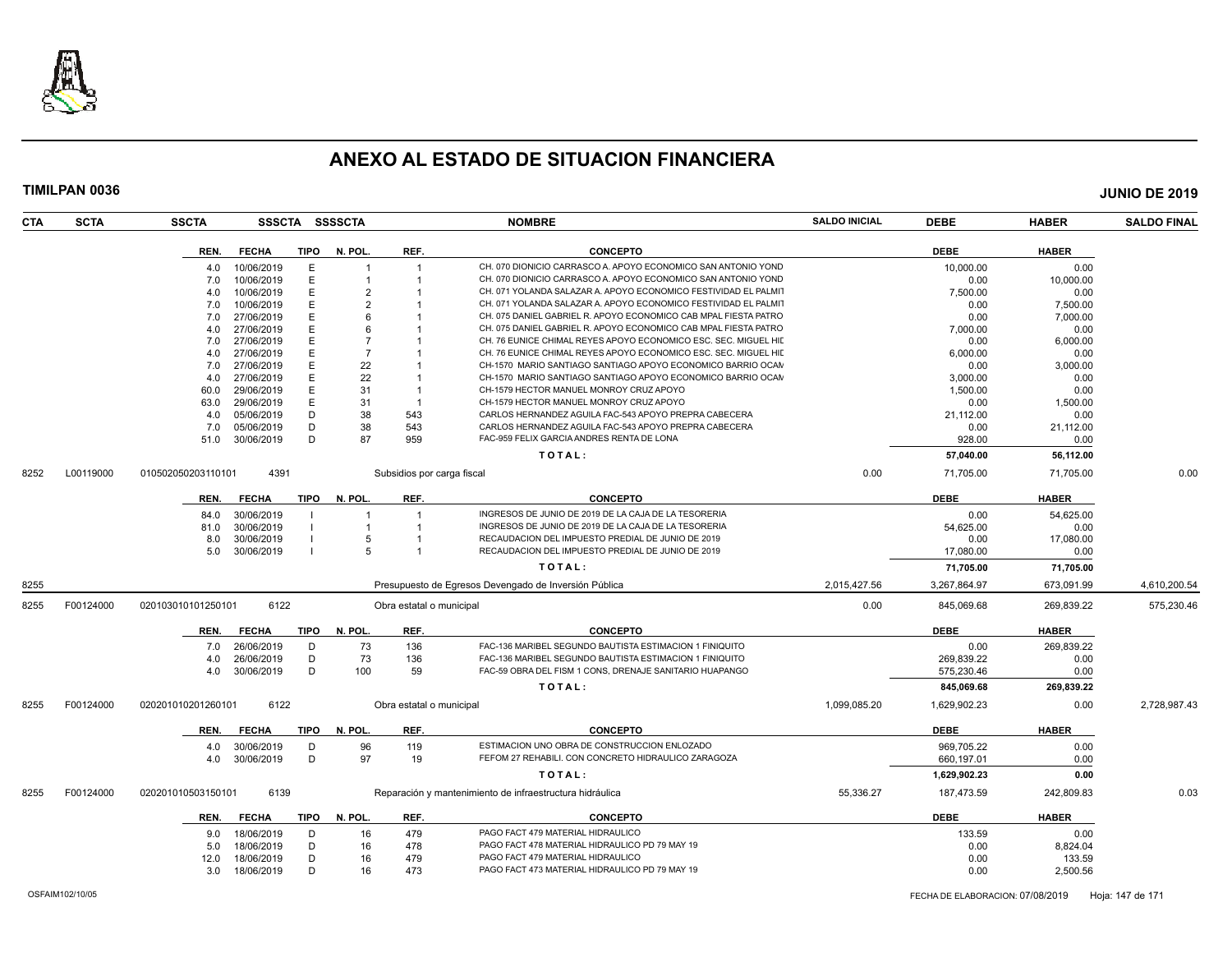# ANEXO AL ESTADO DE SITUACION FINANCIERA

**TIMILPAN 0036** **JUNIO DE 2019**

| CTA | SCTA | SSCTA | SSSCTA | SSSSCTA | NOMBRE | SALDO INICIAL | DEBE | HABER | SALDO FINAL |
|---|---|---|---|---|---|---|---|---|---|

| REN. | FECHA | TIPO | N. POL. | REF. | CONCEPTO | DEBE | HABER |
|---|---|---|---|---|---|---|---|
| 4.0 | 10/06/2019 | E | 1 | 1 | CH. 070 DIONICIO CARRASCO A. APOYO ECONOMICO SAN ANTONIO YOND | 10,000.00 | 0.00 |
| 7.0 | 10/06/2019 | E | 1 | 1 | CH. 070 DIONICIO CARRASCO A. APOYO ECONOMICO SAN ANTONIO YOND | 0.00 | 10,000.00 |
| 4.0 | 10/06/2019 | E | 2 | 1 | CH. 071 YOLANDA SALAZAR A. APOYO ECONOMICO FESTIVIDAD EL PALMIT | 7,500.00 | 0.00 |
| 7.0 | 10/06/2019 | E | 2 | 1 | CH. 071 YOLANDA SALAZAR A. APOYO ECONOMICO FESTIVIDAD EL PALMIT | 0.00 | 7,500.00 |
| 7.0 | 27/06/2019 | E | 6 | 1 | CH. 075 DANIEL GABRIEL R. APOYO ECONOMICO CAB MPAL FIESTA PATRO | 0.00 | 7,000.00 |
| 4.0 | 27/06/2019 | E | 6 | 1 | CH. 075 DANIEL GABRIEL R. APOYO ECONOMICO CAB MPAL FIESTA PATRO | 7,000.00 | 0.00 |
| 7.0 | 27/06/2019 | E | 7 | 1 | CH. 76 EUNICE CHIMAL REYES APOYO ECONOMICO ESC. SEC. MIGUEL HIL | 0.00 | 6,000.00 |
| 4.0 | 27/06/2019 | E | 7 | 1 | CH. 76 EUNICE CHIMAL REYES APOYO ECONOMICO ESC. SEC. MIGUEL HIL | 6,000.00 | 0.00 |
| 7.0 | 27/06/2019 | E | 22 | 1 | CH-1570 MARIO SANTIAGO SANTIAGO APOYO ECONOMICO BARRIO OCAN | 0.00 | 3,000.00 |
| 4.0 | 27/06/2019 | E | 22 | 1 | CH-1570 MARIO SANTIAGO SANTIAGO APOYO ECONOMICO BARRIO OCAN | 3,000.00 | 0.00 |
| 60.0 | 29/06/2019 | E | 31 | 1 | CH-1579 HECTOR MANUEL MONROY CRUZ APOYO | 1,500.00 | 0.00 |
| 63.0 | 29/06/2019 | E | 31 | 1 | CH-1579 HECTOR MANUEL MONROY CRUZ APOYO | 0.00 | 1,500.00 |
| 4.0 | 05/06/2019 | D | 38 | 543 | CARLOS HERNANDEZ AGUILA FAC-543 APOYO PREPRA CABECERA | 21,112.00 | 0.00 |
| 7.0 | 05/06/2019 | D | 38 | 543 | CARLOS HERNANDEZ AGUILA FAC-543 APOYO PREPRA CABECERA | 0.00 | 21,112.00 |
| 51.0 | 30/06/2019 | D | 87 | 959 | FAC-959 FELIX GARCIA ANDRES RENTA DE LONA | 928.00 | 0.00 |
| | | | | | **TOTAL:** | **57,040.00** | **56,112.00** |

| CTA | SCTA | SSCTA | SSSCTA | SSSSCTA | NOMBRE | SALDO INICIAL | DEBE | HABER | SALDO FINAL |
|---|---|---|---|---|---|---|---|---|---|
| 8252 | L00119000 | 010502050203110101 | 4391 | | Subsidios por carga fiscal | 0.00 | 71,705.00 | 71,705.00 | 0.00 |

| REN. | FECHA | TIPO | N. POL. | REF. | CONCEPTO | DEBE | HABER |
|---|---|---|---|---|---|---|---|
| 84.0 | 30/06/2019 | I | 1 | 1 | INGRESOS DE JUNIO DE 2019 DE LA CAJA DE LA TESORERIA | 0.00 | 54,625.00 |
| 81.0 | 30/06/2019 | I | 1 | 1 | INGRESOS DE JUNIO DE 2019 DE LA CAJA DE LA TESORERIA | 54,625.00 | 0.00 |
| 8.0 | 30/06/2019 | I | 5 | 1 | RECAUDACION DEL IMPUESTO PREDIAL DE JUNIO DE 2019 | 0.00 | 17,080.00 |
| 5.0 | 30/06/2019 | I | 5 | 1 | RECAUDACION DEL IMPUESTO PREDIAL DE JUNIO DE 2019 | 17,080.00 | 0.00 |
| | | | | | **TOTAL:** | **71,705.00** | **71,705.00** |

| CTA | SCTA | SSCTA | SSSCTA | SSSSCTA | NOMBRE | SALDO INICIAL | DEBE | HABER | SALDO FINAL |
|---|---|---|---|---|---|---|---|---|---|
| 8255 | | | | | Presupuesto de Egresos Devengado de Inversión Pública | 2,015,427.56 | 3,267,864.97 | 673,091.99 | 4,610,200.54 |
| 8255 | F00124000 | 020103010101250101 | 6122 | | Obra estatal o municipal | 0.00 | 845,069.68 | 269,839.22 | 575,230.46 |

| REN. | FECHA | TIPO | N. POL. | REF. | CONCEPTO | DEBE | HABER |
|---|---|---|---|---|---|---|---|
| 7.0 | 26/06/2019 | D | 73 | 136 | FAC-136 MARIBEL SEGUNDO BAUTISTA ESTIMACION 1 FINIQUITO | 0.00 | 269,839.22 |
| 4.0 | 26/06/2019 | D | 73 | 136 | FAC-136 MARIBEL SEGUNDO BAUTISTA ESTIMACION 1 FINIQUITO | 269,839.22 | 0.00 |
| 4.0 | 30/06/2019 | D | 100 | 59 | FAC-59 OBRA DEL FISM 1 CONS, DRENAJE SANITARIO HUAPANGO | 575,230.46 | 0.00 |
| | | | | | **TOTAL:** | **845,069.68** | **269,839.22** |

| CTA | SCTA | SSCTA | SSSCTA | SSSSCTA | NOMBRE | SALDO INICIAL | DEBE | HABER | SALDO FINAL |
|---|---|---|---|---|---|---|---|---|---|
| 8255 | F00124000 | 020201010201260101 | 6122 | | Obra estatal o municipal | 1,099,085.20 | 1,629,902.23 | 0.00 | 2,728,987.43 |

| REN. | FECHA | TIPO | N. POL. | REF. | CONCEPTO | DEBE | HABER |
|---|---|---|---|---|---|---|---|
| 4.0 | 30/06/2019 | D | 96 | 119 | ESTIMACION UNO OBRA DE CONSTRUCCION ENLOZADO | 969,705.22 | 0.00 |
| 4.0 | 30/06/2019 | D | 97 | 19 | FEFOM 27 REHABILI. CON CONCRETO HIDRAULICO ZARAGOZA | 660,197.01 | 0.00 |
| | | | | | **TOTAL:** | **1,629,902.23** | **0.00** |

| CTA | SCTA | SSCTA | SSSCTA | SSSSCTA | NOMBRE | SALDO INICIAL | DEBE | HABER | SALDO FINAL |
|---|---|---|---|---|---|---|---|---|---|
| 8255 | F00124000 | 020201010503150101 | 6139 | | Reparación y mantenimiento de infraestructura hidráulica | 55,336.27 | 187,473.59 | 242,809.83 | 0.03 |

| REN. | FECHA | TIPO | N. POL. | REF. | CONCEPTO | DEBE | HABER |
|---|---|---|---|---|---|---|---|
| 9.0 | 18/06/2019 | D | 16 | 479 | PAGO FACT 479 MATERIAL HIDRAULICO | 133.59 | 0.00 |
| 5.0 | 18/06/2019 | D | 16 | 478 | PAGO FACT 478 MATERIAL HIDRAULICO PD 79 MAY 19 | 0.00 | 8,824.04 |
| 12.0 | 18/06/2019 | D | 16 | 479 | PAGO FACT 479 MATERIAL HIDRAULICO | 0.00 | 133.59 |
| 3.0 | 18/06/2019 | D | 16 | 473 | PAGO FACT 473 MATERIAL HIDRAULICO PD 79 MAY 19 | 0.00 | 2,500.56 |

OSFAIM102/10/05 FECHA DE ELABORACION: 07/08/2019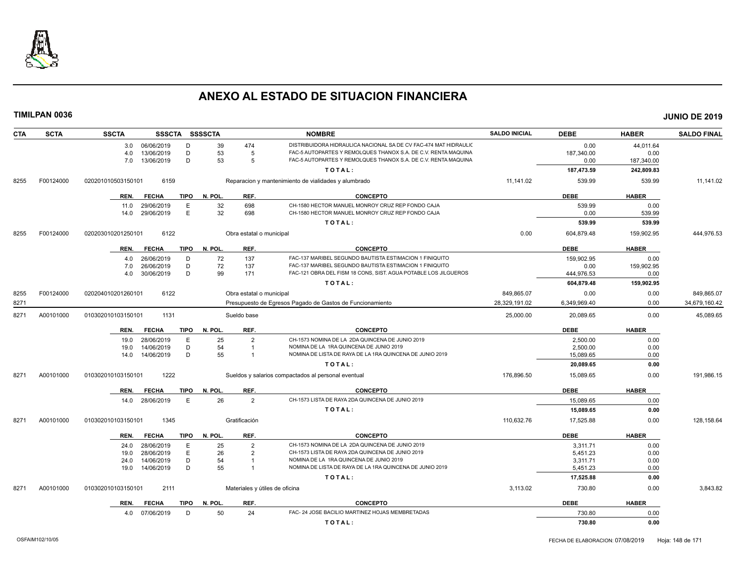# ANEXO AL ESTADO DE SITUACION FINANCIERA

**TIMILPAN 0036** — **JUNIO DE 2019**

| CTA | SCTA | SSCTA | SSSCTA | SSSSCTA | NOMBRE | SALDO INICIAL | DEBE | HABER | SALDO FINAL |
|---|---|---|---|---|---|---|---|---|---|
| | | | | | | | | | |

| REN. | FECHA | TIPO | N. POL. | REF. | CONCEPTO | DEBE | HABER |
|---|---|---|---|---|---|---|---|
| 3.0 | 06/06/2019 | D | 39 | 474 | DISTRIBUIDORA HIDRAULICA NACIONAL SA DE CV FAC-474 MAT HIDRAULIC | 0.00 | 44,011.64 |
| 4.0 | 13/06/2019 | D | 53 | 5 | FAC-5 AUTOPARTES Y REMOLQUES THANOX S.A. DE C.V. RENTA MAQUINA | 187,340.00 | 0.00 |
| 7.0 | 13/06/2019 | D | 53 | 5 | FAC-5 AUTOPARTES Y REMOLQUES THANOX S.A. DE C.V. RENTA MAQUINA | 0.00 | 187,340.00 |
| | | | | | **T O T A L :** | **187,473.59** | **242,809.83** |

| CTA | SCTA | SSCTA | SSSCTA | NOMBRE | SALDO INICIAL | DEBE | HABER | SALDO FINAL |
|---|---|---|---|---|---|---|---|---|
| 8255 | F00124000 | 020201010503150101 | 6159 | Reparacion y mantenimiento de vialidades y alumbrado | 11,141.02 | 539.99 | 539.99 | 11,141.02 |

| REN. | FECHA | TIPO | N. POL. | REF. | CONCEPTO | DEBE | HABER |
|---|---|---|---|---|---|---|---|
| 11.0 | 29/06/2019 | E | 32 | 698 | CH-1580 HECTOR MANUEL MONROY CRUZ REP FONDO CAJA | 539.99 | 0.00 |
| 14.0 | 29/06/2019 | E | 32 | 698 | CH-1580 HECTOR MANUEL MONROY CRUZ REP FONDO CAJA | 0.00 | 539.99 |
| | | | | | **T O T A L :** | **539.99** | **539.99** |

| CTA | SCTA | SSCTA | SSSCTA | NOMBRE | SALDO INICIAL | DEBE | HABER | SALDO FINAL |
|---|---|---|---|---|---|---|---|---|
| 8255 | F00124000 | 020203010201250101 | 6122 | Obra estatal o municipal | 0.00 | 604,879.48 | 159,902.95 | 444,976.53 |

| REN. | FECHA | TIPO | N. POL. | REF. | CONCEPTO | DEBE | HABER |
|---|---|---|---|---|---|---|---|
| 4.0 | 26/06/2019 | D | 72 | 137 | FAC-137 MARIBEL SEGUNDO BAUTISTA ESTIMACION 1 FINIQUITO | 159,902.95 | 0.00 |
| 7.0 | 26/06/2019 | D | 72 | 137 | FAC-137 MARIBEL SEGUNDO BAUTISTA ESTIMACION 1 FINIQUITO | 0.00 | 159,902.95 |
| 4.0 | 30/06/2019 | D | 99 | 171 | FAC-121 OBRA DEL FISM 18 CONS, SIST. AGUA POTABLE LOS JILGUEROS | 444,976.53 | 0.00 |
| | | | | | **T O T A L :** | **604,879.48** | **159,902.95** |

| CTA | SCTA | SSCTA | SSSCTA | NOMBRE | SALDO INICIAL | DEBE | HABER | SALDO FINAL |
|---|---|---|---|---|---|---|---|---|
| 8255 | F00124000 | 020204010201260101 | 6122 | Obra estatal o municipal | 849,865.07 | 0.00 | 0.00 | 849,865.07 |
| 8271 | | | | Presupuesto de Egresos Pagado de Gastos de Funcionamiento | 28,329,191.02 | 6,349,969.40 | 0.00 | 34,679,160.42 |
| 8271 | A00101000 | 010302010103150101 | 1131 | Sueldo base | 25,000.00 | 20,089.65 | 0.00 | 45,089.65 |

| REN. | FECHA | TIPO | N. POL. | REF. | CONCEPTO | DEBE | HABER |
|---|---|---|---|---|---|---|---|
| 19.0 | 28/06/2019 | E | 25 | 2 | CH-1573 NOMINA DE LA 2DA QUINCENA DE JUNIO 2019 | 2,500.00 | 0.00 |
| 19.0 | 14/06/2019 | D | 54 | 1 | NOMINA DE LA 1RA QUINCENA DE JUNIO 2019 | 2,500.00 | 0.00 |
| 14.0 | 14/06/2019 | D | 55 | 1 | NOMINA DE LISTA DE RAYA DE LA 1RA QUINCENA DE JUNIO 2019 | 15,089.65 | 0.00 |
| | | | | | **T O T A L :** | **20,089.65** | **0.00** |

| CTA | SCTA | SSCTA | SSSCTA | NOMBRE | SALDO INICIAL | DEBE | HABER | SALDO FINAL |
|---|---|---|---|---|---|---|---|---|
| 8271 | A00101000 | 010302010103150101 | 1222 | Sueldos y salarios compactados al personal eventual | 176,896.50 | 15,089.65 | 0.00 | 191,986.15 |

| REN. | FECHA | TIPO | N. POL. | REF. | CONCEPTO | DEBE | HABER |
|---|---|---|---|---|---|---|---|
| 14.0 | 28/06/2019 | E | 26 | 2 | CH-1573 LISTA DE RAYA 2DA QUINCENA DE JUNIO 2019 | 15,089.65 | 0.00 |
| | | | | | **T O T A L :** | **15,089.65** | **0.00** |

| CTA | SCTA | SSCTA | SSSCTA | NOMBRE | SALDO INICIAL | DEBE | HABER | SALDO FINAL |
|---|---|---|---|---|---|---|---|---|
| 8271 | A00101000 | 010302010103150101 | 1345 | Gratificación | 110,632.76 | 17,525.88 | 0.00 | 128,158.64 |

| REN. | FECHA | TIPO | N. POL. | REF. | CONCEPTO | DEBE | HABER |
|---|---|---|---|---|---|---|---|
| 24.0 | 28/06/2019 | E | 25 | 2 | CH-1573 NOMINA DE LA 2DA QUINCENA DE JUNIO 2019 | 3,311.71 | 0.00 |
| 19.0 | 28/06/2019 | E | 26 | 2 | CH-1573 LISTA DE RAYA 2DA QUINCENA DE JUNIO 2019 | 5,451.23 | 0.00 |
| 24.0 | 14/06/2019 | D | 54 | 1 | NOMINA DE LA 1RA QUINCENA DE JUNIO 2019 | 3,311.71 | 0.00 |
| 19.0 | 14/06/2019 | D | 55 | 1 | NOMINA DE LISTA DE RAYA DE LA 1RA QUINCENA DE JUNIO 2019 | 5,451.23 | 0.00 |
| | | | | | **T O T A L :** | **17,525.88** | **0.00** |

| CTA | SCTA | SSCTA | SSSCTA | NOMBRE | SALDO INICIAL | DEBE | HABER | SALDO FINAL |
|---|---|---|---|---|---|---|---|---|
| 8271 | A00101000 | 010302010103150101 | 2111 | Materiales y útiles de oficina | 3,113.02 | 730.80 | 0.00 | 3,843.82 |

| REN. | FECHA | TIPO | N. POL. | REF. | CONCEPTO | DEBE | HABER |
|---|---|---|---|---|---|---|---|
| 4.0 | 07/06/2019 | D | 50 | 24 | FAC- 24 JOSE BACILIO MARTINEZ HOJAS MEMBRETADAS | 730.80 | 0.00 |
| | | | | | **T O T A L :** | **730.80** | **0.00** |

OSFAIM102/10/05 — FECHA DE ELABORACION: 07/08/2019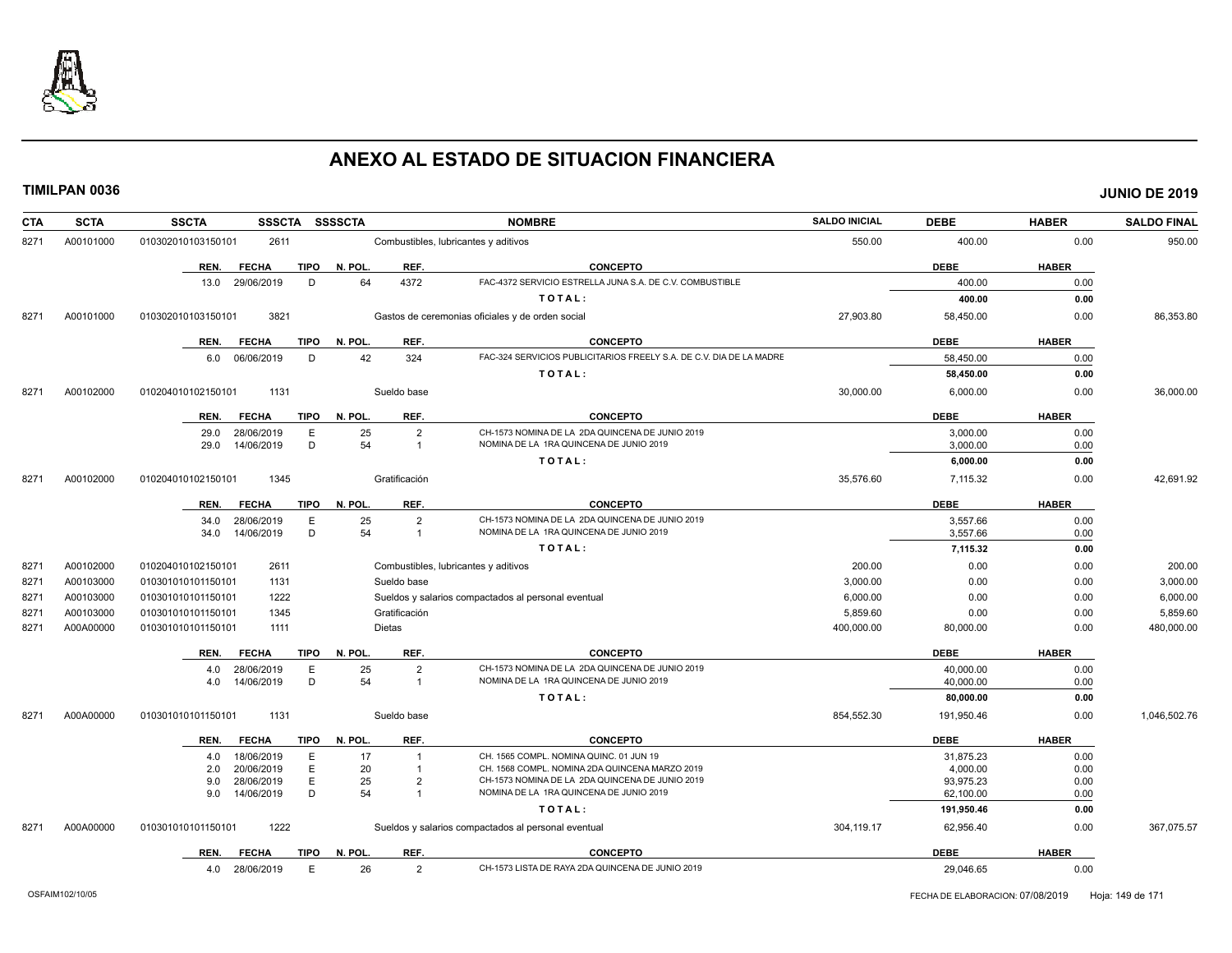# ANEXO AL ESTADO DE SITUACION FINANCIERA

**TIMILPAN 0036** **JUNIO DE 2019**

| CTA | SCTA | SSCTA | SSSCTA | SSSSCTA | NOMBRE | SALDO INICIAL | DEBE | HABER | SALDO FINAL |
|---|---|---|---|---|---|---|---|---|---|
| 8271 | A00101000 | 0103020101031501 01 | 2611 | | Combustibles, lubricantes y aditivos | 550.00 | 400.00 | 0.00 | 950.00 |

| REN. | FECHA | TIPO | N. POL. | REF. | CONCEPTO | DEBE | HABER |
|---|---|---|---|---|---|---|---|
| 13.0 | 29/06/2019 | D | 64 | 4372 | FAC-4372 SERVICIO ESTRELLA JUNA S.A. DE C.V. COMBUSTIBLE | 400.00 | 0.00 |
| | | | | | TOTAL: | 400.00 | 0.00 |

| CTA | SCTA | SSCTA | SSSCTA | SSSSCTA | NOMBRE | SALDO INICIAL | DEBE | HABER | SALDO FINAL |
|---|---|---|---|---|---|---|---|---|---|
| 8271 | A00101000 | 010302010103150101 | 3821 | | Gastos de ceremonias oficiales y de orden social | 27,903.80 | 58,450.00 | 0.00 | 86,353.80 |

| REN. | FECHA | TIPO | N. POL. | REF. | CONCEPTO | DEBE | HABER |
|---|---|---|---|---|---|---|---|
| 6.0 | 06/06/2019 | D | 42 | 324 | FAC-324 SERVICIOS PUBLICITARIOS FREELY S.A. DE C.V. DIA DE LA MADRE | 58,450.00 | 0.00 |
| | | | | | TOTAL: | 58,450.00 | 0.00 |

| CTA | SCTA | SSCTA | SSSCTA | SSSSCTA | NOMBRE | SALDO INICIAL | DEBE | HABER | SALDO FINAL |
|---|---|---|---|---|---|---|---|---|---|
| 8271 | A00102000 | 010204010102150101 | 1131 | | Sueldo base | 30,000.00 | 6,000.00 | 0.00 | 36,000.00 |

| REN. | FECHA | TIPO | N. POL. | REF. | CONCEPTO | DEBE | HABER |
|---|---|---|---|---|---|---|---|
| 29.0 | 28/06/2019 | E | 25 | 2 | CH-1573 NOMINA DE LA 2DA QUINCENA DE JUNIO 2019 | 3,000.00 | 0.00 |
| 29.0 | 14/06/2019 | D | 54 | 1 | NOMINA DE LA 1RA QUINCENA DE JUNIO 2019 | 3,000.00 | 0.00 |
| | | | | | TOTAL: | 6,000.00 | 0.00 |

| CTA | SCTA | SSCTA | SSSCTA | SSSSCTA | NOMBRE | SALDO INICIAL | DEBE | HABER | SALDO FINAL |
|---|---|---|---|---|---|---|---|---|---|
| 8271 | A00102000 | 010204010102150101 | 1345 | | Gratificación | 35,576.60 | 7,115.32 | 0.00 | 42,691.92 |

| REN. | FECHA | TIPO | N. POL. | REF. | CONCEPTO | DEBE | HABER |
|---|---|---|---|---|---|---|---|
| 34.0 | 28/06/2019 | E | 25 | 2 | CH-1573 NOMINA DE LA 2DA QUINCENA DE JUNIO 2019 | 3,557.66 | 0.00 |
| 34.0 | 14/06/2019 | D | 54 | 1 | NOMINA DE LA 1RA QUINCENA DE JUNIO 2019 | 3,557.66 | 0.00 |
| | | | | | TOTAL: | 7,115.32 | 0.00 |

| CTA | SCTA | SSCTA | SSSCTA | SSSSCTA | NOMBRE | SALDO INICIAL | DEBE | HABER | SALDO FINAL |
|---|---|---|---|---|---|---|---|---|---|
| 8271 | A00102000 | 010204010102150101 | 2611 | | Combustibles, lubricantes y aditivos | 200.00 | 0.00 | 0.00 | 200.00 |
| 8271 | A00103000 | 010301010101150101 | 1131 | | Sueldo base | 3,000.00 | 0.00 | 0.00 | 3,000.00 |
| 8271 | A00103000 | 010301010101150101 | 1222 | | Sueldos y salarios compactados al personal eventual | 6,000.00 | 0.00 | 0.00 | 6,000.00 |
| 8271 | A00103000 | 010301010101150101 | 1345 | | Gratificación | 5,859.60 | 0.00 | 0.00 | 5,859.60 |
| 8271 | A00A00000 | 010301010101150101 | 1111 | | Dietas | 400,000.00 | 80,000.00 | 0.00 | 480,000.00 |

| REN. | FECHA | TIPO | N. POL. | REF. | CONCEPTO | DEBE | HABER |
|---|---|---|---|---|---|---|---|
| 4.0 | 28/06/2019 | E | 25 | 2 | CH-1573 NOMINA DE LA 2DA QUINCENA DE JUNIO 2019 | 40,000.00 | 0.00 |
| 4.0 | 14/06/2019 | D | 54 | 1 | NOMINA DE LA 1RA QUINCENA DE JUNIO 2019 | 40,000.00 | 0.00 |
| | | | | | TOTAL: | 80,000.00 | 0.00 |

| CTA | SCTA | SSCTA | SSSCTA | SSSSCTA | NOMBRE | SALDO INICIAL | DEBE | HABER | SALDO FINAL |
|---|---|---|---|---|---|---|---|---|---|
| 8271 | A00A00000 | 010301010101150101 | 1131 | | Sueldo base | 854,552.30 | 191,950.46 | 0.00 | 1,046,502.76 |

| REN. | FECHA | TIPO | N. POL. | REF. | CONCEPTO | DEBE | HABER |
|---|---|---|---|---|---|---|---|
| 4.0 | 18/06/2019 | E | 17 | 1 | CH. 1565 COMPL. NOMINA QUINC. 01 JUN 19 | 31,875.23 | 0.00 |
| 2.0 | 20/06/2019 | E | 20 | 1 | CH. 1568 COMPL. NOMINA 2DA QUINCENA MARZO 2019 | 4,000.00 | 0.00 |
| 9.0 | 28/06/2019 | E | 25 | 2 | CH-1573 NOMINA DE LA 2DA QUINCENA DE JUNIO 2019 | 93,975.23 | 0.00 |
| 9.0 | 14/06/2019 | D | 54 | 1 | NOMINA DE LA 1RA QUINCENA DE JUNIO 2019 | 62,100.00 | 0.00 |
| | | | | | TOTAL: | 191,950.46 | 0.00 |

| CTA | SCTA | SSCTA | SSSCTA | SSSSCTA | NOMBRE | SALDO INICIAL | DEBE | HABER | SALDO FINAL |
|---|---|---|---|---|---|---|---|---|---|
| 8271 | A00A00000 | 010301010101150101 | 1222 | | Sueldos y salarios compactados al personal eventual | 304,119.17 | 62,956.40 | 0.00 | 367,075.57 |

| REN. | FECHA | TIPO | N. POL. | REF. | CONCEPTO | DEBE | HABER |
|---|---|---|---|---|---|---|---|
| 4.0 | 28/06/2019 | E | 26 | 2 | CH-1573 LISTA DE RAYA 2DA QUINCENA DE JUNIO 2019 | 29,046.65 | 0.00 |

OSFAIM102/10/05 FECHA DE ELABORACION: 07/08/2019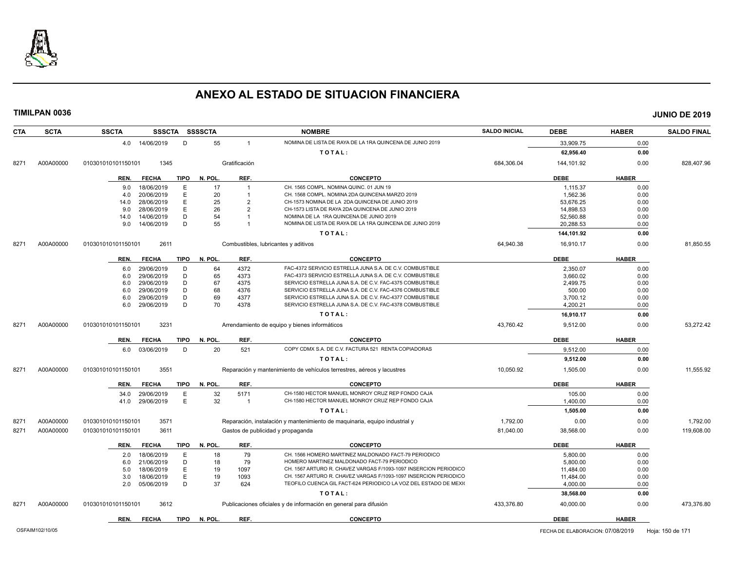# ANEXO AL ESTADO DE SITUACION FINANCIERA

**TIMILPAN 0036** — **JUNIO DE 2019**

| CTA | SCTA | SSCTA | SSSCTA | SSSSCTA | NOMBRE | SALDO INICIAL | DEBE | HABER | SALDO FINAL |
|---|---|---|---|---|---|---|---|---|---|
| | | 4.0 14/06/2019 | D | 55 | 1 NOMINA DE LISTA DE RAYA DE LA 1RA QUINCENA DE JUNIO 2019 | | 33,909.75 | 0.00 | |
| | | | | | TOTAL: | | 62,956.40 | 0.00 | |
| 8271 | A00A00000 | 010301010101150101 | 1345 | | Gratificación | 684,306.04 | 144,101.92 | 0.00 | 828,407.96 |

| REN. | FECHA | TIPO | N. POL. | REF. | CONCEPTO | DEBE | HABER |
|---|---|---|---|---|---|---|---|
| 9.0 | 18/06/2019 | E | 17 | 1 | CH. 1565 COMPL. NOMINA QUINC. 01 JUN 19 | 1,115.37 | 0.00 |
| 4.0 | 20/06/2019 | E | 20 | 1 | CH. 1568 COMPL. NOMINA 2DA QUINCENA MARZO 2019 | 1,562.36 | 0.00 |
| 14.0 | 28/06/2019 | E | 25 | 2 | CH-1573 NOMINA DE LA 2DA QUINCENA DE JUNIO 2019 | 53,676.25 | 0.00 |
| 9.0 | 28/06/2019 | E | 26 | 2 | CH-1573 LISTA DE RAYA 2DA QUINCENA DE JUNIO 2019 | 14,898.53 | 0.00 |
| 14.0 | 14/06/2019 | D | 54 | 1 | NOMINA DE LA 1RA QUINCENA DE JUNIO 2019 | 52,560.88 | 0.00 |
| 9.0 | 14/06/2019 | D | 55 | 1 | NOMINA DE LISTA DE RAYA DE LA 1RA QUINCENA DE JUNIO 2019 | 20,288.53 | 0.00 |
| | | | | | TOTAL: | 144,101.92 | 0.00 |

| CTA | SCTA | SSCTA | SSSCTA | NOMBRE | SALDO INICIAL | DEBE | HABER | SALDO FINAL |
|---|---|---|---|---|---|---|---|---|
| 8271 | A00A00000 | 010301010101150101 | 2611 | Combustibles, lubricantes y aditivos | 64,940.38 | 16,910.17 | 0.00 | 81,850.55 |

| REN. | FECHA | TIPO | N. POL. | REF. | CONCEPTO | DEBE | HABER |
|---|---|---|---|---|---|---|---|
| 6.0 | 29/06/2019 | D | 64 | 4372 | FAC-4372 SERVICIO ESTRELLA JUNA S.A. DE C.V. COMBUSTIBLE | 2,350.07 | 0.00 |
| 6.0 | 29/06/2019 | D | 65 | 4373 | FAC-4373 SERVICIO ESTRELLA JUNA S.A. DE C.V. COMBUSTIBLE | 3,660.02 | 0.00 |
| 6.0 | 29/06/2019 | D | 67 | 4375 | SERVICIO ESTRELLA JUNA S.A. DE C.V. FAC-4375 COMBUSTIBLE | 2,499.75 | 0.00 |
| 6.0 | 29/06/2019 | D | 68 | 4376 | SERVICIO ESTRELLA JUNA S.A. DE C.V. FAC-4376 COMBUSTIBLE | 500.00 | 0.00 |
| 6.0 | 29/06/2019 | D | 69 | 4377 | SERVICIO ESTRELLA JUNA S.A. DE C.V. FAC-4377 COMBUSTIBLE | 3,700.12 | 0.00 |
| 6.0 | 29/06/2019 | D | 70 | 4378 | SERVICIO ESTRELLA JUNA S.A. DE C.V. FAC-4378 COMBUSTIBLE | 4,200.21 | 0.00 |
| | | | | | TOTAL: | 16,910.17 | 0.00 |

| CTA | SCTA | SSCTA | SSSCTA | NOMBRE | SALDO INICIAL | DEBE | HABER | SALDO FINAL |
|---|---|---|---|---|---|---|---|---|
| 8271 | A00A00000 | 010301010101150101 | 3231 | Arrendamiento de equipo y bienes informáticos | 43,760.42 | 9,512.00 | 0.00 | 53,272.42 |

| REN. | FECHA | TIPO | N. POL. | REF. | CONCEPTO | DEBE | HABER |
|---|---|---|---|---|---|---|---|
| 6.0 | 03/06/2019 | D | 20 | 521 | COPY CDMX S.A. DE C.V. FACTURA 521 RENTA COPIADORAS | 9,512.00 | 0.00 |
| | | | | | TOTAL: | 9,512.00 | 0.00 |

| CTA | SCTA | SSCTA | SSSCTA | NOMBRE | SALDO INICIAL | DEBE | HABER | SALDO FINAL |
|---|---|---|---|---|---|---|---|---|
| 8271 | A00A00000 | 010301010101150101 | 3551 | Reparación y mantenimiento de vehículos terrestres, aéreos y lacustres | 10,050.92 | 1,505.00 | 0.00 | 11,555.92 |

| REN. | FECHA | TIPO | N. POL. | REF. | CONCEPTO | DEBE | HABER |
|---|---|---|---|---|---|---|---|
| 34.0 | 29/06/2019 | E | 32 | 5171 | CH-1580 HECTOR MANUEL MONROY CRUZ REP FONDO CAJA | 105.00 | 0.00 |
| 41.0 | 29/06/2019 | E | 32 | 1 | CH-1580 HECTOR MANUEL MONROY CRUZ REP FONDO CAJA | 1,400.00 | 0.00 |
| | | | | | TOTAL: | 1,505.00 | 0.00 |

| CTA | SCTA | SSCTA | SSSCTA | NOMBRE | SALDO INICIAL | DEBE | HABER | SALDO FINAL |
|---|---|---|---|---|---|---|---|---|
| 8271 | A00A00000 | 010301010101150101 | 3571 | Reparación, instalación y mantenimiento de maquinaria, equipo industrial y | 1,792.00 | 0.00 | 0.00 | 1,792.00 |
| 8271 | A00A00000 | 010301010101150101 | 3611 | Gastos de publicidad y propaganda | 81,040.00 | 38,568.00 | 0.00 | 119,608.00 |

| REN. | FECHA | TIPO | N. POL. | REF. | CONCEPTO | DEBE | HABER |
|---|---|---|---|---|---|---|---|
| 2.0 | 18/06/2019 | E | 18 | 79 | CH. 1566 HOMERO MARTINEZ MALDONADO FACT-79 PERIODICO | 5,800.00 | 0.00 |
| 6.0 | 21/06/2019 | D | 18 | 79 | HOMERO MARTINEZ MALDONADO FACT-79 PERIODICO | 5,800.00 | 0.00 |
| 5.0 | 18/06/2019 | E | 19 | 1097 | CH. 1567 ARTURO R. CHAVEZ VARGAS F/1093-1097 INSERCION PERIODICO | 11,484.00 | 0.00 |
| 3.0 | 18/06/2019 | E | 19 | 1093 | CH. 1567 ARTURO R. CHAVEZ VARGAS F/1093-1097 INSERCION PERIODICO | 11,484.00 | 0.00 |
| 2.0 | 05/06/2019 | D | 37 | 624 | TEOFILO CUENCA GIL FACT-624 PERIODICO LA VOZ DEL ESTADO DE MEXI( | 4,000.00 | 0.00 |
| | | | | | TOTAL: | 38,568.00 | 0.00 |

| CTA | SCTA | SSCTA | SSSCTA | NOMBRE | SALDO INICIAL | DEBE | HABER | SALDO FINAL |
|---|---|---|---|---|---|---|---|---|
| 8271 | A00A00000 | 010301010101150101 | 3612 | Publicaciones oficiales y de información en general para difusión | 433,376.80 | 40,000.00 | 0.00 | 473,376.80 |

| REN. | FECHA | TIPO | N. POL. | REF. | CONCEPTO | DEBE | HABER |
|---|---|---|---|---|---|---|---|

OSFAIM102/10/05 — FECHA DE ELABORACION: 07/08/2019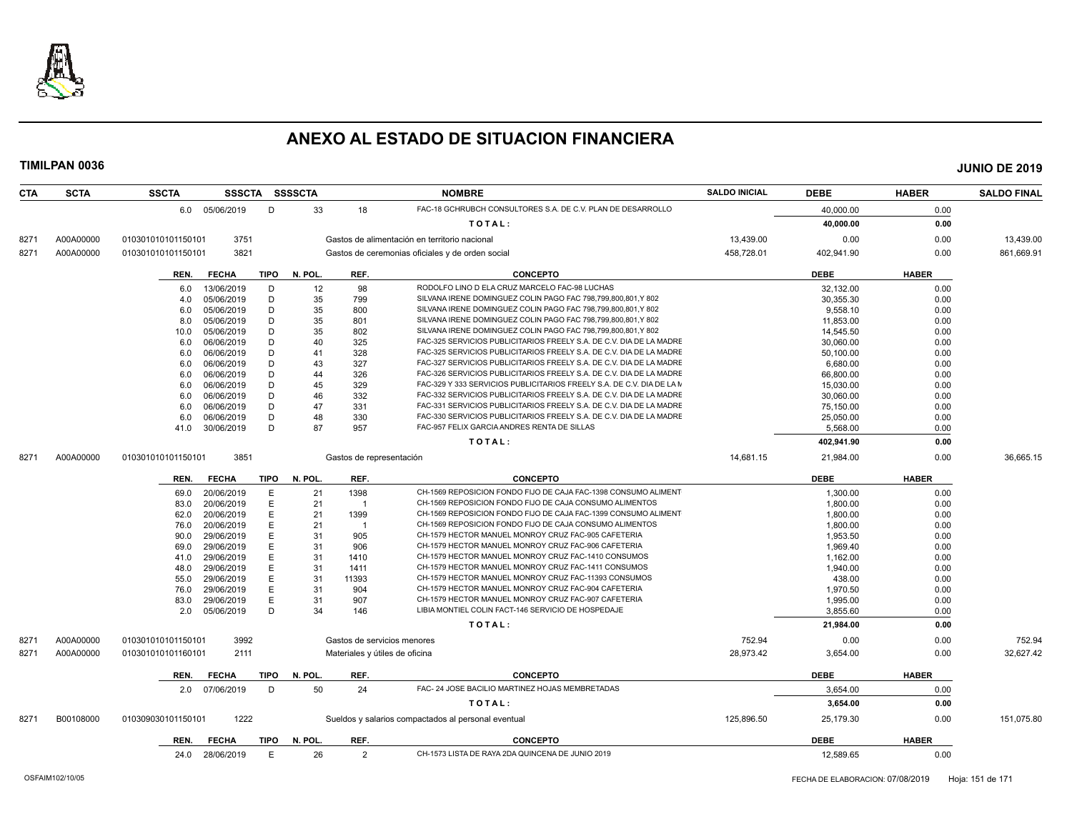# ANEXO AL ESTADO DE SITUACION FINANCIERA

**TIMILPAN 0036** **JUNIO DE 2019**

| CTA | SCTA | SSCTA | SSSCTA | SSSSCTA | | NOMBRE | SALDO INICIAL | DEBE | HABER | SALDO FINAL |
|---|---|---|---|---|---|---|---|---|---|---|
| | | 6.0 05/06/2019 | D | 33 | 18 | FAC-18 GCHRUBCH CONSULTORES S.A. DE C.V. PLAN DE DESARROLLO | | 40,000.00 | 0.00 | |
| | | | | | | TOTAL: | | 40,000.00 | 0.00 | |
| 8271 | A00A00000 | 010301010101150101 | 3751 | | | Gastos de alimentación en territorio nacional | 13,439.00 | 0.00 | 0.00 | 13,439.00 |
| 8271 | A00A00000 | 010301010101150101 | 3821 | | | Gastos de ceremonias oficiales y de orden social | 458,728.01 | 402,941.90 | 0.00 | 861,669.91 |

| REN. | FECHA | TIPO | N. POL. | REF. | CONCEPTO | DEBE | HABER |
|---|---|---|---|---|---|---|---|
| 6.0 | 13/06/2019 | D | 12 | 98 | RODOLFO LINO D ELA CRUZ MARCELO FAC-98 LUCHAS | 32,132.00 | 0.00 |
| 4.0 | 05/06/2019 | D | 35 | 799 | SILVANA IRENE DOMINGUEZ COLIN PAGO FAC 798,799,800,801,Y 802 | 30,355.30 | 0.00 |
| 6.0 | 05/06/2019 | D | 35 | 800 | SILVANA IRENE DOMINGUEZ COLIN PAGO FAC 798,799,800,801,Y 802 | 9,558.10 | 0.00 |
| 8.0 | 05/06/2019 | D | 35 | 801 | SILVANA IRENE DOMINGUEZ COLIN PAGO FAC 798,799,800,801,Y 802 | 11,853.00 | 0.00 |
| 10.0 | 05/06/2019 | D | 35 | 802 | SILVANA IRENE DOMINGUEZ COLIN PAGO FAC 798,799,800,801,Y 802 | 14,545.50 | 0.00 |
| 6.0 | 06/06/2019 | D | 40 | 325 | FAC-325 SERVICIOS PUBLICITARIOS FREELY S.A. DE C.V. DIA DE LA MADRE | 30,060.00 | 0.00 |
| 6.0 | 06/06/2019 | D | 41 | 328 | FAC-325 SERVICIOS PUBLICITARIOS FREELY S.A. DE C.V. DIA DE LA MADRE | 50,100.00 | 0.00 |
| 6.0 | 06/06/2019 | D | 43 | 327 | FAC-327 SERVICIOS PUBLICITARIOS FREELY S.A. DE C.V. DIA DE LA MADRE | 6,680.00 | 0.00 |
| 6.0 | 06/06/2019 | D | 44 | 326 | FAC-326 SERVICIOS PUBLICITARIOS FREELY S.A. DE C.V. DIA DE LA MADRE | 66,800.00 | 0.00 |
| 6.0 | 06/06/2019 | D | 45 | 329 | FAC-329 Y 333 SERVICIOS PUBLICITARIOS FREELY S.A. DE C.V. DIA DE LA M | 15,030.00 | 0.00 |
| 6.0 | 06/06/2019 | D | 46 | 332 | FAC-332 SERVICIOS PUBLICITARIOS FREELY S.A. DE C.V. DIA DE LA MADRE | 30,060.00 | 0.00 |
| 6.0 | 06/06/2019 | D | 47 | 331 | FAC-331 SERVICIOS PUBLICITARIOS FREELY S.A. DE C.V. DIA DE LA MADRE | 75,150.00 | 0.00 |
| 6.0 | 06/06/2019 | D | 48 | 330 | FAC-330 SERVICIOS PUBLICITARIOS FREELY S.A. DE C.V. DIA DE LA MADRE | 25,050.00 | 0.00 |
| 41.0 | 30/06/2019 | D | 87 | 957 | FAC-957 FELIX GARCIA ANDRES RENTA DE SILLAS | 5,568.00 | 0.00 |
| | | | | | TOTAL: | 402,941.90 | 0.00 |

| CTA | SCTA | SSCTA | SSSCTA | NOMBRE | SALDO INICIAL | DEBE | HABER | SALDO FINAL |
|---|---|---|---|---|---|---|---|---|
| 8271 | A00A00000 | 010301010101150101 | 3851 | Gastos de representación | 14,681.15 | 21,984.00 | 0.00 | 36,665.15 |

| REN. | FECHA | TIPO | N. POL. | REF. | CONCEPTO | DEBE | HABER |
|---|---|---|---|---|---|---|---|
| 69.0 | 20/06/2019 | E | 21 | 1398 | CH-1569 REPOSICION FONDO FIJO DE CAJA FAC-1398 CONSUMO ALIMENT | 1,300.00 | 0.00 |
| 83.0 | 20/06/2019 | E | 21 | 1 | CH-1569 REPOSICION FONDO FIJO DE CAJA CONSUMO ALIMENTOS | 1,800.00 | 0.00 |
| 62.0 | 20/06/2019 | E | 21 | 1399 | CH-1569 REPOSICION FONDO FIJO DE CAJA FAC-1399 CONSUMO ALIMENT | 1,800.00 | 0.00 |
| 76.0 | 20/06/2019 | E | 21 | 1 | CH-1569 REPOSICION FONDO FIJO DE CAJA CONSUMO ALIMENTOS | 1,800.00 | 0.00 |
| 90.0 | 29/06/2019 | E | 31 | 905 | CH-1579 HECTOR MANUEL MONROY CRUZ FAC-905 CAFETERIA | 1,953.50 | 0.00 |
| 69.0 | 29/06/2019 | E | 31 | 906 | CH-1579 HECTOR MANUEL MONROY CRUZ FAC-906 CAFETERIA | 1,969.40 | 0.00 |
| 41.0 | 29/06/2019 | E | 31 | 1410 | CH-1579 HECTOR MANUEL MONROY CRUZ FAC-1410 CONSUMOS | 1,162.00 | 0.00 |
| 48.0 | 29/06/2019 | E | 31 | 1411 | CH-1579 HECTOR MANUEL MONROY CRUZ FAC-1411 CONSUMOS | 1,940.00 | 0.00 |
| 55.0 | 29/06/2019 | E | 31 | 11393 | CH-1579 HECTOR MANUEL MONROY CRUZ FAC-11393 CONSUMOS | 438.00 | 0.00 |
| 76.0 | 29/06/2019 | E | 31 | 904 | CH-1579 HECTOR MANUEL MONROY CRUZ FAC-904 CAFETERIA | 1,970.50 | 0.00 |
| 83.0 | 29/06/2019 | E | 31 | 907 | CH-1579 HECTOR MANUEL MONROY CRUZ FAC-907 CAFETERIA | 1,995.00 | 0.00 |
| 2.0 | 05/06/2019 | D | 34 | 146 | LIBIA MONTIEL COLIN FACT-146 SERVICIO DE HOSPEDAJE | 3,855.60 | 0.00 |
| | | | | | TOTAL: | 21,984.00 | 0.00 |

| CTA | SCTA | SSCTA | SSSCTA | NOMBRE | SALDO INICIAL | DEBE | HABER | SALDO FINAL |
|---|---|---|---|---|---|---|---|---|
| 8271 | A00A00000 | 010301010101150101 | 3992 | Gastos de servicios menores | 752.94 | 0.00 | 0.00 | 752.94 |
| 8271 | A00A00000 | 010301010101160101 | 2111 | Materiales y útiles de oficina | 28,973.42 | 3,654.00 | 0.00 | 32,627.42 |

| REN. | FECHA | TIPO | N. POL. | REF. | CONCEPTO | DEBE | HABER |
|---|---|---|---|---|---|---|---|
| 2.0 | 07/06/2019 | D | 50 | 24 | FAC- 24 JOSE BACILIO MARTINEZ HOJAS MEMBRETADAS | 3,654.00 | 0.00 |
| | | | | | TOTAL: | 3,654.00 | 0.00 |

| CTA | SCTA | SSCTA | SSSCTA | NOMBRE | SALDO INICIAL | DEBE | HABER | SALDO FINAL |
|---|---|---|---|---|---|---|---|---|
| 8271 | B00108000 | 010309030101150101 | 1222 | Sueldos y salarios compactados al personal eventual | 125,896.50 | 25,179.30 | 0.00 | 151,075.80 |

| REN. | FECHA | TIPO | N. POL. | REF. | CONCEPTO | DEBE | HABER |
|---|---|---|---|---|---|---|---|
| 24.0 | 28/06/2019 | E | 26 | 2 | CH-1573 LISTA DE RAYA 2DA QUINCENA DE JUNIO 2019 | 12,589.65 | 0.00 |

OSFAIM102/10/05 FECHA DE ELABORACION: 07/08/2019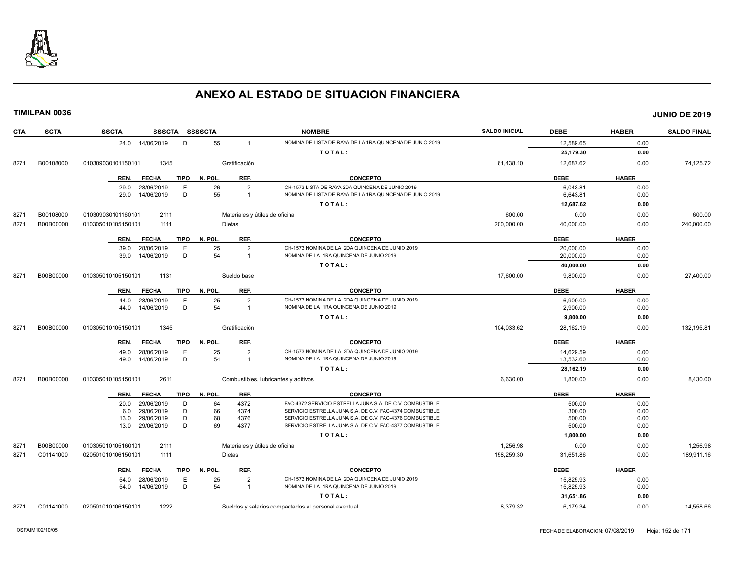# ANEXO AL ESTADO DE SITUACION FINANCIERA

**TIMILPAN 0036** — **JUNIO DE 2019**

| CTA | SCTA | SSCTA | SSSCTA | SSSSCTA | NOMBRE | SALDO INICIAL | DEBE | HABER | SALDO FINAL |
|---|---|---|---|---|---|---|---|---|---|
| | | 24.0 14/06/2019 | D | 55 | 1 NOMINA DE LISTA DE RAYA DE LA 1RA QUINCENA DE JUNIO 2019 | | 12,589.65 | 0.00 | |
| | | | | | TOTAL: | | 25,179.30 | 0.00 | |
| 8271 | B00108000 | 010309030101150101 | 1345 | | Gratificación | 61,438.10 | 12,687.62 | 0.00 | 74,125.72 |

| REN. | FECHA | TIPO | N. POL. | REF. | CONCEPTO | DEBE | HABER |
|---|---|---|---|---|---|---|---|
| 29.0 | 28/06/2019 | E | 26 | 2 | CH-1573 LISTA DE RAYA 2DA QUINCENA DE JUNIO 2019 | 6,043.81 | 0.00 |
| 29.0 | 14/06/2019 | D | 55 | 1 | NOMINA DE LISTA DE RAYA DE LA 1RA QUINCENA DE JUNIO 2019 | 6,643.81 | 0.00 |
| | | | | | TOTAL: | 12,687.62 | 0.00 |

| CTA | SCTA | SSCTA | SSSCTA | NOMBRE | SALDO INICIAL | DEBE | HABER | SALDO FINAL |
|---|---|---|---|---|---|---|---|---|
| 8271 | B00108000 | 010309030101160101 | 2111 | Materiales y útiles de oficina | 600.00 | 0.00 | 0.00 | 600.00 |
| 8271 | B00B00000 | 010305010105150101 | 1111 | Dietas | 200,000.00 | 40,000.00 | 0.00 | 240,000.00 |

| REN. | FECHA | TIPO | N. POL. | REF. | CONCEPTO | DEBE | HABER |
|---|---|---|---|---|---|---|---|
| 39.0 | 28/06/2019 | E | 25 | 2 | CH-1573 NOMINA DE LA 2DA QUINCENA DE JUNIO 2019 | 20,000.00 | 0.00 |
| 39.0 | 14/06/2019 | D | 54 | 1 | NOMINA DE LA 1RA QUINCENA DE JUNIO 2019 | 20,000.00 | 0.00 |
| | | | | | TOTAL: | 40,000.00 | 0.00 |

| CTA | SCTA | SSCTA | SSSCTA | NOMBRE | SALDO INICIAL | DEBE | HABER | SALDO FINAL |
|---|---|---|---|---|---|---|---|---|
| 8271 | B00B00000 | 010305010105150101 | 1131 | Sueldo base | 17,600.00 | 9,800.00 | 0.00 | 27,400.00 |

| REN. | FECHA | TIPO | N. POL. | REF. | CONCEPTO | DEBE | HABER |
|---|---|---|---|---|---|---|---|
| 44.0 | 28/06/2019 | E | 25 | 2 | CH-1573 NOMINA DE LA 2DA QUINCENA DE JUNIO 2019 | 6,900.00 | 0.00 |
| 44.0 | 14/06/2019 | D | 54 | 1 | NOMINA DE LA 1RA QUINCENA DE JUNIO 2019 | 2,900.00 | 0.00 |
| | | | | | TOTAL: | 9,800.00 | 0.00 |

| CTA | SCTA | SSCTA | SSSCTA | NOMBRE | SALDO INICIAL | DEBE | HABER | SALDO FINAL |
|---|---|---|---|---|---|---|---|---|
| 8271 | B00B00000 | 010305010105150101 | 1345 | Gratificación | 104,033.62 | 28,162.19 | 0.00 | 132,195.81 |

| REN. | FECHA | TIPO | N. POL. | REF. | CONCEPTO | DEBE | HABER |
|---|---|---|---|---|---|---|---|
| 49.0 | 28/06/2019 | E | 25 | 2 | CH-1573 NOMINA DE LA 2DA QUINCENA DE JUNIO 2019 | 14,629.59 | 0.00 |
| 49.0 | 14/06/2019 | D | 54 | 1 | NOMINA DE LA 1RA QUINCENA DE JUNIO 2019 | 13,532.60 | 0.00 |
| | | | | | TOTAL: | 28,162.19 | 0.00 |

| CTA | SCTA | SSCTA | SSSCTA | NOMBRE | SALDO INICIAL | DEBE | HABER | SALDO FINAL |
|---|---|---|---|---|---|---|---|---|
| 8271 | B00B00000 | 010305010105150101 | 2611 | Combustibles, lubricantes y aditivos | 6,630.00 | 1,800.00 | 0.00 | 8,430.00 |

| REN. | FECHA | TIPO | N. POL. | REF. | CONCEPTO | DEBE | HABER |
|---|---|---|---|---|---|---|---|
| 20.0 | 29/06/2019 | D | 64 | 4372 | FAC-4372 SERVICIO ESTRELLA JUNA S.A. DE C.V. COMBUSTIBLE | 500.00 | 0.00 |
| 6.0 | 29/06/2019 | D | 66 | 4374 | SERVICIO ESTRELLA JUNA S.A. DE C.V. FAC-4374 COMBUSTIBLE | 300.00 | 0.00 |
| 13.0 | 29/06/2019 | D | 68 | 4376 | SERVICIO ESTRELLA JUNA S.A. DE C.V. FAC-4376 COMBUSTIBLE | 500.00 | 0.00 |
| 13.0 | 29/06/2019 | D | 69 | 4377 | SERVICIO ESTRELLA JUNA S.A. DE C.V. FAC-4377 COMBUSTIBLE | 500.00 | 0.00 |
| | | | | | TOTAL: | 1,800.00 | 0.00 |

| CTA | SCTA | SSCTA | SSSCTA | NOMBRE | SALDO INICIAL | DEBE | HABER | SALDO FINAL |
|---|---|---|---|---|---|---|---|---|
| 8271 | B00B00000 | 010305010105160101 | 2111 | Materiales y útiles de oficina | 1,256.98 | 0.00 | 0.00 | 1,256.98 |
| 8271 | C01141000 | 020501010106150101 | 1111 | Dietas | 158,259.30 | 31,651.86 | 0.00 | 189,911.16 |

| REN. | FECHA | TIPO | N. POL. | REF. | CONCEPTO | DEBE | HABER |
|---|---|---|---|---|---|---|---|
| 54.0 | 28/06/2019 | E | 25 | 2 | CH-1573 NOMINA DE LA 2DA QUINCENA DE JUNIO 2019 | 15,825.93 | 0.00 |
| 54.0 | 14/06/2019 | D | 54 | 1 | NOMINA DE LA 1RA QUINCENA DE JUNIO 2019 | 15,825.93 | 0.00 |
| | | | | | TOTAL: | 31,651.86 | 0.00 |

| CTA | SCTA | SSCTA | SSSCTA | NOMBRE | SALDO INICIAL | DEBE | HABER | SALDO FINAL |
|---|---|---|---|---|---|---|---|---|
| 8271 | C01141000 | 020501010106150101 | 1222 | Sueldos y salarios compactados al personal eventual | 8,379.32 | 6,179.34 | 0.00 | 14,558.66 |

OSFAIM102/10/05 — FECHA DE ELABORACION: 07/08/2019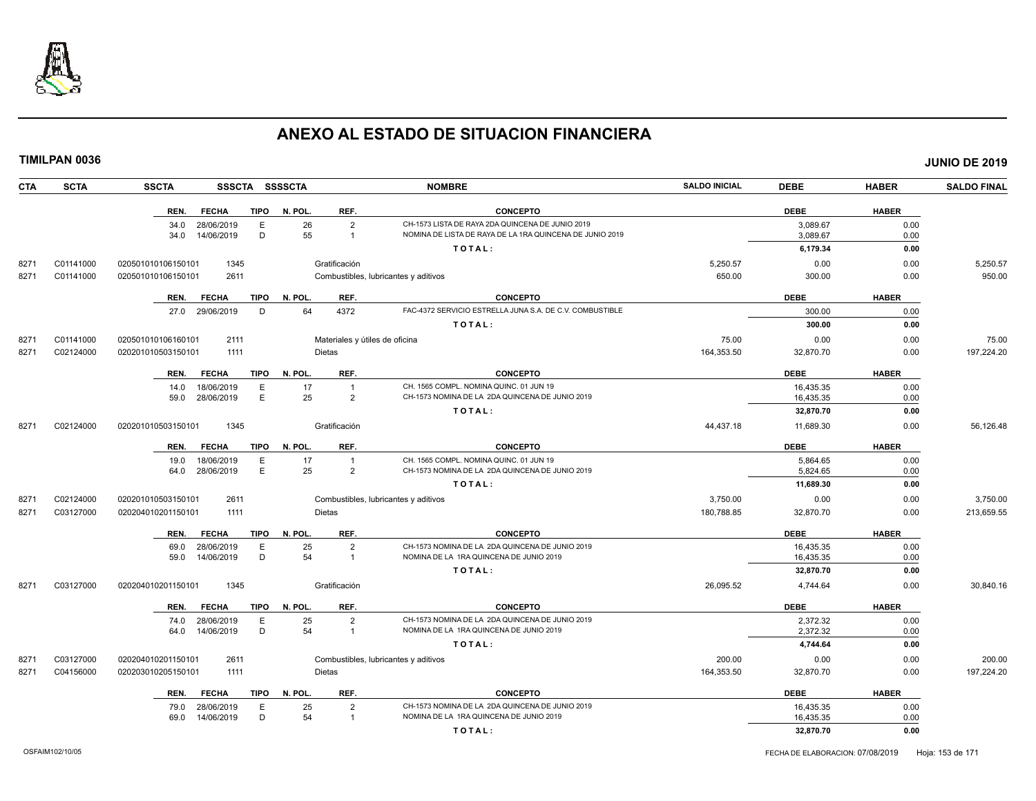# ANEXO AL ESTADO DE SITUACION FINANCIERA

**TIMILPAN 0036** **JUNIO DE 2019**

| CTA | SCTA | SSCTA | SSSCTA | SSSSCTA | NOMBRE | SALDO INICIAL | DEBE | HABER | SALDO FINAL |
|---|---|---|---|---|---|---|---|---|---|

| REN. | FECHA | TIPO | N. POL. | REF. | CONCEPTO | DEBE | HABER |
|---|---|---|---|---|---|---|---|
| 34.0 | 28/06/2019 | E | 26 | 2 | CH-1573 LISTA DE RAYA 2DA QUINCENA DE JUNIO 2019 | 3,089.67 | 0.00 |
| 34.0 | 14/06/2019 | D | 55 | 1 | NOMINA DE LISTA DE RAYA DE LA 1RA QUINCENA DE JUNIO 2019 | 3,089.67 | 0.00 |
| | | | | | **TOTAL:** | **6,179.34** | **0.00** |

| CTA | SCTA | SSCTA | SSSCTA | NOMBRE | SALDO INICIAL | DEBE | HABER | SALDO FINAL |
|---|---|---|---|---|---|---|---|---|
| 8271 | C01141000 | 020501010106150101 | 1345 | Gratificación | 5,250.57 | 0.00 | 0.00 | 5,250.57 |
| 8271 | C01141000 | 020501010106150101 | 2611 | Combustibles, lubricantes y aditivos | 650.00 | 300.00 | 0.00 | 950.00 |

| REN. | FECHA | TIPO | N. POL. | REF. | CONCEPTO | DEBE | HABER |
|---|---|---|---|---|---|---|---|
| 27.0 | 29/06/2019 | D | 64 | 4372 | FAC-4372 SERVICIO ESTRELLA JUNA S.A. DE C.V. COMBUSTIBLE | 300.00 | 0.00 |
| | | | | | **TOTAL:** | **300.00** | **0.00** |

| CTA | SCTA | SSCTA | SSSCTA | NOMBRE | SALDO INICIAL | DEBE | HABER | SALDO FINAL |
|---|---|---|---|---|---|---|---|---|
| 8271 | C01141000 | 020501010106160101 | 2111 | Materiales y útiles de oficina | 75.00 | 0.00 | 0.00 | 75.00 |
| 8271 | C02124000 | 020201010503150101 | 1111 | Dietas | 164,353.50 | 32,870.70 | 0.00 | 197,224.20 |

| REN. | FECHA | TIPO | N. POL. | REF. | CONCEPTO | DEBE | HABER |
|---|---|---|---|---|---|---|---|
| 14.0 | 18/06/2019 | E | 17 | 1 | CH. 1565 COMPL. NOMINA QUINC. 01 JUN 19 | 16,435.35 | 0.00 |
| 59.0 | 28/06/2019 | E | 25 | 2 | CH-1573 NOMINA DE LA 2DA QUINCENA DE JUNIO 2019 | 16,435.35 | 0.00 |
| | | | | | **TOTAL:** | **32,870.70** | **0.00** |

| CTA | SCTA | SSCTA | SSSCTA | NOMBRE | SALDO INICIAL | DEBE | HABER | SALDO FINAL |
|---|---|---|---|---|---|---|---|---|
| 8271 | C02124000 | 020201010503150101 | 1345 | Gratificación | 44,437.18 | 11,689.30 | 0.00 | 56,126.48 |

| REN. | FECHA | TIPO | N. POL. | REF. | CONCEPTO | DEBE | HABER |
|---|---|---|---|---|---|---|---|
| 19.0 | 18/06/2019 | E | 17 | 1 | CH. 1565 COMPL. NOMINA QUINC. 01 JUN 19 | 5,864.65 | 0.00 |
| 64.0 | 28/06/2019 | E | 25 | 2 | CH-1573 NOMINA DE LA 2DA QUINCENA DE JUNIO 2019 | 5,824.65 | 0.00 |
| | | | | | **TOTAL:** | **11,689.30** | **0.00** |

| CTA | SCTA | SSCTA | SSSCTA | NOMBRE | SALDO INICIAL | DEBE | HABER | SALDO FINAL |
|---|---|---|---|---|---|---|---|---|
| 8271 | C02124000 | 020201010503150101 | 2611 | Combustibles, lubricantes y aditivos | 3,750.00 | 0.00 | 0.00 | 3,750.00 |
| 8271 | C03127000 | 020204010201150101 | 1111 | Dietas | 180,788.85 | 32,870.70 | 0.00 | 213,659.55 |

| REN. | FECHA | TIPO | N. POL. | REF. | CONCEPTO | DEBE | HABER |
|---|---|---|---|---|---|---|---|
| 69.0 | 28/06/2019 | E | 25 | 2 | CH-1573 NOMINA DE LA 2DA QUINCENA DE JUNIO 2019 | 16,435.35 | 0.00 |
| 59.0 | 14/06/2019 | D | 54 | 1 | NOMINA DE LA 1RA QUINCENA DE JUNIO 2019 | 16,435.35 | 0.00 |
| | | | | | **TOTAL:** | **32,870.70** | **0.00** |

| CTA | SCTA | SSCTA | SSSCTA | NOMBRE | SALDO INICIAL | DEBE | HABER | SALDO FINAL |
|---|---|---|---|---|---|---|---|---|
| 8271 | C03127000 | 020204010201150101 | 1345 | Gratificación | 26,095.52 | 4,744.64 | 0.00 | 30,840.16 |

| REN. | FECHA | TIPO | N. POL. | REF. | CONCEPTO | DEBE | HABER |
|---|---|---|---|---|---|---|---|
| 74.0 | 28/06/2019 | E | 25 | 2 | CH-1573 NOMINA DE LA 2DA QUINCENA DE JUNIO 2019 | 2,372.32 | 0.00 |
| 64.0 | 14/06/2019 | D | 54 | 1 | NOMINA DE LA 1RA QUINCENA DE JUNIO 2019 | 2,372.32 | 0.00 |
| | | | | | **TOTAL:** | **4,744.64** | **0.00** |

| CTA | SCTA | SSCTA | SSSCTA | NOMBRE | SALDO INICIAL | DEBE | HABER | SALDO FINAL |
|---|---|---|---|---|---|---|---|---|
| 8271 | C03127000 | 020204010201150101 | 2611 | Combustibles, lubricantes y aditivos | 200.00 | 0.00 | 0.00 | 200.00 |
| 8271 | C04156000 | 020203010205150101 | 1111 | Dietas | 164,353.50 | 32,870.70 | 0.00 | 197,224.20 |

| REN. | FECHA | TIPO | N. POL. | REF. | CONCEPTO | DEBE | HABER |
|---|---|---|---|---|---|---|---|
| 79.0 | 28/06/2019 | E | 25 | 2 | CH-1573 NOMINA DE LA 2DA QUINCENA DE JUNIO 2019 | 16,435.35 | 0.00 |
| 69.0 | 14/06/2019 | D | 54 | 1 | NOMINA DE LA 1RA QUINCENA DE JUNIO 2019 | 16,435.35 | 0.00 |
| | | | | | **TOTAL:** | **32,870.70** | **0.00** |

OSFAIM102/10/05 FECHA DE ELABORACION: 07/08/2019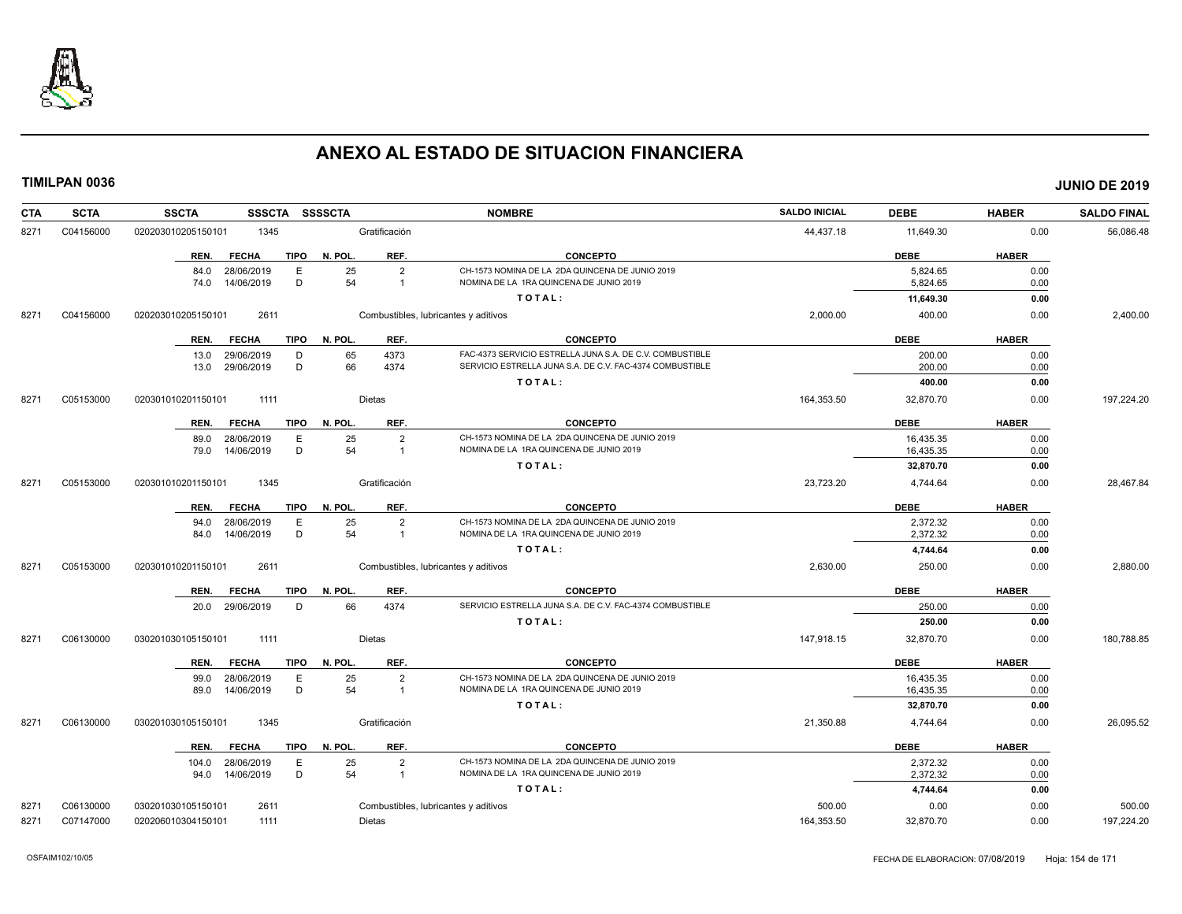# ANEXO AL ESTADO DE SITUACION FINANCIERA

**TIMILPAN 0036** — **JUNIO DE 2019**

| CTA | SCTA | SSCTA | SSSCTA | SSSSCTA | NOMBRE | SALDO INICIAL | DEBE | HABER | SALDO FINAL |
|---|---|---|---|---|---|---|---|---|---|
| 8271 | C04156000 | 020203010205150101 | 1345 | | Gratificación | 44,437.18 | 11,649.30 | 0.00 | 56,086.48 |

| REN. | FECHA | TIPO | N. POL. | REF. | CONCEPTO | DEBE | HABER |
|---|---|---|---|---|---|---|---|
| 84.0 | 28/06/2019 | E | 25 | 2 | CH-1573 NOMINA DE LA 2DA QUINCENA DE JUNIO 2019 | 5,824.65 | 0.00 |
| 74.0 | 14/06/2019 | D | 54 | 1 | NOMINA DE LA 1RA QUINCENA DE JUNIO 2019 | 5,824.65 | 0.00 |
| | | | | | **TOTAL:** | **11,649.30** | **0.00** |

| CTA | SCTA | SSCTA | SSSCTA | SSSSCTA | NOMBRE | SALDO INICIAL | DEBE | HABER | SALDO FINAL |
|---|---|---|---|---|---|---|---|---|---|
| 8271 | C04156000 | 020203010205150101 | 2611 | | Combustibles, lubricantes y aditivos | 2,000.00 | 400.00 | 0.00 | 2,400.00 |

| REN. | FECHA | TIPO | N. POL. | REF. | CONCEPTO | DEBE | HABER |
|---|---|---|---|---|---|---|---|
| 13.0 | 29/06/2019 | D | 65 | 4373 | FAC-4373 SERVICIO ESTRELLA JUNA S.A. DE C.V. COMBUSTIBLE | 200.00 | 0.00 |
| 13.0 | 29/06/2019 | D | 66 | 4374 | SERVICIO ESTRELLA JUNA S.A. DE C.V. FAC-4374 COMBUSTIBLE | 200.00 | 0.00 |
| | | | | | **TOTAL:** | **400.00** | **0.00** |

| CTA | SCTA | SSCTA | SSSCTA | SSSSCTA | NOMBRE | SALDO INICIAL | DEBE | HABER | SALDO FINAL |
|---|---|---|---|---|---|---|---|---|---|
| 8271 | C05153000 | 020301010201150101 | 1111 | | Dietas | 164,353.50 | 32,870.70 | 0.00 | 197,224.20 |

| REN. | FECHA | TIPO | N. POL. | REF. | CONCEPTO | DEBE | HABER |
|---|---|---|---|---|---|---|---|
| 89.0 | 28/06/2019 | E | 25 | 2 | CH-1573 NOMINA DE LA 2DA QUINCENA DE JUNIO 2019 | 16,435.35 | 0.00 |
| 79.0 | 14/06/2019 | D | 54 | 1 | NOMINA DE LA 1RA QUINCENA DE JUNIO 2019 | 16,435.35 | 0.00 |
| | | | | | **TOTAL:** | **32,870.70** | **0.00** |

| CTA | SCTA | SSCTA | SSSCTA | SSSSCTA | NOMBRE | SALDO INICIAL | DEBE | HABER | SALDO FINAL |
|---|---|---|---|---|---|---|---|---|---|
| 8271 | C05153000 | 020301010201150101 | 1345 | | Gratificación | 23,723.20 | 4,744.64 | 0.00 | 28,467.84 |

| REN. | FECHA | TIPO | N. POL. | REF. | CONCEPTO | DEBE | HABER |
|---|---|---|---|---|---|---|---|
| 94.0 | 28/06/2019 | E | 25 | 2 | CH-1573 NOMINA DE LA 2DA QUINCENA DE JUNIO 2019 | 2,372.32 | 0.00 |
| 84.0 | 14/06/2019 | D | 54 | 1 | NOMINA DE LA 1RA QUINCENA DE JUNIO 2019 | 2,372.32 | 0.00 |
| | | | | | **TOTAL:** | **4,744.64** | **0.00** |

| CTA | SCTA | SSCTA | SSSCTA | SSSSCTA | NOMBRE | SALDO INICIAL | DEBE | HABER | SALDO FINAL |
|---|---|---|---|---|---|---|---|---|---|
| 8271 | C05153000 | 020301010201150101 | 2611 | | Combustibles, lubricantes y aditivos | 2,630.00 | 250.00 | 0.00 | 2,880.00 |

| REN. | FECHA | TIPO | N. POL. | REF. | CONCEPTO | DEBE | HABER |
|---|---|---|---|---|---|---|---|
| 20.0 | 29/06/2019 | D | 66 | 4374 | SERVICIO ESTRELLA JUNA S.A. DE C.V. FAC-4374 COMBUSTIBLE | 250.00 | 0.00 |
| | | | | | **TOTAL:** | **250.00** | **0.00** |

| CTA | SCTA | SSCTA | SSSCTA | SSSSCTA | NOMBRE | SALDO INICIAL | DEBE | HABER | SALDO FINAL |
|---|---|---|---|---|---|---|---|---|---|
| 8271 | C06130000 | 030201030105150101 | 1111 | | Dietas | 147,918.15 | 32,870.70 | 0.00 | 180,788.85 |

| REN. | FECHA | TIPO | N. POL. | REF. | CONCEPTO | DEBE | HABER |
|---|---|---|---|---|---|---|---|
| 99.0 | 28/06/2019 | E | 25 | 2 | CH-1573 NOMINA DE LA 2DA QUINCENA DE JUNIO 2019 | 16,435.35 | 0.00 |
| 89.0 | 14/06/2019 | D | 54 | 1 | NOMINA DE LA 1RA QUINCENA DE JUNIO 2019 | 16,435.35 | 0.00 |
| | | | | | **TOTAL:** | **32,870.70** | **0.00** |

| CTA | SCTA | SSCTA | SSSCTA | SSSSCTA | NOMBRE | SALDO INICIAL | DEBE | HABER | SALDO FINAL |
|---|---|---|---|---|---|---|---|---|---|
| 8271 | C06130000 | 030201030105150101 | 1345 | | Gratificación | 21,350.88 | 4,744.64 | 0.00 | 26,095.52 |

| REN. | FECHA | TIPO | N. POL. | REF. | CONCEPTO | DEBE | HABER |
|---|---|---|---|---|---|---|---|
| 104.0 | 28/06/2019 | E | 25 | 2 | CH-1573 NOMINA DE LA 2DA QUINCENA DE JUNIO 2019 | 2,372.32 | 0.00 |
| 94.0 | 14/06/2019 | D | 54 | 1 | NOMINA DE LA 1RA QUINCENA DE JUNIO 2019 | 2,372.32 | 0.00 |
| | | | | | **TOTAL:** | **4,744.64** | **0.00** |

| CTA | SCTA | SSCTA | SSSCTA | SSSSCTA | NOMBRE | SALDO INICIAL | DEBE | HABER | SALDO FINAL |
|---|---|---|---|---|---|---|---|---|---|
| 8271 | C06130000 | 030201030105150101 | 2611 | | Combustibles, lubricantes y aditivos | 500.00 | 0.00 | 0.00 | 500.00 |
| 8271 | C07147000 | 020206010304150101 | 1111 | | Dietas | 164,353.50 | 32,870.70 | 0.00 | 197,224.20 |

OSFAIM102/10/05 — FECHA DE ELABORACION: 07/08/2019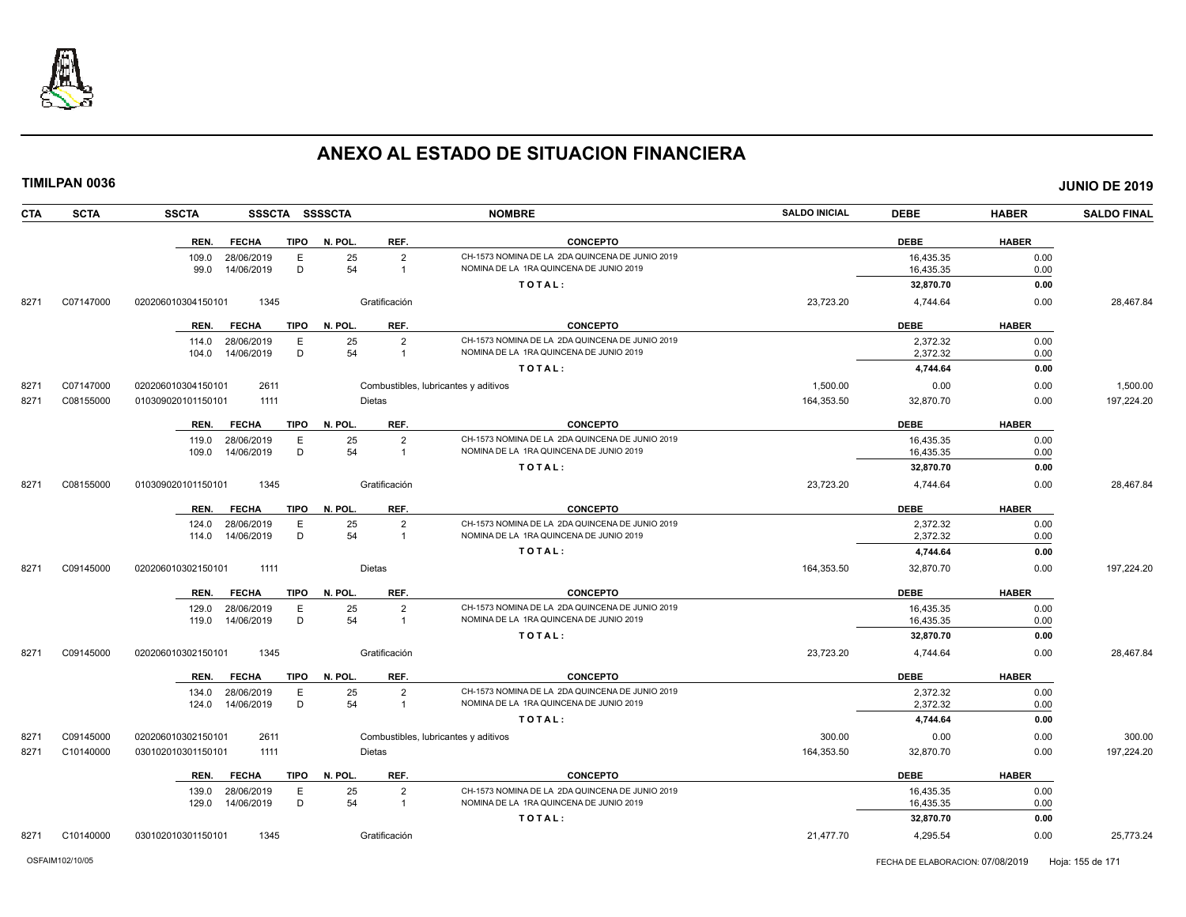# ANEXO AL ESTADO DE SITUACION FINANCIERA

**TIMILPAN 0036** — **JUNIO DE 2019**

| CTA | SCTA | SSCTA | SSSCTA | SSSSCTA | NOMBRE | SALDO INICIAL | DEBE | HABER | SALDO FINAL |
|---|---|---|---|---|---|---|---|---|---|

| REN. | FECHA | TIPO | N. POL. | REF. | CONCEPTO | DEBE | HABER |
|---|---|---|---|---|---|---|---|
| 109.0 | 28/06/2019 | E | 25 | 2 | CH-1573 NOMINA DE LA 2DA QUINCENA DE JUNIO 2019 | 16,435.35 | 0.00 |
| 99.0 | 14/06/2019 | D | 54 | 1 | NOMINA DE LA 1RA QUINCENA DE JUNIO 2019 | 16,435.35 | 0.00 |
| | | | | | TOTAL: | 32,870.70 | 0.00 |

| CTA | SCTA | SSCTA | SSSCTA | NOMBRE | SALDO INICIAL | DEBE | HABER | SALDO FINAL |
|---|---|---|---|---|---|---|---|---|
| 8271 | C07147000 | 020206010304150101 | 1345 | Gratificación | 23,723.20 | 4,744.64 | 0.00 | 28,467.84 |

| REN. | FECHA | TIPO | N. POL. | REF. | CONCEPTO | DEBE | HABER |
|---|---|---|---|---|---|---|---|
| 114.0 | 28/06/2019 | E | 25 | 2 | CH-1573 NOMINA DE LA 2DA QUINCENA DE JUNIO 2019 | 2,372.32 | 0.00 |
| 104.0 | 14/06/2019 | D | 54 | 1 | NOMINA DE LA 1RA QUINCENA DE JUNIO 2019 | 2,372.32 | 0.00 |
| | | | | | TOTAL: | 4,744.64 | 0.00 |

| CTA | SCTA | SSCTA | SSSCTA | NOMBRE | SALDO INICIAL | DEBE | HABER | SALDO FINAL |
|---|---|---|---|---|---|---|---|---|
| 8271 | C07147000 | 020206010304150101 | 2611 | Combustibles, lubricantes y aditivos | 1,500.00 | 0.00 | 0.00 | 1,500.00 |
| 8271 | C08155000 | 010309020101150101 | 1111 | Dietas | 164,353.50 | 32,870.70 | 0.00 | 197,224.20 |

| REN. | FECHA | TIPO | N. POL. | REF. | CONCEPTO | DEBE | HABER |
|---|---|---|---|---|---|---|---|
| 119.0 | 28/06/2019 | E | 25 | 2 | CH-1573 NOMINA DE LA 2DA QUINCENA DE JUNIO 2019 | 16,435.35 | 0.00 |
| 109.0 | 14/06/2019 | D | 54 | 1 | NOMINA DE LA 1RA QUINCENA DE JUNIO 2019 | 16,435.35 | 0.00 |
| | | | | | TOTAL: | 32,870.70 | 0.00 |

| CTA | SCTA | SSCTA | SSSCTA | NOMBRE | SALDO INICIAL | DEBE | HABER | SALDO FINAL |
|---|---|---|---|---|---|---|---|---|
| 8271 | C08155000 | 010309020101150101 | 1345 | Gratificación | 23,723.20 | 4,744.64 | 0.00 | 28,467.84 |

| REN. | FECHA | TIPO | N. POL. | REF. | CONCEPTO | DEBE | HABER |
|---|---|---|---|---|---|---|---|
| 124.0 | 28/06/2019 | E | 25 | 2 | CH-1573 NOMINA DE LA 2DA QUINCENA DE JUNIO 2019 | 2,372.32 | 0.00 |
| 114.0 | 14/06/2019 | D | 54 | 1 | NOMINA DE LA 1RA QUINCENA DE JUNIO 2019 | 2,372.32 | 0.00 |
| | | | | | TOTAL: | 4,744.64 | 0.00 |

| CTA | SCTA | SSCTA | SSSCTA | NOMBRE | SALDO INICIAL | DEBE | HABER | SALDO FINAL |
|---|---|---|---|---|---|---|---|---|
| 8271 | C09145000 | 020206010302150101 | 1111 | Dietas | 164,353.50 | 32,870.70 | 0.00 | 197,224.20 |

| REN. | FECHA | TIPO | N. POL. | REF. | CONCEPTO | DEBE | HABER |
|---|---|---|---|---|---|---|---|
| 129.0 | 28/06/2019 | E | 25 | 2 | CH-1573 NOMINA DE LA 2DA QUINCENA DE JUNIO 2019 | 16,435.35 | 0.00 |
| 119.0 | 14/06/2019 | D | 54 | 1 | NOMINA DE LA 1RA QUINCENA DE JUNIO 2019 | 16,435.35 | 0.00 |
| | | | | | TOTAL: | 32,870.70 | 0.00 |

| CTA | SCTA | SSCTA | SSSCTA | NOMBRE | SALDO INICIAL | DEBE | HABER | SALDO FINAL |
|---|---|---|---|---|---|---|---|---|
| 8271 | C09145000 | 020206010302150101 | 1345 | Gratificación | 23,723.20 | 4,744.64 | 0.00 | 28,467.84 |

| REN. | FECHA | TIPO | N. POL. | REF. | CONCEPTO | DEBE | HABER |
|---|---|---|---|---|---|---|---|
| 134.0 | 28/06/2019 | E | 25 | 2 | CH-1573 NOMINA DE LA 2DA QUINCENA DE JUNIO 2019 | 2,372.32 | 0.00 |
| 124.0 | 14/06/2019 | D | 54 | 1 | NOMINA DE LA 1RA QUINCENA DE JUNIO 2019 | 2,372.32 | 0.00 |
| | | | | | TOTAL: | 4,744.64 | 0.00 |

| CTA | SCTA | SSCTA | SSSCTA | NOMBRE | SALDO INICIAL | DEBE | HABER | SALDO FINAL |
|---|---|---|---|---|---|---|---|---|
| 8271 | C09145000 | 020206010302150101 | 2611 | Combustibles, lubricantes y aditivos | 300.00 | 0.00 | 0.00 | 300.00 |
| 8271 | C10140000 | 030102010301150101 | 1111 | Dietas | 164,353.50 | 32,870.70 | 0.00 | 197,224.20 |

| REN. | FECHA | TIPO | N. POL. | REF. | CONCEPTO | DEBE | HABER |
|---|---|---|---|---|---|---|---|
| 139.0 | 28/06/2019 | E | 25 | 2 | CH-1573 NOMINA DE LA 2DA QUINCENA DE JUNIO 2019 | 16,435.35 | 0.00 |
| 129.0 | 14/06/2019 | D | 54 | 1 | NOMINA DE LA 1RA QUINCENA DE JUNIO 2019 | 16,435.35 | 0.00 |
| | | | | | TOTAL: | 32,870.70 | 0.00 |

| CTA | SCTA | SSCTA | SSSCTA | NOMBRE | SALDO INICIAL | DEBE | HABER | SALDO FINAL |
|---|---|---|---|---|---|---|---|---|
| 8271 | C10140000 | 030102010301150101 | 1345 | Gratificación | 21,477.70 | 4,295.54 | 0.00 | 25,773.24 |

OSFAIM102/10/05 — FECHA DE ELABORACION: 07/08/2019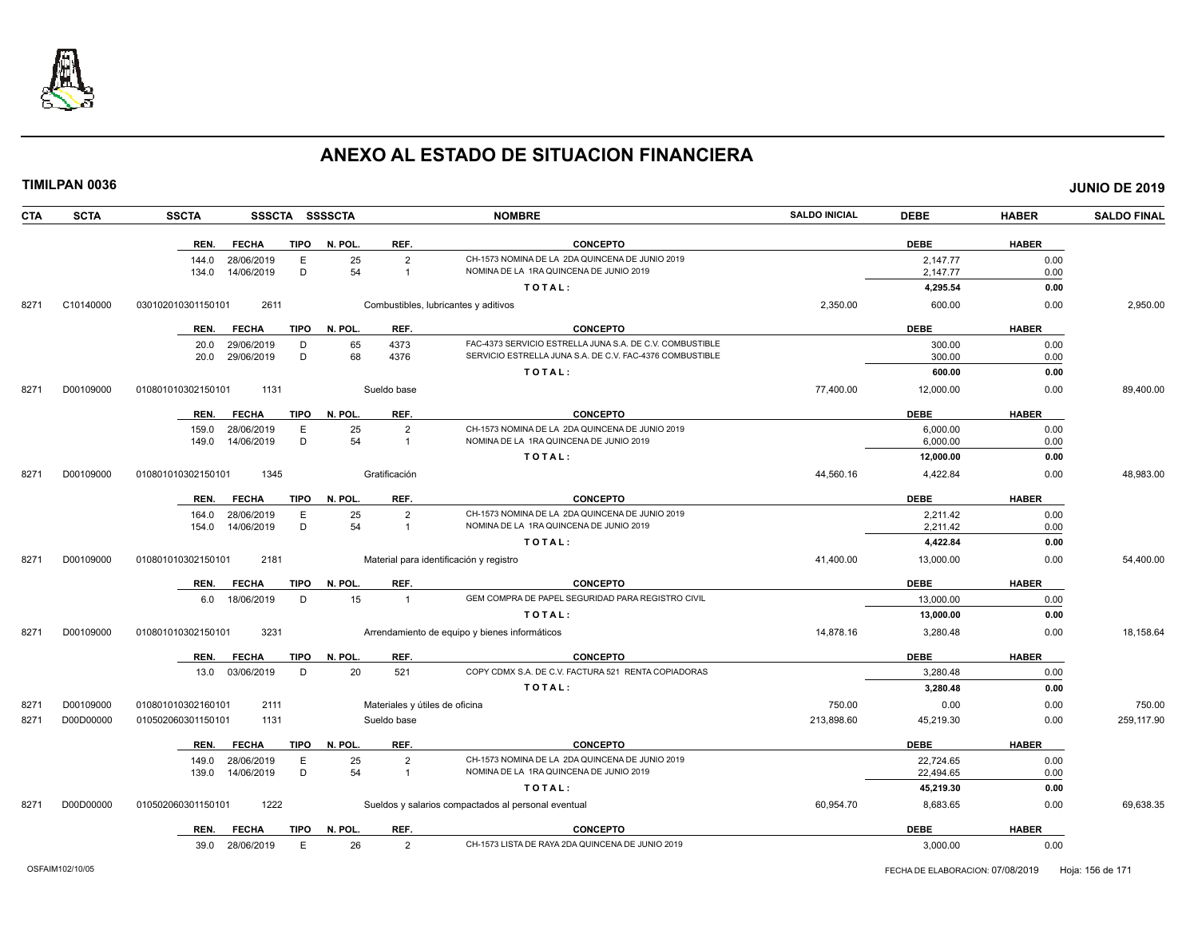# ANEXO AL ESTADO DE SITUACION FINANCIERA

**TIMILPAN 0036** **JUNIO DE 2019**

| CTA | SCTA | SSCTA | SSSCTA | SSSSCTA | NOMBRE | SALDO INICIAL | DEBE | HABER | SALDO FINAL |
|---|---|---|---|---|---|---|---|---|---|

| REN. | FECHA | TIPO | N. POL. | REF. | CONCEPTO | DEBE | HABER |
|---|---|---|---|---|---|---|---|
| 144.0 | 28/06/2019 | E | 25 | 2 | CH-1573 NOMINA DE LA 2DA QUINCENA DE JUNIO 2019 | 2,147.77 | 0.00 |
| 134.0 | 14/06/2019 | D | 54 | 1 | NOMINA DE LA 1RA QUINCENA DE JUNIO 2019 | 2,147.77 | 0.00 |
| | | | | | TOTAL: | 4,295.54 | 0.00 |

| CTA | SCTA | SSCTA | SSSCTA | NOMBRE | SALDO INICIAL | DEBE | HABER | SALDO FINAL |
|---|---|---|---|---|---|---|---|---|
| 8271 | C10140000 | 030102010301150101 | 2611 | Combustibles, lubricantes y aditivos | 2,350.00 | 600.00 | 0.00 | 2,950.00 |

| REN. | FECHA | TIPO | N. POL. | REF. | CONCEPTO | DEBE | HABER |
|---|---|---|---|---|---|---|---|
| 20.0 | 29/06/2019 | D | 65 | 4373 | FAC-4373 SERVICIO ESTRELLA JUNA S.A. DE C.V. COMBUSTIBLE | 300.00 | 0.00 |
| 20.0 | 29/06/2019 | D | 68 | 4376 | SERVICIO ESTRELLA JUNA S.A. DE C.V. FAC-4376 COMBUSTIBLE | 300.00 | 0.00 |
| | | | | | TOTAL: | 600.00 | 0.00 |

| CTA | SCTA | SSCTA | SSSCTA | NOMBRE | SALDO INICIAL | DEBE | HABER | SALDO FINAL |
|---|---|---|---|---|---|---|---|---|
| 8271 | D00109000 | 010801010302150101 | 1131 | Sueldo base | 77,400.00 | 12,000.00 | 0.00 | 89,400.00 |

| REN. | FECHA | TIPO | N. POL. | REF. | CONCEPTO | DEBE | HABER |
|---|---|---|---|---|---|---|---|
| 159.0 | 28/06/2019 | E | 25 | 2 | CH-1573 NOMINA DE LA 2DA QUINCENA DE JUNIO 2019 | 6,000.00 | 0.00 |
| 149.0 | 14/06/2019 | D | 54 | 1 | NOMINA DE LA 1RA QUINCENA DE JUNIO 2019 | 6,000.00 | 0.00 |
| | | | | | TOTAL: | 12,000.00 | 0.00 |

| CTA | SCTA | SSCTA | SSSCTA | NOMBRE | SALDO INICIAL | DEBE | HABER | SALDO FINAL |
|---|---|---|---|---|---|---|---|---|
| 8271 | D00109000 | 010801010302150101 | 1345 | Gratificación | 44,560.16 | 4,422.84 | 0.00 | 48,983.00 |

| REN. | FECHA | TIPO | N. POL. | REF. | CONCEPTO | DEBE | HABER |
|---|---|---|---|---|---|---|---|
| 164.0 | 28/06/2019 | E | 25 | 2 | CH-1573 NOMINA DE LA 2DA QUINCENA DE JUNIO 2019 | 2,211.42 | 0.00 |
| 154.0 | 14/06/2019 | D | 54 | 1 | NOMINA DE LA 1RA QUINCENA DE JUNIO 2019 | 2,211.42 | 0.00 |
| | | | | | TOTAL: | 4,422.84 | 0.00 |

| CTA | SCTA | SSCTA | SSSCTA | NOMBRE | SALDO INICIAL | DEBE | HABER | SALDO FINAL |
|---|---|---|---|---|---|---|---|---|
| 8271 | D00109000 | 010801010302150101 | 2181 | Material para identificación y registro | 41,400.00 | 13,000.00 | 0.00 | 54,400.00 |

| REN. | FECHA | TIPO | N. POL. | REF. | CONCEPTO | DEBE | HABER |
|---|---|---|---|---|---|---|---|
| 6.0 | 18/06/2019 | D | 15 | 1 | GEM COMPRA DE PAPEL SEGURIDAD PARA REGISTRO CIVIL | 13,000.00 | 0.00 |
| | | | | | TOTAL: | 13,000.00 | 0.00 |

| CTA | SCTA | SSCTA | SSSCTA | NOMBRE | SALDO INICIAL | DEBE | HABER | SALDO FINAL |
|---|---|---|---|---|---|---|---|---|
| 8271 | D00109000 | 010801010302150101 | 3231 | Arrendamiento de equipo y bienes informáticos | 14,878.16 | 3,280.48 | 0.00 | 18,158.64 |

| REN. | FECHA | TIPO | N. POL. | REF. | CONCEPTO | DEBE | HABER |
|---|---|---|---|---|---|---|---|
| 13.0 | 03/06/2019 | D | 20 | 521 | COPY CDMX S.A. DE C.V. FACTURA 521 RENTA COPIADORAS | 3,280.48 | 0.00 |
| | | | | | TOTAL: | 3,280.48 | 0.00 |

| CTA | SCTA | SSCTA | SSSCTA | NOMBRE | SALDO INICIAL | DEBE | HABER | SALDO FINAL |
|---|---|---|---|---|---|---|---|---|
| 8271 | D00109000 | 010801010302160101 | 2111 | Materiales y útiles de oficina | 750.00 | 0.00 | 0.00 | 750.00 |
| 8271 | D00D00000 | 010502060301150101 | 1131 | Sueldo base | 213,898.60 | 45,219.30 | 0.00 | 259,117.90 |

| REN. | FECHA | TIPO | N. POL. | REF. | CONCEPTO | DEBE | HABER |
|---|---|---|---|---|---|---|---|
| 149.0 | 28/06/2019 | E | 25 | 2 | CH-1573 NOMINA DE LA 2DA QUINCENA DE JUNIO 2019 | 22,724.65 | 0.00 |
| 139.0 | 14/06/2019 | D | 54 | 1 | NOMINA DE LA 1RA QUINCENA DE JUNIO 2019 | 22,494.65 | 0.00 |
| | | | | | TOTAL: | 45,219.30 | 0.00 |

| CTA | SCTA | SSCTA | SSSCTA | NOMBRE | SALDO INICIAL | DEBE | HABER | SALDO FINAL |
|---|---|---|---|---|---|---|---|---|
| 8271 | D00D00000 | 010502060301150101 | 1222 | Sueldos y salarios compactados al personal eventual | 60,954.70 | 8,683.65 | 0.00 | 69,638.35 |

| REN. | FECHA | TIPO | N. POL. | REF. | CONCEPTO | DEBE | HABER |
|---|---|---|---|---|---|---|---|
| 39.0 | 28/06/2019 | E | 26 | 2 | CH-1573 LISTA DE RAYA 2DA QUINCENA DE JUNIO 2019 | 3,000.00 | 0.00 |

OSFAIM102/10/05 FECHA DE ELABORACION: 07/08/2019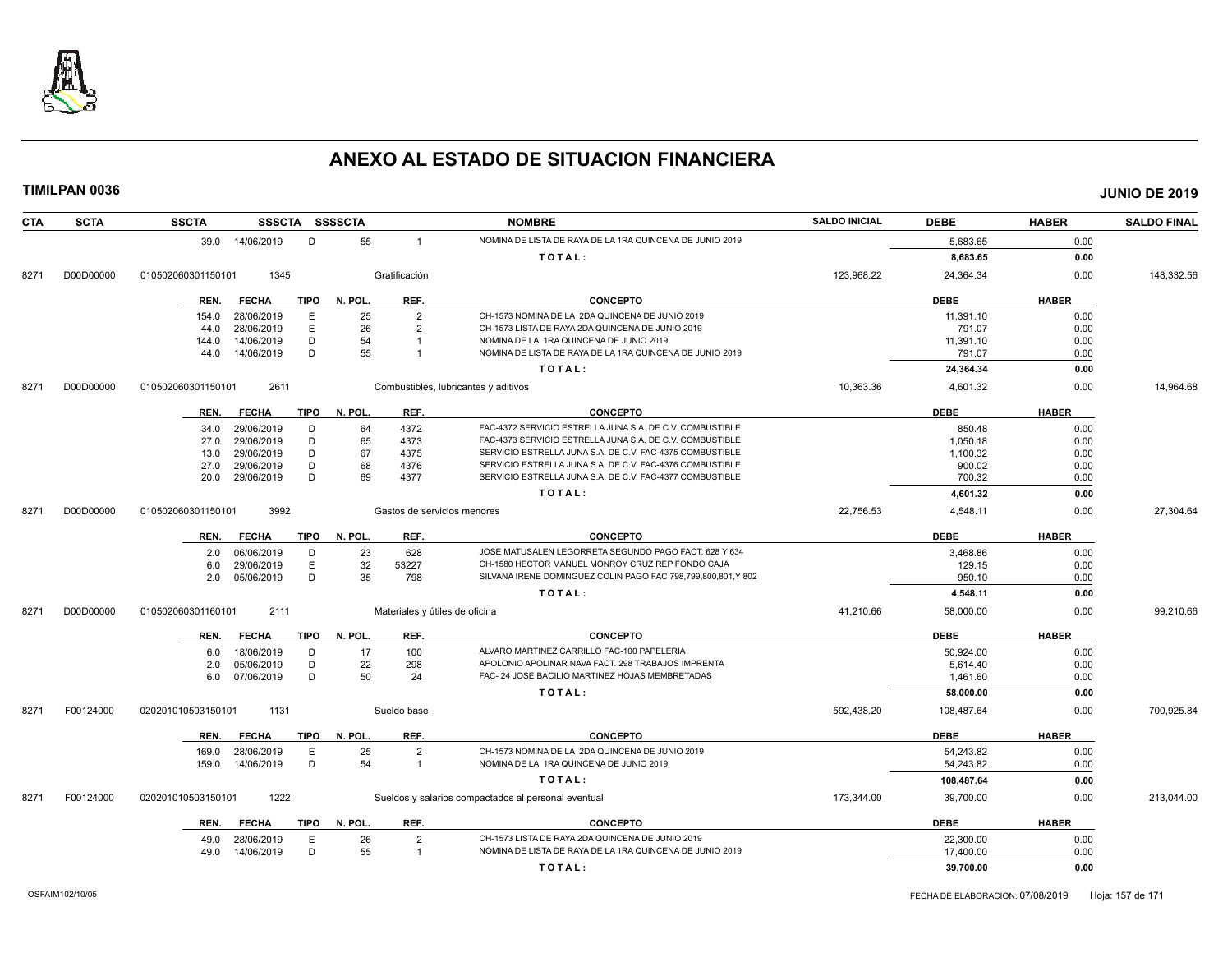# ANEXO AL ESTADO DE SITUACION FINANCIERA

**TIMILPAN 0036** — **JUNIO DE 2019**

| CTA | SCTA | SSCTA | SSSCTA | SSSSCTA | | NOMBRE | SALDO INICIAL | DEBE | HABER | SALDO FINAL |
|---|---|---|---|---|---|---|---|---|---|---|
| | | 39.0 14/06/2019 | D | 55 | 1 | NOMINA DE LISTA DE RAYA DE LA 1RA QUINCENA DE JUNIO 2019 | | 5,683.65 | 0.00 | |
| | | | | | | TOTAL: | | 8,683.65 | 0.00 | |
| 8271 | D00D00000 | 010502060301150101 | 1345 | | Gratificación | | 123,968.22 | 24,364.34 | 0.00 | 148,332.56 |

| REN. | FECHA | TIPO | N. POL. | REF. | CONCEPTO | DEBE | HABER |
|---|---|---|---|---|---|---|---|
| 154.0 | 28/06/2019 | E | 25 | 2 | CH-1573 NOMINA DE LA 2DA QUINCENA DE JUNIO 2019 | 11,391.10 | 0.00 |
| 44.0 | 28/06/2019 | E | 26 | 2 | CH-1573 LISTA DE RAYA 2DA QUINCENA DE JUNIO 2019 | 791.07 | 0.00 |
| 144.0 | 14/06/2019 | D | 54 | 1 | NOMINA DE LA 1RA QUINCENA DE JUNIO 2019 | 11,391.10 | 0.00 |
| 44.0 | 14/06/2019 | D | 55 | 1 | NOMINA DE LISTA DE RAYA DE LA 1RA QUINCENA DE JUNIO 2019 | 791.07 | 0.00 |
| | | | | | TOTAL: | 24,364.34 | 0.00 |

| CTA | SCTA | SSCTA | SSSCTA | NOMBRE | SALDO INICIAL | DEBE | HABER | SALDO FINAL |
|---|---|---|---|---|---|---|---|---|
| 8271 | D00D00000 | 010502060301150101 | 2611 | Combustibles, lubricantes y aditivos | 10,363.36 | 4,601.32 | 0.00 | 14,964.68 |

| REN. | FECHA | TIPO | N. POL. | REF. | CONCEPTO | DEBE | HABER |
|---|---|---|---|---|---|---|---|
| 34.0 | 29/06/2019 | D | 64 | 4372 | FAC-4372 SERVICIO ESTRELLA JUNA S.A. DE C.V. COMBUSTIBLE | 850.48 | 0.00 |
| 27.0 | 29/06/2019 | D | 65 | 4373 | FAC-4373 SERVICIO ESTRELLA JUNA S.A. DE C.V. COMBUSTIBLE | 1,050.18 | 0.00 |
| 13.0 | 29/06/2019 | D | 67 | 4375 | SERVICIO ESTRELLA JUNA S.A. DE C.V. FAC-4375 COMBUSTIBLE | 1,100.32 | 0.00 |
| 27.0 | 29/06/2019 | D | 68 | 4376 | SERVICIO ESTRELLA JUNA S.A. DE C.V. FAC-4376 COMBUSTIBLE | 900.02 | 0.00 |
| 20.0 | 29/06/2019 | D | 69 | 4377 | SERVICIO ESTRELLA JUNA S.A. DE C.V. FAC-4377 COMBUSTIBLE | 700.32 | 0.00 |
| | | | | | TOTAL: | 4,601.32 | 0.00 |

| CTA | SCTA | SSCTA | SSSCTA | NOMBRE | SALDO INICIAL | DEBE | HABER | SALDO FINAL |
|---|---|---|---|---|---|---|---|---|
| 8271 | D00D00000 | 010502060301150101 | 3992 | Gastos de servicios menores | 22,756.53 | 4,548.11 | 0.00 | 27,304.64 |

| REN. | FECHA | TIPO | N. POL. | REF. | CONCEPTO | DEBE | HABER |
|---|---|---|---|---|---|---|---|
| 2.0 | 06/06/2019 | D | 23 | 628 | JOSE MATUSALEN LEGORRETA SEGUNDO PAGO FACT. 628 Y 634 | 3,468.86 | 0.00 |
| 6.0 | 29/06/2019 | E | 32 | 53227 | CH-1580 HECTOR MANUEL MONROY CRUZ REP FONDO CAJA | 129.15 | 0.00 |
| 2.0 | 05/06/2019 | D | 35 | 798 | SILVANA IRENE DOMINGUEZ COLIN PAGO FAC 798,799,800,801,Y 802 | 950.10 | 0.00 |
| | | | | | TOTAL: | 4,548.11 | 0.00 |

| CTA | SCTA | SSCTA | SSSCTA | NOMBRE | SALDO INICIAL | DEBE | HABER | SALDO FINAL |
|---|---|---|---|---|---|---|---|---|
| 8271 | D00D00000 | 010502060301160101 | 2111 | Materiales y útiles de oficina | 41,210.66 | 58,000.00 | 0.00 | 99,210.66 |

| REN. | FECHA | TIPO | N. POL. | REF. | CONCEPTO | DEBE | HABER |
|---|---|---|---|---|---|---|---|
| 6.0 | 18/06/2019 | D | 17 | 100 | ALVARO MARTINEZ CARRILLO FAC-100 PAPELERIA | 50,924.00 | 0.00 |
| 2.0 | 05/06/2019 | D | 22 | 298 | APOLONIO APOLINAR NAVA FACT. 298 TRABAJOS IMPRENTA | 5,614.40 | 0.00 |
| 6.0 | 07/06/2019 | D | 50 | 24 | FAC- 24 JOSE BACILIO MARTINEZ HOJAS MEMBRETADAS | 1,461.60 | 0.00 |
| | | | | | TOTAL: | 58,000.00 | 0.00 |

| CTA | SCTA | SSCTA | SSSCTA | NOMBRE | SALDO INICIAL | DEBE | HABER | SALDO FINAL |
|---|---|---|---|---|---|---|---|---|
| 8271 | F00124000 | 020201010503150101 | 1131 | Sueldo base | 592,438.20 | 108,487.64 | 0.00 | 700,925.84 |

| REN. | FECHA | TIPO | N. POL. | REF. | CONCEPTO | DEBE | HABER |
|---|---|---|---|---|---|---|---|
| 169.0 | 28/06/2019 | E | 25 | 2 | CH-1573 NOMINA DE LA 2DA QUINCENA DE JUNIO 2019 | 54,243.82 | 0.00 |
| 159.0 | 14/06/2019 | D | 54 | 1 | NOMINA DE LA 1RA QUINCENA DE JUNIO 2019 | 54,243.82 | 0.00 |
| | | | | | TOTAL: | 108,487.64 | 0.00 |

| CTA | SCTA | SSCTA | SSSCTA | NOMBRE | SALDO INICIAL | DEBE | HABER | SALDO FINAL |
|---|---|---|---|---|---|---|---|---|
| 8271 | F00124000 | 020201010503150101 | 1222 | Sueldos y salarios compactados al personal eventual | 173,344.00 | 39,700.00 | 0.00 | 213,044.00 |

| REN. | FECHA | TIPO | N. POL. | REF. | CONCEPTO | DEBE | HABER |
|---|---|---|---|---|---|---|---|
| 49.0 | 28/06/2019 | E | 26 | 2 | CH-1573 LISTA DE RAYA 2DA QUINCENA DE JUNIO 2019 | 22,300.00 | 0.00 |
| 49.0 | 14/06/2019 | D | 55 | 1 | NOMINA DE LISTA DE RAYA DE LA 1RA QUINCENA DE JUNIO 2019 | 17,400.00 | 0.00 |
| | | | | | TOTAL: | 39,700.00 | 0.00 |

OSFAIM102/10/05 — FECHA DE ELABORACION: 07/08/2019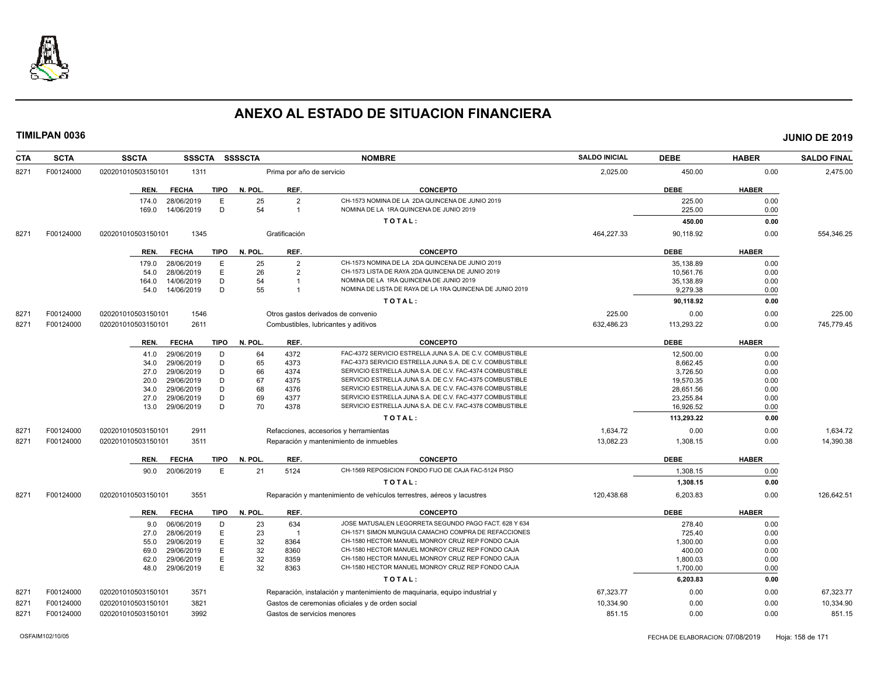# ANEXO AL ESTADO DE SITUACION FINANCIERA

**TIMILPAN 0036** — **JUNIO DE 2019**

| CTA | SCTA | SSCTA | SSSCTA | SSSSCTA | NOMBRE | SALDO INICIAL | DEBE | HABER | SALDO FINAL |
|---|---|---|---|---|---|---|---|---|---|
| 8271 | F00124000 | 0202010105031501​01 | 1311 | | Prima por año de servicio | 2,025.00 | 450.00 | 0.00 | 2,475.00 |

| REN. | FECHA | TIPO | N. POL. | REF. | CONCEPTO | DEBE | HABER |
|---|---|---|---|---|---|---|---|
| 174.0 | 28/06/2019 | E | 25 | 2 | CH-1573 NOMINA DE LA 2DA QUINCENA DE JUNIO 2019 | 225.00 | 0.00 |
| 169.0 | 14/06/2019 | D | 54 | 1 | NOMINA DE LA 1RA QUINCENA DE JUNIO 2019 | 225.00 | 0.00 |
| | | | | | TOTAL: | 450.00 | 0.00 |

| CTA | SCTA | SSCTA | SSSCTA | SSSSCTA | NOMBRE | SALDO INICIAL | DEBE | HABER | SALDO FINAL |
|---|---|---|---|---|---|---|---|---|---|
| 8271 | F00124000 | 020201010503150101 | 1345 | | Gratificación | 464,227.33 | 90,118.92 | 0.00 | 554,346.25 |

| REN. | FECHA | TIPO | N. POL. | REF. | CONCEPTO | DEBE | HABER |
|---|---|---|---|---|---|---|---|
| 179.0 | 28/06/2019 | E | 25 | 2 | CH-1573 NOMINA DE LA 2DA QUINCENA DE JUNIO 2019 | 35,138.89 | 0.00 |
| 54.0 | 28/06/2019 | E | 26 | 2 | CH-1573 LISTA DE RAYA 2DA QUINCENA DE JUNIO 2019 | 10,561.76 | 0.00 |
| 164.0 | 14/06/2019 | D | 54 | 1 | NOMINA DE LA 1RA QUINCENA DE JUNIO 2019 | 35,138.89 | 0.00 |
| 54.0 | 14/06/2019 | D | 55 | 1 | NOMINA DE LISTA DE RAYA DE LA 1RA QUINCENA DE JUNIO 2019 | 9,279.38 | 0.00 |
| | | | | | TOTAL: | 90,118.92 | 0.00 |

| CTA | SCTA | SSCTA | SSSCTA | SSSSCTA | NOMBRE | SALDO INICIAL | DEBE | HABER | SALDO FINAL |
|---|---|---|---|---|---|---|---|---|---|
| 8271 | F00124000 | 020201010503150101 | 1546 | | Otros gastos derivados de convenio | 225.00 | 0.00 | 0.00 | 225.00 |
| 8271 | F00124000 | 020201010503150101 | 2611 | | Combustibles, lubricantes y aditivos | 632,486.23 | 113,293.22 | 0.00 | 745,779.45 |

| REN. | FECHA | TIPO | N. POL. | REF. | CONCEPTO | DEBE | HABER |
|---|---|---|---|---|---|---|---|
| 41.0 | 29/06/2019 | D | 64 | 4372 | FAC-4372 SERVICIO ESTRELLA JUNA S.A. DE C.V. COMBUSTIBLE | 12,500.00 | 0.00 |
| 34.0 | 29/06/2019 | D | 65 | 4373 | FAC-4373 SERVICIO ESTRELLA JUNA S.A. DE C.V. COMBUSTIBLE | 8,662.45 | 0.00 |
| 27.0 | 29/06/2019 | D | 66 | 4374 | SERVICIO ESTRELLA JUNA S.A. DE C.V. FAC-4374 COMBUSTIBLE | 3,726.50 | 0.00 |
| 20.0 | 29/06/2019 | D | 67 | 4375 | SERVICIO ESTRELLA JUNA S.A. DE C.V. FAC-4375 COMBUSTIBLE | 19,570.35 | 0.00 |
| 34.0 | 29/06/2019 | D | 68 | 4376 | SERVICIO ESTRELLA JUNA S.A. DE C.V. FAC-4376 COMBUSTIBLE | 28,651.56 | 0.00 |
| 27.0 | 29/06/2019 | D | 69 | 4377 | SERVICIO ESTRELLA JUNA S.A. DE C.V. FAC-4377 COMBUSTIBLE | 23,255.84 | 0.00 |
| 13.0 | 29/06/2019 | D | 70 | 4378 | SERVICIO ESTRELLA JUNA S.A. DE C.V. FAC-4378 COMBUSTIBLE | 16,926.52 | 0.00 |
| | | | | | TOTAL: | 113,293.22 | 0.00 |

| CTA | SCTA | SSCTA | SSSCTA | SSSSCTA | NOMBRE | SALDO INICIAL | DEBE | HABER | SALDO FINAL |
|---|---|---|---|---|---|---|---|---|---|
| 8271 | F00124000 | 020201010503150101 | 2911 | | Refacciones, accesorios y herramientas | 1,634.72 | 0.00 | 0.00 | 1,634.72 |
| 8271 | F00124000 | 020201010503150101 | 3511 | | Reparación y mantenimiento de inmuebles | 13,082.23 | 1,308.15 | 0.00 | 14,390.38 |

| REN. | FECHA | TIPO | N. POL. | REF. | CONCEPTO | DEBE | HABER |
|---|---|---|---|---|---|---|---|
| 90.0 | 20/06/2019 | E | 21 | 5124 | CH-1569 REPOSICION FONDO FIJO DE CAJA FAC-5124 PISO | 1,308.15 | 0.00 |
| | | | | | TOTAL: | 1,308.15 | 0.00 |

| CTA | SCTA | SSCTA | SSSCTA | SSSSCTA | NOMBRE | SALDO INICIAL | DEBE | HABER | SALDO FINAL |
|---|---|---|---|---|---|---|---|---|---|
| 8271 | F00124000 | 020201010503150101 | 3551 | | Reparación y mantenimiento de vehículos terrestres, aéreos y lacustres | 120,438.68 | 6,203.83 | 0.00 | 126,642.51 |

| REN. | FECHA | TIPO | N. POL. | REF. | CONCEPTO | DEBE | HABER |
|---|---|---|---|---|---|---|---|
| 9.0 | 06/06/2019 | D | 23 | 634 | JOSE MATUSALEN LEGORRETA SEGUNDO PAGO FACT. 628 Y 634 | 278.40 | 0.00 |
| 27.0 | 28/06/2019 | E | 23 | 1 | CH-1571 SIMON MUNGUIA CAMACHO COMPRA DE REFACCIONES | 725.40 | 0.00 |
| 55.0 | 29/06/2019 | E | 32 | 8364 | CH-1580 HECTOR MANUEL MONROY CRUZ REP FONDO CAJA | 1,300.00 | 0.00 |
| 69.0 | 29/06/2019 | E | 32 | 8360 | CH-1580 HECTOR MANUEL MONROY CRUZ REP FONDO CAJA | 400.00 | 0.00 |
| 62.0 | 29/06/2019 | E | 32 | 8359 | CH-1580 HECTOR MANUEL MONROY CRUZ REP FONDO CAJA | 1,800.03 | 0.00 |
| 48.0 | 29/06/2019 | E | 32 | 8363 | CH-1580 HECTOR MANUEL MONROY CRUZ REP FONDO CAJA | 1,700.00 | 0.00 |
| | | | | | TOTAL: | 6,203.83 | 0.00 |

| CTA | SCTA | SSCTA | SSSCTA | SSSSCTA | NOMBRE | SALDO INICIAL | DEBE | HABER | SALDO FINAL |
|---|---|---|---|---|---|---|---|---|---|
| 8271 | F00124000 | 020201010503150101 | 3571 | | Reparación, instalación y mantenimiento de maquinaria, equipo industrial y | 67,323.77 | 0.00 | 0.00 | 67,323.77 |
| 8271 | F00124000 | 020201010503150101 | 3821 | | Gastos de ceremonias oficiales y de orden social | 10,334.90 | 0.00 | 0.00 | 10,334.90 |
| 8271 | F00124000 | 020201010503150101 | 3992 | | Gastos de servicios menores | 851.15 | 0.00 | 0.00 | 851.15 |

OSFAIM102/10/05 — FECHA DE ELABORACION: 07/08/2019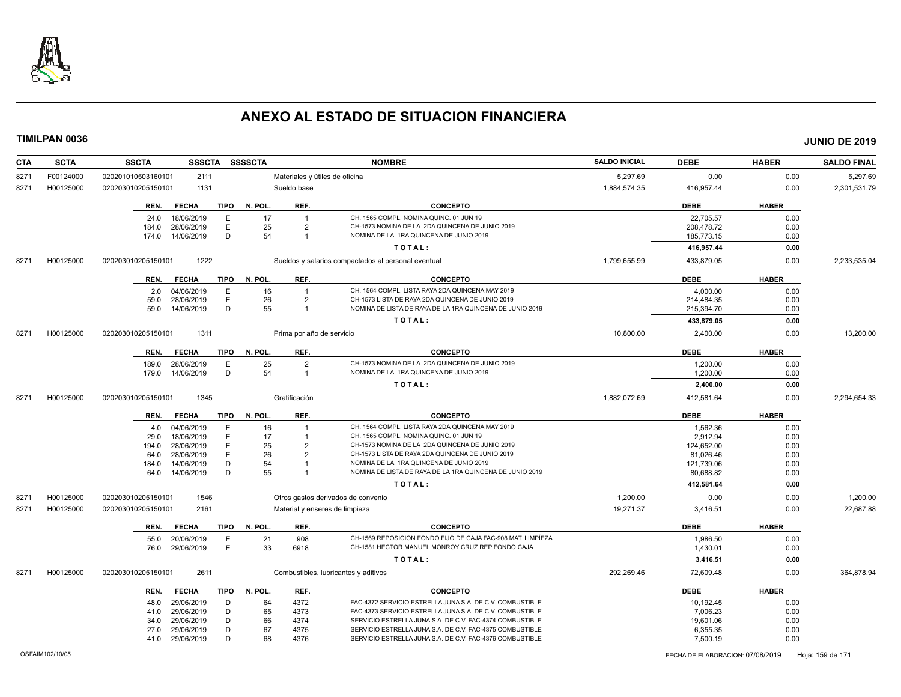# ANEXO AL ESTADO DE SITUACION FINANCIERA

**TIMILPAN 0036** | **JUNIO DE 2019**

| CTA | SCTA | SSCTA | SSSCTA | SSSSCTA | NOMBRE | SALDO INICIAL | DEBE | HABER | SALDO FINAL |
|---|---|---|---|---|---|---|---|---|---|
| 8271 | F00124000 | 0202010105031601​01 | 2111 | | Materiales y útiles de oficina | 5,297.69 | 0.00 | 0.00 | 5,297.69 |
| 8271 | H00125000 | 020203010205150101 | 1131 | | Sueldo base | 1,884,574.35 | 416,957.44 | 0.00 | 2,301,531.79 |

| REN. | FECHA | TIPO | N. POL. | REF. | CONCEPTO | DEBE | HABER |
|---|---|---|---|---|---|---|---|
| 24.0 | 18/06/2019 | E | 17 | 1 | CH. 1565 COMPL. NOMINA QUINC. 01 JUN 19 | 22,705.57 | 0.00 |
| 184.0 | 28/06/2019 | E | 25 | 2 | CH-1573 NOMINA DE LA 2DA QUINCENA DE JUNIO 2019 | 208,478.72 | 0.00 |
| 174.0 | 14/06/2019 | D | 54 | 1 | NOMINA DE LA 1RA QUINCENA DE JUNIO 2019 | 185,773.15 | 0.00 |
| | | | | | TOTAL: | 416,957.44 | 0.00 |

| CTA | SCTA | SSCTA | SSSCTA | SSSSCTA | NOMBRE | SALDO INICIAL | DEBE | HABER | SALDO FINAL |
|---|---|---|---|---|---|---|---|---|---|
| 8271 | H00125000 | 020203010205150101 | 1222 | | Sueldos y salarios compactados al personal eventual | 1,799,655.99 | 433,879.05 | 0.00 | 2,233,535.04 |

| REN. | FECHA | TIPO | N. POL. | REF. | CONCEPTO | DEBE | HABER |
|---|---|---|---|---|---|---|---|
| 2.0 | 04/06/2019 | E | 16 | 1 | CH. 1564 COMPL. LISTA RAYA 2DA QUINCENA MAY 2019 | 4,000.00 | 0.00 |
| 59.0 | 28/06/2019 | E | 26 | 2 | CH-1573 LISTA DE RAYA 2DA QUINCENA DE JUNIO 2019 | 214,484.35 | 0.00 |
| 59.0 | 14/06/2019 | D | 55 | 1 | NOMINA DE LISTA DE RAYA DE LA 1RA QUINCENA DE JUNIO 2019 | 215,394.70 | 0.00 |
| | | | | | TOTAL: | 433,879.05 | 0.00 |

| CTA | SCTA | SSCTA | SSSCTA | SSSSCTA | NOMBRE | SALDO INICIAL | DEBE | HABER | SALDO FINAL |
|---|---|---|---|---|---|---|---|---|---|
| 8271 | H00125000 | 020203010205150101 | 1311 | | Prima por año de servicio | 10,800.00 | 2,400.00 | 0.00 | 13,200.00 |

| REN. | FECHA | TIPO | N. POL. | REF. | CONCEPTO | DEBE | HABER |
|---|---|---|---|---|---|---|---|
| 189.0 | 28/06/2019 | E | 25 | 2 | CH-1573 NOMINA DE LA 2DA QUINCENA DE JUNIO 2019 | 1,200.00 | 0.00 |
| 179.0 | 14/06/2019 | D | 54 | 1 | NOMINA DE LA 1RA QUINCENA DE JUNIO 2019 | 1,200.00 | 0.00 |
| | | | | | TOTAL: | 2,400.00 | 0.00 |

| CTA | SCTA | SSCTA | SSSCTA | SSSSCTA | NOMBRE | SALDO INICIAL | DEBE | HABER | SALDO FINAL |
|---|---|---|---|---|---|---|---|---|---|
| 8271 | H00125000 | 020203010205150101 | 1345 | | Gratificación | 1,882,072.69 | 412,581.64 | 0.00 | 2,294,654.33 |

| REN. | FECHA | TIPO | N. POL. | REF. | CONCEPTO | DEBE | HABER |
|---|---|---|---|---|---|---|---|
| 4.0 | 04/06/2019 | E | 16 | 1 | CH. 1564 COMPL. LISTA RAYA 2DA QUINCENA MAY 2019 | 1,562.36 | 0.00 |
| 29.0 | 18/06/2019 | E | 17 | 1 | CH. 1565 COMPL. NOMINA QUINC. 01 JUN 19 | 2,912.94 | 0.00 |
| 194.0 | 28/06/2019 | E | 25 | 2 | CH-1573 NOMINA DE LA 2DA QUINCENA DE JUNIO 2019 | 124,652.00 | 0.00 |
| 64.0 | 28/06/2019 | E | 26 | 2 | CH-1573 LISTA DE RAYA 2DA QUINCENA DE JUNIO 2019 | 81,026.46 | 0.00 |
| 184.0 | 14/06/2019 | D | 54 | 1 | NOMINA DE LA 1RA QUINCENA DE JUNIO 2019 | 121,739.06 | 0.00 |
| 64.0 | 14/06/2019 | D | 55 | 1 | NOMINA DE LISTA DE RAYA DE LA 1RA QUINCENA DE JUNIO 2019 | 80,688.82 | 0.00 |
| | | | | | TOTAL: | 412,581.64 | 0.00 |

| CTA | SCTA | SSCTA | SSSCTA | SSSSCTA | NOMBRE | SALDO INICIAL | DEBE | HABER | SALDO FINAL |
|---|---|---|---|---|---|---|---|---|---|
| 8271 | H00125000 | 020203010205150101 | 1546 | | Otros gastos derivados de convenio | 1,200.00 | 0.00 | 0.00 | 1,200.00 |
| 8271 | H00125000 | 020203010205150101 | 2161 | | Material y enseres de limpieza | 19,271.37 | 3,416.51 | 0.00 | 22,687.88 |

| REN. | FECHA | TIPO | N. POL. | REF. | CONCEPTO | DEBE | HABER |
|---|---|---|---|---|---|---|---|
| 55.0 | 20/06/2019 | E | 21 | 908 | CH-1569 REPOSICION FONDO FIJO DE CAJA FAC-908 MAT. LIMPÍEZA | 1,986.50 | 0.00 |
| 76.0 | 29/06/2019 | E | 33 | 6918 | CH-1581 HECTOR MANUEL MONROY CRUZ REP FONDO CAJA | 1,430.01 | 0.00 |
| | | | | | TOTAL: | 3,416.51 | 0.00 |

| CTA | SCTA | SSCTA | SSSCTA | SSSSCTA | NOMBRE | SALDO INICIAL | DEBE | HABER | SALDO FINAL |
|---|---|---|---|---|---|---|---|---|---|
| 8271 | H00125000 | 020203010205150101 | 2611 | | Combustibles, lubricantes y aditivos | 292,269.46 | 72,609.48 | 0.00 | 364,878.94 |

| REN. | FECHA | TIPO | N. POL. | REF. | CONCEPTO | DEBE | HABER |
|---|---|---|---|---|---|---|---|
| 48.0 | 29/06/2019 | D | 64 | 4372 | FAC-4372 SERVICIO ESTRELLA JUNA S.A. DE C.V. COMBUSTIBLE | 10,192.45 | 0.00 |
| 41.0 | 29/06/2019 | D | 65 | 4373 | FAC-4373 SERVICIO ESTRELLA JUNA S.A. DE C.V. COMBUSTIBLE | 7,006.23 | 0.00 |
| 34.0 | 29/06/2019 | D | 66 | 4374 | SERVICIO ESTRELLA JUNA S.A. DE C.V. FAC-4374 COMBUSTIBLE | 19,601.06 | 0.00 |
| 27.0 | 29/06/2019 | D | 67 | 4375 | SERVICIO ESTRELLA JUNA S.A. DE C.V. FAC-4375 COMBUSTIBLE | 6,355.35 | 0.00 |
| 41.0 | 29/06/2019 | D | 68 | 4376 | SERVICIO ESTRELLA JUNA S.A. DE C.V. FAC-4376 COMBUSTIBLE | 7,500.19 | 0.00 |

OSFAIM102/10/05 — FECHA DE ELABORACION: 07/08/2019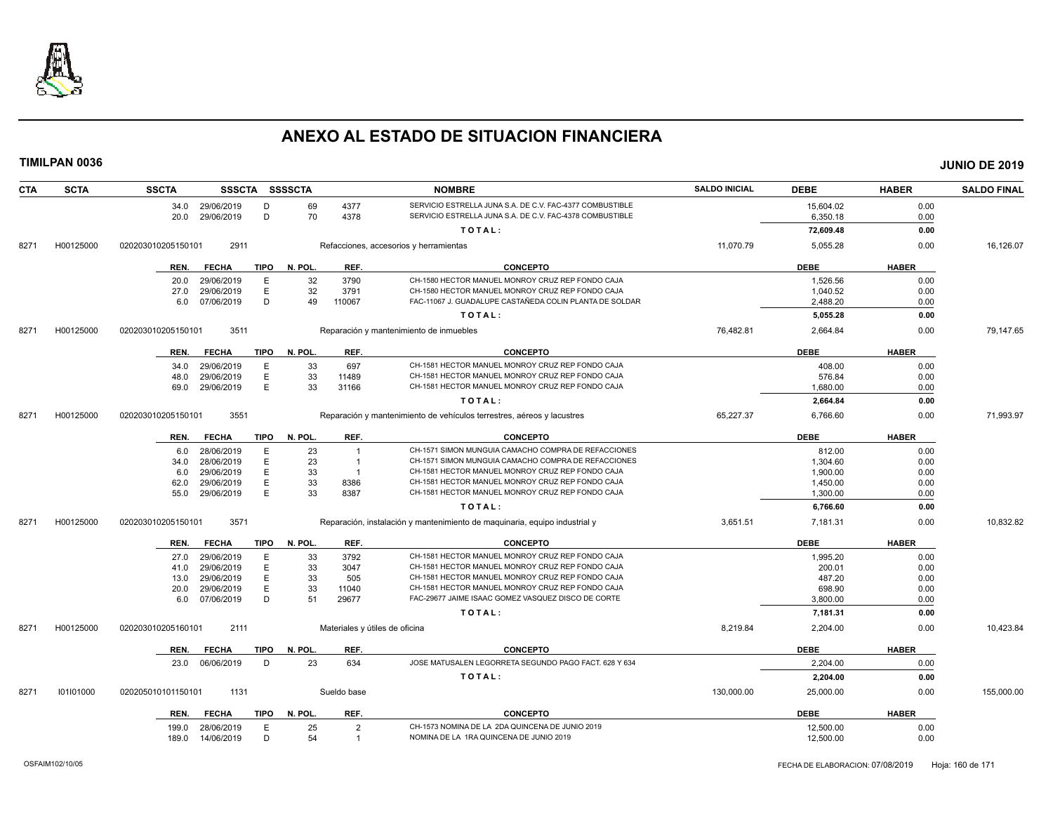# ANEXO AL ESTADO DE SITUACION FINANCIERA

**TIMILPAN 0036** **JUNIO DE 2019**

| CTA | SCTA | SSCTA | SSSCTA | SSSSCTA | | NOMBRE | SALDO INICIAL | DEBE | HABER | SALDO FINAL |
|---|---|---|---|---|---|---|---|---|---|---|
| | | 34.0 29/06/2019 | D | 69 | 4377 | SERVICIO ESTRELLA JUNA S.A. DE C.V. FAC-4377 COMBUSTIBLE | | 15,604.02 | 0.00 | |
| | | 20.0 29/06/2019 | D | 70 | 4378 | SERVICIO ESTRELLA JUNA S.A. DE C.V. FAC-4378 COMBUSTIBLE | | 6,350.18 | 0.00 | |
| | | | | | | TOTAL: | | 72,609.48 | 0.00 | |
| 8271 | H00125000 | 020203010205150101 | 2911 | | | Refacciones, accesorios y herramientas | 11,070.79 | 5,055.28 | 0.00 | 16,126.07 |
| | | REN. FECHA | TIPO | N. POL. | REF. | CONCEPTO | | DEBE | HABER | |
| | | 20.0 29/06/2019 | E | 32 | 3790 | CH-1580 HECTOR MANUEL MONROY CRUZ REP FONDO CAJA | | 1,526.56 | 0.00 | |
| | | 27.0 29/06/2019 | E | 32 | 3791 | CH-1580 HECTOR MANUEL MONROY CRUZ REP FONDO CAJA | | 1,040.52 | 0.00 | |
| | | 6.0 07/06/2019 | D | 49 | 110067 | FAC-11067 J. GUADALUPE CASTAÑEDA COLIN PLANTA DE SOLDAR | | 2,488.20 | 0.00 | |
| | | | | | | TOTAL: | | 5,055.28 | 0.00 | |
| 8271 | H00125000 | 020203010205150101 | 3511 | | | Reparación y mantenimiento de inmuebles | 76,482.81 | 2,664.84 | 0.00 | 79,147.65 |
| | | REN. FECHA | TIPO | N. POL. | REF. | CONCEPTO | | DEBE | HABER | |
| | | 34.0 29/06/2019 | E | 33 | 697 | CH-1581 HECTOR MANUEL MONROY CRUZ REP FONDO CAJA | | 408.00 | 0.00 | |
| | | 48.0 29/06/2019 | E | 33 | 11489 | CH-1581 HECTOR MANUEL MONROY CRUZ REP FONDO CAJA | | 576.84 | 0.00 | |
| | | 69.0 29/06/2019 | E | 33 | 31166 | CH-1581 HECTOR MANUEL MONROY CRUZ REP FONDO CAJA | | 1,680.00 | 0.00 | |
| | | | | | | TOTAL: | | 2,664.84 | 0.00 | |
| 8271 | H00125000 | 020203010205150101 | 3551 | | | Reparación y mantenimiento de vehículos terrestres, aéreos y lacustres | 65,227.37 | 6,766.60 | 0.00 | 71,993.97 |
| | | REN. FECHA | TIPO | N. POL. | REF. | CONCEPTO | | DEBE | HABER | |
| | | 6.0 28/06/2019 | E | 23 | 1 | CH-1571 SIMON MUNGUIA CAMACHO COMPRA DE REFACCIONES | | 812.00 | 0.00 | |
| | | 34.0 28/06/2019 | E | 23 | 1 | CH-1571 SIMON MUNGUIA CAMACHO COMPRA DE REFACCIONES | | 1,304.60 | 0.00 | |
| | | 6.0 29/06/2019 | E | 33 | 1 | CH-1581 HECTOR MANUEL MONROY CRUZ REP FONDO CAJA | | 1,900.00 | 0.00 | |
| | | 62.0 29/06/2019 | E | 33 | 8386 | CH-1581 HECTOR MANUEL MONROY CRUZ REP FONDO CAJA | | 1,450.00 | 0.00 | |
| | | 55.0 29/06/2019 | E | 33 | 8387 | CH-1581 HECTOR MANUEL MONROY CRUZ REP FONDO CAJA | | 1,300.00 | 0.00 | |
| | | | | | | TOTAL: | | 6,766.60 | 0.00 | |
| 8271 | H00125000 | 020203010205150101 | 3571 | | | Reparación, instalación y mantenimiento de maquinaria, equipo industrial y | 3,651.51 | 7,181.31 | 0.00 | 10,832.82 |
| | | REN. FECHA | TIPO | N. POL. | REF. | CONCEPTO | | DEBE | HABER | |
| | | 27.0 29/06/2019 | E | 33 | 3792 | CH-1581 HECTOR MANUEL MONROY CRUZ REP FONDO CAJA | | 1,995.20 | 0.00 | |
| | | 41.0 29/06/2019 | E | 33 | 3047 | CH-1581 HECTOR MANUEL MONROY CRUZ REP FONDO CAJA | | 200.01 | 0.00 | |
| | | 13.0 29/06/2019 | E | 33 | 505 | CH-1581 HECTOR MANUEL MONROY CRUZ REP FONDO CAJA | | 487.20 | 0.00 | |
| | | 20.0 29/06/2019 | E | 33 | 11040 | CH-1581 HECTOR MANUEL MONROY CRUZ REP FONDO CAJA | | 698.90 | 0.00 | |
| | | 6.0 07/06/2019 | D | 51 | 29677 | FAC-29677 JAIME ISAAC GOMEZ VASQUEZ DISCO DE CORTE | | 3,800.00 | 0.00 | |
| | | | | | | TOTAL: | | 7,181.31 | 0.00 | |
| 8271 | H00125000 | 020203010205160101 | 2111 | | | Materiales y útiles de oficina | 8,219.84 | 2,204.00 | 0.00 | 10,423.84 |
| | | REN. FECHA | TIPO | N. POL. | REF. | CONCEPTO | | DEBE | HABER | |
| | | 23.0 06/06/2019 | D | 23 | 634 | JOSE MATUSALEN LEGORRETA SEGUNDO PAGO FACT. 628 Y 634 | | 2,204.00 | 0.00 | |
| | | | | | | TOTAL: | | 2,204.00 | 0.00 | |
| 8271 | I01I01000 | 020205010101150101 | 1131 | | | Sueldo base | 130,000.00 | 25,000.00 | 0.00 | 155,000.00 |
| | | REN. FECHA | TIPO | N. POL. | REF. | CONCEPTO | | DEBE | HABER | |
| | | 199.0 28/06/2019 | E | 25 | 2 | CH-1573 NOMINA DE LA 2DA QUINCENA DE JUNIO 2019 | | 12,500.00 | 0.00 | |
| | | 189.0 14/06/2019 | D | 54 | 1 | NOMINA DE LA 1RA QUINCENA DE JUNIO 2019 | | 12,500.00 | 0.00 | |

OSFAIM102/10/05 FECHA DE ELABORACION: 07/08/2019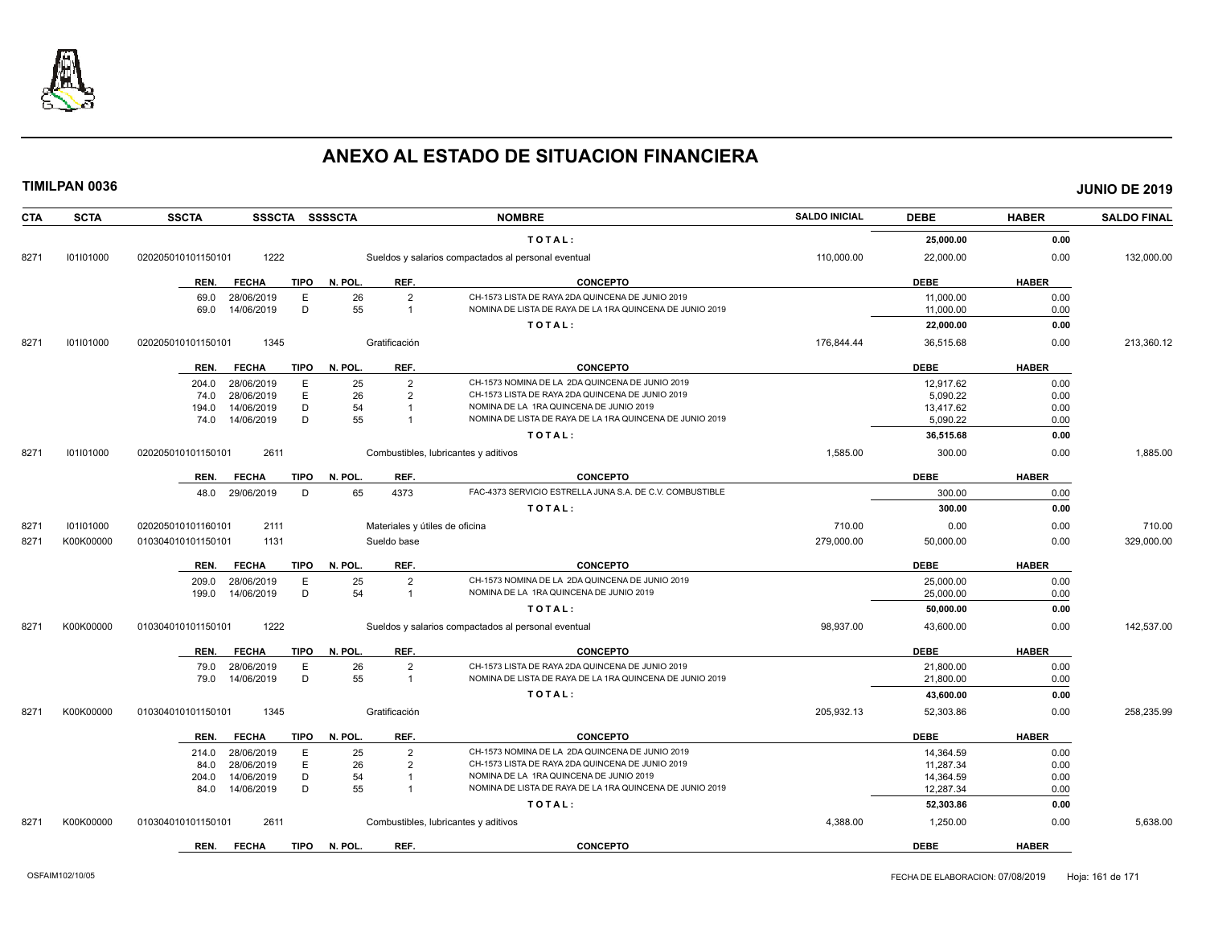# ANEXO AL ESTADO DE SITUACION FINANCIERA

**TIMILPAN 0036** **JUNIO DE 2019**

| CTA | SCTA | SSCTA | SSSCTA | SSSSCTA | NOMBRE | SALDO INICIAL | DEBE | HABER | SALDO FINAL |
|---|---|---|---|---|---|---|---|---|---|
| | | | | | TOTAL: | | 25,000.00 | 0.00 | |
| 8271 | I01I01000 | 020205010101150101 | 1222 | | Sueldos y salarios compactados al personal eventual | 110,000.00 | 22,000.00 | 0.00 | 132,000.00 |

| REN. | FECHA | TIPO | N. POL. | REF. | CONCEPTO | DEBE | HABER |
|---|---|---|---|---|---|---|---|
| 69.0 | 28/06/2019 | E | 26 | 2 | CH-1573 LISTA DE RAYA 2DA QUINCENA DE JUNIO 2019 | 11,000.00 | 0.00 |
| 69.0 | 14/06/2019 | D | 55 | 1 | NOMINA DE LISTA DE RAYA DE LA 1RA QUINCENA DE JUNIO 2019 | 11,000.00 | 0.00 |
| | | | | | TOTAL: | 22,000.00 | 0.00 |

| CTA | SCTA | SSCTA | SSSCTA | SSSSCTA | NOMBRE | SALDO INICIAL | DEBE | HABER | SALDO FINAL |
|---|---|---|---|---|---|---|---|---|---|
| 8271 | I01I01000 | 020205010101150101 | 1345 | | Gratificación | 176,844.44 | 36,515.68 | 0.00 | 213,360.12 |

| REN. | FECHA | TIPO | N. POL. | REF. | CONCEPTO | DEBE | HABER |
|---|---|---|---|---|---|---|---|
| 204.0 | 28/06/2019 | E | 25 | 2 | CH-1573 NOMINA DE LA 2DA QUINCENA DE JUNIO 2019 | 12,917.62 | 0.00 |
| 74.0 | 28/06/2019 | E | 26 | 2 | CH-1573 LISTA DE RAYA 2DA QUINCENA DE JUNIO 2019 | 5,090.22 | 0.00 |
| 194.0 | 14/06/2019 | D | 54 | 1 | NOMINA DE LA 1RA QUINCENA DE JUNIO 2019 | 13,417.62 | 0.00 |
| 74.0 | 14/06/2019 | D | 55 | 1 | NOMINA DE LISTA DE RAYA DE LA 1RA QUINCENA DE JUNIO 2019 | 5,090.22 | 0.00 |
| | | | | | TOTAL: | 36,515.68 | 0.00 |

| CTA | SCTA | SSCTA | SSSCTA | SSSSCTA | NOMBRE | SALDO INICIAL | DEBE | HABER | SALDO FINAL |
|---|---|---|---|---|---|---|---|---|---|
| 8271 | I01I01000 | 020205010101150101 | 2611 | | Combustibles, lubricantes y aditivos | 1,585.00 | 300.00 | 0.00 | 1,885.00 |

| REN. | FECHA | TIPO | N. POL. | REF. | CONCEPTO | DEBE | HABER |
|---|---|---|---|---|---|---|---|
| 48.0 | 29/06/2019 | D | 65 | 4373 | FAC-4373 SERVICIO ESTRELLA JUNA S.A. DE C.V. COMBUSTIBLE | 300.00 | 0.00 |
| | | | | | TOTAL: | 300.00 | 0.00 |

| CTA | SCTA | SSCTA | SSSCTA | SSSSCTA | NOMBRE | SALDO INICIAL | DEBE | HABER | SALDO FINAL |
|---|---|---|---|---|---|---|---|---|---|
| 8271 | I01I01000 | 020205010101160101 | 2111 | | Materiales y útiles de oficina | 710.00 | 0.00 | 0.00 | 710.00 |
| 8271 | K00K00000 | 010304010101150101 | 1131 | | Sueldo base | 279,000.00 | 50,000.00 | 0.00 | 329,000.00 |

| REN. | FECHA | TIPO | N. POL. | REF. | CONCEPTO | DEBE | HABER |
|---|---|---|---|---|---|---|---|
| 209.0 | 28/06/2019 | E | 25 | 2 | CH-1573 NOMINA DE LA 2DA QUINCENA DE JUNIO 2019 | 25,000.00 | 0.00 |
| 199.0 | 14/06/2019 | D | 54 | 1 | NOMINA DE LA 1RA QUINCENA DE JUNIO 2019 | 25,000.00 | 0.00 |
| | | | | | TOTAL: | 50,000.00 | 0.00 |

| CTA | SCTA | SSCTA | SSSCTA | SSSSCTA | NOMBRE | SALDO INICIAL | DEBE | HABER | SALDO FINAL |
|---|---|---|---|---|---|---|---|---|---|
| 8271 | K00K00000 | 010304010101150101 | 1222 | | Sueldos y salarios compactados al personal eventual | 98,937.00 | 43,600.00 | 0.00 | 142,537.00 |

| REN. | FECHA | TIPO | N. POL. | REF. | CONCEPTO | DEBE | HABER |
|---|---|---|---|---|---|---|---|
| 79.0 | 28/06/2019 | E | 26 | 2 | CH-1573 LISTA DE RAYA 2DA QUINCENA DE JUNIO 2019 | 21,800.00 | 0.00 |
| 79.0 | 14/06/2019 | D | 55 | 1 | NOMINA DE LISTA DE RAYA DE LA 1RA QUINCENA DE JUNIO 2019 | 21,800.00 | 0.00 |
| | | | | | TOTAL: | 43,600.00 | 0.00 |

| CTA | SCTA | SSCTA | SSSCTA | SSSSCTA | NOMBRE | SALDO INICIAL | DEBE | HABER | SALDO FINAL |
|---|---|---|---|---|---|---|---|---|---|
| 8271 | K00K00000 | 010304010101150101 | 1345 | | Gratificación | 205,932.13 | 52,303.86 | 0.00 | 258,235.99 |

| REN. | FECHA | TIPO | N. POL. | REF. | CONCEPTO | DEBE | HABER |
|---|---|---|---|---|---|---|---|
| 214.0 | 28/06/2019 | E | 25 | 2 | CH-1573 NOMINA DE LA 2DA QUINCENA DE JUNIO 2019 | 14,364.59 | 0.00 |
| 84.0 | 28/06/2019 | E | 26 | 2 | CH-1573 LISTA DE RAYA 2DA QUINCENA DE JUNIO 2019 | 11,287.34 | 0.00 |
| 204.0 | 14/06/2019 | D | 54 | 1 | NOMINA DE LA 1RA QUINCENA DE JUNIO 2019 | 14,364.59 | 0.00 |
| 84.0 | 14/06/2019 | D | 55 | 1 | NOMINA DE LISTA DE RAYA DE LA 1RA QUINCENA DE JUNIO 2019 | 12,287.34 | 0.00 |
| | | | | | TOTAL: | 52,303.86 | 0.00 |

| CTA | SCTA | SSCTA | SSSCTA | SSSSCTA | NOMBRE | SALDO INICIAL | DEBE | HABER | SALDO FINAL |
|---|---|---|---|---|---|---|---|---|---|
| 8271 | K00K00000 | 010304010101150101 | 2611 | | Combustibles, lubricantes y aditivos | 4,388.00 | 1,250.00 | 0.00 | 5,638.00 |

| REN. | FECHA | TIPO | N. POL. | REF. | CONCEPTO | DEBE | HABER |
|---|---|---|---|---|---|---|---|

OSFAIM102/10/05 FECHA DE ELABORACION: 07/08/2019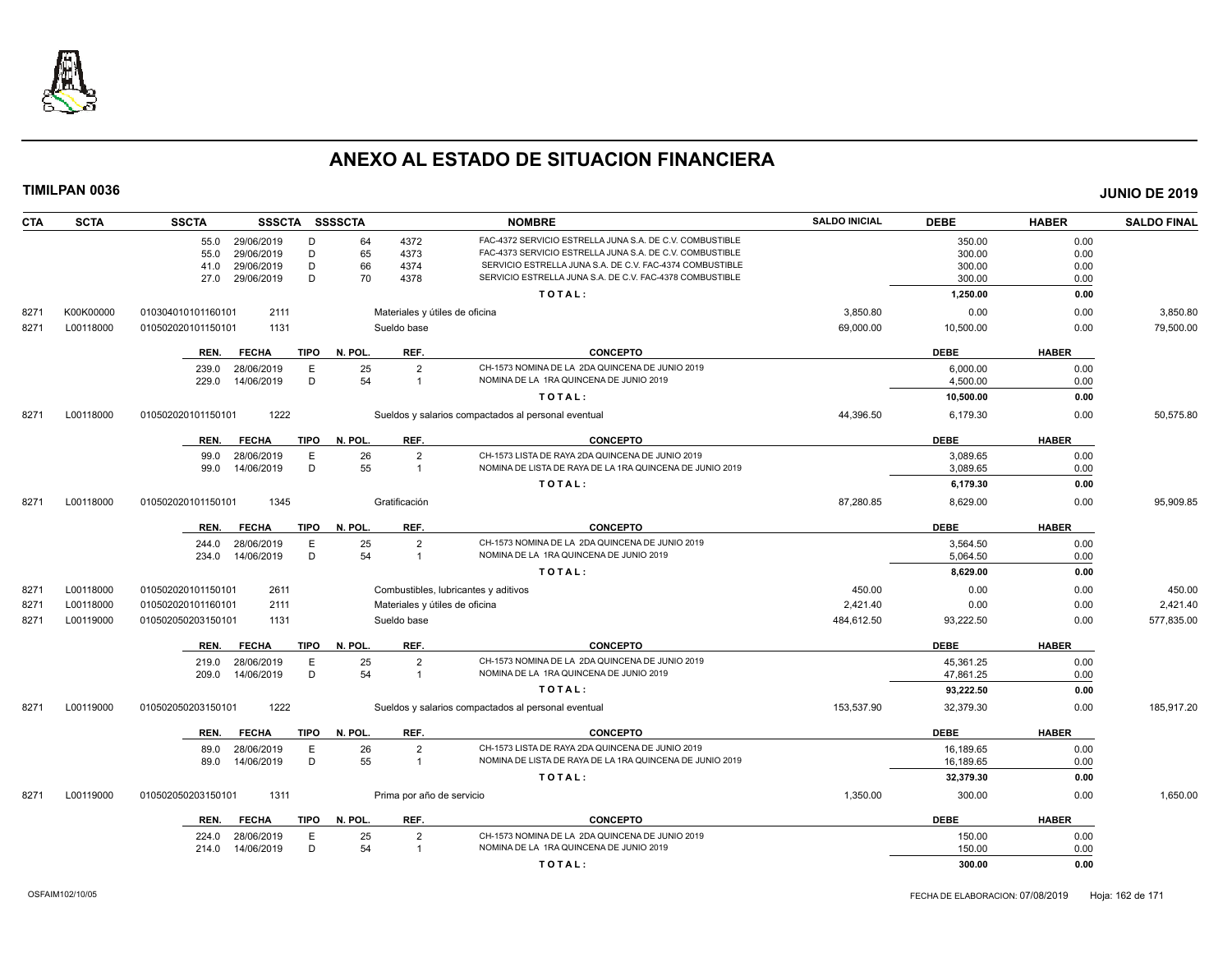# ANEXO AL ESTADO DE SITUACION FINANCIERA

**TIMILPAN 0036** **JUNIO DE 2019**

| CTA | SCTA | SSCTA | SSSCTA | SSSSCTA | | NOMBRE | SALDO INICIAL | DEBE | HABER | SALDO FINAL |
|---|---|---|---|---|---|---|---|---|---|---|
| | | 55.0 29/06/2019 | D | 64 | 4372 | FAC-4372 SERVICIO ESTRELLA JUNA S.A. DE C.V. COMBUSTIBLE | | 350.00 | 0.00 | |
| | | 55.0 29/06/2019 | D | 65 | 4373 | FAC-4373 SERVICIO ESTRELLA JUNA S.A. DE C.V. COMBUSTIBLE | | 300.00 | 0.00 | |
| | | 41.0 29/06/2019 | D | 66 | 4374 | SERVICIO ESTRELLA JUNA S.A. DE C.V. FAC-4374 COMBUSTIBLE | | 300.00 | 0.00 | |
| | | 27.0 29/06/2019 | D | 70 | 4378 | SERVICIO ESTRELLA JUNA S.A. DE C.V. FAC-4378 COMBUSTIBLE | | 300.00 | 0.00 | |
| | | | | | | **TOTAL:** | | **1,250.00** | **0.00** | |
| 8271 | K00K00000 | 010304010101160101 | 2111 | | | Materiales y útiles de oficina | 3,850.80 | 0.00 | 0.00 | 3,850.80 |
| 8271 | L00118000 | 010502020101150101 | 1131 | | | Sueldo base | 69,000.00 | 10,500.00 | 0.00 | 79,500.00 |
| | | **REN. FECHA** | **TIPO** | **N. POL.** | **REF.** | **CONCEPTO** | | **DEBE** | **HABER** | |
| | | 239.0 28/06/2019 | E | 25 | 2 | CH-1573 NOMINA DE LA 2DA QUINCENA DE JUNIO 2019 | | 6,000.00 | 0.00 | |
| | | 229.0 14/06/2019 | D | 54 | 1 | NOMINA DE LA 1RA QUINCENA DE JUNIO 2019 | | 4,500.00 | 0.00 | |
| | | | | | | **TOTAL:** | | **10,500.00** | **0.00** | |
| 8271 | L00118000 | 010502020101150101 | 1222 | | | Sueldos y salarios compactados al personal eventual | 44,396.50 | 6,179.30 | 0.00 | 50,575.80 |
| | | **REN. FECHA** | **TIPO** | **N. POL.** | **REF.** | **CONCEPTO** | | **DEBE** | **HABER** | |
| | | 99.0 28/06/2019 | E | 26 | 2 | CH-1573 LISTA DE RAYA 2DA QUINCENA DE JUNIO 2019 | | 3,089.65 | 0.00 | |
| | | 99.0 14/06/2019 | D | 55 | 1 | NOMINA DE LISTA DE RAYA DE LA 1RA QUINCENA DE JUNIO 2019 | | 3,089.65 | 0.00 | |
| | | | | | | **TOTAL:** | | **6,179.30** | **0.00** | |
| 8271 | L00118000 | 010502020101150101 | 1345 | | | Gratificación | 87,280.85 | 8,629.00 | 0.00 | 95,909.85 |
| | | **REN. FECHA** | **TIPO** | **N. POL.** | **REF.** | **CONCEPTO** | | **DEBE** | **HABER** | |
| | | 244.0 28/06/2019 | E | 25 | 2 | CH-1573 NOMINA DE LA 2DA QUINCENA DE JUNIO 2019 | | 3,564.50 | 0.00 | |
| | | 234.0 14/06/2019 | D | 54 | 1 | NOMINA DE LA 1RA QUINCENA DE JUNIO 2019 | | 5,064.50 | 0.00 | |
| | | | | | | **TOTAL:** | | **8,629.00** | **0.00** | |
| 8271 | L00118000 | 010502020101150101 | 2611 | | | Combustibles, lubricantes y aditivos | 450.00 | 0.00 | 0.00 | 450.00 |
| 8271 | L00118000 | 010502020101160101 | 2111 | | | Materiales y útiles de oficina | 2,421.40 | 0.00 | 0.00 | 2,421.40 |
| 8271 | L00119000 | 010502050203150101 | 1131 | | | Sueldo base | 484,612.50 | 93,222.50 | 0.00 | 577,835.00 |
| | | **REN. FECHA** | **TIPO** | **N. POL.** | **REF.** | **CONCEPTO** | | **DEBE** | **HABER** | |
| | | 219.0 28/06/2019 | E | 25 | 2 | CH-1573 NOMINA DE LA 2DA QUINCENA DE JUNIO 2019 | | 45,361.25 | 0.00 | |
| | | 209.0 14/06/2019 | D | 54 | 1 | NOMINA DE LA 1RA QUINCENA DE JUNIO 2019 | | 47,861.25 | 0.00 | |
| | | | | | | **TOTAL:** | | **93,222.50** | **0.00** | |
| 8271 | L00119000 | 010502050203150101 | 1222 | | | Sueldos y salarios compactados al personal eventual | 153,537.90 | 32,379.30 | 0.00 | 185,917.20 |
| | | **REN. FECHA** | **TIPO** | **N. POL.** | **REF.** | **CONCEPTO** | | **DEBE** | **HABER** | |
| | | 89.0 28/06/2019 | E | 26 | 2 | CH-1573 LISTA DE RAYA 2DA QUINCENA DE JUNIO 2019 | | 16,189.65 | 0.00 | |
| | | 89.0 14/06/2019 | D | 55 | 1 | NOMINA DE LISTA DE RAYA DE LA 1RA QUINCENA DE JUNIO 2019 | | 16,189.65 | 0.00 | |
| | | | | | | **TOTAL:** | | **32,379.30** | **0.00** | |
| 8271 | L00119000 | 010502050203150101 | 1311 | | | Prima por año de servicio | 1,350.00 | 300.00 | 0.00 | 1,650.00 |
| | | **REN. FECHA** | **TIPO** | **N. POL.** | **REF.** | **CONCEPTO** | | **DEBE** | **HABER** | |
| | | 224.0 28/06/2019 | E | 25 | 2 | CH-1573 NOMINA DE LA 2DA QUINCENA DE JUNIO 2019 | | 150.00 | 0.00 | |
| | | 214.0 14/06/2019 | D | 54 | 1 | NOMINA DE LA 1RA QUINCENA DE JUNIO 2019 | | 150.00 | 0.00 | |
| | | | | | | **TOTAL:** | | **300.00** | **0.00** | |

OSFAIM102/10/05 FECHA DE ELABORACION: 07/08/2019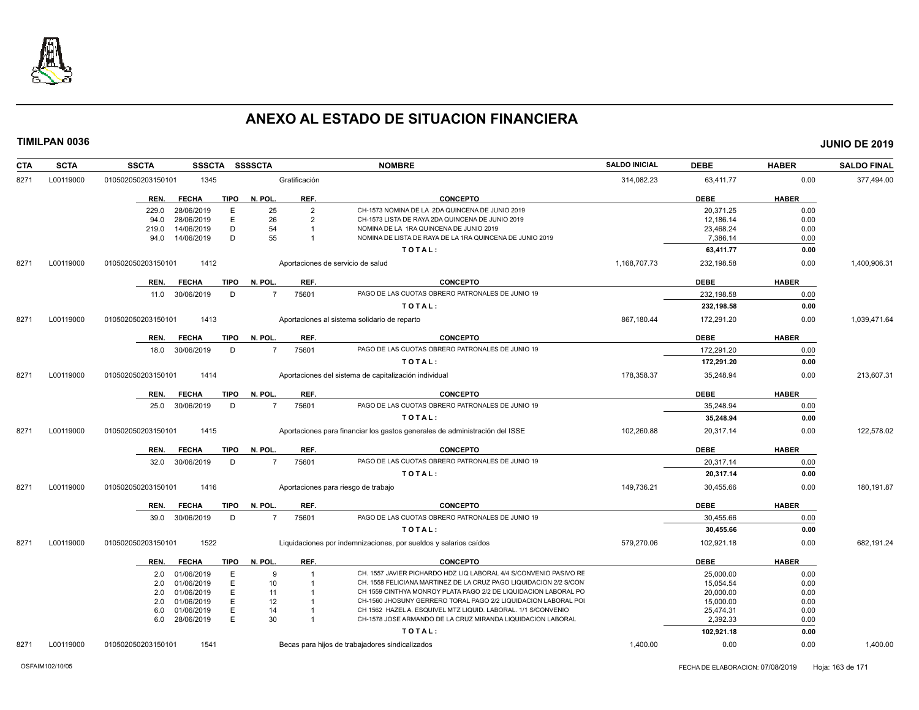# ANEXO AL ESTADO DE SITUACION FINANCIERA

**TIMILPAN 0036** **JUNIO DE 2019**

| CTA | SCTA | SSCTA | SSSCTA | SSSSCTA | NOMBRE | SALDO INICIAL | DEBE | HABER | SALDO FINAL |
|---|---|---|---|---|---|---|---|---|---|
| 8271 | L00119000 | 010502050203150101 | 1345 | | Gratificación | 314,082.23 | 63,411.77 | 0.00 | 377,494.00 |

| REN. | FECHA | TIPO | N. POL. | REF. | CONCEPTO | DEBE | HABER |
|---|---|---|---|---|---|---|---|
| 229.0 | 28/06/2019 | E | 25 | 2 | CH-1573 NOMINA DE LA 2DA QUINCENA DE JUNIO 2019 | 20,371.25 | 0.00 |
| 94.0 | 28/06/2019 | E | 26 | 2 | CH-1573 LISTA DE RAYA 2DA QUINCENA DE JUNIO 2019 | 12,186.14 | 0.00 |
| 219.0 | 14/06/2019 | D | 54 | 1 | NOMINA DE LA 1RA QUINCENA DE JUNIO 2019 | 23,468.24 | 0.00 |
| 94.0 | 14/06/2019 | D | 55 | 1 | NOMINA DE LISTA DE RAYA DE LA 1RA QUINCENA DE JUNIO 2019 | 7,386.14 | 0.00 |
| | | | | | **T O T A L :** | **63,411.77** | **0.00** |

| CTA | SCTA | SSCTA | SSSCTA | SSSSCTA | NOMBRE | SALDO INICIAL | DEBE | HABER | SALDO FINAL |
|---|---|---|---|---|---|---|---|---|---|
| 8271 | L00119000 | 010502050203150101 | 1412 | | Aportaciones de servicio de salud | 1,168,707.73 | 232,198.58 | 0.00 | 1,400,906.31 |

| REN. | FECHA | TIPO | N. POL. | REF. | CONCEPTO | DEBE | HABER |
|---|---|---|---|---|---|---|---|
| 11.0 | 30/06/2019 | D | 7 | 75601 | PAGO DE LAS CUOTAS OBRERO PATRONALES DE JUNIO 19 | 232,198.58 | 0.00 |
| | | | | | **T O T A L :** | **232,198.58** | **0.00** |

| CTA | SCTA | SSCTA | SSSCTA | SSSSCTA | NOMBRE | SALDO INICIAL | DEBE | HABER | SALDO FINAL |
|---|---|---|---|---|---|---|---|---|---|
| 8271 | L00119000 | 010502050203150101 | 1413 | | Aportaciones al sistema solidario de reparto | 867,180.44 | 172,291.20 | 0.00 | 1,039,471.64 |

| REN. | FECHA | TIPO | N. POL. | REF. | CONCEPTO | DEBE | HABER |
|---|---|---|---|---|---|---|---|
| 18.0 | 30/06/2019 | D | 7 | 75601 | PAGO DE LAS CUOTAS OBRERO PATRONALES DE JUNIO 19 | 172,291.20 | 0.00 |
| | | | | | **T O T A L :** | **172,291.20** | **0.00** |

| CTA | SCTA | SSCTA | SSSCTA | SSSSCTA | NOMBRE | SALDO INICIAL | DEBE | HABER | SALDO FINAL |
|---|---|---|---|---|---|---|---|---|---|
| 8271 | L00119000 | 010502050203150101 | 1414 | | Aportaciones del sistema de capitalización individual | 178,358.37 | 35,248.94 | 0.00 | 213,607.31 |

| REN. | FECHA | TIPO | N. POL. | REF. | CONCEPTO | DEBE | HABER |
|---|---|---|---|---|---|---|---|
| 25.0 | 30/06/2019 | D | 7 | 75601 | PAGO DE LAS CUOTAS OBRERO PATRONALES DE JUNIO 19 | 35,248.94 | 0.00 |
| | | | | | **T O T A L :** | **35,248.94** | **0.00** |

| CTA | SCTA | SSCTA | SSSCTA | SSSSCTA | NOMBRE | SALDO INICIAL | DEBE | HABER | SALDO FINAL |
|---|---|---|---|---|---|---|---|---|---|
| 8271 | L00119000 | 010502050203150101 | 1415 | | Aportaciones para financiar los gastos generales de administración del ISSE | 102,260.88 | 20,317.14 | 0.00 | 122,578.02 |

| REN. | FECHA | TIPO | N. POL. | REF. | CONCEPTO | DEBE | HABER |
|---|---|---|---|---|---|---|---|
| 32.0 | 30/06/2019 | D | 7 | 75601 | PAGO DE LAS CUOTAS OBRERO PATRONALES DE JUNIO 19 | 20,317.14 | 0.00 |
| | | | | | **T O T A L :** | **20,317.14** | **0.00** |

| CTA | SCTA | SSCTA | SSSCTA | SSSSCTA | NOMBRE | SALDO INICIAL | DEBE | HABER | SALDO FINAL |
|---|---|---|---|---|---|---|---|---|---|
| 8271 | L00119000 | 010502050203150101 | 1416 | | Aportaciones para riesgo de trabajo | 149,736.21 | 30,455.66 | 0.00 | 180,191.87 |

| REN. | FECHA | TIPO | N. POL. | REF. | CONCEPTO | DEBE | HABER |
|---|---|---|---|---|---|---|---|
| 39.0 | 30/06/2019 | D | 7 | 75601 | PAGO DE LAS CUOTAS OBRERO PATRONALES DE JUNIO 19 | 30,455.66 | 0.00 |
| | | | | | **T O T A L :** | **30,455.66** | **0.00** |

| CTA | SCTA | SSCTA | SSSCTA | SSSSCTA | NOMBRE | SALDO INICIAL | DEBE | HABER | SALDO FINAL |
|---|---|---|---|---|---|---|---|---|---|
| 8271 | L00119000 | 010502050203150101 | 1522 | | Liquidaciones por indemnizaciones, por sueldos y salarios caídos | 579,270.06 | 102,921.18 | 0.00 | 682,191.24 |

| REN. | FECHA | TIPO | N. POL. | REF. | CONCEPTO | DEBE | HABER |
|---|---|---|---|---|---|---|---|
| 2.0 | 01/06/2019 | E | 9 | 1 | CH. 1557 JAVIER PICHARDO HDZ LIQ LABORAL 4/4 S/CONVENIO PASIVO RE | 25,000.00 | 0.00 |
| 2.0 | 01/06/2019 | E | 10 | 1 | CH. 1558 FELICIANA MARTINEZ DE LA CRUZ PAGO LIQUIDACION 2/2 S/CON | 15,054.54 | 0.00 |
| 2.0 | 01/06/2019 | E | 11 | 1 | CH 1559 CINTHYA MONROY PLATA PAGO 2/2 DE LIQUIDACION LABORAL PO | 20,000.00 | 0.00 |
| 2.0 | 01/06/2019 | E | 12 | 1 | CH-1560 JHOSUNY GERRERO TORAL PAGO 2/2 LIQUIDACION LABORAL POI | 15,000.00 | 0.00 |
| 6.0 | 01/06/2019 | E | 14 | 1 | CH 1562 HAZEL A. ESQUIVEL MTZ LIQUID. LABORAL. 1/1 S/CONVENIO | 25,474.31 | 0.00 |
| 6.0 | 28/06/2019 | E | 30 | 1 | CH-1578 JOSE ARMANDO DE LA CRUZ MIRANDA LIQUIDACION LABORAL | 2,392.33 | 0.00 |
| | | | | | **T O T A L :** | **102,921.18** | **0.00** |

| CTA | SCTA | SSCTA | SSSCTA | SSSSCTA | NOMBRE | SALDO INICIAL | DEBE | HABER | SALDO FINAL |
|---|---|---|---|---|---|---|---|---|---|
| 8271 | L00119000 | 010502050203150101 | 1541 | | Becas para hijos de trabajadores sindicalizados | 1,400.00 | 0.00 | 0.00 | 1,400.00 |

OSFAIM102/10/05 FECHA DE ELABORACION: 07/08/2019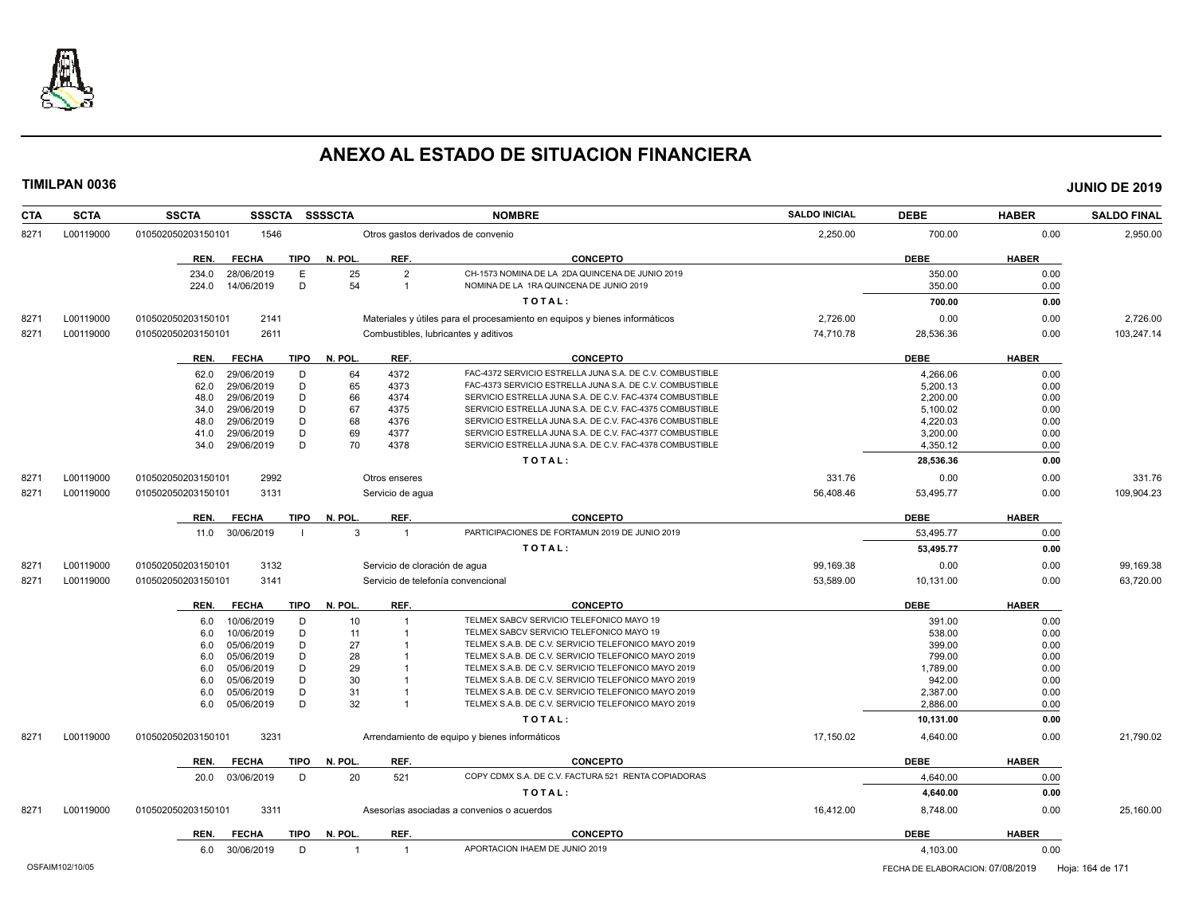# ANEXO AL ESTADO DE SITUACION FINANCIERA

**TIMILPAN 0036** **JUNIO DE 2019**

| CTA | SCTA | SSCTA | SSSCTA | SSSSCTA | NOMBRE | SALDO INICIAL | DEBE | HABER | SALDO FINAL |
|---|---|---|---|---|---|---|---|---|---|
| 8271 | L00119000 | 0105020502031501​01 | 1546 | | Otros gastos derivados de convenio | 2,250.00 | 700.00 | 0.00 | 2,950.00 |

| REN. | FECHA | TIPO | N. POL. | REF. | CONCEPTO | DEBE | HABER |
|---|---|---|---|---|---|---|---|
| 234.0 | 28/06/2019 | E | 25 | 2 | CH-1573 NOMINA DE LA 2DA QUINCENA DE JUNIO 2019 | 350.00 | 0.00 |
| 224.0 | 14/06/2019 | D | 54 | 1 | NOMINA DE LA 1RA QUINCENA DE JUNIO 2019 | 350.00 | 0.00 |
| | | | | | TOTAL: | 700.00 | 0.00 |

| CTA | SCTA | SSCTA | SSSCTA | SSSSCTA | NOMBRE | SALDO INICIAL | DEBE | HABER | SALDO FINAL |
|---|---|---|---|---|---|---|---|---|---|
| 8271 | L00119000 | 010502050203150101 | 2141 | | Materiales y útiles para el procesamiento en equipos y bienes informáticos | 2,726.00 | 0.00 | 0.00 | 2,726.00 |
| 8271 | L00119000 | 010502050203150101 | 2611 | | Combustibles, lubricantes y aditivos | 74,710.78 | 28,536.36 | 0.00 | 103,247.14 |

| REN. | FECHA | TIPO | N. POL. | REF. | CONCEPTO | DEBE | HABER |
|---|---|---|---|---|---|---|---|
| 62.0 | 29/06/2019 | D | 64 | 4372 | FAC-4372 SERVICIO ESTRELLA JUNA S.A. DE C.V. COMBUSTIBLE | 4,266.06 | 0.00 |
| 62.0 | 29/06/2019 | D | 65 | 4373 | FAC-4373 SERVICIO ESTRELLA JUNA S.A. DE C.V. COMBUSTIBLE | 5,200.13 | 0.00 |
| 48.0 | 29/06/2019 | D | 66 | 4374 | SERVICIO ESTRELLA JUNA S.A. DE C.V. FAC-4374 COMBUSTIBLE | 2,200.00 | 0.00 |
| 34.0 | 29/06/2019 | D | 67 | 4375 | SERVICIO ESTRELLA JUNA S.A. DE C.V. FAC-4375 COMBUSTIBLE | 5,100.02 | 0.00 |
| 48.0 | 29/06/2019 | D | 68 | 4376 | SERVICIO ESTRELLA JUNA S.A. DE C.V. FAC-4376 COMBUSTIBLE | 4,220.03 | 0.00 |
| 41.0 | 29/06/2019 | D | 69 | 4377 | SERVICIO ESTRELLA JUNA S.A. DE C.V. FAC-4377 COMBUSTIBLE | 3,200.00 | 0.00 |
| 34.0 | 29/06/2019 | D | 70 | 4378 | SERVICIO ESTRELLA JUNA S.A. DE C.V. FAC-4378 COMBUSTIBLE | 4,350.12 | 0.00 |
| | | | | | TOTAL: | 28,536.36 | 0.00 |

| CTA | SCTA | SSCTA | SSSCTA | SSSSCTA | NOMBRE | SALDO INICIAL | DEBE | HABER | SALDO FINAL |
|---|---|---|---|---|---|---|---|---|---|
| 8271 | L00119000 | 010502050203150101 | 2992 | | Otros enseres | 331.76 | 0.00 | 0.00 | 331.76 |
| 8271 | L00119000 | 010502050203150101 | 3131 | | Servicio de agua | 56,408.46 | 53,495.77 | 0.00 | 109,904.23 |

| REN. | FECHA | TIPO | N. POL. | REF. | CONCEPTO | DEBE | HABER |
|---|---|---|---|---|---|---|---|
| 11.0 | 30/06/2019 | I | 3 | 1 | PARTICIPACIONES DE FORTAMUN 2019 DE JUNIO 2019 | 53,495.77 | 0.00 |
| | | | | | TOTAL: | 53,495.77 | 0.00 |

| CTA | SCTA | SSCTA | SSSCTA | SSSSCTA | NOMBRE | SALDO INICIAL | DEBE | HABER | SALDO FINAL |
|---|---|---|---|---|---|---|---|---|---|
| 8271 | L00119000 | 010502050203150101 | 3132 | | Servicio de cloración de agua | 99,169.38 | 0.00 | 0.00 | 99,169.38 |
| 8271 | L00119000 | 010502050203150101 | 3141 | | Servicio de telefonía convencional | 53,589.00 | 10,131.00 | 0.00 | 63,720.00 |

| REN. | FECHA | TIPO | N. POL. | REF. | CONCEPTO | DEBE | HABER |
|---|---|---|---|---|---|---|---|
| 6.0 | 10/06/2019 | D | 10 | 1 | TELMEX SABCV SERVICIO TELEFONICO MAYO 19 | 391.00 | 0.00 |
| 6.0 | 10/06/2019 | D | 11 | 1 | TELMEX SABCV SERVICIO TELEFONICO MAYO 19 | 538.00 | 0.00 |
| 6.0 | 05/06/2019 | D | 27 | 1 | TELMEX S.A.B. DE C.V. SERVICIO TELEFONICO MAYO 2019 | 399.00 | 0.00 |
| 6.0 | 05/06/2019 | D | 28 | 1 | TELMEX S.A.B. DE C.V. SERVICIO TELEFONICO MAYO 2019 | 799.00 | 0.00 |
| 6.0 | 05/06/2019 | D | 29 | 1 | TELMEX S.A.B. DE C.V. SERVICIO TELEFONICO MAYO 2019 | 1,789.00 | 0.00 |
| 6.0 | 05/06/2019 | D | 30 | 1 | TELMEX S.A.B. DE C.V. SERVICIO TELEFONICO MAYO 2019 | 942.00 | 0.00 |
| 6.0 | 05/06/2019 | D | 31 | 1 | TELMEX S.A.B. DE C.V. SERVICIO TELEFONICO MAYO 2019 | 2,387.00 | 0.00 |
| 6.0 | 05/06/2019 | D | 32 | 1 | TELMEX S.A.B. DE C.V. SERVICIO TELEFONICO MAYO 2019 | 2,886.00 | 0.00 |
| | | | | | TOTAL: | 10,131.00 | 0.00 |

| CTA | SCTA | SSCTA | SSSCTA | SSSSCTA | NOMBRE | SALDO INICIAL | DEBE | HABER | SALDO FINAL |
|---|---|---|---|---|---|---|---|---|---|
| 8271 | L00119000 | 010502050203150101 | 3231 | | Arrendamiento de equipo y bienes informáticos | 17,150.02 | 4,640.00 | 0.00 | 21,790.02 |

| REN. | FECHA | TIPO | N. POL. | REF. | CONCEPTO | DEBE | HABER |
|---|---|---|---|---|---|---|---|
| 20.0 | 03/06/2019 | D | 20 | 521 | COPY CDMX S.A. DE C.V. FACTURA 521 RENTA COPIADORAS | 4,640.00 | 0.00 |
| | | | | | TOTAL: | 4,640.00 | 0.00 |

| CTA | SCTA | SSCTA | SSSCTA | SSSSCTA | NOMBRE | SALDO INICIAL | DEBE | HABER | SALDO FINAL |
|---|---|---|---|---|---|---|---|---|---|
| 8271 | L00119000 | 010502050203150101 | 3311 | | Asesorías asociadas a convenios o acuerdos | 16,412.00 | 8,748.00 | 0.00 | 25,160.00 |

| REN. | FECHA | TIPO | N. POL. | REF. | CONCEPTO | DEBE | HABER |
|---|---|---|---|---|---|---|---|
| 6.0 | 30/06/2019 | D | 1 | 1 | APORTACION IHAEM DE JUNIO 2019 | 4,103.00 | 0.00 |

OSFAIM102/10/05 FECHA DE ELABORACION: 07/08/2019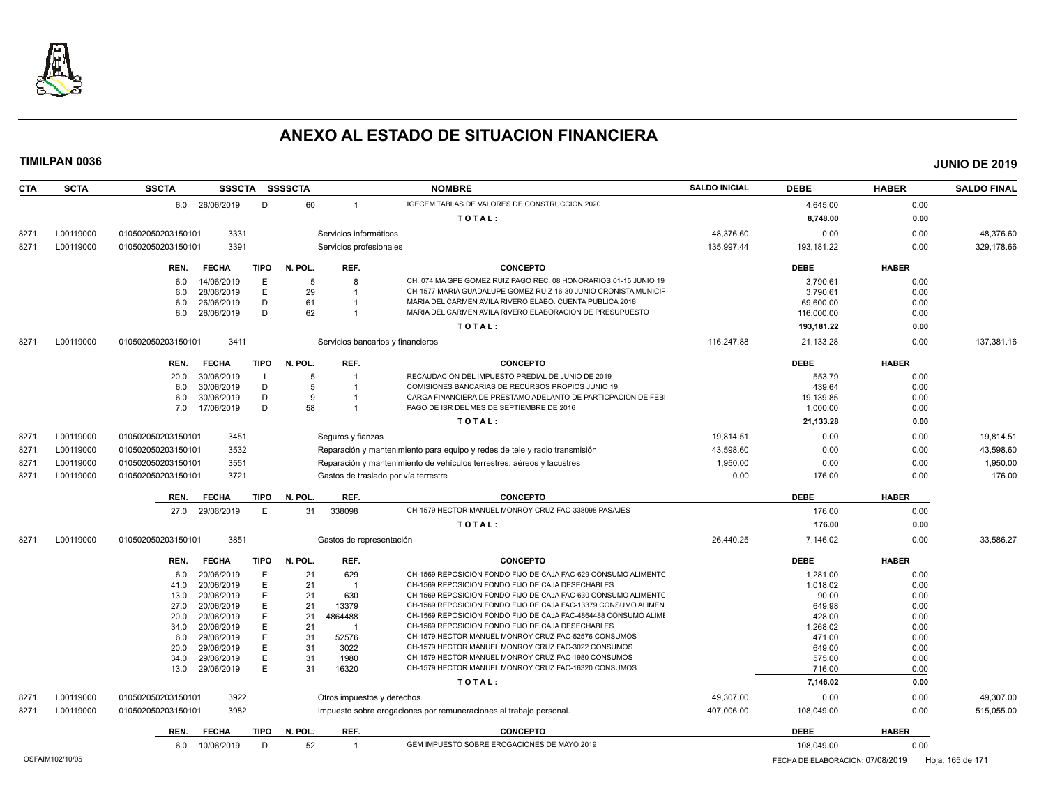# ANEXO AL ESTADO DE SITUACION FINANCIERA

**TIMILPAN 0036** — **JUNIO DE 2019**

| CTA | SCTA | SSCTA | SSSCTA | SSSSCTA | | NOMBRE | SALDO INICIAL | DEBE | HABER | SALDO FINAL |
|---|---|---|---|---|---|---|---|---|---|---|
| | | 6.0 26/06/2019 | D | 60 | 1 | IGECEM TABLAS DE VALORES DE CONSTRUCCION 2020 | | 4,645.00 | 0.00 | |
| | | | | | | TOTAL: | | 8,748.00 | 0.00 | |
| 8271 | L00119000 | 010502050203150101 | 3331 | | | Servicios informáticos | 48,376.60 | 0.00 | 0.00 | 48,376.60 |
| 8271 | L00119000 | 010502050203150101 | 3391 | | | Servicios profesionales | 135,997.44 | 193,181.22 | 0.00 | 329,178.66 |

| REN. | FECHA | TIPO | N. POL. | REF. | CONCEPTO | DEBE | HABER |
|---|---|---|---|---|---|---|---|
| 6.0 | 14/06/2019 | E | 5 | 8 | CH. 074 MA GPE GOMEZ RUIZ PAGO REC. 08 HONORARIOS 01-15 JUNIO 19 | 3,790.61 | 0.00 |
| 6.0 | 28/06/2019 | E | 29 | 1 | CH-1577 MARIA GUADALUPE GOMEZ RUIZ 16-30 JUNIO CRONISTA MUNICIP | 3,790.61 | 0.00 |
| 6.0 | 26/06/2019 | D | 61 | 1 | MARIA DEL CARMEN AVILA RIVERO ELABO. CUENTA PUBLICA 2018 | 69,600.00 | 0.00 |
| 6.0 | 26/06/2019 | D | 62 | 1 | MARIA DEL CARMEN AVILA RIVERO ELABORACION DE PRESUPUESTO | 116,000.00 | 0.00 |
| | | | | | TOTAL: | 193,181.22 | 0.00 |

| CTA | SCTA | SSCTA | SSSCTA | NOMBRE | SALDO INICIAL | DEBE | HABER | SALDO FINAL |
|---|---|---|---|---|---|---|---|---|
| 8271 | L00119000 | 010502050203150101 | 3411 | Servicios bancarios y financieros | 116,247.88 | 21,133.28 | 0.00 | 137,381.16 |

| REN. | FECHA | TIPO | N. POL. | REF. | CONCEPTO | DEBE | HABER |
|---|---|---|---|---|---|---|---|
| 20.0 | 30/06/2019 | I | 5 | 1 | RECAUDACION DEL IMPUESTO PREDIAL DE JUNIO DE 2019 | 553.79 | 0.00 |
| 6.0 | 30/06/2019 | D | 5 | 1 | COMISIONES BANCARIAS DE RECURSOS PROPIOS JUNIO 19 | 439.64 | 0.00 |
| 6.0 | 30/06/2019 | D | 9 | 1 | CARGA FINANCIERA DE PRESTAMO ADELANTO DE PARTICPACION DE FEBI | 19,139.85 | 0.00 |
| 7.0 | 17/06/2019 | D | 58 | 1 | PAGO DE ISR DEL MES DE SEPTIEMBRE DE 2016 | 1,000.00 | 0.00 |
| | | | | | TOTAL: | 21,133.28 | 0.00 |

| CTA | SCTA | SSCTA | SSSCTA | NOMBRE | SALDO INICIAL | DEBE | HABER | SALDO FINAL |
|---|---|---|---|---|---|---|---|---|
| 8271 | L00119000 | 010502050203150101 | 3451 | Seguros y fianzas | 19,814.51 | 0.00 | 0.00 | 19,814.51 |
| 8271 | L00119000 | 010502050203150101 | 3532 | Reparación y mantenimiento para equipo y redes de tele y radio transmisión | 43,598.60 | 0.00 | 0.00 | 43,598.60 |
| 8271 | L00119000 | 010502050203150101 | 3551 | Reparación y mantenimiento de vehículos terrestres, aéreos y lacustres | 1,950.00 | 0.00 | 0.00 | 1,950.00 |
| 8271 | L00119000 | 010502050203150101 | 3721 | Gastos de traslado por vía terrestre | 0.00 | 176.00 | 0.00 | 176.00 |

| REN. | FECHA | TIPO | N. POL. | REF. | CONCEPTO | DEBE | HABER |
|---|---|---|---|---|---|---|---|
| 27.0 | 29/06/2019 | E | 31 | 338098 | CH-1579 HECTOR MANUEL MONROY CRUZ FAC-338098 PASAJES | 176.00 | 0.00 |
| | | | | | TOTAL: | 176.00 | 0.00 |

| CTA | SCTA | SSCTA | SSSCTA | NOMBRE | SALDO INICIAL | DEBE | HABER | SALDO FINAL |
|---|---|---|---|---|---|---|---|---|
| 8271 | L00119000 | 010502050203150101 | 3851 | Gastos de representación | 26,440.25 | 7,146.02 | 0.00 | 33,586.27 |

| REN. | FECHA | TIPO | N. POL. | REF. | CONCEPTO | DEBE | HABER |
|---|---|---|---|---|---|---|---|
| 6.0 | 20/06/2019 | E | 21 | 629 | CH-1569 REPOSICION FONDO FIJO DE CAJA FAC-629 CONSUMO ALIMENTC | 1,281.00 | 0.00 |
| 41.0 | 20/06/2019 | E | 21 | 1 | CH-1569 REPOSICION FONDO FIJO DE CAJA DESECHABLES | 1,018.02 | 0.00 |
| 13.0 | 20/06/2019 | E | 21 | 630 | CH-1569 REPOSICION FONDO FIJO DE CAJA FAC-630 CONSUMO ALIMENTC | 90.00 | 0.00 |
| 27.0 | 20/06/2019 | E | 21 | 13379 | CH-1569 REPOSICION FONDO FIJO DE CAJA FAC-13379 CONSUMO ALIMEN | 649.98 | 0.00 |
| 20.0 | 20/06/2019 | E | 21 | 4864488 | CH-1569 REPOSICION FONDO FIJO DE CAJA FAC-4864488 CONSUMO ALIME | 428.00 | 0.00 |
| 34.0 | 20/06/2019 | E | 21 | 1 | CH-1569 REPOSICION FONDO FIJO DE CAJA DESECHABLES | 1,268.02 | 0.00 |
| 6.0 | 29/06/2019 | E | 31 | 52576 | CH-1579 HECTOR MANUEL MONROY CRUZ FAC-52576 CONSUMOS | 471.00 | 0.00 |
| 20.0 | 29/06/2019 | E | 31 | 3022 | CH-1579 HECTOR MANUEL MONROY CRUZ FAC-3022 CONSUMOS | 649.00 | 0.00 |
| 34.0 | 29/06/2019 | E | 31 | 1980 | CH-1579 HECTOR MANUEL MONROY CRUZ FAC-1980 CONSUMOS | 575.00 | 0.00 |
| 13.0 | 29/06/2019 | E | 31 | 16320 | CH-1579 HECTOR MANUEL MONROY CRUZ FAC-16320 CONSUMOS | 716.00 | 0.00 |
| | | | | | TOTAL: | 7,146.02 | 0.00 |

| CTA | SCTA | SSCTA | SSSCTA | NOMBRE | SALDO INICIAL | DEBE | HABER | SALDO FINAL |
|---|---|---|---|---|---|---|---|---|
| 8271 | L00119000 | 010502050203150101 | 3922 | Otros impuestos y derechos | 49,307.00 | 0.00 | 0.00 | 49,307.00 |
| 8271 | L00119000 | 010502050203150101 | 3982 | Impuesto sobre erogaciones por remuneraciones al trabajo personal. | 407,006.00 | 108,049.00 | 0.00 | 515,055.00 |

| REN. | FECHA | TIPO | N. POL. | REF. | CONCEPTO | DEBE | HABER |
|---|---|---|---|---|---|---|---|
| 6.0 | 10/06/2019 | D | 52 | 1 | GEM IMPUESTO SOBRE EROGACIONES DE MAYO 2019 | 108,049.00 | 0.00 |

OSFAIM102/10/05 — FECHA DE ELABORACION: 07/08/2019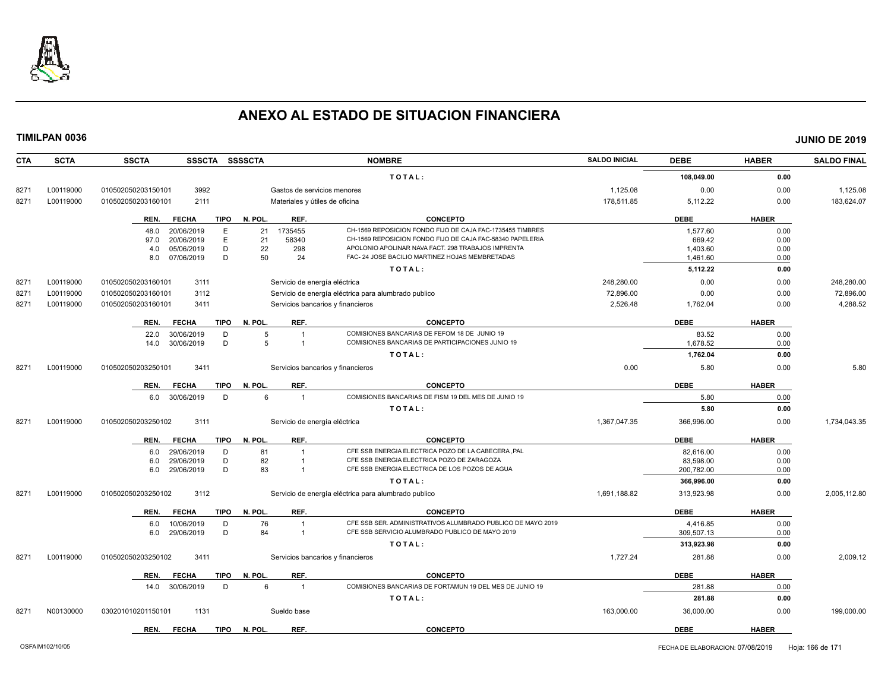# ANEXO AL ESTADO DE SITUACION FINANCIERA

**TIMILPAN 0036** **JUNIO DE 2019**

| CTA | SCTA | SSCTA | SSSCTA | SSSSCTA | NOMBRE | SALDO INICIAL | DEBE | HABER | SALDO FINAL |
|---|---|---|---|---|---|---|---|---|---|
| | | | | | T O T A L : | | 108,049.00 | 0.00 | |
| 8271 | L00119000 | 010502050203150101 | 3992 | | Gastos de servicios menores | 1,125.08 | 0.00 | 0.00 | 1,125.08 |
| 8271 | L00119000 | 010502050203160101 | 2111 | | Materiales y útiles de oficina | 178,511.85 | 5,112.22 | 0.00 | 183,624.07 |

| REN. | FECHA | TIPO | N. POL. | REF. | CONCEPTO | DEBE | HABER |
|---|---|---|---|---|---|---|---|
| 48.0 | 20/06/2019 | E | 21 | 1735455 | CH-1569 REPOSICION FONDO FIJO DE CAJA FAC-1735455 TIMBRES | 1,577.60 | 0.00 |
| 97.0 | 20/06/2019 | E | 21 | 58340 | CH-1569 REPOSICION FONDO FIJO DE CAJA FAC-58340 PAPELERIA | 669.42 | 0.00 |
| 4.0 | 05/06/2019 | D | 22 | 298 | APOLONIO APOLINAR NAVA FACT. 298 TRABAJOS IMPRENTA | 1,403.60 | 0.00 |
| 8.0 | 07/06/2019 | D | 50 | 24 | FAC- 24 JOSE BACILIO MARTINEZ HOJAS MEMBRETADAS | 1,461.60 | 0.00 |
| | | | | | T O T A L : | 5,112.22 | 0.00 |

| CTA | SCTA | SSCTA | SSSCTA | SSSSCTA | NOMBRE | SALDO INICIAL | DEBE | HABER | SALDO FINAL |
|---|---|---|---|---|---|---|---|---|---|
| 8271 | L00119000 | 010502050203160101 | 3111 | | Servicio de energía eléctrica | 248,280.00 | 0.00 | 0.00 | 248,280.00 |
| 8271 | L00119000 | 010502050203160101 | 3112 | | Servicio de energía eléctrica para alumbrado publico | 72,896.00 | 0.00 | 0.00 | 72,896.00 |
| 8271 | L00119000 | 010502050203160101 | 3411 | | Servicios bancarios y financieros | 2,526.48 | 1,762.04 | 0.00 | 4,288.52 |

| REN. | FECHA | TIPO | N. POL. | REF. | CONCEPTO | DEBE | HABER |
|---|---|---|---|---|---|---|---|
| 22.0 | 30/06/2019 | D | 5 | 1 | COMISIONES BANCARIAS DE FEFOM 18 DE JUNIO 19 | 83.52 | 0.00 |
| 14.0 | 30/06/2019 | D | 5 | 1 | COMISIONES BANCARIAS DE PARTICIPACIONES JUNIO 19 | 1,678.52 | 0.00 |
| | | | | | T O T A L : | 1,762.04 | 0.00 |

| CTA | SCTA | SSCTA | SSSCTA | SSSSCTA | NOMBRE | SALDO INICIAL | DEBE | HABER | SALDO FINAL |
|---|---|---|---|---|---|---|---|---|---|
| 8271 | L00119000 | 010502050203250101 | 3411 | | Servicios bancarios y financieros | 0.00 | 5.80 | 0.00 | 5.80 |

| REN. | FECHA | TIPO | N. POL. | REF. | CONCEPTO | DEBE | HABER |
|---|---|---|---|---|---|---|---|
| 6.0 | 30/06/2019 | D | 6 | 1 | COMISIONES BANCARIAS DE FISM 19 DEL MES DE JUNIO 19 | 5.80 | 0.00 |
| | | | | | T O T A L : | 5.80 | 0.00 |

| CTA | SCTA | SSCTA | SSSCTA | SSSSCTA | NOMBRE | SALDO INICIAL | DEBE | HABER | SALDO FINAL |
|---|---|---|---|---|---|---|---|---|---|
| 8271 | L00119000 | 010502050203250102 | 3111 | | Servicio de energía eléctrica | 1,367,047.35 | 366,996.00 | 0.00 | 1,734,043.35 |

| REN. | FECHA | TIPO | N. POL. | REF. | CONCEPTO | DEBE | HABER |
|---|---|---|---|---|---|---|---|
| 6.0 | 29/06/2019 | D | 81 | 1 | CFE SSB ENERGIA ELECTRICA POZO DE LA CABECERA ,PAL | 82,616.00 | 0.00 |
| 6.0 | 29/06/2019 | D | 82 | 1 | CFE SSB ENERGIA ELECTRICA POZO DE ZARAGOZA | 83,598.00 | 0.00 |
| 6.0 | 29/06/2019 | D | 83 | 1 | CFE SSB ENERGIA ELECTRICA DE LOS POZOS DE AGUA | 200,782.00 | 0.00 |
| | | | | | T O T A L : | 366,996.00 | 0.00 |

| CTA | SCTA | SSCTA | SSSCTA | SSSSCTA | NOMBRE | SALDO INICIAL | DEBE | HABER | SALDO FINAL |
|---|---|---|---|---|---|---|---|---|---|
| 8271 | L00119000 | 010502050203250102 | 3112 | | Servicio de energía eléctrica para alumbrado publico | 1,691,188.82 | 313,923.98 | 0.00 | 2,005,112.80 |

| REN. | FECHA | TIPO | N. POL. | REF. | CONCEPTO | DEBE | HABER |
|---|---|---|---|---|---|---|---|
| 6.0 | 10/06/2019 | D | 76 | 1 | CFE SSB SER. ADMINISTRATIVOS ALUMBRADO PUBLICO DE MAYO 2019 | 4,416.85 | 0.00 |
| 6.0 | 29/06/2019 | D | 84 | 1 | CFE SSB SERVICIO ALUMBRADO PUBLICO DE MAYO 2019 | 309,507.13 | 0.00 |
| | | | | | T O T A L : | 313,923.98 | 0.00 |

| CTA | SCTA | SSCTA | SSSCTA | SSSSCTA | NOMBRE | SALDO INICIAL | DEBE | HABER | SALDO FINAL |
|---|---|---|---|---|---|---|---|---|---|
| 8271 | L00119000 | 010502050203250102 | 3411 | | Servicios bancarios y financieros | 1,727.24 | 281.88 | 0.00 | 2,009.12 |

| REN. | FECHA | TIPO | N. POL. | REF. | CONCEPTO | DEBE | HABER |
|---|---|---|---|---|---|---|---|
| 14.0 | 30/06/2019 | D | 6 | 1 | COMISIONES BANCARIAS DE FORTAMUN 19 DEL MES DE JUNIO 19 | 281.88 | 0.00 |
| | | | | | T O T A L : | 281.88 | 0.00 |

| CTA | SCTA | SSCTA | SSSCTA | SSSSCTA | NOMBRE | SALDO INICIAL | DEBE | HABER | SALDO FINAL |
|---|---|---|---|---|---|---|---|---|---|
| 8271 | N00130000 | 030201010201150101 | 1131 | | Sueldo base | 163,000.00 | 36,000.00 | 0.00 | 199,000.00 |

| REN. | FECHA | TIPO | N. POL. | REF. | CONCEPTO | DEBE | HABER |
|---|---|---|---|---|---|---|---|

OSFAIM102/10/05 FECHA DE ELABORACION: 07/08/2019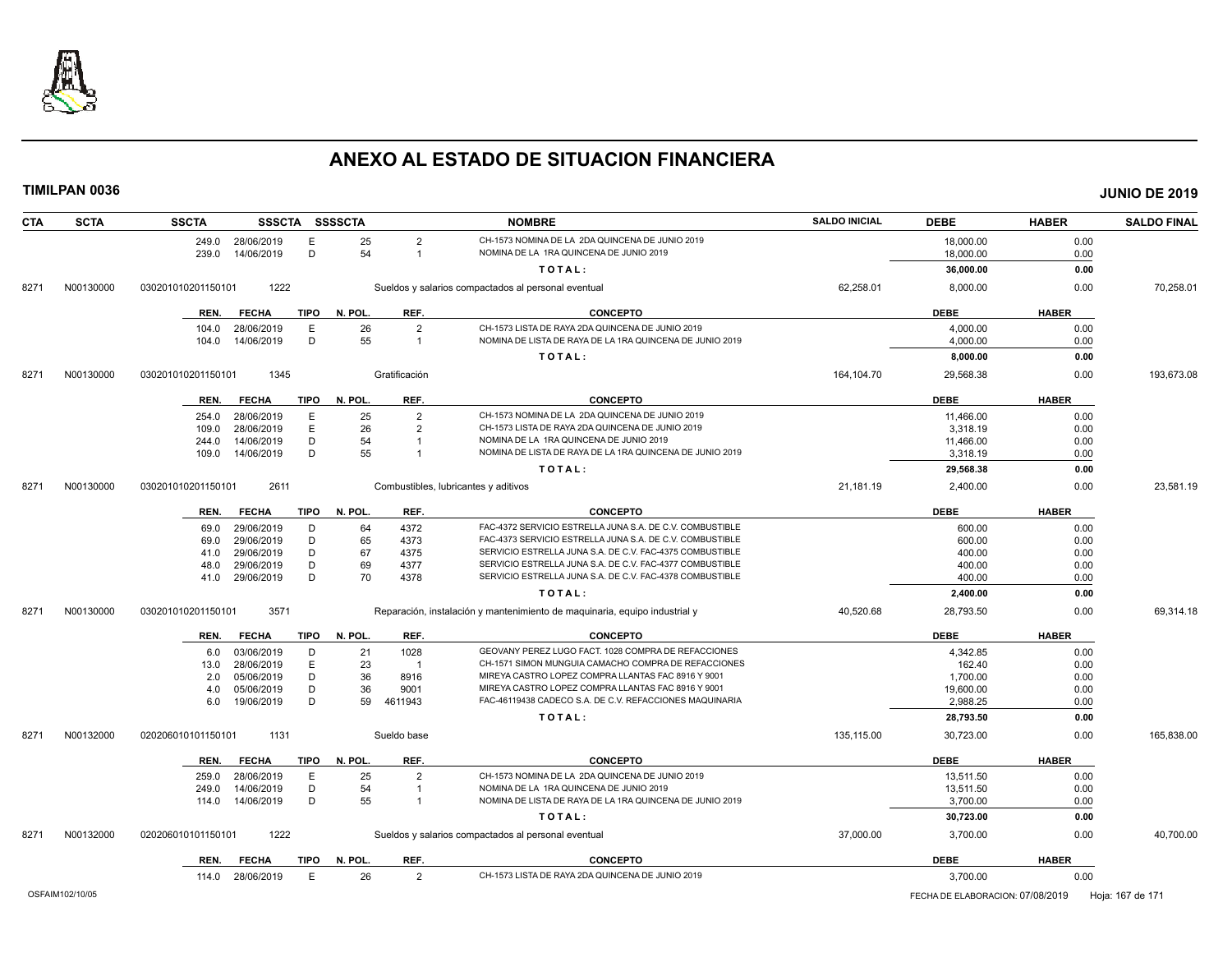# ANEXO AL ESTADO DE SITUACION FINANCIERA

**TIMILPAN 0036** **JUNIO DE 2019**

| CTA | SCTA | SSCTA | SSSCTA | SSSSCTA | NOMBRE | SALDO INICIAL | DEBE | HABER | SALDO FINAL |
|---|---|---|---|---|---|---|---|---|---|

| REN. | FECHA | TIPO | N. POL. | REF. | CONCEPTO | DEBE | HABER |
|---|---|---|---|---|---|---|---|
| 249.0 | 28/06/2019 | E | 25 | 2 | CH-1573 NOMINA DE LA 2DA QUINCENA DE JUNIO 2019 | 18,000.00 | 0.00 |
| 239.0 | 14/06/2019 | D | 54 | 1 | NOMINA DE LA 1RA QUINCENA DE JUNIO 2019 | 18,000.00 | 0.00 |
| | | | | | **TOTAL:** | **36,000.00** | **0.00** |

| CTA | SCTA | SSCTA | SSSCTA | NOMBRE | SALDO INICIAL | DEBE | HABER | SALDO FINAL |
|---|---|---|---|---|---|---|---|---|
| 8271 | N00130000 | 030201010201150101 | 1222 | Sueldos y salarios compactados al personal eventual | 62,258.01 | 8,000.00 | 0.00 | 70,258.01 |

| REN. | FECHA | TIPO | N. POL. | REF. | CONCEPTO | DEBE | HABER |
|---|---|---|---|---|---|---|---|
| 104.0 | 28/06/2019 | E | 26 | 2 | CH-1573 LISTA DE RAYA 2DA QUINCENA DE JUNIO 2019 | 4,000.00 | 0.00 |
| 104.0 | 14/06/2019 | D | 55 | 1 | NOMINA DE LISTA DE RAYA DE LA 1RA QUINCENA DE JUNIO 2019 | 4,000.00 | 0.00 |
| | | | | | **TOTAL:** | **8,000.00** | **0.00** |

| CTA | SCTA | SSCTA | SSSCTA | NOMBRE | SALDO INICIAL | DEBE | HABER | SALDO FINAL |
|---|---|---|---|---|---|---|---|---|
| 8271 | N00130000 | 030201010201150101 | 1345 | Gratificación | 164,104.70 | 29,568.38 | 0.00 | 193,673.08 |

| REN. | FECHA | TIPO | N. POL. | REF. | CONCEPTO | DEBE | HABER |
|---|---|---|---|---|---|---|---|
| 254.0 | 28/06/2019 | E | 25 | 2 | CH-1573 NOMINA DE LA 2DA QUINCENA DE JUNIO 2019 | 11,466.00 | 0.00 |
| 109.0 | 28/06/2019 | E | 26 | 2 | CH-1573 LISTA DE RAYA 2DA QUINCENA DE JUNIO 2019 | 3,318.19 | 0.00 |
| 244.0 | 14/06/2019 | D | 54 | 1 | NOMINA DE LA 1RA QUINCENA DE JUNIO 2019 | 11,466.00 | 0.00 |
| 109.0 | 14/06/2019 | D | 55 | 1 | NOMINA DE LISTA DE RAYA DE LA 1RA QUINCENA DE JUNIO 2019 | 3,318.19 | 0.00 |
| | | | | | **TOTAL:** | **29,568.38** | **0.00** |

| CTA | SCTA | SSCTA | SSSCTA | NOMBRE | SALDO INICIAL | DEBE | HABER | SALDO FINAL |
|---|---|---|---|---|---|---|---|---|
| 8271 | N00130000 | 030201010201150101 | 2611 | Combustibles, lubricantes y aditivos | 21,181.19 | 2,400.00 | 0.00 | 23,581.19 |

| REN. | FECHA | TIPO | N. POL. | REF. | CONCEPTO | DEBE | HABER |
|---|---|---|---|---|---|---|---|
| 69.0 | 29/06/2019 | D | 64 | 4372 | FAC-4372 SERVICIO ESTRELLA JUNA S.A. DE C.V. COMBUSTIBLE | 600.00 | 0.00 |
| 69.0 | 29/06/2019 | D | 65 | 4373 | FAC-4373 SERVICIO ESTRELLA JUNA S.A. DE C.V. COMBUSTIBLE | 600.00 | 0.00 |
| 41.0 | 29/06/2019 | D | 67 | 4375 | SERVICIO ESTRELLA JUNA S.A. DE C.V. FAC-4375 COMBUSTIBLE | 400.00 | 0.00 |
| 48.0 | 29/06/2019 | D | 69 | 4377 | SERVICIO ESTRELLA JUNA S.A. DE C.V. FAC-4377 COMBUSTIBLE | 400.00 | 0.00 |
| 41.0 | 29/06/2019 | D | 70 | 4378 | SERVICIO ESTRELLA JUNA S.A. DE C.V. FAC-4378 COMBUSTIBLE | 400.00 | 0.00 |
| | | | | | **TOTAL:** | **2,400.00** | **0.00** |

| CTA | SCTA | SSCTA | SSSCTA | NOMBRE | SALDO INICIAL | DEBE | HABER | SALDO FINAL |
|---|---|---|---|---|---|---|---|---|
| 8271 | N00130000 | 030201010201150101 | 3571 | Reparación, instalación y mantenimiento de maquinaria, equipo industrial y | 40,520.68 | 28,793.50 | 0.00 | 69,314.18 |

| REN. | FECHA | TIPO | N. POL. | REF. | CONCEPTO | DEBE | HABER |
|---|---|---|---|---|---|---|---|
| 6.0 | 03/06/2019 | D | 21 | 1028 | GEOVANY PEREZ LUGO FACT. 1028 COMPRA DE REFACCIONES | 4,342.85 | 0.00 |
| 13.0 | 28/06/2019 | E | 23 | 1 | CH-1571 SIMON MUNGUIA CAMACHO COMPRA DE REFACCIONES | 162.40 | 0.00 |
| 2.0 | 05/06/2019 | D | 36 | 8916 | MIREYA CASTRO LOPEZ COMPRA LLANTAS FAC 8916 Y 9001 | 1,700.00 | 0.00 |
| 4.0 | 05/06/2019 | D | 36 | 9001 | MIREYA CASTRO LOPEZ COMPRA LLANTAS FAC 8916 Y 9001 | 19,600.00 | 0.00 |
| 6.0 | 19/06/2019 | D | 59 | 4611943 | FAC-46119438 CADECO S.A. DE C.V. REFACCIONES MAQUINARIA | 2,988.25 | 0.00 |
| | | | | | **TOTAL:** | **28,793.50** | **0.00** |

| CTA | SCTA | SSCTA | SSSCTA | NOMBRE | SALDO INICIAL | DEBE | HABER | SALDO FINAL |
|---|---|---|---|---|---|---|---|---|
| 8271 | N00132000 | 020206010101150101 | 1131 | Sueldo base | 135,115.00 | 30,723.00 | 0.00 | 165,838.00 |

| REN. | FECHA | TIPO | N. POL. | REF. | CONCEPTO | DEBE | HABER |
|---|---|---|---|---|---|---|---|
| 259.0 | 28/06/2019 | E | 25 | 2 | CH-1573 NOMINA DE LA 2DA QUINCENA DE JUNIO 2019 | 13,511.50 | 0.00 |
| 249.0 | 14/06/2019 | D | 54 | 1 | NOMINA DE LA 1RA QUINCENA DE JUNIO 2019 | 13,511.50 | 0.00 |
| 114.0 | 14/06/2019 | D | 55 | 1 | NOMINA DE LISTA DE RAYA DE LA 1RA QUINCENA DE JUNIO 2019 | 3,700.00 | 0.00 |
| | | | | | **TOTAL:** | **30,723.00** | **0.00** |

| CTA | SCTA | SSCTA | SSSCTA | NOMBRE | SALDO INICIAL | DEBE | HABER | SALDO FINAL |
|---|---|---|---|---|---|---|---|---|
| 8271 | N00132000 | 020206010101150101 | 1222 | Sueldos y salarios compactados al personal eventual | 37,000.00 | 3,700.00 | 0.00 | 40,700.00 |

| REN. | FECHA | TIPO | N. POL. | REF. | CONCEPTO | DEBE | HABER |
|---|---|---|---|---|---|---|---|
| 114.0 | 28/06/2019 | E | 26 | 2 | CH-1573 LISTA DE RAYA 2DA QUINCENA DE JUNIO 2019 | 3,700.00 | 0.00 |

OSFAIM102/10/05 FECHA DE ELABORACION: 07/08/2019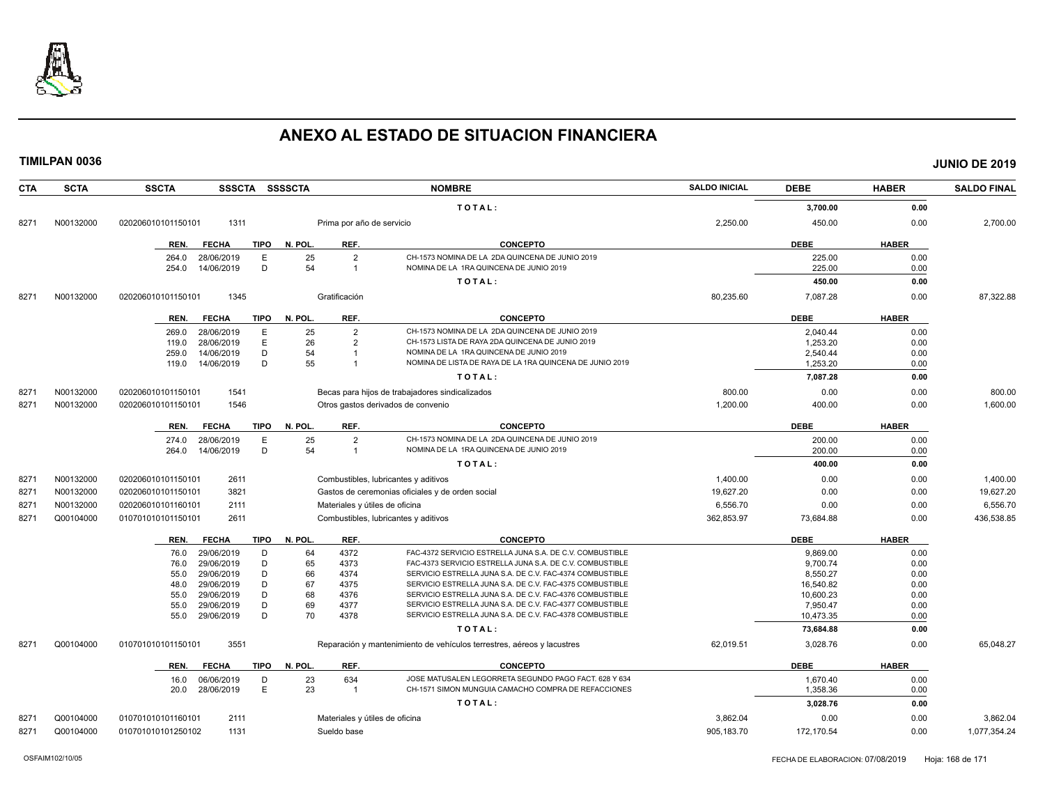# ANEXO AL ESTADO DE SITUACION FINANCIERA

**TIMILPAN 0036** **JUNIO DE 2019**

| CTA | SCTA | SSCTA | SSSCTA | SSSSCTA | NOMBRE | SALDO INICIAL | DEBE | HABER | SALDO FINAL |
|---|---|---|---|---|---|---|---|---|---|
| | | | | | TOTAL: | | 3,700.00 | 0.00 | |
| 8271 | N00132000 | 020206010101150101 | 1311 | | Prima por año de servicio | 2,250.00 | 450.00 | 0.00 | 2,700.00 |

| REN. | FECHA | TIPO | N. POL. | REF. | CONCEPTO | DEBE | HABER |
|---|---|---|---|---|---|---|---|
| 264.0 | 28/06/2019 | E | 25 | 2 | CH-1573 NOMINA DE LA 2DA QUINCENA DE JUNIO 2019 | 225.00 | 0.00 |
| 254.0 | 14/06/2019 | D | 54 | 1 | NOMINA DE LA 1RA QUINCENA DE JUNIO 2019 | 225.00 | 0.00 |
| | | | | | TOTAL: | 450.00 | 0.00 |

| CTA | SCTA | SSCTA | SSSCTA | SSSSCTA | NOMBRE | SALDO INICIAL | DEBE | HABER | SALDO FINAL |
|---|---|---|---|---|---|---|---|---|---|
| 8271 | N00132000 | 020206010101150101 | 1345 | | Gratificación | 80,235.60 | 7,087.28 | 0.00 | 87,322.88 |

| REN. | FECHA | TIPO | N. POL. | REF. | CONCEPTO | DEBE | HABER |
|---|---|---|---|---|---|---|---|
| 269.0 | 28/06/2019 | E | 25 | 2 | CH-1573 NOMINA DE LA 2DA QUINCENA DE JUNIO 2019 | 2,040.44 | 0.00 |
| 119.0 | 28/06/2019 | E | 26 | 2 | CH-1573 LISTA DE RAYA 2DA QUINCENA DE JUNIO 2019 | 1,253.20 | 0.00 |
| 259.0 | 14/06/2019 | D | 54 | 1 | NOMINA DE LA 1RA QUINCENA DE JUNIO 2019 | 2,540.44 | 0.00 |
| 119.0 | 14/06/2019 | D | 55 | 1 | NOMINA DE LISTA DE RAYA DE LA 1RA QUINCENA DE JUNIO 2019 | 1,253.20 | 0.00 |
| | | | | | TOTAL: | 7,087.28 | 0.00 |

| CTA | SCTA | SSCTA | SSSCTA | SSSSCTA | NOMBRE | SALDO INICIAL | DEBE | HABER | SALDO FINAL |
|---|---|---|---|---|---|---|---|---|---|
| 8271 | N00132000 | 020206010101150101 | 1541 | | Becas para hijos de trabajadores sindicalizados | 800.00 | 0.00 | 0.00 | 800.00 |
| 8271 | N00132000 | 020206010101150101 | 1546 | | Otros gastos derivados de convenio | 1,200.00 | 400.00 | 0.00 | 1,600.00 |

| REN. | FECHA | TIPO | N. POL. | REF. | CONCEPTO | DEBE | HABER |
|---|---|---|---|---|---|---|---|
| 274.0 | 28/06/2019 | E | 25 | 2 | CH-1573 NOMINA DE LA 2DA QUINCENA DE JUNIO 2019 | 200.00 | 0.00 |
| 264.0 | 14/06/2019 | D | 54 | 1 | NOMINA DE LA 1RA QUINCENA DE JUNIO 2019 | 200.00 | 0.00 |
| | | | | | TOTAL: | 400.00 | 0.00 |

| CTA | SCTA | SSCTA | SSSCTA | SSSSCTA | NOMBRE | SALDO INICIAL | DEBE | HABER | SALDO FINAL |
|---|---|---|---|---|---|---|---|---|---|
| 8271 | N00132000 | 020206010101150101 | 2611 | | Combustibles, lubricantes y aditivos | 1,400.00 | 0.00 | 0.00 | 1,400.00 |
| 8271 | N00132000 | 020206010101150101 | 3821 | | Gastos de ceremonias oficiales y de orden social | 19,627.20 | 0.00 | 0.00 | 19,627.20 |
| 8271 | N00132000 | 020206010101160101 | 2111 | | Materiales y útiles de oficina | 6,556.70 | 0.00 | 0.00 | 6,556.70 |
| 8271 | Q00104000 | 010701010101150101 | 2611 | | Combustibles, lubricantes y aditivos | 362,853.97 | 73,684.88 | 0.00 | 436,538.85 |

| REN. | FECHA | TIPO | N. POL. | REF. | CONCEPTO | DEBE | HABER |
|---|---|---|---|---|---|---|---|
| 76.0 | 29/06/2019 | D | 64 | 4372 | FAC-4372 SERVICIO ESTRELLA JUNA S.A. DE C.V. COMBUSTIBLE | 9,869.00 | 0.00 |
| 76.0 | 29/06/2019 | D | 65 | 4373 | FAC-4373 SERVICIO ESTRELLA JUNA S.A. DE C.V. COMBUSTIBLE | 9,700.74 | 0.00 |
| 55.0 | 29/06/2019 | D | 66 | 4374 | SERVICIO ESTRELLA JUNA S.A. DE C.V. FAC-4374 COMBUSTIBLE | 8,550.27 | 0.00 |
| 48.0 | 29/06/2019 | D | 67 | 4375 | SERVICIO ESTRELLA JUNA S.A. DE C.V. FAC-4375 COMBUSTIBLE | 16,540.82 | 0.00 |
| 55.0 | 29/06/2019 | D | 68 | 4376 | SERVICIO ESTRELLA JUNA S.A. DE C.V. FAC-4376 COMBUSTIBLE | 10,600.23 | 0.00 |
| 55.0 | 29/06/2019 | D | 69 | 4377 | SERVICIO ESTRELLA JUNA S.A. DE C.V. FAC-4377 COMBUSTIBLE | 7,950.47 | 0.00 |
| 55.0 | 29/06/2019 | D | 70 | 4378 | SERVICIO ESTRELLA JUNA S.A. DE C.V. FAC-4378 COMBUSTIBLE | 10,473.35 | 0.00 |
| | | | | | TOTAL: | 73,684.88 | 0.00 |

| CTA | SCTA | SSCTA | SSSCTA | SSSSCTA | NOMBRE | SALDO INICIAL | DEBE | HABER | SALDO FINAL |
|---|---|---|---|---|---|---|---|---|---|
| 8271 | Q00104000 | 010701010101150101 | 3551 | | Reparación y mantenimiento de vehículos terrestres, aéreos y lacustres | 62,019.51 | 3,028.76 | 0.00 | 65,048.27 |

| REN. | FECHA | TIPO | N. POL. | REF. | CONCEPTO | DEBE | HABER |
|---|---|---|---|---|---|---|---|
| 16.0 | 06/06/2019 | D | 23 | 634 | JOSE MATUSALEN LEGORRETA SEGUNDO PAGO FACT. 628 Y 634 | 1,670.40 | 0.00 |
| 20.0 | 28/06/2019 | E | 23 | 1 | CH-1571 SIMON MUNGUIA CAMACHO COMPRA DE REFACCIONES | 1,358.36 | 0.00 |
| | | | | | TOTAL: | 3,028.76 | 0.00 |

| CTA | SCTA | SSCTA | SSSCTA | SSSSCTA | NOMBRE | SALDO INICIAL | DEBE | HABER | SALDO FINAL |
|---|---|---|---|---|---|---|---|---|---|
| 8271 | Q00104000 | 010701010101160101 | 2111 | | Materiales y útiles de oficina | 3,862.04 | 0.00 | 0.00 | 3,862.04 |
| 8271 | Q00104000 | 010701010101250102 | 1131 | | Sueldo base | 905,183.70 | 172,170.54 | 0.00 | 1,077,354.24 |

OSFAIM102/10/05 FECHA DE ELABORACION: 07/08/2019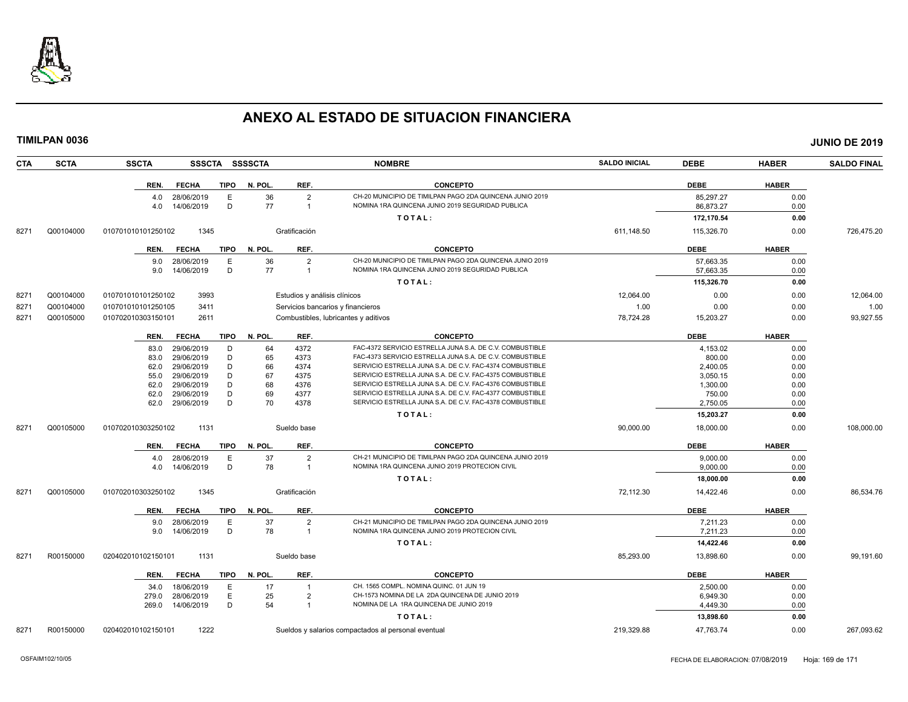# ANEXO AL ESTADO DE SITUACION FINANCIERA

**TIMILPAN 0036** **JUNIO DE 2019**

| CTA | SCTA | SSCTA | SSSCTA | SSSSCTA | NOMBRE | SALDO INICIAL | DEBE | HABER | SALDO FINAL |
|---|---|---|---|---|---|---|---|---|---|

| REN. | FECHA | TIPO | N. POL. | REF. | CONCEPTO | DEBE | HABER |
|---|---|---|---|---|---|---|---|
| 4.0 | 28/06/2019 | E | 36 | 2 | CH-20 MUNICIPIO DE TIMILPAN PAGO 2DA QUINCENA JUNIO 2019 | 85,297.27 | 0.00 |
| 4.0 | 14/06/2019 | D | 77 | 1 | NOMINA 1RA QUINCENA JUNIO 2019 SEGURIDAD PUBLICA | 86,873.27 | 0.00 |
| | | | | | TOTAL: | 172,170.54 | 0.00 |

| CTA | SCTA | SSCTA | SSSCTA | NOMBRE | SALDO INICIAL | DEBE | HABER | SALDO FINAL |
|---|---|---|---|---|---|---|---|---|
| 8271 | Q00104000 | 010701010101250102 | 1345 | Gratificación | 611,148.50 | 115,326.70 | 0.00 | 726,475.20 |

| REN. | FECHA | TIPO | N. POL. | REF. | CONCEPTO | DEBE | HABER |
|---|---|---|---|---|---|---|---|
| 9.0 | 28/06/2019 | E | 36 | 2 | CH-20 MUNICIPIO DE TIMILPAN PAGO 2DA QUINCENA JUNIO 2019 | 57,663.35 | 0.00 |
| 9.0 | 14/06/2019 | D | 77 | 1 | NOMINA 1RA QUINCENA JUNIO 2019 SEGURIDAD PUBLICA | 57,663.35 | 0.00 |
| | | | | | TOTAL: | 115,326.70 | 0.00 |

| CTA | SCTA | SSCTA | SSSCTA | NOMBRE | SALDO INICIAL | DEBE | HABER | SALDO FINAL |
|---|---|---|---|---|---|---|---|---|
| 8271 | Q00104000 | 010701010101250102 | 3993 | Estudios y análisis clínicos | 12,064.00 | 0.00 | 0.00 | 12,064.00 |
| 8271 | Q00104000 | 010701010101250105 | 3411 | Servicios bancarios y financieros | 1.00 | 0.00 | 0.00 | 1.00 |
| 8271 | Q00105000 | 010702010303150101 | 2611 | Combustibles, lubricantes y aditivos | 78,724.28 | 15,203.27 | 0.00 | 93,927.55 |

| REN. | FECHA | TIPO | N. POL. | REF. | CONCEPTO | DEBE | HABER |
|---|---|---|---|---|---|---|---|
| 83.0 | 29/06/2019 | D | 64 | 4372 | FAC-4372 SERVICIO ESTRELLA JUNA S.A. DE C.V. COMBUSTIBLE | 4,153.02 | 0.00 |
| 83.0 | 29/06/2019 | D | 65 | 4373 | FAC-4373 SERVICIO ESTRELLA JUNA S.A. DE C.V. COMBUSTIBLE | 800.00 | 0.00 |
| 62.0 | 29/06/2019 | D | 66 | 4374 | SERVICIO ESTRELLA JUNA S.A. DE C.V. FAC-4374 COMBUSTIBLE | 2,400.05 | 0.00 |
| 55.0 | 29/06/2019 | D | 67 | 4375 | SERVICIO ESTRELLA JUNA S.A. DE C.V. FAC-4375 COMBUSTIBLE | 3,050.15 | 0.00 |
| 62.0 | 29/06/2019 | D | 68 | 4376 | SERVICIO ESTRELLA JUNA S.A. DE C.V. FAC-4376 COMBUSTIBLE | 1,300.00 | 0.00 |
| 62.0 | 29/06/2019 | D | 69 | 4377 | SERVICIO ESTRELLA JUNA S.A. DE C.V. FAC-4377 COMBUSTIBLE | 750.00 | 0.00 |
| 62.0 | 29/06/2019 | D | 70 | 4378 | SERVICIO ESTRELLA JUNA S.A. DE C.V. FAC-4378 COMBUSTIBLE | 2,750.05 | 0.00 |
| | | | | | TOTAL: | 15,203.27 | 0.00 |

| CTA | SCTA | SSCTA | SSSCTA | NOMBRE | SALDO INICIAL | DEBE | HABER | SALDO FINAL |
|---|---|---|---|---|---|---|---|---|
| 8271 | Q00105000 | 010702010303250102 | 1131 | Sueldo base | 90,000.00 | 18,000.00 | 0.00 | 108,000.00 |

| REN. | FECHA | TIPO | N. POL. | REF. | CONCEPTO | DEBE | HABER |
|---|---|---|---|---|---|---|---|
| 4.0 | 28/06/2019 | E | 37 | 2 | CH-21 MUNICIPIO DE TIMILPAN PAGO 2DA QUINCENA JUNIO 2019 | 9,000.00 | 0.00 |
| 4.0 | 14/06/2019 | D | 78 | 1 | NOMINA 1RA QUINCENA JUNIO 2019 PROTECION CIVIL | 9,000.00 | 0.00 |
| | | | | | TOTAL: | 18,000.00 | 0.00 |

| CTA | SCTA | SSCTA | SSSCTA | NOMBRE | SALDO INICIAL | DEBE | HABER | SALDO FINAL |
|---|---|---|---|---|---|---|---|---|
| 8271 | Q00105000 | 010702010303250102 | 1345 | Gratificación | 72,112.30 | 14,422.46 | 0.00 | 86,534.76 |

| REN. | FECHA | TIPO | N. POL. | REF. | CONCEPTO | DEBE | HABER |
|---|---|---|---|---|---|---|---|
| 9.0 | 28/06/2019 | E | 37 | 2 | CH-21 MUNICIPIO DE TIMILPAN PAGO 2DA QUINCENA JUNIO 2019 | 7,211.23 | 0.00 |
| 9.0 | 14/06/2019 | D | 78 | 1 | NOMINA 1RA QUINCENA JUNIO 2019 PROTECION CIVIL | 7,211.23 | 0.00 |
| | | | | | TOTAL: | 14,422.46 | 0.00 |

| CTA | SCTA | SSCTA | SSSCTA | NOMBRE | SALDO INICIAL | DEBE | HABER | SALDO FINAL |
|---|---|---|---|---|---|---|---|---|
| 8271 | R00150000 | 020402010102150101 | 1131 | Sueldo base | 85,293.00 | 13,898.60 | 0.00 | 99,191.60 |

| REN. | FECHA | TIPO | N. POL. | REF. | CONCEPTO | DEBE | HABER |
|---|---|---|---|---|---|---|---|
| 34.0 | 18/06/2019 | E | 17 | 1 | CH. 1565 COMPL. NOMINA QUINC. 01 JUN 19 | 2,500.00 | 0.00 |
| 279.0 | 28/06/2019 | E | 25 | 2 | CH-1573 NOMINA DE LA 2DA QUINCENA DE JUNIO 2019 | 6,949.30 | 0.00 |
| 269.0 | 14/06/2019 | D | 54 | 1 | NOMINA DE LA 1RA QUINCENA DE JUNIO 2019 | 4,449.30 | 0.00 |
| | | | | | TOTAL: | 13,898.60 | 0.00 |

| CTA | SCTA | SSCTA | SSSCTA | NOMBRE | SALDO INICIAL | DEBE | HABER | SALDO FINAL |
|---|---|---|---|---|---|---|---|---|
| 8271 | R00150000 | 020402010102150101 | 1222 | Sueldos y salarios compactados al personal eventual | 219,329.88 | 47,763.74 | 0.00 | 267,093.62 |

OSFAIM102/10/05 FECHA DE ELABORACION: 07/08/2019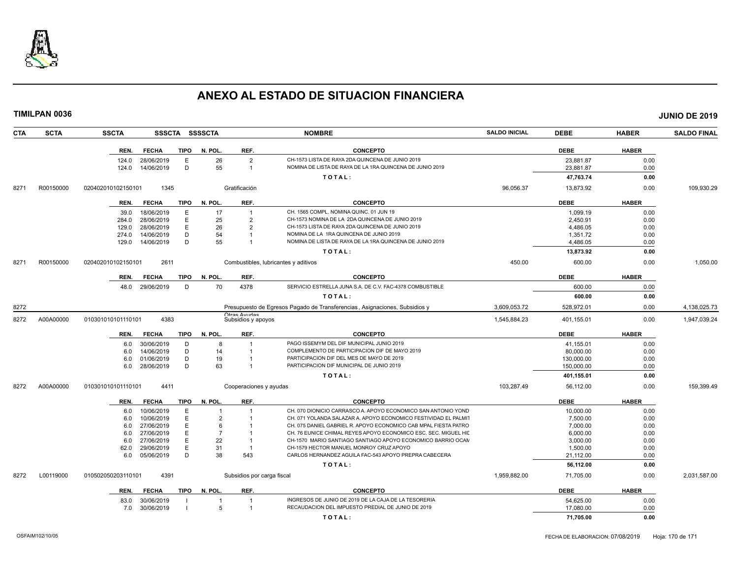# ANEXO AL ESTADO DE SITUACION FINANCIERA

**TIMILPAN 0036** — **JUNIO DE 2019**

| CTA | SCTA | SSCTA | SSSCTA | SSSSCTA | NOMBRE | SALDO INICIAL | DEBE | HABER | SALDO FINAL |
|---|---|---|---|---|---|---|---|---|---|

| REN. | FECHA | TIPO | N. POL. | REF. | CONCEPTO | DEBE | HABER |
|---|---|---|---|---|---|---|---|
| 124.0 | 28/06/2019 | E | 26 | 2 | CH-1573 LISTA DE RAYA 2DA QUINCENA DE JUNIO 2019 | 23,881.87 | 0.00 |
| 124.0 | 14/06/2019 | D | 55 | 1 | NOMINA DE LISTA DE RAYA DE LA 1RA QUINCENA DE JUNIO 2019 | 23,881.87 | 0.00 |
| | | | | | **T O T A L :** | **47,763.74** | **0.00** |

| CTA | SCTA | SSCTA | SSSCTA | NOMBRE | SALDO INICIAL | DEBE | HABER | SALDO FINAL |
|---|---|---|---|---|---|---|---|---|
| 8271 | R00150000 | 020402010102150101 | 1345 | Gratificación | 96,056.37 | 13,873.92 | 0.00 | 109,930.29 |

| REN. | FECHA | TIPO | N. POL. | REF. | CONCEPTO | DEBE | HABER |
|---|---|---|---|---|---|---|---|
| 39.0 | 18/06/2019 | E | 17 | 1 | CH. 1565 COMPL. NOMINA QUINC. 01 JUN 19 | 1,099.19 | 0.00 |
| 284.0 | 28/06/2019 | E | 25 | 2 | CH-1573 NOMINA DE LA 2DA QUINCENA DE JUNIO 2019 | 2,450.91 | 0.00 |
| 129.0 | 28/06/2019 | E | 26 | 2 | CH-1573 LISTA DE RAYA 2DA QUINCENA DE JUNIO 2019 | 4,486.05 | 0.00 |
| 274.0 | 14/06/2019 | D | 54 | 1 | NOMINA DE LA 1RA QUINCENA DE JUNIO 2019 | 1,351.72 | 0.00 |
| 129.0 | 14/06/2019 | D | 55 | 1 | NOMINA DE LISTA DE RAYA DE LA 1RA QUINCENA DE JUNIO 2019 | 4,486.05 | 0.00 |
| | | | | | **T O T A L :** | **13,873.92** | **0.00** |

| CTA | SCTA | SSCTA | SSSCTA | NOMBRE | SALDO INICIAL | DEBE | HABER | SALDO FINAL |
|---|---|---|---|---|---|---|---|---|
| 8271 | R00150000 | 020402010102150101 | 2611 | Combustibles, lubricantes y aditivos | 450.00 | 600.00 | 0.00 | 1,050.00 |

| REN. | FECHA | TIPO | N. POL. | REF. | CONCEPTO | DEBE | HABER |
|---|---|---|---|---|---|---|---|
| 48.0 | 29/06/2019 | D | 70 | 4378 | SERVICIO ESTRELLA JUNA S.A. DE C.V. FAC-4378 COMBUSTIBLE | 600.00 | 0.00 |
| | | | | | **T O T A L :** | **600.00** | **0.00** |

| CTA | SCTA | SSCTA | SSSCTA | NOMBRE | SALDO INICIAL | DEBE | HABER | SALDO FINAL |
|---|---|---|---|---|---|---|---|---|
| 8272 | | | | Presupuesto de Egresos Pagado de Transferencias, Asignaciones, Subsidios y Otras Ayudas | 3,609,053.72 | 528,972.01 | 0.00 | 4,138,025.73 |
| 8272 | A00A00000 | 010301010101110101 | 4383 | Subsidios y apoyos | 1,545,884.23 | 401,155.01 | 0.00 | 1,947,039.24 |

| REN. | FECHA | TIPO | N. POL. | REF. | CONCEPTO | DEBE | HABER |
|---|---|---|---|---|---|---|---|
| 6.0 | 30/06/2019 | D | 8 | 1 | PAGO ISSEMYM DEL DIF MUNICIPAL JUNIO 2019 | 41,155.01 | 0.00 |
| 6.0 | 14/06/2019 | D | 14 | 1 | COMPLEMENTO DE PARTICIPACION DIF DE MAYO 2019 | 80,000.00 | 0.00 |
| 6.0 | 01/06/2019 | D | 19 | 1 | PARTICIPACION DIF DEL MES DE MAYO DE 2019 | 130,000.00 | 0.00 |
| 6.0 | 28/06/2019 | D | 63 | 1 | PARTICIPACION DIF MUNICIPAL DE JUNIO 2019 | 150,000.00 | 0.00 |
| | | | | | **T O T A L :** | **401,155.01** | **0.00** |

| CTA | SCTA | SSCTA | SSSCTA | NOMBRE | SALDO INICIAL | DEBE | HABER | SALDO FINAL |
|---|---|---|---|---|---|---|---|---|
| 8272 | A00A00000 | 010301010101110101 | 4411 | Cooperaciones y ayudas | 103,287.49 | 56,112.00 | 0.00 | 159,399.49 |

| REN. | FECHA | TIPO | N. POL. | REF. | CONCEPTO | DEBE | HABER |
|---|---|---|---|---|---|---|---|
| 6.0 | 10/06/2019 | E | 1 | 1 | CH. 070 DIONICIO CARRASCO A. APOYO ECONOMICO SAN ANTONIO YOND | 10,000.00 | 0.00 |
| 6.0 | 10/06/2019 | E | 2 | 1 | CH. 071 YOLANDA SALAZAR A. APOYO ECONOMICO FESTIVIDAD EL PALMIT | 7,500.00 | 0.00 |
| 6.0 | 27/06/2019 | E | 6 | 1 | CH. 075 DANIEL GABRIEL R. APOYO ECONOMICO CAB MPAL FIESTA PATRO | 7,000.00 | 0.00 |
| 6.0 | 27/06/2019 | E | 7 | 1 | CH. 76 EUNICE CHIMAL REYES APOYO ECONOMICO ESC. SEC. MIGUEL HIL | 6,000.00 | 0.00 |
| 6.0 | 27/06/2019 | E | 22 | 1 | CH-1570 MARIO SANTIAGO SANTIAGO APOYO ECONOMICO BARRIO OCAM | 3,000.00 | 0.00 |
| 62.0 | 29/06/2019 | E | 31 | 1 | CH-1579 HECTOR MANUEL MONROY CRUZ APOYO | 1,500.00 | 0.00 |
| 6.0 | 05/06/2019 | D | 38 | 543 | CARLOS HERNANDEZ AGUILA FAC-543 APOYO PREPRA CABECERA | 21,112.00 | 0.00 |
| | | | | | **T O T A L :** | **56,112.00** | **0.00** |

| CTA | SCTA | SSCTA | SSSCTA | NOMBRE | SALDO INICIAL | DEBE | HABER | SALDO FINAL |
|---|---|---|---|---|---|---|---|---|
| 8272 | L00119000 | 010502050203110101 | 4391 | Subsidios por carga fiscal | 1,959,882.00 | 71,705.00 | 0.00 | 2,031,587.00 |

| REN. | FECHA | TIPO | N. POL. | REF. | CONCEPTO | DEBE | HABER |
|---|---|---|---|---|---|---|---|
| 83.0 | 30/06/2019 | I | 1 | 1 | INGRESOS DE JUNIO DE 2019 DE LA CAJA DE LA TESORERIA | 54,625.00 | 0.00 |
| 7.0 | 30/06/2019 | I | 5 | 1 | RECAUDACION DEL IMPUESTO PREDIAL DE JUNIO DE 2019 | 17,080.00 | 0.00 |
| | | | | | **T O T A L :** | **71,705.00** | **0.00** |

OSFAIM102/10/05 — FECHA DE ELABORACION: 07/08/2019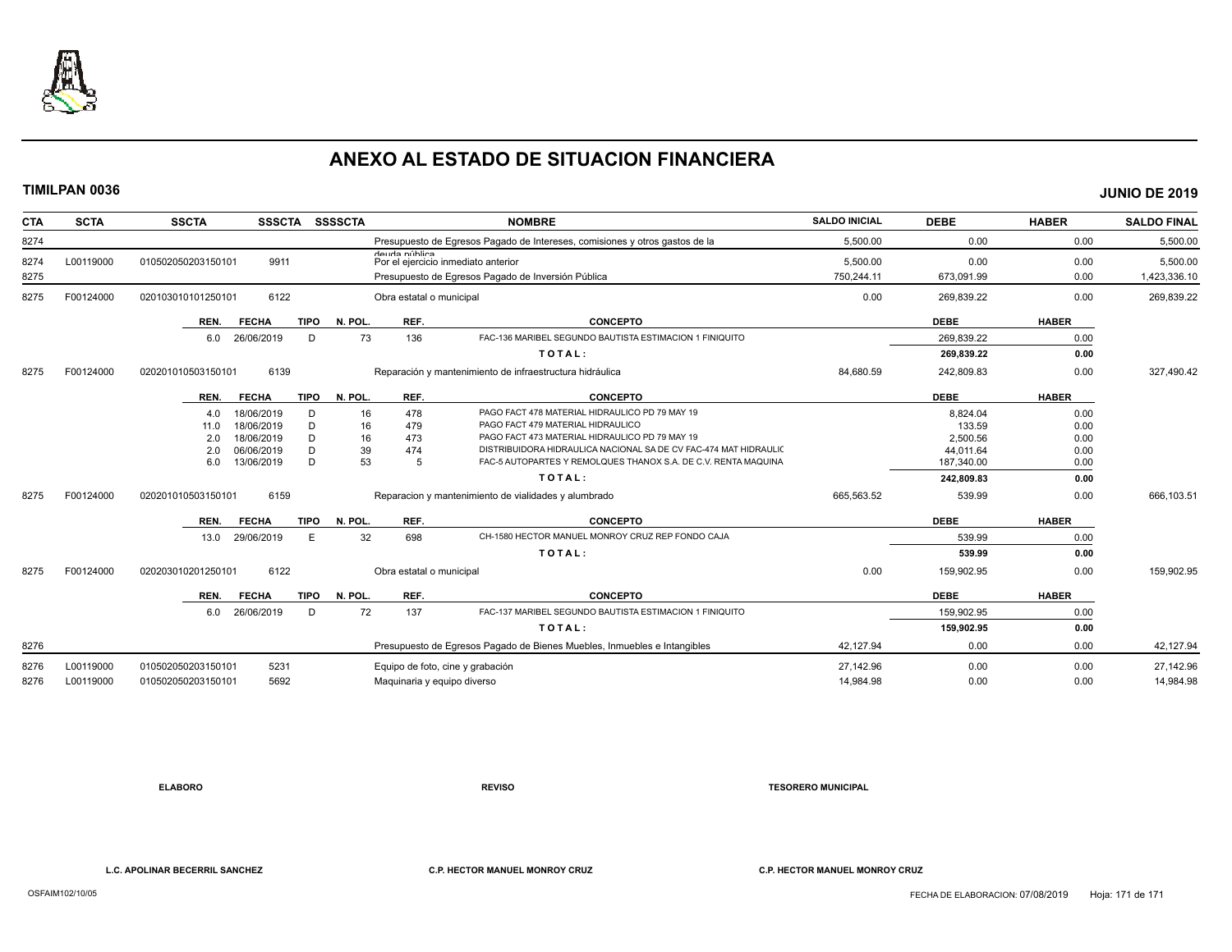# ANEXO AL ESTADO DE SITUACION FINANCIERA

**TIMILPAN 0036** **JUNIO DE 2019**

| CTA | SCTA | SSCTA | SSSCTA | SSSSCTA | NOMBRE | SALDO INICIAL | DEBE | HABER | SALDO FINAL |
|---|---|---|---|---|---|---|---|---|---|
| 8274 | | | | | Presupuesto de Egresos Pagado de Intereses, comisiones y otros gastos de la deuda pública | 5,500.00 | 0.00 | 0.00 | 5,500.00 |
| 8274 | L00119000 | 010502050203150101 | 9911 | | Por el ejercicio inmediato anterior | 5,500.00 | 0.00 | 0.00 | 5,500.00 |
| 8275 | | | | | Presupuesto de Egresos Pagado de Inversión Pública | 750,244.11 | 673,091.99 | 0.00 | 1,423,336.10 |
| 8275 | F00124000 | 020103010101250101 | 6122 | | Obra estatal o municipal | 0.00 | 269,839.22 | 0.00 | 269,839.22 |

| REN. | FECHA | TIPO | N. POL. | REF. | CONCEPTO | DEBE | HABER |
|---|---|---|---|---|---|---|---|
| 6.0 | 26/06/2019 | D | 73 | 136 | FAC-136 MARIBEL SEGUNDO BAUTISTA ESTIMACION 1 FINIQUITO | 269,839.22 | 0.00 |
| | | | | | TOTAL: | 269,839.22 | 0.00 |

| CTA | SCTA | SSCTA | SSSCTA | SSSSCTA | NOMBRE | SALDO INICIAL | DEBE | HABER | SALDO FINAL |
|---|---|---|---|---|---|---|---|---|---|
| 8275 | F00124000 | 020201010503150101 | 6139 | | Reparación y mantenimiento de infraestructura hidráulica | 84,680.59 | 242,809.83 | 0.00 | 327,490.42 |

| REN. | FECHA | TIPO | N. POL. | REF. | CONCEPTO | DEBE | HABER |
|---|---|---|---|---|---|---|---|
| 4.0 | 18/06/2019 | D | 16 | 478 | PAGO FACT 478 MATERIAL HIDRAULICO PD 79 MAY 19 | 8,824.04 | 0.00 |
| 11.0 | 18/06/2019 | D | 16 | 479 | PAGO FACT 479 MATERIAL HIDRAULICO | 133.59 | 0.00 |
| 2.0 | 18/06/2019 | D | 16 | 473 | PAGO FACT 473 MATERIAL HIDRAULICO PD 79 MAY 19 | 2,500.56 | 0.00 |
| 2.0 | 06/06/2019 | D | 39 | 474 | DISTRIBUIDORA HIDRAULICA NACIONAL SA DE CV FAC-474 MAT HIDRAULIC | 44,011.64 | 0.00 |
| 6.0 | 13/06/2019 | D | 53 | 5 | FAC-5 AUTOPARTES Y REMOLQUES THANOX S.A. DE C.V. RENTA MAQUINA | 187,340.00 | 0.00 |
| | | | | | TOTAL: | 242,809.83 | 0.00 |

| CTA | SCTA | SSCTA | SSSCTA | SSSSCTA | NOMBRE | SALDO INICIAL | DEBE | HABER | SALDO FINAL |
|---|---|---|---|---|---|---|---|---|---|
| 8275 | F00124000 | 020201010503150101 | 6159 | | Reparacion y mantenimiento de vialidades y alumbrado | 665,563.52 | 539.99 | 0.00 | 666,103.51 |

| REN. | FECHA | TIPO | N. POL. | REF. | CONCEPTO | DEBE | HABER |
|---|---|---|---|---|---|---|---|
| 13.0 | 29/06/2019 | E | 32 | 698 | CH-1580 HECTOR MANUEL MONROY CRUZ REP FONDO CAJA | 539.99 | 0.00 |
| | | | | | TOTAL: | 539.99 | 0.00 |

| CTA | SCTA | SSCTA | SSSCTA | SSSSCTA | NOMBRE | SALDO INICIAL | DEBE | HABER | SALDO FINAL |
|---|---|---|---|---|---|---|---|---|---|
| 8275 | F00124000 | 020203010201250101 | 6122 | | Obra estatal o municipal | 0.00 | 159,902.95 | 0.00 | 159,902.95 |

| REN. | FECHA | TIPO | N. POL. | REF. | CONCEPTO | DEBE | HABER |
|---|---|---|---|---|---|---|---|
| 6.0 | 26/06/2019 | D | 72 | 137 | FAC-137 MARIBEL SEGUNDO BAUTISTA ESTIMACION 1 FINIQUITO | 159,902.95 | 0.00 |
| | | | | | TOTAL: | 159,902.95 | 0.00 |

| CTA | SCTA | SSCTA | SSSCTA | SSSSCTA | NOMBRE | SALDO INICIAL | DEBE | HABER | SALDO FINAL |
|---|---|---|---|---|---|---|---|---|---|
| 8276 | | | | | Presupuesto de Egresos Pagado de Bienes Muebles, Inmuebles e Intangibles | 42,127.94 | 0.00 | 0.00 | 42,127.94 |
| 8276 | L00119000 | 010502050203150101 | 5231 | | Equipo de foto, cine y grabación | 27,142.96 | 0.00 | 0.00 | 27,142.96 |
| 8276 | L00119000 | 010502050203150101 | 5692 | | Maquinaria y equipo diverso | 14,984.98 | 0.00 | 0.00 | 14,984.98 |

| ELABORO | REVISO | TESORERO MUNICIPAL |
|---|---|---|
| L.C. APOLINAR BECERRIL SANCHEZ | C.P. HECTOR MANUEL MONROY CRUZ | C.P. HECTOR MANUEL MONROY CRUZ |

OSFAIM102/10/05

FECHA DE ELABORACION: 07/08/2019